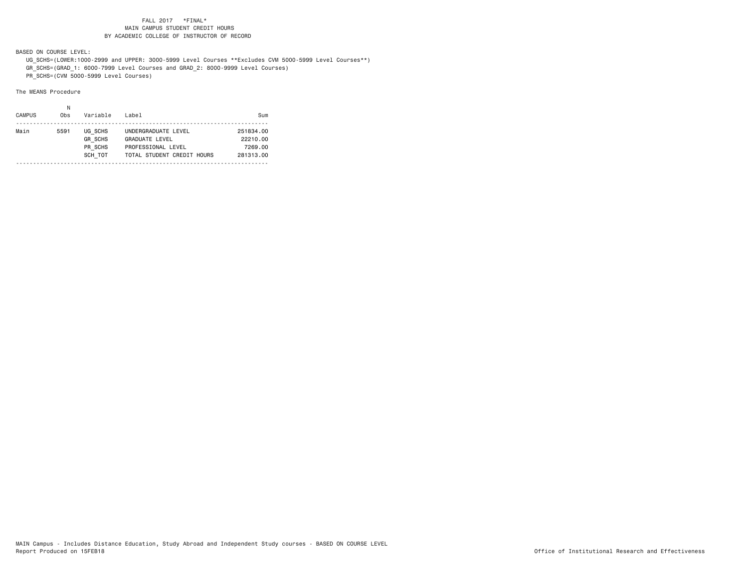FALL 2017 \*FINAL\*
MAIN CAMPUS STUDENT CREDIT HOURS
BY ACADEMIC COLLEGE OF INSTRUCTOR OF RECORD

BASED ON COURSE LEVEL:

UG_SCHS=(LOWER:1000-2999 and UPPER: 3000-5999 Level Courses **Excludes CVM 5000-5999 Level Courses**)
GR_SCHS=(GRAD_1: 6000-7999 Level Courses and GRAD_2: 8000-9999 Level Courses)
PR_SCHS=(CVM 5000-5999 Level Courses)

The MEANS Procedure

| CAMPUS | N Obs | Variable | Label | Sum |
|---|---|---|---|---|
| Main | 5591 | UG_SCHS | UNDERGRADUATE LEVEL | 251834.00 |
| | | GR_SCHS | GRADUATE LEVEL | 22210.00 |
| | | PR_SCHS | PROFESSIONAL LEVEL | 7269.00 |
| | | SCH_TOT | TOTAL STUDENT CREDIT HOURS | 281313.00 |

MAIN Campus - Includes Distance Education, Study Abroad and Independent Study courses - BASED ON COURSE LEVEL
Report Produced on 15FEB18

Office of Institutional Research and Effectiveness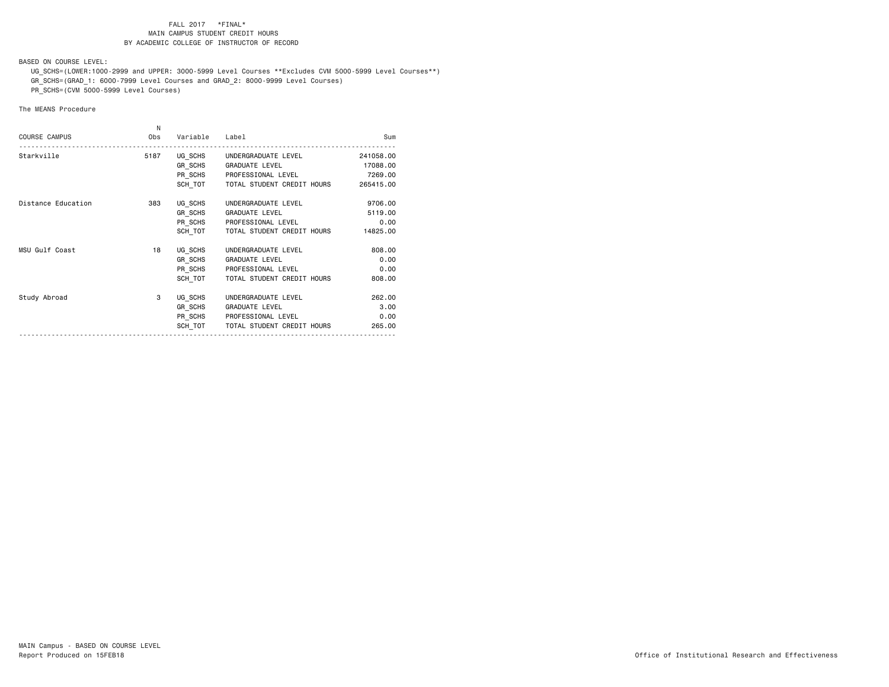FALL 2017 \*FINAL\*
MAIN CAMPUS STUDENT CREDIT HOURS
BY ACADEMIC COLLEGE OF INSTRUCTOR OF RECORD

BASED ON COURSE LEVEL:

UG_SCHS=(LOWER:1000-2999 and UPPER: 3000-5999 Level Courses **Excludes CVM 5000-5999 Level Courses**)
GR_SCHS=(GRAD_1: 6000-7999 Level Courses and GRAD_2: 8000-9999 Level Courses)
PR_SCHS=(CVM 5000-5999 Level Courses)

The MEANS Procedure

| COURSE CAMPUS | N Obs | Variable | Label | Sum |
|---|---|---|---|---|
| Starkville | 5187 | UG_SCHS | UNDERGRADUATE LEVEL | 241058.00 |
| | | GR_SCHS | GRADUATE LEVEL | 17088.00 |
| | | PR_SCHS | PROFESSIONAL LEVEL | 7269.00 |
| | | SCH_TOT | TOTAL STUDENT CREDIT HOURS | 265415.00 |
| Distance Education | 383 | UG_SCHS | UNDERGRADUATE LEVEL | 9706.00 |
| | | GR_SCHS | GRADUATE LEVEL | 5119.00 |
| | | PR_SCHS | PROFESSIONAL LEVEL | 0.00 |
| | | SCH_TOT | TOTAL STUDENT CREDIT HOURS | 14825.00 |
| MSU Gulf Coast | 18 | UG_SCHS | UNDERGRADUATE LEVEL | 808.00 |
| | | GR_SCHS | GRADUATE LEVEL | 0.00 |
| | | PR_SCHS | PROFESSIONAL LEVEL | 0.00 |
| | | SCH_TOT | TOTAL STUDENT CREDIT HOURS | 808.00 |
| Study Abroad | 3 | UG_SCHS | UNDERGRADUATE LEVEL | 262.00 |
| | | GR_SCHS | GRADUATE LEVEL | 3.00 |
| | | PR_SCHS | PROFESSIONAL LEVEL | 0.00 |
| | | SCH_TOT | TOTAL STUDENT CREDIT HOURS | 265.00 |

MAIN Campus - BASED ON COURSE LEVEL
Report Produced on 15FEB18

Office of Institutional Research and Effectiveness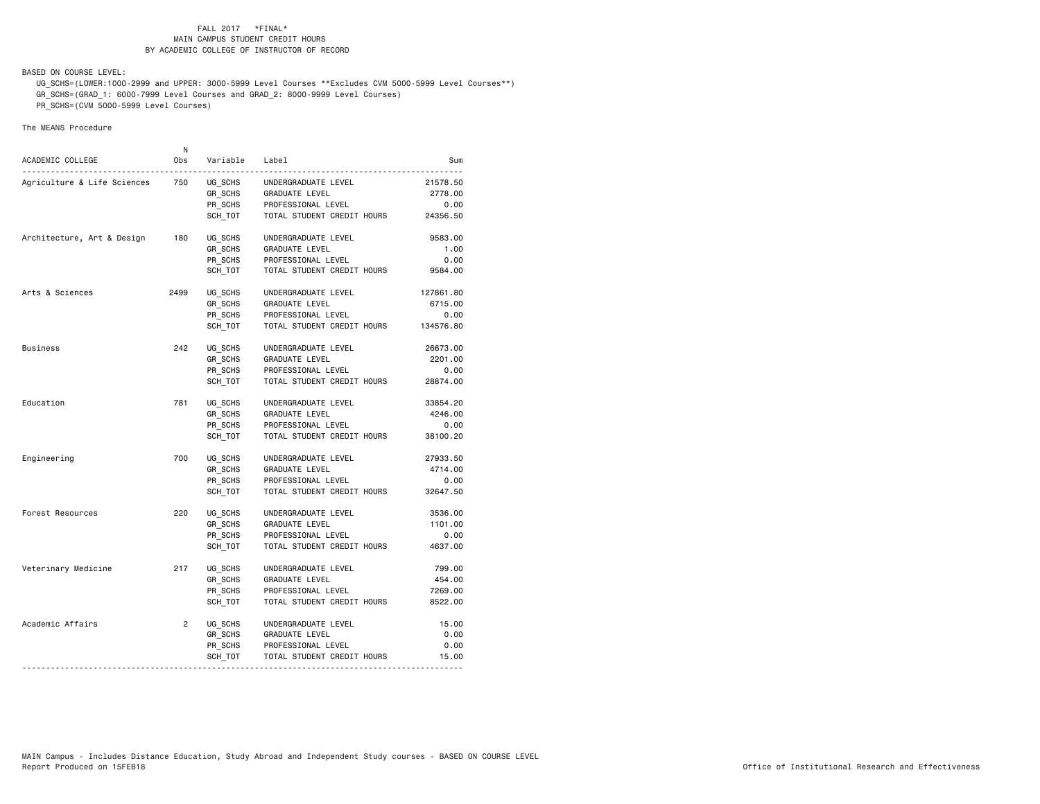FALL 2017 *FINAL*
MAIN CAMPUS STUDENT CREDIT HOURS
BY ACADEMIC COLLEGE OF INSTRUCTOR OF RECORD

BASED ON COURSE LEVEL:
UG_SCHS=(LOWER:1000-2999 and UPPER: 3000-5999 Level Courses **Excludes CVM 5000-5999 Level Courses**)
GR_SCHS=(GRAD_1: 6000-7999 Level Courses and GRAD_2: 8000-9999 Level Courses)
PR_SCHS=(CVM 5000-5999 Level Courses)

The MEANS Procedure

| ACADEMIC COLLEGE | N Obs | Variable | Label | Sum |
|---|---|---|---|---|
| Agriculture & Life Sciences | 750 | UG_SCHS | UNDERGRADUATE LEVEL | 21578.50 |
| | | GR_SCHS | GRADUATE LEVEL | 2778.00 |
| | | PR_SCHS | PROFESSIONAL LEVEL | 0.00 |
| | | SCH_TOT | TOTAL STUDENT CREDIT HOURS | 24356.50 |
| Architecture, Art & Design | 180 | UG_SCHS | UNDERGRADUATE LEVEL | 9583.00 |
| | | GR_SCHS | GRADUATE LEVEL | 1.00 |
| | | PR_SCHS | PROFESSIONAL LEVEL | 0.00 |
| | | SCH_TOT | TOTAL STUDENT CREDIT HOURS | 9584.00 |
| Arts & Sciences | 2499 | UG_SCHS | UNDERGRADUATE LEVEL | 127861.80 |
| | | GR_SCHS | GRADUATE LEVEL | 6715.00 |
| | | PR_SCHS | PROFESSIONAL LEVEL | 0.00 |
| | | SCH_TOT | TOTAL STUDENT CREDIT HOURS | 134576.80 |
| Business | 242 | UG_SCHS | UNDERGRADUATE LEVEL | 26673.00 |
| | | GR_SCHS | GRADUATE LEVEL | 2201.00 |
| | | PR_SCHS | PROFESSIONAL LEVEL | 0.00 |
| | | SCH_TOT | TOTAL STUDENT CREDIT HOURS | 28874.00 |
| Education | 781 | UG_SCHS | UNDERGRADUATE LEVEL | 33854.20 |
| | | GR_SCHS | GRADUATE LEVEL | 4246.00 |
| | | PR_SCHS | PROFESSIONAL LEVEL | 0.00 |
| | | SCH_TOT | TOTAL STUDENT CREDIT HOURS | 38100.20 |
| Engineering | 700 | UG_SCHS | UNDERGRADUATE LEVEL | 27933.50 |
| | | GR_SCHS | GRADUATE LEVEL | 4714.00 |
| | | PR_SCHS | PROFESSIONAL LEVEL | 0.00 |
| | | SCH_TOT | TOTAL STUDENT CREDIT HOURS | 32647.50 |
| Forest Resources | 220 | UG_SCHS | UNDERGRADUATE LEVEL | 3536.00 |
| | | GR_SCHS | GRADUATE LEVEL | 1101.00 |
| | | PR_SCHS | PROFESSIONAL LEVEL | 0.00 |
| | | SCH_TOT | TOTAL STUDENT CREDIT HOURS | 4637.00 |
| Veterinary Medicine | 217 | UG_SCHS | UNDERGRADUATE LEVEL | 799.00 |
| | | GR_SCHS | GRADUATE LEVEL | 454.00 |
| | | PR_SCHS | PROFESSIONAL LEVEL | 7269.00 |
| | | SCH_TOT | TOTAL STUDENT CREDIT HOURS | 8522.00 |
| Academic Affairs | 2 | UG_SCHS | UNDERGRADUATE LEVEL | 15.00 |
| | | GR_SCHS | GRADUATE LEVEL | 0.00 |
| | | PR_SCHS | PROFESSIONAL LEVEL | 0.00 |
| | | SCH_TOT | TOTAL STUDENT CREDIT HOURS | 15.00 |

MAIN Campus - Includes Distance Education, Study Abroad and Independent Study courses - BASED ON COURSE LEVEL
Report Produced on 15FEB18 — Office of Institutional Research and Effectiveness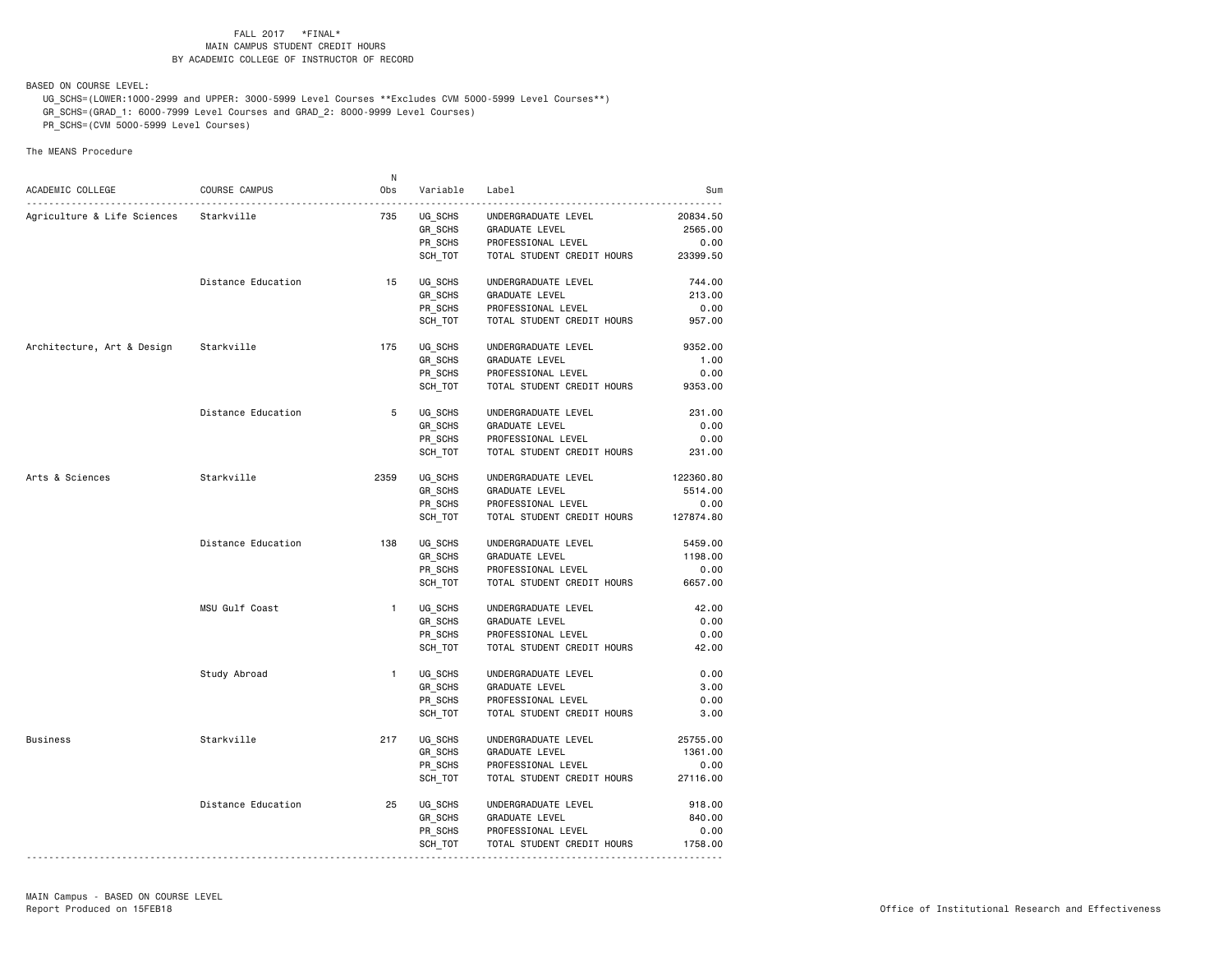FALL 2017 *FINAL*
MAIN CAMPUS STUDENT CREDIT HOURS
BY ACADEMIC COLLEGE OF INSTRUCTOR OF RECORD

BASED ON COURSE LEVEL:

UG_SCHS=(LOWER:1000-2999 and UPPER: 3000-5999 Level Courses **Excludes CVM 5000-5999 Level Courses**)
GR_SCHS=(GRAD_1: 6000-7999 Level Courses and GRAD_2: 8000-9999 Level Courses)
PR_SCHS=(CVM 5000-5999 Level Courses)

The MEANS Procedure

| ACADEMIC COLLEGE | COURSE CAMPUS | N Obs | Variable | Label | Sum |
|---|---|---|---|---|---|
| Agriculture & Life Sciences | Starkville | 735 | UG_SCHS | UNDERGRADUATE LEVEL | 20834.50 |
| | | | GR_SCHS | GRADUATE LEVEL | 2565.00 |
| | | | PR_SCHS | PROFESSIONAL LEVEL | 0.00 |
| | | | SCH_TOT | TOTAL STUDENT CREDIT HOURS | 23399.50 |
| | Distance Education | 15 | UG_SCHS | UNDERGRADUATE LEVEL | 744.00 |
| | | | GR_SCHS | GRADUATE LEVEL | 213.00 |
| | | | PR_SCHS | PROFESSIONAL LEVEL | 0.00 |
| | | | SCH_TOT | TOTAL STUDENT CREDIT HOURS | 957.00 |
| Architecture, Art & Design | Starkville | 175 | UG_SCHS | UNDERGRADUATE LEVEL | 9352.00 |
| | | | GR_SCHS | GRADUATE LEVEL | 1.00 |
| | | | PR_SCHS | PROFESSIONAL LEVEL | 0.00 |
| | | | SCH_TOT | TOTAL STUDENT CREDIT HOURS | 9353.00 |
| | Distance Education | 5 | UG_SCHS | UNDERGRADUATE LEVEL | 231.00 |
| | | | GR_SCHS | GRADUATE LEVEL | 0.00 |
| | | | PR_SCHS | PROFESSIONAL LEVEL | 0.00 |
| | | | SCH_TOT | TOTAL STUDENT CREDIT HOURS | 231.00 |
| Arts & Sciences | Starkville | 2359 | UG_SCHS | UNDERGRADUATE LEVEL | 122360.80 |
| | | | GR_SCHS | GRADUATE LEVEL | 5514.00 |
| | | | PR_SCHS | PROFESSIONAL LEVEL | 0.00 |
| | | | SCH_TOT | TOTAL STUDENT CREDIT HOURS | 127874.80 |
| | Distance Education | 138 | UG_SCHS | UNDERGRADUATE LEVEL | 5459.00 |
| | | | GR_SCHS | GRADUATE LEVEL | 1198.00 |
| | | | PR_SCHS | PROFESSIONAL LEVEL | 0.00 |
| | | | SCH_TOT | TOTAL STUDENT CREDIT HOURS | 6657.00 |
| | MSU Gulf Coast | 1 | UG_SCHS | UNDERGRADUATE LEVEL | 42.00 |
| | | | GR_SCHS | GRADUATE LEVEL | 0.00 |
| | | | PR_SCHS | PROFESSIONAL LEVEL | 0.00 |
| | | | SCH_TOT | TOTAL STUDENT CREDIT HOURS | 42.00 |
| | Study Abroad | 1 | UG_SCHS | UNDERGRADUATE LEVEL | 0.00 |
| | | | GR_SCHS | GRADUATE LEVEL | 3.00 |
| | | | PR_SCHS | PROFESSIONAL LEVEL | 0.00 |
| | | | SCH_TOT | TOTAL STUDENT CREDIT HOURS | 3.00 |
| Business | Starkville | 217 | UG_SCHS | UNDERGRADUATE LEVEL | 25755.00 |
| | | | GR_SCHS | GRADUATE LEVEL | 1361.00 |
| | | | PR_SCHS | PROFESSIONAL LEVEL | 0.00 |
| | | | SCH_TOT | TOTAL STUDENT CREDIT HOURS | 27116.00 |
| | Distance Education | 25 | UG_SCHS | UNDERGRADUATE LEVEL | 918.00 |
| | | | GR_SCHS | GRADUATE LEVEL | 840.00 |
| | | | PR_SCHS | PROFESSIONAL LEVEL | 0.00 |
| | | | SCH_TOT | TOTAL STUDENT CREDIT HOURS | 1758.00 |

MAIN Campus - BASED ON COURSE LEVEL
Report Produced on 15FEB18

Office of Institutional Research and Effectiveness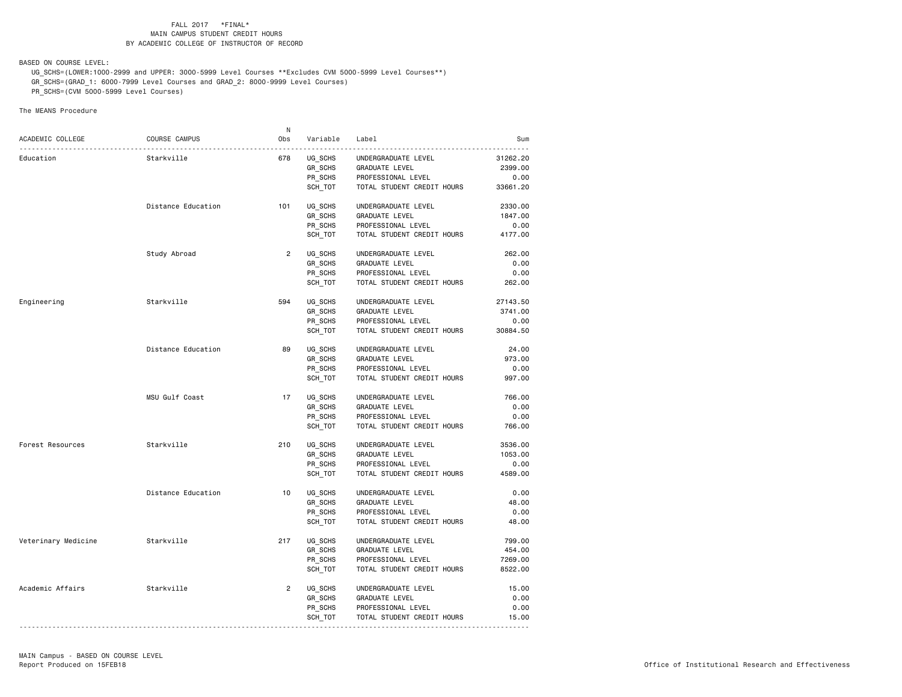FALL 2017 \*FINAL\*
MAIN CAMPUS STUDENT CREDIT HOURS
BY ACADEMIC COLLEGE OF INSTRUCTOR OF RECORD

BASED ON COURSE LEVEL:

UG_SCHS=(LOWER:1000-2999 and UPPER: 3000-5999 Level Courses **Excludes CVM 5000-5999 Level Courses**)
GR_SCHS=(GRAD_1: 6000-7999 Level Courses and GRAD_2: 8000-9999 Level Courses)
PR_SCHS=(CVM 5000-5999 Level Courses)

The MEANS Procedure

| ACADEMIC COLLEGE | COURSE CAMPUS | N Obs | Variable | Label | Sum |
|---|---|---|---|---|---|
| Education | Starkville | 678 | UG_SCHS | UNDERGRADUATE LEVEL | 31262.20 |
| | | | GR_SCHS | GRADUATE LEVEL | 2399.00 |
| | | | PR_SCHS | PROFESSIONAL LEVEL | 0.00 |
| | | | SCH_TOT | TOTAL STUDENT CREDIT HOURS | 33661.20 |
| | Distance Education | 101 | UG_SCHS | UNDERGRADUATE LEVEL | 2330.00 |
| | | | GR_SCHS | GRADUATE LEVEL | 1847.00 |
| | | | PR_SCHS | PROFESSIONAL LEVEL | 0.00 |
| | | | SCH_TOT | TOTAL STUDENT CREDIT HOURS | 4177.00 |
| | Study Abroad | 2 | UG_SCHS | UNDERGRADUATE LEVEL | 262.00 |
| | | | GR_SCHS | GRADUATE LEVEL | 0.00 |
| | | | PR_SCHS | PROFESSIONAL LEVEL | 0.00 |
| | | | SCH_TOT | TOTAL STUDENT CREDIT HOURS | 262.00 |
| Engineering | Starkville | 594 | UG_SCHS | UNDERGRADUATE LEVEL | 27143.50 |
| | | | GR_SCHS | GRADUATE LEVEL | 3741.00 |
| | | | PR_SCHS | PROFESSIONAL LEVEL | 0.00 |
| | | | SCH_TOT | TOTAL STUDENT CREDIT HOURS | 30884.50 |
| | Distance Education | 89 | UG_SCHS | UNDERGRADUATE LEVEL | 24.00 |
| | | | GR_SCHS | GRADUATE LEVEL | 973.00 |
| | | | PR_SCHS | PROFESSIONAL LEVEL | 0.00 |
| | | | SCH_TOT | TOTAL STUDENT CREDIT HOURS | 997.00 |
| | MSU Gulf Coast | 17 | UG_SCHS | UNDERGRADUATE LEVEL | 766.00 |
| | | | GR_SCHS | GRADUATE LEVEL | 0.00 |
| | | | PR_SCHS | PROFESSIONAL LEVEL | 0.00 |
| | | | SCH_TOT | TOTAL STUDENT CREDIT HOURS | 766.00 |
| Forest Resources | Starkville | 210 | UG_SCHS | UNDERGRADUATE LEVEL | 3536.00 |
| | | | GR_SCHS | GRADUATE LEVEL | 1053.00 |
| | | | PR_SCHS | PROFESSIONAL LEVEL | 0.00 |
| | | | SCH_TOT | TOTAL STUDENT CREDIT HOURS | 4589.00 |
| | Distance Education | 10 | UG_SCHS | UNDERGRADUATE LEVEL | 0.00 |
| | | | GR_SCHS | GRADUATE LEVEL | 48.00 |
| | | | PR_SCHS | PROFESSIONAL LEVEL | 0.00 |
| | | | SCH_TOT | TOTAL STUDENT CREDIT HOURS | 48.00 |
| Veterinary Medicine | Starkville | 217 | UG_SCHS | UNDERGRADUATE LEVEL | 799.00 |
| | | | GR_SCHS | GRADUATE LEVEL | 454.00 |
| | | | PR_SCHS | PROFESSIONAL LEVEL | 7269.00 |
| | | | SCH_TOT | TOTAL STUDENT CREDIT HOURS | 8522.00 |
| Academic Affairs | Starkville | 2 | UG_SCHS | UNDERGRADUATE LEVEL | 15.00 |
| | | | GR_SCHS | GRADUATE LEVEL | 0.00 |
| | | | PR_SCHS | PROFESSIONAL LEVEL | 0.00 |
| | | | SCH_TOT | TOTAL STUDENT CREDIT HOURS | 15.00 |

MAIN Campus - BASED ON COURSE LEVEL
Report Produced on 15FEB18 | Office of Institutional Research and Effectiveness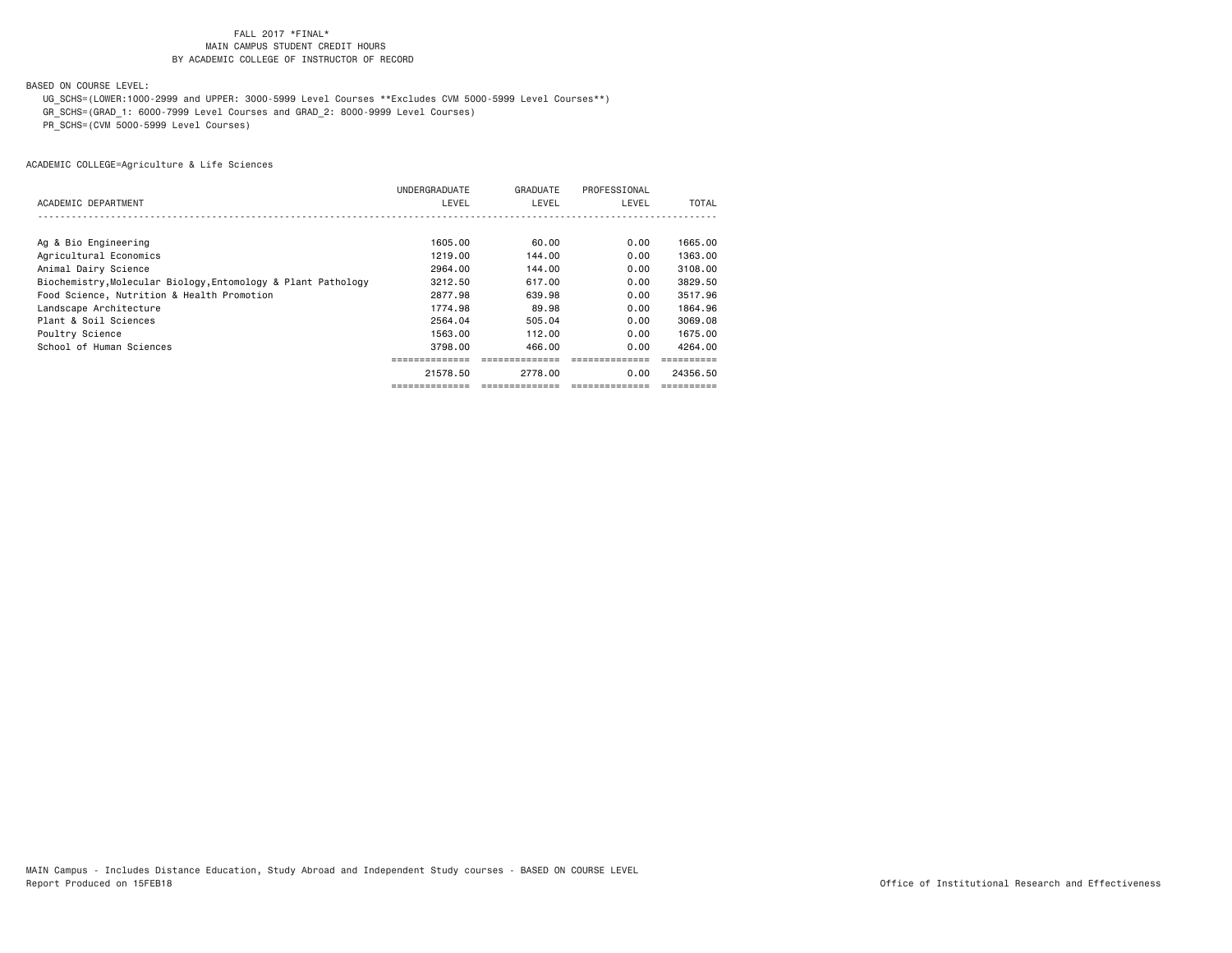FALL 2017 *FINAL*
MAIN CAMPUS STUDENT CREDIT HOURS
BY ACADEMIC COLLEGE OF INSTRUCTOR OF RECORD

BASED ON COURSE LEVEL:

UG_SCHS=(LOWER:1000-2999 and UPPER: 3000-5999 Level Courses **Excludes CVM 5000-5999 Level Courses**)
GR_SCHS=(GRAD_1: 6000-7999 Level Courses and GRAD_2: 8000-9999 Level Courses)
PR_SCHS=(CVM 5000-5999 Level Courses)

ACADEMIC COLLEGE=Agriculture & Life Sciences

| ACADEMIC DEPARTMENT | UNDERGRADUATE LEVEL | GRADUATE LEVEL | PROFESSIONAL LEVEL | TOTAL |
|---|---|---|---|---|
| Ag & Bio Engineering | 1605.00 | 60.00 | 0.00 | 1665.00 |
| Agricultural Economics | 1219.00 | 144.00 | 0.00 | 1363.00 |
| Animal Dairy Science | 2964.00 | 144.00 | 0.00 | 3108.00 |
| Biochemistry,Molecular Biology,Entomology & Plant Pathology | 3212.50 | 617.00 | 0.00 | 3829.50 |
| Food Science, Nutrition & Health Promotion | 2877.98 | 639.98 | 0.00 | 3517.96 |
| Landscape Architecture | 1774.98 | 89.98 | 0.00 | 1864.96 |
| Plant & Soil Sciences | 2564.04 | 505.04 | 0.00 | 3069.08 |
| Poultry Science | 1563.00 | 112.00 | 0.00 | 1675.00 |
| School of Human Sciences | 3798.00 | 466.00 | 0.00 | 4264.00 |
| | 21578.50 | 2778.00 | 0.00 | 24356.50 |

MAIN Campus - Includes Distance Education, Study Abroad and Independent Study courses - BASED ON COURSE LEVEL
Report Produced on 15FEB18

Office of Institutional Research and Effectiveness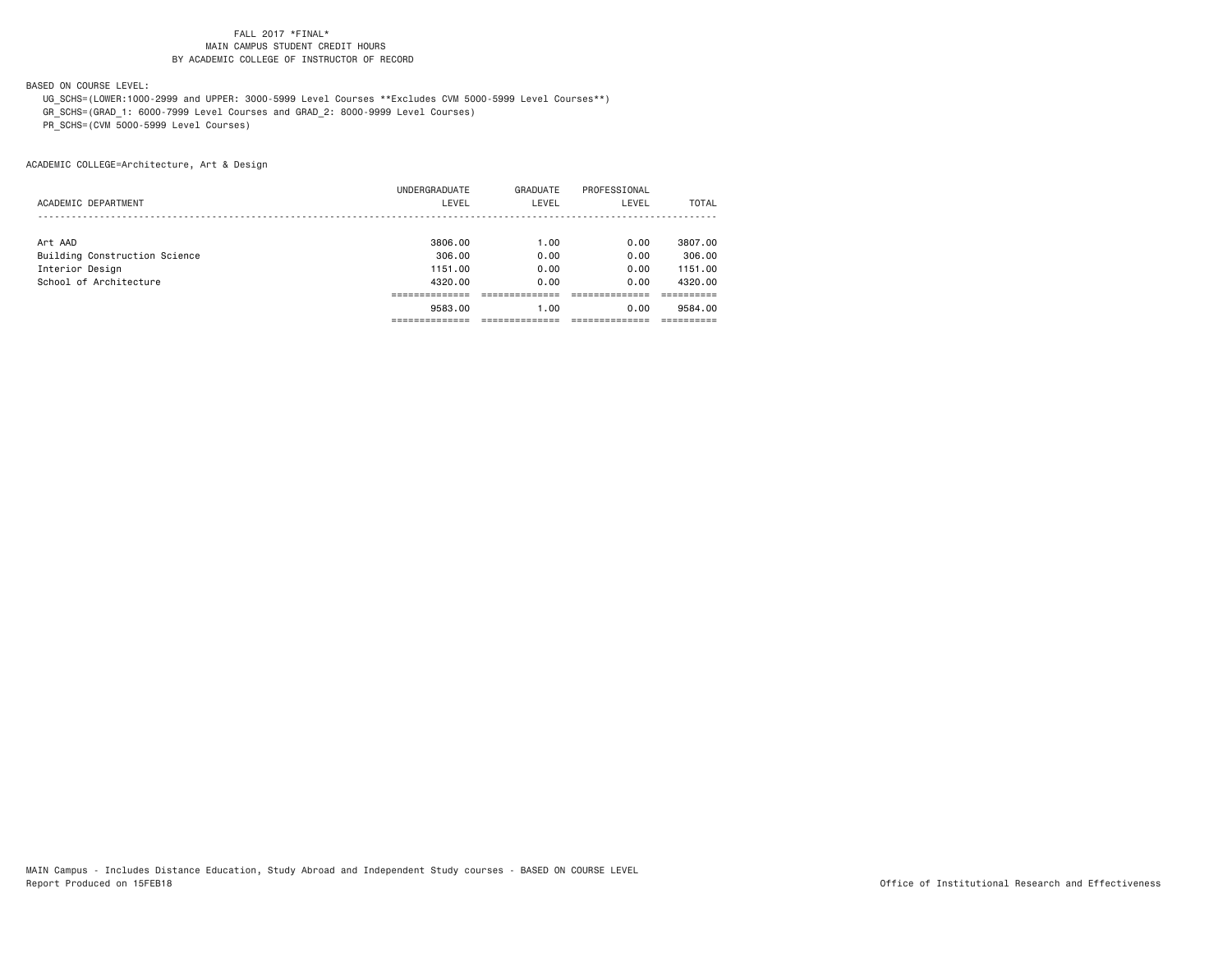FALL 2017 *FINAL*
MAIN CAMPUS STUDENT CREDIT HOURS
BY ACADEMIC COLLEGE OF INSTRUCTOR OF RECORD

BASED ON COURSE LEVEL:

UG_SCHS=(LOWER:1000-2999 and UPPER: 3000-5999 Level Courses **Excludes CVM 5000-5999 Level Courses**)
GR_SCHS=(GRAD_1: 6000-7999 Level Courses and GRAD_2: 8000-9999 Level Courses)
PR_SCHS=(CVM 5000-5999 Level Courses)

ACADEMIC COLLEGE=Architecture, Art & Design

| ACADEMIC DEPARTMENT | UNDERGRADUATE LEVEL | GRADUATE LEVEL | PROFESSIONAL LEVEL | TOTAL |
|---|---|---|---|---|
| Art AAD | 3806.00 | 1.00 | 0.00 | 3807.00 |
| Building Construction Science | 306.00 | 0.00 | 0.00 | 306.00 |
| Interior Design | 1151.00 | 0.00 | 0.00 | 1151.00 |
| School of Architecture | 4320.00 | 0.00 | 0.00 | 4320.00 |
| | 9583.00 | 1.00 | 0.00 | 9584.00 |

MAIN Campus - Includes Distance Education, Study Abroad and Independent Study courses - BASED ON COURSE LEVEL
Report Produced on 15FEB18

Office of Institutional Research and Effectiveness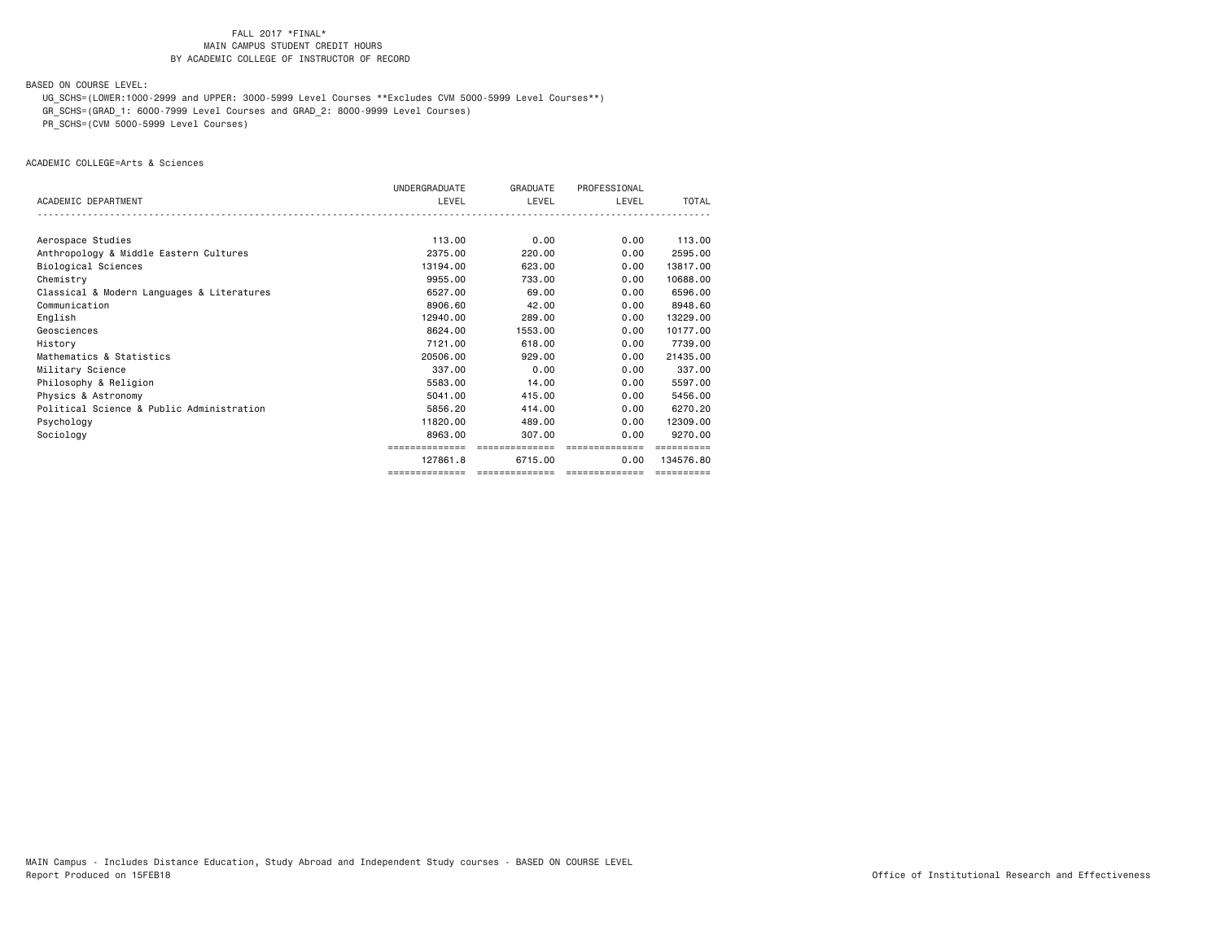FALL 2017 *FINAL*
MAIN CAMPUS STUDENT CREDIT HOURS
BY ACADEMIC COLLEGE OF INSTRUCTOR OF RECORD

BASED ON COURSE LEVEL:

UG_SCHS=(LOWER:1000-2999 and UPPER: 3000-5999 Level Courses **Excludes CVM 5000-5999 Level Courses**)
GR_SCHS=(GRAD_1: 6000-7999 Level Courses and GRAD_2: 8000-9999 Level Courses)
PR_SCHS=(CVM 5000-5999 Level Courses)

ACADEMIC COLLEGE=Arts & Sciences

| ACADEMIC DEPARTMENT | UNDERGRADUATE LEVEL | GRADUATE LEVEL | PROFESSIONAL LEVEL | TOTAL |
|---|---|---|---|---|
| Aerospace Studies | 113.00 | 0.00 | 0.00 | 113.00 |
| Anthropology & Middle Eastern Cultures | 2375.00 | 220.00 | 0.00 | 2595.00 |
| Biological Sciences | 13194.00 | 623.00 | 0.00 | 13817.00 |
| Chemistry | 9955.00 | 733.00 | 0.00 | 10688.00 |
| Classical & Modern Languages & Literatures | 6527.00 | 69.00 | 0.00 | 6596.00 |
| Communication | 8906.60 | 42.00 | 0.00 | 8948.60 |
| English | 12940.00 | 289.00 | 0.00 | 13229.00 |
| Geosciences | 8624.00 | 1553.00 | 0.00 | 10177.00 |
| History | 7121.00 | 618.00 | 0.00 | 7739.00 |
| Mathematics & Statistics | 20506.00 | 929.00 | 0.00 | 21435.00 |
| Military Science | 337.00 | 0.00 | 0.00 | 337.00 |
| Philosophy & Religion | 5583.00 | 14.00 | 0.00 | 5597.00 |
| Physics & Astronomy | 5041.00 | 415.00 | 0.00 | 5456.00 |
| Political Science & Public Administration | 5856.20 | 414.00 | 0.00 | 6270.20 |
| Psychology | 11820.00 | 489.00 | 0.00 | 12309.00 |
| Sociology | 8963.00 | 307.00 | 0.00 | 9270.00 |
| | 127861.8 | 6715.00 | 0.00 | 134576.80 |

MAIN Campus - Includes Distance Education, Study Abroad and Independent Study courses - BASED ON COURSE LEVEL
Report Produced on 15FEB18

Office of Institutional Research and Effectiveness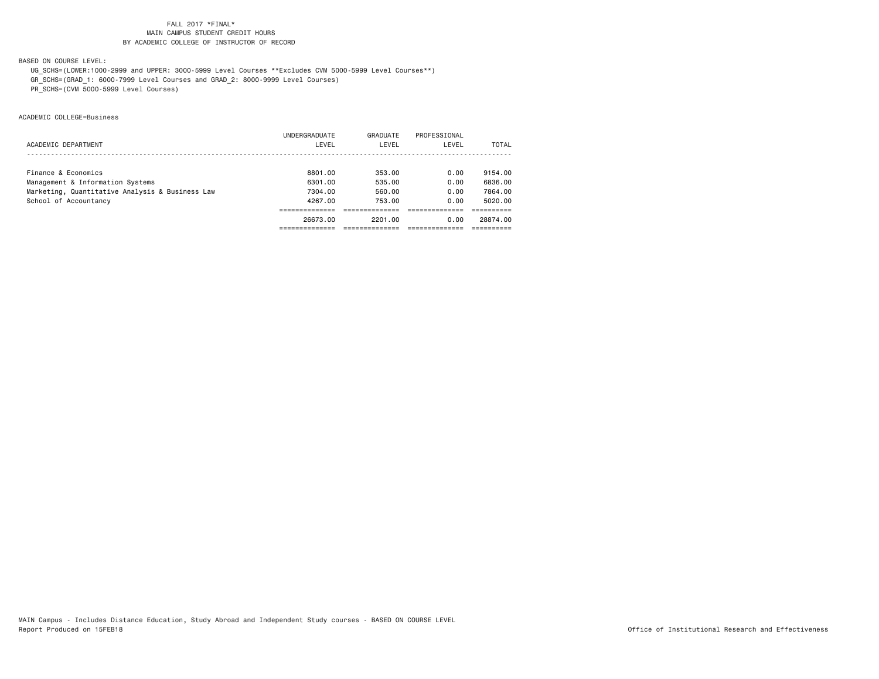FALL 2017 *FINAL*
MAIN CAMPUS STUDENT CREDIT HOURS
BY ACADEMIC COLLEGE OF INSTRUCTOR OF RECORD

BASED ON COURSE LEVEL:

UG_SCHS=(LOWER:1000-2999 and UPPER: 3000-5999 Level Courses **Excludes CVM 5000-5999 Level Courses**)
GR_SCHS=(GRAD_1: 6000-7999 Level Courses and GRAD_2: 8000-9999 Level Courses)
PR_SCHS=(CVM 5000-5999 Level Courses)

ACADEMIC COLLEGE=Business

| ACADEMIC DEPARTMENT | UNDERGRADUATE LEVEL | GRADUATE LEVEL | PROFESSIONAL LEVEL | TOTAL |
|---|---|---|---|---|
| Finance & Economics | 8801.00 | 353.00 | 0.00 | 9154.00 |
| Management & Information Systems | 6301.00 | 535.00 | 0.00 | 6836.00 |
| Marketing, Quantitative Analysis & Business Law | 7304.00 | 560.00 | 0.00 | 7864.00 |
| School of Accountancy | 4267.00 | 753.00 | 0.00 | 5020.00 |
| | 26673.00 | 2201.00 | 0.00 | 28874.00 |

MAIN Campus - Includes Distance Education, Study Abroad and Independent Study courses - BASED ON COURSE LEVEL
Report Produced on 15FEB18

Office of Institutional Research and Effectiveness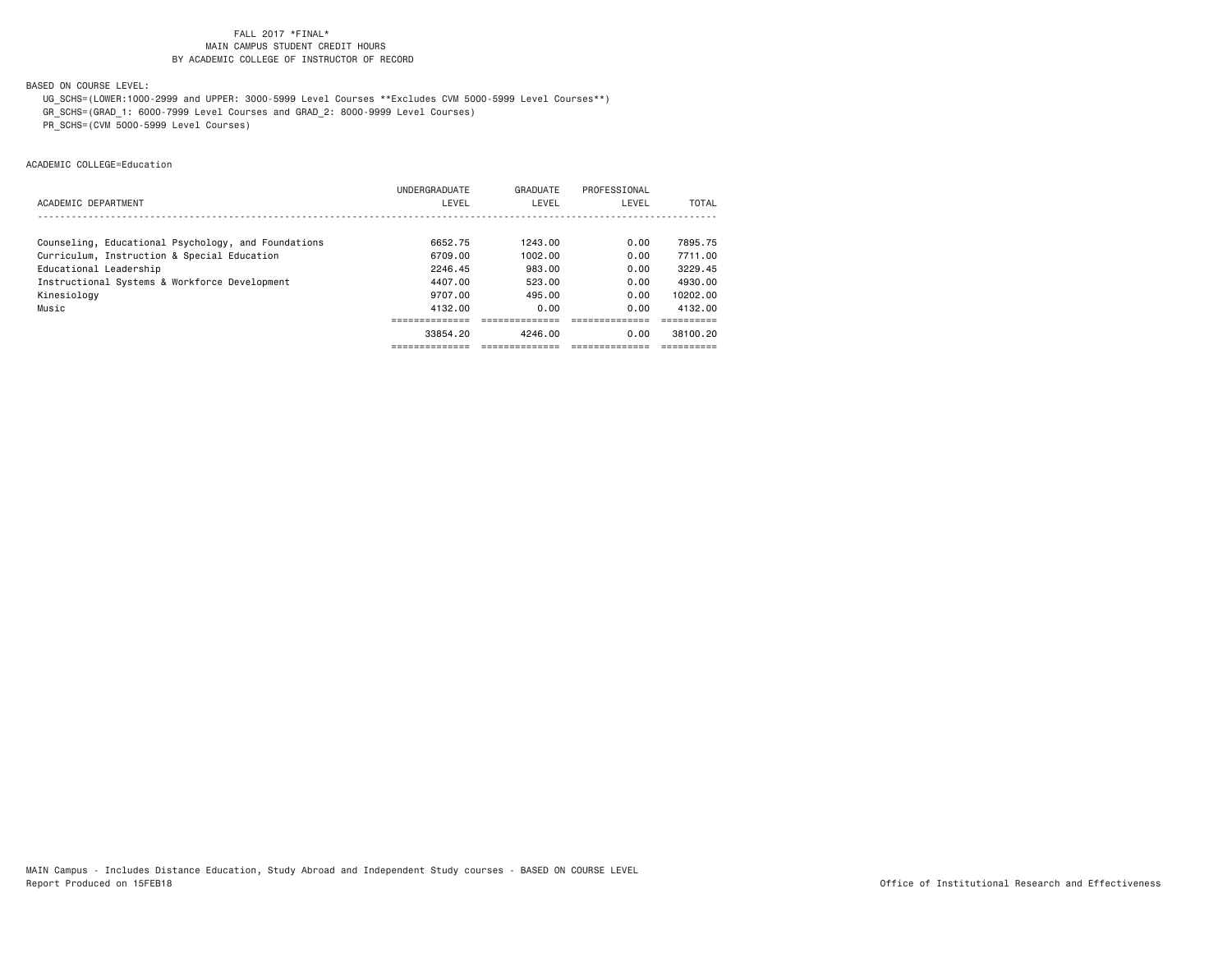FALL 2017 *FINAL*
MAIN CAMPUS STUDENT CREDIT HOURS
BY ACADEMIC COLLEGE OF INSTRUCTOR OF RECORD

BASED ON COURSE LEVEL:
UG_SCHS=(LOWER:1000-2999 and UPPER: 3000-5999 Level Courses **Excludes CVM 5000-5999 Level Courses**)
GR_SCHS=(GRAD_1: 6000-7999 Level Courses and GRAD_2: 8000-9999 Level Courses)
PR_SCHS=(CVM 5000-5999 Level Courses)

ACADEMIC COLLEGE=Education

| ACADEMIC DEPARTMENT | UNDERGRADUATE LEVEL | GRADUATE LEVEL | PROFESSIONAL LEVEL | TOTAL |
|---|---|---|---|---|
| Counseling, Educational Psychology, and Foundations | 6652.75 | 1243.00 | 0.00 | 7895.75 |
| Curriculum, Instruction & Special Education | 6709.00 | 1002.00 | 0.00 | 7711.00 |
| Educational Leadership | 2246.45 | 983.00 | 0.00 | 3229.45 |
| Instructional Systems & Workforce Development | 4407.00 | 523.00 | 0.00 | 4930.00 |
| Kinesiology | 9707.00 | 495.00 | 0.00 | 10202.00 |
| Music | 4132.00 | 0.00 | 0.00 | 4132.00 |
| | 33854.20 | 4246.00 | 0.00 | 38100.20 |

MAIN Campus - Includes Distance Education, Study Abroad and Independent Study courses - BASED ON COURSE LEVEL
Report Produced on 15FEB18

Office of Institutional Research and Effectiveness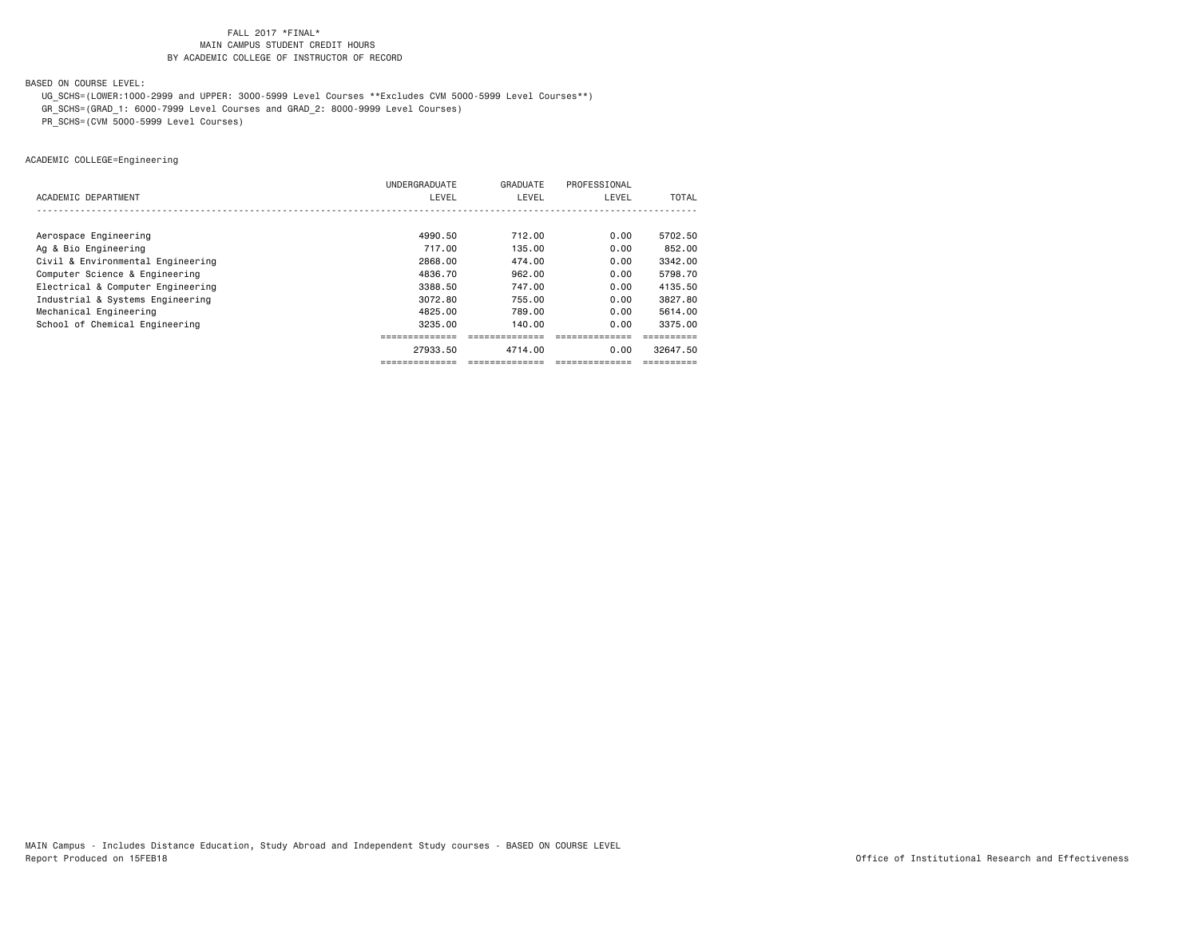FALL 2017 *FINAL*
MAIN CAMPUS STUDENT CREDIT HOURS
BY ACADEMIC COLLEGE OF INSTRUCTOR OF RECORD

BASED ON COURSE LEVEL:

UG_SCHS=(LOWER:1000-2999 and UPPER: 3000-5999 Level Courses **Excludes CVM 5000-5999 Level Courses**)
GR_SCHS=(GRAD_1: 6000-7999 Level Courses and GRAD_2: 8000-9999 Level Courses)
PR_SCHS=(CVM 5000-5999 Level Courses)

ACADEMIC COLLEGE=Engineering

| ACADEMIC DEPARTMENT | UNDERGRADUATE LEVEL | GRADUATE LEVEL | PROFESSIONAL LEVEL | TOTAL |
|---|---|---|---|---|
| Aerospace Engineering | 4990.50 | 712.00 | 0.00 | 5702.50 |
| Ag & Bio Engineering | 717.00 | 135.00 | 0.00 | 852.00 |
| Civil & Environmental Engineering | 2868.00 | 474.00 | 0.00 | 3342.00 |
| Computer Science & Engineering | 4836.70 | 962.00 | 0.00 | 5798.70 |
| Electrical & Computer Engineering | 3388.50 | 747.00 | 0.00 | 4135.50 |
| Industrial & Systems Engineering | 3072.80 | 755.00 | 0.00 | 3827.80 |
| Mechanical Engineering | 4825.00 | 789.00 | 0.00 | 5614.00 |
| School of Chemical Engineering | 3235.00 | 140.00 | 0.00 | 3375.00 |
| | 27933.50 | 4714.00 | 0.00 | 32647.50 |

MAIN Campus - Includes Distance Education, Study Abroad and Independent Study courses - BASED ON COURSE LEVEL
Report Produced on 15FEB18

Office of Institutional Research and Effectiveness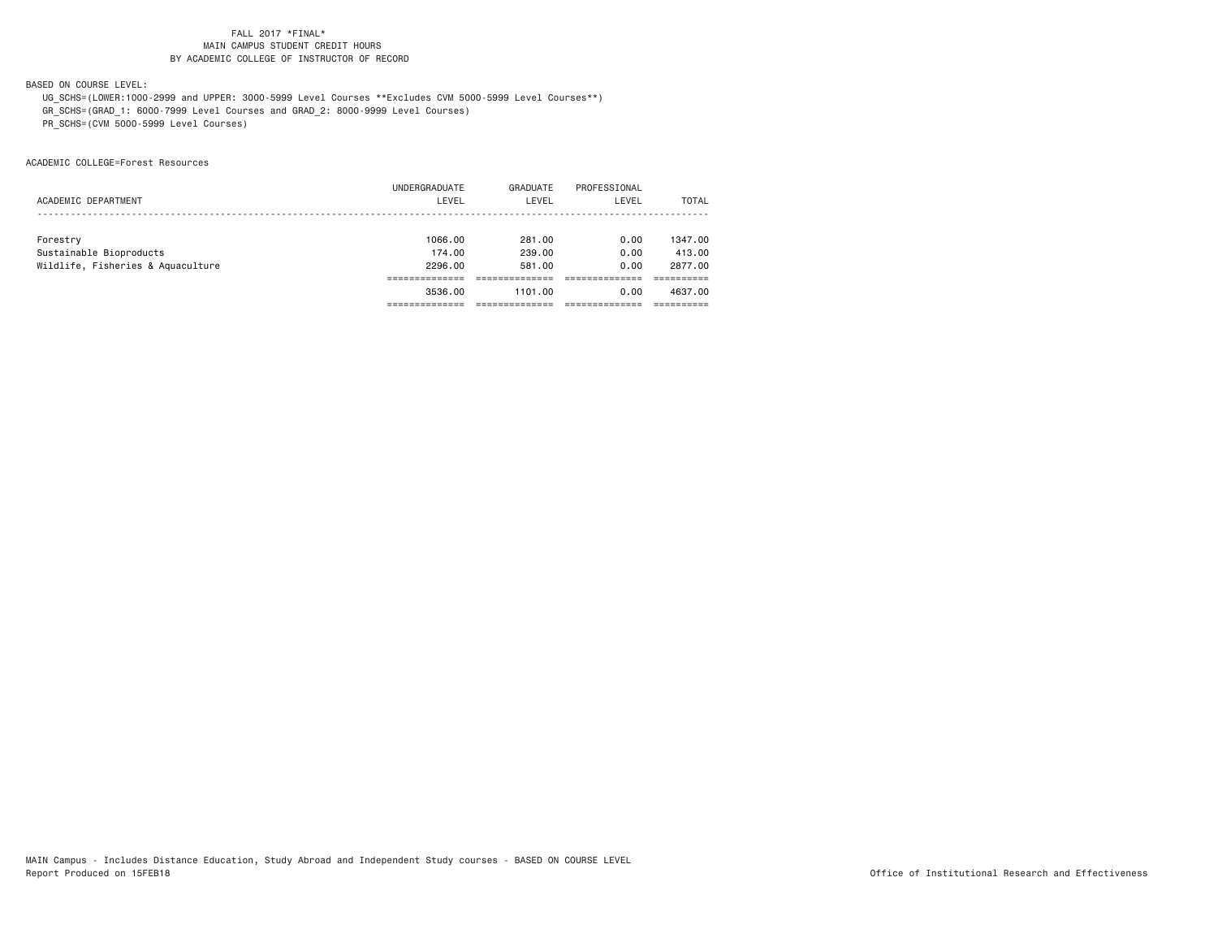FALL 2017 *FINAL*
MAIN CAMPUS STUDENT CREDIT HOURS
BY ACADEMIC COLLEGE OF INSTRUCTOR OF RECORD

BASED ON COURSE LEVEL:

UG_SCHS=(LOWER:1000-2999 and UPPER: 3000-5999 Level Courses **Excludes CVM 5000-5999 Level Courses**)
GR_SCHS=(GRAD_1: 6000-7999 Level Courses and GRAD_2: 8000-9999 Level Courses)
PR_SCHS=(CVM 5000-5999 Level Courses)

ACADEMIC COLLEGE=Forest Resources

| ACADEMIC DEPARTMENT | UNDERGRADUATE LEVEL | GRADUATE LEVEL | PROFESSIONAL LEVEL | TOTAL |
|---|---|---|---|---|
| Forestry | 1066.00 | 281.00 | 0.00 | 1347.00 |
| Sustainable Bioproducts | 174.00 | 239.00 | 0.00 | 413.00 |
| Wildlife, Fisheries & Aquaculture | 2296.00 | 581.00 | 0.00 | 2877.00 |
| | 3536.00 | 1101.00 | 0.00 | 4637.00 |

MAIN Campus - Includes Distance Education, Study Abroad and Independent Study courses - BASED ON COURSE LEVEL
Report Produced on 15FEB18
Office of Institutional Research and Effectiveness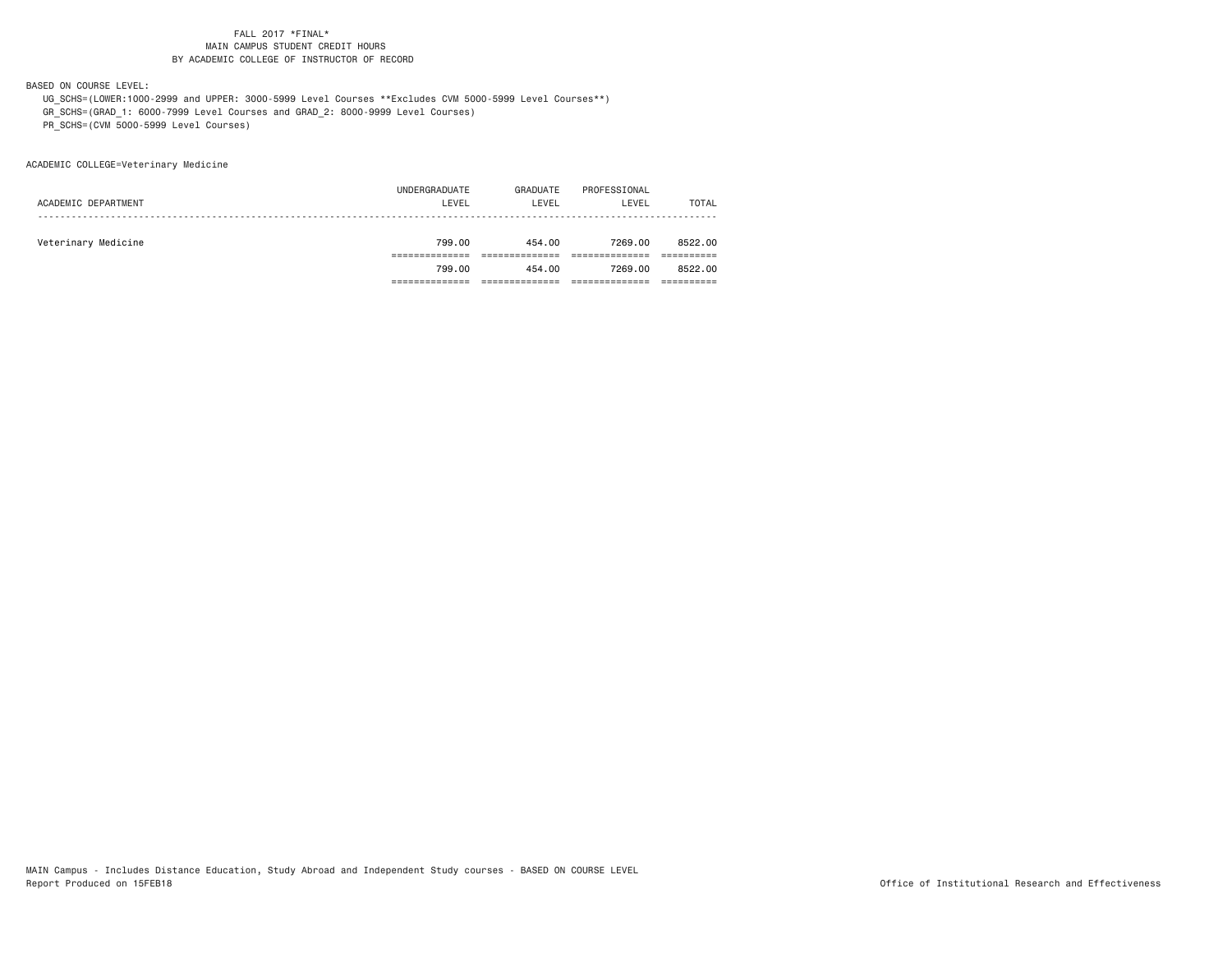FALL 2017 *FINAL*
MAIN CAMPUS STUDENT CREDIT HOURS
BY ACADEMIC COLLEGE OF INSTRUCTOR OF RECORD

BASED ON COURSE LEVEL:
UG_SCHS=(LOWER:1000-2999 and UPPER: 3000-5999 Level Courses **Excludes CVM 5000-5999 Level Courses**)
GR_SCHS=(GRAD_1: 6000-7999 Level Courses and GRAD_2: 8000-9999 Level Courses)
PR_SCHS=(CVM 5000-5999 Level Courses)

ACADEMIC COLLEGE=Veterinary Medicine

| ACADEMIC DEPARTMENT | UNDERGRADUATE LEVEL | GRADUATE LEVEL | PROFESSIONAL LEVEL | TOTAL |
|---|---|---|---|---|
| Veterinary Medicine | 799.00 | 454.00 | 7269.00 | 8522.00 |
| | 799.00 | 454.00 | 7269.00 | 8522.00 |

MAIN Campus - Includes Distance Education, Study Abroad and Independent Study courses - BASED ON COURSE LEVEL
Report Produced on 15FEB18

Office of Institutional Research and Effectiveness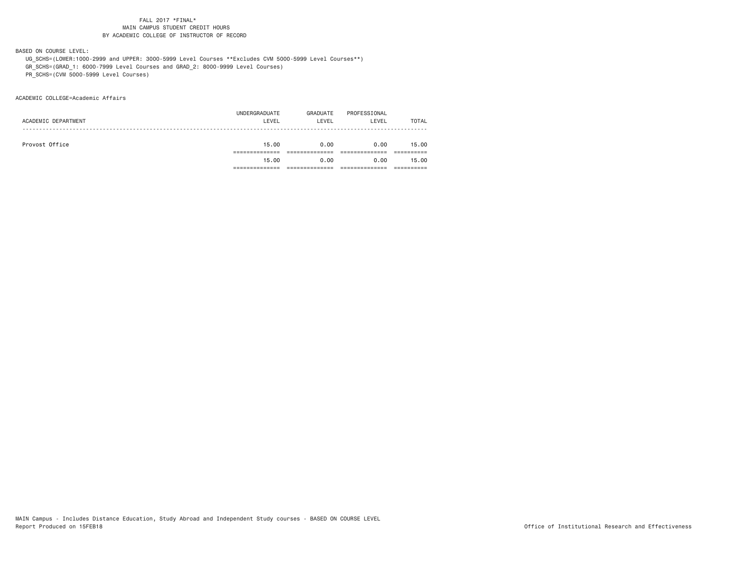FALL 2017 *FINAL*
MAIN CAMPUS STUDENT CREDIT HOURS
BY ACADEMIC COLLEGE OF INSTRUCTOR OF RECORD

BASED ON COURSE LEVEL:

UG_SCHS=(LOWER:1000-2999 and UPPER: 3000-5999 Level Courses **Excludes CVM 5000-5999 Level Courses**)
GR_SCHS=(GRAD_1: 6000-7999 Level Courses and GRAD_2: 8000-9999 Level Courses)
PR_SCHS=(CVM 5000-5999 Level Courses)

ACADEMIC COLLEGE=Academic Affairs

| ACADEMIC DEPARTMENT | UNDERGRADUATE LEVEL | GRADUATE LEVEL | PROFESSIONAL LEVEL | TOTAL |
|---|---|---|---|---|
| Provost Office | 15.00 | 0.00 | 0.00 | 15.00 |
| | 15.00 | 0.00 | 0.00 | 15.00 |

MAIN Campus - Includes Distance Education, Study Abroad and Independent Study courses - BASED ON COURSE LEVEL
Report Produced on 15FEB18

Office of Institutional Research and Effectiveness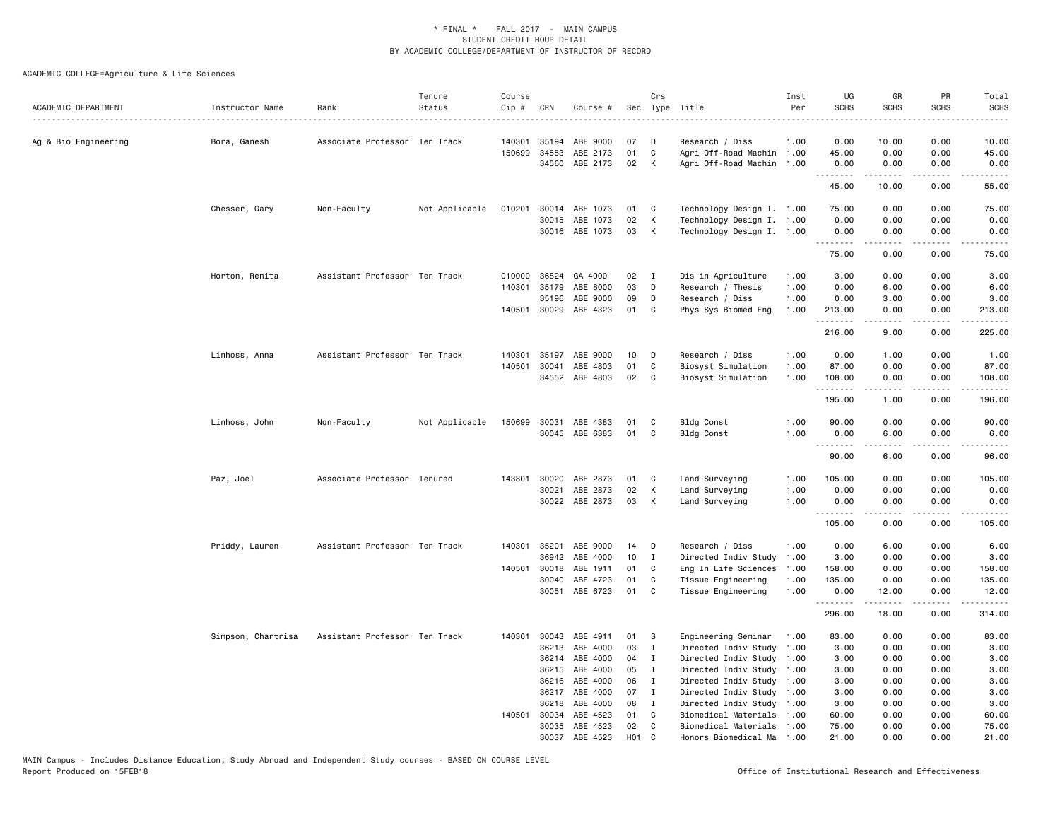\* FINAL \* FALL 2017 - MAIN CAMPUS
STUDENT CREDIT HOUR DETAIL
BY ACADEMIC COLLEGE/DEPARTMENT OF INSTRUCTOR OF RECORD

ACADEMIC COLLEGE=Agriculture & Life Sciences

| ACADEMIC DEPARTMENT | Instructor Name | Rank | Tenure Status | Course Cip # | CRN | Course # | Sec | Crs Type | Title | Inst Per | UG SCHS | GR SCHS | PR SCHS | Total SCHS |
|---|---|---|---|---|---|---|---|---|---|---|---|---|---|---|
| Ag & Bio Engineering | Bora, Ganesh | Associate Professor | Ten Track | 140301 | 35194 | ABE 9000 | 07 | D | Research / Diss | 1.00 | 0.00 | 10.00 | 0.00 | 10.00 |
| | | | | 150699 | 34553 | ABE 2173 | 01 | C | Agri Off-Road Machin | 1.00 | 45.00 | 0.00 | 0.00 | 45.00 |
| | | | | | 34560 | ABE 2173 | 02 | K | Agri Off-Road Machin | 1.00 | 0.00 | 0.00 | 0.00 | 0.00 |
| | | | | | | | | | | | 45.00 | 10.00 | 0.00 | 55.00 |
| | Chesser, Gary | Non-Faculty | Not Applicable | 010201 | 30014 | ABE 1073 | 01 | C | Technology Design I. | 1.00 | 75.00 | 0.00 | 0.00 | 75.00 |
| | | | | | 30015 | ABE 1073 | 02 | K | Technology Design I. | 1.00 | 0.00 | 0.00 | 0.00 | 0.00 |
| | | | | | 30016 | ABE 1073 | 03 | K | Technology Design I. | 1.00 | 0.00 | 0.00 | 0.00 | 0.00 |
| | | | | | | | | | | | 75.00 | 0.00 | 0.00 | 75.00 |
| | Horton, Renita | Assistant Professor | Ten Track | 010000 | 36824 | GA 4000 | 02 | I | Dis in Agriculture | 1.00 | 3.00 | 0.00 | 0.00 | 3.00 |
| | | | | 140301 | 35179 | ABE 8000 | 03 | D | Research / Thesis | 1.00 | 0.00 | 6.00 | 0.00 | 6.00 |
| | | | | | 35196 | ABE 9000 | 09 | D | Research / Diss | 1.00 | 0.00 | 3.00 | 0.00 | 3.00 |
| | | | | 140501 | 30029 | ABE 4323 | 01 | C | Phys Sys Biomed Eng | 1.00 | 213.00 | 0.00 | 0.00 | 213.00 |
| | | | | | | | | | | | 216.00 | 9.00 | 0.00 | 225.00 |
| | Linhoss, Anna | Assistant Professor | Ten Track | 140301 | 35197 | ABE 9000 | 10 | D | Research / Diss | 1.00 | 0.00 | 1.00 | 0.00 | 1.00 |
| | | | | 140501 | 30041 | ABE 4803 | 01 | C | Biosyst Simulation | 1.00 | 87.00 | 0.00 | 0.00 | 87.00 |
| | | | | | 34552 | ABE 4803 | 02 | C | Biosyst Simulation | 1.00 | 108.00 | 0.00 | 0.00 | 108.00 |
| | | | | | | | | | | | 195.00 | 1.00 | 0.00 | 196.00 |
| | Linhoss, John | Non-Faculty | Not Applicable | 150699 | 30031 | ABE 4383 | 01 | C | Bldg Const | 1.00 | 90.00 | 0.00 | 0.00 | 90.00 |
| | | | | | 30045 | ABE 6383 | 01 | C | Bldg Const | 1.00 | 0.00 | 6.00 | 0.00 | 6.00 |
| | | | | | | | | | | | 90.00 | 6.00 | 0.00 | 96.00 |
| | Paz, Joel | Associate Professor | Tenured | 143801 | 30020 | ABE 2873 | 01 | C | Land Surveying | 1.00 | 105.00 | 0.00 | 0.00 | 105.00 |
| | | | | | 30021 | ABE 2873 | 02 | K | Land Surveying | 1.00 | 0.00 | 0.00 | 0.00 | 0.00 |
| | | | | | 30022 | ABE 2873 | 03 | K | Land Surveying | 1.00 | 0.00 | 0.00 | 0.00 | 0.00 |
| | | | | | | | | | | | 105.00 | 0.00 | 0.00 | 105.00 |
| | Priddy, Lauren | Assistant Professor | Ten Track | 140301 | 35201 | ABE 9000 | 14 | D | Research / Diss | 1.00 | 0.00 | 6.00 | 0.00 | 6.00 |
| | | | | | 36942 | ABE 4000 | 10 | I | Directed Indiv Study | 1.00 | 3.00 | 0.00 | 0.00 | 3.00 |
| | | | | 140501 | 30018 | ABE 1911 | 01 | C | Eng In Life Sciences | 1.00 | 158.00 | 0.00 | 0.00 | 158.00 |
| | | | | | 30040 | ABE 4723 | 01 | C | Tissue Engineering | 1.00 | 135.00 | 0.00 | 0.00 | 135.00 |
| | | | | | 30051 | ABE 6723 | 01 | C | Tissue Engineering | 1.00 | 0.00 | 12.00 | 0.00 | 12.00 |
| | | | | | | | | | | | 296.00 | 18.00 | 0.00 | 314.00 |
| | Simpson, Chartrisa | Assistant Professor | Ten Track | 140301 | 30043 | ABE 4911 | 01 | S | Engineering Seminar | 1.00 | 83.00 | 0.00 | 0.00 | 83.00 |
| | | | | | 36213 | ABE 4000 | 03 | I | Directed Indiv Study | 1.00 | 3.00 | 0.00 | 0.00 | 3.00 |
| | | | | | 36214 | ABE 4000 | 04 | I | Directed Indiv Study | 1.00 | 3.00 | 0.00 | 0.00 | 3.00 |
| | | | | | 36215 | ABE 4000 | 05 | I | Directed Indiv Study | 1.00 | 3.00 | 0.00 | 0.00 | 3.00 |
| | | | | | 36216 | ABE 4000 | 06 | I | Directed Indiv Study | 1.00 | 3.00 | 0.00 | 0.00 | 3.00 |
| | | | | | 36217 | ABE 4000 | 07 | I | Directed Indiv Study | 1.00 | 3.00 | 0.00 | 0.00 | 3.00 |
| | | | | | 36218 | ABE 4000 | 08 | I | Directed Indiv Study | 1.00 | 3.00 | 0.00 | 0.00 | 3.00 |
| | | | | 140501 | 30034 | ABE 4523 | 01 | C | Biomedical Materials | 1.00 | 60.00 | 0.00 | 0.00 | 60.00 |
| | | | | | 30035 | ABE 4523 | 02 | C | Biomedical Materials | 1.00 | 75.00 | 0.00 | 0.00 | 75.00 |
| | | | | | 30037 | ABE 4523 | H01 | C | Honors Biomedical Ma | 1.00 | 21.00 | 0.00 | 0.00 | 21.00 |

MAIN Campus - Includes Distance Education, Study Abroad and Independent Study courses - BASED ON COURSE LEVEL
Report Produced on 15FEB18 — Office of Institutional Research and Effectiveness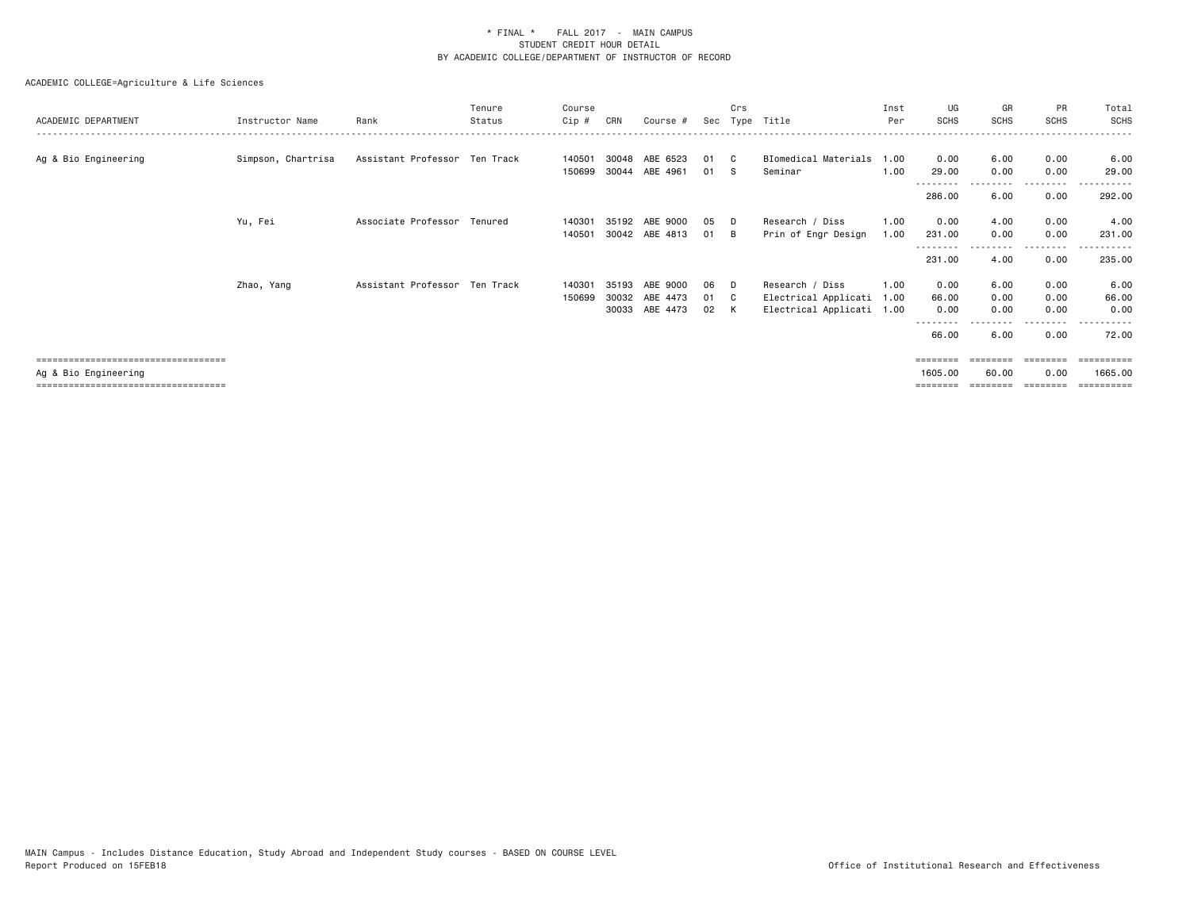\* FINAL \* FALL 2017 - MAIN CAMPUS
STUDENT CREDIT HOUR DETAIL
BY ACADEMIC COLLEGE/DEPARTMENT OF INSTRUCTOR OF RECORD

ACADEMIC COLLEGE=Agriculture & Life Sciences

| ACADEMIC DEPARTMENT | Instructor Name | Rank | Tenure Status | Course Cip # | CRN | Course # | Sec | Crs Type | Title | Inst Per | UG SCHS | GR SCHS | PR SCHS | Total SCHS |
|---|---|---|---|---|---|---|---|---|---|---|---|---|---|---|
| Ag & Bio Engineering | Simpson, Chartrisa | Assistant Professor | Ten Track | 140501 | 30048 | ABE 6523 | 01 | C | BIomedical Materials | 1.00 | 0.00 | 6.00 | 0.00 | 6.00 |
| | | | | 150699 | 30044 | ABE 4961 | 01 | S | Seminar | 1.00 | 29.00 | 0.00 | 0.00 | 29.00 |
| | | | | | | | | | | | 286.00 | 6.00 | 0.00 | 292.00 |
| | Yu, Fei | Associate Professor | Tenured | 140301 | 35192 | ABE 9000 | 05 | D | Research / Diss | 1.00 | 0.00 | 4.00 | 0.00 | 4.00 |
| | | | | 140501 | 30042 | ABE 4813 | 01 | B | Prin of Engr Design | 1.00 | 231.00 | 0.00 | 0.00 | 231.00 |
| | | | | | | | | | | | 231.00 | 4.00 | 0.00 | 235.00 |
| | Zhao, Yang | Assistant Professor | Ten Track | 140301 | 35193 | ABE 9000 | 06 | D | Research / Diss | 1.00 | 0.00 | 6.00 | 0.00 | 6.00 |
| | | | | 150699 | 30032 | ABE 4473 | 01 | C | Electrical Applicati | 1.00 | 66.00 | 0.00 | 0.00 | 66.00 |
| | | | | | 30033 | ABE 4473 | 02 | K | Electrical Applicati | 1.00 | 0.00 | 0.00 | 0.00 | 0.00 |
| | | | | | | | | | | | 66.00 | 6.00 | 0.00 | 72.00 |
| Ag & Bio Engineering | | | | | | | | | | | 1605.00 | 60.00 | 0.00 | 1665.00 |

MAIN Campus - Includes Distance Education, Study Abroad and Independent Study courses - BASED ON COURSE LEVEL
Report Produced on 15FEB18

Office of Institutional Research and Effectiveness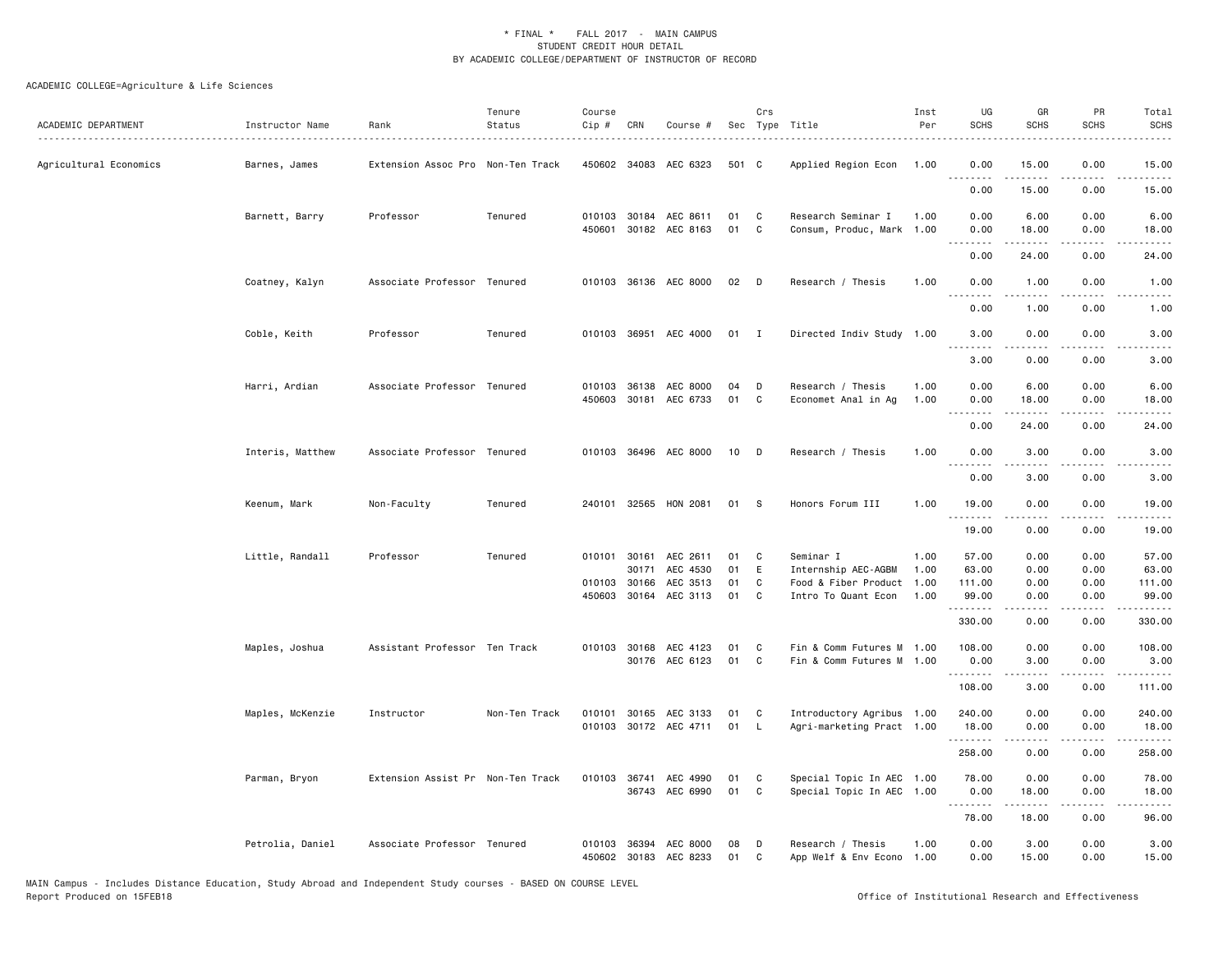\* FINAL \* FALL 2017 - MAIN CAMPUS
STUDENT CREDIT HOUR DETAIL
BY ACADEMIC COLLEGE/DEPARTMENT OF INSTRUCTOR OF RECORD

ACADEMIC COLLEGE=Agriculture & Life Sciences

| ACADEMIC DEPARTMENT | Instructor Name | Rank | Tenure Status | Course Cip # | CRN | Course # | Sec | Crs Type | Title | Inst Per | UG SCHS | GR SCHS | PR SCHS | Total SCHS |
|---|---|---|---|---|---|---|---|---|---|---|---|---|---|---|
| Agricultural Economics | Barnes, James | Extension Assoc Pro | Non-Ten Track | 450602 | 34083 | AEC 6323 | 501 | C | Applied Region Econ | 1.00 | 0.00 | 15.00 | 0.00 | 15.00 |
| | | | | | | | | | | | 0.00 | 15.00 | 0.00 | 15.00 |
| | Barnett, Barry | Professor | Tenured | 010103 | 30184 | AEC 8611 | 01 | C | Research Seminar I | 1.00 | 0.00 | 6.00 | 0.00 | 6.00 |
| | | | | 450601 | 30182 | AEC 8163 | 01 | C | Consum, Produc, Mark | 1.00 | 0.00 | 18.00 | 0.00 | 18.00 |
| | | | | | | | | | | | 0.00 | 24.00 | 0.00 | 24.00 |
| | Coatney, Kalyn | Associate Professor | Tenured | 010103 | 36136 | AEC 8000 | 02 | D | Research / Thesis | 1.00 | 0.00 | 1.00 | 0.00 | 1.00 |
| | | | | | | | | | | | 0.00 | 1.00 | 0.00 | 1.00 |
| | Coble, Keith | Professor | Tenured | 010103 | 36951 | AEC 4000 | 01 | I | Directed Indiv Study | 1.00 | 3.00 | 0.00 | 0.00 | 3.00 |
| | | | | | | | | | | | 3.00 | 0.00 | 0.00 | 3.00 |
| | Harri, Ardian | Associate Professor | Tenured | 010103 | 36138 | AEC 8000 | 04 | D | Research / Thesis | 1.00 | 0.00 | 6.00 | 0.00 | 6.00 |
| | | | | 450603 | 30181 | AEC 6733 | 01 | C | Economet Anal in Ag | 1.00 | 0.00 | 18.00 | 0.00 | 18.00 |
| | | | | | | | | | | | 0.00 | 24.00 | 0.00 | 24.00 |
| | Interis, Matthew | Associate Professor | Tenured | 010103 | 36496 | AEC 8000 | 10 | D | Research / Thesis | 1.00 | 0.00 | 3.00 | 0.00 | 3.00 |
| | | | | | | | | | | | 0.00 | 3.00 | 0.00 | 3.00 |
| | Keenum, Mark | Non-Faculty | Tenured | 240101 | 32565 | HON 2081 | 01 | S | Honors Forum III | 1.00 | 19.00 | 0.00 | 0.00 | 19.00 |
| | | | | | | | | | | | 19.00 | 0.00 | 0.00 | 19.00 |
| | Little, Randall | Professor | Tenured | 010101 | 30161 | AEC 2611 | 01 | C | Seminar I | 1.00 | 57.00 | 0.00 | 0.00 | 57.00 |
| | | | | | 30171 | AEC 4530 | 01 | E | Internship AEC-AGBM | 1.00 | 63.00 | 0.00 | 0.00 | 63.00 |
| | | | | 010103 | 30166 | AEC 3513 | 01 | C | Food & Fiber Product | 1.00 | 111.00 | 0.00 | 0.00 | 111.00 |
| | | | | 450603 | 30164 | AEC 3113 | 01 | C | Intro To Quant Econ | 1.00 | 99.00 | 0.00 | 0.00 | 99.00 |
| | | | | | | | | | | | 330.00 | 0.00 | 0.00 | 330.00 |
| | Maples, Joshua | Assistant Professor | Ten Track | 010103 | 30168 | AEC 4123 | 01 | C | Fin & Comm Futures M | 1.00 | 108.00 | 0.00 | 0.00 | 108.00 |
| | | | | | 30176 | AEC 6123 | 01 | C | Fin & Comm Futures M | 1.00 | 0.00 | 3.00 | 0.00 | 3.00 |
| | | | | | | | | | | | 108.00 | 3.00 | 0.00 | 111.00 |
| | Maples, McKenzie | Instructor | Non-Ten Track | 010101 | 30165 | AEC 3133 | 01 | C | Introductory Agribus | 1.00 | 240.00 | 0.00 | 0.00 | 240.00 |
| | | | | 010103 | 30172 | AEC 4711 | 01 | L | Agri-marketing Pract | 1.00 | 18.00 | 0.00 | 0.00 | 18.00 |
| | | | | | | | | | | | 258.00 | 0.00 | 0.00 | 258.00 |
| | Parman, Bryon | Extension Assist Pr | Non-Ten Track | 010103 | 36741 | AEC 4990 | 01 | C | Special Topic In AEC | 1.00 | 78.00 | 0.00 | 0.00 | 78.00 |
| | | | | | 36743 | AEC 6990 | 01 | C | Special Topic In AEC | 1.00 | 0.00 | 18.00 | 0.00 | 18.00 |
| | | | | | | | | | | | 78.00 | 18.00 | 0.00 | 96.00 |
| | Petrolia, Daniel | Associate Professor | Tenured | 010103 | 36394 | AEC 8000 | 08 | D | Research / Thesis | 1.00 | 0.00 | 3.00 | 0.00 | 3.00 |
| | | | | 450602 | 30183 | AEC 8233 | 01 | C | App Welf & Env Econo | 1.00 | 0.00 | 15.00 | 0.00 | 15.00 |

MAIN Campus - Includes Distance Education, Study Abroad and Independent Study courses - BASED ON COURSE LEVEL
Report Produced on 15FEB18 Office of Institutional Research and Effectiveness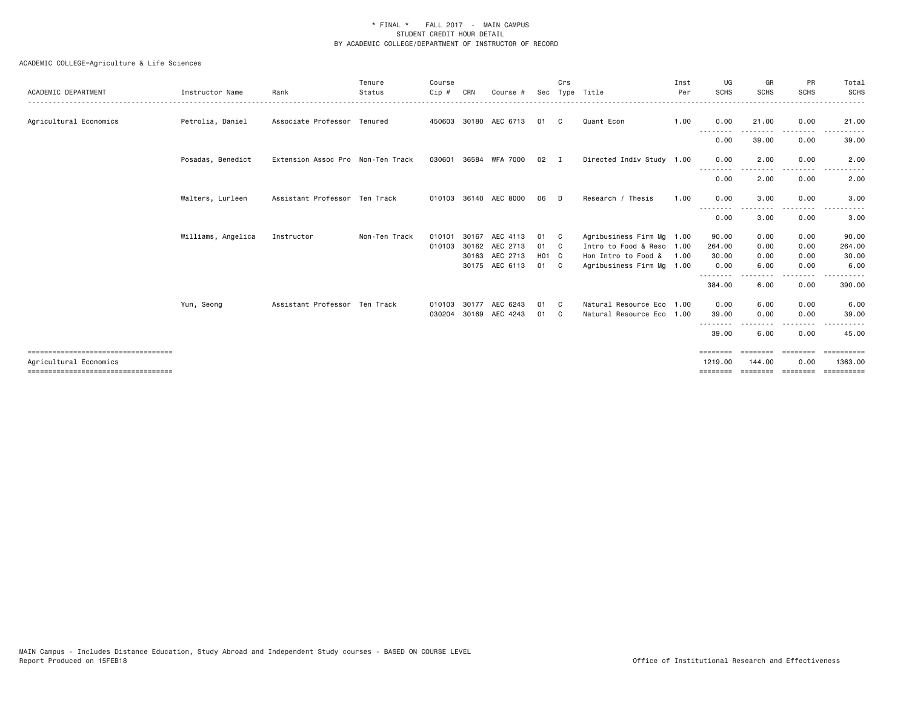\* FINAL \* FALL 2017 - MAIN CAMPUS
STUDENT CREDIT HOUR DETAIL
BY ACADEMIC COLLEGE/DEPARTMENT OF INSTRUCTOR OF RECORD

ACADEMIC COLLEGE=Agriculture & Life Sciences

| ACADEMIC DEPARTMENT | Instructor Name | Rank | Tenure Status | Course Cip # | CRN | Course # | Sec | Crs Type | Title | Inst Per | UG SCHS | GR SCHS | PR SCHS | Total SCHS |
|---|---|---|---|---|---|---|---|---|---|---|---|---|---|---|
| Agricultural Economics | Petrolia, Daniel | Associate Professor | Tenured | 450603 | 30180 | AEC 6713 | 01 | C | Quant Econ | 1.00 | 0.00 | 21.00 | 0.00 | 21.00 |
| | | | | | | | | | | | 0.00 | 39.00 | 0.00 | 39.00 |
| | Posadas, Benedict | Extension Assoc Pro | Non-Ten Track | 030601 | 36584 | WFA 7000 | 02 | I | Directed Indiv Study | 1.00 | 0.00 | 2.00 | 0.00 | 2.00 |
| | | | | | | | | | | | 0.00 | 2.00 | 0.00 | 2.00 |
| | Walters, Lurleen | Assistant Professor | Ten Track | 010103 | 36140 | AEC 8000 | 06 | D | Research / Thesis | 1.00 | 0.00 | 3.00 | 0.00 | 3.00 |
| | | | | | | | | | | | 0.00 | 3.00 | 0.00 | 3.00 |
| | Williams, Angelica | Instructor | Non-Ten Track | 010101 | 30167 | AEC 4113 | 01 | C | Agribusiness Firm Mg | 1.00 | 90.00 | 0.00 | 0.00 | 90.00 |
| | | | | 010103 | 30162 | AEC 2713 | 01 | C | Intro to Food & Reso | 1.00 | 264.00 | 0.00 | 0.00 | 264.00 |
| | | | | | 30163 | AEC 2713 | H01 | C | Hon Intro to Food & | 1.00 | 30.00 | 0.00 | 0.00 | 30.00 |
| | | | | | 30175 | AEC 6113 | 01 | C | Agribusiness Firm Mg | 1.00 | 0.00 | 6.00 | 0.00 | 6.00 |
| | | | | | | | | | | | 384.00 | 6.00 | 0.00 | 390.00 |
| | Yun, Seong | Assistant Professor | Ten Track | 010103 | 30177 | AEC 6243 | 01 | C | Natural Resource Eco | 1.00 | 0.00 | 6.00 | 0.00 | 6.00 |
| | | | | 030204 | 30169 | AEC 4243 | 01 | C | Natural Resource Eco | 1.00 | 39.00 | 0.00 | 0.00 | 39.00 |
| | | | | | | | | | | | 39.00 | 6.00 | 0.00 | 45.00 |
| Agricultural Economics | | | | | | | | | | | 1219.00 | 144.00 | 0.00 | 1363.00 |

MAIN Campus - Includes Distance Education, Study Abroad and Independent Study courses - BASED ON COURSE LEVEL
Report Produced on 15FEB18

Office of Institutional Research and Effectiveness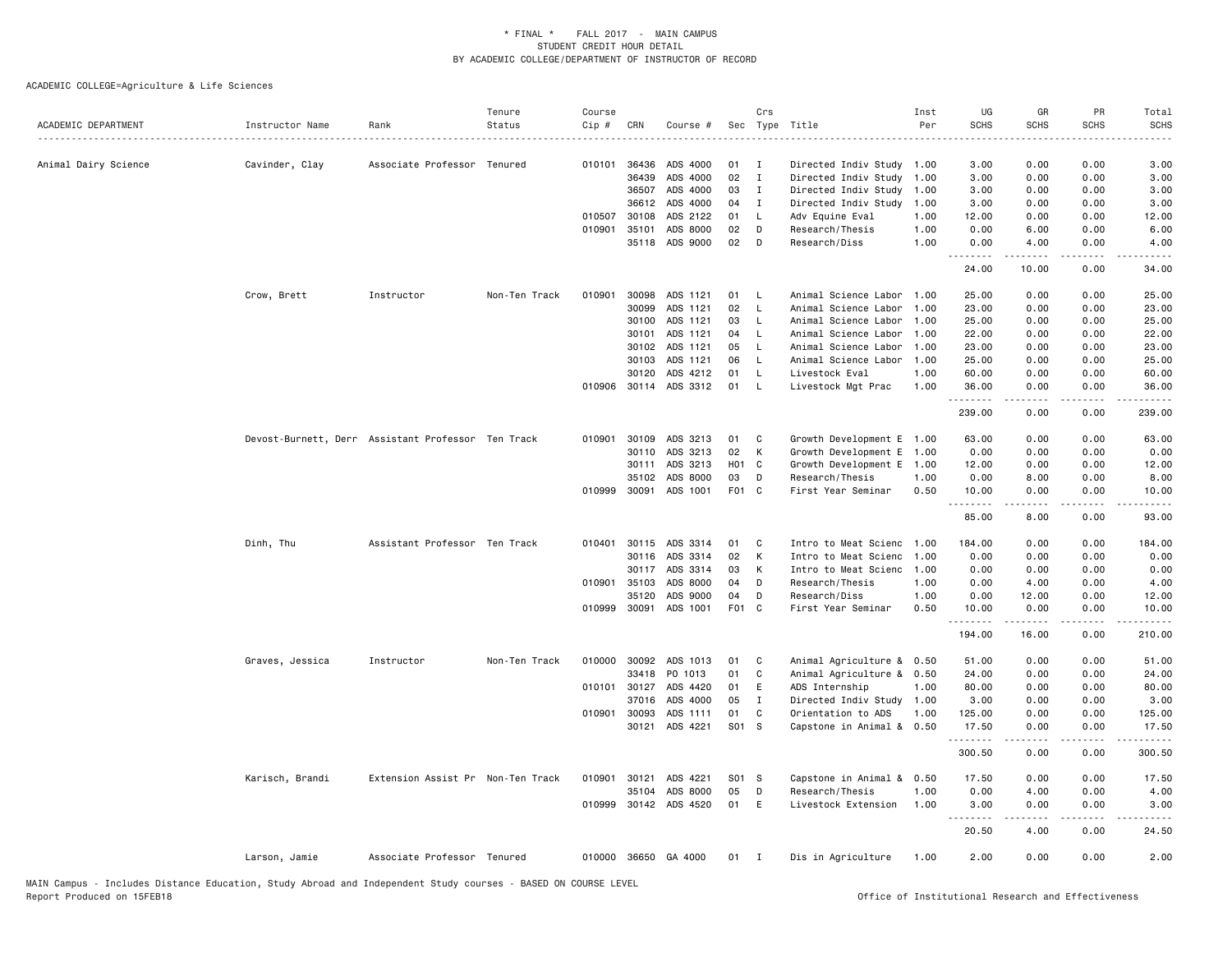\* FINAL \* FALL 2017 - MAIN CAMPUS
STUDENT CREDIT HOUR DETAIL
BY ACADEMIC COLLEGE/DEPARTMENT OF INSTRUCTOR OF RECORD

ACADEMIC COLLEGE=Agriculture & Life Sciences

| ACADEMIC DEPARTMENT | Instructor Name | Rank | Tenure Status | Course Cip # | CRN | Course # | Sec | Crs Type | Title | Inst Per | UG SCHS | GR SCHS | PR SCHS | Total SCHS |
|---|---|---|---|---|---|---|---|---|---|---|---|---|---|---|
| Animal Dairy Science | Cavinder, Clay | Associate Professor | Tenured | 010101 | 36436 | ADS 4000 | 01 | I | Directed Indiv Study | 1.00 | 3.00 | 0.00 | 0.00 | 3.00 |
| | | | | | 36439 | ADS 4000 | 02 | I | Directed Indiv Study | 1.00 | 3.00 | 0.00 | 0.00 | 3.00 |
| | | | | | 36507 | ADS 4000 | 03 | I | Directed Indiv Study | 1.00 | 3.00 | 0.00 | 0.00 | 3.00 |
| | | | | | 36612 | ADS 4000 | 04 | I | Directed Indiv Study | 1.00 | 3.00 | 0.00 | 0.00 | 3.00 |
| | | | | 010507 | 30108 | ADS 2122 | 01 | L | Adv Equine Eval | 1.00 | 12.00 | 0.00 | 0.00 | 12.00 |
| | | | | 010901 | 35101 | ADS 8000 | 02 | D | Research/Thesis | 1.00 | 0.00 | 6.00 | 0.00 | 6.00 |
| | | | | | 35118 | ADS 9000 | 02 | D | Research/Diss | 1.00 | 0.00 | 4.00 | 0.00 | 4.00 |
| | | | | | | | | | | | 24.00 | 10.00 | 0.00 | 34.00 |
| | Crow, Brett | Instructor | Non-Ten Track | 010901 | 30098 | ADS 1121 | 01 | L | Animal Science Labor | 1.00 | 25.00 | 0.00 | 0.00 | 25.00 |
| | | | | | 30099 | ADS 1121 | 02 | L | Animal Science Labor | 1.00 | 23.00 | 0.00 | 0.00 | 23.00 |
| | | | | | 30100 | ADS 1121 | 03 | L | Animal Science Labor | 1.00 | 25.00 | 0.00 | 0.00 | 25.00 |
| | | | | | 30101 | ADS 1121 | 04 | L | Animal Science Labor | 1.00 | 22.00 | 0.00 | 0.00 | 22.00 |
| | | | | | 30102 | ADS 1121 | 05 | L | Animal Science Labor | 1.00 | 23.00 | 0.00 | 0.00 | 23.00 |
| | | | | | 30103 | ADS 1121 | 06 | L | Animal Science Labor | 1.00 | 25.00 | 0.00 | 0.00 | 25.00 |
| | | | | | 30120 | ADS 4212 | 01 | L | Livestock Eval | 1.00 | 60.00 | 0.00 | 0.00 | 60.00 |
| | | | | 010906 | 30114 | ADS 3312 | 01 | L | Livestock Mgt Prac | 1.00 | 36.00 | 0.00 | 0.00 | 36.00 |
| | | | | | | | | | | | 239.00 | 0.00 | 0.00 | 239.00 |
| | Devost-Burnett, Derr | Assistant Professor | Ten Track | 010901 | 30109 | ADS 3213 | 01 | C | Growth Development E | 1.00 | 63.00 | 0.00 | 0.00 | 63.00 |
| | | | | | 30110 | ADS 3213 | 02 | K | Growth Development E | 1.00 | 0.00 | 0.00 | 0.00 | 0.00 |
| | | | | | 30111 | ADS 3213 | H01 | C | Growth Development E | 1.00 | 12.00 | 0.00 | 0.00 | 12.00 |
| | | | | | 35102 | ADS 8000 | 03 | D | Research/Thesis | 1.00 | 0.00 | 8.00 | 0.00 | 8.00 |
| | | | | 010999 | 30091 | ADS 1001 | F01 | C | First Year Seminar | 0.50 | 10.00 | 0.00 | 0.00 | 10.00 |
| | | | | | | | | | | | 85.00 | 8.00 | 0.00 | 93.00 |
| | Dinh, Thu | Assistant Professor | Ten Track | 010401 | 30115 | ADS 3314 | 01 | C | Intro to Meat Scienc | 1.00 | 184.00 | 0.00 | 0.00 | 184.00 |
| | | | | | 30116 | ADS 3314 | 02 | K | Intro to Meat Scienc | 1.00 | 0.00 | 0.00 | 0.00 | 0.00 |
| | | | | | 30117 | ADS 3314 | 03 | K | Intro to Meat Scienc | 1.00 | 0.00 | 0.00 | 0.00 | 0.00 |
| | | | | 010901 | 35103 | ADS 8000 | 04 | D | Research/Thesis | 1.00 | 0.00 | 4.00 | 0.00 | 4.00 |
| | | | | | 35120 | ADS 9000 | 04 | D | Research/Diss | 1.00 | 0.00 | 12.00 | 0.00 | 12.00 |
| | | | | 010999 | 30091 | ADS 1001 | F01 | C | First Year Seminar | 0.50 | 10.00 | 0.00 | 0.00 | 10.00 |
| | | | | | | | | | | | 194.00 | 16.00 | 0.00 | 210.00 |
| | Graves, Jessica | Instructor | Non-Ten Track | 010000 | 30092 | ADS 1013 | 01 | C | Animal Agriculture & | 0.50 | 51.00 | 0.00 | 0.00 | 51.00 |
| | | | | | 33418 | PO 1013 | 01 | C | Animal Agriculture & | 0.50 | 24.00 | 0.00 | 0.00 | 24.00 |
| | | | | 010101 | 30127 | ADS 4420 | 01 | E | ADS Internship | 1.00 | 80.00 | 0.00 | 0.00 | 80.00 |
| | | | | | 37016 | ADS 4000 | 05 | I | Directed Indiv Study | 1.00 | 3.00 | 0.00 | 0.00 | 3.00 |
| | | | | 010901 | 30093 | ADS 1111 | 01 | C | Orientation to ADS | 1.00 | 125.00 | 0.00 | 0.00 | 125.00 |
| | | | | | 30121 | ADS 4221 | S01 | S | Capstone in Animal & | 0.50 | 17.50 | 0.00 | 0.00 | 17.50 |
| | | | | | | | | | | | 300.50 | 0.00 | 0.00 | 300.50 |
| | Karisch, Brandi | Extension Assist Pr | Non-Ten Track | 010901 | 30121 | ADS 4221 | S01 | S | Capstone in Animal & | 0.50 | 17.50 | 0.00 | 0.00 | 17.50 |
| | | | | | 35104 | ADS 8000 | 05 | D | Research/Thesis | 1.00 | 0.00 | 4.00 | 0.00 | 4.00 |
| | | | | 010999 | 30142 | ADS 4520 | 01 | E | Livestock Extension | 1.00 | 3.00 | 0.00 | 0.00 | 3.00 |
| | | | | | | | | | | | 20.50 | 4.00 | 0.00 | 24.50 |
| | Larson, Jamie | Associate Professor | Tenured | 010000 | 36650 | GA 4000 | 01 | I | Dis in Agriculture | 1.00 | 2.00 | 0.00 | 0.00 | 2.00 |

MAIN Campus - Includes Distance Education, Study Abroad and Independent Study courses - BASED ON COURSE LEVEL
Report Produced on 15FEB18 Office of Institutional Research and Effectiveness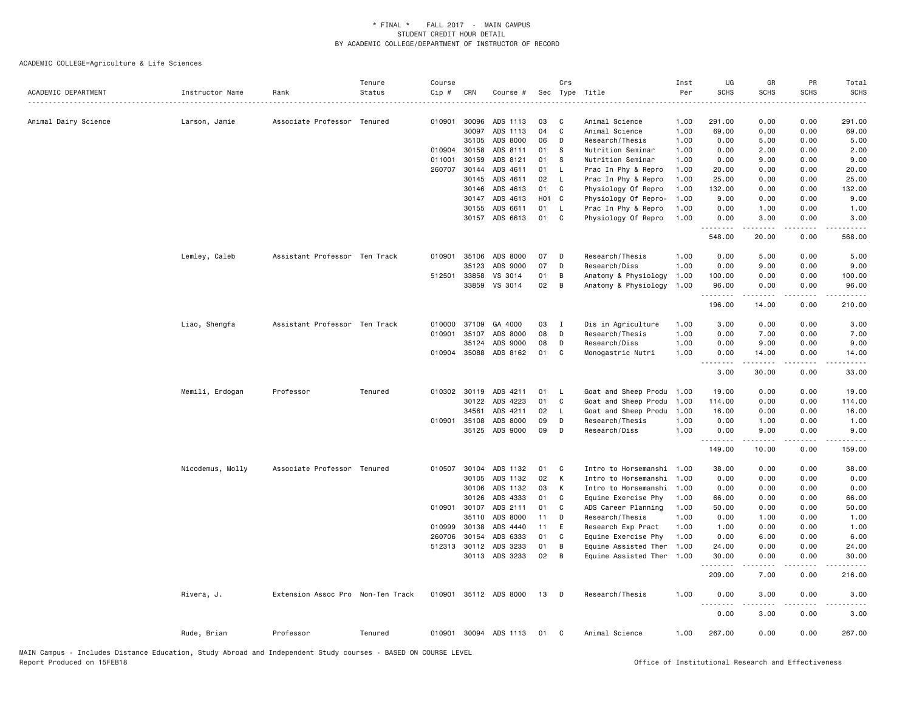\* FINAL \* FALL 2017 - MAIN CAMPUS
STUDENT CREDIT HOUR DETAIL
BY ACADEMIC COLLEGE/DEPARTMENT OF INSTRUCTOR OF RECORD

ACADEMIC COLLEGE=Agriculture & Life Sciences

| ACADEMIC DEPARTMENT | Instructor Name | Rank | Tenure Status | Course Cip # | CRN | Course # | Sec | Crs Type | Title | Inst Per | UG SCHS | GR SCHS | PR SCHS | Total SCHS |
|---|---|---|---|---|---|---|---|---|---|---|---|---|---|---|
| Animal Dairy Science | Larson, Jamie | Associate Professor | Tenured | 010901 | 30096 | ADS 1113 | 03 | C | Animal Science | 1.00 | 291.00 | 0.00 | 0.00 | 291.00 |
| | | | | | 30097 | ADS 1113 | 04 | C | Animal Science | 1.00 | 69.00 | 0.00 | 0.00 | 69.00 |
| | | | | | 35105 | ADS 8000 | 06 | D | Research/Thesis | 1.00 | 0.00 | 5.00 | 0.00 | 5.00 |
| | | | | 010904 | 30158 | ADS 8111 | 01 | S | Nutrition Seminar | 1.00 | 0.00 | 2.00 | 0.00 | 2.00 |
| | | | | 011001 | 30159 | ADS 8121 | 01 | S | Nutrition Seminar | 1.00 | 0.00 | 9.00 | 0.00 | 9.00 |
| | | | | 260707 | 30144 | ADS 4611 | 01 | L | Prac In Phy & Repro | 1.00 | 20.00 | 0.00 | 0.00 | 20.00 |
| | | | | | 30145 | ADS 4611 | 02 | L | Prac In Phy & Repro | 1.00 | 25.00 | 0.00 | 0.00 | 25.00 |
| | | | | | 30146 | ADS 4613 | 01 | C | Physiology Of Repro | 1.00 | 132.00 | 0.00 | 0.00 | 132.00 |
| | | | | | 30147 | ADS 4613 | H01 | C | Physiology Of Repro- | 1.00 | 9.00 | 0.00 | 0.00 | 9.00 |
| | | | | | 30155 | ADS 6611 | 01 | L | Prac In Phy & Repro | 1.00 | 0.00 | 1.00 | 0.00 | 1.00 |
| | | | | | 30157 | ADS 6613 | 01 | C | Physiology Of Repro | 1.00 | 0.00 | 3.00 | 0.00 | 3.00 |
| | | | | | | | | | | | 548.00 | 20.00 | 0.00 | 568.00 |
| | Lemley, Caleb | Assistant Professor | Ten Track | 010901 | 35106 | ADS 8000 | 07 | D | Research/Thesis | 1.00 | 0.00 | 5.00 | 0.00 | 5.00 |
| | | | | | 35123 | ADS 9000 | 07 | D | Research/Diss | 1.00 | 0.00 | 9.00 | 0.00 | 9.00 |
| | | | | 512501 | 33858 | VS 3014 | 01 | B | Anatomy & Physiology | 1.00 | 100.00 | 0.00 | 0.00 | 100.00 |
| | | | | | 33859 | VS 3014 | 02 | B | Anatomy & Physiology | 1.00 | 96.00 | 0.00 | 0.00 | 96.00 |
| | | | | | | | | | | | 196.00 | 14.00 | 0.00 | 210.00 |
| | Liao, Shengfa | Assistant Professor | Ten Track | 010000 | 37109 | GA 4000 | 03 | I | Dis in Agriculture | 1.00 | 3.00 | 0.00 | 0.00 | 3.00 |
| | | | | 010901 | 35107 | ADS 8000 | 08 | D | Research/Thesis | 1.00 | 0.00 | 7.00 | 0.00 | 7.00 |
| | | | | | 35124 | ADS 9000 | 08 | D | Research/Diss | 1.00 | 0.00 | 9.00 | 0.00 | 9.00 |
| | | | | 010904 | 35088 | ADS 8162 | 01 | C | Monogastric Nutri | 1.00 | 0.00 | 14.00 | 0.00 | 14.00 |
| | | | | | | | | | | | 3.00 | 30.00 | 0.00 | 33.00 |
| | Memili, Erdogan | Professor | Tenured | 010302 | 30119 | ADS 4211 | 01 | L | Goat and Sheep Produ | 1.00 | 19.00 | 0.00 | 0.00 | 19.00 |
| | | | | | 30122 | ADS 4223 | 01 | C | Goat and Sheep Produ | 1.00 | 114.00 | 0.00 | 0.00 | 114.00 |
| | | | | | 34561 | ADS 4211 | 02 | L | Goat and Sheep Produ | 1.00 | 16.00 | 0.00 | 0.00 | 16.00 |
| | | | | 010901 | 35108 | ADS 8000 | 09 | D | Research/Thesis | 1.00 | 0.00 | 1.00 | 0.00 | 1.00 |
| | | | | | 35125 | ADS 9000 | 09 | D | Research/Diss | 1.00 | 0.00 | 9.00 | 0.00 | 9.00 |
| | | | | | | | | | | | 149.00 | 10.00 | 0.00 | 159.00 |
| | Nicodemus, Molly | Associate Professor | Tenured | 010507 | 30104 | ADS 1132 | 01 | C | Intro to Horsemanshi | 1.00 | 38.00 | 0.00 | 0.00 | 38.00 |
| | | | | | 30105 | ADS 1132 | 02 | K | Intro to Horsemanshi | 1.00 | 0.00 | 0.00 | 0.00 | 0.00 |
| | | | | | 30106 | ADS 1132 | 03 | K | Intro to Horsemanshi | 1.00 | 0.00 | 0.00 | 0.00 | 0.00 |
| | | | | | 30126 | ADS 4333 | 01 | C | Equine Exercise Phy | 1.00 | 66.00 | 0.00 | 0.00 | 66.00 |
| | | | | 010901 | 30107 | ADS 2111 | 01 | C | ADS Career Planning | 1.00 | 50.00 | 0.00 | 0.00 | 50.00 |
| | | | | | 35110 | ADS 8000 | 11 | D | Research/Thesis | 1.00 | 0.00 | 1.00 | 0.00 | 1.00 |
| | | | | 010999 | 30138 | ADS 4440 | 11 | E | Research Exp Pract | 1.00 | 1.00 | 0.00 | 0.00 | 1.00 |
| | | | | 260706 | 30154 | ADS 6333 | 01 | C | Equine Exercise Phy | 1.00 | 0.00 | 6.00 | 0.00 | 6.00 |
| | | | | 512313 | 30112 | ADS 3233 | 01 | B | Equine Assisted Ther | 1.00 | 24.00 | 0.00 | 0.00 | 24.00 |
| | | | | | 30113 | ADS 3233 | 02 | B | Equine Assisted Ther | 1.00 | 30.00 | 0.00 | 0.00 | 30.00 |
| | | | | | | | | | | | 209.00 | 7.00 | 0.00 | 216.00 |
| | Rivera, J. | Extension Assoc Pro | Non-Ten Track | 010901 | 35112 | ADS 8000 | 13 | D | Research/Thesis | 1.00 | 0.00 | 3.00 | 0.00 | 3.00 |
| | | | | | | | | | | | 0.00 | 3.00 | 0.00 | 3.00 |
| | Rude, Brian | Professor | Tenured | 010901 | 30094 | ADS 1113 | 01 | C | Animal Science | 1.00 | 267.00 | 0.00 | 0.00 | 267.00 |

MAIN Campus - Includes Distance Education, Study Abroad and Independent Study courses - BASED ON COURSE LEVEL
Report Produced on 15FEB18

Office of Institutional Research and Effectiveness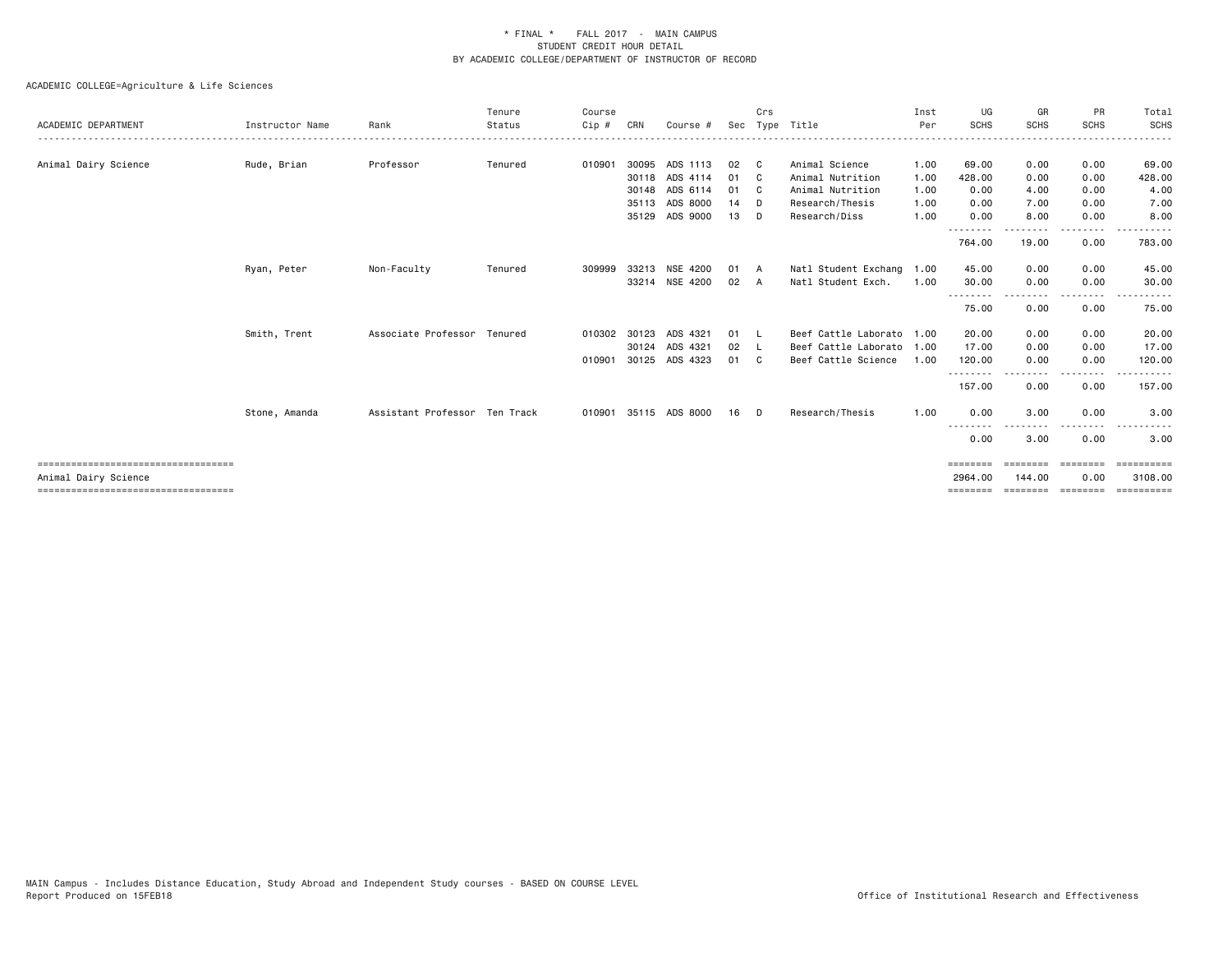\* FINAL \* FALL 2017 - MAIN CAMPUS
STUDENT CREDIT HOUR DETAIL
BY ACADEMIC COLLEGE/DEPARTMENT OF INSTRUCTOR OF RECORD

ACADEMIC COLLEGE=Agriculture & Life Sciences

| ACADEMIC DEPARTMENT | Instructor Name | Rank | Tenure Status | Course Cip # | CRN | Course # | Sec | Crs Type | Title | Inst Per | UG SCHS | GR SCHS | PR SCHS | Total SCHS |
|---|---|---|---|---|---|---|---|---|---|---|---|---|---|---|
| Animal Dairy Science | Rude, Brian | Professor | Tenured | 010901 | 30095 | ADS 1113 | 02 | C | Animal Science | 1.00 | 69.00 | 0.00 | 0.00 | 69.00 |
| | | | | | 30118 | ADS 4114 | 01 | C | Animal Nutrition | 1.00 | 428.00 | 0.00 | 0.00 | 428.00 |
| | | | | | 30148 | ADS 6114 | 01 | C | Animal Nutrition | 1.00 | 0.00 | 4.00 | 0.00 | 4.00 |
| | | | | | 35113 | ADS 8000 | 14 | D | Research/Thesis | 1.00 | 0.00 | 7.00 | 0.00 | 7.00 |
| | | | | | 35129 | ADS 9000 | 13 | D | Research/Diss | 1.00 | 0.00 | 8.00 | 0.00 | 8.00 |
| | | | | | | | | | | | 764.00 | 19.00 | 0.00 | 783.00 |
| | Ryan, Peter | Non-Faculty | Tenured | 309999 | 33213 | NSE 4200 | 01 | A | Natl Student Exchang | 1.00 | 45.00 | 0.00 | 0.00 | 45.00 |
| | | | | | 33214 | NSE 4200 | 02 | A | Natl Student Exch. | 1.00 | 30.00 | 0.00 | 0.00 | 30.00 |
| | | | | | | | | | | | 75.00 | 0.00 | 0.00 | 75.00 |
| | Smith, Trent | Associate Professor | Tenured | 010302 | 30123 | ADS 4321 | 01 | L | Beef Cattle Laborato | 1.00 | 20.00 | 0.00 | 0.00 | 20.00 |
| | | | | | 30124 | ADS 4321 | 02 | L | Beef Cattle Laborato | 1.00 | 17.00 | 0.00 | 0.00 | 17.00 |
| | | | | 010901 | 30125 | ADS 4323 | 01 | C | Beef Cattle Science | 1.00 | 120.00 | 0.00 | 0.00 | 120.00 |
| | | | | | | | | | | | 157.00 | 0.00 | 0.00 | 157.00 |
| | Stone, Amanda | Assistant Professor | Ten Track | 010901 | 35115 | ADS 8000 | 16 | D | Research/Thesis | 1.00 | 0.00 | 3.00 | 0.00 | 3.00 |
| | | | | | | | | | | | 0.00 | 3.00 | 0.00 | 3.00 |
| Animal Dairy Science | | | | | | | | | | | 2964.00 | 144.00 | 0.00 | 3108.00 |

MAIN Campus - Includes Distance Education, Study Abroad and Independent Study courses - BASED ON COURSE LEVEL
Report Produced on 15FEB18

Office of Institutional Research and Effectiveness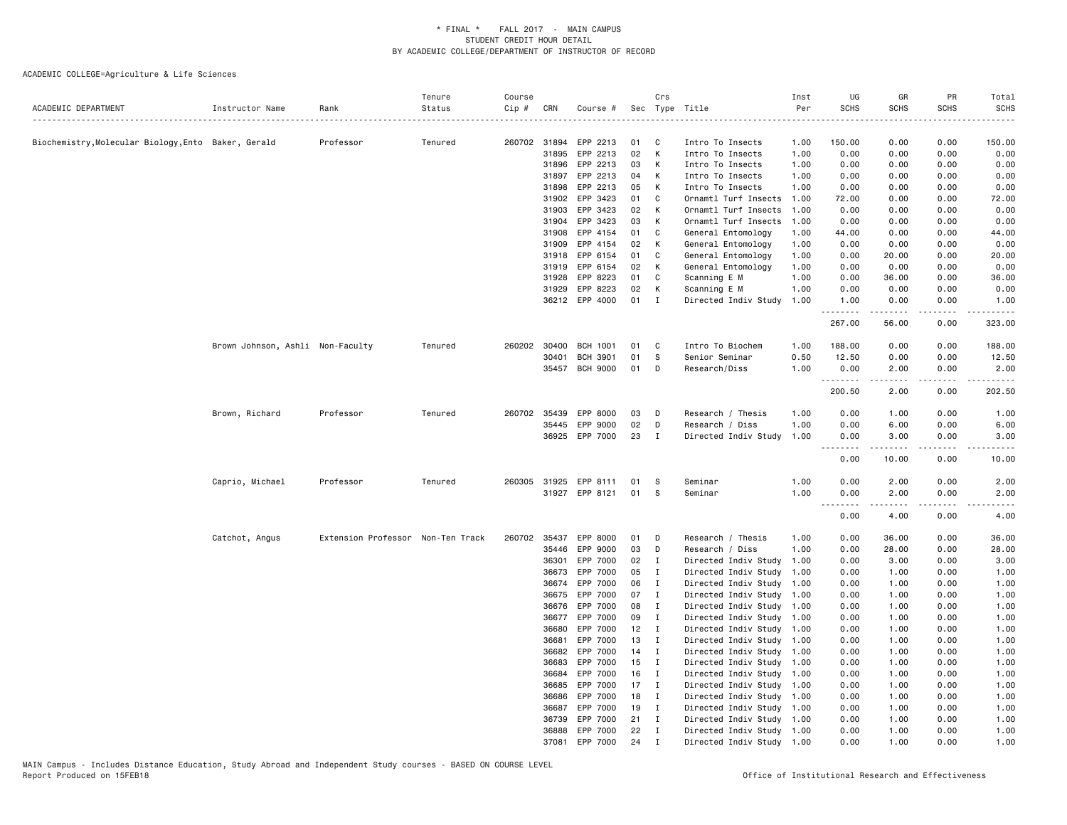# * FINAL * FALL 2017 - MAIN CAMPUS
## STUDENT CREDIT HOUR DETAIL
## BY ACADEMIC COLLEGE/DEPARTMENT OF INSTRUCTOR OF RECORD

ACADEMIC COLLEGE=Agriculture & Life Sciences

| ACADEMIC DEPARTMENT | Instructor Name | Rank | Tenure Status | Course Cip # | CRN | Course # | Sec | Crs Type | Title | Inst Per | UG SCHS | GR SCHS | PR SCHS | Total SCHS |
|---|---|---|---|---|---|---|---|---|---|---|---|---|---|---|
| Biochemistry,Molecular Biology,Ento | Baker, Gerald | Professor | Tenured | 260702 | 31894 | EPP 2213 | 01 | C | Intro To Insects | 1.00 | 150.00 | 0.00 | 0.00 | 150.00 |
| | | | | | 31895 | EPP 2213 | 02 | K | Intro To Insects | 1.00 | 0.00 | 0.00 | 0.00 | 0.00 |
| | | | | | 31896 | EPP 2213 | 03 | K | Intro To Insects | 1.00 | 0.00 | 0.00 | 0.00 | 0.00 |
| | | | | | 31897 | EPP 2213 | 04 | K | Intro To Insects | 1.00 | 0.00 | 0.00 | 0.00 | 0.00 |
| | | | | | 31898 | EPP 2213 | 05 | K | Intro To Insects | 1.00 | 0.00 | 0.00 | 0.00 | 0.00 |
| | | | | | 31902 | EPP 3423 | 01 | C | Ornamtl Turf Insects | 1.00 | 72.00 | 0.00 | 0.00 | 72.00 |
| | | | | | 31903 | EPP 3423 | 02 | K | Ornamtl Turf Insects | 1.00 | 0.00 | 0.00 | 0.00 | 0.00 |
| | | | | | 31904 | EPP 3423 | 03 | K | Ornamtl Turf Insects | 1.00 | 0.00 | 0.00 | 0.00 | 0.00 |
| | | | | | 31908 | EPP 4154 | 01 | C | General Entomology | 1.00 | 44.00 | 0.00 | 0.00 | 44.00 |
| | | | | | 31909 | EPP 4154 | 02 | K | General Entomology | 1.00 | 0.00 | 0.00 | 0.00 | 0.00 |
| | | | | | 31918 | EPP 6154 | 01 | C | General Entomology | 1.00 | 0.00 | 20.00 | 0.00 | 20.00 |
| | | | | | 31919 | EPP 6154 | 02 | K | General Entomology | 1.00 | 0.00 | 0.00 | 0.00 | 0.00 |
| | | | | | 31928 | EPP 8223 | 01 | C | Scanning E M | 1.00 | 0.00 | 36.00 | 0.00 | 36.00 |
| | | | | | 31929 | EPP 8223 | 02 | K | Scanning E M | 1.00 | 0.00 | 0.00 | 0.00 | 0.00 |
| | | | | | 36212 | EPP 4000 | 01 | I | Directed Indiv Study | 1.00 | 1.00 | 0.00 | 0.00 | 1.00 |
| | | | | | | | | | | | 267.00 | 56.00 | 0.00 | 323.00 |
| | Brown Johnson, Ashli | Non-Faculty | Tenured | 260202 | 30400 | BCH 1001 | 01 | C | Intro To Biochem | 1.00 | 188.00 | 0.00 | 0.00 | 188.00 |
| | | | | | 30401 | BCH 3901 | 01 | S | Senior Seminar | 0.50 | 12.50 | 0.00 | 0.00 | 12.50 |
| | | | | | 35457 | BCH 9000 | 01 | D | Research/Diss | 1.00 | 0.00 | 2.00 | 0.00 | 2.00 |
| | | | | | | | | | | | 200.50 | 2.00 | 0.00 | 202.50 |
| | Brown, Richard | Professor | Tenured | 260702 | 35439 | EPP 8000 | 03 | D | Research / Thesis | 1.00 | 0.00 | 1.00 | 0.00 | 1.00 |
| | | | | | 35445 | EPP 9000 | 02 | D | Research / Diss | 1.00 | 0.00 | 6.00 | 0.00 | 6.00 |
| | | | | | 36925 | EPP 7000 | 23 | I | Directed Indiv Study | 1.00 | 0.00 | 3.00 | 0.00 | 3.00 |
| | | | | | | | | | | | 0.00 | 10.00 | 0.00 | 10.00 |
| | Caprio, Michael | Professor | Tenured | 260305 | 31925 | EPP 8111 | 01 | S | Seminar | 1.00 | 0.00 | 2.00 | 0.00 | 2.00 |
| | | | | | 31927 | EPP 8121 | 01 | S | Seminar | 1.00 | 0.00 | 2.00 | 0.00 | 2.00 |
| | | | | | | | | | | | 0.00 | 4.00 | 0.00 | 4.00 |
| | Catchot, Angus | Extension Professor | Non-Ten Track | 260702 | 35437 | EPP 8000 | 01 | D | Research / Thesis | 1.00 | 0.00 | 36.00 | 0.00 | 36.00 |
| | | | | | 35446 | EPP 9000 | 03 | D | Research / Diss | 1.00 | 0.00 | 28.00 | 0.00 | 28.00 |
| | | | | | 36301 | EPP 7000 | 02 | I | Directed Indiv Study | 1.00 | 0.00 | 3.00 | 0.00 | 3.00 |
| | | | | | 36673 | EPP 7000 | 05 | I | Directed Indiv Study | 1.00 | 0.00 | 1.00 | 0.00 | 1.00 |
| | | | | | 36674 | EPP 7000 | 06 | I | Directed Indiv Study | 1.00 | 0.00 | 1.00 | 0.00 | 1.00 |
| | | | | | 36675 | EPP 7000 | 07 | I | Directed Indiv Study | 1.00 | 0.00 | 1.00 | 0.00 | 1.00 |
| | | | | | 36676 | EPP 7000 | 08 | I | Directed Indiv Study | 1.00 | 0.00 | 1.00 | 0.00 | 1.00 |
| | | | | | 36677 | EPP 7000 | 09 | I | Directed Indiv Study | 1.00 | 0.00 | 1.00 | 0.00 | 1.00 |
| | | | | | 36680 | EPP 7000 | 12 | I | Directed Indiv Study | 1.00 | 0.00 | 1.00 | 0.00 | 1.00 |
| | | | | | 36681 | EPP 7000 | 13 | I | Directed Indiv Study | 1.00 | 0.00 | 1.00 | 0.00 | 1.00 |
| | | | | | 36682 | EPP 7000 | 14 | I | Directed Indiv Study | 1.00 | 0.00 | 1.00 | 0.00 | 1.00 |
| | | | | | 36683 | EPP 7000 | 15 | I | Directed Indiv Study | 1.00 | 0.00 | 1.00 | 0.00 | 1.00 |
| | | | | | 36684 | EPP 7000 | 16 | I | Directed Indiv Study | 1.00 | 0.00 | 1.00 | 0.00 | 1.00 |
| | | | | | 36685 | EPP 7000 | 17 | I | Directed Indiv Study | 1.00 | 0.00 | 1.00 | 0.00 | 1.00 |
| | | | | | 36686 | EPP 7000 | 18 | I | Directed Indiv Study | 1.00 | 0.00 | 1.00 | 0.00 | 1.00 |
| | | | | | 36687 | EPP 7000 | 19 | I | Directed Indiv Study | 1.00 | 0.00 | 1.00 | 0.00 | 1.00 |
| | | | | | 36739 | EPP 7000 | 21 | I | Directed Indiv Study | 1.00 | 0.00 | 1.00 | 0.00 | 1.00 |
| | | | | | 36888 | EPP 7000 | 22 | I | Directed Indiv Study | 1.00 | 0.00 | 1.00 | 0.00 | 1.00 |
| | | | | | 37081 | EPP 7000 | 24 | I | Directed Indiv Study | 1.00 | 0.00 | 1.00 | 0.00 | 1.00 |

MAIN Campus - Includes Distance Education, Study Abroad and Independent Study courses - BASED ON COURSE LEVEL
Report Produced on 15FEB18

Office of Institutional Research and Effectiveness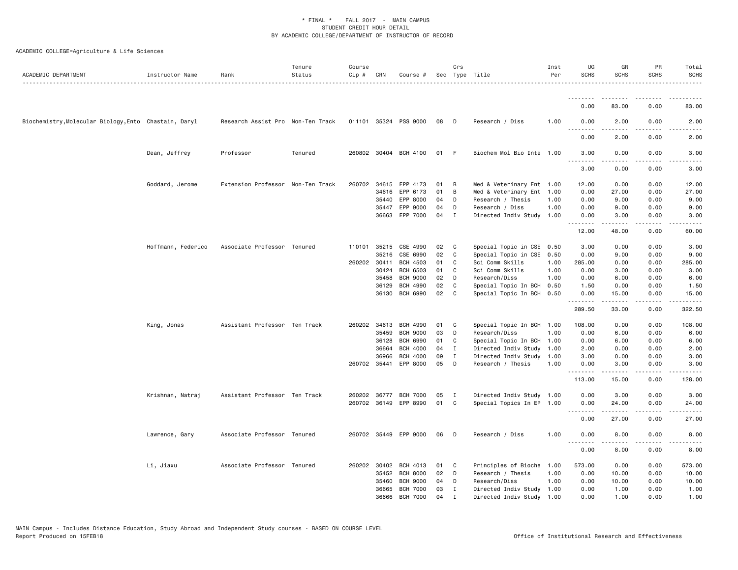\* FINAL \* FALL 2017 - MAIN CAMPUS
STUDENT CREDIT HOUR DETAIL
BY ACADEMIC COLLEGE/DEPARTMENT OF INSTRUCTOR OF RECORD

ACADEMIC COLLEGE=Agriculture & Life Sciences

| ACADEMIC DEPARTMENT | Instructor Name | Rank | Tenure Status | Course Cip # | CRN | Course # | Sec | Crs Type | Title | Inst Per | UG SCHS | GR SCHS | PR SCHS | Total SCHS |
|---|---|---|---|---|---|---|---|---|---|---|---|---|---|---|
| | | | | | | | | | | | 0.00 | 83.00 | 0.00 | 83.00 |
| Biochemistry,Molecular Biology,Ento | Chastain, Daryl | Research Assist Pro | Non-Ten Track | 011101 | 35324 | PSS 9000 | 08 | D | Research / Diss | 1.00 | 0.00 | 2.00 | 0.00 | 2.00 |
| | | | | | | | | | | | 0.00 | 2.00 | 0.00 | 2.00 |
| | Dean, Jeffrey | Professor | Tenured | 260802 | 30404 | BCH 4100 | 01 | F | Biochem Mol Bio Inte | 1.00 | 3.00 | 0.00 | 0.00 | 3.00 |
| | | | | | | | | | | | 3.00 | 0.00 | 0.00 | 3.00 |
| | Goddard, Jerome | Extension Professor | Non-Ten Track | 260702 | 34615 | EPP 4173 | 01 | B | Med & Veterinary Ent | 1.00 | 12.00 | 0.00 | 0.00 | 12.00 |
| | | | | | 34616 | EPP 6173 | 01 | B | Med & Veterinary Ent | 1.00 | 0.00 | 27.00 | 0.00 | 27.00 |
| | | | | | 35440 | EPP 8000 | 04 | D | Research / Thesis | 1.00 | 0.00 | 9.00 | 0.00 | 9.00 |
| | | | | | 35447 | EPP 9000 | 04 | D | Research / Diss | 1.00 | 0.00 | 9.00 | 0.00 | 9.00 |
| | | | | | 36663 | EPP 7000 | 04 | I | Directed Indiv Study | 1.00 | 0.00 | 3.00 | 0.00 | 3.00 |
| | | | | | | | | | | | 12.00 | 48.00 | 0.00 | 60.00 |
| | Hoffmann, Federico | Associate Professor | Tenured | 110101 | 35215 | CSE 4990 | 02 | C | Special Topic in CSE | 0.50 | 3.00 | 0.00 | 0.00 | 3.00 |
| | | | | | 35216 | CSE 6990 | 02 | C | Special Topic in CSE | 0.50 | 0.00 | 9.00 | 0.00 | 9.00 |
| | | | | 260202 | 30411 | BCH 4503 | 01 | C | Sci Comm Skills | 1.00 | 285.00 | 0.00 | 0.00 | 285.00 |
| | | | | | 30424 | BCH 6503 | 01 | C | Sci Comm Skills | 1.00 | 0.00 | 3.00 | 0.00 | 3.00 |
| | | | | | 35458 | BCH 9000 | 02 | D | Research/Diss | 1.00 | 0.00 | 6.00 | 0.00 | 6.00 |
| | | | | | 36129 | BCH 4990 | 02 | C | Special Topic In BCH | 0.50 | 1.50 | 0.00 | 0.00 | 1.50 |
| | | | | | 36130 | BCH 6990 | 02 | C | Special Topic In BCH | 0.50 | 0.00 | 15.00 | 0.00 | 15.00 |
| | | | | | | | | | | | 289.50 | 33.00 | 0.00 | 322.50 |
| | King, Jonas | Assistant Professor | Ten Track | 260202 | 34613 | BCH 4990 | 01 | C | Special Topic In BCH | 1.00 | 108.00 | 0.00 | 0.00 | 108.00 |
| | | | | | 35459 | BCH 9000 | 03 | D | Research/Diss | 1.00 | 0.00 | 6.00 | 0.00 | 6.00 |
| | | | | | 36128 | BCH 6990 | 01 | C | Special Topic In BCH | 1.00 | 0.00 | 6.00 | 0.00 | 6.00 |
| | | | | | 36664 | BCH 4000 | 04 | I | Directed Indiv Study | 1.00 | 2.00 | 0.00 | 0.00 | 2.00 |
| | | | | | 36966 | BCH 4000 | 09 | I | Directed Indiv Study | 1.00 | 3.00 | 0.00 | 0.00 | 3.00 |
| | | | | 260702 | 35441 | EPP 8000 | 05 | D | Research / Thesis | 1.00 | 0.00 | 3.00 | 0.00 | 3.00 |
| | | | | | | | | | | | 113.00 | 15.00 | 0.00 | 128.00 |
| | Krishnan, Natraj | Assistant Professor | Ten Track | 260202 | 36777 | BCH 7000 | 05 | I | Directed Indiv Study | 1.00 | 0.00 | 3.00 | 0.00 | 3.00 |
| | | | | 260702 | 36149 | EPP 8990 | 01 | C | Special Topics In EP | 1.00 | 0.00 | 24.00 | 0.00 | 24.00 |
| | | | | | | | | | | | 0.00 | 27.00 | 0.00 | 27.00 |
| | Lawrence, Gary | Associate Professor | Tenured | 260702 | 35449 | EPP 9000 | 06 | D | Research / Diss | 1.00 | 0.00 | 8.00 | 0.00 | 8.00 |
| | | | | | | | | | | | 0.00 | 8.00 | 0.00 | 8.00 |
| | Li, Jiaxu | Associate Professor | Tenured | 260202 | 30402 | BCH 4013 | 01 | C | Principles of Bioche | 1.00 | 573.00 | 0.00 | 0.00 | 573.00 |
| | | | | | 35452 | BCH 8000 | 02 | D | Research / Thesis | 1.00 | 0.00 | 10.00 | 0.00 | 10.00 |
| | | | | | 35460 | BCH 9000 | 04 | D | Research/Diss | 1.00 | 0.00 | 10.00 | 0.00 | 10.00 |
| | | | | | 36665 | BCH 7000 | 03 | I | Directed Indiv Study | 1.00 | 0.00 | 1.00 | 0.00 | 1.00 |
| | | | | | 36666 | BCH 7000 | 04 | I | Directed Indiv Study | 1.00 | 0.00 | 1.00 | 0.00 | 1.00 |

MAIN Campus - Includes Distance Education, Study Abroad and Independent Study courses - BASED ON COURSE LEVEL
Report Produced on 15FEB18 Office of Institutional Research and Effectiveness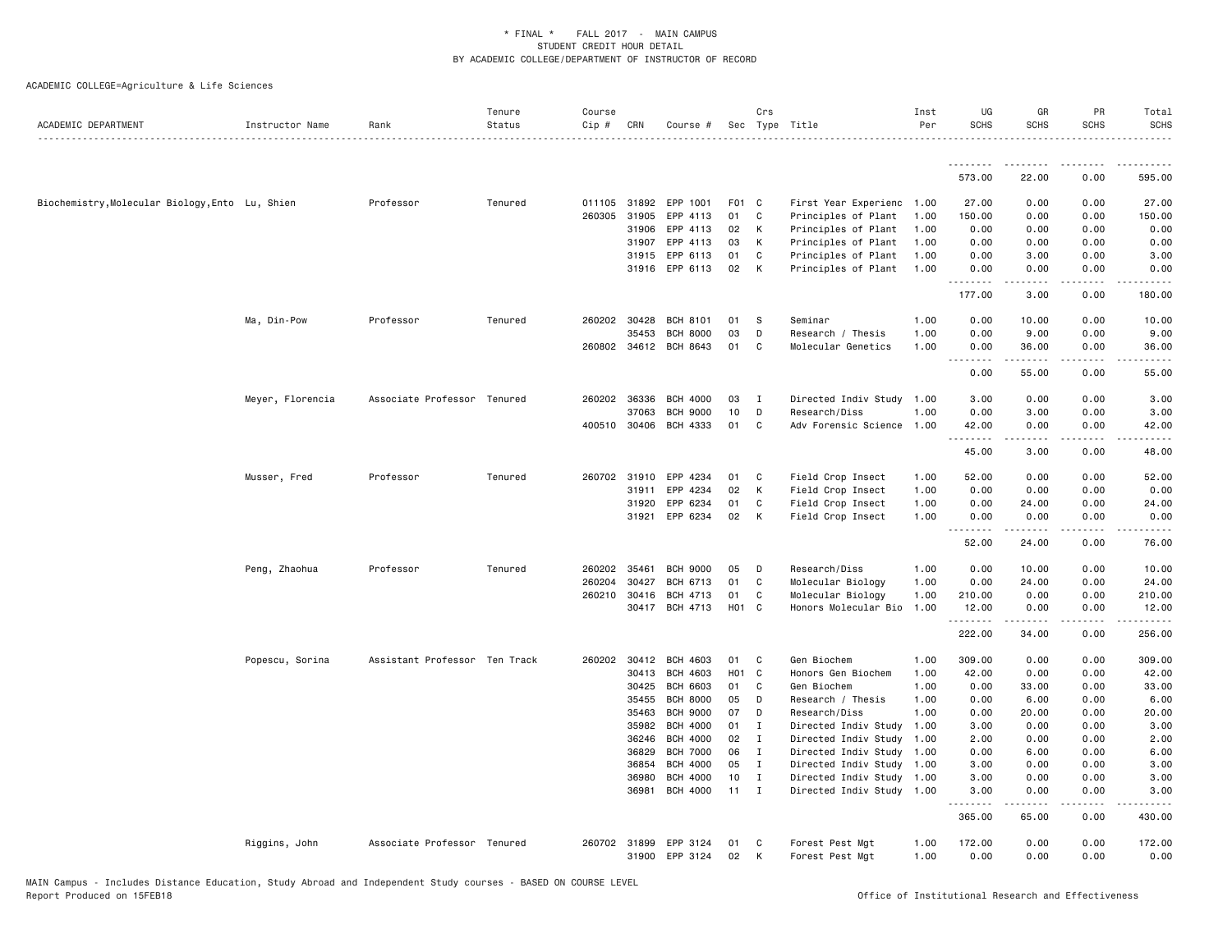\* FINAL \* FALL 2017 - MAIN CAMPUS
STUDENT CREDIT HOUR DETAIL
BY ACADEMIC COLLEGE/DEPARTMENT OF INSTRUCTOR OF RECORD

ACADEMIC COLLEGE=Agriculture & Life Sciences

| ACADEMIC DEPARTMENT | Instructor Name | Rank | Tenure Status | Course Cip # | CRN | Course # | Sec | Crs Type | Title | Inst Per | UG SCHS | GR SCHS | PR SCHS | Total SCHS |
|---|---|---|---|---|---|---|---|---|---|---|---|---|---|---|
| | | | | | | | | | | | 573.00 | 22.00 | 0.00 | 595.00 |
| Biochemistry,Molecular Biology,Ento | Lu, Shien | Professor | Tenured | 011105 | 31892 | EPP 1001 | F01 | C | First Year Experienc | 1.00 | 27.00 | 0.00 | 0.00 | 27.00 |
| | | | | 260305 | 31905 | EPP 4113 | 01 | C | Principles of Plant | 1.00 | 150.00 | 0.00 | 0.00 | 150.00 |
| | | | | | 31906 | EPP 4113 | 02 | K | Principles of Plant | 1.00 | 0.00 | 0.00 | 0.00 | 0.00 |
| | | | | | 31907 | EPP 4113 | 03 | K | Principles of Plant | 1.00 | 0.00 | 0.00 | 0.00 | 0.00 |
| | | | | | 31915 | EPP 6113 | 01 | C | Principles of Plant | 1.00 | 0.00 | 3.00 | 0.00 | 3.00 |
| | | | | | 31916 | EPP 6113 | 02 | K | Principles of Plant | 1.00 | 0.00 | 0.00 | 0.00 | 0.00 |
| | | | | | | | | | | | 177.00 | 3.00 | 0.00 | 180.00 |
| | Ma, Din-Pow | Professor | Tenured | 260202 | 30428 | BCH 8101 | 01 | S | Seminar | 1.00 | 0.00 | 10.00 | 0.00 | 10.00 |
| | | | | | 35453 | BCH 8000 | 03 | D | Research / Thesis | 1.00 | 0.00 | 9.00 | 0.00 | 9.00 |
| | | | | 260802 | 34612 | BCH 8643 | 01 | C | Molecular Genetics | 1.00 | 0.00 | 36.00 | 0.00 | 36.00 |
| | | | | | | | | | | | 0.00 | 55.00 | 0.00 | 55.00 |
| | Meyer, Florencia | Associate Professor | Tenured | 260202 | 36336 | BCH 4000 | 03 | I | Directed Indiv Study | 1.00 | 3.00 | 0.00 | 0.00 | 3.00 |
| | | | | | 37063 | BCH 9000 | 10 | D | Research/Diss | 1.00 | 0.00 | 3.00 | 0.00 | 3.00 |
| | | | | 400510 | 30406 | BCH 4333 | 01 | C | Adv Forensic Science | 1.00 | 42.00 | 0.00 | 0.00 | 42.00 |
| | | | | | | | | | | | 45.00 | 3.00 | 0.00 | 48.00 |
| | Musser, Fred | Professor | Tenured | 260702 | 31910 | EPP 4234 | 01 | C | Field Crop Insect | 1.00 | 52.00 | 0.00 | 0.00 | 52.00 |
| | | | | | 31911 | EPP 4234 | 02 | K | Field Crop Insect | 1.00 | 0.00 | 0.00 | 0.00 | 0.00 |
| | | | | | 31920 | EPP 6234 | 01 | C | Field Crop Insect | 1.00 | 0.00 | 24.00 | 0.00 | 24.00 |
| | | | | | 31921 | EPP 6234 | 02 | K | Field Crop Insect | 1.00 | 0.00 | 0.00 | 0.00 | 0.00 |
| | | | | | | | | | | | 52.00 | 24.00 | 0.00 | 76.00 |
| | Peng, Zhaohua | Professor | Tenured | 260202 | 35461 | BCH 9000 | 05 | D | Research/Diss | 1.00 | 0.00 | 10.00 | 0.00 | 10.00 |
| | | | | 260204 | 30427 | BCH 6713 | 01 | C | Molecular Biology | 1.00 | 0.00 | 24.00 | 0.00 | 24.00 |
| | | | | 260210 | 30416 | BCH 4713 | 01 | C | Molecular Biology | 1.00 | 210.00 | 0.00 | 0.00 | 210.00 |
| | | | | | 30417 | BCH 4713 | H01 | C | Honors Molecular Bio | 1.00 | 12.00 | 0.00 | 0.00 | 12.00 |
| | | | | | | | | | | | 222.00 | 34.00 | 0.00 | 256.00 |
| | Popescu, Sorina | Assistant Professor | Ten Track | 260202 | 30412 | BCH 4603 | 01 | C | Gen Biochem | 1.00 | 309.00 | 0.00 | 0.00 | 309.00 |
| | | | | | 30413 | BCH 4603 | H01 | C | Honors Gen Biochem | 1.00 | 42.00 | 0.00 | 0.00 | 42.00 |
| | | | | | 30425 | BCH 6603 | 01 | C | Gen Biochem | 1.00 | 0.00 | 33.00 | 0.00 | 33.00 |
| | | | | | 35455 | BCH 8000 | 05 | D | Research / Thesis | 1.00 | 0.00 | 6.00 | 0.00 | 6.00 |
| | | | | | 35463 | BCH 9000 | 07 | D | Research/Diss | 1.00 | 0.00 | 20.00 | 0.00 | 20.00 |
| | | | | | 35982 | BCH 4000 | 01 | I | Directed Indiv Study | 1.00 | 3.00 | 0.00 | 0.00 | 3.00 |
| | | | | | 36246 | BCH 4000 | 02 | I | Directed Indiv Study | 1.00 | 2.00 | 0.00 | 0.00 | 2.00 |
| | | | | | 36829 | BCH 7000 | 06 | I | Directed Indiv Study | 1.00 | 0.00 | 6.00 | 0.00 | 6.00 |
| | | | | | 36854 | BCH 4000 | 05 | I | Directed Indiv Study | 1.00 | 3.00 | 0.00 | 0.00 | 3.00 |
| | | | | | 36980 | BCH 4000 | 10 | I | Directed Indiv Study | 1.00 | 3.00 | 0.00 | 0.00 | 3.00 |
| | | | | | 36981 | BCH 4000 | 11 | I | Directed Indiv Study | 1.00 | 3.00 | 0.00 | 0.00 | 3.00 |
| | | | | | | | | | | | 365.00 | 65.00 | 0.00 | 430.00 |
| | Riggins, John | Associate Professor | Tenured | 260702 | 31899 | EPP 3124 | 01 | C | Forest Pest Mgt | 1.00 | 172.00 | 0.00 | 0.00 | 172.00 |
| | | | | | 31900 | EPP 3124 | 02 | K | Forest Pest Mgt | 1.00 | 0.00 | 0.00 | 0.00 | 0.00 |

MAIN Campus - Includes Distance Education, Study Abroad and Independent Study courses - BASED ON COURSE LEVEL
Report Produced on 15FEB18 Office of Institutional Research and Effectiveness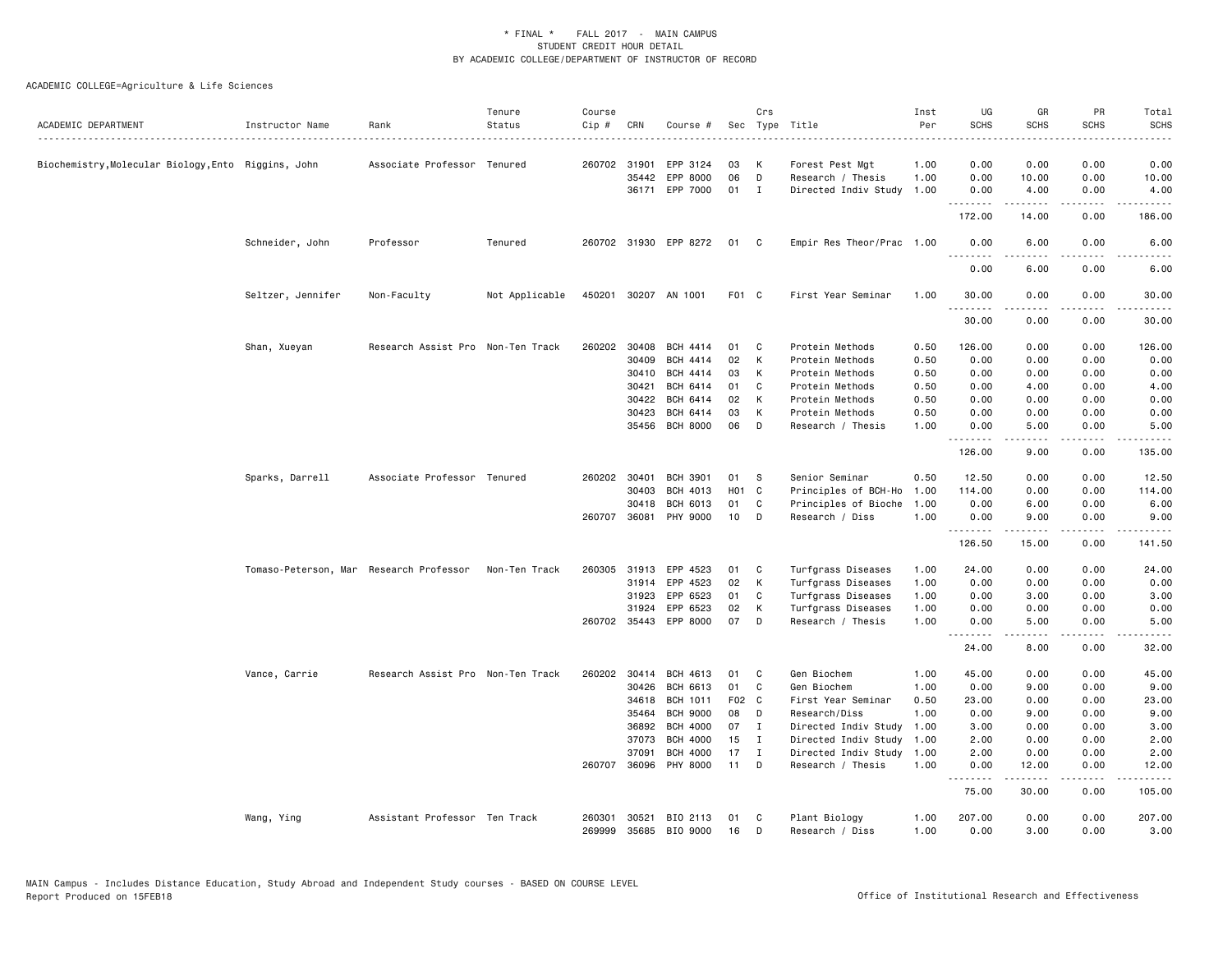\* FINAL \* FALL 2017 - MAIN CAMPUS
STUDENT CREDIT HOUR DETAIL
BY ACADEMIC COLLEGE/DEPARTMENT OF INSTRUCTOR OF RECORD

ACADEMIC COLLEGE=Agriculture & Life Sciences

| ACADEMIC DEPARTMENT | Instructor Name | Rank | Tenure Status | Course Cip # | CRN | Course # | Sec | Crs Type | Title | Inst Per | UG SCHS | GR SCHS | PR SCHS | Total SCHS |
|---|---|---|---|---|---|---|---|---|---|---|---|---|---|---|
| Biochemistry,Molecular Biology,Ento | Riggins, John | Associate Professor | Tenured | 260702 | 31901 | EPP 3124 | 03 | K | Forest Pest Mgt | 1.00 | 0.00 | 0.00 | 0.00 | 0.00 |
| | | | | | 35442 | EPP 8000 | 06 | D | Research / Thesis | 1.00 | 0.00 | 10.00 | 0.00 | 10.00 |
| | | | | | 36171 | EPP 7000 | 01 | I | Directed Indiv Study | 1.00 | 0.00 | 4.00 | 0.00 | 4.00 |
| | | | | | | | | | | | 172.00 | 14.00 | 0.00 | 186.00 |
| | Schneider, John | Professor | Tenured | 260702 | 31930 | EPP 8272 | 01 | C | Empir Res Theor/Prac | 1.00 | 0.00 | 6.00 | 0.00 | 6.00 |
| | | | | | | | | | | | 0.00 | 6.00 | 0.00 | 6.00 |
| | Seltzer, Jennifer | Non-Faculty | Not Applicable | 450201 | 30207 | AN 1001 | F01 | C | First Year Seminar | 1.00 | 30.00 | 0.00 | 0.00 | 30.00 |
| | | | | | | | | | | | 30.00 | 0.00 | 0.00 | 30.00 |
| | Shan, Xueyan | Research Assist Pro | Non-Ten Track | 260202 | 30408 | BCH 4414 | 01 | C | Protein Methods | 0.50 | 126.00 | 0.00 | 0.00 | 126.00 |
| | | | | | 30409 | BCH 4414 | 02 | K | Protein Methods | 0.50 | 0.00 | 0.00 | 0.00 | 0.00 |
| | | | | | 30410 | BCH 4414 | 03 | K | Protein Methods | 0.50 | 0.00 | 0.00 | 0.00 | 0.00 |
| | | | | | 30421 | BCH 6414 | 01 | C | Protein Methods | 0.50 | 0.00 | 4.00 | 0.00 | 4.00 |
| | | | | | 30422 | BCH 6414 | 02 | K | Protein Methods | 0.50 | 0.00 | 0.00 | 0.00 | 0.00 |
| | | | | | 30423 | BCH 6414 | 03 | K | Protein Methods | 0.50 | 0.00 | 0.00 | 0.00 | 0.00 |
| | | | | | 35456 | BCH 8000 | 06 | D | Research / Thesis | 1.00 | 0.00 | 5.00 | 0.00 | 5.00 |
| | | | | | | | | | | | 126.00 | 9.00 | 0.00 | 135.00 |
| | Sparks, Darrell | Associate Professor | Tenured | 260202 | 30401 | BCH 3901 | 01 | S | Senior Seminar | 0.50 | 12.50 | 0.00 | 0.00 | 12.50 |
| | | | | | 30403 | BCH 4013 | H01 | C | Principles of BCH-Ho | 1.00 | 114.00 | 0.00 | 0.00 | 114.00 |
| | | | | | 30418 | BCH 6013 | 01 | C | Principles of Bioche | 1.00 | 0.00 | 6.00 | 0.00 | 6.00 |
| | | | | 260707 | 36081 | PHY 9000 | 10 | D | Research / Diss | 1.00 | 0.00 | 9.00 | 0.00 | 9.00 |
| | | | | | | | | | | | 126.50 | 15.00 | 0.00 | 141.50 |
| | Tomaso-Peterson, Mar | Research Professor | Non-Ten Track | 260305 | 31913 | EPP 4523 | 01 | C | Turfgrass Diseases | 1.00 | 24.00 | 0.00 | 0.00 | 24.00 |
| | | | | | 31914 | EPP 4523 | 02 | K | Turfgrass Diseases | 1.00 | 0.00 | 0.00 | 0.00 | 0.00 |
| | | | | | 31923 | EPP 6523 | 01 | C | Turfgrass Diseases | 1.00 | 0.00 | 3.00 | 0.00 | 3.00 |
| | | | | | 31924 | EPP 6523 | 02 | K | Turfgrass Diseases | 1.00 | 0.00 | 0.00 | 0.00 | 0.00 |
| | | | | 260702 | 35443 | EPP 8000 | 07 | D | Research / Thesis | 1.00 | 0.00 | 5.00 | 0.00 | 5.00 |
| | | | | | | | | | | | 24.00 | 8.00 | 0.00 | 32.00 |
| | Vance, Carrie | Research Assist Pro | Non-Ten Track | 260202 | 30414 | BCH 4613 | 01 | C | Gen Biochem | 1.00 | 45.00 | 0.00 | 0.00 | 45.00 |
| | | | | | 30426 | BCH 6613 | 01 | C | Gen Biochem | 1.00 | 0.00 | 9.00 | 0.00 | 9.00 |
| | | | | | 34618 | BCH 1011 | F02 | C | First Year Seminar | 0.50 | 23.00 | 0.00 | 0.00 | 23.00 |
| | | | | | 35464 | BCH 9000 | 08 | D | Research/Diss | 1.00 | 0.00 | 9.00 | 0.00 | 9.00 |
| | | | | | 36892 | BCH 4000 | 07 | I | Directed Indiv Study | 1.00 | 3.00 | 0.00 | 0.00 | 3.00 |
| | | | | | 37073 | BCH 4000 | 15 | I | Directed Indiv Study | 1.00 | 2.00 | 0.00 | 0.00 | 2.00 |
| | | | | | 37091 | BCH 4000 | 17 | I | Directed Indiv Study | 1.00 | 2.00 | 0.00 | 0.00 | 2.00 |
| | | | | 260707 | 36096 | PHY 8000 | 11 | D | Research / Thesis | 1.00 | 0.00 | 12.00 | 0.00 | 12.00 |
| | | | | | | | | | | | 75.00 | 30.00 | 0.00 | 105.00 |
| | Wang, Ying | Assistant Professor | Ten Track | 260301 | 30521 | BIO 2113 | 01 | C | Plant Biology | 1.00 | 207.00 | 0.00 | 0.00 | 207.00 |
| | | | | 269999 | 35685 | BIO 9000 | 16 | D | Research / Diss | 1.00 | 0.00 | 3.00 | 0.00 | 3.00 |

MAIN Campus - Includes Distance Education, Study Abroad and Independent Study courses - BASED ON COURSE LEVEL
Report Produced on 15FEB18 Office of Institutional Research and Effectiveness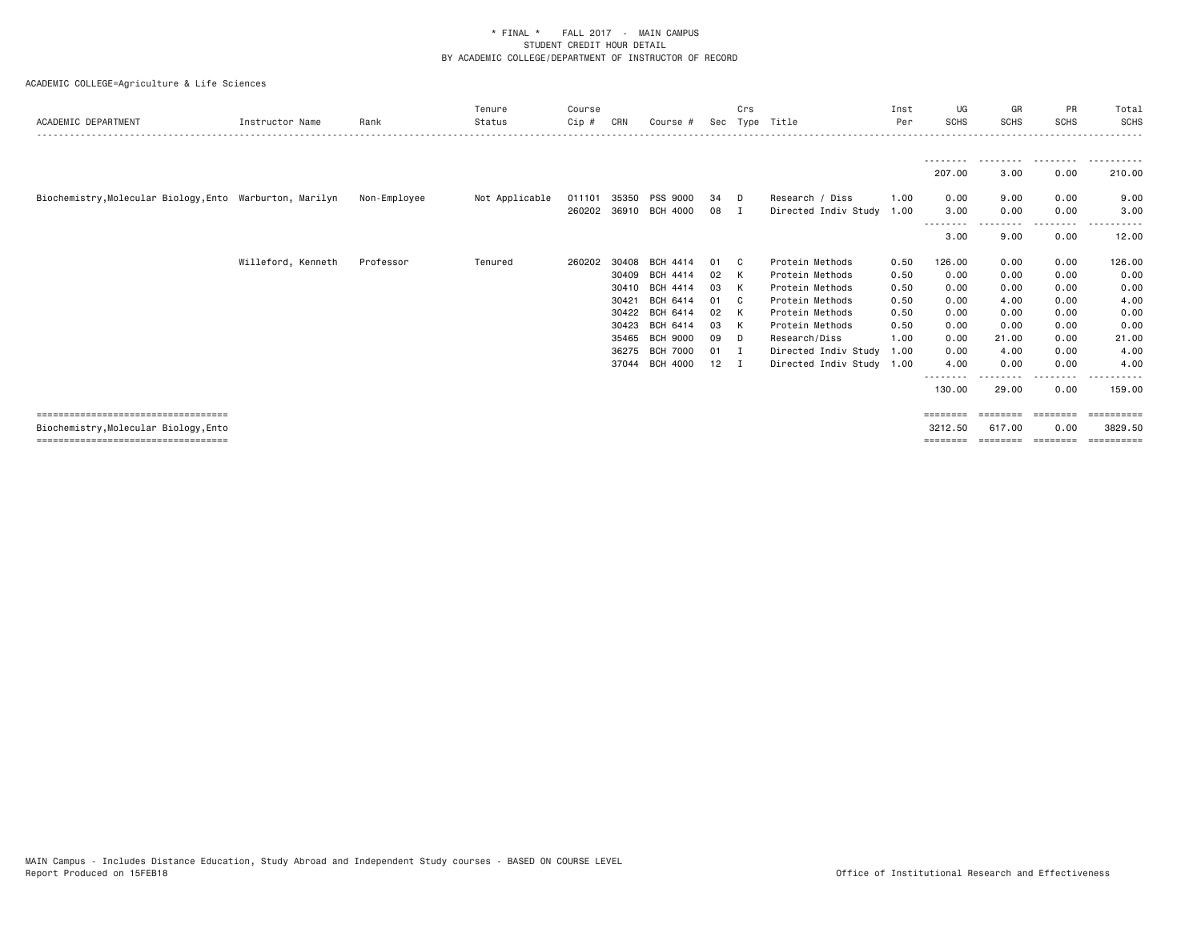\* FINAL \*   FALL 2017  -  MAIN CAMPUS
STUDENT CREDIT HOUR DETAIL
BY ACADEMIC COLLEGE/DEPARTMENT OF INSTRUCTOR OF RECORD

ACADEMIC COLLEGE=Agriculture & Life Sciences

| ACADEMIC DEPARTMENT | Instructor Name | Rank | Tenure Status | Course Cip # | CRN | Course # | Sec | Crs Type | Title | Inst Per | UG SCHS | GR SCHS | PR SCHS | Total SCHS |
|---|---|---|---|---|---|---|---|---|---|---|---|---|---|---|
| | | | | | | | | | | | 207.00 | 3.00 | 0.00 | 210.00 |
| Biochemistry,Molecular Biology,Ento | Warburton, Marilyn | Non-Employee | Not Applicable | 011101 | 35350 | PSS 9000 | 34 | D | Research / Diss | 1.00 | 0.00 | 9.00 | 0.00 | 9.00 |
| | | | | 260202 | 36910 | BCH 4000 | 08 | I | Directed Indiv Study | 1.00 | 3.00 | 0.00 | 0.00 | 3.00 |
| | | | | | | | | | | | 3.00 | 9.00 | 0.00 | 12.00 |
| | Willeford, Kenneth | Professor | Tenured | 260202 | 30408 | BCH 4414 | 01 | C | Protein Methods | 0.50 | 126.00 | 0.00 | 0.00 | 126.00 |
| | | | | | 30409 | BCH 4414 | 02 | K | Protein Methods | 0.50 | 0.00 | 0.00 | 0.00 | 0.00 |
| | | | | | 30410 | BCH 4414 | 03 | K | Protein Methods | 0.50 | 0.00 | 0.00 | 0.00 | 0.00 |
| | | | | | 30421 | BCH 6414 | 01 | C | Protein Methods | 0.50 | 0.00 | 4.00 | 0.00 | 4.00 |
| | | | | | 30422 | BCH 6414 | 02 | K | Protein Methods | 0.50 | 0.00 | 0.00 | 0.00 | 0.00 |
| | | | | | 30423 | BCH 6414 | 03 | K | Protein Methods | 0.50 | 0.00 | 0.00 | 0.00 | 0.00 |
| | | | | | 35465 | BCH 9000 | 09 | D | Research/Diss | 1.00 | 0.00 | 21.00 | 0.00 | 21.00 |
| | | | | | 36275 | BCH 7000 | 01 | I | Directed Indiv Study | 1.00 | 0.00 | 4.00 | 0.00 | 4.00 |
| | | | | | 37044 | BCH 4000 | 12 | I | Directed Indiv Study | 1.00 | 4.00 | 0.00 | 0.00 | 4.00 |
| | | | | | | | | | | | 130.00 | 29.00 | 0.00 | 159.00 |
| Biochemistry,Molecular Biology,Ento | | | | | | | | | | | 3212.50 | 617.00 | 0.00 | 3829.50 |

MAIN Campus - Includes Distance Education, Study Abroad and Independent Study courses - BASED ON COURSE LEVEL
Report Produced on 15FEB18

Office of Institutional Research and Effectiveness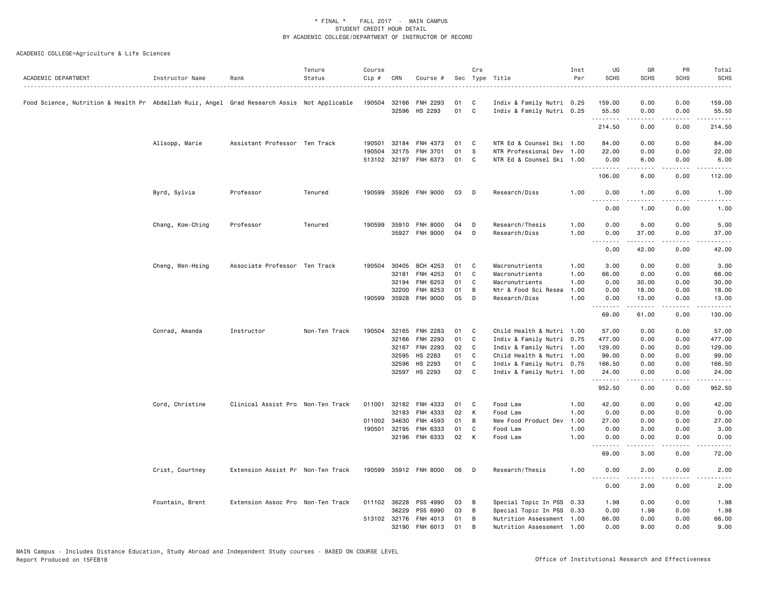\* FINAL \* FALL 2017 - MAIN CAMPUS
STUDENT CREDIT HOUR DETAIL
BY ACADEMIC COLLEGE/DEPARTMENT OF INSTRUCTOR OF RECORD

ACADEMIC COLLEGE=Agriculture & Life Sciences

| ACADEMIC DEPARTMENT | Instructor Name | Rank | Tenure Status | Course Cip # | CRN | Course # | Sec | Crs Type | Title | Inst Per | UG SCHS | GR SCHS | PR SCHS | Total SCHS |
|---|---|---|---|---|---|---|---|---|---|---|---|---|---|---|
| Food Science, Nutrition & Health Pr | Abdallah Ruiz, Angel | Grad Research Assis | Not Applicable | 190504 | 32166 | FNH 2293 | 01 | C | Indiv & Family Nutri | 0.25 | 159.00 | 0.00 | 0.00 | 159.00 |
| | | | | | 32596 | HS 2293 | 01 | C | Indiv & Family Nutri | 0.25 | 55.50 | 0.00 | 0.00 | 55.50 |
| | | | | | | | | | | | 214.50 | 0.00 | 0.00 | 214.50 |
| | Allsopp, Marie | Assistant Professor | Ten Track | 190501 | 32184 | FNH 4373 | 01 | C | NTR Ed & Counsel Ski | 1.00 | 84.00 | 0.00 | 0.00 | 84.00 |
| | | | | 190504 | 32175 | FNH 3701 | 01 | S | NTR Professional Dev | 1.00 | 22.00 | 0.00 | 0.00 | 22.00 |
| | | | | 513102 | 32197 | FNH 6373 | 01 | C | NTR Ed & Counsel Ski | 1.00 | 0.00 | 6.00 | 0.00 | 6.00 |
| | | | | | | | | | | | 106.00 | 6.00 | 0.00 | 112.00 |
| | Byrd, Sylvia | Professor | Tenured | 190599 | 35926 | FNH 9000 | 03 | D | Research/Diss | 1.00 | 0.00 | 1.00 | 0.00 | 1.00 |
| | | | | | | | | | | | 0.00 | 1.00 | 0.00 | 1.00 |
| | Chang, Kow-Ching | Professor | Tenured | 190599 | 35910 | FNH 8000 | 04 | D | Research/Thesis | 1.00 | 0.00 | 5.00 | 0.00 | 5.00 |
| | | | | | 35927 | FNH 9000 | 04 | D | Research/Diss | 1.00 | 0.00 | 37.00 | 0.00 | 37.00 |
| | | | | | | | | | | | 0.00 | 42.00 | 0.00 | 42.00 |
| | Cheng, Wen-Hsing | Associate Professor | Ten Track | 190504 | 30405 | BCH 4253 | 01 | C | Macronutrients | 1.00 | 3.00 | 0.00 | 0.00 | 3.00 |
| | | | | | 32181 | FNH 4253 | 01 | C | Macronutrients | 1.00 | 66.00 | 0.00 | 0.00 | 66.00 |
| | | | | | 32194 | FNH 6253 | 01 | C | Macronutrients | 1.00 | 0.00 | 30.00 | 0.00 | 30.00 |
| | | | | | 32200 | FNH 8253 | 01 | B | Ntr & Food Sci Resea | 1.00 | 0.00 | 18.00 | 0.00 | 18.00 |
| | | | | 190599 | 35928 | FNH 9000 | 05 | D | Research/Diss | 1.00 | 0.00 | 13.00 | 0.00 | 13.00 |
| | | | | | | | | | | | 69.00 | 61.00 | 0.00 | 130.00 |
| | Conrad, Amanda | Instructor | Non-Ten Track | 190504 | 32165 | FNH 2283 | 01 | C | Child Health & Nutri | 1.00 | 57.00 | 0.00 | 0.00 | 57.00 |
| | | | | | 32166 | FNH 2293 | 01 | C | Indiv & Family Nutri | 0.75 | 477.00 | 0.00 | 0.00 | 477.00 |
| | | | | | 32167 | FNH 2293 | 02 | C | Indiv & Family Nutri | 1.00 | 129.00 | 0.00 | 0.00 | 129.00 |
| | | | | | 32595 | HS 2283 | 01 | C | Child Health & Nutri | 1.00 | 99.00 | 0.00 | 0.00 | 99.00 |
| | | | | | 32596 | HS 2293 | 01 | C | Indiv & Family Nutri | 0.75 | 166.50 | 0.00 | 0.00 | 166.50 |
| | | | | | 32597 | HS 2293 | 02 | C | Indiv & Family Nutri | 1.00 | 24.00 | 0.00 | 0.00 | 24.00 |
| | | | | | | | | | | | 952.50 | 0.00 | 0.00 | 952.50 |
| | Cord, Christine | Clinical Assist Pro | Non-Ten Track | 011001 | 32182 | FNH 4333 | 01 | C | Food Law | 1.00 | 42.00 | 0.00 | 0.00 | 42.00 |
| | | | | | 32183 | FNH 4333 | 02 | K | Food Law | 1.00 | 0.00 | 0.00 | 0.00 | 0.00 |
| | | | | 011002 | 34630 | FNH 4593 | 01 | B | New Food Product Dev | 1.00 | 27.00 | 0.00 | 0.00 | 27.00 |
| | | | | 190501 | 32195 | FNH 6333 | 01 | C | Food Law | 1.00 | 0.00 | 3.00 | 0.00 | 3.00 |
| | | | | | 32196 | FNH 6333 | 02 | K | Food Law | 1.00 | 0.00 | 0.00 | 0.00 | 0.00 |
| | | | | | | | | | | | 69.00 | 3.00 | 0.00 | 72.00 |
| | Crist, Courtney | Extension Assist Pr | Non-Ten Track | 190599 | 35912 | FNH 8000 | 06 | D | Research/Thesis | 1.00 | 0.00 | 2.00 | 0.00 | 2.00 |
| | | | | | | | | | | | 0.00 | 2.00 | 0.00 | 2.00 |
| | Fountain, Brent | Extension Assoc Pro | Non-Ten Track | 011102 | 36228 | PSS 4990 | 03 | B | Special Topic In PSS | 0.33 | 1.98 | 0.00 | 0.00 | 1.98 |
| | | | | | 36229 | PSS 6990 | 03 | B | Special Topic In PSS | 0.33 | 0.00 | 1.98 | 0.00 | 1.98 |
| | | | | 513102 | 32176 | FNH 4013 | 01 | B | Nutrition Assessment | 1.00 | 66.00 | 0.00 | 0.00 | 66.00 |
| | | | | | 32190 | FNH 6013 | 01 | B | Nutrition Assessment | 1.00 | 0.00 | 9.00 | 0.00 | 9.00 |

MAIN Campus - Includes Distance Education, Study Abroad and Independent Study courses - BASED ON COURSE LEVEL
Report Produced on 15FEB18 — Office of Institutional Research and Effectiveness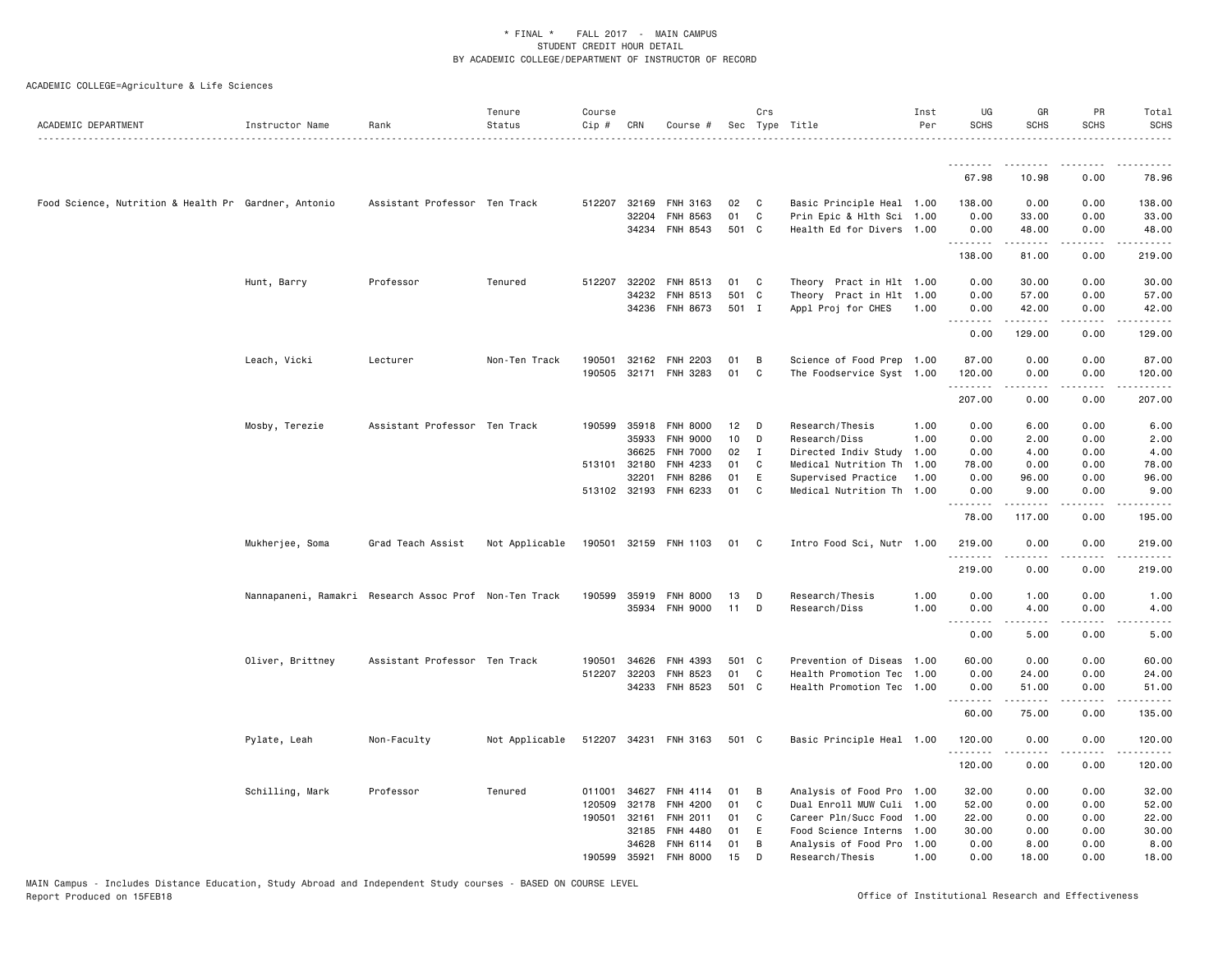\* FINAL \* FALL 2017 - MAIN CAMPUS
STUDENT CREDIT HOUR DETAIL
BY ACADEMIC COLLEGE/DEPARTMENT OF INSTRUCTOR OF RECORD

ACADEMIC COLLEGE=Agriculture & Life Sciences

| ACADEMIC DEPARTMENT | Instructor Name | Rank | Tenure Status | Course Cip # | CRN | Course # | Sec | Crs Type | Title | Inst Per | UG SCHS | GR SCHS | PR SCHS | Total SCHS |
|---|---|---|---|---|---|---|---|---|---|---|---|---|---|---|
| | | | | | | | | | | | 67.98 | 10.98 | 0.00 | 78.96 |
| Food Science, Nutrition & Health Pr | Gardner, Antonio | Assistant Professor | Ten Track | 512207 | 32169 | FNH 3163 | 02 | C | Basic Principle Heal | 1.00 | 138.00 | 0.00 | 0.00 | 138.00 |
| | | | | | 32204 | FNH 8563 | 01 | C | Prin Epic & Hlth Sci | 1.00 | 0.00 | 33.00 | 0.00 | 33.00 |
| | | | | | 34234 | FNH 8543 | 501 | C | Health Ed for Divers | 1.00 | 0.00 | 48.00 | 0.00 | 48.00 |
| | | | | | | | | | | | 138.00 | 81.00 | 0.00 | 219.00 |
| | Hunt, Barry | Professor | Tenured | 512207 | 32202 | FNH 8513 | 01 | C | Theory Pract in Hlt | 1.00 | 0.00 | 30.00 | 0.00 | 30.00 |
| | | | | | 34232 | FNH 8513 | 501 | C | Theory Pract in Hlt | 1.00 | 0.00 | 57.00 | 0.00 | 57.00 |
| | | | | | 34236 | FNH 8673 | 501 | I | Appl Proj for CHES | 1.00 | 0.00 | 42.00 | 0.00 | 42.00 |
| | | | | | | | | | | | 0.00 | 129.00 | 0.00 | 129.00 |
| | Leach, Vicki | Lecturer | Non-Ten Track | 190501 | 32162 | FNH 2203 | 01 | B | Science of Food Prep | 1.00 | 87.00 | 0.00 | 0.00 | 87.00 |
| | | | | 190505 | 32171 | FNH 3283 | 01 | C | The Foodservice Syst | 1.00 | 120.00 | 0.00 | 0.00 | 120.00 |
| | | | | | | | | | | | 207.00 | 0.00 | 0.00 | 207.00 |
| | Mosby, Terezie | Assistant Professor | Ten Track | 190599 | 35918 | FNH 8000 | 12 | D | Research/Thesis | 1.00 | 0.00 | 6.00 | 0.00 | 6.00 |
| | | | | | 35933 | FNH 9000 | 10 | D | Research/Diss | 1.00 | 0.00 | 2.00 | 0.00 | 2.00 |
| | | | | | 36625 | FNH 7000 | 02 | I | Directed Indiv Study | 1.00 | 0.00 | 4.00 | 0.00 | 4.00 |
| | | | | 513101 | 32180 | FNH 4233 | 01 | C | Medical Nutrition Th | 1.00 | 78.00 | 0.00 | 0.00 | 78.00 |
| | | | | | 32201 | FNH 8286 | 01 | E | Supervised Practice | 1.00 | 0.00 | 96.00 | 0.00 | 96.00 |
| | | | | 513102 | 32193 | FNH 6233 | 01 | C | Medical Nutrition Th | 1.00 | 0.00 | 9.00 | 0.00 | 9.00 |
| | | | | | | | | | | | 78.00 | 117.00 | 0.00 | 195.00 |
| | Mukherjee, Soma | Grad Teach Assist | Not Applicable | 190501 | 32159 | FNH 1103 | 01 | C | Intro Food Sci, Nutr | 1.00 | 219.00 | 0.00 | 0.00 | 219.00 |
| | | | | | | | | | | | 219.00 | 0.00 | 0.00 | 219.00 |
| | Nannapaneni, Ramakri | Research Assoc Prof | Non-Ten Track | 190599 | 35919 | FNH 8000 | 13 | D | Research/Thesis | 1.00 | 0.00 | 1.00 | 0.00 | 1.00 |
| | | | | | 35934 | FNH 9000 | 11 | D | Research/Diss | 1.00 | 0.00 | 4.00 | 0.00 | 4.00 |
| | | | | | | | | | | | 0.00 | 5.00 | 0.00 | 5.00 |
| | Oliver, Brittney | Assistant Professor | Ten Track | 190501 | 34626 | FNH 4393 | 501 | C | Prevention of Diseas | 1.00 | 60.00 | 0.00 | 0.00 | 60.00 |
| | | | | 512207 | 32203 | FNH 8523 | 01 | C | Health Promotion Tec | 1.00 | 0.00 | 24.00 | 0.00 | 24.00 |
| | | | | | 34233 | FNH 8523 | 501 | C | Health Promotion Tec | 1.00 | 0.00 | 51.00 | 0.00 | 51.00 |
| | | | | | | | | | | | 60.00 | 75.00 | 0.00 | 135.00 |
| | Pylate, Leah | Non-Faculty | Not Applicable | 512207 | 34231 | FNH 3163 | 501 | C | Basic Principle Heal | 1.00 | 120.00 | 0.00 | 0.00 | 120.00 |
| | | | | | | | | | | | 120.00 | 0.00 | 0.00 | 120.00 |
| | Schilling, Mark | Professor | Tenured | 011001 | 34627 | FNH 4114 | 01 | B | Analysis of Food Pro | 1.00 | 32.00 | 0.00 | 0.00 | 32.00 |
| | | | | 120509 | 32178 | FNH 4200 | 01 | C | Dual Enroll MUW Culi | 1.00 | 52.00 | 0.00 | 0.00 | 52.00 |
| | | | | 190501 | 32161 | FNH 2011 | 01 | C | Career Pln/Succ Food | 1.00 | 22.00 | 0.00 | 0.00 | 22.00 |
| | | | | | 32185 | FNH 4480 | 01 | E | Food Science Interns | 1.00 | 30.00 | 0.00 | 0.00 | 30.00 |
| | | | | | 34628 | FNH 6114 | 01 | B | Analysis of Food Pro | 1.00 | 0.00 | 8.00 | 0.00 | 8.00 |
| | | | | 190599 | 35921 | FNH 8000 | 15 | D | Research/Thesis | 1.00 | 0.00 | 18.00 | 0.00 | 18.00 |

MAIN Campus - Includes Distance Education, Study Abroad and Independent Study courses - BASED ON COURSE LEVEL
Report Produced on 15FEB18 Office of Institutional Research and Effectiveness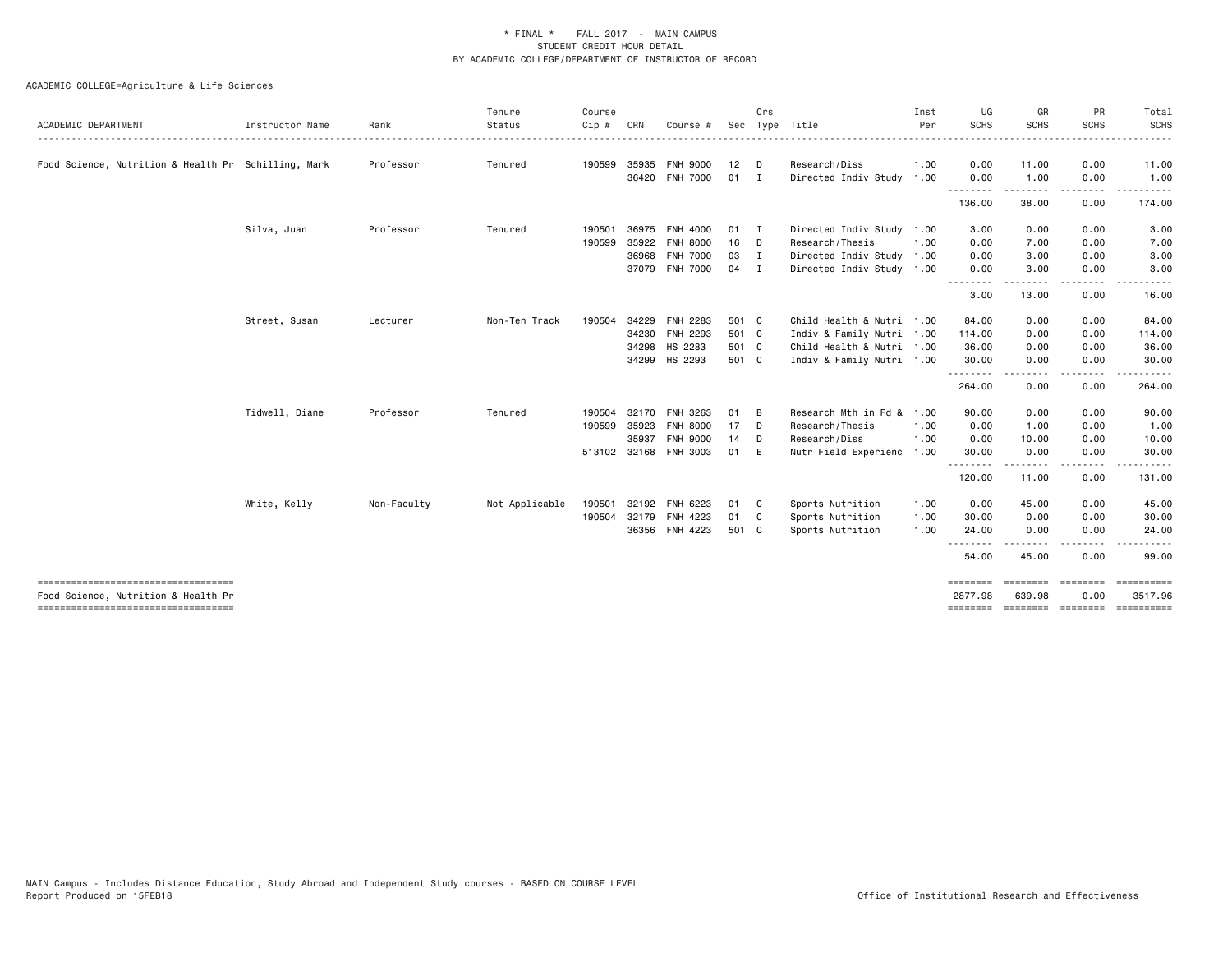\* FINAL \* FALL 2017 - MAIN CAMPUS
STUDENT CREDIT HOUR DETAIL
BY ACADEMIC COLLEGE/DEPARTMENT OF INSTRUCTOR OF RECORD

ACADEMIC COLLEGE=Agriculture & Life Sciences

| ACADEMIC DEPARTMENT | Instructor Name | Rank | Tenure Status | Course Cip # | CRN | Course # | Sec | Crs Type | Title | Inst Per | UG SCHS | GR SCHS | PR SCHS | Total SCHS |
|---|---|---|---|---|---|---|---|---|---|---|---|---|---|---|
| Food Science, Nutrition & Health Pr | Schilling, Mark | Professor | Tenured | 190599 | 35935 | FNH 9000 | 12 | D | Research/Diss | 1.00 | 0.00 | 11.00 | 0.00 | 11.00 |
| | | | | | 36420 | FNH 7000 | 01 | I | Directed Indiv Study | 1.00 | 0.00 | 1.00 | 0.00 | 1.00 |
| | | | | | | | | | | | 136.00 | 38.00 | 0.00 | 174.00 |
| | Silva, Juan | Professor | Tenured | 190501 | 36975 | FNH 4000 | 01 | I | Directed Indiv Study | 1.00 | 3.00 | 0.00 | 0.00 | 3.00 |
| | | | | 190599 | 35922 | FNH 8000 | 16 | D | Research/Thesis | 1.00 | 0.00 | 7.00 | 0.00 | 7.00 |
| | | | | | 36968 | FNH 7000 | 03 | I | Directed Indiv Study | 1.00 | 0.00 | 3.00 | 0.00 | 3.00 |
| | | | | | 37079 | FNH 7000 | 04 | I | Directed Indiv Study | 1.00 | 0.00 | 3.00 | 0.00 | 3.00 |
| | | | | | | | | | | | 3.00 | 13.00 | 0.00 | 16.00 |
| | Street, Susan | Lecturer | Non-Ten Track | 190504 | 34229 | FNH 2283 | 501 | C | Child Health & Nutri | 1.00 | 84.00 | 0.00 | 0.00 | 84.00 |
| | | | | | 34230 | FNH 2293 | 501 | C | Indiv & Family Nutri | 1.00 | 114.00 | 0.00 | 0.00 | 114.00 |
| | | | | | 34298 | HS 2283 | 501 | C | Child Health & Nutri | 1.00 | 36.00 | 0.00 | 0.00 | 36.00 |
| | | | | | 34299 | HS 2293 | 501 | C | Indiv & Family Nutri | 1.00 | 30.00 | 0.00 | 0.00 | 30.00 |
| | | | | | | | | | | | 264.00 | 0.00 | 0.00 | 264.00 |
| | Tidwell, Diane | Professor | Tenured | 190504 | 32170 | FNH 3263 | 01 | B | Research Mth in Fd & | 1.00 | 90.00 | 0.00 | 0.00 | 90.00 |
| | | | | 190599 | 35923 | FNH 8000 | 17 | D | Research/Thesis | 1.00 | 0.00 | 1.00 | 0.00 | 1.00 |
| | | | | | 35937 | FNH 9000 | 14 | D | Research/Diss | 1.00 | 0.00 | 10.00 | 0.00 | 10.00 |
| | | | | 513102 | 32168 | FNH 3003 | 01 | E | Nutr Field Experienc | 1.00 | 30.00 | 0.00 | 0.00 | 30.00 |
| | | | | | | | | | | | 120.00 | 11.00 | 0.00 | 131.00 |
| | White, Kelly | Non-Faculty | Not Applicable | 190501 | 32192 | FNH 6223 | 01 | C | Sports Nutrition | 1.00 | 0.00 | 45.00 | 0.00 | 45.00 |
| | | | | 190504 | 32179 | FNH 4223 | 01 | C | Sports Nutrition | 1.00 | 30.00 | 0.00 | 0.00 | 30.00 |
| | | | | | 36356 | FNH 4223 | 501 | C | Sports Nutrition | 1.00 | 24.00 | 0.00 | 0.00 | 24.00 |
| | | | | | | | | | | | 54.00 | 45.00 | 0.00 | 99.00 |
| Food Science, Nutrition & Health Pr | | | | | | | | | | | 2877.98 | 639.98 | 0.00 | 3517.96 |

MAIN Campus - Includes Distance Education, Study Abroad and Independent Study courses - BASED ON COURSE LEVEL
Report Produced on 15FEB18

Office of Institutional Research and Effectiveness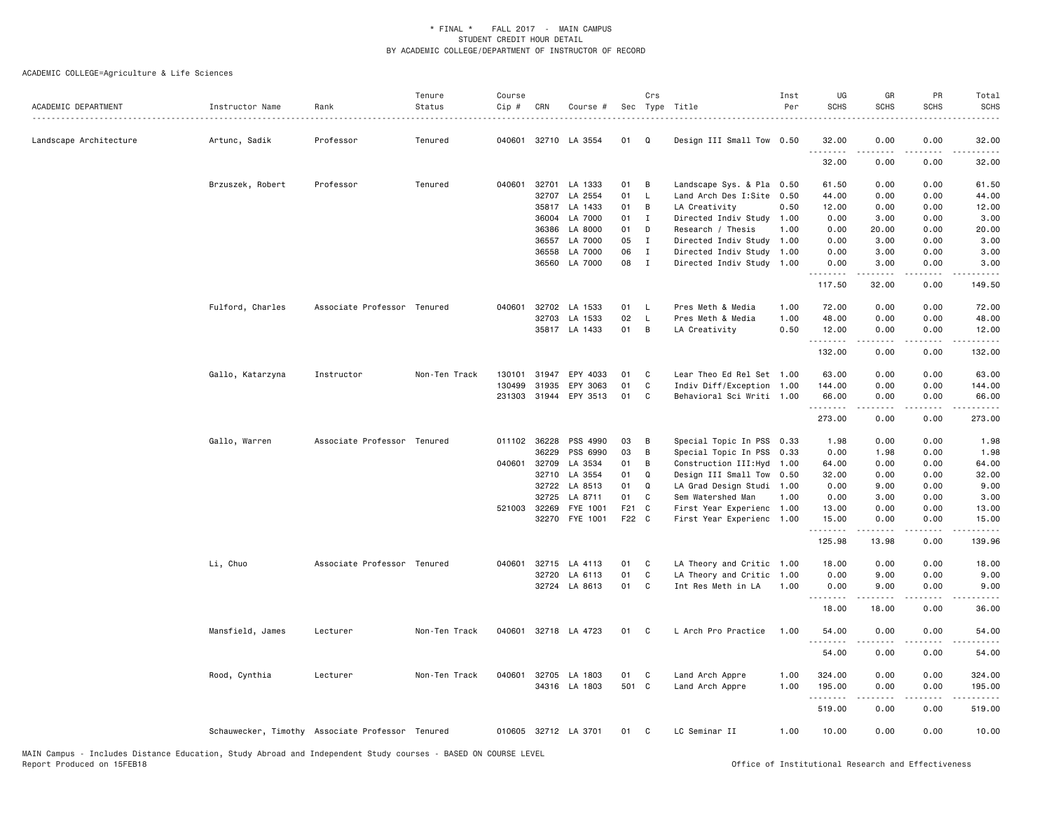\* FINAL \* FALL 2017 - MAIN CAMPUS
STUDENT CREDIT HOUR DETAIL
BY ACADEMIC COLLEGE/DEPARTMENT OF INSTRUCTOR OF RECORD

ACADEMIC COLLEGE=Agriculture & Life Sciences

| ACADEMIC DEPARTMENT | Instructor Name | Rank | Tenure Status | Course Cip # | CRN | Course # | Sec | Crs Type | Title | Inst Per | UG SCHS | GR SCHS | PR SCHS | Total SCHS |
|---|---|---|---|---|---|---|---|---|---|---|---|---|---|---|
| Landscape Architecture | Artunc, Sadik | Professor | Tenured | 040601 | 32710 | LA 3554 | 01 | Q | Design III Small Tow | 0.50 | 32.00 | 0.00 | 0.00 | 32.00 |
| | | | | | | | | | | | 32.00 | 0.00 | 0.00 | 32.00 |
| | Brzuszek, Robert | Professor | Tenured | 040601 | 32701 | LA 1333 | 01 | B | Landscape Sys. & Pla | 0.50 | 61.50 | 0.00 | 0.00 | 61.50 |
| | | | | | 32707 | LA 2554 | 01 | L | Land Arch Des I:Site | 0.50 | 44.00 | 0.00 | 0.00 | 44.00 |
| | | | | | 35817 | LA 1433 | 01 | B | LA Creativity | 0.50 | 12.00 | 0.00 | 0.00 | 12.00 |
| | | | | | 36004 | LA 7000 | 01 | I | Directed Indiv Study | 1.00 | 0.00 | 3.00 | 0.00 | 3.00 |
| | | | | | 36386 | LA 8000 | 01 | D | Research / Thesis | 1.00 | 0.00 | 20.00 | 0.00 | 20.00 |
| | | | | | 36557 | LA 7000 | 05 | I | Directed Indiv Study | 1.00 | 0.00 | 3.00 | 0.00 | 3.00 |
| | | | | | 36558 | LA 7000 | 06 | I | Directed Indiv Study | 1.00 | 0.00 | 3.00 | 0.00 | 3.00 |
| | | | | | 36560 | LA 7000 | 08 | I | Directed Indiv Study | 1.00 | 0.00 | 3.00 | 0.00 | 3.00 |
| | | | | | | | | | | | 117.50 | 32.00 | 0.00 | 149.50 |
| | Fulford, Charles | Associate Professor | Tenured | 040601 | 32702 | LA 1533 | 01 | L | Pres Meth & Media | 1.00 | 72.00 | 0.00 | 0.00 | 72.00 |
| | | | | | 32703 | LA 1533 | 02 | L | Pres Meth & Media | 1.00 | 48.00 | 0.00 | 0.00 | 48.00 |
| | | | | | 35817 | LA 1433 | 01 | B | LA Creativity | 0.50 | 12.00 | 0.00 | 0.00 | 12.00 |
| | | | | | | | | | | | 132.00 | 0.00 | 0.00 | 132.00 |
| | Gallo, Katarzyna | Instructor | Non-Ten Track | 130101 | 31947 | EPY 4033 | 01 | C | Lear Theo Ed Rel Set | 1.00 | 63.00 | 0.00 | 0.00 | 63.00 |
| | | | | 130499 | 31935 | EPY 3063 | 01 | C | Indiv Diff/Exception | 1.00 | 144.00 | 0.00 | 0.00 | 144.00 |
| | | | | 231303 | 31944 | EPY 3513 | 01 | C | Behavioral Sci Writi | 1.00 | 66.00 | 0.00 | 0.00 | 66.00 |
| | | | | | | | | | | | 273.00 | 0.00 | 0.00 | 273.00 |
| | Gallo, Warren | Associate Professor | Tenured | 011102 | 36228 | PSS 4990 | 03 | B | Special Topic In PSS | 0.33 | 1.98 | 0.00 | 0.00 | 1.98 |
| | | | | | 36229 | PSS 6990 | 03 | B | Special Topic In PSS | 0.33 | 0.00 | 1.98 | 0.00 | 1.98 |
| | | | | 040601 | 32709 | LA 3534 | 01 | B | Construction III:Hyd | 1.00 | 64.00 | 0.00 | 0.00 | 64.00 |
| | | | | | 32710 | LA 3554 | 01 | Q | Design III Small Tow | 0.50 | 32.00 | 0.00 | 0.00 | 32.00 |
| | | | | | 32722 | LA 8513 | 01 | Q | LA Grad Design Studi | 1.00 | 0.00 | 9.00 | 0.00 | 9.00 |
| | | | | | 32725 | LA 8711 | 01 | C | Sem Watershed Man | 1.00 | 0.00 | 3.00 | 0.00 | 3.00 |
| | | | | 521003 | 32269 | FYE 1001 | F21 | C | First Year Experienc | 1.00 | 13.00 | 0.00 | 0.00 | 13.00 |
| | | | | | 32270 | FYE 1001 | F22 | C | First Year Experienc | 1.00 | 15.00 | 0.00 | 0.00 | 15.00 |
| | | | | | | | | | | | 125.98 | 13.98 | 0.00 | 139.96 |
| | Li, Chuo | Associate Professor | Tenured | 040601 | 32715 | LA 4113 | 01 | C | LA Theory and Critic | 1.00 | 18.00 | 0.00 | 0.00 | 18.00 |
| | | | | | 32720 | LA 6113 | 01 | C | LA Theory and Critic | 1.00 | 0.00 | 9.00 | 0.00 | 9.00 |
| | | | | | 32724 | LA 8613 | 01 | C | Int Res Meth in LA | 1.00 | 0.00 | 9.00 | 0.00 | 9.00 |
| | | | | | | | | | | | 18.00 | 18.00 | 0.00 | 36.00 |
| | Mansfield, James | Lecturer | Non-Ten Track | 040601 | 32718 | LA 4723 | 01 | C | L Arch Pro Practice | 1.00 | 54.00 | 0.00 | 0.00 | 54.00 |
| | | | | | | | | | | | 54.00 | 0.00 | 0.00 | 54.00 |
| | Rood, Cynthia | Lecturer | Non-Ten Track | 040601 | 32705 | LA 1803 | 01 | C | Land Arch Appre | 1.00 | 324.00 | 0.00 | 0.00 | 324.00 |
| | | | | | 34316 | LA 1803 | 501 | C | Land Arch Appre | 1.00 | 195.00 | 0.00 | 0.00 | 195.00 |
| | | | | | | | | | | | 519.00 | 0.00 | 0.00 | 519.00 |
| | Schauwecker, Timothy | Associate Professor | Tenured | 010605 | 32712 | LA 3701 | 01 | C | LC Seminar II | 1.00 | 10.00 | 0.00 | 0.00 | 10.00 |

MAIN Campus - Includes Distance Education, Study Abroad and Independent Study courses - BASED ON COURSE LEVEL
Report Produced on 15FEB18

Office of Institutional Research and Effectiveness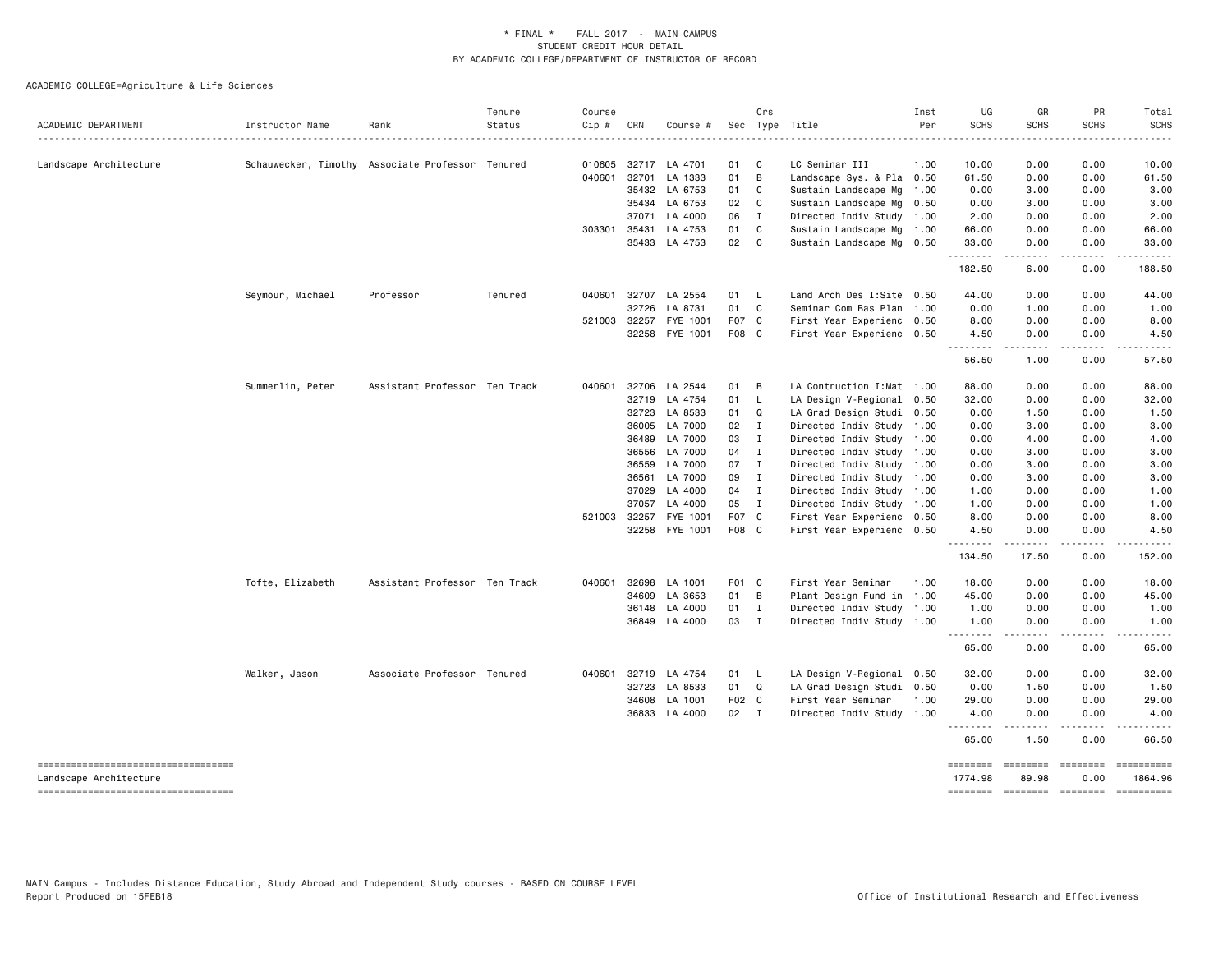\* FINAL \* FALL 2017 - MAIN CAMPUS
STUDENT CREDIT HOUR DETAIL
BY ACADEMIC COLLEGE/DEPARTMENT OF INSTRUCTOR OF RECORD

ACADEMIC COLLEGE=Agriculture & Life Sciences

| ACADEMIC DEPARTMENT | Instructor Name | Rank | Tenure Status | Course Cip # | CRN | Course # | Sec | Crs Type | Title | Inst Per | UG SCHS | GR SCHS | PR SCHS | Total SCHS |
|---|---|---|---|---|---|---|---|---|---|---|---|---|---|---|
| Landscape Architecture | Schauwecker, Timothy | Associate Professor | Tenured | 010605 | 32717 | LA 4701 | 01 | C | LC Seminar III | 1.00 | 10.00 | 0.00 | 0.00 | 10.00 |
| | | | | 040601 | 32701 | LA 1333 | 01 | B | Landscape Sys. & Pla | 0.50 | 61.50 | 0.00 | 0.00 | 61.50 |
| | | | | | 35432 | LA 6753 | 01 | C | Sustain Landscape Mg | 1.00 | 0.00 | 3.00 | 0.00 | 3.00 |
| | | | | | 35434 | LA 6753 | 02 | C | Sustain Landscape Mg | 0.50 | 0.00 | 3.00 | 0.00 | 3.00 |
| | | | | | 37071 | LA 4000 | 06 | I | Directed Indiv Study | 1.00 | 2.00 | 0.00 | 0.00 | 2.00 |
| | | | | 303301 | 35431 | LA 4753 | 01 | C | Sustain Landscape Mg | 1.00 | 66.00 | 0.00 | 0.00 | 66.00 |
| | | | | | 35433 | LA 4753 | 02 | C | Sustain Landscape Mg | 0.50 | 33.00 | 0.00 | 0.00 | 33.00 |
| | | | | | | | | | | | 182.50 | 6.00 | 0.00 | 188.50 |
| | Seymour, Michael | Professor | Tenured | 040601 | 32707 | LA 2554 | 01 | L | Land Arch Des I:Site | 0.50 | 44.00 | 0.00 | 0.00 | 44.00 |
| | | | | | 32726 | LA 8731 | 01 | C | Seminar Com Bas Plan | 1.00 | 0.00 | 1.00 | 0.00 | 1.00 |
| | | | | 521003 | 32257 | FYE 1001 | F07 | C | First Year Experienc | 0.50 | 8.00 | 0.00 | 0.00 | 8.00 |
| | | | | | 32258 | FYE 1001 | F08 | C | First Year Experienc | 0.50 | 4.50 | 0.00 | 0.00 | 4.50 |
| | | | | | | | | | | | 56.50 | 1.00 | 0.00 | 57.50 |
| | Summerlin, Peter | Assistant Professor | Ten Track | 040601 | 32706 | LA 2544 | 01 | B | LA Contruction I:Mat | 1.00 | 88.00 | 0.00 | 0.00 | 88.00 |
| | | | | | 32719 | LA 4754 | 01 | L | LA Design V-Regional | 0.50 | 32.00 | 0.00 | 0.00 | 32.00 |
| | | | | | 32723 | LA 8533 | 01 | Q | LA Grad Design Studi | 0.50 | 0.00 | 1.50 | 0.00 | 1.50 |
| | | | | | 36005 | LA 7000 | 02 | I | Directed Indiv Study | 1.00 | 0.00 | 3.00 | 0.00 | 3.00 |
| | | | | | 36489 | LA 7000 | 03 | I | Directed Indiv Study | 1.00 | 0.00 | 4.00 | 0.00 | 4.00 |
| | | | | | 36556 | LA 7000 | 04 | I | Directed Indiv Study | 1.00 | 0.00 | 3.00 | 0.00 | 3.00 |
| | | | | | 36559 | LA 7000 | 07 | I | Directed Indiv Study | 1.00 | 0.00 | 3.00 | 0.00 | 3.00 |
| | | | | | 36561 | LA 7000 | 09 | I | Directed Indiv Study | 1.00 | 0.00 | 3.00 | 0.00 | 3.00 |
| | | | | | 37029 | LA 4000 | 04 | I | Directed Indiv Study | 1.00 | 1.00 | 0.00 | 0.00 | 1.00 |
| | | | | | 37057 | LA 4000 | 05 | I | Directed Indiv Study | 1.00 | 1.00 | 0.00 | 0.00 | 1.00 |
| | | | | 521003 | 32257 | FYE 1001 | F07 | C | First Year Experienc | 0.50 | 8.00 | 0.00 | 0.00 | 8.00 |
| | | | | | 32258 | FYE 1001 | F08 | C | First Year Experienc | 0.50 | 4.50 | 0.00 | 0.00 | 4.50 |
| | | | | | | | | | | | 134.50 | 17.50 | 0.00 | 152.00 |
| | Tofte, Elizabeth | Assistant Professor | Ten Track | 040601 | 32698 | LA 1001 | F01 | C | First Year Seminar | 1.00 | 18.00 | 0.00 | 0.00 | 18.00 |
| | | | | | 34609 | LA 3653 | 01 | B | Plant Design Fund in | 1.00 | 45.00 | 0.00 | 0.00 | 45.00 |
| | | | | | 36148 | LA 4000 | 01 | I | Directed Indiv Study | 1.00 | 1.00 | 0.00 | 0.00 | 1.00 |
| | | | | | 36849 | LA 4000 | 03 | I | Directed Indiv Study | 1.00 | 1.00 | 0.00 | 0.00 | 1.00 |
| | | | | | | | | | | | 65.00 | 0.00 | 0.00 | 65.00 |
| | Walker, Jason | Associate Professor | Tenured | 040601 | 32719 | LA 4754 | 01 | L | LA Design V-Regional | 0.50 | 32.00 | 0.00 | 0.00 | 32.00 |
| | | | | | 32723 | LA 8533 | 01 | Q | LA Grad Design Studi | 0.50 | 0.00 | 1.50 | 0.00 | 1.50 |
| | | | | | 34608 | LA 1001 | F02 | C | First Year Seminar | 1.00 | 29.00 | 0.00 | 0.00 | 29.00 |
| | | | | | 36833 | LA 4000 | 02 | I | Directed Indiv Study | 1.00 | 4.00 | 0.00 | 0.00 | 4.00 |
| | | | | | | | | | | | 65.00 | 1.50 | 0.00 | 66.50 |
| Landscape Architecture | | | | | | | | | | | 1774.98 | 89.98 | 0.00 | 1864.96 |

MAIN Campus - Includes Distance Education, Study Abroad and Independent Study courses - BASED ON COURSE LEVEL
Report Produced on 15FEB18

Office of Institutional Research and Effectiveness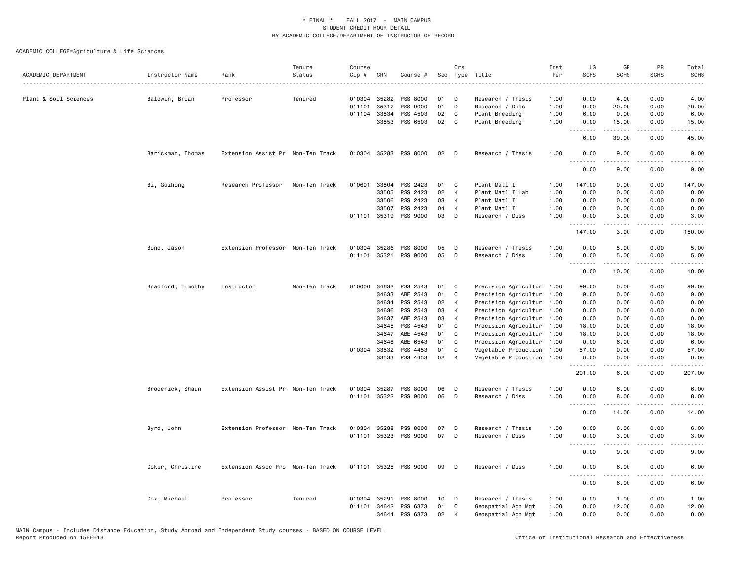\* FINAL \* FALL 2017 - MAIN CAMPUS
STUDENT CREDIT HOUR DETAIL
BY ACADEMIC COLLEGE/DEPARTMENT OF INSTRUCTOR OF RECORD

ACADEMIC COLLEGE=Agriculture & Life Sciences

| ACADEMIC DEPARTMENT | Instructor Name | Rank | Tenure Status | Course Cip # | CRN | Course # | Sec | Crs Type | Title | Inst Per | UG SCHS | GR SCHS | PR SCHS | Total SCHS |
|---|---|---|---|---|---|---|---|---|---|---|---|---|---|---|
| Plant & Soil Sciences | Baldwin, Brian | Professor | Tenured | 010304 | 35282 | PSS 8000 | 01 | D | Research / Thesis | 1.00 | 0.00 | 4.00 | 0.00 | 4.00 |
| | | | | 011101 | 35317 | PSS 9000 | 01 | D | Research / Diss | 1.00 | 0.00 | 20.00 | 0.00 | 20.00 |
| | | | | 011104 | 33534 | PSS 4503 | 02 | C | Plant Breeding | 1.00 | 6.00 | 0.00 | 0.00 | 6.00 |
| | | | | | 33553 | PSS 6503 | 02 | C | Plant Breeding | 1.00 | 0.00 | 15.00 | 0.00 | 15.00 |
| | | | | | | | | | | | 6.00 | 39.00 | 0.00 | 45.00 |
| | Barickman, Thomas | Extension Assist Pr | Non-Ten Track | 010304 | 35283 | PSS 8000 | 02 | D | Research / Thesis | 1.00 | 0.00 | 9.00 | 0.00 | 9.00 |
| | | | | | | | | | | | 0.00 | 9.00 | 0.00 | 9.00 |
| | Bi, Guihong | Research Professor | Non-Ten Track | 010601 | 33504 | PSS 2423 | 01 | C | Plant Matl I | 1.00 | 147.00 | 0.00 | 0.00 | 147.00 |
| | | | | | 33505 | PSS 2423 | 02 | K | Plant Matl I Lab | 1.00 | 0.00 | 0.00 | 0.00 | 0.00 |
| | | | | | 33506 | PSS 2423 | 03 | K | Plant Matl I | 1.00 | 0.00 | 0.00 | 0.00 | 0.00 |
| | | | | | 33507 | PSS 2423 | 04 | K | Plant Matl I | 1.00 | 0.00 | 0.00 | 0.00 | 0.00 |
| | | | | 011101 | 35319 | PSS 9000 | 03 | D | Research / Diss | 1.00 | 0.00 | 3.00 | 0.00 | 3.00 |
| | | | | | | | | | | | 147.00 | 3.00 | 0.00 | 150.00 |
| | Bond, Jason | Extension Professor | Non-Ten Track | 010304 | 35286 | PSS 8000 | 05 | D | Research / Thesis | 1.00 | 0.00 | 5.00 | 0.00 | 5.00 |
| | | | | 011101 | 35321 | PSS 9000 | 05 | D | Research / Diss | 1.00 | 0.00 | 5.00 | 0.00 | 5.00 |
| | | | | | | | | | | | 0.00 | 10.00 | 0.00 | 10.00 |
| | Bradford, Timothy | Instructor | Non-Ten Track | 010000 | 34632 | PSS 2543 | 01 | C | Precision Agricultur | 1.00 | 99.00 | 0.00 | 0.00 | 99.00 |
| | | | | | 34633 | ABE 2543 | 01 | C | Precision Agricultur | 1.00 | 9.00 | 0.00 | 0.00 | 9.00 |
| | | | | | 34634 | PSS 2543 | 02 | K | Precision Agricultur | 1.00 | 0.00 | 0.00 | 0.00 | 0.00 |
| | | | | | 34636 | PSS 2543 | 03 | K | Precision Agricultur | 1.00 | 0.00 | 0.00 | 0.00 | 0.00 |
| | | | | | 34637 | ABE 2543 | 03 | K | Precision Agricultur | 1.00 | 0.00 | 0.00 | 0.00 | 0.00 |
| | | | | | 34645 | PSS 4543 | 01 | C | Precision Agricultur | 1.00 | 18.00 | 0.00 | 0.00 | 18.00 |
| | | | | | 34647 | ABE 4543 | 01 | C | Precision Agricultur | 1.00 | 18.00 | 0.00 | 0.00 | 18.00 |
| | | | | | 34648 | ABE 6543 | 01 | C | Precision Agricultur | 1.00 | 0.00 | 6.00 | 0.00 | 6.00 |
| | | | | 010304 | 33532 | PSS 4453 | 01 | C | Vegetable Production | 1.00 | 57.00 | 0.00 | 0.00 | 57.00 |
| | | | | | 33533 | PSS 4453 | 02 | K | Vegetable Production | 1.00 | 0.00 | 0.00 | 0.00 | 0.00 |
| | | | | | | | | | | | 201.00 | 6.00 | 0.00 | 207.00 |
| | Broderick, Shaun | Extension Assist Pr | Non-Ten Track | 010304 | 35287 | PSS 8000 | 06 | D | Research / Thesis | 1.00 | 0.00 | 6.00 | 0.00 | 6.00 |
| | | | | 011101 | 35322 | PSS 9000 | 06 | D | Research / Diss | 1.00 | 0.00 | 8.00 | 0.00 | 8.00 |
| | | | | | | | | | | | 0.00 | 14.00 | 0.00 | 14.00 |
| | Byrd, John | Extension Professor | Non-Ten Track | 010304 | 35288 | PSS 8000 | 07 | D | Research / Thesis | 1.00 | 0.00 | 6.00 | 0.00 | 6.00 |
| | | | | 011101 | 35323 | PSS 9000 | 07 | D | Research / Diss | 1.00 | 0.00 | 3.00 | 0.00 | 3.00 |
| | | | | | | | | | | | 0.00 | 9.00 | 0.00 | 9.00 |
| | Coker, Christine | Extension Assoc Pro | Non-Ten Track | 011101 | 35325 | PSS 9000 | 09 | D | Research / Diss | 1.00 | 0.00 | 6.00 | 0.00 | 6.00 |
| | | | | | | | | | | | 0.00 | 6.00 | 0.00 | 6.00 |
| | Cox, Michael | Professor | Tenured | 010304 | 35291 | PSS 8000 | 10 | D | Research / Thesis | 1.00 | 0.00 | 1.00 | 0.00 | 1.00 |
| | | | | 011101 | 34642 | PSS 6373 | 01 | C | Geospatial Agn Mgt | 1.00 | 0.00 | 12.00 | 0.00 | 12.00 |
| | | | | | 34644 | PSS 6373 | 02 | K | Geospatial Agn Mgt | 1.00 | 0.00 | 0.00 | 0.00 | 0.00 |

MAIN Campus - Includes Distance Education, Study Abroad and Independent Study courses - BASED ON COURSE LEVEL
Report Produced on 15FEB18 Office of Institutional Research and Effectiveness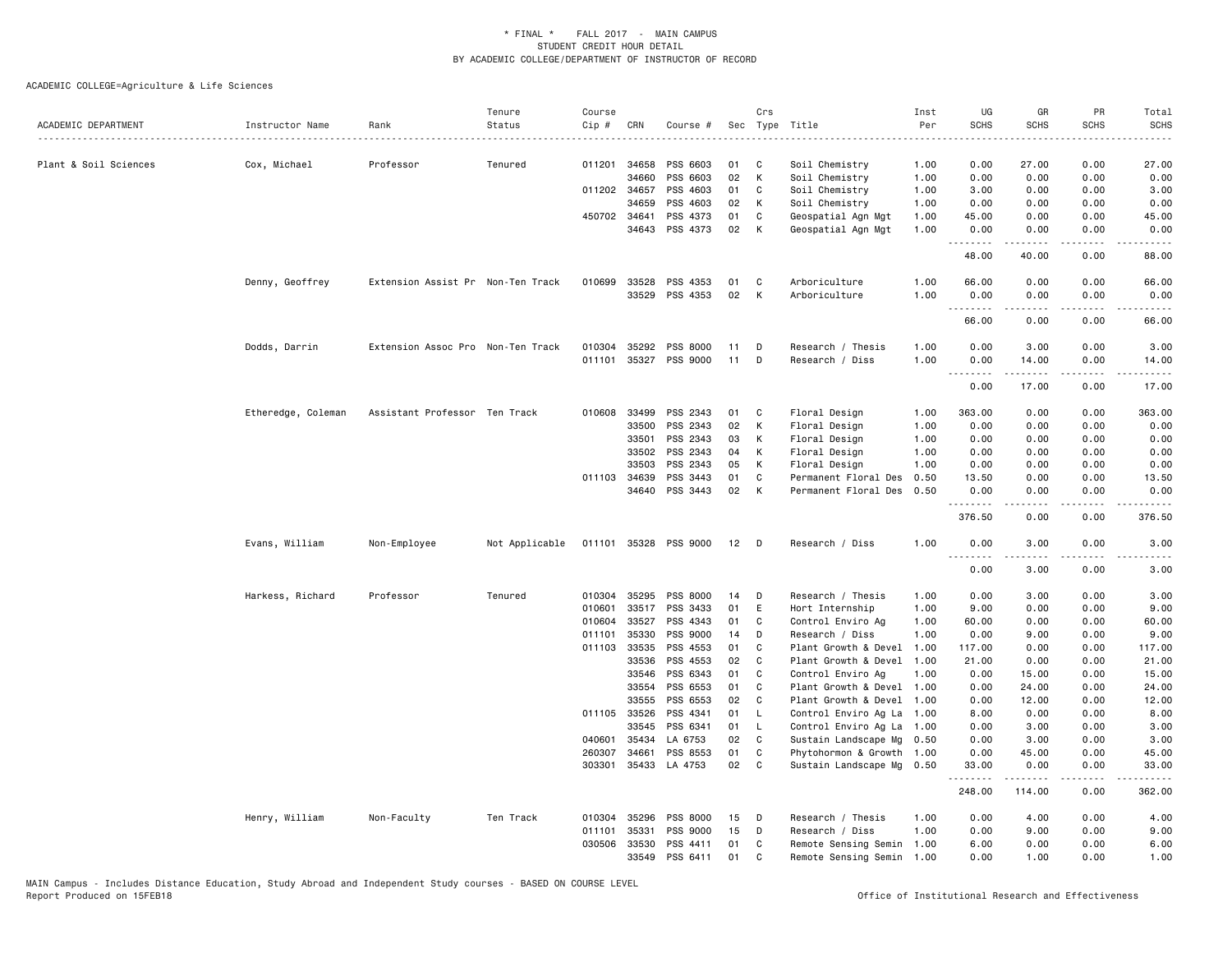ACADEMIC COLLEGE=Agriculture & Life Sciences

| ACADEMIC DEPARTMENT | Instructor Name | Rank | Tenure Status | Course Cip # | CRN | Course # | Sec | Crs Type | Title | Inst Per | UG SCHS | GR SCHS | PR SCHS | Total SCHS |
|---|---|---|---|---|---|---|---|---|---|---|---|---|---|---|
| Plant & Soil Sciences | Cox, Michael | Professor | Tenured | 011201 | 34658 | PSS 6603 | 01 | C | Soil Chemistry | 1.00 | 0.00 | 27.00 | 0.00 | 27.00 |
| | | | | | 34660 | PSS 6603 | 02 | K | Soil Chemistry | 1.00 | 0.00 | 0.00 | 0.00 | 0.00 |
| | | | | 011202 | 34657 | PSS 4603 | 01 | C | Soil Chemistry | 1.00 | 3.00 | 0.00 | 0.00 | 3.00 |
| | | | | | 34659 | PSS 4603 | 02 | K | Soil Chemistry | 1.00 | 0.00 | 0.00 | 0.00 | 0.00 |
| | | | | 450702 | 34641 | PSS 4373 | 01 | C | Geospatial Agn Mgt | 1.00 | 45.00 | 0.00 | 0.00 | 45.00 |
| | | | | | 34643 | PSS 4373 | 02 | K | Geospatial Agn Mgt | 1.00 | 0.00 | 0.00 | 0.00 | 0.00 |
| | | | | | | | | | | | 48.00 | 40.00 | 0.00 | 88.00 |
| | Denny, Geoffrey | Extension Assist Pr | Non-Ten Track | 010699 | 33528 | PSS 4353 | 01 | C | Arboriculture | 1.00 | 66.00 | 0.00 | 0.00 | 66.00 |
| | | | | | 33529 | PSS 4353 | 02 | K | Arboriculture | 1.00 | 0.00 | 0.00 | 0.00 | 0.00 |
| | | | | | | | | | | | 66.00 | 0.00 | 0.00 | 66.00 |
| | Dodds, Darrin | Extension Assoc Pro | Non-Ten Track | 010304 | 35292 | PSS 8000 | 11 | D | Research / Thesis | 1.00 | 0.00 | 3.00 | 0.00 | 3.00 |
| | | | | 011101 | 35327 | PSS 9000 | 11 | D | Research / Diss | 1.00 | 0.00 | 14.00 | 0.00 | 14.00 |
| | | | | | | | | | | | 0.00 | 17.00 | 0.00 | 17.00 |
| | Etheredge, Coleman | Assistant Professor | Ten Track | 010608 | 33499 | PSS 2343 | 01 | C | Floral Design | 1.00 | 363.00 | 0.00 | 0.00 | 363.00 |
| | | | | | 33500 | PSS 2343 | 02 | K | Floral Design | 1.00 | 0.00 | 0.00 | 0.00 | 0.00 |
| | | | | | 33501 | PSS 2343 | 03 | K | Floral Design | 1.00 | 0.00 | 0.00 | 0.00 | 0.00 |
| | | | | | 33502 | PSS 2343 | 04 | K | Floral Design | 1.00 | 0.00 | 0.00 | 0.00 | 0.00 |
| | | | | | 33503 | PSS 2343 | 05 | K | Floral Design | 1.00 | 0.00 | 0.00 | 0.00 | 0.00 |
| | | | | 011103 | 34639 | PSS 3443 | 01 | C | Permanent Floral Des | 0.50 | 13.50 | 0.00 | 0.00 | 13.50 |
| | | | | | 34640 | PSS 3443 | 02 | K | Permanent Floral Des | 0.50 | 0.00 | 0.00 | 0.00 | 0.00 |
| | | | | | | | | | | | 376.50 | 0.00 | 0.00 | 376.50 |
| | Evans, William | Non-Employee | Not Applicable | 011101 | 35328 | PSS 9000 | 12 | D | Research / Diss | 1.00 | 0.00 | 3.00 | 0.00 | 3.00 |
| | | | | | | | | | | | 0.00 | 3.00 | 0.00 | 3.00 |
| | Harkess, Richard | Professor | Tenured | 010304 | 35295 | PSS 8000 | 14 | D | Research / Thesis | 1.00 | 0.00 | 3.00 | 0.00 | 3.00 |
| | | | | 010601 | 33517 | PSS 3433 | 01 | E | Hort Internship | 1.00 | 9.00 | 0.00 | 0.00 | 9.00 |
| | | | | 010604 | 33527 | PSS 4343 | 01 | C | Control Enviro Ag | 1.00 | 60.00 | 0.00 | 0.00 | 60.00 |
| | | | | 011101 | 35330 | PSS 9000 | 14 | D | Research / Diss | 1.00 | 0.00 | 9.00 | 0.00 | 9.00 |
| | | | | 011103 | 33535 | PSS 4553 | 01 | C | Plant Growth & Devel | 1.00 | 117.00 | 0.00 | 0.00 | 117.00 |
| | | | | | 33536 | PSS 4553 | 02 | C | Plant Growth & Devel | 1.00 | 21.00 | 0.00 | 0.00 | 21.00 |
| | | | | | 33546 | PSS 6343 | 01 | C | Control Enviro Ag | 1.00 | 0.00 | 15.00 | 0.00 | 15.00 |
| | | | | | 33554 | PSS 6553 | 01 | C | Plant Growth & Devel | 1.00 | 0.00 | 24.00 | 0.00 | 24.00 |
| | | | | | 33555 | PSS 6553 | 02 | C | Plant Growth & Devel | 1.00 | 0.00 | 12.00 | 0.00 | 12.00 |
| | | | | 011105 | 33526 | PSS 4341 | 01 | L | Control Enviro Ag La | 1.00 | 8.00 | 0.00 | 0.00 | 8.00 |
| | | | | | 33545 | PSS 6341 | 01 | L | Control Enviro Ag La | 1.00 | 0.00 | 3.00 | 0.00 | 3.00 |
| | | | | 040601 | 35434 | LA 6753 | 02 | C | Sustain Landscape Mg | 0.50 | 0.00 | 3.00 | 0.00 | 3.00 |
| | | | | 260307 | 34661 | PSS 8553 | 01 | C | Phytohormon & Growth | 1.00 | 0.00 | 45.00 | 0.00 | 45.00 |
| | | | | 303301 | 35433 | LA 4753 | 02 | C | Sustain Landscape Mg | 0.50 | 33.00 | 0.00 | 0.00 | 33.00 |
| | | | | | | | | | | | 248.00 | 114.00 | 0.00 | 362.00 |
| | Henry, William | Non-Faculty | Ten Track | 010304 | 35296 | PSS 8000 | 15 | D | Research / Thesis | 1.00 | 0.00 | 4.00 | 0.00 | 4.00 |
| | | | | 011101 | 35331 | PSS 9000 | 15 | D | Research / Diss | 1.00 | 0.00 | 9.00 | 0.00 | 9.00 |
| | | | | 030506 | 33530 | PSS 4411 | 01 | C | Remote Sensing Semin | 1.00 | 6.00 | 0.00 | 0.00 | 6.00 |
| | | | | | 33549 | PSS 6411 | 01 | C | Remote Sensing Semin | 1.00 | 0.00 | 1.00 | 0.00 | 1.00 |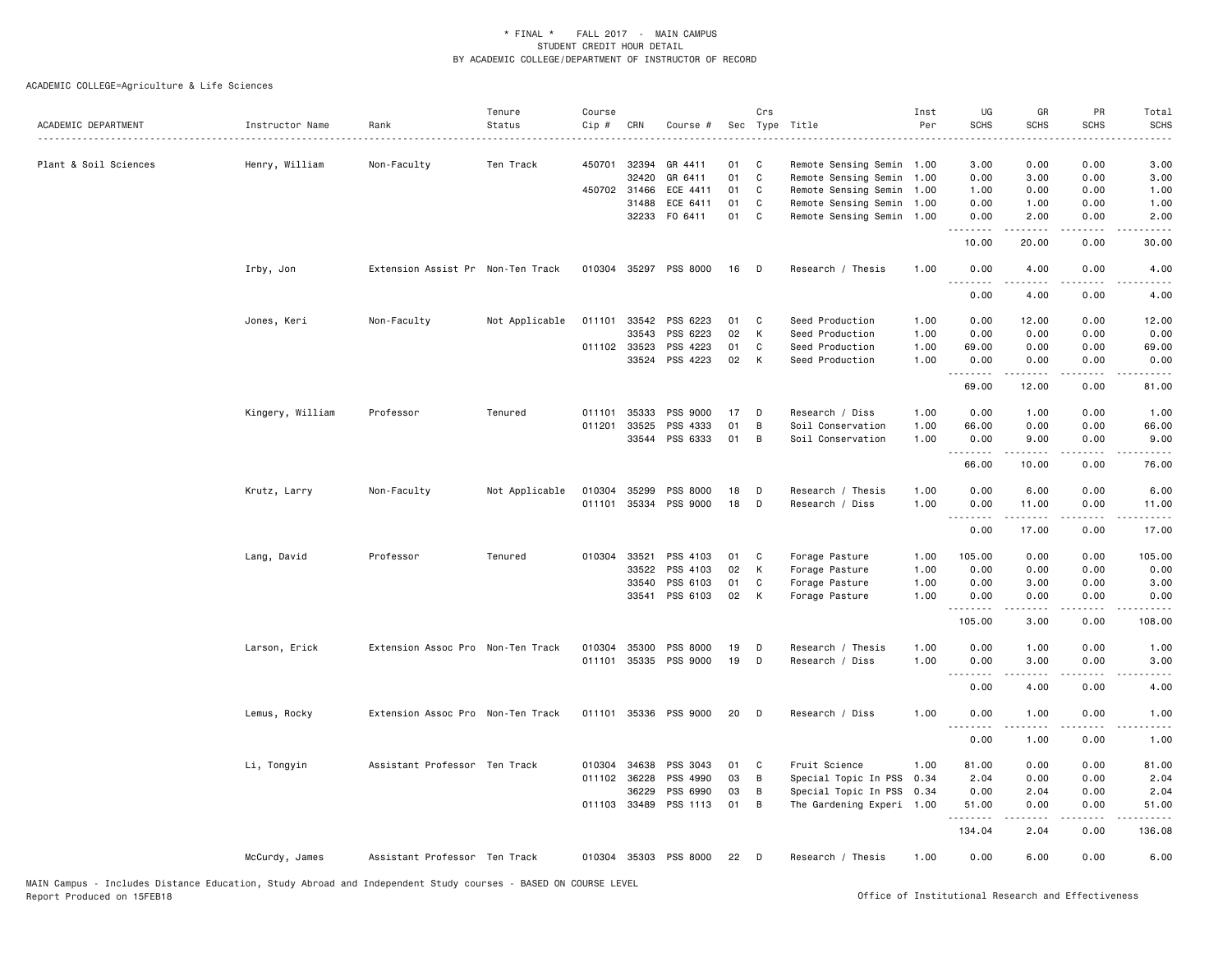\* FINAL \* FALL 2017 - MAIN CAMPUS
STUDENT CREDIT HOUR DETAIL
BY ACADEMIC COLLEGE/DEPARTMENT OF INSTRUCTOR OF RECORD

ACADEMIC COLLEGE=Agriculture & Life Sciences

| ACADEMIC DEPARTMENT | Instructor Name | Rank | Tenure Status | Course Cip # | CRN | Course # | Sec | Crs Type | Title | Inst Per | UG SCHS | GR SCHS | PR SCHS | Total SCHS |
|---|---|---|---|---|---|---|---|---|---|---|---|---|---|---|
| Plant & Soil Sciences | Henry, William | Non-Faculty | Ten Track | 450701 | 32394 | GR 4411 | 01 | C | Remote Sensing Semin | 1.00 | 3.00 | 0.00 | 0.00 | 3.00 |
| | | | | | 32420 | GR 6411 | 01 | C | Remote Sensing Semin | 1.00 | 0.00 | 3.00 | 0.00 | 3.00 |
| | | | | 450702 | 31466 | ECE 4411 | 01 | C | Remote Sensing Semin | 1.00 | 1.00 | 0.00 | 0.00 | 1.00 |
| | | | | | 31488 | ECE 6411 | 01 | C | Remote Sensing Semin | 1.00 | 0.00 | 1.00 | 0.00 | 1.00 |
| | | | | | 32233 | FO 6411 | 01 | C | Remote Sensing Semin | 1.00 | 0.00 | 2.00 | 0.00 | 2.00 |
| | | | | | | | | | | | 10.00 | 20.00 | 0.00 | 30.00 |
| | Irby, Jon | Extension Assist Pr | Non-Ten Track | 010304 | 35297 | PSS 8000 | 16 | D | Research / Thesis | 1.00 | 0.00 | 4.00 | 0.00 | 4.00 |
| | | | | | | | | | | | 0.00 | 4.00 | 0.00 | 4.00 |
| | Jones, Keri | Non-Faculty | Not Applicable | 011101 | 33542 | PSS 6223 | 01 | C | Seed Production | 1.00 | 0.00 | 12.00 | 0.00 | 12.00 |
| | | | | | 33543 | PSS 6223 | 02 | K | Seed Production | 1.00 | 0.00 | 0.00 | 0.00 | 0.00 |
| | | | | 011102 | 33523 | PSS 4223 | 01 | C | Seed Production | 1.00 | 69.00 | 0.00 | 0.00 | 69.00 |
| | | | | | 33524 | PSS 4223 | 02 | K | Seed Production | 1.00 | 0.00 | 0.00 | 0.00 | 0.00 |
| | | | | | | | | | | | 69.00 | 12.00 | 0.00 | 81.00 |
| | Kingery, William | Professor | Tenured | 011101 | 35333 | PSS 9000 | 17 | D | Research / Diss | 1.00 | 0.00 | 1.00 | 0.00 | 1.00 |
| | | | | 011201 | 33525 | PSS 4333 | 01 | B | Soil Conservation | 1.00 | 66.00 | 0.00 | 0.00 | 66.00 |
| | | | | | 33544 | PSS 6333 | 01 | B | Soil Conservation | 1.00 | 0.00 | 9.00 | 0.00 | 9.00 |
| | | | | | | | | | | | 66.00 | 10.00 | 0.00 | 76.00 |
| | Krutz, Larry | Non-Faculty | Not Applicable | 010304 | 35299 | PSS 8000 | 18 | D | Research / Thesis | 1.00 | 0.00 | 6.00 | 0.00 | 6.00 |
| | | | | 011101 | 35334 | PSS 9000 | 18 | D | Research / Diss | 1.00 | 0.00 | 11.00 | 0.00 | 11.00 |
| | | | | | | | | | | | 0.00 | 17.00 | 0.00 | 17.00 |
| | Lang, David | Professor | Tenured | 010304 | 33521 | PSS 4103 | 01 | C | Forage Pasture | 1.00 | 105.00 | 0.00 | 0.00 | 105.00 |
| | | | | | 33522 | PSS 4103 | 02 | K | Forage Pasture | 1.00 | 0.00 | 0.00 | 0.00 | 0.00 |
| | | | | | 33540 | PSS 6103 | 01 | C | Forage Pasture | 1.00 | 0.00 | 3.00 | 0.00 | 3.00 |
| | | | | | 33541 | PSS 6103 | 02 | K | Forage Pasture | 1.00 | 0.00 | 0.00 | 0.00 | 0.00 |
| | | | | | | | | | | | 105.00 | 3.00 | 0.00 | 108.00 |
| | Larson, Erick | Extension Assoc Pro | Non-Ten Track | 010304 | 35300 | PSS 8000 | 19 | D | Research / Thesis | 1.00 | 0.00 | 1.00 | 0.00 | 1.00 |
| | | | | 011101 | 35335 | PSS 9000 | 19 | D | Research / Diss | 1.00 | 0.00 | 3.00 | 0.00 | 3.00 |
| | | | | | | | | | | | 0.00 | 4.00 | 0.00 | 4.00 |
| | Lemus, Rocky | Extension Assoc Pro | Non-Ten Track | 011101 | 35336 | PSS 9000 | 20 | D | Research / Diss | 1.00 | 0.00 | 1.00 | 0.00 | 1.00 |
| | | | | | | | | | | | 0.00 | 1.00 | 0.00 | 1.00 |
| | Li, Tongyin | Assistant Professor | Ten Track | 010304 | 34638 | PSS 3043 | 01 | C | Fruit Science | 1.00 | 81.00 | 0.00 | 0.00 | 81.00 |
| | | | | 011102 | 36228 | PSS 4990 | 03 | B | Special Topic In PSS | 0.34 | 2.04 | 0.00 | 0.00 | 2.04 |
| | | | | | 36229 | PSS 6990 | 03 | B | Special Topic In PSS | 0.34 | 0.00 | 2.04 | 0.00 | 2.04 |
| | | | | 011103 | 33489 | PSS 1113 | 01 | B | The Gardening Experi | 1.00 | 51.00 | 0.00 | 0.00 | 51.00 |
| | | | | | | | | | | | 134.04 | 2.04 | 0.00 | 136.08 |
| | McCurdy, James | Assistant Professor | Ten Track | 010304 | 35303 | PSS 8000 | 22 | D | Research / Thesis | 1.00 | 0.00 | 6.00 | 0.00 | 6.00 |

MAIN Campus - Includes Distance Education, Study Abroad and Independent Study courses - BASED ON COURSE LEVEL
Report Produced on 15FEB18

Office of Institutional Research and Effectiveness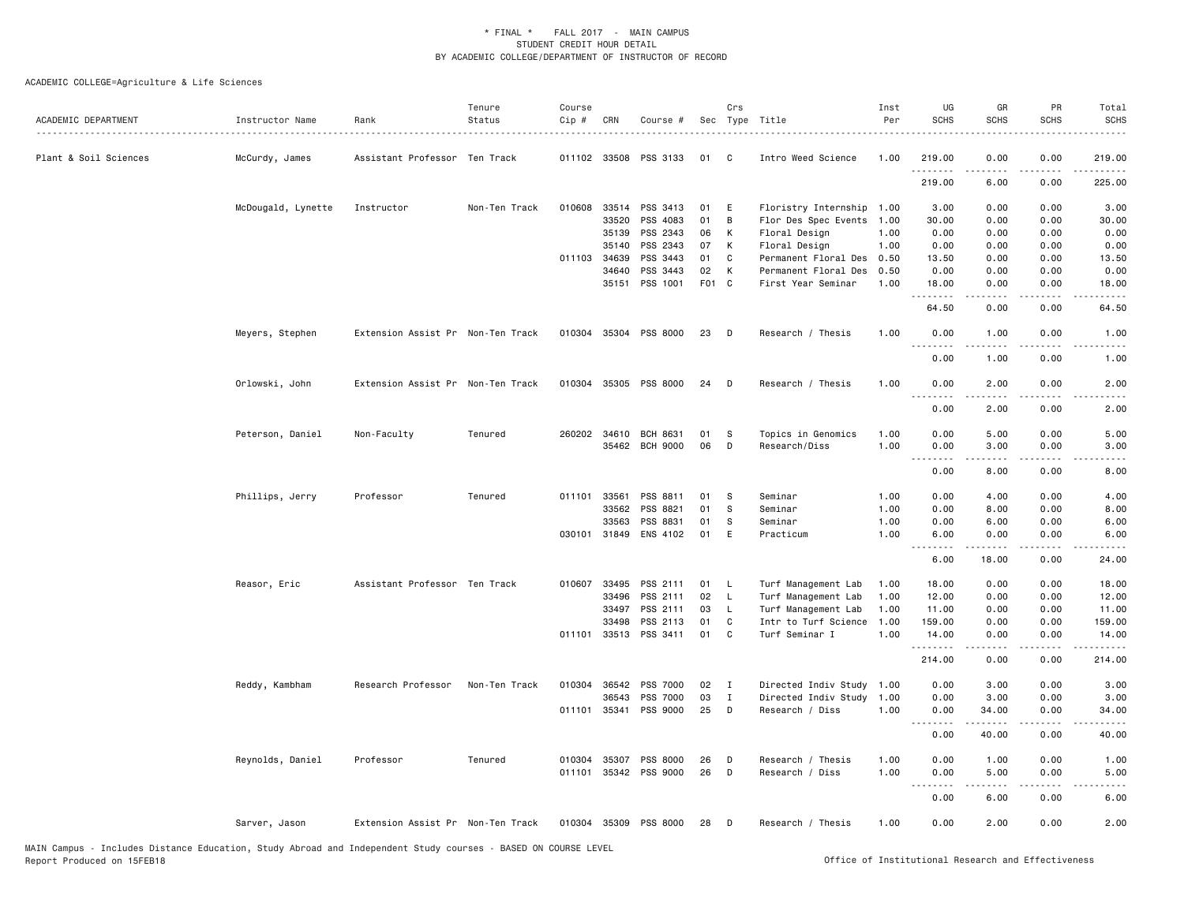\* FINAL \* FALL 2017 - MAIN CAMPUS
STUDENT CREDIT HOUR DETAIL
BY ACADEMIC COLLEGE/DEPARTMENT OF INSTRUCTOR OF RECORD

ACADEMIC COLLEGE=Agriculture & Life Sciences

| ACADEMIC DEPARTMENT | Instructor Name | Rank | Tenure Status | Course Cip # | CRN | Course # | Sec | Crs Type | Title | Inst Per | UG SCHS | GR SCHS | PR SCHS | Total SCHS |
|---|---|---|---|---|---|---|---|---|---|---|---|---|---|---|
| Plant & Soil Sciences | McCurdy, James | Assistant Professor | Ten Track | 011102 | 33508 | PSS 3133 | 01 | C | Intro Weed Science | 1.00 | 219.00 | 0.00 | 0.00 | 219.00 |
| | | | | | | | | | | | 219.00 | 6.00 | 0.00 | 225.00 |
| | McDougald, Lynette | Instructor | Non-Ten Track | 010608 | 33514 | PSS 3413 | 01 | E | Floristry Internship | 1.00 | 3.00 | 0.00 | 0.00 | 3.00 |
| | | | | | 33520 | PSS 4083 | 01 | B | Flor Des Spec Events | 1.00 | 30.00 | 0.00 | 0.00 | 30.00 |
| | | | | | 35139 | PSS 2343 | 06 | K | Floral Design | 1.00 | 0.00 | 0.00 | 0.00 | 0.00 |
| | | | | | 35140 | PSS 2343 | 07 | K | Floral Design | 1.00 | 0.00 | 0.00 | 0.00 | 0.00 |
| | | | | 011103 | 34639 | PSS 3443 | 01 | C | Permanent Floral Des | 0.50 | 13.50 | 0.00 | 0.00 | 13.50 |
| | | | | | 34640 | PSS 3443 | 02 | K | Permanent Floral Des | 0.50 | 0.00 | 0.00 | 0.00 | 0.00 |
| | | | | | 35151 | PSS 1001 | F01 | C | First Year Seminar | 1.00 | 18.00 | 0.00 | 0.00 | 18.00 |
| | | | | | | | | | | | 64.50 | 0.00 | 0.00 | 64.50 |
| | Meyers, Stephen | Extension Assist Pr | Non-Ten Track | 010304 | 35304 | PSS 8000 | 23 | D | Research / Thesis | 1.00 | 0.00 | 1.00 | 0.00 | 1.00 |
| | | | | | | | | | | | 0.00 | 1.00 | 0.00 | 1.00 |
| | Orlowski, John | Extension Assist Pr | Non-Ten Track | 010304 | 35305 | PSS 8000 | 24 | D | Research / Thesis | 1.00 | 0.00 | 2.00 | 0.00 | 2.00 |
| | | | | | | | | | | | 0.00 | 2.00 | 0.00 | 2.00 |
| | Peterson, Daniel | Non-Faculty | Tenured | 260202 | 34610 | BCH 8631 | 01 | S | Topics in Genomics | 1.00 | 0.00 | 5.00 | 0.00 | 5.00 |
| | | | | | 35462 | BCH 9000 | 06 | D | Research/Diss | 1.00 | 0.00 | 3.00 | 0.00 | 3.00 |
| | | | | | | | | | | | 0.00 | 8.00 | 0.00 | 8.00 |
| | Phillips, Jerry | Professor | Tenured | 011101 | 33561 | PSS 8811 | 01 | S | Seminar | 1.00 | 0.00 | 4.00 | 0.00 | 4.00 |
| | | | | | 33562 | PSS 8821 | 01 | S | Seminar | 1.00 | 0.00 | 8.00 | 0.00 | 8.00 |
| | | | | | 33563 | PSS 8831 | 01 | S | Seminar | 1.00 | 0.00 | 6.00 | 0.00 | 6.00 |
| | | | | 030101 | 31849 | ENS 4102 | 01 | E | Practicum | 1.00 | 6.00 | 0.00 | 0.00 | 6.00 |
| | | | | | | | | | | | 6.00 | 18.00 | 0.00 | 24.00 |
| | Reasor, Eric | Assistant Professor | Ten Track | 010607 | 33495 | PSS 2111 | 01 | L | Turf Management Lab | 1.00 | 18.00 | 0.00 | 0.00 | 18.00 |
| | | | | | 33496 | PSS 2111 | 02 | L | Turf Management Lab | 1.00 | 12.00 | 0.00 | 0.00 | 12.00 |
| | | | | | 33497 | PSS 2111 | 03 | L | Turf Management Lab | 1.00 | 11.00 | 0.00 | 0.00 | 11.00 |
| | | | | | 33498 | PSS 2113 | 01 | C | Intr to Turf Science | 1.00 | 159.00 | 0.00 | 0.00 | 159.00 |
| | | | | 011101 | 33513 | PSS 3411 | 01 | C | Turf Seminar I | 1.00 | 14.00 | 0.00 | 0.00 | 14.00 |
| | | | | | | | | | | | 214.00 | 0.00 | 0.00 | 214.00 |
| | Reddy, Kambham | Research Professor | Non-Ten Track | 010304 | 36542 | PSS 7000 | 02 | I | Directed Indiv Study | 1.00 | 0.00 | 3.00 | 0.00 | 3.00 |
| | | | | | 36543 | PSS 7000 | 03 | I | Directed Indiv Study | 1.00 | 0.00 | 3.00 | 0.00 | 3.00 |
| | | | | 011101 | 35341 | PSS 9000 | 25 | D | Research / Diss | 1.00 | 0.00 | 34.00 | 0.00 | 34.00 |
| | | | | | | | | | | | 0.00 | 40.00 | 0.00 | 40.00 |
| | Reynolds, Daniel | Professor | Tenured | 010304 | 35307 | PSS 8000 | 26 | D | Research / Thesis | 1.00 | 0.00 | 1.00 | 0.00 | 1.00 |
| | | | | 011101 | 35342 | PSS 9000 | 26 | D | Research / Diss | 1.00 | 0.00 | 5.00 | 0.00 | 5.00 |
| | | | | | | | | | | | 0.00 | 6.00 | 0.00 | 6.00 |
| | Sarver, Jason | Extension Assist Pr | Non-Ten Track | 010304 | 35309 | PSS 8000 | 28 | D | Research / Thesis | 1.00 | 0.00 | 2.00 | 0.00 | 2.00 |

MAIN Campus - Includes Distance Education, Study Abroad and Independent Study courses - BASED ON COURSE LEVEL
Report Produced on 15FEB18

Office of Institutional Research and Effectiveness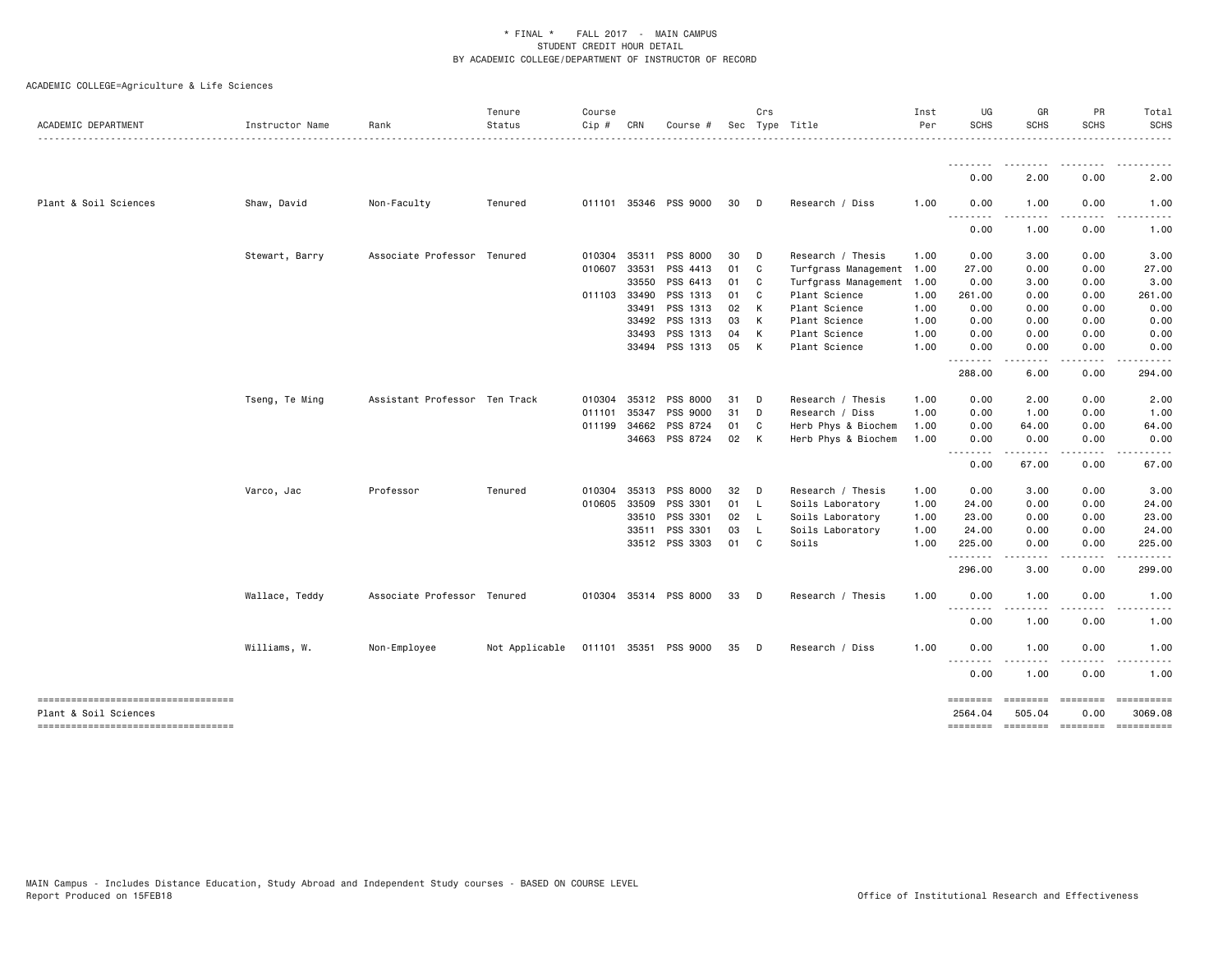* FINAL * FALL 2017 - MAIN CAMPUS
STUDENT CREDIT HOUR DETAIL
BY ACADEMIC COLLEGE/DEPARTMENT OF INSTRUCTOR OF RECORD

ACADEMIC COLLEGE=Agriculture & Life Sciences

| ACADEMIC DEPARTMENT | Instructor Name | Rank | Tenure Status | Course Cip # | CRN | Course # | Sec | Crs Type | Title | Inst Per | UG SCHS | GR SCHS | PR SCHS | Total SCHS |
|---|---|---|---|---|---|---|---|---|---|---|---|---|---|---|
| | | | | | | | | | | | 0.00 | 2.00 | 0.00 | 2.00 |
| Plant & Soil Sciences | Shaw, David | Non-Faculty | Tenured | 011101 | 35346 | PSS 9000 | 30 | D | Research / Diss | 1.00 | 0.00 | 1.00 | 0.00 | 1.00 |
| | | | | | | | | | | | 0.00 | 1.00 | 0.00 | 1.00 |
| | Stewart, Barry | Associate Professor | Tenured | 010304 | 35311 | PSS 8000 | 30 | D | Research / Thesis | 1.00 | 0.00 | 3.00 | 0.00 | 3.00 |
| | | | | 010607 | 33531 | PSS 4413 | 01 | C | Turfgrass Management | 1.00 | 27.00 | 0.00 | 0.00 | 27.00 |
| | | | | | 33550 | PSS 6413 | 01 | C | Turfgrass Management | 1.00 | 0.00 | 3.00 | 0.00 | 3.00 |
| | | | | 011103 | 33490 | PSS 1313 | 01 | C | Plant Science | 1.00 | 261.00 | 0.00 | 0.00 | 261.00 |
| | | | | | 33491 | PSS 1313 | 02 | K | Plant Science | 1.00 | 0.00 | 0.00 | 0.00 | 0.00 |
| | | | | | 33492 | PSS 1313 | 03 | K | Plant Science | 1.00 | 0.00 | 0.00 | 0.00 | 0.00 |
| | | | | | 33493 | PSS 1313 | 04 | K | Plant Science | 1.00 | 0.00 | 0.00 | 0.00 | 0.00 |
| | | | | | 33494 | PSS 1313 | 05 | K | Plant Science | 1.00 | 0.00 | 0.00 | 0.00 | 0.00 |
| | | | | | | | | | | | 288.00 | 6.00 | 0.00 | 294.00 |
| | Tseng, Te Ming | Assistant Professor | Ten Track | 010304 | 35312 | PSS 8000 | 31 | D | Research / Thesis | 1.00 | 0.00 | 2.00 | 0.00 | 2.00 |
| | | | | 011101 | 35347 | PSS 9000 | 31 | D | Research / Diss | 1.00 | 0.00 | 1.00 | 0.00 | 1.00 |
| | | | | 011199 | 34662 | PSS 8724 | 01 | C | Herb Phys & Biochem | 1.00 | 0.00 | 64.00 | 0.00 | 64.00 |
| | | | | | 34663 | PSS 8724 | 02 | K | Herb Phys & Biochem | 1.00 | 0.00 | 0.00 | 0.00 | 0.00 |
| | | | | | | | | | | | 0.00 | 67.00 | 0.00 | 67.00 |
| | Varco, Jac | Professor | Tenured | 010304 | 35313 | PSS 8000 | 32 | D | Research / Thesis | 1.00 | 0.00 | 3.00 | 0.00 | 3.00 |
| | | | | 010605 | 33509 | PSS 3301 | 01 | L | Soils Laboratory | 1.00 | 24.00 | 0.00 | 0.00 | 24.00 |
| | | | | | 33510 | PSS 3301 | 02 | L | Soils Laboratory | 1.00 | 23.00 | 0.00 | 0.00 | 23.00 |
| | | | | | 33511 | PSS 3301 | 03 | L | Soils Laboratory | 1.00 | 24.00 | 0.00 | 0.00 | 24.00 |
| | | | | | 33512 | PSS 3303 | 01 | C | Soils | 1.00 | 225.00 | 0.00 | 0.00 | 225.00 |
| | | | | | | | | | | | 296.00 | 3.00 | 0.00 | 299.00 |
| | Wallace, Teddy | Associate Professor | Tenured | 010304 | 35314 | PSS 8000 | 33 | D | Research / Thesis | 1.00 | 0.00 | 1.00 | 0.00 | 1.00 |
| | | | | | | | | | | | 0.00 | 1.00 | 0.00 | 1.00 |
| | Williams, W. | Non-Employee | Not Applicable | 011101 | 35351 | PSS 9000 | 35 | D | Research / Diss | 1.00 | 0.00 | 1.00 | 0.00 | 1.00 |
| | | | | | | | | | | | 0.00 | 1.00 | 0.00 | 1.00 |
| Plant & Soil Sciences | | | | | | | | | | | 2564.04 | 505.04 | 0.00 | 3069.08 |

MAIN Campus - Includes Distance Education, Study Abroad and Independent Study courses - BASED ON COURSE LEVEL
Report Produced on 15FEB18

Office of Institutional Research and Effectiveness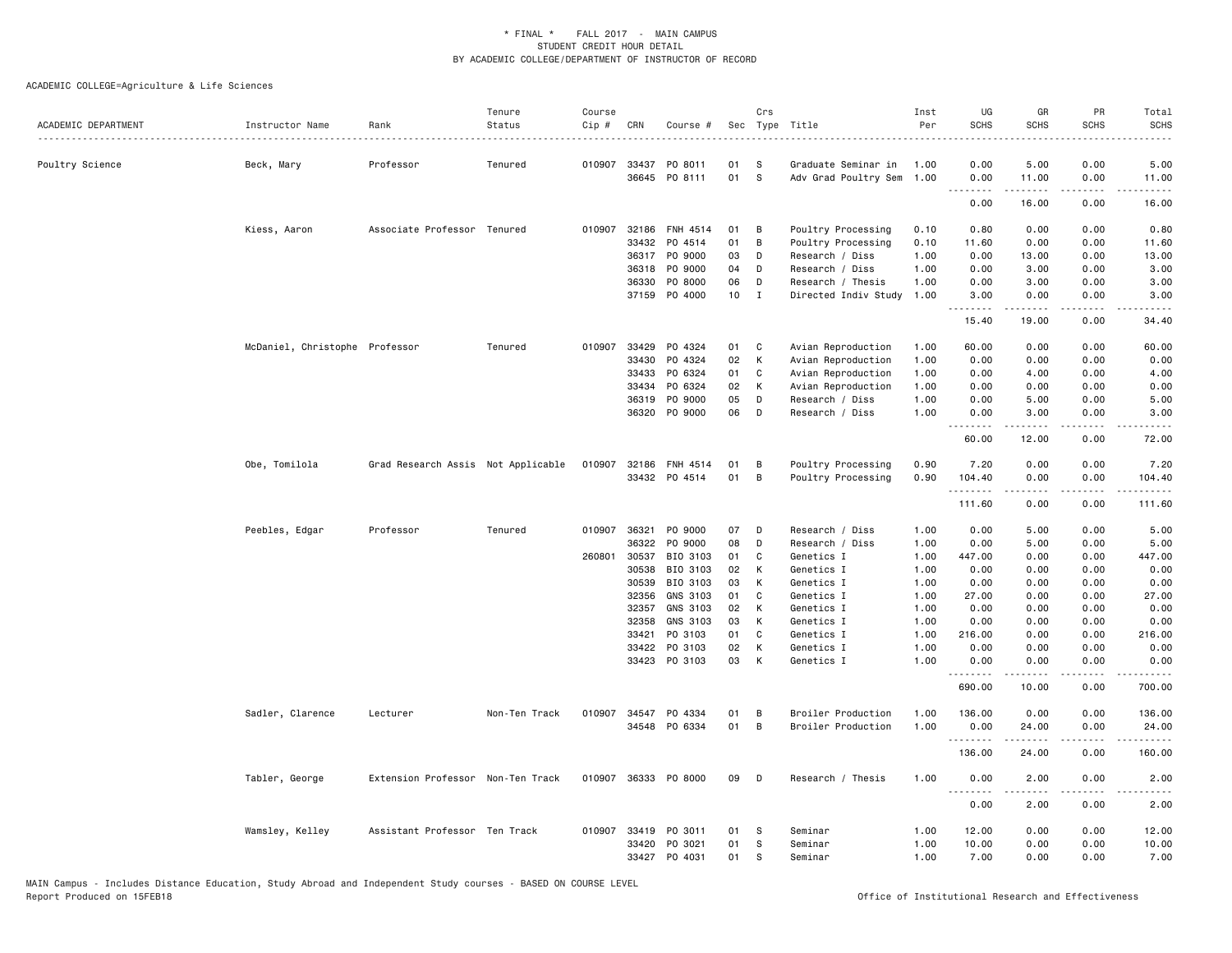\* FINAL \* FALL 2017 - MAIN CAMPUS
STUDENT CREDIT HOUR DETAIL
BY ACADEMIC COLLEGE/DEPARTMENT OF INSTRUCTOR OF RECORD

ACADEMIC COLLEGE=Agriculture & Life Sciences

| ACADEMIC DEPARTMENT | Instructor Name | Rank | Tenure Status | Course Cip # | CRN | Course # | Sec | Crs Type | Title | Inst Per | UG SCHS | GR SCHS | PR SCHS | Total SCHS |
|---|---|---|---|---|---|---|---|---|---|---|---|---|---|---|
| Poultry Science | Beck, Mary | Professor | Tenured | 010907 | 33437 | PO 8011 | 01 | S | Graduate Seminar in | 1.00 | 0.00 | 5.00 | 0.00 | 5.00 |
| | | | | | 36645 | PO 8111 | 01 | S | Adv Grad Poultry Sem | 1.00 | 0.00 | 11.00 | 0.00 | 11.00 |
| | | | | | | | | | | | 0.00 | 16.00 | 0.00 | 16.00 |
| | Kiess, Aaron | Associate Professor | Tenured | 010907 | 32186 | FNH 4514 | 01 | B | Poultry Processing | 0.10 | 0.80 | 0.00 | 0.00 | 0.80 |
| | | | | | 33432 | PO 4514 | 01 | B | Poultry Processing | 0.10 | 11.60 | 0.00 | 0.00 | 11.60 |
| | | | | | 36317 | PO 9000 | 03 | D | Research / Diss | 1.00 | 0.00 | 13.00 | 0.00 | 13.00 |
| | | | | | 36318 | PO 9000 | 04 | D | Research / Diss | 1.00 | 0.00 | 3.00 | 0.00 | 3.00 |
| | | | | | 36330 | PO 8000 | 06 | D | Research / Thesis | 1.00 | 0.00 | 3.00 | 0.00 | 3.00 |
| | | | | | 37159 | PO 4000 | 10 | I | Directed Indiv Study | 1.00 | 3.00 | 0.00 | 0.00 | 3.00 |
| | | | | | | | | | | | 15.40 | 19.00 | 0.00 | 34.40 |
| | McDaniel, Christophe | Professor | Tenured | 010907 | 33429 | PO 4324 | 01 | C | Avian Reproduction | 1.00 | 60.00 | 0.00 | 0.00 | 60.00 |
| | | | | | 33430 | PO 4324 | 02 | K | Avian Reproduction | 1.00 | 0.00 | 0.00 | 0.00 | 0.00 |
| | | | | | 33433 | PO 6324 | 01 | C | Avian Reproduction | 1.00 | 0.00 | 4.00 | 0.00 | 4.00 |
| | | | | | 33434 | PO 6324 | 02 | K | Avian Reproduction | 1.00 | 0.00 | 0.00 | 0.00 | 0.00 |
| | | | | | 36319 | PO 9000 | 05 | D | Research / Diss | 1.00 | 0.00 | 5.00 | 0.00 | 5.00 |
| | | | | | 36320 | PO 9000 | 06 | D | Research / Diss | 1.00 | 0.00 | 3.00 | 0.00 | 3.00 |
| | | | | | | | | | | | 60.00 | 12.00 | 0.00 | 72.00 |
| | Obe, Tomilola | Grad Research Assis | Not Applicable | 010907 | 32186 | FNH 4514 | 01 | B | Poultry Processing | 0.90 | 7.20 | 0.00 | 0.00 | 7.20 |
| | | | | | 33432 | PO 4514 | 01 | B | Poultry Processing | 0.90 | 104.40 | 0.00 | 0.00 | 104.40 |
| | | | | | | | | | | | 111.60 | 0.00 | 0.00 | 111.60 |
| | Peebles, Edgar | Professor | Tenured | 010907 | 36321 | PO 9000 | 07 | D | Research / Diss | 1.00 | 0.00 | 5.00 | 0.00 | 5.00 |
| | | | | | 36322 | PO 9000 | 08 | D | Research / Diss | 1.00 | 0.00 | 5.00 | 0.00 | 5.00 |
| | | | | 260801 | 30537 | BIO 3103 | 01 | C | Genetics I | 1.00 | 447.00 | 0.00 | 0.00 | 447.00 |
| | | | | | 30538 | BIO 3103 | 02 | K | Genetics I | 1.00 | 0.00 | 0.00 | 0.00 | 0.00 |
| | | | | | 30539 | BIO 3103 | 03 | K | Genetics I | 1.00 | 0.00 | 0.00 | 0.00 | 0.00 |
| | | | | | 32356 | GNS 3103 | 01 | C | Genetics I | 1.00 | 27.00 | 0.00 | 0.00 | 27.00 |
| | | | | | 32357 | GNS 3103 | 02 | K | Genetics I | 1.00 | 0.00 | 0.00 | 0.00 | 0.00 |
| | | | | | 32358 | GNS 3103 | 03 | K | Genetics I | 1.00 | 0.00 | 0.00 | 0.00 | 0.00 |
| | | | | | 33421 | PO 3103 | 01 | C | Genetics I | 1.00 | 216.00 | 0.00 | 0.00 | 216.00 |
| | | | | | 33422 | PO 3103 | 02 | K | Genetics I | 1.00 | 0.00 | 0.00 | 0.00 | 0.00 |
| | | | | | 33423 | PO 3103 | 03 | K | Genetics I | 1.00 | 0.00 | 0.00 | 0.00 | 0.00 |
| | | | | | | | | | | | 690.00 | 10.00 | 0.00 | 700.00 |
| | Sadler, Clarence | Lecturer | Non-Ten Track | 010907 | 34547 | PO 4334 | 01 | B | Broiler Production | 1.00 | 136.00 | 0.00 | 0.00 | 136.00 |
| | | | | | 34548 | PO 6334 | 01 | B | Broiler Production | 1.00 | 0.00 | 24.00 | 0.00 | 24.00 |
| | | | | | | | | | | | 136.00 | 24.00 | 0.00 | 160.00 |
| | Tabler, George | Extension Professor | Non-Ten Track | 010907 | 36333 | PO 8000 | 09 | D | Research / Thesis | 1.00 | 0.00 | 2.00 | 0.00 | 2.00 |
| | | | | | | | | | | | 0.00 | 2.00 | 0.00 | 2.00 |
| | Wamsley, Kelley | Assistant Professor | Ten Track | 010907 | 33419 | PO 3011 | 01 | S | Seminar | 1.00 | 12.00 | 0.00 | 0.00 | 12.00 |
| | | | | | 33420 | PO 3021 | 01 | S | Seminar | 1.00 | 10.00 | 0.00 | 0.00 | 10.00 |
| | | | | | 33427 | PO 4031 | 01 | S | Seminar | 1.00 | 7.00 | 0.00 | 0.00 | 7.00 |

MAIN Campus - Includes Distance Education, Study Abroad and Independent Study courses - BASED ON COURSE LEVEL
Report Produced on 15FEB18

Office of Institutional Research and Effectiveness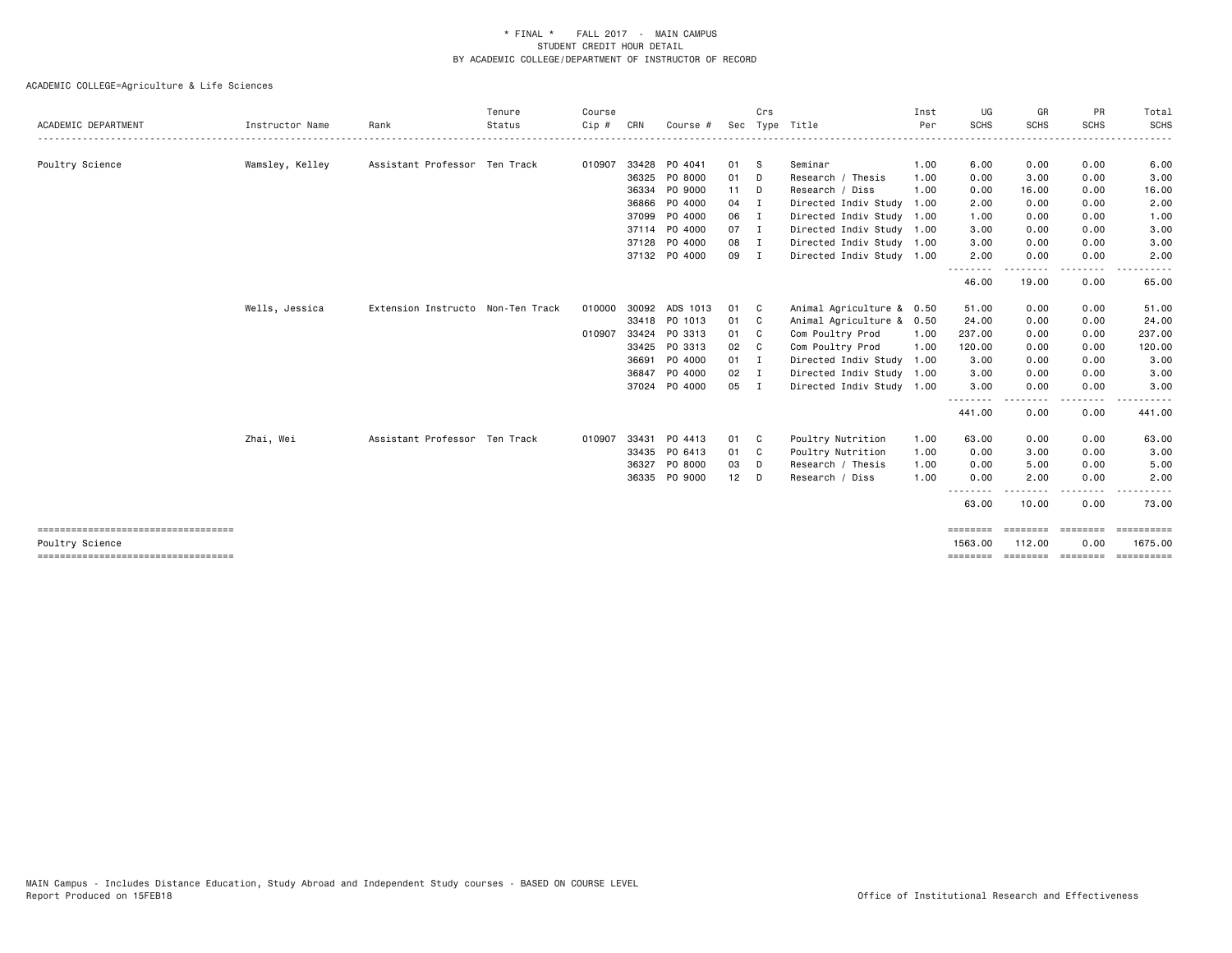\* FINAL \* FALL 2017 - MAIN CAMPUS
STUDENT CREDIT HOUR DETAIL
BY ACADEMIC COLLEGE/DEPARTMENT OF INSTRUCTOR OF RECORD

ACADEMIC COLLEGE=Agriculture & Life Sciences

| ACADEMIC DEPARTMENT | Instructor Name | Rank | Tenure Status | Course Cip # | CRN | Course # | Sec | Crs Type | Title | Inst Per | UG SCHS | GR SCHS | PR SCHS | Total SCHS |
|---|---|---|---|---|---|---|---|---|---|---|---|---|---|---|
| Poultry Science | Wamsley, Kelley | Assistant Professor | Ten Track | 010907 | 33428 | PO 4041 | 01 | S | Seminar | 1.00 | 6.00 | 0.00 | 0.00 | 6.00 |
| | | | | | 36325 | PO 8000 | 01 | D | Research / Thesis | 1.00 | 0.00 | 3.00 | 0.00 | 3.00 |
| | | | | | 36334 | PO 9000 | 11 | D | Research / Diss | 1.00 | 0.00 | 16.00 | 0.00 | 16.00 |
| | | | | | 36866 | PO 4000 | 04 | I | Directed Indiv Study | 1.00 | 2.00 | 0.00 | 0.00 | 2.00 |
| | | | | | 37099 | PO 4000 | 06 | I | Directed Indiv Study | 1.00 | 1.00 | 0.00 | 0.00 | 1.00 |
| | | | | | 37114 | PO 4000 | 07 | I | Directed Indiv Study | 1.00 | 3.00 | 0.00 | 0.00 | 3.00 |
| | | | | | 37128 | PO 4000 | 08 | I | Directed Indiv Study | 1.00 | 3.00 | 0.00 | 0.00 | 3.00 |
| | | | | | 37132 | PO 4000 | 09 | I | Directed Indiv Study | 1.00 | 2.00 | 0.00 | 0.00 | 2.00 |
| | | | | | | | | | | | 46.00 | 19.00 | 0.00 | 65.00 |
| | Wells, Jessica | Extension Instructo | Non-Ten Track | 010000 | 30092 | ADS 1013 | 01 | C | Animal Agriculture & | 0.50 | 51.00 | 0.00 | 0.00 | 51.00 |
| | | | | | 33418 | PO 1013 | 01 | C | Animal Agriculture & | 0.50 | 24.00 | 0.00 | 0.00 | 24.00 |
| | | | | 010907 | 33424 | PO 3313 | 01 | C | Com Poultry Prod | 1.00 | 237.00 | 0.00 | 0.00 | 237.00 |
| | | | | | 33425 | PO 3313 | 02 | C | Com Poultry Prod | 1.00 | 120.00 | 0.00 | 0.00 | 120.00 |
| | | | | | 36691 | PO 4000 | 01 | I | Directed Indiv Study | 1.00 | 3.00 | 0.00 | 0.00 | 3.00 |
| | | | | | 36847 | PO 4000 | 02 | I | Directed Indiv Study | 1.00 | 3.00 | 0.00 | 0.00 | 3.00 |
| | | | | | 37024 | PO 4000 | 05 | I | Directed Indiv Study | 1.00 | 3.00 | 0.00 | 0.00 | 3.00 |
| | | | | | | | | | | | 441.00 | 0.00 | 0.00 | 441.00 |
| | Zhai, Wei | Assistant Professor | Ten Track | 010907 | 33431 | PO 4413 | 01 | C | Poultry Nutrition | 1.00 | 63.00 | 0.00 | 0.00 | 63.00 |
| | | | | | 33435 | PO 6413 | 01 | C | Poultry Nutrition | 1.00 | 0.00 | 3.00 | 0.00 | 3.00 |
| | | | | | 36327 | PO 8000 | 03 | D | Research / Thesis | 1.00 | 0.00 | 5.00 | 0.00 | 5.00 |
| | | | | | 36335 | PO 9000 | 12 | D | Research / Diss | 1.00 | 0.00 | 2.00 | 0.00 | 2.00 |
| | | | | | | | | | | | 63.00 | 10.00 | 0.00 | 73.00 |
| Poultry Science | | | | | | | | | | | 1563.00 | 112.00 | 0.00 | 1675.00 |

MAIN Campus - Includes Distance Education, Study Abroad and Independent Study courses - BASED ON COURSE LEVEL
Report Produced on 15FEB18

Office of Institutional Research and Effectiveness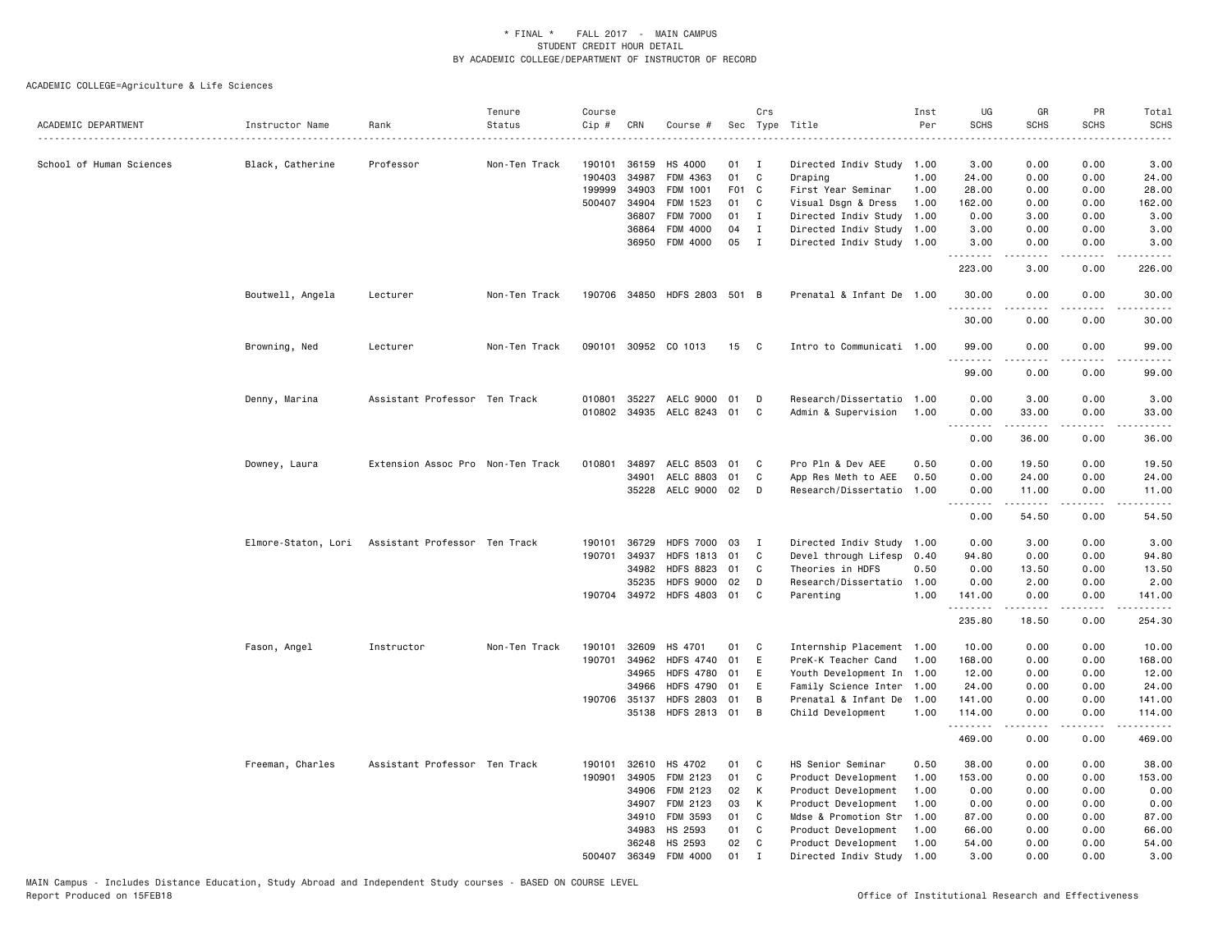\* FINAL \* FALL 2017 - MAIN CAMPUS
STUDENT CREDIT HOUR DETAIL
BY ACADEMIC COLLEGE/DEPARTMENT OF INSTRUCTOR OF RECORD

ACADEMIC COLLEGE=Agriculture & Life Sciences

| ACADEMIC DEPARTMENT | Instructor Name | Rank | Tenure Status | Course Cip # | CRN | Course # | Sec | Crs Type | Title | Inst Per | UG SCHS | GR SCHS | PR SCHS | Total SCHS |
|---|---|---|---|---|---|---|---|---|---|---|---|---|---|---|
| School of Human Sciences | Black, Catherine | Professor | Non-Ten Track | 190101 | 36159 | HS 4000 | 01 | I | Directed Indiv Study | 1.00 | 3.00 | 0.00 | 0.00 | 3.00 |
| | | | | 190403 | 34987 | FDM 4363 | 01 | C | Draping | 1.00 | 24.00 | 0.00 | 0.00 | 24.00 |
| | | | | 199999 | 34903 | FDM 1001 | F01 | C | First Year Seminar | 1.00 | 28.00 | 0.00 | 0.00 | 28.00 |
| | | | | 500407 | 34904 | FDM 1523 | 01 | C | Visual Dsgn & Dress | 1.00 | 162.00 | 0.00 | 0.00 | 162.00 |
| | | | | | 36807 | FDM 7000 | 01 | I | Directed Indiv Study | 1.00 | 0.00 | 3.00 | 0.00 | 3.00 |
| | | | | | 36864 | FDM 4000 | 04 | I | Directed Indiv Study | 1.00 | 3.00 | 0.00 | 0.00 | 3.00 |
| | | | | | 36950 | FDM 4000 | 05 | I | Directed Indiv Study | 1.00 | 3.00 | 0.00 | 0.00 | 3.00 |
| | | | | | | | | | | | 223.00 | 3.00 | 0.00 | 226.00 |
| | Boutwell, Angela | Lecturer | Non-Ten Track | 190706 | 34850 | HDFS 2803 | 501 | B | Prenatal & Infant De | 1.00 | 30.00 | 0.00 | 0.00 | 30.00 |
| | | | | | | | | | | | 30.00 | 0.00 | 0.00 | 30.00 |
| | Browning, Ned | Lecturer | Non-Ten Track | 090101 | 30952 | CO 1013 | 15 | C | Intro to Communicati | 1.00 | 99.00 | 0.00 | 0.00 | 99.00 |
| | | | | | | | | | | | 99.00 | 0.00 | 0.00 | 99.00 |
| | Denny, Marina | Assistant Professor | Ten Track | 010801 | 35227 | AELC 9000 | 01 | D | Research/Dissertatio | 1.00 | 0.00 | 3.00 | 0.00 | 3.00 |
| | | | | 010802 | 34935 | AELC 8243 | 01 | C | Admin & Supervision | 1.00 | 0.00 | 33.00 | 0.00 | 33.00 |
| | | | | | | | | | | | 0.00 | 36.00 | 0.00 | 36.00 |
| | Downey, Laura | Extension Assoc Pro | Non-Ten Track | 010801 | 34897 | AELC 8503 | 01 | C | Pro Pln & Dev AEE | 0.50 | 0.00 | 19.50 | 0.00 | 19.50 |
| | | | | | 34901 | AELC 8803 | 01 | C | App Res Meth to AEE | 0.50 | 0.00 | 24.00 | 0.00 | 24.00 |
| | | | | | 35228 | AELC 9000 | 02 | D | Research/Dissertatio | 1.00 | 0.00 | 11.00 | 0.00 | 11.00 |
| | | | | | | | | | | | 0.00 | 54.50 | 0.00 | 54.50 |
| | Elmore-Staton, Lori | Assistant Professor | Ten Track | 190101 | 36729 | HDFS 7000 | 03 | I | Directed Indiv Study | 1.00 | 0.00 | 3.00 | 0.00 | 3.00 |
| | | | | 190701 | 34937 | HDFS 1813 | 01 | C | Devel through Lifesp | 0.40 | 94.80 | 0.00 | 0.00 | 94.80 |
| | | | | | 34982 | HDFS 8823 | 01 | C | Theories in HDFS | 0.50 | 0.00 | 13.50 | 0.00 | 13.50 |
| | | | | | 35235 | HDFS 9000 | 02 | D | Research/Dissertatio | 1.00 | 0.00 | 2.00 | 0.00 | 2.00 |
| | | | | 190704 | 34972 | HDFS 4803 | 01 | C | Parenting | 1.00 | 141.00 | 0.00 | 0.00 | 141.00 |
| | | | | | | | | | | | 235.80 | 18.50 | 0.00 | 254.30 |
| | Fason, Angel | Instructor | Non-Ten Track | 190101 | 32609 | HS 4701 | 01 | C | Internship Placement | 1.00 | 10.00 | 0.00 | 0.00 | 10.00 |
| | | | | 190701 | 34962 | HDFS 4740 | 01 | E | PreK-K Teacher Cand | 1.00 | 168.00 | 0.00 | 0.00 | 168.00 |
| | | | | | 34965 | HDFS 4780 | 01 | E | Youth Development In | 1.00 | 12.00 | 0.00 | 0.00 | 12.00 |
| | | | | | 34966 | HDFS 4790 | 01 | E | Family Science Inter | 1.00 | 24.00 | 0.00 | 0.00 | 24.00 |
| | | | | 190706 | 35137 | HDFS 2803 | 01 | B | Prenatal & Infant De | 1.00 | 141.00 | 0.00 | 0.00 | 141.00 |
| | | | | | 35138 | HDFS 2813 | 01 | B | Child Development | 1.00 | 114.00 | 0.00 | 0.00 | 114.00 |
| | | | | | | | | | | | 469.00 | 0.00 | 0.00 | 469.00 |
| | Freeman, Charles | Assistant Professor | Ten Track | 190101 | 32610 | HS 4702 | 01 | C | HS Senior Seminar | 0.50 | 38.00 | 0.00 | 0.00 | 38.00 |
| | | | | 190901 | 34905 | FDM 2123 | 01 | C | Product Development | 1.00 | 153.00 | 0.00 | 0.00 | 153.00 |
| | | | | | 34906 | FDM 2123 | 02 | K | Product Development | 1.00 | 0.00 | 0.00 | 0.00 | 0.00 |
| | | | | | 34907 | FDM 2123 | 03 | K | Product Development | 1.00 | 0.00 | 0.00 | 0.00 | 0.00 |
| | | | | | 34910 | FDM 3593 | 01 | C | Mdse & Promotion Str | 1.00 | 87.00 | 0.00 | 0.00 | 87.00 |
| | | | | | 34983 | HS 2593 | 01 | C | Product Development | 1.00 | 66.00 | 0.00 | 0.00 | 66.00 |
| | | | | | 36248 | HS 2593 | 02 | C | Product Development | 1.00 | 54.00 | 0.00 | 0.00 | 54.00 |
| | | | | 500407 | 36349 | FDM 4000 | 01 | I | Directed Indiv Study | 1.00 | 3.00 | 0.00 | 0.00 | 3.00 |

MAIN Campus - Includes Distance Education, Study Abroad and Independent Study courses - BASED ON COURSE LEVEL
Report Produced on 15FEB18

Office of Institutional Research and Effectiveness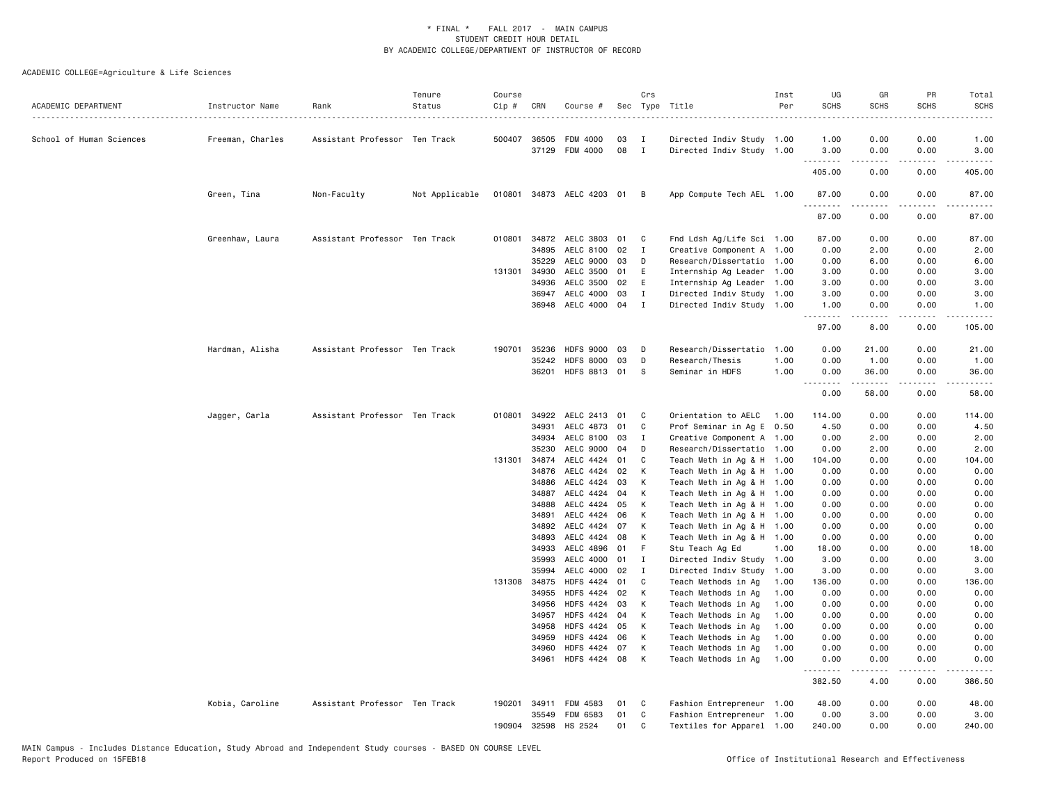* FINAL * FALL 2017 - MAIN CAMPUS
STUDENT CREDIT HOUR DETAIL
BY ACADEMIC COLLEGE/DEPARTMENT OF INSTRUCTOR OF RECORD

ACADEMIC COLLEGE=Agriculture & Life Sciences

| ACADEMIC DEPARTMENT | Instructor Name | Rank | Tenure Status | Course Cip # | CRN | Course # | Sec | Crs Type | Title | Inst Per | UG SCHS | GR SCHS | PR SCHS | Total SCHS |
|---|---|---|---|---|---|---|---|---|---|---|---|---|---|---|
| School of Human Sciences | Freeman, Charles | Assistant Professor | Ten Track | 500407 | 36505 | FDM 4000 | 03 | I | Directed Indiv Study | 1.00 | 1.00 | 0.00 | 0.00 | 1.00 |
| | | | | | 37129 | FDM 4000 | 08 | I | Directed Indiv Study | 1.00 | 3.00 | 0.00 | 0.00 | 3.00 |
| | | | | | | | | | | | 405.00 | 0.00 | 0.00 | 405.00 |
| | Green, Tina | Non-Faculty | Not Applicable | 010801 | 34873 | AELC 4203 | 01 | B | App Compute Tech AEL | 1.00 | 87.00 | 0.00 | 0.00 | 87.00 |
| | | | | | | | | | | | 87.00 | 0.00 | 0.00 | 87.00 |
| | Greenhaw, Laura | Assistant Professor | Ten Track | 010801 | 34872 | AELC 3803 | 01 | C | Fnd Ldsh Ag/Life Sci | 1.00 | 87.00 | 0.00 | 0.00 | 87.00 |
| | | | | | 34895 | AELC 8100 | 02 | I | Creative Component A | 1.00 | 0.00 | 2.00 | 0.00 | 2.00 |
| | | | | | 35229 | AELC 9000 | 03 | D | Research/Dissertatio | 1.00 | 0.00 | 6.00 | 0.00 | 6.00 |
| | | | | 131301 | 34930 | AELC 3500 | 01 | E | Internship Ag Leader | 1.00 | 3.00 | 0.00 | 0.00 | 3.00 |
| | | | | | 34936 | AELC 3500 | 02 | E | Internship Ag Leader | 1.00 | 3.00 | 0.00 | 0.00 | 3.00 |
| | | | | | 36947 | AELC 4000 | 03 | I | Directed Indiv Study | 1.00 | 3.00 | 0.00 | 0.00 | 3.00 |
| | | | | | 36948 | AELC 4000 | 04 | I | Directed Indiv Study | 1.00 | 1.00 | 0.00 | 0.00 | 1.00 |
| | | | | | | | | | | | 97.00 | 8.00 | 0.00 | 105.00 |
| | Hardman, Alisha | Assistant Professor | Ten Track | 190701 | 35236 | HDFS 9000 | 03 | D | Research/Dissertatio | 1.00 | 0.00 | 21.00 | 0.00 | 21.00 |
| | | | | | 35242 | HDFS 8000 | 03 | D | Research/Thesis | 1.00 | 0.00 | 1.00 | 0.00 | 1.00 |
| | | | | | 36201 | HDFS 8813 | 01 | S | Seminar in HDFS | 1.00 | 0.00 | 36.00 | 0.00 | 36.00 |
| | | | | | | | | | | | 0.00 | 58.00 | 0.00 | 58.00 |
| | Jagger, Carla | Assistant Professor | Ten Track | 010801 | 34922 | AELC 2413 | 01 | C | Orientation to AELC | 1.00 | 114.00 | 0.00 | 0.00 | 114.00 |
| | | | | | 34931 | AELC 4873 | 01 | C | Prof Seminar in Ag E | 0.50 | 4.50 | 0.00 | 0.00 | 4.50 |
| | | | | | 34934 | AELC 8100 | 03 | I | Creative Component A | 1.00 | 0.00 | 2.00 | 0.00 | 2.00 |
| | | | | | 35230 | AELC 9000 | 04 | D | Research/Dissertatio | 1.00 | 0.00 | 2.00 | 0.00 | 2.00 |
| | | | | 131301 | 34874 | AELC 4424 | 01 | C | Teach Meth in Ag & H | 1.00 | 104.00 | 0.00 | 0.00 | 104.00 |
| | | | | | 34876 | AELC 4424 | 02 | K | Teach Meth in Ag & H | 1.00 | 0.00 | 0.00 | 0.00 | 0.00 |
| | | | | | 34886 | AELC 4424 | 03 | K | Teach Meth in Ag & H | 1.00 | 0.00 | 0.00 | 0.00 | 0.00 |
| | | | | | 34887 | AELC 4424 | 04 | K | Teach Meth in Ag & H | 1.00 | 0.00 | 0.00 | 0.00 | 0.00 |
| | | | | | 34888 | AELC 4424 | 05 | K | Teach Meth in Ag & H | 1.00 | 0.00 | 0.00 | 0.00 | 0.00 |
| | | | | | 34891 | AELC 4424 | 06 | K | Teach Meth in Ag & H | 1.00 | 0.00 | 0.00 | 0.00 | 0.00 |
| | | | | | 34892 | AELC 4424 | 07 | K | Teach Meth in Ag & H | 1.00 | 0.00 | 0.00 | 0.00 | 0.00 |
| | | | | | 34893 | AELC 4424 | 08 | K | Teach Meth in Ag & H | 1.00 | 0.00 | 0.00 | 0.00 | 0.00 |
| | | | | | 34933 | AELC 4896 | 01 | F | Stu Teach Ag Ed | 1.00 | 18.00 | 0.00 | 0.00 | 18.00 |
| | | | | | 35993 | AELC 4000 | 01 | I | Directed Indiv Study | 1.00 | 3.00 | 0.00 | 0.00 | 3.00 |
| | | | | | 35994 | AELC 4000 | 02 | I | Directed Indiv Study | 1.00 | 3.00 | 0.00 | 0.00 | 3.00 |
| | | | | 131308 | 34875 | HDFS 4424 | 01 | C | Teach Methods in Ag | 1.00 | 136.00 | 0.00 | 0.00 | 136.00 |
| | | | | | 34955 | HDFS 4424 | 02 | K | Teach Methods in Ag | 1.00 | 0.00 | 0.00 | 0.00 | 0.00 |
| | | | | | 34956 | HDFS 4424 | 03 | K | Teach Methods in Ag | 1.00 | 0.00 | 0.00 | 0.00 | 0.00 |
| | | | | | 34957 | HDFS 4424 | 04 | K | Teach Methods in Ag | 1.00 | 0.00 | 0.00 | 0.00 | 0.00 |
| | | | | | 34958 | HDFS 4424 | 05 | K | Teach Methods in Ag | 1.00 | 0.00 | 0.00 | 0.00 | 0.00 |
| | | | | | 34959 | HDFS 4424 | 06 | K | Teach Methods in Ag | 1.00 | 0.00 | 0.00 | 0.00 | 0.00 |
| | | | | | 34960 | HDFS 4424 | 07 | K | Teach Methods in Ag | 1.00 | 0.00 | 0.00 | 0.00 | 0.00 |
| | | | | | 34961 | HDFS 4424 | 08 | K | Teach Methods in Ag | 1.00 | 0.00 | 0.00 | 0.00 | 0.00 |
| | | | | | | | | | | | 382.50 | 4.00 | 0.00 | 386.50 |
| | Kobia, Caroline | Assistant Professor | Ten Track | 190201 | 34911 | FDM 4583 | 01 | C | Fashion Entrepreneur | 1.00 | 48.00 | 0.00 | 0.00 | 48.00 |
| | | | | | 35549 | FDM 6583 | 01 | C | Fashion Entrepreneur | 1.00 | 0.00 | 3.00 | 0.00 | 3.00 |
| | | | | 190904 | 32598 | HS 2524 | 01 | C | Textiles for Apparel | 1.00 | 240.00 | 0.00 | 0.00 | 240.00 |

MAIN Campus - Includes Distance Education, Study Abroad and Independent Study courses - BASED ON COURSE LEVEL
Report Produced on 15FEB18
Office of Institutional Research and Effectiveness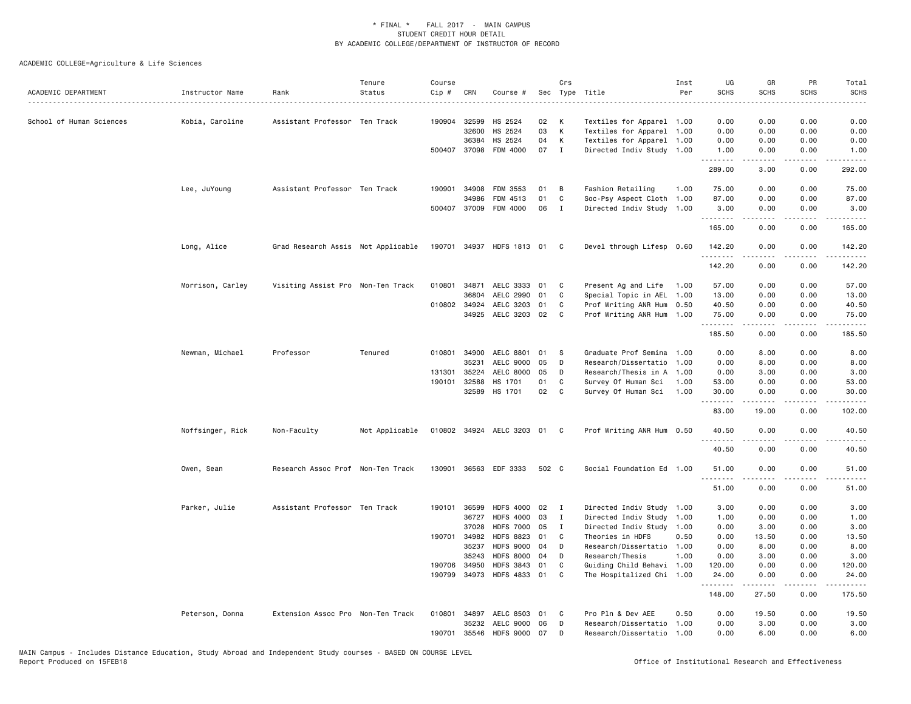\* FINAL \* FALL 2017 - MAIN CAMPUS
STUDENT CREDIT HOUR DETAIL
BY ACADEMIC COLLEGE/DEPARTMENT OF INSTRUCTOR OF RECORD

ACADEMIC COLLEGE=Agriculture & Life Sciences

| ACADEMIC DEPARTMENT | Instructor Name | Rank | Tenure Status | Course Cip # | CRN | Course # | Sec | Crs Type | Title | Inst Per | UG SCHS | GR SCHS | PR SCHS | Total SCHS |
|---|---|---|---|---|---|---|---|---|---|---|---|---|---|---|
| School of Human Sciences | Kobia, Caroline | Assistant Professor | Ten Track | 190904 | 32599 | HS 2524 | 02 | K | Textiles for Apparel | 1.00 | 0.00 | 0.00 | 0.00 | 0.00 |
| | | | | | 32600 | HS 2524 | 03 | K | Textiles for Apparel | 1.00 | 0.00 | 0.00 | 0.00 | 0.00 |
| | | | | | 36384 | HS 2524 | 04 | K | Textiles for Apparel | 1.00 | 0.00 | 0.00 | 0.00 | 0.00 |
| | | | | 500407 | 37098 | FDM 4000 | 07 | I | Directed Indiv Study | 1.00 | 1.00 | 0.00 | 0.00 | 1.00 |
| | | | | | | | | | | | 289.00 | 3.00 | 0.00 | 292.00 |
| | Lee, JuYoung | Assistant Professor | Ten Track | 190901 | 34908 | FDM 3553 | 01 | B | Fashion Retailing | 1.00 | 75.00 | 0.00 | 0.00 | 75.00 |
| | | | | | 34986 | FDM 4513 | 01 | C | Soc-Psy Aspect Cloth | 1.00 | 87.00 | 0.00 | 0.00 | 87.00 |
| | | | | 500407 | 37009 | FDM 4000 | 06 | I | Directed Indiv Study | 1.00 | 3.00 | 0.00 | 0.00 | 3.00 |
| | | | | | | | | | | | 165.00 | 0.00 | 0.00 | 165.00 |
| | Long, Alice | Grad Research Assis | Not Applicable | 190701 | 34937 | HDFS 1813 | 01 | C | Devel through Lifesp | 0.60 | 142.20 | 0.00 | 0.00 | 142.20 |
| | | | | | | | | | | | 142.20 | 0.00 | 0.00 | 142.20 |
| | Morrison, Carley | Visiting Assist Pro | Non-Ten Track | 010801 | 34871 | AELC 3333 | 01 | C | Present Ag and Life | 1.00 | 57.00 | 0.00 | 0.00 | 57.00 |
| | | | | | 36804 | AELC 2990 | 01 | C | Special Topic in AEL | 1.00 | 13.00 | 0.00 | 0.00 | 13.00 |
| | | | | 010802 | 34924 | AELC 3203 | 01 | C | Prof Writing ANR Hum | 0.50 | 40.50 | 0.00 | 0.00 | 40.50 |
| | | | | | 34925 | AELC 3203 | 02 | C | Prof Writing ANR Hum | 1.00 | 75.00 | 0.00 | 0.00 | 75.00 |
| | | | | | | | | | | | 185.50 | 0.00 | 0.00 | 185.50 |
| | Newman, Michael | Professor | Tenured | 010801 | 34900 | AELC 8801 | 01 | S | Graduate Prof Semina | 1.00 | 0.00 | 8.00 | 0.00 | 8.00 |
| | | | | | 35231 | AELC 9000 | 05 | D | Research/Dissertatio | 1.00 | 0.00 | 8.00 | 0.00 | 8.00 |
| | | | | 131301 | 35224 | AELC 8000 | 05 | D | Research/Thesis in A | 1.00 | 0.00 | 3.00 | 0.00 | 3.00 |
| | | | | 190101 | 32588 | HS 1701 | 01 | C | Survey Of Human Sci | 1.00 | 53.00 | 0.00 | 0.00 | 53.00 |
| | | | | | 32589 | HS 1701 | 02 | C | Survey Of Human Sci | 1.00 | 30.00 | 0.00 | 0.00 | 30.00 |
| | | | | | | | | | | | 83.00 | 19.00 | 0.00 | 102.00 |
| | Noffsinger, Rick | Non-Faculty | Not Applicable | 010802 | 34924 | AELC 3203 | 01 | C | Prof Writing ANR Hum | 0.50 | 40.50 | 0.00 | 0.00 | 40.50 |
| | | | | | | | | | | | 40.50 | 0.00 | 0.00 | 40.50 |
| | Owen, Sean | Research Assoc Prof | Non-Ten Track | 130901 | 36563 | EDF 3333 | 502 | C | Social Foundation Ed | 1.00 | 51.00 | 0.00 | 0.00 | 51.00 |
| | | | | | | | | | | | 51.00 | 0.00 | 0.00 | 51.00 |
| | Parker, Julie | Assistant Professor | Ten Track | 190101 | 36599 | HDFS 4000 | 02 | I | Directed Indiv Study | 1.00 | 3.00 | 0.00 | 0.00 | 3.00 |
| | | | | | 36727 | HDFS 4000 | 03 | I | Directed Indiv Study | 1.00 | 1.00 | 0.00 | 0.00 | 1.00 |
| | | | | | 37028 | HDFS 7000 | 05 | I | Directed Indiv Study | 1.00 | 0.00 | 3.00 | 0.00 | 3.00 |
| | | | | 190701 | 34982 | HDFS 8823 | 01 | C | Theories in HDFS | 0.50 | 0.00 | 13.50 | 0.00 | 13.50 |
| | | | | | 35237 | HDFS 9000 | 04 | D | Research/Dissertatio | 1.00 | 0.00 | 8.00 | 0.00 | 8.00 |
| | | | | | 35243 | HDFS 8000 | 04 | D | Research/Thesis | 1.00 | 0.00 | 3.00 | 0.00 | 3.00 |
| | | | | 190706 | 34950 | HDFS 3843 | 01 | C | Guiding Child Behavi | 1.00 | 120.00 | 0.00 | 0.00 | 120.00 |
| | | | | 190799 | 34973 | HDFS 4833 | 01 | C | The Hospitalized Chi | 1.00 | 24.00 | 0.00 | 0.00 | 24.00 |
| | | | | | | | | | | | 148.00 | 27.50 | 0.00 | 175.50 |
| | Peterson, Donna | Extension Assoc Pro | Non-Ten Track | 010801 | 34897 | AELC 8503 | 01 | C | Pro Pln & Dev AEE | 0.50 | 0.00 | 19.50 | 0.00 | 19.50 |
| | | | | | 35232 | AELC 9000 | 06 | D | Research/Dissertatio | 1.00 | 0.00 | 3.00 | 0.00 | 3.00 |
| | | | | 190701 | 35546 | HDFS 9000 | 07 | D | Research/Dissertatio | 1.00 | 0.00 | 6.00 | 0.00 | 6.00 |

MAIN Campus - Includes Distance Education, Study Abroad and Independent Study courses - BASED ON COURSE LEVEL
Report Produced on 15FEB18 — Office of Institutional Research and Effectiveness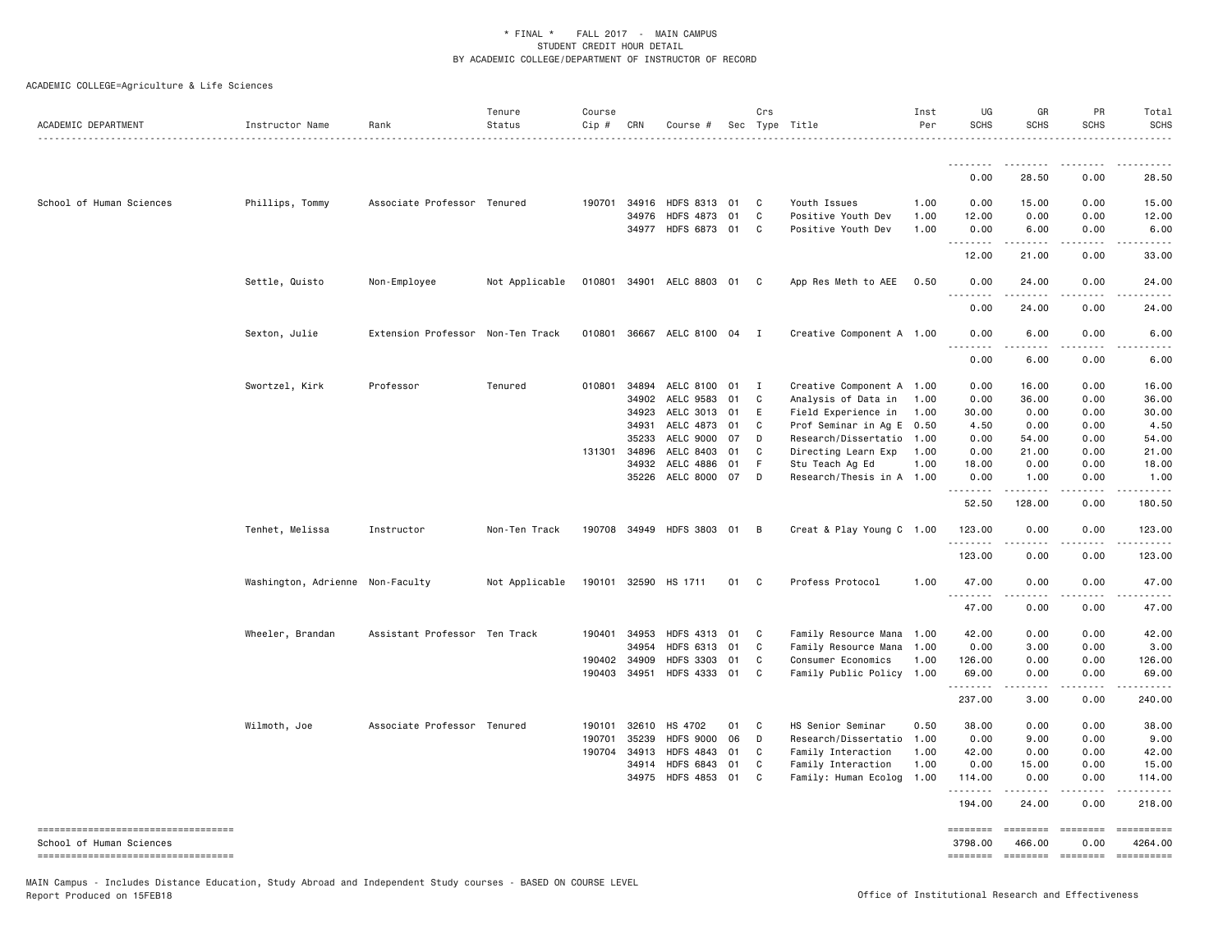\* FINAL \* FALL 2017 - MAIN CAMPUS
STUDENT CREDIT HOUR DETAIL
BY ACADEMIC COLLEGE/DEPARTMENT OF INSTRUCTOR OF RECORD

ACADEMIC COLLEGE=Agriculture & Life Sciences

| ACADEMIC DEPARTMENT | Instructor Name | Rank | Tenure Status | Course Cip # | CRN | Course # | Sec | Crs Type | Title | Inst Per | UG SCHS | GR SCHS | PR SCHS | Total SCHS |
|---|---|---|---|---|---|---|---|---|---|---|---|---|---|---|
| | | | | | | | | | | | 0.00 | 28.50 | 0.00 | 28.50 |
| School of Human Sciences | Phillips, Tommy | Associate Professor | Tenured | 190701 | 34916 | HDFS 8313 | 01 | C | Youth Issues | 1.00 | 0.00 | 15.00 | 0.00 | 15.00 |
| | | | | | 34976 | HDFS 4873 | 01 | C | Positive Youth Dev | 1.00 | 12.00 | 0.00 | 0.00 | 12.00 |
| | | | | | 34977 | HDFS 6873 | 01 | C | Positive Youth Dev | 1.00 | 0.00 | 6.00 | 0.00 | 6.00 |
| | | | | | | | | | | | 12.00 | 21.00 | 0.00 | 33.00 |
| | Settle, Quisto | Non-Employee | Not Applicable | 010801 | 34901 | AELC 8803 | 01 | C | App Res Meth to AEE | 0.50 | 0.00 | 24.00 | 0.00 | 24.00 |
| | | | | | | | | | | | 0.00 | 24.00 | 0.00 | 24.00 |
| | Sexton, Julie | Extension Professor | Non-Ten Track | 010801 | 36667 | AELC 8100 | 04 | I | Creative Component A | 1.00 | 0.00 | 6.00 | 0.00 | 6.00 |
| | | | | | | | | | | | 0.00 | 6.00 | 0.00 | 6.00 |
| | Swortzel, Kirk | Professor | Tenured | 010801 | 34894 | AELC 8100 | 01 | I | Creative Component A | 1.00 | 0.00 | 16.00 | 0.00 | 16.00 |
| | | | | | 34902 | AELC 9583 | 01 | C | Analysis of Data in | 1.00 | 0.00 | 36.00 | 0.00 | 36.00 |
| | | | | | 34923 | AELC 3013 | 01 | E | Field Experience in | 1.00 | 30.00 | 0.00 | 0.00 | 30.00 |
| | | | | | 34931 | AELC 4873 | 01 | C | Prof Seminar in Ag E | 0.50 | 4.50 | 0.00 | 0.00 | 4.50 |
| | | | | | 35233 | AELC 9000 | 07 | D | Research/Dissertatio | 1.00 | 0.00 | 54.00 | 0.00 | 54.00 |
| | | | | 131301 | 34896 | AELC 8403 | 01 | C | Directing Learn Exp | 1.00 | 0.00 | 21.00 | 0.00 | 21.00 |
| | | | | | 34932 | AELC 4886 | 01 | F | Stu Teach Ag Ed | 1.00 | 18.00 | 0.00 | 0.00 | 18.00 |
| | | | | | 35226 | AELC 8000 | 07 | D | Research/Thesis in A | 1.00 | 0.00 | 1.00 | 0.00 | 1.00 |
| | | | | | | | | | | | 52.50 | 128.00 | 0.00 | 180.50 |
| | Tenhet, Melissa | Instructor | Non-Ten Track | 190708 | 34949 | HDFS 3803 | 01 | B | Creat & Play Young C | 1.00 | 123.00 | 0.00 | 0.00 | 123.00 |
| | | | | | | | | | | | 123.00 | 0.00 | 0.00 | 123.00 |
| | Washington, Adrienne | Non-Faculty | Not Applicable | 190101 | 32590 | HS 1711 | 01 | C | Profess Protocol | 1.00 | 47.00 | 0.00 | 0.00 | 47.00 |
| | | | | | | | | | | | 47.00 | 0.00 | 0.00 | 47.00 |
| | Wheeler, Brandan | Assistant Professor | Ten Track | 190401 | 34953 | HDFS 4313 | 01 | C | Family Resource Mana | 1.00 | 42.00 | 0.00 | 0.00 | 42.00 |
| | | | | | 34954 | HDFS 6313 | 01 | C | Family Resource Mana | 1.00 | 0.00 | 3.00 | 0.00 | 3.00 |
| | | | | 190402 | 34909 | HDFS 3303 | 01 | C | Consumer Economics | 1.00 | 126.00 | 0.00 | 0.00 | 126.00 |
| | | | | 190403 | 34951 | HDFS 4333 | 01 | C | Family Public Policy | 1.00 | 69.00 | 0.00 | 0.00 | 69.00 |
| | | | | | | | | | | | 237.00 | 3.00 | 0.00 | 240.00 |
| | Wilmoth, Joe | Associate Professor | Tenured | 190101 | 32610 | HS 4702 | 01 | C | HS Senior Seminar | 0.50 | 38.00 | 0.00 | 0.00 | 38.00 |
| | | | | 190701 | 35239 | HDFS 9000 | 06 | D | Research/Dissertatio | 1.00 | 0.00 | 9.00 | 0.00 | 9.00 |
| | | | | 190704 | 34913 | HDFS 4843 | 01 | C | Family Interaction | 1.00 | 42.00 | 0.00 | 0.00 | 42.00 |
| | | | | | 34914 | HDFS 6843 | 01 | C | Family Interaction | 1.00 | 0.00 | 15.00 | 0.00 | 15.00 |
| | | | | | 34975 | HDFS 4853 | 01 | C | Family: Human Ecolog | 1.00 | 114.00 | 0.00 | 0.00 | 114.00 |
| | | | | | | | | | | | 194.00 | 24.00 | 0.00 | 218.00 |
| School of Human Sciences | | | | | | | | | | | 3798.00 | 466.00 | 0.00 | 4264.00 |

MAIN Campus - Includes Distance Education, Study Abroad and Independent Study courses - BASED ON COURSE LEVEL
Report Produced on 15FEB18

Office of Institutional Research and Effectiveness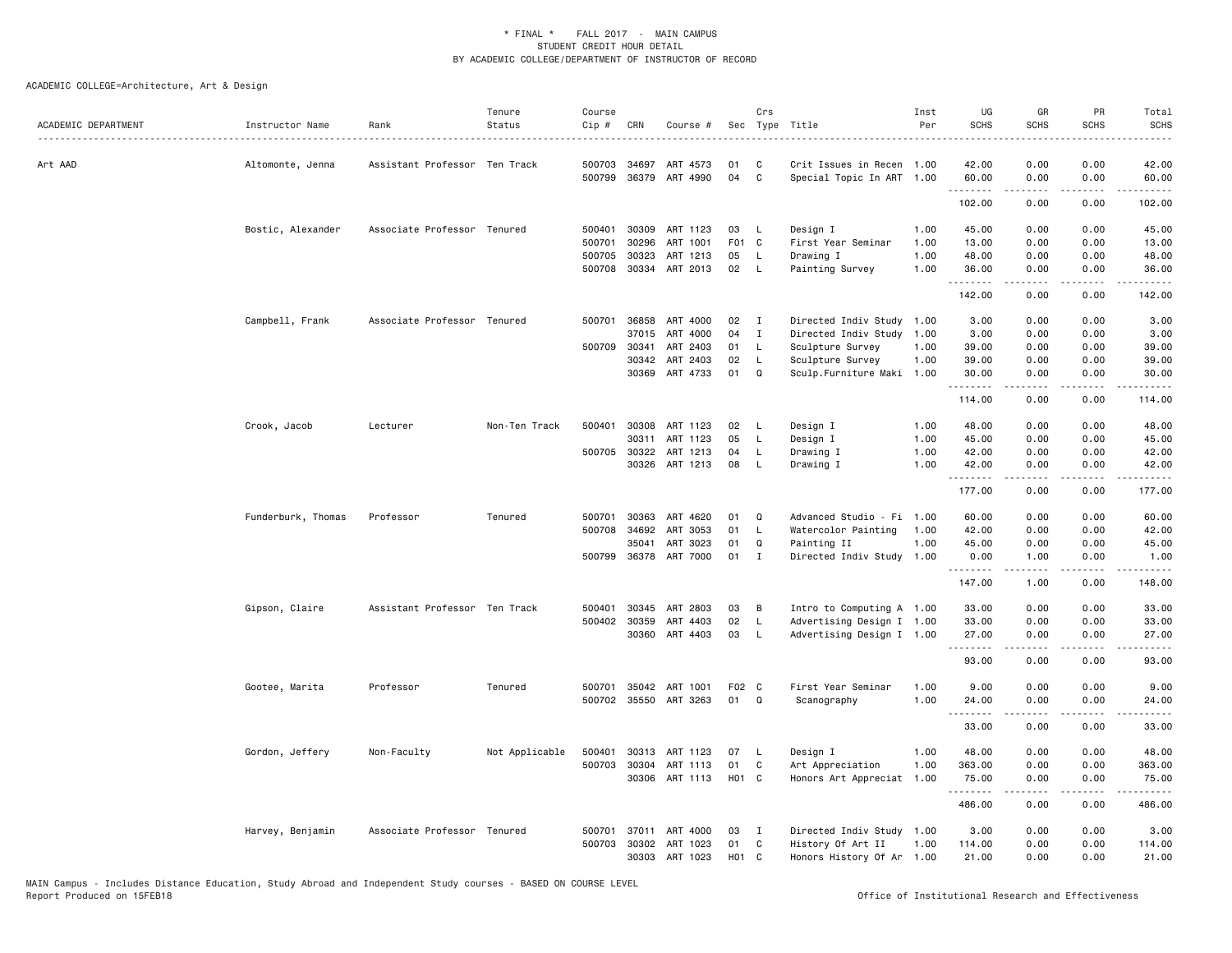\* FINAL \* FALL 2017 - MAIN CAMPUS
STUDENT CREDIT HOUR DETAIL
BY ACADEMIC COLLEGE/DEPARTMENT OF INSTRUCTOR OF RECORD

ACADEMIC COLLEGE=Architecture, Art & Design

| ACADEMIC DEPARTMENT | Instructor Name | Rank | Tenure Status | Course Cip # | CRN | Course # | Sec | Crs Type | Title | Inst Per | UG SCHS | GR SCHS | PR SCHS | Total SCHS |
|---|---|---|---|---|---|---|---|---|---|---|---|---|---|---|
| Art AAD | Altomonte, Jenna | Assistant Professor | Ten Track | 500703 | 34697 | ART 4573 | 01 | C | Crit Issues in Recen | 1.00 | 42.00 | 0.00 | 0.00 | 42.00 |
| | | | | 500799 | 36379 | ART 4990 | 04 | C | Special Topic In ART | 1.00 | 60.00 | 0.00 | 0.00 | 60.00 |
| | | | | | | | | | | | 102.00 | 0.00 | 0.00 | 102.00 |
| | Bostic, Alexander | Associate Professor | Tenured | 500401 | 30309 | ART 1123 | 03 | L | Design I | 1.00 | 45.00 | 0.00 | 0.00 | 45.00 |
| | | | | 500701 | 30296 | ART 1001 | F01 | C | First Year Seminar | 1.00 | 13.00 | 0.00 | 0.00 | 13.00 |
| | | | | 500705 | 30323 | ART 1213 | 05 | L | Drawing I | 1.00 | 48.00 | 0.00 | 0.00 | 48.00 |
| | | | | 500708 | 30334 | ART 2013 | 02 | L | Painting Survey | 1.00 | 36.00 | 0.00 | 0.00 | 36.00 |
| | | | | | | | | | | | 142.00 | 0.00 | 0.00 | 142.00 |
| | Campbell, Frank | Associate Professor | Tenured | 500701 | 36858 | ART 4000 | 02 | I | Directed Indiv Study | 1.00 | 3.00 | 0.00 | 0.00 | 3.00 |
| | | | | | 37015 | ART 4000 | 04 | I | Directed Indiv Study | 1.00 | 3.00 | 0.00 | 0.00 | 3.00 |
| | | | | 500709 | 30341 | ART 2403 | 01 | L | Sculpture Survey | 1.00 | 39.00 | 0.00 | 0.00 | 39.00 |
| | | | | | 30342 | ART 2403 | 02 | L | Sculpture Survey | 1.00 | 39.00 | 0.00 | 0.00 | 39.00 |
| | | | | | 30369 | ART 4733 | 01 | Q | Sculp.Furniture Maki | 1.00 | 30.00 | 0.00 | 0.00 | 30.00 |
| | | | | | | | | | | | 114.00 | 0.00 | 0.00 | 114.00 |
| | Crook, Jacob | Lecturer | Non-Ten Track | 500401 | 30308 | ART 1123 | 02 | L | Design I | 1.00 | 48.00 | 0.00 | 0.00 | 48.00 |
| | | | | | 30311 | ART 1123 | 05 | L | Design I | 1.00 | 45.00 | 0.00 | 0.00 | 45.00 |
| | | | | 500705 | 30322 | ART 1213 | 04 | L | Drawing I | 1.00 | 42.00 | 0.00 | 0.00 | 42.00 |
| | | | | | 30326 | ART 1213 | 08 | L | Drawing I | 1.00 | 42.00 | 0.00 | 0.00 | 42.00 |
| | | | | | | | | | | | 177.00 | 0.00 | 0.00 | 177.00 |
| | Funderburk, Thomas | Professor | Tenured | 500701 | 30363 | ART 4620 | 01 | Q | Advanced Studio - Fi | 1.00 | 60.00 | 0.00 | 0.00 | 60.00 |
| | | | | 500708 | 34692 | ART 3053 | 01 | L | Watercolor Painting | 1.00 | 42.00 | 0.00 | 0.00 | 42.00 |
| | | | | | 35041 | ART 3023 | 01 | Q | Painting II | 1.00 | 45.00 | 0.00 | 0.00 | 45.00 |
| | | | | 500799 | 36378 | ART 7000 | 01 | I | Directed Indiv Study | 1.00 | 0.00 | 1.00 | 0.00 | 1.00 |
| | | | | | | | | | | | 147.00 | 1.00 | 0.00 | 148.00 |
| | Gipson, Claire | Assistant Professor | Ten Track | 500401 | 30345 | ART 2803 | 03 | B | Intro to Computing A | 1.00 | 33.00 | 0.00 | 0.00 | 33.00 |
| | | | | 500402 | 30359 | ART 4403 | 02 | L | Advertising Design I | 1.00 | 33.00 | 0.00 | 0.00 | 33.00 |
| | | | | | 30360 | ART 4403 | 03 | L | Advertising Design I | 1.00 | 27.00 | 0.00 | 0.00 | 27.00 |
| | | | | | | | | | | | 93.00 | 0.00 | 0.00 | 93.00 |
| | Gootee, Marita | Professor | Tenured | 500701 | 35042 | ART 1001 | F02 | C | First Year Seminar | 1.00 | 9.00 | 0.00 | 0.00 | 9.00 |
| | | | | 500702 | 35550 | ART 3263 | 01 | Q | Scanography | 1.00 | 24.00 | 0.00 | 0.00 | 24.00 |
| | | | | | | | | | | | 33.00 | 0.00 | 0.00 | 33.00 |
| | Gordon, Jeffery | Non-Faculty | Not Applicable | 500401 | 30313 | ART 1123 | 07 | L | Design I | 1.00 | 48.00 | 0.00 | 0.00 | 48.00 |
| | | | | 500703 | 30304 | ART 1113 | 01 | C | Art Appreciation | 1.00 | 363.00 | 0.00 | 0.00 | 363.00 |
| | | | | | 30306 | ART 1113 | H01 | C | Honors Art Appreciat | 1.00 | 75.00 | 0.00 | 0.00 | 75.00 |
| | | | | | | | | | | | 486.00 | 0.00 | 0.00 | 486.00 |
| | Harvey, Benjamin | Associate Professor | Tenured | 500701 | 37011 | ART 4000 | 03 | I | Directed Indiv Study | 1.00 | 3.00 | 0.00 | 0.00 | 3.00 |
| | | | | 500703 | 30302 | ART 1023 | 01 | C | History Of Art II | 1.00 | 114.00 | 0.00 | 0.00 | 114.00 |
| | | | | | 30303 | ART 1023 | H01 | C | Honors History Of Ar | 1.00 | 21.00 | 0.00 | 0.00 | 21.00 |

MAIN Campus - Includes Distance Education, Study Abroad and Independent Study courses - BASED ON COURSE LEVEL
Report Produced on 15FEB18

Office of Institutional Research and Effectiveness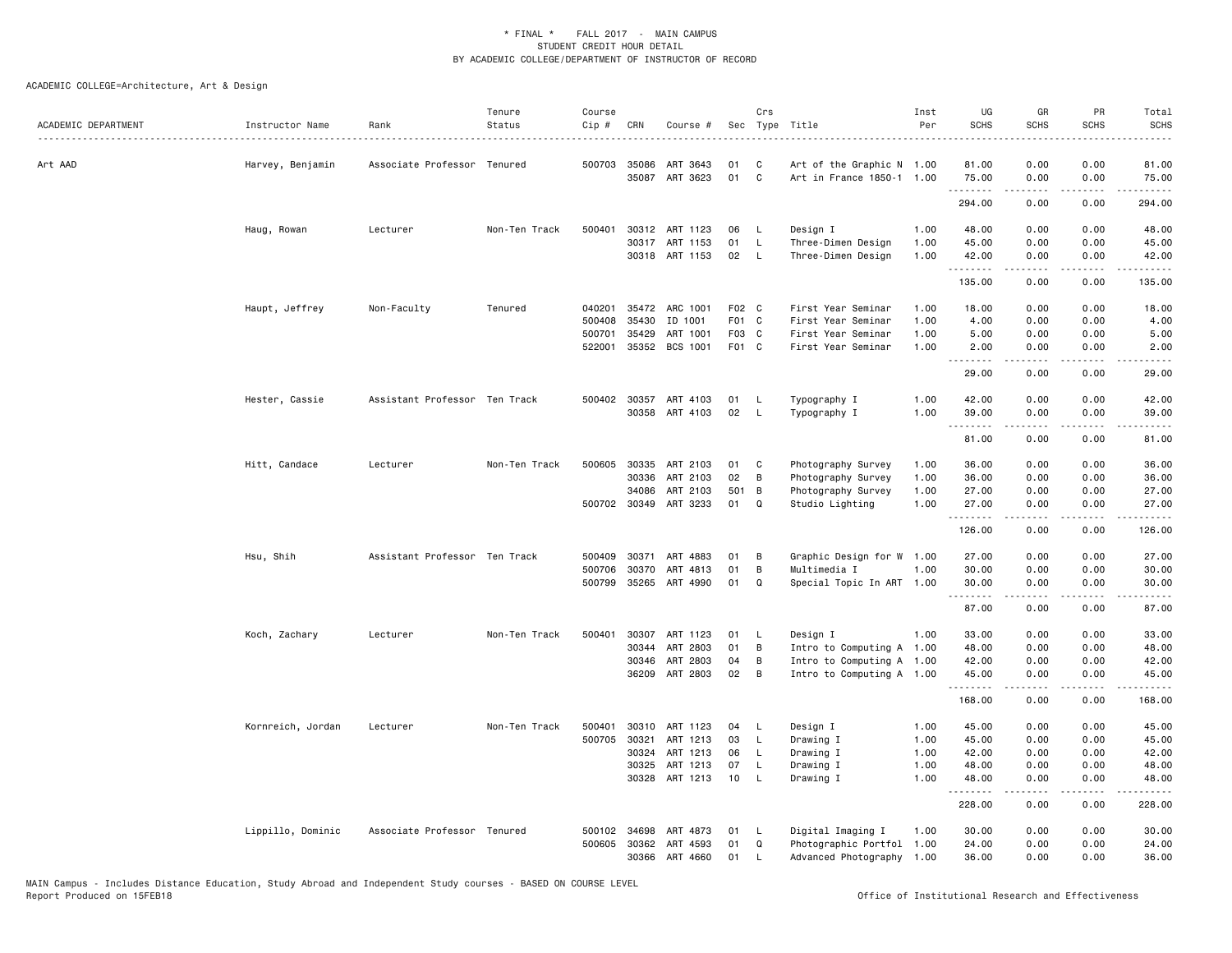\* FINAL \* FALL 2017 - MAIN CAMPUS
STUDENT CREDIT HOUR DETAIL
BY ACADEMIC COLLEGE/DEPARTMENT OF INSTRUCTOR OF RECORD

ACADEMIC COLLEGE=Architecture, Art & Design

| ACADEMIC DEPARTMENT | Instructor Name | Rank | Tenure Status | Course Cip # | CRN | Course # | Sec | Crs Type | Title | Inst Per | UG SCHS | GR SCHS | PR SCHS | Total SCHS |
|---|---|---|---|---|---|---|---|---|---|---|---|---|---|---|
| Art AAD | Harvey, Benjamin | Associate Professor | Tenured | 500703 | 35086 | ART 3643 | 01 | C | Art of the Graphic N | 1.00 | 81.00 | 0.00 | 0.00 | 81.00 |
| | | | | | 35087 | ART 3623 | 01 | C | Art in France 1850-1 | 1.00 | 75.00 | 0.00 | 0.00 | 75.00 |
| | | | | | | | | | | | 294.00 | 0.00 | 0.00 | 294.00 |
| | Haug, Rowan | Lecturer | Non-Ten Track | 500401 | 30312 | ART 1123 | 06 | L | Design I | 1.00 | 48.00 | 0.00 | 0.00 | 48.00 |
| | | | | | 30317 | ART 1153 | 01 | L | Three-Dimen Design | 1.00 | 45.00 | 0.00 | 0.00 | 45.00 |
| | | | | | 30318 | ART 1153 | 02 | L | Three-Dimen Design | 1.00 | 42.00 | 0.00 | 0.00 | 42.00 |
| | | | | | | | | | | | 135.00 | 0.00 | 0.00 | 135.00 |
| | Haupt, Jeffrey | Non-Faculty | Tenured | 040201 | 35472 | ARC 1001 | F02 | C | First Year Seminar | 1.00 | 18.00 | 0.00 | 0.00 | 18.00 |
| | | | | 500408 | 35430 | ID 1001 | F01 | C | First Year Seminar | 1.00 | 4.00 | 0.00 | 0.00 | 4.00 |
| | | | | 500701 | 35429 | ART 1001 | F03 | C | First Year Seminar | 1.00 | 5.00 | 0.00 | 0.00 | 5.00 |
| | | | | 522001 | 35352 | BCS 1001 | F01 | C | First Year Seminar | 1.00 | 2.00 | 0.00 | 0.00 | 2.00 |
| | | | | | | | | | | | 29.00 | 0.00 | 0.00 | 29.00 |
| | Hester, Cassie | Assistant Professor | Ten Track | 500402 | 30357 | ART 4103 | 01 | L | Typography I | 1.00 | 42.00 | 0.00 | 0.00 | 42.00 |
| | | | | | 30358 | ART 4103 | 02 | L | Typography I | 1.00 | 39.00 | 0.00 | 0.00 | 39.00 |
| | | | | | | | | | | | 81.00 | 0.00 | 0.00 | 81.00 |
| | Hitt, Candace | Lecturer | Non-Ten Track | 500605 | 30335 | ART 2103 | 01 | C | Photography Survey | 1.00 | 36.00 | 0.00 | 0.00 | 36.00 |
| | | | | | 30336 | ART 2103 | 02 | B | Photography Survey | 1.00 | 36.00 | 0.00 | 0.00 | 36.00 |
| | | | | | 34086 | ART 2103 | 501 | B | Photography Survey | 1.00 | 27.00 | 0.00 | 0.00 | 27.00 |
| | | | | 500702 | 30349 | ART 3233 | 01 | Q | Studio Lighting | 1.00 | 27.00 | 0.00 | 0.00 | 27.00 |
| | | | | | | | | | | | 126.00 | 0.00 | 0.00 | 126.00 |
| | Hsu, Shih | Assistant Professor | Ten Track | 500409 | 30371 | ART 4883 | 01 | B | Graphic Design for W | 1.00 | 27.00 | 0.00 | 0.00 | 27.00 |
| | | | | 500706 | 30370 | ART 4813 | 01 | B | Multimedia I | 1.00 | 30.00 | 0.00 | 0.00 | 30.00 |
| | | | | 500799 | 35265 | ART 4990 | 01 | Q | Special Topic In ART | 1.00 | 30.00 | 0.00 | 0.00 | 30.00 |
| | | | | | | | | | | | 87.00 | 0.00 | 0.00 | 87.00 |
| | Koch, Zachary | Lecturer | Non-Ten Track | 500401 | 30307 | ART 1123 | 01 | L | Design I | 1.00 | 33.00 | 0.00 | 0.00 | 33.00 |
| | | | | | 30344 | ART 2803 | 01 | B | Intro to Computing A | 1.00 | 48.00 | 0.00 | 0.00 | 48.00 |
| | | | | | 30346 | ART 2803 | 04 | B | Intro to Computing A | 1.00 | 42.00 | 0.00 | 0.00 | 42.00 |
| | | | | | 36209 | ART 2803 | 02 | B | Intro to Computing A | 1.00 | 45.00 | 0.00 | 0.00 | 45.00 |
| | | | | | | | | | | | 168.00 | 0.00 | 0.00 | 168.00 |
| | Kornreich, Jordan | Lecturer | Non-Ten Track | 500401 | 30310 | ART 1123 | 04 | L | Design I | 1.00 | 45.00 | 0.00 | 0.00 | 45.00 |
| | | | | 500705 | 30321 | ART 1213 | 03 | L | Drawing I | 1.00 | 45.00 | 0.00 | 0.00 | 45.00 |
| | | | | | 30324 | ART 1213 | 06 | L | Drawing I | 1.00 | 42.00 | 0.00 | 0.00 | 42.00 |
| | | | | | 30325 | ART 1213 | 07 | L | Drawing I | 1.00 | 48.00 | 0.00 | 0.00 | 48.00 |
| | | | | | 30328 | ART 1213 | 10 | L | Drawing I | 1.00 | 48.00 | 0.00 | 0.00 | 48.00 |
| | | | | | | | | | | | 228.00 | 0.00 | 0.00 | 228.00 |
| | Lippillo, Dominic | Associate Professor | Tenured | 500102 | 34698 | ART 4873 | 01 | L | Digital Imaging I | 1.00 | 30.00 | 0.00 | 0.00 | 30.00 |
| | | | | 500605 | 30362 | ART 4593 | 01 | Q | Photographic Portfol | 1.00 | 24.00 | 0.00 | 0.00 | 24.00 |
| | | | | | 30366 | ART 4660 | 01 | L | Advanced Photography | 1.00 | 36.00 | 0.00 | 0.00 | 36.00 |

MAIN Campus - Includes Distance Education, Study Abroad and Independent Study courses - BASED ON COURSE LEVEL
Report Produced on 15FEB18 Office of Institutional Research and Effectiveness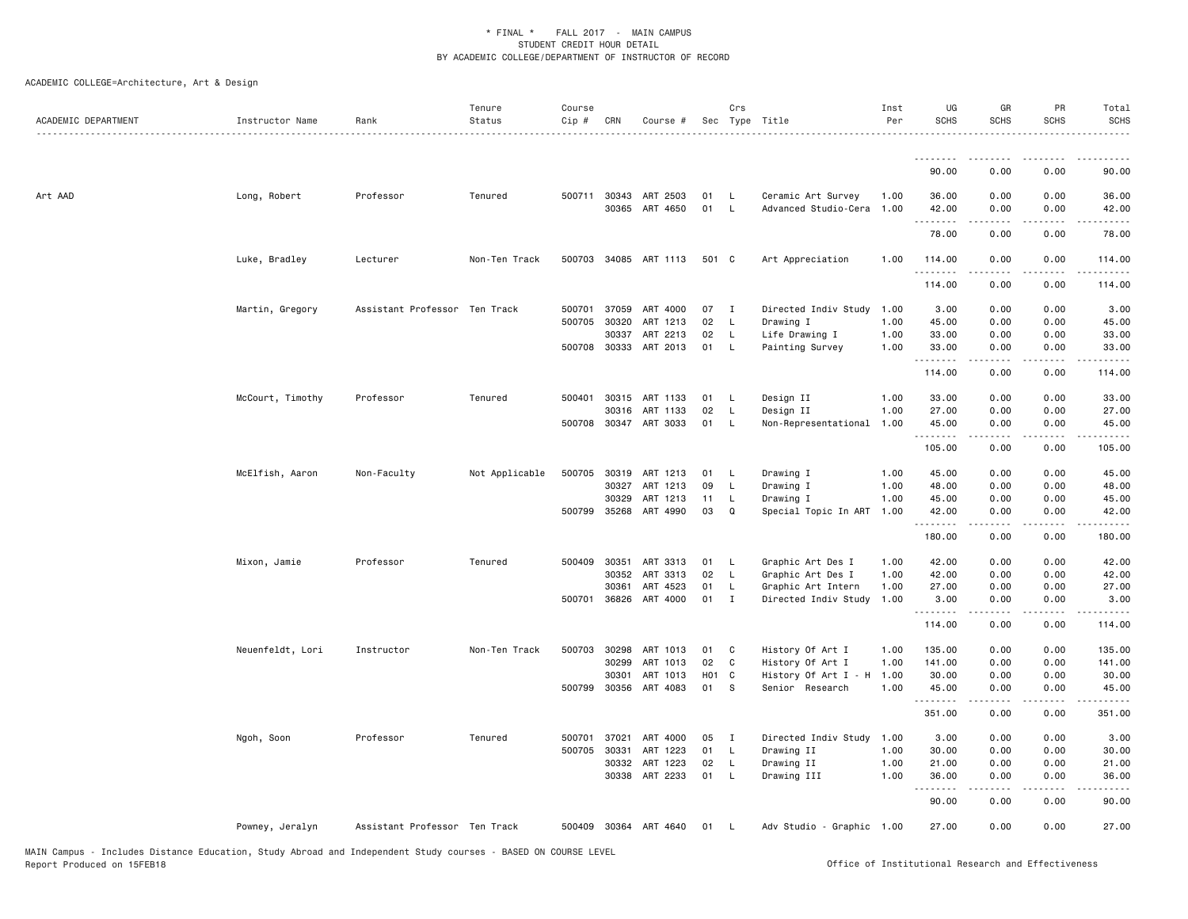\* FINAL \* FALL 2017 - MAIN CAMPUS
STUDENT CREDIT HOUR DETAIL
BY ACADEMIC COLLEGE/DEPARTMENT OF INSTRUCTOR OF RECORD

ACADEMIC COLLEGE=Architecture, Art & Design

| ACADEMIC DEPARTMENT | Instructor Name | Rank | Tenure Status | Course Cip # | CRN | Course # | Sec | Crs Type | Title | Inst Per | UG SCHS | GR SCHS | PR SCHS | Total SCHS |
|---|---|---|---|---|---|---|---|---|---|---|---|---|---|---|
| | | | | | | | | | | | 90.00 | 0.00 | 0.00 | 90.00 |
| Art AAD | Long, Robert | Professor | Tenured | 500711 | 30343 | ART 2503 | 01 | L | Ceramic Art Survey | 1.00 | 36.00 | 0.00 | 0.00 | 36.00 |
| | | | | | 30365 | ART 4650 | 01 | L | Advanced Studio-Cera | 1.00 | 42.00 | 0.00 | 0.00 | 42.00 |
| | | | | | | | | | | | 78.00 | 0.00 | 0.00 | 78.00 |
| | Luke, Bradley | Lecturer | Non-Ten Track | 500703 | 34085 | ART 1113 | 501 | C | Art Appreciation | 1.00 | 114.00 | 0.00 | 0.00 | 114.00 |
| | | | | | | | | | | | 114.00 | 0.00 | 0.00 | 114.00 |
| | Martin, Gregory | Assistant Professor | Ten Track | 500701 | 37059 | ART 4000 | 07 | I | Directed Indiv Study | 1.00 | 3.00 | 0.00 | 0.00 | 3.00 |
| | | | | 500705 | 30320 | ART 1213 | 02 | L | Drawing I | 1.00 | 45.00 | 0.00 | 0.00 | 45.00 |
| | | | | | 30337 | ART 2213 | 02 | L | Life Drawing I | 1.00 | 33.00 | 0.00 | 0.00 | 33.00 |
| | | | | 500708 | 30333 | ART 2013 | 01 | L | Painting Survey | 1.00 | 33.00 | 0.00 | 0.00 | 33.00 |
| | | | | | | | | | | | 114.00 | 0.00 | 0.00 | 114.00 |
| | McCourt, Timothy | Professor | Tenured | 500401 | 30315 | ART 1133 | 01 | L | Design II | 1.00 | 33.00 | 0.00 | 0.00 | 33.00 |
| | | | | | 30316 | ART 1133 | 02 | L | Design II | 1.00 | 27.00 | 0.00 | 0.00 | 27.00 |
| | | | | 500708 | 30347 | ART 3033 | 01 | L | Non-Representational | 1.00 | 45.00 | 0.00 | 0.00 | 45.00 |
| | | | | | | | | | | | 105.00 | 0.00 | 0.00 | 105.00 |
| | McElfish, Aaron | Non-Faculty | Not Applicable | 500705 | 30319 | ART 1213 | 01 | L | Drawing I | 1.00 | 45.00 | 0.00 | 0.00 | 45.00 |
| | | | | | 30327 | ART 1213 | 09 | L | Drawing I | 1.00 | 48.00 | 0.00 | 0.00 | 48.00 |
| | | | | | 30329 | ART 1213 | 11 | L | Drawing I | 1.00 | 45.00 | 0.00 | 0.00 | 45.00 |
| | | | | 500799 | 35268 | ART 4990 | 03 | Q | Special Topic In ART | 1.00 | 42.00 | 0.00 | 0.00 | 42.00 |
| | | | | | | | | | | | 180.00 | 0.00 | 0.00 | 180.00 |
| | Mixon, Jamie | Professor | Tenured | 500409 | 30351 | ART 3313 | 01 | L | Graphic Art Des I | 1.00 | 42.00 | 0.00 | 0.00 | 42.00 |
| | | | | | 30352 | ART 3313 | 02 | L | Graphic Art Des I | 1.00 | 42.00 | 0.00 | 0.00 | 42.00 |
| | | | | | 30361 | ART 4523 | 01 | L | Graphic Art Intern | 1.00 | 27.00 | 0.00 | 0.00 | 27.00 |
| | | | | 500701 | 36826 | ART 4000 | 01 | I | Directed Indiv Study | 1.00 | 3.00 | 0.00 | 0.00 | 3.00 |
| | | | | | | | | | | | 114.00 | 0.00 | 0.00 | 114.00 |
| | Neuenfeldt, Lori | Instructor | Non-Ten Track | 500703 | 30298 | ART 1013 | 01 | C | History Of Art I | 1.00 | 135.00 | 0.00 | 0.00 | 135.00 |
| | | | | | 30299 | ART 1013 | 02 | C | History Of Art I | 1.00 | 141.00 | 0.00 | 0.00 | 141.00 |
| | | | | | 30301 | ART 1013 | H01 | C | History Of Art I - H | 1.00 | 30.00 | 0.00 | 0.00 | 30.00 |
| | | | | 500799 | 30356 | ART 4083 | 01 | S | Senior Research | 1.00 | 45.00 | 0.00 | 0.00 | 45.00 |
| | | | | | | | | | | | 351.00 | 0.00 | 0.00 | 351.00 |
| | Ngoh, Soon | Professor | Tenured | 500701 | 37021 | ART 4000 | 05 | I | Directed Indiv Study | 1.00 | 3.00 | 0.00 | 0.00 | 3.00 |
| | | | | 500705 | 30331 | ART 1223 | 01 | L | Drawing II | 1.00 | 30.00 | 0.00 | 0.00 | 30.00 |
| | | | | | 30332 | ART 1223 | 02 | L | Drawing II | 1.00 | 21.00 | 0.00 | 0.00 | 21.00 |
| | | | | | 30338 | ART 2233 | 01 | L | Drawing III | 1.00 | 36.00 | 0.00 | 0.00 | 36.00 |
| | | | | | | | | | | | 90.00 | 0.00 | 0.00 | 90.00 |
| | Powney, Jeralyn | Assistant Professor | Ten Track | 500409 | 30364 | ART 4640 | 01 | L | Adv Studio - Graphic | 1.00 | 27.00 | 0.00 | 0.00 | 27.00 |

MAIN Campus - Includes Distance Education, Study Abroad and Independent Study courses - BASED ON COURSE LEVEL
Report Produced on 15FEB18

Office of Institutional Research and Effectiveness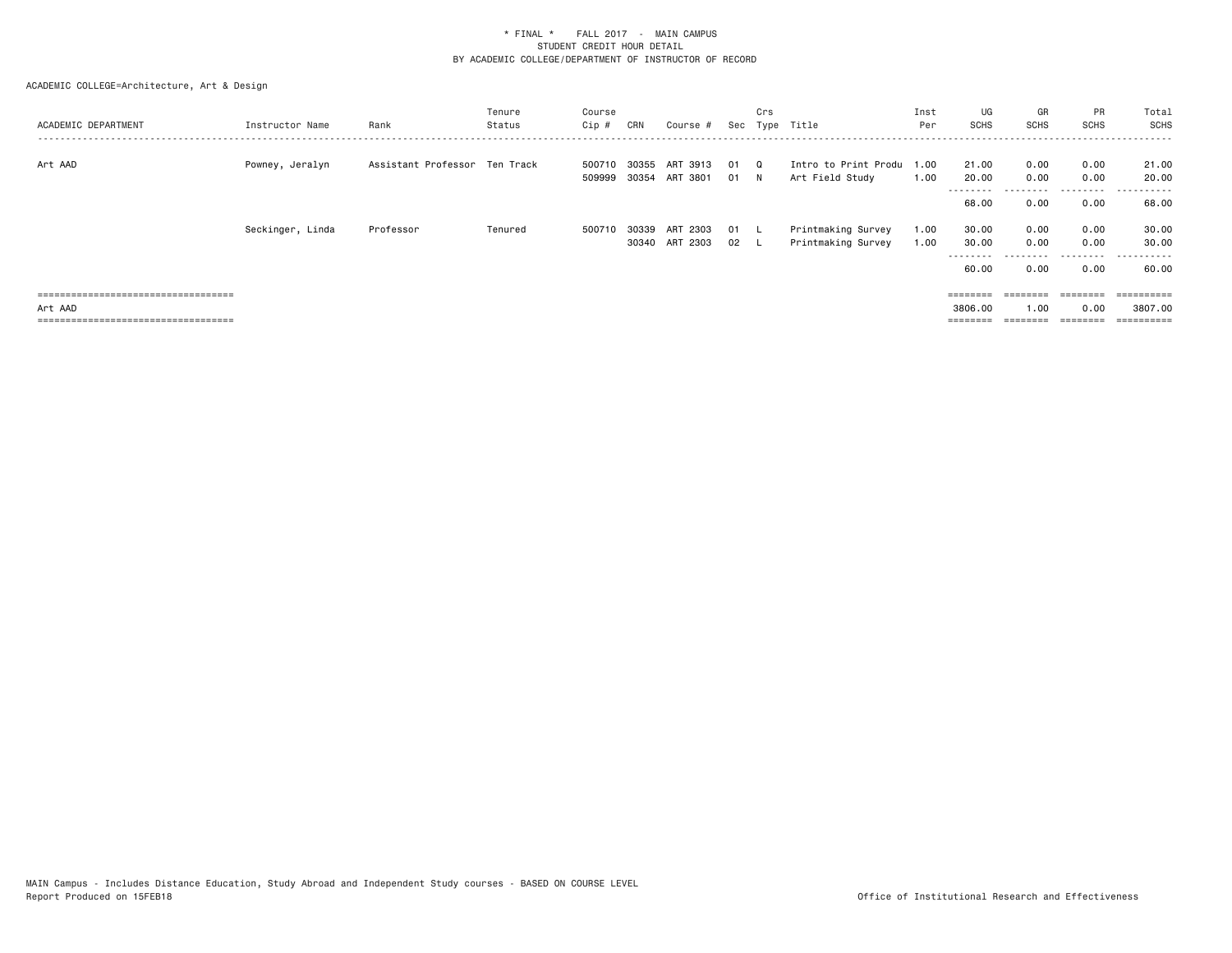# * FINAL * FALL 2017 - MAIN CAMPUS
## STUDENT CREDIT HOUR DETAIL
## BY ACADEMIC COLLEGE/DEPARTMENT OF INSTRUCTOR OF RECORD

ACADEMIC COLLEGE=Architecture, Art & Design

| ACADEMIC DEPARTMENT | Instructor Name | Rank | Tenure Status | Course Cip # | CRN | Course # | Sec | Crs Type | Title | Inst Per | UG SCHS | GR SCHS | PR SCHS | Total SCHS |
|---|---|---|---|---|---|---|---|---|---|---|---|---|---|---|
| Art AAD | Powney, Jeralyn | Assistant Professor | Ten Track | 500710 | 30355 | ART 3913 | 01 | Q | Intro to Print Produ | 1.00 | 21.00 | 0.00 | 0.00 | 21.00 |
| | | | | 509999 | 30354 | ART 3801 | 01 | N | Art Field Study | 1.00 | 20.00 | 0.00 | 0.00 | 20.00 |
| | | | | | | | | | | | 68.00 | 0.00 | 0.00 | 68.00 |
| | Seckinger, Linda | Professor | Tenured | 500710 | 30339 | ART 2303 | 01 | L | Printmaking Survey | 1.00 | 30.00 | 0.00 | 0.00 | 30.00 |
| | | | | | 30340 | ART 2303 | 02 | L | Printmaking Survey | 1.00 | 30.00 | 0.00 | 0.00 | 30.00 |
| | | | | | | | | | | | 60.00 | 0.00 | 0.00 | 60.00 |
| Art AAD | | | | | | | | | | | 3806.00 | 1.00 | 0.00 | 3807.00 |

MAIN Campus - Includes Distance Education, Study Abroad and Independent Study courses - BASED ON COURSE LEVEL
Report Produced on 15FEB18

Office of Institutional Research and Effectiveness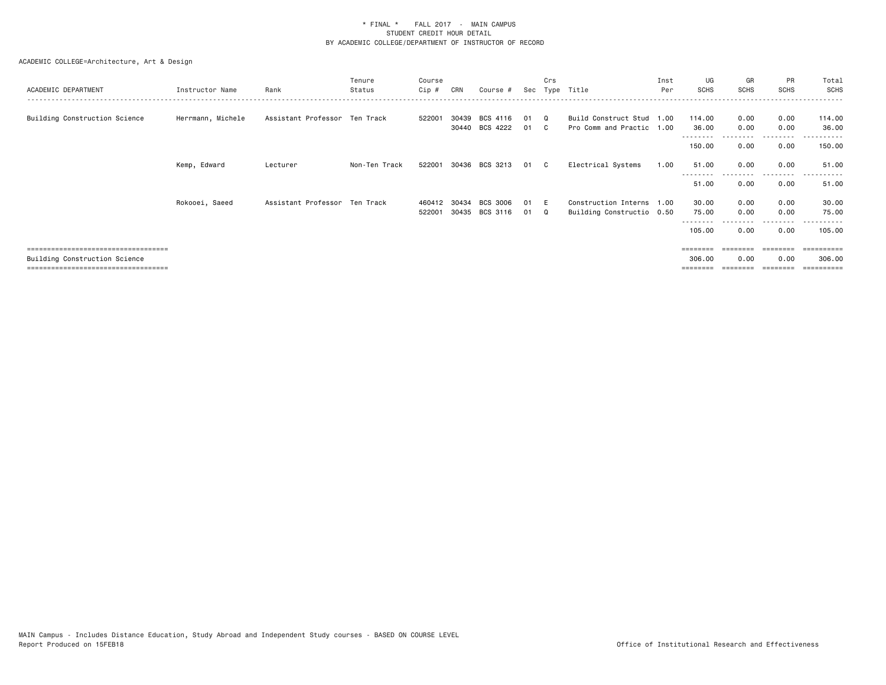\* FINAL \* FALL 2017 - MAIN CAMPUS
STUDENT CREDIT HOUR DETAIL
BY ACADEMIC COLLEGE/DEPARTMENT OF INSTRUCTOR OF RECORD

ACADEMIC COLLEGE=Architecture, Art & Design

| ACADEMIC DEPARTMENT | Instructor Name | Rank | Tenure Status | Course Cip # | CRN | Course # | Sec | Crs Type | Title | Inst Per | UG SCHS | GR SCHS | PR SCHS | Total SCHS |
|---|---|---|---|---|---|---|---|---|---|---|---|---|---|---|
| Building Construction Science | Herrmann, Michele | Assistant Professor | Ten Track | 522001 | 30439 | BCS 4116 | 01 | Q | Build Construct Stud | 1.00 | 114.00 | 0.00 | 0.00 | 114.00 |
| | | | | | 30440 | BCS 4222 | 01 | C | Pro Comm and Practic | 1.00 | 36.00 | 0.00 | 0.00 | 36.00 |
| | | | | | | | | | | | 150.00 | 0.00 | 0.00 | 150.00 |
| | Kemp, Edward | Lecturer | Non-Ten Track | 522001 | 30436 | BCS 3213 | 01 | C | Electrical Systems | 1.00 | 51.00 | 0.00 | 0.00 | 51.00 |
| | | | | | | | | | | | 51.00 | 0.00 | 0.00 | 51.00 |
| | Rokooei, Saeed | Assistant Professor | Ten Track | 460412 | 30434 | BCS 3006 | 01 | E | Construction Interns | 1.00 | 30.00 | 0.00 | 0.00 | 30.00 |
| | | | | 522001 | 30435 | BCS 3116 | 01 | Q | Building Constructio | 0.50 | 75.00 | 0.00 | 0.00 | 75.00 |
| | | | | | | | | | | | 105.00 | 0.00 | 0.00 | 105.00 |
| Building Construction Science | | | | | | | | | | | 306.00 | 0.00 | 0.00 | 306.00 |

MAIN Campus - Includes Distance Education, Study Abroad and Independent Study courses - BASED ON COURSE LEVEL
Report Produced on 15FEB18

Office of Institutional Research and Effectiveness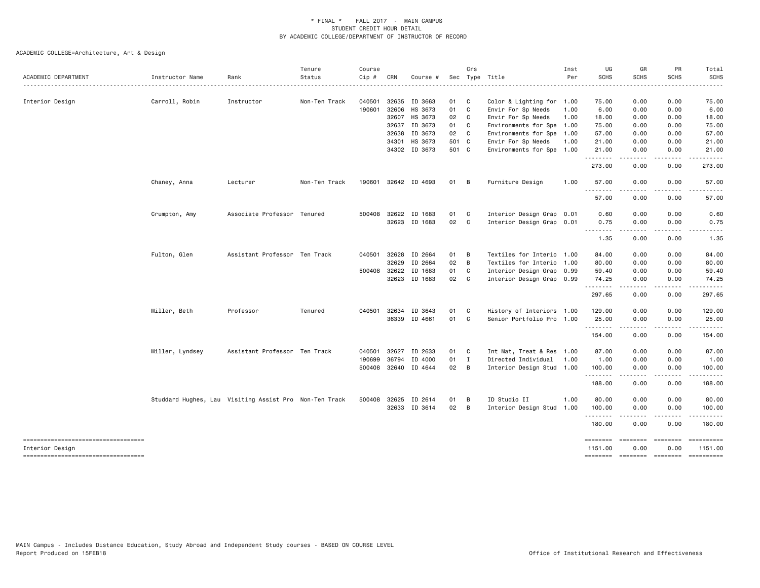\* FINAL \* FALL 2017 - MAIN CAMPUS
STUDENT CREDIT HOUR DETAIL
BY ACADEMIC COLLEGE/DEPARTMENT OF INSTRUCTOR OF RECORD

ACADEMIC COLLEGE=Architecture, Art & Design

| ACADEMIC DEPARTMENT | Instructor Name | Rank | Tenure Status | Course Cip # | CRN | Course # | Sec | Crs Type | Title | Inst Per | UG SCHS | GR SCHS | PR SCHS | Total SCHS |
|---|---|---|---|---|---|---|---|---|---|---|---|---|---|---|
| Interior Design | Carroll, Robin | Instructor | Non-Ten Track | 040501 | 32635 | ID 3663 | 01 | C | Color & Lighting for | 1.00 | 75.00 | 0.00 | 0.00 | 75.00 |
| | | | | 190601 | 32606 | HS 3673 | 01 | C | Envir For Sp Needs | 1.00 | 6.00 | 0.00 | 0.00 | 6.00 |
| | | | | | 32607 | HS 3673 | 02 | C | Envir For Sp Needs | 1.00 | 18.00 | 0.00 | 0.00 | 18.00 |
| | | | | | 32637 | ID 3673 | 01 | C | Environments for Spe | 1.00 | 75.00 | 0.00 | 0.00 | 75.00 |
| | | | | | 32638 | ID 3673 | 02 | C | Environments for Spe | 1.00 | 57.00 | 0.00 | 0.00 | 57.00 |
| | | | | | 34301 | HS 3673 | 501 | C | Envir For Sp Needs | 1.00 | 21.00 | 0.00 | 0.00 | 21.00 |
| | | | | | 34302 | ID 3673 | 501 | C | Environments for Spe | 1.00 | 21.00 | 0.00 | 0.00 | 21.00 |
| | | | | | | | | | | | 273.00 | 0.00 | 0.00 | 273.00 |
| | Chaney, Anna | Lecturer | Non-Ten Track | 190601 | 32642 | ID 4693 | 01 | B | Furniture Design | 1.00 | 57.00 | 0.00 | 0.00 | 57.00 |
| | | | | | | | | | | | 57.00 | 0.00 | 0.00 | 57.00 |
| | Crumpton, Amy | Associate Professor | Tenured | 500408 | 32622 | ID 1683 | 01 | C | Interior Design Grap | 0.01 | 0.60 | 0.00 | 0.00 | 0.60 |
| | | | | | 32623 | ID 1683 | 02 | C | Interior Design Grap | 0.01 | 0.75 | 0.00 | 0.00 | 0.75 |
| | | | | | | | | | | | 1.35 | 0.00 | 0.00 | 1.35 |
| | Fulton, Glen | Assistant Professor | Ten Track | 040501 | 32628 | ID 2664 | 01 | B | Textiles for Interio | 1.00 | 84.00 | 0.00 | 0.00 | 84.00 |
| | | | | | 32629 | ID 2664 | 02 | B | Textiles for Interio | 1.00 | 80.00 | 0.00 | 0.00 | 80.00 |
| | | | | 500408 | 32622 | ID 1683 | 01 | C | Interior Design Grap | 0.99 | 59.40 | 0.00 | 0.00 | 59.40 |
| | | | | | 32623 | ID 1683 | 02 | C | Interior Design Grap | 0.99 | 74.25 | 0.00 | 0.00 | 74.25 |
| | | | | | | | | | | | 297.65 | 0.00 | 0.00 | 297.65 |
| | Miller, Beth | Professor | Tenured | 040501 | 32634 | ID 3643 | 01 | C | History of Interiors | 1.00 | 129.00 | 0.00 | 0.00 | 129.00 |
| | | | | | 36339 | ID 4661 | 01 | C | Senior Portfolio Pro | 1.00 | 25.00 | 0.00 | 0.00 | 25.00 |
| | | | | | | | | | | | 154.00 | 0.00 | 0.00 | 154.00 |
| | Miller, Lyndsey | Assistant Professor | Ten Track | 040501 | 32627 | ID 2633 | 01 | C | Int Mat, Treat & Res | 1.00 | 87.00 | 0.00 | 0.00 | 87.00 |
| | | | | 190699 | 36794 | ID 4000 | 01 | I | Directed Individual | 1.00 | 1.00 | 0.00 | 0.00 | 1.00 |
| | | | | 500408 | 32640 | ID 4644 | 02 | B | Interior Design Stud | 1.00 | 100.00 | 0.00 | 0.00 | 100.00 |
| | | | | | | | | | | | 188.00 | 0.00 | 0.00 | 188.00 |
| | Studdard Hughes, Lau | Visiting Assist Pro | Non-Ten Track | 500408 | 32625 | ID 2614 | 01 | B | ID Studio II | 1.00 | 80.00 | 0.00 | 0.00 | 80.00 |
| | | | | | 32633 | ID 3614 | 02 | B | Interior Design Stud | 1.00 | 100.00 | 0.00 | 0.00 | 100.00 |
| | | | | | | | | | | | 180.00 | 0.00 | 0.00 | 180.00 |
| Interior Design | | | | | | | | | | | 1151.00 | 0.00 | 0.00 | 1151.00 |

MAIN Campus - Includes Distance Education, Study Abroad and Independent Study courses - BASED ON COURSE LEVEL
Report Produced on 15FEB18 Office of Institutional Research and Effectiveness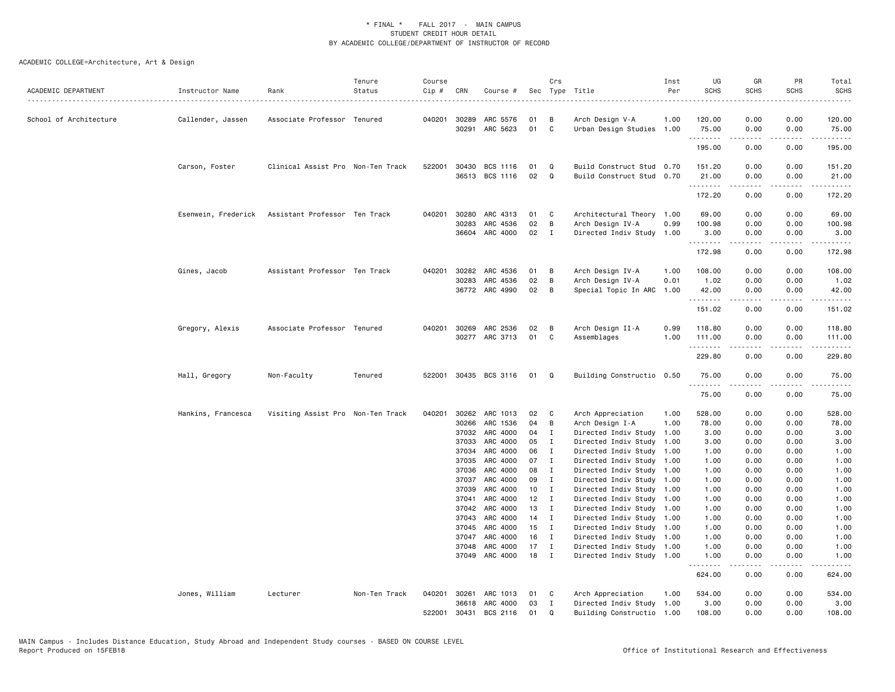\* FINAL \* FALL 2017 - MAIN CAMPUS
STUDENT CREDIT HOUR DETAIL
BY ACADEMIC COLLEGE/DEPARTMENT OF INSTRUCTOR OF RECORD

ACADEMIC COLLEGE=Architecture, Art & Design

| ACADEMIC DEPARTMENT | Instructor Name | Rank | Tenure Status | Course Cip # | CRN | Course # | Sec | Crs Type | Title | Inst Per | UG SCHS | GR SCHS | PR SCHS | Total SCHS |
|---|---|---|---|---|---|---|---|---|---|---|---|---|---|---|
| School of Architecture | Callender, Jassen | Associate Professor | Tenured | 040201 | 30289 | ARC 5576 | 01 | B | Arch Design V-A | 1.00 | 120.00 | 0.00 | 0.00 | 120.00 |
| | | | | | 30291 | ARC 5623 | 01 | C | Urban Design Studies | 1.00 | 75.00 | 0.00 | 0.00 | 75.00 |
| | | | | | | | | | | | 195.00 | 0.00 | 0.00 | 195.00 |
| | Carson, Foster | Clinical Assist Pro | Non-Ten Track | 522001 | 30430 | BCS 1116 | 01 | Q | Build Construct Stud | 0.70 | 151.20 | 0.00 | 0.00 | 151.20 |
| | | | | | 36513 | BCS 1116 | 02 | Q | Build Construct Stud | 0.70 | 21.00 | 0.00 | 0.00 | 21.00 |
| | | | | | | | | | | | 172.20 | 0.00 | 0.00 | 172.20 |
| | Esenwein, Frederick | Assistant Professor | Ten Track | 040201 | 30280 | ARC 4313 | 01 | C | Architectural Theory | 1.00 | 69.00 | 0.00 | 0.00 | 69.00 |
| | | | | | 30283 | ARC 4536 | 02 | B | Arch Design IV-A | 0.99 | 100.98 | 0.00 | 0.00 | 100.98 |
| | | | | | 36604 | ARC 4000 | 02 | I | Directed Indiv Study | 1.00 | 3.00 | 0.00 | 0.00 | 3.00 |
| | | | | | | | | | | | 172.98 | 0.00 | 0.00 | 172.98 |
| | Gines, Jacob | Assistant Professor | Ten Track | 040201 | 30282 | ARC 4536 | 01 | B | Arch Design IV-A | 1.00 | 108.00 | 0.00 | 0.00 | 108.00 |
| | | | | | 30283 | ARC 4536 | 02 | B | Arch Design IV-A | 0.01 | 1.02 | 0.00 | 0.00 | 1.02 |
| | | | | | 36772 | ARC 4990 | 02 | B | Special Topic In ARC | 1.00 | 42.00 | 0.00 | 0.00 | 42.00 |
| | | | | | | | | | | | 151.02 | 0.00 | 0.00 | 151.02 |
| | Gregory, Alexis | Associate Professor | Tenured | 040201 | 30269 | ARC 2536 | 02 | B | Arch Design II-A | 0.99 | 118.80 | 0.00 | 0.00 | 118.80 |
| | | | | | 30277 | ARC 3713 | 01 | C | Assemblages | 1.00 | 111.00 | 0.00 | 0.00 | 111.00 |
| | | | | | | | | | | | 229.80 | 0.00 | 0.00 | 229.80 |
| | Hall, Gregory | Non-Faculty | Tenured | 522001 | 30435 | BCS 3116 | 01 | Q | Building Constructio | 0.50 | 75.00 | 0.00 | 0.00 | 75.00 |
| | | | | | | | | | | | 75.00 | 0.00 | 0.00 | 75.00 |
| | Hankins, Francesca | Visiting Assist Pro | Non-Ten Track | 040201 | 30262 | ARC 1013 | 02 | C | Arch Appreciation | 1.00 | 528.00 | 0.00 | 0.00 | 528.00 |
| | | | | | 30266 | ARC 1536 | 04 | B | Arch Design I-A | 1.00 | 78.00 | 0.00 | 0.00 | 78.00 |
| | | | | | 37032 | ARC 4000 | 04 | I | Directed Indiv Study | 1.00 | 3.00 | 0.00 | 0.00 | 3.00 |
| | | | | | 37033 | ARC 4000 | 05 | I | Directed Indiv Study | 1.00 | 3.00 | 0.00 | 0.00 | 3.00 |
| | | | | | 37034 | ARC 4000 | 06 | I | Directed Indiv Study | 1.00 | 1.00 | 0.00 | 0.00 | 1.00 |
| | | | | | 37035 | ARC 4000 | 07 | I | Directed Indiv Study | 1.00 | 1.00 | 0.00 | 0.00 | 1.00 |
| | | | | | 37036 | ARC 4000 | 08 | I | Directed Indiv Study | 1.00 | 1.00 | 0.00 | 0.00 | 1.00 |
| | | | | | 37037 | ARC 4000 | 09 | I | Directed Indiv Study | 1.00 | 1.00 | 0.00 | 0.00 | 1.00 |
| | | | | | 37039 | ARC 4000 | 10 | I | Directed Indiv Study | 1.00 | 1.00 | 0.00 | 0.00 | 1.00 |
| | | | | | 37041 | ARC 4000 | 12 | I | Directed Indiv Study | 1.00 | 1.00 | 0.00 | 0.00 | 1.00 |
| | | | | | 37042 | ARC 4000 | 13 | I | Directed Indiv Study | 1.00 | 1.00 | 0.00 | 0.00 | 1.00 |
| | | | | | 37043 | ARC 4000 | 14 | I | Directed Indiv Study | 1.00 | 1.00 | 0.00 | 0.00 | 1.00 |
| | | | | | 37045 | ARC 4000 | 15 | I | Directed Indiv Study | 1.00 | 1.00 | 0.00 | 0.00 | 1.00 |
| | | | | | 37047 | ARC 4000 | 16 | I | Directed Indiv Study | 1.00 | 1.00 | 0.00 | 0.00 | 1.00 |
| | | | | | 37048 | ARC 4000 | 17 | I | Directed Indiv Study | 1.00 | 1.00 | 0.00 | 0.00 | 1.00 |
| | | | | | 37049 | ARC 4000 | 18 | I | Directed Indiv Study | 1.00 | 1.00 | 0.00 | 0.00 | 1.00 |
| | | | | | | | | | | | 624.00 | 0.00 | 0.00 | 624.00 |
| | Jones, William | Lecturer | Non-Ten Track | 040201 | 30261 | ARC 1013 | 01 | C | Arch Appreciation | 1.00 | 534.00 | 0.00 | 0.00 | 534.00 |
| | | | | | 36618 | ARC 4000 | 03 | I | Directed Indiv Study | 1.00 | 3.00 | 0.00 | 0.00 | 3.00 |
| | | | | 522001 | 30431 | BCS 2116 | 01 | Q | Building Constructio | 1.00 | 108.00 | 0.00 | 0.00 | 108.00 |

MAIN Campus - Includes Distance Education, Study Abroad and Independent Study courses - BASED ON COURSE LEVEL
Report Produced on 15FEB18 Office of Institutional Research and Effectiveness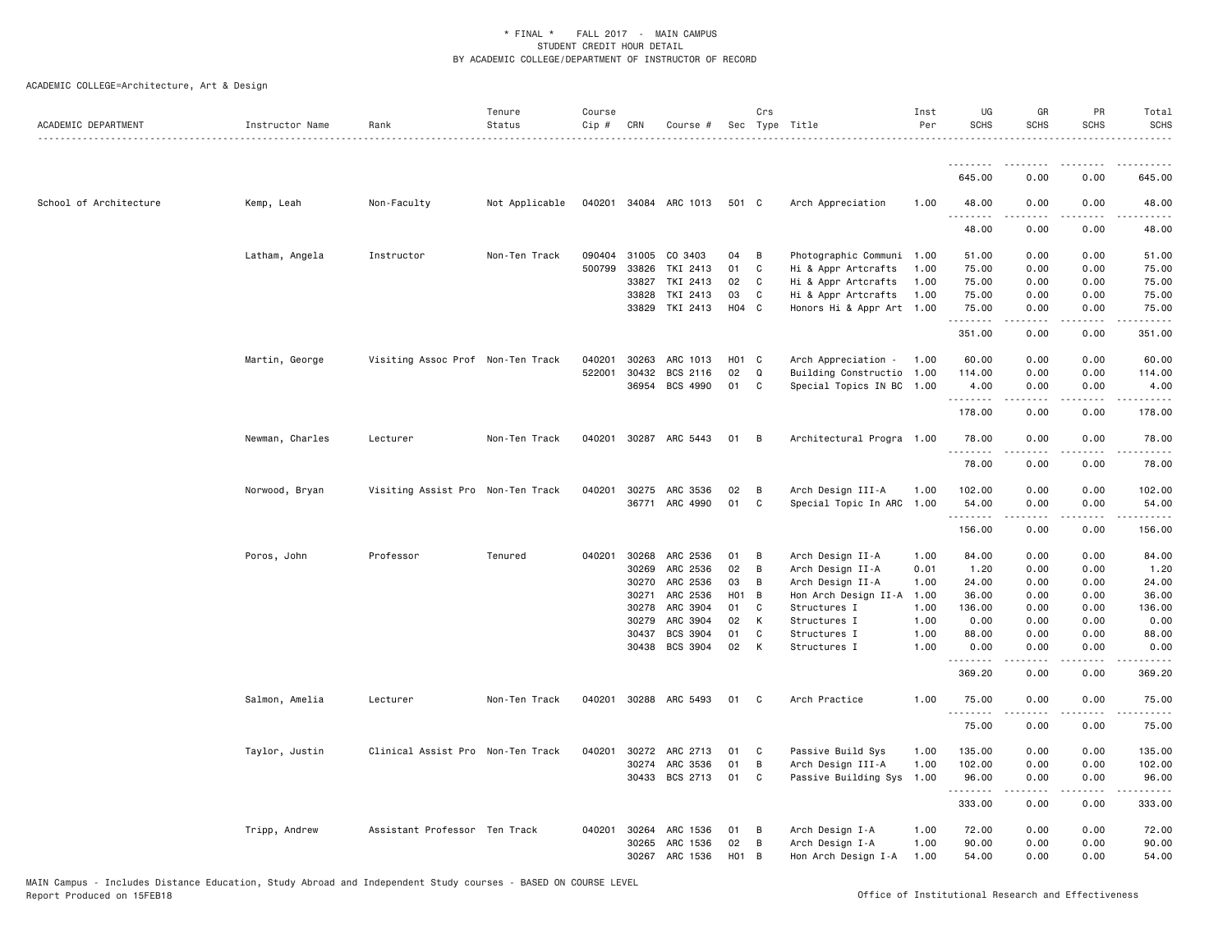\* FINAL \* FALL 2017 - MAIN CAMPUS
STUDENT CREDIT HOUR DETAIL
BY ACADEMIC COLLEGE/DEPARTMENT OF INSTRUCTOR OF RECORD

ACADEMIC COLLEGE=Architecture, Art & Design

| ACADEMIC DEPARTMENT | Instructor Name | Rank | Tenure Status | Course Cip # | CRN | Course # | Sec | Crs Type | Title | Inst Per | UG SCHS | GR SCHS | PR SCHS | Total SCHS |
|---|---|---|---|---|---|---|---|---|---|---|---|---|---|---|
| | | | | | | | | | | | 645.00 | 0.00 | 0.00 | 645.00 |
| School of Architecture | Kemp, Leah | Non-Faculty | Not Applicable | 040201 | 34084 | ARC 1013 | 501 | C | Arch Appreciation | 1.00 | 48.00 | 0.00 | 0.00 | 48.00 |
| | | | | | | | | | | | 48.00 | 0.00 | 0.00 | 48.00 |
| | Latham, Angela | Instructor | Non-Ten Track | 090404 | 31005 | CO 3403 | 04 | B | Photographic Communi | 1.00 | 51.00 | 0.00 | 0.00 | 51.00 |
| | | | | 500799 | 33826 | TKI 2413 | 01 | C | Hi & Appr Artcrafts | 1.00 | 75.00 | 0.00 | 0.00 | 75.00 |
| | | | | | 33827 | TKI 2413 | 02 | C | Hi & Appr Artcrafts | 1.00 | 75.00 | 0.00 | 0.00 | 75.00 |
| | | | | | 33828 | TKI 2413 | 03 | C | Hi & Appr Artcrafts | 1.00 | 75.00 | 0.00 | 0.00 | 75.00 |
| | | | | | 33829 | TKI 2413 | H04 | C | Honors Hi & Appr Art | 1.00 | 75.00 | 0.00 | 0.00 | 75.00 |
| | | | | | | | | | | | 351.00 | 0.00 | 0.00 | 351.00 |
| | Martin, George | Visiting Assoc Prof | Non-Ten Track | 040201 | 30263 | ARC 1013 | H01 | C | Arch Appreciation - | 1.00 | 60.00 | 0.00 | 0.00 | 60.00 |
| | | | | 522001 | 30432 | BCS 2116 | 02 | Q | Building Constructio | 1.00 | 114.00 | 0.00 | 0.00 | 114.00 |
| | | | | | 36954 | BCS 4990 | 01 | C | Special Topics IN BC | 1.00 | 4.00 | 0.00 | 0.00 | 4.00 |
| | | | | | | | | | | | 178.00 | 0.00 | 0.00 | 178.00 |
| | Newman, Charles | Lecturer | Non-Ten Track | 040201 | 30287 | ARC 5443 | 01 | B | Architectural Progra | 1.00 | 78.00 | 0.00 | 0.00 | 78.00 |
| | | | | | | | | | | | 78.00 | 0.00 | 0.00 | 78.00 |
| | Norwood, Bryan | Visiting Assist Pro | Non-Ten Track | 040201 | 30275 | ARC 3536 | 02 | B | Arch Design III-A | 1.00 | 102.00 | 0.00 | 0.00 | 102.00 |
| | | | | | 36771 | ARC 4990 | 01 | C | Special Topic In ARC | 1.00 | 54.00 | 0.00 | 0.00 | 54.00 |
| | | | | | | | | | | | 156.00 | 0.00 | 0.00 | 156.00 |
| | Poros, John | Professor | Tenured | 040201 | 30268 | ARC 2536 | 01 | B | Arch Design II-A | 1.00 | 84.00 | 0.00 | 0.00 | 84.00 |
| | | | | | 30269 | ARC 2536 | 02 | B | Arch Design II-A | 0.01 | 1.20 | 0.00 | 0.00 | 1.20 |
| | | | | | 30270 | ARC 2536 | 03 | B | Arch Design II-A | 1.00 | 24.00 | 0.00 | 0.00 | 24.00 |
| | | | | | 30271 | ARC 2536 | H01 | B | Hon Arch Design II-A | 1.00 | 36.00 | 0.00 | 0.00 | 36.00 |
| | | | | | 30278 | ARC 3904 | 01 | C | Structures I | 1.00 | 136.00 | 0.00 | 0.00 | 136.00 |
| | | | | | 30279 | ARC 3904 | 02 | K | Structures I | 1.00 | 0.00 | 0.00 | 0.00 | 0.00 |
| | | | | | 30437 | BCS 3904 | 01 | C | Structures I | 1.00 | 88.00 | 0.00 | 0.00 | 88.00 |
| | | | | | 30438 | BCS 3904 | 02 | K | Structures I | 1.00 | 0.00 | 0.00 | 0.00 | 0.00 |
| | | | | | | | | | | | 369.20 | 0.00 | 0.00 | 369.20 |
| | Salmon, Amelia | Lecturer | Non-Ten Track | 040201 | 30288 | ARC 5493 | 01 | C | Arch Practice | 1.00 | 75.00 | 0.00 | 0.00 | 75.00 |
| | | | | | | | | | | | 75.00 | 0.00 | 0.00 | 75.00 |
| | Taylor, Justin | Clinical Assist Pro | Non-Ten Track | 040201 | 30272 | ARC 2713 | 01 | C | Passive Build Sys | 1.00 | 135.00 | 0.00 | 0.00 | 135.00 |
| | | | | | 30274 | ARC 3536 | 01 | B | Arch Design III-A | 1.00 | 102.00 | 0.00 | 0.00 | 102.00 |
| | | | | | 30433 | BCS 2713 | 01 | C | Passive Building Sys | 1.00 | 96.00 | 0.00 | 0.00 | 96.00 |
| | | | | | | | | | | | 333.00 | 0.00 | 0.00 | 333.00 |
| | Tripp, Andrew | Assistant Professor | Ten Track | 040201 | 30264 | ARC 1536 | 01 | B | Arch Design I-A | 1.00 | 72.00 | 0.00 | 0.00 | 72.00 |
| | | | | | 30265 | ARC 1536 | 02 | B | Arch Design I-A | 1.00 | 90.00 | 0.00 | 0.00 | 90.00 |
| | | | | | 30267 | ARC 1536 | H01 | B | Hon Arch Design I-A | 1.00 | 54.00 | 0.00 | 0.00 | 54.00 |

MAIN Campus - Includes Distance Education, Study Abroad and Independent Study courses - BASED ON COURSE LEVEL
Report Produced on 15FEB18

Office of Institutional Research and Effectiveness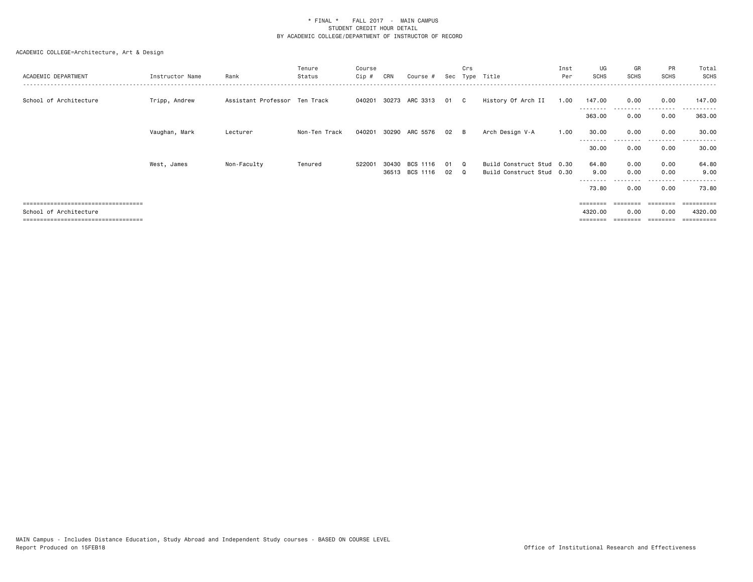\* FINAL \*    FALL 2017  -  MAIN CAMPUS
STUDENT CREDIT HOUR DETAIL
BY ACADEMIC COLLEGE/DEPARTMENT OF INSTRUCTOR OF RECORD

ACADEMIC COLLEGE=Architecture, Art & Design

| ACADEMIC DEPARTMENT | Instructor Name | Rank | Tenure Status | Course Cip # | CRN | Course # | Sec | Crs Type | Title | Inst Per | UG SCHS | GR SCHS | PR SCHS | Total SCHS |
|---|---|---|---|---|---|---|---|---|---|---|---|---|---|---|
| School of Architecture | Tripp, Andrew | Assistant Professor | Ten Track | 040201 | 30273 | ARC 3313 | 01 | C | History Of Arch II | 1.00 | 147.00 | 0.00 | 0.00 | 147.00 |
| | | | | | | | | | | | 363.00 | 0.00 | 0.00 | 363.00 |
| | Vaughan, Mark | Lecturer | Non-Ten Track | 040201 | 30290 | ARC 5576 | 02 | B | Arch Design V-A | 1.00 | 30.00 | 0.00 | 0.00 | 30.00 |
| | | | | | | | | | | | 30.00 | 0.00 | 0.00 | 30.00 |
| | West, James | Non-Faculty | Tenured | 522001 | 30430 | BCS 1116 | 01 | Q | Build Construct Stud | 0.30 | 64.80 | 0.00 | 0.00 | 64.80 |
| | | | | | 36513 | BCS 1116 | 02 | Q | Build Construct Stud | 0.30 | 9.00 | 0.00 | 0.00 | 9.00 |
| | | | | | | | | | | | 73.80 | 0.00 | 0.00 | 73.80 |
| School of Architecture | | | | | | | | | | | 4320.00 | 0.00 | 0.00 | 4320.00 |

MAIN Campus - Includes Distance Education, Study Abroad and Independent Study courses - BASED ON COURSE LEVEL
Report Produced on 15FEB18

Office of Institutional Research and Effectiveness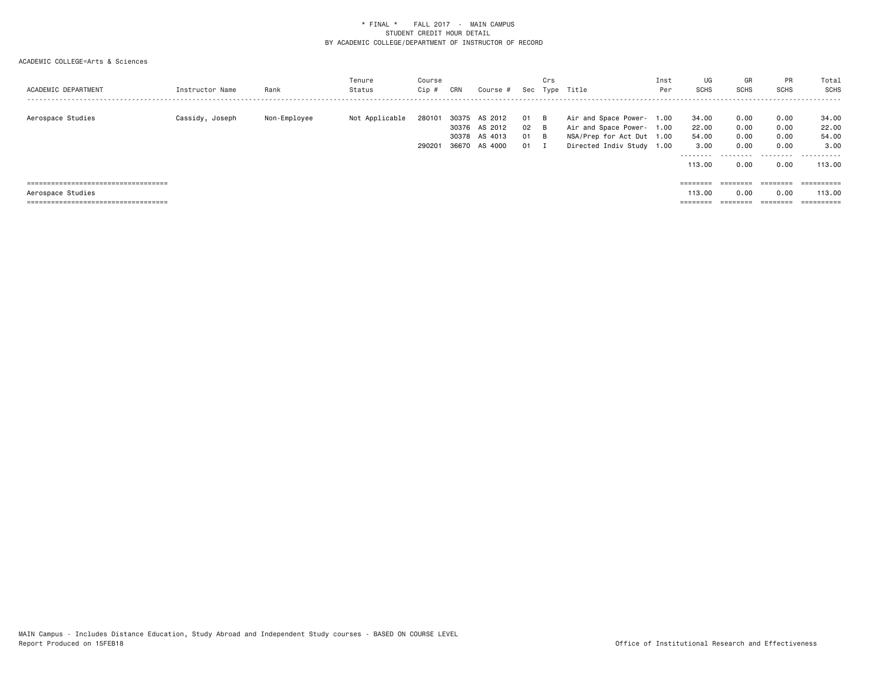\* FINAL \* FALL 2017 - MAIN CAMPUS
STUDENT CREDIT HOUR DETAIL
BY ACADEMIC COLLEGE/DEPARTMENT OF INSTRUCTOR OF RECORD

ACADEMIC COLLEGE=Arts & Sciences

| ACADEMIC DEPARTMENT | Instructor Name | Rank | Tenure Status | Course Cip # | CRN | Course # | Sec | Crs Type | Title | Inst Per | UG SCHS | GR SCHS | PR SCHS | Total SCHS |
|---|---|---|---|---|---|---|---|---|---|---|---|---|---|---|
| Aerospace Studies | Cassidy, Joseph | Non-Employee | Not Applicable | 280101 | 30375 | AS 2012 | 01 | B | Air and Space Power- | 1.00 | 34.00 | 0.00 | 0.00 | 34.00 |
| | | | | | 30376 | AS 2012 | 02 | B | Air and Space Power- | 1.00 | 22.00 | 0.00 | 0.00 | 22.00 |
| | | | | | 30378 | AS 4013 | 01 | B | NSA/Prep for Act Dut | 1.00 | 54.00 | 0.00 | 0.00 | 54.00 |
| | | | | 290201 | 36670 | AS 4000 | 01 | I | Directed Indiv Study | 1.00 | 3.00 | 0.00 | 0.00 | 3.00 |
| | | | | | | | | | | | 113.00 | 0.00 | 0.00 | 113.00 |
| Aerospace Studies | | | | | | | | | | | 113.00 | 0.00 | 0.00 | 113.00 |

MAIN Campus - Includes Distance Education, Study Abroad and Independent Study courses - BASED ON COURSE LEVEL
Report Produced on 15FEB18

Office of Institutional Research and Effectiveness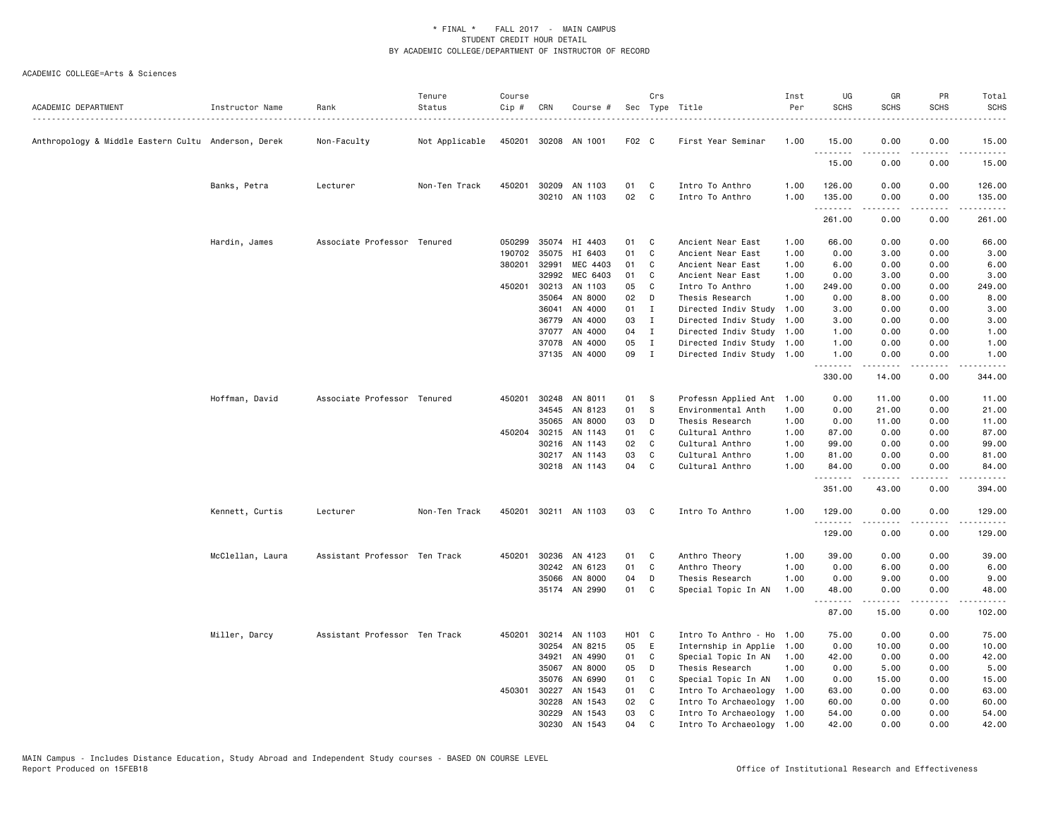# * FINAL * FALL 2017 - MAIN CAMPUS
## STUDENT CREDIT HOUR DETAIL
### BY ACADEMIC COLLEGE/DEPARTMENT OF INSTRUCTOR OF RECORD

ACADEMIC COLLEGE=Arts & Sciences

| ACADEMIC DEPARTMENT | Instructor Name | Rank | Tenure Status | Course Cip # | CRN | Course # | Sec | Crs Type | Title | Inst Per | UG SCHS | GR SCHS | PR SCHS | Total SCHS |
|---|---|---|---|---|---|---|---|---|---|---|---|---|---|---|
| Anthropology & Middle Eastern Cultu | Anderson, Derek | Non-Faculty | Not Applicable | 450201 | 30208 | AN 1001 | F02 | C | First Year Seminar | 1.00 | 15.00 | 0.00 | 0.00 | 15.00 |
| | | | | | | | | | | | 15.00 | 0.00 | 0.00 | 15.00 |
| | Banks, Petra | Lecturer | Non-Ten Track | 450201 | 30209 | AN 1103 | 01 | C | Intro To Anthro | 1.00 | 126.00 | 0.00 | 0.00 | 126.00 |
| | | | | | 30210 | AN 1103 | 02 | C | Intro To Anthro | 1.00 | 135.00 | 0.00 | 0.00 | 135.00 |
| | | | | | | | | | | | 261.00 | 0.00 | 0.00 | 261.00 |
| | Hardin, James | Associate Professor | Tenured | 050299 | 35074 | HI 4403 | 01 | C | Ancient Near East | 1.00 | 66.00 | 0.00 | 0.00 | 66.00 |
| | | | | 190702 | 35075 | HI 6403 | 01 | C | Ancient Near East | 1.00 | 0.00 | 3.00 | 0.00 | 3.00 |
| | | | | 380201 | 32991 | MEC 4403 | 01 | C | Ancient Near East | 1.00 | 6.00 | 0.00 | 0.00 | 6.00 |
| | | | | | 32992 | MEC 6403 | 01 | C | Ancient Near East | 1.00 | 0.00 | 3.00 | 0.00 | 3.00 |
| | | | | 450201 | 30213 | AN 1103 | 05 | C | Intro To Anthro | 1.00 | 249.00 | 0.00 | 0.00 | 249.00 |
| | | | | | 35064 | AN 8000 | 02 | D | Thesis Research | 1.00 | 0.00 | 8.00 | 0.00 | 8.00 |
| | | | | | 36041 | AN 4000 | 01 | I | Directed Indiv Study | 1.00 | 3.00 | 0.00 | 0.00 | 3.00 |
| | | | | | 36779 | AN 4000 | 03 | I | Directed Indiv Study | 1.00 | 3.00 | 0.00 | 0.00 | 3.00 |
| | | | | | 37077 | AN 4000 | 04 | I | Directed Indiv Study | 1.00 | 1.00 | 0.00 | 0.00 | 1.00 |
| | | | | | 37078 | AN 4000 | 05 | I | Directed Indiv Study | 1.00 | 1.00 | 0.00 | 0.00 | 1.00 |
| | | | | | 37135 | AN 4000 | 09 | I | Directed Indiv Study | 1.00 | 1.00 | 0.00 | 0.00 | 1.00 |
| | | | | | | | | | | | 330.00 | 14.00 | 0.00 | 344.00 |
| | Hoffman, David | Associate Professor | Tenured | 450201 | 30248 | AN 8011 | 01 | S | Professn Applied Ant | 1.00 | 0.00 | 11.00 | 0.00 | 11.00 |
| | | | | | 34545 | AN 8123 | 01 | S | Environmental Anth | 1.00 | 0.00 | 21.00 | 0.00 | 21.00 |
| | | | | | 35065 | AN 8000 | 03 | D | Thesis Research | 1.00 | 0.00 | 11.00 | 0.00 | 11.00 |
| | | | | 450204 | 30215 | AN 1143 | 01 | C | Cultural Anthro | 1.00 | 87.00 | 0.00 | 0.00 | 87.00 |
| | | | | | 30216 | AN 1143 | 02 | C | Cultural Anthro | 1.00 | 99.00 | 0.00 | 0.00 | 99.00 |
| | | | | | 30217 | AN 1143 | 03 | C | Cultural Anthro | 1.00 | 81.00 | 0.00 | 0.00 | 81.00 |
| | | | | | 30218 | AN 1143 | 04 | C | Cultural Anthro | 1.00 | 84.00 | 0.00 | 0.00 | 84.00 |
| | | | | | | | | | | | 351.00 | 43.00 | 0.00 | 394.00 |
| | Kennett, Curtis | Lecturer | Non-Ten Track | 450201 | 30211 | AN 1103 | 03 | C | Intro To Anthro | 1.00 | 129.00 | 0.00 | 0.00 | 129.00 |
| | | | | | | | | | | | 129.00 | 0.00 | 0.00 | 129.00 |
| | McClellan, Laura | Assistant Professor | Ten Track | 450201 | 30236 | AN 4123 | 01 | C | Anthro Theory | 1.00 | 39.00 | 0.00 | 0.00 | 39.00 |
| | | | | | 30242 | AN 6123 | 01 | C | Anthro Theory | 1.00 | 0.00 | 6.00 | 0.00 | 6.00 |
| | | | | | 35066 | AN 8000 | 04 | D | Thesis Research | 1.00 | 0.00 | 9.00 | 0.00 | 9.00 |
| | | | | | 35174 | AN 2990 | 01 | C | Special Topic In AN | 1.00 | 48.00 | 0.00 | 0.00 | 48.00 |
| | | | | | | | | | | | 87.00 | 15.00 | 0.00 | 102.00 |
| | Miller, Darcy | Assistant Professor | Ten Track | 450201 | 30214 | AN 1103 | H01 | C | Intro To Anthro - Ho | 1.00 | 75.00 | 0.00 | 0.00 | 75.00 |
| | | | | | 30254 | AN 8215 | 05 | E | Internship in Applie | 1.00 | 0.00 | 10.00 | 0.00 | 10.00 |
| | | | | | 34921 | AN 4990 | 01 | C | Special Topic In AN | 1.00 | 42.00 | 0.00 | 0.00 | 42.00 |
| | | | | | 35067 | AN 8000 | 05 | D | Thesis Research | 1.00 | 0.00 | 5.00 | 0.00 | 5.00 |
| | | | | | 35076 | AN 6990 | 01 | C | Special Topic In AN | 1.00 | 0.00 | 15.00 | 0.00 | 15.00 |
| | | | | 450301 | 30227 | AN 1543 | 01 | C | Intro To Archaeology | 1.00 | 63.00 | 0.00 | 0.00 | 63.00 |
| | | | | | 30228 | AN 1543 | 02 | C | Intro To Archaeology | 1.00 | 60.00 | 0.00 | 0.00 | 60.00 |
| | | | | | 30229 | AN 1543 | 03 | C | Intro To Archaeology | 1.00 | 54.00 | 0.00 | 0.00 | 54.00 |
| | | | | | 30230 | AN 1543 | 04 | C | Intro To Archaeology | 1.00 | 42.00 | 0.00 | 0.00 | 42.00 |

MAIN Campus - Includes Distance Education, Study Abroad and Independent Study courses - BASED ON COURSE LEVEL
Report Produced on 15FEB18

Office of Institutional Research and Effectiveness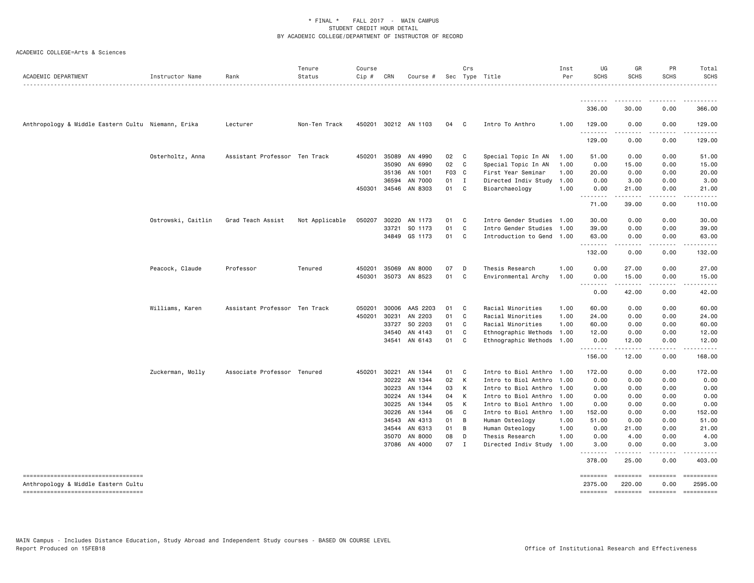# * FINAL * FALL 2017 - MAIN CAMPUS
## STUDENT CREDIT HOUR DETAIL
## BY ACADEMIC COLLEGE/DEPARTMENT OF INSTRUCTOR OF RECORD

ACADEMIC COLLEGE=Arts & Sciences

| ACADEMIC DEPARTMENT | Instructor Name | Rank | Tenure Status | Course Cip # | CRN | Course # | Sec | Crs Type | Title | Inst Per | UG SCHS | GR SCHS | PR SCHS | Total SCHS |
|---|---|---|---|---|---|---|---|---|---|---|---|---|---|---|
| | | | | | | | | | | | 336.00 | 30.00 | 0.00 | 366.00 |
| Anthropology & Middle Eastern Cultu | Niemann, Erika | Lecturer | Non-Ten Track | 450201 | 30212 | AN 1103 | 04 | C | Intro To Anthro | 1.00 | 129.00 | 0.00 | 0.00 | 129.00 |
| | | | | | | | | | | | 129.00 | 0.00 | 0.00 | 129.00 |
| | Osterholtz, Anna | Assistant Professor | Ten Track | 450201 | 35089 | AN 4990 | 02 | C | Special Topic In AN | 1.00 | 51.00 | 0.00 | 0.00 | 51.00 |
| | | | | | 35090 | AN 6990 | 02 | C | Special Topic In AN | 1.00 | 0.00 | 15.00 | 0.00 | 15.00 |
| | | | | | 35136 | AN 1001 | F03 | C | First Year Seminar | 1.00 | 20.00 | 0.00 | 0.00 | 20.00 |
| | | | | | 36594 | AN 7000 | 01 | I | Directed Indiv Study | 1.00 | 0.00 | 3.00 | 0.00 | 3.00 |
| | | | | 450301 | 34546 | AN 8303 | 01 | C | Bioarchaeology | 1.00 | 0.00 | 21.00 | 0.00 | 21.00 |
| | | | | | | | | | | | 71.00 | 39.00 | 0.00 | 110.00 |
| | Ostrowski, Caitlin | Grad Teach Assist | Not Applicable | 050207 | 30220 | AN 1173 | 01 | C | Intro Gender Studies | 1.00 | 30.00 | 0.00 | 0.00 | 30.00 |
| | | | | | 33721 | SO 1173 | 01 | C | Intro Gender Studies | 1.00 | 39.00 | 0.00 | 0.00 | 39.00 |
| | | | | | 34849 | GS 1173 | 01 | C | Introduction to Gend | 1.00 | 63.00 | 0.00 | 0.00 | 63.00 |
| | | | | | | | | | | | 132.00 | 0.00 | 0.00 | 132.00 |
| | Peacock, Claude | Professor | Tenured | 450201 | 35069 | AN 8000 | 07 | D | Thesis Research | 1.00 | 0.00 | 27.00 | 0.00 | 27.00 |
| | | | | 450301 | 35073 | AN 8523 | 01 | C | Environmental Archy | 1.00 | 0.00 | 15.00 | 0.00 | 15.00 |
| | | | | | | | | | | | 0.00 | 42.00 | 0.00 | 42.00 |
| | Williams, Karen | Assistant Professor | Ten Track | 050201 | 30006 | AAS 2203 | 01 | C | Racial Minorities | 1.00 | 60.00 | 0.00 | 0.00 | 60.00 |
| | | | | 450201 | 30231 | AN 2203 | 01 | C | Racial Minorities | 1.00 | 24.00 | 0.00 | 0.00 | 24.00 |
| | | | | | 33727 | SO 2203 | 01 | C | Racial Minorities | 1.00 | 60.00 | 0.00 | 0.00 | 60.00 |
| | | | | | 34540 | AN 4143 | 01 | C | Ethnographic Methods | 1.00 | 12.00 | 0.00 | 0.00 | 12.00 |
| | | | | | 34541 | AN 6143 | 01 | C | Ethnographic Methods | 1.00 | 0.00 | 12.00 | 0.00 | 12.00 |
| | | | | | | | | | | | 156.00 | 12.00 | 0.00 | 168.00 |
| | Zuckerman, Molly | Associate Professor | Tenured | 450201 | 30221 | AN 1344 | 01 | C | Intro to Biol Anthro | 1.00 | 172.00 | 0.00 | 0.00 | 172.00 |
| | | | | | 30222 | AN 1344 | 02 | K | Intro to Biol Anthro | 1.00 | 0.00 | 0.00 | 0.00 | 0.00 |
| | | | | | 30223 | AN 1344 | 03 | K | Intro to Biol Anthro | 1.00 | 0.00 | 0.00 | 0.00 | 0.00 |
| | | | | | 30224 | AN 1344 | 04 | K | Intro to Biol Anthro | 1.00 | 0.00 | 0.00 | 0.00 | 0.00 |
| | | | | | 30225 | AN 1344 | 05 | K | Intro to Biol Anthro | 1.00 | 0.00 | 0.00 | 0.00 | 0.00 |
| | | | | | 30226 | AN 1344 | 06 | C | Intro to Biol Anthro | 1.00 | 152.00 | 0.00 | 0.00 | 152.00 |
| | | | | | 34543 | AN 4313 | 01 | B | Human Osteology | 1.00 | 51.00 | 0.00 | 0.00 | 51.00 |
| | | | | | 34544 | AN 6313 | 01 | B | Human Osteology | 1.00 | 0.00 | 21.00 | 0.00 | 21.00 |
| | | | | | 35070 | AN 8000 | 08 | D | Thesis Research | 1.00 | 0.00 | 4.00 | 0.00 | 4.00 |
| | | | | | 37086 | AN 4000 | 07 | I | Directed Indiv Study | 1.00 | 3.00 | 0.00 | 0.00 | 3.00 |
| | | | | | | | | | | | 378.00 | 25.00 | 0.00 | 403.00 |
| Anthropology & Middle Eastern Cultu | | | | | | | | | | | 2375.00 | 220.00 | 0.00 | 2595.00 |

MAIN Campus - Includes Distance Education, Study Abroad and Independent Study courses - BASED ON COURSE LEVEL
Report Produced on 15FEB18

Office of Institutional Research and Effectiveness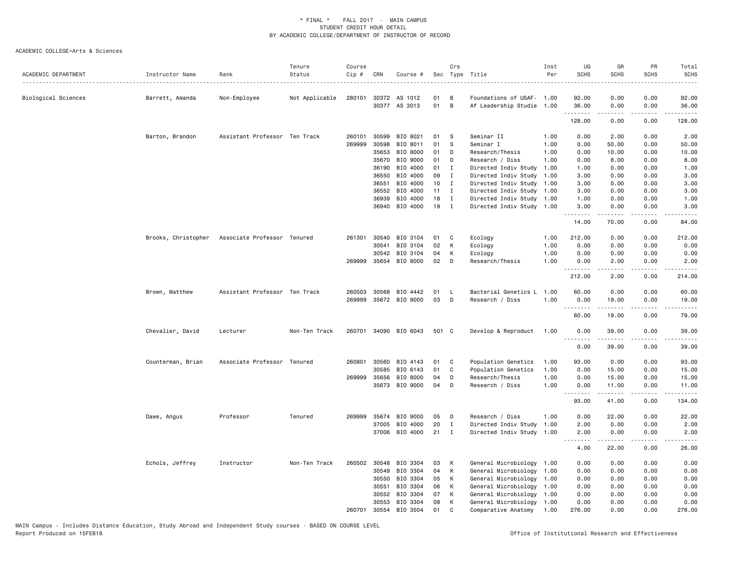\* FINAL \* FALL 2017 - MAIN CAMPUS
STUDENT CREDIT HOUR DETAIL
BY ACADEMIC COLLEGE/DEPARTMENT OF INSTRUCTOR OF RECORD

ACADEMIC COLLEGE=Arts & Sciences

| ACADEMIC DEPARTMENT | Instructor Name | Rank | Tenure Status | Course Cip # | CRN | Course # | Sec | Crs Type | Title | Inst Per | UG SCHS | GR SCHS | PR SCHS | Total SCHS |
|---|---|---|---|---|---|---|---|---|---|---|---|---|---|---|
| Biological Sciences | Barrett, Amanda | Non-Employee | Not Applicable | 280101 | 30372 | AS 1012 | 01 | B | Foundations of USAF- | 1.00 | 92.00 | 0.00 | 0.00 | 92.00 |
| | | | | | 30377 | AS 3013 | 01 | B | Af Leadership Studie | 1.00 | 36.00 | 0.00 | 0.00 | 36.00 |
| | | | | | | | | | | | 128.00 | 0.00 | 0.00 | 128.00 |
| | Barton, Brandon | Assistant Professor | Ten Track | 260101 | 30599 | BIO 8021 | 01 | S | Seminar II | 1.00 | 0.00 | 2.00 | 0.00 | 2.00 |
| | | | | 269999 | 30598 | BIO 8011 | 01 | S | Seminar I | 1.00 | 0.00 | 50.00 | 0.00 | 50.00 |
| | | | | | 35653 | BIO 8000 | 01 | D | Research/Thesis | 1.00 | 0.00 | 10.00 | 0.00 | 10.00 |
| | | | | | 35670 | BIO 9000 | 01 | D | Research / Diss | 1.00 | 0.00 | 8.00 | 0.00 | 8.00 |
| | | | | | 36190 | BIO 4000 | 01 | I | Directed Indiv Study | 1.00 | 1.00 | 0.00 | 0.00 | 1.00 |
| | | | | | 36550 | BIO 4000 | 09 | I | Directed Indiv Study | 1.00 | 3.00 | 0.00 | 0.00 | 3.00 |
| | | | | | 36551 | BIO 4000 | 10 | I | Directed Indiv Study | 1.00 | 3.00 | 0.00 | 0.00 | 3.00 |
| | | | | | 36552 | BIO 4000 | 11 | I | Directed Indiv Study | 1.00 | 3.00 | 0.00 | 0.00 | 3.00 |
| | | | | | 36939 | BIO 4000 | 18 | I | Directed Indiv Study | 1.00 | 1.00 | 0.00 | 0.00 | 1.00 |
| | | | | | 36940 | BIO 4000 | 19 | I | Directed Indiv Study | 1.00 | 3.00 | 0.00 | 0.00 | 3.00 |
| | | | | | | | | | | | 14.00 | 70.00 | 0.00 | 84.00 |
| | Brooks, Christopher | Associate Professor | Tenured | 261301 | 30540 | BIO 3104 | 01 | C | Ecology | 1.00 | 212.00 | 0.00 | 0.00 | 212.00 |
| | | | | | 30541 | BIO 3104 | 02 | K | Ecology | 1.00 | 0.00 | 0.00 | 0.00 | 0.00 |
| | | | | | 30542 | BIO 3104 | 04 | K | Ecology | 1.00 | 0.00 | 0.00 | 0.00 | 0.00 |
| | | | | 269999 | 35654 | BIO 8000 | 02 | D | Research/Thesis | 1.00 | 0.00 | 2.00 | 0.00 | 2.00 |
| | | | | | | | | | | | 212.00 | 2.00 | 0.00 | 214.00 |
| | Brown, Matthew | Assistant Professor | Ten Track | 260503 | 30568 | BIO 4442 | 01 | L | Bacterial Genetics L | 1.00 | 60.00 | 0.00 | 0.00 | 60.00 |
| | | | | 269999 | 35672 | BIO 9000 | 03 | D | Research / Diss | 1.00 | 0.00 | 19.00 | 0.00 | 19.00 |
| | | | | | | | | | | | 60.00 | 19.00 | 0.00 | 79.00 |
| | Chevalier, David | Lecturer | Non-Ten Track | 260701 | 34090 | BIO 6043 | 501 | C | Develop & Reproduct | 1.00 | 0.00 | 39.00 | 0.00 | 39.00 |
| | | | | | | | | | | | 0.00 | 39.00 | 0.00 | 39.00 |
| | Counterman, Brian | Associate Professor | Tenured | 260801 | 30560 | BIO 4143 | 01 | C | Population Genetics | 1.00 | 93.00 | 0.00 | 0.00 | 93.00 |
| | | | | | 30585 | BIO 6143 | 01 | C | Population Genetics | 1.00 | 0.00 | 15.00 | 0.00 | 15.00 |
| | | | | 269999 | 35656 | BIO 8000 | 04 | D | Research/Thesis | 1.00 | 0.00 | 15.00 | 0.00 | 15.00 |
| | | | | | 35673 | BIO 9000 | 04 | D | Research / Diss | 1.00 | 0.00 | 11.00 | 0.00 | 11.00 |
| | | | | | | | | | | | 93.00 | 41.00 | 0.00 | 134.00 |
| | Dawe, Angus | Professor | Tenured | 269999 | 35674 | BIO 9000 | 05 | D | Research / Diss | 1.00 | 0.00 | 22.00 | 0.00 | 22.00 |
| | | | | | 37005 | BIO 4000 | 20 | I | Directed Indiv Study | 1.00 | 2.00 | 0.00 | 0.00 | 2.00 |
| | | | | | 37006 | BIO 4000 | 21 | I | Directed Indiv Study | 1.00 | 2.00 | 0.00 | 0.00 | 2.00 |
| | | | | | | | | | | | 4.00 | 22.00 | 0.00 | 26.00 |
| | Echols, Jeffrey | Instructor | Non-Ten Track | 260502 | 30548 | BIO 3304 | 03 | K | General Microbiology | 1.00 | 0.00 | 0.00 | 0.00 | 0.00 |
| | | | | | 30549 | BIO 3304 | 04 | K | General Microbiology | 1.00 | 0.00 | 0.00 | 0.00 | 0.00 |
| | | | | | 30550 | BIO 3304 | 05 | K | General Microbiology | 1.00 | 0.00 | 0.00 | 0.00 | 0.00 |
| | | | | | 30551 | BIO 3304 | 06 | K | General Microbiology | 1.00 | 0.00 | 0.00 | 0.00 | 0.00 |
| | | | | | 30552 | BIO 3304 | 07 | K | General Microbiology | 1.00 | 0.00 | 0.00 | 0.00 | 0.00 |
| | | | | | 30553 | BIO 3304 | 08 | K | General Microbiology | 1.00 | 0.00 | 0.00 | 0.00 | 0.00 |
| | | | | 260701 | 30554 | BIO 3504 | 01 | C | Comparative Anatomy | 1.00 | 276.00 | 0.00 | 0.00 | 276.00 |

MAIN Campus - Includes Distance Education, Study Abroad and Independent Study courses - BASED ON COURSE LEVEL
Report Produced on 15FEB18 Office of Institutional Research and Effectiveness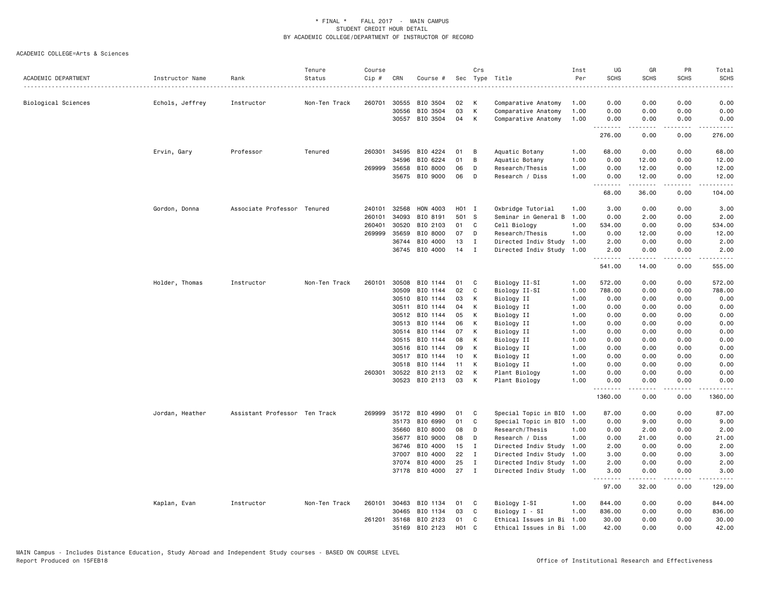\* FINAL \* FALL 2017 - MAIN CAMPUS
STUDENT CREDIT HOUR DETAIL
BY ACADEMIC COLLEGE/DEPARTMENT OF INSTRUCTOR OF RECORD

ACADEMIC COLLEGE=Arts & Sciences

| ACADEMIC DEPARTMENT | Instructor Name | Rank | Tenure Status | Course Cip # | CRN | Course # | Sec | Crs Type | Title | Inst Per | UG SCHS | GR SCHS | PR SCHS | Total SCHS |
|---|---|---|---|---|---|---|---|---|---|---|---|---|---|---|
| Biological Sciences | Echols, Jeffrey | Instructor | Non-Ten Track | 260701 | 30555 | BIO 3504 | 02 | K | Comparative Anatomy | 1.00 | 0.00 | 0.00 | 0.00 | 0.00 |
| | | | | | 30556 | BIO 3504 | 03 | K | Comparative Anatomy | 1.00 | 0.00 | 0.00 | 0.00 | 0.00 |
| | | | | | 30557 | BIO 3504 | 04 | K | Comparative Anatomy | 1.00 | 0.00 | 0.00 | 0.00 | 0.00 |
| | | | | | | | | | | | 276.00 | 0.00 | 0.00 | 276.00 |
| | Ervin, Gary | Professor | Tenured | 260301 | 34595 | BIO 4224 | 01 | B | Aquatic Botany | 1.00 | 68.00 | 0.00 | 0.00 | 68.00 |
| | | | | | 34596 | BIO 6224 | 01 | B | Aquatic Botany | 1.00 | 0.00 | 12.00 | 0.00 | 12.00 |
| | | | | 269999 | 35658 | BIO 8000 | 06 | D | Research/Thesis | 1.00 | 0.00 | 12.00 | 0.00 | 12.00 |
| | | | | | 35675 | BIO 9000 | 06 | D | Research / Diss | 1.00 | 0.00 | 12.00 | 0.00 | 12.00 |
| | | | | | | | | | | | 68.00 | 36.00 | 0.00 | 104.00 |
| | Gordon, Donna | Associate Professor | Tenured | 240101 | 32568 | HON 4003 | H01 | I | Oxbridge Tutorial | 1.00 | 3.00 | 0.00 | 0.00 | 3.00 |
| | | | | 260101 | 34093 | BIO 8191 | 501 | S | Seminar in General B | 1.00 | 0.00 | 2.00 | 0.00 | 2.00 |
| | | | | 260401 | 30520 | BIO 2103 | 01 | C | Cell Biology | 1.00 | 534.00 | 0.00 | 0.00 | 534.00 |
| | | | | 269999 | 35659 | BIO 8000 | 07 | D | Research/Thesis | 1.00 | 0.00 | 12.00 | 0.00 | 12.00 |
| | | | | | 36744 | BIO 4000 | 13 | I | Directed Indiv Study | 1.00 | 2.00 | 0.00 | 0.00 | 2.00 |
| | | | | | 36745 | BIO 4000 | 14 | I | Directed Indiv Study | 1.00 | 2.00 | 0.00 | 0.00 | 2.00 |
| | | | | | | | | | | | 541.00 | 14.00 | 0.00 | 555.00 |
| | Holder, Thomas | Instructor | Non-Ten Track | 260101 | 30508 | BIO 1144 | 01 | C | Biology II-SI | 1.00 | 572.00 | 0.00 | 0.00 | 572.00 |
| | | | | | 30509 | BIO 1144 | 02 | C | Biology II-SI | 1.00 | 788.00 | 0.00 | 0.00 | 788.00 |
| | | | | | 30510 | BIO 1144 | 03 | K | Biology II | 1.00 | 0.00 | 0.00 | 0.00 | 0.00 |
| | | | | | 30511 | BIO 1144 | 04 | K | Biology II | 1.00 | 0.00 | 0.00 | 0.00 | 0.00 |
| | | | | | 30512 | BIO 1144 | 05 | K | Biology II | 1.00 | 0.00 | 0.00 | 0.00 | 0.00 |
| | | | | | 30513 | BIO 1144 | 06 | K | Biology II | 1.00 | 0.00 | 0.00 | 0.00 | 0.00 |
| | | | | | 30514 | BIO 1144 | 07 | K | Biology II | 1.00 | 0.00 | 0.00 | 0.00 | 0.00 |
| | | | | | 30515 | BIO 1144 | 08 | K | Biology II | 1.00 | 0.00 | 0.00 | 0.00 | 0.00 |
| | | | | | 30516 | BIO 1144 | 09 | K | Biology II | 1.00 | 0.00 | 0.00 | 0.00 | 0.00 |
| | | | | | 30517 | BIO 1144 | 10 | K | Biology II | 1.00 | 0.00 | 0.00 | 0.00 | 0.00 |
| | | | | | 30518 | BIO 1144 | 11 | K | Biology II | 1.00 | 0.00 | 0.00 | 0.00 | 0.00 |
| | | | | 260301 | 30522 | BIO 2113 | 02 | K | Plant Biology | 1.00 | 0.00 | 0.00 | 0.00 | 0.00 |
| | | | | | 30523 | BIO 2113 | 03 | K | Plant Biology | 1.00 | 0.00 | 0.00 | 0.00 | 0.00 |
| | | | | | | | | | | | 1360.00 | 0.00 | 0.00 | 1360.00 |
| | Jordan, Heather | Assistant Professor | Ten Track | 269999 | 35172 | BIO 4990 | 01 | C | Special Topic in BIO | 1.00 | 87.00 | 0.00 | 0.00 | 87.00 |
| | | | | | 35173 | BIO 6990 | 01 | C | Special Topic in BIO | 1.00 | 0.00 | 9.00 | 0.00 | 9.00 |
| | | | | | 35660 | BIO 8000 | 08 | D | Research/Thesis | 1.00 | 0.00 | 2.00 | 0.00 | 2.00 |
| | | | | | 35677 | BIO 9000 | 08 | D | Research / Diss | 1.00 | 0.00 | 21.00 | 0.00 | 21.00 |
| | | | | | 36746 | BIO 4000 | 15 | I | Directed Indiv Study | 1.00 | 2.00 | 0.00 | 0.00 | 2.00 |
| | | | | | 37007 | BIO 4000 | 22 | I | Directed Indiv Study | 1.00 | 3.00 | 0.00 | 0.00 | 3.00 |
| | | | | | 37074 | BIO 4000 | 25 | I | Directed Indiv Study | 1.00 | 2.00 | 0.00 | 0.00 | 2.00 |
| | | | | | 37178 | BIO 4000 | 27 | I | Directed Indiv Study | 1.00 | 3.00 | 0.00 | 0.00 | 3.00 |
| | | | | | | | | | | | 97.00 | 32.00 | 0.00 | 129.00 |
| | Kaplan, Evan | Instructor | Non-Ten Track | 260101 | 30463 | BIO 1134 | 01 | C | Biology I-SI | 1.00 | 844.00 | 0.00 | 0.00 | 844.00 |
| | | | | | 30465 | BIO 1134 | 03 | C | Biology I - SI | 1.00 | 836.00 | 0.00 | 0.00 | 836.00 |
| | | | | 261201 | 35168 | BIO 2123 | 01 | C | Ethical Issues in Bi | 1.00 | 30.00 | 0.00 | 0.00 | 30.00 |
| | | | | | 35169 | BIO 2123 | H01 | C | Ethical Issues in Bi | 1.00 | 42.00 | 0.00 | 0.00 | 42.00 |

MAIN Campus - Includes Distance Education, Study Abroad and Independent Study courses - BASED ON COURSE LEVEL
Report Produced on 15FEB18

Office of Institutional Research and Effectiveness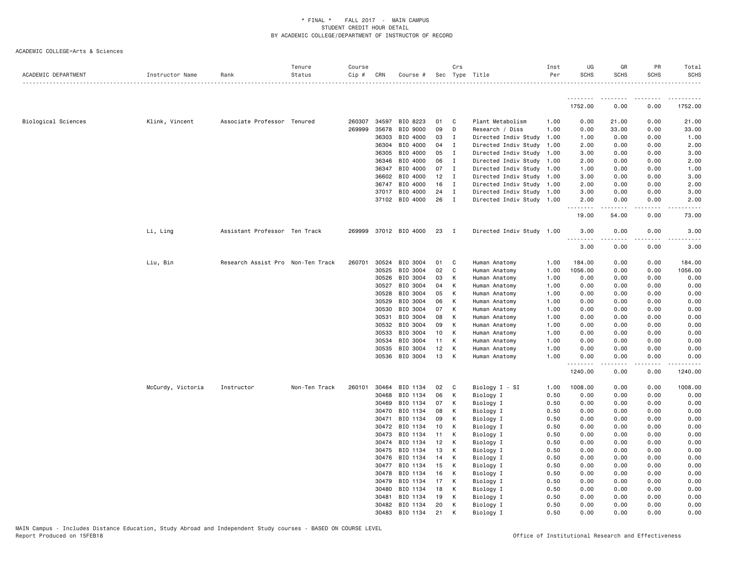\* FINAL \* FALL 2017 - MAIN CAMPUS
STUDENT CREDIT HOUR DETAIL
BY ACADEMIC COLLEGE/DEPARTMENT OF INSTRUCTOR OF RECORD

ACADEMIC COLLEGE=Arts & Sciences

| ACADEMIC DEPARTMENT | Instructor Name | Rank | Tenure Status | Course Cip # | CRN | Course # | Sec | Crs Type | Title | Inst Per | UG SCHS | GR SCHS | PR SCHS | Total SCHS |
|---|---|---|---|---|---|---|---|---|---|---|---|---|---|---|
| | | | | | | | | | | | 1752.00 | 0.00 | 0.00 | 1752.00 |
| Biological Sciences | Klink, Vincent | Associate Professor | Tenured | 260307 | 34597 | BIO 8223 | 01 | C | Plant Metabolism | 1.00 | 0.00 | 21.00 | 0.00 | 21.00 |
| | | | | 269999 | 35678 | BIO 9000 | 09 | D | Research / Diss | 1.00 | 0.00 | 33.00 | 0.00 | 33.00 |
| | | | | | 36303 | BIO 4000 | 03 | I | Directed Indiv Study | 1.00 | 1.00 | 0.00 | 0.00 | 1.00 |
| | | | | | 36304 | BIO 4000 | 04 | I | Directed Indiv Study | 1.00 | 2.00 | 0.00 | 0.00 | 2.00 |
| | | | | | 36305 | BIO 4000 | 05 | I | Directed Indiv Study | 1.00 | 3.00 | 0.00 | 0.00 | 3.00 |
| | | | | | 36346 | BIO 4000 | 06 | I | Directed Indiv Study | 1.00 | 2.00 | 0.00 | 0.00 | 2.00 |
| | | | | | 36347 | BIO 4000 | 07 | I | Directed Indiv Study | 1.00 | 1.00 | 0.00 | 0.00 | 1.00 |
| | | | | | 36602 | BIO 4000 | 12 | I | Directed Indiv Study | 1.00 | 3.00 | 0.00 | 0.00 | 3.00 |
| | | | | | 36747 | BIO 4000 | 16 | I | Directed Indiv Study | 1.00 | 2.00 | 0.00 | 0.00 | 2.00 |
| | | | | | 37017 | BIO 4000 | 24 | I | Directed Indiv Study | 1.00 | 3.00 | 0.00 | 0.00 | 3.00 |
| | | | | | 37102 | BIO 4000 | 26 | I | Directed Indiv Study | 1.00 | 2.00 | 0.00 | 0.00 | 2.00 |
| | | | | | | | | | | | 19.00 | 54.00 | 0.00 | 73.00 |
| | Li, Ling | Assistant Professor | Ten Track | 269999 | 37012 | BIO 4000 | 23 | I | Directed Indiv Study | 1.00 | 3.00 | 0.00 | 0.00 | 3.00 |
| | | | | | | | | | | | 3.00 | 0.00 | 0.00 | 3.00 |
| | Liu, Bin | Research Assist Pro | Non-Ten Track | 260701 | 30524 | BIO 3004 | 01 | C | Human Anatomy | 1.00 | 184.00 | 0.00 | 0.00 | 184.00 |
| | | | | | 30525 | BIO 3004 | 02 | C | Human Anatomy | 1.00 | 1056.00 | 0.00 | 0.00 | 1056.00 |
| | | | | | 30526 | BIO 3004 | 03 | K | Human Anatomy | 1.00 | 0.00 | 0.00 | 0.00 | 0.00 |
| | | | | | 30527 | BIO 3004 | 04 | K | Human Anatomy | 1.00 | 0.00 | 0.00 | 0.00 | 0.00 |
| | | | | | 30528 | BIO 3004 | 05 | K | Human Anatomy | 1.00 | 0.00 | 0.00 | 0.00 | 0.00 |
| | | | | | 30529 | BIO 3004 | 06 | K | Human Anatomy | 1.00 | 0.00 | 0.00 | 0.00 | 0.00 |
| | | | | | 30530 | BIO 3004 | 07 | K | Human Anatomy | 1.00 | 0.00 | 0.00 | 0.00 | 0.00 |
| | | | | | 30531 | BIO 3004 | 08 | K | Human Anatomy | 1.00 | 0.00 | 0.00 | 0.00 | 0.00 |
| | | | | | 30532 | BIO 3004 | 09 | K | Human Anatomy | 1.00 | 0.00 | 0.00 | 0.00 | 0.00 |
| | | | | | 30533 | BIO 3004 | 10 | K | Human Anatomy | 1.00 | 0.00 | 0.00 | 0.00 | 0.00 |
| | | | | | 30534 | BIO 3004 | 11 | K | Human Anatomy | 1.00 | 0.00 | 0.00 | 0.00 | 0.00 |
| | | | | | 30535 | BIO 3004 | 12 | K | Human Anatomy | 1.00 | 0.00 | 0.00 | 0.00 | 0.00 |
| | | | | | 30536 | BIO 3004 | 13 | K | Human Anatomy | 1.00 | 0.00 | 0.00 | 0.00 | 0.00 |
| | | | | | | | | | | | 1240.00 | 0.00 | 0.00 | 1240.00 |
| | McCurdy, Victoria | Instructor | Non-Ten Track | 260101 | 30464 | BIO 1134 | 02 | C | Biology I - SI | 1.00 | 1008.00 | 0.00 | 0.00 | 1008.00 |
| | | | | | 30468 | BIO 1134 | 06 | K | Biology I | 0.50 | 0.00 | 0.00 | 0.00 | 0.00 |
| | | | | | 30469 | BIO 1134 | 07 | K | Biology I | 0.50 | 0.00 | 0.00 | 0.00 | 0.00 |
| | | | | | 30470 | BIO 1134 | 08 | K | Biology I | 0.50 | 0.00 | 0.00 | 0.00 | 0.00 |
| | | | | | 30471 | BIO 1134 | 09 | K | Biology I | 0.50 | 0.00 | 0.00 | 0.00 | 0.00 |
| | | | | | 30472 | BIO 1134 | 10 | K | Biology I | 0.50 | 0.00 | 0.00 | 0.00 | 0.00 |
| | | | | | 30473 | BIO 1134 | 11 | K | Biology I | 0.50 | 0.00 | 0.00 | 0.00 | 0.00 |
| | | | | | 30474 | BIO 1134 | 12 | K | Biology I | 0.50 | 0.00 | 0.00 | 0.00 | 0.00 |
| | | | | | 30475 | BIO 1134 | 13 | K | Biology I | 0.50 | 0.00 | 0.00 | 0.00 | 0.00 |
| | | | | | 30476 | BIO 1134 | 14 | K | Biology I | 0.50 | 0.00 | 0.00 | 0.00 | 0.00 |
| | | | | | 30477 | BIO 1134 | 15 | K | Biology I | 0.50 | 0.00 | 0.00 | 0.00 | 0.00 |
| | | | | | 30478 | BIO 1134 | 16 | K | Biology I | 0.50 | 0.00 | 0.00 | 0.00 | 0.00 |
| | | | | | 30479 | BIO 1134 | 17 | K | Biology I | 0.50 | 0.00 | 0.00 | 0.00 | 0.00 |
| | | | | | 30480 | BIO 1134 | 18 | K | Biology I | 0.50 | 0.00 | 0.00 | 0.00 | 0.00 |
| | | | | | 30481 | BIO 1134 | 19 | K | Biology I | 0.50 | 0.00 | 0.00 | 0.00 | 0.00 |
| | | | | | 30482 | BIO 1134 | 20 | K | Biology I | 0.50 | 0.00 | 0.00 | 0.00 | 0.00 |
| | | | | | 30483 | BIO 1134 | 21 | K | Biology I | 0.50 | 0.00 | 0.00 | 0.00 | 0.00 |

MAIN Campus - Includes Distance Education, Study Abroad and Independent Study courses - BASED ON COURSE LEVEL
Report Produced on 15FEB18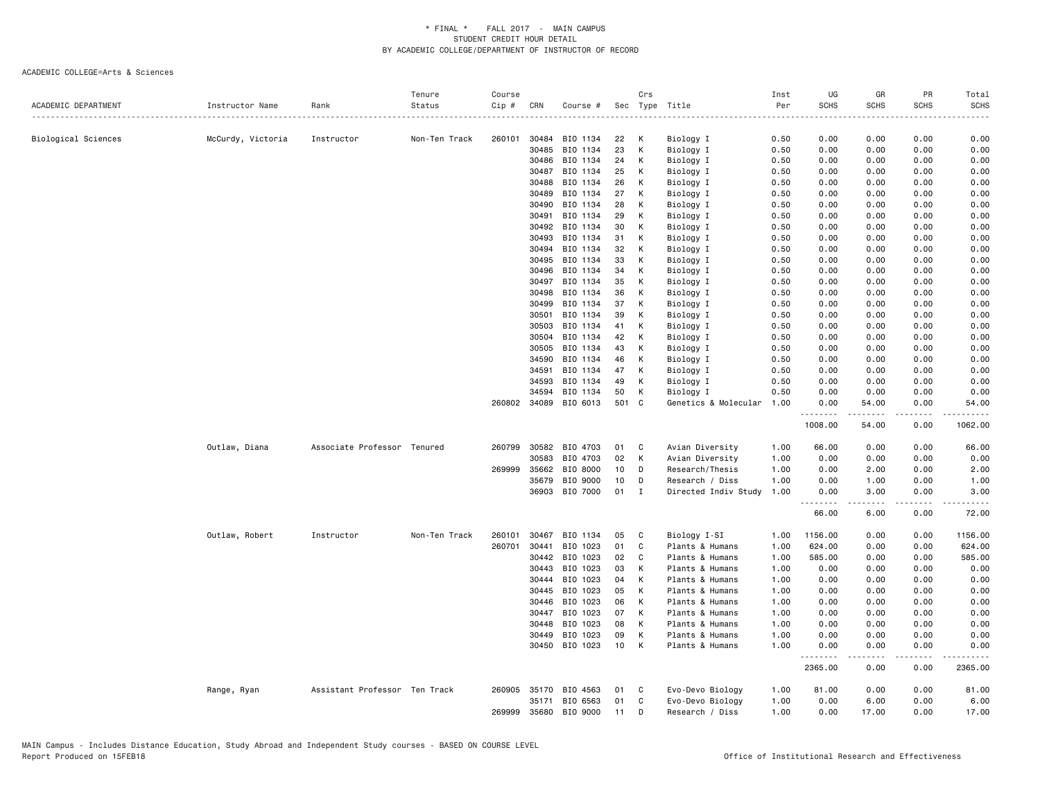ACADEMIC COLLEGE=Arts & Sciences

| ACADEMIC DEPARTMENT | Instructor Name | Rank | Tenure Status | Course Cip # | CRN | Course # | Sec | Crs Type | Title | Inst Per | UG SCHS | GR SCHS | PR SCHS | Total SCHS |
|---|---|---|---|---|---|---|---|---|---|---|---|---|---|---|
| Biological Sciences | McCurdy, Victoria | Instructor | Non-Ten Track | 260101 | 30484 | BIO 1134 | 22 | K | Biology I | 0.50 | 0.00 | 0.00 | 0.00 | 0.00 |
| | | | | | 30485 | BIO 1134 | 23 | K | Biology I | 0.50 | 0.00 | 0.00 | 0.00 | 0.00 |
| | | | | | 30486 | BIO 1134 | 24 | K | Biology I | 0.50 | 0.00 | 0.00 | 0.00 | 0.00 |
| | | | | | 30487 | BIO 1134 | 25 | K | Biology I | 0.50 | 0.00 | 0.00 | 0.00 | 0.00 |
| | | | | | 30488 | BIO 1134 | 26 | K | Biology I | 0.50 | 0.00 | 0.00 | 0.00 | 0.00 |
| | | | | | 30489 | BIO 1134 | 27 | K | Biology I | 0.50 | 0.00 | 0.00 | 0.00 | 0.00 |
| | | | | | 30490 | BIO 1134 | 28 | K | Biology I | 0.50 | 0.00 | 0.00 | 0.00 | 0.00 |
| | | | | | 30491 | BIO 1134 | 29 | K | Biology I | 0.50 | 0.00 | 0.00 | 0.00 | 0.00 |
| | | | | | 30492 | BIO 1134 | 30 | K | Biology I | 0.50 | 0.00 | 0.00 | 0.00 | 0.00 |
| | | | | | 30493 | BIO 1134 | 31 | K | Biology I | 0.50 | 0.00 | 0.00 | 0.00 | 0.00 |
| | | | | | 30494 | BIO 1134 | 32 | K | Biology I | 0.50 | 0.00 | 0.00 | 0.00 | 0.00 |
| | | | | | 30495 | BIO 1134 | 33 | K | Biology I | 0.50 | 0.00 | 0.00 | 0.00 | 0.00 |
| | | | | | 30496 | BIO 1134 | 34 | K | Biology I | 0.50 | 0.00 | 0.00 | 0.00 | 0.00 |
| | | | | | 30497 | BIO 1134 | 35 | K | Biology I | 0.50 | 0.00 | 0.00 | 0.00 | 0.00 |
| | | | | | 30498 | BIO 1134 | 36 | K | Biology I | 0.50 | 0.00 | 0.00 | 0.00 | 0.00 |
| | | | | | 30499 | BIO 1134 | 37 | K | Biology I | 0.50 | 0.00 | 0.00 | 0.00 | 0.00 |
| | | | | | 30501 | BIO 1134 | 39 | K | Biology I | 0.50 | 0.00 | 0.00 | 0.00 | 0.00 |
| | | | | | 30503 | BIO 1134 | 41 | K | Biology I | 0.50 | 0.00 | 0.00 | 0.00 | 0.00 |
| | | | | | 30504 | BIO 1134 | 42 | K | Biology I | 0.50 | 0.00 | 0.00 | 0.00 | 0.00 |
| | | | | | 30505 | BIO 1134 | 43 | K | Biology I | 0.50 | 0.00 | 0.00 | 0.00 | 0.00 |
| | | | | | 34590 | BIO 1134 | 46 | K | Biology I | 0.50 | 0.00 | 0.00 | 0.00 | 0.00 |
| | | | | | 34591 | BIO 1134 | 47 | K | Biology I | 0.50 | 0.00 | 0.00 | 0.00 | 0.00 |
| | | | | | 34593 | BIO 1134 | 49 | K | Biology I | 0.50 | 0.00 | 0.00 | 0.00 | 0.00 |
| | | | | | 34594 | BIO 1134 | 50 | K | Biology I | 0.50 | 0.00 | 0.00 | 0.00 | 0.00 |
| | | | | 260802 | 34089 | BIO 6013 | 501 | C | Genetics & Molecular | 1.00 | 0.00 | 54.00 | 0.00 | 54.00 |
| | | | | | | | | | | | 1008.00 | 54.00 | 0.00 | 1062.00 |
| | Outlaw, Diana | Associate Professor | Tenured | 260799 | 30582 | BIO 4703 | 01 | C | Avian Diversity | 1.00 | 66.00 | 0.00 | 0.00 | 66.00 |
| | | | | | 30583 | BIO 4703 | 02 | K | Avian Diversity | 1.00 | 0.00 | 0.00 | 0.00 | 0.00 |
| | | | | 269999 | 35662 | BIO 8000 | 10 | D | Research/Thesis | 1.00 | 0.00 | 2.00 | 0.00 | 2.00 |
| | | | | | 35679 | BIO 9000 | 10 | D | Research / Diss | 1.00 | 0.00 | 1.00 | 0.00 | 1.00 |
| | | | | | 36903 | BIO 7000 | 01 | I | Directed Indiv Study | 1.00 | 0.00 | 3.00 | 0.00 | 3.00 |
| | | | | | | | | | | | 66.00 | 6.00 | 0.00 | 72.00 |
| | Outlaw, Robert | Instructor | Non-Ten Track | 260101 | 30467 | BIO 1134 | 05 | C | Biology I-SI | 1.00 | 1156.00 | 0.00 | 0.00 | 1156.00 |
| | | | | 260701 | 30441 | BIO 1023 | 01 | C | Plants & Humans | 1.00 | 624.00 | 0.00 | 0.00 | 624.00 |
| | | | | | 30442 | BIO 1023 | 02 | C | Plants & Humans | 1.00 | 585.00 | 0.00 | 0.00 | 585.00 |
| | | | | | 30443 | BIO 1023 | 03 | K | Plants & Humans | 1.00 | 0.00 | 0.00 | 0.00 | 0.00 |
| | | | | | 30444 | BIO 1023 | 04 | K | Plants & Humans | 1.00 | 0.00 | 0.00 | 0.00 | 0.00 |
| | | | | | 30445 | BIO 1023 | 05 | K | Plants & Humans | 1.00 | 0.00 | 0.00 | 0.00 | 0.00 |
| | | | | | 30446 | BIO 1023 | 06 | K | Plants & Humans | 1.00 | 0.00 | 0.00 | 0.00 | 0.00 |
| | | | | | 30447 | BIO 1023 | 07 | K | Plants & Humans | 1.00 | 0.00 | 0.00 | 0.00 | 0.00 |
| | | | | | 30448 | BIO 1023 | 08 | K | Plants & Humans | 1.00 | 0.00 | 0.00 | 0.00 | 0.00 |
| | | | | | 30449 | BIO 1023 | 09 | K | Plants & Humans | 1.00 | 0.00 | 0.00 | 0.00 | 0.00 |
| | | | | | 30450 | BIO 1023 | 10 | K | Plants & Humans | 1.00 | 0.00 | 0.00 | 0.00 | 0.00 |
| | | | | | | | | | | | 2365.00 | 0.00 | 0.00 | 2365.00 |
| | Range, Ryan | Assistant Professor | Ten Track | 260905 | 35170 | BIO 4563 | 01 | C | Evo-Devo Biology | 1.00 | 81.00 | 0.00 | 0.00 | 81.00 |
| | | | | | 35171 | BIO 6563 | 01 | C | Evo-Devo Biology | 1.00 | 0.00 | 6.00 | 0.00 | 6.00 |
| | | | | 269999 | 35680 | BIO 9000 | 11 | D | Research / Diss | 1.00 | 0.00 | 17.00 | 0.00 | 17.00 |

MAIN Campus - Includes Distance Education, Study Abroad and Independent Study courses - BASED ON COURSE LEVEL
Report Produced on 15FEB18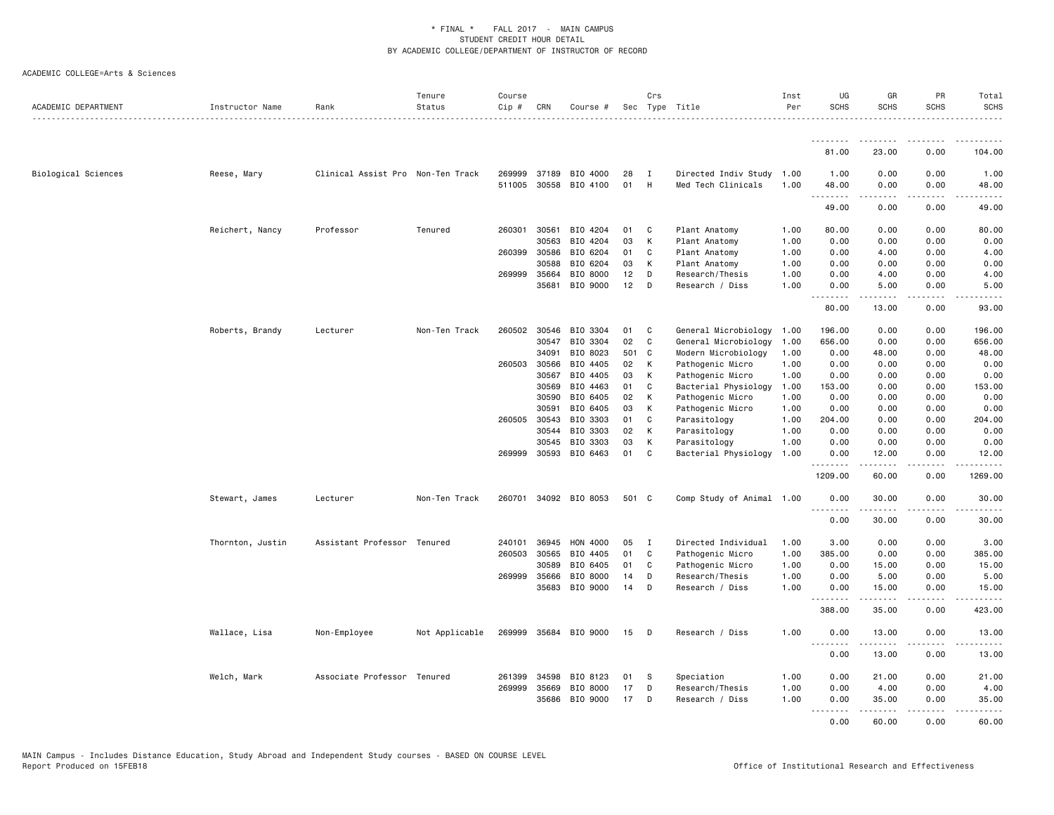\* FINAL \* FALL 2017 - MAIN CAMPUS
STUDENT CREDIT HOUR DETAIL
BY ACADEMIC COLLEGE/DEPARTMENT OF INSTRUCTOR OF RECORD

ACADEMIC COLLEGE=Arts & Sciences

| ACADEMIC DEPARTMENT | Instructor Name | Rank | Tenure Status | Course Cip # | CRN | Course # | Sec | Crs Type | Title | Inst Per | UG SCHS | GR SCHS | PR SCHS | Total SCHS |
|---|---|---|---|---|---|---|---|---|---|---|---|---|---|---|
| | | | | | | | | | | | 81.00 | 23.00 | 0.00 | 104.00 |
| Biological Sciences | Reese, Mary | Clinical Assist Pro | Non-Ten Track | 269999 | 37189 | BIO 4000 | 28 | I | Directed Indiv Study | 1.00 | 1.00 | 0.00 | 0.00 | 1.00 |
| | | | | 511005 | 30558 | BIO 4100 | 01 | H | Med Tech Clinicals | 1.00 | 48.00 | 0.00 | 0.00 | 48.00 |
| | | | | | | | | | | | 49.00 | 0.00 | 0.00 | 49.00 |
| | Reichert, Nancy | Professor | Tenured | 260301 | 30561 | BIO 4204 | 01 | C | Plant Anatomy | 1.00 | 80.00 | 0.00 | 0.00 | 80.00 |
| | | | | | 30563 | BIO 4204 | 03 | K | Plant Anatomy | 1.00 | 0.00 | 0.00 | 0.00 | 0.00 |
| | | | | 260399 | 30586 | BIO 6204 | 01 | C | Plant Anatomy | 1.00 | 0.00 | 4.00 | 0.00 | 4.00 |
| | | | | | 30588 | BIO 6204 | 03 | K | Plant Anatomy | 1.00 | 0.00 | 0.00 | 0.00 | 0.00 |
| | | | | 269999 | 35664 | BIO 8000 | 12 | D | Research/Thesis | 1.00 | 0.00 | 4.00 | 0.00 | 4.00 |
| | | | | | 35681 | BIO 9000 | 12 | D | Research / Diss | 1.00 | 0.00 | 5.00 | 0.00 | 5.00 |
| | | | | | | | | | | | 80.00 | 13.00 | 0.00 | 93.00 |
| | Roberts, Brandy | Lecturer | Non-Ten Track | 260502 | 30546 | BIO 3304 | 01 | C | General Microbiology | 1.00 | 196.00 | 0.00 | 0.00 | 196.00 |
| | | | | | 30547 | BIO 3304 | 02 | C | General Microbiology | 1.00 | 656.00 | 0.00 | 0.00 | 656.00 |
| | | | | | 34091 | BIO 8023 | 501 | C | Modern Microbiology | 1.00 | 0.00 | 48.00 | 0.00 | 48.00 |
| | | | | 260503 | 30566 | BIO 4405 | 02 | K | Pathogenic Micro | 1.00 | 0.00 | 0.00 | 0.00 | 0.00 |
| | | | | | 30567 | BIO 4405 | 03 | K | Pathogenic Micro | 1.00 | 0.00 | 0.00 | 0.00 | 0.00 |
| | | | | | 30569 | BIO 4463 | 01 | C | Bacterial Physiology | 1.00 | 153.00 | 0.00 | 0.00 | 153.00 |
| | | | | | 30590 | BIO 6405 | 02 | K | Pathogenic Micro | 1.00 | 0.00 | 0.00 | 0.00 | 0.00 |
| | | | | | 30591 | BIO 6405 | 03 | K | Pathogenic Micro | 1.00 | 0.00 | 0.00 | 0.00 | 0.00 |
| | | | | 260505 | 30543 | BIO 3303 | 01 | C | Parasitology | 1.00 | 204.00 | 0.00 | 0.00 | 204.00 |
| | | | | | 30544 | BIO 3303 | 02 | K | Parasitology | 1.00 | 0.00 | 0.00 | 0.00 | 0.00 |
| | | | | | 30545 | BIO 3303 | 03 | K | Parasitology | 1.00 | 0.00 | 0.00 | 0.00 | 0.00 |
| | | | | 269999 | 30593 | BIO 6463 | 01 | C | Bacterial Physiology | 1.00 | 0.00 | 12.00 | 0.00 | 12.00 |
| | | | | | | | | | | | 1209.00 | 60.00 | 0.00 | 1269.00 |
| | Stewart, James | Lecturer | Non-Ten Track | 260701 | 34092 | BIO 8053 | 501 | C | Comp Study of Animal | 1.00 | 0.00 | 30.00 | 0.00 | 30.00 |
| | | | | | | | | | | | 0.00 | 30.00 | 0.00 | 30.00 |
| | Thornton, Justin | Assistant Professor | Tenured | 240101 | 36945 | HON 4000 | 05 | I | Directed Individual | 1.00 | 3.00 | 0.00 | 0.00 | 3.00 |
| | | | | 260503 | 30565 | BIO 4405 | 01 | C | Pathogenic Micro | 1.00 | 385.00 | 0.00 | 0.00 | 385.00 |
| | | | | | 30589 | BIO 6405 | 01 | C | Pathogenic Micro | 1.00 | 0.00 | 15.00 | 0.00 | 15.00 |
| | | | | 269999 | 35666 | BIO 8000 | 14 | D | Research/Thesis | 1.00 | 0.00 | 5.00 | 0.00 | 5.00 |
| | | | | | 35683 | BIO 9000 | 14 | D | Research / Diss | 1.00 | 0.00 | 15.00 | 0.00 | 15.00 |
| | | | | | | | | | | | 388.00 | 35.00 | 0.00 | 423.00 |
| | Wallace, Lisa | Non-Employee | Not Applicable | 269999 | 35684 | BIO 9000 | 15 | D | Research / Diss | 1.00 | 0.00 | 13.00 | 0.00 | 13.00 |
| | | | | | | | | | | | 0.00 | 13.00 | 0.00 | 13.00 |
| | Welch, Mark | Associate Professor | Tenured | 261399 | 34598 | BIO 8123 | 01 | S | Speciation | 1.00 | 0.00 | 21.00 | 0.00 | 21.00 |
| | | | | 269999 | 35669 | BIO 8000 | 17 | D | Research/Thesis | 1.00 | 0.00 | 4.00 | 0.00 | 4.00 |
| | | | | | 35686 | BIO 9000 | 17 | D | Research / Diss | 1.00 | 0.00 | 35.00 | 0.00 | 35.00 |
| | | | | | | | | | | | 0.00 | 60.00 | 0.00 | 60.00 |

MAIN Campus - Includes Distance Education, Study Abroad and Independent Study courses - BASED ON COURSE LEVEL
Report Produced on 15FEB18

Office of Institutional Research and Effectiveness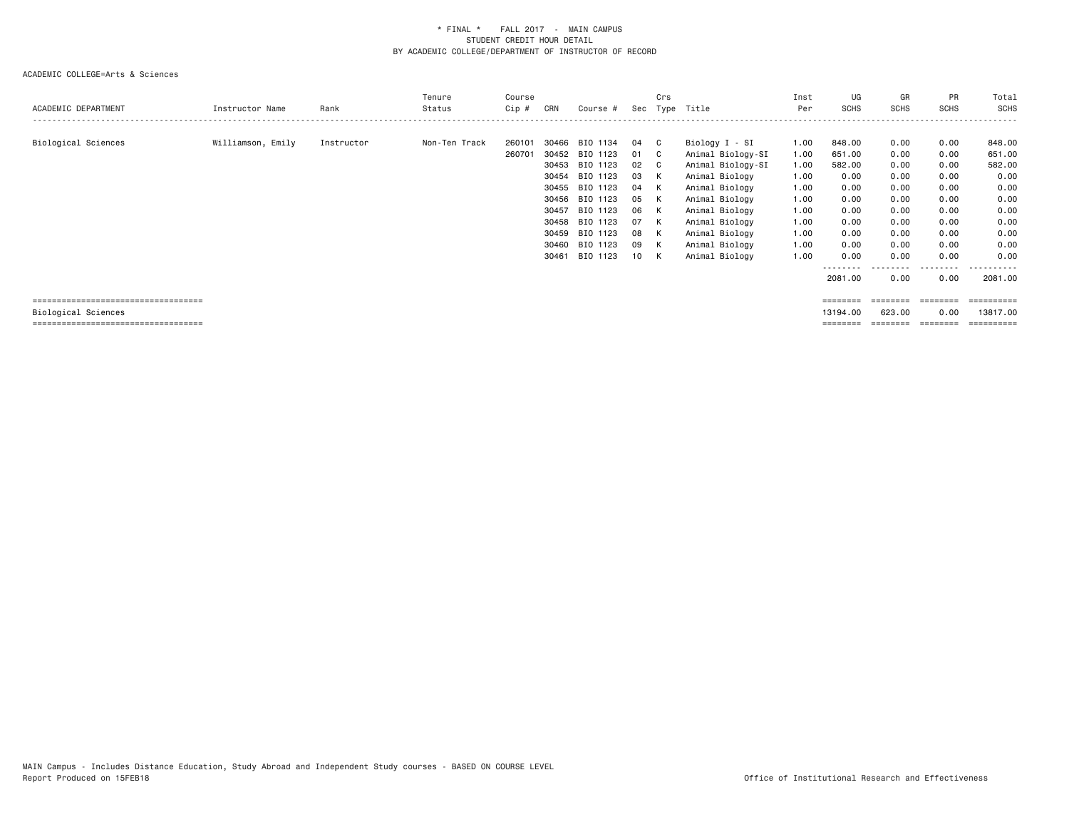\* FINAL \*    FALL 2017  -  MAIN CAMPUS
STUDENT CREDIT HOUR DETAIL
BY ACADEMIC COLLEGE/DEPARTMENT OF INSTRUCTOR OF RECORD

ACADEMIC COLLEGE=Arts & Sciences

| ACADEMIC DEPARTMENT | Instructor Name | Rank | Tenure Status | Course Cip # | CRN | Course # | Sec | Crs Type | Title | Inst Per | UG SCHS | GR SCHS | PR SCHS | Total SCHS |
|---|---|---|---|---|---|---|---|---|---|---|---|---|---|---|
| Biological Sciences | Williamson, Emily | Instructor | Non-Ten Track | 260101 | 30466 | BIO 1134 | 04 | C | Biology I - SI | 1.00 | 848.00 | 0.00 | 0.00 | 848.00 |
| | | | | 260701 | 30452 | BIO 1123 | 01 | C | Animal Biology-SI | 1.00 | 651.00 | 0.00 | 0.00 | 651.00 |
| | | | | | 30453 | BIO 1123 | 02 | C | Animal Biology-SI | 1.00 | 582.00 | 0.00 | 0.00 | 582.00 |
| | | | | | 30454 | BIO 1123 | 03 | K | Animal Biology | 1.00 | 0.00 | 0.00 | 0.00 | 0.00 |
| | | | | | 30455 | BIO 1123 | 04 | K | Animal Biology | 1.00 | 0.00 | 0.00 | 0.00 | 0.00 |
| | | | | | 30456 | BIO 1123 | 05 | K | Animal Biology | 1.00 | 0.00 | 0.00 | 0.00 | 0.00 |
| | | | | | 30457 | BIO 1123 | 06 | K | Animal Biology | 1.00 | 0.00 | 0.00 | 0.00 | 0.00 |
| | | | | | 30458 | BIO 1123 | 07 | K | Animal Biology | 1.00 | 0.00 | 0.00 | 0.00 | 0.00 |
| | | | | | 30459 | BIO 1123 | 08 | K | Animal Biology | 1.00 | 0.00 | 0.00 | 0.00 | 0.00 |
| | | | | | 30460 | BIO 1123 | 09 | K | Animal Biology | 1.00 | 0.00 | 0.00 | 0.00 | 0.00 |
| | | | | | 30461 | BIO 1123 | 10 | K | Animal Biology | 1.00 | 0.00 | 0.00 | 0.00 | 0.00 |
| | | | | | | | | | | | 2081.00 | 0.00 | 0.00 | 2081.00 |
| Biological Sciences | | | | | | | | | | | 13194.00 | 623.00 | 0.00 | 13817.00 |

MAIN Campus - Includes Distance Education, Study Abroad and Independent Study courses - BASED ON COURSE LEVEL
Report Produced on 15FEB18

Office of Institutional Research and Effectiveness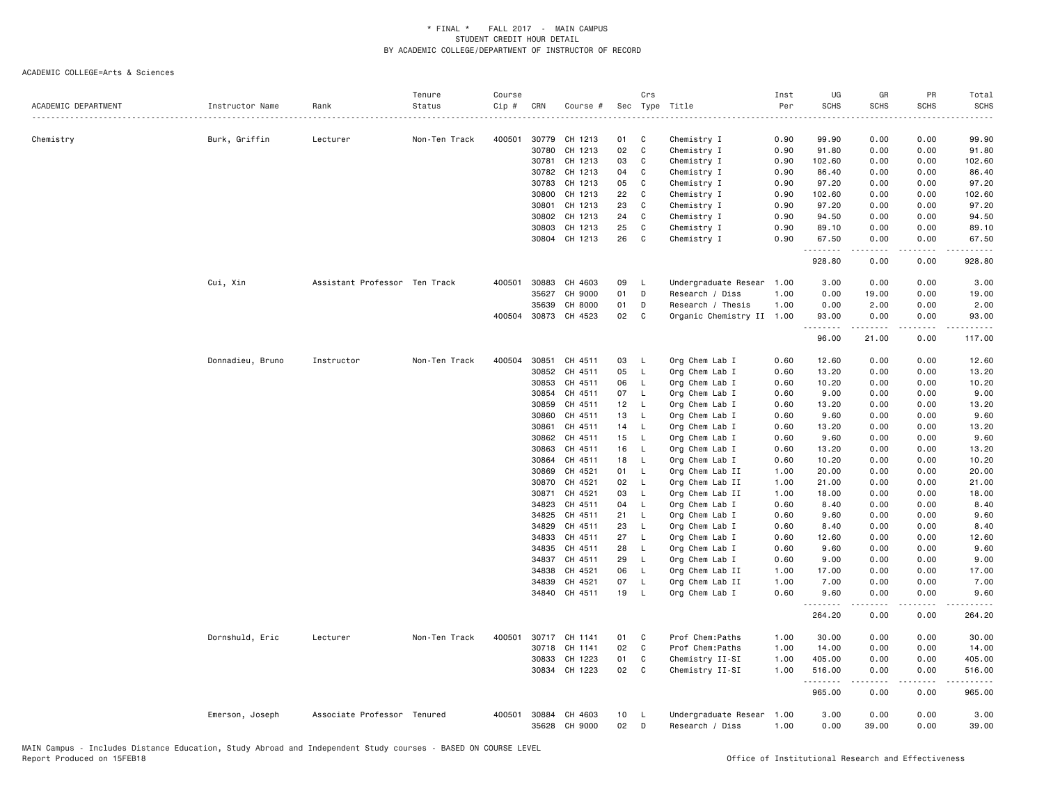\* FINAL \* FALL 2017 - MAIN CAMPUS
STUDENT CREDIT HOUR DETAIL
BY ACADEMIC COLLEGE/DEPARTMENT OF INSTRUCTOR OF RECORD

ACADEMIC COLLEGE=Arts & Sciences

| ACADEMIC DEPARTMENT | Instructor Name | Rank | Tenure Status | Course Cip # | CRN | Course # | Sec | Crs Type | Title | Inst Per | UG SCHS | GR SCHS | PR SCHS | Total SCHS |
|---|---|---|---|---|---|---|---|---|---|---|---|---|---|---|
| Chemistry | Burk, Griffin | Lecturer | Non-Ten Track | 400501 | 30779 | CH 1213 | 01 | C | Chemistry I | 0.90 | 99.90 | 0.00 | 0.00 | 99.90 |
| | | | | | 30780 | CH 1213 | 02 | C | Chemistry I | 0.90 | 91.80 | 0.00 | 0.00 | 91.80 |
| | | | | | 30781 | CH 1213 | 03 | C | Chemistry I | 0.90 | 102.60 | 0.00 | 0.00 | 102.60 |
| | | | | | 30782 | CH 1213 | 04 | C | Chemistry I | 0.90 | 86.40 | 0.00 | 0.00 | 86.40 |
| | | | | | 30783 | CH 1213 | 05 | C | Chemistry I | 0.90 | 97.20 | 0.00 | 0.00 | 97.20 |
| | | | | | 30800 | CH 1213 | 22 | C | Chemistry I | 0.90 | 102.60 | 0.00 | 0.00 | 102.60 |
| | | | | | 30801 | CH 1213 | 23 | C | Chemistry I | 0.90 | 97.20 | 0.00 | 0.00 | 97.20 |
| | | | | | 30802 | CH 1213 | 24 | C | Chemistry I | 0.90 | 94.50 | 0.00 | 0.00 | 94.50 |
| | | | | | 30803 | CH 1213 | 25 | C | Chemistry I | 0.90 | 89.10 | 0.00 | 0.00 | 89.10 |
| | | | | | 30804 | CH 1213 | 26 | C | Chemistry I | 0.90 | 67.50 | 0.00 | 0.00 | 67.50 |
| | | | | | | | | | | | 928.80 | 0.00 | 0.00 | 928.80 |
| | Cui, Xin | Assistant Professor | Ten Track | 400501 | 30883 | CH 4603 | 09 | L | Undergraduate Resear | 1.00 | 3.00 | 0.00 | 0.00 | 3.00 |
| | | | | | 35627 | CH 9000 | 01 | D | Research / Diss | 1.00 | 0.00 | 19.00 | 0.00 | 19.00 |
| | | | | | 35639 | CH 8000 | 01 | D | Research / Thesis | 1.00 | 0.00 | 2.00 | 0.00 | 2.00 |
| | | | | 400504 | 30873 | CH 4523 | 02 | C | Organic Chemistry II | 1.00 | 93.00 | 0.00 | 0.00 | 93.00 |
| | | | | | | | | | | | 96.00 | 21.00 | 0.00 | 117.00 |
| | Donnadieu, Bruno | Instructor | Non-Ten Track | 400504 | 30851 | CH 4511 | 03 | L | Org Chem Lab I | 0.60 | 12.60 | 0.00 | 0.00 | 12.60 |
| | | | | | 30852 | CH 4511 | 05 | L | Org Chem Lab I | 0.60 | 13.20 | 0.00 | 0.00 | 13.20 |
| | | | | | 30853 | CH 4511 | 06 | L | Org Chem Lab I | 0.60 | 10.20 | 0.00 | 0.00 | 10.20 |
| | | | | | 30854 | CH 4511 | 07 | L | Org Chem Lab I | 0.60 | 9.00 | 0.00 | 0.00 | 9.00 |
| | | | | | 30859 | CH 4511 | 12 | L | Org Chem Lab I | 0.60 | 13.20 | 0.00 | 0.00 | 13.20 |
| | | | | | 30860 | CH 4511 | 13 | L | Org Chem Lab I | 0.60 | 9.60 | 0.00 | 0.00 | 9.60 |
| | | | | | 30861 | CH 4511 | 14 | L | Org Chem Lab I | 0.60 | 13.20 | 0.00 | 0.00 | 13.20 |
| | | | | | 30862 | CH 4511 | 15 | L | Org Chem Lab I | 0.60 | 9.60 | 0.00 | 0.00 | 9.60 |
| | | | | | 30863 | CH 4511 | 16 | L | Org Chem Lab I | 0.60 | 13.20 | 0.00 | 0.00 | 13.20 |
| | | | | | 30864 | CH 4511 | 18 | L | Org Chem Lab I | 0.60 | 10.20 | 0.00 | 0.00 | 10.20 |
| | | | | | 30869 | CH 4521 | 01 | L | Org Chem Lab II | 1.00 | 20.00 | 0.00 | 0.00 | 20.00 |
| | | | | | 30870 | CH 4521 | 02 | L | Org Chem Lab II | 1.00 | 21.00 | 0.00 | 0.00 | 21.00 |
| | | | | | 30871 | CH 4521 | 03 | L | Org Chem Lab II | 1.00 | 18.00 | 0.00 | 0.00 | 18.00 |
| | | | | | 34823 | CH 4511 | 04 | L | Org Chem Lab I | 0.60 | 8.40 | 0.00 | 0.00 | 8.40 |
| | | | | | 34825 | CH 4511 | 21 | L | Org Chem Lab I | 0.60 | 9.60 | 0.00 | 0.00 | 9.60 |
| | | | | | 34829 | CH 4511 | 23 | L | Org Chem Lab I | 0.60 | 8.40 | 0.00 | 0.00 | 8.40 |
| | | | | | 34833 | CH 4511 | 27 | L | Org Chem Lab I | 0.60 | 12.60 | 0.00 | 0.00 | 12.60 |
| | | | | | 34835 | CH 4511 | 28 | L | Org Chem Lab I | 0.60 | 9.60 | 0.00 | 0.00 | 9.60 |
| | | | | | 34837 | CH 4511 | 29 | L | Org Chem Lab I | 0.60 | 9.00 | 0.00 | 0.00 | 9.00 |
| | | | | | 34838 | CH 4521 | 06 | L | Org Chem Lab II | 1.00 | 17.00 | 0.00 | 0.00 | 17.00 |
| | | | | | 34839 | CH 4521 | 07 | L | Org Chem Lab II | 1.00 | 7.00 | 0.00 | 0.00 | 7.00 |
| | | | | | 34840 | CH 4511 | 19 | L | Org Chem Lab I | 0.60 | 9.60 | 0.00 | 0.00 | 9.60 |
| | | | | | | | | | | | 264.20 | 0.00 | 0.00 | 264.20 |
| | Dornshuld, Eric | Lecturer | Non-Ten Track | 400501 | 30717 | CH 1141 | 01 | C | Prof Chem:Paths | 1.00 | 30.00 | 0.00 | 0.00 | 30.00 |
| | | | | | 30718 | CH 1141 | 02 | C | Prof Chem:Paths | 1.00 | 14.00 | 0.00 | 0.00 | 14.00 |
| | | | | | 30833 | CH 1223 | 01 | C | Chemistry II-SI | 1.00 | 405.00 | 0.00 | 0.00 | 405.00 |
| | | | | | 30834 | CH 1223 | 02 | C | Chemistry II-SI | 1.00 | 516.00 | 0.00 | 0.00 | 516.00 |
| | | | | | | | | | | | 965.00 | 0.00 | 0.00 | 965.00 |
| | Emerson, Joseph | Associate Professor | Tenured | 400501 | 30884 | CH 4603 | 10 | L | Undergraduate Resear | 1.00 | 3.00 | 0.00 | 0.00 | 3.00 |
| | | | | | 35628 | CH 9000 | 02 | D | Research / Diss | 1.00 | 0.00 | 39.00 | 0.00 | 39.00 |

MAIN Campus - Includes Distance Education, Study Abroad and Independent Study courses - BASED ON COURSE LEVEL
Report Produced on 15FEB18 Office of Institutional Research and Effectiveness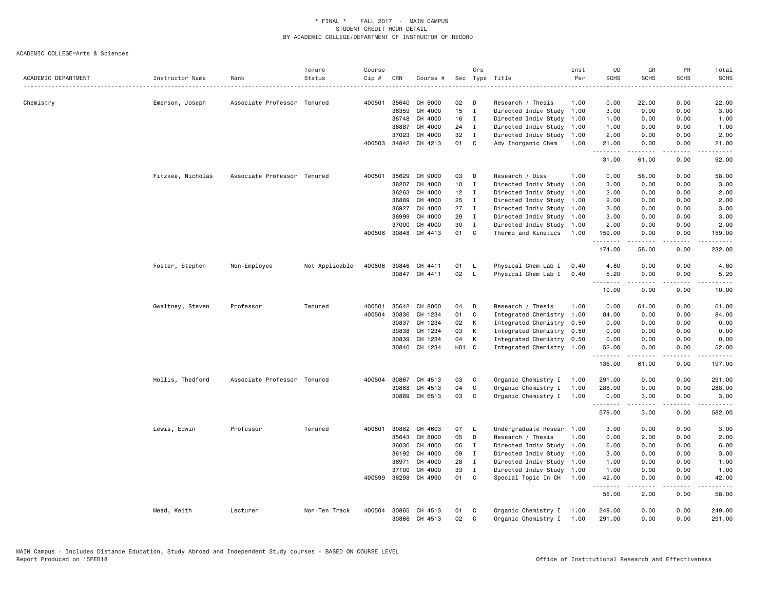* FINAL * FALL 2017 - MAIN CAMPUS
STUDENT CREDIT HOUR DETAIL
BY ACADEMIC COLLEGE/DEPARTMENT OF INSTRUCTOR OF RECORD

ACADEMIC COLLEGE=Arts & Sciences

| ACADEMIC DEPARTMENT | Instructor Name | Rank | Tenure Status | Course Cip # | CRN | Course # | Sec | Crs Type | Title | Inst Per | UG SCHS | GR SCHS | PR SCHS | Total SCHS |
|---|---|---|---|---|---|---|---|---|---|---|---|---|---|---|
| Chemistry | Emerson, Joseph | Associate Professor | Tenured | 400501 | 35640 | CH 8000 | 02 | D | Research / Thesis | 1.00 | 0.00 | 22.00 | 0.00 | 22.00 |
| | | | | | 36359 | CH 4000 | 15 | I | Directed Indiv Study | 1.00 | 3.00 | 0.00 | 0.00 | 3.00 |
| | | | | | 36748 | CH 4000 | 16 | I | Directed Indiv Study | 1.00 | 1.00 | 0.00 | 0.00 | 1.00 |
| | | | | | 36887 | CH 4000 | 24 | I | Directed Indiv Study | 1.00 | 1.00 | 0.00 | 0.00 | 1.00 |
| | | | | | 37023 | CH 4000 | 32 | I | Directed Indiv Study | 1.00 | 2.00 | 0.00 | 0.00 | 2.00 |
| | | | | 400503 | 34842 | CH 4213 | 01 | C | Adv Inorganic Chem | 1.00 | 21.00 | 0.00 | 0.00 | 21.00 |
| | | | | | | | | | | | 31.00 | 61.00 | 0.00 | 92.00 |
| | Fitzkee, Nicholas | Associate Professor | Tenured | 400501 | 35629 | CH 9000 | 03 | D | Research / Diss | 1.00 | 0.00 | 58.00 | 0.00 | 58.00 |
| | | | | | 36207 | CH 4000 | 10 | I | Directed Indiv Study | 1.00 | 3.00 | 0.00 | 0.00 | 3.00 |
| | | | | | 36263 | CH 4000 | 12 | I | Directed Indiv Study | 1.00 | 2.00 | 0.00 | 0.00 | 2.00 |
| | | | | | 36889 | CH 4000 | 25 | I | Directed Indiv Study | 1.00 | 2.00 | 0.00 | 0.00 | 2.00 |
| | | | | | 36927 | CH 4000 | 27 | I | Directed Indiv Study | 1.00 | 3.00 | 0.00 | 0.00 | 3.00 |
| | | | | | 36999 | CH 4000 | 29 | I | Directed Indiv Study | 1.00 | 3.00 | 0.00 | 0.00 | 3.00 |
| | | | | | 37000 | CH 4000 | 30 | I | Directed Indiv Study | 1.00 | 2.00 | 0.00 | 0.00 | 2.00 |
| | | | | 400506 | 30848 | CH 4413 | 01 | C | Thermo and Kinetics | 1.00 | 159.00 | 0.00 | 0.00 | 159.00 |
| | | | | | | | | | | | 174.00 | 58.00 | 0.00 | 232.00 |
| | Foster, Stephen | Non-Employee | Not Applicable | 400506 | 30846 | CH 4411 | 01 | L | Physical Chem Lab I | 0.40 | 4.80 | 0.00 | 0.00 | 4.80 |
| | | | | | 30847 | CH 4411 | 02 | L | Physical Chem Lab I | 0.40 | 5.20 | 0.00 | 0.00 | 5.20 |
| | | | | | | | | | | | 10.00 | 0.00 | 0.00 | 10.00 |
| | Gwaltney, Steven | Professor | Tenured | 400501 | 35642 | CH 8000 | 04 | D | Research / Thesis | 1.00 | 0.00 | 61.00 | 0.00 | 61.00 |
| | | | | 400504 | 30836 | CH 1234 | 01 | C | Integrated Chemistry | 1.00 | 84.00 | 0.00 | 0.00 | 84.00 |
| | | | | | 30837 | CH 1234 | 02 | K | Integrated Chemistry | 0.50 | 0.00 | 0.00 | 0.00 | 0.00 |
| | | | | | 30838 | CH 1234 | 03 | K | Integrated Chemistry | 0.50 | 0.00 | 0.00 | 0.00 | 0.00 |
| | | | | | 30839 | CH 1234 | 04 | K | Integrated Chemistry | 0.50 | 0.00 | 0.00 | 0.00 | 0.00 |
| | | | | | 30840 | CH 1234 | H01 | C | Integrated Chemistry | 1.00 | 52.00 | 0.00 | 0.00 | 52.00 |
| | | | | | | | | | | | 136.00 | 61.00 | 0.00 | 197.00 |
| | Hollis, Thedford | Associate Professor | Tenured | 400504 | 30867 | CH 4513 | 03 | C | Organic Chemistry I | 1.00 | 291.00 | 0.00 | 0.00 | 291.00 |
| | | | | | 30868 | CH 4513 | 04 | C | Organic Chemistry I | 1.00 | 288.00 | 0.00 | 0.00 | 288.00 |
| | | | | | 30889 | CH 6513 | 03 | C | Organic Chemistry I | 1.00 | 0.00 | 3.00 | 0.00 | 3.00 |
| | | | | | | | | | | | 579.00 | 3.00 | 0.00 | 582.00 |
| | Lewis, Edwin | Professor | Tenured | 400501 | 30882 | CH 4603 | 07 | L | Undergraduate Resear | 1.00 | 3.00 | 0.00 | 0.00 | 3.00 |
| | | | | | 35643 | CH 8000 | 05 | D | Research / Thesis | 1.00 | 0.00 | 2.00 | 0.00 | 2.00 |
| | | | | | 36030 | CH 4000 | 06 | I | Directed Indiv Study | 1.00 | 6.00 | 0.00 | 0.00 | 6.00 |
| | | | | | 36192 | CH 4000 | 09 | I | Directed Indiv Study | 1.00 | 3.00 | 0.00 | 0.00 | 3.00 |
| | | | | | 36971 | CH 4000 | 28 | I | Directed Indiv Study | 1.00 | 1.00 | 0.00 | 0.00 | 1.00 |
| | | | | | 37100 | CH 4000 | 33 | I | Directed Indiv Study | 1.00 | 1.00 | 0.00 | 0.00 | 1.00 |
| | | | | 400599 | 36298 | CH 4990 | 01 | C | Special Topic In CH | 1.00 | 42.00 | 0.00 | 0.00 | 42.00 |
| | | | | | | | | | | | 56.00 | 2.00 | 0.00 | 58.00 |
| | Mead, Keith | Lecturer | Non-Ten Track | 400504 | 30865 | CH 4513 | 01 | C | Organic Chemistry I | 1.00 | 249.00 | 0.00 | 0.00 | 249.00 |
| | | | | | 30866 | CH 4513 | 02 | C | Organic Chemistry I | 1.00 | 291.00 | 0.00 | 0.00 | 291.00 |

MAIN Campus - Includes Distance Education, Study Abroad and Independent Study courses - BASED ON COURSE LEVEL
Report Produced on 15FEB18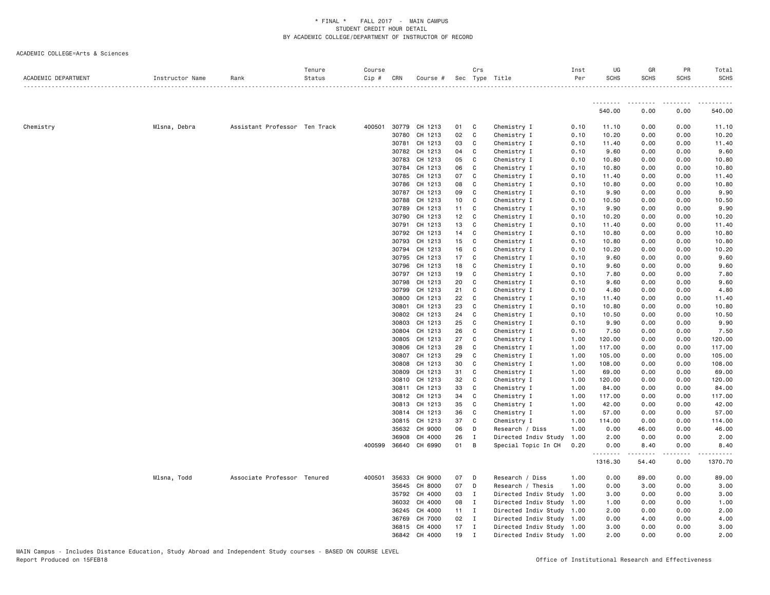ACADEMIC COLLEGE=Arts & Sciences

| ACADEMIC DEPARTMENT | Instructor Name | Rank | Tenure Status | Course Cip # | CRN | Course # | Sec | Crs Type | Title | Inst Per | UG SCHS | GR SCHS | PR SCHS | Total SCHS |
|---|---|---|---|---|---|---|---|---|---|---|---|---|---|---|
| | | | | | | | | | | | 540.00 | 0.00 | 0.00 | 540.00 |
| Chemistry | Mlsna, Debra | Assistant Professor | Ten Track | 400501 | 30779 | CH 1213 | 01 | C | Chemistry I | 0.10 | 11.10 | 0.00 | 0.00 | 11.10 |
| | | | | | 30780 | CH 1213 | 02 | C | Chemistry I | 0.10 | 10.20 | 0.00 | 0.00 | 10.20 |
| | | | | | 30781 | CH 1213 | 03 | C | Chemistry I | 0.10 | 11.40 | 0.00 | 0.00 | 11.40 |
| | | | | | 30782 | CH 1213 | 04 | C | Chemistry I | 0.10 | 9.60 | 0.00 | 0.00 | 9.60 |
| | | | | | 30783 | CH 1213 | 05 | C | Chemistry I | 0.10 | 10.80 | 0.00 | 0.00 | 10.80 |
| | | | | | 30784 | CH 1213 | 06 | C | Chemistry I | 0.10 | 10.80 | 0.00 | 0.00 | 10.80 |
| | | | | | 30785 | CH 1213 | 07 | C | Chemistry I | 0.10 | 11.40 | 0.00 | 0.00 | 11.40 |
| | | | | | 30786 | CH 1213 | 08 | C | Chemistry I | 0.10 | 10.80 | 0.00 | 0.00 | 10.80 |
| | | | | | 30787 | CH 1213 | 09 | C | Chemistry I | 0.10 | 9.90 | 0.00 | 0.00 | 9.90 |
| | | | | | 30788 | CH 1213 | 10 | C | Chemistry I | 0.10 | 10.50 | 0.00 | 0.00 | 10.50 |
| | | | | | 30789 | CH 1213 | 11 | C | Chemistry I | 0.10 | 9.90 | 0.00 | 0.00 | 9.90 |
| | | | | | 30790 | CH 1213 | 12 | C | Chemistry I | 0.10 | 10.20 | 0.00 | 0.00 | 10.20 |
| | | | | | 30791 | CH 1213 | 13 | C | Chemistry I | 0.10 | 11.40 | 0.00 | 0.00 | 11.40 |
| | | | | | 30792 | CH 1213 | 14 | C | Chemistry I | 0.10 | 10.80 | 0.00 | 0.00 | 10.80 |
| | | | | | 30793 | CH 1213 | 15 | C | Chemistry I | 0.10 | 10.80 | 0.00 | 0.00 | 10.80 |
| | | | | | 30794 | CH 1213 | 16 | C | Chemistry I | 0.10 | 10.20 | 0.00 | 0.00 | 10.20 |
| | | | | | 30795 | CH 1213 | 17 | C | Chemistry I | 0.10 | 9.60 | 0.00 | 0.00 | 9.60 |
| | | | | | 30796 | CH 1213 | 18 | C | Chemistry I | 0.10 | 9.60 | 0.00 | 0.00 | 9.60 |
| | | | | | 30797 | CH 1213 | 19 | C | Chemistry I | 0.10 | 7.80 | 0.00 | 0.00 | 7.80 |
| | | | | | 30798 | CH 1213 | 20 | C | Chemistry I | 0.10 | 9.60 | 0.00 | 0.00 | 9.60 |
| | | | | | 30799 | CH 1213 | 21 | C | Chemistry I | 0.10 | 4.80 | 0.00 | 0.00 | 4.80 |
| | | | | | 30800 | CH 1213 | 22 | C | Chemistry I | 0.10 | 11.40 | 0.00 | 0.00 | 11.40 |
| | | | | | 30801 | CH 1213 | 23 | C | Chemistry I | 0.10 | 10.80 | 0.00 | 0.00 | 10.80 |
| | | | | | 30802 | CH 1213 | 24 | C | Chemistry I | 0.10 | 10.50 | 0.00 | 0.00 | 10.50 |
| | | | | | 30803 | CH 1213 | 25 | C | Chemistry I | 0.10 | 9.90 | 0.00 | 0.00 | 9.90 |
| | | | | | 30804 | CH 1213 | 26 | C | Chemistry I | 0.10 | 7.50 | 0.00 | 0.00 | 7.50 |
| | | | | | 30805 | CH 1213 | 27 | C | Chemistry I | 1.00 | 120.00 | 0.00 | 0.00 | 120.00 |
| | | | | | 30806 | CH 1213 | 28 | C | Chemistry I | 1.00 | 117.00 | 0.00 | 0.00 | 117.00 |
| | | | | | 30807 | CH 1213 | 29 | C | Chemistry I | 1.00 | 105.00 | 0.00 | 0.00 | 105.00 |
| | | | | | 30808 | CH 1213 | 30 | C | Chemistry I | 1.00 | 108.00 | 0.00 | 0.00 | 108.00 |
| | | | | | 30809 | CH 1213 | 31 | C | Chemistry I | 1.00 | 69.00 | 0.00 | 0.00 | 69.00 |
| | | | | | 30810 | CH 1213 | 32 | C | Chemistry I | 1.00 | 120.00 | 0.00 | 0.00 | 120.00 |
| | | | | | 30811 | CH 1213 | 33 | C | Chemistry I | 1.00 | 84.00 | 0.00 | 0.00 | 84.00 |
| | | | | | 30812 | CH 1213 | 34 | C | Chemistry I | 1.00 | 117.00 | 0.00 | 0.00 | 117.00 |
| | | | | | 30813 | CH 1213 | 35 | C | Chemistry I | 1.00 | 42.00 | 0.00 | 0.00 | 42.00 |
| | | | | | 30814 | CH 1213 | 36 | C | Chemistry I | 1.00 | 57.00 | 0.00 | 0.00 | 57.00 |
| | | | | | 30815 | CH 1213 | 37 | C | Chemistry I | 1.00 | 114.00 | 0.00 | 0.00 | 114.00 |
| | | | | | 35632 | CH 9000 | 06 | D | Research / Diss | 1.00 | 0.00 | 46.00 | 0.00 | 46.00 |
| | | | | | 36908 | CH 4000 | 26 | I | Directed Indiv Study | 1.00 | 2.00 | 0.00 | 0.00 | 2.00 |
| | | | | 400599 | 36640 | CH 6990 | 01 | B | Special Topic In CH | 0.20 | 0.00 | 8.40 | 0.00 | 8.40 |
| | | | | | | | | | | | 1316.30 | 54.40 | 0.00 | 1370.70 |
| | Mlsna, Todd | Associate Professor | Tenured | 400501 | 35633 | CH 9000 | 07 | D | Research / Diss | 1.00 | 0.00 | 89.00 | 0.00 | 89.00 |
| | | | | | 35645 | CH 8000 | 07 | D | Research / Thesis | 1.00 | 0.00 | 3.00 | 0.00 | 3.00 |
| | | | | | 35792 | CH 4000 | 03 | I | Directed Indiv Study | 1.00 | 3.00 | 0.00 | 0.00 | 3.00 |
| | | | | | 36032 | CH 4000 | 08 | I | Directed Indiv Study | 1.00 | 1.00 | 0.00 | 0.00 | 1.00 |
| | | | | | 36245 | CH 4000 | 11 | I | Directed Indiv Study | 1.00 | 2.00 | 0.00 | 0.00 | 2.00 |
| | | | | | 36769 | CH 7000 | 02 | I | Directed Indiv Study | 1.00 | 0.00 | 4.00 | 0.00 | 4.00 |
| | | | | | 36815 | CH 4000 | 17 | I | Directed Indiv Study | 1.00 | 3.00 | 0.00 | 0.00 | 3.00 |
| | | | | | 36842 | CH 4000 | 19 | I | Directed Indiv Study | 1.00 | 2.00 | 0.00 | 0.00 | 2.00 |

MAIN Campus - Includes Distance Education, Study Abroad and Independent Study courses - BASED ON COURSE LEVEL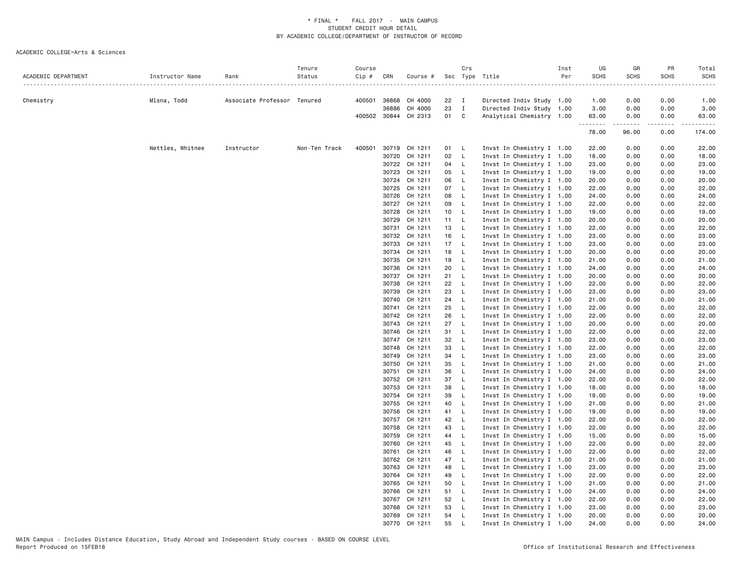\* FINAL \* FALL 2017 - MAIN CAMPUS
STUDENT CREDIT HOUR DETAIL
BY ACADEMIC COLLEGE/DEPARTMENT OF INSTRUCTOR OF RECORD

ACADEMIC COLLEGE=Arts & Sciences

| ACADEMIC DEPARTMENT | Instructor Name | Rank | Tenure Status | Course Cip # | CRN | Course # | Sec | Crs Type | Title | Inst Per | UG SCHS | GR SCHS | PR SCHS | Total SCHS |
|---|---|---|---|---|---|---|---|---|---|---|---|---|---|---|
| Chemistry | Mlsna, Todd | Associate Professor | Tenured | 400501 | 36868 | CH 4000 | 22 | I | Directed Indiv Study | 1.00 | 1.00 | 0.00 | 0.00 | 1.00 |
| | | | | | 36886 | CH 4000 | 23 | I | Directed Indiv Study | 1.00 | 3.00 | 0.00 | 0.00 | 3.00 |
| | | | | 400502 | 30844 | CH 2313 | 01 | C | Analytical Chemistry | 1.00 | 63.00 | 0.00 | 0.00 | 63.00 |
| | | | | | | | | | | | 78.00 | 96.00 | 0.00 | 174.00 |
| | Nettles, Whitnee | Instructor | Non-Ten Track | 400501 | 30719 | CH 1211 | 01 | L | Invst In Chemistry I | 1.00 | 22.00 | 0.00 | 0.00 | 22.00 |
| | | | | | 30720 | CH 1211 | 02 | L | Invst In Chemistry I | 1.00 | 18.00 | 0.00 | 0.00 | 18.00 |
| | | | | | 30722 | CH 1211 | 04 | L | Invst In Chemistry I | 1.00 | 23.00 | 0.00 | 0.00 | 23.00 |
| | | | | | 30723 | CH 1211 | 05 | L | Invst In Chemistry I | 1.00 | 19.00 | 0.00 | 0.00 | 19.00 |
| | | | | | 30724 | CH 1211 | 06 | L | Invst In Chemistry I | 1.00 | 20.00 | 0.00 | 0.00 | 20.00 |
| | | | | | 30725 | CH 1211 | 07 | L | Invst In Chemistry I | 1.00 | 22.00 | 0.00 | 0.00 | 22.00 |
| | | | | | 30726 | CH 1211 | 08 | L | Invst In Chemistry I | 1.00 | 24.00 | 0.00 | 0.00 | 24.00 |
| | | | | | 30727 | CH 1211 | 09 | L | Invst In Chemistry I | 1.00 | 22.00 | 0.00 | 0.00 | 22.00 |
| | | | | | 30728 | CH 1211 | 10 | L | Invst In Chemistry I | 1.00 | 19.00 | 0.00 | 0.00 | 19.00 |
| | | | | | 30729 | CH 1211 | 11 | L | Invst In Chemistry I | 1.00 | 20.00 | 0.00 | 0.00 | 20.00 |
| | | | | | 30731 | CH 1211 | 13 | L | Invst In Chemistry I | 1.00 | 22.00 | 0.00 | 0.00 | 22.00 |
| | | | | | 30732 | CH 1211 | 16 | L | Invst In Chemistry I | 1.00 | 23.00 | 0.00 | 0.00 | 23.00 |
| | | | | | 30733 | CH 1211 | 17 | L | Invst In Chemistry I | 1.00 | 23.00 | 0.00 | 0.00 | 23.00 |
| | | | | | 30734 | CH 1211 | 18 | L | Invst In Chemistry I | 1.00 | 20.00 | 0.00 | 0.00 | 20.00 |
| | | | | | 30735 | CH 1211 | 19 | L | Invst In Chemistry I | 1.00 | 21.00 | 0.00 | 0.00 | 21.00 |
| | | | | | 30736 | CH 1211 | 20 | L | Invst In Chemistry I | 1.00 | 24.00 | 0.00 | 0.00 | 24.00 |
| | | | | | 30737 | CH 1211 | 21 | L | Invst In Chemistry I | 1.00 | 20.00 | 0.00 | 0.00 | 20.00 |
| | | | | | 30738 | CH 1211 | 22 | L | Invst In Chemistry I | 1.00 | 22.00 | 0.00 | 0.00 | 22.00 |
| | | | | | 30739 | CH 1211 | 23 | L | Invst In Chemistry I | 1.00 | 23.00 | 0.00 | 0.00 | 23.00 |
| | | | | | 30740 | CH 1211 | 24 | L | Invst In Chemistry I | 1.00 | 21.00 | 0.00 | 0.00 | 21.00 |
| | | | | | 30741 | CH 1211 | 25 | L | Invst In Chemistry I | 1.00 | 22.00 | 0.00 | 0.00 | 22.00 |
| | | | | | 30742 | CH 1211 | 26 | L | Invst In Chemistry I | 1.00 | 22.00 | 0.00 | 0.00 | 22.00 |
| | | | | | 30743 | CH 1211 | 27 | L | Invst In Chemistry I | 1.00 | 20.00 | 0.00 | 0.00 | 20.00 |
| | | | | | 30746 | CH 1211 | 31 | L | Invst In Chemistry I | 1.00 | 22.00 | 0.00 | 0.00 | 22.00 |
| | | | | | 30747 | CH 1211 | 32 | L | Invst In Chemistry I | 1.00 | 23.00 | 0.00 | 0.00 | 23.00 |
| | | | | | 30748 | CH 1211 | 33 | L | Invst In Chemistry I | 1.00 | 22.00 | 0.00 | 0.00 | 22.00 |
| | | | | | 30749 | CH 1211 | 34 | L | Invst In Chemistry I | 1.00 | 23.00 | 0.00 | 0.00 | 23.00 |
| | | | | | 30750 | CH 1211 | 35 | L | Invst In Chemistry I | 1.00 | 21.00 | 0.00 | 0.00 | 21.00 |
| | | | | | 30751 | CH 1211 | 36 | L | Invst In Chemistry I | 1.00 | 24.00 | 0.00 | 0.00 | 24.00 |
| | | | | | 30752 | CH 1211 | 37 | L | Invst In Chemistry I | 1.00 | 22.00 | 0.00 | 0.00 | 22.00 |
| | | | | | 30753 | CH 1211 | 38 | L | Invst In Chemistry I | 1.00 | 18.00 | 0.00 | 0.00 | 18.00 |
| | | | | | 30754 | CH 1211 | 39 | L | Invst In Chemistry I | 1.00 | 19.00 | 0.00 | 0.00 | 19.00 |
| | | | | | 30755 | CH 1211 | 40 | L | Invst In Chemistry I | 1.00 | 21.00 | 0.00 | 0.00 | 21.00 |
| | | | | | 30756 | CH 1211 | 41 | L | Invst In Chemistry I | 1.00 | 19.00 | 0.00 | 0.00 | 19.00 |
| | | | | | 30757 | CH 1211 | 42 | L | Invst In Chemistry I | 1.00 | 22.00 | 0.00 | 0.00 | 22.00 |
| | | | | | 30758 | CH 1211 | 43 | L | Invst In Chemistry I | 1.00 | 22.00 | 0.00 | 0.00 | 22.00 |
| | | | | | 30759 | CH 1211 | 44 | L | Invst In Chemistry I | 1.00 | 15.00 | 0.00 | 0.00 | 15.00 |
| | | | | | 30760 | CH 1211 | 45 | L | Invst In Chemistry I | 1.00 | 22.00 | 0.00 | 0.00 | 22.00 |
| | | | | | 30761 | CH 1211 | 46 | L | Invst In Chemistry I | 1.00 | 22.00 | 0.00 | 0.00 | 22.00 |
| | | | | | 30762 | CH 1211 | 47 | L | Invst In Chemistry I | 1.00 | 21.00 | 0.00 | 0.00 | 21.00 |
| | | | | | 30763 | CH 1211 | 48 | L | Invst In Chemistry I | 1.00 | 23.00 | 0.00 | 0.00 | 23.00 |
| | | | | | 30764 | CH 1211 | 49 | L | Invst In Chemistry I | 1.00 | 22.00 | 0.00 | 0.00 | 22.00 |
| | | | | | 30765 | CH 1211 | 50 | L | Invst In Chemistry I | 1.00 | 21.00 | 0.00 | 0.00 | 21.00 |
| | | | | | 30766 | CH 1211 | 51 | L | Invst In Chemistry I | 1.00 | 24.00 | 0.00 | 0.00 | 24.00 |
| | | | | | 30767 | CH 1211 | 52 | L | Invst In Chemistry I | 1.00 | 22.00 | 0.00 | 0.00 | 22.00 |
| | | | | | 30768 | CH 1211 | 53 | L | Invst In Chemistry I | 1.00 | 23.00 | 0.00 | 0.00 | 23.00 |
| | | | | | 30769 | CH 1211 | 54 | L | Invst In Chemistry I | 1.00 | 20.00 | 0.00 | 0.00 | 20.00 |
| | | | | | 30770 | CH 1211 | 55 | L | Invst In Chemistry I | 1.00 | 24.00 | 0.00 | 0.00 | 24.00 |

MAIN Campus - Includes Distance Education, Study Abroad and Independent Study courses - BASED ON COURSE LEVEL
Report Produced on 15FEB18

Office of Institutional Research and Effectiveness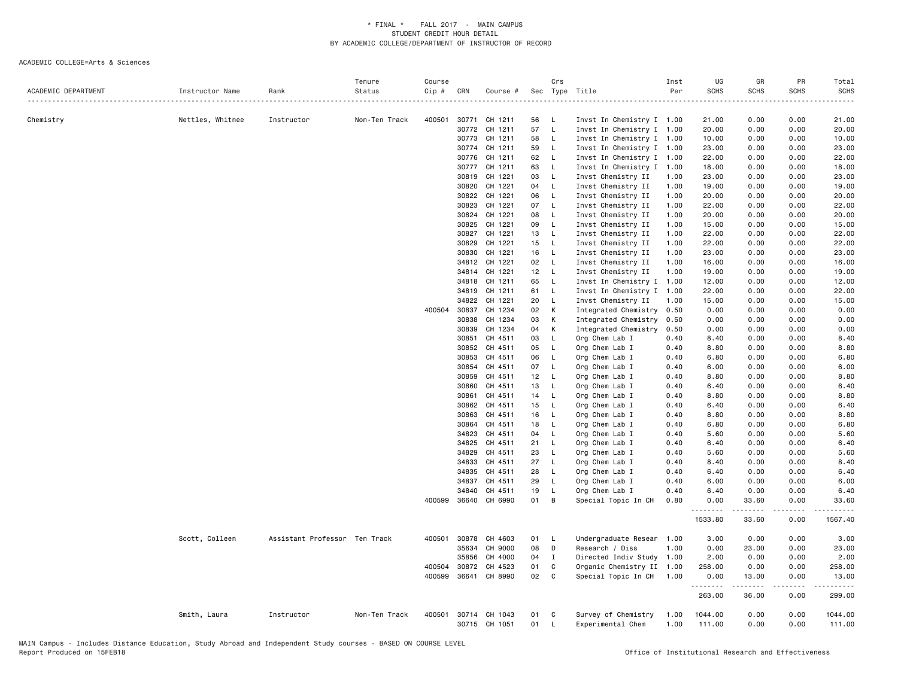\* FINAL \* FALL 2017 - MAIN CAMPUS
STUDENT CREDIT HOUR DETAIL
BY ACADEMIC COLLEGE/DEPARTMENT OF INSTRUCTOR OF RECORD

ACADEMIC COLLEGE=Arts & Sciences

| ACADEMIC DEPARTMENT | Instructor Name | Rank | Tenure Status | Course Cip # | CRN | Course # | Sec | Crs Type | Title | Inst Per | UG SCHS | GR SCHS | PR SCHS | Total SCHS |
|---|---|---|---|---|---|---|---|---|---|---|---|---|---|---|
| Chemistry | Nettles, Whitnee | Instructor | Non-Ten Track | 400501 | 30771 | CH 1211 | 56 | L | Invst In Chemistry I | 1.00 | 21.00 | 0.00 | 0.00 | 21.00 |
| | | | | | 30772 | CH 1211 | 57 | L | Invst In Chemistry I | 1.00 | 20.00 | 0.00 | 0.00 | 20.00 |
| | | | | | 30773 | CH 1211 | 58 | L | Invst In Chemistry I | 1.00 | 10.00 | 0.00 | 0.00 | 10.00 |
| | | | | | 30774 | CH 1211 | 59 | L | Invst In Chemistry I | 1.00 | 23.00 | 0.00 | 0.00 | 23.00 |
| | | | | | 30776 | CH 1211 | 62 | L | Invst In Chemistry I | 1.00 | 22.00 | 0.00 | 0.00 | 22.00 |
| | | | | | 30777 | CH 1211 | 63 | L | Invst In Chemistry I | 1.00 | 18.00 | 0.00 | 0.00 | 18.00 |
| | | | | | 30819 | CH 1221 | 03 | L | Invst Chemistry II | 1.00 | 23.00 | 0.00 | 0.00 | 23.00 |
| | | | | | 30820 | CH 1221 | 04 | L | Invst Chemistry II | 1.00 | 19.00 | 0.00 | 0.00 | 19.00 |
| | | | | | 30822 | CH 1221 | 06 | L | Invst Chemistry II | 1.00 | 20.00 | 0.00 | 0.00 | 20.00 |
| | | | | | 30823 | CH 1221 | 07 | L | Invst Chemistry II | 1.00 | 22.00 | 0.00 | 0.00 | 22.00 |
| | | | | | 30824 | CH 1221 | 08 | L | Invst Chemistry II | 1.00 | 20.00 | 0.00 | 0.00 | 20.00 |
| | | | | | 30825 | CH 1221 | 09 | L | Invst Chemistry II | 1.00 | 15.00 | 0.00 | 0.00 | 15.00 |
| | | | | | 30827 | CH 1221 | 13 | L | Invst Chemistry II | 1.00 | 22.00 | 0.00 | 0.00 | 22.00 |
| | | | | | 30829 | CH 1221 | 15 | L | Invst Chemistry II | 1.00 | 22.00 | 0.00 | 0.00 | 22.00 |
| | | | | | 30830 | CH 1221 | 16 | L | Invst Chemistry II | 1.00 | 23.00 | 0.00 | 0.00 | 23.00 |
| | | | | | 34812 | CH 1221 | 02 | L | Invst Chemistry II | 1.00 | 16.00 | 0.00 | 0.00 | 16.00 |
| | | | | | 34814 | CH 1221 | 12 | L | Invst Chemistry II | 1.00 | 19.00 | 0.00 | 0.00 | 19.00 |
| | | | | | 34818 | CH 1211 | 65 | L | Invst In Chemistry I | 1.00 | 12.00 | 0.00 | 0.00 | 12.00 |
| | | | | | 34819 | CH 1211 | 61 | L | Invst In Chemistry I | 1.00 | 22.00 | 0.00 | 0.00 | 22.00 |
| | | | | | 34822 | CH 1221 | 20 | L | Invst Chemistry II | 1.00 | 15.00 | 0.00 | 0.00 | 15.00 |
| | | | | 400504 | 30837 | CH 1234 | 02 | K | Integrated Chemistry | 0.50 | 0.00 | 0.00 | 0.00 | 0.00 |
| | | | | | 30838 | CH 1234 | 03 | K | Integrated Chemistry | 0.50 | 0.00 | 0.00 | 0.00 | 0.00 |
| | | | | | 30839 | CH 1234 | 04 | K | Integrated Chemistry | 0.50 | 0.00 | 0.00 | 0.00 | 0.00 |
| | | | | | 30851 | CH 4511 | 03 | L | Org Chem Lab I | 0.40 | 8.40 | 0.00 | 0.00 | 8.40 |
| | | | | | 30852 | CH 4511 | 05 | L | Org Chem Lab I | 0.40 | 8.80 | 0.00 | 0.00 | 8.80 |
| | | | | | 30853 | CH 4511 | 06 | L | Org Chem Lab I | 0.40 | 6.80 | 0.00 | 0.00 | 6.80 |
| | | | | | 30854 | CH 4511 | 07 | L | Org Chem Lab I | 0.40 | 6.00 | 0.00 | 0.00 | 6.00 |
| | | | | | 30859 | CH 4511 | 12 | L | Org Chem Lab I | 0.40 | 8.80 | 0.00 | 0.00 | 8.80 |
| | | | | | 30860 | CH 4511 | 13 | L | Org Chem Lab I | 0.40 | 6.40 | 0.00 | 0.00 | 6.40 |
| | | | | | 30861 | CH 4511 | 14 | L | Org Chem Lab I | 0.40 | 8.80 | 0.00 | 0.00 | 8.80 |
| | | | | | 30862 | CH 4511 | 15 | L | Org Chem Lab I | 0.40 | 6.40 | 0.00 | 0.00 | 6.40 |
| | | | | | 30863 | CH 4511 | 16 | L | Org Chem Lab I | 0.40 | 8.80 | 0.00 | 0.00 | 8.80 |
| | | | | | 30864 | CH 4511 | 18 | L | Org Chem Lab I | 0.40 | 6.80 | 0.00 | 0.00 | 6.80 |
| | | | | | 34823 | CH 4511 | 04 | L | Org Chem Lab I | 0.40 | 5.60 | 0.00 | 0.00 | 5.60 |
| | | | | | 34825 | CH 4511 | 21 | L | Org Chem Lab I | 0.40 | 6.40 | 0.00 | 0.00 | 6.40 |
| | | | | | 34829 | CH 4511 | 23 | L | Org Chem Lab I | 0.40 | 5.60 | 0.00 | 0.00 | 5.60 |
| | | | | | 34833 | CH 4511 | 27 | L | Org Chem Lab I | 0.40 | 8.40 | 0.00 | 0.00 | 8.40 |
| | | | | | 34835 | CH 4511 | 28 | L | Org Chem Lab I | 0.40 | 6.40 | 0.00 | 0.00 | 6.40 |
| | | | | | 34837 | CH 4511 | 29 | L | Org Chem Lab I | 0.40 | 6.00 | 0.00 | 0.00 | 6.00 |
| | | | | | 34840 | CH 4511 | 19 | L | Org Chem Lab I | 0.40 | 6.40 | 0.00 | 0.00 | 6.40 |
| | | | | 400599 | 36640 | CH 6990 | 01 | B | Special Topic In CH | 0.80 | 0.00 | 33.60 | 0.00 | 33.60 |
| | | | | | | | | | | | 1533.80 | 33.60 | 0.00 | 1567.40 |
| | Scott, Colleen | Assistant Professor | Ten Track | 400501 | 30878 | CH 4603 | 01 | L | Undergraduate Resear | 1.00 | 3.00 | 0.00 | 0.00 | 3.00 |
| | | | | | 35634 | CH 9000 | 08 | D | Research / Diss | 1.00 | 0.00 | 23.00 | 0.00 | 23.00 |
| | | | | | 35856 | CH 4000 | 04 | I | Directed Indiv Study | 1.00 | 2.00 | 0.00 | 0.00 | 2.00 |
| | | | | 400504 | 30872 | CH 4523 | 01 | C | Organic Chemistry II | 1.00 | 258.00 | 0.00 | 0.00 | 258.00 |
| | | | | 400599 | 36641 | CH 8990 | 02 | C | Special Topic In CH | 1.00 | 0.00 | 13.00 | 0.00 | 13.00 |
| | | | | | | | | | | | 263.00 | 36.00 | 0.00 | 299.00 |
| | Smith, Laura | Instructor | Non-Ten Track | 400501 | 30714 | CH 1043 | 01 | C | Survey of Chemistry | 1.00 | 1044.00 | 0.00 | 0.00 | 1044.00 |
| | | | | | 30715 | CH 1051 | 01 | L | Experimental Chem | 1.00 | 111.00 | 0.00 | 0.00 | 111.00 |

MAIN Campus - Includes Distance Education, Study Abroad and Independent Study courses - BASED ON COURSE LEVEL
Report Produced on 15FEB18

Office of Institutional Research and Effectiveness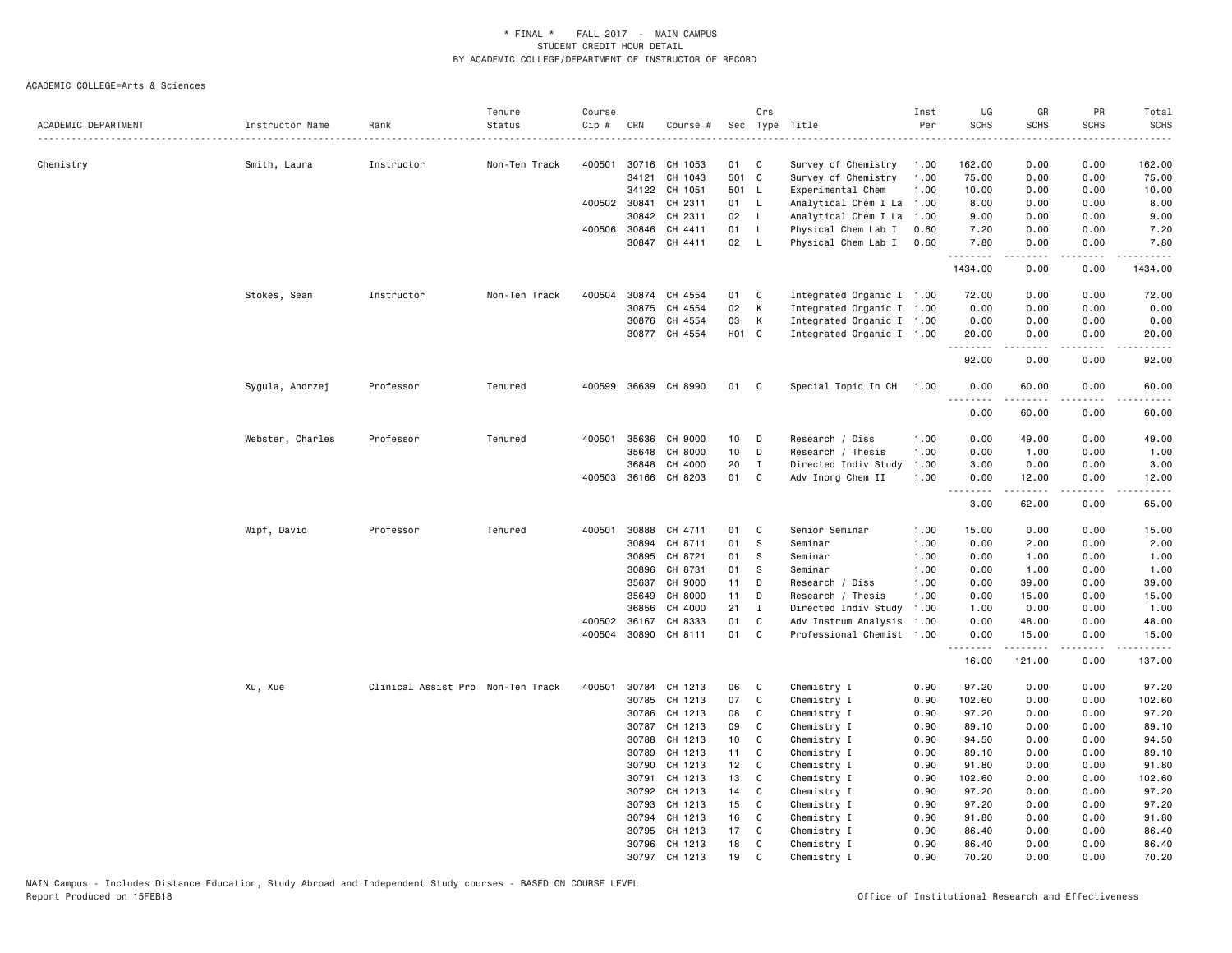\* FINAL \* FALL 2017 - MAIN CAMPUS
STUDENT CREDIT HOUR DETAIL
BY ACADEMIC COLLEGE/DEPARTMENT OF INSTRUCTOR OF RECORD

ACADEMIC COLLEGE=Arts & Sciences

| ACADEMIC DEPARTMENT | Instructor Name | Rank | Tenure Status | Course Cip # | CRN | Course # | Sec | Crs Type | Title | Inst Per | UG SCHS | GR SCHS | PR SCHS | Total SCHS |
|---|---|---|---|---|---|---|---|---|---|---|---|---|---|---|
| Chemistry | Smith, Laura | Instructor | Non-Ten Track | 400501 | 30716 | CH 1053 | 01 | C | Survey of Chemistry | 1.00 | 162.00 | 0.00 | 0.00 | 162.00 |
| | | | | | 34121 | CH 1043 | 501 | C | Survey of Chemistry | 1.00 | 75.00 | 0.00 | 0.00 | 75.00 |
| | | | | | 34122 | CH 1051 | 501 | L | Experimental Chem | 1.00 | 10.00 | 0.00 | 0.00 | 10.00 |
| | | | | 400502 | 30841 | CH 2311 | 01 | L | Analytical Chem I La | 1.00 | 8.00 | 0.00 | 0.00 | 8.00 |
| | | | | | 30842 | CH 2311 | 02 | L | Analytical Chem I La | 1.00 | 9.00 | 0.00 | 0.00 | 9.00 |
| | | | | 400506 | 30846 | CH 4411 | 01 | L | Physical Chem Lab I | 0.60 | 7.20 | 0.00 | 0.00 | 7.20 |
| | | | | | 30847 | CH 4411 | 02 | L | Physical Chem Lab I | 0.60 | 7.80 | 0.00 | 0.00 | 7.80 |
| | | | | | | | | | | | 1434.00 | 0.00 | 0.00 | 1434.00 |
| | Stokes, Sean | Instructor | Non-Ten Track | 400504 | 30874 | CH 4554 | 01 | C | Integrated Organic I | 1.00 | 72.00 | 0.00 | 0.00 | 72.00 |
| | | | | | 30875 | CH 4554 | 02 | K | Integrated Organic I | 1.00 | 0.00 | 0.00 | 0.00 | 0.00 |
| | | | | | 30876 | CH 4554 | 03 | K | Integrated Organic I | 1.00 | 0.00 | 0.00 | 0.00 | 0.00 |
| | | | | | 30877 | CH 4554 | H01 | C | Integrated Organic I | 1.00 | 20.00 | 0.00 | 0.00 | 20.00 |
| | | | | | | | | | | | 92.00 | 0.00 | 0.00 | 92.00 |
| | Sygula, Andrzej | Professor | Tenured | 400599 | 36639 | CH 8990 | 01 | C | Special Topic In CH | 1.00 | 0.00 | 60.00 | 0.00 | 60.00 |
| | | | | | | | | | | | 0.00 | 60.00 | 0.00 | 60.00 |
| | Webster, Charles | Professor | Tenured | 400501 | 35636 | CH 9000 | 10 | D | Research / Diss | 1.00 | 0.00 | 49.00 | 0.00 | 49.00 |
| | | | | | 35648 | CH 8000 | 10 | D | Research / Thesis | 1.00 | 0.00 | 1.00 | 0.00 | 1.00 |
| | | | | | 36848 | CH 4000 | 20 | I | Directed Indiv Study | 1.00 | 3.00 | 0.00 | 0.00 | 3.00 |
| | | | | 400503 | 36166 | CH 8203 | 01 | C | Adv Inorg Chem II | 1.00 | 0.00 | 12.00 | 0.00 | 12.00 |
| | | | | | | | | | | | 3.00 | 62.00 | 0.00 | 65.00 |
| | Wipf, David | Professor | Tenured | 400501 | 30888 | CH 4711 | 01 | C | Senior Seminar | 1.00 | 15.00 | 0.00 | 0.00 | 15.00 |
| | | | | | 30894 | CH 8711 | 01 | S | Seminar | 1.00 | 0.00 | 2.00 | 0.00 | 2.00 |
| | | | | | 30895 | CH 8721 | 01 | S | Seminar | 1.00 | 0.00 | 1.00 | 0.00 | 1.00 |
| | | | | | 30896 | CH 8731 | 01 | S | Seminar | 1.00 | 0.00 | 1.00 | 0.00 | 1.00 |
| | | | | | 35637 | CH 9000 | 11 | D | Research / Diss | 1.00 | 0.00 | 39.00 | 0.00 | 39.00 |
| | | | | | 35649 | CH 8000 | 11 | D | Research / Thesis | 1.00 | 0.00 | 15.00 | 0.00 | 15.00 |
| | | | | | 36856 | CH 4000 | 21 | I | Directed Indiv Study | 1.00 | 1.00 | 0.00 | 0.00 | 1.00 |
| | | | | 400502 | 36167 | CH 8333 | 01 | C | Adv Instrum Analysis | 1.00 | 0.00 | 48.00 | 0.00 | 48.00 |
| | | | | 400504 | 30890 | CH 8111 | 01 | C | Professional Chemist | 1.00 | 0.00 | 15.00 | 0.00 | 15.00 |
| | | | | | | | | | | | 16.00 | 121.00 | 0.00 | 137.00 |
| | Xu, Xue | Clinical Assist Pro | Non-Ten Track | 400501 | 30784 | CH 1213 | 06 | C | Chemistry I | 0.90 | 97.20 | 0.00 | 0.00 | 97.20 |
| | | | | | 30785 | CH 1213 | 07 | C | Chemistry I | 0.90 | 102.60 | 0.00 | 0.00 | 102.60 |
| | | | | | 30786 | CH 1213 | 08 | C | Chemistry I | 0.90 | 97.20 | 0.00 | 0.00 | 97.20 |
| | | | | | 30787 | CH 1213 | 09 | C | Chemistry I | 0.90 | 89.10 | 0.00 | 0.00 | 89.10 |
| | | | | | 30788 | CH 1213 | 10 | C | Chemistry I | 0.90 | 94.50 | 0.00 | 0.00 | 94.50 |
| | | | | | 30789 | CH 1213 | 11 | C | Chemistry I | 0.90 | 89.10 | 0.00 | 0.00 | 89.10 |
| | | | | | 30790 | CH 1213 | 12 | C | Chemistry I | 0.90 | 91.80 | 0.00 | 0.00 | 91.80 |
| | | | | | 30791 | CH 1213 | 13 | C | Chemistry I | 0.90 | 102.60 | 0.00 | 0.00 | 102.60 |
| | | | | | 30792 | CH 1213 | 14 | C | Chemistry I | 0.90 | 97.20 | 0.00 | 0.00 | 97.20 |
| | | | | | 30793 | CH 1213 | 15 | C | Chemistry I | 0.90 | 97.20 | 0.00 | 0.00 | 97.20 |
| | | | | | 30794 | CH 1213 | 16 | C | Chemistry I | 0.90 | 91.80 | 0.00 | 0.00 | 91.80 |
| | | | | | 30795 | CH 1213 | 17 | C | Chemistry I | 0.90 | 86.40 | 0.00 | 0.00 | 86.40 |
| | | | | | 30796 | CH 1213 | 18 | C | Chemistry I | 0.90 | 86.40 | 0.00 | 0.00 | 86.40 |
| | | | | | 30797 | CH 1213 | 19 | C | Chemistry I | 0.90 | 70.20 | 0.00 | 0.00 | 70.20 |

MAIN Campus - Includes Distance Education, Study Abroad and Independent Study courses - BASED ON COURSE LEVEL
Report Produced on 15FEB18

Office of Institutional Research and Effectiveness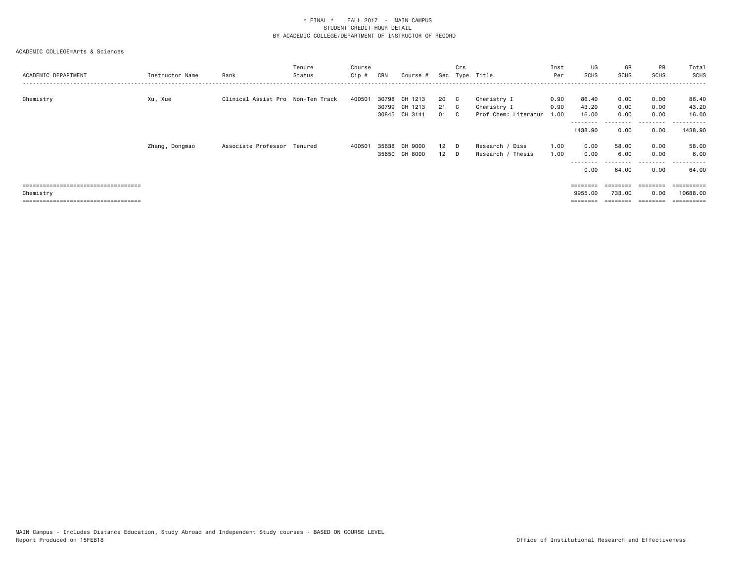\* FINAL \* FALL 2017 - MAIN CAMPUS
STUDENT CREDIT HOUR DETAIL
BY ACADEMIC COLLEGE/DEPARTMENT OF INSTRUCTOR OF RECORD

ACADEMIC COLLEGE=Arts & Sciences

| ACADEMIC DEPARTMENT | Instructor Name | Rank | Tenure Status | Course Cip # | CRN | Course # | Sec | Crs Type | Title | Inst Per | UG SCHS | GR SCHS | PR SCHS | Total SCHS |
|---|---|---|---|---|---|---|---|---|---|---|---|---|---|---|
| Chemistry | Xu, Xue | Clinical Assist Pro | Non-Ten Track | 400501 | 30798 | CH 1213 | 20 | C | Chemistry I | 0.90 | 86.40 | 0.00 | 0.00 | 86.40 |
| | | | | | 30799 | CH 1213 | 21 | C | Chemistry I | 0.90 | 43.20 | 0.00 | 0.00 | 43.20 |
| | | | | | 30845 | CH 3141 | 01 | C | Prof Chem: Literatur | 1.00 | 16.00 | 0.00 | 0.00 | 16.00 |
| | | | | | | | | | | | 1438.90 | 0.00 | 0.00 | 1438.90 |
| | Zhang, Dongmao | Associate Professor | Tenured | 400501 | 35638 | CH 9000 | 12 | D | Research / Diss | 1.00 | 0.00 | 58.00 | 0.00 | 58.00 |
| | | | | | 35650 | CH 8000 | 12 | D | Research / Thesis | 1.00 | 0.00 | 6.00 | 0.00 | 6.00 |
| | | | | | | | | | | | 0.00 | 64.00 | 0.00 | 64.00 |
| Chemistry | | | | | | | | | | | 9955.00 | 733.00 | 0.00 | 10688.00 |

MAIN Campus - Includes Distance Education, Study Abroad and Independent Study courses - BASED ON COURSE LEVEL
Report Produced on 15FEB18

Office of Institutional Research and Effectiveness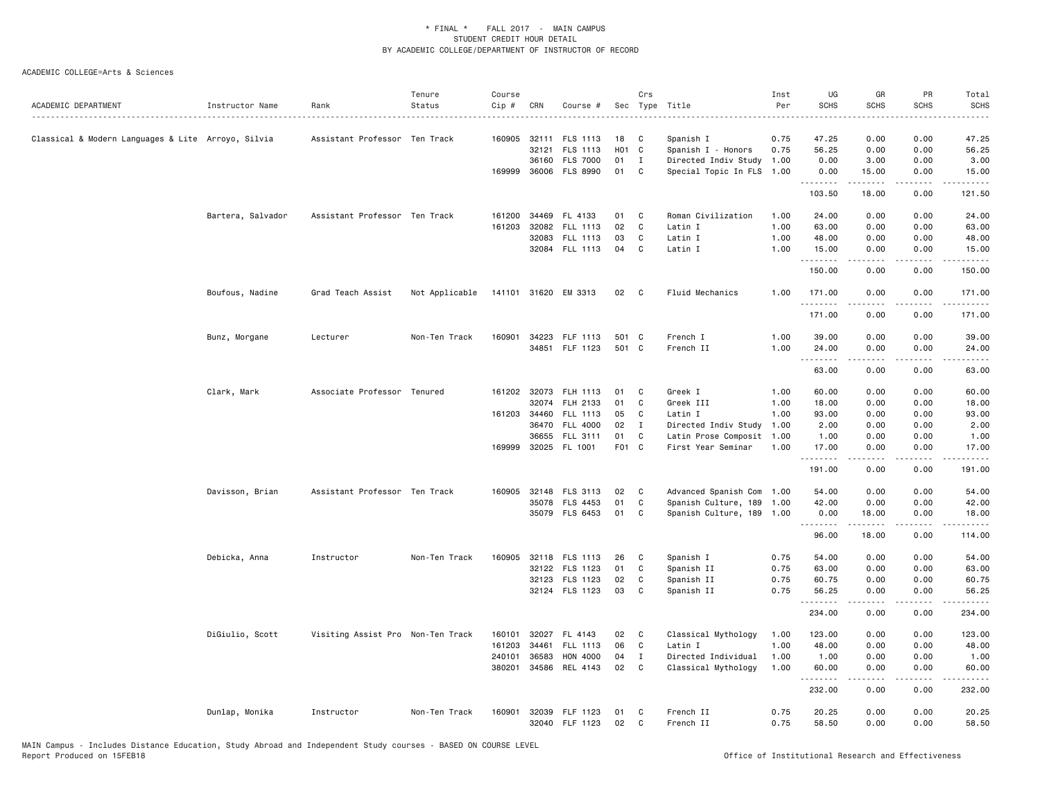\* FINAL \* FALL 2017 - MAIN CAMPUS
STUDENT CREDIT HOUR DETAIL
BY ACADEMIC COLLEGE/DEPARTMENT OF INSTRUCTOR OF RECORD

ACADEMIC COLLEGE=Arts & Sciences

| ACADEMIC DEPARTMENT | Instructor Name | Rank | Tenure Status | Course Cip # | CRN | Course # | Sec | Crs Type | Title | Inst Per | UG SCHS | GR SCHS | PR SCHS | Total SCHS |
|---|---|---|---|---|---|---|---|---|---|---|---|---|---|---|
| Classical & Modern Languages & Lite | Arroyo, Silvia | Assistant Professor | Ten Track | 160905 | 32111 | FLS 1113 | 18 | C | Spanish I | 0.75 | 47.25 | 0.00 | 0.00 | 47.25 |
| | | | | | 32121 | FLS 1113 | H01 | C | Spanish I - Honors | 0.75 | 56.25 | 0.00 | 0.00 | 56.25 |
| | | | | | 36160 | FLS 7000 | 01 | I | Directed Indiv Study | 1.00 | 0.00 | 3.00 | 0.00 | 3.00 |
| | | | | 169999 | 36006 | FLS 8990 | 01 | C | Special Topic In FLS | 1.00 | 0.00 | 15.00 | 0.00 | 15.00 |
| | | | | | | | | | | | 103.50 | 18.00 | 0.00 | 121.50 |
| | Bartera, Salvador | Assistant Professor | Ten Track | 161200 | 34469 | FL 4133 | 01 | C | Roman Civilization | 1.00 | 24.00 | 0.00 | 0.00 | 24.00 |
| | | | | 161203 | 32082 | FLL 1113 | 02 | C | Latin I | 1.00 | 63.00 | 0.00 | 0.00 | 63.00 |
| | | | | | 32083 | FLL 1113 | 03 | C | Latin I | 1.00 | 48.00 | 0.00 | 0.00 | 48.00 |
| | | | | | 32084 | FLL 1113 | 04 | C | Latin I | 1.00 | 15.00 | 0.00 | 0.00 | 15.00 |
| | | | | | | | | | | | 150.00 | 0.00 | 0.00 | 150.00 |
| | Boufous, Nadine | Grad Teach Assist | Not Applicable | 141101 | 31620 | EM 3313 | 02 | C | Fluid Mechanics | 1.00 | 171.00 | 0.00 | 0.00 | 171.00 |
| | | | | | | | | | | | 171.00 | 0.00 | 0.00 | 171.00 |
| | Bunz, Morgane | Lecturer | Non-Ten Track | 160901 | 34223 | FLF 1113 | 501 | C | French I | 1.00 | 39.00 | 0.00 | 0.00 | 39.00 |
| | | | | | 34851 | FLF 1123 | 501 | C | French II | 1.00 | 24.00 | 0.00 | 0.00 | 24.00 |
| | | | | | | | | | | | 63.00 | 0.00 | 0.00 | 63.00 |
| | Clark, Mark | Associate Professor | Tenured | 161202 | 32073 | FLH 1113 | 01 | C | Greek I | 1.00 | 60.00 | 0.00 | 0.00 | 60.00 |
| | | | | | 32074 | FLH 2133 | 01 | C | Greek III | 1.00 | 18.00 | 0.00 | 0.00 | 18.00 |
| | | | | 161203 | 34460 | FLL 1113 | 05 | C | Latin I | 1.00 | 93.00 | 0.00 | 0.00 | 93.00 |
| | | | | | 36470 | FLL 4000 | 02 | I | Directed Indiv Study | 1.00 | 2.00 | 0.00 | 0.00 | 2.00 |
| | | | | | 36655 | FLL 3111 | 01 | C | Latin Prose Composit | 1.00 | 1.00 | 0.00 | 0.00 | 1.00 |
| | | | | 169999 | 32025 | FL 1001 | F01 | C | First Year Seminar | 1.00 | 17.00 | 0.00 | 0.00 | 17.00 |
| | | | | | | | | | | | 191.00 | 0.00 | 0.00 | 191.00 |
| | Davisson, Brian | Assistant Professor | Ten Track | 160905 | 32148 | FLS 3113 | 02 | C | Advanced Spanish Com | 1.00 | 54.00 | 0.00 | 0.00 | 54.00 |
| | | | | | 35078 | FLS 4453 | 01 | C | Spanish Culture, 189 | 1.00 | 42.00 | 0.00 | 0.00 | 42.00 |
| | | | | | 35079 | FLS 6453 | 01 | C | Spanish Culture, 189 | 1.00 | 0.00 | 18.00 | 0.00 | 18.00 |
| | | | | | | | | | | | 96.00 | 18.00 | 0.00 | 114.00 |
| | Debicka, Anna | Instructor | Non-Ten Track | 160905 | 32118 | FLS 1113 | 26 | C | Spanish I | 0.75 | 54.00 | 0.00 | 0.00 | 54.00 |
| | | | | | 32122 | FLS 1123 | 01 | C | Spanish II | 0.75 | 63.00 | 0.00 | 0.00 | 63.00 |
| | | | | | 32123 | FLS 1123 | 02 | C | Spanish II | 0.75 | 60.75 | 0.00 | 0.00 | 60.75 |
| | | | | | 32124 | FLS 1123 | 03 | C | Spanish II | 0.75 | 56.25 | 0.00 | 0.00 | 56.25 |
| | | | | | | | | | | | 234.00 | 0.00 | 0.00 | 234.00 |
| | DiGiulio, Scott | Visiting Assist Pro | Non-Ten Track | 160101 | 32027 | FL 4143 | 02 | C | Classical Mythology | 1.00 | 123.00 | 0.00 | 0.00 | 123.00 |
| | | | | 161203 | 34461 | FLL 1113 | 06 | C | Latin I | 1.00 | 48.00 | 0.00 | 0.00 | 48.00 |
| | | | | 240101 | 36583 | HON 4000 | 04 | I | Directed Individual | 1.00 | 1.00 | 0.00 | 0.00 | 1.00 |
| | | | | 380201 | 34586 | REL 4143 | 02 | C | Classical Mythology | 1.00 | 60.00 | 0.00 | 0.00 | 60.00 |
| | | | | | | | | | | | 232.00 | 0.00 | 0.00 | 232.00 |
| | Dunlap, Monika | Instructor | Non-Ten Track | 160901 | 32039 | FLF 1123 | 01 | C | French II | 0.75 | 20.25 | 0.00 | 0.00 | 20.25 |
| | | | | | 32040 | FLF 1123 | 02 | C | French II | 0.75 | 58.50 | 0.00 | 0.00 | 58.50 |

MAIN Campus - Includes Distance Education, Study Abroad and Independent Study courses - BASED ON COURSE LEVEL
Report Produced on 15FEB18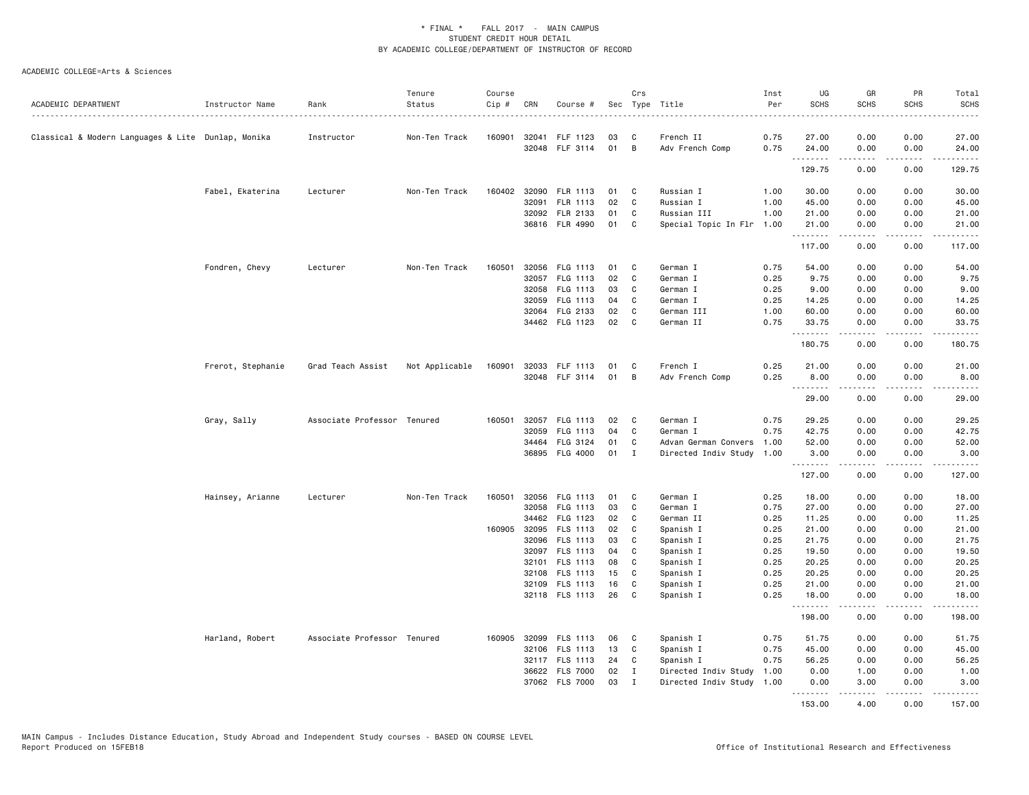\* FINAL \* FALL 2017 - MAIN CAMPUS
STUDENT CREDIT HOUR DETAIL
BY ACADEMIC COLLEGE/DEPARTMENT OF INSTRUCTOR OF RECORD

ACADEMIC COLLEGE=Arts & Sciences

| ACADEMIC DEPARTMENT | Instructor Name | Rank | Tenure Status | Course Cip # | CRN | Course # | Sec | Crs Type | Title | Inst Per | UG SCHS | GR SCHS | PR SCHS | Total SCHS |
|---|---|---|---|---|---|---|---|---|---|---|---|---|---|---|
| Classical & Modern Languages & Lite | Dunlap, Monika | Instructor | Non-Ten Track | 160901 | 32041 | FLF 1123 | 03 | C | French II | 0.75 | 27.00 | 0.00 | 0.00 | 27.00 |
| | | | | | 32048 | FLF 3114 | 01 | B | Adv French Comp | 0.75 | 24.00 | 0.00 | 0.00 | 24.00 |
| | | | | | | | | | | | 129.75 | 0.00 | 0.00 | 129.75 |
| | Fabel, Ekaterina | Lecturer | Non-Ten Track | 160402 | 32090 | FLR 1113 | 01 | C | Russian I | 1.00 | 30.00 | 0.00 | 0.00 | 30.00 |
| | | | | | 32091 | FLR 1113 | 02 | C | Russian I | 1.00 | 45.00 | 0.00 | 0.00 | 45.00 |
| | | | | | 32092 | FLR 2133 | 01 | C | Russian III | 1.00 | 21.00 | 0.00 | 0.00 | 21.00 |
| | | | | | 36816 | FLR 4990 | 01 | C | Special Topic In Flr | 1.00 | 21.00 | 0.00 | 0.00 | 21.00 |
| | | | | | | | | | | | 117.00 | 0.00 | 0.00 | 117.00 |
| | Fondren, Chevy | Lecturer | Non-Ten Track | 160501 | 32056 | FLG 1113 | 01 | C | German I | 0.75 | 54.00 | 0.00 | 0.00 | 54.00 |
| | | | | | 32057 | FLG 1113 | 02 | C | German I | 0.25 | 9.75 | 0.00 | 0.00 | 9.75 |
| | | | | | 32058 | FLG 1113 | 03 | C | German I | 0.25 | 9.00 | 0.00 | 0.00 | 9.00 |
| | | | | | 32059 | FLG 1113 | 04 | C | German I | 0.25 | 14.25 | 0.00 | 0.00 | 14.25 |
| | | | | | 32064 | FLG 2133 | 02 | C | German III | 1.00 | 60.00 | 0.00 | 0.00 | 60.00 |
| | | | | | 34462 | FLG 1123 | 02 | C | German II | 0.75 | 33.75 | 0.00 | 0.00 | 33.75 |
| | | | | | | | | | | | 180.75 | 0.00 | 0.00 | 180.75 |
| | Frerot, Stephanie | Grad Teach Assist | Not Applicable | 160901 | 32033 | FLF 1113 | 01 | C | French I | 0.25 | 21.00 | 0.00 | 0.00 | 21.00 |
| | | | | | 32048 | FLF 3114 | 01 | B | Adv French Comp | 0.25 | 8.00 | 0.00 | 0.00 | 8.00 |
| | | | | | | | | | | | 29.00 | 0.00 | 0.00 | 29.00 |
| | Gray, Sally | Associate Professor | Tenured | 160501 | 32057 | FLG 1113 | 02 | C | German I | 0.75 | 29.25 | 0.00 | 0.00 | 29.25 |
| | | | | | 32059 | FLG 1113 | 04 | C | German I | 0.75 | 42.75 | 0.00 | 0.00 | 42.75 |
| | | | | | 34464 | FLG 3124 | 01 | C | Advan German Convers | 1.00 | 52.00 | 0.00 | 0.00 | 52.00 |
| | | | | | 36895 | FLG 4000 | 01 | I | Directed Indiv Study | 1.00 | 3.00 | 0.00 | 0.00 | 3.00 |
| | | | | | | | | | | | 127.00 | 0.00 | 0.00 | 127.00 |
| | Hainsey, Arianne | Lecturer | Non-Ten Track | 160501 | 32056 | FLG 1113 | 01 | C | German I | 0.25 | 18.00 | 0.00 | 0.00 | 18.00 |
| | | | | | 32058 | FLG 1113 | 03 | C | German I | 0.75 | 27.00 | 0.00 | 0.00 | 27.00 |
| | | | | | 34462 | FLG 1123 | 02 | C | German II | 0.25 | 11.25 | 0.00 | 0.00 | 11.25 |
| | | | | 160905 | 32095 | FLS 1113 | 02 | C | Spanish I | 0.25 | 21.00 | 0.00 | 0.00 | 21.00 |
| | | | | | 32096 | FLS 1113 | 03 | C | Spanish I | 0.25 | 21.75 | 0.00 | 0.00 | 21.75 |
| | | | | | 32097 | FLS 1113 | 04 | C | Spanish I | 0.25 | 19.50 | 0.00 | 0.00 | 19.50 |
| | | | | | 32101 | FLS 1113 | 08 | C | Spanish I | 0.25 | 20.25 | 0.00 | 0.00 | 20.25 |
| | | | | | 32108 | FLS 1113 | 15 | C | Spanish I | 0.25 | 20.25 | 0.00 | 0.00 | 20.25 |
| | | | | | 32109 | FLS 1113 | 16 | C | Spanish I | 0.25 | 21.00 | 0.00 | 0.00 | 21.00 |
| | | | | | 32118 | FLS 1113 | 26 | C | Spanish I | 0.25 | 18.00 | 0.00 | 0.00 | 18.00 |
| | | | | | | | | | | | 198.00 | 0.00 | 0.00 | 198.00 |
| | Harland, Robert | Associate Professor | Tenured | 160905 | 32099 | FLS 1113 | 06 | C | Spanish I | 0.75 | 51.75 | 0.00 | 0.00 | 51.75 |
| | | | | | 32106 | FLS 1113 | 13 | C | Spanish I | 0.75 | 45.00 | 0.00 | 0.00 | 45.00 |
| | | | | | 32117 | FLS 1113 | 24 | C | Spanish I | 0.75 | 56.25 | 0.00 | 0.00 | 56.25 |
| | | | | | 36622 | FLS 7000 | 02 | I | Directed Indiv Study | 1.00 | 0.00 | 1.00 | 0.00 | 1.00 |
| | | | | | 37062 | FLS 7000 | 03 | I | Directed Indiv Study | 1.00 | 0.00 | 3.00 | 0.00 | 3.00 |
| | | | | | | | | | | | 153.00 | 4.00 | 0.00 | 157.00 |

MAIN Campus - Includes Distance Education, Study Abroad and Independent Study courses - BASED ON COURSE LEVEL
Report Produced on 15FEB18

Office of Institutional Research and Effectiveness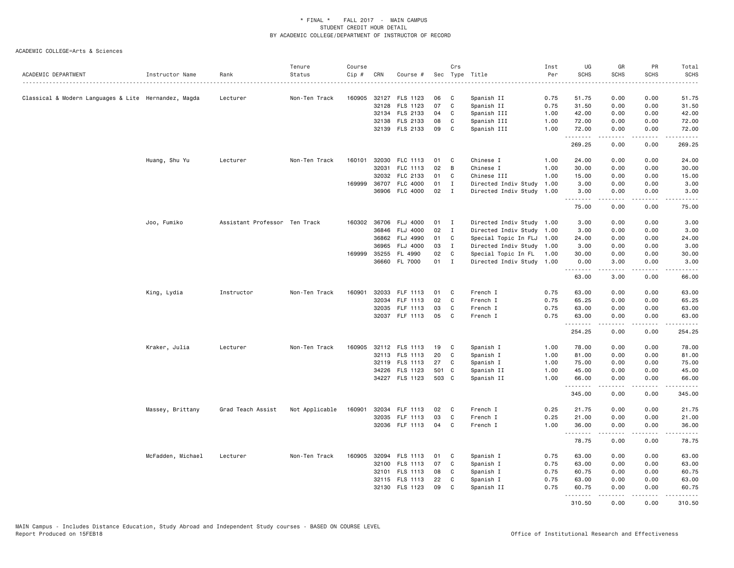\* FINAL \* FALL 2017 - MAIN CAMPUS
STUDENT CREDIT HOUR DETAIL
BY ACADEMIC COLLEGE/DEPARTMENT OF INSTRUCTOR OF RECORD

ACADEMIC COLLEGE=Arts & Sciences

| ACADEMIC DEPARTMENT | Instructor Name | Rank | Tenure Status | Course Cip # | CRN | Course # | Sec | Crs Type | Title | Inst Per | UG SCHS | GR SCHS | PR SCHS | Total SCHS |
|---|---|---|---|---|---|---|---|---|---|---|---|---|---|---|
| Classical & Modern Languages & Lite | Hernandez, Magda | Lecturer | Non-Ten Track | 160905 | 32127 | FLS 1123 | 06 | C | Spanish II | 0.75 | 51.75 | 0.00 | 0.00 | 51.75 |
| | | | | | 32128 | FLS 1123 | 07 | C | Spanish II | 0.75 | 31.50 | 0.00 | 0.00 | 31.50 |
| | | | | | 32134 | FLS 2133 | 04 | C | Spanish III | 1.00 | 42.00 | 0.00 | 0.00 | 42.00 |
| | | | | | 32138 | FLS 2133 | 08 | C | Spanish III | 1.00 | 72.00 | 0.00 | 0.00 | 72.00 |
| | | | | | 32139 | FLS 2133 | 09 | C | Spanish III | 1.00 | 72.00 | 0.00 | 0.00 | 72.00 |
| | | | | | | | | | | | 269.25 | 0.00 | 0.00 | 269.25 |
| | Huang, Shu Yu | Lecturer | Non-Ten Track | 160101 | 32030 | FLC 1113 | 01 | C | Chinese I | 1.00 | 24.00 | 0.00 | 0.00 | 24.00 |
| | | | | | 32031 | FLC 1113 | 02 | B | Chinese I | 1.00 | 30.00 | 0.00 | 0.00 | 30.00 |
| | | | | | 32032 | FLC 2133 | 01 | C | Chinese III | 1.00 | 15.00 | 0.00 | 0.00 | 15.00 |
| | | | | 169999 | 36707 | FLC 4000 | 01 | I | Directed Indiv Study | 1.00 | 3.00 | 0.00 | 0.00 | 3.00 |
| | | | | | 36906 | FLC 4000 | 02 | I | Directed Indiv Study | 1.00 | 3.00 | 0.00 | 0.00 | 3.00 |
| | | | | | | | | | | | 75.00 | 0.00 | 0.00 | 75.00 |
| | Joo, Fumiko | Assistant Professor | Ten Track | 160302 | 36706 | FLJ 4000 | 01 | I | Directed Indiv Study | 1.00 | 3.00 | 0.00 | 0.00 | 3.00 |
| | | | | | 36846 | FLJ 4000 | 02 | I | Directed Indiv Study | 1.00 | 3.00 | 0.00 | 0.00 | 3.00 |
| | | | | | 36862 | FLJ 4990 | 01 | C | Special Topic In FLJ | 1.00 | 24.00 | 0.00 | 0.00 | 24.00 |
| | | | | | 36965 | FLJ 4000 | 03 | I | Directed Indiv Study | 1.00 | 3.00 | 0.00 | 0.00 | 3.00 |
| | | | | 169999 | 35255 | FL 4990 | 02 | C | Special Topic In FL | 1.00 | 30.00 | 0.00 | 0.00 | 30.00 |
| | | | | | 36660 | FL 7000 | 01 | I | Directed Indiv Study | 1.00 | 0.00 | 3.00 | 0.00 | 3.00 |
| | | | | | | | | | | | 63.00 | 3.00 | 0.00 | 66.00 |
| | King, Lydia | Instructor | Non-Ten Track | 160901 | 32033 | FLF 1113 | 01 | C | French I | 0.75 | 63.00 | 0.00 | 0.00 | 63.00 |
| | | | | | 32034 | FLF 1113 | 02 | C | French I | 0.75 | 65.25 | 0.00 | 0.00 | 65.25 |
| | | | | | 32035 | FLF 1113 | 03 | C | French I | 0.75 | 63.00 | 0.00 | 0.00 | 63.00 |
| | | | | | 32037 | FLF 1113 | 05 | C | French I | 0.75 | 63.00 | 0.00 | 0.00 | 63.00 |
| | | | | | | | | | | | 254.25 | 0.00 | 0.00 | 254.25 |
| | Kraker, Julia | Lecturer | Non-Ten Track | 160905 | 32112 | FLS 1113 | 19 | C | Spanish I | 1.00 | 78.00 | 0.00 | 0.00 | 78.00 |
| | | | | | 32113 | FLS 1113 | 20 | C | Spanish I | 1.00 | 81.00 | 0.00 | 0.00 | 81.00 |
| | | | | | 32119 | FLS 1113 | 27 | C | Spanish I | 1.00 | 75.00 | 0.00 | 0.00 | 75.00 |
| | | | | | 34226 | FLS 1123 | 501 | C | Spanish II | 1.00 | 45.00 | 0.00 | 0.00 | 45.00 |
| | | | | | 34227 | FLS 1123 | 503 | C | Spanish II | 1.00 | 66.00 | 0.00 | 0.00 | 66.00 |
| | | | | | | | | | | | 345.00 | 0.00 | 0.00 | 345.00 |
| | Massey, Brittany | Grad Teach Assist | Not Applicable | 160901 | 32034 | FLF 1113 | 02 | C | French I | 0.25 | 21.75 | 0.00 | 0.00 | 21.75 |
| | | | | | 32035 | FLF 1113 | 03 | C | French I | 0.25 | 21.00 | 0.00 | 0.00 | 21.00 |
| | | | | | 32036 | FLF 1113 | 04 | C | French I | 1.00 | 36.00 | 0.00 | 0.00 | 36.00 |
| | | | | | | | | | | | 78.75 | 0.00 | 0.00 | 78.75 |
| | McFadden, Michael | Lecturer | Non-Ten Track | 160905 | 32094 | FLS 1113 | 01 | C | Spanish I | 0.75 | 63.00 | 0.00 | 0.00 | 63.00 |
| | | | | | 32100 | FLS 1113 | 07 | C | Spanish I | 0.75 | 63.00 | 0.00 | 0.00 | 63.00 |
| | | | | | 32101 | FLS 1113 | 08 | C | Spanish I | 0.75 | 60.75 | 0.00 | 0.00 | 60.75 |
| | | | | | 32115 | FLS 1113 | 22 | C | Spanish I | 0.75 | 63.00 | 0.00 | 0.00 | 63.00 |
| | | | | | 32130 | FLS 1123 | 09 | C | Spanish II | 0.75 | 60.75 | 0.00 | 0.00 | 60.75 |
| | | | | | | | | | | | 310.50 | 0.00 | 0.00 | 310.50 |

MAIN Campus - Includes Distance Education, Study Abroad and Independent Study courses - BASED ON COURSE LEVEL
Report Produced on 15FEB18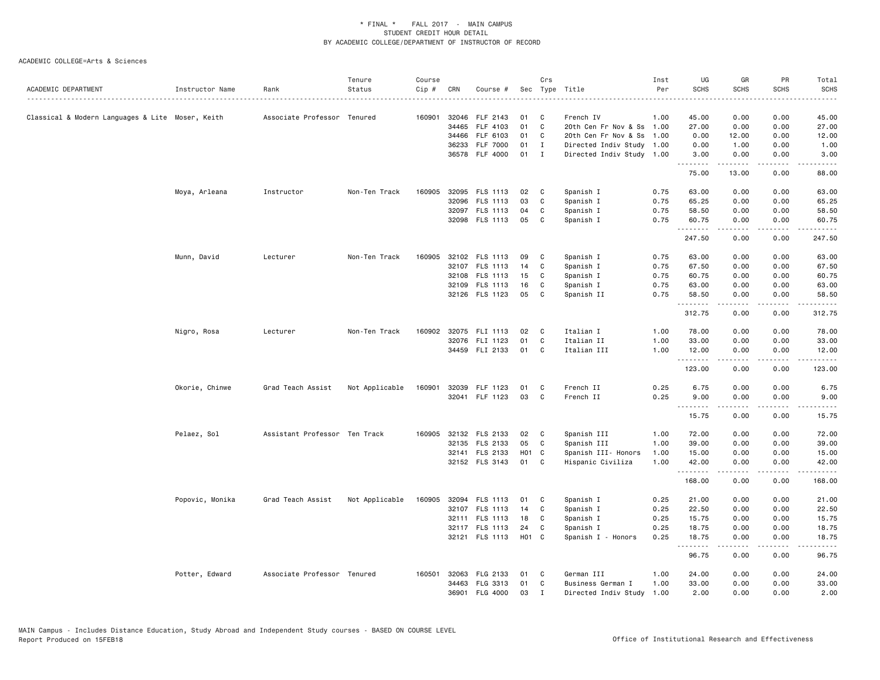\* FINAL \* FALL 2017 - MAIN CAMPUS
STUDENT CREDIT HOUR DETAIL
BY ACADEMIC COLLEGE/DEPARTMENT OF INSTRUCTOR OF RECORD

ACADEMIC COLLEGE=Arts & Sciences

| ACADEMIC DEPARTMENT | Instructor Name | Rank | Tenure Status | Course Cip # | CRN | Course # | Sec | Crs Type | Title | Inst Per | UG SCHS | GR SCHS | PR SCHS | Total SCHS |
|---|---|---|---|---|---|---|---|---|---|---|---|---|---|---|
| Classical & Modern Languages & Lite | Moser, Keith | Associate Professor | Tenured | 160901 | 32046 | FLF 2143 | 01 | C | French IV | 1.00 | 45.00 | 0.00 | 0.00 | 45.00 |
| | | | | | 34465 | FLF 4103 | 01 | C | 20th Cen Fr Nov & Ss | 1.00 | 27.00 | 0.00 | 0.00 | 27.00 |
| | | | | | 34466 | FLF 6103 | 01 | C | 20th Cen Fr Nov & Ss | 1.00 | 0.00 | 12.00 | 0.00 | 12.00 |
| | | | | | 36233 | FLF 7000 | 01 | I | Directed Indiv Study | 1.00 | 0.00 | 1.00 | 0.00 | 1.00 |
| | | | | | 36578 | FLF 4000 | 01 | I | Directed Indiv Study | 1.00 | 3.00 | 0.00 | 0.00 | 3.00 |
| | | | | | | | | | | | 75.00 | 13.00 | 0.00 | 88.00 |
| | Moya, Arleana | Instructor | Non-Ten Track | 160905 | 32095 | FLS 1113 | 02 | C | Spanish I | 0.75 | 63.00 | 0.00 | 0.00 | 63.00 |
| | | | | | 32096 | FLS 1113 | 03 | C | Spanish I | 0.75 | 65.25 | 0.00 | 0.00 | 65.25 |
| | | | | | 32097 | FLS 1113 | 04 | C | Spanish I | 0.75 | 58.50 | 0.00 | 0.00 | 58.50 |
| | | | | | 32098 | FLS 1113 | 05 | C | Spanish I | 0.75 | 60.75 | 0.00 | 0.00 | 60.75 |
| | | | | | | | | | | | 247.50 | 0.00 | 0.00 | 247.50 |
| | Munn, David | Lecturer | Non-Ten Track | 160905 | 32102 | FLS 1113 | 09 | C | Spanish I | 0.75 | 63.00 | 0.00 | 0.00 | 63.00 |
| | | | | | 32107 | FLS 1113 | 14 | C | Spanish I | 0.75 | 67.50 | 0.00 | 0.00 | 67.50 |
| | | | | | 32108 | FLS 1113 | 15 | C | Spanish I | 0.75 | 60.75 | 0.00 | 0.00 | 60.75 |
| | | | | | 32109 | FLS 1113 | 16 | C | Spanish I | 0.75 | 63.00 | 0.00 | 0.00 | 63.00 |
| | | | | | 32126 | FLS 1123 | 05 | C | Spanish II | 0.75 | 58.50 | 0.00 | 0.00 | 58.50 |
| | | | | | | | | | | | 312.75 | 0.00 | 0.00 | 312.75 |
| | Nigro, Rosa | Lecturer | Non-Ten Track | 160902 | 32075 | FLI 1113 | 02 | C | Italian I | 1.00 | 78.00 | 0.00 | 0.00 | 78.00 |
| | | | | | 32076 | FLI 1123 | 01 | C | Italian II | 1.00 | 33.00 | 0.00 | 0.00 | 33.00 |
| | | | | | 34459 | FLI 2133 | 01 | C | Italian III | 1.00 | 12.00 | 0.00 | 0.00 | 12.00 |
| | | | | | | | | | | | 123.00 | 0.00 | 0.00 | 123.00 |
| | Okorie, Chinwe | Grad Teach Assist | Not Applicable | 160901 | 32039 | FLF 1123 | 01 | C | French II | 0.25 | 6.75 | 0.00 | 0.00 | 6.75 |
| | | | | | 32041 | FLF 1123 | 03 | C | French II | 0.25 | 9.00 | 0.00 | 0.00 | 9.00 |
| | | | | | | | | | | | 15.75 | 0.00 | 0.00 | 15.75 |
| | Pelaez, Sol | Assistant Professor | Ten Track | 160905 | 32132 | FLS 2133 | 02 | C | Spanish III | 1.00 | 72.00 | 0.00 | 0.00 | 72.00 |
| | | | | | 32135 | FLS 2133 | 05 | C | Spanish III | 1.00 | 39.00 | 0.00 | 0.00 | 39.00 |
| | | | | | 32141 | FLS 2133 | H01 | C | Spanish III- Honors | 1.00 | 15.00 | 0.00 | 0.00 | 15.00 |
| | | | | | 32152 | FLS 3143 | 01 | C | Hispanic Civiliza | 1.00 | 42.00 | 0.00 | 0.00 | 42.00 |
| | | | | | | | | | | | 168.00 | 0.00 | 0.00 | 168.00 |
| | Popovic, Monika | Grad Teach Assist | Not Applicable | 160905 | 32094 | FLS 1113 | 01 | C | Spanish I | 0.25 | 21.00 | 0.00 | 0.00 | 21.00 |
| | | | | | 32107 | FLS 1113 | 14 | C | Spanish I | 0.25 | 22.50 | 0.00 | 0.00 | 22.50 |
| | | | | | 32111 | FLS 1113 | 18 | C | Spanish I | 0.25 | 15.75 | 0.00 | 0.00 | 15.75 |
| | | | | | 32117 | FLS 1113 | 24 | C | Spanish I | 0.25 | 18.75 | 0.00 | 0.00 | 18.75 |
| | | | | | 32121 | FLS 1113 | H01 | C | Spanish I - Honors | 0.25 | 18.75 | 0.00 | 0.00 | 18.75 |
| | | | | | | | | | | | 96.75 | 0.00 | 0.00 | 96.75 |
| | Potter, Edward | Associate Professor | Tenured | 160501 | 32063 | FLG 2133 | 01 | C | German III | 1.00 | 24.00 | 0.00 | 0.00 | 24.00 |
| | | | | | 34463 | FLG 3313 | 01 | C | Business German I | 1.00 | 33.00 | 0.00 | 0.00 | 33.00 |
| | | | | | 36901 | FLG 4000 | 03 | I | Directed Indiv Study | 1.00 | 2.00 | 0.00 | 0.00 | 2.00 |

MAIN Campus - Includes Distance Education, Study Abroad and Independent Study courses - BASED ON COURSE LEVEL
Report Produced on 15FEB18 Office of Institutional Research and Effectiveness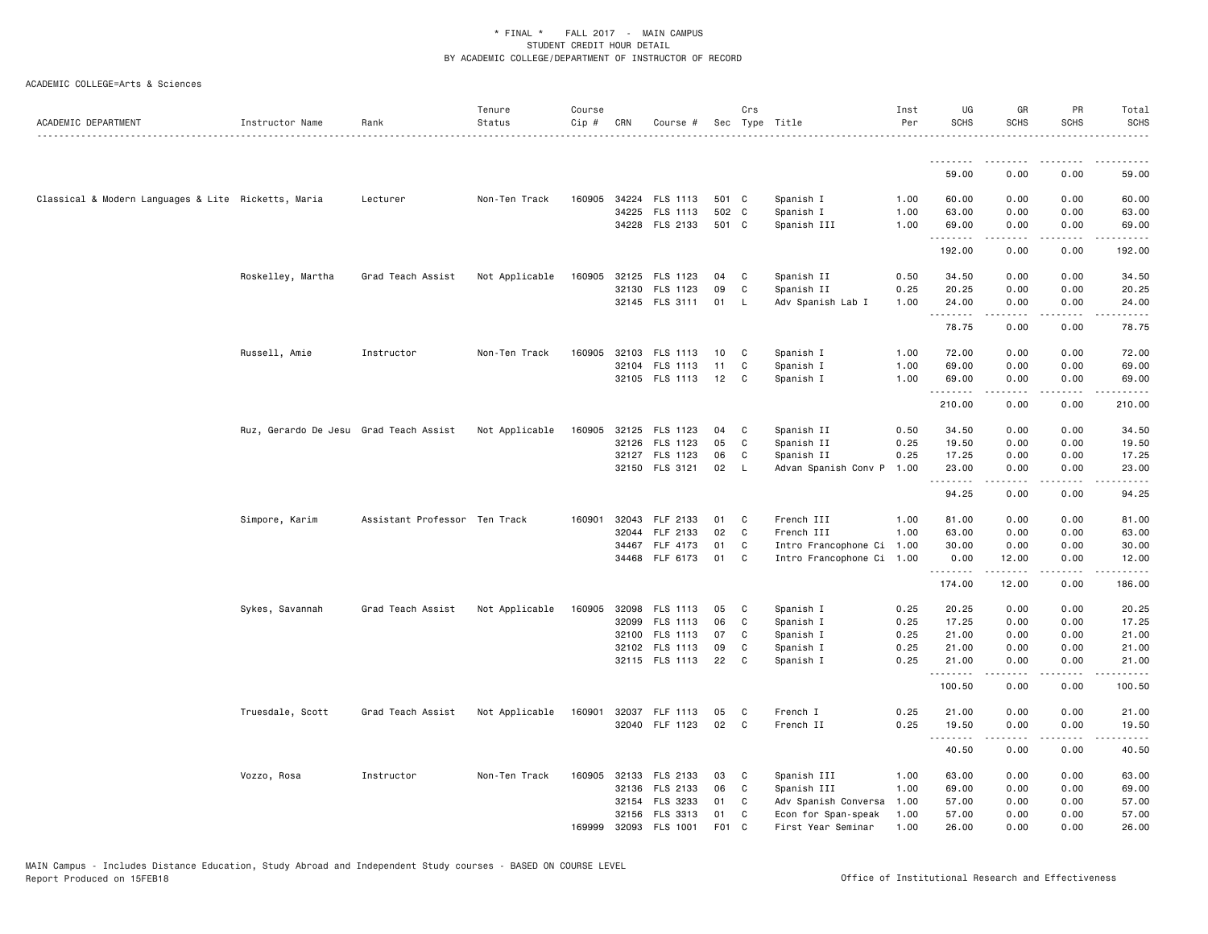* FINAL * FALL 2017 - MAIN CAMPUS
STUDENT CREDIT HOUR DETAIL
BY ACADEMIC COLLEGE/DEPARTMENT OF INSTRUCTOR OF RECORD

ACADEMIC COLLEGE=Arts & Sciences

| ACADEMIC DEPARTMENT | Instructor Name | Rank | Tenure Status | Course Cip # | CRN | Course # | Sec | Crs Type | Title | Inst Per | UG SCHS | GR SCHS | PR SCHS | Total SCHS |
|---|---|---|---|---|---|---|---|---|---|---|---|---|---|---|
| | | | | | | | | | | | 59.00 | 0.00 | 0.00 | 59.00 |
| Classical & Modern Languages & Lite | Ricketts, Maria | Lecturer | Non-Ten Track | 160905 | 34224 | FLS 1113 | 501 | C | Spanish I | 1.00 | 60.00 | 0.00 | 0.00 | 60.00 |
| | | | | | 34225 | FLS 1113 | 502 | C | Spanish I | 1.00 | 63.00 | 0.00 | 0.00 | 63.00 |
| | | | | | 34228 | FLS 2133 | 501 | C | Spanish III | 1.00 | 69.00 | 0.00 | 0.00 | 69.00 |
| | | | | | | | | | | | 192.00 | 0.00 | 0.00 | 192.00 |
| | Roskelley, Martha | Grad Teach Assist | Not Applicable | 160905 | 32125 | FLS 1123 | 04 | C | Spanish II | 0.50 | 34.50 | 0.00 | 0.00 | 34.50 |
| | | | | | 32130 | FLS 1123 | 09 | C | Spanish II | 0.25 | 20.25 | 0.00 | 0.00 | 20.25 |
| | | | | | 32145 | FLS 3111 | 01 | L | Adv Spanish Lab I | 1.00 | 24.00 | 0.00 | 0.00 | 24.00 |
| | | | | | | | | | | | 78.75 | 0.00 | 0.00 | 78.75 |
| | Russell, Amie | Instructor | Non-Ten Track | 160905 | 32103 | FLS 1113 | 10 | C | Spanish I | 1.00 | 72.00 | 0.00 | 0.00 | 72.00 |
| | | | | | 32104 | FLS 1113 | 11 | C | Spanish I | 1.00 | 69.00 | 0.00 | 0.00 | 69.00 |
| | | | | | 32105 | FLS 1113 | 12 | C | Spanish I | 1.00 | 69.00 | 0.00 | 0.00 | 69.00 |
| | | | | | | | | | | | 210.00 | 0.00 | 0.00 | 210.00 |
| | Ruz, Gerardo De Jesu | Grad Teach Assist | Not Applicable | 160905 | 32125 | FLS 1123 | 04 | C | Spanish II | 0.50 | 34.50 | 0.00 | 0.00 | 34.50 |
| | | | | | 32126 | FLS 1123 | 05 | C | Spanish II | 0.25 | 19.50 | 0.00 | 0.00 | 19.50 |
| | | | | | 32127 | FLS 1123 | 06 | C | Spanish II | 0.25 | 17.25 | 0.00 | 0.00 | 17.25 |
| | | | | | 32150 | FLS 3121 | 02 | L | Advan Spanish Conv P | 1.00 | 23.00 | 0.00 | 0.00 | 23.00 |
| | | | | | | | | | | | 94.25 | 0.00 | 0.00 | 94.25 |
| | Simpore, Karim | Assistant Professor | Ten Track | 160901 | 32043 | FLF 2133 | 01 | C | French III | 1.00 | 81.00 | 0.00 | 0.00 | 81.00 |
| | | | | | 32044 | FLF 2133 | 02 | C | French III | 1.00 | 63.00 | 0.00 | 0.00 | 63.00 |
| | | | | | 34467 | FLF 4173 | 01 | C | Intro Francophone Ci | 1.00 | 30.00 | 0.00 | 0.00 | 30.00 |
| | | | | | 34468 | FLF 6173 | 01 | C | Intro Francophone Ci | 1.00 | 0.00 | 12.00 | 0.00 | 12.00 |
| | | | | | | | | | | | 174.00 | 12.00 | 0.00 | 186.00 |
| | Sykes, Savannah | Grad Teach Assist | Not Applicable | 160905 | 32098 | FLS 1113 | 05 | C | Spanish I | 0.25 | 20.25 | 0.00 | 0.00 | 20.25 |
| | | | | | 32099 | FLS 1113 | 06 | C | Spanish I | 0.25 | 17.25 | 0.00 | 0.00 | 17.25 |
| | | | | | 32100 | FLS 1113 | 07 | C | Spanish I | 0.25 | 21.00 | 0.00 | 0.00 | 21.00 |
| | | | | | 32102 | FLS 1113 | 09 | C | Spanish I | 0.25 | 21.00 | 0.00 | 0.00 | 21.00 |
| | | | | | 32115 | FLS 1113 | 22 | C | Spanish I | 0.25 | 21.00 | 0.00 | 0.00 | 21.00 |
| | | | | | | | | | | | 100.50 | 0.00 | 0.00 | 100.50 |
| | Truesdale, Scott | Grad Teach Assist | Not Applicable | 160901 | 32037 | FLF 1113 | 05 | C | French I | 0.25 | 21.00 | 0.00 | 0.00 | 21.00 |
| | | | | | 32040 | FLF 1123 | 02 | C | French II | 0.25 | 19.50 | 0.00 | 0.00 | 19.50 |
| | | | | | | | | | | | 40.50 | 0.00 | 0.00 | 40.50 |
| | Vozzo, Rosa | Instructor | Non-Ten Track | 160905 | 32133 | FLS 2133 | 03 | C | Spanish III | 1.00 | 63.00 | 0.00 | 0.00 | 63.00 |
| | | | | | 32136 | FLS 2133 | 06 | C | Spanish III | 1.00 | 69.00 | 0.00 | 0.00 | 69.00 |
| | | | | | 32154 | FLS 3233 | 01 | C | Adv Spanish Conversa | 1.00 | 57.00 | 0.00 | 0.00 | 57.00 |
| | | | | | 32156 | FLS 3313 | 01 | C | Econ for Span-speak | 1.00 | 57.00 | 0.00 | 0.00 | 57.00 |
| | | | | 169999 | 32093 | FLS 1001 | F01 | C | First Year Seminar | 1.00 | 26.00 | 0.00 | 0.00 | 26.00 |

MAIN Campus - Includes Distance Education, Study Abroad and Independent Study courses - BASED ON COURSE LEVEL
Report Produced on 15FEB18

Office of Institutional Research and Effectiveness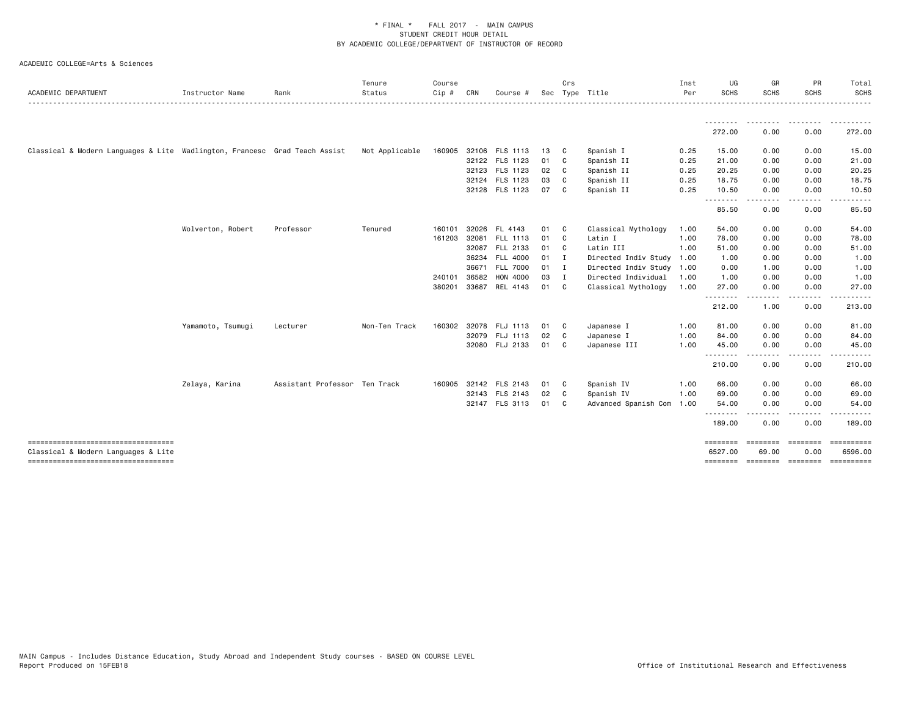\* FINAL \* FALL 2017 - MAIN CAMPUS
STUDENT CREDIT HOUR DETAIL
BY ACADEMIC COLLEGE/DEPARTMENT OF INSTRUCTOR OF RECORD

ACADEMIC COLLEGE=Arts & Sciences

| ACADEMIC DEPARTMENT | Instructor Name | Rank | Tenure Status | Course Cip # | CRN | Course # | Sec | Crs Type | Title | Inst Per | UG SCHS | GR SCHS | PR SCHS | Total SCHS |
|---|---|---|---|---|---|---|---|---|---|---|---|---|---|---|
| | | | | | | | | | | | 272.00 | 0.00 | 0.00 | 272.00 |
| Classical & Modern Languages & Lite | Wadlington, Francesc | Grad Teach Assist | Not Applicable | 160905 | 32106 | FLS 1113 | 13 | C | Spanish I | 0.25 | 15.00 | 0.00 | 0.00 | 15.00 |
| | | | | | 32122 | FLS 1123 | 01 | C | Spanish II | 0.25 | 21.00 | 0.00 | 0.00 | 21.00 |
| | | | | | 32123 | FLS 1123 | 02 | C | Spanish II | 0.25 | 20.25 | 0.00 | 0.00 | 20.25 |
| | | | | | 32124 | FLS 1123 | 03 | C | Spanish II | 0.25 | 18.75 | 0.00 | 0.00 | 18.75 |
| | | | | | 32128 | FLS 1123 | 07 | C | Spanish II | 0.25 | 10.50 | 0.00 | 0.00 | 10.50 |
| | | | | | | | | | | | 85.50 | 0.00 | 0.00 | 85.50 |
| | Wolverton, Robert | Professor | Tenured | 160101 | 32026 | FL 4143 | 01 | C | Classical Mythology | 1.00 | 54.00 | 0.00 | 0.00 | 54.00 |
| | | | | 161203 | 32081 | FLL 1113 | 01 | C | Latin I | 1.00 | 78.00 | 0.00 | 0.00 | 78.00 |
| | | | | | 32087 | FLL 2133 | 01 | C | Latin III | 1.00 | 51.00 | 0.00 | 0.00 | 51.00 |
| | | | | | 36234 | FLL 4000 | 01 | I | Directed Indiv Study | 1.00 | 1.00 | 0.00 | 0.00 | 1.00 |
| | | | | | 36671 | FLL 7000 | 01 | I | Directed Indiv Study | 1.00 | 0.00 | 1.00 | 0.00 | 1.00 |
| | | | | 240101 | 36582 | HON 4000 | 03 | I | Directed Individual | 1.00 | 1.00 | 0.00 | 0.00 | 1.00 |
| | | | | 380201 | 33687 | REL 4143 | 01 | C | Classical Mythology | 1.00 | 27.00 | 0.00 | 0.00 | 27.00 |
| | | | | | | | | | | | 212.00 | 1.00 | 0.00 | 213.00 |
| | Yamamoto, Tsumugi | Lecturer | Non-Ten Track | 160302 | 32078 | FLJ 1113 | 01 | C | Japanese I | 1.00 | 81.00 | 0.00 | 0.00 | 81.00 |
| | | | | | 32079 | FLJ 1113 | 02 | C | Japanese I | 1.00 | 84.00 | 0.00 | 0.00 | 84.00 |
| | | | | | 32080 | FLJ 2133 | 01 | C | Japanese III | 1.00 | 45.00 | 0.00 | 0.00 | 45.00 |
| | | | | | | | | | | | 210.00 | 0.00 | 0.00 | 210.00 |
| | Zelaya, Karina | Assistant Professor | Ten Track | 160905 | 32142 | FLS 2143 | 01 | C | Spanish IV | 1.00 | 66.00 | 0.00 | 0.00 | 66.00 |
| | | | | | 32143 | FLS 2143 | 02 | C | Spanish IV | 1.00 | 69.00 | 0.00 | 0.00 | 69.00 |
| | | | | | 32147 | FLS 3113 | 01 | C | Advanced Spanish Com | 1.00 | 54.00 | 0.00 | 0.00 | 54.00 |
| | | | | | | | | | | | 189.00 | 0.00 | 0.00 | 189.00 |
| Classical & Modern Languages & Lite | | | | | | | | | | | 6527.00 | 69.00 | 0.00 | 6596.00 |

MAIN Campus - Includes Distance Education, Study Abroad and Independent Study courses - BASED ON COURSE LEVEL
Report Produced on 15FEB18 | Office of Institutional Research and Effectiveness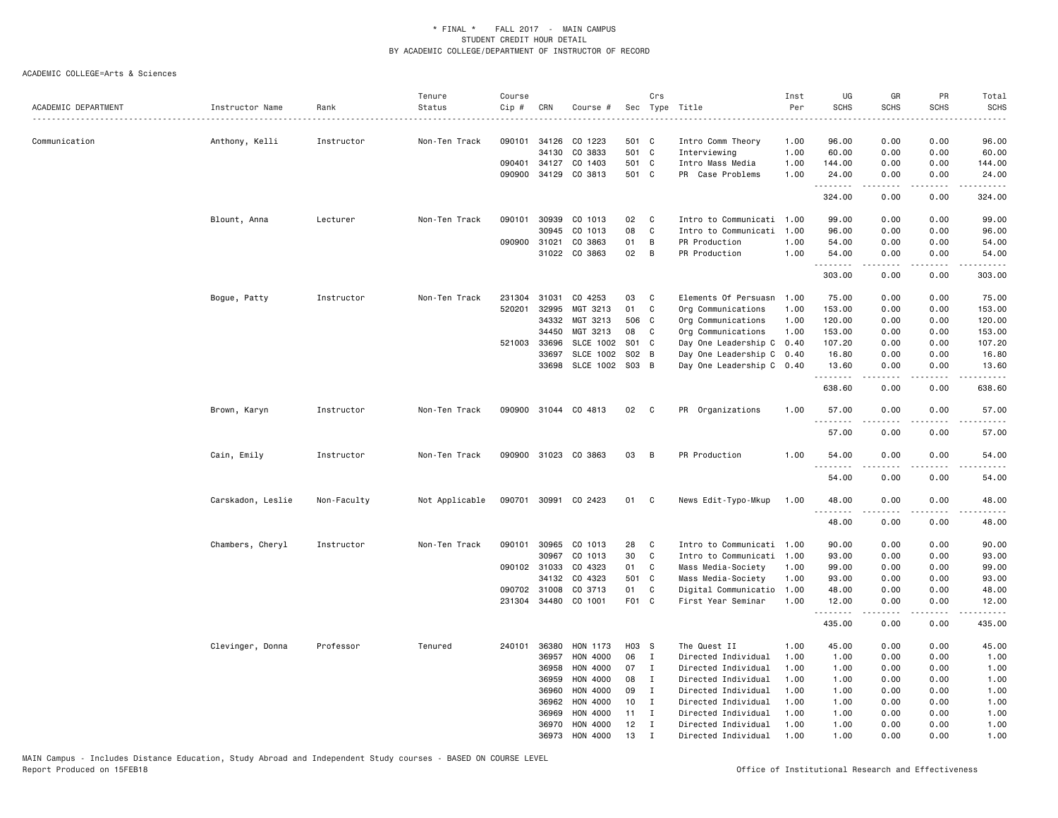\* FINAL \* FALL 2017 - MAIN CAMPUS
STUDENT CREDIT HOUR DETAIL
BY ACADEMIC COLLEGE/DEPARTMENT OF INSTRUCTOR OF RECORD

ACADEMIC COLLEGE=Arts & Sciences

| ACADEMIC DEPARTMENT | Instructor Name | Rank | Tenure Status | Course Cip # | CRN | Course # | Sec | Crs Type | Title | Inst Per | UG SCHS | GR SCHS | PR SCHS | Total SCHS |
|---|---|---|---|---|---|---|---|---|---|---|---|---|---|---|
| Communication | Anthony, Kelli | Instructor | Non-Ten Track | 090101 | 34126 | CO 1223 | 501 | C | Intro Comm Theory | 1.00 | 96.00 | 0.00 | 0.00 | 96.00 |
| | | | | | 34130 | CO 3833 | 501 | C | Interviewing | 1.00 | 60.00 | 0.00 | 0.00 | 60.00 |
| | | | | 090401 | 34127 | CO 1403 | 501 | C | Intro Mass Media | 1.00 | 144.00 | 0.00 | 0.00 | 144.00 |
| | | | | 090900 | 34129 | CO 3813 | 501 | C | PR Case Problems | 1.00 | 24.00 | 0.00 | 0.00 | 24.00 |
| | | | | | | | | | | | 324.00 | 0.00 | 0.00 | 324.00 |
| | Blount, Anna | Lecturer | Non-Ten Track | 090101 | 30939 | CO 1013 | 02 | C | Intro to Communicati | 1.00 | 99.00 | 0.00 | 0.00 | 99.00 |
| | | | | | 30945 | CO 1013 | 08 | C | Intro to Communicati | 1.00 | 96.00 | 0.00 | 0.00 | 96.00 |
| | | | | 090900 | 31021 | CO 3863 | 01 | B | PR Production | 1.00 | 54.00 | 0.00 | 0.00 | 54.00 |
| | | | | | 31022 | CO 3863 | 02 | B | PR Production | 1.00 | 54.00 | 0.00 | 0.00 | 54.00 |
| | | | | | | | | | | | 303.00 | 0.00 | 0.00 | 303.00 |
| | Bogue, Patty | Instructor | Non-Ten Track | 231304 | 31031 | CO 4253 | 03 | C | Elements Of Persuasn | 1.00 | 75.00 | 0.00 | 0.00 | 75.00 |
| | | | | 520201 | 32995 | MGT 3213 | 01 | C | Org Communications | 1.00 | 153.00 | 0.00 | 0.00 | 153.00 |
| | | | | | 34332 | MGT 3213 | 506 | C | Org Communications | 1.00 | 120.00 | 0.00 | 0.00 | 120.00 |
| | | | | | 34450 | MGT 3213 | 08 | C | Org Communications | 1.00 | 153.00 | 0.00 | 0.00 | 153.00 |
| | | | | 521003 | 33696 | SLCE 1002 | S01 | C | Day One Leadership C | 0.40 | 107.20 | 0.00 | 0.00 | 107.20 |
| | | | | | 33697 | SLCE 1002 | S02 | B | Day One Leadership C | 0.40 | 16.80 | 0.00 | 0.00 | 16.80 |
| | | | | | 33698 | SLCE 1002 | S03 | B | Day One Leadership C | 0.40 | 13.60 | 0.00 | 0.00 | 13.60 |
| | | | | | | | | | | | 638.60 | 0.00 | 0.00 | 638.60 |
| | Brown, Karyn | Instructor | Non-Ten Track | 090900 | 31044 | CO 4813 | 02 | C | PR Organizations | 1.00 | 57.00 | 0.00 | 0.00 | 57.00 |
| | | | | | | | | | | | 57.00 | 0.00 | 0.00 | 57.00 |
| | Cain, Emily | Instructor | Non-Ten Track | 090900 | 31023 | CO 3863 | 03 | B | PR Production | 1.00 | 54.00 | 0.00 | 0.00 | 54.00 |
| | | | | | | | | | | | 54.00 | 0.00 | 0.00 | 54.00 |
| | Carskadon, Leslie | Non-Faculty | Not Applicable | 090701 | 30991 | CO 2423 | 01 | C | News Edit-Typo-Mkup | 1.00 | 48.00 | 0.00 | 0.00 | 48.00 |
| | | | | | | | | | | | 48.00 | 0.00 | 0.00 | 48.00 |
| | Chambers, Cheryl | Instructor | Non-Ten Track | 090101 | 30965 | CO 1013 | 28 | C | Intro to Communicati | 1.00 | 90.00 | 0.00 | 0.00 | 90.00 |
| | | | | | 30967 | CO 1013 | 30 | C | Intro to Communicati | 1.00 | 93.00 | 0.00 | 0.00 | 93.00 |
| | | | | 090102 | 31033 | CO 4323 | 01 | C | Mass Media-Society | 1.00 | 99.00 | 0.00 | 0.00 | 99.00 |
| | | | | | 34132 | CO 4323 | 501 | C | Mass Media-Society | 1.00 | 93.00 | 0.00 | 0.00 | 93.00 |
| | | | | 090702 | 31008 | CO 3713 | 01 | C | Digital Communicatio | 1.00 | 48.00 | 0.00 | 0.00 | 48.00 |
| | | | | 231304 | 34480 | CO 1001 | F01 | C | First Year Seminar | 1.00 | 12.00 | 0.00 | 0.00 | 12.00 |
| | | | | | | | | | | | 435.00 | 0.00 | 0.00 | 435.00 |
| | Clevinger, Donna | Professor | Tenured | 240101 | 36380 | HON 1173 | H03 | S | The Quest II | 1.00 | 45.00 | 0.00 | 0.00 | 45.00 |
| | | | | | 36957 | HON 4000 | 06 | I | Directed Individual | 1.00 | 1.00 | 0.00 | 0.00 | 1.00 |
| | | | | | 36958 | HON 4000 | 07 | I | Directed Individual | 1.00 | 1.00 | 0.00 | 0.00 | 1.00 |
| | | | | | 36959 | HON 4000 | 08 | I | Directed Individual | 1.00 | 1.00 | 0.00 | 0.00 | 1.00 |
| | | | | | 36960 | HON 4000 | 09 | I | Directed Individual | 1.00 | 1.00 | 0.00 | 0.00 | 1.00 |
| | | | | | 36962 | HON 4000 | 10 | I | Directed Individual | 1.00 | 1.00 | 0.00 | 0.00 | 1.00 |
| | | | | | 36969 | HON 4000 | 11 | I | Directed Individual | 1.00 | 1.00 | 0.00 | 0.00 | 1.00 |
| | | | | | 36970 | HON 4000 | 12 | I | Directed Individual | 1.00 | 1.00 | 0.00 | 0.00 | 1.00 |
| | | | | | 36973 | HON 4000 | 13 | I | Directed Individual | 1.00 | 1.00 | 0.00 | 0.00 | 1.00 |

MAIN Campus - Includes Distance Education, Study Abroad and Independent Study courses - BASED ON COURSE LEVEL
Report Produced on 15FEB18 — Office of Institutional Research and Effectiveness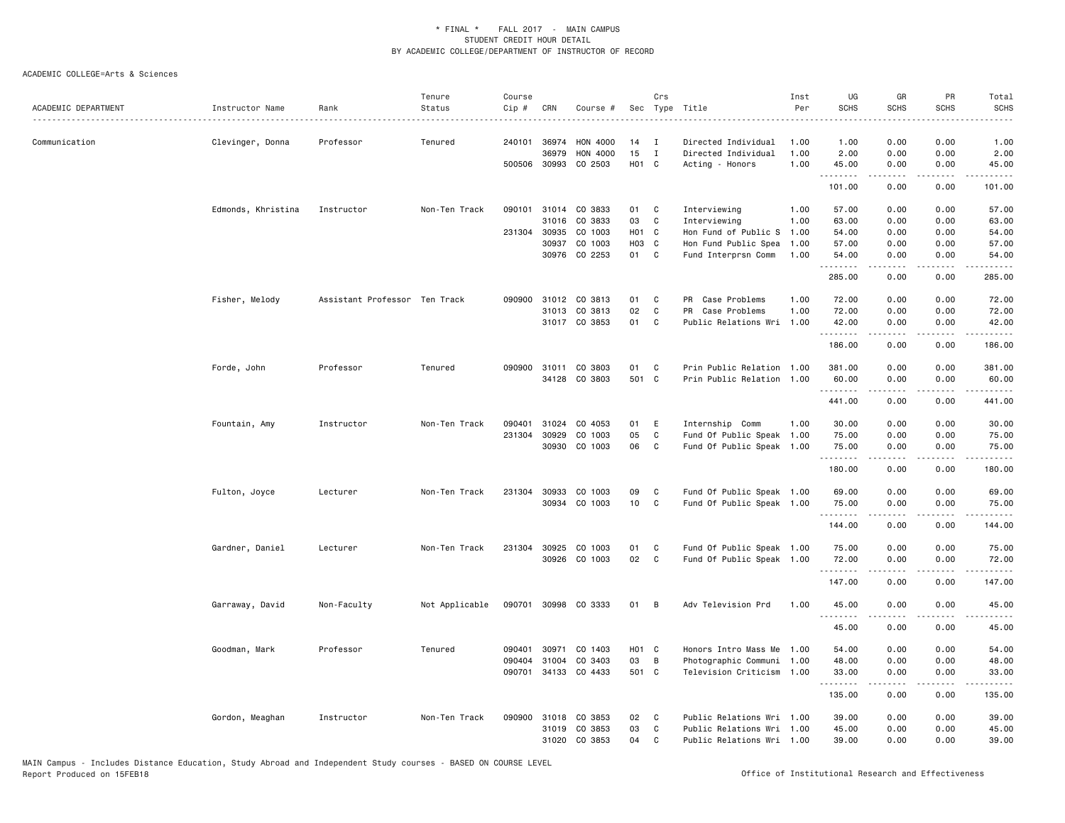\* FINAL \* FALL 2017 - MAIN CAMPUS
STUDENT CREDIT HOUR DETAIL
BY ACADEMIC COLLEGE/DEPARTMENT OF INSTRUCTOR OF RECORD

ACADEMIC COLLEGE=Arts & Sciences

| ACADEMIC DEPARTMENT | Instructor Name | Rank | Tenure Status | Course Cip # | CRN | Course # | Sec | Crs Type | Title | Inst Per | UG SCHS | GR SCHS | PR SCHS | Total SCHS |
|---|---|---|---|---|---|---|---|---|---|---|---|---|---|---|
| Communication | Clevinger, Donna | Professor | Tenured | 240101 | 36974 | HON 4000 | 14 | I | Directed Individual | 1.00 | 1.00 | 0.00 | 0.00 | 1.00 |
| | | | | | 36979 | HON 4000 | 15 | I | Directed Individual | 1.00 | 2.00 | 0.00 | 0.00 | 2.00 |
| | | | | 500506 | 30993 | CO 2503 | H01 | C | Acting - Honors | 1.00 | 45.00 | 0.00 | 0.00 | 45.00 |
| | | | | | | | | | | | 101.00 | 0.00 | 0.00 | 101.00 |
| | Edmonds, Khristina | Instructor | Non-Ten Track | 090101 | 31014 | CO 3833 | 01 | C | Interviewing | 1.00 | 57.00 | 0.00 | 0.00 | 57.00 |
| | | | | | 31016 | CO 3833 | 03 | C | Interviewing | 1.00 | 63.00 | 0.00 | 0.00 | 63.00 |
| | | | | 231304 | 30935 | CO 1003 | H01 | C | Hon Fund of Public S | 1.00 | 54.00 | 0.00 | 0.00 | 54.00 |
| | | | | | 30937 | CO 1003 | H03 | C | Hon Fund Public Spea | 1.00 | 57.00 | 0.00 | 0.00 | 57.00 |
| | | | | | 30976 | CO 2253 | 01 | C | Fund Interprsn Comm | 1.00 | 54.00 | 0.00 | 0.00 | 54.00 |
| | | | | | | | | | | | 285.00 | 0.00 | 0.00 | 285.00 |
| | Fisher, Melody | Assistant Professor | Ten Track | 090900 | 31012 | CO 3813 | 01 | C | PR Case Problems | 1.00 | 72.00 | 0.00 | 0.00 | 72.00 |
| | | | | | 31013 | CO 3813 | 02 | C | PR Case Problems | 1.00 | 72.00 | 0.00 | 0.00 | 72.00 |
| | | | | | 31017 | CO 3853 | 01 | C | Public Relations Wri | 1.00 | 42.00 | 0.00 | 0.00 | 42.00 |
| | | | | | | | | | | | 186.00 | 0.00 | 0.00 | 186.00 |
| | Forde, John | Professor | Tenured | 090900 | 31011 | CO 3803 | 01 | C | Prin Public Relation | 1.00 | 381.00 | 0.00 | 0.00 | 381.00 |
| | | | | | 34128 | CO 3803 | 501 | C | Prin Public Relation | 1.00 | 60.00 | 0.00 | 0.00 | 60.00 |
| | | | | | | | | | | | 441.00 | 0.00 | 0.00 | 441.00 |
| | Fountain, Amy | Instructor | Non-Ten Track | 090401 | 31024 | CO 4053 | 01 | E | Internship Comm | 1.00 | 30.00 | 0.00 | 0.00 | 30.00 |
| | | | | 231304 | 30929 | CO 1003 | 05 | C | Fund Of Public Speak | 1.00 | 75.00 | 0.00 | 0.00 | 75.00 |
| | | | | | 30930 | CO 1003 | 06 | C | Fund Of Public Speak | 1.00 | 75.00 | 0.00 | 0.00 | 75.00 |
| | | | | | | | | | | | 180.00 | 0.00 | 0.00 | 180.00 |
| | Fulton, Joyce | Lecturer | Non-Ten Track | 231304 | 30933 | CO 1003 | 09 | C | Fund Of Public Speak | 1.00 | 69.00 | 0.00 | 0.00 | 69.00 |
| | | | | | 30934 | CO 1003 | 10 | C | Fund Of Public Speak | 1.00 | 75.00 | 0.00 | 0.00 | 75.00 |
| | | | | | | | | | | | 144.00 | 0.00 | 0.00 | 144.00 |
| | Gardner, Daniel | Lecturer | Non-Ten Track | 231304 | 30925 | CO 1003 | 01 | C | Fund Of Public Speak | 1.00 | 75.00 | 0.00 | 0.00 | 75.00 |
| | | | | | 30926 | CO 1003 | 02 | C | Fund Of Public Speak | 1.00 | 72.00 | 0.00 | 0.00 | 72.00 |
| | | | | | | | | | | | 147.00 | 0.00 | 0.00 | 147.00 |
| | Garraway, David | Non-Faculty | Not Applicable | 090701 | 30998 | CO 3333 | 01 | B | Adv Television Prd | 1.00 | 45.00 | 0.00 | 0.00 | 45.00 |
| | | | | | | | | | | | 45.00 | 0.00 | 0.00 | 45.00 |
| | Goodman, Mark | Professor | Tenured | 090401 | 30971 | CO 1403 | H01 | C | Honors Intro Mass Me | 1.00 | 54.00 | 0.00 | 0.00 | 54.00 |
| | | | | 090404 | 31004 | CO 3403 | 03 | B | Photographic Communi | 1.00 | 48.00 | 0.00 | 0.00 | 48.00 |
| | | | | 090701 | 34133 | CO 4433 | 501 | C | Television Criticism | 1.00 | 33.00 | 0.00 | 0.00 | 33.00 |
| | | | | | | | | | | | 135.00 | 0.00 | 0.00 | 135.00 |
| | Gordon, Meaghan | Instructor | Non-Ten Track | 090900 | 31018 | CO 3853 | 02 | C | Public Relations Wri | 1.00 | 39.00 | 0.00 | 0.00 | 39.00 |
| | | | | | 31019 | CO 3853 | 03 | C | Public Relations Wri | 1.00 | 45.00 | 0.00 | 0.00 | 45.00 |
| | | | | | 31020 | CO 3853 | 04 | C | Public Relations Wri | 1.00 | 39.00 | 0.00 | 0.00 | 39.00 |

MAIN Campus - Includes Distance Education, Study Abroad and Independent Study courses - BASED ON COURSE LEVEL
Report Produced on 15FEB18

Office of Institutional Research and Effectiveness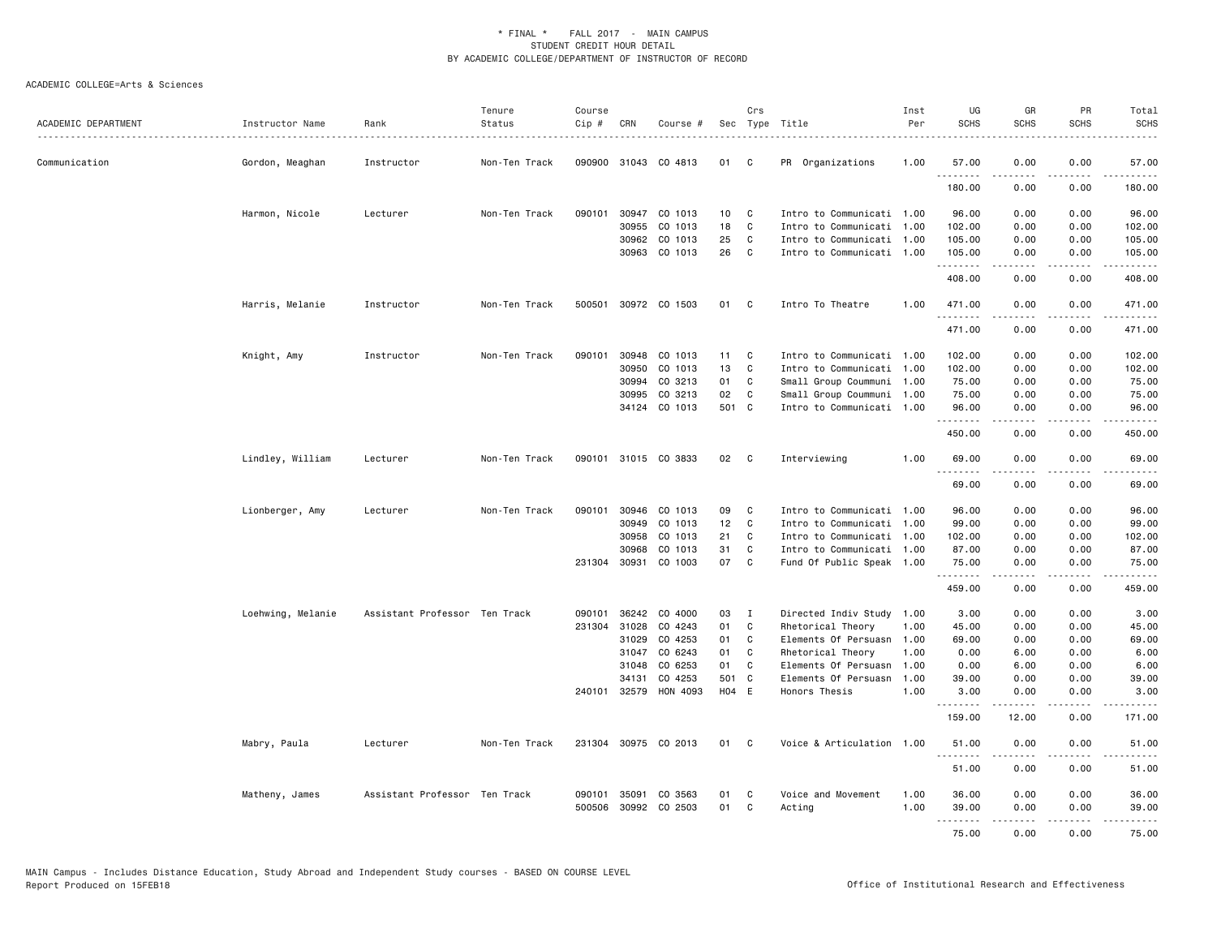\* FINAL \* FALL 2017 - MAIN CAMPUS
STUDENT CREDIT HOUR DETAIL
BY ACADEMIC COLLEGE/DEPARTMENT OF INSTRUCTOR OF RECORD

ACADEMIC COLLEGE=Arts & Sciences

| ACADEMIC DEPARTMENT | Instructor Name | Rank | Tenure Status | Course Cip # | CRN | Course # | Sec | Crs Type | Title | Inst Per | UG SCHS | GR SCHS | PR SCHS | Total SCHS |
|---|---|---|---|---|---|---|---|---|---|---|---|---|---|---|
| Communication | Gordon, Meaghan | Instructor | Non-Ten Track | 090900 | 31043 | CO 4813 | 01 | C | PR Organizations | 1.00 | 57.00 | 0.00 | 0.00 | 57.00 |
| | | | | | | | | | | | 180.00 | 0.00 | 0.00 | 180.00 |
| | Harmon, Nicole | Lecturer | Non-Ten Track | 090101 | 30947 | CO 1013 | 10 | C | Intro to Communicati | 1.00 | 96.00 | 0.00 | 0.00 | 96.00 |
| | | | | | 30955 | CO 1013 | 18 | C | Intro to Communicati | 1.00 | 102.00 | 0.00 | 0.00 | 102.00 |
| | | | | | 30962 | CO 1013 | 25 | C | Intro to Communicati | 1.00 | 105.00 | 0.00 | 0.00 | 105.00 |
| | | | | | 30963 | CO 1013 | 26 | C | Intro to Communicati | 1.00 | 105.00 | 0.00 | 0.00 | 105.00 |
| | | | | | | | | | | | 408.00 | 0.00 | 0.00 | 408.00 |
| | Harris, Melanie | Instructor | Non-Ten Track | 500501 | 30972 | CO 1503 | 01 | C | Intro To Theatre | 1.00 | 471.00 | 0.00 | 0.00 | 471.00 |
| | | | | | | | | | | | 471.00 | 0.00 | 0.00 | 471.00 |
| | Knight, Amy | Instructor | Non-Ten Track | 090101 | 30948 | CO 1013 | 11 | C | Intro to Communicati | 1.00 | 102.00 | 0.00 | 0.00 | 102.00 |
| | | | | | 30950 | CO 1013 | 13 | C | Intro to Communicati | 1.00 | 102.00 | 0.00 | 0.00 | 102.00 |
| | | | | | 30994 | CO 3213 | 01 | C | Small Group Coummuni | 1.00 | 75.00 | 0.00 | 0.00 | 75.00 |
| | | | | | 30995 | CO 3213 | 02 | C | Small Group Coummuni | 1.00 | 75.00 | 0.00 | 0.00 | 75.00 |
| | | | | | 34124 | CO 1013 | 501 | C | Intro to Communicati | 1.00 | 96.00 | 0.00 | 0.00 | 96.00 |
| | | | | | | | | | | | 450.00 | 0.00 | 0.00 | 450.00 |
| | Lindley, William | Lecturer | Non-Ten Track | 090101 | 31015 | CO 3833 | 02 | C | Interviewing | 1.00 | 69.00 | 0.00 | 0.00 | 69.00 |
| | | | | | | | | | | | 69.00 | 0.00 | 0.00 | 69.00 |
| | Lionberger, Amy | Lecturer | Non-Ten Track | 090101 | 30946 | CO 1013 | 09 | C | Intro to Communicati | 1.00 | 96.00 | 0.00 | 0.00 | 96.00 |
| | | | | | 30949 | CO 1013 | 12 | C | Intro to Communicati | 1.00 | 99.00 | 0.00 | 0.00 | 99.00 |
| | | | | | 30958 | CO 1013 | 21 | C | Intro to Communicati | 1.00 | 102.00 | 0.00 | 0.00 | 102.00 |
| | | | | | 30968 | CO 1013 | 31 | C | Intro to Communicati | 1.00 | 87.00 | 0.00 | 0.00 | 87.00 |
| | | | | 231304 | 30931 | CO 1003 | 07 | C | Fund Of Public Speak | 1.00 | 75.00 | 0.00 | 0.00 | 75.00 |
| | | | | | | | | | | | 459.00 | 0.00 | 0.00 | 459.00 |
| | Loehwing, Melanie | Assistant Professor | Ten Track | 090101 | 36242 | CO 4000 | 03 | I | Directed Indiv Study | 1.00 | 3.00 | 0.00 | 0.00 | 3.00 |
| | | | | 231304 | 31028 | CO 4243 | 01 | C | Rhetorical Theory | 1.00 | 45.00 | 0.00 | 0.00 | 45.00 |
| | | | | | 31029 | CO 4253 | 01 | C | Elements Of Persuasn | 1.00 | 69.00 | 0.00 | 0.00 | 69.00 |
| | | | | | 31047 | CO 6243 | 01 | C | Rhetorical Theory | 1.00 | 0.00 | 6.00 | 0.00 | 6.00 |
| | | | | | 31048 | CO 6253 | 01 | C | Elements Of Persuasn | 1.00 | 0.00 | 6.00 | 0.00 | 6.00 |
| | | | | | 34131 | CO 4253 | 501 | C | Elements Of Persuasn | 1.00 | 39.00 | 0.00 | 0.00 | 39.00 |
| | | | | 240101 | 32579 | HON 4093 | H04 | E | Honors Thesis | 1.00 | 3.00 | 0.00 | 0.00 | 3.00 |
| | | | | | | | | | | | 159.00 | 12.00 | 0.00 | 171.00 |
| | Mabry, Paula | Lecturer | Non-Ten Track | 231304 | 30975 | CO 2013 | 01 | C | Voice & Articulation | 1.00 | 51.00 | 0.00 | 0.00 | 51.00 |
| | | | | | | | | | | | 51.00 | 0.00 | 0.00 | 51.00 |
| | Matheny, James | Assistant Professor | Ten Track | 090101 | 35091 | CO 3563 | 01 | C | Voice and Movement | 1.00 | 36.00 | 0.00 | 0.00 | 36.00 |
| | | | | 500506 | 30992 | CO 2503 | 01 | C | Acting | 1.00 | 39.00 | 0.00 | 0.00 | 39.00 |
| | | | | | | | | | | | 75.00 | 0.00 | 0.00 | 75.00 |

MAIN Campus - Includes Distance Education, Study Abroad and Independent Study courses - BASED ON COURSE LEVEL
Report Produced on 15FEB18

Office of Institutional Research and Effectiveness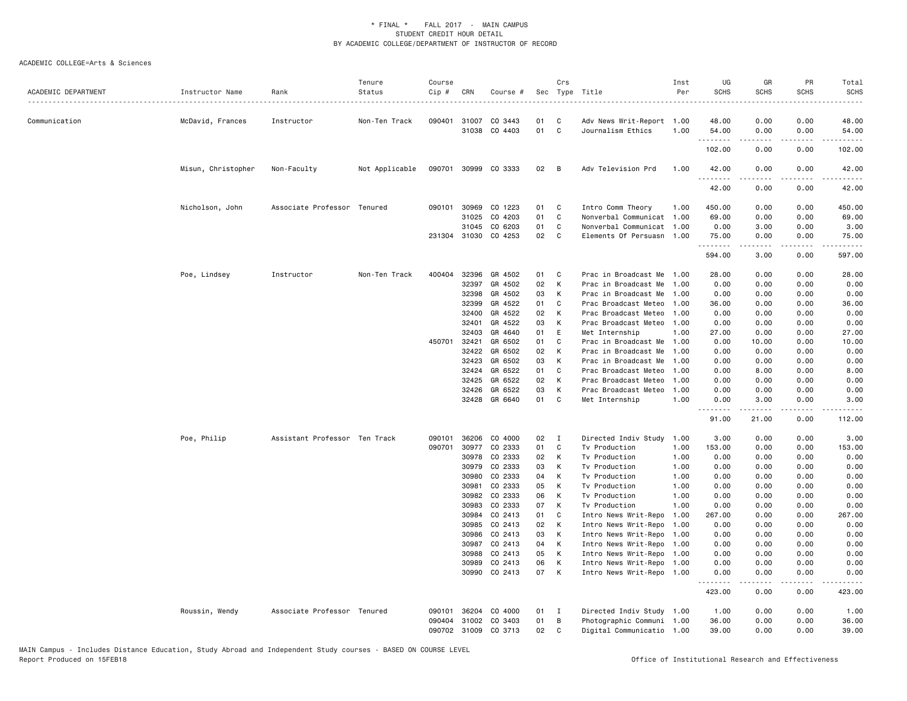\* FINAL \* FALL 2017 - MAIN CAMPUS
STUDENT CREDIT HOUR DETAIL
BY ACADEMIC COLLEGE/DEPARTMENT OF INSTRUCTOR OF RECORD

ACADEMIC COLLEGE=Arts & Sciences

| ACADEMIC DEPARTMENT | Instructor Name | Rank | Tenure Status | Course Cip # | CRN | Course # | Sec | Crs Type | Title | Inst Per | UG SCHS | GR SCHS | PR SCHS | Total SCHS |
|---|---|---|---|---|---|---|---|---|---|---|---|---|---|---|
| Communication | McDavid, Frances | Instructor | Non-Ten Track | 090401 | 31007 | CO 3443 | 01 | C | Adv News Writ-Report | 1.00 | 48.00 | 0.00 | 0.00 | 48.00 |
| | | | | | 31038 | CO 4403 | 01 | C | Journalism Ethics | 1.00 | 54.00 | 0.00 | 0.00 | 54.00 |
| | | | | | | | | | | | 102.00 | 0.00 | 0.00 | 102.00 |
| | Misun, Christopher | Non-Faculty | Not Applicable | 090701 | 30999 | CO 3333 | 02 | B | Adv Television Prd | 1.00 | 42.00 | 0.00 | 0.00 | 42.00 |
| | | | | | | | | | | | 42.00 | 0.00 | 0.00 | 42.00 |
| | Nicholson, John | Associate Professor | Tenured | 090101 | 30969 | CO 1223 | 01 | C | Intro Comm Theory | 1.00 | 450.00 | 0.00 | 0.00 | 450.00 |
| | | | | | 31025 | CO 4203 | 01 | C | Nonverbal Communicat | 1.00 | 69.00 | 0.00 | 0.00 | 69.00 |
| | | | | | 31045 | CO 6203 | 01 | C | Nonverbal Communicat | 1.00 | 0.00 | 3.00 | 0.00 | 3.00 |
| | | | | 231304 | 31030 | CO 4253 | 02 | C | Elements Of Persuasn | 1.00 | 75.00 | 0.00 | 0.00 | 75.00 |
| | | | | | | | | | | | 594.00 | 3.00 | 0.00 | 597.00 |
| | Poe, Lindsey | Instructor | Non-Ten Track | 400404 | 32396 | GR 4502 | 01 | C | Prac in Broadcast Me | 1.00 | 28.00 | 0.00 | 0.00 | 28.00 |
| | | | | | 32397 | GR 4502 | 02 | K | Prac in Broadcast Me | 1.00 | 0.00 | 0.00 | 0.00 | 0.00 |
| | | | | | 32398 | GR 4502 | 03 | K | Prac in Broadcast Me | 1.00 | 0.00 | 0.00 | 0.00 | 0.00 |
| | | | | | 32399 | GR 4522 | 01 | C | Prac Broadcast Meteo | 1.00 | 36.00 | 0.00 | 0.00 | 36.00 |
| | | | | | 32400 | GR 4522 | 02 | K | Prac Broadcast Meteo | 1.00 | 0.00 | 0.00 | 0.00 | 0.00 |
| | | | | | 32401 | GR 4522 | 03 | K | Prac Broadcast Meteo | 1.00 | 0.00 | 0.00 | 0.00 | 0.00 |
| | | | | | 32403 | GR 4640 | 01 | E | Met Internship | 1.00 | 27.00 | 0.00 | 0.00 | 27.00 |
| | | | | 450701 | 32421 | GR 6502 | 01 | C | Prac in Broadcast Me | 1.00 | 0.00 | 10.00 | 0.00 | 10.00 |
| | | | | | 32422 | GR 6502 | 02 | K | Prac in Broadcast Me | 1.00 | 0.00 | 0.00 | 0.00 | 0.00 |
| | | | | | 32423 | GR 6502 | 03 | K | Prac in Broadcast Me | 1.00 | 0.00 | 0.00 | 0.00 | 0.00 |
| | | | | | 32424 | GR 6522 | 01 | C | Prac Broadcast Meteo | 1.00 | 0.00 | 8.00 | 0.00 | 8.00 |
| | | | | | 32425 | GR 6522 | 02 | K | Prac Broadcast Meteo | 1.00 | 0.00 | 0.00 | 0.00 | 0.00 |
| | | | | | 32426 | GR 6522 | 03 | K | Prac Broadcast Meteo | 1.00 | 0.00 | 0.00 | 0.00 | 0.00 |
| | | | | | 32428 | GR 6640 | 01 | C | Met Internship | 1.00 | 0.00 | 3.00 | 0.00 | 3.00 |
| | | | | | | | | | | | 91.00 | 21.00 | 0.00 | 112.00 |
| | Poe, Philip | Assistant Professor | Ten Track | 090101 | 36206 | CO 4000 | 02 | I | Directed Indiv Study | 1.00 | 3.00 | 0.00 | 0.00 | 3.00 |
| | | | | 090701 | 30977 | CO 2333 | 01 | C | Tv Production | 1.00 | 153.00 | 0.00 | 0.00 | 153.00 |
| | | | | | 30978 | CO 2333 | 02 | K | Tv Production | 1.00 | 0.00 | 0.00 | 0.00 | 0.00 |
| | | | | | 30979 | CO 2333 | 03 | K | Tv Production | 1.00 | 0.00 | 0.00 | 0.00 | 0.00 |
| | | | | | 30980 | CO 2333 | 04 | K | Tv Production | 1.00 | 0.00 | 0.00 | 0.00 | 0.00 |
| | | | | | 30981 | CO 2333 | 05 | K | Tv Production | 1.00 | 0.00 | 0.00 | 0.00 | 0.00 |
| | | | | | 30982 | CO 2333 | 06 | K | Tv Production | 1.00 | 0.00 | 0.00 | 0.00 | 0.00 |
| | | | | | 30983 | CO 2333 | 07 | K | Tv Production | 1.00 | 0.00 | 0.00 | 0.00 | 0.00 |
| | | | | | 30984 | CO 2413 | 01 | C | Intro News Writ-Repo | 1.00 | 267.00 | 0.00 | 0.00 | 267.00 |
| | | | | | 30985 | CO 2413 | 02 | K | Intro News Writ-Repo | 1.00 | 0.00 | 0.00 | 0.00 | 0.00 |
| | | | | | 30986 | CO 2413 | 03 | K | Intro News Writ-Repo | 1.00 | 0.00 | 0.00 | 0.00 | 0.00 |
| | | | | | 30987 | CO 2413 | 04 | K | Intro News Writ-Repo | 1.00 | 0.00 | 0.00 | 0.00 | 0.00 |
| | | | | | 30988 | CO 2413 | 05 | K | Intro News Writ-Repo | 1.00 | 0.00 | 0.00 | 0.00 | 0.00 |
| | | | | | 30989 | CO 2413 | 06 | K | Intro News Writ-Repo | 1.00 | 0.00 | 0.00 | 0.00 | 0.00 |
| | | | | | 30990 | CO 2413 | 07 | K | Intro News Writ-Repo | 1.00 | 0.00 | 0.00 | 0.00 | 0.00 |
| | | | | | | | | | | | 423.00 | 0.00 | 0.00 | 423.00 |
| | Roussin, Wendy | Associate Professor | Tenured | 090101 | 36204 | CO 4000 | 01 | I | Directed Indiv Study | 1.00 | 1.00 | 0.00 | 0.00 | 1.00 |
| | | | | 090404 | 31002 | CO 3403 | 01 | B | Photographic Communi | 1.00 | 36.00 | 0.00 | 0.00 | 36.00 |
| | | | | 090702 | 31009 | CO 3713 | 02 | C | Digital Communicatio | 1.00 | 39.00 | 0.00 | 0.00 | 39.00 |

MAIN Campus - Includes Distance Education, Study Abroad and Independent Study courses - BASED ON COURSE LEVEL
Report Produced on 15FEB18 — Office of Institutional Research and Effectiveness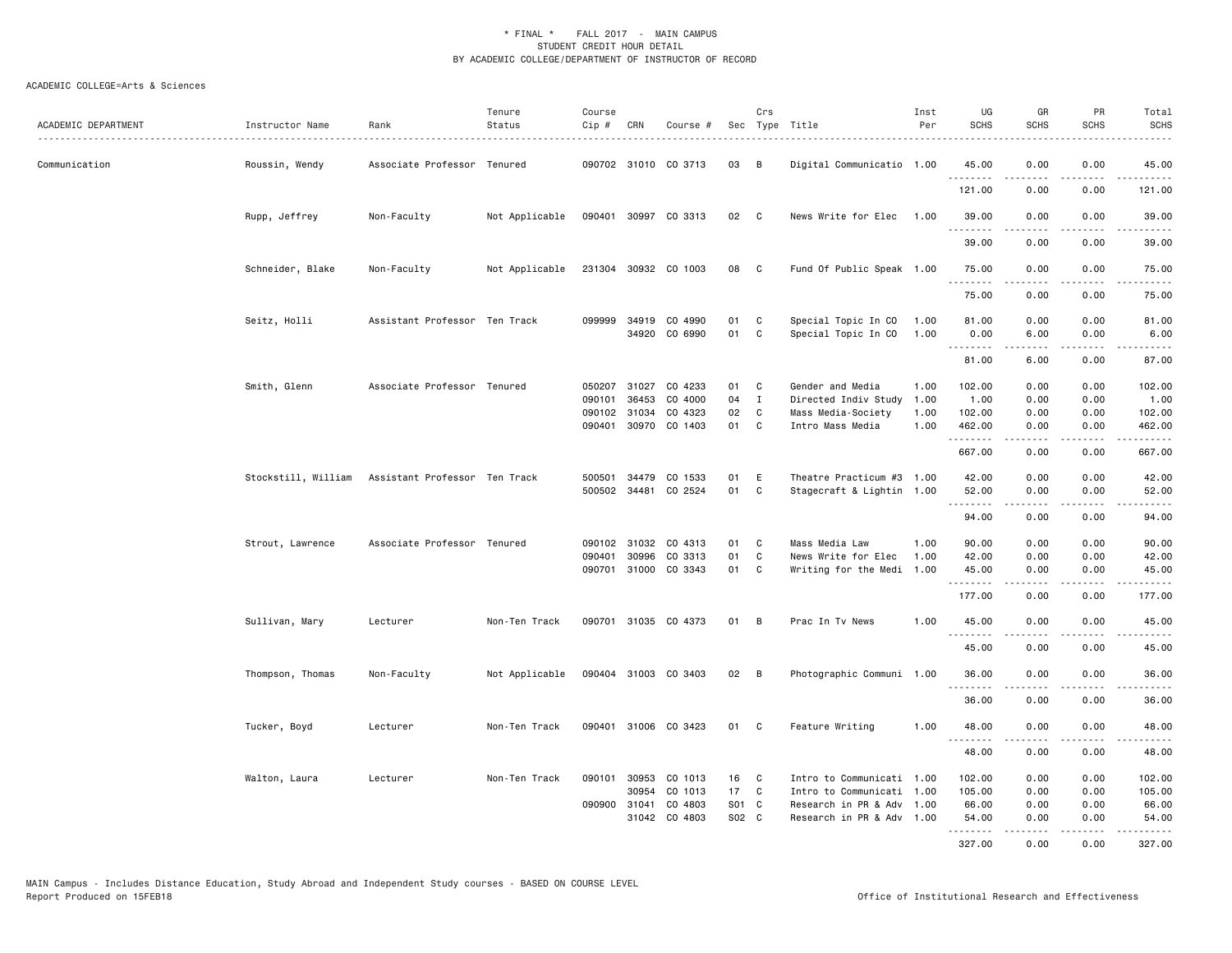\* FINAL \* FALL 2017 - MAIN CAMPUS
STUDENT CREDIT HOUR DETAIL
BY ACADEMIC COLLEGE/DEPARTMENT OF INSTRUCTOR OF RECORD

ACADEMIC COLLEGE=Arts & Sciences

| ACADEMIC DEPARTMENT | Instructor Name | Rank | Tenure Status | Course Cip # | CRN | Course # | Sec | Crs Type | Title | Inst Per | UG SCHS | GR SCHS | PR SCHS | Total SCHS |
|---|---|---|---|---|---|---|---|---|---|---|---|---|---|---|
| Communication | Roussin, Wendy | Associate Professor | Tenured | 090702 | 31010 | CO 3713 | 03 | B | Digital Communicatio | 1.00 | 45.00 | 0.00 | 0.00 | 45.00 |
| | | | | | | | | | | | 121.00 | 0.00 | 0.00 | 121.00 |
| | Rupp, Jeffrey | Non-Faculty | Not Applicable | 090401 | 30997 | CO 3313 | 02 | C | News Write for Elec | 1.00 | 39.00 | 0.00 | 0.00 | 39.00 |
| | | | | | | | | | | | 39.00 | 0.00 | 0.00 | 39.00 |
| | Schneider, Blake | Non-Faculty | Not Applicable | 231304 | 30932 | CO 1003 | 08 | C | Fund Of Public Speak | 1.00 | 75.00 | 0.00 | 0.00 | 75.00 |
| | | | | | | | | | | | 75.00 | 0.00 | 0.00 | 75.00 |
| | Seitz, Holli | Assistant Professor | Ten Track | 099999 | 34919 | CO 4990 | 01 | C | Special Topic In CO | 1.00 | 81.00 | 0.00 | 0.00 | 81.00 |
| | | | | | 34920 | CO 6990 | 01 | C | Special Topic In CO | 1.00 | 0.00 | 6.00 | 0.00 | 6.00 |
| | | | | | | | | | | | 81.00 | 6.00 | 0.00 | 87.00 |
| | Smith, Glenn | Associate Professor | Tenured | 050207 | 31027 | CO 4233 | 01 | C | Gender and Media | 1.00 | 102.00 | 0.00 | 0.00 | 102.00 |
| | | | | 090101 | 36453 | CO 4000 | 04 | I | Directed Indiv Study | 1.00 | 1.00 | 0.00 | 0.00 | 1.00 |
| | | | | 090102 | 31034 | CO 4323 | 02 | C | Mass Media-Society | 1.00 | 102.00 | 0.00 | 0.00 | 102.00 |
| | | | | 090401 | 30970 | CO 1403 | 01 | C | Intro Mass Media | 1.00 | 462.00 | 0.00 | 0.00 | 462.00 |
| | | | | | | | | | | | 667.00 | 0.00 | 0.00 | 667.00 |
| | Stockstill, William | Assistant Professor | Ten Track | 500501 | 34479 | CO 1533 | 01 | E | Theatre Practicum #3 | 1.00 | 42.00 | 0.00 | 0.00 | 42.00 |
| | | | | 500502 | 34481 | CO 2524 | 01 | C | Stagecraft & Lightin | 1.00 | 52.00 | 0.00 | 0.00 | 52.00 |
| | | | | | | | | | | | 94.00 | 0.00 | 0.00 | 94.00 |
| | Strout, Lawrence | Associate Professor | Tenured | 090102 | 31032 | CO 4313 | 01 | C | Mass Media Law | 1.00 | 90.00 | 0.00 | 0.00 | 90.00 |
| | | | | 090401 | 30996 | CO 3313 | 01 | C | News Write for Elec | 1.00 | 42.00 | 0.00 | 0.00 | 42.00 |
| | | | | 090701 | 31000 | CO 3343 | 01 | C | Writing for the Medi | 1.00 | 45.00 | 0.00 | 0.00 | 45.00 |
| | | | | | | | | | | | 177.00 | 0.00 | 0.00 | 177.00 |
| | Sullivan, Mary | Lecturer | Non-Ten Track | 090701 | 31035 | CO 4373 | 01 | B | Prac In Tv News | 1.00 | 45.00 | 0.00 | 0.00 | 45.00 |
| | | | | | | | | | | | 45.00 | 0.00 | 0.00 | 45.00 |
| | Thompson, Thomas | Non-Faculty | Not Applicable | 090404 | 31003 | CO 3403 | 02 | B | Photographic Communi | 1.00 | 36.00 | 0.00 | 0.00 | 36.00 |
| | | | | | | | | | | | 36.00 | 0.00 | 0.00 | 36.00 |
| | Tucker, Boyd | Lecturer | Non-Ten Track | 090401 | 31006 | CO 3423 | 01 | C | Feature Writing | 1.00 | 48.00 | 0.00 | 0.00 | 48.00 |
| | | | | | | | | | | | 48.00 | 0.00 | 0.00 | 48.00 |
| | Walton, Laura | Lecturer | Non-Ten Track | 090101 | 30953 | CO 1013 | 16 | C | Intro to Communicati | 1.00 | 102.00 | 0.00 | 0.00 | 102.00 |
| | | | | | 30954 | CO 1013 | 17 | C | Intro to Communicati | 1.00 | 105.00 | 0.00 | 0.00 | 105.00 |
| | | | | 090900 | 31041 | CO 4803 | S01 | C | Research in PR & Adv | 1.00 | 66.00 | 0.00 | 0.00 | 66.00 |
| | | | | | 31042 | CO 4803 | S02 | C | Research in PR & Adv | 1.00 | 54.00 | 0.00 | 0.00 | 54.00 |
| | | | | | | | | | | | 327.00 | 0.00 | 0.00 | 327.00 |

MAIN Campus - Includes Distance Education, Study Abroad and Independent Study courses - BASED ON COURSE LEVEL
Report Produced on 15FEB18

Office of Institutional Research and Effectiveness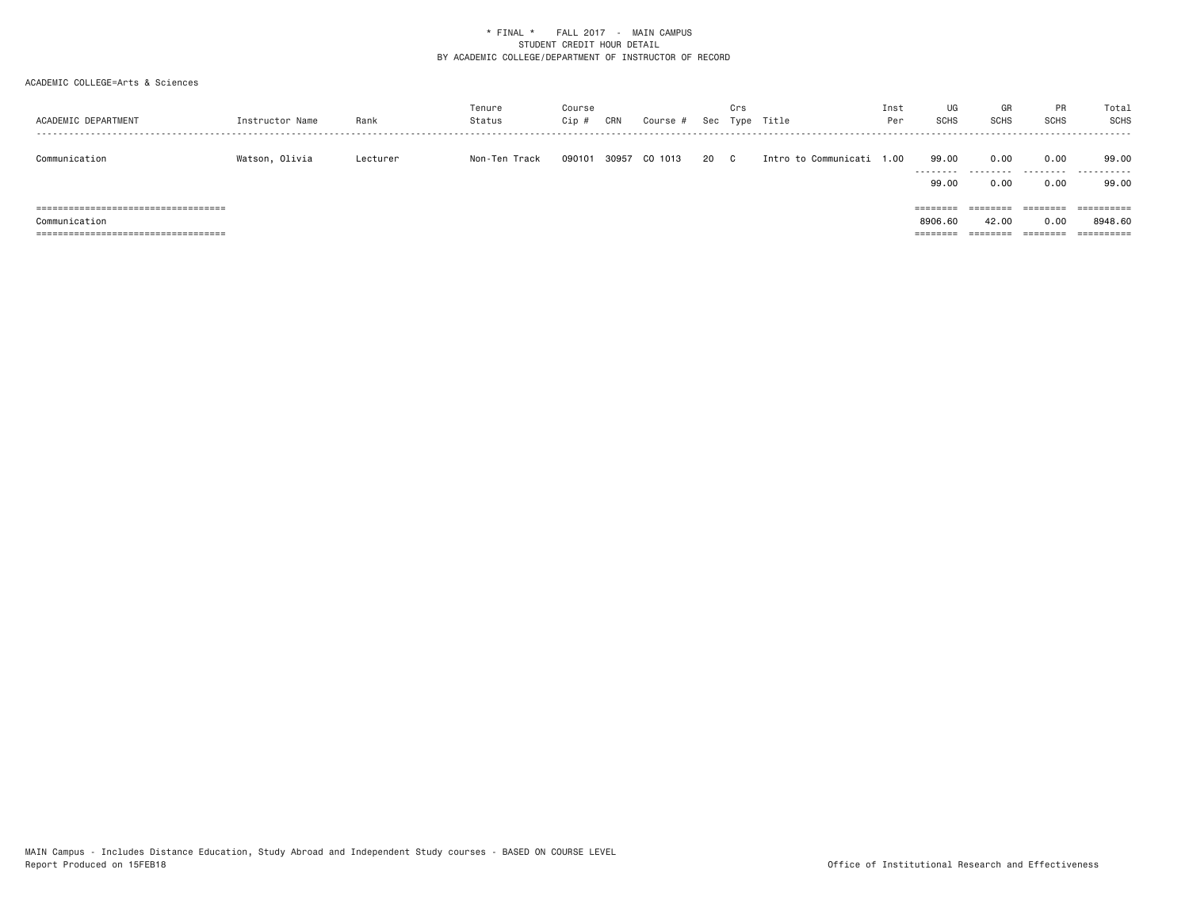\* FINAL \*    FALL 2017  -  MAIN CAMPUS
STUDENT CREDIT HOUR DETAIL
BY ACADEMIC COLLEGE/DEPARTMENT OF INSTRUCTOR OF RECORD

ACADEMIC COLLEGE=Arts & Sciences

| ACADEMIC DEPARTMENT | Instructor Name | Rank | Tenure Status | Course Cip # | CRN | Course # | Sec | Crs Type | Title | Inst Per | UG SCHS | GR SCHS | PR SCHS | Total SCHS |
|---|---|---|---|---|---|---|---|---|---|---|---|---|---|---|
| Communication | Watson, Olivia | Lecturer | Non-Ten Track | 090101 | 30957 | CO 1013 | 20 | C | Intro to Communicati | 1.00 | 99.00 | 0.00 | 0.00 | 99.00 |
| | | | | | | | | | | | 99.00 | 0.00 | 0.00 | 99.00 |
| Communication | | | | | | | | | | | 8906.60 | 42.00 | 0.00 | 8948.60 |

MAIN Campus - Includes Distance Education, Study Abroad and Independent Study courses - BASED ON COURSE LEVEL
Report Produced on 15FEB18

Office of Institutional Research and Effectiveness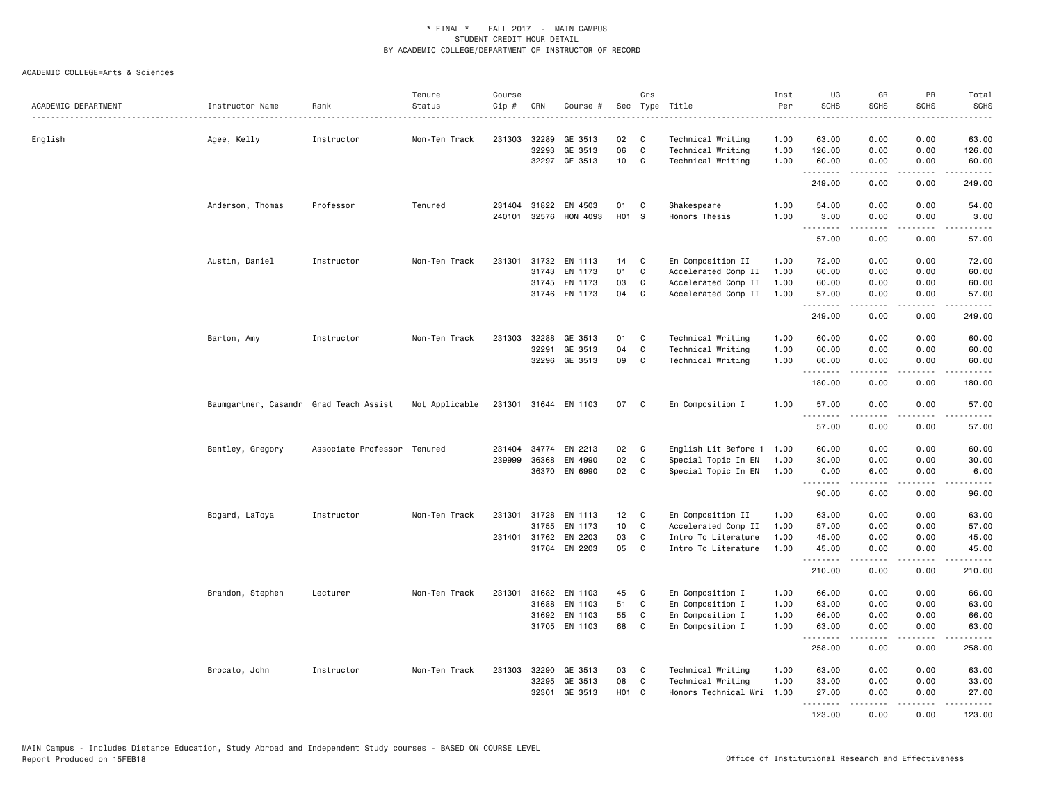# * FINAL * FALL 2017 - MAIN CAMPUS
## STUDENT CREDIT HOUR DETAIL
## BY ACADEMIC COLLEGE/DEPARTMENT OF INSTRUCTOR OF RECORD

ACADEMIC COLLEGE=Arts & Sciences

| ACADEMIC DEPARTMENT | Instructor Name | Rank | Tenure Status | Course Cip # | CRN | Course # | Sec | Crs Type | Title | Inst Per | UG SCHS | GR SCHS | PR SCHS | Total SCHS |
|---|---|---|---|---|---|---|---|---|---|---|---|---|---|---|
| English | Agee, Kelly | Instructor | Non-Ten Track | 231303 | 32289 | GE 3513 | 02 | C | Technical Writing | 1.00 | 63.00 | 0.00 | 0.00 | 63.00 |
| | | | | | 32293 | GE 3513 | 06 | C | Technical Writing | 1.00 | 126.00 | 0.00 | 0.00 | 126.00 |
| | | | | | 32297 | GE 3513 | 10 | C | Technical Writing | 1.00 | 60.00 | 0.00 | 0.00 | 60.00 |
| | | | | | | | | | | | 249.00 | 0.00 | 0.00 | 249.00 |
| | Anderson, Thomas | Professor | Tenured | 231404 | 31822 | EN 4503 | 01 | C | Shakespeare | 1.00 | 54.00 | 0.00 | 0.00 | 54.00 |
| | | | | 240101 | 32576 | HON 4093 | H01 | S | Honors Thesis | 1.00 | 3.00 | 0.00 | 0.00 | 3.00 |
| | | | | | | | | | | | 57.00 | 0.00 | 0.00 | 57.00 |
| | Austin, Daniel | Instructor | Non-Ten Track | 231301 | 31732 | EN 1113 | 14 | C | En Composition II | 1.00 | 72.00 | 0.00 | 0.00 | 72.00 |
| | | | | | 31743 | EN 1173 | 01 | C | Accelerated Comp II | 1.00 | 60.00 | 0.00 | 0.00 | 60.00 |
| | | | | | 31745 | EN 1173 | 03 | C | Accelerated Comp II | 1.00 | 60.00 | 0.00 | 0.00 | 60.00 |
| | | | | | 31746 | EN 1173 | 04 | C | Accelerated Comp II | 1.00 | 57.00 | 0.00 | 0.00 | 57.00 |
| | | | | | | | | | | | 249.00 | 0.00 | 0.00 | 249.00 |
| | Barton, Amy | Instructor | Non-Ten Track | 231303 | 32288 | GE 3513 | 01 | C | Technical Writing | 1.00 | 60.00 | 0.00 | 0.00 | 60.00 |
| | | | | | 32291 | GE 3513 | 04 | C | Technical Writing | 1.00 | 60.00 | 0.00 | 0.00 | 60.00 |
| | | | | | 32296 | GE 3513 | 09 | C | Technical Writing | 1.00 | 60.00 | 0.00 | 0.00 | 60.00 |
| | | | | | | | | | | | 180.00 | 0.00 | 0.00 | 180.00 |
| | Baumgartner, Casandr | Grad Teach Assist | Not Applicable | 231301 | 31644 | EN 1103 | 07 | C | En Composition I | 1.00 | 57.00 | 0.00 | 0.00 | 57.00 |
| | | | | | | | | | | | 57.00 | 0.00 | 0.00 | 57.00 |
| | Bentley, Gregory | Associate Professor | Tenured | 231404 | 34774 | EN 2213 | 02 | C | English Lit Before 1 | 1.00 | 60.00 | 0.00 | 0.00 | 60.00 |
| | | | | 239999 | 36368 | EN 4990 | 02 | C | Special Topic In EN | 1.00 | 30.00 | 0.00 | 0.00 | 30.00 |
| | | | | | 36370 | EN 6990 | 02 | C | Special Topic In EN | 1.00 | 0.00 | 6.00 | 0.00 | 6.00 |
| | | | | | | | | | | | 90.00 | 6.00 | 0.00 | 96.00 |
| | Bogard, LaToya | Instructor | Non-Ten Track | 231301 | 31728 | EN 1113 | 12 | C | En Composition II | 1.00 | 63.00 | 0.00 | 0.00 | 63.00 |
| | | | | | 31755 | EN 1173 | 10 | C | Accelerated Comp II | 1.00 | 57.00 | 0.00 | 0.00 | 57.00 |
| | | | | 231401 | 31762 | EN 2203 | 03 | C | Intro To Literature | 1.00 | 45.00 | 0.00 | 0.00 | 45.00 |
| | | | | | 31764 | EN 2203 | 05 | C | Intro To Literature | 1.00 | 45.00 | 0.00 | 0.00 | 45.00 |
| | | | | | | | | | | | 210.00 | 0.00 | 0.00 | 210.00 |
| | Brandon, Stephen | Lecturer | Non-Ten Track | 231301 | 31682 | EN 1103 | 45 | C | En Composition I | 1.00 | 66.00 | 0.00 | 0.00 | 66.00 |
| | | | | | 31688 | EN 1103 | 51 | C | En Composition I | 1.00 | 63.00 | 0.00 | 0.00 | 63.00 |
| | | | | | 31692 | EN 1103 | 55 | C | En Composition I | 1.00 | 66.00 | 0.00 | 0.00 | 66.00 |
| | | | | | 31705 | EN 1103 | 68 | C | En Composition I | 1.00 | 63.00 | 0.00 | 0.00 | 63.00 |
| | | | | | | | | | | | 258.00 | 0.00 | 0.00 | 258.00 |
| | Brocato, John | Instructor | Non-Ten Track | 231303 | 32290 | GE 3513 | 03 | C | Technical Writing | 1.00 | 63.00 | 0.00 | 0.00 | 63.00 |
| | | | | | 32295 | GE 3513 | 08 | C | Technical Writing | 1.00 | 33.00 | 0.00 | 0.00 | 33.00 |
| | | | | | 32301 | GE 3513 | H01 | C | Honors Technical Wri | 1.00 | 27.00 | 0.00 | 0.00 | 27.00 |
| | | | | | | | | | | | 123.00 | 0.00 | 0.00 | 123.00 |

MAIN Campus - Includes Distance Education, Study Abroad and Independent Study courses - BASED ON COURSE LEVEL
Report Produced on 15FEB18

Office of Institutional Research and Effectiveness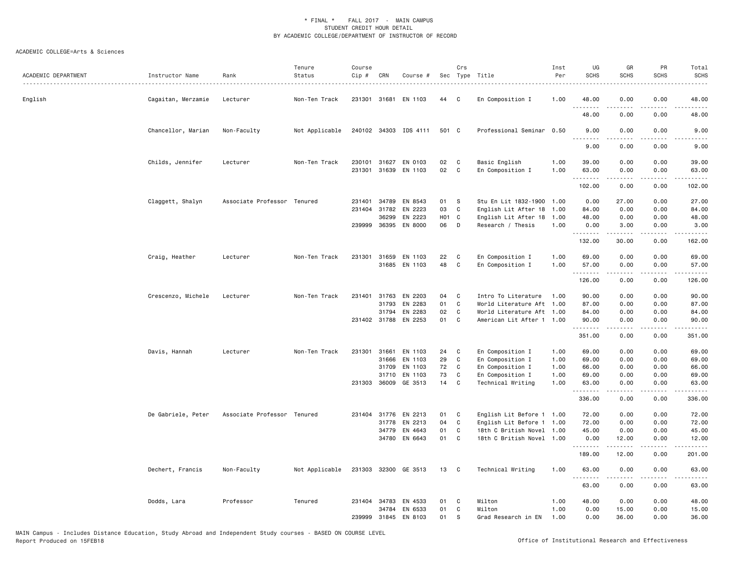\* FINAL \* FALL 2017 - MAIN CAMPUS
STUDENT CREDIT HOUR DETAIL
BY ACADEMIC COLLEGE/DEPARTMENT OF INSTRUCTOR OF RECORD

ACADEMIC COLLEGE=Arts & Sciences

| ACADEMIC DEPARTMENT | Instructor Name | Rank | Tenure Status | Course Cip # | CRN | Course # | Sec | Crs Type | Title | Inst Per | UG SCHS | GR SCHS | PR SCHS | Total SCHS |
|---|---|---|---|---|---|---|---|---|---|---|---|---|---|---|
| English | Cagaitan, Merzamie | Lecturer | Non-Ten Track | 231301 | 31681 | EN 1103 | 44 | C | En Composition I | 1.00 | 48.00 | 0.00 | 0.00 | 48.00 |
| | | | | | | | | | | | 48.00 | 0.00 | 0.00 | 48.00 |
| | Chancellor, Marian | Non-Faculty | Not Applicable | 240102 | 34303 | IDS 4111 | 501 | C | Professional Seminar | 0.50 | 9.00 | 0.00 | 0.00 | 9.00 |
| | | | | | | | | | | | 9.00 | 0.00 | 0.00 | 9.00 |
| | Childs, Jennifer | Lecturer | Non-Ten Track | 230101 | 31627 | EN 0103 | 02 | C | Basic English | 1.00 | 39.00 | 0.00 | 0.00 | 39.00 |
| | | | | 231301 | 31639 | EN 1103 | 02 | C | En Composition I | 1.00 | 63.00 | 0.00 | 0.00 | 63.00 |
| | | | | | | | | | | | 102.00 | 0.00 | 0.00 | 102.00 |
| | Claggett, Shalyn | Associate Professor | Tenured | 231401 | 34789 | EN 8543 | 01 | S | Stu En Lit 1832-1900 | 1.00 | 0.00 | 27.00 | 0.00 | 27.00 |
| | | | | 231404 | 31782 | EN 2223 | 03 | C | English Lit After 18 | 1.00 | 84.00 | 0.00 | 0.00 | 84.00 |
| | | | | | 36299 | EN 2223 | H01 | C | English Lit After 18 | 1.00 | 48.00 | 0.00 | 0.00 | 48.00 |
| | | | | 239999 | 36395 | EN 8000 | 06 | D | Research / Thesis | 1.00 | 0.00 | 3.00 | 0.00 | 3.00 |
| | | | | | | | | | | | 132.00 | 30.00 | 0.00 | 162.00 |
| | Craig, Heather | Lecturer | Non-Ten Track | 231301 | 31659 | EN 1103 | 22 | C | En Composition I | 1.00 | 69.00 | 0.00 | 0.00 | 69.00 |
| | | | | | 31685 | EN 1103 | 48 | C | En Composition I | 1.00 | 57.00 | 0.00 | 0.00 | 57.00 |
| | | | | | | | | | | | 126.00 | 0.00 | 0.00 | 126.00 |
| | Crescenzo, Michele | Lecturer | Non-Ten Track | 231401 | 31763 | EN 2203 | 04 | C | Intro To Literature | 1.00 | 90.00 | 0.00 | 0.00 | 90.00 |
| | | | | | 31793 | EN 2283 | 01 | C | World Literature Aft | 1.00 | 87.00 | 0.00 | 0.00 | 87.00 |
| | | | | | 31794 | EN 2283 | 02 | C | World Literature Aft | 1.00 | 84.00 | 0.00 | 0.00 | 84.00 |
| | | | | 231402 | 31788 | EN 2253 | 01 | C | American Lit After 1 | 1.00 | 90.00 | 0.00 | 0.00 | 90.00 |
| | | | | | | | | | | | 351.00 | 0.00 | 0.00 | 351.00 |
| | Davis, Hannah | Lecturer | Non-Ten Track | 231301 | 31661 | EN 1103 | 24 | C | En Composition I | 1.00 | 69.00 | 0.00 | 0.00 | 69.00 |
| | | | | | 31666 | EN 1103 | 29 | C | En Composition I | 1.00 | 69.00 | 0.00 | 0.00 | 69.00 |
| | | | | | 31709 | EN 1103 | 72 | C | En Composition I | 1.00 | 66.00 | 0.00 | 0.00 | 66.00 |
| | | | | | 31710 | EN 1103 | 73 | C | En Composition I | 1.00 | 69.00 | 0.00 | 0.00 | 69.00 |
| | | | | 231303 | 36009 | GE 3513 | 14 | C | Technical Writing | 1.00 | 63.00 | 0.00 | 0.00 | 63.00 |
| | | | | | | | | | | | 336.00 | 0.00 | 0.00 | 336.00 |
| | De Gabriele, Peter | Associate Professor | Tenured | 231404 | 31776 | EN 2213 | 01 | C | English Lit Before 1 | 1.00 | 72.00 | 0.00 | 0.00 | 72.00 |
| | | | | | 31778 | EN 2213 | 04 | C | English Lit Before 1 | 1.00 | 72.00 | 0.00 | 0.00 | 72.00 |
| | | | | | 34779 | EN 4643 | 01 | C | 18th C British Novel | 1.00 | 45.00 | 0.00 | 0.00 | 45.00 |
| | | | | | 34780 | EN 6643 | 01 | C | 18th C British Novel | 1.00 | 0.00 | 12.00 | 0.00 | 12.00 |
| | | | | | | | | | | | 189.00 | 12.00 | 0.00 | 201.00 |
| | Dechert, Francis | Non-Faculty | Not Applicable | 231303 | 32300 | GE 3513 | 13 | C | Technical Writing | 1.00 | 63.00 | 0.00 | 0.00 | 63.00 |
| | | | | | | | | | | | 63.00 | 0.00 | 0.00 | 63.00 |
| | Dodds, Lara | Professor | Tenured | 231404 | 34783 | EN 4533 | 01 | C | Milton | 1.00 | 48.00 | 0.00 | 0.00 | 48.00 |
| | | | | | 34784 | EN 6533 | 01 | C | Milton | 1.00 | 0.00 | 15.00 | 0.00 | 15.00 |
| | | | | 239999 | 31845 | EN 8103 | 01 | S | Grad Research in EN | 1.00 | 0.00 | 36.00 | 0.00 | 36.00 |

MAIN Campus - Includes Distance Education, Study Abroad and Independent Study courses - BASED ON COURSE LEVEL
Report Produced on 15FEB18

Office of Institutional Research and Effectiveness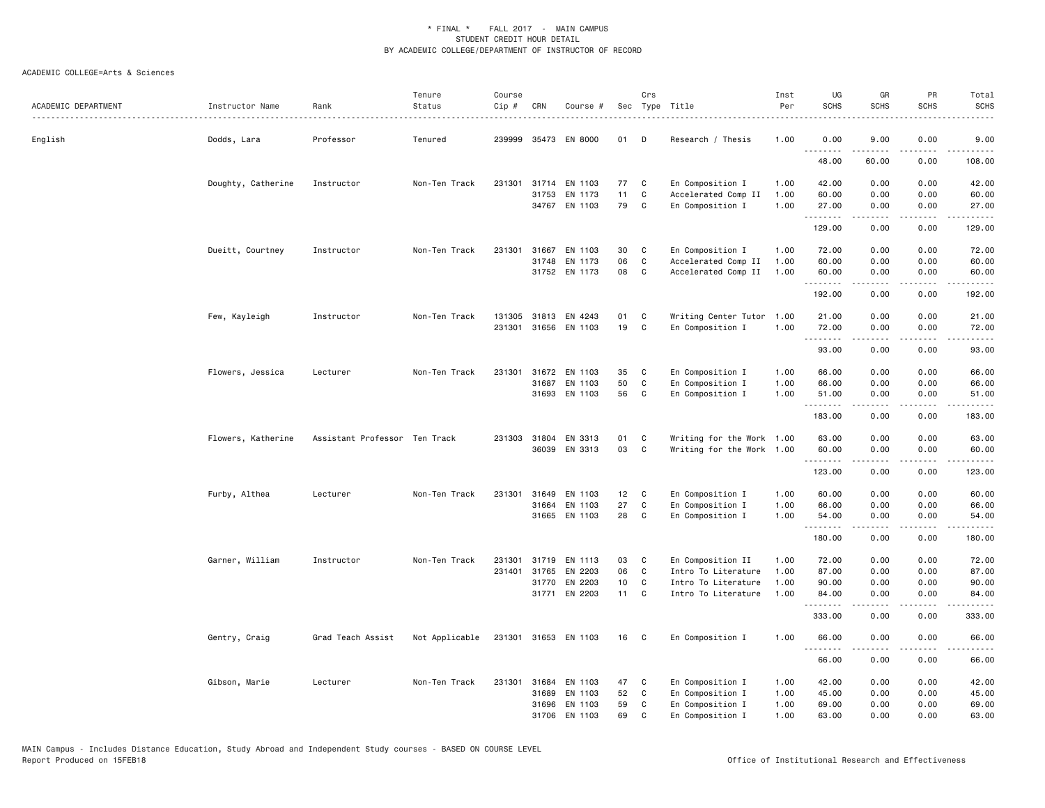# * FINAL * FALL 2017 - MAIN CAMPUS
## STUDENT CREDIT HOUR DETAIL
## BY ACADEMIC COLLEGE/DEPARTMENT OF INSTRUCTOR OF RECORD

ACADEMIC COLLEGE=Arts & Sciences

| ACADEMIC DEPARTMENT | Instructor Name | Rank | Tenure Status | Course Cip # | CRN | Course # | Sec | Crs Type | Title | Inst Per | UG SCHS | GR SCHS | PR SCHS | Total SCHS |
|---|---|---|---|---|---|---|---|---|---|---|---|---|---|---|
| English | Dodds, Lara | Professor | Tenured | 239999 | 35473 | EN 8000 | 01 | D | Research / Thesis | 1.00 | 0.00 | 9.00 | 0.00 | 9.00 |
| | | | | | | | | | | | 48.00 | 60.00 | 0.00 | 108.00 |
| | Doughty, Catherine | Instructor | Non-Ten Track | 231301 | 31714 | EN 1103 | 77 | C | En Composition I | 1.00 | 42.00 | 0.00 | 0.00 | 42.00 |
| | | | | | 31753 | EN 1173 | 11 | C | Accelerated Comp II | 1.00 | 60.00 | 0.00 | 0.00 | 60.00 |
| | | | | | 34767 | EN 1103 | 79 | C | En Composition I | 1.00 | 27.00 | 0.00 | 0.00 | 27.00 |
| | | | | | | | | | | | 129.00 | 0.00 | 0.00 | 129.00 |
| | Dueitt, Courtney | Instructor | Non-Ten Track | 231301 | 31667 | EN 1103 | 30 | C | En Composition I | 1.00 | 72.00 | 0.00 | 0.00 | 72.00 |
| | | | | | 31748 | EN 1173 | 06 | C | Accelerated Comp II | 1.00 | 60.00 | 0.00 | 0.00 | 60.00 |
| | | | | | 31752 | EN 1173 | 08 | C | Accelerated Comp II | 1.00 | 60.00 | 0.00 | 0.00 | 60.00 |
| | | | | | | | | | | | 192.00 | 0.00 | 0.00 | 192.00 |
| | Few, Kayleigh | Instructor | Non-Ten Track | 131305 | 31813 | EN 4243 | 01 | C | Writing Center Tutor | 1.00 | 21.00 | 0.00 | 0.00 | 21.00 |
| | | | | 231301 | 31656 | EN 1103 | 19 | C | En Composition I | 1.00 | 72.00 | 0.00 | 0.00 | 72.00 |
| | | | | | | | | | | | 93.00 | 0.00 | 0.00 | 93.00 |
| | Flowers, Jessica | Lecturer | Non-Ten Track | 231301 | 31672 | EN 1103 | 35 | C | En Composition I | 1.00 | 66.00 | 0.00 | 0.00 | 66.00 |
| | | | | | 31687 | EN 1103 | 50 | C | En Composition I | 1.00 | 66.00 | 0.00 | 0.00 | 66.00 |
| | | | | | 31693 | EN 1103 | 56 | C | En Composition I | 1.00 | 51.00 | 0.00 | 0.00 | 51.00 |
| | | | | | | | | | | | 183.00 | 0.00 | 0.00 | 183.00 |
| | Flowers, Katherine | Assistant Professor | Ten Track | 231303 | 31804 | EN 3313 | 01 | C | Writing for the Work | 1.00 | 63.00 | 0.00 | 0.00 | 63.00 |
| | | | | | 36039 | EN 3313 | 03 | C | Writing for the Work | 1.00 | 60.00 | 0.00 | 0.00 | 60.00 |
| | | | | | | | | | | | 123.00 | 0.00 | 0.00 | 123.00 |
| | Furby, Althea | Lecturer | Non-Ten Track | 231301 | 31649 | EN 1103 | 12 | C | En Composition I | 1.00 | 60.00 | 0.00 | 0.00 | 60.00 |
| | | | | | 31664 | EN 1103 | 27 | C | En Composition I | 1.00 | 66.00 | 0.00 | 0.00 | 66.00 |
| | | | | | 31665 | EN 1103 | 28 | C | En Composition I | 1.00 | 54.00 | 0.00 | 0.00 | 54.00 |
| | | | | | | | | | | | 180.00 | 0.00 | 0.00 | 180.00 |
| | Garner, William | Instructor | Non-Ten Track | 231301 | 31719 | EN 1113 | 03 | C | En Composition II | 1.00 | 72.00 | 0.00 | 0.00 | 72.00 |
| | | | | 231401 | 31765 | EN 2203 | 06 | C | Intro To Literature | 1.00 | 87.00 | 0.00 | 0.00 | 87.00 |
| | | | | | 31770 | EN 2203 | 10 | C | Intro To Literature | 1.00 | 90.00 | 0.00 | 0.00 | 90.00 |
| | | | | | 31771 | EN 2203 | 11 | C | Intro To Literature | 1.00 | 84.00 | 0.00 | 0.00 | 84.00 |
| | | | | | | | | | | | 333.00 | 0.00 | 0.00 | 333.00 |
| | Gentry, Craig | Grad Teach Assist | Not Applicable | 231301 | 31653 | EN 1103 | 16 | C | En Composition I | 1.00 | 66.00 | 0.00 | 0.00 | 66.00 |
| | | | | | | | | | | | 66.00 | 0.00 | 0.00 | 66.00 |
| | Gibson, Marie | Lecturer | Non-Ten Track | 231301 | 31684 | EN 1103 | 47 | C | En Composition I | 1.00 | 42.00 | 0.00 | 0.00 | 42.00 |
| | | | | | 31689 | EN 1103 | 52 | C | En Composition I | 1.00 | 45.00 | 0.00 | 0.00 | 45.00 |
| | | | | | 31696 | EN 1103 | 59 | C | En Composition I | 1.00 | 69.00 | 0.00 | 0.00 | 69.00 |
| | | | | | 31706 | EN 1103 | 69 | C | En Composition I | 1.00 | 63.00 | 0.00 | 0.00 | 63.00 |

MAIN Campus - Includes Distance Education, Study Abroad and Independent Study courses - BASED ON COURSE LEVEL
Report Produced on 15FEB18

Office of Institutional Research and Effectiveness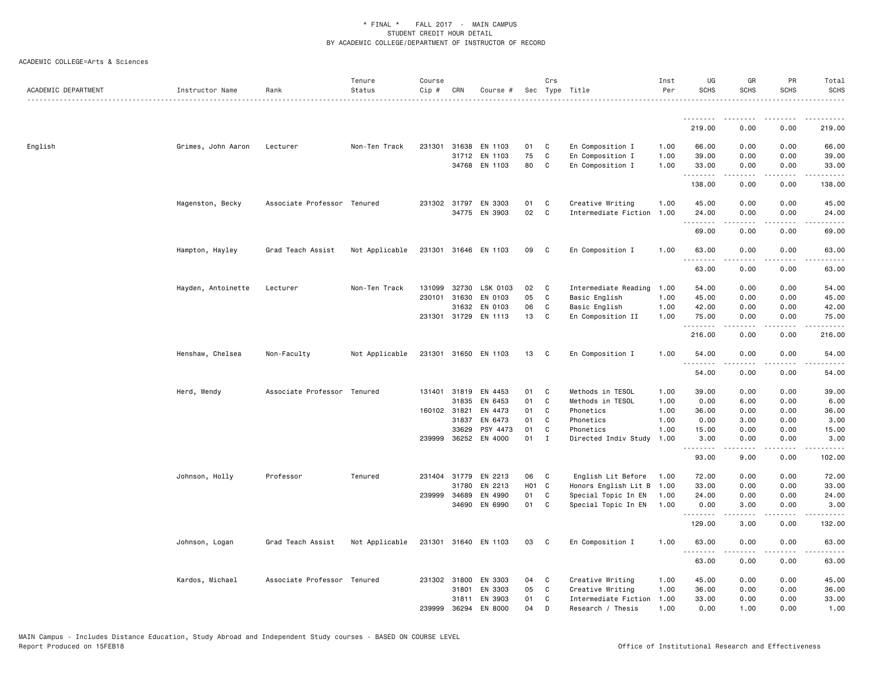\* FINAL \* FALL 2017 - MAIN CAMPUS
STUDENT CREDIT HOUR DETAIL
BY ACADEMIC COLLEGE/DEPARTMENT OF INSTRUCTOR OF RECORD

ACADEMIC COLLEGE=Arts & Sciences

| ACADEMIC DEPARTMENT | Instructor Name | Rank | Tenure Status | Course Cip # | CRN | Course # | Sec | Crs Type | Title | Inst Per | UG SCHS | GR SCHS | PR SCHS | Total SCHS |
|---|---|---|---|---|---|---|---|---|---|---|---|---|---|---|
| | | | | | | | | | | | 219.00 | 0.00 | 0.00 | 219.00 |
| English | Grimes, John Aaron | Lecturer | Non-Ten Track | 231301 | 31638 | EN 1103 | 01 | C | En Composition I | 1.00 | 66.00 | 0.00 | 0.00 | 66.00 |
| | | | | | 31712 | EN 1103 | 75 | C | En Composition I | 1.00 | 39.00 | 0.00 | 0.00 | 39.00 |
| | | | | | 34768 | EN 1103 | 80 | C | En Composition I | 1.00 | 33.00 | 0.00 | 0.00 | 33.00 |
| | | | | | | | | | | | 138.00 | 0.00 | 0.00 | 138.00 |
| | Hagenston, Becky | Associate Professor | Tenured | 231302 | 31797 | EN 3303 | 01 | C | Creative Writing | 1.00 | 45.00 | 0.00 | 0.00 | 45.00 |
| | | | | | 34775 | EN 3903 | 02 | C | Intermediate Fiction | 1.00 | 24.00 | 0.00 | 0.00 | 24.00 |
| | | | | | | | | | | | 69.00 | 0.00 | 0.00 | 69.00 |
| | Hampton, Hayley | Grad Teach Assist | Not Applicable | 231301 | 31646 | EN 1103 | 09 | C | En Composition I | 1.00 | 63.00 | 0.00 | 0.00 | 63.00 |
| | | | | | | | | | | | 63.00 | 0.00 | 0.00 | 63.00 |
| | Hayden, Antoinette | Lecturer | Non-Ten Track | 131099 | 32730 | LSK 0103 | 02 | C | Intermediate Reading | 1.00 | 54.00 | 0.00 | 0.00 | 54.00 |
| | | | | 230101 | 31630 | EN 0103 | 05 | C | Basic English | 1.00 | 45.00 | 0.00 | 0.00 | 45.00 |
| | | | | | 31632 | EN 0103 | 06 | C | Basic English | 1.00 | 42.00 | 0.00 | 0.00 | 42.00 |
| | | | | 231301 | 31729 | EN 1113 | 13 | C | En Composition II | 1.00 | 75.00 | 0.00 | 0.00 | 75.00 |
| | | | | | | | | | | | 216.00 | 0.00 | 0.00 | 216.00 |
| | Henshaw, Chelsea | Non-Faculty | Not Applicable | 231301 | 31650 | EN 1103 | 13 | C | En Composition I | 1.00 | 54.00 | 0.00 | 0.00 | 54.00 |
| | | | | | | | | | | | 54.00 | 0.00 | 0.00 | 54.00 |
| | Herd, Wendy | Associate Professor | Tenured | 131401 | 31819 | EN 4453 | 01 | C | Methods in TESOL | 1.00 | 39.00 | 0.00 | 0.00 | 39.00 |
| | | | | | 31835 | EN 6453 | 01 | C | Methods in TESOL | 1.00 | 0.00 | 6.00 | 0.00 | 6.00 |
| | | | | 160102 | 31821 | EN 4473 | 01 | C | Phonetics | 1.00 | 36.00 | 0.00 | 0.00 | 36.00 |
| | | | | | 31837 | EN 6473 | 01 | C | Phonetics | 1.00 | 0.00 | 3.00 | 0.00 | 3.00 |
| | | | | | 33629 | PSY 4473 | 01 | C | Phonetics | 1.00 | 15.00 | 0.00 | 0.00 | 15.00 |
| | | | | 239999 | 36252 | EN 4000 | 01 | I | Directed Indiv Study | 1.00 | 3.00 | 0.00 | 0.00 | 3.00 |
| | | | | | | | | | | | 93.00 | 9.00 | 0.00 | 102.00 |
| | Johnson, Holly | Professor | Tenured | 231404 | 31779 | EN 2213 | 06 | C | English Lit Before | 1.00 | 72.00 | 0.00 | 0.00 | 72.00 |
| | | | | | 31780 | EN 2213 | H01 | C | Honors English Lit B | 1.00 | 33.00 | 0.00 | 0.00 | 33.00 |
| | | | | 239999 | 34689 | EN 4990 | 01 | C | Special Topic In EN | 1.00 | 24.00 | 0.00 | 0.00 | 24.00 |
| | | | | | 34690 | EN 6990 | 01 | C | Special Topic In EN | 1.00 | 0.00 | 3.00 | 0.00 | 3.00 |
| | | | | | | | | | | | 129.00 | 3.00 | 0.00 | 132.00 |
| | Johnson, Logan | Grad Teach Assist | Not Applicable | 231301 | 31640 | EN 1103 | 03 | C | En Composition I | 1.00 | 63.00 | 0.00 | 0.00 | 63.00 |
| | | | | | | | | | | | 63.00 | 0.00 | 0.00 | 63.00 |
| | Kardos, Michael | Associate Professor | Tenured | 231302 | 31800 | EN 3303 | 04 | C | Creative Writing | 1.00 | 45.00 | 0.00 | 0.00 | 45.00 |
| | | | | | 31801 | EN 3303 | 05 | C | Creative Writing | 1.00 | 36.00 | 0.00 | 0.00 | 36.00 |
| | | | | | 31811 | EN 3903 | 01 | C | Intermediate Fiction | 1.00 | 33.00 | 0.00 | 0.00 | 33.00 |
| | | | | 239999 | 36294 | EN 8000 | 04 | D | Research / Thesis | 1.00 | 0.00 | 1.00 | 0.00 | 1.00 |

MAIN Campus - Includes Distance Education, Study Abroad and Independent Study courses - BASED ON COURSE LEVEL
Report Produced on 15FEB18 Office of Institutional Research and Effectiveness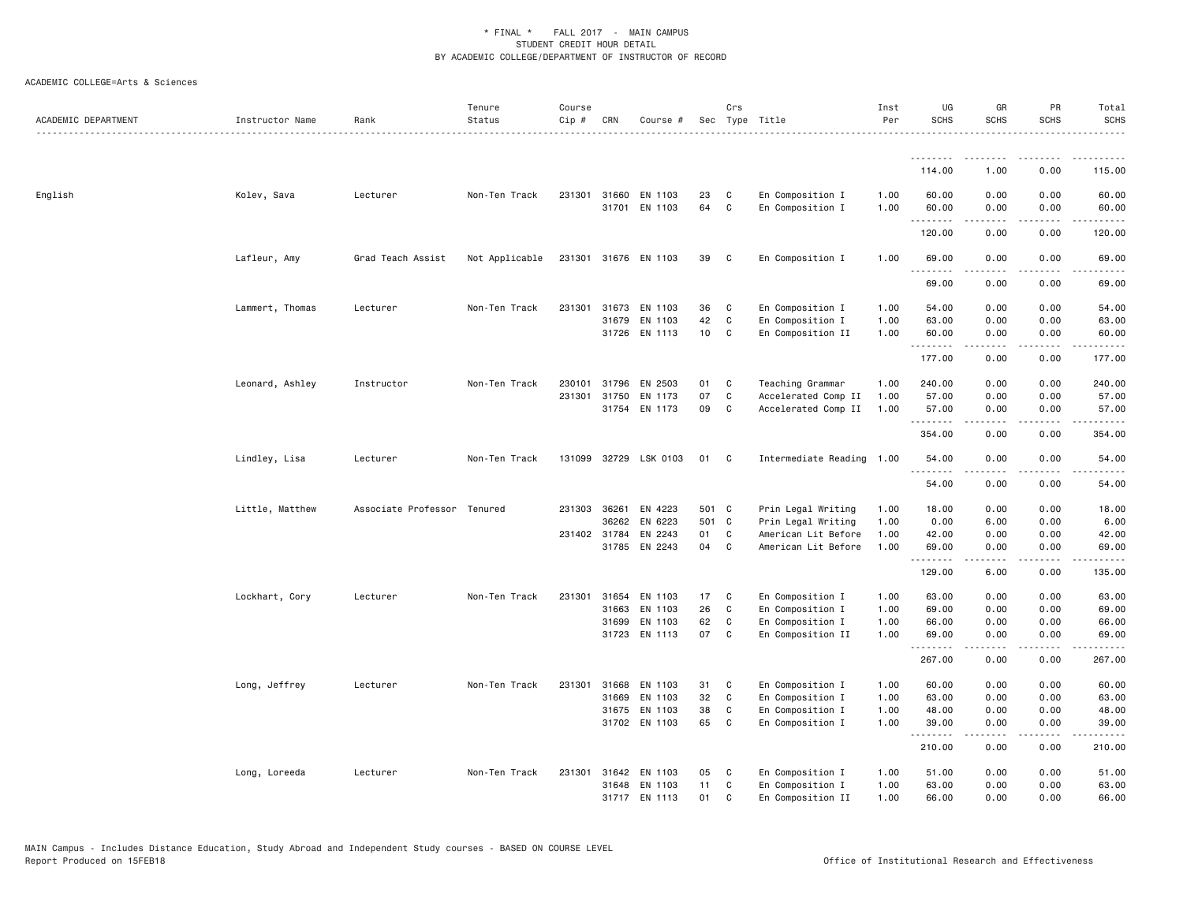ACADEMIC COLLEGE=Arts & Sciences

| ACADEMIC DEPARTMENT | Instructor Name | Rank | Tenure Status | Course Cip # | CRN | Course # | Sec | Crs Type | Title | Inst Per | UG SCHS | GR SCHS | PR SCHS | Total SCHS |
|---|---|---|---|---|---|---|---|---|---|---|---|---|---|---|
| | | | | | | | | | | | 114.00 | 1.00 | 0.00 | 115.00 |
| English | Kolev, Sava | Lecturer | Non-Ten Track | 231301 | 31660 | EN 1103 | 23 | C | En Composition I | 1.00 | 60.00 | 0.00 | 0.00 | 60.00 |
| | | | | | 31701 | EN 1103 | 64 | C | En Composition I | 1.00 | 60.00 | 0.00 | 0.00 | 60.00 |
| | | | | | | | | | | | 120.00 | 0.00 | 0.00 | 120.00 |
| | Lafleur, Amy | Grad Teach Assist | Not Applicable | 231301 | 31676 | EN 1103 | 39 | C | En Composition I | 1.00 | 69.00 | 0.00 | 0.00 | 69.00 |
| | | | | | | | | | | | 69.00 | 0.00 | 0.00 | 69.00 |
| | Lammert, Thomas | Lecturer | Non-Ten Track | 231301 | 31673 | EN 1103 | 36 | C | En Composition I | 1.00 | 54.00 | 0.00 | 0.00 | 54.00 |
| | | | | | 31679 | EN 1103 | 42 | C | En Composition I | 1.00 | 63.00 | 0.00 | 0.00 | 63.00 |
| | | | | | 31726 | EN 1113 | 10 | C | En Composition II | 1.00 | 60.00 | 0.00 | 0.00 | 60.00 |
| | | | | | | | | | | | 177.00 | 0.00 | 0.00 | 177.00 |
| | Leonard, Ashley | Instructor | Non-Ten Track | 230101 | 31796 | EN 2503 | 01 | C | Teaching Grammar | 1.00 | 240.00 | 0.00 | 0.00 | 240.00 |
| | | | | 231301 | 31750 | EN 1173 | 07 | C | Accelerated Comp II | 1.00 | 57.00 | 0.00 | 0.00 | 57.00 |
| | | | | | 31754 | EN 1173 | 09 | C | Accelerated Comp II | 1.00 | 57.00 | 0.00 | 0.00 | 57.00 |
| | | | | | | | | | | | 354.00 | 0.00 | 0.00 | 354.00 |
| | Lindley, Lisa | Lecturer | Non-Ten Track | 131099 | 32729 | LSK 0103 | 01 | C | Intermediate Reading | 1.00 | 54.00 | 0.00 | 0.00 | 54.00 |
| | | | | | | | | | | | 54.00 | 0.00 | 0.00 | 54.00 |
| | Little, Matthew | Associate Professor | Tenured | 231303 | 36261 | EN 4223 | 501 | C | Prin Legal Writing | 1.00 | 18.00 | 0.00 | 0.00 | 18.00 |
| | | | | | 36262 | EN 6223 | 501 | C | Prin Legal Writing | 1.00 | 0.00 | 6.00 | 0.00 | 6.00 |
| | | | | 231402 | 31784 | EN 2243 | 01 | C | American Lit Before | 1.00 | 42.00 | 0.00 | 0.00 | 42.00 |
| | | | | | 31785 | EN 2243 | 04 | C | American Lit Before | 1.00 | 69.00 | 0.00 | 0.00 | 69.00 |
| | | | | | | | | | | | 129.00 | 6.00 | 0.00 | 135.00 |
| | Lockhart, Cory | Lecturer | Non-Ten Track | 231301 | 31654 | EN 1103 | 17 | C | En Composition I | 1.00 | 63.00 | 0.00 | 0.00 | 63.00 |
| | | | | | 31663 | EN 1103 | 26 | C | En Composition I | 1.00 | 69.00 | 0.00 | 0.00 | 69.00 |
| | | | | | 31699 | EN 1103 | 62 | C | En Composition I | 1.00 | 66.00 | 0.00 | 0.00 | 66.00 |
| | | | | | 31723 | EN 1113 | 07 | C | En Composition II | 1.00 | 69.00 | 0.00 | 0.00 | 69.00 |
| | | | | | | | | | | | 267.00 | 0.00 | 0.00 | 267.00 |
| | Long, Jeffrey | Lecturer | Non-Ten Track | 231301 | 31668 | EN 1103 | 31 | C | En Composition I | 1.00 | 60.00 | 0.00 | 0.00 | 60.00 |
| | | | | | 31669 | EN 1103 | 32 | C | En Composition I | 1.00 | 63.00 | 0.00 | 0.00 | 63.00 |
| | | | | | 31675 | EN 1103 | 38 | C | En Composition I | 1.00 | 48.00 | 0.00 | 0.00 | 48.00 |
| | | | | | 31702 | EN 1103 | 65 | C | En Composition I | 1.00 | 39.00 | 0.00 | 0.00 | 39.00 |
| | | | | | | | | | | | 210.00 | 0.00 | 0.00 | 210.00 |
| | Long, Loreeda | Lecturer | Non-Ten Track | 231301 | 31642 | EN 1103 | 05 | C | En Composition I | 1.00 | 51.00 | 0.00 | 0.00 | 51.00 |
| | | | | | 31648 | EN 1103 | 11 | C | En Composition I | 1.00 | 63.00 | 0.00 | 0.00 | 63.00 |
| | | | | | 31717 | EN 1113 | 01 | C | En Composition II | 1.00 | 66.00 | 0.00 | 0.00 | 66.00 |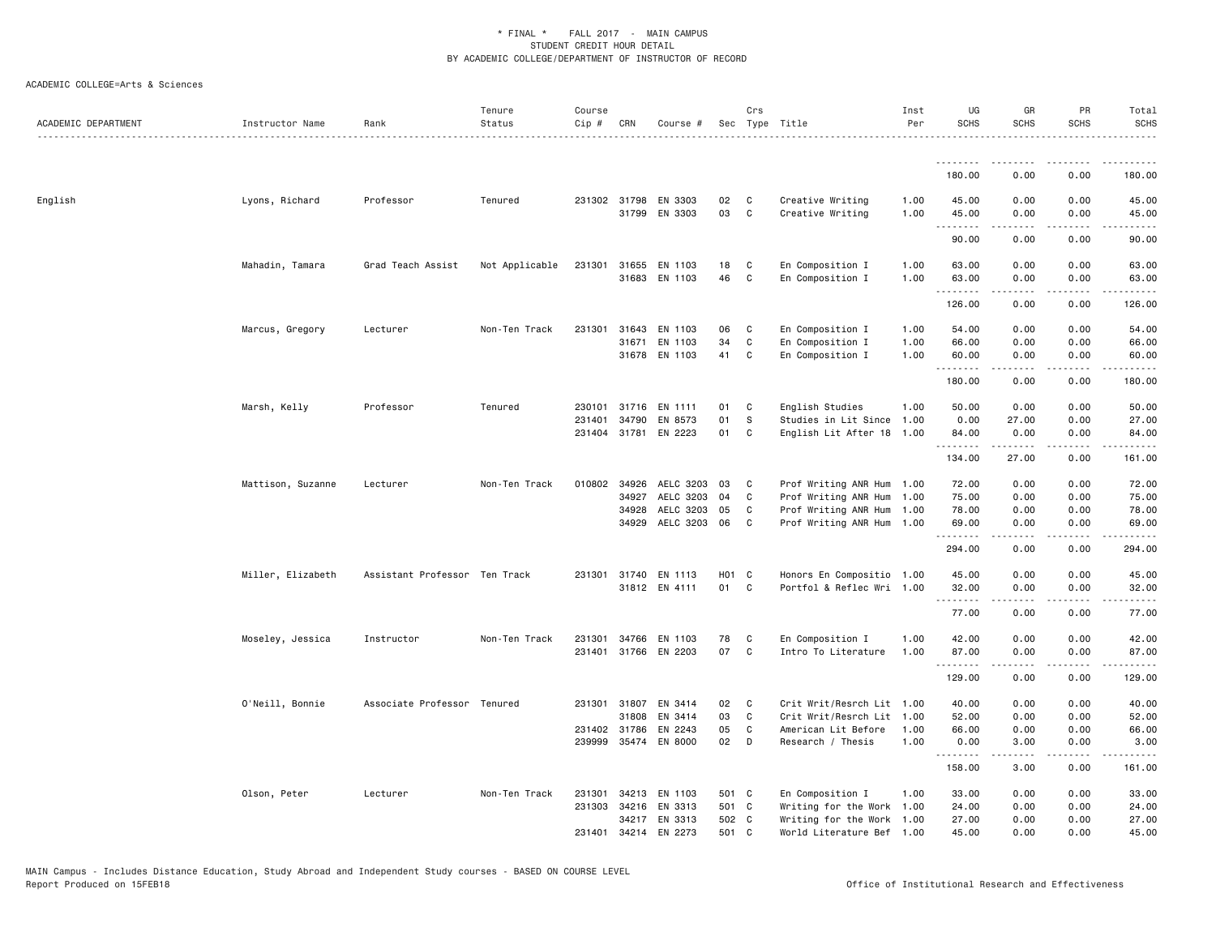\* FINAL \* FALL 2017 - MAIN CAMPUS
STUDENT CREDIT HOUR DETAIL
BY ACADEMIC COLLEGE/DEPARTMENT OF INSTRUCTOR OF RECORD

ACADEMIC COLLEGE=Arts & Sciences

| ACADEMIC DEPARTMENT | Instructor Name | Rank | Tenure Status | Course Cip # | CRN | Course # | Sec | Crs Type | Title | Inst Per | UG SCHS | GR SCHS | PR SCHS | Total SCHS |
|---|---|---|---|---|---|---|---|---|---|---|---|---|---|---|
| | | | | | | | | | | | 180.00 | 0.00 | 0.00 | 180.00 |
| English | Lyons, Richard | Professor | Tenured | 231302 | 31798 | EN 3303 | 02 | C | Creative Writing | 1.00 | 45.00 | 0.00 | 0.00 | 45.00 |
| | | | | | 31799 | EN 3303 | 03 | C | Creative Writing | 1.00 | 45.00 | 0.00 | 0.00 | 45.00 |
| | | | | | | | | | | | 90.00 | 0.00 | 0.00 | 90.00 |
| | Mahadin, Tamara | Grad Teach Assist | Not Applicable | 231301 | 31655 | EN 1103 | 18 | C | En Composition I | 1.00 | 63.00 | 0.00 | 0.00 | 63.00 |
| | | | | | 31683 | EN 1103 | 46 | C | En Composition I | 1.00 | 63.00 | 0.00 | 0.00 | 63.00 |
| | | | | | | | | | | | 126.00 | 0.00 | 0.00 | 126.00 |
| | Marcus, Gregory | Lecturer | Non-Ten Track | 231301 | 31643 | EN 1103 | 06 | C | En Composition I | 1.00 | 54.00 | 0.00 | 0.00 | 54.00 |
| | | | | | 31671 | EN 1103 | 34 | C | En Composition I | 1.00 | 66.00 | 0.00 | 0.00 | 66.00 |
| | | | | | 31678 | EN 1103 | 41 | C | En Composition I | 1.00 | 60.00 | 0.00 | 0.00 | 60.00 |
| | | | | | | | | | | | 180.00 | 0.00 | 0.00 | 180.00 |
| | Marsh, Kelly | Professor | Tenured | 230101 | 31716 | EN 1111 | 01 | C | English Studies | 1.00 | 50.00 | 0.00 | 0.00 | 50.00 |
| | | | | 231401 | 34790 | EN 8573 | 01 | S | Studies in Lit Since | 1.00 | 0.00 | 27.00 | 0.00 | 27.00 |
| | | | | 231404 | 31781 | EN 2223 | 01 | C | English Lit After 18 | 1.00 | 84.00 | 0.00 | 0.00 | 84.00 |
| | | | | | | | | | | | 134.00 | 27.00 | 0.00 | 161.00 |
| | Mattison, Suzanne | Lecturer | Non-Ten Track | 010802 | 34926 | AELC 3203 | 03 | C | Prof Writing ANR Hum | 1.00 | 72.00 | 0.00 | 0.00 | 72.00 |
| | | | | | 34927 | AELC 3203 | 04 | C | Prof Writing ANR Hum | 1.00 | 75.00 | 0.00 | 0.00 | 75.00 |
| | | | | | 34928 | AELC 3203 | 05 | C | Prof Writing ANR Hum | 1.00 | 78.00 | 0.00 | 0.00 | 78.00 |
| | | | | | 34929 | AELC 3203 | 06 | C | Prof Writing ANR Hum | 1.00 | 69.00 | 0.00 | 0.00 | 69.00 |
| | | | | | | | | | | | 294.00 | 0.00 | 0.00 | 294.00 |
| | Miller, Elizabeth | Assistant Professor | Ten Track | 231301 | 31740 | EN 1113 | H01 | C | Honors En Compositio | 1.00 | 45.00 | 0.00 | 0.00 | 45.00 |
| | | | | | 31812 | EN 4111 | 01 | C | Portfol & Reflec Wri | 1.00 | 32.00 | 0.00 | 0.00 | 32.00 |
| | | | | | | | | | | | 77.00 | 0.00 | 0.00 | 77.00 |
| | Moseley, Jessica | Instructor | Non-Ten Track | 231301 | 34766 | EN 1103 | 78 | C | En Composition I | 1.00 | 42.00 | 0.00 | 0.00 | 42.00 |
| | | | | 231401 | 31766 | EN 2203 | 07 | C | Intro To Literature | 1.00 | 87.00 | 0.00 | 0.00 | 87.00 |
| | | | | | | | | | | | 129.00 | 0.00 | 0.00 | 129.00 |
| | O'Neill, Bonnie | Associate Professor | Tenured | 231301 | 31807 | EN 3414 | 02 | C | Crit Writ/Resrch Lit | 1.00 | 40.00 | 0.00 | 0.00 | 40.00 |
| | | | | | 31808 | EN 3414 | 03 | C | Crit Writ/Resrch Lit | 1.00 | 52.00 | 0.00 | 0.00 | 52.00 |
| | | | | 231402 | 31786 | EN 2243 | 05 | C | American Lit Before | 1.00 | 66.00 | 0.00 | 0.00 | 66.00 |
| | | | | 239999 | 35474 | EN 8000 | 02 | D | Research / Thesis | 1.00 | 0.00 | 3.00 | 0.00 | 3.00 |
| | | | | | | | | | | | 158.00 | 3.00 | 0.00 | 161.00 |
| | Olson, Peter | Lecturer | Non-Ten Track | 231301 | 34213 | EN 1103 | 501 | C | En Composition I | 1.00 | 33.00 | 0.00 | 0.00 | 33.00 |
| | | | | 231303 | 34216 | EN 3313 | 501 | C | Writing for the Work | 1.00 | 24.00 | 0.00 | 0.00 | 24.00 |
| | | | | | 34217 | EN 3313 | 502 | C | Writing for the Work | 1.00 | 27.00 | 0.00 | 0.00 | 27.00 |
| | | | | 231401 | 34214 | EN 2273 | 501 | C | World Literature Bef | 1.00 | 45.00 | 0.00 | 0.00 | 45.00 |

MAIN Campus - Includes Distance Education, Study Abroad and Independent Study courses - BASED ON COURSE LEVEL
Report Produced on 15FEB18 — Office of Institutional Research and Effectiveness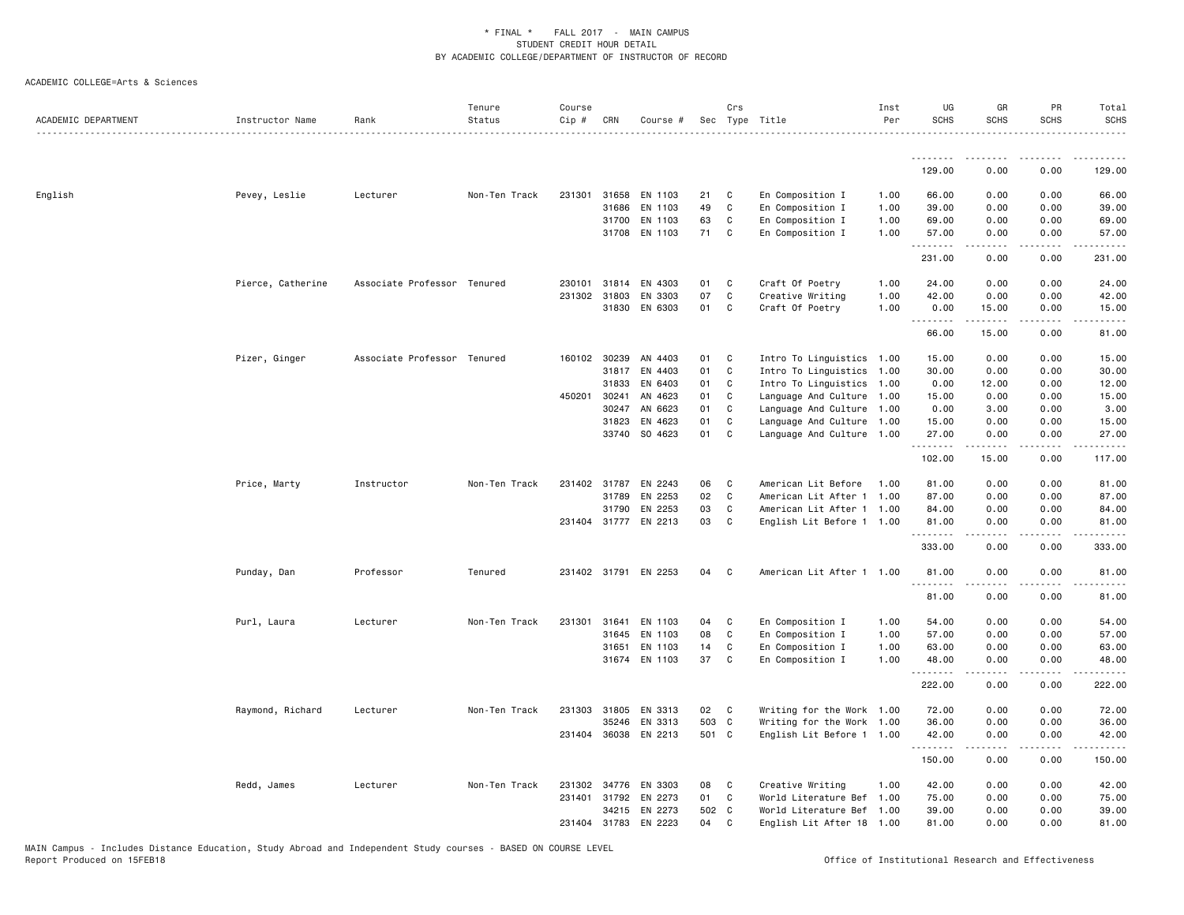ACADEMIC COLLEGE=Arts & Sciences

| ACADEMIC DEPARTMENT | Instructor Name | Rank | Tenure Status | Course Cip # | CRN | Course # | Sec | Crs Type | Title | Inst Per | UG SCHS | GR SCHS | PR SCHS | Total SCHS |
|---|---|---|---|---|---|---|---|---|---|---|---|---|---|---|
| | | | | | | | | | | | 129.00 | 0.00 | 0.00 | 129.00 |
| English | Pevey, Leslie | Lecturer | Non-Ten Track | 231301 | 31658 | EN 1103 | 21 | C | En Composition I | 1.00 | 66.00 | 0.00 | 0.00 | 66.00 |
| | | | | | 31686 | EN 1103 | 49 | C | En Composition I | 1.00 | 39.00 | 0.00 | 0.00 | 39.00 |
| | | | | | 31700 | EN 1103 | 63 | C | En Composition I | 1.00 | 69.00 | 0.00 | 0.00 | 69.00 |
| | | | | | 31708 | EN 1103 | 71 | C | En Composition I | 1.00 | 57.00 | 0.00 | 0.00 | 57.00 |
| | | | | | | | | | | | 231.00 | 0.00 | 0.00 | 231.00 |
| | Pierce, Catherine | Associate Professor | Tenured | 230101 | 31814 | EN 4303 | 01 | C | Craft Of Poetry | 1.00 | 24.00 | 0.00 | 0.00 | 24.00 |
| | | | | 231302 | 31803 | EN 3303 | 07 | C | Creative Writing | 1.00 | 42.00 | 0.00 | 0.00 | 42.00 |
| | | | | | 31830 | EN 6303 | 01 | C | Craft Of Poetry | 1.00 | 0.00 | 15.00 | 0.00 | 15.00 |
| | | | | | | | | | | | 66.00 | 15.00 | 0.00 | 81.00 |
| | Pizer, Ginger | Associate Professor | Tenured | 160102 | 30239 | AN 4403 | 01 | C | Intro To Linguistics | 1.00 | 15.00 | 0.00 | 0.00 | 15.00 |
| | | | | | 31817 | EN 4403 | 01 | C | Intro To Linguistics | 1.00 | 30.00 | 0.00 | 0.00 | 30.00 |
| | | | | | 31833 | EN 6403 | 01 | C | Intro To Linguistics | 1.00 | 0.00 | 12.00 | 0.00 | 12.00 |
| | | | | 450201 | 30241 | AN 4623 | 01 | C | Language And Culture | 1.00 | 15.00 | 0.00 | 0.00 | 15.00 |
| | | | | | 30247 | AN 6623 | 01 | C | Language And Culture | 1.00 | 0.00 | 3.00 | 0.00 | 3.00 |
| | | | | | 31823 | EN 4623 | 01 | C | Language And Culture | 1.00 | 15.00 | 0.00 | 0.00 | 15.00 |
| | | | | | 33740 | SO 4623 | 01 | C | Language And Culture | 1.00 | 27.00 | 0.00 | 0.00 | 27.00 |
| | | | | | | | | | | | 102.00 | 15.00 | 0.00 | 117.00 |
| | Price, Marty | Instructor | Non-Ten Track | 231402 | 31787 | EN 2243 | 06 | C | American Lit Before | 1.00 | 81.00 | 0.00 | 0.00 | 81.00 |
| | | | | | 31789 | EN 2253 | 02 | C | American Lit After 1 | 1.00 | 87.00 | 0.00 | 0.00 | 87.00 |
| | | | | | 31790 | EN 2253 | 03 | C | American Lit After 1 | 1.00 | 84.00 | 0.00 | 0.00 | 84.00 |
| | | | | 231404 | 31777 | EN 2213 | 03 | C | English Lit Before 1 | 1.00 | 81.00 | 0.00 | 0.00 | 81.00 |
| | | | | | | | | | | | 333.00 | 0.00 | 0.00 | 333.00 |
| | Punday, Dan | Professor | Tenured | 231402 | 31791 | EN 2253 | 04 | C | American Lit After 1 | 1.00 | 81.00 | 0.00 | 0.00 | 81.00 |
| | | | | | | | | | | | 81.00 | 0.00 | 0.00 | 81.00 |
| | Purl, Laura | Lecturer | Non-Ten Track | 231301 | 31641 | EN 1103 | 04 | C | En Composition I | 1.00 | 54.00 | 0.00 | 0.00 | 54.00 |
| | | | | | 31645 | EN 1103 | 08 | C | En Composition I | 1.00 | 57.00 | 0.00 | 0.00 | 57.00 |
| | | | | | 31651 | EN 1103 | 14 | C | En Composition I | 1.00 | 63.00 | 0.00 | 0.00 | 63.00 |
| | | | | | 31674 | EN 1103 | 37 | C | En Composition I | 1.00 | 48.00 | 0.00 | 0.00 | 48.00 |
| | | | | | | | | | | | 222.00 | 0.00 | 0.00 | 222.00 |
| | Raymond, Richard | Lecturer | Non-Ten Track | 231303 | 31805 | EN 3313 | 02 | C | Writing for the Work | 1.00 | 72.00 | 0.00 | 0.00 | 72.00 |
| | | | | | 35246 | EN 3313 | 503 | C | Writing for the Work | 1.00 | 36.00 | 0.00 | 0.00 | 36.00 |
| | | | | 231404 | 36038 | EN 2213 | 501 | C | English Lit Before 1 | 1.00 | 42.00 | 0.00 | 0.00 | 42.00 |
| | | | | | | | | | | | 150.00 | 0.00 | 0.00 | 150.00 |
| | Redd, James | Lecturer | Non-Ten Track | 231302 | 34776 | EN 3303 | 08 | C | Creative Writing | 1.00 | 42.00 | 0.00 | 0.00 | 42.00 |
| | | | | 231401 | 31792 | EN 2273 | 01 | C | World Literature Bef | 1.00 | 75.00 | 0.00 | 0.00 | 75.00 |
| | | | | | 34215 | EN 2273 | 502 | C | World Literature Bef | 1.00 | 39.00 | 0.00 | 0.00 | 39.00 |
| | | | | 231404 | 31783 | EN 2223 | 04 | C | English Lit After 18 | 1.00 | 81.00 | 0.00 | 0.00 | 81.00 |

MAIN Campus - Includes Distance Education, Study Abroad and Independent Study courses - BASED ON COURSE LEVEL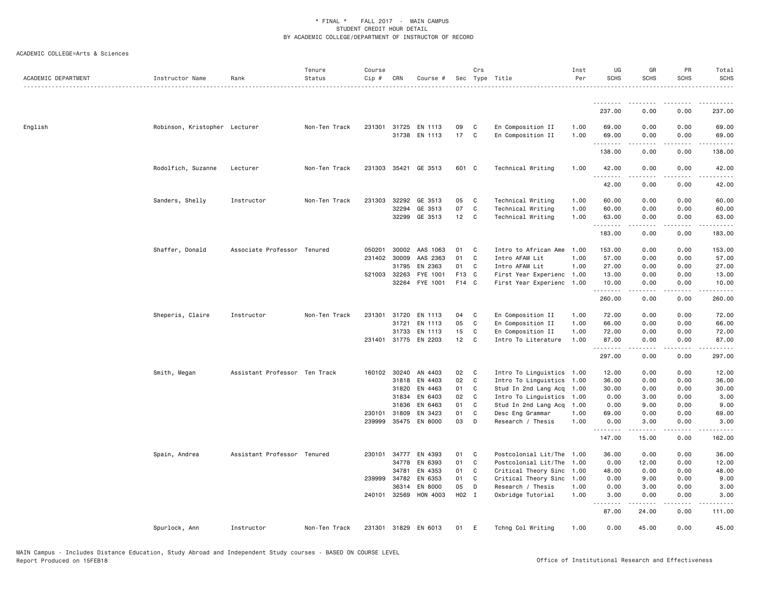\* FINAL \* FALL 2017 - MAIN CAMPUS
STUDENT CREDIT HOUR DETAIL
BY ACADEMIC COLLEGE/DEPARTMENT OF INSTRUCTOR OF RECORD

ACADEMIC COLLEGE=Arts & Sciences

| ACADEMIC DEPARTMENT | Instructor Name | Rank | Tenure Status | Course Cip # | CRN | Course # | Sec | Crs Type | Title | Inst Per | UG SCHS | GR SCHS | PR SCHS | Total SCHS |
|---|---|---|---|---|---|---|---|---|---|---|---|---|---|---|
| | | | | | | | | | | | 237.00 | 0.00 | 0.00 | 237.00 |
| English | Robinson, Kristopher | Lecturer | Non-Ten Track | 231301 | 31725 | EN 1113 | 09 | C | En Composition II | 1.00 | 69.00 | 0.00 | 0.00 | 69.00 |
| | | | | | 31738 | EN 1113 | 17 | C | En Composition II | 1.00 | 69.00 | 0.00 | 0.00 | 69.00 |
| | | | | | | | | | | | 138.00 | 0.00 | 0.00 | 138.00 |
| | Rodolfich, Suzanne | Lecturer | Non-Ten Track | 231303 | 35421 | GE 3513 | 601 | C | Technical Writing | 1.00 | 42.00 | 0.00 | 0.00 | 42.00 |
| | | | | | | | | | | | 42.00 | 0.00 | 0.00 | 42.00 |
| | Sanders, Shelly | Instructor | Non-Ten Track | 231303 | 32292 | GE 3513 | 05 | C | Technical Writing | 1.00 | 60.00 | 0.00 | 0.00 | 60.00 |
| | | | | | 32294 | GE 3513 | 07 | C | Technical Writing | 1.00 | 60.00 | 0.00 | 0.00 | 60.00 |
| | | | | | 32299 | GE 3513 | 12 | C | Technical Writing | 1.00 | 63.00 | 0.00 | 0.00 | 63.00 |
| | | | | | | | | | | | 183.00 | 0.00 | 0.00 | 183.00 |
| | Shaffer, Donald | Associate Professor | Tenured | 050201 | 30002 | AAS 1063 | 01 | C | Intro to African Ame | 1.00 | 153.00 | 0.00 | 0.00 | 153.00 |
| | | | | 231402 | 30009 | AAS 2363 | 01 | C | Intro AFAM Lit | 1.00 | 57.00 | 0.00 | 0.00 | 57.00 |
| | | | | | 31795 | EN 2363 | 01 | C | Intro AFAM Lit | 1.00 | 27.00 | 0.00 | 0.00 | 27.00 |
| | | | | 521003 | 32263 | FYE 1001 | F13 | C | First Year Experienc | 1.00 | 13.00 | 0.00 | 0.00 | 13.00 |
| | | | | | 32264 | FYE 1001 | F14 | C | First Year Experienc | 1.00 | 10.00 | 0.00 | 0.00 | 10.00 |
| | | | | | | | | | | | 260.00 | 0.00 | 0.00 | 260.00 |
| | Sheperis, Claire | Instructor | Non-Ten Track | 231301 | 31720 | EN 1113 | 04 | C | En Composition II | 1.00 | 72.00 | 0.00 | 0.00 | 72.00 |
| | | | | | 31721 | EN 1113 | 05 | C | En Composition II | 1.00 | 66.00 | 0.00 | 0.00 | 66.00 |
| | | | | | 31733 | EN 1113 | 15 | C | En Composition II | 1.00 | 72.00 | 0.00 | 0.00 | 72.00 |
| | | | | 231401 | 31775 | EN 2203 | 12 | C | Intro To Literature | 1.00 | 87.00 | 0.00 | 0.00 | 87.00 |
| | | | | | | | | | | | 297.00 | 0.00 | 0.00 | 297.00 |
| | Smith, Megan | Assistant Professor | Ten Track | 160102 | 30240 | AN 4403 | 02 | C | Intro To Linguistics | 1.00 | 12.00 | 0.00 | 0.00 | 12.00 |
| | | | | | 31818 | EN 4403 | 02 | C | Intro To Linguistics | 1.00 | 36.00 | 0.00 | 0.00 | 36.00 |
| | | | | | 31820 | EN 4463 | 01 | C | Stud In 2nd Lang Acq | 1.00 | 30.00 | 0.00 | 0.00 | 30.00 |
| | | | | | 31834 | EN 6403 | 02 | C | Intro To Linguistics | 1.00 | 0.00 | 3.00 | 0.00 | 3.00 |
| | | | | | 31836 | EN 6463 | 01 | C | Stud In 2nd Lang Acq | 1.00 | 0.00 | 9.00 | 0.00 | 9.00 |
| | | | | 230101 | 31809 | EN 3423 | 01 | C | Desc Eng Grammar | 1.00 | 69.00 | 0.00 | 0.00 | 69.00 |
| | | | | 239999 | 35475 | EN 8000 | 03 | D | Research / Thesis | 1.00 | 0.00 | 3.00 | 0.00 | 3.00 |
| | | | | | | | | | | | 147.00 | 15.00 | 0.00 | 162.00 |
| | Spain, Andrea | Assistant Professor | Tenured | 230101 | 34777 | EN 4393 | 01 | C | Postcolonial Lit/The | 1.00 | 36.00 | 0.00 | 0.00 | 36.00 |
| | | | | | 34778 | EN 6393 | 01 | C | Postcolonial Lit/The | 1.00 | 0.00 | 12.00 | 0.00 | 12.00 |
| | | | | | 34781 | EN 4353 | 01 | C | Critical Theory Sinc | 1.00 | 48.00 | 0.00 | 0.00 | 48.00 |
| | | | | 239999 | 34782 | EN 6353 | 01 | C | Critical Theory Sinc | 1.00 | 0.00 | 9.00 | 0.00 | 9.00 |
| | | | | | 36314 | EN 8000 | 05 | D | Research / Thesis | 1.00 | 0.00 | 3.00 | 0.00 | 3.00 |
| | | | | 240101 | 32569 | HON 4003 | H02 | I | Oxbridge Tutorial | 1.00 | 3.00 | 0.00 | 0.00 | 3.00 |
| | | | | | | | | | | | 87.00 | 24.00 | 0.00 | 111.00 |
| | Spurlock, Ann | Instructor | Non-Ten Track | 231301 | 31829 | EN 6013 | 01 | E | Tchng Col Writing | 1.00 | 0.00 | 45.00 | 0.00 | 45.00 |

MAIN Campus - Includes Distance Education, Study Abroad and Independent Study courses - BASED ON COURSE LEVEL
Report Produced on 15FEB18 Office of Institutional Research and Effectiveness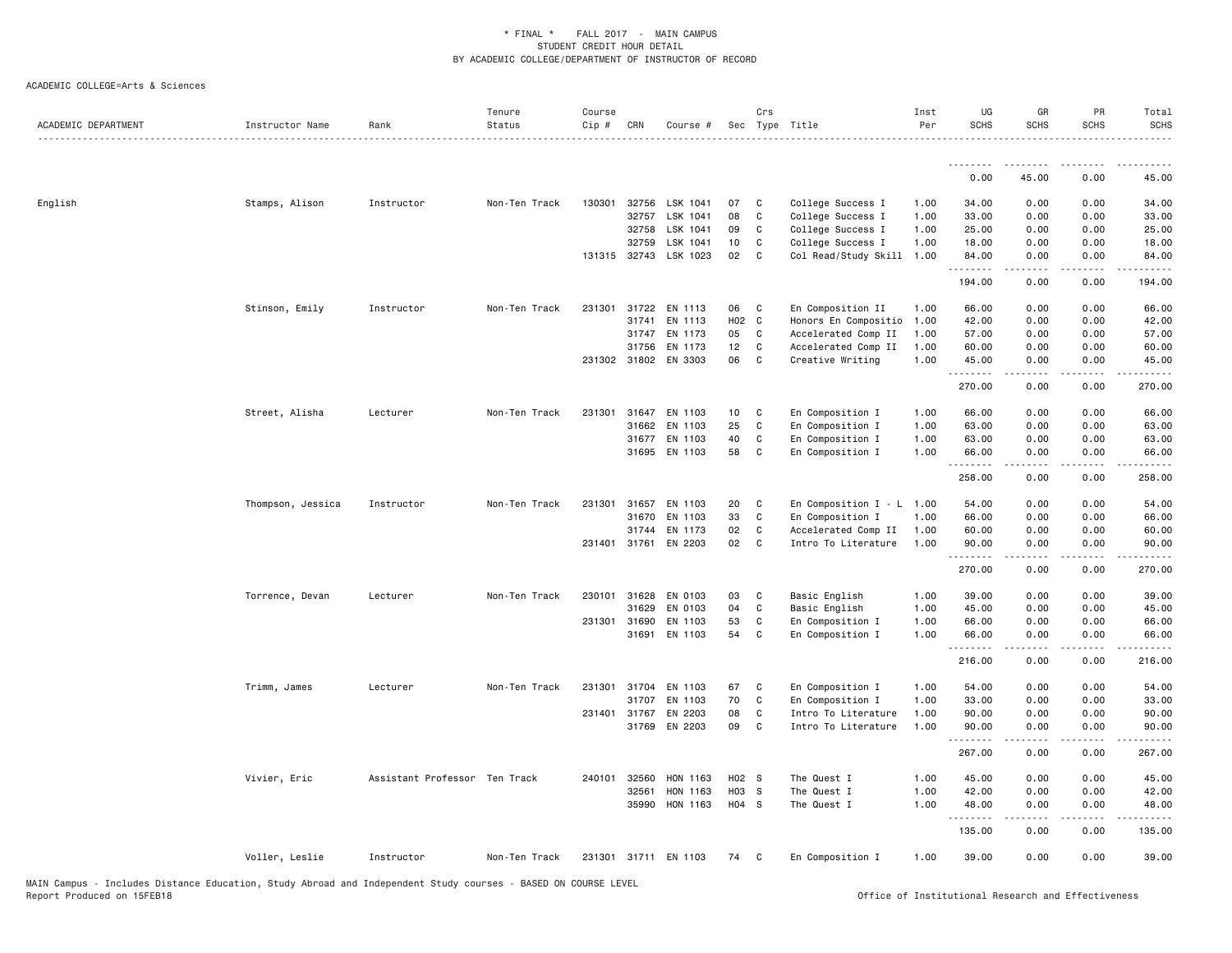* FINAL * FALL 2017 - MAIN CAMPUS
STUDENT CREDIT HOUR DETAIL
BY ACADEMIC COLLEGE/DEPARTMENT OF INSTRUCTOR OF RECORD

ACADEMIC COLLEGE=Arts & Sciences

| ACADEMIC DEPARTMENT | Instructor Name | Rank | Tenure Status | Course Cip # | CRN | Course # | Sec | Crs Type | Title | Inst Per | UG SCHS | GR SCHS | PR SCHS | Total SCHS |
|---|---|---|---|---|---|---|---|---|---|---|---|---|---|---|
| | | | | | | | | | | | 0.00 | 45.00 | 0.00 | 45.00 |
| English | Stamps, Alison | Instructor | Non-Ten Track | 130301 | 32756 | LSK 1041 | 07 | C | College Success I | 1.00 | 34.00 | 0.00 | 0.00 | 34.00 |
| | | | | | 32757 | LSK 1041 | 08 | C | College Success I | 1.00 | 33.00 | 0.00 | 0.00 | 33.00 |
| | | | | | 32758 | LSK 1041 | 09 | C | College Success I | 1.00 | 25.00 | 0.00 | 0.00 | 25.00 |
| | | | | | 32759 | LSK 1041 | 10 | C | College Success I | 1.00 | 18.00 | 0.00 | 0.00 | 18.00 |
| | | | | 131315 | 32743 | LSK 1023 | 02 | C | Col Read/Study Skill | 1.00 | 84.00 | 0.00 | 0.00 | 84.00 |
| | | | | | | | | | | | 194.00 | 0.00 | 0.00 | 194.00 |
| | Stinson, Emily | Instructor | Non-Ten Track | 231301 | 31722 | EN 1113 | 06 | C | En Composition II | 1.00 | 66.00 | 0.00 | 0.00 | 66.00 |
| | | | | | 31741 | EN 1113 | H02 | C | Honors En Compositio | 1.00 | 42.00 | 0.00 | 0.00 | 42.00 |
| | | | | | 31747 | EN 1173 | 05 | C | Accelerated Comp II | 1.00 | 57.00 | 0.00 | 0.00 | 57.00 |
| | | | | | 31756 | EN 1173 | 12 | C | Accelerated Comp II | 1.00 | 60.00 | 0.00 | 0.00 | 60.00 |
| | | | | 231302 | 31802 | EN 3303 | 06 | C | Creative Writing | 1.00 | 45.00 | 0.00 | 0.00 | 45.00 |
| | | | | | | | | | | | 270.00 | 0.00 | 0.00 | 270.00 |
| | Street, Alisha | Lecturer | Non-Ten Track | 231301 | 31647 | EN 1103 | 10 | C | En Composition I | 1.00 | 66.00 | 0.00 | 0.00 | 66.00 |
| | | | | | 31662 | EN 1103 | 25 | C | En Composition I | 1.00 | 63.00 | 0.00 | 0.00 | 63.00 |
| | | | | | 31677 | EN 1103 | 40 | C | En Composition I | 1.00 | 63.00 | 0.00 | 0.00 | 63.00 |
| | | | | | 31695 | EN 1103 | 58 | C | En Composition I | 1.00 | 66.00 | 0.00 | 0.00 | 66.00 |
| | | | | | | | | | | | 258.00 | 0.00 | 0.00 | 258.00 |
| | Thompson, Jessica | Instructor | Non-Ten Track | 231301 | 31657 | EN 1103 | 20 | C | En Composition I - L | 1.00 | 54.00 | 0.00 | 0.00 | 54.00 |
| | | | | | 31670 | EN 1103 | 33 | C | En Composition I | 1.00 | 66.00 | 0.00 | 0.00 | 66.00 |
| | | | | | 31744 | EN 1173 | 02 | C | Accelerated Comp II | 1.00 | 60.00 | 0.00 | 0.00 | 60.00 |
| | | | | 231401 | 31761 | EN 2203 | 02 | C | Intro To Literature | 1.00 | 90.00 | 0.00 | 0.00 | 90.00 |
| | | | | | | | | | | | 270.00 | 0.00 | 0.00 | 270.00 |
| | Torrence, Devan | Lecturer | Non-Ten Track | 230101 | 31628 | EN 0103 | 03 | C | Basic English | 1.00 | 39.00 | 0.00 | 0.00 | 39.00 |
| | | | | | 31629 | EN 0103 | 04 | C | Basic English | 1.00 | 45.00 | 0.00 | 0.00 | 45.00 |
| | | | | 231301 | 31690 | EN 1103 | 53 | C | En Composition I | 1.00 | 66.00 | 0.00 | 0.00 | 66.00 |
| | | | | | 31691 | EN 1103 | 54 | C | En Composition I | 1.00 | 66.00 | 0.00 | 0.00 | 66.00 |
| | | | | | | | | | | | 216.00 | 0.00 | 0.00 | 216.00 |
| | Trimm, James | Lecturer | Non-Ten Track | 231301 | 31704 | EN 1103 | 67 | C | En Composition I | 1.00 | 54.00 | 0.00 | 0.00 | 54.00 |
| | | | | | 31707 | EN 1103 | 70 | C | En Composition I | 1.00 | 33.00 | 0.00 | 0.00 | 33.00 |
| | | | | 231401 | 31767 | EN 2203 | 08 | C | Intro To Literature | 1.00 | 90.00 | 0.00 | 0.00 | 90.00 |
| | | | | | 31769 | EN 2203 | 09 | C | Intro To Literature | 1.00 | 90.00 | 0.00 | 0.00 | 90.00 |
| | | | | | | | | | | | 267.00 | 0.00 | 0.00 | 267.00 |
| | Vivier, Eric | Assistant Professor | Ten Track | 240101 | 32560 | HON 1163 | H02 | S | The Quest I | 1.00 | 45.00 | 0.00 | 0.00 | 45.00 |
| | | | | | 32561 | HON 1163 | H03 | S | The Quest I | 1.00 | 42.00 | 0.00 | 0.00 | 42.00 |
| | | | | | 35990 | HON 1163 | H04 | S | The Quest I | 1.00 | 48.00 | 0.00 | 0.00 | 48.00 |
| | | | | | | | | | | | 135.00 | 0.00 | 0.00 | 135.00 |
| | Voller, Leslie | Instructor | Non-Ten Track | 231301 | 31711 | EN 1103 | 74 | C | En Composition I | 1.00 | 39.00 | 0.00 | 0.00 | 39.00 |

MAIN Campus - Includes Distance Education, Study Abroad and Independent Study courses - BASED ON COURSE LEVEL
Report Produced on 15FEB18

Office of Institutional Research and Effectiveness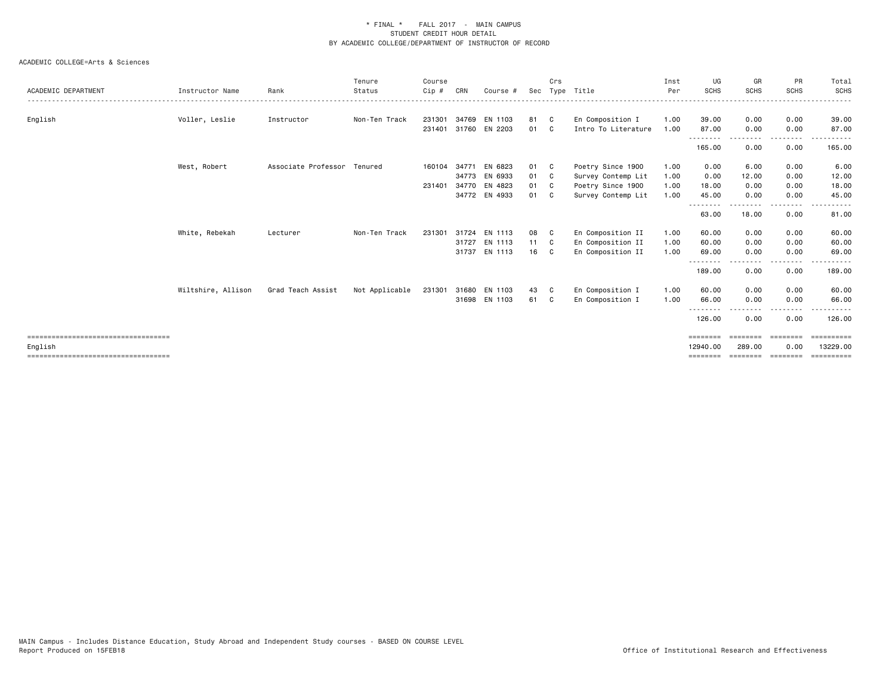\* FINAL \* FALL 2017 - MAIN CAMPUS
STUDENT CREDIT HOUR DETAIL
BY ACADEMIC COLLEGE/DEPARTMENT OF INSTRUCTOR OF RECORD

ACADEMIC COLLEGE=Arts & Sciences

| ACADEMIC DEPARTMENT | Instructor Name | Rank | Tenure Status | Course Cip # | CRN | Course # | Sec | Crs Type | Title | Inst Per | UG SCHS | GR SCHS | PR SCHS | Total SCHS |
|---|---|---|---|---|---|---|---|---|---|---|---|---|---|---|
| English | Voller, Leslie | Instructor | Non-Ten Track | 231301 | 34769 | EN 1103 | 81 | C | En Composition I | 1.00 | 39.00 | 0.00 | 0.00 | 39.00 |
| | | | | 231401 | 31760 | EN 2203 | 01 | C | Intro To Literature | 1.00 | 87.00 | 0.00 | 0.00 | 87.00 |
| | | | | | | | | | | | 165.00 | 0.00 | 0.00 | 165.00 |
| | West, Robert | Associate Professor | Tenured | 160104 | 34771 | EN 6823 | 01 | C | Poetry Since 1900 | 1.00 | 0.00 | 6.00 | 0.00 | 6.00 |
| | | | | | 34773 | EN 6933 | 01 | C | Survey Contemp Lit | 1.00 | 0.00 | 12.00 | 0.00 | 12.00 |
| | | | | 231401 | 34770 | EN 4823 | 01 | C | Poetry Since 1900 | 1.00 | 18.00 | 0.00 | 0.00 | 18.00 |
| | | | | | 34772 | EN 4933 | 01 | C | Survey Contemp Lit | 1.00 | 45.00 | 0.00 | 0.00 | 45.00 |
| | | | | | | | | | | | 63.00 | 18.00 | 0.00 | 81.00 |
| | White, Rebekah | Lecturer | Non-Ten Track | 231301 | 31724 | EN 1113 | 08 | C | En Composition II | 1.00 | 60.00 | 0.00 | 0.00 | 60.00 |
| | | | | | 31727 | EN 1113 | 11 | C | En Composition II | 1.00 | 60.00 | 0.00 | 0.00 | 60.00 |
| | | | | | 31737 | EN 1113 | 16 | C | En Composition II | 1.00 | 69.00 | 0.00 | 0.00 | 69.00 |
| | | | | | | | | | | | 189.00 | 0.00 | 0.00 | 189.00 |
| | Wiltshire, Allison | Grad Teach Assist | Not Applicable | 231301 | 31680 | EN 1103 | 43 | C | En Composition I | 1.00 | 60.00 | 0.00 | 0.00 | 60.00 |
| | | | | | 31698 | EN 1103 | 61 | C | En Composition I | 1.00 | 66.00 | 0.00 | 0.00 | 66.00 |
| | | | | | | | | | | | 126.00 | 0.00 | 0.00 | 126.00 |
| English | | | | | | | | | | | 12940.00 | 289.00 | 0.00 | 13229.00 |

MAIN Campus - Includes Distance Education, Study Abroad and Independent Study courses - BASED ON COURSE LEVEL
Report Produced on 15FEB18

Office of Institutional Research and Effectiveness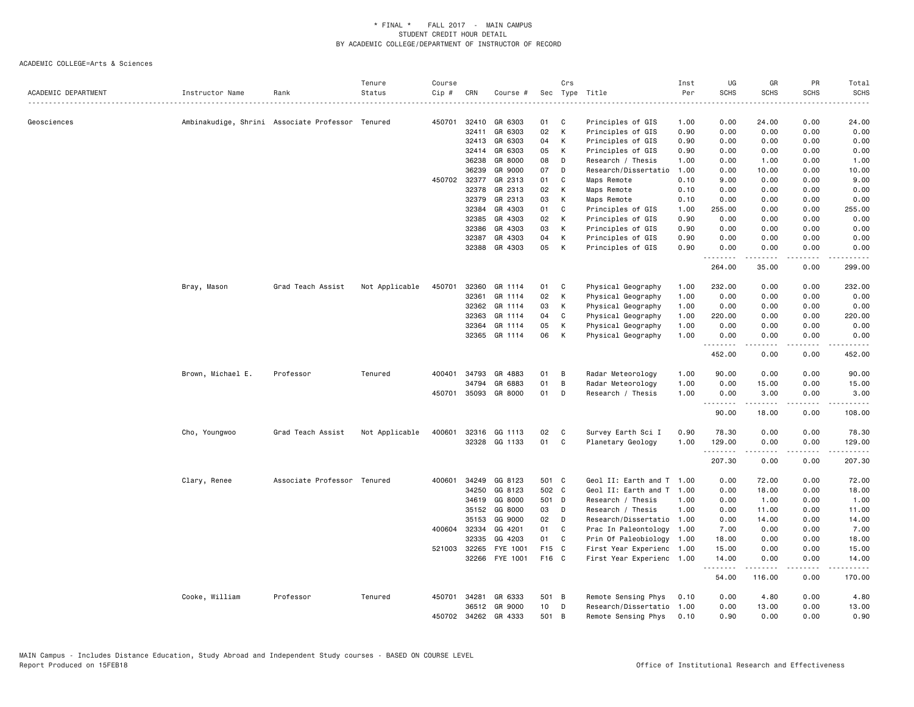# * FINAL * FALL 2017 - MAIN CAMPUS
## STUDENT CREDIT HOUR DETAIL
## BY ACADEMIC COLLEGE/DEPARTMENT OF INSTRUCTOR OF RECORD

ACADEMIC COLLEGE=Arts & Sciences

| ACADEMIC DEPARTMENT | Instructor Name | Rank | Tenure Status | Course Cip # | CRN | Course # | Sec | Crs Type | Title | Inst Per | UG SCHS | GR SCHS | PR SCHS | Total SCHS |
|---|---|---|---|---|---|---|---|---|---|---|---|---|---|---|
| Geosciences | Ambinakudige, Shrini | Associate Professor | Tenured | 450701 | 32410 | GR 6303 | 01 | C | Principles of GIS | 1.00 | 0.00 | 24.00 | 0.00 | 24.00 |
| | | | | | 32411 | GR 6303 | 02 | K | Principles of GIS | 0.90 | 0.00 | 0.00 | 0.00 | 0.00 |
| | | | | | 32413 | GR 6303 | 04 | K | Principles of GIS | 0.90 | 0.00 | 0.00 | 0.00 | 0.00 |
| | | | | | 32414 | GR 6303 | 05 | K | Principles of GIS | 0.90 | 0.00 | 0.00 | 0.00 | 0.00 |
| | | | | | 36238 | GR 8000 | 08 | D | Research / Thesis | 1.00 | 0.00 | 1.00 | 0.00 | 1.00 |
| | | | | | 36239 | GR 9000 | 07 | D | Research/Dissertatio | 1.00 | 0.00 | 10.00 | 0.00 | 10.00 |
| | | | | 450702 | 32377 | GR 2313 | 01 | C | Maps Remote | 0.10 | 9.00 | 0.00 | 0.00 | 9.00 |
| | | | | | 32378 | GR 2313 | 02 | K | Maps Remote | 0.10 | 0.00 | 0.00 | 0.00 | 0.00 |
| | | | | | 32379 | GR 2313 | 03 | K | Maps Remote | 0.10 | 0.00 | 0.00 | 0.00 | 0.00 |
| | | | | | 32384 | GR 4303 | 01 | C | Principles of GIS | 1.00 | 255.00 | 0.00 | 0.00 | 255.00 |
| | | | | | 32385 | GR 4303 | 02 | K | Principles of GIS | 0.90 | 0.00 | 0.00 | 0.00 | 0.00 |
| | | | | | 32386 | GR 4303 | 03 | K | Principles of GIS | 0.90 | 0.00 | 0.00 | 0.00 | 0.00 |
| | | | | | 32387 | GR 4303 | 04 | K | Principles of GIS | 0.90 | 0.00 | 0.00 | 0.00 | 0.00 |
| | | | | | 32388 | GR 4303 | 05 | K | Principles of GIS | 0.90 | 0.00 | 0.00 | 0.00 | 0.00 |
| | | | | | | | | | | | 264.00 | 35.00 | 0.00 | 299.00 |
| | Bray, Mason | Grad Teach Assist | Not Applicable | 450701 | 32360 | GR 1114 | 01 | C | Physical Geography | 1.00 | 232.00 | 0.00 | 0.00 | 232.00 |
| | | | | | 32361 | GR 1114 | 02 | K | Physical Geography | 1.00 | 0.00 | 0.00 | 0.00 | 0.00 |
| | | | | | 32362 | GR 1114 | 03 | K | Physical Geography | 1.00 | 0.00 | 0.00 | 0.00 | 0.00 |
| | | | | | 32363 | GR 1114 | 04 | C | Physical Geography | 1.00 | 220.00 | 0.00 | 0.00 | 220.00 |
| | | | | | 32364 | GR 1114 | 05 | K | Physical Geography | 1.00 | 0.00 | 0.00 | 0.00 | 0.00 |
| | | | | | 32365 | GR 1114 | 06 | K | Physical Geography | 1.00 | 0.00 | 0.00 | 0.00 | 0.00 |
| | | | | | | | | | | | 452.00 | 0.00 | 0.00 | 452.00 |
| | Brown, Michael E. | Professor | Tenured | 400401 | 34793 | GR 4883 | 01 | B | Radar Meteorology | 1.00 | 90.00 | 0.00 | 0.00 | 90.00 |
| | | | | | 34794 | GR 6883 | 01 | B | Radar Meteorology | 1.00 | 0.00 | 15.00 | 0.00 | 15.00 |
| | | | | 450701 | 35093 | GR 8000 | 01 | D | Research / Thesis | 1.00 | 0.00 | 3.00 | 0.00 | 3.00 |
| | | | | | | | | | | | 90.00 | 18.00 | 0.00 | 108.00 |
| | Cho, Youngwoo | Grad Teach Assist | Not Applicable | 400601 | 32316 | GG 1113 | 02 | C | Survey Earth Sci I | 0.90 | 78.30 | 0.00 | 0.00 | 78.30 |
| | | | | | 32328 | GG 1133 | 01 | C | Planetary Geology | 1.00 | 129.00 | 0.00 | 0.00 | 129.00 |
| | | | | | | | | | | | 207.30 | 0.00 | 0.00 | 207.30 |
| | Clary, Renee | Associate Professor | Tenured | 400601 | 34249 | GG 8123 | 501 | C | Geol II: Earth and T | 1.00 | 0.00 | 72.00 | 0.00 | 72.00 |
| | | | | | 34250 | GG 8123 | 502 | C | Geol II: Earth and T | 1.00 | 0.00 | 18.00 | 0.00 | 18.00 |
| | | | | | 34619 | GG 8000 | 501 | D | Research / Thesis | 1.00 | 0.00 | 1.00 | 0.00 | 1.00 |
| | | | | | 35152 | GG 8000 | 03 | D | Research / Thesis | 1.00 | 0.00 | 11.00 | 0.00 | 11.00 |
| | | | | | 35153 | GG 9000 | 02 | D | Research/Dissertatio | 1.00 | 0.00 | 14.00 | 0.00 | 14.00 |
| | | | | 400604 | 32334 | GG 4201 | 01 | C | Prac In Paleontology | 1.00 | 7.00 | 0.00 | 0.00 | 7.00 |
| | | | | | 32335 | GG 4203 | 01 | C | Prin Of Paleobiology | 1.00 | 18.00 | 0.00 | 0.00 | 18.00 |
| | | | | 521003 | 32265 | FYE 1001 | F15 | C | First Year Experienc | 1.00 | 15.00 | 0.00 | 0.00 | 15.00 |
| | | | | | 32266 | FYE 1001 | F16 | C | First Year Experienc | 1.00 | 14.00 | 0.00 | 0.00 | 14.00 |
| | | | | | | | | | | | 54.00 | 116.00 | 0.00 | 170.00 |
| | Cooke, William | Professor | Tenured | 450701 | 34281 | GR 6333 | 501 | B | Remote Sensing Phys | 0.10 | 0.00 | 4.80 | 0.00 | 4.80 |
| | | | | | 36512 | GR 9000 | 10 | D | Research/Dissertatio | 1.00 | 0.00 | 13.00 | 0.00 | 13.00 |
| | | | | 450702 | 34262 | GR 4333 | 501 | B | Remote Sensing Phys | 0.10 | 0.90 | 0.00 | 0.00 | 0.90 |

MAIN Campus - Includes Distance Education, Study Abroad and Independent Study courses - BASED ON COURSE LEVEL
Report Produced on 15FEB18 Office of Institutional Research and Effectiveness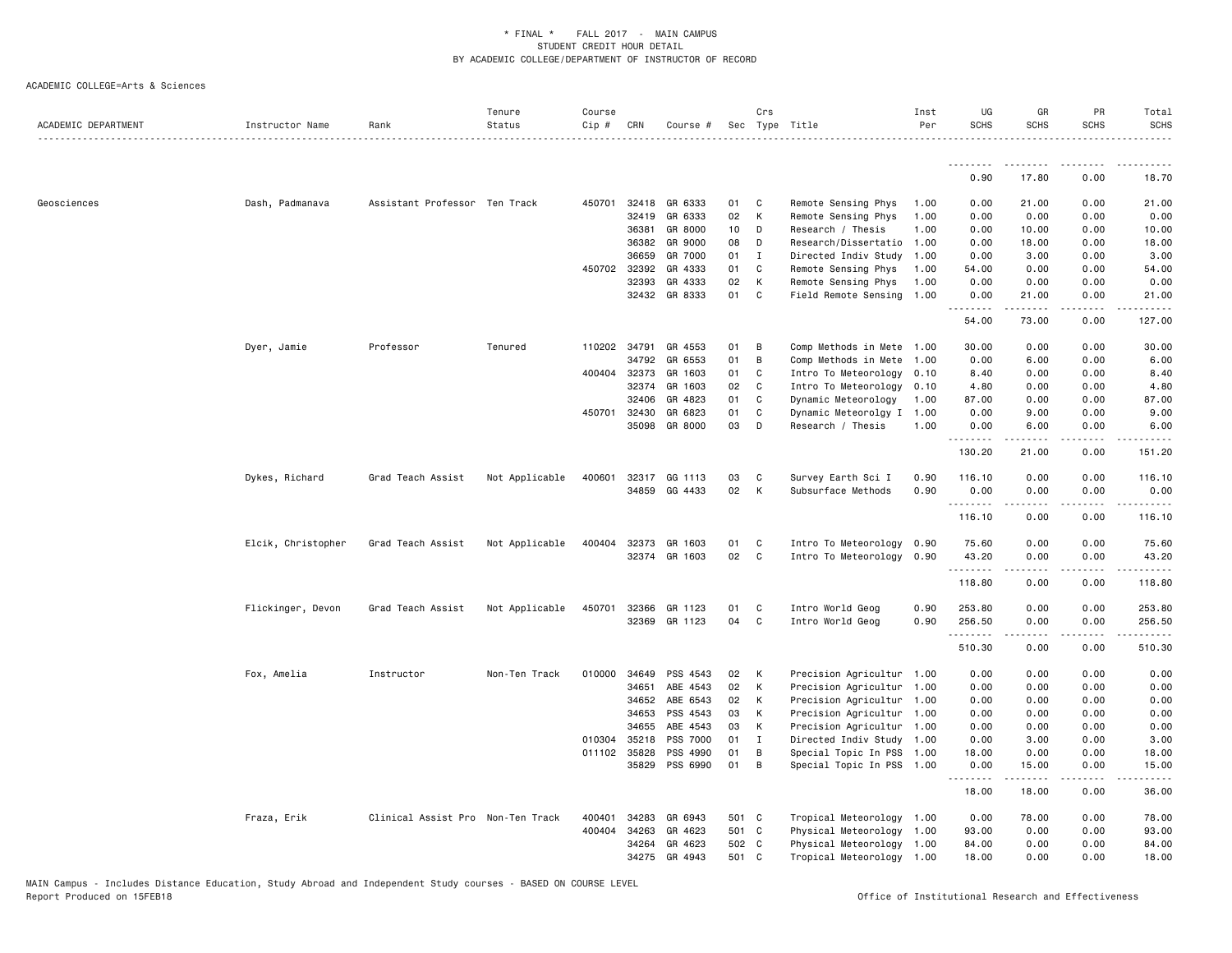\* FINAL \* FALL 2017 - MAIN CAMPUS
STUDENT CREDIT HOUR DETAIL
BY ACADEMIC COLLEGE/DEPARTMENT OF INSTRUCTOR OF RECORD

ACADEMIC COLLEGE=Arts & Sciences

| ACADEMIC DEPARTMENT | Instructor Name | Rank | Tenure Status | Course Cip # | CRN | Course # | Sec | Crs Type | Title | Inst Per | UG SCHS | GR SCHS | PR SCHS | Total SCHS |
|---|---|---|---|---|---|---|---|---|---|---|---|---|---|---|
| | | | | | | | | | | | 0.90 | 17.80 | 0.00 | 18.70 |
| Geosciences | Dash, Padmanava | Assistant Professor | Ten Track | 450701 | 32418 | GR 6333 | 01 | C | Remote Sensing Phys | 1.00 | 0.00 | 21.00 | 0.00 | 21.00 |
| | | | | | 32419 | GR 6333 | 02 | K | Remote Sensing Phys | 1.00 | 0.00 | 0.00 | 0.00 | 0.00 |
| | | | | | 36381 | GR 8000 | 10 | D | Research / Thesis | 1.00 | 0.00 | 10.00 | 0.00 | 10.00 |
| | | | | | 36382 | GR 9000 | 08 | D | Research/Dissertatio | 1.00 | 0.00 | 18.00 | 0.00 | 18.00 |
| | | | | | 36659 | GR 7000 | 01 | I | Directed Indiv Study | 1.00 | 0.00 | 3.00 | 0.00 | 3.00 |
| | | | | 450702 | 32392 | GR 4333 | 01 | C | Remote Sensing Phys | 1.00 | 54.00 | 0.00 | 0.00 | 54.00 |
| | | | | | 32393 | GR 4333 | 02 | K | Remote Sensing Phys | 1.00 | 0.00 | 0.00 | 0.00 | 0.00 |
| | | | | | 32432 | GR 8333 | 01 | C | Field Remote Sensing | 1.00 | 0.00 | 21.00 | 0.00 | 21.00 |
| | | | | | | | | | | | 54.00 | 73.00 | 0.00 | 127.00 |
| | Dyer, Jamie | Professor | Tenured | 110202 | 34791 | GR 4553 | 01 | B | Comp Methods in Mete | 1.00 | 30.00 | 0.00 | 0.00 | 30.00 |
| | | | | | 34792 | GR 6553 | 01 | B | Comp Methods in Mete | 1.00 | 0.00 | 6.00 | 0.00 | 6.00 |
| | | | | 400404 | 32373 | GR 1603 | 01 | C | Intro To Meteorology | 0.10 | 8.40 | 0.00 | 0.00 | 8.40 |
| | | | | | 32374 | GR 1603 | 02 | C | Intro To Meteorology | 0.10 | 4.80 | 0.00 | 0.00 | 4.80 |
| | | | | | 32406 | GR 4823 | 01 | C | Dynamic Meteorology | 1.00 | 87.00 | 0.00 | 0.00 | 87.00 |
| | | | | 450701 | 32430 | GR 6823 | 01 | C | Dynamic Meteorolgy I | 1.00 | 0.00 | 9.00 | 0.00 | 9.00 |
| | | | | | 35098 | GR 8000 | 03 | D | Research / Thesis | 1.00 | 0.00 | 6.00 | 0.00 | 6.00 |
| | | | | | | | | | | | 130.20 | 21.00 | 0.00 | 151.20 |
| | Dykes, Richard | Grad Teach Assist | Not Applicable | 400601 | 32317 | GG 1113 | 03 | C | Survey Earth Sci I | 0.90 | 116.10 | 0.00 | 0.00 | 116.10 |
| | | | | | 34859 | GG 4433 | 02 | K | Subsurface Methods | 0.90 | 0.00 | 0.00 | 0.00 | 0.00 |
| | | | | | | | | | | | 116.10 | 0.00 | 0.00 | 116.10 |
| | Elcik, Christopher | Grad Teach Assist | Not Applicable | 400404 | 32373 | GR 1603 | 01 | C | Intro To Meteorology | 0.90 | 75.60 | 0.00 | 0.00 | 75.60 |
| | | | | | 32374 | GR 1603 | 02 | C | Intro To Meteorology | 0.90 | 43.20 | 0.00 | 0.00 | 43.20 |
| | | | | | | | | | | | 118.80 | 0.00 | 0.00 | 118.80 |
| | Flickinger, Devon | Grad Teach Assist | Not Applicable | 450701 | 32366 | GR 1123 | 01 | C | Intro World Geog | 0.90 | 253.80 | 0.00 | 0.00 | 253.80 |
| | | | | | 32369 | GR 1123 | 04 | C | Intro World Geog | 0.90 | 256.50 | 0.00 | 0.00 | 256.50 |
| | | | | | | | | | | | 510.30 | 0.00 | 0.00 | 510.30 |
| | Fox, Amelia | Instructor | Non-Ten Track | 010000 | 34649 | PSS 4543 | 02 | K | Precision Agricultur | 1.00 | 0.00 | 0.00 | 0.00 | 0.00 |
| | | | | | 34651 | ABE 4543 | 02 | K | Precision Agricultur | 1.00 | 0.00 | 0.00 | 0.00 | 0.00 |
| | | | | | 34652 | ABE 6543 | 02 | K | Precision Agricultur | 1.00 | 0.00 | 0.00 | 0.00 | 0.00 |
| | | | | | 34653 | PSS 4543 | 03 | K | Precision Agricultur | 1.00 | 0.00 | 0.00 | 0.00 | 0.00 |
| | | | | | 34655 | ABE 4543 | 03 | K | Precision Agricultur | 1.00 | 0.00 | 0.00 | 0.00 | 0.00 |
| | | | | 010304 | 35218 | PSS 7000 | 01 | I | Directed Indiv Study | 1.00 | 0.00 | 3.00 | 0.00 | 3.00 |
| | | | | 011102 | 35828 | PSS 4990 | 01 | B | Special Topic In PSS | 1.00 | 18.00 | 0.00 | 0.00 | 18.00 |
| | | | | | 35829 | PSS 6990 | 01 | B | Special Topic In PSS | 1.00 | 0.00 | 15.00 | 0.00 | 15.00 |
| | | | | | | | | | | | 18.00 | 18.00 | 0.00 | 36.00 |
| | Fraza, Erik | Clinical Assist Pro | Non-Ten Track | 400401 | 34283 | GR 6943 | 501 | C | Tropical Meteorology | 1.00 | 0.00 | 78.00 | 0.00 | 78.00 |
| | | | | 400404 | 34263 | GR 4623 | 501 | C | Physical Meteorology | 1.00 | 93.00 | 0.00 | 0.00 | 93.00 |
| | | | | | 34264 | GR 4623 | 502 | C | Physical Meteorology | 1.00 | 84.00 | 0.00 | 0.00 | 84.00 |
| | | | | | 34275 | GR 4943 | 501 | C | Tropical Meteorology | 1.00 | 18.00 | 0.00 | 0.00 | 18.00 |

MAIN Campus - Includes Distance Education, Study Abroad and Independent Study courses - BASED ON COURSE LEVEL
Report Produced on 15FEB18 Office of Institutional Research and Effectiveness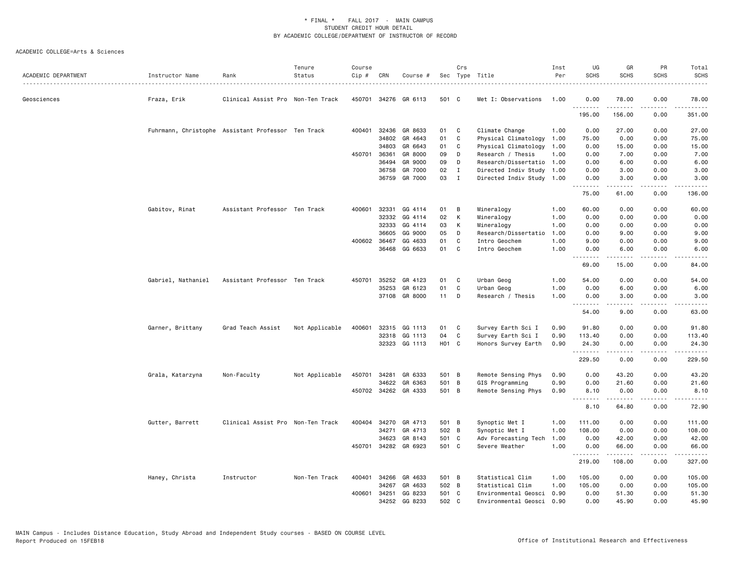\* FINAL \* FALL 2017 - MAIN CAMPUS
STUDENT CREDIT HOUR DETAIL
BY ACADEMIC COLLEGE/DEPARTMENT OF INSTRUCTOR OF RECORD

ACADEMIC COLLEGE=Arts & Sciences

| ACADEMIC DEPARTMENT | Instructor Name | Rank | Tenure Status | Course Cip # | CRN | Course # | Sec | Crs Type | Title | Inst Per | UG SCHS | GR SCHS | PR SCHS | Total SCHS |
|---|---|---|---|---|---|---|---|---|---|---|---|---|---|---|
| Geosciences | Fraza, Erik | Clinical Assist Pro | Non-Ten Track | 450701 | 34276 | GR 6113 | 501 | C | Met I: Observations | 1.00 | 0.00 | 78.00 | 0.00 | 78.00 |
| | | | | | | | | | | | 195.00 | 156.00 | 0.00 | 351.00 |
| | Fuhrmann, Christophe | Assistant Professor | Ten Track | 400401 | 32436 | GR 8633 | 01 | C | Climate Change | 1.00 | 0.00 | 27.00 | 0.00 | 27.00 |
| | | | | | 34802 | GR 4643 | 01 | C | Physical Climatology | 1.00 | 75.00 | 0.00 | 0.00 | 75.00 |
| | | | | | 34803 | GR 6643 | 01 | C | Physical Climatology | 1.00 | 0.00 | 15.00 | 0.00 | 15.00 |
| | | | | 450701 | 36361 | GR 8000 | 09 | D | Research / Thesis | 1.00 | 0.00 | 7.00 | 0.00 | 7.00 |
| | | | | | 36494 | GR 9000 | 09 | D | Research/Dissertatio | 1.00 | 0.00 | 6.00 | 0.00 | 6.00 |
| | | | | | 36758 | GR 7000 | 02 | I | Directed Indiv Study | 1.00 | 0.00 | 3.00 | 0.00 | 3.00 |
| | | | | | 36759 | GR 7000 | 03 | I | Directed Indiv Study | 1.00 | 0.00 | 3.00 | 0.00 | 3.00 |
| | | | | | | | | | | | 75.00 | 61.00 | 0.00 | 136.00 |
| | Gabitov, Rinat | Assistant Professor | Ten Track | 400601 | 32331 | GG 4114 | 01 | B | Mineralogy | 1.00 | 60.00 | 0.00 | 0.00 | 60.00 |
| | | | | | 32332 | GG 4114 | 02 | K | Mineralogy | 1.00 | 0.00 | 0.00 | 0.00 | 0.00 |
| | | | | | 32333 | GG 4114 | 03 | K | Mineralogy | 1.00 | 0.00 | 0.00 | 0.00 | 0.00 |
| | | | | | 36605 | GG 9000 | 05 | D | Research/Dissertatio | 1.00 | 0.00 | 9.00 | 0.00 | 9.00 |
| | | | | 400602 | 36467 | GG 4633 | 01 | C | Intro Geochem | 1.00 | 9.00 | 0.00 | 0.00 | 9.00 |
| | | | | | 36468 | GG 6633 | 01 | C | Intro Geochem | 1.00 | 0.00 | 6.00 | 0.00 | 6.00 |
| | | | | | | | | | | | 69.00 | 15.00 | 0.00 | 84.00 |
| | Gabriel, Nathaniel | Assistant Professor | Ten Track | 450701 | 35252 | GR 4123 | 01 | C | Urban Geog | 1.00 | 54.00 | 0.00 | 0.00 | 54.00 |
| | | | | | 35253 | GR 6123 | 01 | C | Urban Geog | 1.00 | 0.00 | 6.00 | 0.00 | 6.00 |
| | | | | | 37108 | GR 8000 | 11 | D | Research / Thesis | 1.00 | 0.00 | 3.00 | 0.00 | 3.00 |
| | | | | | | | | | | | 54.00 | 9.00 | 0.00 | 63.00 |
| | Garner, Brittany | Grad Teach Assist | Not Applicable | 400601 | 32315 | GG 1113 | 01 | C | Survey Earth Sci I | 0.90 | 91.80 | 0.00 | 0.00 | 91.80 |
| | | | | | 32318 | GG 1113 | 04 | C | Survey Earth Sci I | 0.90 | 113.40 | 0.00 | 0.00 | 113.40 |
| | | | | | 32323 | GG 1113 | H01 | C | Honors Survey Earth | 0.90 | 24.30 | 0.00 | 0.00 | 24.30 |
| | | | | | | | | | | | 229.50 | 0.00 | 0.00 | 229.50 |
| | Grala, Katarzyna | Non-Faculty | Not Applicable | 450701 | 34281 | GR 6333 | 501 | B | Remote Sensing Phys | 0.90 | 0.00 | 43.20 | 0.00 | 43.20 |
| | | | | | 34622 | GR 6363 | 501 | B | GIS Programming | 0.90 | 0.00 | 21.60 | 0.00 | 21.60 |
| | | | | 450702 | 34262 | GR 4333 | 501 | B | Remote Sensing Phys | 0.90 | 8.10 | 0.00 | 0.00 | 8.10 |
| | | | | | | | | | | | 8.10 | 64.80 | 0.00 | 72.90 |
| | Gutter, Barrett | Clinical Assist Pro | Non-Ten Track | 400404 | 34270 | GR 4713 | 501 | B | Synoptic Met I | 1.00 | 111.00 | 0.00 | 0.00 | 111.00 |
| | | | | | 34271 | GR 4713 | 502 | B | Synoptic Met I | 1.00 | 108.00 | 0.00 | 0.00 | 108.00 |
| | | | | | 34623 | GR 8143 | 501 | C | Adv Forecasting Tech | 1.00 | 0.00 | 42.00 | 0.00 | 42.00 |
| | | | | 450701 | 34282 | GR 6923 | 501 | C | Severe Weather | 1.00 | 0.00 | 66.00 | 0.00 | 66.00 |
| | | | | | | | | | | | 219.00 | 108.00 | 0.00 | 327.00 |
| | Haney, Christa | Instructor | Non-Ten Track | 400401 | 34266 | GR 4633 | 501 | B | Statistical Clim | 1.00 | 105.00 | 0.00 | 0.00 | 105.00 |
| | | | | | 34267 | GR 4633 | 502 | B | Statistical Clim | 1.00 | 105.00 | 0.00 | 0.00 | 105.00 |
| | | | | 400601 | 34251 | GG 8233 | 501 | C | Environmental Geosci | 0.90 | 0.00 | 51.30 | 0.00 | 51.30 |
| | | | | | 34252 | GG 8233 | 502 | C | Environmental Geosci | 0.90 | 0.00 | 45.90 | 0.00 | 45.90 |

MAIN Campus - Includes Distance Education, Study Abroad and Independent Study courses - BASED ON COURSE LEVEL
Report Produced on 15FEB18

Office of Institutional Research and Effectiveness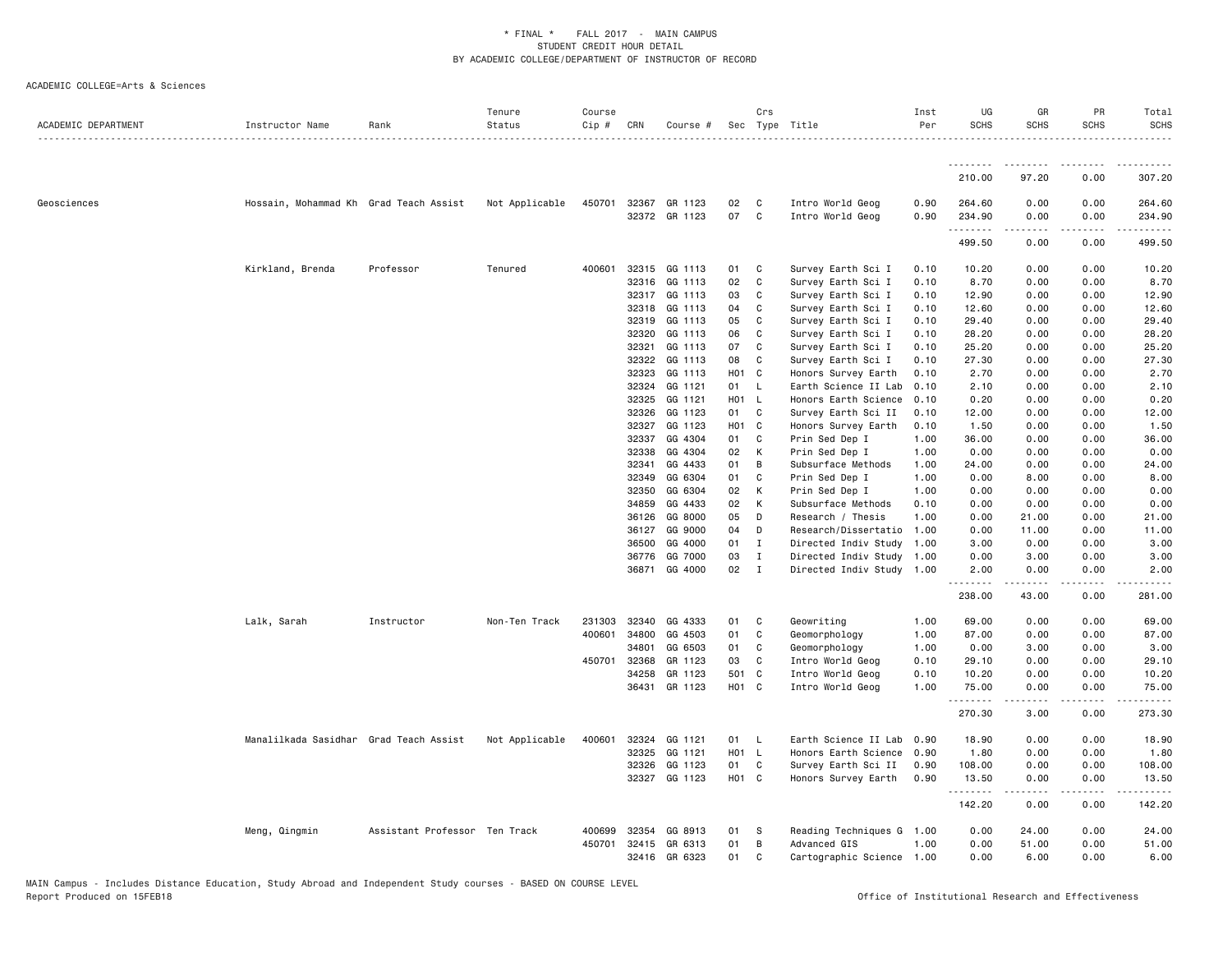\* FINAL \* FALL 2017 - MAIN CAMPUS
STUDENT CREDIT HOUR DETAIL
BY ACADEMIC COLLEGE/DEPARTMENT OF INSTRUCTOR OF RECORD

ACADEMIC COLLEGE=Arts & Sciences

| ACADEMIC DEPARTMENT | Instructor Name | Rank | Tenure Status | Course Cip # | CRN | Course # | Sec | Crs Type | Title | Inst Per | UG SCHS | GR SCHS | PR SCHS | Total SCHS |
|---|---|---|---|---|---|---|---|---|---|---|---|---|---|---|
| | | | | | | | | | | | 210.00 | 97.20 | 0.00 | 307.20 |
| Geosciences | Hossain, Mohammad Kh | Grad Teach Assist | Not Applicable | 450701 | 32367 | GR 1123 | 02 | C | Intro World Geog | 0.90 | 264.60 | 0.00 | 0.00 | 264.60 |
| | | | | | 32372 | GR 1123 | 07 | C | Intro World Geog | 0.90 | 234.90 | 0.00 | 0.00 | 234.90 |
| | | | | | | | | | | | 499.50 | 0.00 | 0.00 | 499.50 |
| | Kirkland, Brenda | Professor | Tenured | 400601 | 32315 | GG 1113 | 01 | C | Survey Earth Sci I | 0.10 | 10.20 | 0.00 | 0.00 | 10.20 |
| | | | | | 32316 | GG 1113 | 02 | C | Survey Earth Sci I | 0.10 | 8.70 | 0.00 | 0.00 | 8.70 |
| | | | | | 32317 | GG 1113 | 03 | C | Survey Earth Sci I | 0.10 | 12.90 | 0.00 | 0.00 | 12.90 |
| | | | | | 32318 | GG 1113 | 04 | C | Survey Earth Sci I | 0.10 | 12.60 | 0.00 | 0.00 | 12.60 |
| | | | | | 32319 | GG 1113 | 05 | C | Survey Earth Sci I | 0.10 | 29.40 | 0.00 | 0.00 | 29.40 |
| | | | | | 32320 | GG 1113 | 06 | C | Survey Earth Sci I | 0.10 | 28.20 | 0.00 | 0.00 | 28.20 |
| | | | | | 32321 | GG 1113 | 07 | C | Survey Earth Sci I | 0.10 | 25.20 | 0.00 | 0.00 | 25.20 |
| | | | | | 32322 | GG 1113 | 08 | C | Survey Earth Sci I | 0.10 | 27.30 | 0.00 | 0.00 | 27.30 |
| | | | | | 32323 | GG 1113 | H01 | C | Honors Survey Earth | 0.10 | 2.70 | 0.00 | 0.00 | 2.70 |
| | | | | | 32324 | GG 1121 | 01 | L | Earth Science II Lab | 0.10 | 2.10 | 0.00 | 0.00 | 2.10 |
| | | | | | 32325 | GG 1121 | H01 | L | Honors Earth Science | 0.10 | 0.20 | 0.00 | 0.00 | 0.20 |
| | | | | | 32326 | GG 1123 | 01 | C | Survey Earth Sci II | 0.10 | 12.00 | 0.00 | 0.00 | 12.00 |
| | | | | | 32327 | GG 1123 | H01 | C | Honors Survey Earth | 0.10 | 1.50 | 0.00 | 0.00 | 1.50 |
| | | | | | 32337 | GG 4304 | 01 | C | Prin Sed Dep I | 1.00 | 36.00 | 0.00 | 0.00 | 36.00 |
| | | | | | 32338 | GG 4304 | 02 | K | Prin Sed Dep I | 1.00 | 0.00 | 0.00 | 0.00 | 0.00 |
| | | | | | 32341 | GG 4433 | 01 | B | Subsurface Methods | 1.00 | 24.00 | 0.00 | 0.00 | 24.00 |
| | | | | | 32349 | GG 6304 | 01 | C | Prin Sed Dep I | 1.00 | 0.00 | 8.00 | 0.00 | 8.00 |
| | | | | | 32350 | GG 6304 | 02 | K | Prin Sed Dep I | 1.00 | 0.00 | 0.00 | 0.00 | 0.00 |
| | | | | | 34859 | GG 4433 | 02 | K | Subsurface Methods | 0.10 | 0.00 | 0.00 | 0.00 | 0.00 |
| | | | | | 36126 | GG 8000 | 05 | D | Research / Thesis | 1.00 | 0.00 | 21.00 | 0.00 | 21.00 |
| | | | | | 36127 | GG 9000 | 04 | D | Research/Dissertatio | 1.00 | 0.00 | 11.00 | 0.00 | 11.00 |
| | | | | | 36500 | GG 4000 | 01 | I | Directed Indiv Study | 1.00 | 3.00 | 0.00 | 0.00 | 3.00 |
| | | | | | 36776 | GG 7000 | 03 | I | Directed Indiv Study | 1.00 | 0.00 | 3.00 | 0.00 | 3.00 |
| | | | | | 36871 | GG 4000 | 02 | I | Directed Indiv Study | 1.00 | 2.00 | 0.00 | 0.00 | 2.00 |
| | | | | | | | | | | | 238.00 | 43.00 | 0.00 | 281.00 |
| | Lalk, Sarah | Instructor | Non-Ten Track | 231303 | 32340 | GG 4333 | 01 | C | Geowriting | 1.00 | 69.00 | 0.00 | 0.00 | 69.00 |
| | | | | 400601 | 34800 | GG 4503 | 01 | C | Geomorphology | 1.00 | 87.00 | 0.00 | 0.00 | 87.00 |
| | | | | | 34801 | GG 6503 | 01 | C | Geomorphology | 1.00 | 0.00 | 3.00 | 0.00 | 3.00 |
| | | | | 450701 | 32368 | GR 1123 | 03 | C | Intro World Geog | 0.10 | 29.10 | 0.00 | 0.00 | 29.10 |
| | | | | | 34258 | GR 1123 | 501 | C | Intro World Geog | 0.10 | 10.20 | 0.00 | 0.00 | 10.20 |
| | | | | | 36431 | GR 1123 | H01 | C | Intro World Geog | 1.00 | 75.00 | 0.00 | 0.00 | 75.00 |
| | | | | | | | | | | | 270.30 | 3.00 | 0.00 | 273.30 |
| | Manalilkada Sasidhar | Grad Teach Assist | Not Applicable | 400601 | 32324 | GG 1121 | 01 | L | Earth Science II Lab | 0.90 | 18.90 | 0.00 | 0.00 | 18.90 |
| | | | | | 32325 | GG 1121 | H01 | L | Honors Earth Science | 0.90 | 1.80 | 0.00 | 0.00 | 1.80 |
| | | | | | 32326 | GG 1123 | 01 | C | Survey Earth Sci II | 0.90 | 108.00 | 0.00 | 0.00 | 108.00 |
| | | | | | 32327 | GG 1123 | H01 | C | Honors Survey Earth | 0.90 | 13.50 | 0.00 | 0.00 | 13.50 |
| | | | | | | | | | | | 142.20 | 0.00 | 0.00 | 142.20 |
| | Meng, Qingmin | Assistant Professor | Ten Track | 400699 | 32354 | GG 8913 | 01 | S | Reading Techniques G | 1.00 | 0.00 | 24.00 | 0.00 | 24.00 |
| | | | | 450701 | 32415 | GR 6313 | 01 | B | Advanced GIS | 1.00 | 0.00 | 51.00 | 0.00 | 51.00 |
| | | | | | 32416 | GR 6323 | 01 | C | Cartographic Science | 1.00 | 0.00 | 6.00 | 0.00 | 6.00 |

MAIN Campus - Includes Distance Education, Study Abroad and Independent Study courses - BASED ON COURSE LEVEL
Report Produced on 15FEB18 Office of Institutional Research and Effectiveness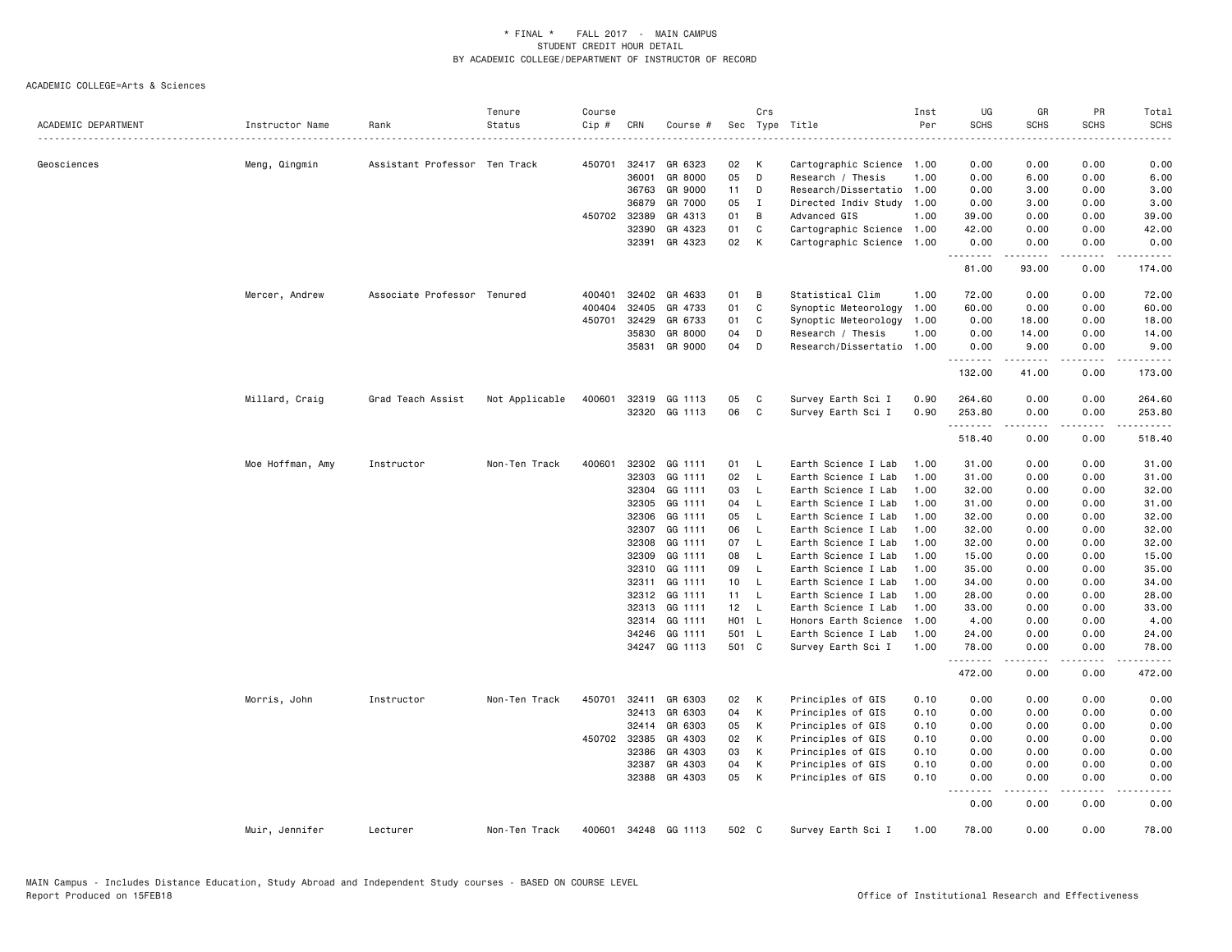\* FINAL \* FALL 2017 - MAIN CAMPUS
STUDENT CREDIT HOUR DETAIL
BY ACADEMIC COLLEGE/DEPARTMENT OF INSTRUCTOR OF RECORD

ACADEMIC COLLEGE=Arts & Sciences

| ACADEMIC DEPARTMENT | Instructor Name | Rank | Tenure Status | Course Cip # | CRN | Course # | Sec | Crs Type | Title | Inst Per | UG SCHS | GR SCHS | PR SCHS | Total SCHS |
|---|---|---|---|---|---|---|---|---|---|---|---|---|---|---|
| Geosciences | Meng, Qingmin | Assistant Professor | Ten Track | 450701 | 32417 | GR 6323 | 02 | K | Cartographic Science | 1.00 | 0.00 | 0.00 | 0.00 | 0.00 |
| | | | | | 36001 | GR 8000 | 05 | D | Research / Thesis | 1.00 | 0.00 | 6.00 | 0.00 | 6.00 |
| | | | | | 36763 | GR 9000 | 11 | D | Research/Dissertatio | 1.00 | 0.00 | 3.00 | 0.00 | 3.00 |
| | | | | | 36879 | GR 7000 | 05 | I | Directed Indiv Study | 1.00 | 0.00 | 3.00 | 0.00 | 3.00 |
| | | | | 450702 | 32389 | GR 4313 | 01 | B | Advanced GIS | 1.00 | 39.00 | 0.00 | 0.00 | 39.00 |
| | | | | | 32390 | GR 4323 | 01 | C | Cartographic Science | 1.00 | 42.00 | 0.00 | 0.00 | 42.00 |
| | | | | | 32391 | GR 4323 | 02 | K | Cartographic Science | 1.00 | 0.00 | 0.00 | 0.00 | 0.00 |
| | | | | | | | | | | | 81.00 | 93.00 | 0.00 | 174.00 |
| | Mercer, Andrew | Associate Professor | Tenured | 400401 | 32402 | GR 4633 | 01 | B | Statistical Clim | 1.00 | 72.00 | 0.00 | 0.00 | 72.00 |
| | | | | 400404 | 32405 | GR 4733 | 01 | C | Synoptic Meteorology | 1.00 | 60.00 | 0.00 | 0.00 | 60.00 |
| | | | | 450701 | 32429 | GR 6733 | 01 | C | Synoptic Meteorology | 1.00 | 0.00 | 18.00 | 0.00 | 18.00 |
| | | | | | 35830 | GR 8000 | 04 | D | Research / Thesis | 1.00 | 0.00 | 14.00 | 0.00 | 14.00 |
| | | | | | 35831 | GR 9000 | 04 | D | Research/Dissertatio | 1.00 | 0.00 | 9.00 | 0.00 | 9.00 |
| | | | | | | | | | | | 132.00 | 41.00 | 0.00 | 173.00 |
| | Millard, Craig | Grad Teach Assist | Not Applicable | 400601 | 32319 | GG 1113 | 05 | C | Survey Earth Sci I | 0.90 | 264.60 | 0.00 | 0.00 | 264.60 |
| | | | | | 32320 | GG 1113 | 06 | C | Survey Earth Sci I | 0.90 | 253.80 | 0.00 | 0.00 | 253.80 |
| | | | | | | | | | | | 518.40 | 0.00 | 0.00 | 518.40 |
| | Moe Hoffman, Amy | Instructor | Non-Ten Track | 400601 | 32302 | GG 1111 | 01 | L | Earth Science I Lab | 1.00 | 31.00 | 0.00 | 0.00 | 31.00 |
| | | | | | 32303 | GG 1111 | 02 | L | Earth Science I Lab | 1.00 | 31.00 | 0.00 | 0.00 | 31.00 |
| | | | | | 32304 | GG 1111 | 03 | L | Earth Science I Lab | 1.00 | 32.00 | 0.00 | 0.00 | 32.00 |
| | | | | | 32305 | GG 1111 | 04 | L | Earth Science I Lab | 1.00 | 31.00 | 0.00 | 0.00 | 31.00 |
| | | | | | 32306 | GG 1111 | 05 | L | Earth Science I Lab | 1.00 | 32.00 | 0.00 | 0.00 | 32.00 |
| | | | | | 32307 | GG 1111 | 06 | L | Earth Science I Lab | 1.00 | 32.00 | 0.00 | 0.00 | 32.00 |
| | | | | | 32308 | GG 1111 | 07 | L | Earth Science I Lab | 1.00 | 32.00 | 0.00 | 0.00 | 32.00 |
| | | | | | 32309 | GG 1111 | 08 | L | Earth Science I Lab | 1.00 | 15.00 | 0.00 | 0.00 | 15.00 |
| | | | | | 32310 | GG 1111 | 09 | L | Earth Science I Lab | 1.00 | 35.00 | 0.00 | 0.00 | 35.00 |
| | | | | | 32311 | GG 1111 | 10 | L | Earth Science I Lab | 1.00 | 34.00 | 0.00 | 0.00 | 34.00 |
| | | | | | 32312 | GG 1111 | 11 | L | Earth Science I Lab | 1.00 | 28.00 | 0.00 | 0.00 | 28.00 |
| | | | | | 32313 | GG 1111 | 12 | L | Earth Science I Lab | 1.00 | 33.00 | 0.00 | 0.00 | 33.00 |
| | | | | | 32314 | GG 1111 | H01 | L | Honors Earth Science | 1.00 | 4.00 | 0.00 | 0.00 | 4.00 |
| | | | | | 34246 | GG 1111 | 501 | L | Earth Science I Lab | 1.00 | 24.00 | 0.00 | 0.00 | 24.00 |
| | | | | | 34247 | GG 1113 | 501 | C | Survey Earth Sci I | 1.00 | 78.00 | 0.00 | 0.00 | 78.00 |
| | | | | | | | | | | | 472.00 | 0.00 | 0.00 | 472.00 |
| | Morris, John | Instructor | Non-Ten Track | 450701 | 32411 | GR 6303 | 02 | K | Principles of GIS | 0.10 | 0.00 | 0.00 | 0.00 | 0.00 |
| | | | | | 32413 | GR 6303 | 04 | K | Principles of GIS | 0.10 | 0.00 | 0.00 | 0.00 | 0.00 |
| | | | | | 32414 | GR 6303 | 05 | K | Principles of GIS | 0.10 | 0.00 | 0.00 | 0.00 | 0.00 |
| | | | | 450702 | 32385 | GR 4303 | 02 | K | Principles of GIS | 0.10 | 0.00 | 0.00 | 0.00 | 0.00 |
| | | | | | 32386 | GR 4303 | 03 | K | Principles of GIS | 0.10 | 0.00 | 0.00 | 0.00 | 0.00 |
| | | | | | 32387 | GR 4303 | 04 | K | Principles of GIS | 0.10 | 0.00 | 0.00 | 0.00 | 0.00 |
| | | | | | 32388 | GR 4303 | 05 | K | Principles of GIS | 0.10 | 0.00 | 0.00 | 0.00 | 0.00 |
| | | | | | | | | | | | 0.00 | 0.00 | 0.00 | 0.00 |
| | Muir, Jennifer | Lecturer | Non-Ten Track | 400601 | 34248 | GG 1113 | 502 | C | Survey Earth Sci I | 1.00 | 78.00 | 0.00 | 0.00 | 78.00 |

MAIN Campus - Includes Distance Education, Study Abroad and Independent Study courses - BASED ON COURSE LEVEL
Report Produced on 15FEB18

Office of Institutional Research and Effectiveness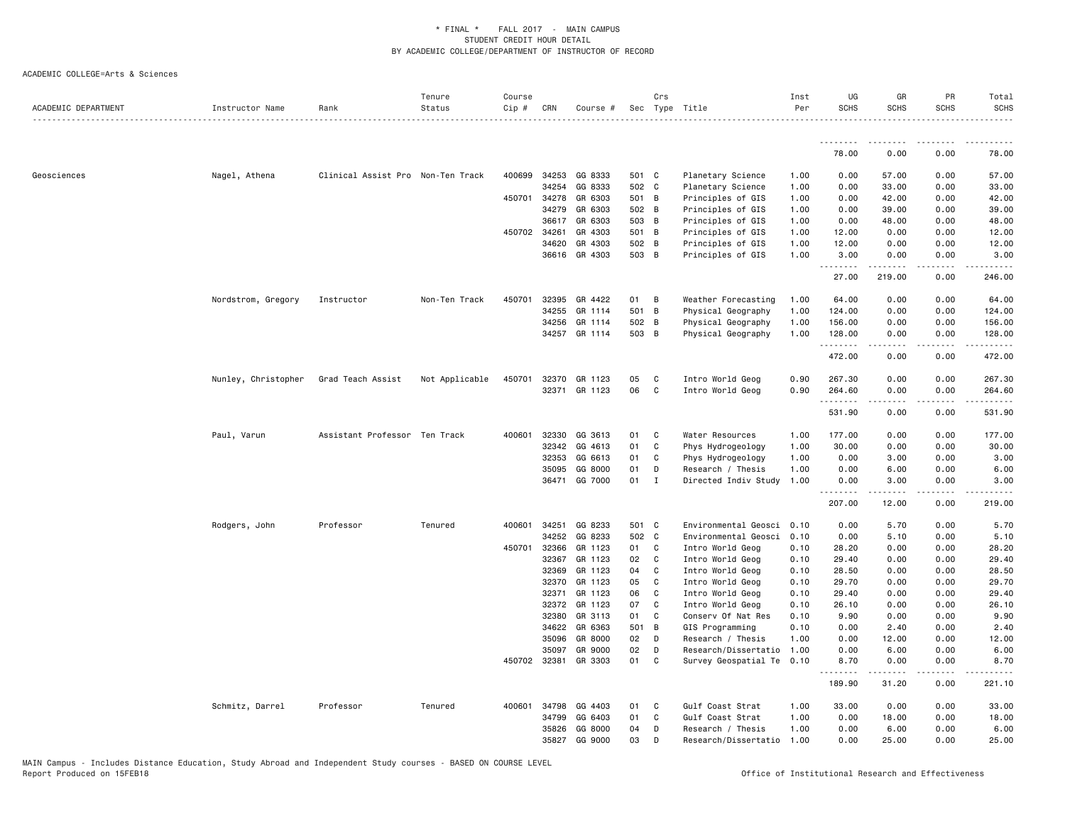# * FINAL * FALL 2017 - MAIN CAMPUS
## STUDENT CREDIT HOUR DETAIL
## BY ACADEMIC COLLEGE/DEPARTMENT OF INSTRUCTOR OF RECORD

ACADEMIC COLLEGE=Arts & Sciences

| ACADEMIC DEPARTMENT | Instructor Name | Rank | Tenure Status | Course Cip # | CRN | Course # | Sec | Crs Type | Title | Inst Per | UG SCHS | GR SCHS | PR SCHS | Total SCHS |
|---|---|---|---|---|---|---|---|---|---|---|---|---|---|---|
| | | | | | | | | | | | 78.00 | 0.00 | 0.00 | 78.00 |
| Geosciences | Nagel, Athena | Clinical Assist Pro | Non-Ten Track | 400699 | 34253 | GG 8333 | 501 | C | Planetary Science | 1.00 | 0.00 | 57.00 | 0.00 | 57.00 |
| | | | | | 34254 | GG 8333 | 502 | C | Planetary Science | 1.00 | 0.00 | 33.00 | 0.00 | 33.00 |
| | | | | 450701 | 34278 | GR 6303 | 501 | B | Principles of GIS | 1.00 | 0.00 | 42.00 | 0.00 | 42.00 |
| | | | | | 34279 | GR 6303 | 502 | B | Principles of GIS | 1.00 | 0.00 | 39.00 | 0.00 | 39.00 |
| | | | | | 36617 | GR 6303 | 503 | B | Principles of GIS | 1.00 | 0.00 | 48.00 | 0.00 | 48.00 |
| | | | | 450702 | 34261 | GR 4303 | 501 | B | Principles of GIS | 1.00 | 12.00 | 0.00 | 0.00 | 12.00 |
| | | | | | 34620 | GR 4303 | 502 | B | Principles of GIS | 1.00 | 12.00 | 0.00 | 0.00 | 12.00 |
| | | | | | 36616 | GR 4303 | 503 | B | Principles of GIS | 1.00 | 3.00 | 0.00 | 0.00 | 3.00 |
| | | | | | | | | | | | 27.00 | 219.00 | 0.00 | 246.00 |
| | Nordstrom, Gregory | Instructor | Non-Ten Track | 450701 | 32395 | GR 4422 | 01 | B | Weather Forecasting | 1.00 | 64.00 | 0.00 | 0.00 | 64.00 |
| | | | | | 34255 | GR 1114 | 501 | B | Physical Geography | 1.00 | 124.00 | 0.00 | 0.00 | 124.00 |
| | | | | | 34256 | GR 1114 | 502 | B | Physical Geography | 1.00 | 156.00 | 0.00 | 0.00 | 156.00 |
| | | | | | 34257 | GR 1114 | 503 | B | Physical Geography | 1.00 | 128.00 | 0.00 | 0.00 | 128.00 |
| | | | | | | | | | | | 472.00 | 0.00 | 0.00 | 472.00 |
| | Nunley, Christopher | Grad Teach Assist | Not Applicable | 450701 | 32370 | GR 1123 | 05 | C | Intro World Geog | 0.90 | 267.30 | 0.00 | 0.00 | 267.30 |
| | | | | | 32371 | GR 1123 | 06 | C | Intro World Geog | 0.90 | 264.60 | 0.00 | 0.00 | 264.60 |
| | | | | | | | | | | | 531.90 | 0.00 | 0.00 | 531.90 |
| | Paul, Varun | Assistant Professor | Ten Track | 400601 | 32330 | GG 3613 | 01 | C | Water Resources | 1.00 | 177.00 | 0.00 | 0.00 | 177.00 |
| | | | | | 32342 | GG 4613 | 01 | C | Phys Hydrogeology | 1.00 | 30.00 | 0.00 | 0.00 | 30.00 |
| | | | | | 32353 | GG 6613 | 01 | C | Phys Hydrogeology | 1.00 | 0.00 | 3.00 | 0.00 | 3.00 |
| | | | | | 35095 | GG 8000 | 01 | D | Research / Thesis | 1.00 | 0.00 | 6.00 | 0.00 | 6.00 |
| | | | | | 36471 | GG 7000 | 01 | I | Directed Indiv Study | 1.00 | 0.00 | 3.00 | 0.00 | 3.00 |
| | | | | | | | | | | | 207.00 | 12.00 | 0.00 | 219.00 |
| | Rodgers, John | Professor | Tenured | 400601 | 34251 | GG 8233 | 501 | C | Environmental Geosci | 0.10 | 0.00 | 5.70 | 0.00 | 5.70 |
| | | | | | 34252 | GG 8233 | 502 | C | Environmental Geosci | 0.10 | 0.00 | 5.10 | 0.00 | 5.10 |
| | | | | 450701 | 32366 | GR 1123 | 01 | C | Intro World Geog | 0.10 | 28.20 | 0.00 | 0.00 | 28.20 |
| | | | | | 32367 | GR 1123 | 02 | C | Intro World Geog | 0.10 | 29.40 | 0.00 | 0.00 | 29.40 |
| | | | | | 32369 | GR 1123 | 04 | C | Intro World Geog | 0.10 | 28.50 | 0.00 | 0.00 | 28.50 |
| | | | | | 32370 | GR 1123 | 05 | C | Intro World Geog | 0.10 | 29.70 | 0.00 | 0.00 | 29.70 |
| | | | | | 32371 | GR 1123 | 06 | C | Intro World Geog | 0.10 | 29.40 | 0.00 | 0.00 | 29.40 |
| | | | | | 32372 | GR 1123 | 07 | C | Intro World Geog | 0.10 | 26.10 | 0.00 | 0.00 | 26.10 |
| | | | | | 32380 | GR 3113 | 01 | C | Conserv Of Nat Res | 0.10 | 9.90 | 0.00 | 0.00 | 9.90 |
| | | | | | 34622 | GR 6363 | 501 | B | GIS Programming | 0.10 | 0.00 | 2.40 | 0.00 | 2.40 |
| | | | | | 35096 | GR 8000 | 02 | D | Research / Thesis | 1.00 | 0.00 | 12.00 | 0.00 | 12.00 |
| | | | | | 35097 | GR 9000 | 02 | D | Research/Dissertatio | 1.00 | 0.00 | 6.00 | 0.00 | 6.00 |
| | | | | 450702 | 32381 | GR 3303 | 01 | C | Survey Geospatial Te | 0.10 | 8.70 | 0.00 | 0.00 | 8.70 |
| | | | | | | | | | | | 189.90 | 31.20 | 0.00 | 221.10 |
| | Schmitz, Darrel | Professor | Tenured | 400601 | 34798 | GG 4403 | 01 | C | Gulf Coast Strat | 1.00 | 33.00 | 0.00 | 0.00 | 33.00 |
| | | | | | 34799 | GG 6403 | 01 | C | Gulf Coast Strat | 1.00 | 0.00 | 18.00 | 0.00 | 18.00 |
| | | | | | 35826 | GG 8000 | 04 | D | Research / Thesis | 1.00 | 0.00 | 6.00 | 0.00 | 6.00 |
| | | | | | 35827 | GG 9000 | 03 | D | Research/Dissertatio | 1.00 | 0.00 | 25.00 | 0.00 | 25.00 |

MAIN Campus - Includes Distance Education, Study Abroad and Independent Study courses - BASED ON COURSE LEVEL
Report Produced on 15FEB18

Office of Institutional Research and Effectiveness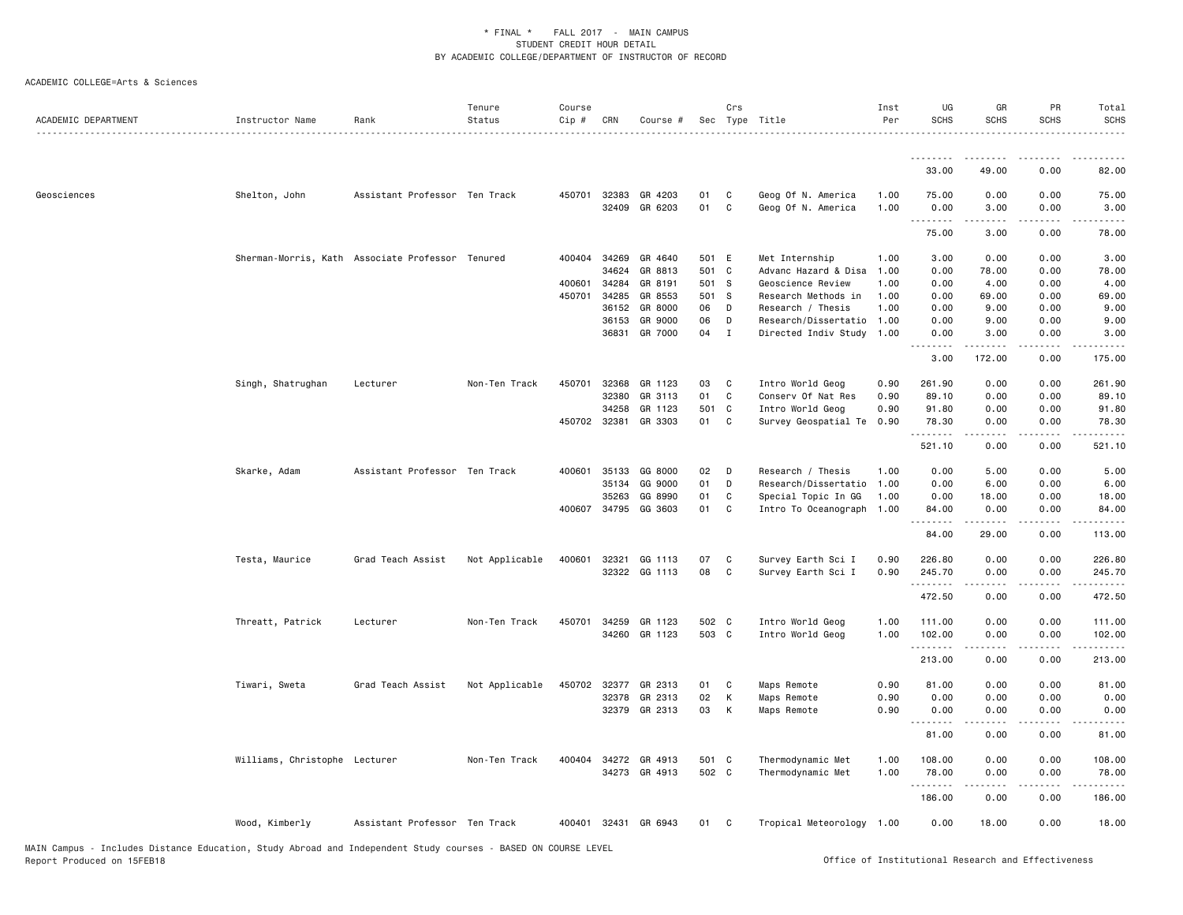\* FINAL \* FALL 2017 - MAIN CAMPUS
STUDENT CREDIT HOUR DETAIL
BY ACADEMIC COLLEGE/DEPARTMENT OF INSTRUCTOR OF RECORD

ACADEMIC COLLEGE=Arts & Sciences

| ACADEMIC DEPARTMENT | Instructor Name | Rank | Tenure Status | Course Cip # | CRN | Course # | Sec | Crs Type | Title | Inst Per | UG SCHS | GR SCHS | PR SCHS | Total SCHS |
|---|---|---|---|---|---|---|---|---|---|---|---|---|---|---|
| | | | | | | | | | | | 33.00 | 49.00 | 0.00 | 82.00 |
| Geosciences | Shelton, John | Assistant Professor | Ten Track | 450701 | 32383 | GR 4203 | 01 | C | Geog Of N. America | 1.00 | 75.00 | 0.00 | 0.00 | 75.00 |
| | | | | | 32409 | GR 6203 | 01 | C | Geog Of N. America | 1.00 | 0.00 | 3.00 | 0.00 | 3.00 |
| | | | | | | | | | | | 75.00 | 3.00 | 0.00 | 78.00 |
| | Sherman-Morris, Kath | Associate Professor | Tenured | 400404 | 34269 | GR 4640 | 501 | E | Met Internship | 1.00 | 3.00 | 0.00 | 0.00 | 3.00 |
| | | | | | 34624 | GR 8813 | 501 | C | Advanc Hazard & Disa | 1.00 | 0.00 | 78.00 | 0.00 | 78.00 |
| | | | | 400601 | 34284 | GR 8191 | 501 | S | Geoscience Review | 1.00 | 0.00 | 4.00 | 0.00 | 4.00 |
| | | | | 450701 | 34285 | GR 8553 | 501 | S | Research Methods in | 1.00 | 0.00 | 69.00 | 0.00 | 69.00 |
| | | | | | 36152 | GR 8000 | 06 | D | Research / Thesis | 1.00 | 0.00 | 9.00 | 0.00 | 9.00 |
| | | | | | 36153 | GR 9000 | 06 | D | Research/Dissertatio | 1.00 | 0.00 | 9.00 | 0.00 | 9.00 |
| | | | | | 36831 | GR 7000 | 04 | I | Directed Indiv Study | 1.00 | 0.00 | 3.00 | 0.00 | 3.00 |
| | | | | | | | | | | | 3.00 | 172.00 | 0.00 | 175.00 |
| | Singh, Shatrughan | Lecturer | Non-Ten Track | 450701 | 32368 | GR 1123 | 03 | C | Intro World Geog | 0.90 | 261.90 | 0.00 | 0.00 | 261.90 |
| | | | | | 32380 | GR 3113 | 01 | C | Conserv Of Nat Res | 0.90 | 89.10 | 0.00 | 0.00 | 89.10 |
| | | | | | 34258 | GR 1123 | 501 | C | Intro World Geog | 0.90 | 91.80 | 0.00 | 0.00 | 91.80 |
| | | | | 450702 | 32381 | GR 3303 | 01 | C | Survey Geospatial Te | 0.90 | 78.30 | 0.00 | 0.00 | 78.30 |
| | | | | | | | | | | | 521.10 | 0.00 | 0.00 | 521.10 |
| | Skarke, Adam | Assistant Professor | Ten Track | 400601 | 35133 | GG 8000 | 02 | D | Research / Thesis | 1.00 | 0.00 | 5.00 | 0.00 | 5.00 |
| | | | | | 35134 | GG 9000 | 01 | D | Research/Dissertatio | 1.00 | 0.00 | 6.00 | 0.00 | 6.00 |
| | | | | | 35263 | GG 8990 | 01 | C | Special Topic In GG | 1.00 | 0.00 | 18.00 | 0.00 | 18.00 |
| | | | | 400607 | 34795 | GG 3603 | 01 | C | Intro To Oceanograph | 1.00 | 84.00 | 0.00 | 0.00 | 84.00 |
| | | | | | | | | | | | 84.00 | 29.00 | 0.00 | 113.00 |
| | Testa, Maurice | Grad Teach Assist | Not Applicable | 400601 | 32321 | GG 1113 | 07 | C | Survey Earth Sci I | 0.90 | 226.80 | 0.00 | 0.00 | 226.80 |
| | | | | | 32322 | GG 1113 | 08 | C | Survey Earth Sci I | 0.90 | 245.70 | 0.00 | 0.00 | 245.70 |
| | | | | | | | | | | | 472.50 | 0.00 | 0.00 | 472.50 |
| | Threatt, Patrick | Lecturer | Non-Ten Track | 450701 | 34259 | GR 1123 | 502 | C | Intro World Geog | 1.00 | 111.00 | 0.00 | 0.00 | 111.00 |
| | | | | | 34260 | GR 1123 | 503 | C | Intro World Geog | 1.00 | 102.00 | 0.00 | 0.00 | 102.00 |
| | | | | | | | | | | | 213.00 | 0.00 | 0.00 | 213.00 |
| | Tiwari, Sweta | Grad Teach Assist | Not Applicable | 450702 | 32377 | GR 2313 | 01 | C | Maps Remote | 0.90 | 81.00 | 0.00 | 0.00 | 81.00 |
| | | | | | 32378 | GR 2313 | 02 | K | Maps Remote | 0.90 | 0.00 | 0.00 | 0.00 | 0.00 |
| | | | | | 32379 | GR 2313 | 03 | K | Maps Remote | 0.90 | 0.00 | 0.00 | 0.00 | 0.00 |
| | | | | | | | | | | | 81.00 | 0.00 | 0.00 | 81.00 |
| | Williams, Christophe | Lecturer | Non-Ten Track | 400404 | 34272 | GR 4913 | 501 | C | Thermodynamic Met | 1.00 | 108.00 | 0.00 | 0.00 | 108.00 |
| | | | | | 34273 | GR 4913 | 502 | C | Thermodynamic Met | 1.00 | 78.00 | 0.00 | 0.00 | 78.00 |
| | | | | | | | | | | | 186.00 | 0.00 | 0.00 | 186.00 |
| | Wood, Kimberly | Assistant Professor | Ten Track | 400401 | 32431 | GR 6943 | 01 | C | Tropical Meteorology | 1.00 | 0.00 | 18.00 | 0.00 | 18.00 |

MAIN Campus - Includes Distance Education, Study Abroad and Independent Study courses - BASED ON COURSE LEVEL
Report Produced on 15FEB18

Office of Institutional Research and Effectiveness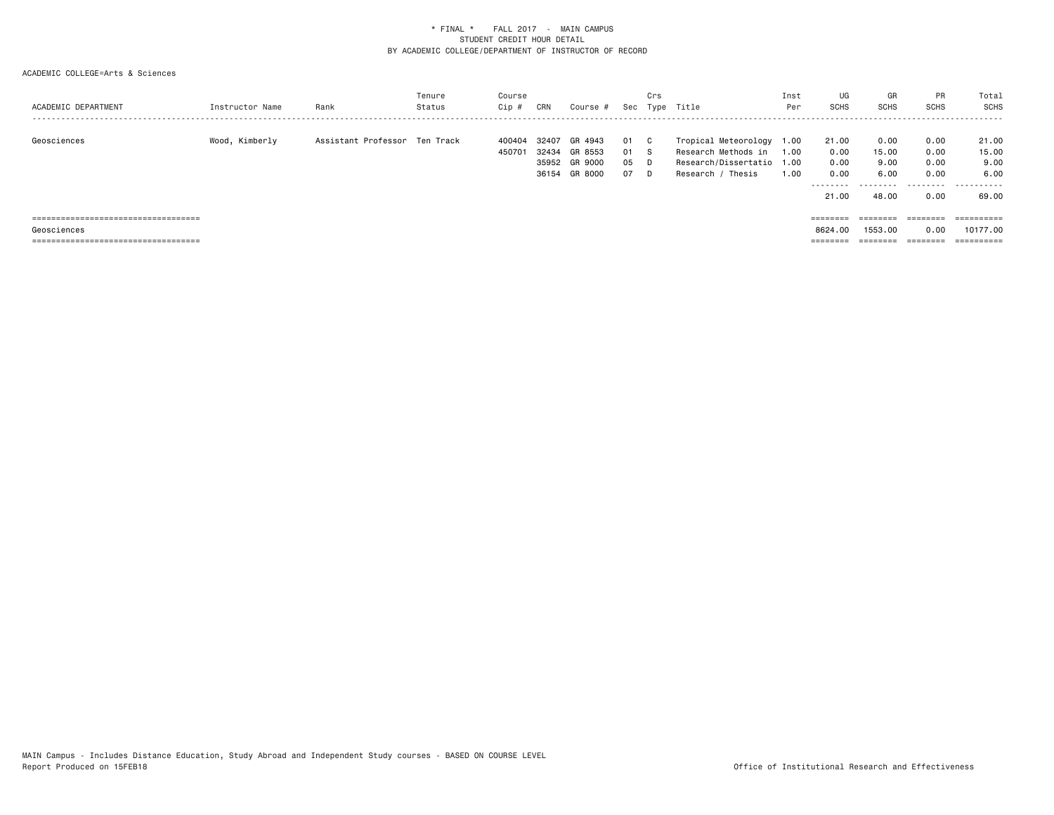\* FINAL \* FALL 2017 - MAIN CAMPUS
STUDENT CREDIT HOUR DETAIL
BY ACADEMIC COLLEGE/DEPARTMENT OF INSTRUCTOR OF RECORD

ACADEMIC COLLEGE=Arts & Sciences

| ACADEMIC DEPARTMENT | Instructor Name | Rank | Tenure Status | Course Cip # | CRN | Course # | Sec | Crs Type | Title | Inst Per | UG SCHS | GR SCHS | PR SCHS | Total SCHS |
|---|---|---|---|---|---|---|---|---|---|---|---|---|---|---|
| Geosciences | Wood, Kimberly | Assistant Professor | Ten Track | 400404 | 32407 | GR 4943 | 01 | C | Tropical Meteorology | 1.00 | 21.00 | 0.00 | 0.00 | 21.00 |
| | | | | 450701 | 32434 | GR 8553 | 01 | S | Research Methods in | 1.00 | 0.00 | 15.00 | 0.00 | 15.00 |
| | | | | | 35952 | GR 9000 | 05 | D | Research/Dissertatio | 1.00 | 0.00 | 9.00 | 0.00 | 9.00 |
| | | | | | 36154 | GR 8000 | 07 | D | Research / Thesis | 1.00 | 0.00 | 6.00 | 0.00 | 6.00 |
| | | | | | | | | | | | 21.00 | 48.00 | 0.00 | 69.00 |
| Geosciences | | | | | | | | | | | 8624.00 | 1553.00 | 0.00 | 10177.00 |

MAIN Campus - Includes Distance Education, Study Abroad and Independent Study courses - BASED ON COURSE LEVEL
Report Produced on 15FEB18

Office of Institutional Research and Effectiveness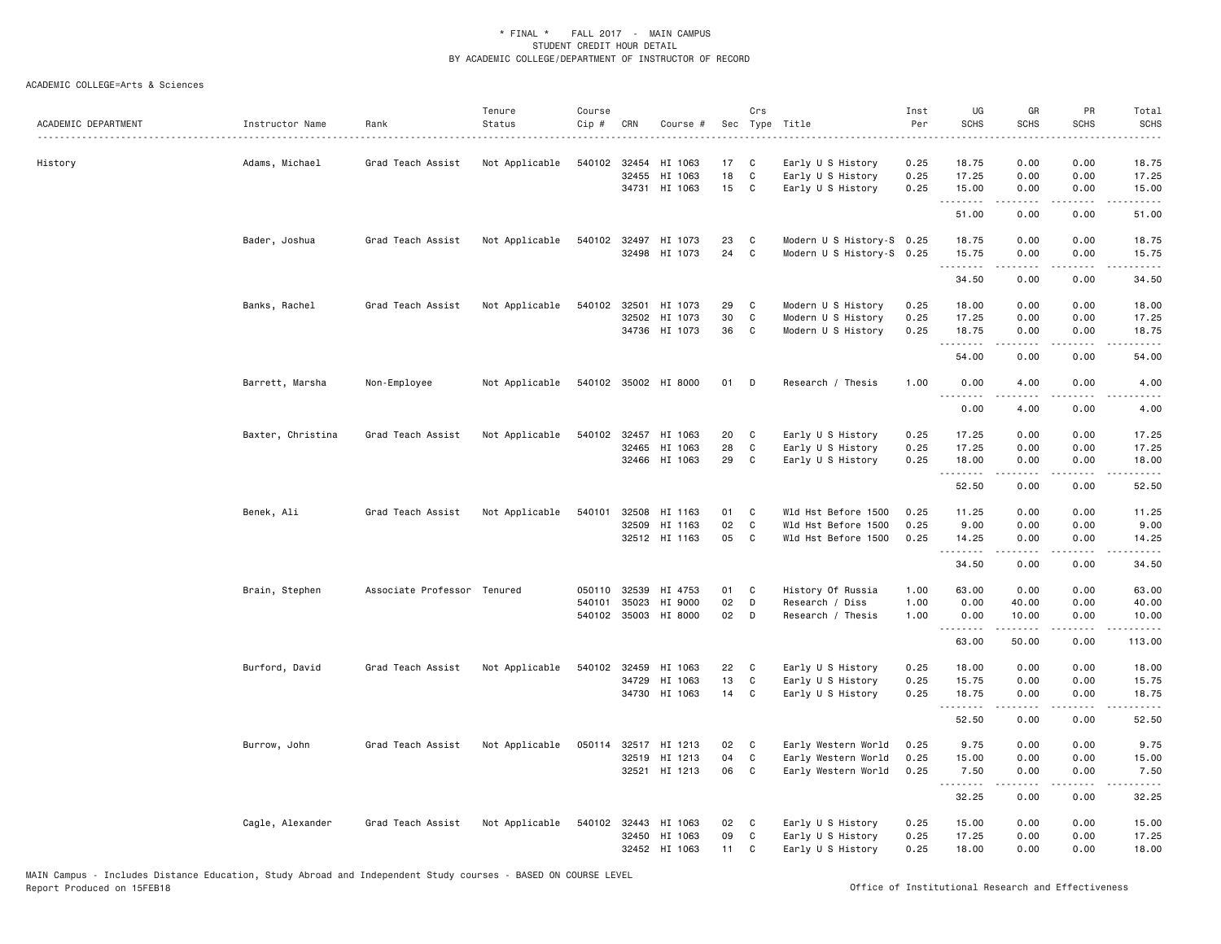\* FINAL \* FALL 2017 - MAIN CAMPUS
STUDENT CREDIT HOUR DETAIL
BY ACADEMIC COLLEGE/DEPARTMENT OF INSTRUCTOR OF RECORD

ACADEMIC COLLEGE=Arts & Sciences

| ACADEMIC DEPARTMENT | Instructor Name | Rank | Tenure Status | Course Cip # | CRN | Course # | Sec | Crs Type | Title | Inst Per | UG SCHS | GR SCHS | PR SCHS | Total SCHS |
|---|---|---|---|---|---|---|---|---|---|---|---|---|---|---|
| History | Adams, Michael | Grad Teach Assist | Not Applicable | 540102 | 32454 | HI 1063 | 17 | C | Early U S History | 0.25 | 18.75 | 0.00 | 0.00 | 18.75 |
| | | | | | 32455 | HI 1063 | 18 | C | Early U S History | 0.25 | 17.25 | 0.00 | 0.00 | 17.25 |
| | | | | | 34731 | HI 1063 | 15 | C | Early U S History | 0.25 | 15.00 | 0.00 | 0.00 | 15.00 |
| | | | | | | | | | | | 51.00 | 0.00 | 0.00 | 51.00 |
| | Bader, Joshua | Grad Teach Assist | Not Applicable | 540102 | 32497 | HI 1073 | 23 | C | Modern U S History-S | 0.25 | 18.75 | 0.00 | 0.00 | 18.75 |
| | | | | | 32498 | HI 1073 | 24 | C | Modern U S History-S | 0.25 | 15.75 | 0.00 | 0.00 | 15.75 |
| | | | | | | | | | | | 34.50 | 0.00 | 0.00 | 34.50 |
| | Banks, Rachel | Grad Teach Assist | Not Applicable | 540102 | 32501 | HI 1073 | 29 | C | Modern U S History | 0.25 | 18.00 | 0.00 | 0.00 | 18.00 |
| | | | | | 32502 | HI 1073 | 30 | C | Modern U S History | 0.25 | 17.25 | 0.00 | 0.00 | 17.25 |
| | | | | | 34736 | HI 1073 | 36 | C | Modern U S History | 0.25 | 18.75 | 0.00 | 0.00 | 18.75 |
| | | | | | | | | | | | 54.00 | 0.00 | 0.00 | 54.00 |
| | Barrett, Marsha | Non-Employee | Not Applicable | 540102 | 35002 | HI 8000 | 01 | D | Research / Thesis | 1.00 | 0.00 | 4.00 | 0.00 | 4.00 |
| | | | | | | | | | | | 0.00 | 4.00 | 0.00 | 4.00 |
| | Baxter, Christina | Grad Teach Assist | Not Applicable | 540102 | 32457 | HI 1063 | 20 | C | Early U S History | 0.25 | 17.25 | 0.00 | 0.00 | 17.25 |
| | | | | | 32465 | HI 1063 | 28 | C | Early U S History | 0.25 | 17.25 | 0.00 | 0.00 | 17.25 |
| | | | | | 32466 | HI 1063 | 29 | C | Early U S History | 0.25 | 18.00 | 0.00 | 0.00 | 18.00 |
| | | | | | | | | | | | 52.50 | 0.00 | 0.00 | 52.50 |
| | Benek, Ali | Grad Teach Assist | Not Applicable | 540101 | 32508 | HI 1163 | 01 | C | Wld Hst Before 1500 | 0.25 | 11.25 | 0.00 | 0.00 | 11.25 |
| | | | | | 32509 | HI 1163 | 02 | C | Wld Hst Before 1500 | 0.25 | 9.00 | 0.00 | 0.00 | 9.00 |
| | | | | | 32512 | HI 1163 | 05 | C | Wld Hst Before 1500 | 0.25 | 14.25 | 0.00 | 0.00 | 14.25 |
| | | | | | | | | | | | 34.50 | 0.00 | 0.00 | 34.50 |
| | Brain, Stephen | Associate Professor | Tenured | 050110 | 32539 | HI 4753 | 01 | C | History Of Russia | 1.00 | 63.00 | 0.00 | 0.00 | 63.00 |
| | | | | 540101 | 35023 | HI 9000 | 02 | D | Research / Diss | 1.00 | 0.00 | 40.00 | 0.00 | 40.00 |
| | | | | 540102 | 35003 | HI 8000 | 02 | D | Research / Thesis | 1.00 | 0.00 | 10.00 | 0.00 | 10.00 |
| | | | | | | | | | | | 63.00 | 50.00 | 0.00 | 113.00 |
| | Burford, David | Grad Teach Assist | Not Applicable | 540102 | 32459 | HI 1063 | 22 | C | Early U S History | 0.25 | 18.00 | 0.00 | 0.00 | 18.00 |
| | | | | | 34729 | HI 1063 | 13 | C | Early U S History | 0.25 | 15.75 | 0.00 | 0.00 | 15.75 |
| | | | | | 34730 | HI 1063 | 14 | C | Early U S History | 0.25 | 18.75 | 0.00 | 0.00 | 18.75 |
| | | | | | | | | | | | 52.50 | 0.00 | 0.00 | 52.50 |
| | Burrow, John | Grad Teach Assist | Not Applicable | 050114 | 32517 | HI 1213 | 02 | C | Early Western World | 0.25 | 9.75 | 0.00 | 0.00 | 9.75 |
| | | | | | 32519 | HI 1213 | 04 | C | Early Western World | 0.25 | 15.00 | 0.00 | 0.00 | 15.00 |
| | | | | | 32521 | HI 1213 | 06 | C | Early Western World | 0.25 | 7.50 | 0.00 | 0.00 | 7.50 |
| | | | | | | | | | | | 32.25 | 0.00 | 0.00 | 32.25 |
| | Cagle, Alexander | Grad Teach Assist | Not Applicable | 540102 | 32443 | HI 1063 | 02 | C | Early U S History | 0.25 | 15.00 | 0.00 | 0.00 | 15.00 |
| | | | | | 32450 | HI 1063 | 09 | C | Early U S History | 0.25 | 17.25 | 0.00 | 0.00 | 17.25 |
| | | | | | 32452 | HI 1063 | 11 | C | Early U S History | 0.25 | 18.00 | 0.00 | 0.00 | 18.00 |

MAIN Campus - Includes Distance Education, Study Abroad and Independent Study courses - BASED ON COURSE LEVEL
Report Produced on 15FEB18

Office of Institutional Research and Effectiveness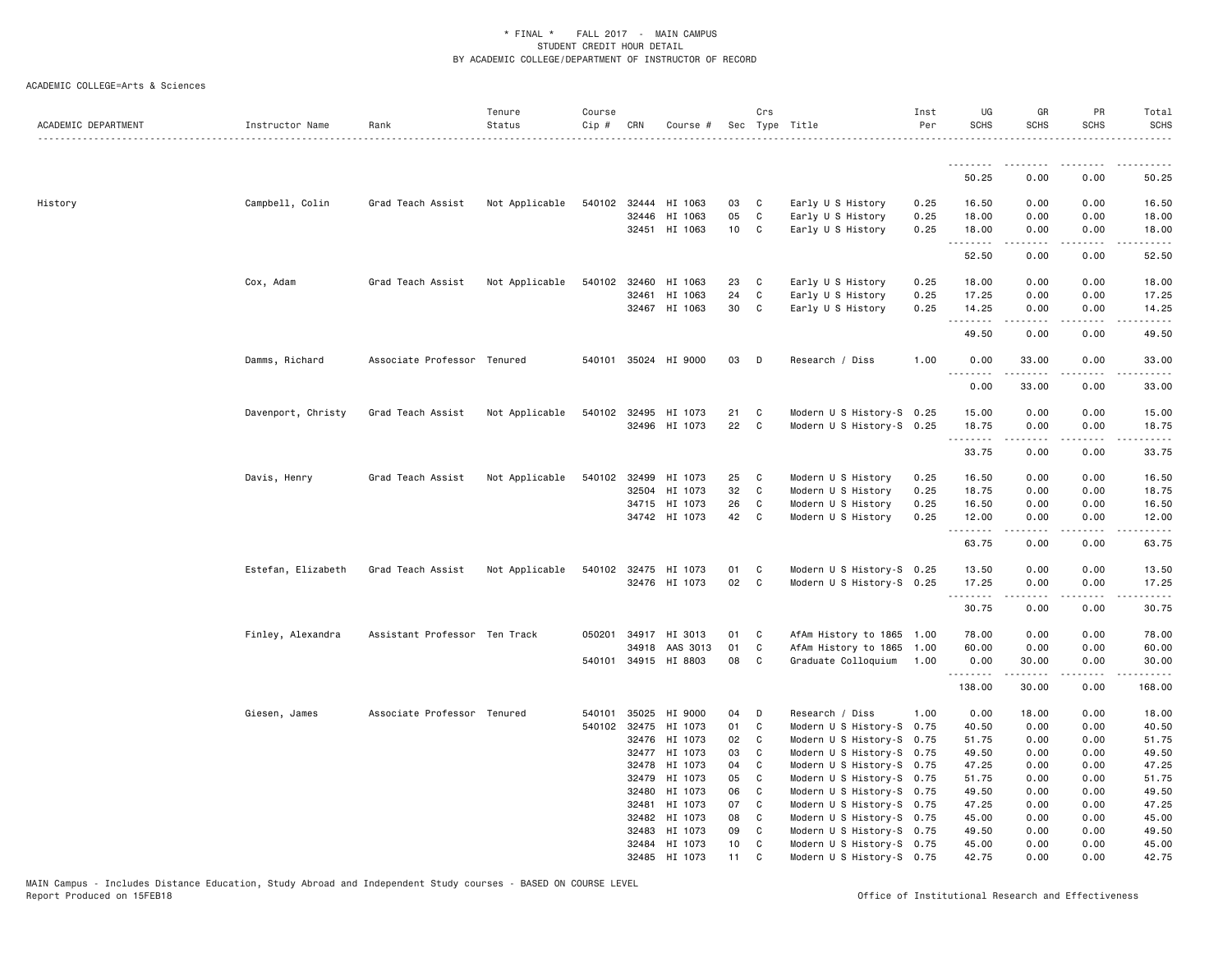\* FINAL \* FALL 2017 - MAIN CAMPUS
STUDENT CREDIT HOUR DETAIL
BY ACADEMIC COLLEGE/DEPARTMENT OF INSTRUCTOR OF RECORD

ACADEMIC COLLEGE=Arts & Sciences

| ACADEMIC DEPARTMENT | Instructor Name | Rank | Tenure Status | Course Cip # | CRN | Course # | Sec | Crs Type | Title | Inst Per | UG SCHS | GR SCHS | PR SCHS | Total SCHS |
|---|---|---|---|---|---|---|---|---|---|---|---|---|---|---|
| | | | | | | | | | | | 50.25 | 0.00 | 0.00 | 50.25 |
| History | Campbell, Colin | Grad Teach Assist | Not Applicable | 540102 | 32444 | HI 1063 | 03 | C | Early U S History | 0.25 | 16.50 | 0.00 | 0.00 | 16.50 |
| | | | | | 32446 | HI 1063 | 05 | C | Early U S History | 0.25 | 18.00 | 0.00 | 0.00 | 18.00 |
| | | | | | 32451 | HI 1063 | 10 | C | Early U S History | 0.25 | 18.00 | 0.00 | 0.00 | 18.00 |
| | | | | | | | | | | | 52.50 | 0.00 | 0.00 | 52.50 |
| | Cox, Adam | Grad Teach Assist | Not Applicable | 540102 | 32460 | HI 1063 | 23 | C | Early U S History | 0.25 | 18.00 | 0.00 | 0.00 | 18.00 |
| | | | | | 32461 | HI 1063 | 24 | C | Early U S History | 0.25 | 17.25 | 0.00 | 0.00 | 17.25 |
| | | | | | 32467 | HI 1063 | 30 | C | Early U S History | 0.25 | 14.25 | 0.00 | 0.00 | 14.25 |
| | | | | | | | | | | | 49.50 | 0.00 | 0.00 | 49.50 |
| | Damms, Richard | Associate Professor | Tenured | 540101 | 35024 | HI 9000 | 03 | D | Research / Diss | 1.00 | 0.00 | 33.00 | 0.00 | 33.00 |
| | | | | | | | | | | | 0.00 | 33.00 | 0.00 | 33.00 |
| | Davenport, Christy | Grad Teach Assist | Not Applicable | 540102 | 32495 | HI 1073 | 21 | C | Modern U S History-S | 0.25 | 15.00 | 0.00 | 0.00 | 15.00 |
| | | | | | 32496 | HI 1073 | 22 | C | Modern U S History-S | 0.25 | 18.75 | 0.00 | 0.00 | 18.75 |
| | | | | | | | | | | | 33.75 | 0.00 | 0.00 | 33.75 |
| | Davis, Henry | Grad Teach Assist | Not Applicable | 540102 | 32499 | HI 1073 | 25 | C | Modern U S History | 0.25 | 16.50 | 0.00 | 0.00 | 16.50 |
| | | | | | 32504 | HI 1073 | 32 | C | Modern U S History | 0.25 | 18.75 | 0.00 | 0.00 | 18.75 |
| | | | | | 34715 | HI 1073 | 26 | C | Modern U S History | 0.25 | 16.50 | 0.00 | 0.00 | 16.50 |
| | | | | | 34742 | HI 1073 | 42 | C | Modern U S History | 0.25 | 12.00 | 0.00 | 0.00 | 12.00 |
| | | | | | | | | | | | 63.75 | 0.00 | 0.00 | 63.75 |
| | Estefan, Elizabeth | Grad Teach Assist | Not Applicable | 540102 | 32475 | HI 1073 | 01 | C | Modern U S History-S | 0.25 | 13.50 | 0.00 | 0.00 | 13.50 |
| | | | | | 32476 | HI 1073 | 02 | C | Modern U S History-S | 0.25 | 17.25 | 0.00 | 0.00 | 17.25 |
| | | | | | | | | | | | 30.75 | 0.00 | 0.00 | 30.75 |
| | Finley, Alexandra | Assistant Professor | Ten Track | 050201 | 34917 | HI 3013 | 01 | C | AfAm History to 1865 | 1.00 | 78.00 | 0.00 | 0.00 | 78.00 |
| | | | | | 34918 | AAS 3013 | 01 | C | AfAm History to 1865 | 1.00 | 60.00 | 0.00 | 0.00 | 60.00 |
| | | | | 540101 | 34915 | HI 8803 | 08 | C | Graduate Colloquium | 1.00 | 0.00 | 30.00 | 0.00 | 30.00 |
| | | | | | | | | | | | 138.00 | 30.00 | 0.00 | 168.00 |
| | Giesen, James | Associate Professor | Tenured | 540101 | 35025 | HI 9000 | 04 | D | Research / Diss | 1.00 | 0.00 | 18.00 | 0.00 | 18.00 |
| | | | | 540102 | 32475 | HI 1073 | 01 | C | Modern U S History-S | 0.75 | 40.50 | 0.00 | 0.00 | 40.50 |
| | | | | | 32476 | HI 1073 | 02 | C | Modern U S History-S | 0.75 | 51.75 | 0.00 | 0.00 | 51.75 |
| | | | | | 32477 | HI 1073 | 03 | C | Modern U S History-S | 0.75 | 49.50 | 0.00 | 0.00 | 49.50 |
| | | | | | 32478 | HI 1073 | 04 | C | Modern U S History-S | 0.75 | 47.25 | 0.00 | 0.00 | 47.25 |
| | | | | | 32479 | HI 1073 | 05 | C | Modern U S History-S | 0.75 | 51.75 | 0.00 | 0.00 | 51.75 |
| | | | | | 32480 | HI 1073 | 06 | C | Modern U S History-S | 0.75 | 49.50 | 0.00 | 0.00 | 49.50 |
| | | | | | 32481 | HI 1073 | 07 | C | Modern U S History-S | 0.75 | 47.25 | 0.00 | 0.00 | 47.25 |
| | | | | | 32482 | HI 1073 | 08 | C | Modern U S History-S | 0.75 | 45.00 | 0.00 | 0.00 | 45.00 |
| | | | | | 32483 | HI 1073 | 09 | C | Modern U S History-S | 0.75 | 49.50 | 0.00 | 0.00 | 49.50 |
| | | | | | 32484 | HI 1073 | 10 | C | Modern U S History-S | 0.75 | 45.00 | 0.00 | 0.00 | 45.00 |
| | | | | | 32485 | HI 1073 | 11 | C | Modern U S History-S | 0.75 | 42.75 | 0.00 | 0.00 | 42.75 |

MAIN Campus - Includes Distance Education, Study Abroad and Independent Study courses - BASED ON COURSE LEVEL
Report Produced on 15FEB18 Office of Institutional Research and Effectiveness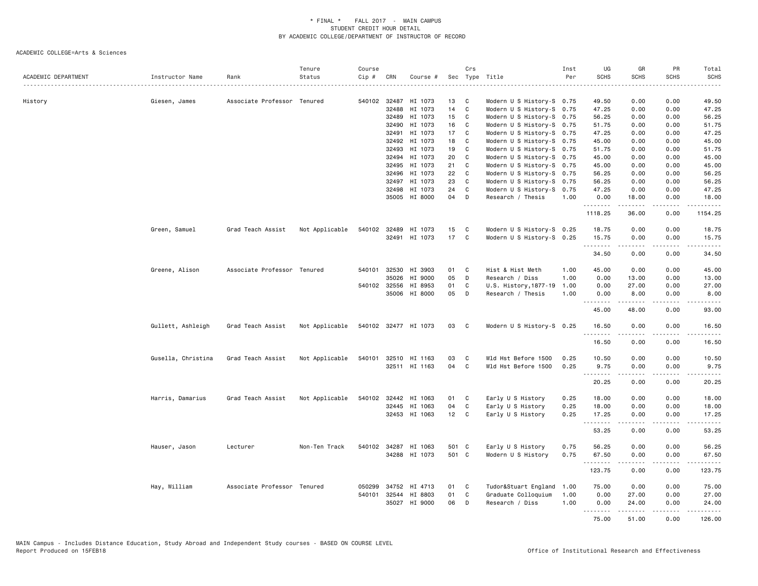\* FINAL \* FALL 2017 - MAIN CAMPUS
STUDENT CREDIT HOUR DETAIL
BY ACADEMIC COLLEGE/DEPARTMENT OF INSTRUCTOR OF RECORD

ACADEMIC COLLEGE=Arts & Sciences

| ACADEMIC DEPARTMENT | Instructor Name | Rank | Tenure Status | Course Cip # | CRN | Course # | Sec | Crs Type | Title | Inst Per | UG SCHS | GR SCHS | PR SCHS | Total SCHS |
|---|---|---|---|---|---|---|---|---|---|---|---|---|---|---|
| History | Giesen, James | Associate Professor | Tenured | 540102 | 32487 | HI 1073 | 13 | C | Modern U S History-S | 0.75 | 49.50 | 0.00 | 0.00 | 49.50 |
| | | | | | 32488 | HI 1073 | 14 | C | Modern U S History-S | 0.75 | 47.25 | 0.00 | 0.00 | 47.25 |
| | | | | | 32489 | HI 1073 | 15 | C | Modern U S History-S | 0.75 | 56.25 | 0.00 | 0.00 | 56.25 |
| | | | | | 32490 | HI 1073 | 16 | C | Modern U S History-S | 0.75 | 51.75 | 0.00 | 0.00 | 51.75 |
| | | | | | 32491 | HI 1073 | 17 | C | Modern U S History-S | 0.75 | 47.25 | 0.00 | 0.00 | 47.25 |
| | | | | | 32492 | HI 1073 | 18 | C | Modern U S History-S | 0.75 | 45.00 | 0.00 | 0.00 | 45.00 |
| | | | | | 32493 | HI 1073 | 19 | C | Modern U S History-S | 0.75 | 51.75 | 0.00 | 0.00 | 51.75 |
| | | | | | 32494 | HI 1073 | 20 | C | Modern U S History-S | 0.75 | 45.00 | 0.00 | 0.00 | 45.00 |
| | | | | | 32495 | HI 1073 | 21 | C | Modern U S History-S | 0.75 | 45.00 | 0.00 | 0.00 | 45.00 |
| | | | | | 32496 | HI 1073 | 22 | C | Modern U S History-S | 0.75 | 56.25 | 0.00 | 0.00 | 56.25 |
| | | | | | 32497 | HI 1073 | 23 | C | Modern U S History-S | 0.75 | 56.25 | 0.00 | 0.00 | 56.25 |
| | | | | | 32498 | HI 1073 | 24 | C | Modern U S History-S | 0.75 | 47.25 | 0.00 | 0.00 | 47.25 |
| | | | | | 35005 | HI 8000 | 04 | D | Research / Thesis | 1.00 | 0.00 | 18.00 | 0.00 | 18.00 |
| | | | | | | | | | | | 1118.25 | 36.00 | 0.00 | 1154.25 |
| | Green, Samuel | Grad Teach Assist | Not Applicable | 540102 | 32489 | HI 1073 | 15 | C | Modern U S History-S | 0.25 | 18.75 | 0.00 | 0.00 | 18.75 |
| | | | | | 32491 | HI 1073 | 17 | C | Modern U S History-S | 0.25 | 15.75 | 0.00 | 0.00 | 15.75 |
| | | | | | | | | | | | 34.50 | 0.00 | 0.00 | 34.50 |
| | Greene, Alison | Associate Professor | Tenured | 540101 | 32530 | HI 3903 | 01 | C | Hist & Hist Meth | 1.00 | 45.00 | 0.00 | 0.00 | 45.00 |
| | | | | | 35026 | HI 9000 | 05 | D | Research / Diss | 1.00 | 0.00 | 13.00 | 0.00 | 13.00 |
| | | | | 540102 | 32556 | HI 8953 | 01 | C | U.S. History,1877-19 | 1.00 | 0.00 | 27.00 | 0.00 | 27.00 |
| | | | | | 35006 | HI 8000 | 05 | D | Research / Thesis | 1.00 | 0.00 | 8.00 | 0.00 | 8.00 |
| | | | | | | | | | | | 45.00 | 48.00 | 0.00 | 93.00 |
| | Gullett, Ashleigh | Grad Teach Assist | Not Applicable | 540102 | 32477 | HI 1073 | 03 | C | Modern U S History-S | 0.25 | 16.50 | 0.00 | 0.00 | 16.50 |
| | | | | | | | | | | | 16.50 | 0.00 | 0.00 | 16.50 |
| | Gusella, Christina | Grad Teach Assist | Not Applicable | 540101 | 32510 | HI 1163 | 03 | C | Wld Hst Before 1500 | 0.25 | 10.50 | 0.00 | 0.00 | 10.50 |
| | | | | | 32511 | HI 1163 | 04 | C | Wld Hst Before 1500 | 0.25 | 9.75 | 0.00 | 0.00 | 9.75 |
| | | | | | | | | | | | 20.25 | 0.00 | 0.00 | 20.25 |
| | Harris, Damarius | Grad Teach Assist | Not Applicable | 540102 | 32442 | HI 1063 | 01 | C | Early U S History | 0.25 | 18.00 | 0.00 | 0.00 | 18.00 |
| | | | | | 32445 | HI 1063 | 04 | C | Early U S History | 0.25 | 18.00 | 0.00 | 0.00 | 18.00 |
| | | | | | 32453 | HI 1063 | 12 | C | Early U S History | 0.25 | 17.25 | 0.00 | 0.00 | 17.25 |
| | | | | | | | | | | | 53.25 | 0.00 | 0.00 | 53.25 |
| | Hauser, Jason | Lecturer | Non-Ten Track | 540102 | 34287 | HI 1063 | 501 | C | Early U S History | 0.75 | 56.25 | 0.00 | 0.00 | 56.25 |
| | | | | | 34288 | HI 1073 | 501 | C | Modern U S History | 0.75 | 67.50 | 0.00 | 0.00 | 67.50 |
| | | | | | | | | | | | 123.75 | 0.00 | 0.00 | 123.75 |
| | Hay, William | Associate Professor | Tenured | 050299 | 34752 | HI 4713 | 01 | C | Tudor&Stuart England | 1.00 | 75.00 | 0.00 | 0.00 | 75.00 |
| | | | | 540101 | 32544 | HI 8803 | 01 | C | Graduate Colloquium | 1.00 | 0.00 | 27.00 | 0.00 | 27.00 |
| | | | | | 35027 | HI 9000 | 06 | D | Research / Diss | 1.00 | 0.00 | 24.00 | 0.00 | 24.00 |
| | | | | | | | | | | | 75.00 | 51.00 | 0.00 | 126.00 |

MAIN Campus - Includes Distance Education, Study Abroad and Independent Study courses - BASED ON COURSE LEVEL
Report Produced on 15FEB18

Office of Institutional Research and Effectiveness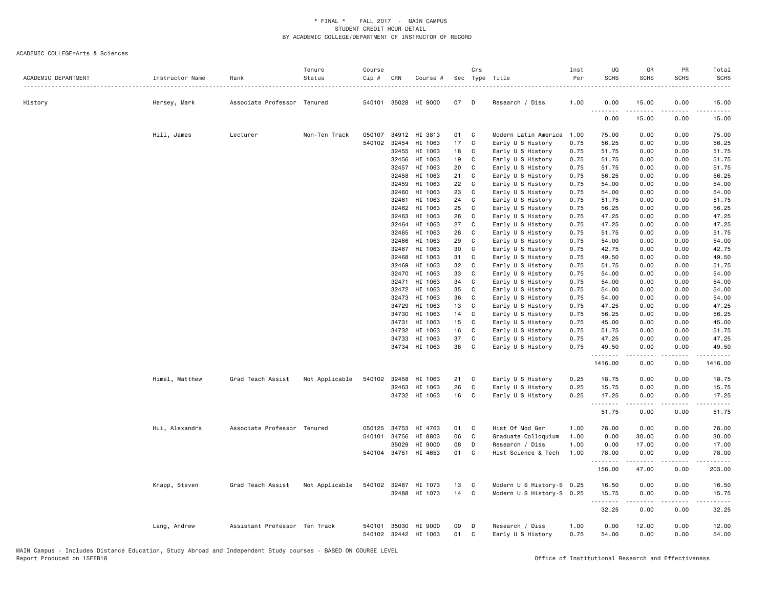\* FINAL \* FALL 2017 - MAIN CAMPUS
STUDENT CREDIT HOUR DETAIL
BY ACADEMIC COLLEGE/DEPARTMENT OF INSTRUCTOR OF RECORD

ACADEMIC COLLEGE=Arts & Sciences

| ACADEMIC DEPARTMENT | Instructor Name | Rank | Tenure Status | Course Cip # | CRN | Course # | Sec | Crs Type | Title | Inst Per | UG SCHS | GR SCHS | PR SCHS | Total SCHS |
|---|---|---|---|---|---|---|---|---|---|---|---|---|---|---|
| History | Hersey, Mark | Associate Professor | Tenured | 540101 | 35028 | HI 9000 | 07 | D | Research / Diss | 1.00 | 0.00 | 15.00 | 0.00 | 15.00 |
| | | | | | | | | | | | 0.00 | 15.00 | 0.00 | 15.00 |
| | Hill, James | Lecturer | Non-Ten Track | 050107 | 34912 | HI 3813 | 01 | C | Modern Latin America | 1.00 | 75.00 | 0.00 | 0.00 | 75.00 |
| | | | | 540102 | 32454 | HI 1063 | 17 | C | Early U S History | 0.75 | 56.25 | 0.00 | 0.00 | 56.25 |
| | | | | | 32455 | HI 1063 | 18 | C | Early U S History | 0.75 | 51.75 | 0.00 | 0.00 | 51.75 |
| | | | | | 32456 | HI 1063 | 19 | C | Early U S History | 0.75 | 51.75 | 0.00 | 0.00 | 51.75 |
| | | | | | 32457 | HI 1063 | 20 | C | Early U S History | 0.75 | 51.75 | 0.00 | 0.00 | 51.75 |
| | | | | | 32458 | HI 1063 | 21 | C | Early U S History | 0.75 | 56.25 | 0.00 | 0.00 | 56.25 |
| | | | | | 32459 | HI 1063 | 22 | C | Early U S History | 0.75 | 54.00 | 0.00 | 0.00 | 54.00 |
| | | | | | 32460 | HI 1063 | 23 | C | Early U S History | 0.75 | 54.00 | 0.00 | 0.00 | 54.00 |
| | | | | | 32461 | HI 1063 | 24 | C | Early U S History | 0.75 | 51.75 | 0.00 | 0.00 | 51.75 |
| | | | | | 32462 | HI 1063 | 25 | C | Early U S History | 0.75 | 56.25 | 0.00 | 0.00 | 56.25 |
| | | | | | 32463 | HI 1063 | 26 | C | Early U S History | 0.75 | 47.25 | 0.00 | 0.00 | 47.25 |
| | | | | | 32464 | HI 1063 | 27 | C | Early U S History | 0.75 | 47.25 | 0.00 | 0.00 | 47.25 |
| | | | | | 32465 | HI 1063 | 28 | C | Early U S History | 0.75 | 51.75 | 0.00 | 0.00 | 51.75 |
| | | | | | 32466 | HI 1063 | 29 | C | Early U S History | 0.75 | 54.00 | 0.00 | 0.00 | 54.00 |
| | | | | | 32467 | HI 1063 | 30 | C | Early U S History | 0.75 | 42.75 | 0.00 | 0.00 | 42.75 |
| | | | | | 32468 | HI 1063 | 31 | C | Early U S History | 0.75 | 49.50 | 0.00 | 0.00 | 49.50 |
| | | | | | 32469 | HI 1063 | 32 | C | Early U S History | 0.75 | 51.75 | 0.00 | 0.00 | 51.75 |
| | | | | | 32470 | HI 1063 | 33 | C | Early U S History | 0.75 | 54.00 | 0.00 | 0.00 | 54.00 |
| | | | | | 32471 | HI 1063 | 34 | C | Early U S History | 0.75 | 54.00 | 0.00 | 0.00 | 54.00 |
| | | | | | 32472 | HI 1063 | 35 | C | Early U S History | 0.75 | 54.00 | 0.00 | 0.00 | 54.00 |
| | | | | | 32473 | HI 1063 | 36 | C | Early U S History | 0.75 | 54.00 | 0.00 | 0.00 | 54.00 |
| | | | | | 34729 | HI 1063 | 13 | C | Early U S History | 0.75 | 47.25 | 0.00 | 0.00 | 47.25 |
| | | | | | 34730 | HI 1063 | 14 | C | Early U S History | 0.75 | 56.25 | 0.00 | 0.00 | 56.25 |
| | | | | | 34731 | HI 1063 | 15 | C | Early U S History | 0.75 | 45.00 | 0.00 | 0.00 | 45.00 |
| | | | | | 34732 | HI 1063 | 16 | C | Early U S History | 0.75 | 51.75 | 0.00 | 0.00 | 51.75 |
| | | | | | 34733 | HI 1063 | 37 | C | Early U S History | 0.75 | 47.25 | 0.00 | 0.00 | 47.25 |
| | | | | | 34734 | HI 1063 | 38 | C | Early U S History | 0.75 | 49.50 | 0.00 | 0.00 | 49.50 |
| | | | | | | | | | | | 1416.00 | 0.00 | 0.00 | 1416.00 |
| | Himel, Matthew | Grad Teach Assist | Not Applicable | 540102 | 32458 | HI 1063 | 21 | C | Early U S History | 0.25 | 18.75 | 0.00 | 0.00 | 18.75 |
| | | | | | 32463 | HI 1063 | 26 | C | Early U S History | 0.25 | 15.75 | 0.00 | 0.00 | 15.75 |
| | | | | | 34732 | HI 1063 | 16 | C | Early U S History | 0.25 | 17.25 | 0.00 | 0.00 | 17.25 |
| | | | | | | | | | | | 51.75 | 0.00 | 0.00 | 51.75 |
| | Hui, Alexandra | Associate Professor | Tenured | 050125 | 34753 | HI 4763 | 01 | C | Hist Of Mod Ger | 1.00 | 78.00 | 0.00 | 0.00 | 78.00 |
| | | | | 540101 | 34756 | HI 8803 | 06 | C | Graduate Colloquium | 1.00 | 0.00 | 30.00 | 0.00 | 30.00 |
| | | | | | 35029 | HI 9000 | 08 | D | Research / Diss | 1.00 | 0.00 | 17.00 | 0.00 | 17.00 |
| | | | | 540104 | 34751 | HI 4653 | 01 | C | Hist Science & Tech | 1.00 | 78.00 | 0.00 | 0.00 | 78.00 |
| | | | | | | | | | | | 156.00 | 47.00 | 0.00 | 203.00 |
| | Knapp, Steven | Grad Teach Assist | Not Applicable | 540102 | 32487 | HI 1073 | 13 | C | Modern U S History-S | 0.25 | 16.50 | 0.00 | 0.00 | 16.50 |
| | | | | | 32488 | HI 1073 | 14 | C | Modern U S History-S | 0.25 | 15.75 | 0.00 | 0.00 | 15.75 |
| | | | | | | | | | | | 32.25 | 0.00 | 0.00 | 32.25 |
| | Lang, Andrew | Assistant Professor | Ten Track | 540101 | 35030 | HI 9000 | 09 | D | Research / Diss | 1.00 | 0.00 | 12.00 | 0.00 | 12.00 |
| | | | | 540102 | 32442 | HI 1063 | 01 | C | Early U S History | 0.75 | 54.00 | 0.00 | 0.00 | 54.00 |

MAIN Campus - Includes Distance Education, Study Abroad and Independent Study courses - BASED ON COURSE LEVEL
Report Produced on 15FEB18 Office of Institutional Research and Effectiveness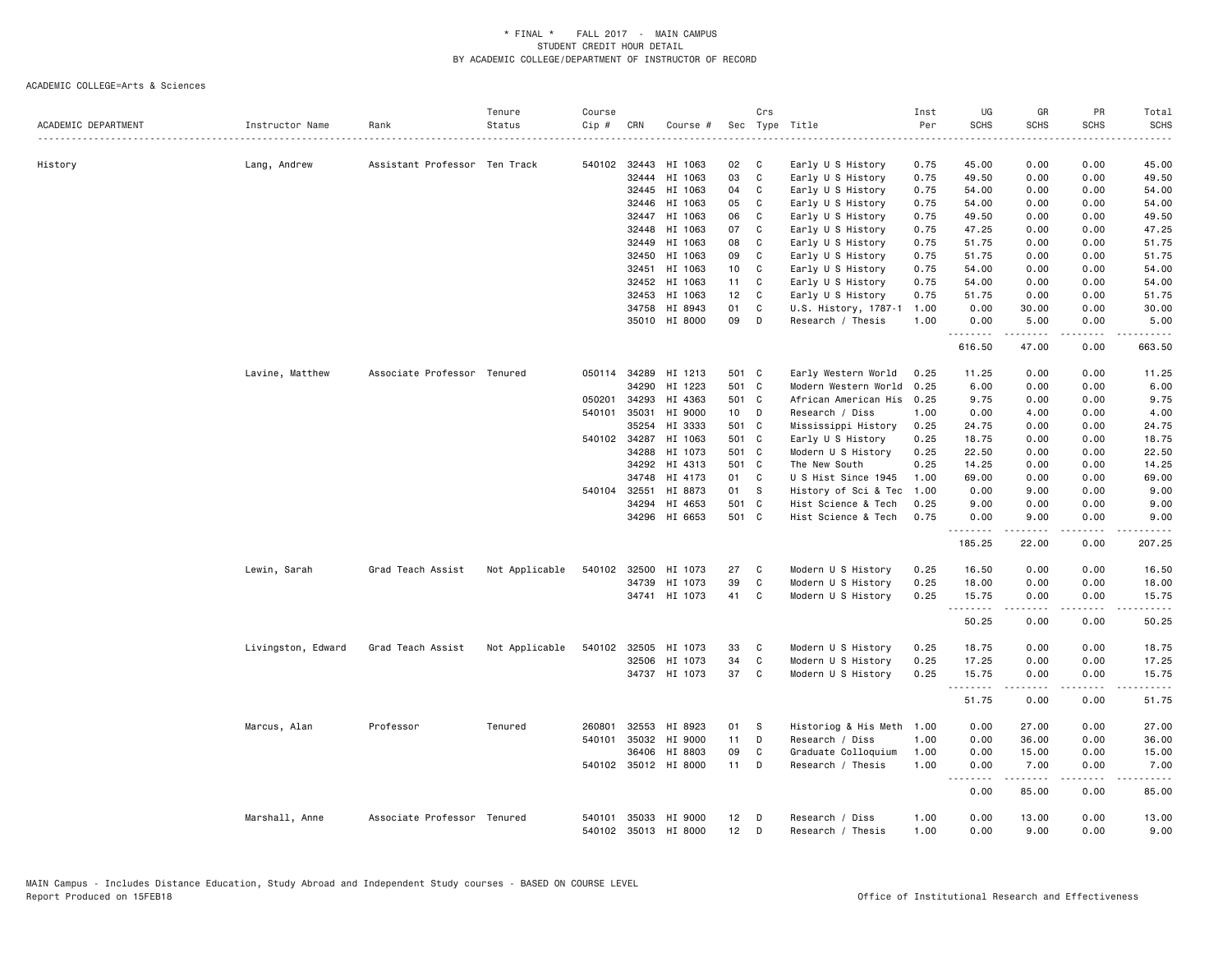# * FINAL * FALL 2017 - MAIN CAMPUS
## STUDENT CREDIT HOUR DETAIL
## BY ACADEMIC COLLEGE/DEPARTMENT OF INSTRUCTOR OF RECORD

ACADEMIC COLLEGE=Arts & Sciences

| ACADEMIC DEPARTMENT | Instructor Name | Rank | Tenure Status | Course Cip # | CRN | Course # | Sec | Crs Type | Title | Inst Per | UG SCHS | GR SCHS | PR SCHS | Total SCHS |
|---|---|---|---|---|---|---|---|---|---|---|---|---|---|---|
| History | Lang, Andrew | Assistant Professor | Ten Track | 540102 | 32443 | HI 1063 | 02 | C | Early U S History | 0.75 | 45.00 | 0.00 | 0.00 | 45.00 |
| | | | | | 32444 | HI 1063 | 03 | C | Early U S History | 0.75 | 49.50 | 0.00 | 0.00 | 49.50 |
| | | | | | 32445 | HI 1063 | 04 | C | Early U S History | 0.75 | 54.00 | 0.00 | 0.00 | 54.00 |
| | | | | | 32446 | HI 1063 | 05 | C | Early U S History | 0.75 | 54.00 | 0.00 | 0.00 | 54.00 |
| | | | | | 32447 | HI 1063 | 06 | C | Early U S History | 0.75 | 49.50 | 0.00 | 0.00 | 49.50 |
| | | | | | 32448 | HI 1063 | 07 | C | Early U S History | 0.75 | 47.25 | 0.00 | 0.00 | 47.25 |
| | | | | | 32449 | HI 1063 | 08 | C | Early U S History | 0.75 | 51.75 | 0.00 | 0.00 | 51.75 |
| | | | | | 32450 | HI 1063 | 09 | C | Early U S History | 0.75 | 51.75 | 0.00 | 0.00 | 51.75 |
| | | | | | 32451 | HI 1063 | 10 | C | Early U S History | 0.75 | 54.00 | 0.00 | 0.00 | 54.00 |
| | | | | | 32452 | HI 1063 | 11 | C | Early U S History | 0.75 | 54.00 | 0.00 | 0.00 | 54.00 |
| | | | | | 32453 | HI 1063 | 12 | C | Early U S History | 0.75 | 51.75 | 0.00 | 0.00 | 51.75 |
| | | | | | 34758 | HI 8943 | 01 | C | U.S. History, 1787-1 | 1.00 | 0.00 | 30.00 | 0.00 | 30.00 |
| | | | | | 35010 | HI 8000 | 09 | D | Research / Thesis | 1.00 | 0.00 | 5.00 | 0.00 | 5.00 |
| | | | | | | | | | | | 616.50 | 47.00 | 0.00 | 663.50 |
| | Lavine, Matthew | Associate Professor | Tenured | 050114 | 34289 | HI 1213 | 501 | C | Early Western World | 0.25 | 11.25 | 0.00 | 0.00 | 11.25 |
| | | | | | 34290 | HI 1223 | 501 | C | Modern Western World | 0.25 | 6.00 | 0.00 | 0.00 | 6.00 |
| | | | | 050201 | 34293 | HI 4363 | 501 | C | African American His | 0.25 | 9.75 | 0.00 | 0.00 | 9.75 |
| | | | | 540101 | 35031 | HI 9000 | 10 | D | Research / Diss | 1.00 | 0.00 | 4.00 | 0.00 | 4.00 |
| | | | | | 35254 | HI 3333 | 501 | C | Mississippi History | 0.25 | 24.75 | 0.00 | 0.00 | 24.75 |
| | | | | 540102 | 34287 | HI 1063 | 501 | C | Early U S History | 0.25 | 18.75 | 0.00 | 0.00 | 18.75 |
| | | | | | 34288 | HI 1073 | 501 | C | Modern U S History | 0.25 | 22.50 | 0.00 | 0.00 | 22.50 |
| | | | | | 34292 | HI 4313 | 501 | C | The New South | 0.25 | 14.25 | 0.00 | 0.00 | 14.25 |
| | | | | | 34748 | HI 4173 | 01 | C | U S Hist Since 1945 | 1.00 | 69.00 | 0.00 | 0.00 | 69.00 |
| | | | | 540104 | 32551 | HI 8873 | 01 | S | History of Sci & Tec | 1.00 | 0.00 | 9.00 | 0.00 | 9.00 |
| | | | | | 34294 | HI 4653 | 501 | C | Hist Science & Tech | 0.25 | 9.00 | 0.00 | 0.00 | 9.00 |
| | | | | | 34296 | HI 6653 | 501 | C | Hist Science & Tech | 0.75 | 0.00 | 9.00 | 0.00 | 9.00 |
| | | | | | | | | | | | 185.25 | 22.00 | 0.00 | 207.25 |
| | Lewin, Sarah | Grad Teach Assist | Not Applicable | 540102 | 32500 | HI 1073 | 27 | C | Modern U S History | 0.25 | 16.50 | 0.00 | 0.00 | 16.50 |
| | | | | | 34739 | HI 1073 | 39 | C | Modern U S History | 0.25 | 18.00 | 0.00 | 0.00 | 18.00 |
| | | | | | 34741 | HI 1073 | 41 | C | Modern U S History | 0.25 | 15.75 | 0.00 | 0.00 | 15.75 |
| | | | | | | | | | | | 50.25 | 0.00 | 0.00 | 50.25 |
| | Livingston, Edward | Grad Teach Assist | Not Applicable | 540102 | 32505 | HI 1073 | 33 | C | Modern U S History | 0.25 | 18.75 | 0.00 | 0.00 | 18.75 |
| | | | | | 32506 | HI 1073 | 34 | C | Modern U S History | 0.25 | 17.25 | 0.00 | 0.00 | 17.25 |
| | | | | | 34737 | HI 1073 | 37 | C | Modern U S History | 0.25 | 15.75 | 0.00 | 0.00 | 15.75 |
| | | | | | | | | | | | 51.75 | 0.00 | 0.00 | 51.75 |
| | Marcus, Alan | Professor | Tenured | 260801 | 32553 | HI 8923 | 01 | S | Historiog & His Meth | 1.00 | 0.00 | 27.00 | 0.00 | 27.00 |
| | | | | 540101 | 35032 | HI 9000 | 11 | D | Research / Diss | 1.00 | 0.00 | 36.00 | 0.00 | 36.00 |
| | | | | | 36406 | HI 8803 | 09 | C | Graduate Colloquium | 1.00 | 0.00 | 15.00 | 0.00 | 15.00 |
| | | | | 540102 | 35012 | HI 8000 | 11 | D | Research / Thesis | 1.00 | 0.00 | 7.00 | 0.00 | 7.00 |
| | | | | | | | | | | | 0.00 | 85.00 | 0.00 | 85.00 |
| | Marshall, Anne | Associate Professor | Tenured | 540101 | 35033 | HI 9000 | 12 | D | Research / Diss | 1.00 | 0.00 | 13.00 | 0.00 | 13.00 |
| | | | | 540102 | 35013 | HI 8000 | 12 | D | Research / Thesis | 1.00 | 0.00 | 9.00 | 0.00 | 9.00 |

MAIN Campus - Includes Distance Education, Study Abroad and Independent Study courses - BASED ON COURSE LEVEL
Report Produced on 15FEB18 Office of Institutional Research and Effectiveness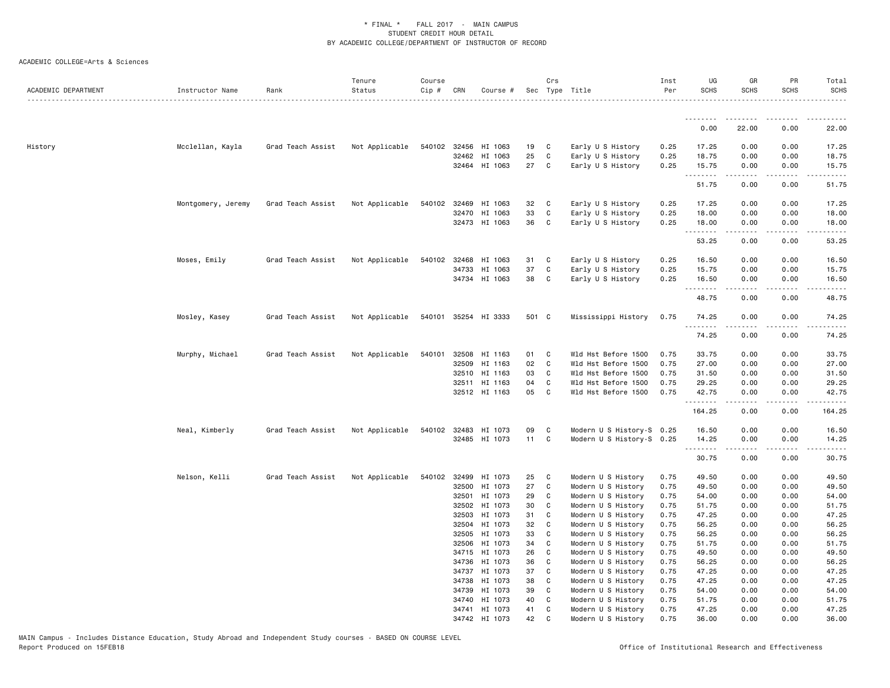\* FINAL \* FALL 2017 - MAIN CAMPUS
STUDENT CREDIT HOUR DETAIL
BY ACADEMIC COLLEGE/DEPARTMENT OF INSTRUCTOR OF RECORD

ACADEMIC COLLEGE=Arts & Sciences

| ACADEMIC DEPARTMENT | Instructor Name | Rank | Tenure Status | Course Cip # | CRN | Course # | Sec | Crs Type | Title | Inst Per | UG SCHS | GR SCHS | PR SCHS | Total SCHS |
|---|---|---|---|---|---|---|---|---|---|---|---|---|---|---|
| | | | | | | | | | | | 0.00 | 22.00 | 0.00 | 22.00 |
| History | Mcclellan, Kayla | Grad Teach Assist | Not Applicable | 540102 | 32456 | HI 1063 | 19 | C | Early U S History | 0.25 | 17.25 | 0.00 | 0.00 | 17.25 |
| | | | | | 32462 | HI 1063 | 25 | C | Early U S History | 0.25 | 18.75 | 0.00 | 0.00 | 18.75 |
| | | | | | 32464 | HI 1063 | 27 | C | Early U S History | 0.25 | 15.75 | 0.00 | 0.00 | 15.75 |
| | | | | | | | | | | | 51.75 | 0.00 | 0.00 | 51.75 |
| | Montgomery, Jeremy | Grad Teach Assist | Not Applicable | 540102 | 32469 | HI 1063 | 32 | C | Early U S History | 0.25 | 17.25 | 0.00 | 0.00 | 17.25 |
| | | | | | 32470 | HI 1063 | 33 | C | Early U S History | 0.25 | 18.00 | 0.00 | 0.00 | 18.00 |
| | | | | | 32473 | HI 1063 | 36 | C | Early U S History | 0.25 | 18.00 | 0.00 | 0.00 | 18.00 |
| | | | | | | | | | | | 53.25 | 0.00 | 0.00 | 53.25 |
| | Moses, Emily | Grad Teach Assist | Not Applicable | 540102 | 32468 | HI 1063 | 31 | C | Early U S History | 0.25 | 16.50 | 0.00 | 0.00 | 16.50 |
| | | | | | 34733 | HI 1063 | 37 | C | Early U S History | 0.25 | 15.75 | 0.00 | 0.00 | 15.75 |
| | | | | | 34734 | HI 1063 | 38 | C | Early U S History | 0.25 | 16.50 | 0.00 | 0.00 | 16.50 |
| | | | | | | | | | | | 48.75 | 0.00 | 0.00 | 48.75 |
| | Mosley, Kasey | Grad Teach Assist | Not Applicable | 540101 | 35254 | HI 3333 | 501 | C | Mississippi History | 0.75 | 74.25 | 0.00 | 0.00 | 74.25 |
| | | | | | | | | | | | 74.25 | 0.00 | 0.00 | 74.25 |
| | Murphy, Michael | Grad Teach Assist | Not Applicable | 540101 | 32508 | HI 1163 | 01 | C | Wld Hst Before 1500 | 0.75 | 33.75 | 0.00 | 0.00 | 33.75 |
| | | | | | 32509 | HI 1163 | 02 | C | Wld Hst Before 1500 | 0.75 | 27.00 | 0.00 | 0.00 | 27.00 |
| | | | | | 32510 | HI 1163 | 03 | C | Wld Hst Before 1500 | 0.75 | 31.50 | 0.00 | 0.00 | 31.50 |
| | | | | | 32511 | HI 1163 | 04 | C | Wld Hst Before 1500 | 0.75 | 29.25 | 0.00 | 0.00 | 29.25 |
| | | | | | 32512 | HI 1163 | 05 | C | Wld Hst Before 1500 | 0.75 | 42.75 | 0.00 | 0.00 | 42.75 |
| | | | | | | | | | | | 164.25 | 0.00 | 0.00 | 164.25 |
| | Neal, Kimberly | Grad Teach Assist | Not Applicable | 540102 | 32483 | HI 1073 | 09 | C | Modern U S History-S | 0.25 | 16.50 | 0.00 | 0.00 | 16.50 |
| | | | | | 32485 | HI 1073 | 11 | C | Modern U S History-S | 0.25 | 14.25 | 0.00 | 0.00 | 14.25 |
| | | | | | | | | | | | 30.75 | 0.00 | 0.00 | 30.75 |
| | Nelson, Kelli | Grad Teach Assist | Not Applicable | 540102 | 32499 | HI 1073 | 25 | C | Modern U S History | 0.75 | 49.50 | 0.00 | 0.00 | 49.50 |
| | | | | | 32500 | HI 1073 | 27 | C | Modern U S History | 0.75 | 49.50 | 0.00 | 0.00 | 49.50 |
| | | | | | 32501 | HI 1073 | 29 | C | Modern U S History | 0.75 | 54.00 | 0.00 | 0.00 | 54.00 |
| | | | | | 32502 | HI 1073 | 30 | C | Modern U S History | 0.75 | 51.75 | 0.00 | 0.00 | 51.75 |
| | | | | | 32503 | HI 1073 | 31 | C | Modern U S History | 0.75 | 47.25 | 0.00 | 0.00 | 47.25 |
| | | | | | 32504 | HI 1073 | 32 | C | Modern U S History | 0.75 | 56.25 | 0.00 | 0.00 | 56.25 |
| | | | | | 32505 | HI 1073 | 33 | C | Modern U S History | 0.75 | 56.25 | 0.00 | 0.00 | 56.25 |
| | | | | | 32506 | HI 1073 | 34 | C | Modern U S History | 0.75 | 51.75 | 0.00 | 0.00 | 51.75 |
| | | | | | 34715 | HI 1073 | 26 | C | Modern U S History | 0.75 | 49.50 | 0.00 | 0.00 | 49.50 |
| | | | | | 34736 | HI 1073 | 36 | C | Modern U S History | 0.75 | 56.25 | 0.00 | 0.00 | 56.25 |
| | | | | | 34737 | HI 1073 | 37 | C | Modern U S History | 0.75 | 47.25 | 0.00 | 0.00 | 47.25 |
| | | | | | 34738 | HI 1073 | 38 | C | Modern U S History | 0.75 | 47.25 | 0.00 | 0.00 | 47.25 |
| | | | | | 34739 | HI 1073 | 39 | C | Modern U S History | 0.75 | 54.00 | 0.00 | 0.00 | 54.00 |
| | | | | | 34740 | HI 1073 | 40 | C | Modern U S History | 0.75 | 51.75 | 0.00 | 0.00 | 51.75 |
| | | | | | 34741 | HI 1073 | 41 | C | Modern U S History | 0.75 | 47.25 | 0.00 | 0.00 | 47.25 |
| | | | | | 34742 | HI 1073 | 42 | C | Modern U S History | 0.75 | 36.00 | 0.00 | 0.00 | 36.00 |

MAIN Campus - Includes Distance Education, Study Abroad and Independent Study courses - BASED ON COURSE LEVEL
Report Produced on 15FEB18

Office of Institutional Research and Effectiveness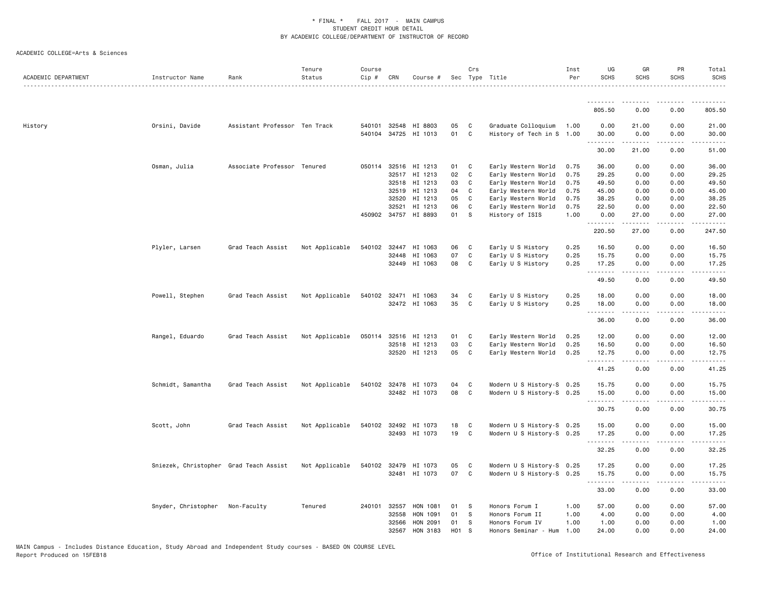\* FINAL \* FALL 2017 - MAIN CAMPUS
STUDENT CREDIT HOUR DETAIL
BY ACADEMIC COLLEGE/DEPARTMENT OF INSTRUCTOR OF RECORD

ACADEMIC COLLEGE=Arts & Sciences

| ACADEMIC DEPARTMENT | Instructor Name | Rank | Tenure Status | Course Cip # | CRN | Course # | Sec | Crs Type | Title | Inst Per | UG SCHS | GR SCHS | PR SCHS | Total SCHS |
|---|---|---|---|---|---|---|---|---|---|---|---|---|---|---|
| | | | | | | | | | | | 805.50 | 0.00 | 0.00 | 805.50 |
| History | Orsini, Davide | Assistant Professor | Ten Track | 540101 | 32548 | HI 8803 | 05 | C | Graduate Colloquium | 1.00 | 0.00 | 21.00 | 0.00 | 21.00 |
| | | | | 540104 | 34725 | HI 1013 | 01 | C | History of Tech in S | 1.00 | 30.00 | 0.00 | 0.00 | 30.00 |
| | | | | | | | | | | | 30.00 | 21.00 | 0.00 | 51.00 |
| | Osman, Julia | Associate Professor | Tenured | 050114 | 32516 | HI 1213 | 01 | C | Early Western World | 0.75 | 36.00 | 0.00 | 0.00 | 36.00 |
| | | | | | 32517 | HI 1213 | 02 | C | Early Western World | 0.75 | 29.25 | 0.00 | 0.00 | 29.25 |
| | | | | | 32518 | HI 1213 | 03 | C | Early Western World | 0.75 | 49.50 | 0.00 | 0.00 | 49.50 |
| | | | | | 32519 | HI 1213 | 04 | C | Early Western World | 0.75 | 45.00 | 0.00 | 0.00 | 45.00 |
| | | | | | 32520 | HI 1213 | 05 | C | Early Western World | 0.75 | 38.25 | 0.00 | 0.00 | 38.25 |
| | | | | | 32521 | HI 1213 | 06 | C | Early Western World | 0.75 | 22.50 | 0.00 | 0.00 | 22.50 |
| | | | | 450902 | 34757 | HI 8893 | 01 | S | History of ISIS | 1.00 | 0.00 | 27.00 | 0.00 | 27.00 |
| | | | | | | | | | | | 220.50 | 27.00 | 0.00 | 247.50 |
| | Plyler, Larsen | Grad Teach Assist | Not Applicable | 540102 | 32447 | HI 1063 | 06 | C | Early U S History | 0.25 | 16.50 | 0.00 | 0.00 | 16.50 |
| | | | | | 32448 | HI 1063 | 07 | C | Early U S History | 0.25 | 15.75 | 0.00 | 0.00 | 15.75 |
| | | | | | 32449 | HI 1063 | 08 | C | Early U S History | 0.25 | 17.25 | 0.00 | 0.00 | 17.25 |
| | | | | | | | | | | | 49.50 | 0.00 | 0.00 | 49.50 |
| | Powell, Stephen | Grad Teach Assist | Not Applicable | 540102 | 32471 | HI 1063 | 34 | C | Early U S History | 0.25 | 18.00 | 0.00 | 0.00 | 18.00 |
| | | | | | 32472 | HI 1063 | 35 | C | Early U S History | 0.25 | 18.00 | 0.00 | 0.00 | 18.00 |
| | | | | | | | | | | | 36.00 | 0.00 | 0.00 | 36.00 |
| | Rangel, Eduardo | Grad Teach Assist | Not Applicable | 050114 | 32516 | HI 1213 | 01 | C | Early Western World | 0.25 | 12.00 | 0.00 | 0.00 | 12.00 |
| | | | | | 32518 | HI 1213 | 03 | C | Early Western World | 0.25 | 16.50 | 0.00 | 0.00 | 16.50 |
| | | | | | 32520 | HI 1213 | 05 | C | Early Western World | 0.25 | 12.75 | 0.00 | 0.00 | 12.75 |
| | | | | | | | | | | | 41.25 | 0.00 | 0.00 | 41.25 |
| | Schmidt, Samantha | Grad Teach Assist | Not Applicable | 540102 | 32478 | HI 1073 | 04 | C | Modern U S History-S | 0.25 | 15.75 | 0.00 | 0.00 | 15.75 |
| | | | | | 32482 | HI 1073 | 08 | C | Modern U S History-S | 0.25 | 15.00 | 0.00 | 0.00 | 15.00 |
| | | | | | | | | | | | 30.75 | 0.00 | 0.00 | 30.75 |
| | Scott, John | Grad Teach Assist | Not Applicable | 540102 | 32492 | HI 1073 | 18 | C | Modern U S History-S | 0.25 | 15.00 | 0.00 | 0.00 | 15.00 |
| | | | | | 32493 | HI 1073 | 19 | C | Modern U S History-S | 0.25 | 17.25 | 0.00 | 0.00 | 17.25 |
| | | | | | | | | | | | 32.25 | 0.00 | 0.00 | 32.25 |
| | Sniezek, Christopher | Grad Teach Assist | Not Applicable | 540102 | 32479 | HI 1073 | 05 | C | Modern U S History-S | 0.25 | 17.25 | 0.00 | 0.00 | 17.25 |
| | | | | | 32481 | HI 1073 | 07 | C | Modern U S History-S | 0.25 | 15.75 | 0.00 | 0.00 | 15.75 |
| | | | | | | | | | | | 33.00 | 0.00 | 0.00 | 33.00 |
| | Snyder, Christopher | Non-Faculty | Tenured | 240101 | 32557 | HON 1081 | 01 | S | Honors Forum I | 1.00 | 57.00 | 0.00 | 0.00 | 57.00 |
| | | | | | 32558 | HON 1091 | 01 | S | Honors Forum II | 1.00 | 4.00 | 0.00 | 0.00 | 4.00 |
| | | | | | 32566 | HON 2091 | 01 | S | Honors Forum IV | 1.00 | 1.00 | 0.00 | 0.00 | 1.00 |
| | | | | | 32567 | HON 3183 | H01 | S | Honors Seminar - Hum | 1.00 | 24.00 | 0.00 | 0.00 | 24.00 |

MAIN Campus - Includes Distance Education, Study Abroad and Independent Study courses - BASED ON COURSE LEVEL
Report Produced on 15FEB18

Office of Institutional Research and Effectiveness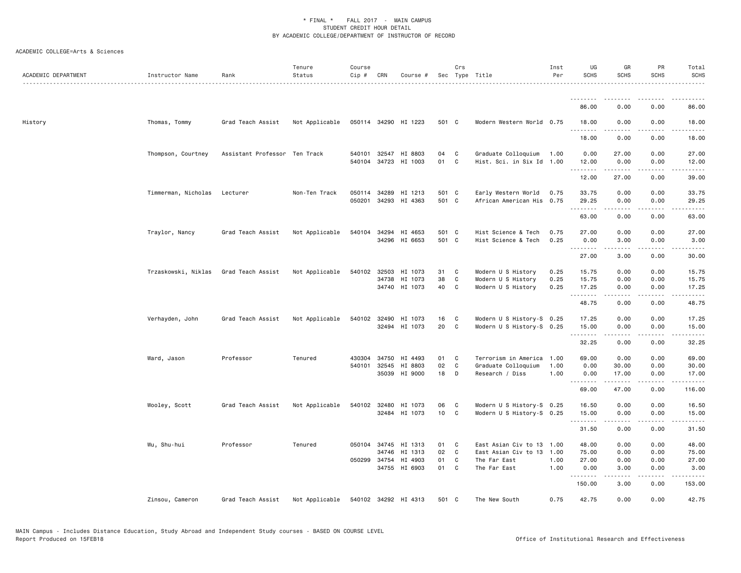* FINAL * FALL 2017 - MAIN CAMPUS
STUDENT CREDIT HOUR DETAIL
BY ACADEMIC COLLEGE/DEPARTMENT OF INSTRUCTOR OF RECORD

ACADEMIC COLLEGE=Arts & Sciences

| ACADEMIC DEPARTMENT | Instructor Name | Rank | Tenure Status | Course Cip # | CRN | Course # | Sec | Crs Type | Title | Inst Per | UG SCHS | GR SCHS | PR SCHS | Total SCHS |
|---|---|---|---|---|---|---|---|---|---|---|---|---|---|---|
| | | | | | | | | | | | 86.00 | 0.00 | 0.00 | 86.00 |
| History | Thomas, Tommy | Grad Teach Assist | Not Applicable | 050114 | 34290 | HI 1223 | 501 | C | Modern Western World | 0.75 | 18.00 | 0.00 | 0.00 | 18.00 |
| | | | | | | | | | | | 18.00 | 0.00 | 0.00 | 18.00 |
| | Thompson, Courtney | Assistant Professor | Ten Track | 540101 | 32547 | HI 8803 | 04 | C | Graduate Colloquium | 1.00 | 0.00 | 27.00 | 0.00 | 27.00 |
| | | | | 540104 | 34723 | HI 1003 | 01 | C | Hist. Sci. in Six Id | 1.00 | 12.00 | 0.00 | 0.00 | 12.00 |
| | | | | | | | | | | | 12.00 | 27.00 | 0.00 | 39.00 |
| | Timmerman, Nicholas | Lecturer | Non-Ten Track | 050114 | 34289 | HI 1213 | 501 | C | Early Western World | 0.75 | 33.75 | 0.00 | 0.00 | 33.75 |
| | | | | 050201 | 34293 | HI 4363 | 501 | C | African American His | 0.75 | 29.25 | 0.00 | 0.00 | 29.25 |
| | | | | | | | | | | | 63.00 | 0.00 | 0.00 | 63.00 |
| | Traylor, Nancy | Grad Teach Assist | Not Applicable | 540104 | 34294 | HI 4653 | 501 | C | Hist Science & Tech | 0.75 | 27.00 | 0.00 | 0.00 | 27.00 |
| | | | | | 34296 | HI 6653 | 501 | C | Hist Science & Tech | 0.25 | 0.00 | 3.00 | 0.00 | 3.00 |
| | | | | | | | | | | | 27.00 | 3.00 | 0.00 | 30.00 |
| | Trzaskowski, Niklas | Grad Teach Assist | Not Applicable | 540102 | 32503 | HI 1073 | 31 | C | Modern U S History | 0.25 | 15.75 | 0.00 | 0.00 | 15.75 |
| | | | | | 34738 | HI 1073 | 38 | C | Modern U S History | 0.25 | 15.75 | 0.00 | 0.00 | 15.75 |
| | | | | | 34740 | HI 1073 | 40 | C | Modern U S History | 0.25 | 17.25 | 0.00 | 0.00 | 17.25 |
| | | | | | | | | | | | 48.75 | 0.00 | 0.00 | 48.75 |
| | Verhayden, John | Grad Teach Assist | Not Applicable | 540102 | 32490 | HI 1073 | 16 | C | Modern U S History-S | 0.25 | 17.25 | 0.00 | 0.00 | 17.25 |
| | | | | | 32494 | HI 1073 | 20 | C | Modern U S History-S | 0.25 | 15.00 | 0.00 | 0.00 | 15.00 |
| | | | | | | | | | | | 32.25 | 0.00 | 0.00 | 32.25 |
| | Ward, Jason | Professor | Tenured | 430304 | 34750 | HI 4493 | 01 | C | Terrorism in America | 1.00 | 69.00 | 0.00 | 0.00 | 69.00 |
| | | | | 540101 | 32545 | HI 8803 | 02 | C | Graduate Colloquium | 1.00 | 0.00 | 30.00 | 0.00 | 30.00 |
| | | | | | 35039 | HI 9000 | 18 | D | Research / Diss | 1.00 | 0.00 | 17.00 | 0.00 | 17.00 |
| | | | | | | | | | | | 69.00 | 47.00 | 0.00 | 116.00 |
| | Wooley, Scott | Grad Teach Assist | Not Applicable | 540102 | 32480 | HI 1073 | 06 | C | Modern U S History-S | 0.25 | 16.50 | 0.00 | 0.00 | 16.50 |
| | | | | | 32484 | HI 1073 | 10 | C | Modern U S History-S | 0.25 | 15.00 | 0.00 | 0.00 | 15.00 |
| | | | | | | | | | | | 31.50 | 0.00 | 0.00 | 31.50 |
| | Wu, Shu-hui | Professor | Tenured | 050104 | 34745 | HI 1313 | 01 | C | East Asian Civ to 13 | 1.00 | 48.00 | 0.00 | 0.00 | 48.00 |
| | | | | | 34746 | HI 1313 | 02 | C | East Asian Civ to 13 | 1.00 | 75.00 | 0.00 | 0.00 | 75.00 |
| | | | | 050299 | 34754 | HI 4903 | 01 | C | The Far East | 1.00 | 27.00 | 0.00 | 0.00 | 27.00 |
| | | | | | 34755 | HI 6903 | 01 | C | The Far East | 1.00 | 0.00 | 3.00 | 0.00 | 3.00 |
| | | | | | | | | | | | 150.00 | 3.00 | 0.00 | 153.00 |
| | Zinsou, Cameron | Grad Teach Assist | Not Applicable | 540102 | 34292 | HI 4313 | 501 | C | The New South | 0.75 | 42.75 | 0.00 | 0.00 | 42.75 |

MAIN Campus - Includes Distance Education, Study Abroad and Independent Study courses - BASED ON COURSE LEVEL
Report Produced on 15FEB18
Office of Institutional Research and Effectiveness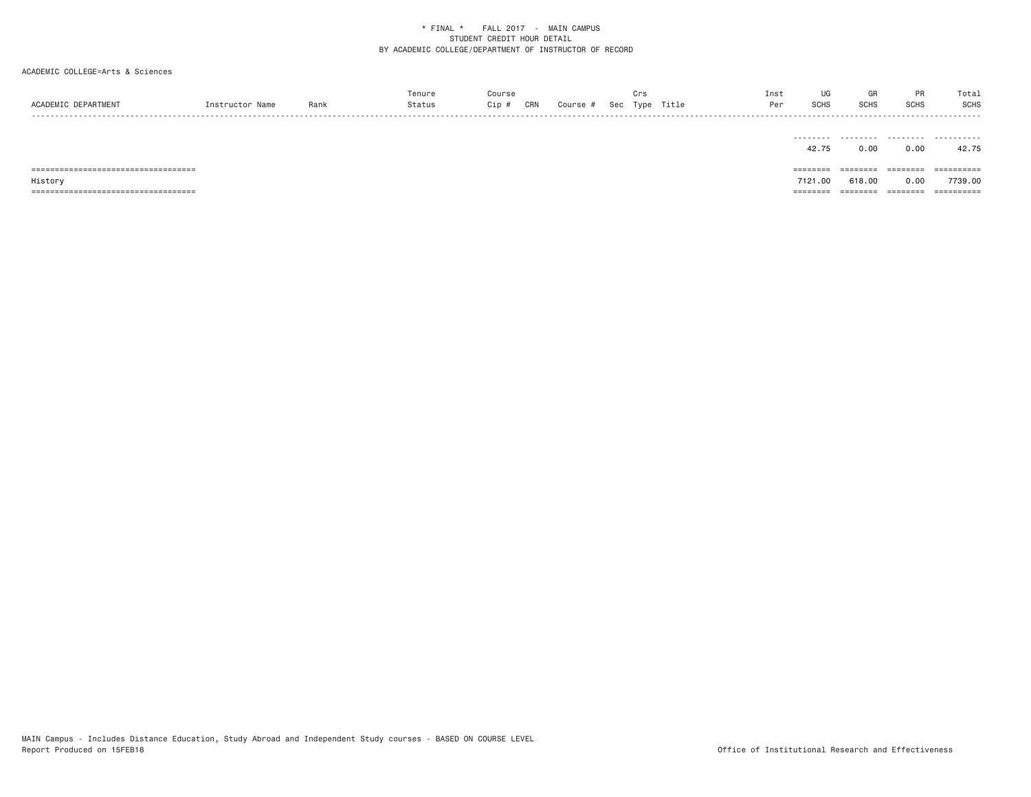\* FINAL \*    FALL 2017  -  MAIN CAMPUS
STUDENT CREDIT HOUR DETAIL
BY ACADEMIC COLLEGE/DEPARTMENT OF INSTRUCTOR OF RECORD

ACADEMIC COLLEGE=Arts & Sciences

| ACADEMIC DEPARTMENT | Instructor Name | Rank | Tenure Status | Course Cip # | CRN | Course # | Sec | Crs Type | Title | Inst Per | UG SCHS | GR SCHS | PR SCHS | Total SCHS |
|---|---|---|---|---|---|---|---|---|---|---|---|---|---|---|
| | | | | | | | | | | | 42.75 | 0.00 | 0.00 | 42.75 |
| History | | | | | | | | | | | 7121.00 | 618.00 | 0.00 | 7739.00 |

MAIN Campus - Includes Distance Education, Study Abroad and Independent Study courses - BASED ON COURSE LEVEL
Report Produced on 15FEB18

Office of Institutional Research and Effectiveness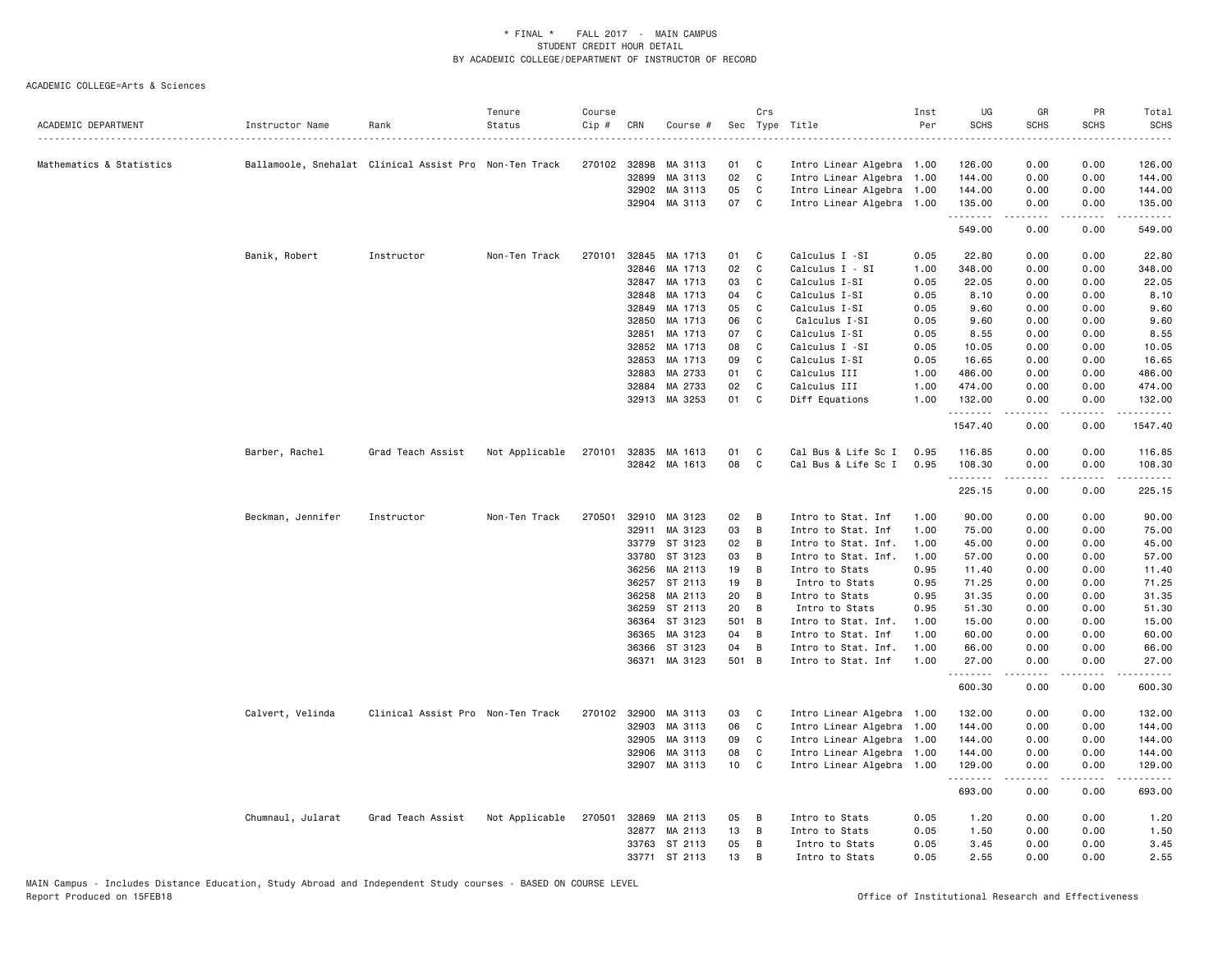\* FINAL \*   FALL 2017 - MAIN CAMPUS
STUDENT CREDIT HOUR DETAIL
BY ACADEMIC COLLEGE/DEPARTMENT OF INSTRUCTOR OF RECORD

ACADEMIC COLLEGE=Arts & Sciences

| ACADEMIC DEPARTMENT | Instructor Name | Rank | Tenure Status | Course Cip # | CRN | Course # | Sec | Crs Type | Title | Inst Per | UG SCHS | GR SCHS | PR SCHS | Total SCHS |
|---|---|---|---|---|---|---|---|---|---|---|---|---|---|---|
| Mathematics & Statistics | Ballamoole, Snehalat | Clinical Assist Pro | Non-Ten Track | 270102 | 32898 | MA 3113 | 01 | C | Intro Linear Algebra | 1.00 | 126.00 | 0.00 | 0.00 | 126.00 |
| | | | | | 32899 | MA 3113 | 02 | C | Intro Linear Algebra | 1.00 | 144.00 | 0.00 | 0.00 | 144.00 |
| | | | | | 32902 | MA 3113 | 05 | C | Intro Linear Algebra | 1.00 | 144.00 | 0.00 | 0.00 | 144.00 |
| | | | | | 32904 | MA 3113 | 07 | C | Intro Linear Algebra | 1.00 | 135.00 | 0.00 | 0.00 | 135.00 |
| | | | | | | | | | | | 549.00 | 0.00 | 0.00 | 549.00 |
| | Banik, Robert | Instructor | Non-Ten Track | 270101 | 32845 | MA 1713 | 01 | C | Calculus I -SI | 0.05 | 22.80 | 0.00 | 0.00 | 22.80 |
| | | | | | 32846 | MA 1713 | 02 | C | Calculus I - SI | 1.00 | 348.00 | 0.00 | 0.00 | 348.00 |
| | | | | | 32847 | MA 1713 | 03 | C | Calculus I-SI | 0.05 | 22.05 | 0.00 | 0.00 | 22.05 |
| | | | | | 32848 | MA 1713 | 04 | C | Calculus I-SI | 0.05 | 8.10 | 0.00 | 0.00 | 8.10 |
| | | | | | 32849 | MA 1713 | 05 | C | Calculus I-SI | 0.05 | 9.60 | 0.00 | 0.00 | 9.60 |
| | | | | | 32850 | MA 1713 | 06 | C | Calculus I-SI | 0.05 | 9.60 | 0.00 | 0.00 | 9.60 |
| | | | | | 32851 | MA 1713 | 07 | C | Calculus I-SI | 0.05 | 8.55 | 0.00 | 0.00 | 8.55 |
| | | | | | 32852 | MA 1713 | 08 | C | Calculus I -SI | 0.05 | 10.05 | 0.00 | 0.00 | 10.05 |
| | | | | | 32853 | MA 1713 | 09 | C | Calculus I-SI | 0.05 | 16.65 | 0.00 | 0.00 | 16.65 |
| | | | | | 32883 | MA 2733 | 01 | C | Calculus III | 1.00 | 486.00 | 0.00 | 0.00 | 486.00 |
| | | | | | 32884 | MA 2733 | 02 | C | Calculus III | 1.00 | 474.00 | 0.00 | 0.00 | 474.00 |
| | | | | | 32913 | MA 3253 | 01 | C | Diff Equations | 1.00 | 132.00 | 0.00 | 0.00 | 132.00 |
| | | | | | | | | | | | 1547.40 | 0.00 | 0.00 | 1547.40 |
| | Barber, Rachel | Grad Teach Assist | Not Applicable | 270101 | 32835 | MA 1613 | 01 | C | Cal Bus & Life Sc I | 0.95 | 116.85 | 0.00 | 0.00 | 116.85 |
| | | | | | 32842 | MA 1613 | 08 | C | Cal Bus & Life Sc I | 0.95 | 108.30 | 0.00 | 0.00 | 108.30 |
| | | | | | | | | | | | 225.15 | 0.00 | 0.00 | 225.15 |
| | Beckman, Jennifer | Instructor | Non-Ten Track | 270501 | 32910 | MA 3123 | 02 | B | Intro to Stat. Inf | 1.00 | 90.00 | 0.00 | 0.00 | 90.00 |
| | | | | | 32911 | MA 3123 | 03 | B | Intro to Stat. Inf | 1.00 | 75.00 | 0.00 | 0.00 | 75.00 |
| | | | | | 33779 | ST 3123 | 02 | B | Intro to Stat. Inf. | 1.00 | 45.00 | 0.00 | 0.00 | 45.00 |
| | | | | | 33780 | ST 3123 | 03 | B | Intro to Stat. Inf. | 1.00 | 57.00 | 0.00 | 0.00 | 57.00 |
| | | | | | 36256 | MA 2113 | 19 | B | Intro to Stats | 0.95 | 11.40 | 0.00 | 0.00 | 11.40 |
| | | | | | 36257 | ST 2113 | 19 | B | Intro to Stats | 0.95 | 71.25 | 0.00 | 0.00 | 71.25 |
| | | | | | 36258 | MA 2113 | 20 | B | Intro to Stats | 0.95 | 31.35 | 0.00 | 0.00 | 31.35 |
| | | | | | 36259 | ST 2113 | 20 | B | Intro to Stats | 0.95 | 51.30 | 0.00 | 0.00 | 51.30 |
| | | | | | 36364 | ST 3123 | 501 | B | Intro to Stat. Inf. | 1.00 | 15.00 | 0.00 | 0.00 | 15.00 |
| | | | | | 36365 | MA 3123 | 04 | B | Intro to Stat. Inf | 1.00 | 60.00 | 0.00 | 0.00 | 60.00 |
| | | | | | 36366 | ST 3123 | 04 | B | Intro to Stat. Inf. | 1.00 | 66.00 | 0.00 | 0.00 | 66.00 |
| | | | | | 36371 | MA 3123 | 501 | B | Intro to Stat. Inf | 1.00 | 27.00 | 0.00 | 0.00 | 27.00 |
| | | | | | | | | | | | 600.30 | 0.00 | 0.00 | 600.30 |
| | Calvert, Velinda | Clinical Assist Pro | Non-Ten Track | 270102 | 32900 | MA 3113 | 03 | C | Intro Linear Algebra | 1.00 | 132.00 | 0.00 | 0.00 | 132.00 |
| | | | | | 32903 | MA 3113 | 06 | C | Intro Linear Algebra | 1.00 | 144.00 | 0.00 | 0.00 | 144.00 |
| | | | | | 32905 | MA 3113 | 09 | C | Intro Linear Algebra | 1.00 | 144.00 | 0.00 | 0.00 | 144.00 |
| | | | | | 32906 | MA 3113 | 08 | C | Intro Linear Algebra | 1.00 | 144.00 | 0.00 | 0.00 | 144.00 |
| | | | | | 32907 | MA 3113 | 10 | C | Intro Linear Algebra | 1.00 | 129.00 | 0.00 | 0.00 | 129.00 |
| | | | | | | | | | | | 693.00 | 0.00 | 0.00 | 693.00 |
| | Chumnaul, Jularat | Grad Teach Assist | Not Applicable | 270501 | 32869 | MA 2113 | 05 | B | Intro to Stats | 0.05 | 1.20 | 0.00 | 0.00 | 1.20 |
| | | | | | 32877 | MA 2113 | 13 | B | Intro to Stats | 0.05 | 1.50 | 0.00 | 0.00 | 1.50 |
| | | | | | 33763 | ST 2113 | 05 | B | Intro to Stats | 0.05 | 3.45 | 0.00 | 0.00 | 3.45 |
| | | | | | 33771 | ST 2113 | 13 | B | Intro to Stats | 0.05 | 2.55 | 0.00 | 0.00 | 2.55 |

MAIN Campus - Includes Distance Education, Study Abroad and Independent Study courses - BASED ON COURSE LEVEL
Report Produced on 15FEB18 | Office of Institutional Research and Effectiveness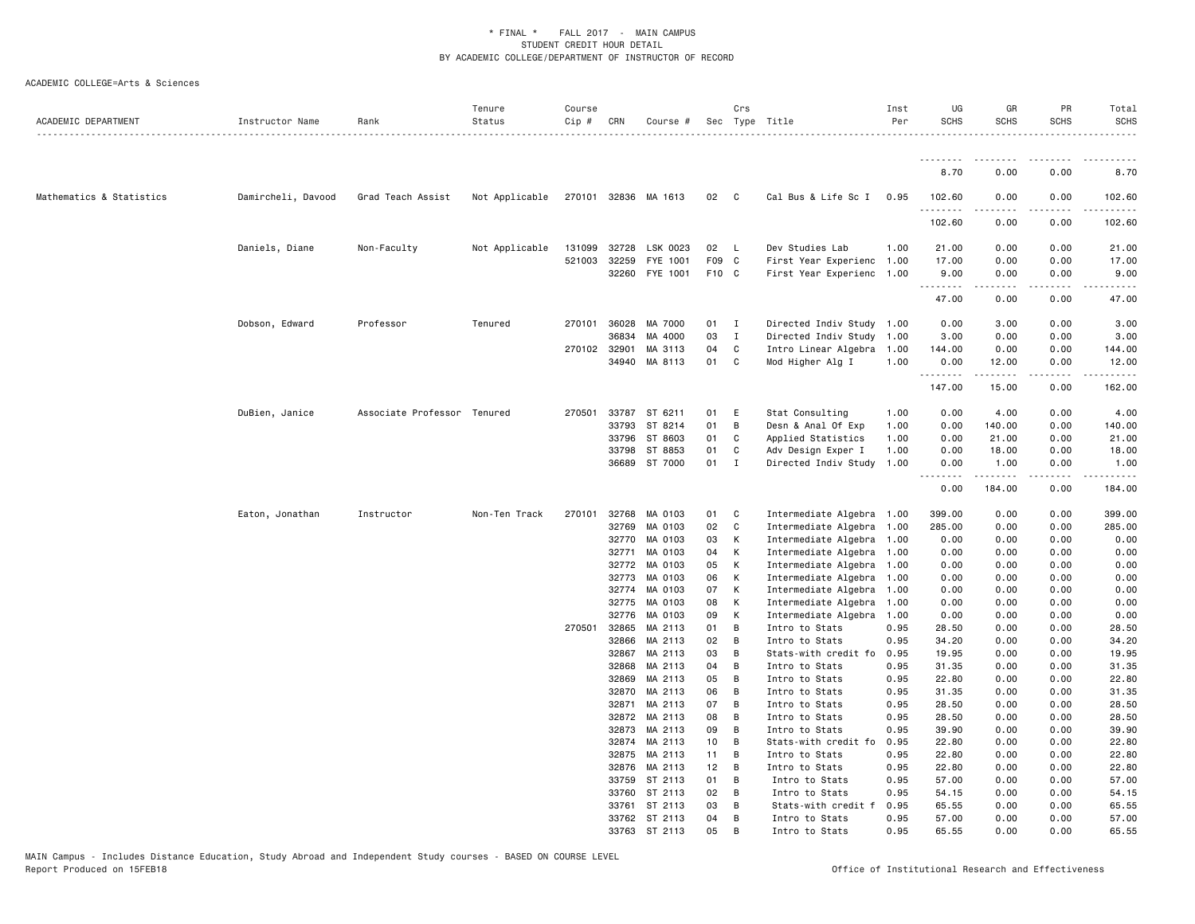\* FINAL \* FALL 2017 - MAIN CAMPUS
STUDENT CREDIT HOUR DETAIL
BY ACADEMIC COLLEGE/DEPARTMENT OF INSTRUCTOR OF RECORD

ACADEMIC COLLEGE=Arts & Sciences

| ACADEMIC DEPARTMENT | Instructor Name | Rank | Tenure Status | Course Cip # | CRN | Course # | Sec | Crs Type | Title | Inst Per | UG SCHS | GR SCHS | PR SCHS | Total SCHS |
|---|---|---|---|---|---|---|---|---|---|---|---|---|---|---|
| | | | | | | | | | | | 8.70 | 0.00 | 0.00 | 8.70 |
| Mathematics & Statistics | Damircheli, Davood | Grad Teach Assist | Not Applicable | 270101 | 32836 | MA 1613 | 02 | C | Cal Bus & Life Sc I | 0.95 | 102.60 | 0.00 | 0.00 | 102.60 |
| | | | | | | | | | | | 102.60 | 0.00 | 0.00 | 102.60 |
| | Daniels, Diane | Non-Faculty | Not Applicable | 131099 | 32728 | LSK 0023 | 02 | L | Dev Studies Lab | 1.00 | 21.00 | 0.00 | 0.00 | 21.00 |
| | | | | 521003 | 32259 | FYE 1001 | F09 | C | First Year Experienc | 1.00 | 17.00 | 0.00 | 0.00 | 17.00 |
| | | | | | 32260 | FYE 1001 | F10 | C | First Year Experienc | 1.00 | 9.00 | 0.00 | 0.00 | 9.00 |
| | | | | | | | | | | | 47.00 | 0.00 | 0.00 | 47.00 |
| | Dobson, Edward | Professor | Tenured | 270101 | 36028 | MA 7000 | 01 | I | Directed Indiv Study | 1.00 | 0.00 | 3.00 | 0.00 | 3.00 |
| | | | | | 36834 | MA 4000 | 03 | I | Directed Indiv Study | 1.00 | 3.00 | 0.00 | 0.00 | 3.00 |
| | | | | 270102 | 32901 | MA 3113 | 04 | C | Intro Linear Algebra | 1.00 | 144.00 | 0.00 | 0.00 | 144.00 |
| | | | | | 34940 | MA 8113 | 01 | C | Mod Higher Alg I | 1.00 | 0.00 | 12.00 | 0.00 | 12.00 |
| | | | | | | | | | | | 147.00 | 15.00 | 0.00 | 162.00 |
| | DuBien, Janice | Associate Professor | Tenured | 270501 | 33787 | ST 6211 | 01 | E | Stat Consulting | 1.00 | 0.00 | 4.00 | 0.00 | 4.00 |
| | | | | | 33793 | ST 8214 | 01 | B | Desn & Anal Of Exp | 1.00 | 0.00 | 140.00 | 0.00 | 140.00 |
| | | | | | 33796 | ST 8603 | 01 | C | Applied Statistics | 1.00 | 0.00 | 21.00 | 0.00 | 21.00 |
| | | | | | 33798 | ST 8853 | 01 | C | Adv Design Exper I | 1.00 | 0.00 | 18.00 | 0.00 | 18.00 |
| | | | | | 36689 | ST 7000 | 01 | I | Directed Indiv Study | 1.00 | 0.00 | 1.00 | 0.00 | 1.00 |
| | | | | | | | | | | | 0.00 | 184.00 | 0.00 | 184.00 |
| | Eaton, Jonathan | Instructor | Non-Ten Track | 270101 | 32768 | MA 0103 | 01 | C | Intermediate Algebra | 1.00 | 399.00 | 0.00 | 0.00 | 399.00 |
| | | | | | 32769 | MA 0103 | 02 | C | Intermediate Algebra | 1.00 | 285.00 | 0.00 | 0.00 | 285.00 |
| | | | | | 32770 | MA 0103 | 03 | K | Intermediate Algebra | 1.00 | 0.00 | 0.00 | 0.00 | 0.00 |
| | | | | | 32771 | MA 0103 | 04 | K | Intermediate Algebra | 1.00 | 0.00 | 0.00 | 0.00 | 0.00 |
| | | | | | 32772 | MA 0103 | 05 | K | Intermediate Algebra | 1.00 | 0.00 | 0.00 | 0.00 | 0.00 |
| | | | | | 32773 | MA 0103 | 06 | K | Intermediate Algebra | 1.00 | 0.00 | 0.00 | 0.00 | 0.00 |
| | | | | | 32774 | MA 0103 | 07 | K | Intermediate Algebra | 1.00 | 0.00 | 0.00 | 0.00 | 0.00 |
| | | | | | 32775 | MA 0103 | 08 | K | Intermediate Algebra | 1.00 | 0.00 | 0.00 | 0.00 | 0.00 |
| | | | | | 32776 | MA 0103 | 09 | K | Intermediate Algebra | 1.00 | 0.00 | 0.00 | 0.00 | 0.00 |
| | | | | 270501 | 32865 | MA 2113 | 01 | B | Intro to Stats | 0.95 | 28.50 | 0.00 | 0.00 | 28.50 |
| | | | | | 32866 | MA 2113 | 02 | B | Intro to Stats | 0.95 | 34.20 | 0.00 | 0.00 | 34.20 |
| | | | | | 32867 | MA 2113 | 03 | B | Stats-with credit fo | 0.95 | 19.95 | 0.00 | 0.00 | 19.95 |
| | | | | | 32868 | MA 2113 | 04 | B | Intro to Stats | 0.95 | 31.35 | 0.00 | 0.00 | 31.35 |
| | | | | | 32869 | MA 2113 | 05 | B | Intro to Stats | 0.95 | 22.80 | 0.00 | 0.00 | 22.80 |
| | | | | | 32870 | MA 2113 | 06 | B | Intro to Stats | 0.95 | 31.35 | 0.00 | 0.00 | 31.35 |
| | | | | | 32871 | MA 2113 | 07 | B | Intro to Stats | 0.95 | 28.50 | 0.00 | 0.00 | 28.50 |
| | | | | | 32872 | MA 2113 | 08 | B | Intro to Stats | 0.95 | 28.50 | 0.00 | 0.00 | 28.50 |
| | | | | | 32873 | MA 2113 | 09 | B | Intro to Stats | 0.95 | 39.90 | 0.00 | 0.00 | 39.90 |
| | | | | | 32874 | MA 2113 | 10 | B | Stats-with credit fo | 0.95 | 22.80 | 0.00 | 0.00 | 22.80 |
| | | | | | 32875 | MA 2113 | 11 | B | Intro to Stats | 0.95 | 22.80 | 0.00 | 0.00 | 22.80 |
| | | | | | 32876 | MA 2113 | 12 | B | Intro to Stats | 0.95 | 22.80 | 0.00 | 0.00 | 22.80 |
| | | | | | 33759 | ST 2113 | 01 | B | Intro to Stats | 0.95 | 57.00 | 0.00 | 0.00 | 57.00 |
| | | | | | 33760 | ST 2113 | 02 | B | Intro to Stats | 0.95 | 54.15 | 0.00 | 0.00 | 54.15 |
| | | | | | 33761 | ST 2113 | 03 | B | Stats-with credit f | 0.95 | 65.55 | 0.00 | 0.00 | 65.55 |
| | | | | | 33762 | ST 2113 | 04 | B | Intro to Stats | 0.95 | 57.00 | 0.00 | 0.00 | 57.00 |
| | | | | | 33763 | ST 2113 | 05 | B | Intro to Stats | 0.95 | 65.55 | 0.00 | 0.00 | 65.55 |

MAIN Campus - Includes Distance Education, Study Abroad and Independent Study courses - BASED ON COURSE LEVEL
Report Produced on 15FEB18 — Office of Institutional Research and Effectiveness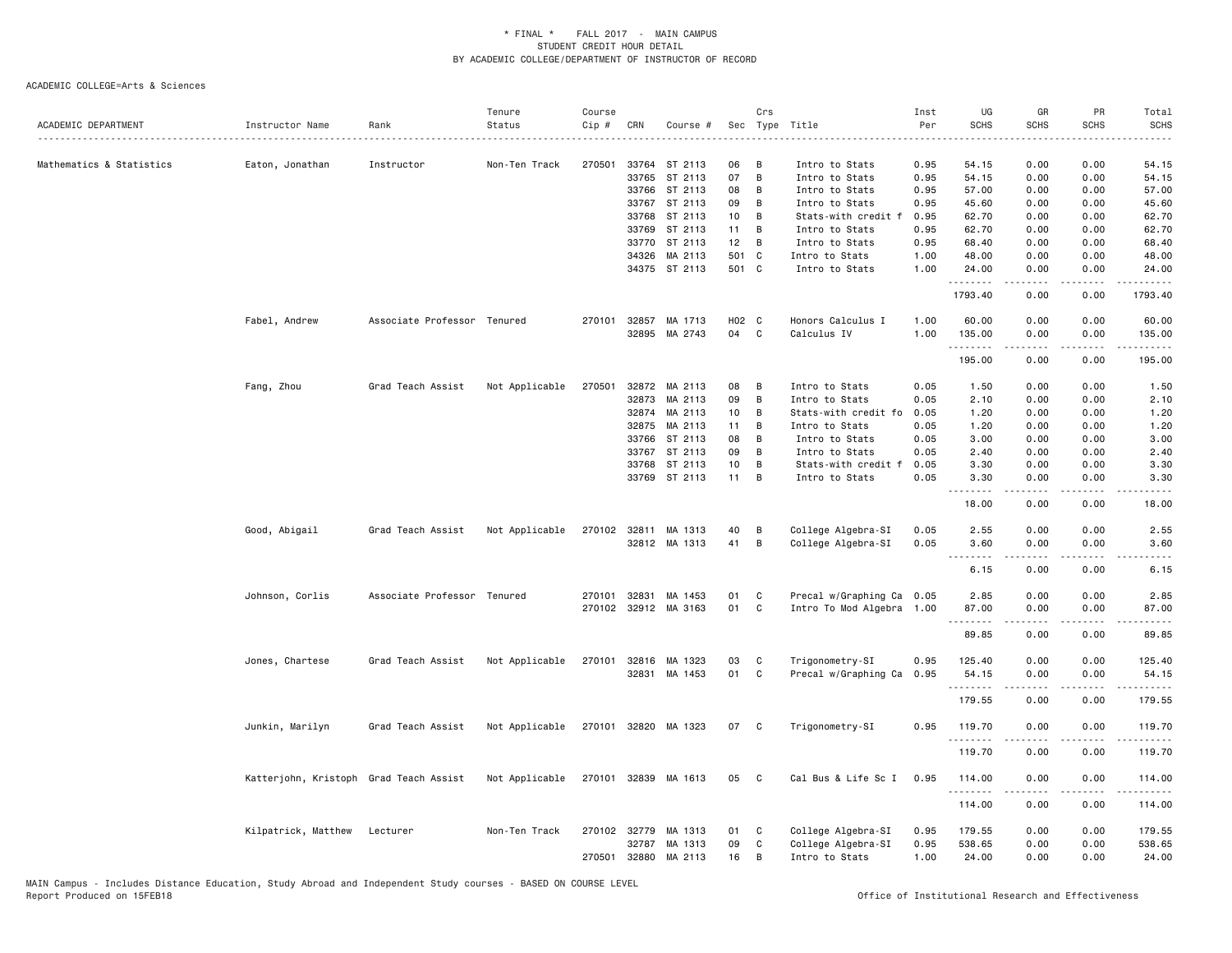\* FINAL \* FALL 2017 - MAIN CAMPUS
STUDENT CREDIT HOUR DETAIL
BY ACADEMIC COLLEGE/DEPARTMENT OF INSTRUCTOR OF RECORD

ACADEMIC COLLEGE=Arts & Sciences

| ACADEMIC DEPARTMENT | Instructor Name | Rank | Tenure Status | Course Cip # | CRN | Course # | Sec | Crs Type | Title | Inst Per | UG SCHS | GR SCHS | PR SCHS | Total SCHS |
|---|---|---|---|---|---|---|---|---|---|---|---|---|---|---|
| Mathematics & Statistics | Eaton, Jonathan | Instructor | Non-Ten Track | 270501 | 33764 | ST 2113 | 06 | B | Intro to Stats | 0.95 | 54.15 | 0.00 | 0.00 | 54.15 |
| | | | | | 33765 | ST 2113 | 07 | B | Intro to Stats | 0.95 | 54.15 | 0.00 | 0.00 | 54.15 |
| | | | | | 33766 | ST 2113 | 08 | B | Intro to Stats | 0.95 | 57.00 | 0.00 | 0.00 | 57.00 |
| | | | | | 33767 | ST 2113 | 09 | B | Intro to Stats | 0.95 | 45.60 | 0.00 | 0.00 | 45.60 |
| | | | | | 33768 | ST 2113 | 10 | B | Stats-with credit f | 0.95 | 62.70 | 0.00 | 0.00 | 62.70 |
| | | | | | 33769 | ST 2113 | 11 | B | Intro to Stats | 0.95 | 62.70 | 0.00 | 0.00 | 62.70 |
| | | | | | 33770 | ST 2113 | 12 | B | Intro to Stats | 0.95 | 68.40 | 0.00 | 0.00 | 68.40 |
| | | | | | 34326 | MA 2113 | 501 | C | Intro to Stats | 1.00 | 48.00 | 0.00 | 0.00 | 48.00 |
| | | | | | 34375 | ST 2113 | 501 | C | Intro to Stats | 1.00 | 24.00 | 0.00 | 0.00 | 24.00 |
| | | | | | | | | | | | 1793.40 | 0.00 | 0.00 | 1793.40 |
| | Fabel, Andrew | Associate Professor | Tenured | 270101 | 32857 | MA 1713 | H02 | C | Honors Calculus I | 1.00 | 60.00 | 0.00 | 0.00 | 60.00 |
| | | | | | 32895 | MA 2743 | 04 | C | Calculus IV | 1.00 | 135.00 | 0.00 | 0.00 | 135.00 |
| | | | | | | | | | | | 195.00 | 0.00 | 0.00 | 195.00 |
| | Fang, Zhou | Grad Teach Assist | Not Applicable | 270501 | 32872 | MA 2113 | 08 | B | Intro to Stats | 0.05 | 1.50 | 0.00 | 0.00 | 1.50 |
| | | | | | 32873 | MA 2113 | 09 | B | Intro to Stats | 0.05 | 2.10 | 0.00 | 0.00 | 2.10 |
| | | | | | 32874 | MA 2113 | 10 | B | Stats-with credit fo | 0.05 | 1.20 | 0.00 | 0.00 | 1.20 |
| | | | | | 32875 | MA 2113 | 11 | B | Intro to Stats | 0.05 | 1.20 | 0.00 | 0.00 | 1.20 |
| | | | | | 33766 | ST 2113 | 08 | B | Intro to Stats | 0.05 | 3.00 | 0.00 | 0.00 | 3.00 |
| | | | | | 33767 | ST 2113 | 09 | B | Intro to Stats | 0.05 | 2.40 | 0.00 | 0.00 | 2.40 |
| | | | | | 33768 | ST 2113 | 10 | B | Stats-with credit f | 0.05 | 3.30 | 0.00 | 0.00 | 3.30 |
| | | | | | 33769 | ST 2113 | 11 | B | Intro to Stats | 0.05 | 3.30 | 0.00 | 0.00 | 3.30 |
| | | | | | | | | | | | 18.00 | 0.00 | 0.00 | 18.00 |
| | Good, Abigail | Grad Teach Assist | Not Applicable | 270102 | 32811 | MA 1313 | 40 | B | College Algebra-SI | 0.05 | 2.55 | 0.00 | 0.00 | 2.55 |
| | | | | | 32812 | MA 1313 | 41 | B | College Algebra-SI | 0.05 | 3.60 | 0.00 | 0.00 | 3.60 |
| | | | | | | | | | | | 6.15 | 0.00 | 0.00 | 6.15 |
| | Johnson, Corlis | Associate Professor | Tenured | 270101 | 32831 | MA 1453 | 01 | C | Precal w/Graphing Ca | 0.05 | 2.85 | 0.00 | 0.00 | 2.85 |
| | | | | 270102 | 32912 | MA 3163 | 01 | C | Intro To Mod Algebra | 1.00 | 87.00 | 0.00 | 0.00 | 87.00 |
| | | | | | | | | | | | 89.85 | 0.00 | 0.00 | 89.85 |
| | Jones, Chartese | Grad Teach Assist | Not Applicable | 270101 | 32816 | MA 1323 | 03 | C | Trigonometry-SI | 0.95 | 125.40 | 0.00 | 0.00 | 125.40 |
| | | | | | 32831 | MA 1453 | 01 | C | Precal w/Graphing Ca | 0.95 | 54.15 | 0.00 | 0.00 | 54.15 |
| | | | | | | | | | | | 179.55 | 0.00 | 0.00 | 179.55 |
| | Junkin, Marilyn | Grad Teach Assist | Not Applicable | 270101 | 32820 | MA 1323 | 07 | C | Trigonometry-SI | 0.95 | 119.70 | 0.00 | 0.00 | 119.70 |
| | | | | | | | | | | | 119.70 | 0.00 | 0.00 | 119.70 |
| | Katterjohn, Kristoph | Grad Teach Assist | Not Applicable | 270101 | 32839 | MA 1613 | 05 | C | Cal Bus & Life Sc I | 0.95 | 114.00 | 0.00 | 0.00 | 114.00 |
| | | | | | | | | | | | 114.00 | 0.00 | 0.00 | 114.00 |
| | Kilpatrick, Matthew | Lecturer | Non-Ten Track | 270102 | 32779 | MA 1313 | 01 | C | College Algebra-SI | 0.95 | 179.55 | 0.00 | 0.00 | 179.55 |
| | | | | | 32787 | MA 1313 | 09 | C | College Algebra-SI | 0.95 | 538.65 | 0.00 | 0.00 | 538.65 |
| | | | | 270501 | 32880 | MA 2113 | 16 | B | Intro to Stats | 1.00 | 24.00 | 0.00 | 0.00 | 24.00 |

MAIN Campus - Includes Distance Education, Study Abroad and Independent Study courses - BASED ON COURSE LEVEL
Report Produced on 15FEB18 Office of Institutional Research and Effectiveness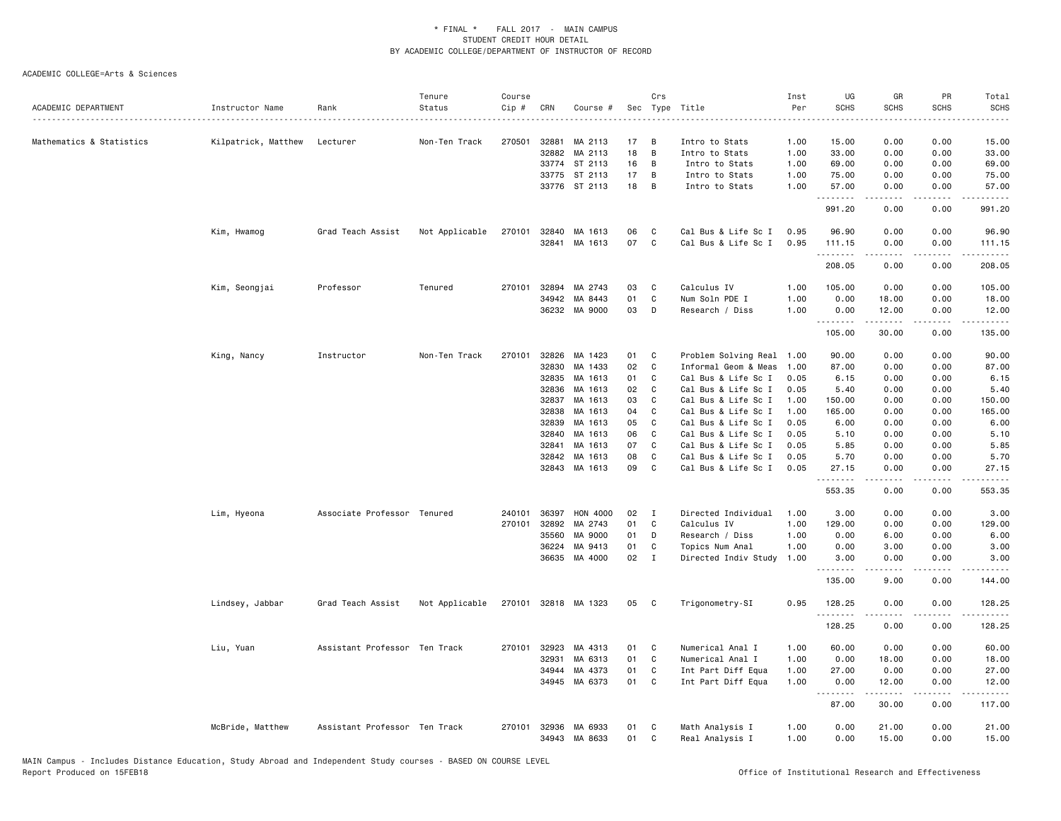\* FINAL \* FALL 2017 - MAIN CAMPUS
STUDENT CREDIT HOUR DETAIL
BY ACADEMIC COLLEGE/DEPARTMENT OF INSTRUCTOR OF RECORD

ACADEMIC COLLEGE=Arts & Sciences

| ACADEMIC DEPARTMENT | Instructor Name | Rank | Tenure Status | Course Cip # | CRN | Course # | Sec | Crs Type | Title | Inst Per | UG SCHS | GR SCHS | PR SCHS | Total SCHS |
|---|---|---|---|---|---|---|---|---|---|---|---|---|---|---|
| Mathematics & Statistics | Kilpatrick, Matthew | Lecturer | Non-Ten Track | 270501 | 32881 | MA 2113 | 17 | B | Intro to Stats | 1.00 | 15.00 | 0.00 | 0.00 | 15.00 |
| | | | | | 32882 | MA 2113 | 18 | B | Intro to Stats | 1.00 | 33.00 | 0.00 | 0.00 | 33.00 |
| | | | | | 33774 | ST 2113 | 16 | B | Intro to Stats | 1.00 | 69.00 | 0.00 | 0.00 | 69.00 |
| | | | | | 33775 | ST 2113 | 17 | B | Intro to Stats | 1.00 | 75.00 | 0.00 | 0.00 | 75.00 |
| | | | | | 33776 | ST 2113 | 18 | B | Intro to Stats | 1.00 | 57.00 | 0.00 | 0.00 | 57.00 |
| | | | | | | | | | | | 991.20 | 0.00 | 0.00 | 991.20 |
| | Kim, Hwamog | Grad Teach Assist | Not Applicable | 270101 | 32840 | MA 1613 | 06 | C | Cal Bus & Life Sc I | 0.95 | 96.90 | 0.00 | 0.00 | 96.90 |
| | | | | | 32841 | MA 1613 | 07 | C | Cal Bus & Life Sc I | 0.95 | 111.15 | 0.00 | 0.00 | 111.15 |
| | | | | | | | | | | | 208.05 | 0.00 | 0.00 | 208.05 |
| | Kim, Seongjai | Professor | Tenured | 270101 | 32894 | MA 2743 | 03 | C | Calculus IV | 1.00 | 105.00 | 0.00 | 0.00 | 105.00 |
| | | | | | 34942 | MA 8443 | 01 | C | Num Soln PDE I | 1.00 | 0.00 | 18.00 | 0.00 | 18.00 |
| | | | | | 36232 | MA 9000 | 03 | D | Research / Diss | 1.00 | 0.00 | 12.00 | 0.00 | 12.00 |
| | | | | | | | | | | | 105.00 | 30.00 | 0.00 | 135.00 |
| | King, Nancy | Instructor | Non-Ten Track | 270101 | 32826 | MA 1423 | 01 | C | Problem Solving Real | 1.00 | 90.00 | 0.00 | 0.00 | 90.00 |
| | | | | | 32830 | MA 1433 | 02 | C | Informal Geom & Meas | 1.00 | 87.00 | 0.00 | 0.00 | 87.00 |
| | | | | | 32835 | MA 1613 | 01 | C | Cal Bus & Life Sc I | 0.05 | 6.15 | 0.00 | 0.00 | 6.15 |
| | | | | | 32836 | MA 1613 | 02 | C | Cal Bus & Life Sc I | 0.05 | 5.40 | 0.00 | 0.00 | 5.40 |
| | | | | | 32837 | MA 1613 | 03 | C | Cal Bus & Life Sc I | 1.00 | 150.00 | 0.00 | 0.00 | 150.00 |
| | | | | | 32838 | MA 1613 | 04 | C | Cal Bus & Life Sc I | 1.00 | 165.00 | 0.00 | 0.00 | 165.00 |
| | | | | | 32839 | MA 1613 | 05 | C | Cal Bus & Life Sc I | 0.05 | 6.00 | 0.00 | 0.00 | 6.00 |
| | | | | | 32840 | MA 1613 | 06 | C | Cal Bus & Life Sc I | 0.05 | 5.10 | 0.00 | 0.00 | 5.10 |
| | | | | | 32841 | MA 1613 | 07 | C | Cal Bus & Life Sc I | 0.05 | 5.85 | 0.00 | 0.00 | 5.85 |
| | | | | | 32842 | MA 1613 | 08 | C | Cal Bus & Life Sc I | 0.05 | 5.70 | 0.00 | 0.00 | 5.70 |
| | | | | | 32843 | MA 1613 | 09 | C | Cal Bus & Life Sc I | 0.05 | 27.15 | 0.00 | 0.00 | 27.15 |
| | | | | | | | | | | | 553.35 | 0.00 | 0.00 | 553.35 |
| | Lim, Hyeona | Associate Professor | Tenured | 240101 | 36397 | HON 4000 | 02 | I | Directed Individual | 1.00 | 3.00 | 0.00 | 0.00 | 3.00 |
| | | | | 270101 | 32892 | MA 2743 | 01 | C | Calculus IV | 1.00 | 129.00 | 0.00 | 0.00 | 129.00 |
| | | | | | 35560 | MA 9000 | 01 | D | Research / Diss | 1.00 | 0.00 | 6.00 | 0.00 | 6.00 |
| | | | | | 36224 | MA 9413 | 01 | C | Topics Num Anal | 1.00 | 0.00 | 3.00 | 0.00 | 3.00 |
| | | | | | 36635 | MA 4000 | 02 | I | Directed Indiv Study | 1.00 | 3.00 | 0.00 | 0.00 | 3.00 |
| | | | | | | | | | | | 135.00 | 9.00 | 0.00 | 144.00 |
| | Lindsey, Jabbar | Grad Teach Assist | Not Applicable | 270101 | 32818 | MA 1323 | 05 | C | Trigonometry-SI | 0.95 | 128.25 | 0.00 | 0.00 | 128.25 |
| | | | | | | | | | | | 128.25 | 0.00 | 0.00 | 128.25 |
| | Liu, Yuan | Assistant Professor | Ten Track | 270101 | 32923 | MA 4313 | 01 | C | Numerical Anal I | 1.00 | 60.00 | 0.00 | 0.00 | 60.00 |
| | | | | | 32931 | MA 6313 | 01 | C | Numerical Anal I | 1.00 | 0.00 | 18.00 | 0.00 | 18.00 |
| | | | | | 34944 | MA 4373 | 01 | C | Int Part Diff Equa | 1.00 | 27.00 | 0.00 | 0.00 | 27.00 |
| | | | | | 34945 | MA 6373 | 01 | C | Int Part Diff Equa | 1.00 | 0.00 | 12.00 | 0.00 | 12.00 |
| | | | | | | | | | | | 87.00 | 30.00 | 0.00 | 117.00 |
| | McBride, Matthew | Assistant Professor | Ten Track | 270101 | 32936 | MA 6933 | 01 | C | Math Analysis I | 1.00 | 0.00 | 21.00 | 0.00 | 21.00 |
| | | | | | 34943 | MA 8633 | 01 | C | Real Analysis I | 1.00 | 0.00 | 15.00 | 0.00 | 15.00 |

MAIN Campus - Includes Distance Education, Study Abroad and Independent Study courses - BASED ON COURSE LEVEL
Report Produced on 15FEB18

Office of Institutional Research and Effectiveness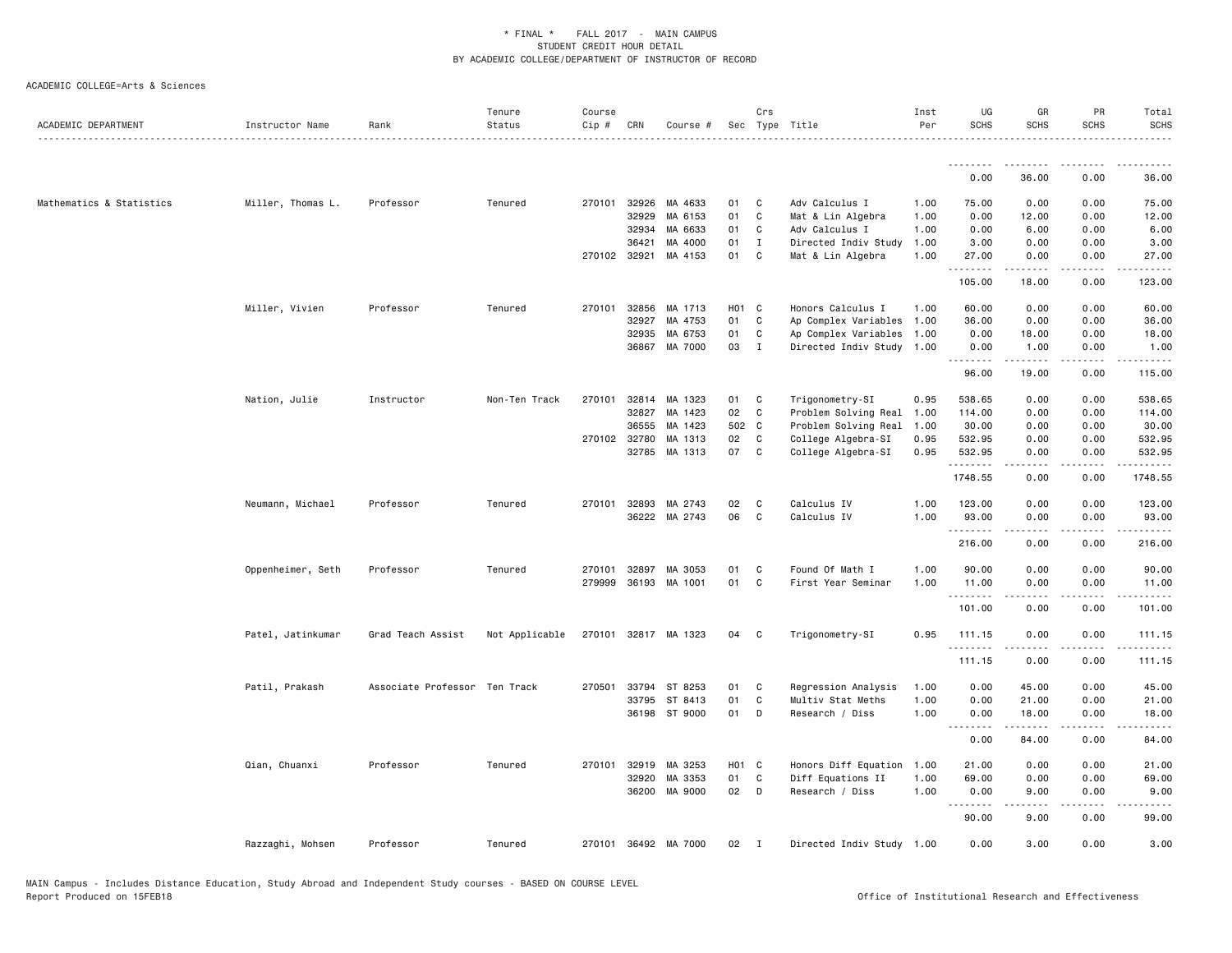* FINAL * FALL 2017 - MAIN CAMPUS
STUDENT CREDIT HOUR DETAIL
BY ACADEMIC COLLEGE/DEPARTMENT OF INSTRUCTOR OF RECORD

ACADEMIC COLLEGE=Arts & Sciences

| ACADEMIC DEPARTMENT | Instructor Name | Rank | Tenure Status | Course Cip # | CRN | Course # | Sec | Crs Type | Title | Inst Per | UG SCHS | GR SCHS | PR SCHS | Total SCHS |
|---|---|---|---|---|---|---|---|---|---|---|---|---|---|---|
| | | | | | | | | | | | 0.00 | 36.00 | 0.00 | 36.00 |
| Mathematics & Statistics | Miller, Thomas L. | Professor | Tenured | 270101 | 32926 | MA 4633 | 01 | C | Adv Calculus I | 1.00 | 75.00 | 0.00 | 0.00 | 75.00 |
| | | | | | 32929 | MA 6153 | 01 | C | Mat & Lin Algebra | 1.00 | 0.00 | 12.00 | 0.00 | 12.00 |
| | | | | | 32934 | MA 6633 | 01 | C | Adv Calculus I | 1.00 | 0.00 | 6.00 | 0.00 | 6.00 |
| | | | | | 36421 | MA 4000 | 01 | I | Directed Indiv Study | 1.00 | 3.00 | 0.00 | 0.00 | 3.00 |
| | | | | 270102 | 32921 | MA 4153 | 01 | C | Mat & Lin Algebra | 1.00 | 27.00 | 0.00 | 0.00 | 27.00 |
| | | | | | | | | | | | 105.00 | 18.00 | 0.00 | 123.00 |
| | Miller, Vivien | Professor | Tenured | 270101 | 32856 | MA 1713 | H01 | C | Honors Calculus I | 1.00 | 60.00 | 0.00 | 0.00 | 60.00 |
| | | | | | 32927 | MA 4753 | 01 | C | Ap Complex Variables | 1.00 | 36.00 | 0.00 | 0.00 | 36.00 |
| | | | | | 32935 | MA 6753 | 01 | C | Ap Complex Variables | 1.00 | 0.00 | 18.00 | 0.00 | 18.00 |
| | | | | | 36867 | MA 7000 | 03 | I | Directed Indiv Study | 1.00 | 0.00 | 1.00 | 0.00 | 1.00 |
| | | | | | | | | | | | 96.00 | 19.00 | 0.00 | 115.00 |
| | Nation, Julie | Instructor | Non-Ten Track | 270101 | 32814 | MA 1323 | 01 | C | Trigonometry-SI | 0.95 | 538.65 | 0.00 | 0.00 | 538.65 |
| | | | | | 32827 | MA 1423 | 02 | C | Problem Solving Real | 1.00 | 114.00 | 0.00 | 0.00 | 114.00 |
| | | | | | 36555 | MA 1423 | 502 | C | Problem Solving Real | 1.00 | 30.00 | 0.00 | 0.00 | 30.00 |
| | | | | 270102 | 32780 | MA 1313 | 02 | C | College Algebra-SI | 0.95 | 532.95 | 0.00 | 0.00 | 532.95 |
| | | | | | 32785 | MA 1313 | 07 | C | College Algebra-SI | 0.95 | 532.95 | 0.00 | 0.00 | 532.95 |
| | | | | | | | | | | | 1748.55 | 0.00 | 0.00 | 1748.55 |
| | Neumann, Michael | Professor | Tenured | 270101 | 32893 | MA 2743 | 02 | C | Calculus IV | 1.00 | 123.00 | 0.00 | 0.00 | 123.00 |
| | | | | | 36222 | MA 2743 | 06 | C | Calculus IV | 1.00 | 93.00 | 0.00 | 0.00 | 93.00 |
| | | | | | | | | | | | 216.00 | 0.00 | 0.00 | 216.00 |
| | Oppenheimer, Seth | Professor | Tenured | 270101 | 32897 | MA 3053 | 01 | C | Found Of Math I | 1.00 | 90.00 | 0.00 | 0.00 | 90.00 |
| | | | | 279999 | 36193 | MA 1001 | 01 | C | First Year Seminar | 1.00 | 11.00 | 0.00 | 0.00 | 11.00 |
| | | | | | | | | | | | 101.00 | 0.00 | 0.00 | 101.00 |
| | Patel, Jatinkumar | Grad Teach Assist | Not Applicable | 270101 | 32817 | MA 1323 | 04 | C | Trigonometry-SI | 0.95 | 111.15 | 0.00 | 0.00 | 111.15 |
| | | | | | | | | | | | 111.15 | 0.00 | 0.00 | 111.15 |
| | Patil, Prakash | Associate Professor | Ten Track | 270501 | 33794 | ST 8253 | 01 | C | Regression Analysis | 1.00 | 0.00 | 45.00 | 0.00 | 45.00 |
| | | | | | 33795 | ST 8413 | 01 | C | Multiv Stat Meths | 1.00 | 0.00 | 21.00 | 0.00 | 21.00 |
| | | | | | 36198 | ST 9000 | 01 | D | Research / Diss | 1.00 | 0.00 | 18.00 | 0.00 | 18.00 |
| | | | | | | | | | | | 0.00 | 84.00 | 0.00 | 84.00 |
| | Qian, Chuanxi | Professor | Tenured | 270101 | 32919 | MA 3253 | H01 | C | Honors Diff Equation | 1.00 | 21.00 | 0.00 | 0.00 | 21.00 |
| | | | | | 32920 | MA 3353 | 01 | C | Diff Equations II | 1.00 | 69.00 | 0.00 | 0.00 | 69.00 |
| | | | | | 36200 | MA 9000 | 02 | D | Research / Diss | 1.00 | 0.00 | 9.00 | 0.00 | 9.00 |
| | | | | | | | | | | | 90.00 | 9.00 | 0.00 | 99.00 |
| | Razzaghi, Mohsen | Professor | Tenured | 270101 | 36492 | MA 7000 | 02 | I | Directed Indiv Study | 1.00 | 0.00 | 3.00 | 0.00 | 3.00 |

MAIN Campus - Includes Distance Education, Study Abroad and Independent Study courses - BASED ON COURSE LEVEL
Report Produced on 15FEB18

Office of Institutional Research and Effectiveness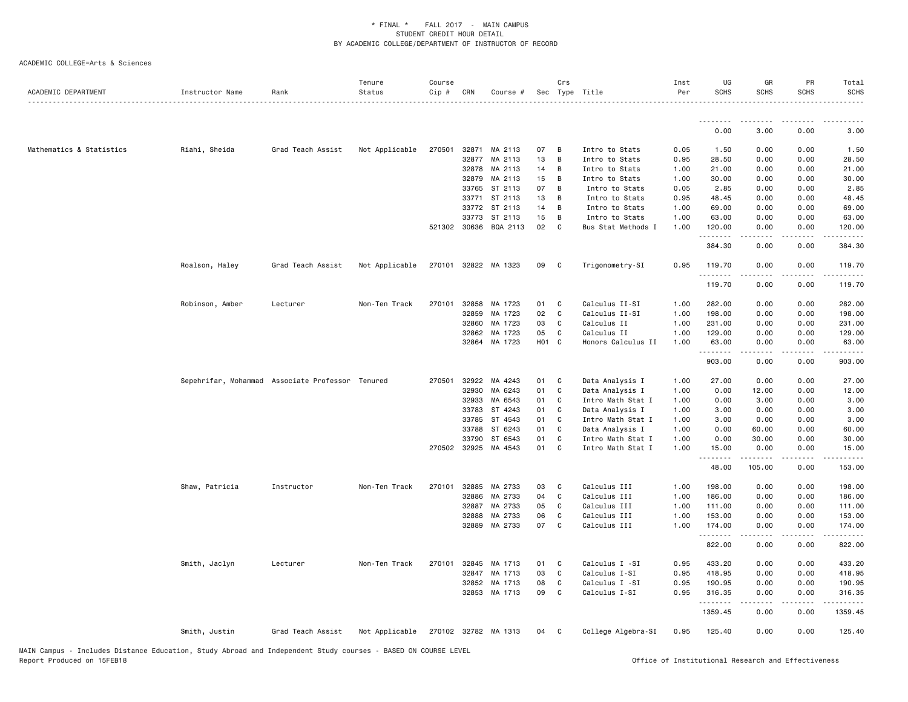ACADEMIC COLLEGE=Arts & Sciences

| ACADEMIC DEPARTMENT | Instructor Name | Rank | Tenure Status | Course Cip # | CRN | Course # | Sec | Crs Type | Title | Inst Per | UG SCHS | GR SCHS | PR SCHS | Total SCHS |
|---|---|---|---|---|---|---|---|---|---|---|---|---|---|---|
| | | | | | | | | | | | 0.00 | 3.00 | 0.00 | 3.00 |
| Mathematics & Statistics | Riahi, Sheida | Grad Teach Assist | Not Applicable | 270501 | 32871 | MA 2113 | 07 | B | Intro to Stats | 0.05 | 1.50 | 0.00 | 0.00 | 1.50 |
| | | | | | 32877 | MA 2113 | 13 | B | Intro to Stats | 0.95 | 28.50 | 0.00 | 0.00 | 28.50 |
| | | | | | 32878 | MA 2113 | 14 | B | Intro to Stats | 1.00 | 21.00 | 0.00 | 0.00 | 21.00 |
| | | | | | 32879 | MA 2113 | 15 | B | Intro to Stats | 1.00 | 30.00 | 0.00 | 0.00 | 30.00 |
| | | | | | 33765 | ST 2113 | 07 | B | Intro to Stats | 0.05 | 2.85 | 0.00 | 0.00 | 2.85 |
| | | | | | 33771 | ST 2113 | 13 | B | Intro to Stats | 0.95 | 48.45 | 0.00 | 0.00 | 48.45 |
| | | | | | 33772 | ST 2113 | 14 | B | Intro to Stats | 1.00 | 69.00 | 0.00 | 0.00 | 69.00 |
| | | | | | 33773 | ST 2113 | 15 | B | Intro to Stats | 1.00 | 63.00 | 0.00 | 0.00 | 63.00 |
| | | | | 521302 | 30636 | BQA 2113 | 02 | C | Bus Stat Methods I | 1.00 | 120.00 | 0.00 | 0.00 | 120.00 |
| | | | | | | | | | | | 384.30 | 0.00 | 0.00 | 384.30 |
| | Roalson, Haley | Grad Teach Assist | Not Applicable | 270101 | 32822 | MA 1323 | 09 | C | Trigonometry-SI | 0.95 | 119.70 | 0.00 | 0.00 | 119.70 |
| | | | | | | | | | | | 119.70 | 0.00 | 0.00 | 119.70 |
| | Robinson, Amber | Lecturer | Non-Ten Track | 270101 | 32858 | MA 1723 | 01 | C | Calculus II-SI | 1.00 | 282.00 | 0.00 | 0.00 | 282.00 |
| | | | | | 32859 | MA 1723 | 02 | C | Calculus II-SI | 1.00 | 198.00 | 0.00 | 0.00 | 198.00 |
| | | | | | 32860 | MA 1723 | 03 | C | Calculus II | 1.00 | 231.00 | 0.00 | 0.00 | 231.00 |
| | | | | | 32862 | MA 1723 | 05 | C | Calculus II | 1.00 | 129.00 | 0.00 | 0.00 | 129.00 |
| | | | | | 32864 | MA 1723 | H01 | C | Honors Calculus II | 1.00 | 63.00 | 0.00 | 0.00 | 63.00 |
| | | | | | | | | | | | 903.00 | 0.00 | 0.00 | 903.00 |
| | Sepehrifar, Mohammad | Associate Professor | Tenured | 270501 | 32922 | MA 4243 | 01 | C | Data Analysis I | 1.00 | 27.00 | 0.00 | 0.00 | 27.00 |
| | | | | | 32930 | MA 6243 | 01 | C | Data Analysis I | 1.00 | 0.00 | 12.00 | 0.00 | 12.00 |
| | | | | | 32933 | MA 6543 | 01 | C | Intro Math Stat I | 1.00 | 0.00 | 3.00 | 0.00 | 3.00 |
| | | | | | 33783 | ST 4243 | 01 | C | Data Analysis I | 1.00 | 3.00 | 0.00 | 0.00 | 3.00 |
| | | | | | 33785 | ST 4543 | 01 | C | Intro Math Stat I | 1.00 | 3.00 | 0.00 | 0.00 | 3.00 |
| | | | | | 33788 | ST 6243 | 01 | C | Data Analysis I | 1.00 | 0.00 | 60.00 | 0.00 | 60.00 |
| | | | | | 33790 | ST 6543 | 01 | C | Intro Math Stat I | 1.00 | 0.00 | 30.00 | 0.00 | 30.00 |
| | | | | 270502 | 32925 | MA 4543 | 01 | C | Intro Math Stat I | 1.00 | 15.00 | 0.00 | 0.00 | 15.00 |
| | | | | | | | | | | | 48.00 | 105.00 | 0.00 | 153.00 |
| | Shaw, Patricia | Instructor | Non-Ten Track | 270101 | 32885 | MA 2733 | 03 | C | Calculus III | 1.00 | 198.00 | 0.00 | 0.00 | 198.00 |
| | | | | | 32886 | MA 2733 | 04 | C | Calculus III | 1.00 | 186.00 | 0.00 | 0.00 | 186.00 |
| | | | | | 32887 | MA 2733 | 05 | C | Calculus III | 1.00 | 111.00 | 0.00 | 0.00 | 111.00 |
| | | | | | 32888 | MA 2733 | 06 | C | Calculus III | 1.00 | 153.00 | 0.00 | 0.00 | 153.00 |
| | | | | | 32889 | MA 2733 | 07 | C | Calculus III | 1.00 | 174.00 | 0.00 | 0.00 | 174.00 |
| | | | | | | | | | | | 822.00 | 0.00 | 0.00 | 822.00 |
| | Smith, Jaclyn | Lecturer | Non-Ten Track | 270101 | 32845 | MA 1713 | 01 | C | Calculus I -SI | 0.95 | 433.20 | 0.00 | 0.00 | 433.20 |
| | | | | | 32847 | MA 1713 | 03 | C | Calculus I-SI | 0.95 | 418.95 | 0.00 | 0.00 | 418.95 |
| | | | | | 32852 | MA 1713 | 08 | C | Calculus I -SI | 0.95 | 190.95 | 0.00 | 0.00 | 190.95 |
| | | | | | 32853 | MA 1713 | 09 | C | Calculus I-SI | 0.95 | 316.35 | 0.00 | 0.00 | 316.35 |
| | | | | | | | | | | | 1359.45 | 0.00 | 0.00 | 1359.45 |
| | Smith, Justin | Grad Teach Assist | Not Applicable | 270102 | 32782 | MA 1313 | 04 | C | College Algebra-SI | 0.95 | 125.40 | 0.00 | 0.00 | 125.40 |

MAIN Campus - Includes Distance Education, Study Abroad and Independent Study courses - BASED ON COURSE LEVEL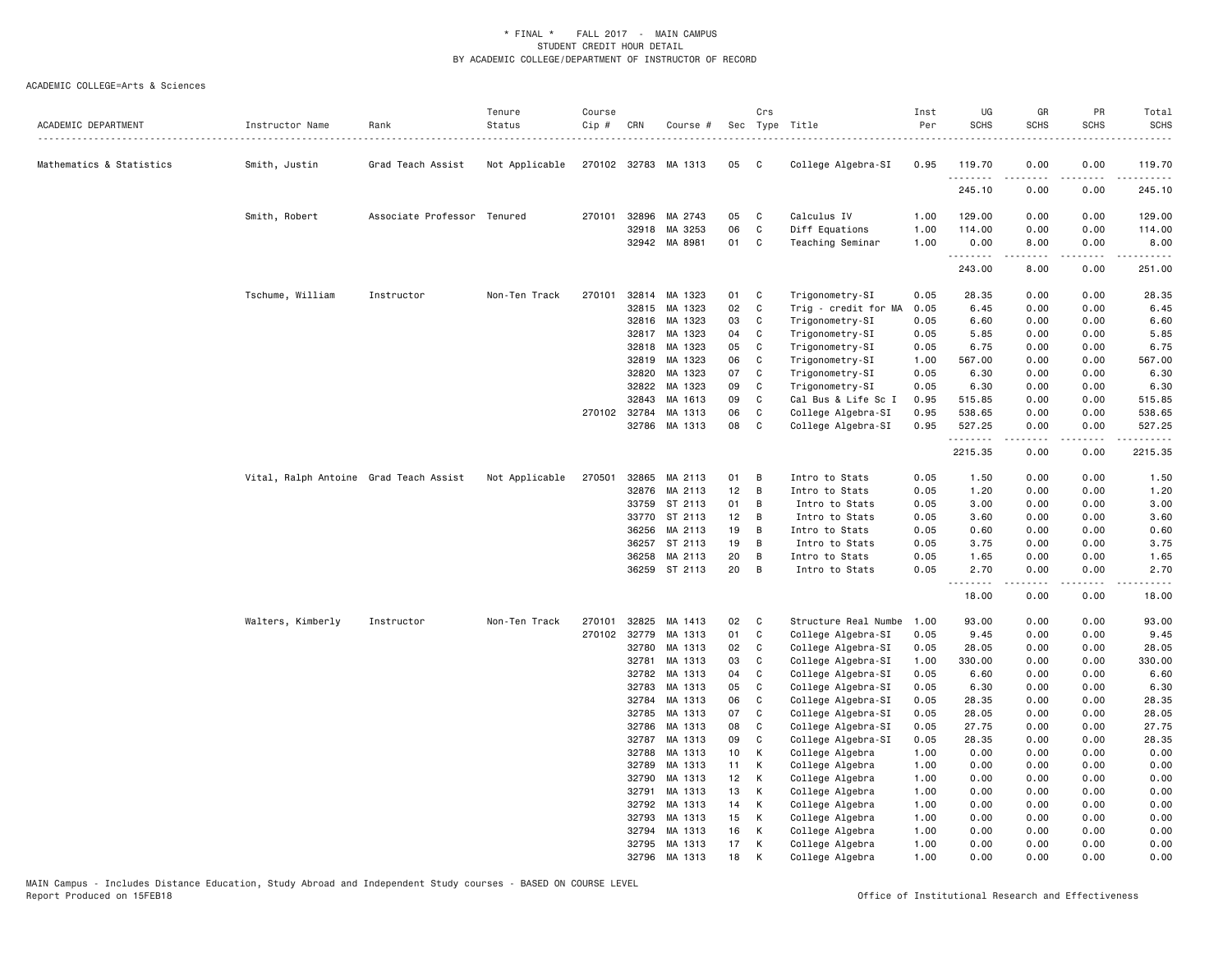\* FINAL \*   FALL 2017 - MAIN CAMPUS
STUDENT CREDIT HOUR DETAIL
BY ACADEMIC COLLEGE/DEPARTMENT OF INSTRUCTOR OF RECORD

ACADEMIC COLLEGE=Arts & Sciences

| ACADEMIC DEPARTMENT | Instructor Name | Rank | Tenure Status | Course Cip # | CRN | Course # | Sec | Crs Type | Title | Inst Per | UG SCHS | GR SCHS | PR SCHS | Total SCHS |
|---|---|---|---|---|---|---|---|---|---|---|---|---|---|---|
| Mathematics & Statistics | Smith, Justin | Grad Teach Assist | Not Applicable | 270102 | 32783 | MA 1313 | 05 | C | College Algebra-SI | 0.95 | 119.70 | 0.00 | 0.00 | 119.70 |
| | | | | | | | | | | | 245.10 | 0.00 | 0.00 | 245.10 |
| | Smith, Robert | Associate Professor | Tenured | 270101 | 32896 | MA 2743 | 05 | C | Calculus IV | 1.00 | 129.00 | 0.00 | 0.00 | 129.00 |
| | | | | | 32918 | MA 3253 | 06 | C | Diff Equations | 1.00 | 114.00 | 0.00 | 0.00 | 114.00 |
| | | | | | 32942 | MA 8981 | 01 | C | Teaching Seminar | 1.00 | 0.00 | 8.00 | 0.00 | 8.00 |
| | | | | | | | | | | | 243.00 | 8.00 | 0.00 | 251.00 |
| | Tschume, William | Instructor | Non-Ten Track | 270101 | 32814 | MA 1323 | 01 | C | Trigonometry-SI | 0.05 | 28.35 | 0.00 | 0.00 | 28.35 |
| | | | | | 32815 | MA 1323 | 02 | C | Trig - credit for MA | 0.05 | 6.45 | 0.00 | 0.00 | 6.45 |
| | | | | | 32816 | MA 1323 | 03 | C | Trigonometry-SI | 0.05 | 6.60 | 0.00 | 0.00 | 6.60 |
| | | | | | 32817 | MA 1323 | 04 | C | Trigonometry-SI | 0.05 | 5.85 | 0.00 | 0.00 | 5.85 |
| | | | | | 32818 | MA 1323 | 05 | C | Trigonometry-SI | 0.05 | 6.75 | 0.00 | 0.00 | 6.75 |
| | | | | | 32819 | MA 1323 | 06 | C | Trigonometry-SI | 1.00 | 567.00 | 0.00 | 0.00 | 567.00 |
| | | | | | 32820 | MA 1323 | 07 | C | Trigonometry-SI | 0.05 | 6.30 | 0.00 | 0.00 | 6.30 |
| | | | | | 32822 | MA 1323 | 09 | C | Trigonometry-SI | 0.05 | 6.30 | 0.00 | 0.00 | 6.30 |
| | | | | | 32843 | MA 1613 | 09 | C | Cal Bus & Life Sc I | 0.95 | 515.85 | 0.00 | 0.00 | 515.85 |
| | | | | 270102 | 32784 | MA 1313 | 06 | C | College Algebra-SI | 0.95 | 538.65 | 0.00 | 0.00 | 538.65 |
| | | | | | 32786 | MA 1313 | 08 | C | College Algebra-SI | 0.95 | 527.25 | 0.00 | 0.00 | 527.25 |
| | | | | | | | | | | | 2215.35 | 0.00 | 0.00 | 2215.35 |
| | Vital, Ralph Antoine | Grad Teach Assist | Not Applicable | 270501 | 32865 | MA 2113 | 01 | B | Intro to Stats | 0.05 | 1.50 | 0.00 | 0.00 | 1.50 |
| | | | | | 32876 | MA 2113 | 12 | B | Intro to Stats | 0.05 | 1.20 | 0.00 | 0.00 | 1.20 |
| | | | | | 33759 | ST 2113 | 01 | B | Intro to Stats | 0.05 | 3.00 | 0.00 | 0.00 | 3.00 |
| | | | | | 33770 | ST 2113 | 12 | B | Intro to Stats | 0.05 | 3.60 | 0.00 | 0.00 | 3.60 |
| | | | | | 36256 | MA 2113 | 19 | B | Intro to Stats | 0.05 | 0.60 | 0.00 | 0.00 | 0.60 |
| | | | | | 36257 | ST 2113 | 19 | B | Intro to Stats | 0.05 | 3.75 | 0.00 | 0.00 | 3.75 |
| | | | | | 36258 | MA 2113 | 20 | B | Intro to Stats | 0.05 | 1.65 | 0.00 | 0.00 | 1.65 |
| | | | | | 36259 | ST 2113 | 20 | B | Intro to Stats | 0.05 | 2.70 | 0.00 | 0.00 | 2.70 |
| | | | | | | | | | | | 18.00 | 0.00 | 0.00 | 18.00 |
| | Walters, Kimberly | Instructor | Non-Ten Track | 270101 | 32825 | MA 1413 | 02 | C | Structure Real Numbe | 1.00 | 93.00 | 0.00 | 0.00 | 93.00 |
| | | | | 270102 | 32779 | MA 1313 | 01 | C | College Algebra-SI | 0.05 | 9.45 | 0.00 | 0.00 | 9.45 |
| | | | | | 32780 | MA 1313 | 02 | C | College Algebra-SI | 0.05 | 28.05 | 0.00 | 0.00 | 28.05 |
| | | | | | 32781 | MA 1313 | 03 | C | College Algebra-SI | 1.00 | 330.00 | 0.00 | 0.00 | 330.00 |
| | | | | | 32782 | MA 1313 | 04 | C | College Algebra-SI | 0.05 | 6.60 | 0.00 | 0.00 | 6.60 |
| | | | | | 32783 | MA 1313 | 05 | C | College Algebra-SI | 0.05 | 6.30 | 0.00 | 0.00 | 6.30 |
| | | | | | 32784 | MA 1313 | 06 | C | College Algebra-SI | 0.05 | 28.35 | 0.00 | 0.00 | 28.35 |
| | | | | | 32785 | MA 1313 | 07 | C | College Algebra-SI | 0.05 | 28.05 | 0.00 | 0.00 | 28.05 |
| | | | | | 32786 | MA 1313 | 08 | C | College Algebra-SI | 0.05 | 27.75 | 0.00 | 0.00 | 27.75 |
| | | | | | 32787 | MA 1313 | 09 | C | College Algebra-SI | 0.05 | 28.35 | 0.00 | 0.00 | 28.35 |
| | | | | | 32788 | MA 1313 | 10 | K | College Algebra | 1.00 | 0.00 | 0.00 | 0.00 | 0.00 |
| | | | | | 32789 | MA 1313 | 11 | K | College Algebra | 1.00 | 0.00 | 0.00 | 0.00 | 0.00 |
| | | | | | 32790 | MA 1313 | 12 | K | College Algebra | 1.00 | 0.00 | 0.00 | 0.00 | 0.00 |
| | | | | | 32791 | MA 1313 | 13 | K | College Algebra | 1.00 | 0.00 | 0.00 | 0.00 | 0.00 |
| | | | | | 32792 | MA 1313 | 14 | K | College Algebra | 1.00 | 0.00 | 0.00 | 0.00 | 0.00 |
| | | | | | 32793 | MA 1313 | 15 | K | College Algebra | 1.00 | 0.00 | 0.00 | 0.00 | 0.00 |
| | | | | | 32794 | MA 1313 | 16 | K | College Algebra | 1.00 | 0.00 | 0.00 | 0.00 | 0.00 |
| | | | | | 32795 | MA 1313 | 17 | K | College Algebra | 1.00 | 0.00 | 0.00 | 0.00 | 0.00 |
| | | | | | 32796 | MA 1313 | 18 | K | College Algebra | 1.00 | 0.00 | 0.00 | 0.00 | 0.00 |

MAIN Campus - Includes Distance Education, Study Abroad and Independent Study courses - BASED ON COURSE LEVEL
Report Produced on 15FEB18

Office of Institutional Research and Effectiveness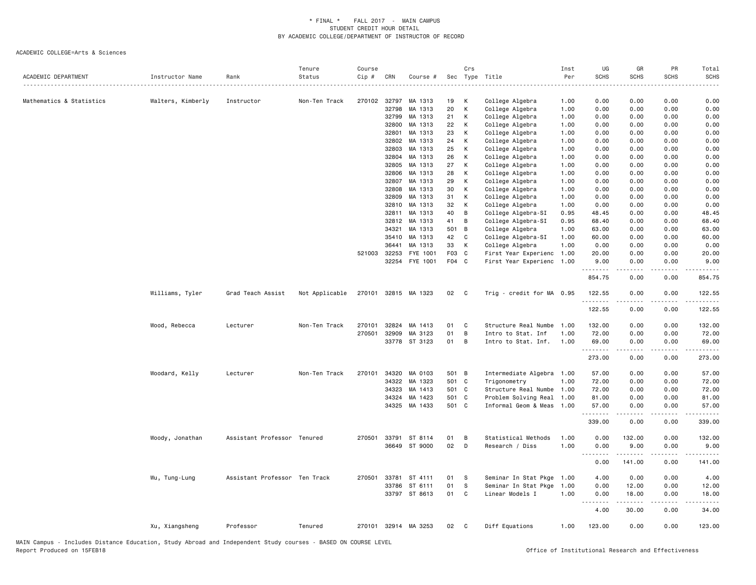\* FINAL \* FALL 2017 - MAIN CAMPUS
STUDENT CREDIT HOUR DETAIL
BY ACADEMIC COLLEGE/DEPARTMENT OF INSTRUCTOR OF RECORD

ACADEMIC COLLEGE=Arts & Sciences

| ACADEMIC DEPARTMENT | Instructor Name | Rank | Tenure Status | Course Cip # | CRN | Course # | Sec | Crs Type | Title | Inst Per | UG SCHS | GR SCHS | PR SCHS | Total SCHS |
|---|---|---|---|---|---|---|---|---|---|---|---|---|---|---|
| Mathematics & Statistics | Walters, Kimberly | Instructor | Non-Ten Track | 270102 | 32797 | MA 1313 | 19 | K | College Algebra | 1.00 | 0.00 | 0.00 | 0.00 | 0.00 |
| | | | | | 32798 | MA 1313 | 20 | K | College Algebra | 1.00 | 0.00 | 0.00 | 0.00 | 0.00 |
| | | | | | 32799 | MA 1313 | 21 | K | College Algebra | 1.00 | 0.00 | 0.00 | 0.00 | 0.00 |
| | | | | | 32800 | MA 1313 | 22 | K | College Algebra | 1.00 | 0.00 | 0.00 | 0.00 | 0.00 |
| | | | | | 32801 | MA 1313 | 23 | K | College Algebra | 1.00 | 0.00 | 0.00 | 0.00 | 0.00 |
| | | | | | 32802 | MA 1313 | 24 | K | College Algebra | 1.00 | 0.00 | 0.00 | 0.00 | 0.00 |
| | | | | | 32803 | MA 1313 | 25 | K | College Algebra | 1.00 | 0.00 | 0.00 | 0.00 | 0.00 |
| | | | | | 32804 | MA 1313 | 26 | K | College Algebra | 1.00 | 0.00 | 0.00 | 0.00 | 0.00 |
| | | | | | 32805 | MA 1313 | 27 | K | College Algebra | 1.00 | 0.00 | 0.00 | 0.00 | 0.00 |
| | | | | | 32806 | MA 1313 | 28 | K | College Algebra | 1.00 | 0.00 | 0.00 | 0.00 | 0.00 |
| | | | | | 32807 | MA 1313 | 29 | K | College Algebra | 1.00 | 0.00 | 0.00 | 0.00 | 0.00 |
| | | | | | 32808 | MA 1313 | 30 | K | College Algebra | 1.00 | 0.00 | 0.00 | 0.00 | 0.00 |
| | | | | | 32809 | MA 1313 | 31 | K | College Algebra | 1.00 | 0.00 | 0.00 | 0.00 | 0.00 |
| | | | | | 32810 | MA 1313 | 32 | K | College Algebra | 1.00 | 0.00 | 0.00 | 0.00 | 0.00 |
| | | | | | 32811 | MA 1313 | 40 | B | College Algebra-SI | 0.95 | 48.45 | 0.00 | 0.00 | 48.45 |
| | | | | | 32812 | MA 1313 | 41 | B | College Algebra-SI | 0.95 | 68.40 | 0.00 | 0.00 | 68.40 |
| | | | | | 34321 | MA 1313 | 501 | B | College Algebra | 1.00 | 63.00 | 0.00 | 0.00 | 63.00 |
| | | | | | 35410 | MA 1313 | 42 | C | College Algebra-SI | 1.00 | 60.00 | 0.00 | 0.00 | 60.00 |
| | | | | | 36441 | MA 1313 | 33 | K | College Algebra | 1.00 | 0.00 | 0.00 | 0.00 | 0.00 |
| | | | | 521003 | 32253 | FYE 1001 | F03 | C | First Year Experienc | 1.00 | 20.00 | 0.00 | 0.00 | 20.00 |
| | | | | | 32254 | FYE 1001 | F04 | C | First Year Experienc | 1.00 | 9.00 | 0.00 | 0.00 | 9.00 |
| | | | | | | | | | | | 854.75 | 0.00 | 0.00 | 854.75 |
| | Williams, Tyler | Grad Teach Assist | Not Applicable | 270101 | 32815 | MA 1323 | 02 | C | Trig - credit for MA | 0.95 | 122.55 | 0.00 | 0.00 | 122.55 |
| | | | | | | | | | | | 122.55 | 0.00 | 0.00 | 122.55 |
| | Wood, Rebecca | Lecturer | Non-Ten Track | 270101 | 32824 | MA 1413 | 01 | C | Structure Real Numbe | 1.00 | 132.00 | 0.00 | 0.00 | 132.00 |
| | | | | 270501 | 32909 | MA 3123 | 01 | B | Intro to Stat. Inf | 1.00 | 72.00 | 0.00 | 0.00 | 72.00 |
| | | | | | 33778 | ST 3123 | 01 | B | Intro to Stat. Inf. | 1.00 | 69.00 | 0.00 | 0.00 | 69.00 |
| | | | | | | | | | | | 273.00 | 0.00 | 0.00 | 273.00 |
| | Woodard, Kelly | Lecturer | Non-Ten Track | 270101 | 34320 | MA 0103 | 501 | B | Intermediate Algebra | 1.00 | 57.00 | 0.00 | 0.00 | 57.00 |
| | | | | | 34322 | MA 1323 | 501 | C | Trigonometry | 1.00 | 72.00 | 0.00 | 0.00 | 72.00 |
| | | | | | 34323 | MA 1413 | 501 | C | Structure Real Numbe | 1.00 | 72.00 | 0.00 | 0.00 | 72.00 |
| | | | | | 34324 | MA 1423 | 501 | C | Problem Solving Real | 1.00 | 81.00 | 0.00 | 0.00 | 81.00 |
| | | | | | 34325 | MA 1433 | 501 | C | Informal Geom & Meas | 1.00 | 57.00 | 0.00 | 0.00 | 57.00 |
| | | | | | | | | | | | 339.00 | 0.00 | 0.00 | 339.00 |
| | Woody, Jonathan | Assistant Professor | Tenured | 270501 | 33791 | ST 8114 | 01 | B | Statistical Methods | 1.00 | 0.00 | 132.00 | 0.00 | 132.00 |
| | | | | | 36649 | ST 9000 | 02 | D | Research / Diss | 1.00 | 0.00 | 9.00 | 0.00 | 9.00 |
| | | | | | | | | | | | 0.00 | 141.00 | 0.00 | 141.00 |
| | Wu, Tung-Lung | Assistant Professor | Ten Track | 270501 | 33781 | ST 4111 | 01 | S | Seminar In Stat Pkge | 1.00 | 4.00 | 0.00 | 0.00 | 4.00 |
| | | | | | 33786 | ST 6111 | 01 | S | Seminar In Stat Pkge | 1.00 | 0.00 | 12.00 | 0.00 | 12.00 |
| | | | | | 33797 | ST 8613 | 01 | C | Linear Models I | 1.00 | 0.00 | 18.00 | 0.00 | 18.00 |
| | | | | | | | | | | | 4.00 | 30.00 | 0.00 | 34.00 |
| | Xu, Xiangsheng | Professor | Tenured | 270101 | 32914 | MA 3253 | 02 | C | Diff Equations | 1.00 | 123.00 | 0.00 | 0.00 | 123.00 |

MAIN Campus - Includes Distance Education, Study Abroad and Independent Study courses - BASED ON COURSE LEVEL
Report Produced on 15FEB18

Office of Institutional Research and Effectiveness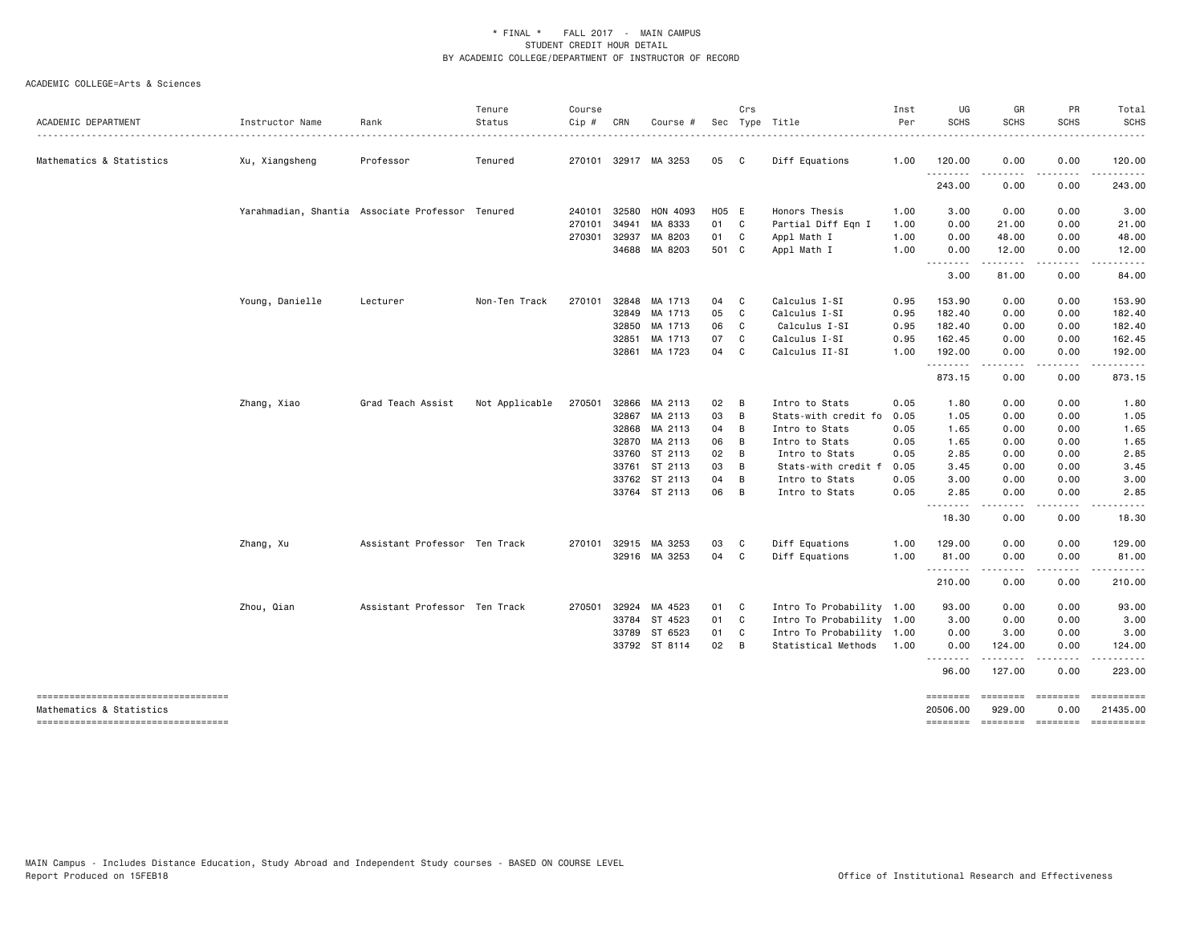\* FINAL \*   FALL 2017 - MAIN CAMPUS
STUDENT CREDIT HOUR DETAIL
BY ACADEMIC COLLEGE/DEPARTMENT OF INSTRUCTOR OF RECORD

ACADEMIC COLLEGE=Arts & Sciences

| ACADEMIC DEPARTMENT | Instructor Name | Rank | Tenure Status | Course Cip # | CRN | Course # | Sec | Crs Type | Title | Inst Per | UG SCHS | GR SCHS | PR SCHS | Total SCHS |
|---|---|---|---|---|---|---|---|---|---|---|---|---|---|---|
| Mathematics & Statistics | Xu, Xiangsheng | Professor | Tenured | 270101 | 32917 | MA 3253 | 05 | C | Diff Equations | 1.00 | 120.00 | 0.00 | 0.00 | 120.00 |
| | | | | | | | | | | | 243.00 | 0.00 | 0.00 | 243.00 |
| | Yarahmadian, Shantia | Associate Professor | Tenured | 240101 | 32580 | HON 4093 | H05 | E | Honors Thesis | 1.00 | 3.00 | 0.00 | 0.00 | 3.00 |
| | | | | 270101 | 34941 | MA 8333 | 01 | C | Partial Diff Eqn I | 1.00 | 0.00 | 21.00 | 0.00 | 21.00 |
| | | | | 270301 | 32937 | MA 8203 | 01 | C | Appl Math I | 1.00 | 0.00 | 48.00 | 0.00 | 48.00 |
| | | | | | 34688 | MA 8203 | 501 | C | Appl Math I | 1.00 | 0.00 | 12.00 | 0.00 | 12.00 |
| | | | | | | | | | | | 3.00 | 81.00 | 0.00 | 84.00 |
| | Young, Danielle | Lecturer | Non-Ten Track | 270101 | 32848 | MA 1713 | 04 | C | Calculus I-SI | 0.95 | 153.90 | 0.00 | 0.00 | 153.90 |
| | | | | | 32849 | MA 1713 | 05 | C | Calculus I-SI | 0.95 | 182.40 | 0.00 | 0.00 | 182.40 |
| | | | | | 32850 | MA 1713 | 06 | C | Calculus I-SI | 0.95 | 182.40 | 0.00 | 0.00 | 182.40 |
| | | | | | 32851 | MA 1713 | 07 | C | Calculus I-SI | 0.95 | 162.45 | 0.00 | 0.00 | 162.45 |
| | | | | | 32861 | MA 1723 | 04 | C | Calculus II-SI | 1.00 | 192.00 | 0.00 | 0.00 | 192.00 |
| | | | | | | | | | | | 873.15 | 0.00 | 0.00 | 873.15 |
| | Zhang, Xiao | Grad Teach Assist | Not Applicable | 270501 | 32866 | MA 2113 | 02 | B | Intro to Stats | 0.05 | 1.80 | 0.00 | 0.00 | 1.80 |
| | | | | | 32867 | MA 2113 | 03 | B | Stats-with credit fo | 0.05 | 1.05 | 0.00 | 0.00 | 1.05 |
| | | | | | 32868 | MA 2113 | 04 | B | Intro to Stats | 0.05 | 1.65 | 0.00 | 0.00 | 1.65 |
| | | | | | 32870 | MA 2113 | 06 | B | Intro to Stats | 0.05 | 1.65 | 0.00 | 0.00 | 1.65 |
| | | | | | 33760 | ST 2113 | 02 | B | Intro to Stats | 0.05 | 2.85 | 0.00 | 0.00 | 2.85 |
| | | | | | 33761 | ST 2113 | 03 | B | Stats-with credit f | 0.05 | 3.45 | 0.00 | 0.00 | 3.45 |
| | | | | | 33762 | ST 2113 | 04 | B | Intro to Stats | 0.05 | 3.00 | 0.00 | 0.00 | 3.00 |
| | | | | | 33764 | ST 2113 | 06 | B | Intro to Stats | 0.05 | 2.85 | 0.00 | 0.00 | 2.85 |
| | | | | | | | | | | | 18.30 | 0.00 | 0.00 | 18.30 |
| | Zhang, Xu | Assistant Professor | Ten Track | 270101 | 32915 | MA 3253 | 03 | C | Diff Equations | 1.00 | 129.00 | 0.00 | 0.00 | 129.00 |
| | | | | | 32916 | MA 3253 | 04 | C | Diff Equations | 1.00 | 81.00 | 0.00 | 0.00 | 81.00 |
| | | | | | | | | | | | 210.00 | 0.00 | 0.00 | 210.00 |
| | Zhou, Qian | Assistant Professor | Ten Track | 270501 | 32924 | MA 4523 | 01 | C | Intro To Probability | 1.00 | 93.00 | 0.00 | 0.00 | 93.00 |
| | | | | | 33784 | ST 4523 | 01 | C | Intro To Probability | 1.00 | 3.00 | 0.00 | 0.00 | 3.00 |
| | | | | | 33789 | ST 6523 | 01 | C | Intro To Probability | 1.00 | 0.00 | 3.00 | 0.00 | 3.00 |
| | | | | | 33792 | ST 8114 | 02 | B | Statistical Methods | 1.00 | 0.00 | 124.00 | 0.00 | 124.00 |
| | | | | | | | | | | | 96.00 | 127.00 | 0.00 | 223.00 |
| Mathematics & Statistics | | | | | | | | | | | 20506.00 | 929.00 | 0.00 | 21435.00 |

MAIN Campus - Includes Distance Education, Study Abroad and Independent Study courses - BASED ON COURSE LEVEL
Report Produced on 15FEB18

Office of Institutional Research and Effectiveness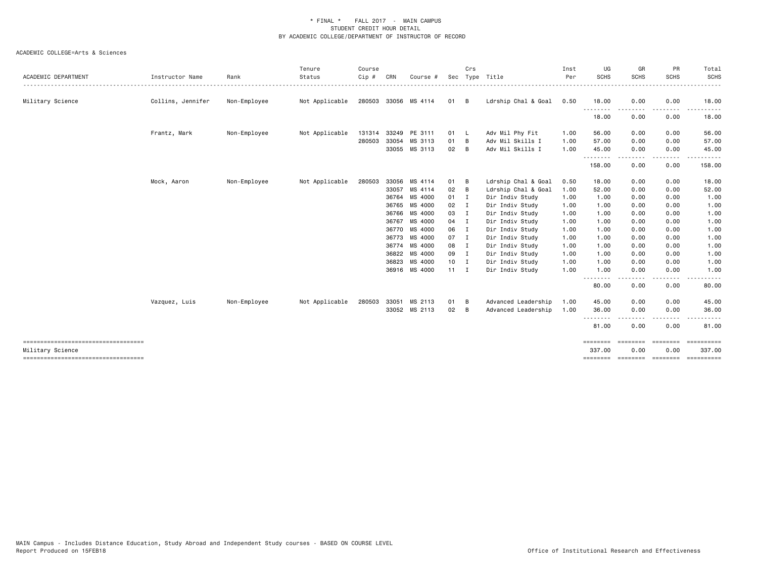# * FINAL * FALL 2017 - MAIN CAMPUS
## STUDENT CREDIT HOUR DETAIL
## BY ACADEMIC COLLEGE/DEPARTMENT OF INSTRUCTOR OF RECORD

ACADEMIC COLLEGE=Arts & Sciences

| ACADEMIC DEPARTMENT | Instructor Name | Rank | Tenure Status | Course Cip # | CRN | Course # | Sec | Crs Type | Title | Inst Per | UG SCHS | GR SCHS | PR SCHS | Total SCHS |
|---|---|---|---|---|---|---|---|---|---|---|---|---|---|---|
| Military Science | Collins, Jennifer | Non-Employee | Not Applicable | 280503 | 33056 | MS 4114 | 01 | B | Ldrship Chal & Goal | 0.50 | 18.00 | 0.00 | 0.00 | 18.00 |
| | | | | | | | | | | | 18.00 | 0.00 | 0.00 | 18.00 |
| | Frantz, Mark | Non-Employee | Not Applicable | 131314 | 33249 | PE 3111 | 01 | L | Adv Mil Phy Fit | 1.00 | 56.00 | 0.00 | 0.00 | 56.00 |
| | | | | 280503 | 33054 | MS 3113 | 01 | B | Adv Mil Skills I | 1.00 | 57.00 | 0.00 | 0.00 | 57.00 |
| | | | | | 33055 | MS 3113 | 02 | B | Adv Mil Skills I | 1.00 | 45.00 | 0.00 | 0.00 | 45.00 |
| | | | | | | | | | | | 158.00 | 0.00 | 0.00 | 158.00 |
| | Mock, Aaron | Non-Employee | Not Applicable | 280503 | 33056 | MS 4114 | 01 | B | Ldrship Chal & Goal | 0.50 | 18.00 | 0.00 | 0.00 | 18.00 |
| | | | | | 33057 | MS 4114 | 02 | B | Ldrship Chal & Goal | 1.00 | 52.00 | 0.00 | 0.00 | 52.00 |
| | | | | | 36764 | MS 4000 | 01 | I | Dir Indiv Study | 1.00 | 1.00 | 0.00 | 0.00 | 1.00 |
| | | | | | 36765 | MS 4000 | 02 | I | Dir Indiv Study | 1.00 | 1.00 | 0.00 | 0.00 | 1.00 |
| | | | | | 36766 | MS 4000 | 03 | I | Dir Indiv Study | 1.00 | 1.00 | 0.00 | 0.00 | 1.00 |
| | | | | | 36767 | MS 4000 | 04 | I | Dir Indiv Study | 1.00 | 1.00 | 0.00 | 0.00 | 1.00 |
| | | | | | 36770 | MS 4000 | 06 | I | Dir Indiv Study | 1.00 | 1.00 | 0.00 | 0.00 | 1.00 |
| | | | | | 36773 | MS 4000 | 07 | I | Dir Indiv Study | 1.00 | 1.00 | 0.00 | 0.00 | 1.00 |
| | | | | | 36774 | MS 4000 | 08 | I | Dir Indiv Study | 1.00 | 1.00 | 0.00 | 0.00 | 1.00 |
| | | | | | 36822 | MS 4000 | 09 | I | Dir Indiv Study | 1.00 | 1.00 | 0.00 | 0.00 | 1.00 |
| | | | | | 36823 | MS 4000 | 10 | I | Dir Indiv Study | 1.00 | 1.00 | 0.00 | 0.00 | 1.00 |
| | | | | | 36916 | MS 4000 | 11 | I | Dir Indiv Study | 1.00 | 1.00 | 0.00 | 0.00 | 1.00 |
| | | | | | | | | | | | 80.00 | 0.00 | 0.00 | 80.00 |
| | Vazquez, Luis | Non-Employee | Not Applicable | 280503 | 33051 | MS 2113 | 01 | B | Advanced Leadership | 1.00 | 45.00 | 0.00 | 0.00 | 45.00 |
| | | | | | 33052 | MS 2113 | 02 | B | Advanced Leadership | 1.00 | 36.00 | 0.00 | 0.00 | 36.00 |
| | | | | | | | | | | | 81.00 | 0.00 | 0.00 | 81.00 |
| Military Science | | | | | | | | | | | 337.00 | 0.00 | 0.00 | 337.00 |

MAIN Campus - Includes Distance Education, Study Abroad and Independent Study courses - BASED ON COURSE LEVEL
Report Produced on 15FEB18

Office of Institutional Research and Effectiveness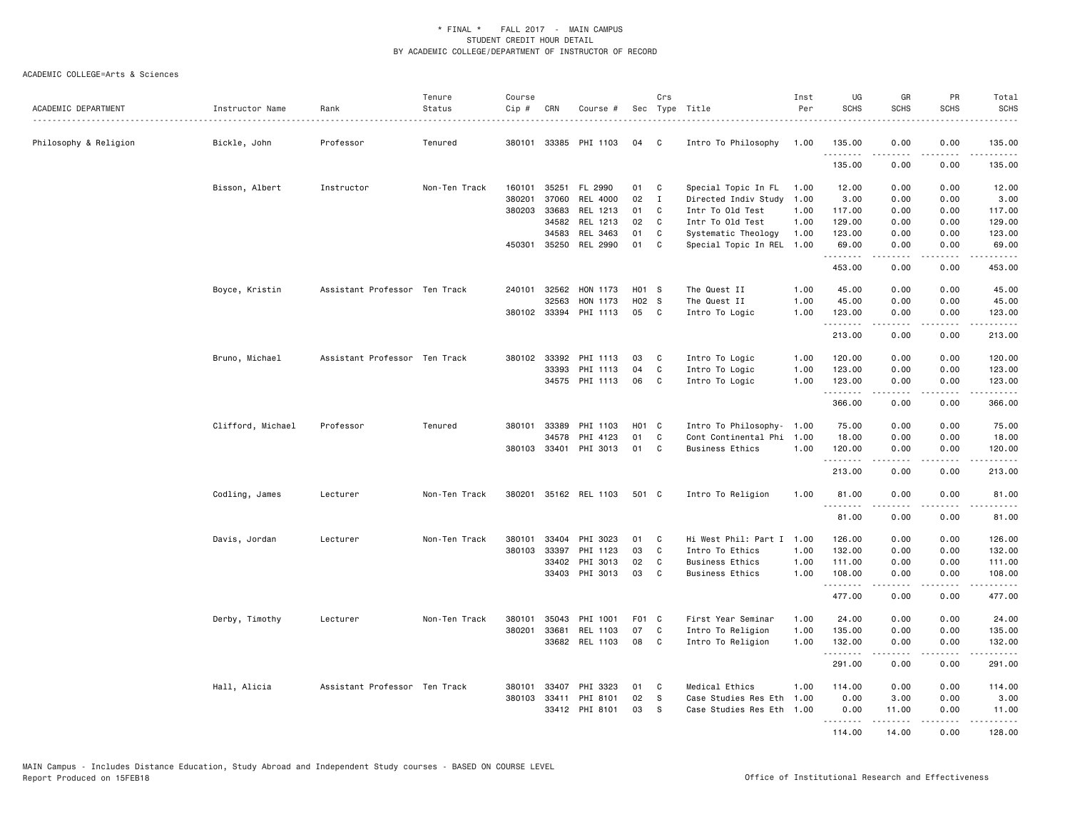\* FINAL \* FALL 2017 - MAIN CAMPUS
STUDENT CREDIT HOUR DETAIL
BY ACADEMIC COLLEGE/DEPARTMENT OF INSTRUCTOR OF RECORD

ACADEMIC COLLEGE=Arts & Sciences

| ACADEMIC DEPARTMENT | Instructor Name | Rank | Tenure Status | Course Cip # | CRN | Course # | Sec | Crs Type | Title | Inst Per | UG SCHS | GR SCHS | PR SCHS | Total SCHS |
|---|---|---|---|---|---|---|---|---|---|---|---|---|---|---|
| Philosophy & Religion | Bickle, John | Professor | Tenured | 380101 | 33385 | PHI 1103 | 04 | C | Intro To Philosophy | 1.00 | 135.00 | 0.00 | 0.00 | 135.00 |
| | | | | | | | | | | | 135.00 | 0.00 | 0.00 | 135.00 |
| | Bisson, Albert | Instructor | Non-Ten Track | 160101 | 35251 | FL 2990 | 01 | C | Special Topic In FL | 1.00 | 12.00 | 0.00 | 0.00 | 12.00 |
| | | | | 380201 | 37060 | REL 4000 | 02 | I | Directed Indiv Study | 1.00 | 3.00 | 0.00 | 0.00 | 3.00 |
| | | | | 380203 | 33683 | REL 1213 | 01 | C | Intr To Old Test | 1.00 | 117.00 | 0.00 | 0.00 | 117.00 |
| | | | | | 34582 | REL 1213 | 02 | C | Intr To Old Test | 1.00 | 129.00 | 0.00 | 0.00 | 129.00 |
| | | | | | 34583 | REL 3463 | 01 | C | Systematic Theology | 1.00 | 123.00 | 0.00 | 0.00 | 123.00 |
| | | | | 450301 | 35250 | REL 2990 | 01 | C | Special Topic In REL | 1.00 | 69.00 | 0.00 | 0.00 | 69.00 |
| | | | | | | | | | | | 453.00 | 0.00 | 0.00 | 453.00 |
| | Boyce, Kristin | Assistant Professor | Ten Track | 240101 | 32562 | HON 1173 | H01 | S | The Quest II | 1.00 | 45.00 | 0.00 | 0.00 | 45.00 |
| | | | | | 32563 | HON 1173 | H02 | S | The Quest II | 1.00 | 45.00 | 0.00 | 0.00 | 45.00 |
| | | | | 380102 | 33394 | PHI 1113 | 05 | C | Intro To Logic | 1.00 | 123.00 | 0.00 | 0.00 | 123.00 |
| | | | | | | | | | | | 213.00 | 0.00 | 0.00 | 213.00 |
| | Bruno, Michael | Assistant Professor | Ten Track | 380102 | 33392 | PHI 1113 | 03 | C | Intro To Logic | 1.00 | 120.00 | 0.00 | 0.00 | 120.00 |
| | | | | | 33393 | PHI 1113 | 04 | C | Intro To Logic | 1.00 | 123.00 | 0.00 | 0.00 | 123.00 |
| | | | | | 34575 | PHI 1113 | 06 | C | Intro To Logic | 1.00 | 123.00 | 0.00 | 0.00 | 123.00 |
| | | | | | | | | | | | 366.00 | 0.00 | 0.00 | 366.00 |
| | Clifford, Michael | Professor | Tenured | 380101 | 33389 | PHI 1103 | H01 | C | Intro To Philosophy- | 1.00 | 75.00 | 0.00 | 0.00 | 75.00 |
| | | | | | 34578 | PHI 4123 | 01 | C | Cont Continental Phi | 1.00 | 18.00 | 0.00 | 0.00 | 18.00 |
| | | | | 380103 | 33401 | PHI 3013 | 01 | C | Business Ethics | 1.00 | 120.00 | 0.00 | 0.00 | 120.00 |
| | | | | | | | | | | | 213.00 | 0.00 | 0.00 | 213.00 |
| | Codling, James | Lecturer | Non-Ten Track | 380201 | 35162 | REL 1103 | 501 | C | Intro To Religion | 1.00 | 81.00 | 0.00 | 0.00 | 81.00 |
| | | | | | | | | | | | 81.00 | 0.00 | 0.00 | 81.00 |
| | Davis, Jordan | Lecturer | Non-Ten Track | 380101 | 33404 | PHI 3023 | 01 | C | Hi West Phil: Part I | 1.00 | 126.00 | 0.00 | 0.00 | 126.00 |
| | | | | 380103 | 33397 | PHI 1123 | 03 | C | Intro To Ethics | 1.00 | 132.00 | 0.00 | 0.00 | 132.00 |
| | | | | | 33402 | PHI 3013 | 02 | C | Business Ethics | 1.00 | 111.00 | 0.00 | 0.00 | 111.00 |
| | | | | | 33403 | PHI 3013 | 03 | C | Business Ethics | 1.00 | 108.00 | 0.00 | 0.00 | 108.00 |
| | | | | | | | | | | | 477.00 | 0.00 | 0.00 | 477.00 |
| | Derby, Timothy | Lecturer | Non-Ten Track | 380101 | 35043 | PHI 1001 | F01 | C | First Year Seminar | 1.00 | 24.00 | 0.00 | 0.00 | 24.00 |
| | | | | 380201 | 33681 | REL 1103 | 07 | C | Intro To Religion | 1.00 | 135.00 | 0.00 | 0.00 | 135.00 |
| | | | | | 33682 | REL 1103 | 08 | C | Intro To Religion | 1.00 | 132.00 | 0.00 | 0.00 | 132.00 |
| | | | | | | | | | | | 291.00 | 0.00 | 0.00 | 291.00 |
| | Hall, Alicia | Assistant Professor | Ten Track | 380101 | 33407 | PHI 3323 | 01 | C | Medical Ethics | 1.00 | 114.00 | 0.00 | 0.00 | 114.00 |
| | | | | 380103 | 33411 | PHI 8101 | 02 | S | Case Studies Res Eth | 1.00 | 0.00 | 3.00 | 0.00 | 3.00 |
| | | | | | 33412 | PHI 8101 | 03 | S | Case Studies Res Eth | 1.00 | 0.00 | 11.00 | 0.00 | 11.00 |
| | | | | | | | | | | | 114.00 | 14.00 | 0.00 | 128.00 |

MAIN Campus - Includes Distance Education, Study Abroad and Independent Study courses - BASED ON COURSE LEVEL
Report Produced on 15FEB18

Office of Institutional Research and Effectiveness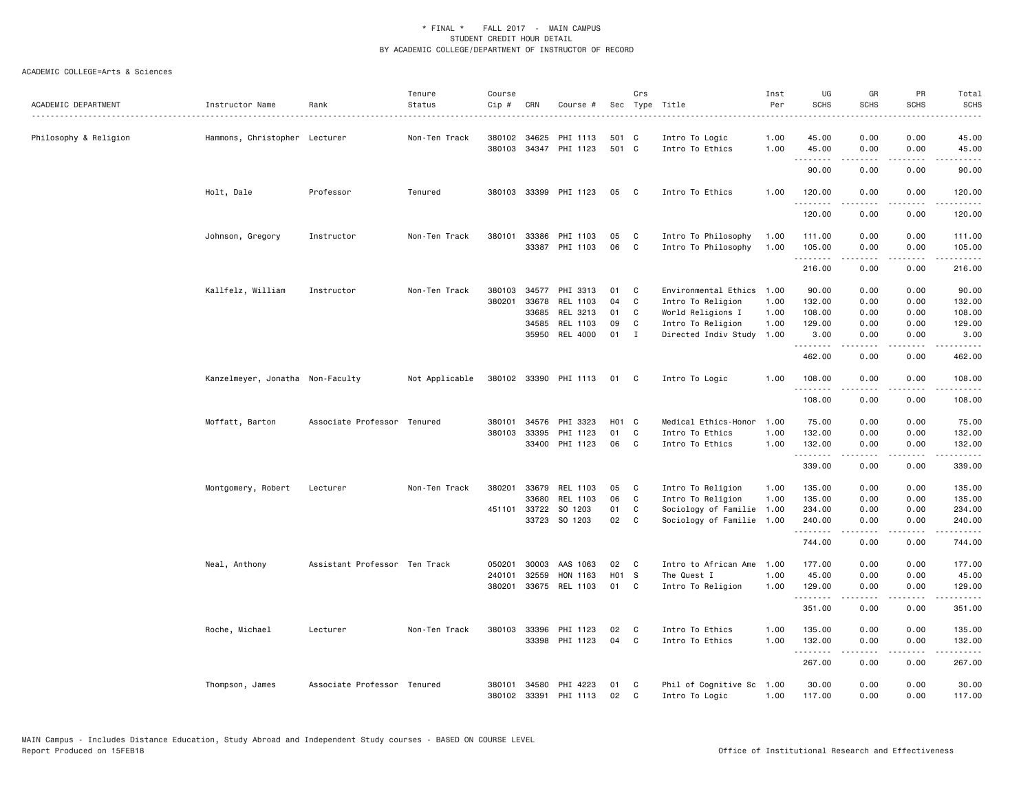\* FINAL \* FALL 2017 - MAIN CAMPUS
STUDENT CREDIT HOUR DETAIL
BY ACADEMIC COLLEGE/DEPARTMENT OF INSTRUCTOR OF RECORD

ACADEMIC COLLEGE=Arts & Sciences

| ACADEMIC DEPARTMENT | Instructor Name | Rank | Tenure Status | Course Cip # | CRN | Course # | Sec | Crs Type | Title | Inst Per | UG SCHS | GR SCHS | PR SCHS | Total SCHS |
|---|---|---|---|---|---|---|---|---|---|---|---|---|---|---|
| Philosophy & Religion | Hammons, Christopher | Lecturer | Non-Ten Track | 380102 | 34625 | PHI 1113 | 501 | C | Intro To Logic | 1.00 | 45.00 | 0.00 | 0.00 | 45.00 |
| | | | | 380103 | 34347 | PHI 1123 | 501 | C | Intro To Ethics | 1.00 | 45.00 | 0.00 | 0.00 | 45.00 |
| | | | | | | | | | | | 90.00 | 0.00 | 0.00 | 90.00 |
| | Holt, Dale | Professor | Tenured | 380103 | 33399 | PHI 1123 | 05 | C | Intro To Ethics | 1.00 | 120.00 | 0.00 | 0.00 | 120.00 |
| | | | | | | | | | | | 120.00 | 0.00 | 0.00 | 120.00 |
| | Johnson, Gregory | Instructor | Non-Ten Track | 380101 | 33386 | PHI 1103 | 05 | C | Intro To Philosophy | 1.00 | 111.00 | 0.00 | 0.00 | 111.00 |
| | | | | | 33387 | PHI 1103 | 06 | C | Intro To Philosophy | 1.00 | 105.00 | 0.00 | 0.00 | 105.00 |
| | | | | | | | | | | | 216.00 | 0.00 | 0.00 | 216.00 |
| | Kallfelz, William | Instructor | Non-Ten Track | 380103 | 34577 | PHI 3313 | 01 | C | Environmental Ethics | 1.00 | 90.00 | 0.00 | 0.00 | 90.00 |
| | | | | 380201 | 33678 | REL 1103 | 04 | C | Intro To Religion | 1.00 | 132.00 | 0.00 | 0.00 | 132.00 |
| | | | | | 33685 | REL 3213 | 01 | C | World Religions I | 1.00 | 108.00 | 0.00 | 0.00 | 108.00 |
| | | | | | 34585 | REL 1103 | 09 | C | Intro To Religion | 1.00 | 129.00 | 0.00 | 0.00 | 129.00 |
| | | | | | 35950 | REL 4000 | 01 | I | Directed Indiv Study | 1.00 | 3.00 | 0.00 | 0.00 | 3.00 |
| | | | | | | | | | | | 462.00 | 0.00 | 0.00 | 462.00 |
| | Kanzelmeyer, Jonatha | Non-Faculty | Not Applicable | 380102 | 33390 | PHI 1113 | 01 | C | Intro To Logic | 1.00 | 108.00 | 0.00 | 0.00 | 108.00 |
| | | | | | | | | | | | 108.00 | 0.00 | 0.00 | 108.00 |
| | Moffatt, Barton | Associate Professor | Tenured | 380101 | 34576 | PHI 3323 | H01 | C | Medical Ethics-Honor | 1.00 | 75.00 | 0.00 | 0.00 | 75.00 |
| | | | | 380103 | 33395 | PHI 1123 | 01 | C | Intro To Ethics | 1.00 | 132.00 | 0.00 | 0.00 | 132.00 |
| | | | | | 33400 | PHI 1123 | 06 | C | Intro To Ethics | 1.00 | 132.00 | 0.00 | 0.00 | 132.00 |
| | | | | | | | | | | | 339.00 | 0.00 | 0.00 | 339.00 |
| | Montgomery, Robert | Lecturer | Non-Ten Track | 380201 | 33679 | REL 1103 | 05 | C | Intro To Religion | 1.00 | 135.00 | 0.00 | 0.00 | 135.00 |
| | | | | | 33680 | REL 1103 | 06 | C | Intro To Religion | 1.00 | 135.00 | 0.00 | 0.00 | 135.00 |
| | | | | 451101 | 33722 | SO 1203 | 01 | C | Sociology of Familie | 1.00 | 234.00 | 0.00 | 0.00 | 234.00 |
| | | | | | 33723 | SO 1203 | 02 | C | Sociology of Familie | 1.00 | 240.00 | 0.00 | 0.00 | 240.00 |
| | | | | | | | | | | | 744.00 | 0.00 | 0.00 | 744.00 |
| | Neal, Anthony | Assistant Professor | Ten Track | 050201 | 30003 | AAS 1063 | 02 | C | Intro to African Ame | 1.00 | 177.00 | 0.00 | 0.00 | 177.00 |
| | | | | 240101 | 32559 | HON 1163 | H01 | S | The Quest I | 1.00 | 45.00 | 0.00 | 0.00 | 45.00 |
| | | | | 380201 | 33675 | REL 1103 | 01 | C | Intro To Religion | 1.00 | 129.00 | 0.00 | 0.00 | 129.00 |
| | | | | | | | | | | | 351.00 | 0.00 | 0.00 | 351.00 |
| | Roche, Michael | Lecturer | Non-Ten Track | 380103 | 33396 | PHI 1123 | 02 | C | Intro To Ethics | 1.00 | 135.00 | 0.00 | 0.00 | 135.00 |
| | | | | | 33398 | PHI 1123 | 04 | C | Intro To Ethics | 1.00 | 132.00 | 0.00 | 0.00 | 132.00 |
| | | | | | | | | | | | 267.00 | 0.00 | 0.00 | 267.00 |
| | Thompson, James | Associate Professor | Tenured | 380101 | 34580 | PHI 4223 | 01 | C | Phil of Cognitive Sc | 1.00 | 30.00 | 0.00 | 0.00 | 30.00 |
| | | | | 380102 | 33391 | PHI 1113 | 02 | C | Intro To Logic | 1.00 | 117.00 | 0.00 | 0.00 | 117.00 |

MAIN Campus - Includes Distance Education, Study Abroad and Independent Study courses - BASED ON COURSE LEVEL
Report Produced on 15FEB18 Office of Institutional Research and Effectiveness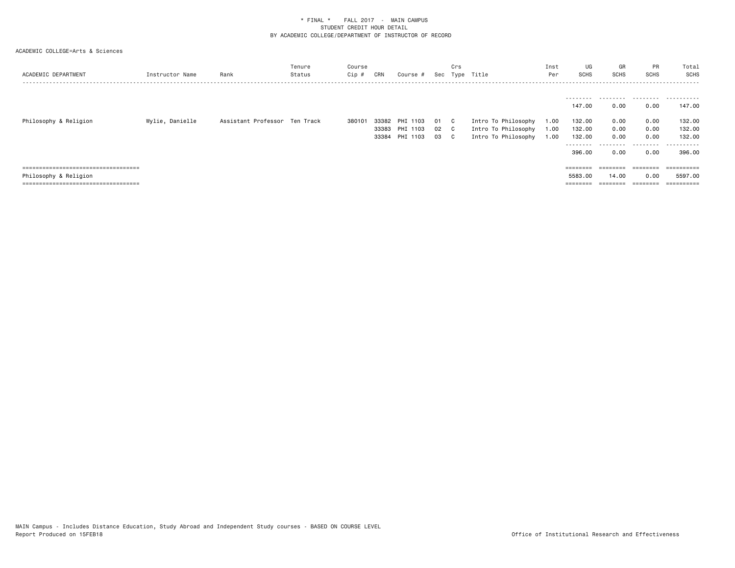\* FINAL \* FALL 2017 - MAIN CAMPUS
STUDENT CREDIT HOUR DETAIL
BY ACADEMIC COLLEGE/DEPARTMENT OF INSTRUCTOR OF RECORD

ACADEMIC COLLEGE=Arts & Sciences

| ACADEMIC DEPARTMENT | Instructor Name | Rank | Tenure Status | Course Cip # | CRN | Course # | Sec | Crs Type | Title | Inst Per | UG SCHS | GR SCHS | PR SCHS | Total SCHS |
|---|---|---|---|---|---|---|---|---|---|---|---|---|---|---|
| | | | | | | | | | | | 147.00 | 0.00 | 0.00 | 147.00 |
| Philosophy & Religion | Wylie, Danielle | Assistant Professor | Ten Track | 380101 | 33382 | PHI 1103 | 01 | C | Intro To Philosophy | 1.00 | 132.00 | 0.00 | 0.00 | 132.00 |
| | | | | | 33383 | PHI 1103 | 02 | C | Intro To Philosophy | 1.00 | 132.00 | 0.00 | 0.00 | 132.00 |
| | | | | | 33384 | PHI 1103 | 03 | C | Intro To Philosophy | 1.00 | 132.00 | 0.00 | 0.00 | 132.00 |
| | | | | | | | | | | | 396.00 | 0.00 | 0.00 | 396.00 |
| Philosophy & Religion | | | | | | | | | | | 5583.00 | 14.00 | 0.00 | 5597.00 |

MAIN Campus - Includes Distance Education, Study Abroad and Independent Study courses - BASED ON COURSE LEVEL
Report Produced on 15FEB18

Office of Institutional Research and Effectiveness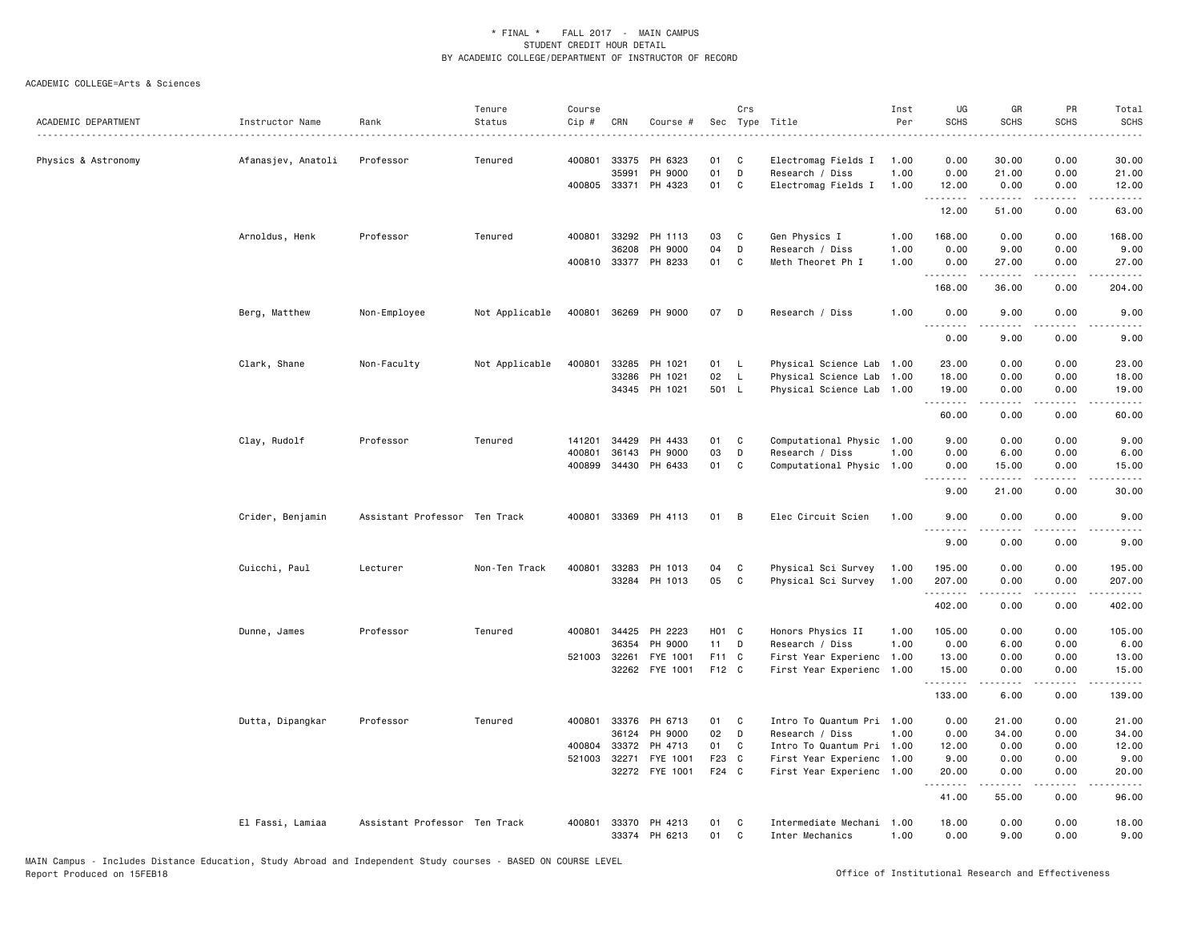\* FINAL \* FALL 2017 - MAIN CAMPUS
STUDENT CREDIT HOUR DETAIL
BY ACADEMIC COLLEGE/DEPARTMENT OF INSTRUCTOR OF RECORD

ACADEMIC COLLEGE=Arts & Sciences

| ACADEMIC DEPARTMENT | Instructor Name | Rank | Tenure Status | Course Cip # | CRN | Course # | Sec | Crs Type | Title | Inst Per | UG SCHS | GR SCHS | PR SCHS | Total SCHS |
|---|---|---|---|---|---|---|---|---|---|---|---|---|---|---|
| Physics & Astronomy | Afanasjev, Anatoli | Professor | Tenured | 400801 | 33375 | PH 6323 | 01 | C | Electromag Fields I | 1.00 | 0.00 | 30.00 | 0.00 | 30.00 |
| | | | | | 35991 | PH 9000 | 01 | D | Research / Diss | 1.00 | 0.00 | 21.00 | 0.00 | 21.00 |
| | | | | 400805 | 33371 | PH 4323 | 01 | C | Electromag Fields I | 1.00 | 12.00 | 0.00 | 0.00 | 12.00 |
| | | | | | | | | | | | 12.00 | 51.00 | 0.00 | 63.00 |
| | Arnoldus, Henk | Professor | Tenured | 400801 | 33292 | PH 1113 | 03 | C | Gen Physics I | 1.00 | 168.00 | 0.00 | 0.00 | 168.00 |
| | | | | | 36208 | PH 9000 | 04 | D | Research / Diss | 1.00 | 0.00 | 9.00 | 0.00 | 9.00 |
| | | | | 400810 | 33377 | PH 8233 | 01 | C | Meth Theoret Ph I | 1.00 | 0.00 | 27.00 | 0.00 | 27.00 |
| | | | | | | | | | | | 168.00 | 36.00 | 0.00 | 204.00 |
| | Berg, Matthew | Non-Employee | Not Applicable | 400801 | 36269 | PH 9000 | 07 | D | Research / Diss | 1.00 | 0.00 | 9.00 | 0.00 | 9.00 |
| | | | | | | | | | | | 0.00 | 9.00 | 0.00 | 9.00 |
| | Clark, Shane | Non-Faculty | Not Applicable | 400801 | 33285 | PH 1021 | 01 | L | Physical Science Lab | 1.00 | 23.00 | 0.00 | 0.00 | 23.00 |
| | | | | | 33286 | PH 1021 | 02 | L | Physical Science Lab | 1.00 | 18.00 | 0.00 | 0.00 | 18.00 |
| | | | | | 34345 | PH 1021 | 501 | L | Physical Science Lab | 1.00 | 19.00 | 0.00 | 0.00 | 19.00 |
| | | | | | | | | | | | 60.00 | 0.00 | 0.00 | 60.00 |
| | Clay, Rudolf | Professor | Tenured | 141201 | 34429 | PH 4433 | 01 | C | Computational Physic | 1.00 | 9.00 | 0.00 | 0.00 | 9.00 |
| | | | | 400801 | 36143 | PH 9000 | 03 | D | Research / Diss | 1.00 | 0.00 | 6.00 | 0.00 | 6.00 |
| | | | | 400899 | 34430 | PH 6433 | 01 | C | Computational Physic | 1.00 | 0.00 | 15.00 | 0.00 | 15.00 |
| | | | | | | | | | | | 9.00 | 21.00 | 0.00 | 30.00 |
| | Crider, Benjamin | Assistant Professor | Ten Track | 400801 | 33369 | PH 4113 | 01 | B | Elec Circuit Scien | 1.00 | 9.00 | 0.00 | 0.00 | 9.00 |
| | | | | | | | | | | | 9.00 | 0.00 | 0.00 | 9.00 |
| | Cuicchi, Paul | Lecturer | Non-Ten Track | 400801 | 33283 | PH 1013 | 04 | C | Physical Sci Survey | 1.00 | 195.00 | 0.00 | 0.00 | 195.00 |
| | | | | | 33284 | PH 1013 | 05 | C | Physical Sci Survey | 1.00 | 207.00 | 0.00 | 0.00 | 207.00 |
| | | | | | | | | | | | 402.00 | 0.00 | 0.00 | 402.00 |
| | Dunne, James | Professor | Tenured | 400801 | 34425 | PH 2223 | H01 | C | Honors Physics II | 1.00 | 105.00 | 0.00 | 0.00 | 105.00 |
| | | | | | 36354 | PH 9000 | 11 | D | Research / Diss | 1.00 | 0.00 | 6.00 | 0.00 | 6.00 |
| | | | | 521003 | 32261 | FYE 1001 | F11 | C | First Year Experienc | 1.00 | 13.00 | 0.00 | 0.00 | 13.00 |
| | | | | | 32262 | FYE 1001 | F12 | C | First Year Experienc | 1.00 | 15.00 | 0.00 | 0.00 | 15.00 |
| | | | | | | | | | | | 133.00 | 6.00 | 0.00 | 139.00 |
| | Dutta, Dipangkar | Professor | Tenured | 400801 | 33376 | PH 6713 | 01 | C | Intro To Quantum Pri | 1.00 | 0.00 | 21.00 | 0.00 | 21.00 |
| | | | | | 36124 | PH 9000 | 02 | D | Research / Diss | 1.00 | 0.00 | 34.00 | 0.00 | 34.00 |
| | | | | 400804 | 33372 | PH 4713 | 01 | C | Intro To Quantum Pri | 1.00 | 12.00 | 0.00 | 0.00 | 12.00 |
| | | | | 521003 | 32271 | FYE 1001 | F23 | C | First Year Experienc | 1.00 | 9.00 | 0.00 | 0.00 | 9.00 |
| | | | | | 32272 | FYE 1001 | F24 | C | First Year Experienc | 1.00 | 20.00 | 0.00 | 0.00 | 20.00 |
| | | | | | | | | | | | 41.00 | 55.00 | 0.00 | 96.00 |
| | El Fassi, Lamiaa | Assistant Professor | Ten Track | 400801 | 33370 | PH 4213 | 01 | C | Intermediate Mechani | 1.00 | 18.00 | 0.00 | 0.00 | 18.00 |
| | | | | | 33374 | PH 6213 | 01 | C | Inter Mechanics | 1.00 | 0.00 | 9.00 | 0.00 | 9.00 |

MAIN Campus - Includes Distance Education, Study Abroad and Independent Study courses - BASED ON COURSE LEVEL
Report Produced on 15FEB18

Office of Institutional Research and Effectiveness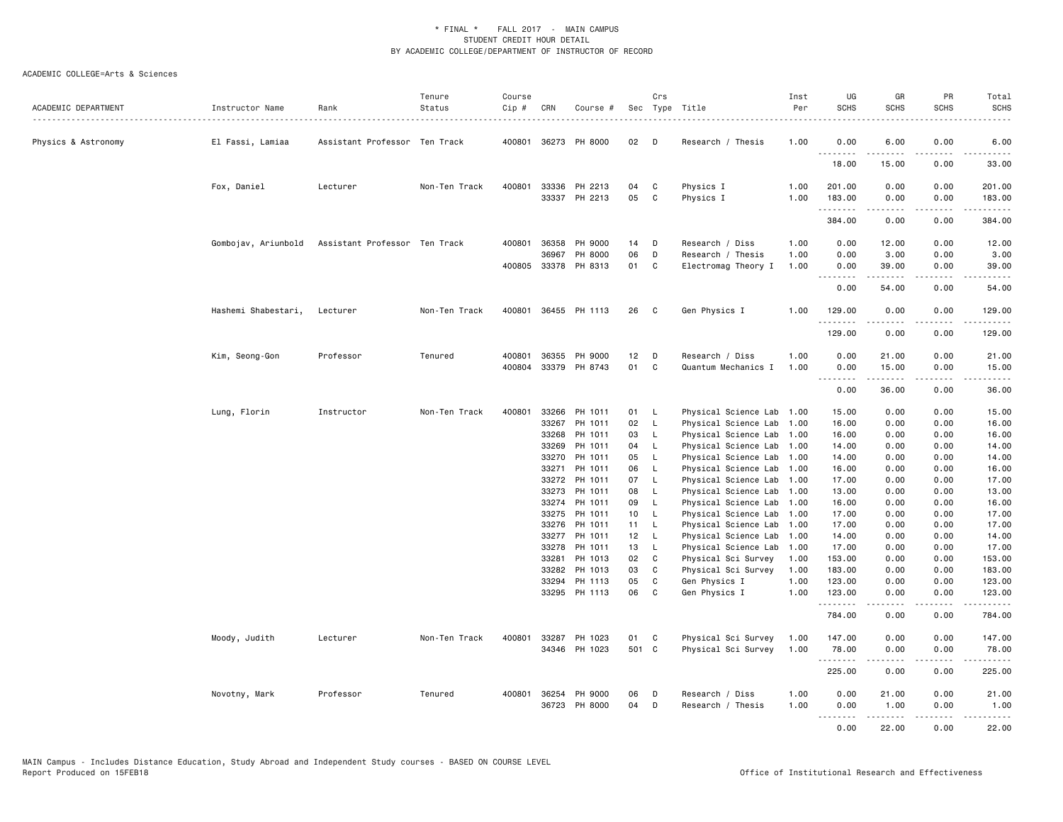\* FINAL \* FALL 2017 - MAIN CAMPUS
STUDENT CREDIT HOUR DETAIL
BY ACADEMIC COLLEGE/DEPARTMENT OF INSTRUCTOR OF RECORD

ACADEMIC COLLEGE=Arts & Sciences

| ACADEMIC DEPARTMENT | Instructor Name | Rank | Tenure Status | Course Cip # | CRN | Course # | Sec | Crs Type | Title | Inst Per | UG SCHS | GR SCHS | PR SCHS | Total SCHS |
|---|---|---|---|---|---|---|---|---|---|---|---|---|---|---|
| Physics & Astronomy | El Fassi, Lamiaa | Assistant Professor | Ten Track | 400801 | 36273 | PH 8000 | 02 | D | Research / Thesis | 1.00 | 0.00 | 6.00 | 0.00 | 6.00 |
| | | | | | | | | | | | 18.00 | 15.00 | 0.00 | 33.00 |
| | Fox, Daniel | Lecturer | Non-Ten Track | 400801 | 33336 | PH 2213 | 04 | C | Physics I | 1.00 | 201.00 | 0.00 | 0.00 | 201.00 |
| | | | | | 33337 | PH 2213 | 05 | C | Physics I | 1.00 | 183.00 | 0.00 | 0.00 | 183.00 |
| | | | | | | | | | | | 384.00 | 0.00 | 0.00 | 384.00 |
| | Gombojav, Ariunbold | Assistant Professor | Ten Track | 400801 | 36358 | PH 9000 | 14 | D | Research / Diss | 1.00 | 0.00 | 12.00 | 0.00 | 12.00 |
| | | | | | 36967 | PH 8000 | 06 | D | Research / Thesis | 1.00 | 0.00 | 3.00 | 0.00 | 3.00 |
| | | | | 400805 | 33378 | PH 8313 | 01 | C | Electromag Theory I | 1.00 | 0.00 | 39.00 | 0.00 | 39.00 |
| | | | | | | | | | | | 0.00 | 54.00 | 0.00 | 54.00 |
| | Hashemi Shabestari, | Lecturer | Non-Ten Track | 400801 | 36455 | PH 1113 | 26 | C | Gen Physics I | 1.00 | 129.00 | 0.00 | 0.00 | 129.00 |
| | | | | | | | | | | | 129.00 | 0.00 | 0.00 | 129.00 |
| | Kim, Seong-Gon | Professor | Tenured | 400801 | 36355 | PH 9000 | 12 | D | Research / Diss | 1.00 | 0.00 | 21.00 | 0.00 | 21.00 |
| | | | | 400804 | 33379 | PH 8743 | 01 | C | Quantum Mechanics I | 1.00 | 0.00 | 15.00 | 0.00 | 15.00 |
| | | | | | | | | | | | 0.00 | 36.00 | 0.00 | 36.00 |
| | Lung, Florin | Instructor | Non-Ten Track | 400801 | 33266 | PH 1011 | 01 | L | Physical Science Lab | 1.00 | 15.00 | 0.00 | 0.00 | 15.00 |
| | | | | | 33267 | PH 1011 | 02 | L | Physical Science Lab | 1.00 | 16.00 | 0.00 | 0.00 | 16.00 |
| | | | | | 33268 | PH 1011 | 03 | L | Physical Science Lab | 1.00 | 16.00 | 0.00 | 0.00 | 16.00 |
| | | | | | 33269 | PH 1011 | 04 | L | Physical Science Lab | 1.00 | 14.00 | 0.00 | 0.00 | 14.00 |
| | | | | | 33270 | PH 1011 | 05 | L | Physical Science Lab | 1.00 | 14.00 | 0.00 | 0.00 | 14.00 |
| | | | | | 33271 | PH 1011 | 06 | L | Physical Science Lab | 1.00 | 16.00 | 0.00 | 0.00 | 16.00 |
| | | | | | 33272 | PH 1011 | 07 | L | Physical Science Lab | 1.00 | 17.00 | 0.00 | 0.00 | 17.00 |
| | | | | | 33273 | PH 1011 | 08 | L | Physical Science Lab | 1.00 | 13.00 | 0.00 | 0.00 | 13.00 |
| | | | | | 33274 | PH 1011 | 09 | L | Physical Science Lab | 1.00 | 16.00 | 0.00 | 0.00 | 16.00 |
| | | | | | 33275 | PH 1011 | 10 | L | Physical Science Lab | 1.00 | 17.00 | 0.00 | 0.00 | 17.00 |
| | | | | | 33276 | PH 1011 | 11 | L | Physical Science Lab | 1.00 | 17.00 | 0.00 | 0.00 | 17.00 |
| | | | | | 33277 | PH 1011 | 12 | L | Physical Science Lab | 1.00 | 14.00 | 0.00 | 0.00 | 14.00 |
| | | | | | 33278 | PH 1011 | 13 | L | Physical Science Lab | 1.00 | 17.00 | 0.00 | 0.00 | 17.00 |
| | | | | | 33281 | PH 1013 | 02 | C | Physical Sci Survey | 1.00 | 153.00 | 0.00 | 0.00 | 153.00 |
| | | | | | 33282 | PH 1013 | 03 | C | Physical Sci Survey | 1.00 | 183.00 | 0.00 | 0.00 | 183.00 |
| | | | | | 33294 | PH 1113 | 05 | C | Gen Physics I | 1.00 | 123.00 | 0.00 | 0.00 | 123.00 |
| | | | | | 33295 | PH 1113 | 06 | C | Gen Physics I | 1.00 | 123.00 | 0.00 | 0.00 | 123.00 |
| | | | | | | | | | | | 784.00 | 0.00 | 0.00 | 784.00 |
| | Moody, Judith | Lecturer | Non-Ten Track | 400801 | 33287 | PH 1023 | 01 | C | Physical Sci Survey | 1.00 | 147.00 | 0.00 | 0.00 | 147.00 |
| | | | | | 34346 | PH 1023 | 501 | C | Physical Sci Survey | 1.00 | 78.00 | 0.00 | 0.00 | 78.00 |
| | | | | | | | | | | | 225.00 | 0.00 | 0.00 | 225.00 |
| | Novotny, Mark | Professor | Tenured | 400801 | 36254 | PH 9000 | 06 | D | Research / Diss | 1.00 | 0.00 | 21.00 | 0.00 | 21.00 |
| | | | | | 36723 | PH 8000 | 04 | D | Research / Thesis | 1.00 | 0.00 | 1.00 | 0.00 | 1.00 |
| | | | | | | | | | | | 0.00 | 22.00 | 0.00 | 22.00 |

MAIN Campus - Includes Distance Education, Study Abroad and Independent Study courses - BASED ON COURSE LEVEL
Report Produced on 15FEB18

Office of Institutional Research and Effectiveness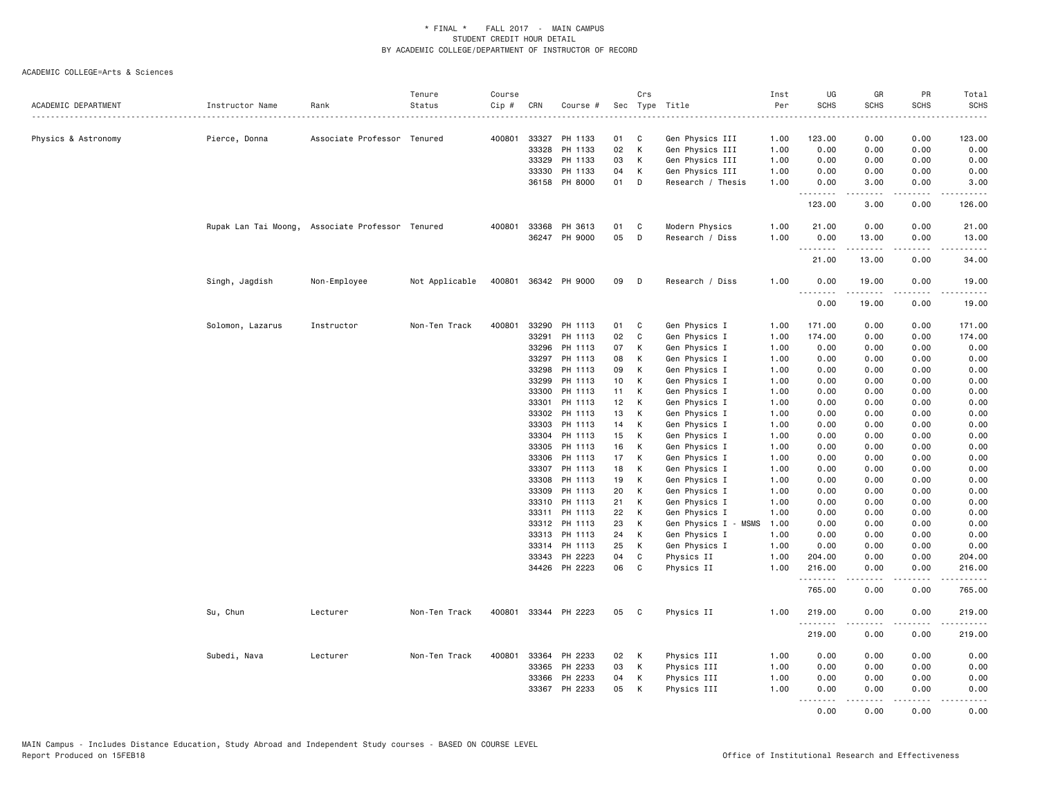\* FINAL \* FALL 2017 - MAIN CAMPUS
STUDENT CREDIT HOUR DETAIL
BY ACADEMIC COLLEGE/DEPARTMENT OF INSTRUCTOR OF RECORD

ACADEMIC COLLEGE=Arts & Sciences

| ACADEMIC DEPARTMENT | Instructor Name | Rank | Tenure Status | Course Cip # | CRN | Course # | Sec | Crs Type | Title | Inst Per | UG SCHS | GR SCHS | PR SCHS | Total SCHS |
|---|---|---|---|---|---|---|---|---|---|---|---|---|---|---|
| Physics & Astronomy | Pierce, Donna | Associate Professor | Tenured | 400801 | 33327 | PH 1133 | 01 | C | Gen Physics III | 1.00 | 123.00 | 0.00 | 0.00 | 123.00 |
| | | | | | 33328 | PH 1133 | 02 | K | Gen Physics III | 1.00 | 0.00 | 0.00 | 0.00 | 0.00 |
| | | | | | 33329 | PH 1133 | 03 | K | Gen Physics III | 1.00 | 0.00 | 0.00 | 0.00 | 0.00 |
| | | | | | 33330 | PH 1133 | 04 | K | Gen Physics III | 1.00 | 0.00 | 0.00 | 0.00 | 0.00 |
| | | | | | 36158 | PH 8000 | 01 | D | Research / Thesis | 1.00 | 0.00 | 3.00 | 0.00 | 3.00 |
| | | | | | | | | | | | 123.00 | 3.00 | 0.00 | 126.00 |
| | Rupak Lan Tai Moong, | Associate Professor | Tenured | 400801 | 33368 | PH 3613 | 01 | C | Modern Physics | 1.00 | 21.00 | 0.00 | 0.00 | 21.00 |
| | | | | | 36247 | PH 9000 | 05 | D | Research / Diss | 1.00 | 0.00 | 13.00 | 0.00 | 13.00 |
| | | | | | | | | | | | 21.00 | 13.00 | 0.00 | 34.00 |
| | Singh, Jagdish | Non-Employee | Not Applicable | 400801 | 36342 | PH 9000 | 09 | D | Research / Diss | 1.00 | 0.00 | 19.00 | 0.00 | 19.00 |
| | | | | | | | | | | | 0.00 | 19.00 | 0.00 | 19.00 |
| | Solomon, Lazarus | Instructor | Non-Ten Track | 400801 | 33290 | PH 1113 | 01 | C | Gen Physics I | 1.00 | 171.00 | 0.00 | 0.00 | 171.00 |
| | | | | | 33291 | PH 1113 | 02 | C | Gen Physics I | 1.00 | 174.00 | 0.00 | 0.00 | 174.00 |
| | | | | | 33296 | PH 1113 | 07 | K | Gen Physics I | 1.00 | 0.00 | 0.00 | 0.00 | 0.00 |
| | | | | | 33297 | PH 1113 | 08 | K | Gen Physics I | 1.00 | 0.00 | 0.00 | 0.00 | 0.00 |
| | | | | | 33298 | PH 1113 | 09 | K | Gen Physics I | 1.00 | 0.00 | 0.00 | 0.00 | 0.00 |
| | | | | | 33299 | PH 1113 | 10 | K | Gen Physics I | 1.00 | 0.00 | 0.00 | 0.00 | 0.00 |
| | | | | | 33300 | PH 1113 | 11 | K | Gen Physics I | 1.00 | 0.00 | 0.00 | 0.00 | 0.00 |
| | | | | | 33301 | PH 1113 | 12 | K | Gen Physics I | 1.00 | 0.00 | 0.00 | 0.00 | 0.00 |
| | | | | | 33302 | PH 1113 | 13 | K | Gen Physics I | 1.00 | 0.00 | 0.00 | 0.00 | 0.00 |
| | | | | | 33303 | PH 1113 | 14 | K | Gen Physics I | 1.00 | 0.00 | 0.00 | 0.00 | 0.00 |
| | | | | | 33304 | PH 1113 | 15 | K | Gen Physics I | 1.00 | 0.00 | 0.00 | 0.00 | 0.00 |
| | | | | | 33305 | PH 1113 | 16 | K | Gen Physics I | 1.00 | 0.00 | 0.00 | 0.00 | 0.00 |
| | | | | | 33306 | PH 1113 | 17 | K | Gen Physics I | 1.00 | 0.00 | 0.00 | 0.00 | 0.00 |
| | | | | | 33307 | PH 1113 | 18 | K | Gen Physics I | 1.00 | 0.00 | 0.00 | 0.00 | 0.00 |
| | | | | | 33308 | PH 1113 | 19 | K | Gen Physics I | 1.00 | 0.00 | 0.00 | 0.00 | 0.00 |
| | | | | | 33309 | PH 1113 | 20 | K | Gen Physics I | 1.00 | 0.00 | 0.00 | 0.00 | 0.00 |
| | | | | | 33310 | PH 1113 | 21 | K | Gen Physics I | 1.00 | 0.00 | 0.00 | 0.00 | 0.00 |
| | | | | | 33311 | PH 1113 | 22 | K | Gen Physics I | 1.00 | 0.00 | 0.00 | 0.00 | 0.00 |
| | | | | | 33312 | PH 1113 | 23 | K | Gen Physics I - MSMS | 1.00 | 0.00 | 0.00 | 0.00 | 0.00 |
| | | | | | 33313 | PH 1113 | 24 | K | Gen Physics I | 1.00 | 0.00 | 0.00 | 0.00 | 0.00 |
| | | | | | 33314 | PH 1113 | 25 | K | Gen Physics I | 1.00 | 0.00 | 0.00 | 0.00 | 0.00 |
| | | | | | 33343 | PH 2223 | 04 | C | Physics II | 1.00 | 204.00 | 0.00 | 0.00 | 204.00 |
| | | | | | 34426 | PH 2223 | 06 | C | Physics II | 1.00 | 216.00 | 0.00 | 0.00 | 216.00 |
| | | | | | | | | | | | 765.00 | 0.00 | 0.00 | 765.00 |
| | Su, Chun | Lecturer | Non-Ten Track | 400801 | 33344 | PH 2223 | 05 | C | Physics II | 1.00 | 219.00 | 0.00 | 0.00 | 219.00 |
| | | | | | | | | | | | 219.00 | 0.00 | 0.00 | 219.00 |
| | Subedi, Nava | Lecturer | Non-Ten Track | 400801 | 33364 | PH 2233 | 02 | K | Physics III | 1.00 | 0.00 | 0.00 | 0.00 | 0.00 |
| | | | | | 33365 | PH 2233 | 03 | K | Physics III | 1.00 | 0.00 | 0.00 | 0.00 | 0.00 |
| | | | | | 33366 | PH 2233 | 04 | K | Physics III | 1.00 | 0.00 | 0.00 | 0.00 | 0.00 |
| | | | | | 33367 | PH 2233 | 05 | K | Physics III | 1.00 | 0.00 | 0.00 | 0.00 | 0.00 |
| | | | | | | | | | | | 0.00 | 0.00 | 0.00 | 0.00 |

MAIN Campus - Includes Distance Education, Study Abroad and Independent Study courses - BASED ON COURSE LEVEL
Report Produced on 15FEB18

Office of Institutional Research and Effectiveness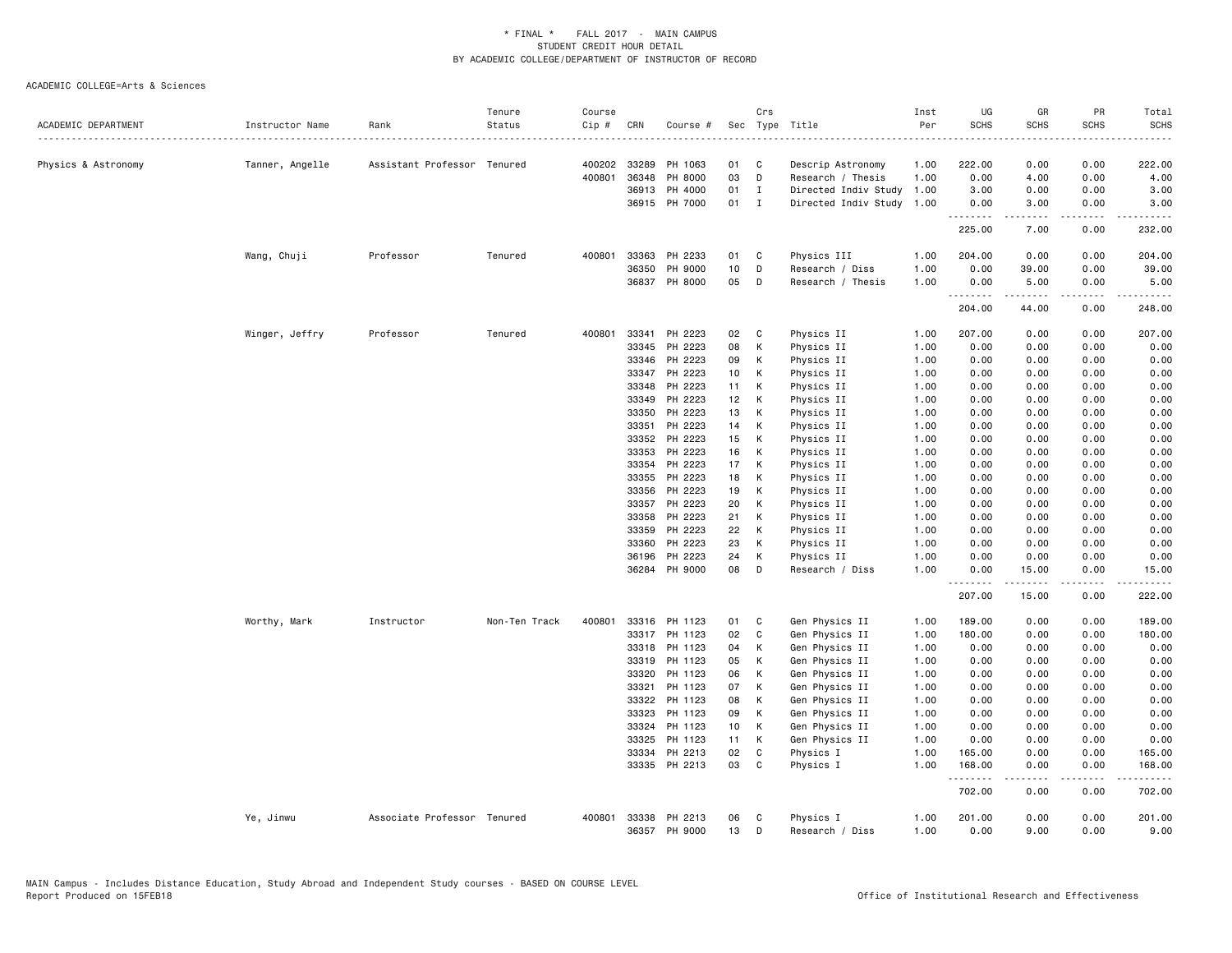\* FINAL \* FALL 2017 - MAIN CAMPUS
STUDENT CREDIT HOUR DETAIL
BY ACADEMIC COLLEGE/DEPARTMENT OF INSTRUCTOR OF RECORD

ACADEMIC COLLEGE=Arts & Sciences

| ACADEMIC DEPARTMENT | Instructor Name | Rank | Tenure Status | Course Cip # | CRN | Course # | Sec | Crs Type | Title | Inst Per | UG SCHS | GR SCHS | PR SCHS | Total SCHS |
|---|---|---|---|---|---|---|---|---|---|---|---|---|---|---|
| Physics & Astronomy | Tanner, Angelle | Assistant Professor | Tenured | 400202 | 33289 | PH 1063 | 01 | C | Descrip Astronomy | 1.00 | 222.00 | 0.00 | 0.00 | 222.00 |
| | | | | 400801 | 36348 | PH 8000 | 03 | D | Research / Thesis | 1.00 | 0.00 | 4.00 | 0.00 | 4.00 |
| | | | | | 36913 | PH 4000 | 01 | I | Directed Indiv Study | 1.00 | 3.00 | 0.00 | 0.00 | 3.00 |
| | | | | | 36915 | PH 7000 | 01 | I | Directed Indiv Study | 1.00 | 0.00 | 3.00 | 0.00 | 3.00 |
| | | | | | | | | | | | 225.00 | 7.00 | 0.00 | 232.00 |
| | Wang, Chuji | Professor | Tenured | 400801 | 33363 | PH 2233 | 01 | C | Physics III | 1.00 | 204.00 | 0.00 | 0.00 | 204.00 |
| | | | | | 36350 | PH 9000 | 10 | D | Research / Diss | 1.00 | 0.00 | 39.00 | 0.00 | 39.00 |
| | | | | | 36837 | PH 8000 | 05 | D | Research / Thesis | 1.00 | 0.00 | 5.00 | 0.00 | 5.00 |
| | | | | | | | | | | | 204.00 | 44.00 | 0.00 | 248.00 |
| | Winger, Jeffry | Professor | Tenured | 400801 | 33341 | PH 2223 | 02 | C | Physics II | 1.00 | 207.00 | 0.00 | 0.00 | 207.00 |
| | | | | | 33345 | PH 2223 | 08 | K | Physics II | 1.00 | 0.00 | 0.00 | 0.00 | 0.00 |
| | | | | | 33346 | PH 2223 | 09 | K | Physics II | 1.00 | 0.00 | 0.00 | 0.00 | 0.00 |
| | | | | | 33347 | PH 2223 | 10 | K | Physics II | 1.00 | 0.00 | 0.00 | 0.00 | 0.00 |
| | | | | | 33348 | PH 2223 | 11 | K | Physics II | 1.00 | 0.00 | 0.00 | 0.00 | 0.00 |
| | | | | | 33349 | PH 2223 | 12 | K | Physics II | 1.00 | 0.00 | 0.00 | 0.00 | 0.00 |
| | | | | | 33350 | PH 2223 | 13 | K | Physics II | 1.00 | 0.00 | 0.00 | 0.00 | 0.00 |
| | | | | | 33351 | PH 2223 | 14 | K | Physics II | 1.00 | 0.00 | 0.00 | 0.00 | 0.00 |
| | | | | | 33352 | PH 2223 | 15 | K | Physics II | 1.00 | 0.00 | 0.00 | 0.00 | 0.00 |
| | | | | | 33353 | PH 2223 | 16 | K | Physics II | 1.00 | 0.00 | 0.00 | 0.00 | 0.00 |
| | | | | | 33354 | PH 2223 | 17 | K | Physics II | 1.00 | 0.00 | 0.00 | 0.00 | 0.00 |
| | | | | | 33355 | PH 2223 | 18 | K | Physics II | 1.00 | 0.00 | 0.00 | 0.00 | 0.00 |
| | | | | | 33356 | PH 2223 | 19 | K | Physics II | 1.00 | 0.00 | 0.00 | 0.00 | 0.00 |
| | | | | | 33357 | PH 2223 | 20 | K | Physics II | 1.00 | 0.00 | 0.00 | 0.00 | 0.00 |
| | | | | | 33358 | PH 2223 | 21 | K | Physics II | 1.00 | 0.00 | 0.00 | 0.00 | 0.00 |
| | | | | | 33359 | PH 2223 | 22 | K | Physics II | 1.00 | 0.00 | 0.00 | 0.00 | 0.00 |
| | | | | | 33360 | PH 2223 | 23 | K | Physics II | 1.00 | 0.00 | 0.00 | 0.00 | 0.00 |
| | | | | | 36196 | PH 2223 | 24 | K | Physics II | 1.00 | 0.00 | 0.00 | 0.00 | 0.00 |
| | | | | | 36284 | PH 9000 | 08 | D | Research / Diss | 1.00 | 0.00 | 15.00 | 0.00 | 15.00 |
| | | | | | | | | | | | 207.00 | 15.00 | 0.00 | 222.00 |
| | Worthy, Mark | Instructor | Non-Ten Track | 400801 | 33316 | PH 1123 | 01 | C | Gen Physics II | 1.00 | 189.00 | 0.00 | 0.00 | 189.00 |
| | | | | | 33317 | PH 1123 | 02 | C | Gen Physics II | 1.00 | 180.00 | 0.00 | 0.00 | 180.00 |
| | | | | | 33318 | PH 1123 | 04 | K | Gen Physics II | 1.00 | 0.00 | 0.00 | 0.00 | 0.00 |
| | | | | | 33319 | PH 1123 | 05 | K | Gen Physics II | 1.00 | 0.00 | 0.00 | 0.00 | 0.00 |
| | | | | | 33320 | PH 1123 | 06 | K | Gen Physics II | 1.00 | 0.00 | 0.00 | 0.00 | 0.00 |
| | | | | | 33321 | PH 1123 | 07 | K | Gen Physics II | 1.00 | 0.00 | 0.00 | 0.00 | 0.00 |
| | | | | | 33322 | PH 1123 | 08 | K | Gen Physics II | 1.00 | 0.00 | 0.00 | 0.00 | 0.00 |
| | | | | | 33323 | PH 1123 | 09 | K | Gen Physics II | 1.00 | 0.00 | 0.00 | 0.00 | 0.00 |
| | | | | | 33324 | PH 1123 | 10 | K | Gen Physics II | 1.00 | 0.00 | 0.00 | 0.00 | 0.00 |
| | | | | | 33325 | PH 1123 | 11 | K | Gen Physics II | 1.00 | 0.00 | 0.00 | 0.00 | 0.00 |
| | | | | | 33334 | PH 2213 | 02 | C | Physics I | 1.00 | 165.00 | 0.00 | 0.00 | 165.00 |
| | | | | | 33335 | PH 2213 | 03 | C | Physics I | 1.00 | 168.00 | 0.00 | 0.00 | 168.00 |
| | | | | | | | | | | | 702.00 | 0.00 | 0.00 | 702.00 |
| | Ye, Jinwu | Associate Professor | Tenured | 400801 | 33338 | PH 2213 | 06 | C | Physics I | 1.00 | 201.00 | 0.00 | 0.00 | 201.00 |
| | | | | | 36357 | PH 9000 | 13 | D | Research / Diss | 1.00 | 0.00 | 9.00 | 0.00 | 9.00 |

MAIN Campus - Includes Distance Education, Study Abroad and Independent Study courses - BASED ON COURSE LEVEL
Report Produced on 15FEB18

Office of Institutional Research and Effectiveness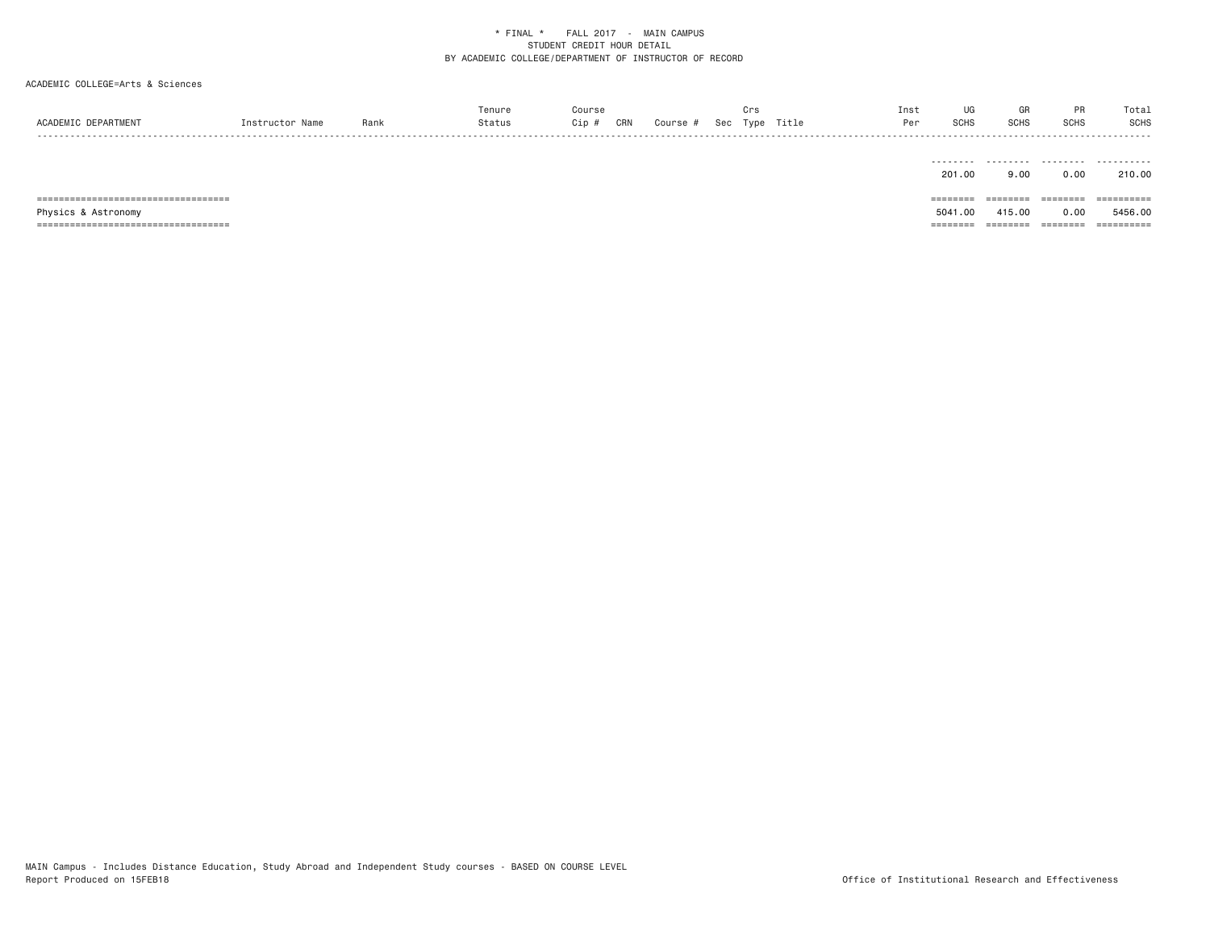* FINAL * FALL 2017 - MAIN CAMPUS
STUDENT CREDIT HOUR DETAIL
BY ACADEMIC COLLEGE/DEPARTMENT OF INSTRUCTOR OF RECORD

ACADEMIC COLLEGE=Arts & Sciences

| ACADEMIC DEPARTMENT | Instructor Name | Rank | Tenure Status | Course Cip # | CRN | Course # | Sec | Crs Type | Title | Inst Per | UG SCHS | GR SCHS | PR SCHS | Total SCHS |
|---|---|---|---|---|---|---|---|---|---|---|---|---|---|---|
| | | | | | | | | | | | 201.00 | 9.00 | 0.00 | 210.00 |
| Physics & Astronomy | | | | | | | | | | | 5041.00 | 415.00 | 0.00 | 5456.00 |

MAIN Campus - Includes Distance Education, Study Abroad and Independent Study courses - BASED ON COURSE LEVEL
Report Produced on 15FEB18

Office of Institutional Research and Effectiveness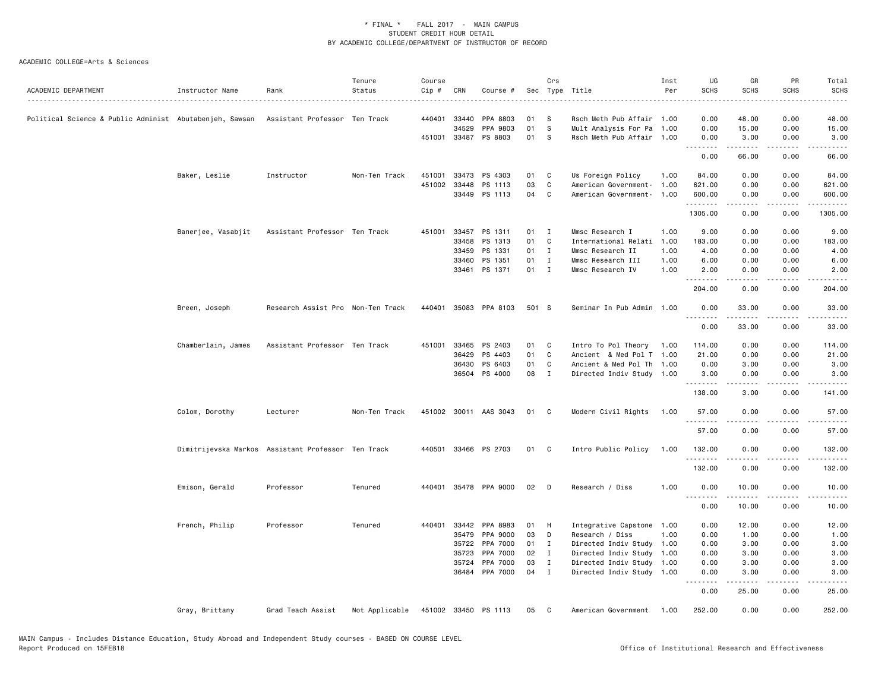\* FINAL \* FALL 2017 - MAIN CAMPUS
STUDENT CREDIT HOUR DETAIL
BY ACADEMIC COLLEGE/DEPARTMENT OF INSTRUCTOR OF RECORD

ACADEMIC COLLEGE=Arts & Sciences

| ACADEMIC DEPARTMENT | Instructor Name | Rank | Tenure Status | Course Cip # | CRN | Course # | Sec | Crs Type | Title | Inst Per | UG SCHS | GR SCHS | PR SCHS | Total SCHS |
|---|---|---|---|---|---|---|---|---|---|---|---|---|---|---|
| Political Science & Public Administ | Abutabenjeh, Sawsan | Assistant Professor | Ten Track | 440401 | 33440 | PPA 8803 | 01 | S | Rsch Meth Pub Affair | 1.00 | 0.00 | 48.00 | 0.00 | 48.00 |
| | | | | | 34529 | PPA 9803 | 01 | S | Mult Analysis For Pa | 1.00 | 0.00 | 15.00 | 0.00 | 15.00 |
| | | | | 451001 | 33487 | PS 8803 | 01 | S | Rsch Meth Pub Affair | 1.00 | 0.00 | 3.00 | 0.00 | 3.00 |
| | | | | | | | | | | | 0.00 | 66.00 | 0.00 | 66.00 |
| | Baker, Leslie | Instructor | Non-Ten Track | 451001 | 33473 | PS 4303 | 01 | C | Us Foreign Policy | 1.00 | 84.00 | 0.00 | 0.00 | 84.00 |
| | | | | 451002 | 33448 | PS 1113 | 03 | C | American Government- | 1.00 | 621.00 | 0.00 | 0.00 | 621.00 |
| | | | | | 33449 | PS 1113 | 04 | C | American Government- | 1.00 | 600.00 | 0.00 | 0.00 | 600.00 |
| | | | | | | | | | | | 1305.00 | 0.00 | 0.00 | 1305.00 |
| | Banerjee, Vasabjit | Assistant Professor | Ten Track | 451001 | 33457 | PS 1311 | 01 | I | Mmsc Research I | 1.00 | 9.00 | 0.00 | 0.00 | 9.00 |
| | | | | | 33458 | PS 1313 | 01 | C | International Relati | 1.00 | 183.00 | 0.00 | 0.00 | 183.00 |
| | | | | | 33459 | PS 1331 | 01 | I | Mmsc Research II | 1.00 | 4.00 | 0.00 | 0.00 | 4.00 |
| | | | | | 33460 | PS 1351 | 01 | I | Mmsc Research III | 1.00 | 6.00 | 0.00 | 0.00 | 6.00 |
| | | | | | 33461 | PS 1371 | 01 | I | Mmsc Research IV | 1.00 | 2.00 | 0.00 | 0.00 | 2.00 |
| | | | | | | | | | | | 204.00 | 0.00 | 0.00 | 204.00 |
| | Breen, Joseph | Research Assist Pro | Non-Ten Track | 440401 | 35083 | PPA 8103 | 501 | S | Seminar In Pub Admin | 1.00 | 0.00 | 33.00 | 0.00 | 33.00 |
| | | | | | | | | | | | 0.00 | 33.00 | 0.00 | 33.00 |
| | Chamberlain, James | Assistant Professor | Ten Track | 451001 | 33465 | PS 2403 | 01 | C | Intro To Pol Theory | 1.00 | 114.00 | 0.00 | 0.00 | 114.00 |
| | | | | | 36429 | PS 4403 | 01 | C | Ancient & Med Pol T | 1.00 | 21.00 | 0.00 | 0.00 | 21.00 |
| | | | | | 36430 | PS 6403 | 01 | C | Ancient & Med Pol Th | 1.00 | 0.00 | 3.00 | 0.00 | 3.00 |
| | | | | | 36504 | PS 4000 | 08 | I | Directed Indiv Study | 1.00 | 3.00 | 0.00 | 0.00 | 3.00 |
| | | | | | | | | | | | 138.00 | 3.00 | 0.00 | 141.00 |
| | Colom, Dorothy | Lecturer | Non-Ten Track | 451002 | 30011 | AAS 3043 | 01 | C | Modern Civil Rights | 1.00 | 57.00 | 0.00 | 0.00 | 57.00 |
| | | | | | | | | | | | 57.00 | 0.00 | 0.00 | 57.00 |
| | Dimitrijevska Markos | Assistant Professor | Ten Track | 440501 | 33466 | PS 2703 | 01 | C | Intro Public Policy | 1.00 | 132.00 | 0.00 | 0.00 | 132.00 |
| | | | | | | | | | | | 132.00 | 0.00 | 0.00 | 132.00 |
| | Emison, Gerald | Professor | Tenured | 440401 | 35478 | PPA 9000 | 02 | D | Research / Diss | 1.00 | 0.00 | 10.00 | 0.00 | 10.00 |
| | | | | | | | | | | | 0.00 | 10.00 | 0.00 | 10.00 |
| | French, Philip | Professor | Tenured | 440401 | 33442 | PPA 8983 | 01 | H | Integrative Capstone | 1.00 | 0.00 | 12.00 | 0.00 | 12.00 |
| | | | | | 35479 | PPA 9000 | 03 | D | Research / Diss | 1.00 | 0.00 | 1.00 | 0.00 | 1.00 |
| | | | | | 35722 | PPA 7000 | 01 | I | Directed Indiv Study | 1.00 | 0.00 | 3.00 | 0.00 | 3.00 |
| | | | | | 35723 | PPA 7000 | 02 | I | Directed Indiv Study | 1.00 | 0.00 | 3.00 | 0.00 | 3.00 |
| | | | | | 35724 | PPA 7000 | 03 | I | Directed Indiv Study | 1.00 | 0.00 | 3.00 | 0.00 | 3.00 |
| | | | | | 36484 | PPA 7000 | 04 | I | Directed Indiv Study | 1.00 | 0.00 | 3.00 | 0.00 | 3.00 |
| | | | | | | | | | | | 0.00 | 25.00 | 0.00 | 25.00 |
| | Gray, Brittany | Grad Teach Assist | Not Applicable | 451002 | 33450 | PS 1113 | 05 | C | American Government | 1.00 | 252.00 | 0.00 | 0.00 | 252.00 |

MAIN Campus - Includes Distance Education, Study Abroad and Independent Study courses - BASED ON COURSE LEVEL
Report Produced on 15FEB18

Office of Institutional Research and Effectiveness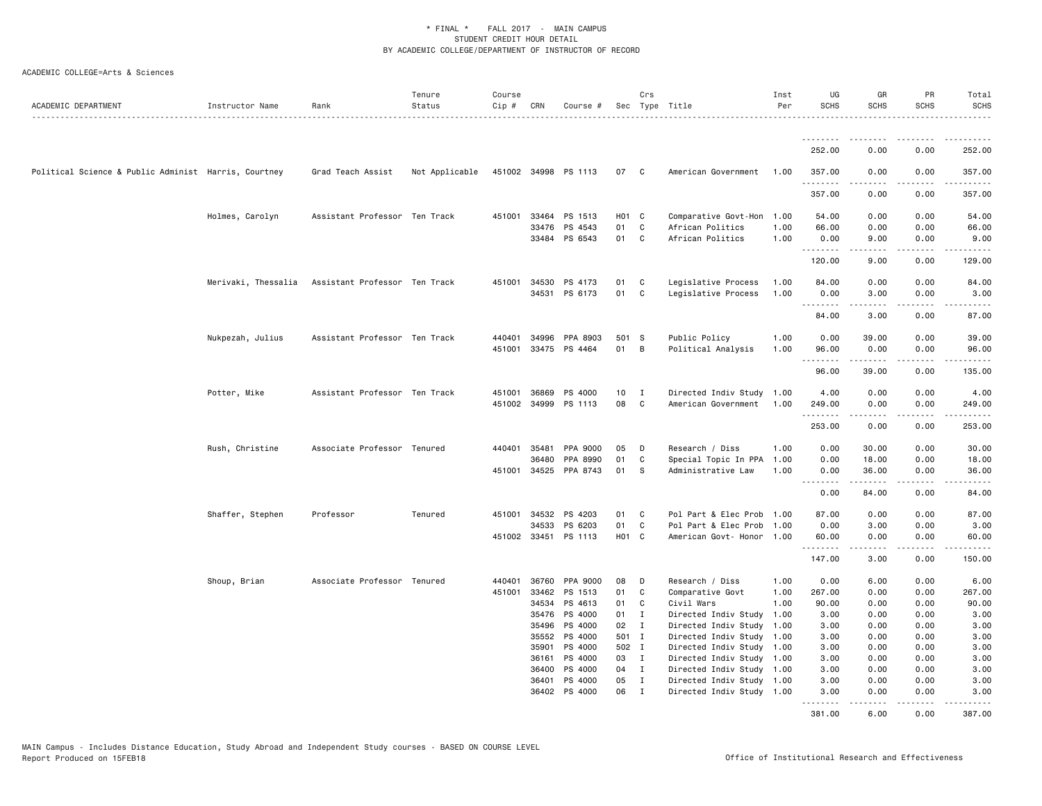\* FINAL \* FALL 2017 - MAIN CAMPUS
STUDENT CREDIT HOUR DETAIL
BY ACADEMIC COLLEGE/DEPARTMENT OF INSTRUCTOR OF RECORD

ACADEMIC COLLEGE=Arts & Sciences

| ACADEMIC DEPARTMENT | Instructor Name | Rank | Tenure Status | Course Cip # | CRN | Course # | Sec | Crs Type | Title | Inst Per | UG SCHS | GR SCHS | PR SCHS | Total SCHS |
|---|---|---|---|---|---|---|---|---|---|---|---|---|---|---|
| | | | | | | | | | | | 252.00 | 0.00 | 0.00 | 252.00 |
| Political Science & Public Administ | Harris, Courtney | Grad Teach Assist | Not Applicable | 451002 | 34998 | PS 1113 | 07 | C | American Government | 1.00 | 357.00 | 0.00 | 0.00 | 357.00 |
| | | | | | | | | | | | 357.00 | 0.00 | 0.00 | 357.00 |
| | Holmes, Carolyn | Assistant Professor | Ten Track | 451001 | 33464 | PS 1513 | H01 | C | Comparative Govt-Hon | 1.00 | 54.00 | 0.00 | 0.00 | 54.00 |
| | | | | | 33476 | PS 4543 | 01 | C | African Politics | 1.00 | 66.00 | 0.00 | 0.00 | 66.00 |
| | | | | | 33484 | PS 6543 | 01 | C | African Politics | 1.00 | 0.00 | 9.00 | 0.00 | 9.00 |
| | | | | | | | | | | | 120.00 | 9.00 | 0.00 | 129.00 |
| | Merivaki, Thessalia | Assistant Professor | Ten Track | 451001 | 34530 | PS 4173 | 01 | C | Legislative Process | 1.00 | 84.00 | 0.00 | 0.00 | 84.00 |
| | | | | | 34531 | PS 6173 | 01 | C | Legislative Process | 1.00 | 0.00 | 3.00 | 0.00 | 3.00 |
| | | | | | | | | | | | 84.00 | 3.00 | 0.00 | 87.00 |
| | Nukpezah, Julius | Assistant Professor | Ten Track | 440401 | 34996 | PPA 8903 | 501 | S | Public Policy | 1.00 | 0.00 | 39.00 | 0.00 | 39.00 |
| | | | | 451001 | 33475 | PS 4464 | 01 | B | Political Analysis | 1.00 | 96.00 | 0.00 | 0.00 | 96.00 |
| | | | | | | | | | | | 96.00 | 39.00 | 0.00 | 135.00 |
| | Potter, Mike | Assistant Professor | Ten Track | 451001 | 36869 | PS 4000 | 10 | I | Directed Indiv Study | 1.00 | 4.00 | 0.00 | 0.00 | 4.00 |
| | | | | 451002 | 34999 | PS 1113 | 08 | C | American Government | 1.00 | 249.00 | 0.00 | 0.00 | 249.00 |
| | | | | | | | | | | | 253.00 | 0.00 | 0.00 | 253.00 |
| | Rush, Christine | Associate Professor | Tenured | 440401 | 35481 | PPA 9000 | 05 | D | Research / Diss | 1.00 | 0.00 | 30.00 | 0.00 | 30.00 |
| | | | | | 36480 | PPA 8990 | 01 | C | Special Topic In PPA | 1.00 | 0.00 | 18.00 | 0.00 | 18.00 |
| | | | | 451001 | 34525 | PPA 8743 | 01 | S | Administrative Law | 1.00 | 0.00 | 36.00 | 0.00 | 36.00 |
| | | | | | | | | | | | 0.00 | 84.00 | 0.00 | 84.00 |
| | Shaffer, Stephen | Professor | Tenured | 451001 | 34532 | PS 4203 | 01 | C | Pol Part & Elec Prob | 1.00 | 87.00 | 0.00 | 0.00 | 87.00 |
| | | | | | 34533 | PS 6203 | 01 | C | Pol Part & Elec Prob | 1.00 | 0.00 | 3.00 | 0.00 | 3.00 |
| | | | | 451002 | 33451 | PS 1113 | H01 | C | American Govt- Honor | 1.00 | 60.00 | 0.00 | 0.00 | 60.00 |
| | | | | | | | | | | | 147.00 | 3.00 | 0.00 | 150.00 |
| | Shoup, Brian | Associate Professor | Tenured | 440401 | 36760 | PPA 9000 | 08 | D | Research / Diss | 1.00 | 0.00 | 6.00 | 0.00 | 6.00 |
| | | | | 451001 | 33462 | PS 1513 | 01 | C | Comparative Govt | 1.00 | 267.00 | 0.00 | 0.00 | 267.00 |
| | | | | | 34534 | PS 4613 | 01 | C | Civil Wars | 1.00 | 90.00 | 0.00 | 0.00 | 90.00 |
| | | | | | 35476 | PS 4000 | 01 | I | Directed Indiv Study | 1.00 | 3.00 | 0.00 | 0.00 | 3.00 |
| | | | | | 35496 | PS 4000 | 02 | I | Directed Indiv Study | 1.00 | 3.00 | 0.00 | 0.00 | 3.00 |
| | | | | | 35552 | PS 4000 | 501 | I | Directed Indiv Study | 1.00 | 3.00 | 0.00 | 0.00 | 3.00 |
| | | | | | 35901 | PS 4000 | 502 | I | Directed Indiv Study | 1.00 | 3.00 | 0.00 | 0.00 | 3.00 |
| | | | | | 36161 | PS 4000 | 03 | I | Directed Indiv Study | 1.00 | 3.00 | 0.00 | 0.00 | 3.00 |
| | | | | | 36400 | PS 4000 | 04 | I | Directed Indiv Study | 1.00 | 3.00 | 0.00 | 0.00 | 3.00 |
| | | | | | 36401 | PS 4000 | 05 | I | Directed Indiv Study | 1.00 | 3.00 | 0.00 | 0.00 | 3.00 |
| | | | | | 36402 | PS 4000 | 06 | I | Directed Indiv Study | 1.00 | 3.00 | 0.00 | 0.00 | 3.00 |
| | | | | | | | | | | | 381.00 | 6.00 | 0.00 | 387.00 |

MAIN Campus - Includes Distance Education, Study Abroad and Independent Study courses - BASED ON COURSE LEVEL
Report Produced on 15FEB18

Office of Institutional Research and Effectiveness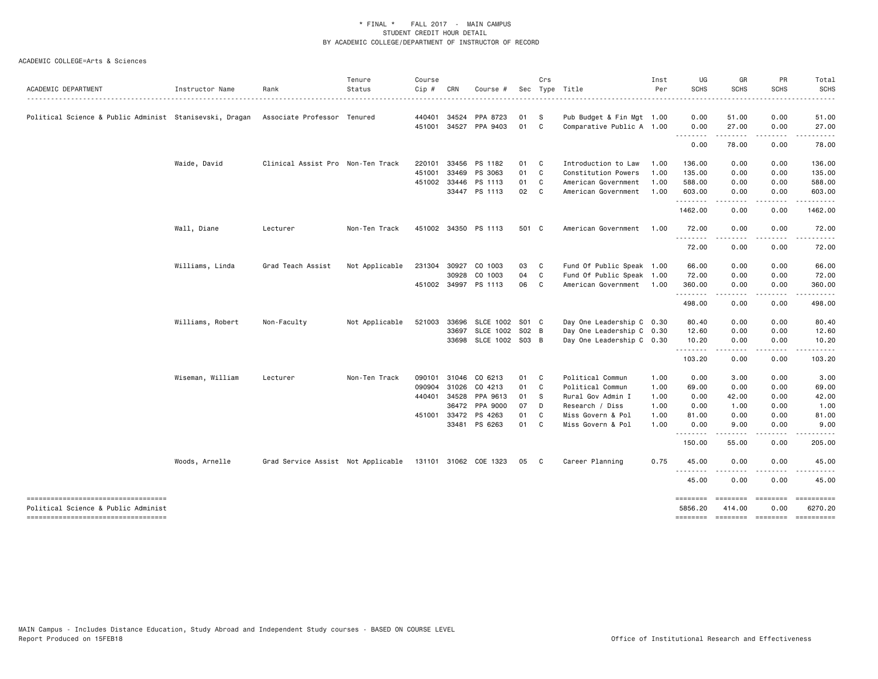\* FINAL \* FALL 2017 - MAIN CAMPUS
STUDENT CREDIT HOUR DETAIL
BY ACADEMIC COLLEGE/DEPARTMENT OF INSTRUCTOR OF RECORD

ACADEMIC COLLEGE=Arts & Sciences

| ACADEMIC DEPARTMENT | Instructor Name | Rank | Tenure Status | Course Cip # | CRN | Course # | Sec | Crs Type | Title | Inst Per | UG SCHS | GR SCHS | PR SCHS | Total SCHS |
|---|---|---|---|---|---|---|---|---|---|---|---|---|---|---|
| Political Science & Public Administ | Stanisevski, Dragan | Associate Professor | Tenured | 440401 | 34524 | PPA 8723 | 01 | S | Pub Budget & Fin Mgt | 1.00 | 0.00 | 51.00 | 0.00 | 51.00 |
| | | | | 451001 | 34527 | PPA 9403 | 01 | C | Comparative Public A | 1.00 | 0.00 | 27.00 | 0.00 | 27.00 |
| | | | | | | | | | | | 0.00 | 78.00 | 0.00 | 78.00 |
| | Waide, David | Clinical Assist Pro | Non-Ten Track | 220101 | 33456 | PS 1182 | 01 | C | Introduction to Law | 1.00 | 136.00 | 0.00 | 0.00 | 136.00 |
| | | | | 451001 | 33469 | PS 3063 | 01 | C | Constitution Powers | 1.00 | 135.00 | 0.00 | 0.00 | 135.00 |
| | | | | 451002 | 33446 | PS 1113 | 01 | C | American Government | 1.00 | 588.00 | 0.00 | 0.00 | 588.00 |
| | | | | | 33447 | PS 1113 | 02 | C | American Government | 1.00 | 603.00 | 0.00 | 0.00 | 603.00 |
| | | | | | | | | | | | 1462.00 | 0.00 | 0.00 | 1462.00 |
| | Wall, Diane | Lecturer | Non-Ten Track | 451002 | 34350 | PS 1113 | 501 | C | American Government | 1.00 | 72.00 | 0.00 | 0.00 | 72.00 |
| | | | | | | | | | | | 72.00 | 0.00 | 0.00 | 72.00 |
| | Williams, Linda | Grad Teach Assist | Not Applicable | 231304 | 30927 | CO 1003 | 03 | C | Fund Of Public Speak | 1.00 | 66.00 | 0.00 | 0.00 | 66.00 |
| | | | | | 30928 | CO 1003 | 04 | C | Fund Of Public Speak | 1.00 | 72.00 | 0.00 | 0.00 | 72.00 |
| | | | | 451002 | 34997 | PS 1113 | 06 | C | American Government | 1.00 | 360.00 | 0.00 | 0.00 | 360.00 |
| | | | | | | | | | | | 498.00 | 0.00 | 0.00 | 498.00 |
| | Williams, Robert | Non-Faculty | Not Applicable | 521003 | 33696 | SLCE 1002 | S01 | C | Day One Leadership C | 0.30 | 80.40 | 0.00 | 0.00 | 80.40 |
| | | | | | 33697 | SLCE 1002 | S02 | B | Day One Leadership C | 0.30 | 12.60 | 0.00 | 0.00 | 12.60 |
| | | | | | 33698 | SLCE 1002 | S03 | B | Day One Leadership C | 0.30 | 10.20 | 0.00 | 0.00 | 10.20 |
| | | | | | | | | | | | 103.20 | 0.00 | 0.00 | 103.20 |
| | Wiseman, William | Lecturer | Non-Ten Track | 090101 | 31046 | CO 6213 | 01 | C | Political Commun | 1.00 | 0.00 | 3.00 | 0.00 | 3.00 |
| | | | | 090904 | 31026 | CO 4213 | 01 | C | Political Commun | 1.00 | 69.00 | 0.00 | 0.00 | 69.00 |
| | | | | 440401 | 34528 | PPA 9613 | 01 | S | Rural Gov Admin I | 1.00 | 0.00 | 42.00 | 0.00 | 42.00 |
| | | | | | 36472 | PPA 9000 | 07 | D | Research / Diss | 1.00 | 0.00 | 1.00 | 0.00 | 1.00 |
| | | | | 451001 | 33472 | PS 4263 | 01 | C | Miss Govern & Pol | 1.00 | 81.00 | 0.00 | 0.00 | 81.00 |
| | | | | | 33481 | PS 6263 | 01 | C | Miss Govern & Pol | 1.00 | 0.00 | 9.00 | 0.00 | 9.00 |
| | | | | | | | | | | | 150.00 | 55.00 | 0.00 | 205.00 |
| | Woods, Arnelle | Grad Service Assist | Not Applicable | 131101 | 31062 | COE 1323 | 05 | C | Career Planning | 0.75 | 45.00 | 0.00 | 0.00 | 45.00 |
| | | | | | | | | | | | 45.00 | 0.00 | 0.00 | 45.00 |
| Political Science & Public Administ | | | | | | | | | | | 5856.20 | 414.00 | 0.00 | 6270.20 |

MAIN Campus - Includes Distance Education, Study Abroad and Independent Study courses - BASED ON COURSE LEVEL
Report Produced on 15FEB18

Office of Institutional Research and Effectiveness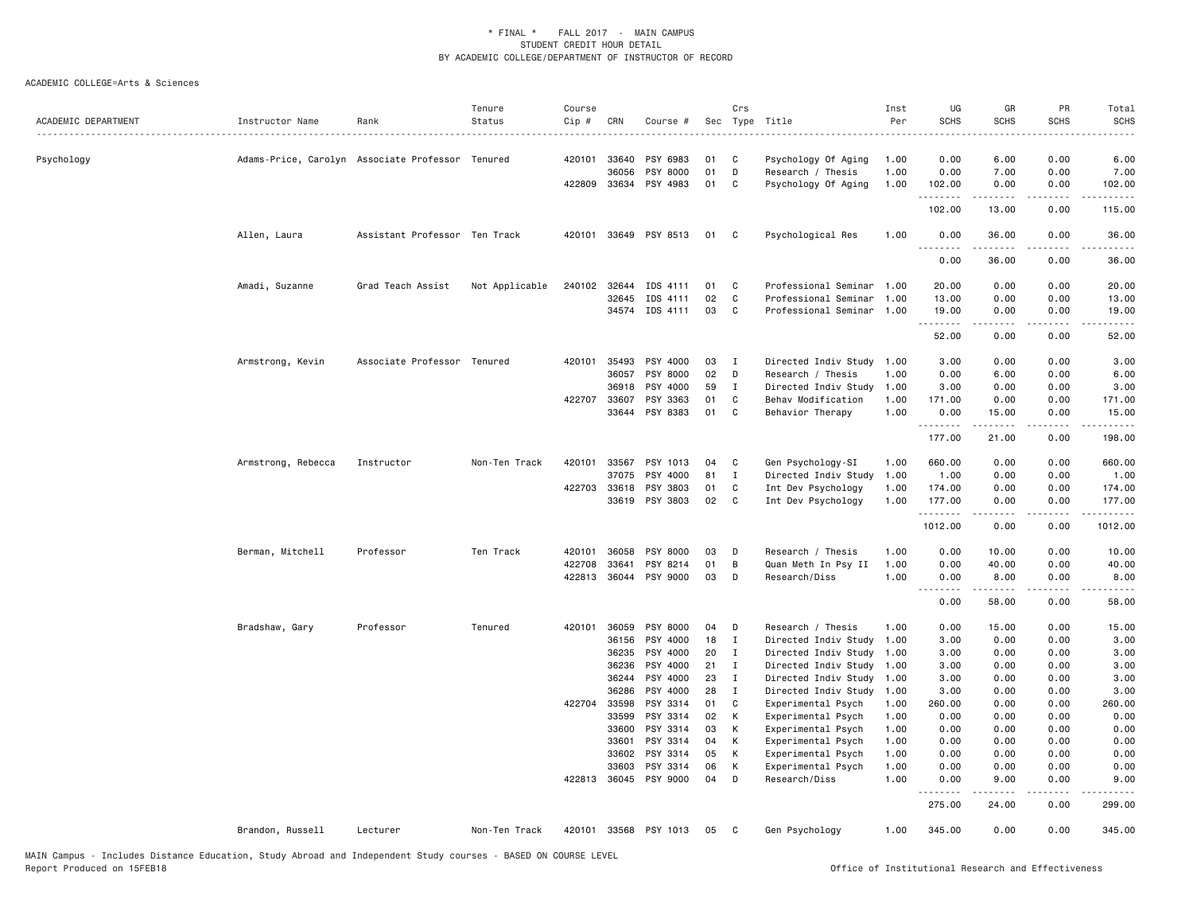\* FINAL \* FALL 2017 - MAIN CAMPUS
STUDENT CREDIT HOUR DETAIL
BY ACADEMIC COLLEGE/DEPARTMENT OF INSTRUCTOR OF RECORD

ACADEMIC COLLEGE=Arts & Sciences

| ACADEMIC DEPARTMENT | Instructor Name | Rank | Tenure Status | Course Cip # | CRN | Course # | Sec | Crs Type | Title | Inst Per | UG SCHS | GR SCHS | PR SCHS | Total SCHS |
|---|---|---|---|---|---|---|---|---|---|---|---|---|---|---|
| Psychology | Adams-Price, Carolyn | Associate Professor | Tenured | 420101 | 33640 | PSY 6983 | 01 | C | Psychology Of Aging | 1.00 | 0.00 | 6.00 | 0.00 | 6.00 |
| | | | | | 36056 | PSY 8000 | 01 | D | Research / Thesis | 1.00 | 0.00 | 7.00 | 0.00 | 7.00 |
| | | | | 422809 | 33634 | PSY 4983 | 01 | C | Psychology Of Aging | 1.00 | 102.00 | 0.00 | 0.00 | 102.00 |
| | | | | | | | | | | | 102.00 | 13.00 | 0.00 | 115.00 |
| | Allen, Laura | Assistant Professor | Ten Track | 420101 | 33649 | PSY 8513 | 01 | C | Psychological Res | 1.00 | 0.00 | 36.00 | 0.00 | 36.00 |
| | | | | | | | | | | | 0.00 | 36.00 | 0.00 | 36.00 |
| | Amadi, Suzanne | Grad Teach Assist | Not Applicable | 240102 | 32644 | IDS 4111 | 01 | C | Professional Seminar | 1.00 | 20.00 | 0.00 | 0.00 | 20.00 |
| | | | | | 32645 | IDS 4111 | 02 | C | Professional Seminar | 1.00 | 13.00 | 0.00 | 0.00 | 13.00 |
| | | | | | 34574 | IDS 4111 | 03 | C | Professional Seminar | 1.00 | 19.00 | 0.00 | 0.00 | 19.00 |
| | | | | | | | | | | | 52.00 | 0.00 | 0.00 | 52.00 |
| | Armstrong, Kevin | Associate Professor | Tenured | 420101 | 35493 | PSY 4000 | 03 | I | Directed Indiv Study | 1.00 | 3.00 | 0.00 | 0.00 | 3.00 |
| | | | | | 36057 | PSY 8000 | 02 | D | Research / Thesis | 1.00 | 0.00 | 6.00 | 0.00 | 6.00 |
| | | | | | 36918 | PSY 4000 | 59 | I | Directed Indiv Study | 1.00 | 3.00 | 0.00 | 0.00 | 3.00 |
| | | | | 422707 | 33607 | PSY 3363 | 01 | C | Behav Modification | 1.00 | 171.00 | 0.00 | 0.00 | 171.00 |
| | | | | | 33644 | PSY 8383 | 01 | C | Behavior Therapy | 1.00 | 0.00 | 15.00 | 0.00 | 15.00 |
| | | | | | | | | | | | 177.00 | 21.00 | 0.00 | 198.00 |
| | Armstrong, Rebecca | Instructor | Non-Ten Track | 420101 | 33567 | PSY 1013 | 04 | C | Gen Psychology-SI | 1.00 | 660.00 | 0.00 | 0.00 | 660.00 |
| | | | | | 37075 | PSY 4000 | 81 | I | Directed Indiv Study | 1.00 | 1.00 | 0.00 | 0.00 | 1.00 |
| | | | | 422703 | 33618 | PSY 3803 | 01 | C | Int Dev Psychology | 1.00 | 174.00 | 0.00 | 0.00 | 174.00 |
| | | | | | 33619 | PSY 3803 | 02 | C | Int Dev Psychology | 1.00 | 177.00 | 0.00 | 0.00 | 177.00 |
| | | | | | | | | | | | 1012.00 | 0.00 | 0.00 | 1012.00 |
| | Berman, Mitchell | Professor | Ten Track | 420101 | 36058 | PSY 8000 | 03 | D | Research / Thesis | 1.00 | 0.00 | 10.00 | 0.00 | 10.00 |
| | | | | 422708 | 33641 | PSY 8214 | 01 | B | Quan Meth In Psy II | 1.00 | 0.00 | 40.00 | 0.00 | 40.00 |
| | | | | 422813 | 36044 | PSY 9000 | 03 | D | Research/Diss | 1.00 | 0.00 | 8.00 | 0.00 | 8.00 |
| | | | | | | | | | | | 0.00 | 58.00 | 0.00 | 58.00 |
| | Bradshaw, Gary | Professor | Tenured | 420101 | 36059 | PSY 8000 | 04 | D | Research / Thesis | 1.00 | 0.00 | 15.00 | 0.00 | 15.00 |
| | | | | | 36156 | PSY 4000 | 18 | I | Directed Indiv Study | 1.00 | 3.00 | 0.00 | 0.00 | 3.00 |
| | | | | | 36235 | PSY 4000 | 20 | I | Directed Indiv Study | 1.00 | 3.00 | 0.00 | 0.00 | 3.00 |
| | | | | | 36236 | PSY 4000 | 21 | I | Directed Indiv Study | 1.00 | 3.00 | 0.00 | 0.00 | 3.00 |
| | | | | | 36244 | PSY 4000 | 23 | I | Directed Indiv Study | 1.00 | 3.00 | 0.00 | 0.00 | 3.00 |
| | | | | | 36286 | PSY 4000 | 28 | I | Directed Indiv Study | 1.00 | 3.00 | 0.00 | 0.00 | 3.00 |
| | | | | 422704 | 33598 | PSY 3314 | 01 | C | Experimental Psych | 1.00 | 260.00 | 0.00 | 0.00 | 260.00 |
| | | | | | 33599 | PSY 3314 | 02 | K | Experimental Psych | 1.00 | 0.00 | 0.00 | 0.00 | 0.00 |
| | | | | | 33600 | PSY 3314 | 03 | K | Experimental Psych | 1.00 | 0.00 | 0.00 | 0.00 | 0.00 |
| | | | | | 33601 | PSY 3314 | 04 | K | Experimental Psych | 1.00 | 0.00 | 0.00 | 0.00 | 0.00 |
| | | | | | 33602 | PSY 3314 | 05 | K | Experimental Psych | 1.00 | 0.00 | 0.00 | 0.00 | 0.00 |
| | | | | | 33603 | PSY 3314 | 06 | K | Experimental Psych | 1.00 | 0.00 | 0.00 | 0.00 | 0.00 |
| | | | | 422813 | 36045 | PSY 9000 | 04 | D | Research/Diss | 1.00 | 0.00 | 9.00 | 0.00 | 9.00 |
| | | | | | | | | | | | 275.00 | 24.00 | 0.00 | 299.00 |
| | Brandon, Russell | Lecturer | Non-Ten Track | 420101 | 33568 | PSY 1013 | 05 | C | Gen Psychology | 1.00 | 345.00 | 0.00 | 0.00 | 345.00 |

MAIN Campus - Includes Distance Education, Study Abroad and Independent Study courses - BASED ON COURSE LEVEL
Report Produced on 15FEB18

Office of Institutional Research and Effectiveness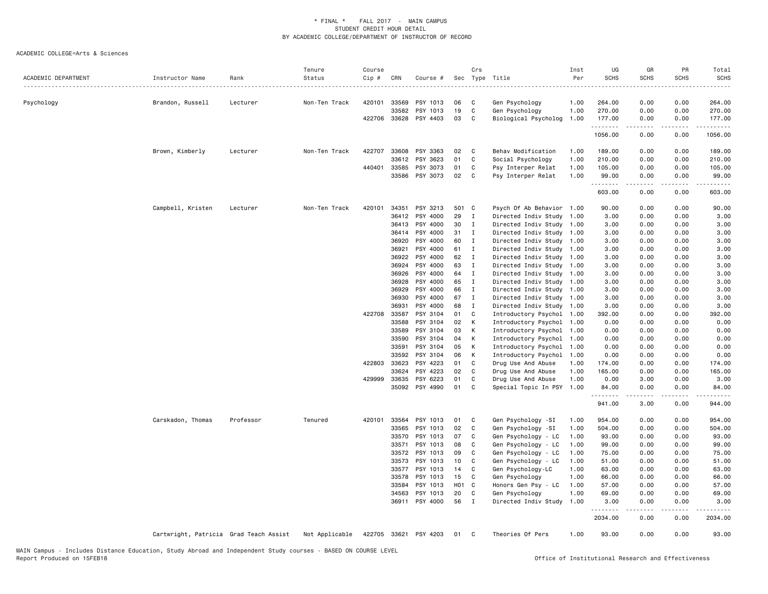\* FINAL \* FALL 2017 - MAIN CAMPUS
STUDENT CREDIT HOUR DETAIL
BY ACADEMIC COLLEGE/DEPARTMENT OF INSTRUCTOR OF RECORD

ACADEMIC COLLEGE=Arts & Sciences

| ACADEMIC DEPARTMENT | Instructor Name | Rank | Tenure Status | Course Cip # | CRN | Course # | Sec | Crs Type | Title | Inst Per | UG SCHS | GR SCHS | PR SCHS | Total SCHS |
|---|---|---|---|---|---|---|---|---|---|---|---|---|---|---|
| Psychology | Brandon, Russell | Lecturer | Non-Ten Track | 420101 | 33569 | PSY 1013 | 06 | C | Gen Psychology | 1.00 | 264.00 | 0.00 | 0.00 | 264.00 |
| | | | | | 33582 | PSY 1013 | 19 | C | Gen Psychology | 1.00 | 270.00 | 0.00 | 0.00 | 270.00 |
| | | | | 422706 | 33628 | PSY 4403 | 03 | C | Biological Psycholog | 1.00 | 177.00 | 0.00 | 0.00 | 177.00 |
| | | | | | | | | | | | 1056.00 | 0.00 | 0.00 | 1056.00 |
| | Brown, Kimberly | Lecturer | Non-Ten Track | 422707 | 33608 | PSY 3363 | 02 | C | Behav Modification | 1.00 | 189.00 | 0.00 | 0.00 | 189.00 |
| | | | | | 33612 | PSY 3623 | 01 | C | Social Psychology | 1.00 | 210.00 | 0.00 | 0.00 | 210.00 |
| | | | | 440401 | 33585 | PSY 3073 | 01 | C | Psy Interper Relat | 1.00 | 105.00 | 0.00 | 0.00 | 105.00 |
| | | | | | 33586 | PSY 3073 | 02 | C | Psy Interper Relat | 1.00 | 99.00 | 0.00 | 0.00 | 99.00 |
| | | | | | | | | | | | 603.00 | 0.00 | 0.00 | 603.00 |
| | Campbell, Kristen | Lecturer | Non-Ten Track | 420101 | 34351 | PSY 3213 | 501 | C | Psych Of Ab Behavior | 1.00 | 90.00 | 0.00 | 0.00 | 90.00 |
| | | | | | 36412 | PSY 4000 | 29 | I | Directed Indiv Study | 1.00 | 3.00 | 0.00 | 0.00 | 3.00 |
| | | | | | 36413 | PSY 4000 | 30 | I | Directed Indiv Study | 1.00 | 3.00 | 0.00 | 0.00 | 3.00 |
| | | | | | 36414 | PSY 4000 | 31 | I | Directed Indiv Study | 1.00 | 3.00 | 0.00 | 0.00 | 3.00 |
| | | | | | 36920 | PSY 4000 | 60 | I | Directed Indiv Study | 1.00 | 3.00 | 0.00 | 0.00 | 3.00 |
| | | | | | 36921 | PSY 4000 | 61 | I | Directed Indiv Study | 1.00 | 3.00 | 0.00 | 0.00 | 3.00 |
| | | | | | 36922 | PSY 4000 | 62 | I | Directed Indiv Study | 1.00 | 3.00 | 0.00 | 0.00 | 3.00 |
| | | | | | 36924 | PSY 4000 | 63 | I | Directed Indiv Study | 1.00 | 3.00 | 0.00 | 0.00 | 3.00 |
| | | | | | 36926 | PSY 4000 | 64 | I | Directed Indiv Study | 1.00 | 3.00 | 0.00 | 0.00 | 3.00 |
| | | | | | 36928 | PSY 4000 | 65 | I | Directed Indiv Study | 1.00 | 3.00 | 0.00 | 0.00 | 3.00 |
| | | | | | 36929 | PSY 4000 | 66 | I | Directed Indiv Study | 1.00 | 3.00 | 0.00 | 0.00 | 3.00 |
| | | | | | 36930 | PSY 4000 | 67 | I | Directed Indiv Study | 1.00 | 3.00 | 0.00 | 0.00 | 3.00 |
| | | | | | 36931 | PSY 4000 | 68 | I | Directed Indiv Study | 1.00 | 3.00 | 0.00 | 0.00 | 3.00 |
| | | | | 422708 | 33587 | PSY 3104 | 01 | C | Introductory Psychol | 1.00 | 392.00 | 0.00 | 0.00 | 392.00 |
| | | | | | 33588 | PSY 3104 | 02 | K | Introductory Psychol | 1.00 | 0.00 | 0.00 | 0.00 | 0.00 |
| | | | | | 33589 | PSY 3104 | 03 | K | Introductory Psychol | 1.00 | 0.00 | 0.00 | 0.00 | 0.00 |
| | | | | | 33590 | PSY 3104 | 04 | K | Introductory Psychol | 1.00 | 0.00 | 0.00 | 0.00 | 0.00 |
| | | | | | 33591 | PSY 3104 | 05 | K | Introductory Psychol | 1.00 | 0.00 | 0.00 | 0.00 | 0.00 |
| | | | | | 33592 | PSY 3104 | 06 | K | Introductory Psychol | 1.00 | 0.00 | 0.00 | 0.00 | 0.00 |
| | | | | 422803 | 33623 | PSY 4223 | 01 | C | Drug Use And Abuse | 1.00 | 174.00 | 0.00 | 0.00 | 174.00 |
| | | | | | 33624 | PSY 4223 | 02 | C | Drug Use And Abuse | 1.00 | 165.00 | 0.00 | 0.00 | 165.00 |
| | | | | 429999 | 33635 | PSY 6223 | 01 | C | Drug Use And Abuse | 1.00 | 0.00 | 3.00 | 0.00 | 3.00 |
| | | | | | 35092 | PSY 4990 | 01 | C | Special Topic In PSY | 1.00 | 84.00 | 0.00 | 0.00 | 84.00 |
| | | | | | | | | | | | 941.00 | 3.00 | 0.00 | 944.00 |
| | Carskadon, Thomas | Professor | Tenured | 420101 | 33564 | PSY 1013 | 01 | C | Gen Psychology -SI | 1.00 | 954.00 | 0.00 | 0.00 | 954.00 |
| | | | | | 33565 | PSY 1013 | 02 | C | Gen Psychology -SI | 1.00 | 504.00 | 0.00 | 0.00 | 504.00 |
| | | | | | 33570 | PSY 1013 | 07 | C | Gen Psychology - LC | 1.00 | 93.00 | 0.00 | 0.00 | 93.00 |
| | | | | | 33571 | PSY 1013 | 08 | C | Gen Psychology - LC | 1.00 | 99.00 | 0.00 | 0.00 | 99.00 |
| | | | | | 33572 | PSY 1013 | 09 | C | Gen Psychology - LC | 1.00 | 75.00 | 0.00 | 0.00 | 75.00 |
| | | | | | 33573 | PSY 1013 | 10 | C | Gen Psychology - LC | 1.00 | 51.00 | 0.00 | 0.00 | 51.00 |
| | | | | | 33577 | PSY 1013 | 14 | C | Gen Psychology-LC | 1.00 | 63.00 | 0.00 | 0.00 | 63.00 |
| | | | | | 33578 | PSY 1013 | 15 | C | Gen Psychology | 1.00 | 66.00 | 0.00 | 0.00 | 66.00 |
| | | | | | 33584 | PSY 1013 | H01 | C | Honors Gen Psy - LC | 1.00 | 57.00 | 0.00 | 0.00 | 57.00 |
| | | | | | 34563 | PSY 1013 | 20 | C | Gen Psychology | 1.00 | 69.00 | 0.00 | 0.00 | 69.00 |
| | | | | | 36911 | PSY 4000 | 56 | I | Directed Indiv Study | 1.00 | 3.00 | 0.00 | 0.00 | 3.00 |
| | | | | | | | | | | | 2034.00 | 0.00 | 0.00 | 2034.00 |
| | Cartwright, Patricia | Grad Teach Assist | Not Applicable | 422705 | 33621 | PSY 4203 | 01 | C | Theories Of Pers | 1.00 | 93.00 | 0.00 | 0.00 | 93.00 |

MAIN Campus - Includes Distance Education, Study Abroad and Independent Study courses - BASED ON COURSE LEVEL
Report Produced on 15FEB18

Office of Institutional Research and Effectiveness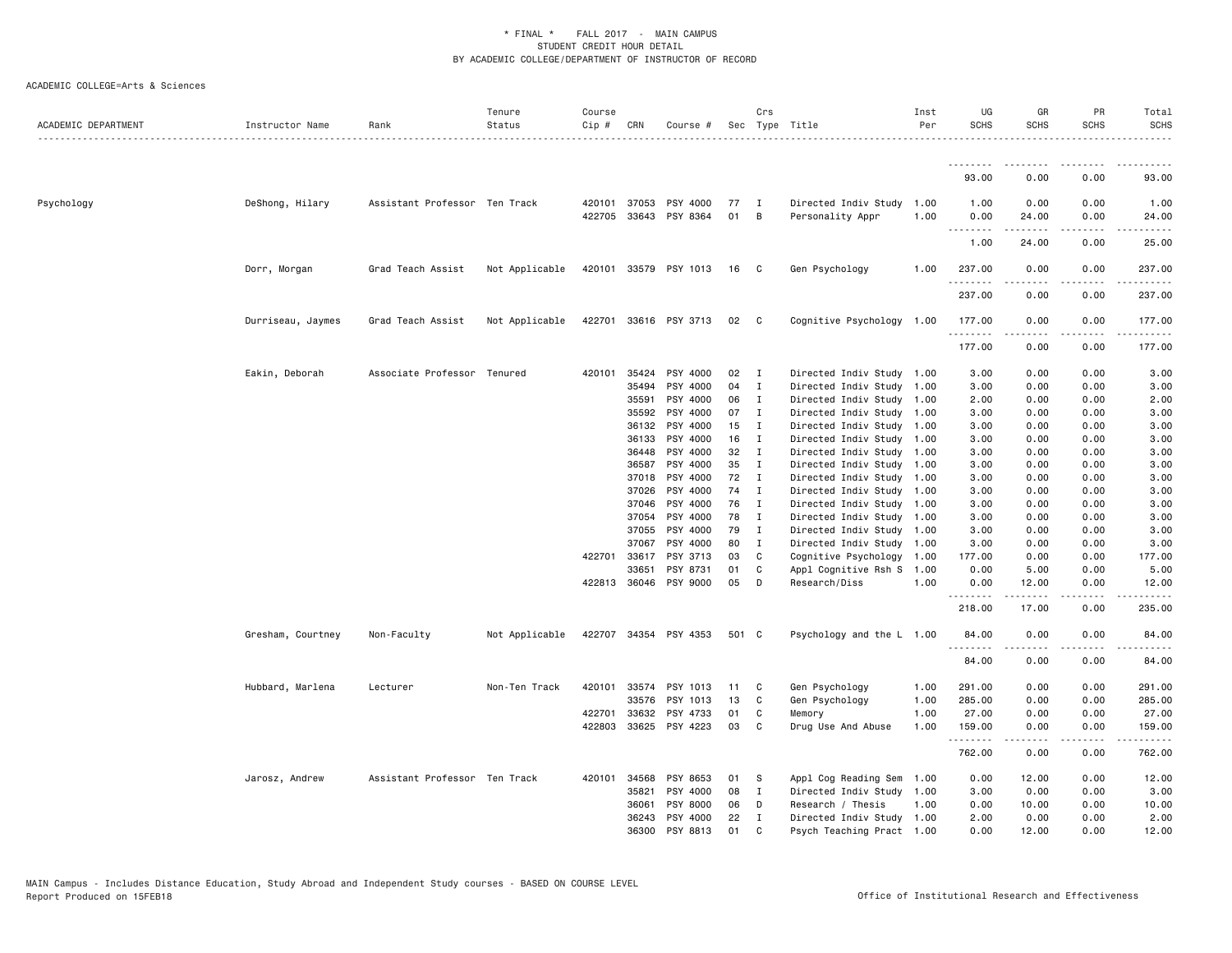* FINAL * FALL 2017 - MAIN CAMPUS
STUDENT CREDIT HOUR DETAIL
BY ACADEMIC COLLEGE/DEPARTMENT OF INSTRUCTOR OF RECORD

ACADEMIC COLLEGE=Arts & Sciences

| ACADEMIC DEPARTMENT | Instructor Name | Rank | Tenure Status | Course Cip # | CRN | Course # | Sec | Crs Type | Title | Inst Per | UG SCHS | GR SCHS | PR SCHS | Total SCHS |
|---|---|---|---|---|---|---|---|---|---|---|---|---|---|---|
| | | | | | | | | | | | 93.00 | 0.00 | 0.00 | 93.00 |
| Psychology | DeShong, Hilary | Assistant Professor | Ten Track | 420101 | 37053 | PSY 4000 | 77 | I | Directed Indiv Study | 1.00 | 1.00 | 0.00 | 0.00 | 1.00 |
| | | | | 422705 | 33643 | PSY 8364 | 01 | B | Personality Appr | 1.00 | 0.00 | 24.00 | 0.00 | 24.00 |
| | | | | | | | | | | | 1.00 | 24.00 | 0.00 | 25.00 |
| | Dorr, Morgan | Grad Teach Assist | Not Applicable | 420101 | 33579 | PSY 1013 | 16 | C | Gen Psychology | 1.00 | 237.00 | 0.00 | 0.00 | 237.00 |
| | | | | | | | | | | | 237.00 | 0.00 | 0.00 | 237.00 |
| | Durriseau, Jaymes | Grad Teach Assist | Not Applicable | 422701 | 33616 | PSY 3713 | 02 | C | Cognitive Psychology | 1.00 | 177.00 | 0.00 | 0.00 | 177.00 |
| | | | | | | | | | | | 177.00 | 0.00 | 0.00 | 177.00 |
| | Eakin, Deborah | Associate Professor | Tenured | 420101 | 35424 | PSY 4000 | 02 | I | Directed Indiv Study | 1.00 | 3.00 | 0.00 | 0.00 | 3.00 |
| | | | | | 35494 | PSY 4000 | 04 | I | Directed Indiv Study | 1.00 | 3.00 | 0.00 | 0.00 | 3.00 |
| | | | | | 35591 | PSY 4000 | 06 | I | Directed Indiv Study | 1.00 | 2.00 | 0.00 | 0.00 | 2.00 |
| | | | | | 35592 | PSY 4000 | 07 | I | Directed Indiv Study | 1.00 | 3.00 | 0.00 | 0.00 | 3.00 |
| | | | | | 36132 | PSY 4000 | 15 | I | Directed Indiv Study | 1.00 | 3.00 | 0.00 | 0.00 | 3.00 |
| | | | | | 36133 | PSY 4000 | 16 | I | Directed Indiv Study | 1.00 | 3.00 | 0.00 | 0.00 | 3.00 |
| | | | | | 36448 | PSY 4000 | 32 | I | Directed Indiv Study | 1.00 | 3.00 | 0.00 | 0.00 | 3.00 |
| | | | | | 36587 | PSY 4000 | 35 | I | Directed Indiv Study | 1.00 | 3.00 | 0.00 | 0.00 | 3.00 |
| | | | | | 37018 | PSY 4000 | 72 | I | Directed Indiv Study | 1.00 | 3.00 | 0.00 | 0.00 | 3.00 |
| | | | | | 37026 | PSY 4000 | 74 | I | Directed Indiv Study | 1.00 | 3.00 | 0.00 | 0.00 | 3.00 |
| | | | | | 37046 | PSY 4000 | 76 | I | Directed Indiv Study | 1.00 | 3.00 | 0.00 | 0.00 | 3.00 |
| | | | | | 37054 | PSY 4000 | 78 | I | Directed Indiv Study | 1.00 | 3.00 | 0.00 | 0.00 | 3.00 |
| | | | | | 37055 | PSY 4000 | 79 | I | Directed Indiv Study | 1.00 | 3.00 | 0.00 | 0.00 | 3.00 |
| | | | | | 37067 | PSY 4000 | 80 | I | Directed Indiv Study | 1.00 | 3.00 | 0.00 | 0.00 | 3.00 |
| | | | | 422701 | 33617 | PSY 3713 | 03 | C | Cognitive Psychology | 1.00 | 177.00 | 0.00 | 0.00 | 177.00 |
| | | | | | 33651 | PSY 8731 | 01 | C | Appl Cognitive Rsh S | 1.00 | 0.00 | 5.00 | 0.00 | 5.00 |
| | | | | 422813 | 36046 | PSY 9000 | 05 | D | Research/Diss | 1.00 | 0.00 | 12.00 | 0.00 | 12.00 |
| | | | | | | | | | | | 218.00 | 17.00 | 0.00 | 235.00 |
| | Gresham, Courtney | Non-Faculty | Not Applicable | 422707 | 34354 | PSY 4353 | 501 | C | Psychology and the L | 1.00 | 84.00 | 0.00 | 0.00 | 84.00 |
| | | | | | | | | | | | 84.00 | 0.00 | 0.00 | 84.00 |
| | Hubbard, Marlena | Lecturer | Non-Ten Track | 420101 | 33574 | PSY 1013 | 11 | C | Gen Psychology | 1.00 | 291.00 | 0.00 | 0.00 | 291.00 |
| | | | | | 33576 | PSY 1013 | 13 | C | Gen Psychology | 1.00 | 285.00 | 0.00 | 0.00 | 285.00 |
| | | | | 422701 | 33632 | PSY 4733 | 01 | C | Memory | 1.00 | 27.00 | 0.00 | 0.00 | 27.00 |
| | | | | 422803 | 33625 | PSY 4223 | 03 | C | Drug Use And Abuse | 1.00 | 159.00 | 0.00 | 0.00 | 159.00 |
| | | | | | | | | | | | 762.00 | 0.00 | 0.00 | 762.00 |
| | Jarosz, Andrew | Assistant Professor | Ten Track | 420101 | 34568 | PSY 8653 | 01 | S | Appl Cog Reading Sem | 1.00 | 0.00 | 12.00 | 0.00 | 12.00 |
| | | | | | 35821 | PSY 4000 | 08 | I | Directed Indiv Study | 1.00 | 3.00 | 0.00 | 0.00 | 3.00 |
| | | | | | 36061 | PSY 8000 | 06 | D | Research / Thesis | 1.00 | 0.00 | 10.00 | 0.00 | 10.00 |
| | | | | | 36243 | PSY 4000 | 22 | I | Directed Indiv Study | 1.00 | 2.00 | 0.00 | 0.00 | 2.00 |
| | | | | | 36300 | PSY 8813 | 01 | C | Psych Teaching Pract | 1.00 | 0.00 | 12.00 | 0.00 | 12.00 |

MAIN Campus - Includes Distance Education, Study Abroad and Independent Study courses - BASED ON COURSE LEVEL
Report Produced on 15FEB18 Office of Institutional Research and Effectiveness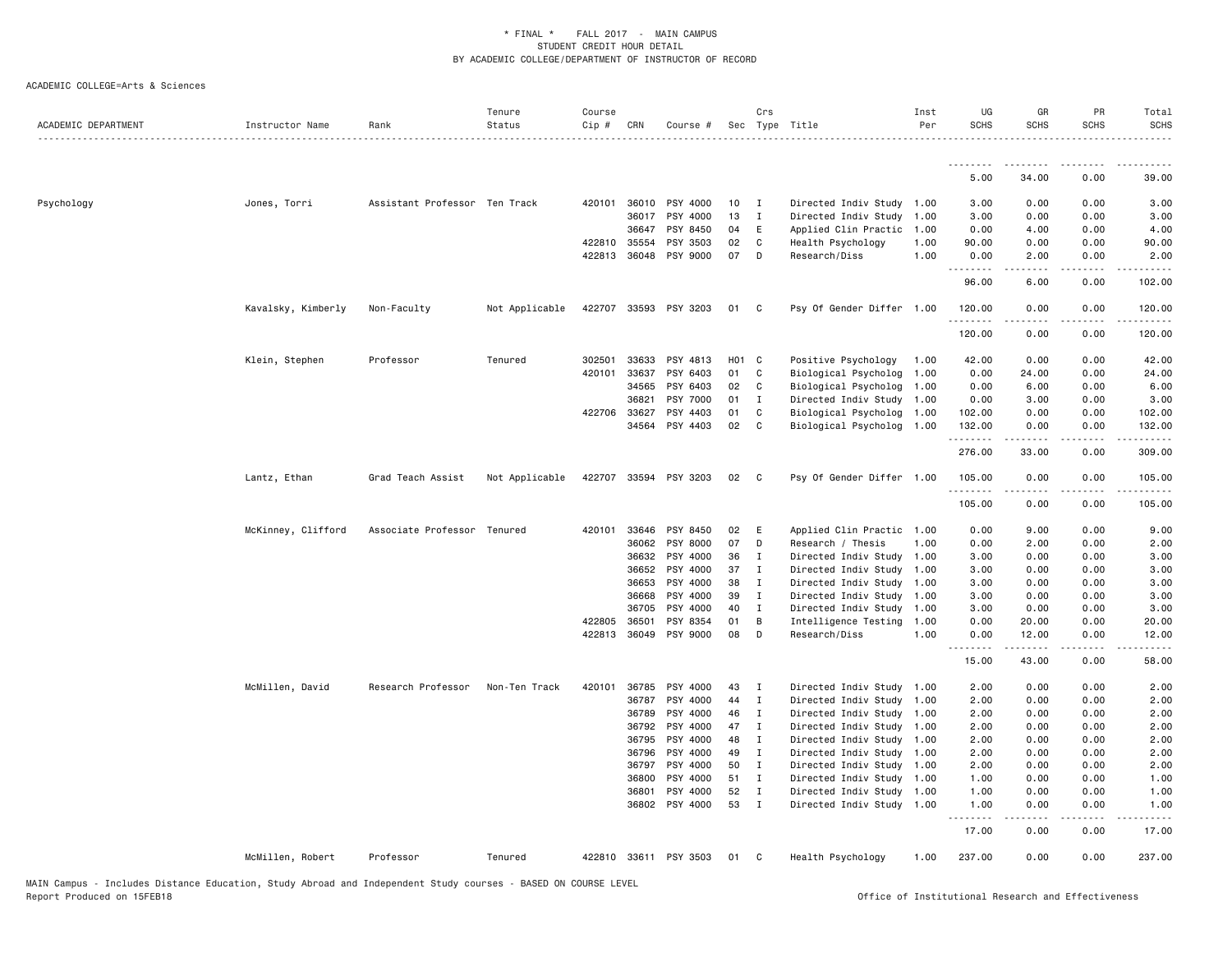\* FINAL \* FALL 2017 - MAIN CAMPUS
STUDENT CREDIT HOUR DETAIL
BY ACADEMIC COLLEGE/DEPARTMENT OF INSTRUCTOR OF RECORD

ACADEMIC COLLEGE=Arts & Sciences

| ACADEMIC DEPARTMENT | Instructor Name | Rank | Tenure Status | Course Cip # | CRN | Course # | Sec | Crs Type | Title | Inst Per | UG SCHS | GR SCHS | PR SCHS | Total SCHS |
|---|---|---|---|---|---|---|---|---|---|---|---|---|---|---|
| | | | | | | | | | | | 5.00 | 34.00 | 0.00 | 39.00 |
| Psychology | Jones, Torri | Assistant Professor | Ten Track | 420101 | 36010 | PSY 4000 | 10 | I | Directed Indiv Study | 1.00 | 3.00 | 0.00 | 0.00 | 3.00 |
| | | | | | 36017 | PSY 4000 | 13 | I | Directed Indiv Study | 1.00 | 3.00 | 0.00 | 0.00 | 3.00 |
| | | | | | 36647 | PSY 8450 | 04 | E | Applied Clin Practic | 1.00 | 0.00 | 4.00 | 0.00 | 4.00 |
| | | | | 422810 | 35554 | PSY 3503 | 02 | C | Health Psychology | 1.00 | 90.00 | 0.00 | 0.00 | 90.00 |
| | | | | 422813 | 36048 | PSY 9000 | 07 | D | Research/Diss | 1.00 | 0.00 | 2.00 | 0.00 | 2.00 |
| | | | | | | | | | | | 96.00 | 6.00 | 0.00 | 102.00 |
| | Kavalsky, Kimberly | Non-Faculty | Not Applicable | 422707 | 33593 | PSY 3203 | 01 | C | Psy Of Gender Differ | 1.00 | 120.00 | 0.00 | 0.00 | 120.00 |
| | | | | | | | | | | | 120.00 | 0.00 | 0.00 | 120.00 |
| | Klein, Stephen | Professor | Tenured | 302501 | 33633 | PSY 4813 | H01 | C | Positive Psychology | 1.00 | 42.00 | 0.00 | 0.00 | 42.00 |
| | | | | 420101 | 33637 | PSY 6403 | 01 | C | Biological Psycholog | 1.00 | 0.00 | 24.00 | 0.00 | 24.00 |
| | | | | | 34565 | PSY 6403 | 02 | C | Biological Psycholog | 1.00 | 0.00 | 6.00 | 0.00 | 6.00 |
| | | | | | 36821 | PSY 7000 | 01 | I | Directed Indiv Study | 1.00 | 0.00 | 3.00 | 0.00 | 3.00 |
| | | | | 422706 | 33627 | PSY 4403 | 01 | C | Biological Psycholog | 1.00 | 102.00 | 0.00 | 0.00 | 102.00 |
| | | | | | 34564 | PSY 4403 | 02 | C | Biological Psycholog | 1.00 | 132.00 | 0.00 | 0.00 | 132.00 |
| | | | | | | | | | | | 276.00 | 33.00 | 0.00 | 309.00 |
| | Lantz, Ethan | Grad Teach Assist | Not Applicable | 422707 | 33594 | PSY 3203 | 02 | C | Psy Of Gender Differ | 1.00 | 105.00 | 0.00 | 0.00 | 105.00 |
| | | | | | | | | | | | 105.00 | 0.00 | 0.00 | 105.00 |
| | McKinney, Clifford | Associate Professor | Tenured | 420101 | 33646 | PSY 8450 | 02 | E | Applied Clin Practic | 1.00 | 0.00 | 9.00 | 0.00 | 9.00 |
| | | | | | 36062 | PSY 8000 | 07 | D | Research / Thesis | 1.00 | 0.00 | 2.00 | 0.00 | 2.00 |
| | | | | | 36632 | PSY 4000 | 36 | I | Directed Indiv Study | 1.00 | 3.00 | 0.00 | 0.00 | 3.00 |
| | | | | | 36652 | PSY 4000 | 37 | I | Directed Indiv Study | 1.00 | 3.00 | 0.00 | 0.00 | 3.00 |
| | | | | | 36653 | PSY 4000 | 38 | I | Directed Indiv Study | 1.00 | 3.00 | 0.00 | 0.00 | 3.00 |
| | | | | | 36668 | PSY 4000 | 39 | I | Directed Indiv Study | 1.00 | 3.00 | 0.00 | 0.00 | 3.00 |
| | | | | | 36705 | PSY 4000 | 40 | I | Directed Indiv Study | 1.00 | 3.00 | 0.00 | 0.00 | 3.00 |
| | | | | 422805 | 36501 | PSY 8354 | 01 | B | Intelligence Testing | 1.00 | 0.00 | 20.00 | 0.00 | 20.00 |
| | | | | 422813 | 36049 | PSY 9000 | 08 | D | Research/Diss | 1.00 | 0.00 | 12.00 | 0.00 | 12.00 |
| | | | | | | | | | | | 15.00 | 43.00 | 0.00 | 58.00 |
| | McMillen, David | Research Professor | Non-Ten Track | 420101 | 36785 | PSY 4000 | 43 | I | Directed Indiv Study | 1.00 | 2.00 | 0.00 | 0.00 | 2.00 |
| | | | | | 36787 | PSY 4000 | 44 | I | Directed Indiv Study | 1.00 | 2.00 | 0.00 | 0.00 | 2.00 |
| | | | | | 36789 | PSY 4000 | 46 | I | Directed Indiv Study | 1.00 | 2.00 | 0.00 | 0.00 | 2.00 |
| | | | | | 36792 | PSY 4000 | 47 | I | Directed Indiv Study | 1.00 | 2.00 | 0.00 | 0.00 | 2.00 |
| | | | | | 36795 | PSY 4000 | 48 | I | Directed Indiv Study | 1.00 | 2.00 | 0.00 | 0.00 | 2.00 |
| | | | | | 36796 | PSY 4000 | 49 | I | Directed Indiv Study | 1.00 | 2.00 | 0.00 | 0.00 | 2.00 |
| | | | | | 36797 | PSY 4000 | 50 | I | Directed Indiv Study | 1.00 | 2.00 | 0.00 | 0.00 | 2.00 |
| | | | | | 36800 | PSY 4000 | 51 | I | Directed Indiv Study | 1.00 | 1.00 | 0.00 | 0.00 | 1.00 |
| | | | | | 36801 | PSY 4000 | 52 | I | Directed Indiv Study | 1.00 | 1.00 | 0.00 | 0.00 | 1.00 |
| | | | | | 36802 | PSY 4000 | 53 | I | Directed Indiv Study | 1.00 | 1.00 | 0.00 | 0.00 | 1.00 |
| | | | | | | | | | | | 17.00 | 0.00 | 0.00 | 17.00 |
| | McMillen, Robert | Professor | Tenured | 422810 | 33611 | PSY 3503 | 01 | C | Health Psychology | 1.00 | 237.00 | 0.00 | 0.00 | 237.00 |

MAIN Campus - Includes Distance Education, Study Abroad and Independent Study courses - BASED ON COURSE LEVEL
Report Produced on 15FEB18

Office of Institutional Research and Effectiveness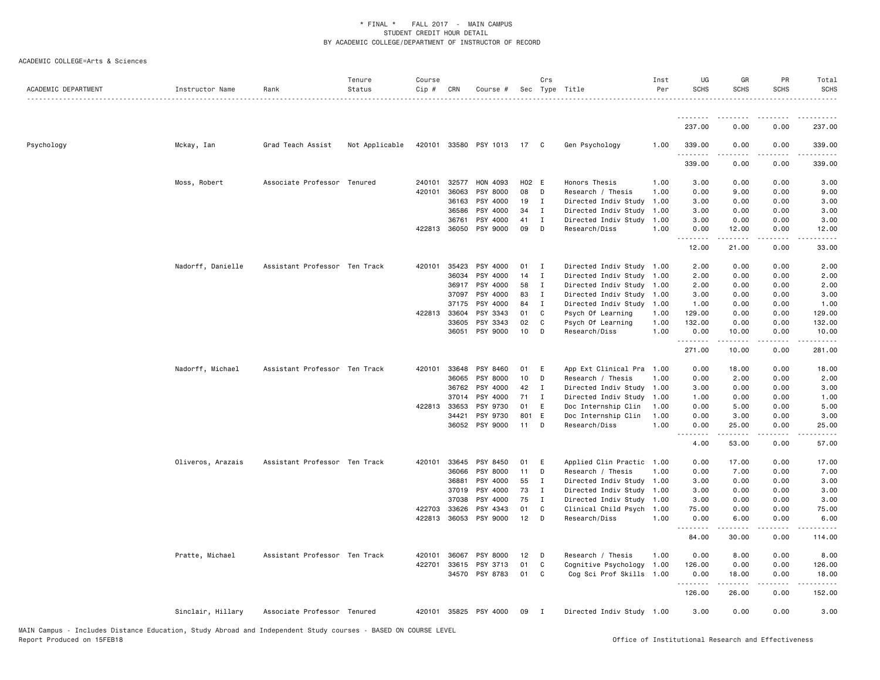\* FINAL \* FALL 2017 - MAIN CAMPUS
STUDENT CREDIT HOUR DETAIL
BY ACADEMIC COLLEGE/DEPARTMENT OF INSTRUCTOR OF RECORD

ACADEMIC COLLEGE=Arts & Sciences

| ACADEMIC DEPARTMENT | Instructor Name | Rank | Tenure Status | Course Cip # | CRN | Course # | Sec | Crs Type | Title | Inst Per | UG SCHS | GR SCHS | PR SCHS | Total SCHS |
|---|---|---|---|---|---|---|---|---|---|---|---|---|---|---|
| | | | | | | | | | | | 237.00 | 0.00 | 0.00 | 237.00 |
| Psychology | Mckay, Ian | Grad Teach Assist | Not Applicable | 420101 | 33580 | PSY 1013 | 17 | C | Gen Psychology | 1.00 | 339.00 | 0.00 | 0.00 | 339.00 |
| | | | | | | | | | | | 339.00 | 0.00 | 0.00 | 339.00 |
| | Moss, Robert | Associate Professor | Tenured | 240101 | 32577 | HON 4093 | H02 | E | Honors Thesis | 1.00 | 3.00 | 0.00 | 0.00 | 3.00 |
| | | | | 420101 | 36063 | PSY 8000 | 08 | D | Research / Thesis | 1.00 | 0.00 | 9.00 | 0.00 | 9.00 |
| | | | | | 36163 | PSY 4000 | 19 | I | Directed Indiv Study | 1.00 | 3.00 | 0.00 | 0.00 | 3.00 |
| | | | | | 36586 | PSY 4000 | 34 | I | Directed Indiv Study | 1.00 | 3.00 | 0.00 | 0.00 | 3.00 |
| | | | | | 36761 | PSY 4000 | 41 | I | Directed Indiv Study | 1.00 | 3.00 | 0.00 | 0.00 | 3.00 |
| | | | | 422813 | 36050 | PSY 9000 | 09 | D | Research/Diss | 1.00 | 0.00 | 12.00 | 0.00 | 12.00 |
| | | | | | | | | | | | 12.00 | 21.00 | 0.00 | 33.00 |
| | Nadorff, Danielle | Assistant Professor | Ten Track | 420101 | 35423 | PSY 4000 | 01 | I | Directed Indiv Study | 1.00 | 2.00 | 0.00 | 0.00 | 2.00 |
| | | | | | 36034 | PSY 4000 | 14 | I | Directed Indiv Study | 1.00 | 2.00 | 0.00 | 0.00 | 2.00 |
| | | | | | 36917 | PSY 4000 | 58 | I | Directed Indiv Study | 1.00 | 2.00 | 0.00 | 0.00 | 2.00 |
| | | | | | 37097 | PSY 4000 | 83 | I | Directed Indiv Study | 1.00 | 3.00 | 0.00 | 0.00 | 3.00 |
| | | | | | 37175 | PSY 4000 | 84 | I | Directed Indiv Study | 1.00 | 1.00 | 0.00 | 0.00 | 1.00 |
| | | | | 422813 | 33604 | PSY 3343 | 01 | C | Psych Of Learning | 1.00 | 129.00 | 0.00 | 0.00 | 129.00 |
| | | | | | 33605 | PSY 3343 | 02 | C | Psych Of Learning | 1.00 | 132.00 | 0.00 | 0.00 | 132.00 |
| | | | | | 36051 | PSY 9000 | 10 | D | Research/Diss | 1.00 | 0.00 | 10.00 | 0.00 | 10.00 |
| | | | | | | | | | | | 271.00 | 10.00 | 0.00 | 281.00 |
| | Nadorff, Michael | Assistant Professor | Ten Track | 420101 | 33648 | PSY 8460 | 01 | E | App Ext Clinical Pra | 1.00 | 0.00 | 18.00 | 0.00 | 18.00 |
| | | | | | 36065 | PSY 8000 | 10 | D | Research / Thesis | 1.00 | 0.00 | 2.00 | 0.00 | 2.00 |
| | | | | | 36762 | PSY 4000 | 42 | I | Directed Indiv Study | 1.00 | 3.00 | 0.00 | 0.00 | 3.00 |
| | | | | | 37014 | PSY 4000 | 71 | I | Directed Indiv Study | 1.00 | 1.00 | 0.00 | 0.00 | 1.00 |
| | | | | 422813 | 33653 | PSY 9730 | 01 | E | Doc Internship Clin | 1.00 | 0.00 | 5.00 | 0.00 | 5.00 |
| | | | | | 34421 | PSY 9730 | 801 | E | Doc Internship Clin | 1.00 | 0.00 | 3.00 | 0.00 | 3.00 |
| | | | | | 36052 | PSY 9000 | 11 | D | Research/Diss | 1.00 | 0.00 | 25.00 | 0.00 | 25.00 |
| | | | | | | | | | | | 4.00 | 53.00 | 0.00 | 57.00 |
| | Oliveros, Arazais | Assistant Professor | Ten Track | 420101 | 33645 | PSY 8450 | 01 | E | Applied Clin Practic | 1.00 | 0.00 | 17.00 | 0.00 | 17.00 |
| | | | | | 36066 | PSY 8000 | 11 | D | Research / Thesis | 1.00 | 0.00 | 7.00 | 0.00 | 7.00 |
| | | | | | 36881 | PSY 4000 | 55 | I | Directed Indiv Study | 1.00 | 3.00 | 0.00 | 0.00 | 3.00 |
| | | | | | 37019 | PSY 4000 | 73 | I | Directed Indiv Study | 1.00 | 3.00 | 0.00 | 0.00 | 3.00 |
| | | | | | 37038 | PSY 4000 | 75 | I | Directed Indiv Study | 1.00 | 3.00 | 0.00 | 0.00 | 3.00 |
| | | | | 422703 | 33626 | PSY 4343 | 01 | C | Clinical Child Psych | 1.00 | 75.00 | 0.00 | 0.00 | 75.00 |
| | | | | 422813 | 36053 | PSY 9000 | 12 | D | Research/Diss | 1.00 | 0.00 | 6.00 | 0.00 | 6.00 |
| | | | | | | | | | | | 84.00 | 30.00 | 0.00 | 114.00 |
| | Pratte, Michael | Assistant Professor | Ten Track | 420101 | 36067 | PSY 8000 | 12 | D | Research / Thesis | 1.00 | 0.00 | 8.00 | 0.00 | 8.00 |
| | | | | 422701 | 33615 | PSY 3713 | 01 | C | Cognitive Psychology | 1.00 | 126.00 | 0.00 | 0.00 | 126.00 |
| | | | | | 34570 | PSY 8783 | 01 | C | Cog Sci Prof Skills | 1.00 | 0.00 | 18.00 | 0.00 | 18.00 |
| | | | | | | | | | | | 126.00 | 26.00 | 0.00 | 152.00 |
| | Sinclair, Hillary | Associate Professor | Tenured | 420101 | 35825 | PSY 4000 | 09 | I | Directed Indiv Study | 1.00 | 3.00 | 0.00 | 0.00 | 3.00 |

MAIN Campus - Includes Distance Education, Study Abroad and Independent Study courses - BASED ON COURSE LEVEL
Report Produced on 15FEB18 Office of Institutional Research and Effectiveness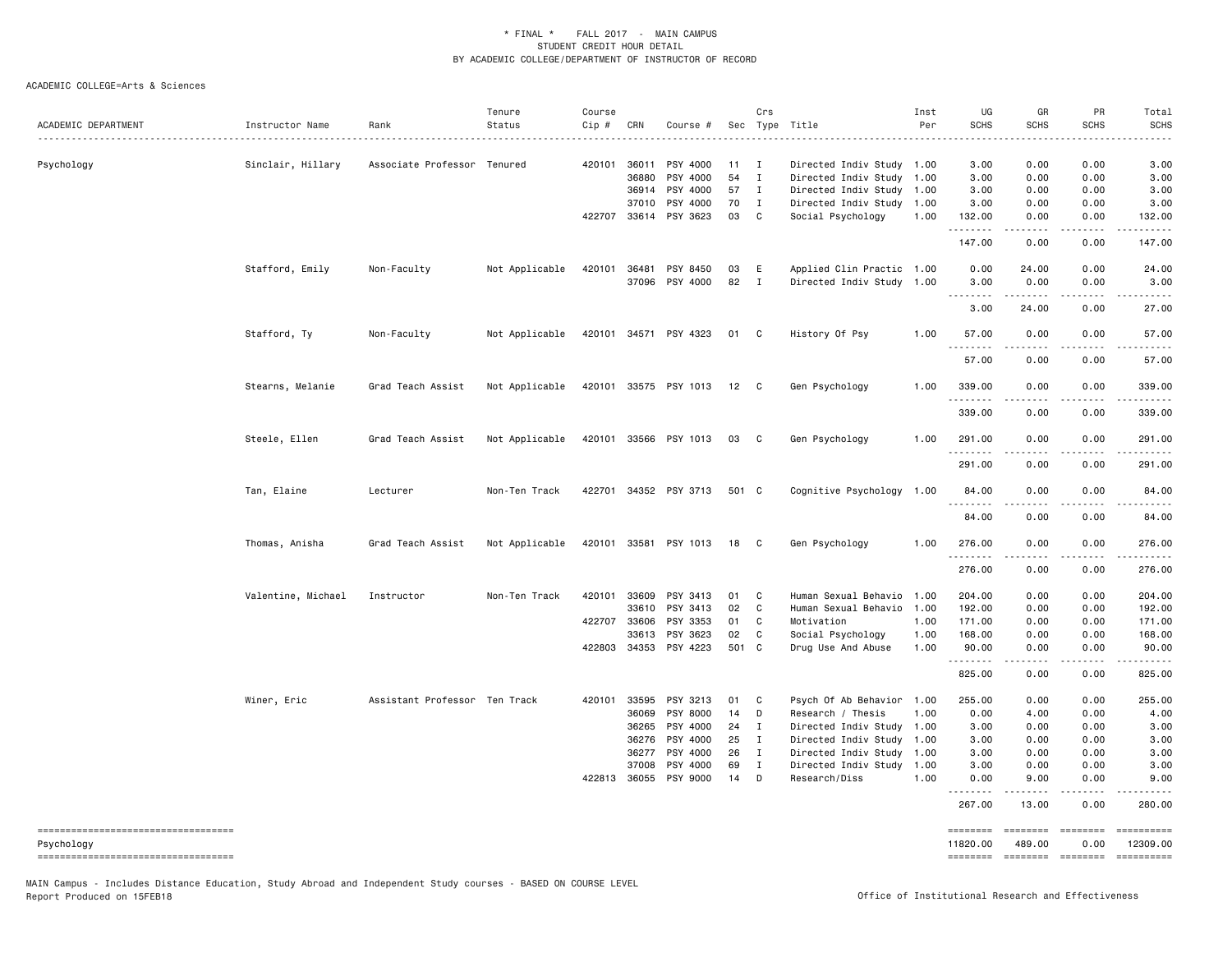\* FINAL \* FALL 2017 - MAIN CAMPUS
STUDENT CREDIT HOUR DETAIL
BY ACADEMIC COLLEGE/DEPARTMENT OF INSTRUCTOR OF RECORD

ACADEMIC COLLEGE=Arts & Sciences

| ACADEMIC DEPARTMENT | Instructor Name | Rank | Tenure Status | Course Cip # | CRN | Course # | Sec | Crs Type | Title | Inst Per | UG SCHS | GR SCHS | PR SCHS | Total SCHS |
|---|---|---|---|---|---|---|---|---|---|---|---|---|---|---|
| Psychology | Sinclair, Hillary | Associate Professor | Tenured | 420101 | 36011 | PSY 4000 | 11 | I | Directed Indiv Study | 1.00 | 3.00 | 0.00 | 0.00 | 3.00 |
| | | | | | 36880 | PSY 4000 | 54 | I | Directed Indiv Study | 1.00 | 3.00 | 0.00 | 0.00 | 3.00 |
| | | | | | 36914 | PSY 4000 | 57 | I | Directed Indiv Study | 1.00 | 3.00 | 0.00 | 0.00 | 3.00 |
| | | | | | 37010 | PSY 4000 | 70 | I | Directed Indiv Study | 1.00 | 3.00 | 0.00 | 0.00 | 3.00 |
| | | | | 422707 | 33614 | PSY 3623 | 03 | C | Social Psychology | 1.00 | 132.00 | 0.00 | 0.00 | 132.00 |
| | | | | | | | | | | | 147.00 | 0.00 | 0.00 | 147.00 |
| | Stafford, Emily | Non-Faculty | Not Applicable | 420101 | 36481 | PSY 8450 | 03 | E | Applied Clin Practic | 1.00 | 0.00 | 24.00 | 0.00 | 24.00 |
| | | | | | 37096 | PSY 4000 | 82 | I | Directed Indiv Study | 1.00 | 3.00 | 0.00 | 0.00 | 3.00 |
| | | | | | | | | | | | 3.00 | 24.00 | 0.00 | 27.00 |
| | Stafford, Ty | Non-Faculty | Not Applicable | 420101 | 34571 | PSY 4323 | 01 | C | History Of Psy | 1.00 | 57.00 | 0.00 | 0.00 | 57.00 |
| | | | | | | | | | | | 57.00 | 0.00 | 0.00 | 57.00 |
| | Stearns, Melanie | Grad Teach Assist | Not Applicable | 420101 | 33575 | PSY 1013 | 12 | C | Gen Psychology | 1.00 | 339.00 | 0.00 | 0.00 | 339.00 |
| | | | | | | | | | | | 339.00 | 0.00 | 0.00 | 339.00 |
| | Steele, Ellen | Grad Teach Assist | Not Applicable | 420101 | 33566 | PSY 1013 | 03 | C | Gen Psychology | 1.00 | 291.00 | 0.00 | 0.00 | 291.00 |
| | | | | | | | | | | | 291.00 | 0.00 | 0.00 | 291.00 |
| | Tan, Elaine | Lecturer | Non-Ten Track | 422701 | 34352 | PSY 3713 | 501 | C | Cognitive Psychology | 1.00 | 84.00 | 0.00 | 0.00 | 84.00 |
| | | | | | | | | | | | 84.00 | 0.00 | 0.00 | 84.00 |
| | Thomas, Anisha | Grad Teach Assist | Not Applicable | 420101 | 33581 | PSY 1013 | 18 | C | Gen Psychology | 1.00 | 276.00 | 0.00 | 0.00 | 276.00 |
| | | | | | | | | | | | 276.00 | 0.00 | 0.00 | 276.00 |
| | Valentine, Michael | Instructor | Non-Ten Track | 420101 | 33609 | PSY 3413 | 01 | C | Human Sexual Behavio | 1.00 | 204.00 | 0.00 | 0.00 | 204.00 |
| | | | | | 33610 | PSY 3413 | 02 | C | Human Sexual Behavio | 1.00 | 192.00 | 0.00 | 0.00 | 192.00 |
| | | | | 422707 | 33606 | PSY 3353 | 01 | C | Motivation | 1.00 | 171.00 | 0.00 | 0.00 | 171.00 |
| | | | | | 33613 | PSY 3623 | 02 | C | Social Psychology | 1.00 | 168.00 | 0.00 | 0.00 | 168.00 |
| | | | | 422803 | 34353 | PSY 4223 | 501 | C | Drug Use And Abuse | 1.00 | 90.00 | 0.00 | 0.00 | 90.00 |
| | | | | | | | | | | | 825.00 | 0.00 | 0.00 | 825.00 |
| | Winer, Eric | Assistant Professor | Ten Track | 420101 | 33595 | PSY 3213 | 01 | C | Psych Of Ab Behavior | 1.00 | 255.00 | 0.00 | 0.00 | 255.00 |
| | | | | | 36069 | PSY 8000 | 14 | D | Research / Thesis | 1.00 | 0.00 | 4.00 | 0.00 | 4.00 |
| | | | | | 36265 | PSY 4000 | 24 | I | Directed Indiv Study | 1.00 | 3.00 | 0.00 | 0.00 | 3.00 |
| | | | | | 36276 | PSY 4000 | 25 | I | Directed Indiv Study | 1.00 | 3.00 | 0.00 | 0.00 | 3.00 |
| | | | | | 36277 | PSY 4000 | 26 | I | Directed Indiv Study | 1.00 | 3.00 | 0.00 | 0.00 | 3.00 |
| | | | | | 37008 | PSY 4000 | 69 | I | Directed Indiv Study | 1.00 | 3.00 | 0.00 | 0.00 | 3.00 |
| | | | | 422813 | 36055 | PSY 9000 | 14 | D | Research/Diss | 1.00 | 0.00 | 9.00 | 0.00 | 9.00 |
| | | | | | | | | | | | 267.00 | 13.00 | 0.00 | 280.00 |
| Psychology | | | | | | | | | | | 11820.00 | 489.00 | 0.00 | 12309.00 |

MAIN Campus - Includes Distance Education, Study Abroad and Independent Study courses - BASED ON COURSE LEVEL
Report Produced on 15FEB18

Office of Institutional Research and Effectiveness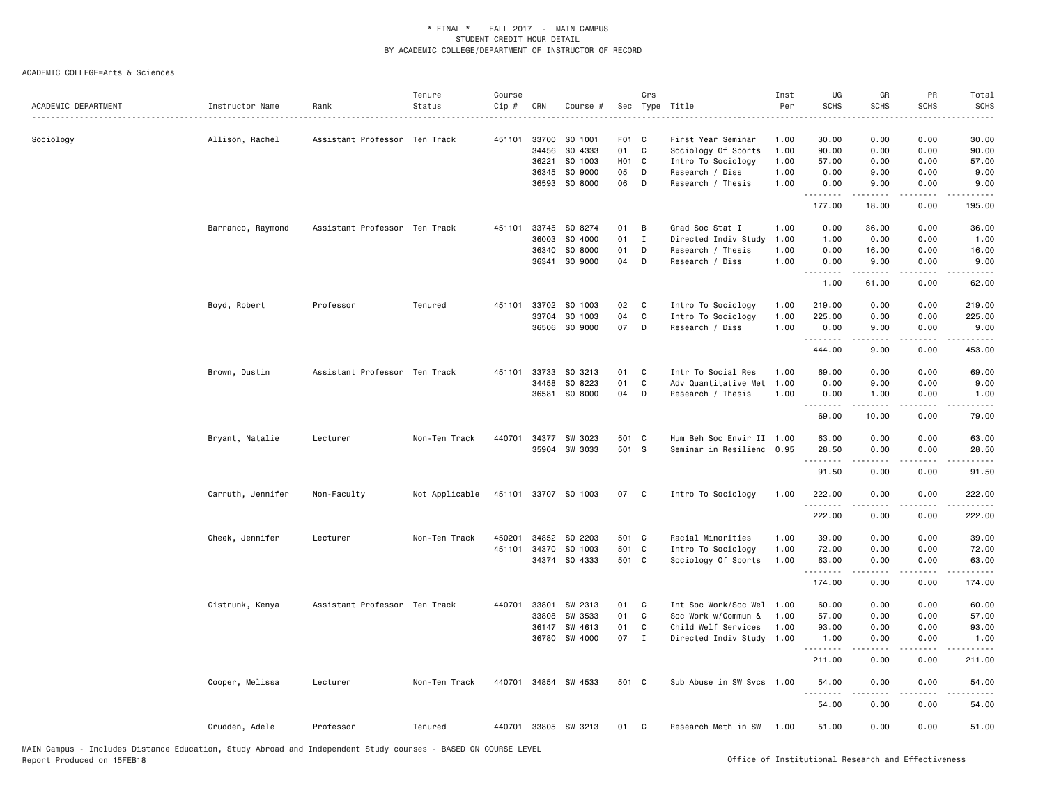# * FINAL * FALL 2017 - MAIN CAMPUS
## STUDENT CREDIT HOUR DETAIL
## BY ACADEMIC COLLEGE/DEPARTMENT OF INSTRUCTOR OF RECORD

ACADEMIC COLLEGE=Arts & Sciences

| ACADEMIC DEPARTMENT | Instructor Name | Rank | Tenure Status | Course Cip # | CRN | Course # | Sec | Crs Type | Title | Inst Per | UG SCHS | GR SCHS | PR SCHS | Total SCHS |
|---|---|---|---|---|---|---|---|---|---|---|---|---|---|---|
| Sociology | Allison, Rachel | Assistant Professor | Ten Track | 451101 | 33700 | SO 1001 | F01 | C | First Year Seminar | 1.00 | 30.00 | 0.00 | 0.00 | 30.00 |
| | | | | | 34456 | SO 4333 | 01 | C | Sociology Of Sports | 1.00 | 90.00 | 0.00 | 0.00 | 90.00 |
| | | | | | 36221 | SO 1003 | H01 | C | Intro To Sociology | 1.00 | 57.00 | 0.00 | 0.00 | 57.00 |
| | | | | | 36345 | SO 9000 | 05 | D | Research / Diss | 1.00 | 0.00 | 9.00 | 0.00 | 9.00 |
| | | | | | 36593 | SO 8000 | 06 | D | Research / Thesis | 1.00 | 0.00 | 9.00 | 0.00 | 9.00 |
| | | | | | | | | | | | 177.00 | 18.00 | 0.00 | 195.00 |
| | Barranco, Raymond | Assistant Professor | Ten Track | 451101 | 33745 | SO 8274 | 01 | B | Grad Soc Stat I | 1.00 | 0.00 | 36.00 | 0.00 | 36.00 |
| | | | | | 36003 | SO 4000 | 01 | I | Directed Indiv Study | 1.00 | 1.00 | 0.00 | 0.00 | 1.00 |
| | | | | | 36340 | SO 8000 | 01 | D | Research / Thesis | 1.00 | 0.00 | 16.00 | 0.00 | 16.00 |
| | | | | | 36341 | SO 9000 | 04 | D | Research / Diss | 1.00 | 0.00 | 9.00 | 0.00 | 9.00 |
| | | | | | | | | | | | 1.00 | 61.00 | 0.00 | 62.00 |
| | Boyd, Robert | Professor | Tenured | 451101 | 33702 | SO 1003 | 02 | C | Intro To Sociology | 1.00 | 219.00 | 0.00 | 0.00 | 219.00 |
| | | | | | 33704 | SO 1003 | 04 | C | Intro To Sociology | 1.00 | 225.00 | 0.00 | 0.00 | 225.00 |
| | | | | | 36506 | SO 9000 | 07 | D | Research / Diss | 1.00 | 0.00 | 9.00 | 0.00 | 9.00 |
| | | | | | | | | | | | 444.00 | 9.00 | 0.00 | 453.00 |
| | Brown, Dustin | Assistant Professor | Ten Track | 451101 | 33733 | SO 3213 | 01 | C | Intr To Social Res | 1.00 | 69.00 | 0.00 | 0.00 | 69.00 |
| | | | | | 34458 | SO 8223 | 01 | C | Adv Quantitative Met | 1.00 | 0.00 | 9.00 | 0.00 | 9.00 |
| | | | | | 36581 | SO 8000 | 04 | D | Research / Thesis | 1.00 | 0.00 | 1.00 | 0.00 | 1.00 |
| | | | | | | | | | | | 69.00 | 10.00 | 0.00 | 79.00 |
| | Bryant, Natalie | Lecturer | Non-Ten Track | 440701 | 34377 | SW 3023 | 501 | C | Hum Beh Soc Envir II | 1.00 | 63.00 | 0.00 | 0.00 | 63.00 |
| | | | | | 35904 | SW 3033 | 501 | S | Seminar in Resilienc | 0.95 | 28.50 | 0.00 | 0.00 | 28.50 |
| | | | | | | | | | | | 91.50 | 0.00 | 0.00 | 91.50 |
| | Carruth, Jennifer | Non-Faculty | Not Applicable | 451101 | 33707 | SO 1003 | 07 | C | Intro To Sociology | 1.00 | 222.00 | 0.00 | 0.00 | 222.00 |
| | | | | | | | | | | | 222.00 | 0.00 | 0.00 | 222.00 |
| | Cheek, Jennifer | Lecturer | Non-Ten Track | 450201 | 34852 | SO 2203 | 501 | C | Racial Minorities | 1.00 | 39.00 | 0.00 | 0.00 | 39.00 |
| | | | | 451101 | 34370 | SO 1003 | 501 | C | Intro To Sociology | 1.00 | 72.00 | 0.00 | 0.00 | 72.00 |
| | | | | | 34374 | SO 4333 | 501 | C | Sociology Of Sports | 1.00 | 63.00 | 0.00 | 0.00 | 63.00 |
| | | | | | | | | | | | 174.00 | 0.00 | 0.00 | 174.00 |
| | Cistrunk, Kenya | Assistant Professor | Ten Track | 440701 | 33801 | SW 2313 | 01 | C | Int Soc Work/Soc Wel | 1.00 | 60.00 | 0.00 | 0.00 | 60.00 |
| | | | | | 33808 | SW 3533 | 01 | C | Soc Work w/Commun & | 1.00 | 57.00 | 0.00 | 0.00 | 57.00 |
| | | | | | 36147 | SW 4613 | 01 | C | Child Welf Services | 1.00 | 93.00 | 0.00 | 0.00 | 93.00 |
| | | | | | 36780 | SW 4000 | 07 | I | Directed Indiv Study | 1.00 | 1.00 | 0.00 | 0.00 | 1.00 |
| | | | | | | | | | | | 211.00 | 0.00 | 0.00 | 211.00 |
| | Cooper, Melissa | Lecturer | Non-Ten Track | 440701 | 34854 | SW 4533 | 501 | C | Sub Abuse in SW Svcs | 1.00 | 54.00 | 0.00 | 0.00 | 54.00 |
| | | | | | | | | | | | 54.00 | 0.00 | 0.00 | 54.00 |
| | Crudden, Adele | Professor | Tenured | 440701 | 33805 | SW 3213 | 01 | C | Research Meth in SW | 1.00 | 51.00 | 0.00 | 0.00 | 51.00 |

MAIN Campus - Includes Distance Education, Study Abroad and Independent Study courses - BASED ON COURSE LEVEL
Report Produced on 15FEB18

Office of Institutional Research and Effectiveness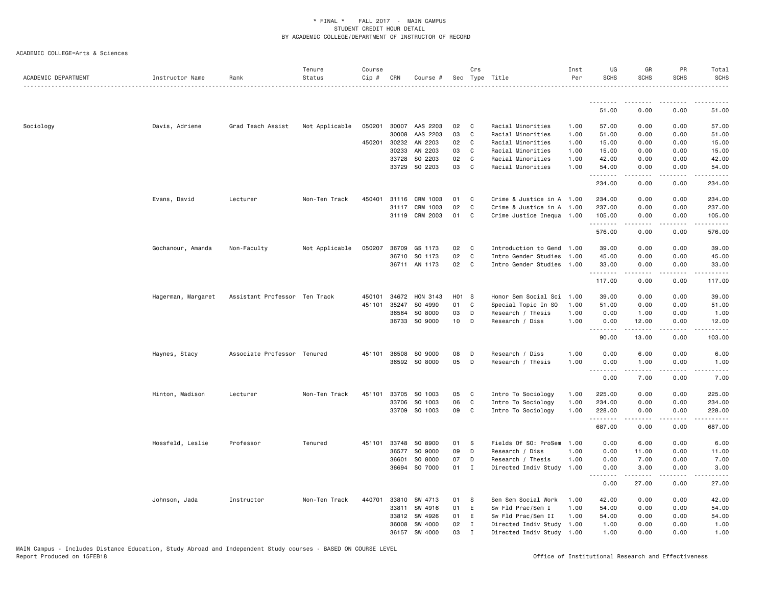* FINAL * FALL 2017 - MAIN CAMPUS
STUDENT CREDIT HOUR DETAIL
BY ACADEMIC COLLEGE/DEPARTMENT OF INSTRUCTOR OF RECORD

ACADEMIC COLLEGE=Arts & Sciences

| ACADEMIC DEPARTMENT | Instructor Name | Rank | Tenure Status | Course Cip # | CRN | Course # | Sec | Crs Type | Title | Inst Per | UG SCHS | GR SCHS | PR SCHS | Total SCHS |
|---|---|---|---|---|---|---|---|---|---|---|---|---|---|---|
| | | | | | | | | | | | 51.00 | 0.00 | 0.00 | 51.00 |
| Sociology | Davis, Adriene | Grad Teach Assist | Not Applicable | 050201 | 30007 | AAS 2203 | 02 | C | Racial Minorities | 1.00 | 57.00 | 0.00 | 0.00 | 57.00 |
| | | | | | 30008 | AAS 2203 | 03 | C | Racial Minorities | 1.00 | 51.00 | 0.00 | 0.00 | 51.00 |
| | | | | 450201 | 30232 | AN 2203 | 02 | C | Racial Minorities | 1.00 | 15.00 | 0.00 | 0.00 | 15.00 |
| | | | | | 30233 | AN 2203 | 03 | C | Racial Minorities | 1.00 | 15.00 | 0.00 | 0.00 | 15.00 |
| | | | | | 33728 | SO 2203 | 02 | C | Racial Minorities | 1.00 | 42.00 | 0.00 | 0.00 | 42.00 |
| | | | | | 33729 | SO 2203 | 03 | C | Racial Minorities | 1.00 | 54.00 | 0.00 | 0.00 | 54.00 |
| | | | | | | | | | | | 234.00 | 0.00 | 0.00 | 234.00 |
| | Evans, David | Lecturer | Non-Ten Track | 450401 | 31116 | CRM 1003 | 01 | C | Crime & Justice in A | 1.00 | 234.00 | 0.00 | 0.00 | 234.00 |
| | | | | | 31117 | CRM 1003 | 02 | C | Crime & Justice in A | 1.00 | 237.00 | 0.00 | 0.00 | 237.00 |
| | | | | | 31119 | CRM 2003 | 01 | C | Crime Justice Inequa | 1.00 | 105.00 | 0.00 | 0.00 | 105.00 |
| | | | | | | | | | | | 576.00 | 0.00 | 0.00 | 576.00 |
| | Gochanour, Amanda | Non-Faculty | Not Applicable | 050207 | 36709 | GS 1173 | 02 | C | Introduction to Gend | 1.00 | 39.00 | 0.00 | 0.00 | 39.00 |
| | | | | | 36710 | SO 1173 | 02 | C | Intro Gender Studies | 1.00 | 45.00 | 0.00 | 0.00 | 45.00 |
| | | | | | 36711 | AN 1173 | 02 | C | Intro Gender Studies | 1.00 | 33.00 | 0.00 | 0.00 | 33.00 |
| | | | | | | | | | | | 117.00 | 0.00 | 0.00 | 117.00 |
| | Hagerman, Margaret | Assistant Professor | Ten Track | 450101 | 34672 | HON 3143 | H01 | S | Honor Sem Social Sci | 1.00 | 39.00 | 0.00 | 0.00 | 39.00 |
| | | | | 451101 | 35247 | SO 4990 | 01 | C | Special Topic In SO | 1.00 | 51.00 | 0.00 | 0.00 | 51.00 |
| | | | | | 36564 | SO 8000 | 03 | D | Research / Thesis | 1.00 | 0.00 | 1.00 | 0.00 | 1.00 |
| | | | | | 36733 | SO 9000 | 10 | D | Research / Diss | 1.00 | 0.00 | 12.00 | 0.00 | 12.00 |
| | | | | | | | | | | | 90.00 | 13.00 | 0.00 | 103.00 |
| | Haynes, Stacy | Associate Professor | Tenured | 451101 | 36508 | SO 9000 | 08 | D | Research / Diss | 1.00 | 0.00 | 6.00 | 0.00 | 6.00 |
| | | | | | 36592 | SO 8000 | 05 | D | Research / Thesis | 1.00 | 0.00 | 1.00 | 0.00 | 1.00 |
| | | | | | | | | | | | 0.00 | 7.00 | 0.00 | 7.00 |
| | Hinton, Madison | Lecturer | Non-Ten Track | 451101 | 33705 | SO 1003 | 05 | C | Intro To Sociology | 1.00 | 225.00 | 0.00 | 0.00 | 225.00 |
| | | | | | 33706 | SO 1003 | 06 | C | Intro To Sociology | 1.00 | 234.00 | 0.00 | 0.00 | 234.00 |
| | | | | | 33709 | SO 1003 | 09 | C | Intro To Sociology | 1.00 | 228.00 | 0.00 | 0.00 | 228.00 |
| | | | | | | | | | | | 687.00 | 0.00 | 0.00 | 687.00 |
| | Hossfeld, Leslie | Professor | Tenured | 451101 | 33748 | SO 8900 | 01 | S | Fields Of SO: ProSem | 1.00 | 0.00 | 6.00 | 0.00 | 6.00 |
| | | | | | 36577 | SO 9000 | 09 | D | Research / Diss | 1.00 | 0.00 | 11.00 | 0.00 | 11.00 |
| | | | | | 36601 | SO 8000 | 07 | D | Research / Thesis | 1.00 | 0.00 | 7.00 | 0.00 | 7.00 |
| | | | | | 36694 | SO 7000 | 01 | I | Directed Indiv Study | 1.00 | 0.00 | 3.00 | 0.00 | 3.00 |
| | | | | | | | | | | | 0.00 | 27.00 | 0.00 | 27.00 |
| | Johnson, Jada | Instructor | Non-Ten Track | 440701 | 33810 | SW 4713 | 01 | S | Sen Sem Social Work | 1.00 | 42.00 | 0.00 | 0.00 | 42.00 |
| | | | | | 33811 | SW 4916 | 01 | E | Sw Fld Prac/Sem I | 1.00 | 54.00 | 0.00 | 0.00 | 54.00 |
| | | | | | 33812 | SW 4926 | 01 | E | Sw Fld Prac/Sem II | 1.00 | 54.00 | 0.00 | 0.00 | 54.00 |
| | | | | | 36008 | SW 4000 | 02 | I | Directed Indiv Study | 1.00 | 1.00 | 0.00 | 0.00 | 1.00 |
| | | | | | 36157 | SW 4000 | 03 | I | Directed Indiv Study | 1.00 | 1.00 | 0.00 | 0.00 | 1.00 |

MAIN Campus - Includes Distance Education, Study Abroad and Independent Study courses - BASED ON COURSE LEVEL
Report Produced on 15FEB18

Office of Institutional Research and Effectiveness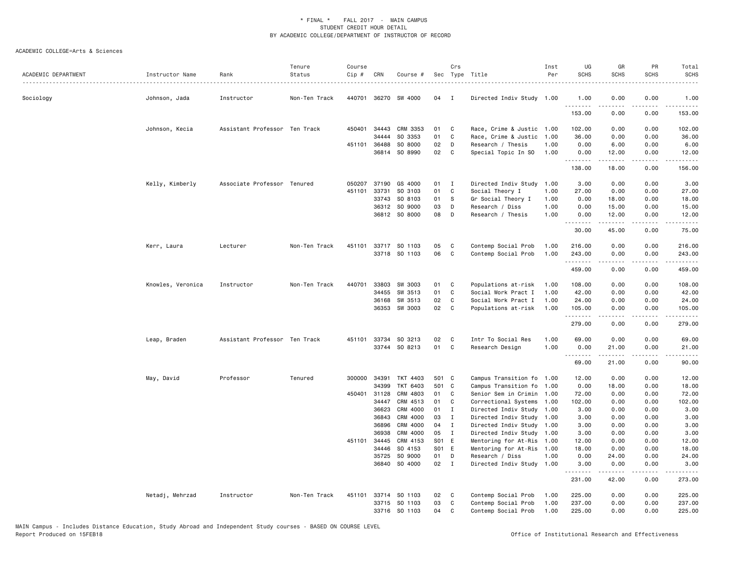\* FINAL \* FALL 2017 - MAIN CAMPUS
STUDENT CREDIT HOUR DETAIL
BY ACADEMIC COLLEGE/DEPARTMENT OF INSTRUCTOR OF RECORD

ACADEMIC COLLEGE=Arts & Sciences

| ACADEMIC DEPARTMENT | Instructor Name | Rank | Tenure Status | Course Cip # | CRN | Course # | Sec | Crs Type | Title | Inst Per | UG SCHS | GR SCHS | PR SCHS | Total SCHS |
|---|---|---|---|---|---|---|---|---|---|---|---|---|---|---|
| Sociology | Johnson, Jada | Instructor | Non-Ten Track | 440701 | 36270 | SW 4000 | 04 | I | Directed Indiv Study | 1.00 | 1.00 | 0.00 | 0.00 | 1.00 |
| | | | | | | | | | | | 153.00 | 0.00 | 0.00 | 153.00 |
| | Johnson, Kecia | Assistant Professor | Ten Track | 450401 | 34443 | CRM 3353 | 01 | C | Race, Crime & Justic | 1.00 | 102.00 | 0.00 | 0.00 | 102.00 |
| | | | | | 34444 | SO 3353 | 01 | C | Race, Crime & Justic | 1.00 | 36.00 | 0.00 | 0.00 | 36.00 |
| | | | | 451101 | 36488 | SO 8000 | 02 | D | Research / Thesis | 1.00 | 0.00 | 6.00 | 0.00 | 6.00 |
| | | | | | 36814 | SO 8990 | 02 | C | Special Topic In SO | 1.00 | 0.00 | 12.00 | 0.00 | 12.00 |
| | | | | | | | | | | | 138.00 | 18.00 | 0.00 | 156.00 |
| | Kelly, Kimberly | Associate Professor | Tenured | 050207 | 37190 | GS 4000 | 01 | I | Directed Indiv Study | 1.00 | 3.00 | 0.00 | 0.00 | 3.00 |
| | | | | 451101 | 33731 | SO 3103 | 01 | C | Social Theory I | 1.00 | 27.00 | 0.00 | 0.00 | 27.00 |
| | | | | | 33743 | SO 8103 | 01 | S | Gr Social Theory I | 1.00 | 0.00 | 18.00 | 0.00 | 18.00 |
| | | | | | 36312 | SO 9000 | 03 | D | Research / Diss | 1.00 | 0.00 | 15.00 | 0.00 | 15.00 |
| | | | | | 36812 | SO 8000 | 08 | D | Research / Thesis | 1.00 | 0.00 | 12.00 | 0.00 | 12.00 |
| | | | | | | | | | | | 30.00 | 45.00 | 0.00 | 75.00 |
| | Kerr, Laura | Lecturer | Non-Ten Track | 451101 | 33717 | SO 1103 | 05 | C | Contemp Social Prob | 1.00 | 216.00 | 0.00 | 0.00 | 216.00 |
| | | | | | 33718 | SO 1103 | 06 | C | Contemp Social Prob | 1.00 | 243.00 | 0.00 | 0.00 | 243.00 |
| | | | | | | | | | | | 459.00 | 0.00 | 0.00 | 459.00 |
| | Knowles, Veronica | Instructor | Non-Ten Track | 440701 | 33803 | SW 3003 | 01 | C | Populations at-risk | 1.00 | 108.00 | 0.00 | 0.00 | 108.00 |
| | | | | | 34455 | SW 3513 | 01 | C | Social Work Pract I | 1.00 | 42.00 | 0.00 | 0.00 | 42.00 |
| | | | | | 36168 | SW 3513 | 02 | C | Social Work Pract I | 1.00 | 24.00 | 0.00 | 0.00 | 24.00 |
| | | | | | 36353 | SW 3003 | 02 | C | Populations at-risk | 1.00 | 105.00 | 0.00 | 0.00 | 105.00 |
| | | | | | | | | | | | 279.00 | 0.00 | 0.00 | 279.00 |
| | Leap, Braden | Assistant Professor | Ten Track | 451101 | 33734 | SO 3213 | 02 | C | Intr To Social Res | 1.00 | 69.00 | 0.00 | 0.00 | 69.00 |
| | | | | | 33744 | SO 8213 | 01 | C | Research Design | 1.00 | 0.00 | 21.00 | 0.00 | 21.00 |
| | | | | | | | | | | | 69.00 | 21.00 | 0.00 | 90.00 |
| | May, David | Professor | Tenured | 300000 | 34391 | TKT 4403 | 501 | C | Campus Transition fo | 1.00 | 12.00 | 0.00 | 0.00 | 12.00 |
| | | | | | 34399 | TKT 6403 | 501 | C | Campus Transition fo | 1.00 | 0.00 | 18.00 | 0.00 | 18.00 |
| | | | | 450401 | 31128 | CRM 4803 | 01 | C | Senior Sem in Crimin | 1.00 | 72.00 | 0.00 | 0.00 | 72.00 |
| | | | | | 34447 | CRM 4513 | 01 | C | Correctional Systems | 1.00 | 102.00 | 0.00 | 0.00 | 102.00 |
| | | | | | 36623 | CRM 4000 | 01 | I | Directed Indiv Study | 1.00 | 3.00 | 0.00 | 0.00 | 3.00 |
| | | | | | 36843 | CRM 4000 | 03 | I | Directed Indiv Study | 1.00 | 3.00 | 0.00 | 0.00 | 3.00 |
| | | | | | 36896 | CRM 4000 | 04 | I | Directed Indiv Study | 1.00 | 3.00 | 0.00 | 0.00 | 3.00 |
| | | | | | 36938 | CRM 4000 | 05 | I | Directed Indiv Study | 1.00 | 3.00 | 0.00 | 0.00 | 3.00 |
| | | | | 451101 | 34445 | CRM 4153 | S01 | E | Mentoring for At-Ris | 1.00 | 12.00 | 0.00 | 0.00 | 12.00 |
| | | | | | 34446 | SO 4153 | S01 | E | Mentoring for At-Ris | 1.00 | 18.00 | 0.00 | 0.00 | 18.00 |
| | | | | | 35725 | SO 9000 | 01 | D | Research / Diss | 1.00 | 0.00 | 24.00 | 0.00 | 24.00 |
| | | | | | 36840 | SO 4000 | 02 | I | Directed Indiv Study | 1.00 | 3.00 | 0.00 | 0.00 | 3.00 |
| | | | | | | | | | | | 231.00 | 42.00 | 0.00 | 273.00 |
| | Netadj, Mehrzad | Instructor | Non-Ten Track | 451101 | 33714 | SO 1103 | 02 | C | Contemp Social Prob | 1.00 | 225.00 | 0.00 | 0.00 | 225.00 |
| | | | | | 33715 | SO 1103 | 03 | C | Contemp Social Prob | 1.00 | 237.00 | 0.00 | 0.00 | 237.00 |
| | | | | | 33716 | SO 1103 | 04 | C | Contemp Social Prob | 1.00 | 225.00 | 0.00 | 0.00 | 225.00 |

MAIN Campus - Includes Distance Education, Study Abroad and Independent Study courses - BASED ON COURSE LEVEL
Report Produced on 15FEB18 Office of Institutional Research and Effectiveness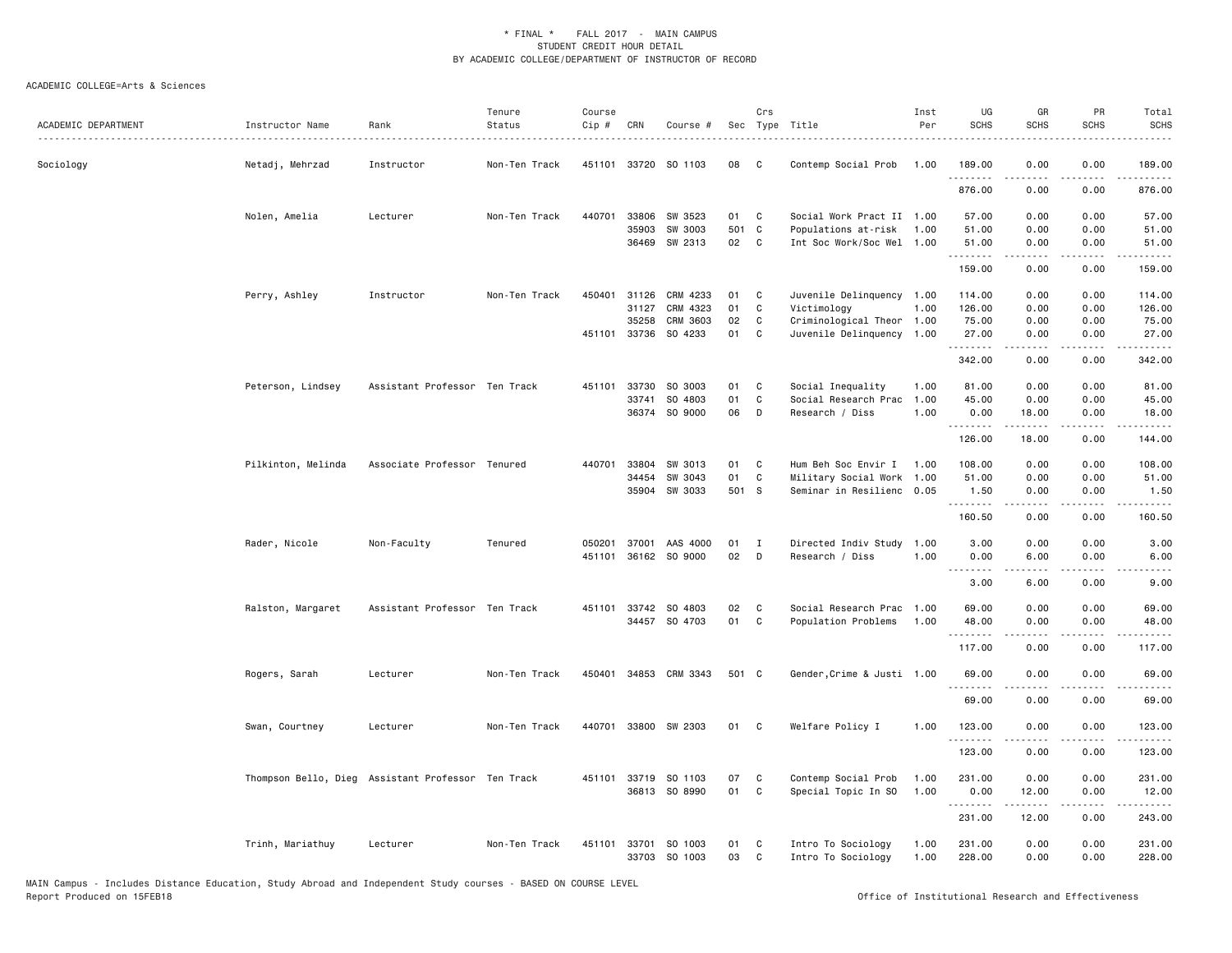\* FINAL \*    FALL 2017  -  MAIN CAMPUS
STUDENT CREDIT HOUR DETAIL
BY ACADEMIC COLLEGE/DEPARTMENT OF INSTRUCTOR OF RECORD

ACADEMIC COLLEGE=Arts & Sciences

| ACADEMIC DEPARTMENT | Instructor Name | Rank | Tenure Status | Course Cip # | CRN | Course # | Sec | Crs Type | Title | Inst Per | UG SCHS | GR SCHS | PR SCHS | Total SCHS |
|---|---|---|---|---|---|---|---|---|---|---|---|---|---|---|
| Sociology | Netadj, Mehrzad | Instructor | Non-Ten Track | 451101 | 33720 | SO 1103 | 08 | C | Contemp Social Prob | 1.00 | 189.00 | 0.00 | 0.00 | 189.00 |
| | | | | | | | | | | | 876.00 | 0.00 | 0.00 | 876.00 |
| | Nolen, Amelia | Lecturer | Non-Ten Track | 440701 | 33806 | SW 3523 | 01 | C | Social Work Pract II | 1.00 | 57.00 | 0.00 | 0.00 | 57.00 |
| | | | | | 35903 | SW 3003 | 501 | C | Populations at-risk | 1.00 | 51.00 | 0.00 | 0.00 | 51.00 |
| | | | | | 36469 | SW 2313 | 02 | C | Int Soc Work/Soc Wel | 1.00 | 51.00 | 0.00 | 0.00 | 51.00 |
| | | | | | | | | | | | 159.00 | 0.00 | 0.00 | 159.00 |
| | Perry, Ashley | Instructor | Non-Ten Track | 450401 | 31126 | CRM 4233 | 01 | C | Juvenile Delinquency | 1.00 | 114.00 | 0.00 | 0.00 | 114.00 |
| | | | | | 31127 | CRM 4323 | 01 | C | Victimology | 1.00 | 126.00 | 0.00 | 0.00 | 126.00 |
| | | | | | 35258 | CRM 3603 | 02 | C | Criminological Theor | 1.00 | 75.00 | 0.00 | 0.00 | 75.00 |
| | | | | 451101 | 33736 | SO 4233 | 01 | C | Juvenile Delinquency | 1.00 | 27.00 | 0.00 | 0.00 | 27.00 |
| | | | | | | | | | | | 342.00 | 0.00 | 0.00 | 342.00 |
| | Peterson, Lindsey | Assistant Professor | Ten Track | 451101 | 33730 | SO 3003 | 01 | C | Social Inequality | 1.00 | 81.00 | 0.00 | 0.00 | 81.00 |
| | | | | | 33741 | SO 4803 | 01 | C | Social Research Prac | 1.00 | 45.00 | 0.00 | 0.00 | 45.00 |
| | | | | | 36374 | SO 9000 | 06 | D | Research / Diss | 1.00 | 0.00 | 18.00 | 0.00 | 18.00 |
| | | | | | | | | | | | 126.00 | 18.00 | 0.00 | 144.00 |
| | Pilkinton, Melinda | Associate Professor | Tenured | 440701 | 33804 | SW 3013 | 01 | C | Hum Beh Soc Envir I | 1.00 | 108.00 | 0.00 | 0.00 | 108.00 |
| | | | | | 34454 | SW 3043 | 01 | C | Military Social Work | 1.00 | 51.00 | 0.00 | 0.00 | 51.00 |
| | | | | | 35904 | SW 3033 | 501 | S | Seminar in Resilienc | 0.05 | 1.50 | 0.00 | 0.00 | 1.50 |
| | | | | | | | | | | | 160.50 | 0.00 | 0.00 | 160.50 |
| | Rader, Nicole | Non-Faculty | Tenured | 050201 | 37001 | AAS 4000 | 01 | I | Directed Indiv Study | 1.00 | 3.00 | 0.00 | 0.00 | 3.00 |
| | | | | 451101 | 36162 | SO 9000 | 02 | D | Research / Diss | 1.00 | 0.00 | 6.00 | 0.00 | 6.00 |
| | | | | | | | | | | | 3.00 | 6.00 | 0.00 | 9.00 |
| | Ralston, Margaret | Assistant Professor | Ten Track | 451101 | 33742 | SO 4803 | 02 | C | Social Research Prac | 1.00 | 69.00 | 0.00 | 0.00 | 69.00 |
| | | | | | 34457 | SO 4703 | 01 | C | Population Problems | 1.00 | 48.00 | 0.00 | 0.00 | 48.00 |
| | | | | | | | | | | | 117.00 | 0.00 | 0.00 | 117.00 |
| | Rogers, Sarah | Lecturer | Non-Ten Track | 450401 | 34853 | CRM 3343 | 501 | C | Gender,Crime & Justi | 1.00 | 69.00 | 0.00 | 0.00 | 69.00 |
| | | | | | | | | | | | 69.00 | 0.00 | 0.00 | 69.00 |
| | Swan, Courtney | Lecturer | Non-Ten Track | 440701 | 33800 | SW 2303 | 01 | C | Welfare Policy I | 1.00 | 123.00 | 0.00 | 0.00 | 123.00 |
| | | | | | | | | | | | 123.00 | 0.00 | 0.00 | 123.00 |
| | Thompson Bello, Dieg | Assistant Professor | Ten Track | 451101 | 33719 | SO 1103 | 07 | C | Contemp Social Prob | 1.00 | 231.00 | 0.00 | 0.00 | 231.00 |
| | | | | | 36813 | SO 8990 | 01 | C | Special Topic In SO | 1.00 | 0.00 | 12.00 | 0.00 | 12.00 |
| | | | | | | | | | | | 231.00 | 12.00 | 0.00 | 243.00 |
| | Trinh, Mariathuy | Lecturer | Non-Ten Track | 451101 | 33701 | SO 1003 | 01 | C | Intro To Sociology | 1.00 | 231.00 | 0.00 | 0.00 | 231.00 |
| | | | | | 33703 | SO 1003 | 03 | C | Intro To Sociology | 1.00 | 228.00 | 0.00 | 0.00 | 228.00 |

MAIN Campus - Includes Distance Education, Study Abroad and Independent Study courses - BASED ON COURSE LEVEL
Report Produced on 15FEB18    Office of Institutional Research and Effectiveness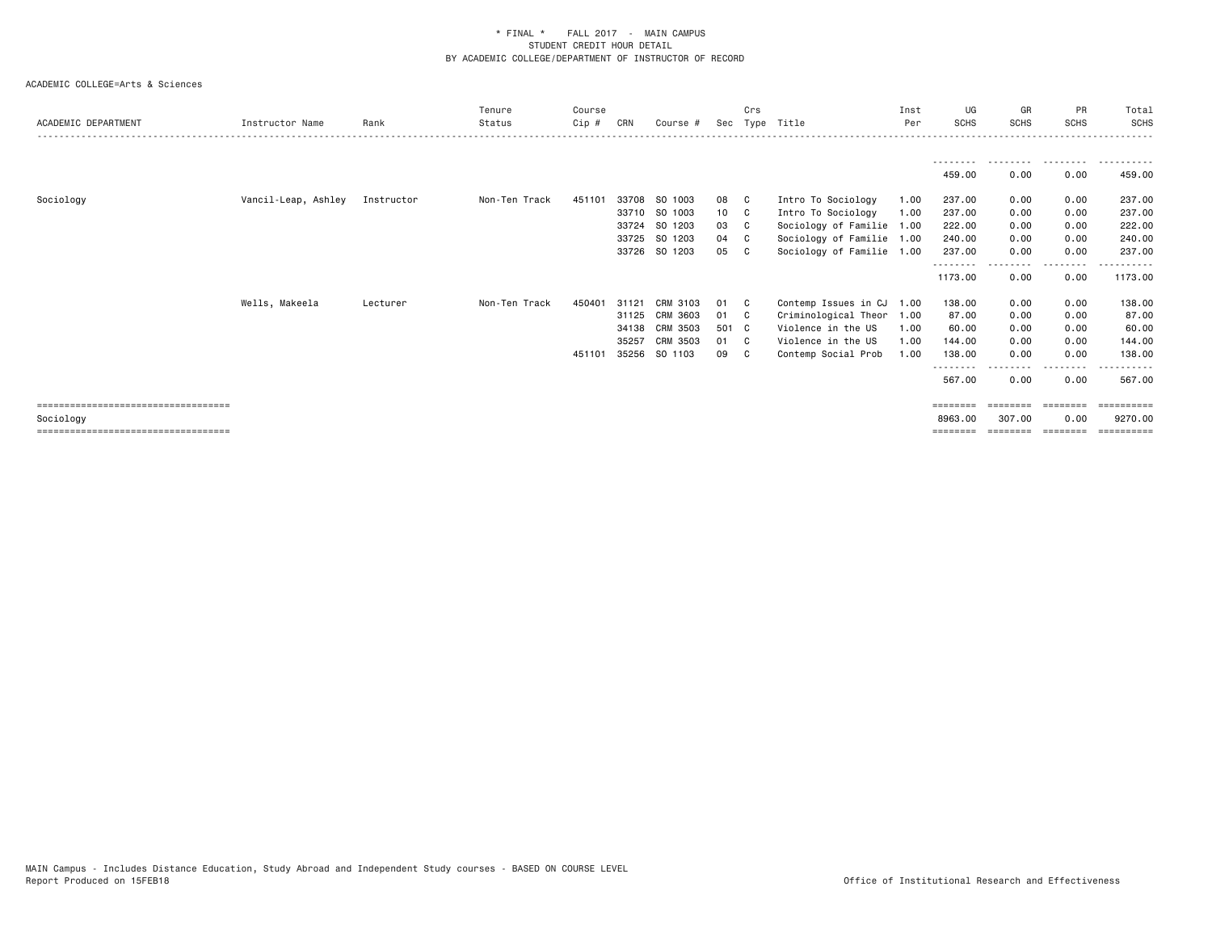\* FINAL \*    FALL 2017  -  MAIN CAMPUS
STUDENT CREDIT HOUR DETAIL
BY ACADEMIC COLLEGE/DEPARTMENT OF INSTRUCTOR OF RECORD

ACADEMIC COLLEGE=Arts & Sciences

| ACADEMIC DEPARTMENT | Instructor Name | Rank | Tenure Status | Course Cip # | CRN | Course # | Sec | Crs Type | Title | Inst Per | UG SCHS | GR SCHS | PR SCHS | Total SCHS |
|---|---|---|---|---|---|---|---|---|---|---|---|---|---|---|
| | | | | | | | | | | | 459.00 | 0.00 | 0.00 | 459.00 |
| Sociology | Vancil-Leap, Ashley | Instructor | Non-Ten Track | 451101 | 33708 | SO 1003 | 08 | C | Intro To Sociology | 1.00 | 237.00 | 0.00 | 0.00 | 237.00 |
| | | | | | 33710 | SO 1003 | 10 | C | Intro To Sociology | 1.00 | 237.00 | 0.00 | 0.00 | 237.00 |
| | | | | | 33724 | SO 1203 | 03 | C | Sociology of Familie | 1.00 | 222.00 | 0.00 | 0.00 | 222.00 |
| | | | | | 33725 | SO 1203 | 04 | C | Sociology of Familie | 1.00 | 240.00 | 0.00 | 0.00 | 240.00 |
| | | | | | 33726 | SO 1203 | 05 | C | Sociology of Familie | 1.00 | 237.00 | 0.00 | 0.00 | 237.00 |
| | | | | | | | | | | | 1173.00 | 0.00 | 0.00 | 1173.00 |
| | Wells, Makeela | Lecturer | Non-Ten Track | 450401 | 31121 | CRM 3103 | 01 | C | Contemp Issues in CJ | 1.00 | 138.00 | 0.00 | 0.00 | 138.00 |
| | | | | | 31125 | CRM 3603 | 01 | C | Criminological Theor | 1.00 | 87.00 | 0.00 | 0.00 | 87.00 |
| | | | | | 34138 | CRM 3503 | 501 | C | Violence in the US | 1.00 | 60.00 | 0.00 | 0.00 | 60.00 |
| | | | | | 35257 | CRM 3503 | 01 | C | Violence in the US | 1.00 | 144.00 | 0.00 | 0.00 | 144.00 |
| | | | | 451101 | 35256 | SO 1103 | 09 | C | Contemp Social Prob | 1.00 | 138.00 | 0.00 | 0.00 | 138.00 |
| | | | | | | | | | | | 567.00 | 0.00 | 0.00 | 567.00 |
| Sociology | | | | | | | | | | | 8963.00 | 307.00 | 0.00 | 9270.00 |

MAIN Campus - Includes Distance Education, Study Abroad and Independent Study courses - BASED ON COURSE LEVEL
Report Produced on 15FEB18

Office of Institutional Research and Effectiveness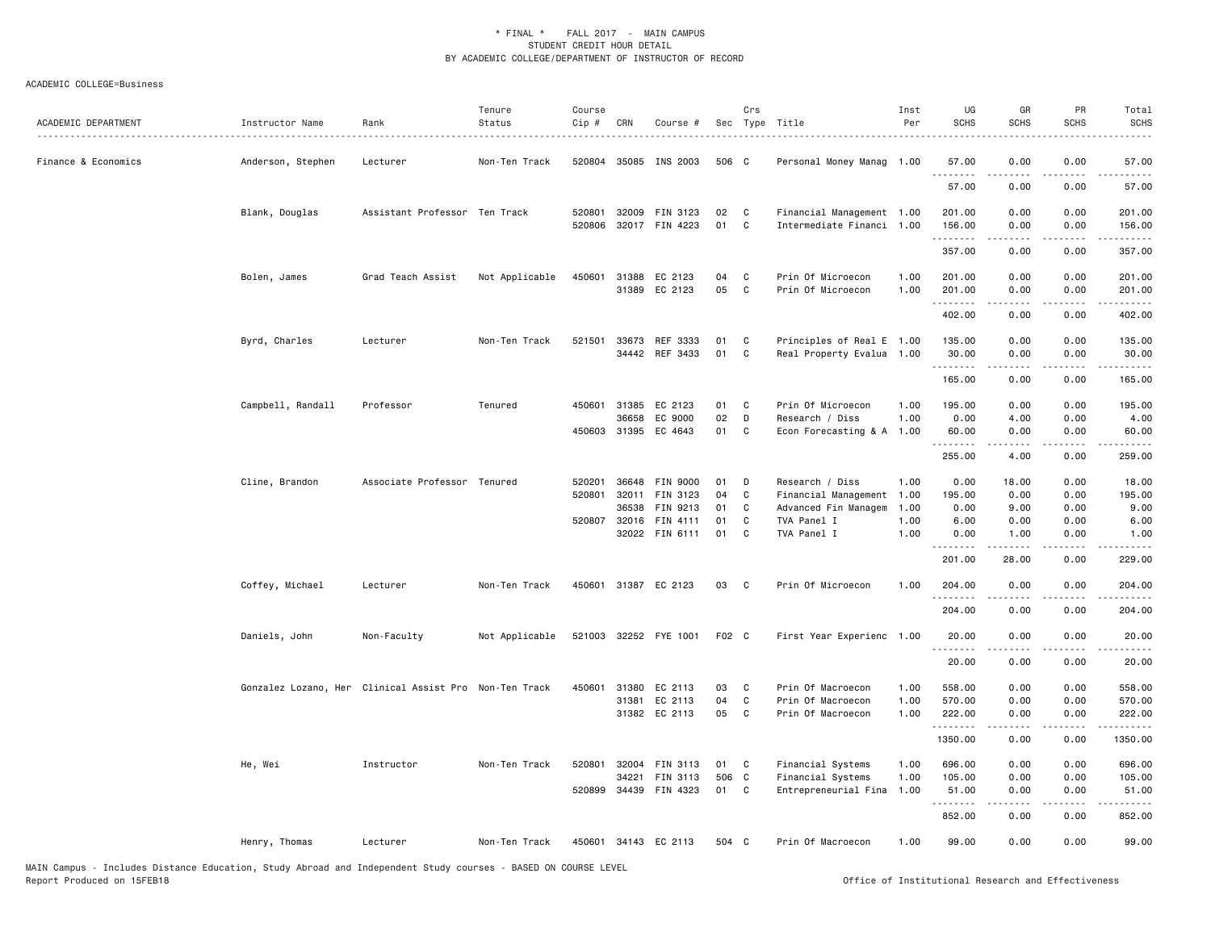\* FINAL \* FALL 2017 - MAIN CAMPUS
STUDENT CREDIT HOUR DETAIL
BY ACADEMIC COLLEGE/DEPARTMENT OF INSTRUCTOR OF RECORD

ACADEMIC COLLEGE=Business

| ACADEMIC DEPARTMENT | Instructor Name | Rank | Tenure Status | Course Cip # | CRN | Course # | Sec | Crs Type | Title | Inst Per | UG SCHS | GR SCHS | PR SCHS | Total SCHS |
|---|---|---|---|---|---|---|---|---|---|---|---|---|---|---|
| Finance & Economics | Anderson, Stephen | Lecturer | Non-Ten Track | 520804 | 35085 | INS 2003 | 506 | C | Personal Money Manag | 1.00 | 57.00 | 0.00 | 0.00 | 57.00 |
| | | | | | | | | | | | 57.00 | 0.00 | 0.00 | 57.00 |
| | Blank, Douglas | Assistant Professor | Ten Track | 520801 | 32009 | FIN 3123 | 02 | C | Financial Management | 1.00 | 201.00 | 0.00 | 0.00 | 201.00 |
| | | | | 520806 | 32017 | FIN 4223 | 01 | C | Intermediate Financi | 1.00 | 156.00 | 0.00 | 0.00 | 156.00 |
| | | | | | | | | | | | 357.00 | 0.00 | 0.00 | 357.00 |
| | Bolen, James | Grad Teach Assist | Not Applicable | 450601 | 31388 | EC 2123 | 04 | C | Prin Of Microecon | 1.00 | 201.00 | 0.00 | 0.00 | 201.00 |
| | | | | | 31389 | EC 2123 | 05 | C | Prin Of Microecon | 1.00 | 201.00 | 0.00 | 0.00 | 201.00 |
| | | | | | | | | | | | 402.00 | 0.00 | 0.00 | 402.00 |
| | Byrd, Charles | Lecturer | Non-Ten Track | 521501 | 33673 | REF 3333 | 01 | C | Principles of Real E | 1.00 | 135.00 | 0.00 | 0.00 | 135.00 |
| | | | | | 34442 | REF 3433 | 01 | C | Real Property Evalua | 1.00 | 30.00 | 0.00 | 0.00 | 30.00 |
| | | | | | | | | | | | 165.00 | 0.00 | 0.00 | 165.00 |
| | Campbell, Randall | Professor | Tenured | 450601 | 31385 | EC 2123 | 01 | C | Prin Of Microecon | 1.00 | 195.00 | 0.00 | 0.00 | 195.00 |
| | | | | | 36658 | EC 9000 | 02 | D | Research / Diss | 1.00 | 0.00 | 4.00 | 0.00 | 4.00 |
| | | | | 450603 | 31395 | EC 4643 | 01 | C | Econ Forecasting & A | 1.00 | 60.00 | 0.00 | 0.00 | 60.00 |
| | | | | | | | | | | | 255.00 | 4.00 | 0.00 | 259.00 |
| | Cline, Brandon | Associate Professor | Tenured | 520201 | 36648 | FIN 9000 | 01 | D | Research / Diss | 1.00 | 0.00 | 18.00 | 0.00 | 18.00 |
| | | | | 520801 | 32011 | FIN 3123 | 04 | C | Financial Management | 1.00 | 195.00 | 0.00 | 0.00 | 195.00 |
| | | | | | 36538 | FIN 9213 | 01 | C | Advanced Fin Managem | 1.00 | 0.00 | 9.00 | 0.00 | 9.00 |
| | | | | 520807 | 32016 | FIN 4111 | 01 | C | TVA Panel I | 1.00 | 6.00 | 0.00 | 0.00 | 6.00 |
| | | | | | 32022 | FIN 6111 | 01 | C | TVA Panel I | 1.00 | 0.00 | 1.00 | 0.00 | 1.00 |
| | | | | | | | | | | | 201.00 | 28.00 | 0.00 | 229.00 |
| | Coffey, Michael | Lecturer | Non-Ten Track | 450601 | 31387 | EC 2123 | 03 | C | Prin Of Microecon | 1.00 | 204.00 | 0.00 | 0.00 | 204.00 |
| | | | | | | | | | | | 204.00 | 0.00 | 0.00 | 204.00 |
| | Daniels, John | Non-Faculty | Not Applicable | 521003 | 32252 | FYE 1001 | F02 | C | First Year Experienc | 1.00 | 20.00 | 0.00 | 0.00 | 20.00 |
| | | | | | | | | | | | 20.00 | 0.00 | 0.00 | 20.00 |
| | Gonzalez Lozano, Her | Clinical Assist Pro | Non-Ten Track | 450601 | 31380 | EC 2113 | 03 | C | Prin Of Macroecon | 1.00 | 558.00 | 0.00 | 0.00 | 558.00 |
| | | | | | 31381 | EC 2113 | 04 | C | Prin Of Macroecon | 1.00 | 570.00 | 0.00 | 0.00 | 570.00 |
| | | | | | 31382 | EC 2113 | 05 | C | Prin Of Macroecon | 1.00 | 222.00 | 0.00 | 0.00 | 222.00 |
| | | | | | | | | | | | 1350.00 | 0.00 | 0.00 | 1350.00 |
| | He, Wei | Instructor | Non-Ten Track | 520801 | 32004 | FIN 3113 | 01 | C | Financial Systems | 1.00 | 696.00 | 0.00 | 0.00 | 696.00 |
| | | | | | 34221 | FIN 3113 | 506 | C | Financial Systems | 1.00 | 105.00 | 0.00 | 0.00 | 105.00 |
| | | | | 520899 | 34439 | FIN 4323 | 01 | C | Entrepreneurial Fina | 1.00 | 51.00 | 0.00 | 0.00 | 51.00 |
| | | | | | | | | | | | 852.00 | 0.00 | 0.00 | 852.00 |
| | Henry, Thomas | Lecturer | Non-Ten Track | 450601 | 34143 | EC 2113 | 504 | C | Prin Of Macroecon | 1.00 | 99.00 | 0.00 | 0.00 | 99.00 |

MAIN Campus - Includes Distance Education, Study Abroad and Independent Study courses - BASED ON COURSE LEVEL
Report Produced on 15FEB18 — Office of Institutional Research and Effectiveness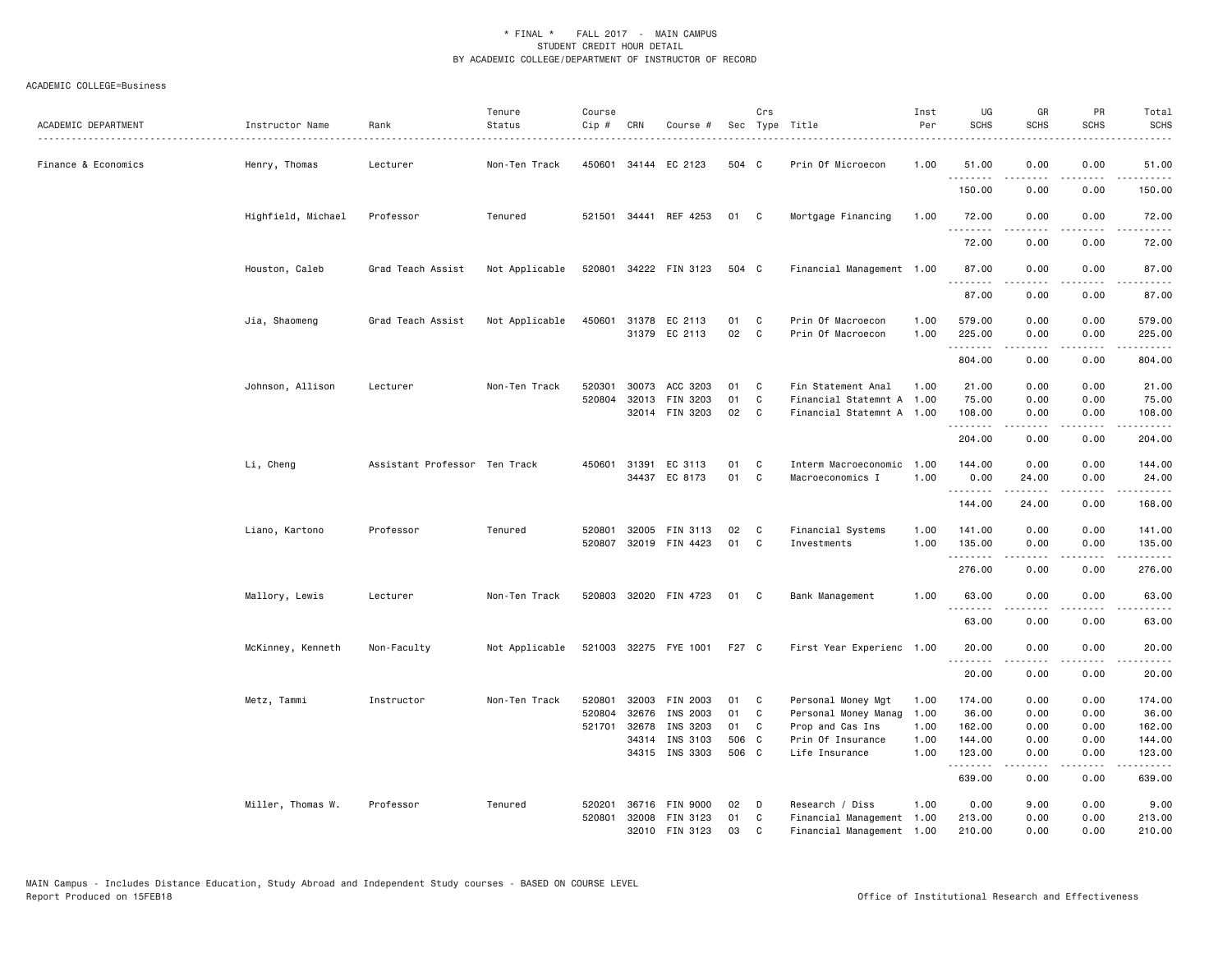\* FINAL \* FALL 2017 - MAIN CAMPUS
STUDENT CREDIT HOUR DETAIL
BY ACADEMIC COLLEGE/DEPARTMENT OF INSTRUCTOR OF RECORD

ACADEMIC COLLEGE=Business

| ACADEMIC DEPARTMENT | Instructor Name | Rank | Tenure Status | Course Cip # | CRN | Course # | Sec | Crs Type | Title | Inst Per | UG SCHS | GR SCHS | PR SCHS | Total SCHS |
|---|---|---|---|---|---|---|---|---|---|---|---|---|---|---|
| Finance & Economics | Henry, Thomas | Lecturer | Non-Ten Track | 450601 | 34144 | EC 2123 | 504 | C | Prin Of Microecon | 1.00 | 51.00 | 0.00 | 0.00 | 51.00 |
| | | | | | | | | | | | 150.00 | 0.00 | 0.00 | 150.00 |
| | Highfield, Michael | Professor | Tenured | 521501 | 34441 | REF 4253 | 01 | C | Mortgage Financing | 1.00 | 72.00 | 0.00 | 0.00 | 72.00 |
| | | | | | | | | | | | 72.00 | 0.00 | 0.00 | 72.00 |
| | Houston, Caleb | Grad Teach Assist | Not Applicable | 520801 | 34222 | FIN 3123 | 504 | C | Financial Management | 1.00 | 87.00 | 0.00 | 0.00 | 87.00 |
| | | | | | | | | | | | 87.00 | 0.00 | 0.00 | 87.00 |
| | Jia, Shaomeng | Grad Teach Assist | Not Applicable | 450601 | 31378 | EC 2113 | 01 | C | Prin Of Macroecon | 1.00 | 579.00 | 0.00 | 0.00 | 579.00 |
| | | | | | 31379 | EC 2113 | 02 | C | Prin Of Macroecon | 1.00 | 225.00 | 0.00 | 0.00 | 225.00 |
| | | | | | | | | | | | 804.00 | 0.00 | 0.00 | 804.00 |
| | Johnson, Allison | Lecturer | Non-Ten Track | 520301 | 30073 | ACC 3203 | 01 | C | Fin Statement Anal | 1.00 | 21.00 | 0.00 | 0.00 | 21.00 |
| | | | | 520804 | 32013 | FIN 3203 | 01 | C | Financial Statemnt A | 1.00 | 75.00 | 0.00 | 0.00 | 75.00 |
| | | | | | 32014 | FIN 3203 | 02 | C | Financial Statemnt A | 1.00 | 108.00 | 0.00 | 0.00 | 108.00 |
| | | | | | | | | | | | 204.00 | 0.00 | 0.00 | 204.00 |
| | Li, Cheng | Assistant Professor | Ten Track | 450601 | 31391 | EC 3113 | 01 | C | Interm Macroeconomic | 1.00 | 144.00 | 0.00 | 0.00 | 144.00 |
| | | | | | 34437 | EC 8173 | 01 | C | Macroeconomics I | 1.00 | 0.00 | 24.00 | 0.00 | 24.00 |
| | | | | | | | | | | | 144.00 | 24.00 | 0.00 | 168.00 |
| | Liano, Kartono | Professor | Tenured | 520801 | 32005 | FIN 3113 | 02 | C | Financial Systems | 1.00 | 141.00 | 0.00 | 0.00 | 141.00 |
| | | | | 520807 | 32019 | FIN 4423 | 01 | C | Investments | 1.00 | 135.00 | 0.00 | 0.00 | 135.00 |
| | | | | | | | | | | | 276.00 | 0.00 | 0.00 | 276.00 |
| | Mallory, Lewis | Lecturer | Non-Ten Track | 520803 | 32020 | FIN 4723 | 01 | C | Bank Management | 1.00 | 63.00 | 0.00 | 0.00 | 63.00 |
| | | | | | | | | | | | 63.00 | 0.00 | 0.00 | 63.00 |
| | McKinney, Kenneth | Non-Faculty | Not Applicable | 521003 | 32275 | FYE 1001 | F27 | C | First Year Experienc | 1.00 | 20.00 | 0.00 | 0.00 | 20.00 |
| | | | | | | | | | | | 20.00 | 0.00 | 0.00 | 20.00 |
| | Metz, Tammi | Instructor | Non-Ten Track | 520801 | 32003 | FIN 2003 | 01 | C | Personal Money Mgt | 1.00 | 174.00 | 0.00 | 0.00 | 174.00 |
| | | | | 520804 | 32676 | INS 2003 | 01 | C | Personal Money Manag | 1.00 | 36.00 | 0.00 | 0.00 | 36.00 |
| | | | | 521701 | 32678 | INS 3203 | 01 | C | Prop and Cas Ins | 1.00 | 162.00 | 0.00 | 0.00 | 162.00 |
| | | | | | 34314 | INS 3103 | 506 | C | Prin Of Insurance | 1.00 | 144.00 | 0.00 | 0.00 | 144.00 |
| | | | | | 34315 | INS 3303 | 506 | C | Life Insurance | 1.00 | 123.00 | 0.00 | 0.00 | 123.00 |
| | | | | | | | | | | | 639.00 | 0.00 | 0.00 | 639.00 |
| | Miller, Thomas W. | Professor | Tenured | 520201 | 36716 | FIN 9000 | 02 | D | Research / Diss | 1.00 | 0.00 | 9.00 | 0.00 | 9.00 |
| | | | | 520801 | 32008 | FIN 3123 | 01 | C | Financial Management | 1.00 | 213.00 | 0.00 | 0.00 | 213.00 |
| | | | | | 32010 | FIN 3123 | 03 | C | Financial Management | 1.00 | 210.00 | 0.00 | 0.00 | 210.00 |

MAIN Campus - Includes Distance Education, Study Abroad and Independent Study courses - BASED ON COURSE LEVEL
Report Produced on 15FEB18

Office of Institutional Research and Effectiveness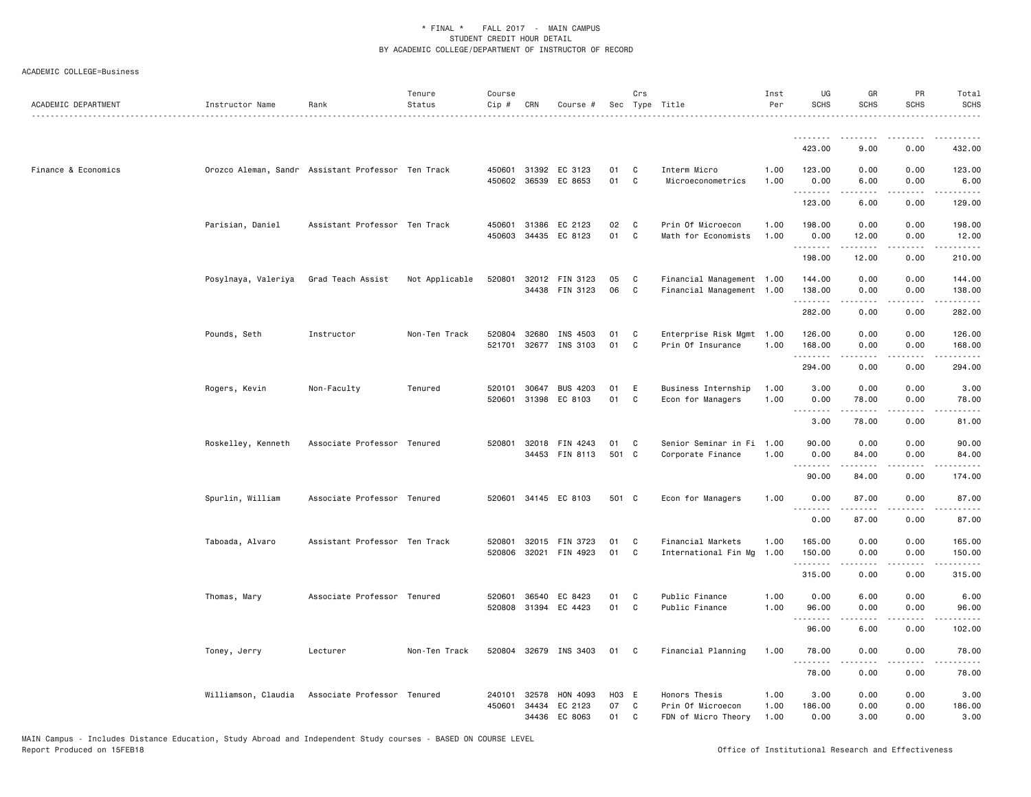* FINAL * FALL 2017 - MAIN CAMPUS
STUDENT CREDIT HOUR DETAIL
BY ACADEMIC COLLEGE/DEPARTMENT OF INSTRUCTOR OF RECORD

ACADEMIC COLLEGE=Business

| ACADEMIC DEPARTMENT | Instructor Name | Rank | Tenure Status | Course Cip # | CRN | Course # | Sec | Crs Type | Title | Inst Per | UG SCHS | GR SCHS | PR SCHS | Total SCHS |
|---|---|---|---|---|---|---|---|---|---|---|---|---|---|---|
| | | | | | | | | | | | 423.00 | 9.00 | 0.00 | 432.00 |
| Finance & Economics | Orozco Aleman, Sandr | Assistant Professor | Ten Track | 450601 | 31392 | EC 3123 | 01 | C | Interm Micro | 1.00 | 123.00 | 0.00 | 0.00 | 123.00 |
| | | | | 450602 | 36539 | EC 8653 | 01 | C | Microeconometrics | 1.00 | 0.00 | 6.00 | 0.00 | 6.00 |
| | | | | | | | | | | | 123.00 | 6.00 | 0.00 | 129.00 |
| | Parisian, Daniel | Assistant Professor | Ten Track | 450601 | 31386 | EC 2123 | 02 | C | Prin Of Microecon | 1.00 | 198.00 | 0.00 | 0.00 | 198.00 |
| | | | | 450603 | 34435 | EC 8123 | 01 | C | Math for Economists | 1.00 | 0.00 | 12.00 | 0.00 | 12.00 |
| | | | | | | | | | | | 198.00 | 12.00 | 0.00 | 210.00 |
| | Posylnaya, Valeriya | Grad Teach Assist | Not Applicable | 520801 | 32012 | FIN 3123 | 05 | C | Financial Management | 1.00 | 144.00 | 0.00 | 0.00 | 144.00 |
| | | | | | 34438 | FIN 3123 | 06 | C | Financial Management | 1.00 | 138.00 | 0.00 | 0.00 | 138.00 |
| | | | | | | | | | | | 282.00 | 0.00 | 0.00 | 282.00 |
| | Pounds, Seth | Instructor | Non-Ten Track | 520804 | 32680 | INS 4503 | 01 | C | Enterprise Risk Mgmt | 1.00 | 126.00 | 0.00 | 0.00 | 126.00 |
| | | | | 521701 | 32677 | INS 3103 | 01 | C | Prin Of Insurance | 1.00 | 168.00 | 0.00 | 0.00 | 168.00 |
| | | | | | | | | | | | 294.00 | 0.00 | 0.00 | 294.00 |
| | Rogers, Kevin | Non-Faculty | Tenured | 520101 | 30647 | BUS 4203 | 01 | E | Business Internship | 1.00 | 3.00 | 0.00 | 0.00 | 3.00 |
| | | | | 520601 | 31398 | EC 8103 | 01 | C | Econ for Managers | 1.00 | 0.00 | 78.00 | 0.00 | 78.00 |
| | | | | | | | | | | | 3.00 | 78.00 | 0.00 | 81.00 |
| | Roskelley, Kenneth | Associate Professor | Tenured | 520801 | 32018 | FIN 4243 | 01 | C | Senior Seminar in Fi | 1.00 | 90.00 | 0.00 | 0.00 | 90.00 |
| | | | | | 34453 | FIN 8113 | 501 | C | Corporate Finance | 1.00 | 0.00 | 84.00 | 0.00 | 84.00 |
| | | | | | | | | | | | 90.00 | 84.00 | 0.00 | 174.00 |
| | Spurlin, William | Associate Professor | Tenured | 520601 | 34145 | EC 8103 | 501 | C | Econ for Managers | 1.00 | 0.00 | 87.00 | 0.00 | 87.00 |
| | | | | | | | | | | | 0.00 | 87.00 | 0.00 | 87.00 |
| | Taboada, Alvaro | Assistant Professor | Ten Track | 520801 | 32015 | FIN 3723 | 01 | C | Financial Markets | 1.00 | 165.00 | 0.00 | 0.00 | 165.00 |
| | | | | 520806 | 32021 | FIN 4923 | 01 | C | International Fin Mg | 1.00 | 150.00 | 0.00 | 0.00 | 150.00 |
| | | | | | | | | | | | 315.00 | 0.00 | 0.00 | 315.00 |
| | Thomas, Mary | Associate Professor | Tenured | 520601 | 36540 | EC 8423 | 01 | C | Public Finance | 1.00 | 0.00 | 6.00 | 0.00 | 6.00 |
| | | | | 520808 | 31394 | EC 4423 | 01 | C | Public Finance | 1.00 | 96.00 | 0.00 | 0.00 | 96.00 |
| | | | | | | | | | | | 96.00 | 6.00 | 0.00 | 102.00 |
| | Toney, Jerry | Lecturer | Non-Ten Track | 520804 | 32679 | INS 3403 | 01 | C | Financial Planning | 1.00 | 78.00 | 0.00 | 0.00 | 78.00 |
| | | | | | | | | | | | 78.00 | 0.00 | 0.00 | 78.00 |
| | Williamson, Claudia | Associate Professor | Tenured | 240101 | 32578 | HON 4093 | H03 | E | Honors Thesis | 1.00 | 3.00 | 0.00 | 0.00 | 3.00 |
| | | | | 450601 | 34434 | EC 2123 | 07 | C | Prin Of Microecon | 1.00 | 186.00 | 0.00 | 0.00 | 186.00 |
| | | | | | 34436 | EC 8063 | 01 | C | FDN of Micro Theory | 1.00 | 0.00 | 3.00 | 0.00 | 3.00 |

MAIN Campus - Includes Distance Education, Study Abroad and Independent Study courses - BASED ON COURSE LEVEL
Report Produced on 15FEB18 Office of Institutional Research and Effectiveness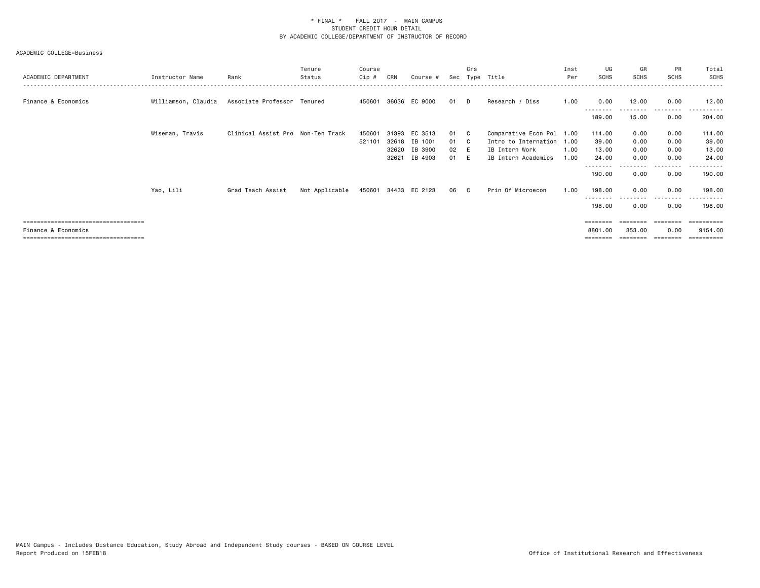\* FINAL \*   FALL 2017 - MAIN CAMPUS
STUDENT CREDIT HOUR DETAIL
BY ACADEMIC COLLEGE/DEPARTMENT OF INSTRUCTOR OF RECORD

ACADEMIC COLLEGE=Business

| ACADEMIC DEPARTMENT | Instructor Name | Rank | Tenure Status | Course Cip # | CRN | Course # | Sec | Crs Type | Title | Inst Per | UG SCHS | GR SCHS | PR SCHS | Total SCHS |
|---|---|---|---|---|---|---|---|---|---|---|---|---|---|---|
| Finance & Economics | Williamson, Claudia | Associate Professor | Tenured | 450601 | 36036 | EC 9000 | 01 | D | Research / Diss | 1.00 | 0.00 | 12.00 | 0.00 | 12.00 |
| | | | | | | | | | | | 189.00 | 15.00 | 0.00 | 204.00 |
| | Wiseman, Travis | Clinical Assist Pro | Non-Ten Track | 450601 | 31393 | EC 3513 | 01 | C | Comparative Econ Pol | 1.00 | 114.00 | 0.00 | 0.00 | 114.00 |
| | | | | 521101 | 32618 | IB 1001 | 01 | C | Intro to Internation | 1.00 | 39.00 | 0.00 | 0.00 | 39.00 |
| | | | | | 32620 | IB 3900 | 02 | E | IB Intern Work | 1.00 | 13.00 | 0.00 | 0.00 | 13.00 |
| | | | | | 32621 | IB 4903 | 01 | E | IB Intern Academics | 1.00 | 24.00 | 0.00 | 0.00 | 24.00 |
| | | | | | | | | | | | 190.00 | 0.00 | 0.00 | 190.00 |
| | Yao, Lili | Grad Teach Assist | Not Applicable | 450601 | 34433 | EC 2123 | 06 | C | Prin Of Microecon | 1.00 | 198.00 | 0.00 | 0.00 | 198.00 |
| | | | | | | | | | | | 198.00 | 0.00 | 0.00 | 198.00 |
| Finance & Economics | | | | | | | | | | | 8801.00 | 353.00 | 0.00 | 9154.00 |

MAIN Campus - Includes Distance Education, Study Abroad and Independent Study courses - BASED ON COURSE LEVEL
Report Produced on 15FEB18

Office of Institutional Research and Effectiveness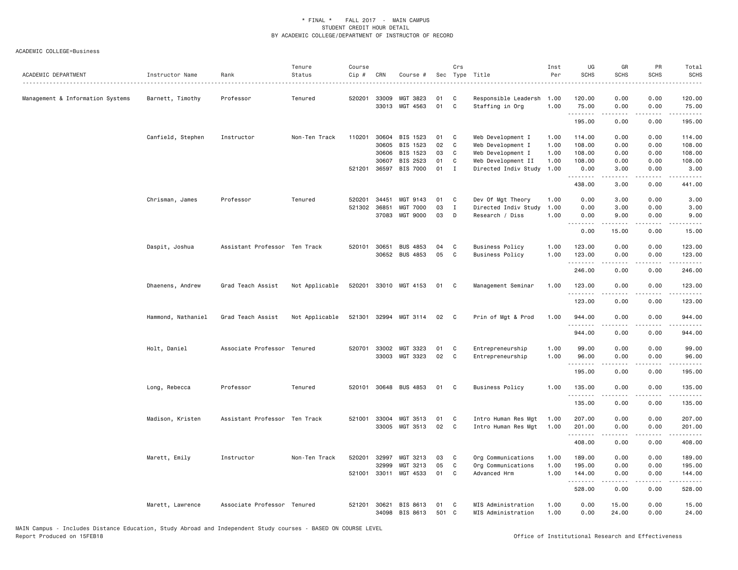\* FINAL \* FALL 2017 - MAIN CAMPUS
STUDENT CREDIT HOUR DETAIL
BY ACADEMIC COLLEGE/DEPARTMENT OF INSTRUCTOR OF RECORD

ACADEMIC COLLEGE=Business

| ACADEMIC DEPARTMENT | Instructor Name | Rank | Tenure Status | Course Cip # | CRN | Course # | Sec | Crs Type | Title | Inst Per | UG SCHS | GR SCHS | PR SCHS | Total SCHS |
|---|---|---|---|---|---|---|---|---|---|---|---|---|---|---|
| Management & Information Systems | Barnett, Timothy | Professor | Tenured | 520201 | 33009 | MGT 3823 | 01 | C | Responsible Leadersh | 1.00 | 120.00 | 0.00 | 0.00 | 120.00 |
| | | | | | 33013 | MGT 4563 | 01 | C | Staffing in Org | 1.00 | 75.00 | 0.00 | 0.00 | 75.00 |
| | | | | | | | | | | | 195.00 | 0.00 | 0.00 | 195.00 |
| | Canfield, Stephen | Instructor | Non-Ten Track | 110201 | 30604 | BIS 1523 | 01 | C | Web Development I | 1.00 | 114.00 | 0.00 | 0.00 | 114.00 |
| | | | | | 30605 | BIS 1523 | 02 | C | Web Development I | 1.00 | 108.00 | 0.00 | 0.00 | 108.00 |
| | | | | | 30606 | BIS 1523 | 03 | C | Web Development I | 1.00 | 108.00 | 0.00 | 0.00 | 108.00 |
| | | | | | 30607 | BIS 2523 | 01 | C | Web Development II | 1.00 | 108.00 | 0.00 | 0.00 | 108.00 |
| | | | | 521201 | 36597 | BIS 7000 | 01 | I | Directed Indiv Study | 1.00 | 0.00 | 3.00 | 0.00 | 3.00 |
| | | | | | | | | | | | 438.00 | 3.00 | 0.00 | 441.00 |
| | Chrisman, James | Professor | Tenured | 520201 | 34451 | MGT 9143 | 01 | C | Dev Of Mgt Theory | 1.00 | 0.00 | 3.00 | 0.00 | 3.00 |
| | | | | 521302 | 36851 | MGT 7000 | 03 | I | Directed Indiv Study | 1.00 | 0.00 | 3.00 | 0.00 | 3.00 |
| | | | | | 37083 | MGT 9000 | 03 | D | Research / Diss | 1.00 | 0.00 | 9.00 | 0.00 | 9.00 |
| | | | | | | | | | | | 0.00 | 15.00 | 0.00 | 15.00 |
| | Daspit, Joshua | Assistant Professor | Ten Track | 520101 | 30651 | BUS 4853 | 04 | C | Business Policy | 1.00 | 123.00 | 0.00 | 0.00 | 123.00 |
| | | | | | 30652 | BUS 4853 | 05 | C | Business Policy | 1.00 | 123.00 | 0.00 | 0.00 | 123.00 |
| | | | | | | | | | | | 246.00 | 0.00 | 0.00 | 246.00 |
| | Dhaenens, Andrew | Grad Teach Assist | Not Applicable | 520201 | 33010 | MGT 4153 | 01 | C | Management Seminar | 1.00 | 123.00 | 0.00 | 0.00 | 123.00 |
| | | | | | | | | | | | 123.00 | 0.00 | 0.00 | 123.00 |
| | Hammond, Nathaniel | Grad Teach Assist | Not Applicable | 521301 | 32994 | MGT 3114 | 02 | C | Prin of Mgt & Prod | 1.00 | 944.00 | 0.00 | 0.00 | 944.00 |
| | | | | | | | | | | | 944.00 | 0.00 | 0.00 | 944.00 |
| | Holt, Daniel | Associate Professor | Tenured | 520701 | 33002 | MGT 3323 | 01 | C | Entrepreneurship | 1.00 | 99.00 | 0.00 | 0.00 | 99.00 |
| | | | | | 33003 | MGT 3323 | 02 | C | Entrepreneurship | 1.00 | 96.00 | 0.00 | 0.00 | 96.00 |
| | | | | | | | | | | | 195.00 | 0.00 | 0.00 | 195.00 |
| | Long, Rebecca | Professor | Tenured | 520101 | 30648 | BUS 4853 | 01 | C | Business Policy | 1.00 | 135.00 | 0.00 | 0.00 | 135.00 |
| | | | | | | | | | | | 135.00 | 0.00 | 0.00 | 135.00 |
| | Madison, Kristen | Assistant Professor | Ten Track | 521001 | 33004 | MGT 3513 | 01 | C | Intro Human Res Mgt | 1.00 | 207.00 | 0.00 | 0.00 | 207.00 |
| | | | | | 33005 | MGT 3513 | 02 | C | Intro Human Res Mgt | 1.00 | 201.00 | 0.00 | 0.00 | 201.00 |
| | | | | | | | | | | | 408.00 | 0.00 | 0.00 | 408.00 |
| | Marett, Emily | Instructor | Non-Ten Track | 520201 | 32997 | MGT 3213 | 03 | C | Org Communications | 1.00 | 189.00 | 0.00 | 0.00 | 189.00 |
| | | | | | 32999 | MGT 3213 | 05 | C | Org Communications | 1.00 | 195.00 | 0.00 | 0.00 | 195.00 |
| | | | | 521001 | 33011 | MGT 4533 | 01 | C | Advanced Hrm | 1.00 | 144.00 | 0.00 | 0.00 | 144.00 |
| | | | | | | | | | | | 528.00 | 0.00 | 0.00 | 528.00 |
| | Marett, Lawrence | Associate Professor | Tenured | 521201 | 30621 | BIS 8613 | 01 | C | MIS Administration | 1.00 | 0.00 | 15.00 | 0.00 | 15.00 |
| | | | | | 34098 | BIS 8613 | 501 | C | MIS Administration | 1.00 | 0.00 | 24.00 | 0.00 | 24.00 |

MAIN Campus - Includes Distance Education, Study Abroad and Independent Study courses - BASED ON COURSE LEVEL
Report Produced on 15FEB18 — Office of Institutional Research and Effectiveness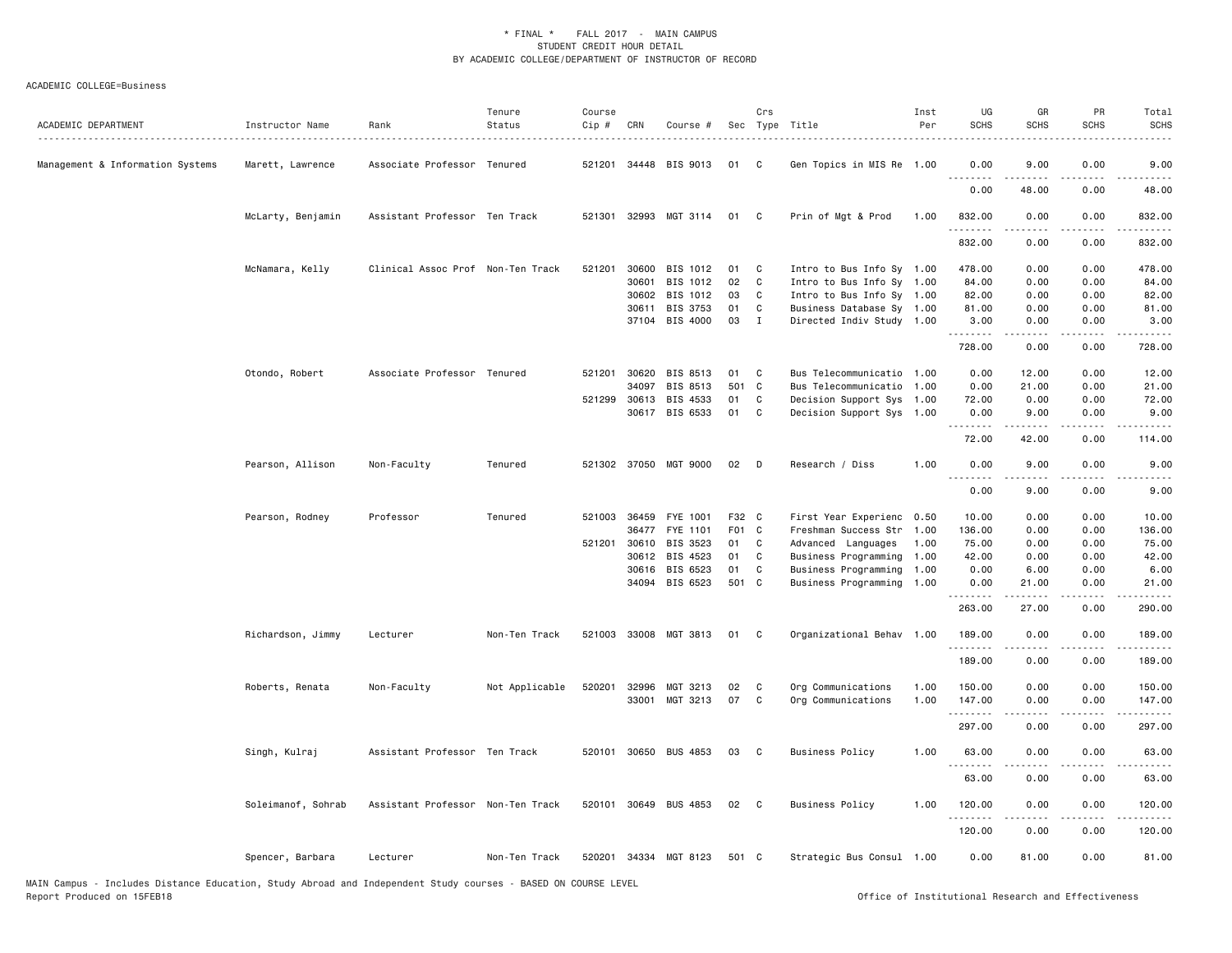\* FINAL \* FALL 2017 - MAIN CAMPUS
STUDENT CREDIT HOUR DETAIL
BY ACADEMIC COLLEGE/DEPARTMENT OF INSTRUCTOR OF RECORD

ACADEMIC COLLEGE=Business

| ACADEMIC DEPARTMENT | Instructor Name | Rank | Tenure Status | Course Cip # | CRN | Course # | Sec | Crs Type | Title | Inst Per | UG SCHS | GR SCHS | PR SCHS | Total SCHS |
|---|---|---|---|---|---|---|---|---|---|---|---|---|---|---|
| Management & Information Systems | Marett, Lawrence | Associate Professor | Tenured | 521201 | 34448 | BIS 9013 | 01 | C | Gen Topics in MIS Re | 1.00 | 0.00 | 9.00 | 0.00 | 9.00 |
| | | | | | | | | | | | 0.00 | 48.00 | 0.00 | 48.00 |
| | McLarty, Benjamin | Assistant Professor | Ten Track | 521301 | 32993 | MGT 3114 | 01 | C | Prin of Mgt & Prod | 1.00 | 832.00 | 0.00 | 0.00 | 832.00 |
| | | | | | | | | | | | 832.00 | 0.00 | 0.00 | 832.00 |
| | McNamara, Kelly | Clinical Assoc Prof | Non-Ten Track | 521201 | 30600 | BIS 1012 | 01 | C | Intro to Bus Info Sy | 1.00 | 478.00 | 0.00 | 0.00 | 478.00 |
| | | | | | 30601 | BIS 1012 | 02 | C | Intro to Bus Info Sy | 1.00 | 84.00 | 0.00 | 0.00 | 84.00 |
| | | | | | 30602 | BIS 1012 | 03 | C | Intro to Bus Info Sy | 1.00 | 82.00 | 0.00 | 0.00 | 82.00 |
| | | | | | 30611 | BIS 3753 | 01 | C | Business Database Sy | 1.00 | 81.00 | 0.00 | 0.00 | 81.00 |
| | | | | | 37104 | BIS 4000 | 03 | I | Directed Indiv Study | 1.00 | 3.00 | 0.00 | 0.00 | 3.00 |
| | | | | | | | | | | | 728.00 | 0.00 | 0.00 | 728.00 |
| | Otondo, Robert | Associate Professor | Tenured | 521201 | 30620 | BIS 8513 | 01 | C | Bus Telecommunicatio | 1.00 | 0.00 | 12.00 | 0.00 | 12.00 |
| | | | | | 34097 | BIS 8513 | 501 | C | Bus Telecommunicatio | 1.00 | 0.00 | 21.00 | 0.00 | 21.00 |
| | | | | 521299 | 30613 | BIS 4533 | 01 | C | Decision Support Sys | 1.00 | 72.00 | 0.00 | 0.00 | 72.00 |
| | | | | | 30617 | BIS 6533 | 01 | C | Decision Support Sys | 1.00 | 0.00 | 9.00 | 0.00 | 9.00 |
| | | | | | | | | | | | 72.00 | 42.00 | 0.00 | 114.00 |
| | Pearson, Allison | Non-Faculty | Tenured | 521302 | 37050 | MGT 9000 | 02 | D | Research / Diss | 1.00 | 0.00 | 9.00 | 0.00 | 9.00 |
| | | | | | | | | | | | 0.00 | 9.00 | 0.00 | 9.00 |
| | Pearson, Rodney | Professor | Tenured | 521003 | 36459 | FYE 1001 | F32 | C | First Year Experienc | 0.50 | 10.00 | 0.00 | 0.00 | 10.00 |
| | | | | | 36477 | FYE 1101 | F01 | C | Freshman Success Str | 1.00 | 136.00 | 0.00 | 0.00 | 136.00 |
| | | | | 521201 | 30610 | BIS 3523 | 01 | C | Advanced Languages | 1.00 | 75.00 | 0.00 | 0.00 | 75.00 |
| | | | | | 30612 | BIS 4523 | 01 | C | Business Programming | 1.00 | 42.00 | 0.00 | 0.00 | 42.00 |
| | | | | | 30616 | BIS 6523 | 01 | C | Business Programming | 1.00 | 0.00 | 6.00 | 0.00 | 6.00 |
| | | | | | 34094 | BIS 6523 | 501 | C | Business Programming | 1.00 | 0.00 | 21.00 | 0.00 | 21.00 |
| | | | | | | | | | | | 263.00 | 27.00 | 0.00 | 290.00 |
| | Richardson, Jimmy | Lecturer | Non-Ten Track | 521003 | 33008 | MGT 3813 | 01 | C | Organizational Behav | 1.00 | 189.00 | 0.00 | 0.00 | 189.00 |
| | | | | | | | | | | | 189.00 | 0.00 | 0.00 | 189.00 |
| | Roberts, Renata | Non-Faculty | Not Applicable | 520201 | 32996 | MGT 3213 | 02 | C | Org Communications | 1.00 | 150.00 | 0.00 | 0.00 | 150.00 |
| | | | | | 33001 | MGT 3213 | 07 | C | Org Communications | 1.00 | 147.00 | 0.00 | 0.00 | 147.00 |
| | | | | | | | | | | | 297.00 | 0.00 | 0.00 | 297.00 |
| | Singh, Kulraj | Assistant Professor | Ten Track | 520101 | 30650 | BUS 4853 | 03 | C | Business Policy | 1.00 | 63.00 | 0.00 | 0.00 | 63.00 |
| | | | | | | | | | | | 63.00 | 0.00 | 0.00 | 63.00 |
| | Soleimanof, Sohrab | Assistant Professor | Non-Ten Track | 520101 | 30649 | BUS 4853 | 02 | C | Business Policy | 1.00 | 120.00 | 0.00 | 0.00 | 120.00 |
| | | | | | | | | | | | 120.00 | 0.00 | 0.00 | 120.00 |
| | Spencer, Barbara | Lecturer | Non-Ten Track | 520201 | 34334 | MGT 8123 | 501 | C | Strategic Bus Consul | 1.00 | 0.00 | 81.00 | 0.00 | 81.00 |

MAIN Campus - Includes Distance Education, Study Abroad and Independent Study courses - BASED ON COURSE LEVEL
Report Produced on 15FEB18 Office of Institutional Research and Effectiveness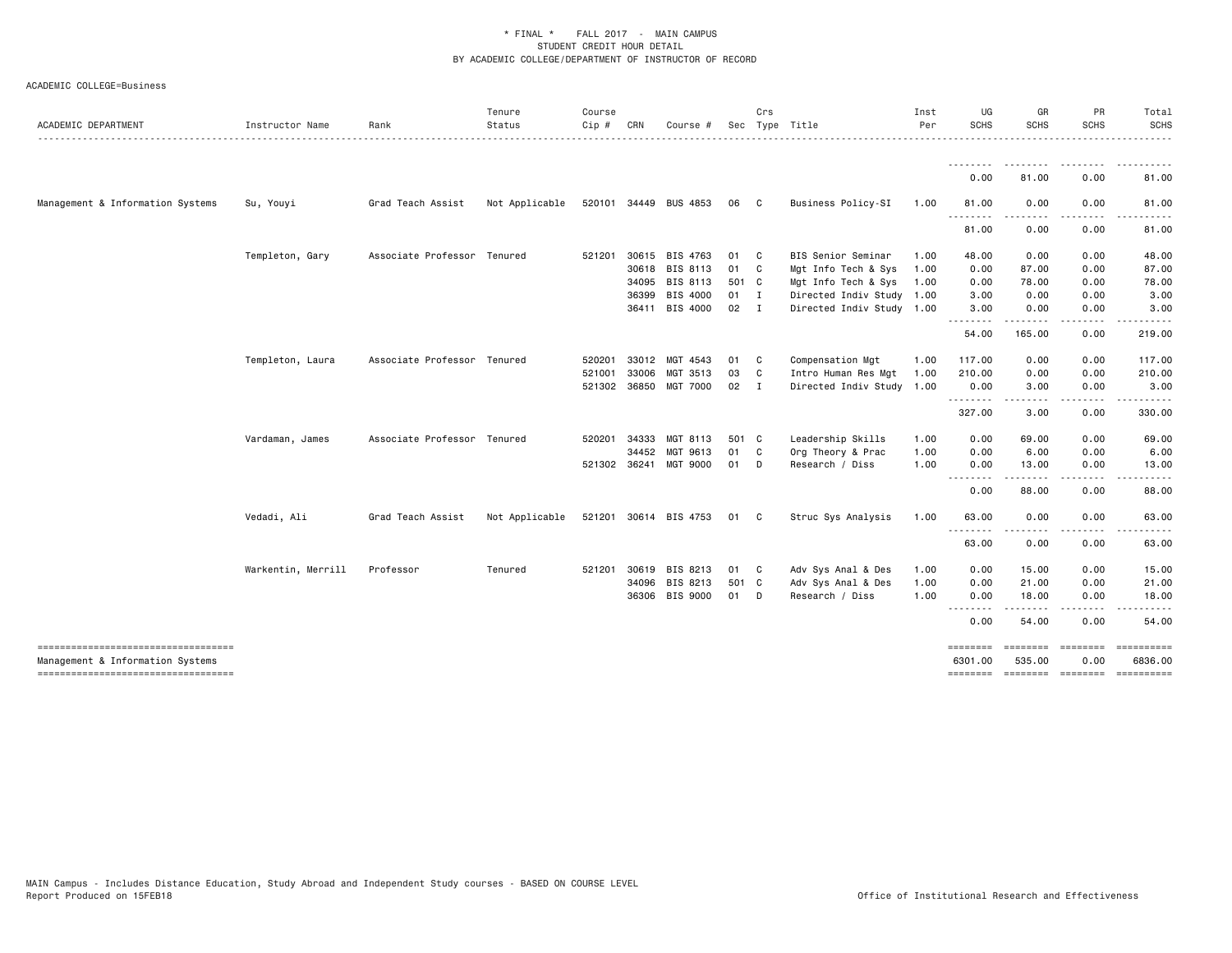\* FINAL \* FALL 2017 - MAIN CAMPUS
STUDENT CREDIT HOUR DETAIL
BY ACADEMIC COLLEGE/DEPARTMENT OF INSTRUCTOR OF RECORD

ACADEMIC COLLEGE=Business

| ACADEMIC DEPARTMENT | Instructor Name | Rank | Tenure Status | Course Cip # | CRN | Course # | Sec | Crs Type | Title | Inst Per | UG SCHS | GR SCHS | PR SCHS | Total SCHS |
|---|---|---|---|---|---|---|---|---|---|---|---|---|---|---|
| | | | | | | | | | | | 0.00 | 81.00 | 0.00 | 81.00 |
| Management & Information Systems | Su, Youyi | Grad Teach Assist | Not Applicable | 520101 | 34449 | BUS 4853 | 06 | C | Business Policy-SI | 1.00 | 81.00 | 0.00 | 0.00 | 81.00 |
| | | | | | | | | | | | 81.00 | 0.00 | 0.00 | 81.00 |
| | Templeton, Gary | Associate Professor | Tenured | 521201 | 30615 | BIS 4763 | 01 | C | BIS Senior Seminar | 1.00 | 48.00 | 0.00 | 0.00 | 48.00 |
| | | | | | 30618 | BIS 8113 | 01 | C | Mgt Info Tech & Sys | 1.00 | 0.00 | 87.00 | 0.00 | 87.00 |
| | | | | | 34095 | BIS 8113 | 501 | C | Mgt Info Tech & Sys | 1.00 | 0.00 | 78.00 | 0.00 | 78.00 |
| | | | | | 36399 | BIS 4000 | 01 | I | Directed Indiv Study | 1.00 | 3.00 | 0.00 | 0.00 | 3.00 |
| | | | | | 36411 | BIS 4000 | 02 | I | Directed Indiv Study | 1.00 | 3.00 | 0.00 | 0.00 | 3.00 |
| | | | | | | | | | | | 54.00 | 165.00 | 0.00 | 219.00 |
| | Templeton, Laura | Associate Professor | Tenured | 520201 | 33012 | MGT 4543 | 01 | C | Compensation Mgt | 1.00 | 117.00 | 0.00 | 0.00 | 117.00 |
| | | | | 521001 | 33006 | MGT 3513 | 03 | C | Intro Human Res Mgt | 1.00 | 210.00 | 0.00 | 0.00 | 210.00 |
| | | | | 521302 | 36850 | MGT 7000 | 02 | I | Directed Indiv Study | 1.00 | 0.00 | 3.00 | 0.00 | 3.00 |
| | | | | | | | | | | | 327.00 | 3.00 | 0.00 | 330.00 |
| | Vardaman, James | Associate Professor | Tenured | 520201 | 34333 | MGT 8113 | 501 | C | Leadership Skills | 1.00 | 0.00 | 69.00 | 0.00 | 69.00 |
| | | | | | 34452 | MGT 9613 | 01 | C | Org Theory & Prac | 1.00 | 0.00 | 6.00 | 0.00 | 6.00 |
| | | | | 521302 | 36241 | MGT 9000 | 01 | D | Research / Diss | 1.00 | 0.00 | 13.00 | 0.00 | 13.00 |
| | | | | | | | | | | | 0.00 | 88.00 | 0.00 | 88.00 |
| | Vedadi, Ali | Grad Teach Assist | Not Applicable | 521201 | 30614 | BIS 4753 | 01 | C | Struc Sys Analysis | 1.00 | 63.00 | 0.00 | 0.00 | 63.00 |
| | | | | | | | | | | | 63.00 | 0.00 | 0.00 | 63.00 |
| | Warkentin, Merrill | Professor | Tenured | 521201 | 30619 | BIS 8213 | 01 | C | Adv Sys Anal & Des | 1.00 | 0.00 | 15.00 | 0.00 | 15.00 |
| | | | | | 34096 | BIS 8213 | 501 | C | Adv Sys Anal & Des | 1.00 | 0.00 | 21.00 | 0.00 | 21.00 |
| | | | | | 36306 | BIS 9000 | 01 | D | Research / Diss | 1.00 | 0.00 | 18.00 | 0.00 | 18.00 |
| | | | | | | | | | | | 0.00 | 54.00 | 0.00 | 54.00 |
| Management & Information Systems | | | | | | | | | | | 6301.00 | 535.00 | 0.00 | 6836.00 |

MAIN Campus - Includes Distance Education, Study Abroad and Independent Study courses - BASED ON COURSE LEVEL
Report Produced on 15FEB18

Office of Institutional Research and Effectiveness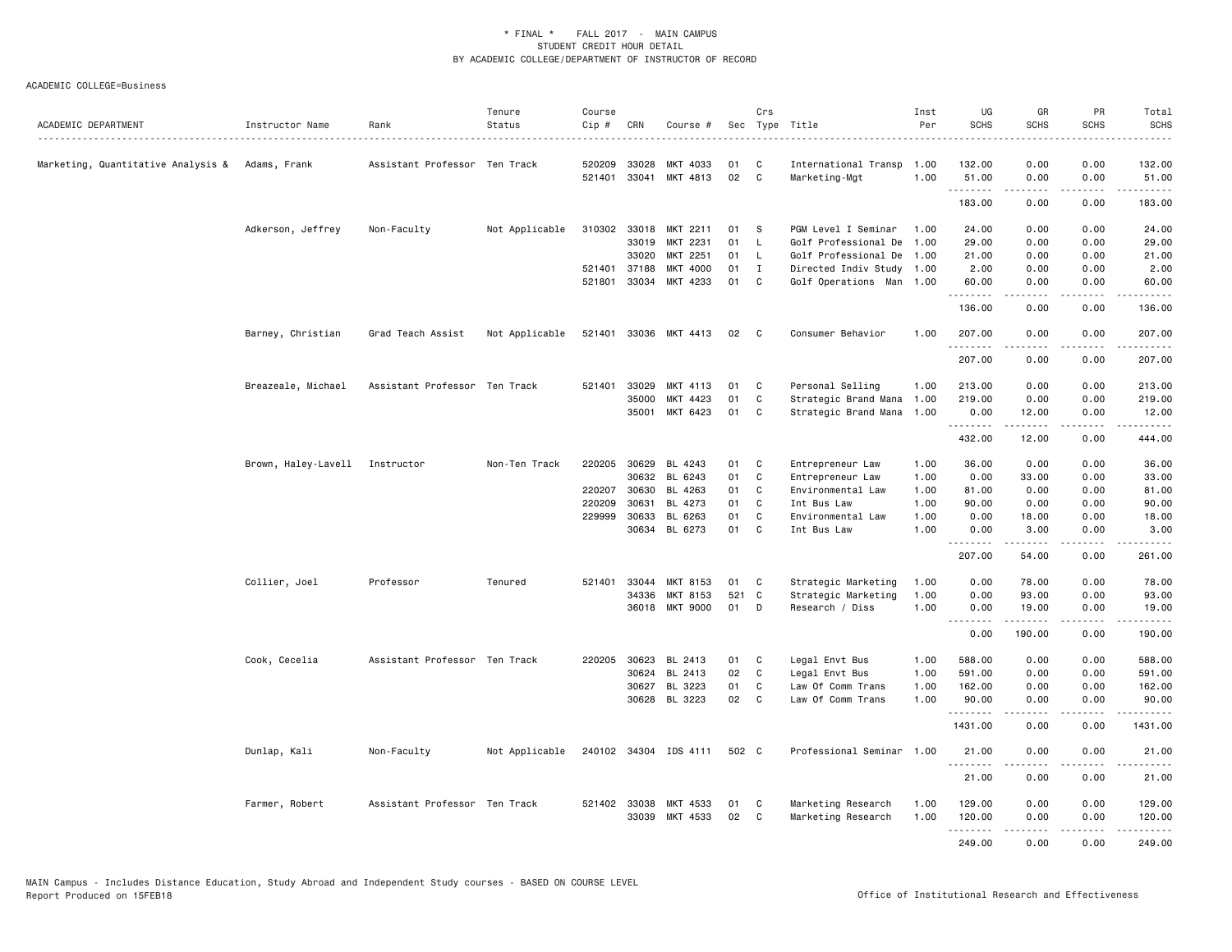# * FINAL * FALL 2017 - MAIN CAMPUS
## STUDENT CREDIT HOUR DETAIL
## BY ACADEMIC COLLEGE/DEPARTMENT OF INSTRUCTOR OF RECORD

ACADEMIC COLLEGE=Business

| ACADEMIC DEPARTMENT | Instructor Name | Rank | Tenure Status | Course Cip # | CRN | Course # | Sec | Crs Type | Title | Inst Per | UG SCHS | GR SCHS | PR SCHS | Total SCHS |
|---|---|---|---|---|---|---|---|---|---|---|---|---|---|---|
| Marketing, Quantitative Analysis & | Adams, Frank | Assistant Professor | Ten Track | 520209 | 33028 | MKT 4033 | 01 | C | International Transp | 1.00 | 132.00 | 0.00 | 0.00 | 132.00 |
| | | | | 521401 | 33041 | MKT 4813 | 02 | C | Marketing-Mgt | 1.00 | 51.00 | 0.00 | 0.00 | 51.00 |
| | | | | | | | | | | | 183.00 | 0.00 | 0.00 | 183.00 |
| | Adkerson, Jeffrey | Non-Faculty | Not Applicable | 310302 | 33018 | MKT 2211 | 01 | S | PGM Level I Seminar | 1.00 | 24.00 | 0.00 | 0.00 | 24.00 |
| | | | | | 33019 | MKT 2231 | 01 | L | Golf Professional De | 1.00 | 29.00 | 0.00 | 0.00 | 29.00 |
| | | | | | 33020 | MKT 2251 | 01 | L | Golf Professional De | 1.00 | 21.00 | 0.00 | 0.00 | 21.00 |
| | | | | 521401 | 37188 | MKT 4000 | 01 | I | Directed Indiv Study | 1.00 | 2.00 | 0.00 | 0.00 | 2.00 |
| | | | | 521801 | 33034 | MKT 4233 | 01 | C | Golf Operations Man | 1.00 | 60.00 | 0.00 | 0.00 | 60.00 |
| | | | | | | | | | | | 136.00 | 0.00 | 0.00 | 136.00 |
| | Barney, Christian | Grad Teach Assist | Not Applicable | 521401 | 33036 | MKT 4413 | 02 | C | Consumer Behavior | 1.00 | 207.00 | 0.00 | 0.00 | 207.00 |
| | | | | | | | | | | | 207.00 | 0.00 | 0.00 | 207.00 |
| | Breazeale, Michael | Assistant Professor | Ten Track | 521401 | 33029 | MKT 4113 | 01 | C | Personal Selling | 1.00 | 213.00 | 0.00 | 0.00 | 213.00 |
| | | | | | 35000 | MKT 4423 | 01 | C | Strategic Brand Mana | 1.00 | 219.00 | 0.00 | 0.00 | 219.00 |
| | | | | | 35001 | MKT 6423 | 01 | C | Strategic Brand Mana | 1.00 | 0.00 | 12.00 | 0.00 | 12.00 |
| | | | | | | | | | | | 432.00 | 12.00 | 0.00 | 444.00 |
| | Brown, Haley-Lavell | Instructor | Non-Ten Track | 220205 | 30629 | BL 4243 | 01 | C | Entrepreneur Law | 1.00 | 36.00 | 0.00 | 0.00 | 36.00 |
| | | | | | 30632 | BL 6243 | 01 | C | Entrepreneur Law | 1.00 | 0.00 | 33.00 | 0.00 | 33.00 |
| | | | | 220207 | 30630 | BL 4263 | 01 | C | Environmental Law | 1.00 | 81.00 | 0.00 | 0.00 | 81.00 |
| | | | | 220209 | 30631 | BL 4273 | 01 | C | Int Bus Law | 1.00 | 90.00 | 0.00 | 0.00 | 90.00 |
| | | | | 229999 | 30633 | BL 6263 | 01 | C | Environmental Law | 1.00 | 0.00 | 18.00 | 0.00 | 18.00 |
| | | | | | 30634 | BL 6273 | 01 | C | Int Bus Law | 1.00 | 0.00 | 3.00 | 0.00 | 3.00 |
| | | | | | | | | | | | 207.00 | 54.00 | 0.00 | 261.00 |
| | Collier, Joel | Professor | Tenured | 521401 | 33044 | MKT 8153 | 01 | C | Strategic Marketing | 1.00 | 0.00 | 78.00 | 0.00 | 78.00 |
| | | | | | 34336 | MKT 8153 | 521 | C | Strategic Marketing | 1.00 | 0.00 | 93.00 | 0.00 | 93.00 |
| | | | | | 36018 | MKT 9000 | 01 | D | Research / Diss | 1.00 | 0.00 | 19.00 | 0.00 | 19.00 |
| | | | | | | | | | | | 0.00 | 190.00 | 0.00 | 190.00 |
| | Cook, Cecelia | Assistant Professor | Ten Track | 220205 | 30623 | BL 2413 | 01 | C | Legal Envt Bus | 1.00 | 588.00 | 0.00 | 0.00 | 588.00 |
| | | | | | 30624 | BL 2413 | 02 | C | Legal Envt Bus | 1.00 | 591.00 | 0.00 | 0.00 | 591.00 |
| | | | | | 30627 | BL 3223 | 01 | C | Law Of Comm Trans | 1.00 | 162.00 | 0.00 | 0.00 | 162.00 |
| | | | | | 30628 | BL 3223 | 02 | C | Law Of Comm Trans | 1.00 | 90.00 | 0.00 | 0.00 | 90.00 |
| | | | | | | | | | | | 1431.00 | 0.00 | 0.00 | 1431.00 |
| | Dunlap, Kali | Non-Faculty | Not Applicable | 240102 | 34304 | IDS 4111 | 502 | C | Professional Seminar | 1.00 | 21.00 | 0.00 | 0.00 | 21.00 |
| | | | | | | | | | | | 21.00 | 0.00 | 0.00 | 21.00 |
| | Farmer, Robert | Assistant Professor | Ten Track | 521402 | 33038 | MKT 4533 | 01 | C | Marketing Research | 1.00 | 129.00 | 0.00 | 0.00 | 129.00 |
| | | | | | 33039 | MKT 4533 | 02 | C | Marketing Research | 1.00 | 120.00 | 0.00 | 0.00 | 120.00 |
| | | | | | | | | | | | 249.00 | 0.00 | 0.00 | 249.00 |

MAIN Campus - Includes Distance Education, Study Abroad and Independent Study courses - BASED ON COURSE LEVEL
Report Produced on 15FEB18

Office of Institutional Research and Effectiveness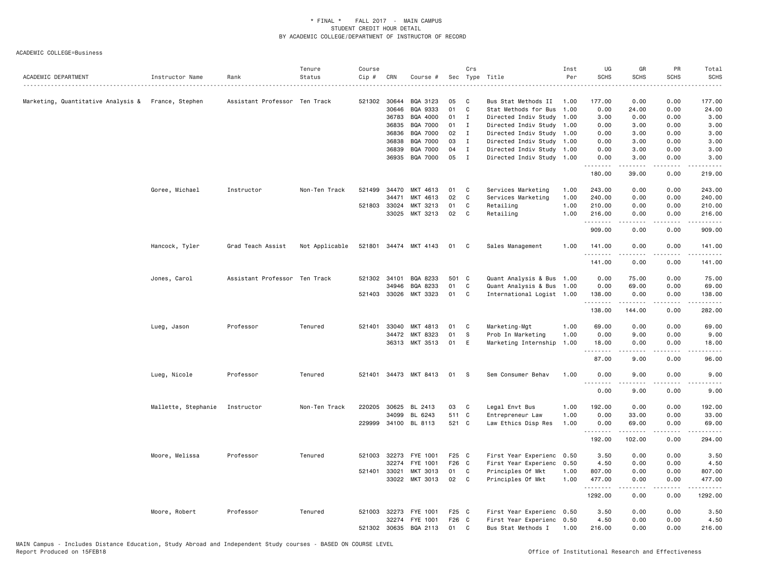\* FINAL \* FALL 2017 - MAIN CAMPUS
STUDENT CREDIT HOUR DETAIL
BY ACADEMIC COLLEGE/DEPARTMENT OF INSTRUCTOR OF RECORD

ACADEMIC COLLEGE=Business

| ACADEMIC DEPARTMENT | Instructor Name | Rank | Tenure Status | Course Cip # | CRN | Course # | Sec | Crs Type | Title | Inst Per | UG SCHS | GR SCHS | PR SCHS | Total SCHS |
|---|---|---|---|---|---|---|---|---|---|---|---|---|---|---|
| Marketing, Quantitative Analysis & | France, Stephen | Assistant Professor | Ten Track | 521302 | 30644 | BQA 3123 | 05 | C | Bus Stat Methods II | 1.00 | 177.00 | 0.00 | 0.00 | 177.00 |
| | | | | | 30646 | BQA 9333 | 01 | C | Stat Methods for Bus | 1.00 | 0.00 | 24.00 | 0.00 | 24.00 |
| | | | | | 36783 | BQA 4000 | 01 | I | Directed Indiv Study | 1.00 | 3.00 | 0.00 | 0.00 | 3.00 |
| | | | | | 36835 | BQA 7000 | 01 | I | Directed Indiv Study | 1.00 | 0.00 | 3.00 | 0.00 | 3.00 |
| | | | | | 36836 | BQA 7000 | 02 | I | Directed Indiv Study | 1.00 | 0.00 | 3.00 | 0.00 | 3.00 |
| | | | | | 36838 | BQA 7000 | 03 | I | Directed Indiv Study | 1.00 | 0.00 | 3.00 | 0.00 | 3.00 |
| | | | | | 36839 | BQA 7000 | 04 | I | Directed Indiv Study | 1.00 | 0.00 | 3.00 | 0.00 | 3.00 |
| | | | | | 36935 | BQA 7000 | 05 | I | Directed Indiv Study | 1.00 | 0.00 | 3.00 | 0.00 | 3.00 |
| | | | | | | | | | | | 180.00 | 39.00 | 0.00 | 219.00 |
| | Goree, Michael | Instructor | Non-Ten Track | 521499 | 34470 | MKT 4613 | 01 | C | Services Marketing | 1.00 | 243.00 | 0.00 | 0.00 | 243.00 |
| | | | | | 34471 | MKT 4613 | 02 | C | Services Marketing | 1.00 | 240.00 | 0.00 | 0.00 | 240.00 |
| | | | | 521803 | 33024 | MKT 3213 | 01 | C | Retailing | 1.00 | 210.00 | 0.00 | 0.00 | 210.00 |
| | | | | | 33025 | MKT 3213 | 02 | C | Retailing | 1.00 | 216.00 | 0.00 | 0.00 | 216.00 |
| | | | | | | | | | | | 909.00 | 0.00 | 0.00 | 909.00 |
| | Hancock, Tyler | Grad Teach Assist | Not Applicable | 521801 | 34474 | MKT 4143 | 01 | C | Sales Management | 1.00 | 141.00 | 0.00 | 0.00 | 141.00 |
| | | | | | | | | | | | 141.00 | 0.00 | 0.00 | 141.00 |
| | Jones, Carol | Assistant Professor | Ten Track | 521302 | 34101 | BQA 8233 | 501 | C | Quant Analysis & Bus | 1.00 | 0.00 | 75.00 | 0.00 | 75.00 |
| | | | | | 34946 | BQA 8233 | 01 | C | Quant Analysis & Bus | 1.00 | 0.00 | 69.00 | 0.00 | 69.00 |
| | | | | 521403 | 33026 | MKT 3323 | 01 | C | International Logist | 1.00 | 138.00 | 0.00 | 0.00 | 138.00 |
| | | | | | | | | | | | 138.00 | 144.00 | 0.00 | 282.00 |
| | Lueg, Jason | Professor | Tenured | 521401 | 33040 | MKT 4813 | 01 | C | Marketing-Mgt | 1.00 | 69.00 | 0.00 | 0.00 | 69.00 |
| | | | | | 34472 | MKT 8323 | 01 | S | Prob In Marketing | 1.00 | 0.00 | 9.00 | 0.00 | 9.00 |
| | | | | | 36313 | MKT 3513 | 01 | E | Marketing Internship | 1.00 | 18.00 | 0.00 | 0.00 | 18.00 |
| | | | | | | | | | | | 87.00 | 9.00 | 0.00 | 96.00 |
| | Lueg, Nicole | Professor | Tenured | 521401 | 34473 | MKT 8413 | 01 | S | Sem Consumer Behav | 1.00 | 0.00 | 9.00 | 0.00 | 9.00 |
| | | | | | | | | | | | 0.00 | 9.00 | 0.00 | 9.00 |
| | Mallette, Stephanie | Instructor | Non-Ten Track | 220205 | 30625 | BL 2413 | 03 | C | Legal Envt Bus | 1.00 | 192.00 | 0.00 | 0.00 | 192.00 |
| | | | | | 34099 | BL 6243 | 511 | C | Entrepreneur Law | 1.00 | 0.00 | 33.00 | 0.00 | 33.00 |
| | | | | 229999 | 34100 | BL 8113 | 521 | C | Law Ethics Disp Res | 1.00 | 0.00 | 69.00 | 0.00 | 69.00 |
| | | | | | | | | | | | 192.00 | 102.00 | 0.00 | 294.00 |
| | Moore, Melissa | Professor | Tenured | 521003 | 32273 | FYE 1001 | F25 | C | First Year Experienc | 0.50 | 3.50 | 0.00 | 0.00 | 3.50 |
| | | | | | 32274 | FYE 1001 | F26 | C | First Year Experienc | 0.50 | 4.50 | 0.00 | 0.00 | 4.50 |
| | | | | 521401 | 33021 | MKT 3013 | 01 | C | Principles Of Mkt | 1.00 | 807.00 | 0.00 | 0.00 | 807.00 |
| | | | | | 33022 | MKT 3013 | 02 | C | Principles Of Mkt | 1.00 | 477.00 | 0.00 | 0.00 | 477.00 |
| | | | | | | | | | | | 1292.00 | 0.00 | 0.00 | 1292.00 |
| | Moore, Robert | Professor | Tenured | 521003 | 32273 | FYE 1001 | F25 | C | First Year Experienc | 0.50 | 3.50 | 0.00 | 0.00 | 3.50 |
| | | | | | 32274 | FYE 1001 | F26 | C | First Year Experienc | 0.50 | 4.50 | 0.00 | 0.00 | 4.50 |
| | | | | 521302 | 30635 | BQA 2113 | 01 | C | Bus Stat Methods I | 1.00 | 216.00 | 0.00 | 0.00 | 216.00 |

MAIN Campus - Includes Distance Education, Study Abroad and Independent Study courses - BASED ON COURSE LEVEL
Report Produced on 15FEB18

Office of Institutional Research and Effectiveness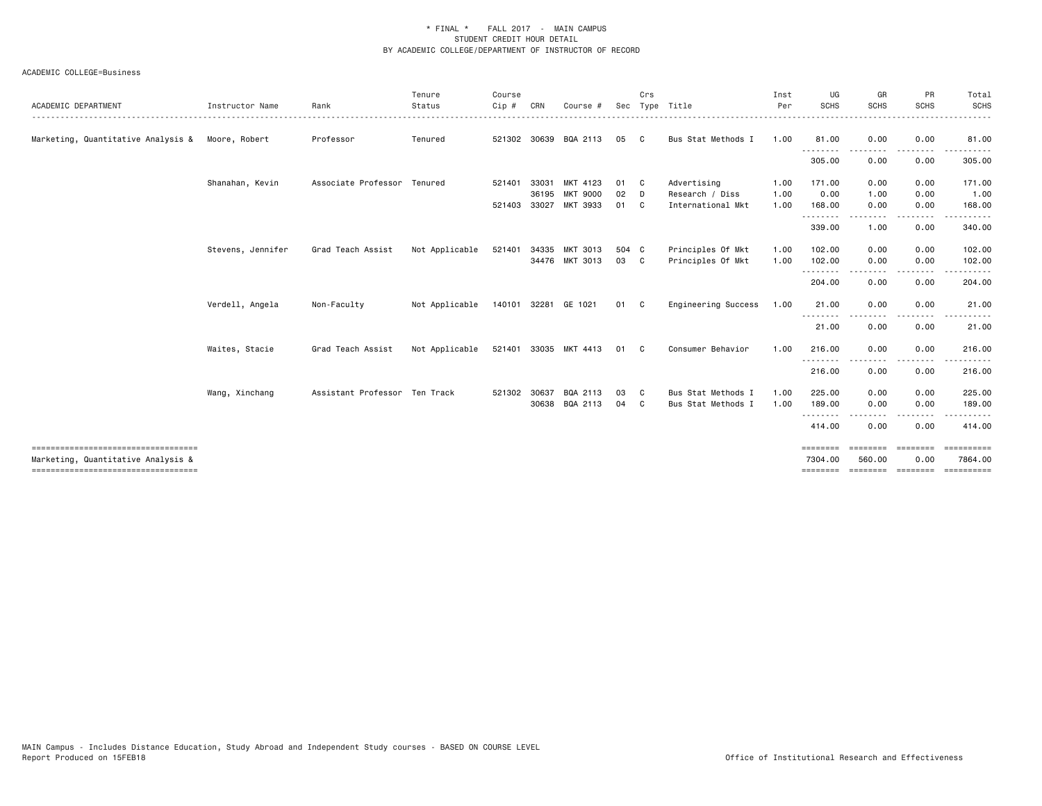\* FINAL \* FALL 2017 - MAIN CAMPUS
STUDENT CREDIT HOUR DETAIL
BY ACADEMIC COLLEGE/DEPARTMENT OF INSTRUCTOR OF RECORD

ACADEMIC COLLEGE=Business

| ACADEMIC DEPARTMENT | Instructor Name | Rank | Tenure Status | Course Cip # | CRN | Course # | Sec | Crs Type | Title | Inst Per | UG SCHS | GR SCHS | PR SCHS | Total SCHS |
|---|---|---|---|---|---|---|---|---|---|---|---|---|---|---|
| Marketing, Quantitative Analysis & | Moore, Robert | Professor | Tenured | 521302 | 30639 | BQA 2113 | 05 | C | Bus Stat Methods I | 1.00 | 81.00 | 0.00 | 0.00 | 81.00 |
| | | | | | | | | | | | 305.00 | 0.00 | 0.00 | 305.00 |
| | Shanahan, Kevin | Associate Professor | Tenured | 521401 | 33031 | MKT 4123 | 01 | C | Advertising | 1.00 | 171.00 | 0.00 | 0.00 | 171.00 |
| | | | | | 36195 | MKT 9000 | 02 | D | Research / Diss | 1.00 | 0.00 | 1.00 | 0.00 | 1.00 |
| | | | | 521403 | 33027 | MKT 3933 | 01 | C | International Mkt | 1.00 | 168.00 | 0.00 | 0.00 | 168.00 |
| | | | | | | | | | | | 339.00 | 1.00 | 0.00 | 340.00 |
| | Stevens, Jennifer | Grad Teach Assist | Not Applicable | 521401 | 34335 | MKT 3013 | 504 | C | Principles Of Mkt | 1.00 | 102.00 | 0.00 | 0.00 | 102.00 |
| | | | | | 34476 | MKT 3013 | 03 | C | Principles Of Mkt | 1.00 | 102.00 | 0.00 | 0.00 | 102.00 |
| | | | | | | | | | | | 204.00 | 0.00 | 0.00 | 204.00 |
| | Verdell, Angela | Non-Faculty | Not Applicable | 140101 | 32281 | GE 1021 | 01 | C | Engineering Success | 1.00 | 21.00 | 0.00 | 0.00 | 21.00 |
| | | | | | | | | | | | 21.00 | 0.00 | 0.00 | 21.00 |
| | Waites, Stacie | Grad Teach Assist | Not Applicable | 521401 | 33035 | MKT 4413 | 01 | C | Consumer Behavior | 1.00 | 216.00 | 0.00 | 0.00 | 216.00 |
| | | | | | | | | | | | 216.00 | 0.00 | 0.00 | 216.00 |
| | Wang, Xinchang | Assistant Professor | Ten Track | 521302 | 30637 | BQA 2113 | 03 | C | Bus Stat Methods I | 1.00 | 225.00 | 0.00 | 0.00 | 225.00 |
| | | | | | 30638 | BQA 2113 | 04 | C | Bus Stat Methods I | 1.00 | 189.00 | 0.00 | 0.00 | 189.00 |
| | | | | | | | | | | | 414.00 | 0.00 | 0.00 | 414.00 |
| Marketing, Quantitative Analysis & | | | | | | | | | | | 7304.00 | 560.00 | 0.00 | 7864.00 |

MAIN Campus - Includes Distance Education, Study Abroad and Independent Study courses - BASED ON COURSE LEVEL
Report Produced on 15FEB18

Office of Institutional Research and Effectiveness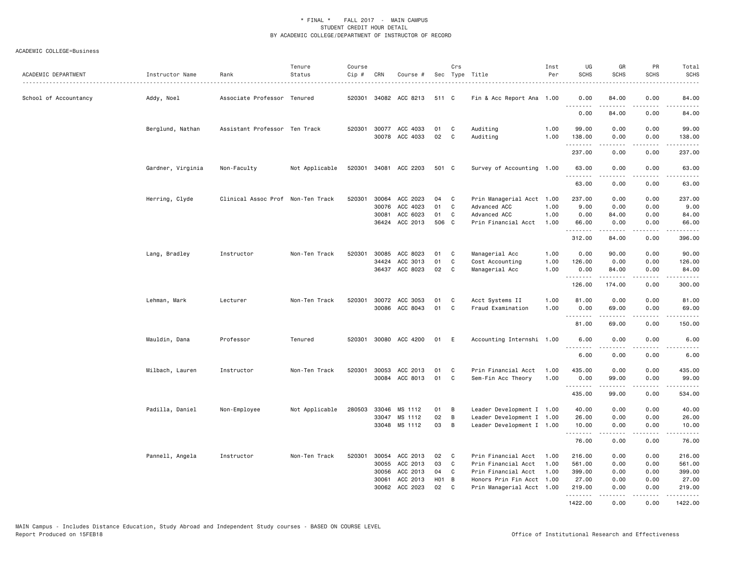\* FINAL \*  FALL 2017 - MAIN CAMPUS
STUDENT CREDIT HOUR DETAIL
BY ACADEMIC COLLEGE/DEPARTMENT OF INSTRUCTOR OF RECORD

ACADEMIC COLLEGE=Business

| ACADEMIC DEPARTMENT | Instructor Name | Rank | Tenure Status | Course Cip # | CRN | Course # | Sec | Crs Type | Title | Inst Per | UG SCHS | GR SCHS | PR SCHS | Total SCHS |
|---|---|---|---|---|---|---|---|---|---|---|---|---|---|---|
| School of Accountancy | Addy, Noel | Associate Professor | Tenured | 520301 | 34082 | ACC 8213 | 511 | C | Fin & Acc Report Ana | 1.00 | 0.00 | 84.00 | 0.00 | 84.00 |
| | | | | | | | | | | | 0.00 | 84.00 | 0.00 | 84.00 |
| | Berglund, Nathan | Assistant Professor | Ten Track | 520301 | 30077 | ACC 4033 | 01 | C | Auditing | 1.00 | 99.00 | 0.00 | 0.00 | 99.00 |
| | | | | | 30078 | ACC 4033 | 02 | C | Auditing | 1.00 | 138.00 | 0.00 | 0.00 | 138.00 |
| | | | | | | | | | | | 237.00 | 0.00 | 0.00 | 237.00 |
| | Gardner, Virginia | Non-Faculty | Not Applicable | 520301 | 34081 | ACC 2203 | 501 | C | Survey of Accounting | 1.00 | 63.00 | 0.00 | 0.00 | 63.00 |
| | | | | | | | | | | | 63.00 | 0.00 | 0.00 | 63.00 |
| | Herring, Clyde | Clinical Assoc Prof | Non-Ten Track | 520301 | 30064 | ACC 2023 | 04 | C | Prin Managerial Acct | 1.00 | 237.00 | 0.00 | 0.00 | 237.00 |
| | | | | | 30076 | ACC 4023 | 01 | C | Advanced ACC | 1.00 | 9.00 | 0.00 | 0.00 | 9.00 |
| | | | | | 30081 | ACC 6023 | 01 | C | Advanced ACC | 1.00 | 0.00 | 84.00 | 0.00 | 84.00 |
| | | | | | 36424 | ACC 2013 | 506 | C | Prin Financial Acct | 1.00 | 66.00 | 0.00 | 0.00 | 66.00 |
| | | | | | | | | | | | 312.00 | 84.00 | 0.00 | 396.00 |
| | Lang, Bradley | Instructor | Non-Ten Track | 520301 | 30085 | ACC 8023 | 01 | C | Managerial Acc | 1.00 | 0.00 | 90.00 | 0.00 | 90.00 |
| | | | | | 34424 | ACC 3013 | 01 | C | Cost Accounting | 1.00 | 126.00 | 0.00 | 0.00 | 126.00 |
| | | | | | 36437 | ACC 8023 | 02 | C | Managerial Acc | 1.00 | 0.00 | 84.00 | 0.00 | 84.00 |
| | | | | | | | | | | | 126.00 | 174.00 | 0.00 | 300.00 |
| | Lehman, Mark | Lecturer | Non-Ten Track | 520301 | 30072 | ACC 3053 | 01 | C | Acct Systems II | 1.00 | 81.00 | 0.00 | 0.00 | 81.00 |
| | | | | | 30086 | ACC 8043 | 01 | C | Fraud Examination | 1.00 | 0.00 | 69.00 | 0.00 | 69.00 |
| | | | | | | | | | | | 81.00 | 69.00 | 0.00 | 150.00 |
| | Mauldin, Dana | Professor | Tenured | 520301 | 30080 | ACC 4200 | 01 | E | Accounting Internshi | 1.00 | 6.00 | 0.00 | 0.00 | 6.00 |
| | | | | | | | | | | | 6.00 | 0.00 | 0.00 | 6.00 |
| | Milbach, Lauren | Instructor | Non-Ten Track | 520301 | 30053 | ACC 2013 | 01 | C | Prin Financial Acct | 1.00 | 435.00 | 0.00 | 0.00 | 435.00 |
| | | | | | 30084 | ACC 8013 | 01 | C | Sem-Fin Acc Theory | 1.00 | 0.00 | 99.00 | 0.00 | 99.00 |
| | | | | | | | | | | | 435.00 | 99.00 | 0.00 | 534.00 |
| | Padilla, Daniel | Non-Employee | Not Applicable | 280503 | 33046 | MS 1112 | 01 | B | Leader Development I | 1.00 | 40.00 | 0.00 | 0.00 | 40.00 |
| | | | | | 33047 | MS 1112 | 02 | B | Leader Development I | 1.00 | 26.00 | 0.00 | 0.00 | 26.00 |
| | | | | | 33048 | MS 1112 | 03 | B | Leader Development I | 1.00 | 10.00 | 0.00 | 0.00 | 10.00 |
| | | | | | | | | | | | 76.00 | 0.00 | 0.00 | 76.00 |
| | Pannell, Angela | Instructor | Non-Ten Track | 520301 | 30054 | ACC 2013 | 02 | C | Prin Financial Acct | 1.00 | 216.00 | 0.00 | 0.00 | 216.00 |
| | | | | | 30055 | ACC 2013 | 03 | C | Prin Financial Acct | 1.00 | 561.00 | 0.00 | 0.00 | 561.00 |
| | | | | | 30056 | ACC 2013 | 04 | C | Prin Financial Acct | 1.00 | 399.00 | 0.00 | 0.00 | 399.00 |
| | | | | | 30061 | ACC 2013 | H01 | B | Honors Prin Fin Acct | 1.00 | 27.00 | 0.00 | 0.00 | 27.00 |
| | | | | | 30062 | ACC 2023 | 02 | C | Prin Managerial Acct | 1.00 | 219.00 | 0.00 | 0.00 | 219.00 |
| | | | | | | | | | | | 1422.00 | 0.00 | 0.00 | 1422.00 |

MAIN Campus - Includes Distance Education, Study Abroad and Independent Study courses - BASED ON COURSE LEVEL
Report Produced on 15FEB18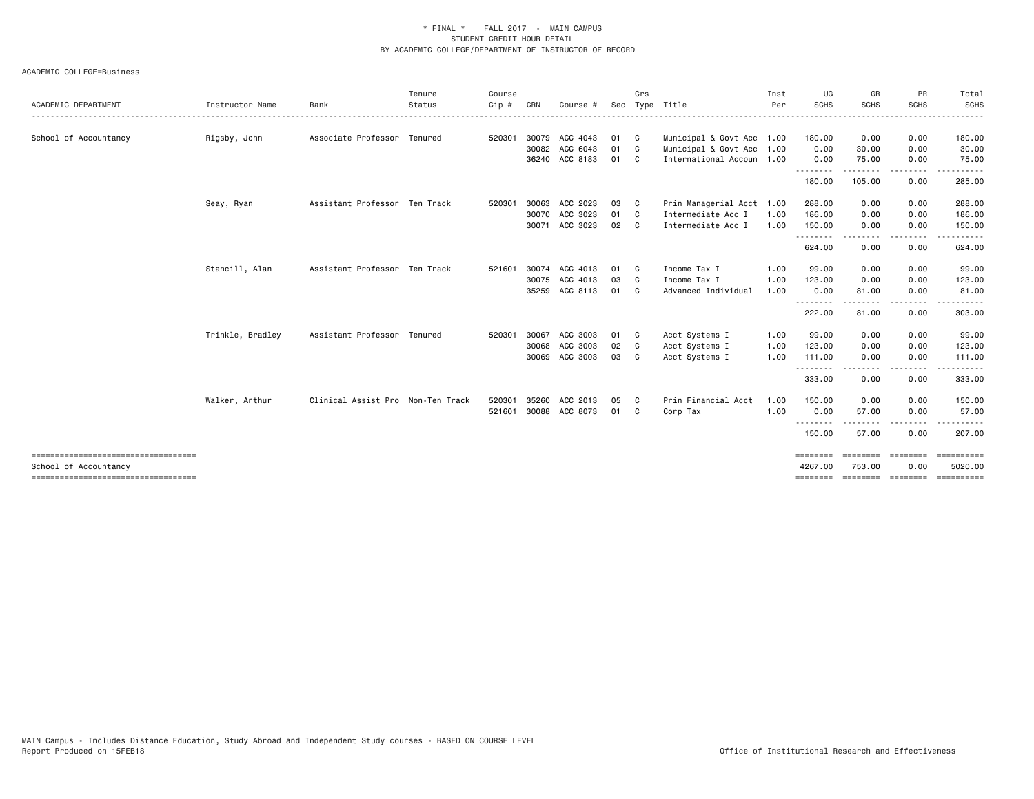\* FINAL \* FALL 2017 - MAIN CAMPUS
STUDENT CREDIT HOUR DETAIL
BY ACADEMIC COLLEGE/DEPARTMENT OF INSTRUCTOR OF RECORD

ACADEMIC COLLEGE=Business

| ACADEMIC DEPARTMENT | Instructor Name | Rank | Tenure Status | Course Cip # | CRN | Course # | Sec | Crs Type | Title | Inst Per | UG SCHS | GR SCHS | PR SCHS | Total SCHS |
|---|---|---|---|---|---|---|---|---|---|---|---|---|---|---|
| School of Accountancy | Rigsby, John | Associate Professor | Tenured | 520301 | 30079 | ACC 4043 | 01 | C | Municipal & Govt Acc | 1.00 | 180.00 | 0.00 | 0.00 | 180.00 |
| | | | | | 30082 | ACC 6043 | 01 | C | Municipal & Govt Acc | 1.00 | 0.00 | 30.00 | 0.00 | 30.00 |
| | | | | | 36240 | ACC 8183 | 01 | C | International Accoun | 1.00 | 0.00 | 75.00 | 0.00 | 75.00 |
| | | | | | | | | | | | 180.00 | 105.00 | 0.00 | 285.00 |
| | Seay, Ryan | Assistant Professor | Ten Track | 520301 | 30063 | ACC 2023 | 03 | C | Prin Managerial Acct | 1.00 | 288.00 | 0.00 | 0.00 | 288.00 |
| | | | | | 30070 | ACC 3023 | 01 | C | Intermediate Acc I | 1.00 | 186.00 | 0.00 | 0.00 | 186.00 |
| | | | | | 30071 | ACC 3023 | 02 | C | Intermediate Acc I | 1.00 | 150.00 | 0.00 | 0.00 | 150.00 |
| | | | | | | | | | | | 624.00 | 0.00 | 0.00 | 624.00 |
| | Stancill, Alan | Assistant Professor | Ten Track | 521601 | 30074 | ACC 4013 | 01 | C | Income Tax I | 1.00 | 99.00 | 0.00 | 0.00 | 99.00 |
| | | | | | 30075 | ACC 4013 | 03 | C | Income Tax I | 1.00 | 123.00 | 0.00 | 0.00 | 123.00 |
| | | | | | 35259 | ACC 8113 | 01 | C | Advanced Individual | 1.00 | 0.00 | 81.00 | 0.00 | 81.00 |
| | | | | | | | | | | | 222.00 | 81.00 | 0.00 | 303.00 |
| | Trinkle, Bradley | Assistant Professor | Tenured | 520301 | 30067 | ACC 3003 | 01 | C | Acct Systems I | 1.00 | 99.00 | 0.00 | 0.00 | 99.00 |
| | | | | | 30068 | ACC 3003 | 02 | C | Acct Systems I | 1.00 | 123.00 | 0.00 | 0.00 | 123.00 |
| | | | | | 30069 | ACC 3003 | 03 | C | Acct Systems I | 1.00 | 111.00 | 0.00 | 0.00 | 111.00 |
| | | | | | | | | | | | 333.00 | 0.00 | 0.00 | 333.00 |
| | Walker, Arthur | Clinical Assist Pro | Non-Ten Track | 520301 | 35260 | ACC 2013 | 05 | C | Prin Financial Acct | 1.00 | 150.00 | 0.00 | 0.00 | 150.00 |
| | | | | 521601 | 30088 | ACC 8073 | 01 | C | Corp Tax | 1.00 | 0.00 | 57.00 | 0.00 | 57.00 |
| | | | | | | | | | | | 150.00 | 57.00 | 0.00 | 207.00 |
| School of Accountancy | | | | | | | | | | | 4267.00 | 753.00 | 0.00 | 5020.00 |

MAIN Campus - Includes Distance Education, Study Abroad and Independent Study courses - BASED ON COURSE LEVEL
Report Produced on 15FEB18

Office of Institutional Research and Effectiveness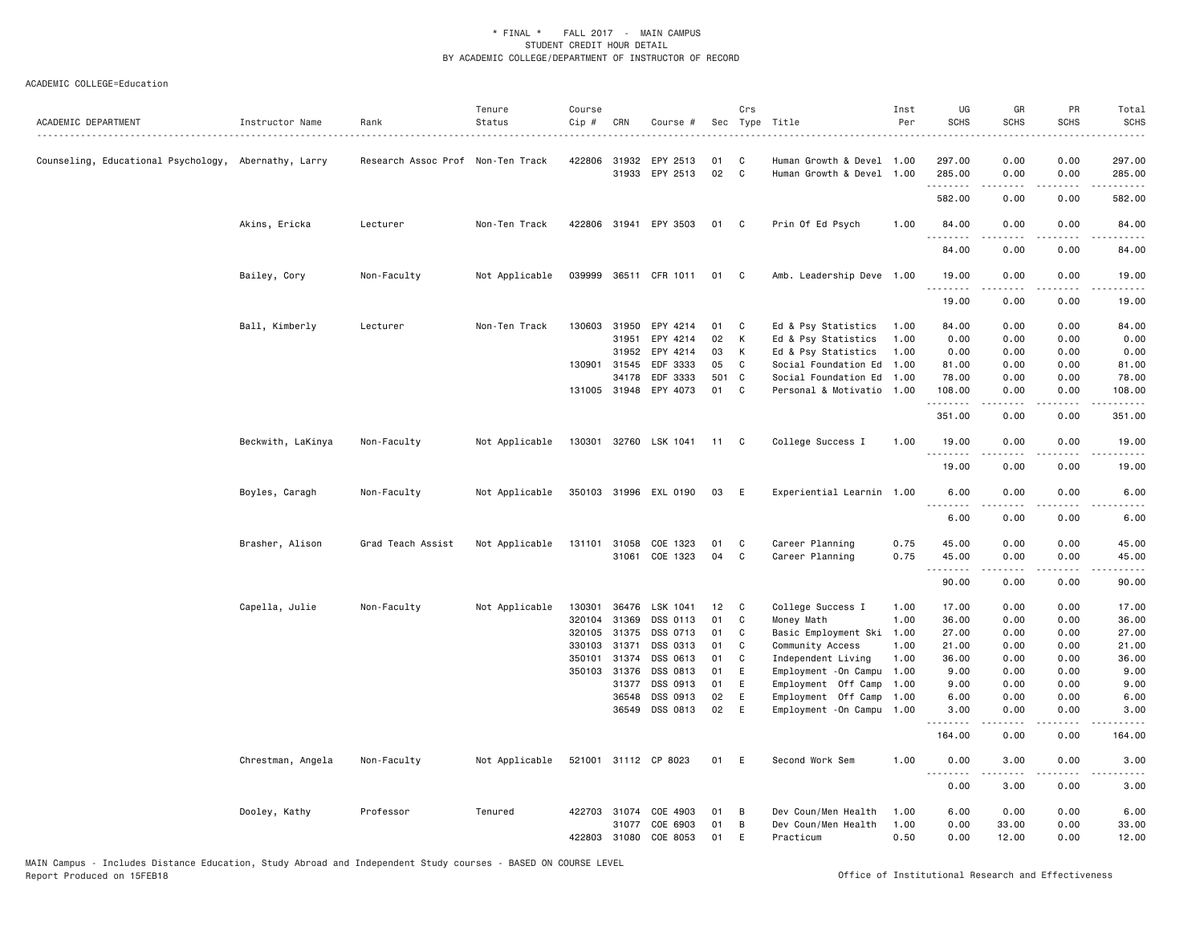\* FINAL \* FALL 2017 - MAIN CAMPUS
STUDENT CREDIT HOUR DETAIL
BY ACADEMIC COLLEGE/DEPARTMENT OF INSTRUCTOR OF RECORD

ACADEMIC COLLEGE=Education

| ACADEMIC DEPARTMENT | Instructor Name | Rank | Tenure Status | Course Cip # | CRN | Course # | Sec | Crs Type | Title | Inst Per | UG SCHS | GR SCHS | PR SCHS | Total SCHS |
|---|---|---|---|---|---|---|---|---|---|---|---|---|---|---|
| Counseling, Educational Psychology, | Abernathy, Larry | Research Assoc Prof | Non-Ten Track | 422806 | 31932 | EPY 2513 | 01 | C | Human Growth & Devel | 1.00 | 297.00 | 0.00 | 0.00 | 297.00 |
| | | | | | 31933 | EPY 2513 | 02 | C | Human Growth & Devel | 1.00 | 285.00 | 0.00 | 0.00 | 285.00 |
| | | | | | | | | | | | 582.00 | 0.00 | 0.00 | 582.00 |
| | Akins, Ericka | Lecturer | Non-Ten Track | 422806 | 31941 | EPY 3503 | 01 | C | Prin Of Ed Psych | 1.00 | 84.00 | 0.00 | 0.00 | 84.00 |
| | | | | | | | | | | | 84.00 | 0.00 | 0.00 | 84.00 |
| | Bailey, Cory | Non-Faculty | Not Applicable | 039999 | 36511 | CFR 1011 | 01 | C | Amb. Leadership Deve | 1.00 | 19.00 | 0.00 | 0.00 | 19.00 |
| | | | | | | | | | | | 19.00 | 0.00 | 0.00 | 19.00 |
| | Ball, Kimberly | Lecturer | Non-Ten Track | 130603 | 31950 | EPY 4214 | 01 | C | Ed & Psy Statistics | 1.00 | 84.00 | 0.00 | 0.00 | 84.00 |
| | | | | | 31951 | EPY 4214 | 02 | K | Ed & Psy Statistics | 1.00 | 0.00 | 0.00 | 0.00 | 0.00 |
| | | | | | 31952 | EPY 4214 | 03 | K | Ed & Psy Statistics | 1.00 | 0.00 | 0.00 | 0.00 | 0.00 |
| | | | | 130901 | 31545 | EDF 3333 | 05 | C | Social Foundation Ed | 1.00 | 81.00 | 0.00 | 0.00 | 81.00 |
| | | | | | 34178 | EDF 3333 | 501 | C | Social Foundation Ed | 1.00 | 78.00 | 0.00 | 0.00 | 78.00 |
| | | | | 131005 | 31948 | EPY 4073 | 01 | C | Personal & Motivatio | 1.00 | 108.00 | 0.00 | 0.00 | 108.00 |
| | | | | | | | | | | | 351.00 | 0.00 | 0.00 | 351.00 |
| | Beckwith, LaKinya | Non-Faculty | Not Applicable | 130301 | 32760 | LSK 1041 | 11 | C | College Success I | 1.00 | 19.00 | 0.00 | 0.00 | 19.00 |
| | | | | | | | | | | | 19.00 | 0.00 | 0.00 | 19.00 |
| | Boyles, Caragh | Non-Faculty | Not Applicable | 350103 | 31996 | EXL 0190 | 03 | E | Experiential Learnin | 1.00 | 6.00 | 0.00 | 0.00 | 6.00 |
| | | | | | | | | | | | 6.00 | 0.00 | 0.00 | 6.00 |
| | Brasher, Alison | Grad Teach Assist | Not Applicable | 131101 | 31058 | COE 1323 | 01 | C | Career Planning | 0.75 | 45.00 | 0.00 | 0.00 | 45.00 |
| | | | | | 31061 | COE 1323 | 04 | C | Career Planning | 0.75 | 45.00 | 0.00 | 0.00 | 45.00 |
| | | | | | | | | | | | 90.00 | 0.00 | 0.00 | 90.00 |
| | Capella, Julie | Non-Faculty | Not Applicable | 130301 | 36476 | LSK 1041 | 12 | C | College Success I | 1.00 | 17.00 | 0.00 | 0.00 | 17.00 |
| | | | | 320104 | 31369 | DSS 0113 | 01 | C | Money Math | 1.00 | 36.00 | 0.00 | 0.00 | 36.00 |
| | | | | 320105 | 31375 | DSS 0713 | 01 | C | Basic Employment Ski | 1.00 | 27.00 | 0.00 | 0.00 | 27.00 |
| | | | | 330103 | 31371 | DSS 0313 | 01 | C | Community Access | 1.00 | 21.00 | 0.00 | 0.00 | 21.00 |
| | | | | 350101 | 31374 | DSS 0613 | 01 | C | Independent Living | 1.00 | 36.00 | 0.00 | 0.00 | 36.00 |
| | | | | 350103 | 31376 | DSS 0813 | 01 | E | Employment -On Campu | 1.00 | 9.00 | 0.00 | 0.00 | 9.00 |
| | | | | | 31377 | DSS 0913 | 01 | E | Employment Off Camp | 1.00 | 9.00 | 0.00 | 0.00 | 9.00 |
| | | | | | 36548 | DSS 0913 | 02 | E | Employment Off Camp | 1.00 | 6.00 | 0.00 | 0.00 | 6.00 |
| | | | | | 36549 | DSS 0813 | 02 | E | Employment -On Campu | 1.00 | 3.00 | 0.00 | 0.00 | 3.00 |
| | | | | | | | | | | | 164.00 | 0.00 | 0.00 | 164.00 |
| | Chrestman, Angela | Non-Faculty | Not Applicable | 521001 | 31112 | CP 8023 | 01 | E | Second Work Sem | 1.00 | 0.00 | 3.00 | 0.00 | 3.00 |
| | | | | | | | | | | | 0.00 | 3.00 | 0.00 | 3.00 |
| | Dooley, Kathy | Professor | Tenured | 422703 | 31074 | COE 4903 | 01 | B | Dev Coun/Men Health | 1.00 | 6.00 | 0.00 | 0.00 | 6.00 |
| | | | | | 31077 | COE 6903 | 01 | B | Dev Coun/Men Health | 1.00 | 0.00 | 33.00 | 0.00 | 33.00 |
| | | | | 422803 | 31080 | COE 8053 | 01 | E | Practicum | 0.50 | 0.00 | 12.00 | 0.00 | 12.00 |

MAIN Campus - Includes Distance Education, Study Abroad and Independent Study courses - BASED ON COURSE LEVEL
Report Produced on 15FEB18 — Office of Institutional Research and Effectiveness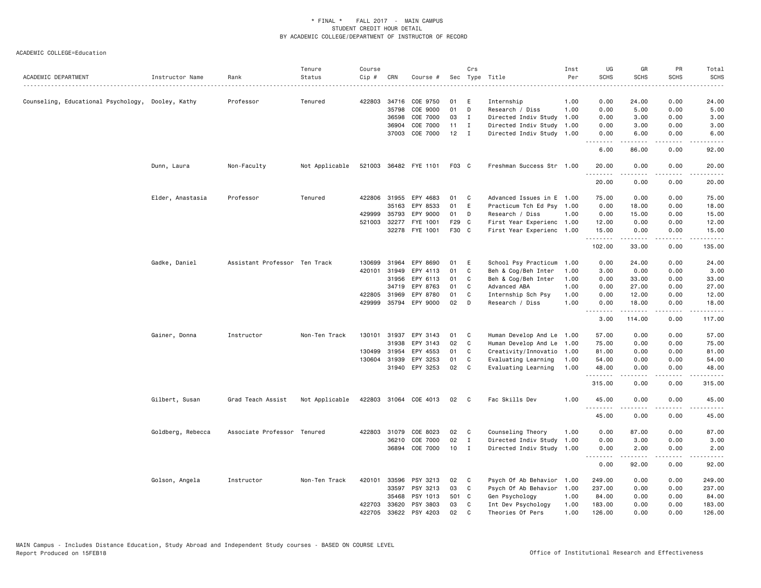\* FINAL \* FALL 2017 - MAIN CAMPUS
STUDENT CREDIT HOUR DETAIL
BY ACADEMIC COLLEGE/DEPARTMENT OF INSTRUCTOR OF RECORD

ACADEMIC COLLEGE=Education

| ACADEMIC DEPARTMENT | Instructor Name | Rank | Tenure Status | Course Cip # | CRN | Course # | Sec | Crs Type | Title | Inst Per | UG SCHS | GR SCHS | PR SCHS | Total SCHS |
|---|---|---|---|---|---|---|---|---|---|---|---|---|---|---|
| Counseling, Educational Psychology, | Dooley, Kathy | Professor | Tenured | 422803 | 34716 | COE 9750 | 01 | E | Internship | 1.00 | 0.00 | 24.00 | 0.00 | 24.00 |
| | | | | | 35798 | COE 9000 | 01 | D | Research / Diss | 1.00 | 0.00 | 5.00 | 0.00 | 5.00 |
| | | | | | 36598 | COE 7000 | 03 | I | Directed Indiv Study | 1.00 | 0.00 | 3.00 | 0.00 | 3.00 |
| | | | | | 36904 | COE 7000 | 11 | I | Directed Indiv Study | 1.00 | 0.00 | 3.00 | 0.00 | 3.00 |
| | | | | | 37003 | COE 7000 | 12 | I | Directed Indiv Study | 1.00 | 0.00 | 6.00 | 0.00 | 6.00 |
| | | | | | | | | | | | 6.00 | 86.00 | 0.00 | 92.00 |
| | Dunn, Laura | Non-Faculty | Not Applicable | 521003 | 36482 | FYE 1101 | F03 | C | Freshman Success Str | 1.00 | 20.00 | 0.00 | 0.00 | 20.00 |
| | | | | | | | | | | | 20.00 | 0.00 | 0.00 | 20.00 |
| | Elder, Anastasia | Professor | Tenured | 422806 | 31955 | EPY 4683 | 01 | C | Advanced Issues in E | 1.00 | 75.00 | 0.00 | 0.00 | 75.00 |
| | | | | | 35163 | EPY 8533 | 01 | E | Practicum Tch Ed Psy | 1.00 | 0.00 | 18.00 | 0.00 | 18.00 |
| | | | | 429999 | 35793 | EPY 9000 | 01 | D | Research / Diss | 1.00 | 0.00 | 15.00 | 0.00 | 15.00 |
| | | | | 521003 | 32277 | FYE 1001 | F29 | C | First Year Experienc | 1.00 | 12.00 | 0.00 | 0.00 | 12.00 |
| | | | | | 32278 | FYE 1001 | F30 | C | First Year Experienc | 1.00 | 15.00 | 0.00 | 0.00 | 15.00 |
| | | | | | | | | | | | 102.00 | 33.00 | 0.00 | 135.00 |
| | Gadke, Daniel | Assistant Professor | Ten Track | 130699 | 31964 | EPY 8690 | 01 | E | School Psy Practicum | 1.00 | 0.00 | 24.00 | 0.00 | 24.00 |
| | | | | 420101 | 31949 | EPY 4113 | 01 | C | Beh & Cog/Beh Inter | 1.00 | 3.00 | 0.00 | 0.00 | 3.00 |
| | | | | | 31956 | EPY 6113 | 01 | C | Beh & Cog/Beh Inter | 1.00 | 0.00 | 33.00 | 0.00 | 33.00 |
| | | | | | 34719 | EPY 8763 | 01 | C | Advanced ABA | 1.00 | 0.00 | 27.00 | 0.00 | 27.00 |
| | | | | 422805 | 31969 | EPY 8780 | 01 | C | Internship Sch Psy | 1.00 | 0.00 | 12.00 | 0.00 | 12.00 |
| | | | | 429999 | 35794 | EPY 9000 | 02 | D | Research / Diss | 1.00 | 0.00 | 18.00 | 0.00 | 18.00 |
| | | | | | | | | | | | 3.00 | 114.00 | 0.00 | 117.00 |
| | Gainer, Donna | Instructor | Non-Ten Track | 130101 | 31937 | EPY 3143 | 01 | C | Human Develop And Le | 1.00 | 57.00 | 0.00 | 0.00 | 57.00 |
| | | | | | 31938 | EPY 3143 | 02 | C | Human Develop And Le | 1.00 | 75.00 | 0.00 | 0.00 | 75.00 |
| | | | | 130499 | 31954 | EPY 4553 | 01 | C | Creativity/Innovatio | 1.00 | 81.00 | 0.00 | 0.00 | 81.00 |
| | | | | 130604 | 31939 | EPY 3253 | 01 | C | Evaluating Learning | 1.00 | 54.00 | 0.00 | 0.00 | 54.00 |
| | | | | | 31940 | EPY 3253 | 02 | C | Evaluating Learning | 1.00 | 48.00 | 0.00 | 0.00 | 48.00 |
| | | | | | | | | | | | 315.00 | 0.00 | 0.00 | 315.00 |
| | Gilbert, Susan | Grad Teach Assist | Not Applicable | 422803 | 31064 | COE 4013 | 02 | C | Fac Skills Dev | 1.00 | 45.00 | 0.00 | 0.00 | 45.00 |
| | | | | | | | | | | | 45.00 | 0.00 | 0.00 | 45.00 |
| | Goldberg, Rebecca | Associate Professor | Tenured | 422803 | 31079 | COE 8023 | 02 | C | Counseling Theory | 1.00 | 0.00 | 87.00 | 0.00 | 87.00 |
| | | | | | 36210 | COE 7000 | 02 | I | Directed Indiv Study | 1.00 | 0.00 | 3.00 | 0.00 | 3.00 |
| | | | | | 36894 | COE 7000 | 10 | I | Directed Indiv Study | 1.00 | 0.00 | 2.00 | 0.00 | 2.00 |
| | | | | | | | | | | | 0.00 | 92.00 | 0.00 | 92.00 |
| | Golson, Angela | Instructor | Non-Ten Track | 420101 | 33596 | PSY 3213 | 02 | C | Psych Of Ab Behavior | 1.00 | 249.00 | 0.00 | 0.00 | 249.00 |
| | | | | | 33597 | PSY 3213 | 03 | C | Psych Of Ab Behavior | 1.00 | 237.00 | 0.00 | 0.00 | 237.00 |
| | | | | | 35468 | PSY 1013 | 501 | C | Gen Psychology | 1.00 | 84.00 | 0.00 | 0.00 | 84.00 |
| | | | | 422703 | 33620 | PSY 3803 | 03 | C | Int Dev Psychology | 1.00 | 183.00 | 0.00 | 0.00 | 183.00 |
| | | | | 422705 | 33622 | PSY 4203 | 02 | C | Theories Of Pers | 1.00 | 126.00 | 0.00 | 0.00 | 126.00 |

MAIN Campus - Includes Distance Education, Study Abroad and Independent Study courses - BASED ON COURSE LEVEL
Report Produced on 15FEB18

Office of Institutional Research and Effectiveness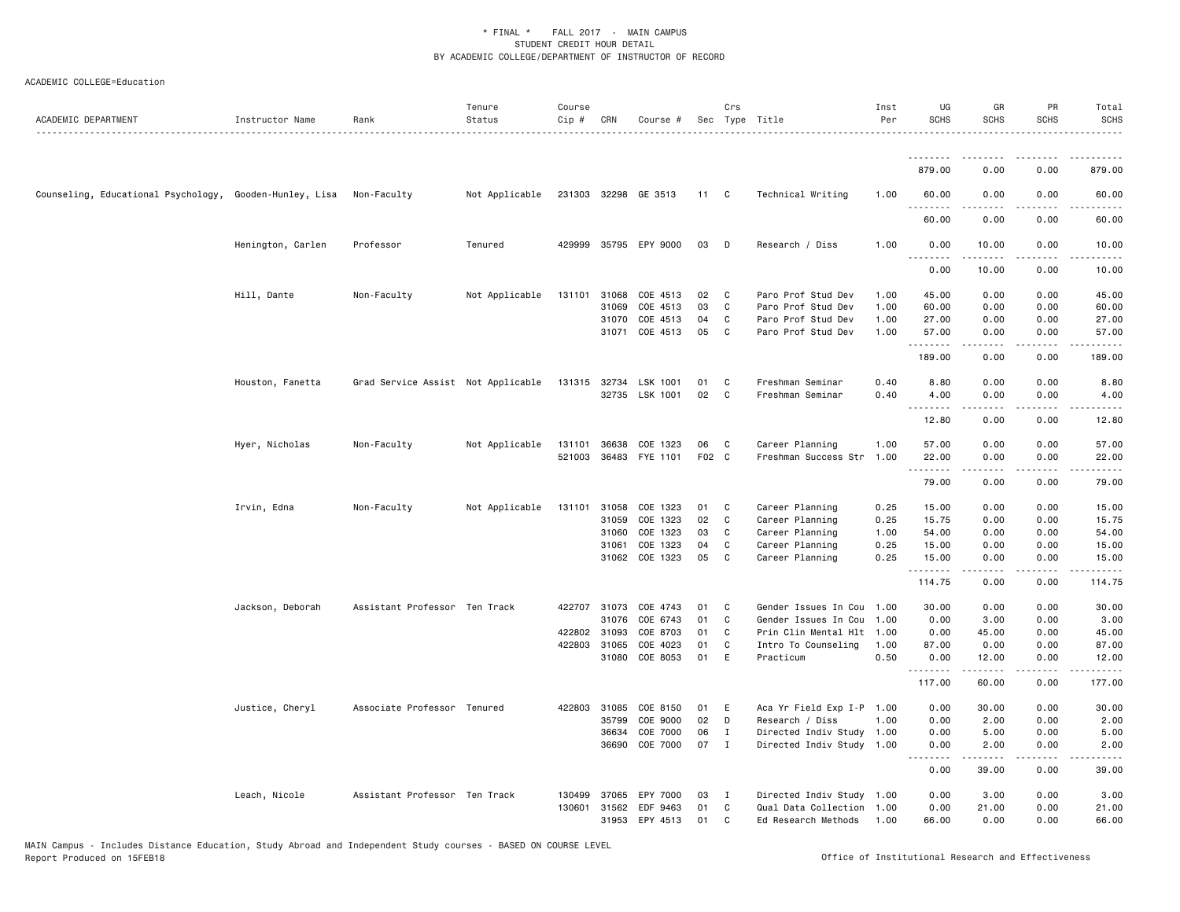\* FINAL \* FALL 2017 - MAIN CAMPUS
STUDENT CREDIT HOUR DETAIL
BY ACADEMIC COLLEGE/DEPARTMENT OF INSTRUCTOR OF RECORD

ACADEMIC COLLEGE=Education

| ACADEMIC DEPARTMENT | Instructor Name | Rank | Tenure Status | Course Cip # | CRN | Course # | Sec | Crs Type | Title | Inst Per | UG SCHS | GR SCHS | PR SCHS | Total SCHS |
|---|---|---|---|---|---|---|---|---|---|---|---|---|---|---|
| | | | | | | | | | | | 879.00 | 0.00 | 0.00 | 879.00 |
| Counseling, Educational Psychology, | Gooden-Hunley, Lisa | Non-Faculty | Not Applicable | 231303 | 32298 | GE 3513 | 11 | C | Technical Writing | 1.00 | 60.00 | 0.00 | 0.00 | 60.00 |
| | | | | | | | | | | | 60.00 | 0.00 | 0.00 | 60.00 |
| | Henington, Carlen | Professor | Tenured | 429999 | 35795 | EPY 9000 | 03 | D | Research / Diss | 1.00 | 0.00 | 10.00 | 0.00 | 10.00 |
| | | | | | | | | | | | 0.00 | 10.00 | 0.00 | 10.00 |
| | Hill, Dante | Non-Faculty | Not Applicable | 131101 | 31068 | COE 4513 | 02 | C | Paro Prof Stud Dev | 1.00 | 45.00 | 0.00 | 0.00 | 45.00 |
| | | | | | 31069 | COE 4513 | 03 | C | Paro Prof Stud Dev | 1.00 | 60.00 | 0.00 | 0.00 | 60.00 |
| | | | | | 31070 | COE 4513 | 04 | C | Paro Prof Stud Dev | 1.00 | 27.00 | 0.00 | 0.00 | 27.00 |
| | | | | | 31071 | COE 4513 | 05 | C | Paro Prof Stud Dev | 1.00 | 57.00 | 0.00 | 0.00 | 57.00 |
| | | | | | | | | | | | 189.00 | 0.00 | 0.00 | 189.00 |
| | Houston, Fanetta | Grad Service Assist | Not Applicable | 131315 | 32734 | LSK 1001 | 01 | C | Freshman Seminar | 0.40 | 8.80 | 0.00 | 0.00 | 8.80 |
| | | | | | 32735 | LSK 1001 | 02 | C | Freshman Seminar | 0.40 | 4.00 | 0.00 | 0.00 | 4.00 |
| | | | | | | | | | | | 12.80 | 0.00 | 0.00 | 12.80 |
| | Hyer, Nicholas | Non-Faculty | Not Applicable | 131101 | 36638 | COE 1323 | 06 | C | Career Planning | 1.00 | 57.00 | 0.00 | 0.00 | 57.00 |
| | | | | 521003 | 36483 | FYE 1101 | F02 | C | Freshman Success Str | 1.00 | 22.00 | 0.00 | 0.00 | 22.00 |
| | | | | | | | | | | | 79.00 | 0.00 | 0.00 | 79.00 |
| | Irvin, Edna | Non-Faculty | Not Applicable | 131101 | 31058 | COE 1323 | 01 | C | Career Planning | 0.25 | 15.00 | 0.00 | 0.00 | 15.00 |
| | | | | | 31059 | COE 1323 | 02 | C | Career Planning | 0.25 | 15.75 | 0.00 | 0.00 | 15.75 |
| | | | | | 31060 | COE 1323 | 03 | C | Career Planning | 1.00 | 54.00 | 0.00 | 0.00 | 54.00 |
| | | | | | 31061 | COE 1323 | 04 | C | Career Planning | 0.25 | 15.00 | 0.00 | 0.00 | 15.00 |
| | | | | | 31062 | COE 1323 | 05 | C | Career Planning | 0.25 | 15.00 | 0.00 | 0.00 | 15.00 |
| | | | | | | | | | | | 114.75 | 0.00 | 0.00 | 114.75 |
| | Jackson, Deborah | Assistant Professor | Ten Track | 422707 | 31073 | COE 4743 | 01 | C | Gender Issues In Cou | 1.00 | 30.00 | 0.00 | 0.00 | 30.00 |
| | | | | | 31076 | COE 6743 | 01 | C | Gender Issues In Cou | 1.00 | 0.00 | 3.00 | 0.00 | 3.00 |
| | | | | 422802 | 31093 | COE 8703 | 01 | C | Prin Clin Mental Hlt | 1.00 | 0.00 | 45.00 | 0.00 | 45.00 |
| | | | | 422803 | 31065 | COE 4023 | 01 | C | Intro To Counseling | 1.00 | 87.00 | 0.00 | 0.00 | 87.00 |
| | | | | | 31080 | COE 8053 | 01 | E | Practicum | 0.50 | 0.00 | 12.00 | 0.00 | 12.00 |
| | | | | | | | | | | | 117.00 | 60.00 | 0.00 | 177.00 |
| | Justice, Cheryl | Associate Professor | Tenured | 422803 | 31085 | COE 8150 | 01 | E | Aca Yr Field Exp I-P | 1.00 | 0.00 | 30.00 | 0.00 | 30.00 |
| | | | | | 35799 | COE 9000 | 02 | D | Research / Diss | 1.00 | 0.00 | 2.00 | 0.00 | 2.00 |
| | | | | | 36634 | COE 7000 | 06 | I | Directed Indiv Study | 1.00 | 0.00 | 5.00 | 0.00 | 5.00 |
| | | | | | 36690 | COE 7000 | 07 | I | Directed Indiv Study | 1.00 | 0.00 | 2.00 | 0.00 | 2.00 |
| | | | | | | | | | | | 0.00 | 39.00 | 0.00 | 39.00 |
| | Leach, Nicole | Assistant Professor | Ten Track | 130499 | 37065 | EPY 7000 | 03 | I | Directed Indiv Study | 1.00 | 0.00 | 3.00 | 0.00 | 3.00 |
| | | | | 130601 | 31562 | EDF 9463 | 01 | C | Qual Data Collection | 1.00 | 0.00 | 21.00 | 0.00 | 21.00 |
| | | | | | 31953 | EPY 4513 | 01 | C | Ed Research Methods | 1.00 | 66.00 | 0.00 | 0.00 | 66.00 |

MAIN Campus - Includes Distance Education, Study Abroad and Independent Study courses - BASED ON COURSE LEVEL
Report Produced on 15FEB18

Office of Institutional Research and Effectiveness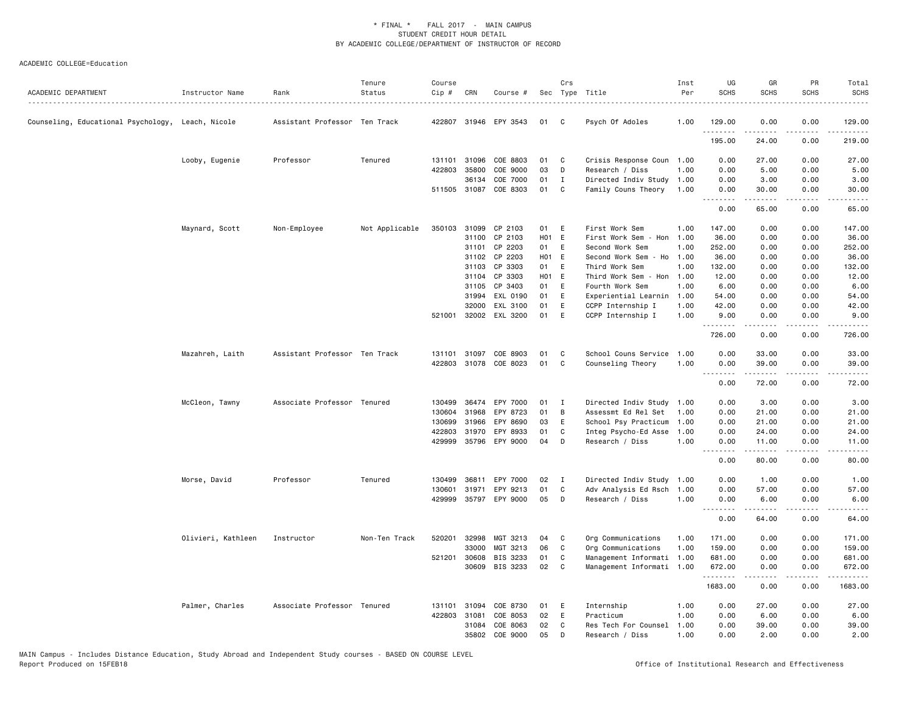\* FINAL \* FALL 2017 - MAIN CAMPUS
STUDENT CREDIT HOUR DETAIL
BY ACADEMIC COLLEGE/DEPARTMENT OF INSTRUCTOR OF RECORD

ACADEMIC COLLEGE=Education

| ACADEMIC DEPARTMENT | Instructor Name | Rank | Tenure Status | Course Cip # | CRN | Course # | Sec | Crs Type | Title | Inst Per | UG SCHS | GR SCHS | PR SCHS | Total SCHS |
|---|---|---|---|---|---|---|---|---|---|---|---|---|---|---|
| Counseling, Educational Psychology, | Leach, Nicole | Assistant Professor | Ten Track | 422807 | 31946 | EPY 3543 | 01 | C | Psych Of Adoles | 1.00 | 129.00 | 0.00 | 0.00 | 129.00 |
| | | | | | | | | | | | 195.00 | 24.00 | 0.00 | 219.00 |
| | Looby, Eugenie | Professor | Tenured | 131101 | 31096 | COE 8803 | 01 | C | Crisis Response Coun | 1.00 | 0.00 | 27.00 | 0.00 | 27.00 |
| | | | | 422803 | 35800 | COE 9000 | 03 | D | Research / Diss | 1.00 | 0.00 | 5.00 | 0.00 | 5.00 |
| | | | | | 36134 | COE 7000 | 01 | I | Directed Indiv Study | 1.00 | 0.00 | 3.00 | 0.00 | 3.00 |
| | | | | 511505 | 31087 | COE 8303 | 01 | C | Family Couns Theory | 1.00 | 0.00 | 30.00 | 0.00 | 30.00 |
| | | | | | | | | | | | 0.00 | 65.00 | 0.00 | 65.00 |
| | Maynard, Scott | Non-Employee | Not Applicable | 350103 | 31099 | CP 2103 | 01 | E | First Work Sem | 1.00 | 147.00 | 0.00 | 0.00 | 147.00 |
| | | | | | 31100 | CP 2103 | H01 | E | First Work Sem - Hon | 1.00 | 36.00 | 0.00 | 0.00 | 36.00 |
| | | | | | 31101 | CP 2203 | 01 | E | Second Work Sem | 1.00 | 252.00 | 0.00 | 0.00 | 252.00 |
| | | | | | 31102 | CP 2203 | H01 | E | Second Work Sem - Ho | 1.00 | 36.00 | 0.00 | 0.00 | 36.00 |
| | | | | | 31103 | CP 3303 | 01 | E | Third Work Sem | 1.00 | 132.00 | 0.00 | 0.00 | 132.00 |
| | | | | | 31104 | CP 3303 | H01 | E | Third Work Sem - Hon | 1.00 | 12.00 | 0.00 | 0.00 | 12.00 |
| | | | | | 31105 | CP 3403 | 01 | E | Fourth Work Sem | 1.00 | 6.00 | 0.00 | 0.00 | 6.00 |
| | | | | | 31994 | EXL 0190 | 01 | E | Experiential Learnin | 1.00 | 54.00 | 0.00 | 0.00 | 54.00 |
| | | | | | 32000 | EXL 3100 | 01 | E | CCPP Internship I | 1.00 | 42.00 | 0.00 | 0.00 | 42.00 |
| | | | | 521001 | 32002 | EXL 3200 | 01 | E | CCPP Internship I | 1.00 | 9.00 | 0.00 | 0.00 | 9.00 |
| | | | | | | | | | | | 726.00 | 0.00 | 0.00 | 726.00 |
| | Mazahreh, Laith | Assistant Professor | Ten Track | 131101 | 31097 | COE 8903 | 01 | C | School Couns Service | 1.00 | 0.00 | 33.00 | 0.00 | 33.00 |
| | | | | 422803 | 31078 | COE 8023 | 01 | C | Counseling Theory | 1.00 | 0.00 | 39.00 | 0.00 | 39.00 |
| | | | | | | | | | | | 0.00 | 72.00 | 0.00 | 72.00 |
| | McCleon, Tawny | Associate Professor | Tenured | 130499 | 36474 | EPY 7000 | 01 | I | Directed Indiv Study | 1.00 | 0.00 | 3.00 | 0.00 | 3.00 |
| | | | | 130604 | 31968 | EPY 8723 | 01 | B | Assessmt Ed Rel Set | 1.00 | 0.00 | 21.00 | 0.00 | 21.00 |
| | | | | 130699 | 31966 | EPY 8690 | 03 | E | School Psy Practicum | 1.00 | 0.00 | 21.00 | 0.00 | 21.00 |
| | | | | 422803 | 31970 | EPY 8933 | 01 | C | Integ Psycho-Ed Asse | 1.00 | 0.00 | 24.00 | 0.00 | 24.00 |
| | | | | 429999 | 35796 | EPY 9000 | 04 | D | Research / Diss | 1.00 | 0.00 | 11.00 | 0.00 | 11.00 |
| | | | | | | | | | | | 0.00 | 80.00 | 0.00 | 80.00 |
| | Morse, David | Professor | Tenured | 130499 | 36811 | EPY 7000 | 02 | I | Directed Indiv Study | 1.00 | 0.00 | 1.00 | 0.00 | 1.00 |
| | | | | 130601 | 31971 | EPY 9213 | 01 | C | Adv Analysis Ed Rsch | 1.00 | 0.00 | 57.00 | 0.00 | 57.00 |
| | | | | 429999 | 35797 | EPY 9000 | 05 | D | Research / Diss | 1.00 | 0.00 | 6.00 | 0.00 | 6.00 |
| | | | | | | | | | | | 0.00 | 64.00 | 0.00 | 64.00 |
| | Olivieri, Kathleen | Instructor | Non-Ten Track | 520201 | 32998 | MGT 3213 | 04 | C | Org Communications | 1.00 | 171.00 | 0.00 | 0.00 | 171.00 |
| | | | | | 33000 | MGT 3213 | 06 | C | Org Communications | 1.00 | 159.00 | 0.00 | 0.00 | 159.00 |
| | | | | 521201 | 30608 | BIS 3233 | 01 | C | Management Informati | 1.00 | 681.00 | 0.00 | 0.00 | 681.00 |
| | | | | | 30609 | BIS 3233 | 02 | C | Management Informati | 1.00 | 672.00 | 0.00 | 0.00 | 672.00 |
| | | | | | | | | | | | 1683.00 | 0.00 | 0.00 | 1683.00 |
| | Palmer, Charles | Associate Professor | Tenured | 131101 | 31094 | COE 8730 | 01 | E | Internship | 1.00 | 0.00 | 27.00 | 0.00 | 27.00 |
| | | | | 422803 | 31081 | COE 8053 | 02 | E | Practicum | 1.00 | 0.00 | 6.00 | 0.00 | 6.00 |
| | | | | | 31084 | COE 8063 | 02 | C | Res Tech For Counsel | 1.00 | 0.00 | 39.00 | 0.00 | 39.00 |
| | | | | | 35802 | COE 9000 | 05 | D | Research / Diss | 1.00 | 0.00 | 2.00 | 0.00 | 2.00 |

MAIN Campus - Includes Distance Education, Study Abroad and Independent Study courses - BASED ON COURSE LEVEL
Report Produced on 15FEB18 — Office of Institutional Research and Effectiveness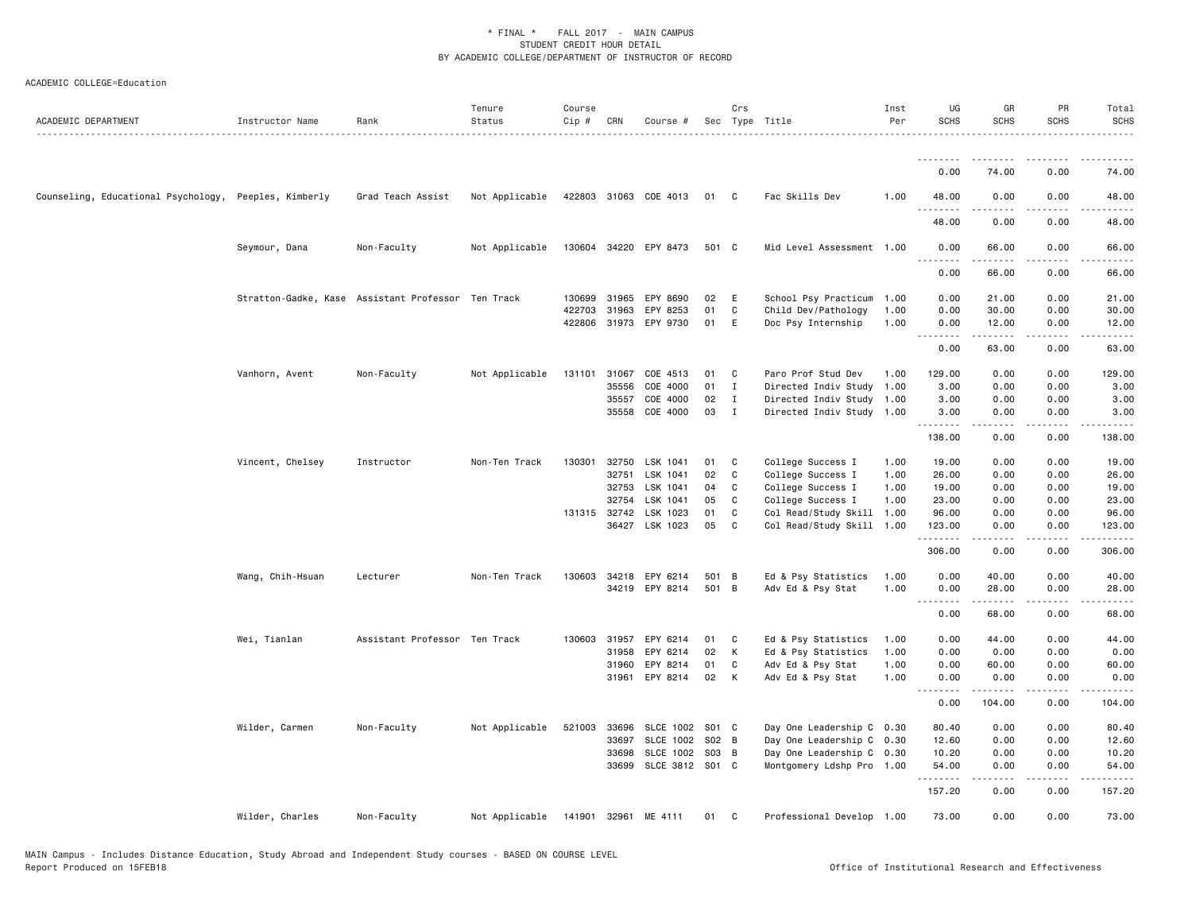\* FINAL \* FALL 2017 - MAIN CAMPUS
STUDENT CREDIT HOUR DETAIL
BY ACADEMIC COLLEGE/DEPARTMENT OF INSTRUCTOR OF RECORD

ACADEMIC COLLEGE=Education

| ACADEMIC DEPARTMENT | Instructor Name | Rank | Tenure Status | Course Cip # | CRN | Course # | Sec | Crs Type | Title | Inst Per | UG SCHS | GR SCHS | PR SCHS | Total SCHS |
|---|---|---|---|---|---|---|---|---|---|---|---|---|---|---|
| | | | | | | | | | | | 0.00 | 74.00 | 0.00 | 74.00 |
| Counseling, Educational Psychology, | Peeples, Kimberly | Grad Teach Assist | Not Applicable | 422803 | 31063 | COE 4013 | 01 | C | Fac Skills Dev | 1.00 | 48.00 | 0.00 | 0.00 | 48.00 |
| | | | | | | | | | | | 48.00 | 0.00 | 0.00 | 48.00 |
| | Seymour, Dana | Non-Faculty | Not Applicable | 130604 | 34220 | EPY 8473 | 501 | C | Mid Level Assessment | 1.00 | 0.00 | 66.00 | 0.00 | 66.00 |
| | | | | | | | | | | | 0.00 | 66.00 | 0.00 | 66.00 |
| | Stratton-Gadke, Kase | Assistant Professor | Ten Track | 130699 | 31965 | EPY 8690 | 02 | E | School Psy Practicum | 1.00 | 0.00 | 21.00 | 0.00 | 21.00 |
| | | | | 422703 | 31963 | EPY 8253 | 01 | C | Child Dev/Pathology | 1.00 | 0.00 | 30.00 | 0.00 | 30.00 |
| | | | | 422806 | 31973 | EPY 9730 | 01 | E | Doc Psy Internship | 1.00 | 0.00 | 12.00 | 0.00 | 12.00 |
| | | | | | | | | | | | 0.00 | 63.00 | 0.00 | 63.00 |
| | Vanhorn, Avent | Non-Faculty | Not Applicable | 131101 | 31067 | COE 4513 | 01 | C | Paro Prof Stud Dev | 1.00 | 129.00 | 0.00 | 0.00 | 129.00 |
| | | | | | 35556 | COE 4000 | 01 | I | Directed Indiv Study | 1.00 | 3.00 | 0.00 | 0.00 | 3.00 |
| | | | | | 35557 | COE 4000 | 02 | I | Directed Indiv Study | 1.00 | 3.00 | 0.00 | 0.00 | 3.00 |
| | | | | | 35558 | COE 4000 | 03 | I | Directed Indiv Study | 1.00 | 3.00 | 0.00 | 0.00 | 3.00 |
| | | | | | | | | | | | 138.00 | 0.00 | 0.00 | 138.00 |
| | Vincent, Chelsey | Instructor | Non-Ten Track | 130301 | 32750 | LSK 1041 | 01 | C | College Success I | 1.00 | 19.00 | 0.00 | 0.00 | 19.00 |
| | | | | | 32751 | LSK 1041 | 02 | C | College Success I | 1.00 | 26.00 | 0.00 | 0.00 | 26.00 |
| | | | | | 32753 | LSK 1041 | 04 | C | College Success I | 1.00 | 19.00 | 0.00 | 0.00 | 19.00 |
| | | | | | 32754 | LSK 1041 | 05 | C | College Success I | 1.00 | 23.00 | 0.00 | 0.00 | 23.00 |
| | | | | 131315 | 32742 | LSK 1023 | 01 | C | Col Read/Study Skill | 1.00 | 96.00 | 0.00 | 0.00 | 96.00 |
| | | | | | 36427 | LSK 1023 | 05 | C | Col Read/Study Skill | 1.00 | 123.00 | 0.00 | 0.00 | 123.00 |
| | | | | | | | | | | | 306.00 | 0.00 | 0.00 | 306.00 |
| | Wang, Chih-Hsuan | Lecturer | Non-Ten Track | 130603 | 34218 | EPY 6214 | 501 | B | Ed & Psy Statistics | 1.00 | 0.00 | 40.00 | 0.00 | 40.00 |
| | | | | | 34219 | EPY 8214 | 501 | B | Adv Ed & Psy Stat | 1.00 | 0.00 | 28.00 | 0.00 | 28.00 |
| | | | | | | | | | | | 0.00 | 68.00 | 0.00 | 68.00 |
| | Wei, Tianlan | Assistant Professor | Ten Track | 130603 | 31957 | EPY 6214 | 01 | C | Ed & Psy Statistics | 1.00 | 0.00 | 44.00 | 0.00 | 44.00 |
| | | | | | 31958 | EPY 6214 | 02 | K | Ed & Psy Statistics | 1.00 | 0.00 | 0.00 | 0.00 | 0.00 |
| | | | | | 31960 | EPY 8214 | 01 | C | Adv Ed & Psy Stat | 1.00 | 0.00 | 60.00 | 0.00 | 60.00 |
| | | | | | 31961 | EPY 8214 | 02 | K | Adv Ed & Psy Stat | 1.00 | 0.00 | 0.00 | 0.00 | 0.00 |
| | | | | | | | | | | | 0.00 | 104.00 | 0.00 | 104.00 |
| | Wilder, Carmen | Non-Faculty | Not Applicable | 521003 | 33696 | SLCE 1002 | S01 | C | Day One Leadership C | 0.30 | 80.40 | 0.00 | 0.00 | 80.40 |
| | | | | | 33697 | SLCE 1002 | S02 | B | Day One Leadership C | 0.30 | 12.60 | 0.00 | 0.00 | 12.60 |
| | | | | | 33698 | SLCE 1002 | S03 | B | Day One Leadership C | 0.30 | 10.20 | 0.00 | 0.00 | 10.20 |
| | | | | | 33699 | SLCE 3812 | S01 | C | Montgomery Ldshp Pro | 1.00 | 54.00 | 0.00 | 0.00 | 54.00 |
| | | | | | | | | | | | 157.20 | 0.00 | 0.00 | 157.20 |
| | Wilder, Charles | Non-Faculty | Not Applicable | 141901 | 32961 | ME 4111 | 01 | C | Professional Develop | 1.00 | 73.00 | 0.00 | 0.00 | 73.00 |

MAIN Campus - Includes Distance Education, Study Abroad and Independent Study courses - BASED ON COURSE LEVEL
Report Produced on 15FEB18

Office of Institutional Research and Effectiveness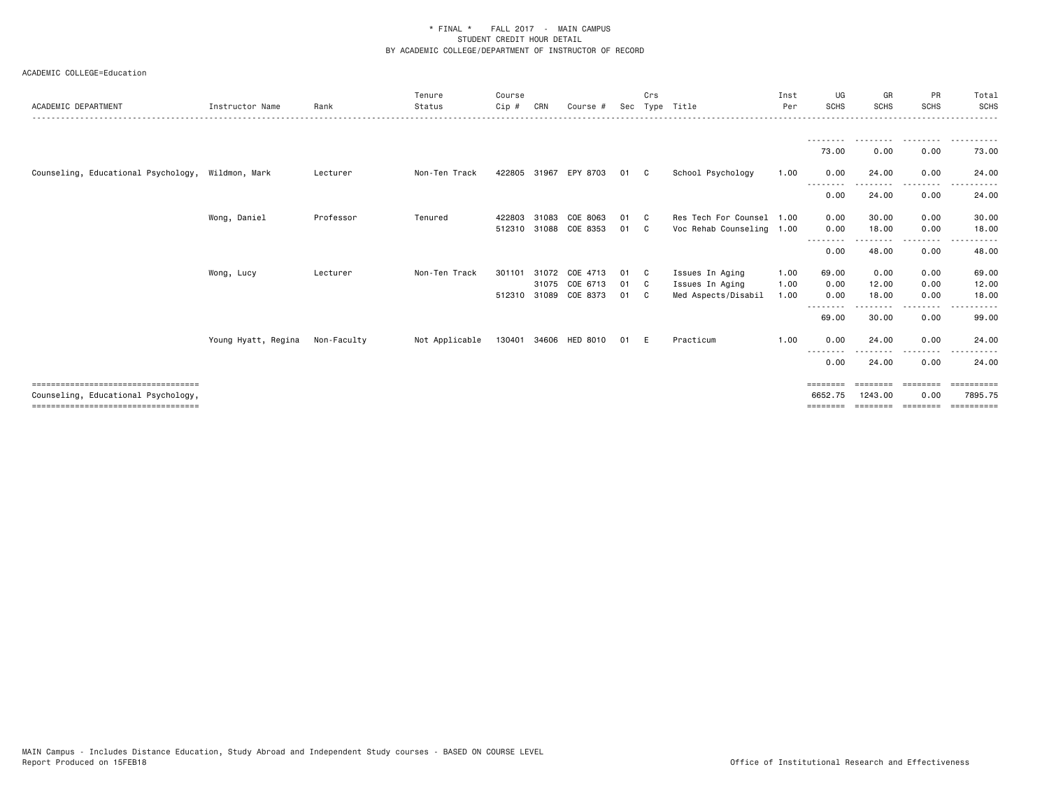* FINAL * FALL 2017 - MAIN CAMPUS
STUDENT CREDIT HOUR DETAIL
BY ACADEMIC COLLEGE/DEPARTMENT OF INSTRUCTOR OF RECORD

ACADEMIC COLLEGE=Education

| ACADEMIC DEPARTMENT | Instructor Name | Rank | Tenure Status | Course Cip # | CRN | Course # | Sec | Crs Type | Title | Inst Per | UG SCHS | GR SCHS | PR SCHS | Total SCHS |
|---|---|---|---|---|---|---|---|---|---|---|---|---|---|---|
| | | | | | | | | | | | 73.00 | 0.00 | 0.00 | 73.00 |
| Counseling, Educational Psychology, | Wildmon, Mark | Lecturer | Non-Ten Track | 422805 | 31967 | EPY 8703 | 01 | C | School Psychology | 1.00 | 0.00 | 24.00 | 0.00 | 24.00 |
| | | | | | | | | | | | 0.00 | 24.00 | 0.00 | 24.00 |
| | Wong, Daniel | Professor | Tenured | 422803 | 31083 | COE 8063 | 01 | C | Res Tech For Counsel | 1.00 | 0.00 | 30.00 | 0.00 | 30.00 |
| | | | | 512310 | 31088 | COE 8353 | 01 | C | Voc Rehab Counseling | 1.00 | 0.00 | 18.00 | 0.00 | 18.00 |
| | | | | | | | | | | | 0.00 | 48.00 | 0.00 | 48.00 |
| | Wong, Lucy | Lecturer | Non-Ten Track | 301101 | 31072 | COE 4713 | 01 | C | Issues In Aging | 1.00 | 69.00 | 0.00 | 0.00 | 69.00 |
| | | | | | 31075 | COE 6713 | 01 | C | Issues In Aging | 1.00 | 0.00 | 12.00 | 0.00 | 12.00 |
| | | | | 512310 | 31089 | COE 8373 | 01 | C | Med Aspects/Disabil | 1.00 | 0.00 | 18.00 | 0.00 | 18.00 |
| | | | | | | | | | | | 69.00 | 30.00 | 0.00 | 99.00 |
| | Young Hyatt, Regina | Non-Faculty | Not Applicable | 130401 | 34606 | HED 8010 | 01 | E | Practicum | 1.00 | 0.00 | 24.00 | 0.00 | 24.00 |
| | | | | | | | | | | | 0.00 | 24.00 | 0.00 | 24.00 |
| Counseling, Educational Psychology, | | | | | | | | | | | 6652.75 | 1243.00 | 0.00 | 7895.75 |

MAIN Campus - Includes Distance Education, Study Abroad and Independent Study courses - BASED ON COURSE LEVEL
Report Produced on 15FEB18

Office of Institutional Research and Effectiveness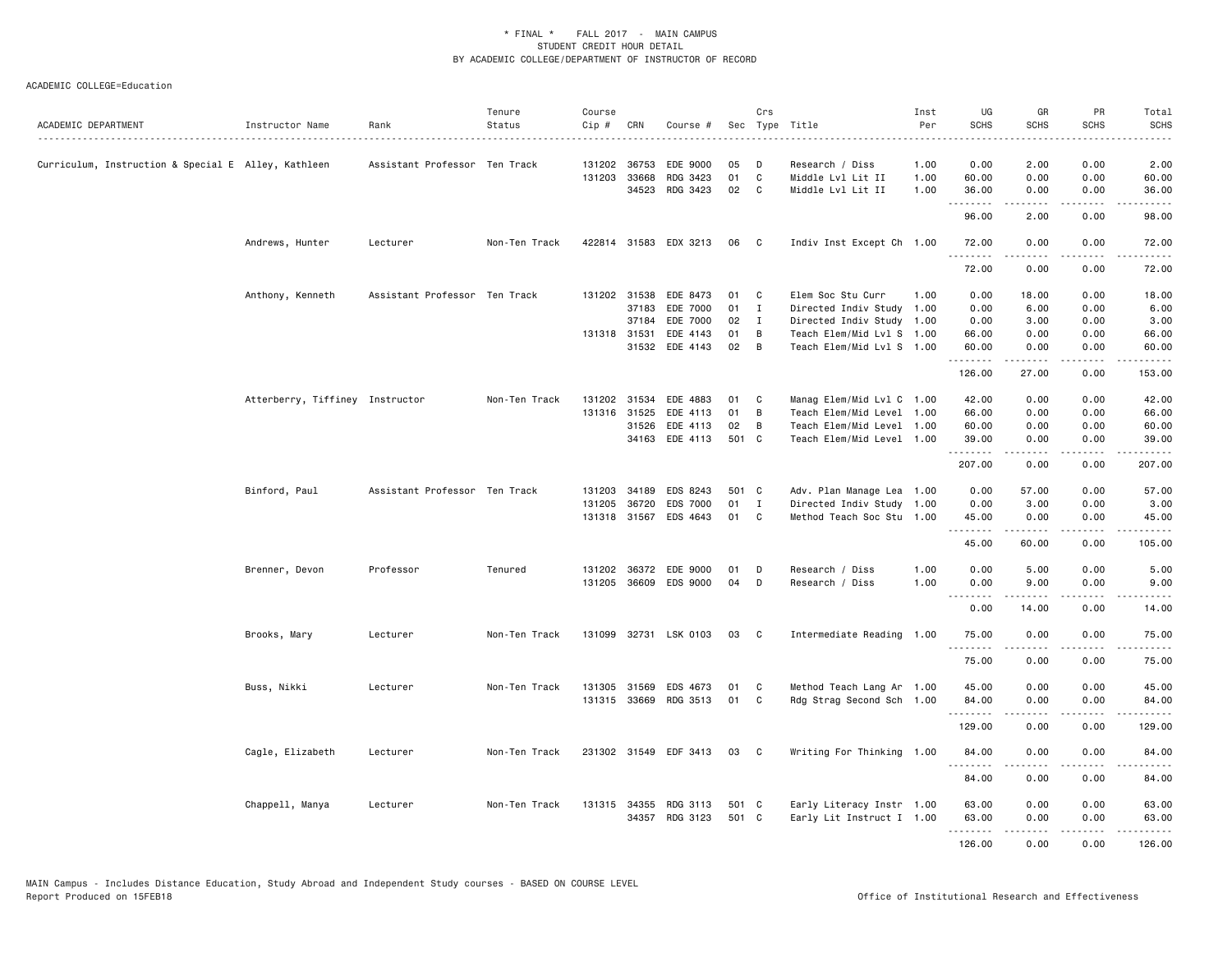\* FINAL \* FALL 2017 - MAIN CAMPUS
STUDENT CREDIT HOUR DETAIL
BY ACADEMIC COLLEGE/DEPARTMENT OF INSTRUCTOR OF RECORD

ACADEMIC COLLEGE=Education

| ACADEMIC DEPARTMENT | Instructor Name | Rank | Tenure Status | Course Cip # | CRN | Course # | Sec | Crs Type | Title | Inst Per | UG SCHS | GR SCHS | PR SCHS | Total SCHS |
|---|---|---|---|---|---|---|---|---|---|---|---|---|---|---|
| Curriculum, Instruction & Special E | Alley, Kathleen | Assistant Professor | Ten Track | 131202 | 36753 | EDE 9000 | 05 | D | Research / Diss | 1.00 | 0.00 | 2.00 | 0.00 | 2.00 |
| | | | | 131203 | 33668 | RDG 3423 | 01 | C | Middle Lvl Lit II | 1.00 | 60.00 | 0.00 | 0.00 | 60.00 |
| | | | | | 34523 | RDG 3423 | 02 | C | Middle Lvl Lit II | 1.00 | 36.00 | 0.00 | 0.00 | 36.00 |
| | | | | | | | | | | | 96.00 | 2.00 | 0.00 | 98.00 |
| | Andrews, Hunter | Lecturer | Non-Ten Track | 422814 | 31583 | EDX 3213 | 06 | C | Indiv Inst Except Ch | 1.00 | 72.00 | 0.00 | 0.00 | 72.00 |
| | | | | | | | | | | | 72.00 | 0.00 | 0.00 | 72.00 |
| | Anthony, Kenneth | Assistant Professor | Ten Track | 131202 | 31538 | EDE 8473 | 01 | C | Elem Soc Stu Curr | 1.00 | 0.00 | 18.00 | 0.00 | 18.00 |
| | | | | | 37183 | EDE 7000 | 01 | I | Directed Indiv Study | 1.00 | 0.00 | 6.00 | 0.00 | 6.00 |
| | | | | | 37184 | EDE 7000 | 02 | I | Directed Indiv Study | 1.00 | 0.00 | 3.00 | 0.00 | 3.00 |
| | | | | 131318 | 31531 | EDE 4143 | 01 | B | Teach Elem/Mid Lvl S | 1.00 | 66.00 | 0.00 | 0.00 | 66.00 |
| | | | | | 31532 | EDE 4143 | 02 | B | Teach Elem/Mid Lvl S | 1.00 | 60.00 | 0.00 | 0.00 | 60.00 |
| | | | | | | | | | | | 126.00 | 27.00 | 0.00 | 153.00 |
| | Atterberry, Tiffiney | Instructor | Non-Ten Track | 131202 | 31534 | EDE 4883 | 01 | C | Manag Elem/Mid Lvl C | 1.00 | 42.00 | 0.00 | 0.00 | 42.00 |
| | | | | 131316 | 31525 | EDE 4113 | 01 | B | Teach Elem/Mid Level | 1.00 | 66.00 | 0.00 | 0.00 | 66.00 |
| | | | | | 31526 | EDE 4113 | 02 | B | Teach Elem/Mid Level | 1.00 | 60.00 | 0.00 | 0.00 | 60.00 |
| | | | | | 34163 | EDE 4113 | 501 | C | Teach Elem/Mid Level | 1.00 | 39.00 | 0.00 | 0.00 | 39.00 |
| | | | | | | | | | | | 207.00 | 0.00 | 0.00 | 207.00 |
| | Binford, Paul | Assistant Professor | Ten Track | 131203 | 34189 | EDS 8243 | 501 | C | Adv. Plan Manage Lea | 1.00 | 0.00 | 57.00 | 0.00 | 57.00 |
| | | | | 131205 | 36720 | EDS 7000 | 01 | I | Directed Indiv Study | 1.00 | 0.00 | 3.00 | 0.00 | 3.00 |
| | | | | 131318 | 31567 | EDS 4643 | 01 | C | Method Teach Soc Stu | 1.00 | 45.00 | 0.00 | 0.00 | 45.00 |
| | | | | | | | | | | | 45.00 | 60.00 | 0.00 | 105.00 |
| | Brenner, Devon | Professor | Tenured | 131202 | 36372 | EDE 9000 | 01 | D | Research / Diss | 1.00 | 0.00 | 5.00 | 0.00 | 5.00 |
| | | | | 131205 | 36609 | EDS 9000 | 04 | D | Research / Diss | 1.00 | 0.00 | 9.00 | 0.00 | 9.00 |
| | | | | | | | | | | | 0.00 | 14.00 | 0.00 | 14.00 |
| | Brooks, Mary | Lecturer | Non-Ten Track | 131099 | 32731 | LSK 0103 | 03 | C | Intermediate Reading | 1.00 | 75.00 | 0.00 | 0.00 | 75.00 |
| | | | | | | | | | | | 75.00 | 0.00 | 0.00 | 75.00 |
| | Buss, Nikki | Lecturer | Non-Ten Track | 131305 | 31569 | EDS 4673 | 01 | C | Method Teach Lang Ar | 1.00 | 45.00 | 0.00 | 0.00 | 45.00 |
| | | | | 131315 | 33669 | RDG 3513 | 01 | C | Rdg Strag Second Sch | 1.00 | 84.00 | 0.00 | 0.00 | 84.00 |
| | | | | | | | | | | | 129.00 | 0.00 | 0.00 | 129.00 |
| | Cagle, Elizabeth | Lecturer | Non-Ten Track | 231302 | 31549 | EDF 3413 | 03 | C | Writing For Thinking | 1.00 | 84.00 | 0.00 | 0.00 | 84.00 |
| | | | | | | | | | | | 84.00 | 0.00 | 0.00 | 84.00 |
| | Chappell, Manya | Lecturer | Non-Ten Track | 131315 | 34355 | RDG 3113 | 501 | C | Early Literacy Instr | 1.00 | 63.00 | 0.00 | 0.00 | 63.00 |
| | | | | | 34357 | RDG 3123 | 501 | C | Early Lit Instruct I | 1.00 | 63.00 | 0.00 | 0.00 | 63.00 |
| | | | | | | | | | | | 126.00 | 0.00 | 0.00 | 126.00 |

MAIN Campus - Includes Distance Education, Study Abroad and Independent Study courses - BASED ON COURSE LEVEL
Report Produced on 15FEB18 | Office of Institutional Research and Effectiveness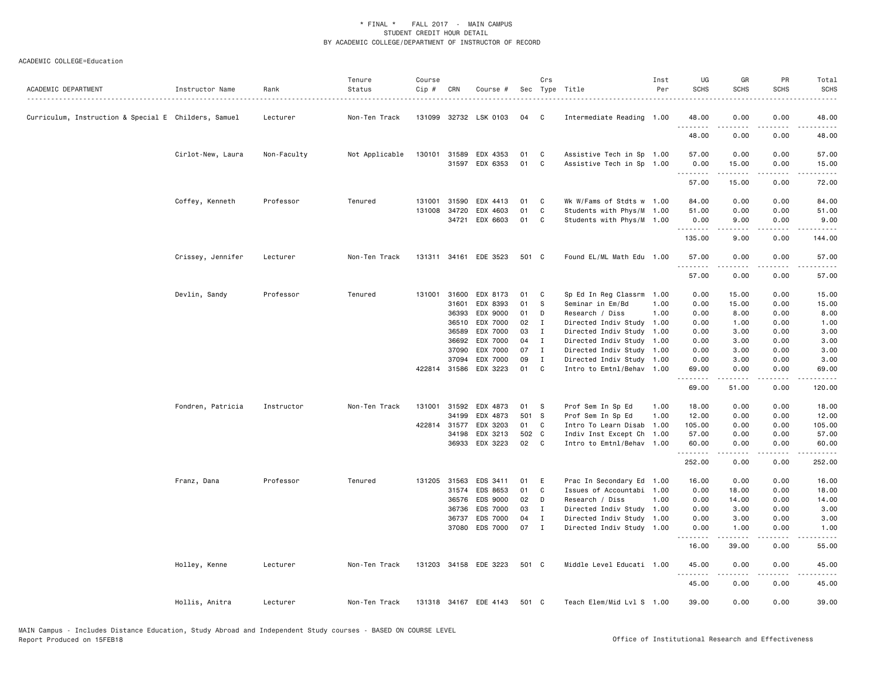\* FINAL \* FALL 2017 - MAIN CAMPUS
STUDENT CREDIT HOUR DETAIL
BY ACADEMIC COLLEGE/DEPARTMENT OF INSTRUCTOR OF RECORD

ACADEMIC COLLEGE=Education

| ACADEMIC DEPARTMENT | Instructor Name | Rank | Tenure Status | Course Cip # | CRN | Course # | Sec | Crs Type | Title | Inst Per | UG SCHS | GR SCHS | PR SCHS | Total SCHS |
|---|---|---|---|---|---|---|---|---|---|---|---|---|---|---|
| Curriculum, Instruction & Special E | Childers, Samuel | Lecturer | Non-Ten Track | 131099 | 32732 | LSK 0103 | 04 | C | Intermediate Reading | 1.00 | 48.00 | 0.00 | 0.00 | 48.00 |
| | | | | | | | | | | | 48.00 | 0.00 | 0.00 | 48.00 |
| | Cirlot-New, Laura | Non-Faculty | Not Applicable | 130101 | 31589 | EDX 4353 | 01 | C | Assistive Tech in Sp | 1.00 | 57.00 | 0.00 | 0.00 | 57.00 |
| | | | | | 31597 | EDX 6353 | 01 | C | Assistive Tech in Sp | 1.00 | 0.00 | 15.00 | 0.00 | 15.00 |
| | | | | | | | | | | | 57.00 | 15.00 | 0.00 | 72.00 |
| | Coffey, Kenneth | Professor | Tenured | 131001 | 31590 | EDX 4413 | 01 | C | Wk W/Fams of Stdts w | 1.00 | 84.00 | 0.00 | 0.00 | 84.00 |
| | | | | 131008 | 34720 | EDX 4603 | 01 | C | Students with Phys/M | 1.00 | 51.00 | 0.00 | 0.00 | 51.00 |
| | | | | | 34721 | EDX 6603 | 01 | C | Students with Phys/M | 1.00 | 0.00 | 9.00 | 0.00 | 9.00 |
| | | | | | | | | | | | 135.00 | 9.00 | 0.00 | 144.00 |
| | Crissey, Jennifer | Lecturer | Non-Ten Track | 131311 | 34161 | EDE 3523 | 501 | C | Found EL/ML Math Edu | 1.00 | 57.00 | 0.00 | 0.00 | 57.00 |
| | | | | | | | | | | | 57.00 | 0.00 | 0.00 | 57.00 |
| | Devlin, Sandy | Professor | Tenured | 131001 | 31600 | EDX 8173 | 01 | C | Sp Ed In Reg Classrm | 1.00 | 0.00 | 15.00 | 0.00 | 15.00 |
| | | | | | 31601 | EDX 8393 | 01 | S | Seminar in Em/Bd | 1.00 | 0.00 | 15.00 | 0.00 | 15.00 |
| | | | | | 36393 | EDX 9000 | 01 | D | Research / Diss | 1.00 | 0.00 | 8.00 | 0.00 | 8.00 |
| | | | | | 36510 | EDX 7000 | 02 | I | Directed Indiv Study | 1.00 | 0.00 | 1.00 | 0.00 | 1.00 |
| | | | | | 36589 | EDX 7000 | 03 | I | Directed Indiv Study | 1.00 | 0.00 | 3.00 | 0.00 | 3.00 |
| | | | | | 36692 | EDX 7000 | 04 | I | Directed Indiv Study | 1.00 | 0.00 | 3.00 | 0.00 | 3.00 |
| | | | | | 37090 | EDX 7000 | 07 | I | Directed Indiv Study | 1.00 | 0.00 | 3.00 | 0.00 | 3.00 |
| | | | | | 37094 | EDX 7000 | 09 | I | Directed Indiv Study | 1.00 | 0.00 | 3.00 | 0.00 | 3.00 |
| | | | | 422814 | 31586 | EDX 3223 | 01 | C | Intro to Emtnl/Behav | 1.00 | 69.00 | 0.00 | 0.00 | 69.00 |
| | | | | | | | | | | | 69.00 | 51.00 | 0.00 | 120.00 |
| | Fondren, Patricia | Instructor | Non-Ten Track | 131001 | 31592 | EDX 4873 | 01 | S | Prof Sem In Sp Ed | 1.00 | 18.00 | 0.00 | 0.00 | 18.00 |
| | | | | | 34199 | EDX 4873 | 501 | S | Prof Sem In Sp Ed | 1.00 | 12.00 | 0.00 | 0.00 | 12.00 |
| | | | | 422814 | 31577 | EDX 3203 | 01 | C | Intro To Learn Disab | 1.00 | 105.00 | 0.00 | 0.00 | 105.00 |
| | | | | | 34198 | EDX 3213 | 502 | C | Indiv Inst Except Ch | 1.00 | 57.00 | 0.00 | 0.00 | 57.00 |
| | | | | | 36933 | EDX 3223 | 02 | C | Intro to Emtnl/Behav | 1.00 | 60.00 | 0.00 | 0.00 | 60.00 |
| | | | | | | | | | | | 252.00 | 0.00 | 0.00 | 252.00 |
| | Franz, Dana | Professor | Tenured | 131205 | 31563 | EDS 3411 | 01 | E | Prac In Secondary Ed | 1.00 | 16.00 | 0.00 | 0.00 | 16.00 |
| | | | | | 31574 | EDS 8653 | 01 | C | Issues of Accountabi | 1.00 | 0.00 | 18.00 | 0.00 | 18.00 |
| | | | | | 36576 | EDS 9000 | 02 | D | Research / Diss | 1.00 | 0.00 | 14.00 | 0.00 | 14.00 |
| | | | | | 36736 | EDS 7000 | 03 | I | Directed Indiv Study | 1.00 | 0.00 | 3.00 | 0.00 | 3.00 |
| | | | | | 36737 | EDS 7000 | 04 | I | Directed Indiv Study | 1.00 | 0.00 | 3.00 | 0.00 | 3.00 |
| | | | | | 37080 | EDS 7000 | 07 | I | Directed Indiv Study | 1.00 | 0.00 | 1.00 | 0.00 | 1.00 |
| | | | | | | | | | | | 16.00 | 39.00 | 0.00 | 55.00 |
| | Holley, Kenne | Lecturer | Non-Ten Track | 131203 | 34158 | EDE 3223 | 501 | C | Middle Level Educati | 1.00 | 45.00 | 0.00 | 0.00 | 45.00 |
| | | | | | | | | | | | 45.00 | 0.00 | 0.00 | 45.00 |
| | Hollis, Anitra | Lecturer | Non-Ten Track | 131318 | 34167 | EDE 4143 | 501 | C | Teach Elem/Mid Lvl S | 1.00 | 39.00 | 0.00 | 0.00 | 39.00 |

MAIN Campus - Includes Distance Education, Study Abroad and Independent Study courses - BASED ON COURSE LEVEL
Report Produced on 15FEB18 Office of Institutional Research and Effectiveness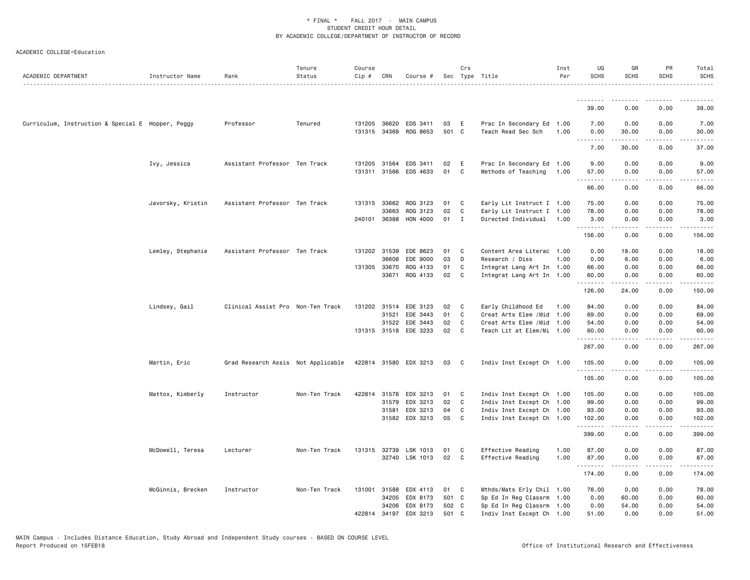\* FINAL \* FALL 2017 - MAIN CAMPUS
STUDENT CREDIT HOUR DETAIL
BY ACADEMIC COLLEGE/DEPARTMENT OF INSTRUCTOR OF RECORD

ACADEMIC COLLEGE=Education

| ACADEMIC DEPARTMENT | Instructor Name | Rank | Tenure Status | Course Cip # | CRN | Course # | Sec | Crs Type | Title | Inst Per | UG SCHS | GR SCHS | PR SCHS | Total SCHS |
|---|---|---|---|---|---|---|---|---|---|---|---|---|---|---|
| | | | | | | | | | | | 39.00 | 0.00 | 0.00 | 39.00 |
| Curriculum, Instruction & Special E | Hopper, Peggy | Professor | Tenured | 131205 | 36620 | EDS 3411 | 03 | E | Prac In Secondary Ed | 1.00 | 7.00 | 0.00 | 0.00 | 7.00 |
| | | | | 131315 | 34369 | RDG 8653 | 501 | C | Teach Read Sec Sch | 1.00 | 0.00 | 30.00 | 0.00 | 30.00 |
| | | | | | | | | | | | 7.00 | 30.00 | 0.00 | 37.00 |
| | Ivy, Jessica | Assistant Professor | Ten Track | 131205 | 31564 | EDS 3411 | 02 | E | Prac In Secondary Ed | 1.00 | 9.00 | 0.00 | 0.00 | 9.00 |
| | | | | 131311 | 31566 | EDS 4633 | 01 | C | Methods of Teaching | 1.00 | 57.00 | 0.00 | 0.00 | 57.00 |
| | | | | | | | | | | | 66.00 | 0.00 | 0.00 | 66.00 |
| | Javorsky, Kristin | Assistant Professor | Ten Track | 131315 | 33662 | RDG 3123 | 01 | C | Early Lit Instruct I | 1.00 | 75.00 | 0.00 | 0.00 | 75.00 |
| | | | | | 33663 | RDG 3123 | 02 | C | Early Lit Instruct I | 1.00 | 78.00 | 0.00 | 0.00 | 78.00 |
| | | | | 240101 | 36388 | HON 4000 | 01 | I | Directed Individual | 1.00 | 3.00 | 0.00 | 0.00 | 3.00 |
| | | | | | | | | | | | 156.00 | 0.00 | 0.00 | 156.00 |
| | Lemley, Stephanie | Assistant Professor | Ten Track | 131202 | 31539 | EDE 8623 | 01 | C | Content Area Literac | 1.00 | 0.00 | 18.00 | 0.00 | 18.00 |
| | | | | | 36608 | EDE 9000 | 03 | D | Research / Diss | 1.00 | 0.00 | 6.00 | 0.00 | 6.00 |
| | | | | 131305 | 33670 | RDG 4133 | 01 | C | Integrat Lang Art In | 1.00 | 66.00 | 0.00 | 0.00 | 66.00 |
| | | | | | 33671 | RDG 4133 | 02 | C | Integrat Lang Art In | 1.00 | 60.00 | 0.00 | 0.00 | 60.00 |
| | | | | | | | | | | | 126.00 | 24.00 | 0.00 | 150.00 |
| | Lindsey, Gail | Clinical Assist Pro | Non-Ten Track | 131202 | 31514 | EDE 3123 | 02 | C | Early Childhood Ed | 1.00 | 84.00 | 0.00 | 0.00 | 84.00 |
| | | | | | 31521 | EDE 3443 | 01 | C | Creat Arts Elem /Mid | 1.00 | 69.00 | 0.00 | 0.00 | 69.00 |
| | | | | | 31522 | EDE 3443 | 02 | C | Creat Arts Elem /Mid | 1.00 | 54.00 | 0.00 | 0.00 | 54.00 |
| | | | | 131315 | 31518 | EDE 3233 | 02 | C | Teach Lit at Elem/Mi | 1.00 | 60.00 | 0.00 | 0.00 | 60.00 |
| | | | | | | | | | | | 267.00 | 0.00 | 0.00 | 267.00 |
| | Martin, Eric | Grad Research Assis | Not Applicable | 422814 | 31580 | EDX 3213 | 03 | C | Indiv Inst Except Ch | 1.00 | 105.00 | 0.00 | 0.00 | 105.00 |
| | | | | | | | | | | | 105.00 | 0.00 | 0.00 | 105.00 |
| | Mattox, Kimberly | Instructor | Non-Ten Track | 422814 | 31578 | EDX 3213 | 01 | C | Indiv Inst Except Ch | 1.00 | 105.00 | 0.00 | 0.00 | 105.00 |
| | | | | | 31579 | EDX 3213 | 02 | C | Indiv Inst Except Ch | 1.00 | 99.00 | 0.00 | 0.00 | 99.00 |
| | | | | | 31581 | EDX 3213 | 04 | C | Indiv Inst Except Ch | 1.00 | 93.00 | 0.00 | 0.00 | 93.00 |
| | | | | | 31582 | EDX 3213 | 05 | C | Indiv Inst Except Ch | 1.00 | 102.00 | 0.00 | 0.00 | 102.00 |
| | | | | | | | | | | | 399.00 | 0.00 | 0.00 | 399.00 |
| | McDowell, Teresa | Lecturer | Non-Ten Track | 131315 | 32739 | LSK 1013 | 01 | C | Effective Reading | 1.00 | 87.00 | 0.00 | 0.00 | 87.00 |
| | | | | | 32740 | LSK 1013 | 02 | C | Effective Reading | 1.00 | 87.00 | 0.00 | 0.00 | 87.00 |
| | | | | | | | | | | | 174.00 | 0.00 | 0.00 | 174.00 |
| | McGinnis, Brecken | Instructor | Non-Ten Track | 131001 | 31588 | EDX 4113 | 01 | C | Mthds/Mats Erly Chil | 1.00 | 78.00 | 0.00 | 0.00 | 78.00 |
| | | | | | 34205 | EDX 8173 | 501 | C | Sp Ed In Reg Classrm | 1.00 | 0.00 | 60.00 | 0.00 | 60.00 |
| | | | | | 34206 | EDX 8173 | 502 | C | Sp Ed In Reg Classrm | 1.00 | 0.00 | 54.00 | 0.00 | 54.00 |
| | | | | 422814 | 34197 | EDX 3213 | 501 | C | Indiv Inst Except Ch | 1.00 | 51.00 | 0.00 | 0.00 | 51.00 |

MAIN Campus - Includes Distance Education, Study Abroad and Independent Study courses - BASED ON COURSE LEVEL
Report Produced on 15FEB18 — Office of Institutional Research and Effectiveness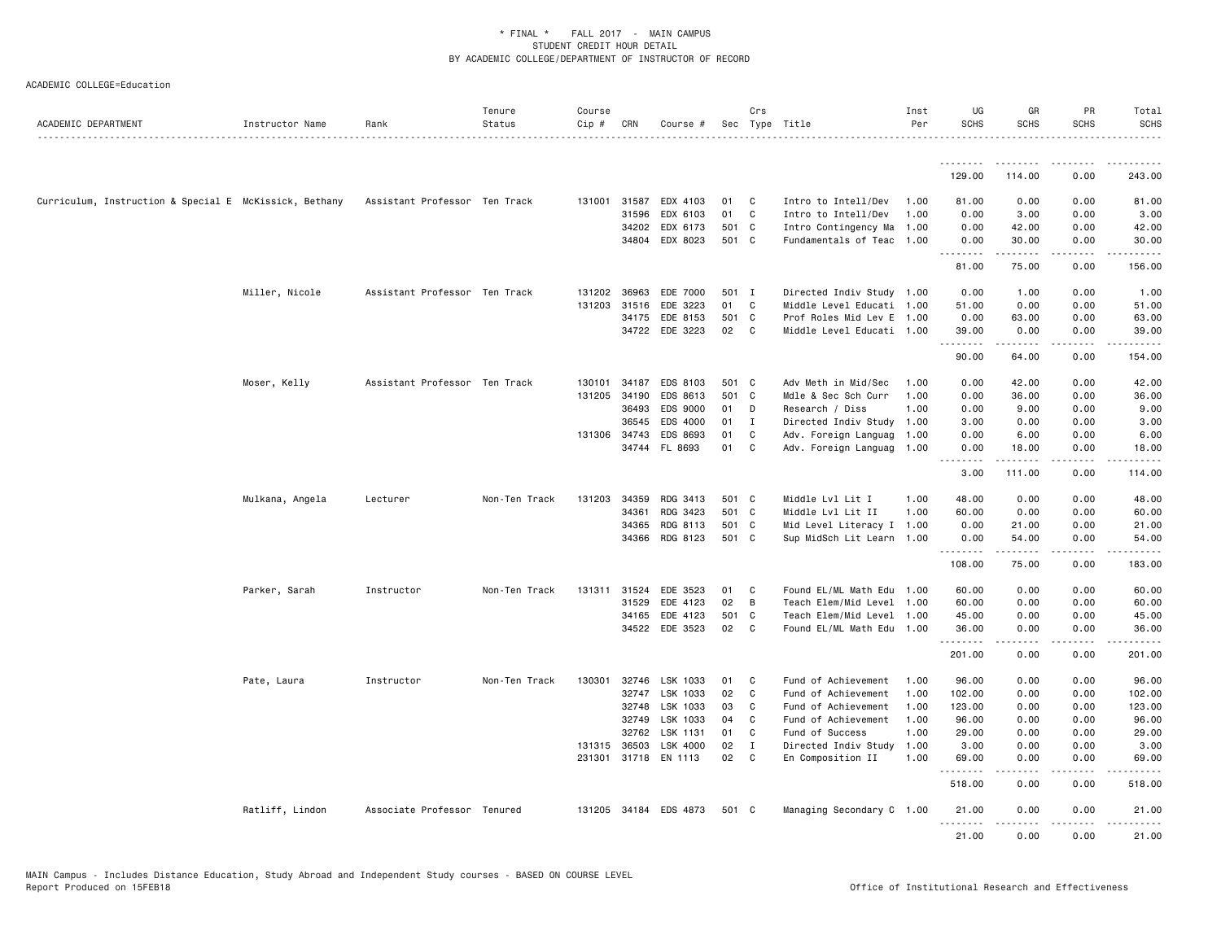\* FINAL \* FALL 2017 - MAIN CAMPUS
STUDENT CREDIT HOUR DETAIL
BY ACADEMIC COLLEGE/DEPARTMENT OF INSTRUCTOR OF RECORD

ACADEMIC COLLEGE=Education

| ACADEMIC DEPARTMENT | Instructor Name | Rank | Tenure Status | Course Cip # | CRN | Course # | Sec | Crs Type | Title | Inst Per | UG SCHS | GR SCHS | PR SCHS | Total SCHS |
|---|---|---|---|---|---|---|---|---|---|---|---|---|---|---|
| | | | | | | | | | | | 129.00 | 114.00 | 0.00 | 243.00 |
| Curriculum, Instruction & Special E | McKissick, Bethany | Assistant Professor | Ten Track | 131001 | 31587 | EDX 4103 | 01 | C | Intro to Intell/Dev | 1.00 | 81.00 | 0.00 | 0.00 | 81.00 |
| | | | | | 31596 | EDX 6103 | 01 | C | Intro to Intell/Dev | 1.00 | 0.00 | 3.00 | 0.00 | 3.00 |
| | | | | | 34202 | EDX 6173 | 501 | C | Intro Contingency Ma | 1.00 | 0.00 | 42.00 | 0.00 | 42.00 |
| | | | | | 34804 | EDX 8023 | 501 | C | Fundamentals of Teac | 1.00 | 0.00 | 30.00 | 0.00 | 30.00 |
| | | | | | | | | | | | 81.00 | 75.00 | 0.00 | 156.00 |
| | Miller, Nicole | Assistant Professor | Ten Track | 131202 | 36963 | EDE 7000 | 501 | I | Directed Indiv Study | 1.00 | 0.00 | 1.00 | 0.00 | 1.00 |
| | | | | 131203 | 31516 | EDE 3223 | 01 | C | Middle Level Educati | 1.00 | 51.00 | 0.00 | 0.00 | 51.00 |
| | | | | | 34175 | EDE 8153 | 501 | C | Prof Roles Mid Lev E | 1.00 | 0.00 | 63.00 | 0.00 | 63.00 |
| | | | | | 34722 | EDE 3223 | 02 | C | Middle Level Educati | 1.00 | 39.00 | 0.00 | 0.00 | 39.00 |
| | | | | | | | | | | | 90.00 | 64.00 | 0.00 | 154.00 |
| | Moser, Kelly | Assistant Professor | Ten Track | 130101 | 34187 | EDS 8103 | 501 | C | Adv Meth in Mid/Sec | 1.00 | 0.00 | 42.00 | 0.00 | 42.00 |
| | | | | 131205 | 34190 | EDS 8613 | 501 | C | Mdle & Sec Sch Curr | 1.00 | 0.00 | 36.00 | 0.00 | 36.00 |
| | | | | | 36493 | EDS 9000 | 01 | D | Research / Diss | 1.00 | 0.00 | 9.00 | 0.00 | 9.00 |
| | | | | | 36545 | EDS 4000 | 01 | I | Directed Indiv Study | 1.00 | 3.00 | 0.00 | 0.00 | 3.00 |
| | | | | 131306 | 34743 | EDS 8693 | 01 | C | Adv. Foreign Languag | 1.00 | 0.00 | 6.00 | 0.00 | 6.00 |
| | | | | | 34744 | FL 8693 | 01 | C | Adv. Foreign Languag | 1.00 | 0.00 | 18.00 | 0.00 | 18.00 |
| | | | | | | | | | | | 3.00 | 111.00 | 0.00 | 114.00 |
| | Mulkana, Angela | Lecturer | Non-Ten Track | 131203 | 34359 | RDG 3413 | 501 | C | Middle Lvl Lit I | 1.00 | 48.00 | 0.00 | 0.00 | 48.00 |
| | | | | | 34361 | RDG 3423 | 501 | C | Middle Lvl Lit II | 1.00 | 60.00 | 0.00 | 0.00 | 60.00 |
| | | | | | 34365 | RDG 8113 | 501 | C | Mid Level Literacy I | 1.00 | 0.00 | 21.00 | 0.00 | 21.00 |
| | | | | | 34366 | RDG 8123 | 501 | C | Sup MidSch Lit Learn | 1.00 | 0.00 | 54.00 | 0.00 | 54.00 |
| | | | | | | | | | | | 108.00 | 75.00 | 0.00 | 183.00 |
| | Parker, Sarah | Instructor | Non-Ten Track | 131311 | 31524 | EDE 3523 | 01 | C | Found EL/ML Math Edu | 1.00 | 60.00 | 0.00 | 0.00 | 60.00 |
| | | | | | 31529 | EDE 4123 | 02 | B | Teach Elem/Mid Level | 1.00 | 60.00 | 0.00 | 0.00 | 60.00 |
| | | | | | 34165 | EDE 4123 | 501 | C | Teach Elem/Mid Level | 1.00 | 45.00 | 0.00 | 0.00 | 45.00 |
| | | | | | 34522 | EDE 3523 | 02 | C | Found EL/ML Math Edu | 1.00 | 36.00 | 0.00 | 0.00 | 36.00 |
| | | | | | | | | | | | 201.00 | 0.00 | 0.00 | 201.00 |
| | Pate, Laura | Instructor | Non-Ten Track | 130301 | 32746 | LSK 1033 | 01 | C | Fund of Achievement | 1.00 | 96.00 | 0.00 | 0.00 | 96.00 |
| | | | | | 32747 | LSK 1033 | 02 | C | Fund of Achievement | 1.00 | 102.00 | 0.00 | 0.00 | 102.00 |
| | | | | | 32748 | LSK 1033 | 03 | C | Fund of Achievement | 1.00 | 123.00 | 0.00 | 0.00 | 123.00 |
| | | | | | 32749 | LSK 1033 | 04 | C | Fund of Achievement | 1.00 | 96.00 | 0.00 | 0.00 | 96.00 |
| | | | | | 32762 | LSK 1131 | 01 | C | Fund of Success | 1.00 | 29.00 | 0.00 | 0.00 | 29.00 |
| | | | | 131315 | 36503 | LSK 4000 | 02 | I | Directed Indiv Study | 1.00 | 3.00 | 0.00 | 0.00 | 3.00 |
| | | | | 231301 | 31718 | EN 1113 | 02 | C | En Composition II | 1.00 | 69.00 | 0.00 | 0.00 | 69.00 |
| | | | | | | | | | | | 518.00 | 0.00 | 0.00 | 518.00 |
| | Ratliff, Lindon | Associate Professor | Tenured | 131205 | 34184 | EDS 4873 | 501 | C | Managing Secondary C | 1.00 | 21.00 | 0.00 | 0.00 | 21.00 |
| | | | | | | | | | | | 21.00 | 0.00 | 0.00 | 21.00 |

MAIN Campus - Includes Distance Education, Study Abroad and Independent Study courses - BASED ON COURSE LEVEL
Report Produced on 15FEB18

Office of Institutional Research and Effectiveness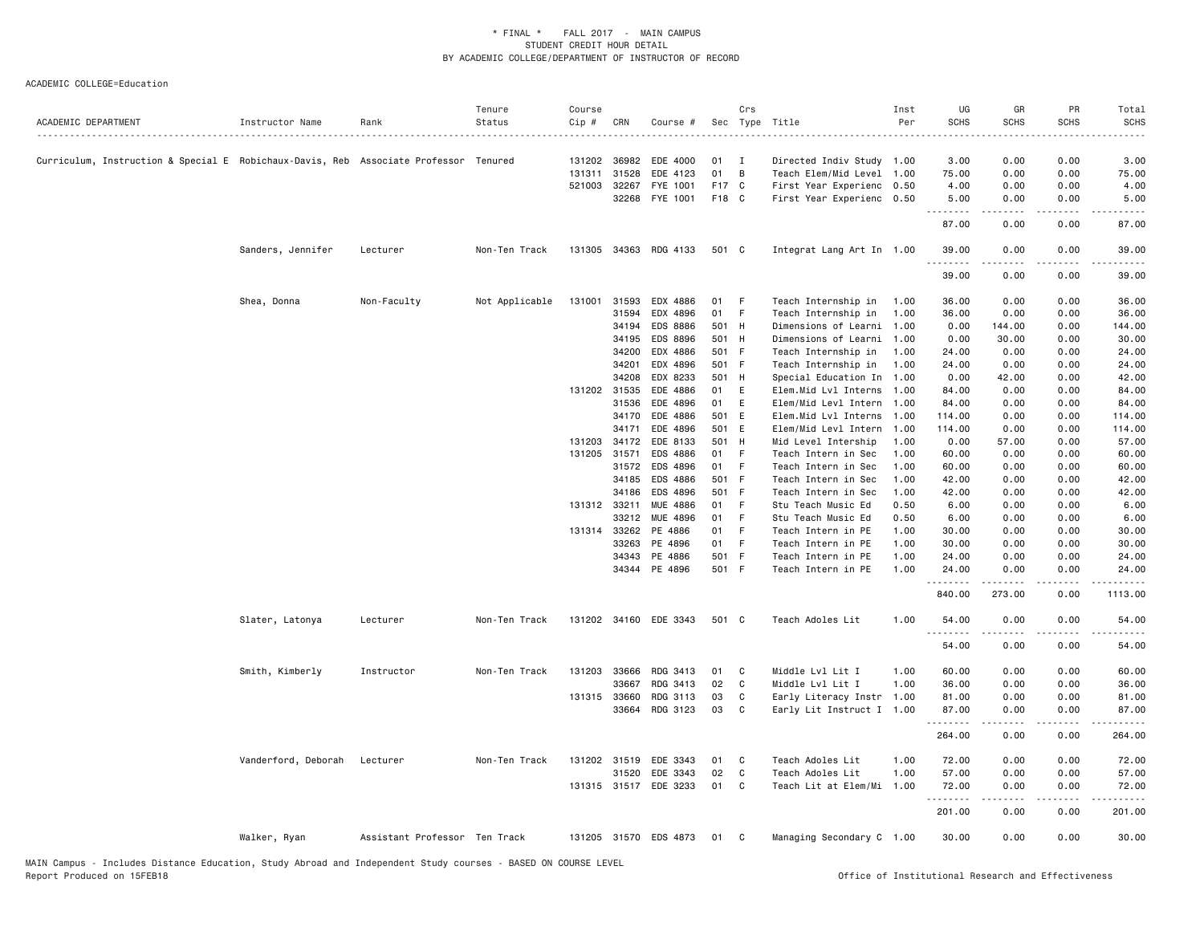\* FINAL \* FALL 2017 - MAIN CAMPUS
STUDENT CREDIT HOUR DETAIL
BY ACADEMIC COLLEGE/DEPARTMENT OF INSTRUCTOR OF RECORD

ACADEMIC COLLEGE=Education

| ACADEMIC DEPARTMENT | Instructor Name | Rank | Tenure Status | Course Cip # | CRN | Course # | Sec | Crs Type | Title | Inst Per | UG SCHS | GR SCHS | PR SCHS | Total SCHS |
|---|---|---|---|---|---|---|---|---|---|---|---|---|---|---|
| Curriculum, Instruction & Special E | Robichaux-Davis, Reb | Associate Professor | Tenured | 131202 | 36982 | EDE 4000 | 01 | I | Directed Indiv Study | 1.00 | 3.00 | 0.00 | 0.00 | 3.00 |
| | | | | 131311 | 31528 | EDE 4123 | 01 | B | Teach Elem/Mid Level | 1.00 | 75.00 | 0.00 | 0.00 | 75.00 |
| | | | | 521003 | 32267 | FYE 1001 | F17 | C | First Year Experienc | 0.50 | 4.00 | 0.00 | 0.00 | 4.00 |
| | | | | | 32268 | FYE 1001 | F18 | C | First Year Experienc | 0.50 | 5.00 | 0.00 | 0.00 | 5.00 |
| | | | | | | | | | | | 87.00 | 0.00 | 0.00 | 87.00 |
| | Sanders, Jennifer | Lecturer | Non-Ten Track | 131305 | 34363 | RDG 4133 | 501 | C | Integrat Lang Art In | 1.00 | 39.00 | 0.00 | 0.00 | 39.00 |
| | | | | | | | | | | | 39.00 | 0.00 | 0.00 | 39.00 |
| | Shea, Donna | Non-Faculty | Not Applicable | 131001 | 31593 | EDX 4886 | 01 | F | Teach Internship in | 1.00 | 36.00 | 0.00 | 0.00 | 36.00 |
| | | | | | 31594 | EDX 4896 | 01 | F | Teach Internship in | 1.00 | 36.00 | 0.00 | 0.00 | 36.00 |
| | | | | | 34194 | EDS 8886 | 501 | H | Dimensions of Learni | 1.00 | 0.00 | 144.00 | 0.00 | 144.00 |
| | | | | | 34195 | EDS 8896 | 501 | H | Dimensions of Learni | 1.00 | 0.00 | 30.00 | 0.00 | 30.00 |
| | | | | | 34200 | EDX 4886 | 501 | F | Teach Internship in | 1.00 | 24.00 | 0.00 | 0.00 | 24.00 |
| | | | | | 34201 | EDX 4896 | 501 | F | Teach Internship in | 1.00 | 24.00 | 0.00 | 0.00 | 24.00 |
| | | | | | 34208 | EDX 8233 | 501 | H | Special Education In | 1.00 | 0.00 | 42.00 | 0.00 | 42.00 |
| | | | | 131202 | 31535 | EDE 4886 | 01 | E | Elem.Mid Lvl Interns | 1.00 | 84.00 | 0.00 | 0.00 | 84.00 |
| | | | | | 31536 | EDE 4896 | 01 | E | Elem/Mid Levl Intern | 1.00 | 84.00 | 0.00 | 0.00 | 84.00 |
| | | | | | 34170 | EDE 4886 | 501 | E | Elem.Mid Lvl Interns | 1.00 | 114.00 | 0.00 | 0.00 | 114.00 |
| | | | | | 34171 | EDE 4896 | 501 | E | Elem/Mid Levl Intern | 1.00 | 114.00 | 0.00 | 0.00 | 114.00 |
| | | | | 131203 | 34172 | EDE 8133 | 501 | H | Mid Level Intership | 1.00 | 0.00 | 57.00 | 0.00 | 57.00 |
| | | | | 131205 | 31571 | EDS 4886 | 01 | F | Teach Intern in Sec | 1.00 | 60.00 | 0.00 | 0.00 | 60.00 |
| | | | | | 31572 | EDS 4896 | 01 | F | Teach Intern in Sec | 1.00 | 60.00 | 0.00 | 0.00 | 60.00 |
| | | | | | 34185 | EDS 4886 | 501 | F | Teach Intern in Sec | 1.00 | 42.00 | 0.00 | 0.00 | 42.00 |
| | | | | | 34186 | EDS 4896 | 501 | F | Teach Intern in Sec | 1.00 | 42.00 | 0.00 | 0.00 | 42.00 |
| | | | | 131312 | 33211 | MUE 4886 | 01 | F | Stu Teach Music Ed | 0.50 | 6.00 | 0.00 | 0.00 | 6.00 |
| | | | | | 33212 | MUE 4896 | 01 | F | Stu Teach Music Ed | 0.50 | 6.00 | 0.00 | 0.00 | 6.00 |
| | | | | 131314 | 33262 | PE 4886 | 01 | F | Teach Intern in PE | 1.00 | 30.00 | 0.00 | 0.00 | 30.00 |
| | | | | | 33263 | PE 4896 | 01 | F | Teach Intern in PE | 1.00 | 30.00 | 0.00 | 0.00 | 30.00 |
| | | | | | 34343 | PE 4886 | 501 | F | Teach Intern in PE | 1.00 | 24.00 | 0.00 | 0.00 | 24.00 |
| | | | | | 34344 | PE 4896 | 501 | F | Teach Intern in PE | 1.00 | 24.00 | 0.00 | 0.00 | 24.00 |
| | | | | | | | | | | | 840.00 | 273.00 | 0.00 | 1113.00 |
| | Slater, Latonya | Lecturer | Non-Ten Track | 131202 | 34160 | EDE 3343 | 501 | C | Teach Adoles Lit | 1.00 | 54.00 | 0.00 | 0.00 | 54.00 |
| | | | | | | | | | | | 54.00 | 0.00 | 0.00 | 54.00 |
| | Smith, Kimberly | Instructor | Non-Ten Track | 131203 | 33666 | RDG 3413 | 01 | C | Middle Lvl Lit I | 1.00 | 60.00 | 0.00 | 0.00 | 60.00 |
| | | | | | 33667 | RDG 3413 | 02 | C | Middle Lvl Lit I | 1.00 | 36.00 | 0.00 | 0.00 | 36.00 |
| | | | | 131315 | 33660 | RDG 3113 | 03 | C | Early Literacy Instr | 1.00 | 81.00 | 0.00 | 0.00 | 81.00 |
| | | | | | 33664 | RDG 3123 | 03 | C | Early Lit Instruct I | 1.00 | 87.00 | 0.00 | 0.00 | 87.00 |
| | | | | | | | | | | | 264.00 | 0.00 | 0.00 | 264.00 |
| | Vanderford, Deborah | Lecturer | Non-Ten Track | 131202 | 31519 | EDE 3343 | 01 | C | Teach Adoles Lit | 1.00 | 72.00 | 0.00 | 0.00 | 72.00 |
| | | | | | 31520 | EDE 3343 | 02 | C | Teach Adoles Lit | 1.00 | 57.00 | 0.00 | 0.00 | 57.00 |
| | | | | 131315 | 31517 | EDE 3233 | 01 | C | Teach Lit at Elem/Mi | 1.00 | 72.00 | 0.00 | 0.00 | 72.00 |
| | | | | | | | | | | | 201.00 | 0.00 | 0.00 | 201.00 |
| | Walker, Ryan | Assistant Professor | Ten Track | 131205 | 31570 | EDS 4873 | 01 | C | Managing Secondary C | 1.00 | 30.00 | 0.00 | 0.00 | 30.00 |

MAIN Campus - Includes Distance Education, Study Abroad and Independent Study courses - BASED ON COURSE LEVEL
Report Produced on 15FEB18 Office of Institutional Research and Effectiveness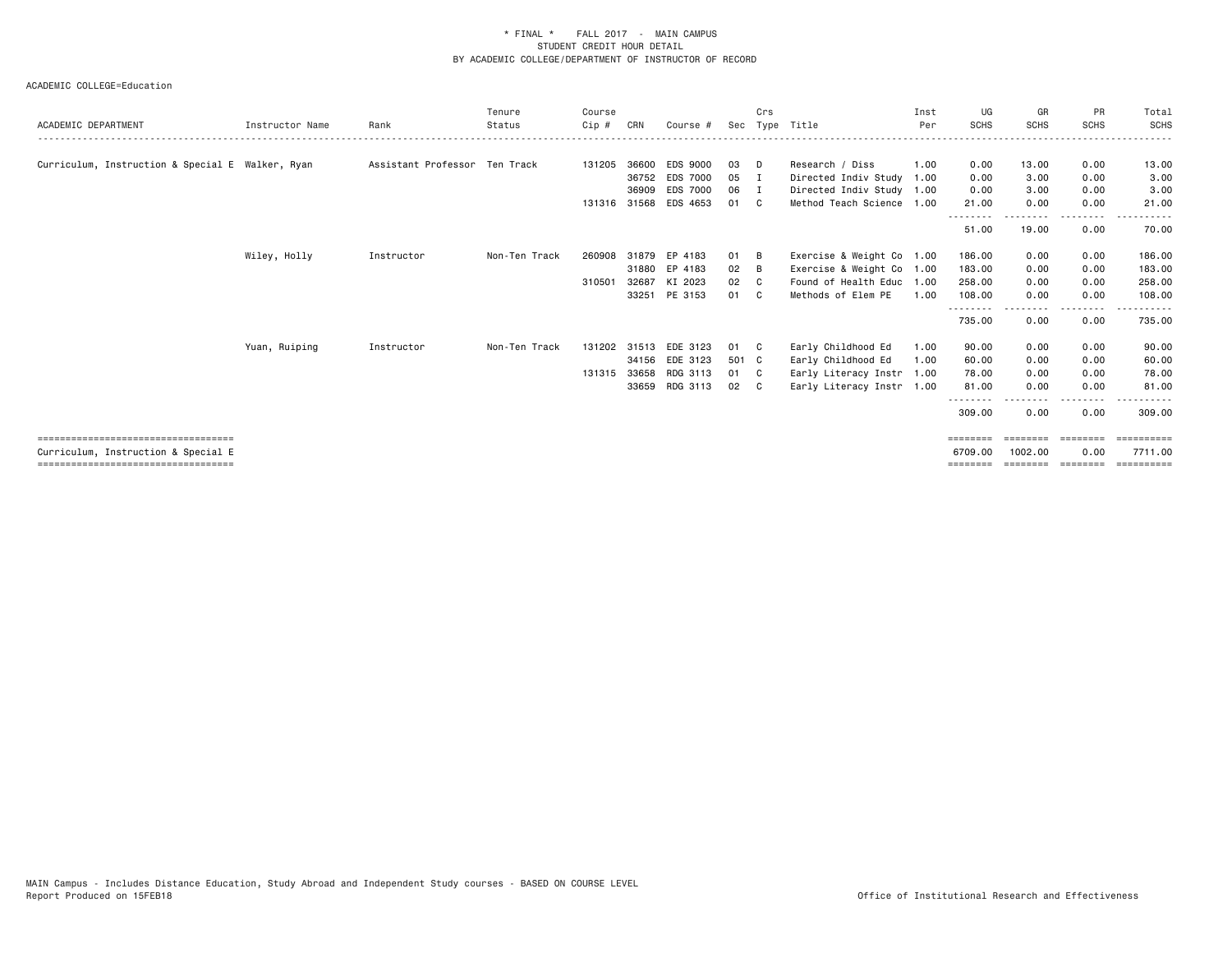\* FINAL \* FALL 2017 - MAIN CAMPUS
STUDENT CREDIT HOUR DETAIL
BY ACADEMIC COLLEGE/DEPARTMENT OF INSTRUCTOR OF RECORD

ACADEMIC COLLEGE=Education

| ACADEMIC DEPARTMENT | Instructor Name | Rank | Tenure Status | Course Cip # | CRN | Course # | Sec | Crs Type | Title | Inst Per | UG SCHS | GR SCHS | PR SCHS | Total SCHS |
|---|---|---|---|---|---|---|---|---|---|---|---|---|---|---|
| Curriculum, Instruction & Special E | Walker, Ryan | Assistant Professor | Ten Track | 131205 | 36600 | EDS 9000 | 03 | D | Research / Diss | 1.00 | 0.00 | 13.00 | 0.00 | 13.00 |
| | | | | | 36752 | EDS 7000 | 05 | I | Directed Indiv Study | 1.00 | 0.00 | 3.00 | 0.00 | 3.00 |
| | | | | | 36909 | EDS 7000 | 06 | I | Directed Indiv Study | 1.00 | 0.00 | 3.00 | 0.00 | 3.00 |
| | | | | 131316 | 31568 | EDS 4653 | 01 | C | Method Teach Science | 1.00 | 21.00 | 0.00 | 0.00 | 21.00 |
| | | | | | | | | | | | 51.00 | 19.00 | 0.00 | 70.00 |
| | Wiley, Holly | Instructor | Non-Ten Track | 260908 | 31879 | EP 4183 | 01 | B | Exercise & Weight Co | 1.00 | 186.00 | 0.00 | 0.00 | 186.00 |
| | | | | | 31880 | EP 4183 | 02 | B | Exercise & Weight Co | 1.00 | 183.00 | 0.00 | 0.00 | 183.00 |
| | | | | 310501 | 32687 | KI 2023 | 02 | C | Found of Health Educ | 1.00 | 258.00 | 0.00 | 0.00 | 258.00 |
| | | | | | 33251 | PE 3153 | 01 | C | Methods of Elem PE | 1.00 | 108.00 | 0.00 | 0.00 | 108.00 |
| | | | | | | | | | | | 735.00 | 0.00 | 0.00 | 735.00 |
| | Yuan, Ruiping | Instructor | Non-Ten Track | 131202 | 31513 | EDE 3123 | 01 | C | Early Childhood Ed | 1.00 | 90.00 | 0.00 | 0.00 | 90.00 |
| | | | | | 34156 | EDE 3123 | 501 | C | Early Childhood Ed | 1.00 | 60.00 | 0.00 | 0.00 | 60.00 |
| | | | | 131315 | 33658 | RDG 3113 | 01 | C | Early Literacy Instr | 1.00 | 78.00 | 0.00 | 0.00 | 78.00 |
| | | | | | 33659 | RDG 3113 | 02 | C | Early Literacy Instr | 1.00 | 81.00 | 0.00 | 0.00 | 81.00 |
| | | | | | | | | | | | 309.00 | 0.00 | 0.00 | 309.00 |
| Curriculum, Instruction & Special E | | | | | | | | | | | 6709.00 | 1002.00 | 0.00 | 7711.00 |

MAIN Campus - Includes Distance Education, Study Abroad and Independent Study courses - BASED ON COURSE LEVEL
Report Produced on 15FEB18

Office of Institutional Research and Effectiveness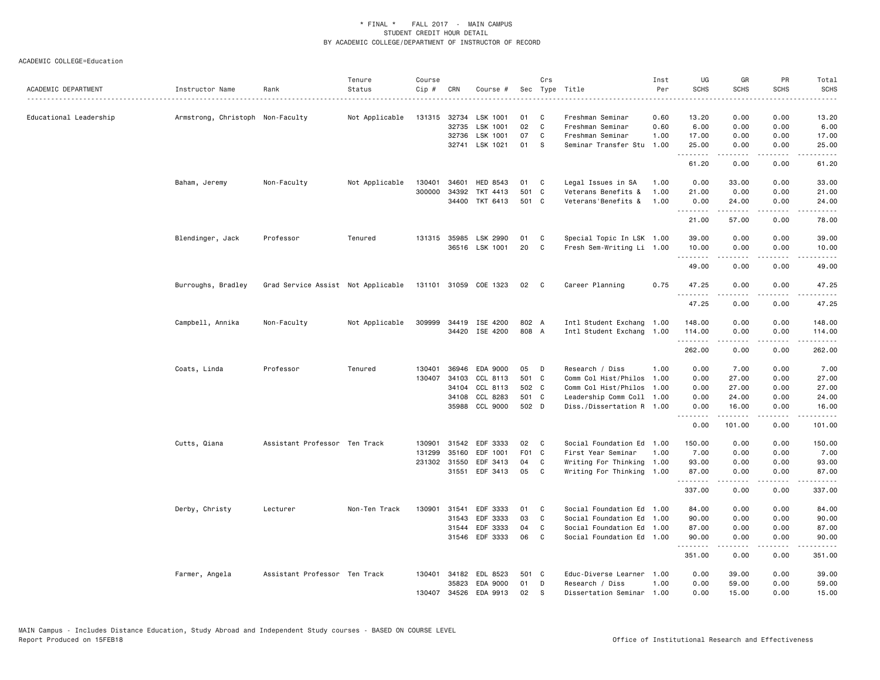# * FINAL * FALL 2017 - MAIN CAMPUS
## STUDENT CREDIT HOUR DETAIL
## BY ACADEMIC COLLEGE/DEPARTMENT OF INSTRUCTOR OF RECORD

ACADEMIC COLLEGE=Education

| ACADEMIC DEPARTMENT | Instructor Name | Rank | Tenure Status | Course Cip # | CRN | Course # | Sec | Crs Type | Title | Inst Per | UG SCHS | GR SCHS | PR SCHS | Total SCHS |
|---|---|---|---|---|---|---|---|---|---|---|---|---|---|---|
| Educational Leadership | Armstrong, Christoph | Non-Faculty | Not Applicable | 131315 | 32734 | LSK 1001 | 01 | C | Freshman Seminar | 0.60 | 13.20 | 0.00 | 0.00 | 13.20 |
| | | | | | 32735 | LSK 1001 | 02 | C | Freshman Seminar | 0.60 | 6.00 | 0.00 | 0.00 | 6.00 |
| | | | | | 32736 | LSK 1001 | 07 | C | Freshman Seminar | 1.00 | 17.00 | 0.00 | 0.00 | 17.00 |
| | | | | | 32741 | LSK 1021 | 01 | S | Seminar Transfer Stu | 1.00 | 25.00 | 0.00 | 0.00 | 25.00 |
| | | | | | | | | | | | 61.20 | 0.00 | 0.00 | 61.20 |
| | Baham, Jeremy | Non-Faculty | Not Applicable | 130401 | 34601 | HED 8543 | 01 | C | Legal Issues in SA | 1.00 | 0.00 | 33.00 | 0.00 | 33.00 |
| | | | | 300000 | 34392 | TKT 4413 | 501 | C | Veterans Benefits & | 1.00 | 21.00 | 0.00 | 0.00 | 21.00 |
| | | | | | 34400 | TKT 6413 | 501 | C | Veterans'Benefits & | 1.00 | 0.00 | 24.00 | 0.00 | 24.00 |
| | | | | | | | | | | | 21.00 | 57.00 | 0.00 | 78.00 |
| | Blendinger, Jack | Professor | Tenured | 131315 | 35985 | LSK 2990 | 01 | C | Special Topic In LSK | 1.00 | 39.00 | 0.00 | 0.00 | 39.00 |
| | | | | | 36516 | LSK 1001 | 20 | C | Fresh Sem-Writing Li | 1.00 | 10.00 | 0.00 | 0.00 | 10.00 |
| | | | | | | | | | | | 49.00 | 0.00 | 0.00 | 49.00 |
| | Burroughs, Bradley | Grad Service Assist | Not Applicable | 131101 | 31059 | COE 1323 | 02 | C | Career Planning | 0.75 | 47.25 | 0.00 | 0.00 | 47.25 |
| | | | | | | | | | | | 47.25 | 0.00 | 0.00 | 47.25 |
| | Campbell, Annika | Non-Faculty | Not Applicable | 309999 | 34419 | ISE 4200 | 802 | A | Intl Student Exchang | 1.00 | 148.00 | 0.00 | 0.00 | 148.00 |
| | | | | | 34420 | ISE 4200 | 808 | A | Intl Student Exchang | 1.00 | 114.00 | 0.00 | 0.00 | 114.00 |
| | | | | | | | | | | | 262.00 | 0.00 | 0.00 | 262.00 |
| | Coats, Linda | Professor | Tenured | 130401 | 36946 | EDA 9000 | 05 | D | Research / Diss | 1.00 | 0.00 | 7.00 | 0.00 | 7.00 |
| | | | | 130407 | 34103 | CCL 8113 | 501 | C | Comm Col Hist/Philos | 1.00 | 0.00 | 27.00 | 0.00 | 27.00 |
| | | | | | 34104 | CCL 8113 | 502 | C | Comm Col Hist/Philos | 1.00 | 0.00 | 27.00 | 0.00 | 27.00 |
| | | | | | 34108 | CCL 8283 | 501 | C | Leadership Comm Coll | 1.00 | 0.00 | 24.00 | 0.00 | 24.00 |
| | | | | | 35988 | CCL 9000 | 502 | D | Diss./Dissertation R | 1.00 | 0.00 | 16.00 | 0.00 | 16.00 |
| | | | | | | | | | | | 0.00 | 101.00 | 0.00 | 101.00 |
| | Cutts, Qiana | Assistant Professor | Ten Track | 130901 | 31542 | EDF 3333 | 02 | C | Social Foundation Ed | 1.00 | 150.00 | 0.00 | 0.00 | 150.00 |
| | | | | 131299 | 35160 | EDF 1001 | F01 | C | First Year Seminar | 1.00 | 7.00 | 0.00 | 0.00 | 7.00 |
| | | | | 231302 | 31550 | EDF 3413 | 04 | C | Writing For Thinking | 1.00 | 93.00 | 0.00 | 0.00 | 93.00 |
| | | | | | 31551 | EDF 3413 | 05 | C | Writing For Thinking | 1.00 | 87.00 | 0.00 | 0.00 | 87.00 |
| | | | | | | | | | | | 337.00 | 0.00 | 0.00 | 337.00 |
| | Derby, Christy | Lecturer | Non-Ten Track | 130901 | 31541 | EDF 3333 | 01 | C | Social Foundation Ed | 1.00 | 84.00 | 0.00 | 0.00 | 84.00 |
| | | | | | 31543 | EDF 3333 | 03 | C | Social Foundation Ed | 1.00 | 90.00 | 0.00 | 0.00 | 90.00 |
| | | | | | 31544 | EDF 3333 | 04 | C | Social Foundation Ed | 1.00 | 87.00 | 0.00 | 0.00 | 87.00 |
| | | | | | 31546 | EDF 3333 | 06 | C | Social Foundation Ed | 1.00 | 90.00 | 0.00 | 0.00 | 90.00 |
| | | | | | | | | | | | 351.00 | 0.00 | 0.00 | 351.00 |
| | Farmer, Angela | Assistant Professor | Ten Track | 130401 | 34182 | EDL 8523 | 501 | C | Educ-Diverse Learner | 1.00 | 0.00 | 39.00 | 0.00 | 39.00 |
| | | | | | 35823 | EDA 9000 | 01 | D | Research / Diss | 1.00 | 0.00 | 59.00 | 0.00 | 59.00 |
| | | | | 130407 | 34526 | EDA 9913 | 02 | S | Dissertation Seminar | 1.00 | 0.00 | 15.00 | 0.00 | 15.00 |

MAIN Campus - Includes Distance Education, Study Abroad and Independent Study courses - BASED ON COURSE LEVEL
Report Produced on 15FEB18

Office of Institutional Research and Effectiveness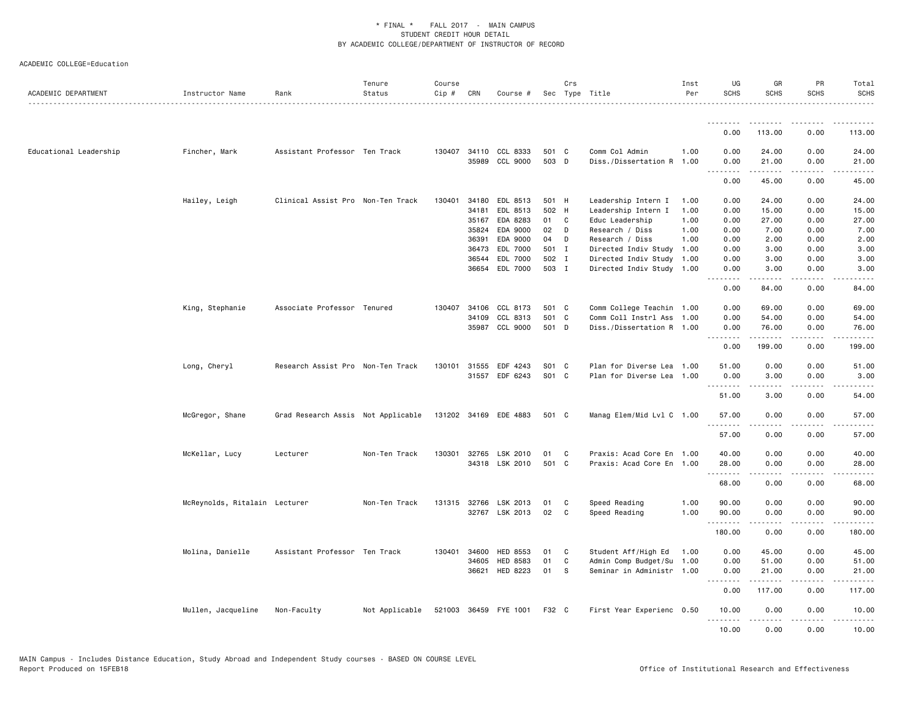\* FINAL \* FALL 2017 - MAIN CAMPUS
STUDENT CREDIT HOUR DETAIL
BY ACADEMIC COLLEGE/DEPARTMENT OF INSTRUCTOR OF RECORD

ACADEMIC COLLEGE=Education

| ACADEMIC DEPARTMENT | Instructor Name | Rank | Tenure Status | Course Cip # | CRN | Course # | Sec | Crs Type | Title | Inst Per | UG SCHS | GR SCHS | PR SCHS | Total SCHS |
|---|---|---|---|---|---|---|---|---|---|---|---|---|---|---|
| | | | | | | | | | | | 0.00 | 113.00 | 0.00 | 113.00 |
| Educational Leadership | Fincher, Mark | Assistant Professor | Ten Track | 130407 | 34110 | CCL 8333 | 501 | C | Comm Col Admin | 1.00 | 0.00 | 24.00 | 0.00 | 24.00 |
| | | | | | 35989 | CCL 9000 | 503 | D | Diss./Dissertation R | 1.00 | 0.00 | 21.00 | 0.00 | 21.00 |
| | | | | | | | | | | | 0.00 | 45.00 | 0.00 | 45.00 |
| | Hailey, Leigh | Clinical Assist Pro | Non-Ten Track | 130401 | 34180 | EDL 8513 | 501 | H | Leadership Intern I | 1.00 | 0.00 | 24.00 | 0.00 | 24.00 |
| | | | | | 34181 | EDL 8513 | 502 | H | Leadership Intern I | 1.00 | 0.00 | 15.00 | 0.00 | 15.00 |
| | | | | | 35167 | EDA 8283 | 01 | C | Educ Leadership | 1.00 | 0.00 | 27.00 | 0.00 | 27.00 |
| | | | | | 35824 | EDA 9000 | 02 | D | Research / Diss | 1.00 | 0.00 | 7.00 | 0.00 | 7.00 |
| | | | | | 36391 | EDA 9000 | 04 | D | Research / Diss | 1.00 | 0.00 | 2.00 | 0.00 | 2.00 |
| | | | | | 36473 | EDL 7000 | 501 | I | Directed Indiv Study | 1.00 | 0.00 | 3.00 | 0.00 | 3.00 |
| | | | | | 36544 | EDL 7000 | 502 | I | Directed Indiv Study | 1.00 | 0.00 | 3.00 | 0.00 | 3.00 |
| | | | | | 36654 | EDL 7000 | 503 | I | Directed Indiv Study | 1.00 | 0.00 | 3.00 | 0.00 | 3.00 |
| | | | | | | | | | | | 0.00 | 84.00 | 0.00 | 84.00 |
| | King, Stephanie | Associate Professor | Tenured | 130407 | 34106 | CCL 8173 | 501 | C | Comm College Teachin | 1.00 | 0.00 | 69.00 | 0.00 | 69.00 |
| | | | | | 34109 | CCL 8313 | 501 | C | Comm Coll Instrl Ass | 1.00 | 0.00 | 54.00 | 0.00 | 54.00 |
| | | | | | 35987 | CCL 9000 | 501 | D | Diss./Dissertation R | 1.00 | 0.00 | 76.00 | 0.00 | 76.00 |
| | | | | | | | | | | | 0.00 | 199.00 | 0.00 | 199.00 |
| | Long, Cheryl | Research Assist Pro | Non-Ten Track | 130101 | 31555 | EDF 4243 | S01 | C | Plan for Diverse Lea | 1.00 | 51.00 | 0.00 | 0.00 | 51.00 |
| | | | | | 31557 | EDF 6243 | S01 | C | Plan for Diverse Lea | 1.00 | 0.00 | 3.00 | 0.00 | 3.00 |
| | | | | | | | | | | | 51.00 | 3.00 | 0.00 | 54.00 |
| | McGregor, Shane | Grad Research Assis | Not Applicable | 131202 | 34169 | EDE 4883 | 501 | C | Manag Elem/Mid Lvl C | 1.00 | 57.00 | 0.00 | 0.00 | 57.00 |
| | | | | | | | | | | | 57.00 | 0.00 | 0.00 | 57.00 |
| | McKellar, Lucy | Lecturer | Non-Ten Track | 130301 | 32765 | LSK 2010 | 01 | C | Praxis: Acad Core En | 1.00 | 40.00 | 0.00 | 0.00 | 40.00 |
| | | | | | 34318 | LSK 2010 | 501 | C | Praxis: Acad Core En | 1.00 | 28.00 | 0.00 | 0.00 | 28.00 |
| | | | | | | | | | | | 68.00 | 0.00 | 0.00 | 68.00 |
| | McReynolds, Ritalain | Lecturer | Non-Ten Track | 131315 | 32766 | LSK 2013 | 01 | C | Speed Reading | 1.00 | 90.00 | 0.00 | 0.00 | 90.00 |
| | | | | | 32767 | LSK 2013 | 02 | C | Speed Reading | 1.00 | 90.00 | 0.00 | 0.00 | 90.00 |
| | | | | | | | | | | | 180.00 | 0.00 | 0.00 | 180.00 |
| | Molina, Danielle | Assistant Professor | Ten Track | 130401 | 34600 | HED 8553 | 01 | C | Student Aff/High Ed | 1.00 | 0.00 | 45.00 | 0.00 | 45.00 |
| | | | | | 34605 | HED 8583 | 01 | C | Admin Comp Budget/Su | 1.00 | 0.00 | 51.00 | 0.00 | 51.00 |
| | | | | | 36621 | HED 8223 | 01 | S | Seminar in Administr | 1.00 | 0.00 | 21.00 | 0.00 | 21.00 |
| | | | | | | | | | | | 0.00 | 117.00 | 0.00 | 117.00 |
| | Mullen, Jacqueline | Non-Faculty | Not Applicable | 521003 | 36459 | FYE 1001 | F32 | C | First Year Experienc | 0.50 | 10.00 | 0.00 | 0.00 | 10.00 |
| | | | | | | | | | | | 10.00 | 0.00 | 0.00 | 10.00 |

MAIN Campus - Includes Distance Education, Study Abroad and Independent Study courses - BASED ON COURSE LEVEL
Report Produced on 15FEB18 Office of Institutional Research and Effectiveness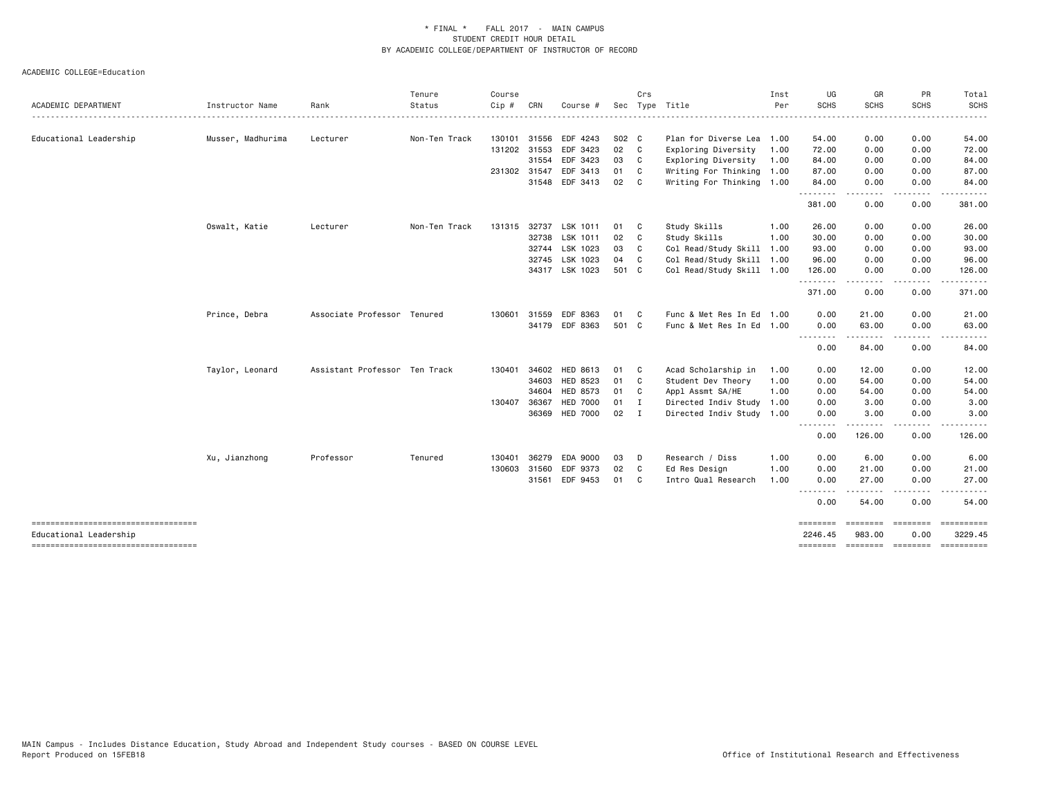\* FINAL \* FALL 2017 - MAIN CAMPUS
STUDENT CREDIT HOUR DETAIL
BY ACADEMIC COLLEGE/DEPARTMENT OF INSTRUCTOR OF RECORD

ACADEMIC COLLEGE=Education

| ACADEMIC DEPARTMENT | Instructor Name | Rank | Tenure Status | Course Cip # | CRN | Course # | Sec | Crs Type | Title | Inst Per | UG SCHS | GR SCHS | PR SCHS | Total SCHS |
|---|---|---|---|---|---|---|---|---|---|---|---|---|---|---|
| Educational Leadership | Musser, Madhurima | Lecturer | Non-Ten Track | 130101 | 31556 | EDF 4243 | S02 | C | Plan for Diverse Lea | 1.00 | 54.00 | 0.00 | 0.00 | 54.00 |
| | | | | 131202 | 31553 | EDF 3423 | 02 | C | Exploring Diversity | 1.00 | 72.00 | 0.00 | 0.00 | 72.00 |
| | | | | | 31554 | EDF 3423 | 03 | C | Exploring Diversity | 1.00 | 84.00 | 0.00 | 0.00 | 84.00 |
| | | | | 231302 | 31547 | EDF 3413 | 01 | C | Writing For Thinking | 1.00 | 87.00 | 0.00 | 0.00 | 87.00 |
| | | | | | 31548 | EDF 3413 | 02 | C | Writing For Thinking | 1.00 | 84.00 | 0.00 | 0.00 | 84.00 |
| | | | | | | | | | | | 381.00 | 0.00 | 0.00 | 381.00 |
| | Oswalt, Katie | Lecturer | Non-Ten Track | 131315 | 32737 | LSK 1011 | 01 | C | Study Skills | 1.00 | 26.00 | 0.00 | 0.00 | 26.00 |
| | | | | | 32738 | LSK 1011 | 02 | C | Study Skills | 1.00 | 30.00 | 0.00 | 0.00 | 30.00 |
| | | | | | 32744 | LSK 1023 | 03 | C | Col Read/Study Skill | 1.00 | 93.00 | 0.00 | 0.00 | 93.00 |
| | | | | | 32745 | LSK 1023 | 04 | C | Col Read/Study Skill | 1.00 | 96.00 | 0.00 | 0.00 | 96.00 |
| | | | | | 34317 | LSK 1023 | 501 | C | Col Read/Study Skill | 1.00 | 126.00 | 0.00 | 0.00 | 126.00 |
| | | | | | | | | | | | 371.00 | 0.00 | 0.00 | 371.00 |
| | Prince, Debra | Associate Professor | Tenured | 130601 | 31559 | EDF 8363 | 01 | C | Func & Met Res In Ed | 1.00 | 0.00 | 21.00 | 0.00 | 21.00 |
| | | | | | 34179 | EDF 8363 | 501 | C | Func & Met Res In Ed | 1.00 | 0.00 | 63.00 | 0.00 | 63.00 |
| | | | | | | | | | | | 0.00 | 84.00 | 0.00 | 84.00 |
| | Taylor, Leonard | Assistant Professor | Ten Track | 130401 | 34602 | HED 8613 | 01 | C | Acad Scholarship in | 1.00 | 0.00 | 12.00 | 0.00 | 12.00 |
| | | | | | 34603 | HED 8523 | 01 | C | Student Dev Theory | 1.00 | 0.00 | 54.00 | 0.00 | 54.00 |
| | | | | | 34604 | HED 8573 | 01 | C | Appl Assmt SA/HE | 1.00 | 0.00 | 54.00 | 0.00 | 54.00 |
| | | | | 130407 | 36367 | HED 7000 | 01 | I | Directed Indiv Study | 1.00 | 0.00 | 3.00 | 0.00 | 3.00 |
| | | | | | 36369 | HED 7000 | 02 | I | Directed Indiv Study | 1.00 | 0.00 | 3.00 | 0.00 | 3.00 |
| | | | | | | | | | | | 0.00 | 126.00 | 0.00 | 126.00 |
| | Xu, Jianzhong | Professor | Tenured | 130401 | 36279 | EDA 9000 | 03 | D | Research / Diss | 1.00 | 0.00 | 6.00 | 0.00 | 6.00 |
| | | | | 130603 | 31560 | EDF 9373 | 02 | C | Ed Res Design | 1.00 | 0.00 | 21.00 | 0.00 | 21.00 |
| | | | | | 31561 | EDF 9453 | 01 | C | Intro Qual Research | 1.00 | 0.00 | 27.00 | 0.00 | 27.00 |
| | | | | | | | | | | | 0.00 | 54.00 | 0.00 | 54.00 |
| Educational Leadership | | | | | | | | | | | 2246.45 | 983.00 | 0.00 | 3229.45 |

MAIN Campus - Includes Distance Education, Study Abroad and Independent Study courses - BASED ON COURSE LEVEL
Report Produced on 15FEB18

Office of Institutional Research and Effectiveness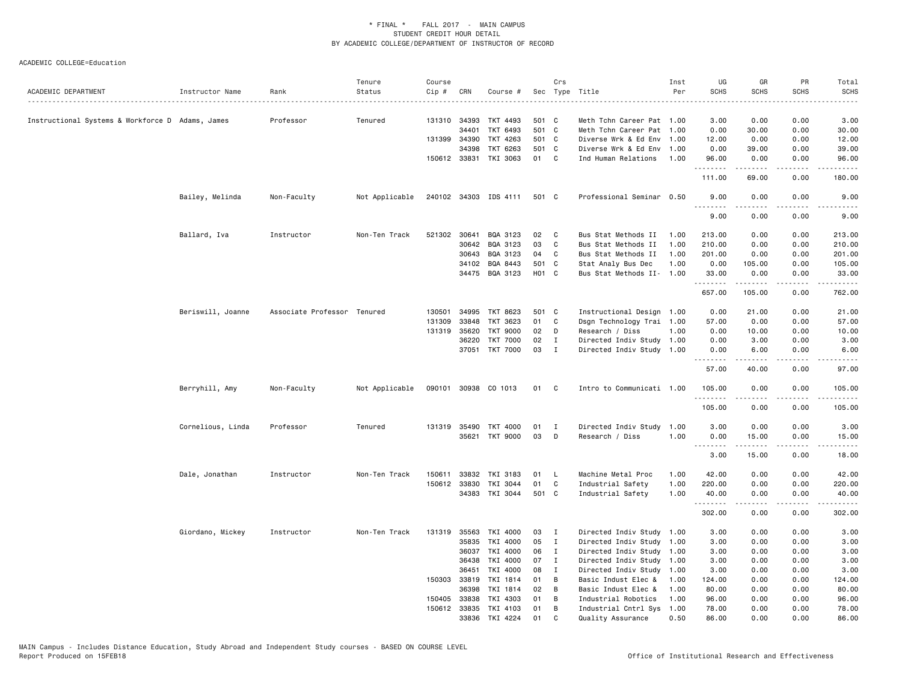\* FINAL \* FALL 2017 - MAIN CAMPUS
STUDENT CREDIT HOUR DETAIL
BY ACADEMIC COLLEGE/DEPARTMENT OF INSTRUCTOR OF RECORD

ACADEMIC COLLEGE=Education

| ACADEMIC DEPARTMENT | Instructor Name | Rank | Tenure Status | Course Cip # | CRN | Course # | Sec | Crs Type | Title | Inst Per | UG SCHS | GR SCHS | PR SCHS | Total SCHS |
|---|---|---|---|---|---|---|---|---|---|---|---|---|---|---|
| Instructional Systems & Workforce D | Adams, James | Professor | Tenured | 131310 | 34393 | TKT 4493 | 501 | C | Meth Tchn Career Pat | 1.00 | 3.00 | 0.00 | 0.00 | 3.00 |
| | | | | | 34401 | TKT 6493 | 501 | C | Meth Tchn Career Pat | 1.00 | 0.00 | 30.00 | 0.00 | 30.00 |
| | | | | 131399 | 34390 | TKT 4263 | 501 | C | Diverse Wrk & Ed Env | 1.00 | 12.00 | 0.00 | 0.00 | 12.00 |
| | | | | | 34398 | TKT 6263 | 501 | C | Diverse Wrk & Ed Env | 1.00 | 0.00 | 39.00 | 0.00 | 39.00 |
| | | | | 150612 | 33831 | TKI 3063 | 01 | C | Ind Human Relations | 1.00 | 96.00 | 0.00 | 0.00 | 96.00 |
| | | | | | | | | | | | 111.00 | 69.00 | 0.00 | 180.00 |
| | Bailey, Melinda | Non-Faculty | Not Applicable | 240102 | 34303 | IDS 4111 | 501 | C | Professional Seminar | 0.50 | 9.00 | 0.00 | 0.00 | 9.00 |
| | | | | | | | | | | | 9.00 | 0.00 | 0.00 | 9.00 |
| | Ballard, Iva | Instructor | Non-Ten Track | 521302 | 30641 | BQA 3123 | 02 | C | Bus Stat Methods II | 1.00 | 213.00 | 0.00 | 0.00 | 213.00 |
| | | | | | 30642 | BQA 3123 | 03 | C | Bus Stat Methods II | 1.00 | 210.00 | 0.00 | 0.00 | 210.00 |
| | | | | | 30643 | BQA 3123 | 04 | C | Bus Stat Methods II | 1.00 | 201.00 | 0.00 | 0.00 | 201.00 |
| | | | | | 34102 | BQA 8443 | 501 | C | Stat Analy Bus Dec | 1.00 | 0.00 | 105.00 | 0.00 | 105.00 |
| | | | | | 34475 | BQA 3123 | H01 | C | Bus Stat Methods II- | 1.00 | 33.00 | 0.00 | 0.00 | 33.00 |
| | | | | | | | | | | | 657.00 | 105.00 | 0.00 | 762.00 |
| | Beriswill, Joanne | Associate Professor | Tenured | 130501 | 34995 | TKT 8623 | 501 | C | Instructional Design | 1.00 | 0.00 | 21.00 | 0.00 | 21.00 |
| | | | | 131309 | 33848 | TKT 3623 | 01 | C | Dsgn Technology Trai | 1.00 | 57.00 | 0.00 | 0.00 | 57.00 |
| | | | | 131319 | 35620 | TKT 9000 | 02 | D | Research / Diss | 1.00 | 0.00 | 10.00 | 0.00 | 10.00 |
| | | | | | 36220 | TKT 7000 | 02 | I | Directed Indiv Study | 1.00 | 0.00 | 3.00 | 0.00 | 3.00 |
| | | | | | 37051 | TKT 7000 | 03 | I | Directed Indiv Study | 1.00 | 0.00 | 6.00 | 0.00 | 6.00 |
| | | | | | | | | | | | 57.00 | 40.00 | 0.00 | 97.00 |
| | Berryhill, Amy | Non-Faculty | Not Applicable | 090101 | 30938 | CO 1013 | 01 | C | Intro to Communicati | 1.00 | 105.00 | 0.00 | 0.00 | 105.00 |
| | | | | | | | | | | | 105.00 | 0.00 | 0.00 | 105.00 |
| | Cornelious, Linda | Professor | Tenured | 131319 | 35490 | TKT 4000 | 01 | I | Directed Indiv Study | 1.00 | 3.00 | 0.00 | 0.00 | 3.00 |
| | | | | | 35621 | TKT 9000 | 03 | D | Research / Diss | 1.00 | 0.00 | 15.00 | 0.00 | 15.00 |
| | | | | | | | | | | | 3.00 | 15.00 | 0.00 | 18.00 |
| | Dale, Jonathan | Instructor | Non-Ten Track | 150611 | 33832 | TKI 3183 | 01 | L | Machine Metal Proc | 1.00 | 42.00 | 0.00 | 0.00 | 42.00 |
| | | | | 150612 | 33830 | TKI 3044 | 01 | C | Industrial Safety | 1.00 | 220.00 | 0.00 | 0.00 | 220.00 |
| | | | | | 34383 | TKI 3044 | 501 | C | Industrial Safety | 1.00 | 40.00 | 0.00 | 0.00 | 40.00 |
| | | | | | | | | | | | 302.00 | 0.00 | 0.00 | 302.00 |
| | Giordano, Mickey | Instructor | Non-Ten Track | 131319 | 35563 | TKI 4000 | 03 | I | Directed Indiv Study | 1.00 | 3.00 | 0.00 | 0.00 | 3.00 |
| | | | | | 35835 | TKI 4000 | 05 | I | Directed Indiv Study | 1.00 | 3.00 | 0.00 | 0.00 | 3.00 |
| | | | | | 36037 | TKI 4000 | 06 | I | Directed Indiv Study | 1.00 | 3.00 | 0.00 | 0.00 | 3.00 |
| | | | | | 36438 | TKI 4000 | 07 | I | Directed Indiv Study | 1.00 | 3.00 | 0.00 | 0.00 | 3.00 |
| | | | | | 36451 | TKI 4000 | 08 | I | Directed Indiv Study | 1.00 | 3.00 | 0.00 | 0.00 | 3.00 |
| | | | | 150303 | 33819 | TKI 1814 | 01 | B | Basic Indust Elec & | 1.00 | 124.00 | 0.00 | 0.00 | 124.00 |
| | | | | | 36398 | TKI 1814 | 02 | B | Basic Indust Elec & | 1.00 | 80.00 | 0.00 | 0.00 | 80.00 |
| | | | | 150405 | 33838 | TKI 4303 | 01 | B | Industrial Robotics | 1.00 | 96.00 | 0.00 | 0.00 | 96.00 |
| | | | | 150612 | 33835 | TKI 4103 | 01 | B | Industrial Cntrl Sys | 1.00 | 78.00 | 0.00 | 0.00 | 78.00 |
| | | | | | 33836 | TKI 4224 | 01 | C | Quality Assurance | 0.50 | 86.00 | 0.00 | 0.00 | 86.00 |

MAIN Campus - Includes Distance Education, Study Abroad and Independent Study courses - BASED ON COURSE LEVEL
Report Produced on 15FEB18 Office of Institutional Research and Effectiveness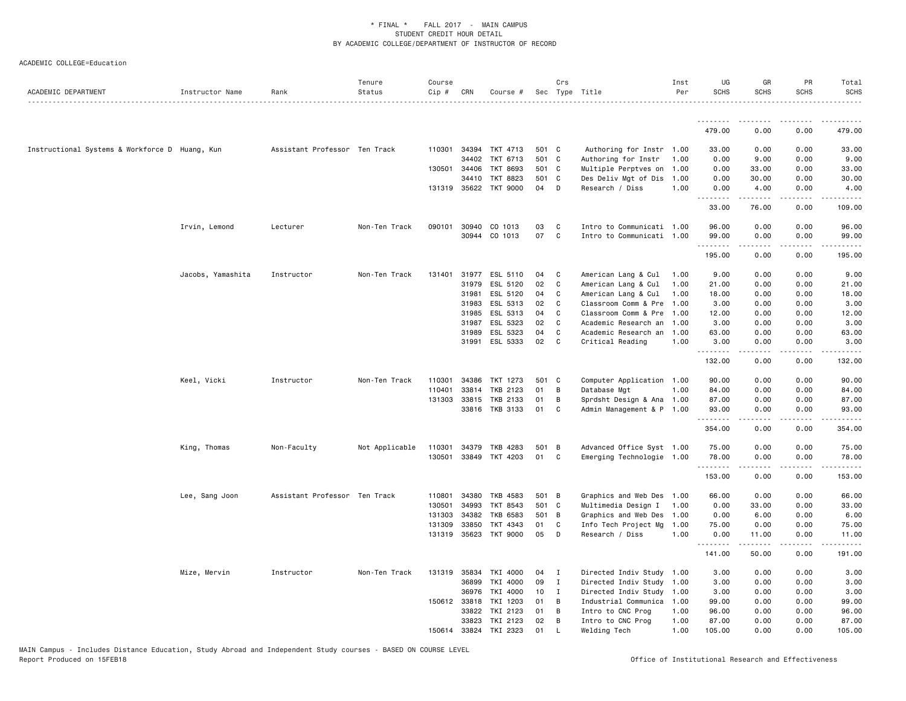\* FINAL \* FALL 2017 - MAIN CAMPUS
STUDENT CREDIT HOUR DETAIL
BY ACADEMIC COLLEGE/DEPARTMENT OF INSTRUCTOR OF RECORD

ACADEMIC COLLEGE=Education

| ACADEMIC DEPARTMENT | Instructor Name | Rank | Tenure Status | Course Cip # | CRN | Course # | Sec | Crs Type | Title | Inst Per | UG SCHS | GR SCHS | PR SCHS | Total SCHS |
|---|---|---|---|---|---|---|---|---|---|---|---|---|---|---|
| | | | | | | | | | | | 479.00 | 0.00 | 0.00 | 479.00 |
| Instructional Systems & Workforce D | Huang, Kun | Assistant Professor | Ten Track | 110301 | 34394 | TKT 4713 | 501 | C | Authoring for Instr | 1.00 | 33.00 | 0.00 | 0.00 | 33.00 |
| | | | | | 34402 | TKT 6713 | 501 | C | Authoring for Instr | 1.00 | 0.00 | 9.00 | 0.00 | 9.00 |
| | | | | 130501 | 34406 | TKT 8693 | 501 | C | Multiple Perptves on | 1.00 | 0.00 | 33.00 | 0.00 | 33.00 |
| | | | | | 34410 | TKT 8823 | 501 | C | Des Deliv Mgt of Dis | 1.00 | 0.00 | 30.00 | 0.00 | 30.00 |
| | | | | 131319 | 35622 | TKT 9000 | 04 | D | Research / Diss | 1.00 | 0.00 | 4.00 | 0.00 | 4.00 |
| | | | | | | | | | | | 33.00 | 76.00 | 0.00 | 109.00 |
| | Irvin, Lemond | Lecturer | Non-Ten Track | 090101 | 30940 | CO 1013 | 03 | C | Intro to Communicati | 1.00 | 96.00 | 0.00 | 0.00 | 96.00 |
| | | | | | 30944 | CO 1013 | 07 | C | Intro to Communicati | 1.00 | 99.00 | 0.00 | 0.00 | 99.00 |
| | | | | | | | | | | | 195.00 | 0.00 | 0.00 | 195.00 |
| | Jacobs, Yamashita | Instructor | Non-Ten Track | 131401 | 31977 | ESL 5110 | 04 | C | American Lang & Cul | 1.00 | 9.00 | 0.00 | 0.00 | 9.00 |
| | | | | | 31979 | ESL 5120 | 02 | C | American Lang & Cul | 1.00 | 21.00 | 0.00 | 0.00 | 21.00 |
| | | | | | 31981 | ESL 5120 | 04 | C | American Lang & Cul | 1.00 | 18.00 | 0.00 | 0.00 | 18.00 |
| | | | | | 31983 | ESL 5313 | 02 | C | Classroom Comm & Pre | 1.00 | 3.00 | 0.00 | 0.00 | 3.00 |
| | | | | | 31985 | ESL 5313 | 04 | C | Classroom Comm & Pre | 1.00 | 12.00 | 0.00 | 0.00 | 12.00 |
| | | | | | 31987 | ESL 5323 | 02 | C | Academic Research an | 1.00 | 3.00 | 0.00 | 0.00 | 3.00 |
| | | | | | 31989 | ESL 5323 | 04 | C | Academic Research an | 1.00 | 63.00 | 0.00 | 0.00 | 63.00 |
| | | | | | 31991 | ESL 5333 | 02 | C | Critical Reading | 1.00 | 3.00 | 0.00 | 0.00 | 3.00 |
| | | | | | | | | | | | 132.00 | 0.00 | 0.00 | 132.00 |
| | Keel, Vicki | Instructor | Non-Ten Track | 110301 | 34386 | TKT 1273 | 501 | C | Computer Application | 1.00 | 90.00 | 0.00 | 0.00 | 90.00 |
| | | | | 110401 | 33814 | TKB 2123 | 01 | B | Database Mgt | 1.00 | 84.00 | 0.00 | 0.00 | 84.00 |
| | | | | 131303 | 33815 | TKB 2133 | 01 | B | Sprdsht Design & Ana | 1.00 | 87.00 | 0.00 | 0.00 | 87.00 |
| | | | | | 33816 | TKB 3133 | 01 | C | Admin Management & P | 1.00 | 93.00 | 0.00 | 0.00 | 93.00 |
| | | | | | | | | | | | 354.00 | 0.00 | 0.00 | 354.00 |
| | King, Thomas | Non-Faculty | Not Applicable | 110301 | 34379 | TKB 4283 | 501 | B | Advanced Office Syst | 1.00 | 75.00 | 0.00 | 0.00 | 75.00 |
| | | | | 130501 | 33849 | TKT 4203 | 01 | C | Emerging Technologie | 1.00 | 78.00 | 0.00 | 0.00 | 78.00 |
| | | | | | | | | | | | 153.00 | 0.00 | 0.00 | 153.00 |
| | Lee, Sang Joon | Assistant Professor | Ten Track | 110801 | 34380 | TKB 4583 | 501 | B | Graphics and Web Des | 1.00 | 66.00 | 0.00 | 0.00 | 66.00 |
| | | | | 130501 | 34993 | TKT 8543 | 501 | C | Multimedia Design I | 1.00 | 0.00 | 33.00 | 0.00 | 33.00 |
| | | | | 131303 | 34382 | TKB 6583 | 501 | B | Graphics and Web Des | 1.00 | 0.00 | 6.00 | 0.00 | 6.00 |
| | | | | 131309 | 33850 | TKT 4343 | 01 | C | Info Tech Project Mg | 1.00 | 75.00 | 0.00 | 0.00 | 75.00 |
| | | | | 131319 | 35623 | TKT 9000 | 05 | D | Research / Diss | 1.00 | 0.00 | 11.00 | 0.00 | 11.00 |
| | | | | | | | | | | | 141.00 | 50.00 | 0.00 | 191.00 |
| | Mize, Mervin | Instructor | Non-Ten Track | 131319 | 35834 | TKI 4000 | 04 | I | Directed Indiv Study | 1.00 | 3.00 | 0.00 | 0.00 | 3.00 |
| | | | | | 36899 | TKI 4000 | 09 | I | Directed Indiv Study | 1.00 | 3.00 | 0.00 | 0.00 | 3.00 |
| | | | | | 36976 | TKI 4000 | 10 | I | Directed Indiv Study | 1.00 | 3.00 | 0.00 | 0.00 | 3.00 |
| | | | | 150612 | 33818 | TKI 1203 | 01 | B | Industrial Communica | 1.00 | 99.00 | 0.00 | 0.00 | 99.00 |
| | | | | | 33822 | TKI 2123 | 01 | B | Intro to CNC Prog | 1.00 | 96.00 | 0.00 | 0.00 | 96.00 |
| | | | | | 33823 | TKI 2123 | 02 | B | Intro to CNC Prog | 1.00 | 87.00 | 0.00 | 0.00 | 87.00 |
| | | | | 150614 | 33824 | TKI 2323 | 01 | L | Welding Tech | 1.00 | 105.00 | 0.00 | 0.00 | 105.00 |

MAIN Campus - Includes Distance Education, Study Abroad and Independent Study courses - BASED ON COURSE LEVEL
Report Produced on 15FEB18 Office of Institutional Research and Effectiveness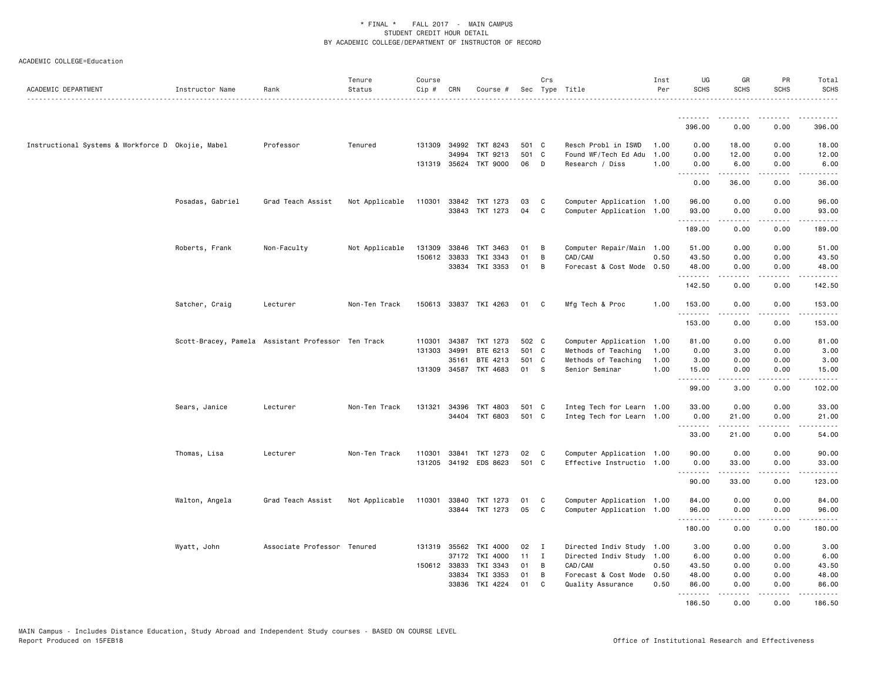\* FINAL \* FALL 2017 - MAIN CAMPUS
STUDENT CREDIT HOUR DETAIL
BY ACADEMIC COLLEGE/DEPARTMENT OF INSTRUCTOR OF RECORD

ACADEMIC COLLEGE=Education

| ACADEMIC DEPARTMENT | Instructor Name | Rank | Tenure Status | Course Cip # | CRN | Course # | Sec | Crs Type | Title | Inst Per | UG SCHS | GR SCHS | PR SCHS | Total SCHS |
|---|---|---|---|---|---|---|---|---|---|---|---|---|---|---|
| | | | | | | | | | | | 396.00 | 0.00 | 0.00 | 396.00 |
| Instructional Systems & Workforce D | Okojie, Mabel | Professor | Tenured | 131309 | 34992 | TKT 8243 | 501 | C | Resch Probl in ISWD | 1.00 | 0.00 | 18.00 | 0.00 | 18.00 |
| | | | | | 34994 | TKT 9213 | 501 | C | Found WF/Tech Ed Adu | 1.00 | 0.00 | 12.00 | 0.00 | 12.00 |
| | | | | 131319 | 35624 | TKT 9000 | 06 | D | Research / Diss | 1.00 | 0.00 | 6.00 | 0.00 | 6.00 |
| | | | | | | | | | | | 0.00 | 36.00 | 0.00 | 36.00 |
| | Posadas, Gabriel | Grad Teach Assist | Not Applicable | 110301 | 33842 | TKT 1273 | 03 | C | Computer Application | 1.00 | 96.00 | 0.00 | 0.00 | 96.00 |
| | | | | | 33843 | TKT 1273 | 04 | C | Computer Application | 1.00 | 93.00 | 0.00 | 0.00 | 93.00 |
| | | | | | | | | | | | 189.00 | 0.00 | 0.00 | 189.00 |
| | Roberts, Frank | Non-Faculty | Not Applicable | 131309 | 33846 | TKT 3463 | 01 | B | Computer Repair/Main | 1.00 | 51.00 | 0.00 | 0.00 | 51.00 |
| | | | | 150612 | 33833 | TKI 3343 | 01 | B | CAD/CAM | 0.50 | 43.50 | 0.00 | 0.00 | 43.50 |
| | | | | | 33834 | TKI 3353 | 01 | B | Forecast & Cost Mode | 0.50 | 48.00 | 0.00 | 0.00 | 48.00 |
| | | | | | | | | | | | 142.50 | 0.00 | 0.00 | 142.50 |
| | Satcher, Craig | Lecturer | Non-Ten Track | 150613 | 33837 | TKI 4263 | 01 | C | Mfg Tech & Proc | 1.00 | 153.00 | 0.00 | 0.00 | 153.00 |
| | | | | | | | | | | | 153.00 | 0.00 | 0.00 | 153.00 |
| | Scott-Bracey, Pamela | Assistant Professor | Ten Track | 110301 | 34387 | TKT 1273 | 502 | C | Computer Application | 1.00 | 81.00 | 0.00 | 0.00 | 81.00 |
| | | | | 131303 | 34991 | BTE 6213 | 501 | C | Methods of Teaching | 1.00 | 0.00 | 3.00 | 0.00 | 3.00 |
| | | | | | 35161 | BTE 4213 | 501 | C | Methods of Teaching | 1.00 | 3.00 | 0.00 | 0.00 | 3.00 |
| | | | | 131309 | 34587 | TKT 4683 | 01 | S | Senior Seminar | 1.00 | 15.00 | 0.00 | 0.00 | 15.00 |
| | | | | | | | | | | | 99.00 | 3.00 | 0.00 | 102.00 |
| | Sears, Janice | Lecturer | Non-Ten Track | 131321 | 34396 | TKT 4803 | 501 | C | Integ Tech for Learn | 1.00 | 33.00 | 0.00 | 0.00 | 33.00 |
| | | | | | 34404 | TKT 6803 | 501 | C | Integ Tech for Learn | 1.00 | 0.00 | 21.00 | 0.00 | 21.00 |
| | | | | | | | | | | | 33.00 | 21.00 | 0.00 | 54.00 |
| | Thomas, Lisa | Lecturer | Non-Ten Track | 110301 | 33841 | TKT 1273 | 02 | C | Computer Application | 1.00 | 90.00 | 0.00 | 0.00 | 90.00 |
| | | | | 131205 | 34192 | EDS 8623 | 501 | C | Effective Instructio | 1.00 | 0.00 | 33.00 | 0.00 | 33.00 |
| | | | | | | | | | | | 90.00 | 33.00 | 0.00 | 123.00 |
| | Walton, Angela | Grad Teach Assist | Not Applicable | 110301 | 33840 | TKT 1273 | 01 | C | Computer Application | 1.00 | 84.00 | 0.00 | 0.00 | 84.00 |
| | | | | | 33844 | TKT 1273 | 05 | C | Computer Application | 1.00 | 96.00 | 0.00 | 0.00 | 96.00 |
| | | | | | | | | | | | 180.00 | 0.00 | 0.00 | 180.00 |
| | Wyatt, John | Associate Professor | Tenured | 131319 | 35562 | TKI 4000 | 02 | I | Directed Indiv Study | 1.00 | 3.00 | 0.00 | 0.00 | 3.00 |
| | | | | | 37172 | TKI 4000 | 11 | I | Directed Indiv Study | 1.00 | 6.00 | 0.00 | 0.00 | 6.00 |
| | | | | 150612 | 33833 | TKI 3343 | 01 | B | CAD/CAM | 0.50 | 43.50 | 0.00 | 0.00 | 43.50 |
| | | | | | 33834 | TKI 3353 | 01 | B | Forecast & Cost Mode | 0.50 | 48.00 | 0.00 | 0.00 | 48.00 |
| | | | | | 33836 | TKI 4224 | 01 | C | Quality Assurance | 0.50 | 86.00 | 0.00 | 0.00 | 86.00 |
| | | | | | | | | | | | 186.50 | 0.00 | 0.00 | 186.50 |

MAIN Campus - Includes Distance Education, Study Abroad and Independent Study courses - BASED ON COURSE LEVEL
Report Produced on 15FEB18 — Office of Institutional Research and Effectiveness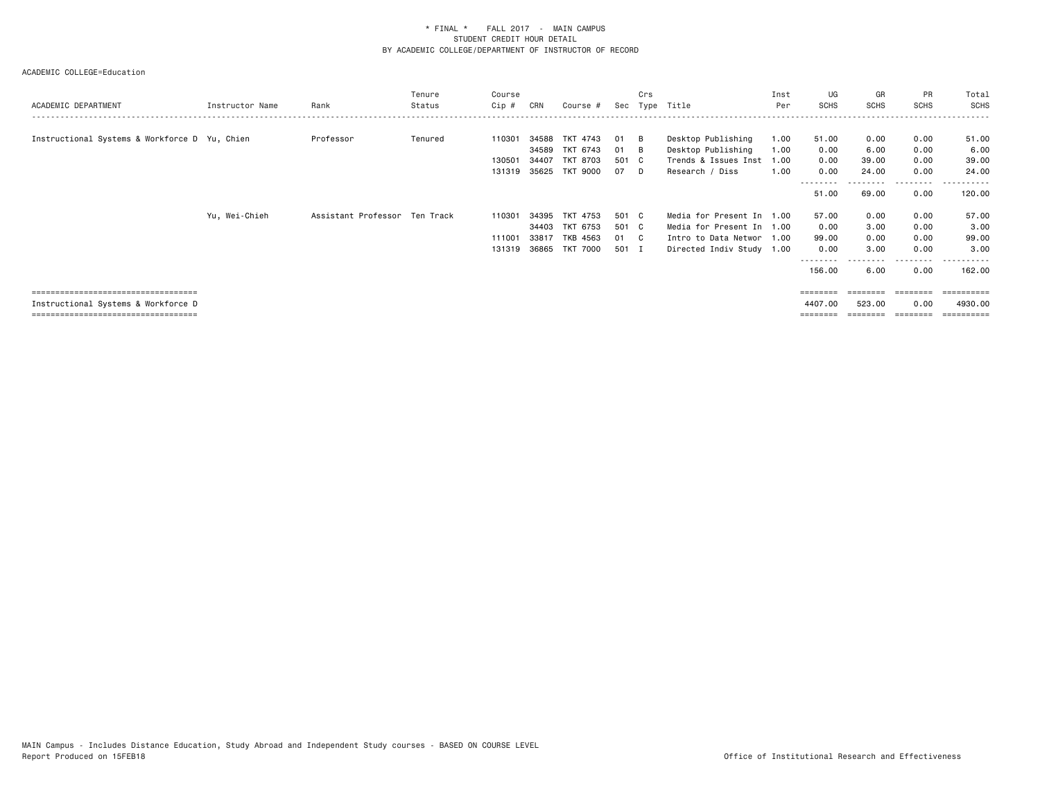\* FINAL \* FALL 2017 - MAIN CAMPUS
STUDENT CREDIT HOUR DETAIL
BY ACADEMIC COLLEGE/DEPARTMENT OF INSTRUCTOR OF RECORD

ACADEMIC COLLEGE=Education

| ACADEMIC DEPARTMENT | Instructor Name | Rank | Tenure Status | Course Cip # | CRN | Course # | Sec | Crs Type | Title | Inst Per | UG SCHS | GR SCHS | PR SCHS | Total SCHS |
|---|---|---|---|---|---|---|---|---|---|---|---|---|---|---|
| Instructional Systems & Workforce D | Yu, Chien | Professor | Tenured | 110301 | 34588 | TKT 4743 | 01 | B | Desktop Publishing | 1.00 | 51.00 | 0.00 | 0.00 | 51.00 |
| | | | | | 34589 | TKT 6743 | 01 | B | Desktop Publishing | 1.00 | 0.00 | 6.00 | 0.00 | 6.00 |
| | | | | 130501 | 34407 | TKT 8703 | 501 | C | Trends & Issues Inst | 1.00 | 0.00 | 39.00 | 0.00 | 39.00 |
| | | | | 131319 | 35625 | TKT 9000 | 07 | D | Research / Diss | 1.00 | 0.00 | 24.00 | 0.00 | 24.00 |
| | | | | | | | | | | | 51.00 | 69.00 | 0.00 | 120.00 |
| | Yu, Wei-Chieh | Assistant Professor | Ten Track | 110301 | 34395 | TKT 4753 | 501 | C | Media for Present In | 1.00 | 57.00 | 0.00 | 0.00 | 57.00 |
| | | | | | 34403 | TKT 6753 | 501 | C | Media for Present In | 1.00 | 0.00 | 3.00 | 0.00 | 3.00 |
| | | | | 111001 | 33817 | TKB 4563 | 01 | C | Intro to Data Networ | 1.00 | 99.00 | 0.00 | 0.00 | 99.00 |
| | | | | 131319 | 36865 | TKT 7000 | 501 | I | Directed Indiv Study | 1.00 | 0.00 | 3.00 | 0.00 | 3.00 |
| | | | | | | | | | | | 156.00 | 6.00 | 0.00 | 162.00 |
| Instructional Systems & Workforce D | | | | | | | | | | | 4407.00 | 523.00 | 0.00 | 4930.00 |

MAIN Campus - Includes Distance Education, Study Abroad and Independent Study courses - BASED ON COURSE LEVEL
Report Produced on 15FEB18

Office of Institutional Research and Effectiveness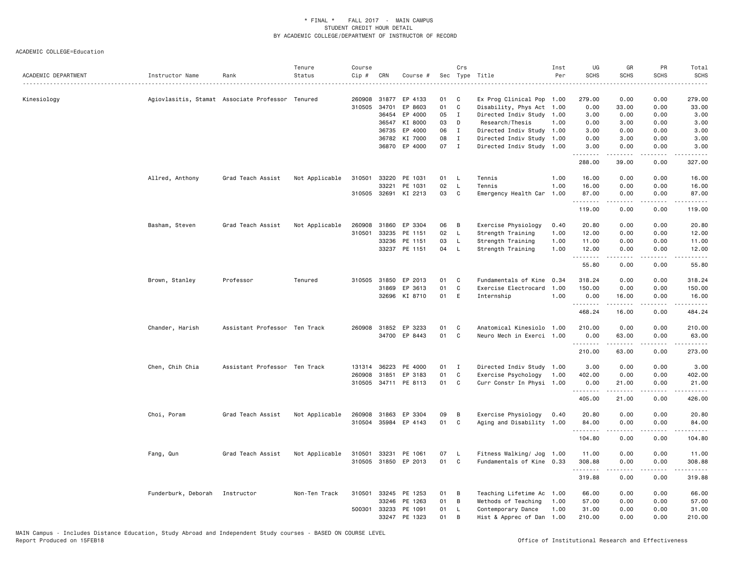\* FINAL \* FALL 2017 - MAIN CAMPUS
STUDENT CREDIT HOUR DETAIL
BY ACADEMIC COLLEGE/DEPARTMENT OF INSTRUCTOR OF RECORD

ACADEMIC COLLEGE=Education

| ACADEMIC DEPARTMENT | Instructor Name | Rank | Tenure Status | Course Cip # | CRN | Course # | Sec | Crs Type | Title | Inst Per | UG SCHS | GR SCHS | PR SCHS | Total SCHS |
|---|---|---|---|---|---|---|---|---|---|---|---|---|---|---|
| Kinesiology | Agiovlasitis, Stamat | Associate Professor | Tenured | 260908 | 31877 | EP 4133 | 01 | C | Ex Prog Clinical Pop | 1.00 | 279.00 | 0.00 | 0.00 | 279.00 |
| | | | | 310505 | 34701 | EP 8603 | 01 | C | Disability, Phys Act | 1.00 | 0.00 | 33.00 | 0.00 | 33.00 |
| | | | | | 36454 | EP 4000 | 05 | I | Directed Indiv Study | 1.00 | 3.00 | 0.00 | 0.00 | 3.00 |
| | | | | | 36547 | KI 8000 | 03 | D | Research/Thesis | 1.00 | 0.00 | 3.00 | 0.00 | 3.00 |
| | | | | | 36735 | EP 4000 | 06 | I | Directed Indiv Study | 1.00 | 3.00 | 0.00 | 0.00 | 3.00 |
| | | | | | 36782 | KI 7000 | 08 | I | Directed Indiv Study | 1.00 | 0.00 | 3.00 | 0.00 | 3.00 |
| | | | | | 36870 | EP 4000 | 07 | I | Directed Indiv Study | 1.00 | 3.00 | 0.00 | 0.00 | 3.00 |
| | | | | | | | | | | | 288.00 | 39.00 | 0.00 | 327.00 |
| | Allred, Anthony | Grad Teach Assist | Not Applicable | 310501 | 33220 | PE 1031 | 01 | L | Tennis | 1.00 | 16.00 | 0.00 | 0.00 | 16.00 |
| | | | | | 33221 | PE 1031 | 02 | L | Tennis | 1.00 | 16.00 | 0.00 | 0.00 | 16.00 |
| | | | | 310505 | 32691 | KI 2213 | 03 | C | Emergency Health Car | 1.00 | 87.00 | 0.00 | 0.00 | 87.00 |
| | | | | | | | | | | | 119.00 | 0.00 | 0.00 | 119.00 |
| | Basham, Steven | Grad Teach Assist | Not Applicable | 260908 | 31860 | EP 3304 | 06 | B | Exercise Physiology | 0.40 | 20.80 | 0.00 | 0.00 | 20.80 |
| | | | | 310501 | 33235 | PE 1151 | 02 | L | Strength Training | 1.00 | 12.00 | 0.00 | 0.00 | 12.00 |
| | | | | | 33236 | PE 1151 | 03 | L | Strength Training | 1.00 | 11.00 | 0.00 | 0.00 | 11.00 |
| | | | | | 33237 | PE 1151 | 04 | L | Strength Training | 1.00 | 12.00 | 0.00 | 0.00 | 12.00 |
| | | | | | | | | | | | 55.80 | 0.00 | 0.00 | 55.80 |
| | Brown, Stanley | Professor | Tenured | 310505 | 31850 | EP 2013 | 01 | C | Fundamentals of Kine | 0.34 | 318.24 | 0.00 | 0.00 | 318.24 |
| | | | | | 31869 | EP 3613 | 01 | C | Exercise Electrocard | 1.00 | 150.00 | 0.00 | 0.00 | 150.00 |
| | | | | | 32696 | KI 8710 | 01 | E | Internship | 1.00 | 0.00 | 16.00 | 0.00 | 16.00 |
| | | | | | | | | | | | 468.24 | 16.00 | 0.00 | 484.24 |
| | Chander, Harish | Assistant Professor | Ten Track | 260908 | 31852 | EP 3233 | 01 | C | Anatomical Kinesiolo | 1.00 | 210.00 | 0.00 | 0.00 | 210.00 |
| | | | | | 34700 | EP 8443 | 01 | C | Neuro Mech in Exerci | 1.00 | 0.00 | 63.00 | 0.00 | 63.00 |
| | | | | | | | | | | | 210.00 | 63.00 | 0.00 | 273.00 |
| | Chen, Chih Chia | Assistant Professor | Ten Track | 131314 | 36223 | PE 4000 | 01 | I | Directed Indiv Study | 1.00 | 3.00 | 0.00 | 0.00 | 3.00 |
| | | | | 260908 | 31851 | EP 3183 | 01 | C | Exercise Psychology | 1.00 | 402.00 | 0.00 | 0.00 | 402.00 |
| | | | | 310505 | 34711 | PE 8113 | 01 | C | Curr Constr In Physi | 1.00 | 0.00 | 21.00 | 0.00 | 21.00 |
| | | | | | | | | | | | 405.00 | 21.00 | 0.00 | 426.00 |
| | Choi, Poram | Grad Teach Assist | Not Applicable | 260908 | 31863 | EP 3304 | 09 | B | Exercise Physiology | 0.40 | 20.80 | 0.00 | 0.00 | 20.80 |
| | | | | 310504 | 35984 | EP 4143 | 01 | C | Aging and Disability | 1.00 | 84.00 | 0.00 | 0.00 | 84.00 |
| | | | | | | | | | | | 104.80 | 0.00 | 0.00 | 104.80 |
| | Fang, Qun | Grad Teach Assist | Not Applicable | 310501 | 33231 | PE 1061 | 07 | L | Fitness Walking/ Jog | 1.00 | 11.00 | 0.00 | 0.00 | 11.00 |
| | | | | 310505 | 31850 | EP 2013 | 01 | C | Fundamentals of Kine | 0.33 | 308.88 | 0.00 | 0.00 | 308.88 |
| | | | | | | | | | | | 319.88 | 0.00 | 0.00 | 319.88 |
| | Funderburk, Deborah | Instructor | Non-Ten Track | 310501 | 33245 | PE 1253 | 01 | B | Teaching Lifetime Ac | 1.00 | 66.00 | 0.00 | 0.00 | 66.00 |
| | | | | | 33246 | PE 1263 | 01 | B | Methods of Teaching | 1.00 | 57.00 | 0.00 | 0.00 | 57.00 |
| | | | | 500301 | 33233 | PE 1091 | 01 | L | Contemporary Dance | 1.00 | 31.00 | 0.00 | 0.00 | 31.00 |
| | | | | | 33247 | PE 1323 | 01 | B | Hist & Apprec of Dan | 1.00 | 210.00 | 0.00 | 0.00 | 210.00 |

MAIN Campus - Includes Distance Education, Study Abroad and Independent Study courses - BASED ON COURSE LEVEL
Report Produced on 15FEB18

Office of Institutional Research and Effectiveness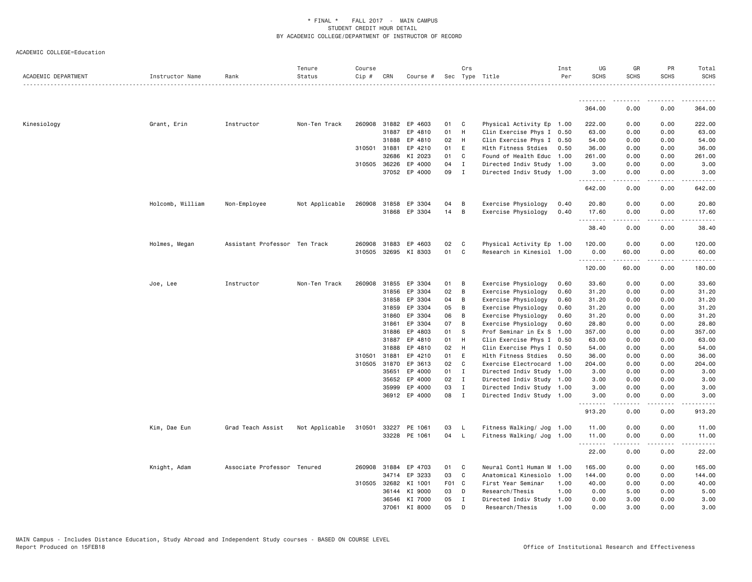\* FINAL \* FALL 2017 - MAIN CAMPUS
STUDENT CREDIT HOUR DETAIL
BY ACADEMIC COLLEGE/DEPARTMENT OF INSTRUCTOR OF RECORD

ACADEMIC COLLEGE=Education

| ACADEMIC DEPARTMENT | Instructor Name | Rank | Tenure Status | Course Cip # | CRN | Course # | Sec | Crs Type | Title | Inst Per | UG SCHS | GR SCHS | PR SCHS | Total SCHS |
|---|---|---|---|---|---|---|---|---|---|---|---|---|---|---|
| | | | | | | | | | | | 364.00 | 0.00 | 0.00 | 364.00 |
| Kinesiology | Grant, Erin | Instructor | Non-Ten Track | 260908 | 31882 | EP 4603 | 01 | C | Physical Activity Ep | 1.00 | 222.00 | 0.00 | 0.00 | 222.00 |
| | | | | | 31887 | EP 4810 | 01 | H | Clin Exercise Phys I | 0.50 | 63.00 | 0.00 | 0.00 | 63.00 |
| | | | | | 31888 | EP 4810 | 02 | H | Clin Exercise Phys I | 0.50 | 54.00 | 0.00 | 0.00 | 54.00 |
| | | | | 310501 | 31881 | EP 4210 | 01 | E | Hlth Fitness Stdies | 0.50 | 36.00 | 0.00 | 0.00 | 36.00 |
| | | | | | 32686 | KI 2023 | 01 | C | Found of Health Educ | 1.00 | 261.00 | 0.00 | 0.00 | 261.00 |
| | | | | 310505 | 36226 | EP 4000 | 04 | I | Directed Indiv Study | 1.00 | 3.00 | 0.00 | 0.00 | 3.00 |
| | | | | | 37052 | EP 4000 | 09 | I | Directed Indiv Study | 1.00 | 3.00 | 0.00 | 0.00 | 3.00 |
| | | | | | | | | | | | 642.00 | 0.00 | 0.00 | 642.00 |
| | Holcomb, William | Non-Employee | Not Applicable | 260908 | 31858 | EP 3304 | 04 | B | Exercise Physiology | 0.40 | 20.80 | 0.00 | 0.00 | 20.80 |
| | | | | | 31868 | EP 3304 | 14 | B | Exercise Physiology | 0.40 | 17.60 | 0.00 | 0.00 | 17.60 |
| | | | | | | | | | | | 38.40 | 0.00 | 0.00 | 38.40 |
| | Holmes, Megan | Assistant Professor | Ten Track | 260908 | 31883 | EP 4603 | 02 | C | Physical Activity Ep | 1.00 | 120.00 | 0.00 | 0.00 | 120.00 |
| | | | | 310505 | 32695 | KI 8303 | 01 | C | Research in Kinesiol | 1.00 | 0.00 | 60.00 | 0.00 | 60.00 |
| | | | | | | | | | | | 120.00 | 60.00 | 0.00 | 180.00 |
| | Joe, Lee | Instructor | Non-Ten Track | 260908 | 31855 | EP 3304 | 01 | B | Exercise Physiology | 0.60 | 33.60 | 0.00 | 0.00 | 33.60 |
| | | | | | 31856 | EP 3304 | 02 | B | Exercise Physiology | 0.60 | 31.20 | 0.00 | 0.00 | 31.20 |
| | | | | | 31858 | EP 3304 | 04 | B | Exercise Physiology | 0.60 | 31.20 | 0.00 | 0.00 | 31.20 |
| | | | | | 31859 | EP 3304 | 05 | B | Exercise Physiology | 0.60 | 31.20 | 0.00 | 0.00 | 31.20 |
| | | | | | 31860 | EP 3304 | 06 | B | Exercise Physiology | 0.60 | 31.20 | 0.00 | 0.00 | 31.20 |
| | | | | | 31861 | EP 3304 | 07 | B | Exercise Physiology | 0.60 | 28.80 | 0.00 | 0.00 | 28.80 |
| | | | | | 31886 | EP 4803 | 01 | S | Prof Seminar in Ex S | 1.00 | 357.00 | 0.00 | 0.00 | 357.00 |
| | | | | | 31887 | EP 4810 | 01 | H | Clin Exercise Phys I | 0.50 | 63.00 | 0.00 | 0.00 | 63.00 |
| | | | | | 31888 | EP 4810 | 02 | H | Clin Exercise Phys I | 0.50 | 54.00 | 0.00 | 0.00 | 54.00 |
| | | | | 310501 | 31881 | EP 4210 | 01 | E | Hlth Fitness Stdies | 0.50 | 36.00 | 0.00 | 0.00 | 36.00 |
| | | | | 310505 | 31870 | EP 3613 | 02 | C | Exercise Electrocard | 1.00 | 204.00 | 0.00 | 0.00 | 204.00 |
| | | | | | 35651 | EP 4000 | 01 | I | Directed Indiv Study | 1.00 | 3.00 | 0.00 | 0.00 | 3.00 |
| | | | | | 35652 | EP 4000 | 02 | I | Directed Indiv Study | 1.00 | 3.00 | 0.00 | 0.00 | 3.00 |
| | | | | | 35999 | EP 4000 | 03 | I | Directed Indiv Study | 1.00 | 3.00 | 0.00 | 0.00 | 3.00 |
| | | | | | 36912 | EP 4000 | 08 | I | Directed Indiv Study | 1.00 | 3.00 | 0.00 | 0.00 | 3.00 |
| | | | | | | | | | | | 913.20 | 0.00 | 0.00 | 913.20 |
| | Kim, Dae Eun | Grad Teach Assist | Not Applicable | 310501 | 33227 | PE 1061 | 03 | L | Fitness Walking/ Jog | 1.00 | 11.00 | 0.00 | 0.00 | 11.00 |
| | | | | | 33228 | PE 1061 | 04 | L | Fitness Walking/ Jog | 1.00 | 11.00 | 0.00 | 0.00 | 11.00 |
| | | | | | | | | | | | 22.00 | 0.00 | 0.00 | 22.00 |
| | Knight, Adam | Associate Professor | Tenured | 260908 | 31884 | EP 4703 | 01 | C | Neural Contl Human M | 1.00 | 165.00 | 0.00 | 0.00 | 165.00 |
| | | | | | 34714 | EP 3233 | 03 | C | Anatomical Kinesiolo | 1.00 | 144.00 | 0.00 | 0.00 | 144.00 |
| | | | | 310505 | 32682 | KI 1001 | F01 | C | First Year Seminar | 1.00 | 40.00 | 0.00 | 0.00 | 40.00 |
| | | | | | 36144 | KI 9000 | 03 | D | Research/Thesis | 1.00 | 0.00 | 5.00 | 0.00 | 5.00 |
| | | | | | 36546 | KI 7000 | 05 | I | Directed Indiv Study | 1.00 | 0.00 | 3.00 | 0.00 | 3.00 |
| | | | | | 37061 | KI 8000 | 05 | D | Research/Thesis | 1.00 | 0.00 | 3.00 | 0.00 | 3.00 |

MAIN Campus - Includes Distance Education, Study Abroad and Independent Study courses - BASED ON COURSE LEVEL
Report Produced on 15FEB18

Office of Institutional Research and Effectiveness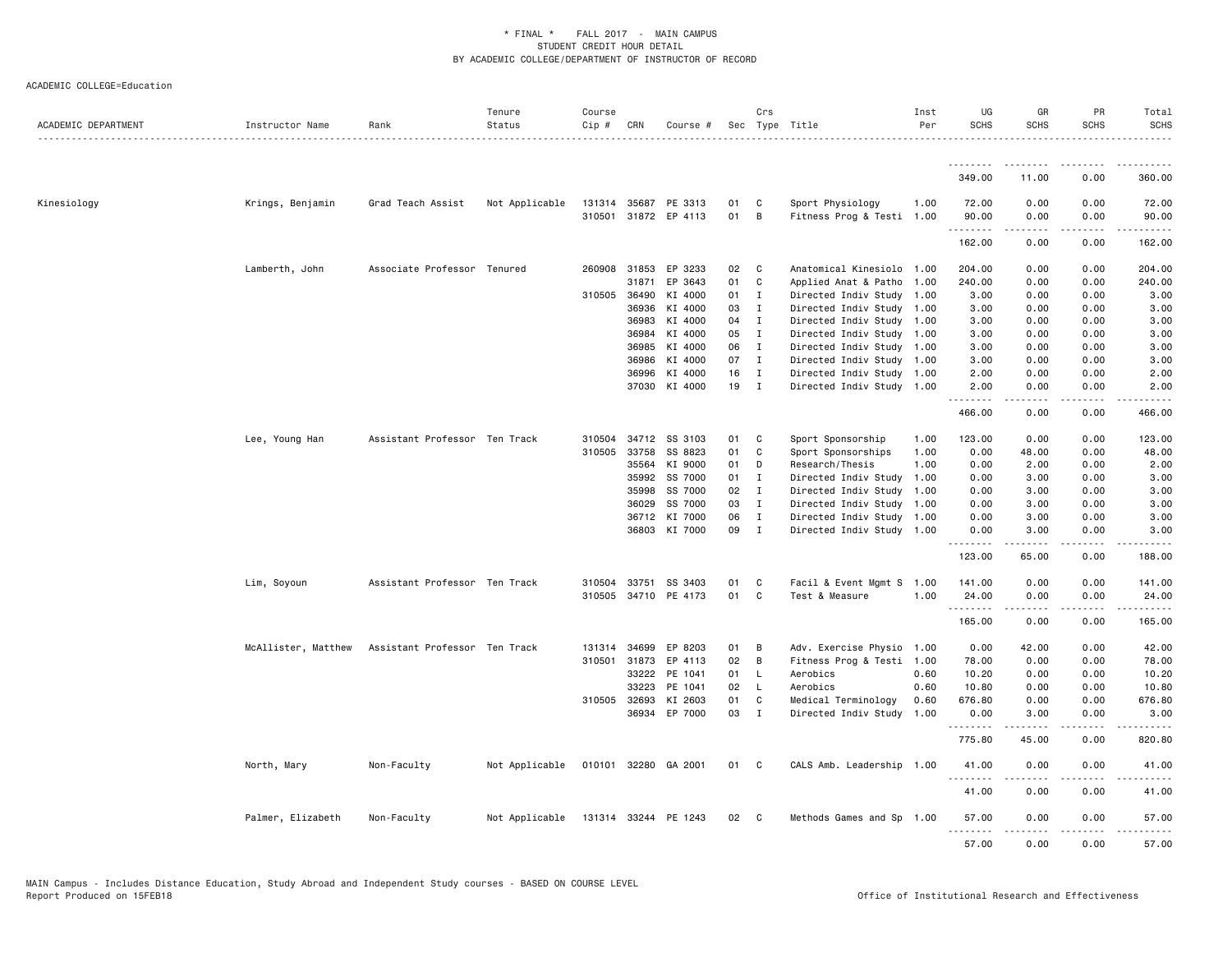\* FINAL \* FALL 2017 - MAIN CAMPUS
STUDENT CREDIT HOUR DETAIL
BY ACADEMIC COLLEGE/DEPARTMENT OF INSTRUCTOR OF RECORD

ACADEMIC COLLEGE=Education

| ACADEMIC DEPARTMENT | Instructor Name | Rank | Tenure Status | Course Cip # | CRN | Course # | Sec | Crs Type | Title | Inst Per | UG SCHS | GR SCHS | PR SCHS | Total SCHS |
|---|---|---|---|---|---|---|---|---|---|---|---|---|---|---|
| | | | | | | | | | | | 349.00 | 11.00 | 0.00 | 360.00 |
| Kinesiology | Krings, Benjamin | Grad Teach Assist | Not Applicable | 131314 | 35687 | PE 3313 | 01 | C | Sport Physiology | 1.00 | 72.00 | 0.00 | 0.00 | 72.00 |
| | | | | 310501 | 31872 | EP 4113 | 01 | B | Fitness Prog & Testi | 1.00 | 90.00 | 0.00 | 0.00 | 90.00 |
| | | | | | | | | | | | 162.00 | 0.00 | 0.00 | 162.00 |
| | Lamberth, John | Associate Professor | Tenured | 260908 | 31853 | EP 3233 | 02 | C | Anatomical Kinesiolo | 1.00 | 204.00 | 0.00 | 0.00 | 204.00 |
| | | | | | 31871 | EP 3643 | 01 | C | Applied Anat & Patho | 1.00 | 240.00 | 0.00 | 0.00 | 240.00 |
| | | | | 310505 | 36490 | KI 4000 | 01 | I | Directed Indiv Study | 1.00 | 3.00 | 0.00 | 0.00 | 3.00 |
| | | | | | 36936 | KI 4000 | 03 | I | Directed Indiv Study | 1.00 | 3.00 | 0.00 | 0.00 | 3.00 |
| | | | | | 36983 | KI 4000 | 04 | I | Directed Indiv Study | 1.00 | 3.00 | 0.00 | 0.00 | 3.00 |
| | | | | | 36984 | KI 4000 | 05 | I | Directed Indiv Study | 1.00 | 3.00 | 0.00 | 0.00 | 3.00 |
| | | | | | 36985 | KI 4000 | 06 | I | Directed Indiv Study | 1.00 | 3.00 | 0.00 | 0.00 | 3.00 |
| | | | | | 36986 | KI 4000 | 07 | I | Directed Indiv Study | 1.00 | 3.00 | 0.00 | 0.00 | 3.00 |
| | | | | | 36996 | KI 4000 | 16 | I | Directed Indiv Study | 1.00 | 2.00 | 0.00 | 0.00 | 2.00 |
| | | | | | 37030 | KI 4000 | 19 | I | Directed Indiv Study | 1.00 | 2.00 | 0.00 | 0.00 | 2.00 |
| | | | | | | | | | | | 466.00 | 0.00 | 0.00 | 466.00 |
| | Lee, Young Han | Assistant Professor | Ten Track | 310504 | 34712 | SS 3103 | 01 | C | Sport Sponsorship | 1.00 | 123.00 | 0.00 | 0.00 | 123.00 |
| | | | | 310505 | 33758 | SS 8823 | 01 | C | Sport Sponsorships | 1.00 | 0.00 | 48.00 | 0.00 | 48.00 |
| | | | | | 35564 | KI 9000 | 01 | D | Research/Thesis | 1.00 | 0.00 | 2.00 | 0.00 | 2.00 |
| | | | | | 35992 | SS 7000 | 01 | I | Directed Indiv Study | 1.00 | 0.00 | 3.00 | 0.00 | 3.00 |
| | | | | | 35998 | SS 7000 | 02 | I | Directed Indiv Study | 1.00 | 0.00 | 3.00 | 0.00 | 3.00 |
| | | | | | 36029 | SS 7000 | 03 | I | Directed Indiv Study | 1.00 | 0.00 | 3.00 | 0.00 | 3.00 |
| | | | | | 36712 | KI 7000 | 06 | I | Directed Indiv Study | 1.00 | 0.00 | 3.00 | 0.00 | 3.00 |
| | | | | | 36803 | KI 7000 | 09 | I | Directed Indiv Study | 1.00 | 0.00 | 3.00 | 0.00 | 3.00 |
| | | | | | | | | | | | 123.00 | 65.00 | 0.00 | 188.00 |
| | Lim, Soyoun | Assistant Professor | Ten Track | 310504 | 33751 | SS 3403 | 01 | C | Facil & Event Mgmt S | 1.00 | 141.00 | 0.00 | 0.00 | 141.00 |
| | | | | 310505 | 34710 | PE 4173 | 01 | C | Test & Measure | 1.00 | 24.00 | 0.00 | 0.00 | 24.00 |
| | | | | | | | | | | | 165.00 | 0.00 | 0.00 | 165.00 |
| | McAllister, Matthew | Assistant Professor | Ten Track | 131314 | 34699 | EP 8203 | 01 | B | Adv. Exercise Physio | 1.00 | 0.00 | 42.00 | 0.00 | 42.00 |
| | | | | 310501 | 31873 | EP 4113 | 02 | B | Fitness Prog & Testi | 1.00 | 78.00 | 0.00 | 0.00 | 78.00 |
| | | | | | 33222 | PE 1041 | 01 | L | Aerobics | 0.60 | 10.20 | 0.00 | 0.00 | 10.20 |
| | | | | | 33223 | PE 1041 | 02 | L | Aerobics | 0.60 | 10.80 | 0.00 | 0.00 | 10.80 |
| | | | | 310505 | 32693 | KI 2603 | 01 | C | Medical Terminology | 0.60 | 676.80 | 0.00 | 0.00 | 676.80 |
| | | | | | 36934 | EP 7000 | 03 | I | Directed Indiv Study | 1.00 | 0.00 | 3.00 | 0.00 | 3.00 |
| | | | | | | | | | | | 775.80 | 45.00 | 0.00 | 820.80 |
| | North, Mary | Non-Faculty | Not Applicable | 010101 | 32280 | GA 2001 | 01 | C | CALS Amb. Leadership | 1.00 | 41.00 | 0.00 | 0.00 | 41.00 |
| | | | | | | | | | | | 41.00 | 0.00 | 0.00 | 41.00 |
| | Palmer, Elizabeth | Non-Faculty | Not Applicable | 131314 | 33244 | PE 1243 | 02 | C | Methods Games and Sp | 1.00 | 57.00 | 0.00 | 0.00 | 57.00 |
| | | | | | | | | | | | 57.00 | 0.00 | 0.00 | 57.00 |

MAIN Campus - Includes Distance Education, Study Abroad and Independent Study courses - BASED ON COURSE LEVEL
Report Produced on 15FEB18 — Office of Institutional Research and Effectiveness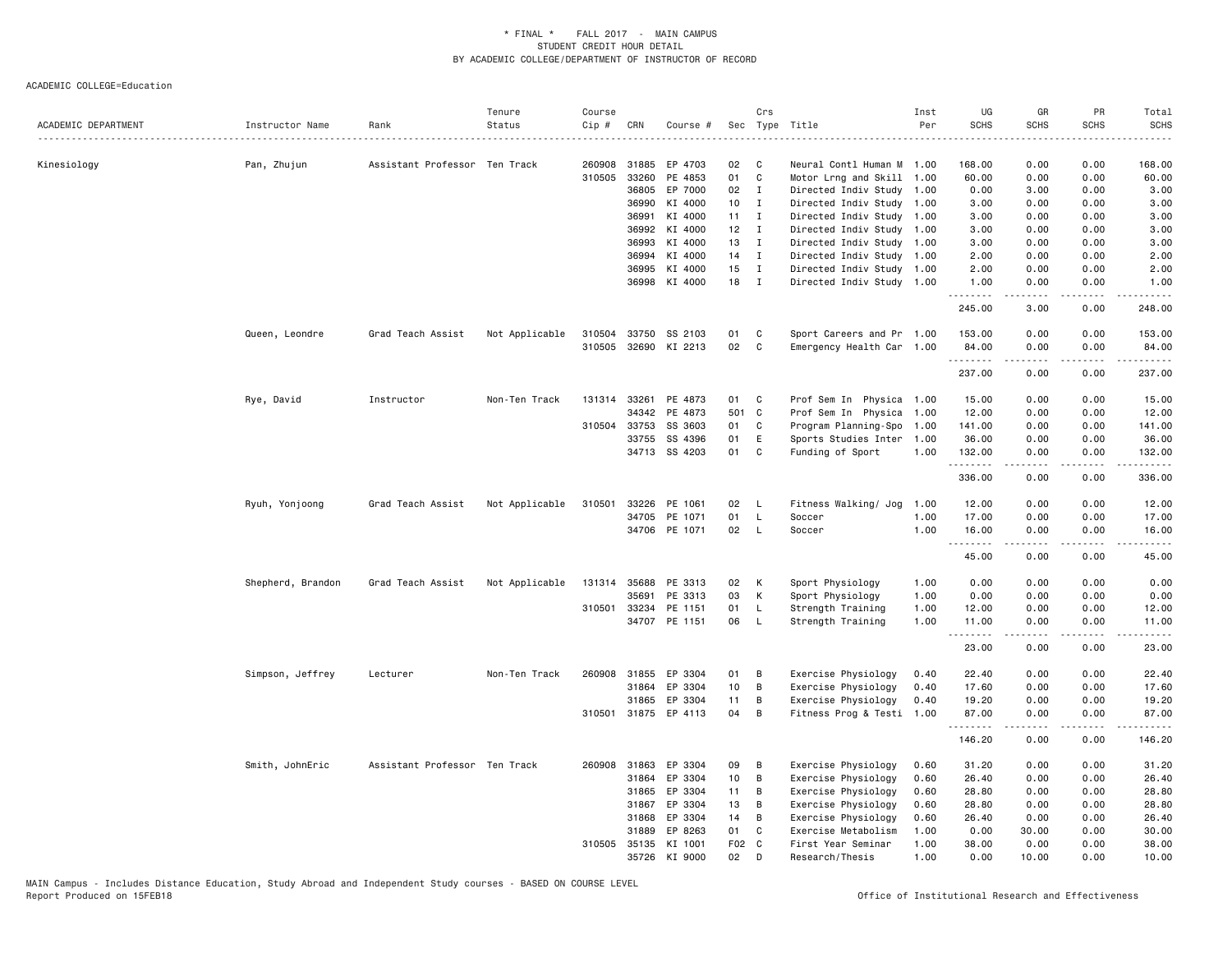\* FINAL \* FALL 2017 - MAIN CAMPUS
STUDENT CREDIT HOUR DETAIL
BY ACADEMIC COLLEGE/DEPARTMENT OF INSTRUCTOR OF RECORD

ACADEMIC COLLEGE=Education

| ACADEMIC DEPARTMENT | Instructor Name | Rank | Tenure Status | Course Cip # | CRN | Course # | Sec | Crs Type | Title | Inst Per | UG SCHS | GR SCHS | PR SCHS | Total SCHS |
|---|---|---|---|---|---|---|---|---|---|---|---|---|---|---|
| Kinesiology | Pan, Zhujun | Assistant Professor | Ten Track | 260908 | 31885 | EP 4703 | 02 | C | Neural Contl Human M | 1.00 | 168.00 | 0.00 | 0.00 | 168.00 |
| | | | | 310505 | 33260 | PE 4853 | 01 | C | Motor Lrng and Skill | 1.00 | 60.00 | 0.00 | 0.00 | 60.00 |
| | | | | | 36805 | EP 7000 | 02 | I | Directed Indiv Study | 1.00 | 0.00 | 3.00 | 0.00 | 3.00 |
| | | | | | 36990 | KI 4000 | 10 | I | Directed Indiv Study | 1.00 | 3.00 | 0.00 | 0.00 | 3.00 |
| | | | | | 36991 | KI 4000 | 11 | I | Directed Indiv Study | 1.00 | 3.00 | 0.00 | 0.00 | 3.00 |
| | | | | | 36992 | KI 4000 | 12 | I | Directed Indiv Study | 1.00 | 3.00 | 0.00 | 0.00 | 3.00 |
| | | | | | 36993 | KI 4000 | 13 | I | Directed Indiv Study | 1.00 | 3.00 | 0.00 | 0.00 | 3.00 |
| | | | | | 36994 | KI 4000 | 14 | I | Directed Indiv Study | 1.00 | 2.00 | 0.00 | 0.00 | 2.00 |
| | | | | | 36995 | KI 4000 | 15 | I | Directed Indiv Study | 1.00 | 2.00 | 0.00 | 0.00 | 2.00 |
| | | | | | 36998 | KI 4000 | 18 | I | Directed Indiv Study | 1.00 | 1.00 | 0.00 | 0.00 | 1.00 |
| | | | | | | | | | | | 245.00 | 3.00 | 0.00 | 248.00 |
| | Queen, Leondre | Grad Teach Assist | Not Applicable | 310504 | 33750 | SS 2103 | 01 | C | Sport Careers and Pr | 1.00 | 153.00 | 0.00 | 0.00 | 153.00 |
| | | | | 310505 | 32690 | KI 2213 | 02 | C | Emergency Health Car | 1.00 | 84.00 | 0.00 | 0.00 | 84.00 |
| | | | | | | | | | | | 237.00 | 0.00 | 0.00 | 237.00 |
| | Rye, David | Instructor | Non-Ten Track | 131314 | 33261 | PE 4873 | 01 | C | Prof Sem In Physica | 1.00 | 15.00 | 0.00 | 0.00 | 15.00 |
| | | | | | 34342 | PE 4873 | 501 | C | Prof Sem In Physica | 1.00 | 12.00 | 0.00 | 0.00 | 12.00 |
| | | | | 310504 | 33753 | SS 3603 | 01 | C | Program Planning-Spo | 1.00 | 141.00 | 0.00 | 0.00 | 141.00 |
| | | | | | 33755 | SS 4396 | 01 | E | Sports Studies Inter | 1.00 | 36.00 | 0.00 | 0.00 | 36.00 |
| | | | | | 34713 | SS 4203 | 01 | C | Funding of Sport | 1.00 | 132.00 | 0.00 | 0.00 | 132.00 |
| | | | | | | | | | | | 336.00 | 0.00 | 0.00 | 336.00 |
| | Ryuh, Yonjoong | Grad Teach Assist | Not Applicable | 310501 | 33226 | PE 1061 | 02 | L | Fitness Walking/ Jog | 1.00 | 12.00 | 0.00 | 0.00 | 12.00 |
| | | | | | 34705 | PE 1071 | 01 | L | Soccer | 1.00 | 17.00 | 0.00 | 0.00 | 17.00 |
| | | | | | 34706 | PE 1071 | 02 | L | Soccer | 1.00 | 16.00 | 0.00 | 0.00 | 16.00 |
| | | | | | | | | | | | 45.00 | 0.00 | 0.00 | 45.00 |
| | Shepherd, Brandon | Grad Teach Assist | Not Applicable | 131314 | 35688 | PE 3313 | 02 | K | Sport Physiology | 1.00 | 0.00 | 0.00 | 0.00 | 0.00 |
| | | | | | 35691 | PE 3313 | 03 | K | Sport Physiology | 1.00 | 0.00 | 0.00 | 0.00 | 0.00 |
| | | | | 310501 | 33234 | PE 1151 | 01 | L | Strength Training | 1.00 | 12.00 | 0.00 | 0.00 | 12.00 |
| | | | | | 34707 | PE 1151 | 06 | L | Strength Training | 1.00 | 11.00 | 0.00 | 0.00 | 11.00 |
| | | | | | | | | | | | 23.00 | 0.00 | 0.00 | 23.00 |
| | Simpson, Jeffrey | Lecturer | Non-Ten Track | 260908 | 31855 | EP 3304 | 01 | B | Exercise Physiology | 0.40 | 22.40 | 0.00 | 0.00 | 22.40 |
| | | | | | 31864 | EP 3304 | 10 | B | Exercise Physiology | 0.40 | 17.60 | 0.00 | 0.00 | 17.60 |
| | | | | | 31865 | EP 3304 | 11 | B | Exercise Physiology | 0.40 | 19.20 | 0.00 | 0.00 | 19.20 |
| | | | | 310501 | 31875 | EP 4113 | 04 | B | Fitness Prog & Testi | 1.00 | 87.00 | 0.00 | 0.00 | 87.00 |
| | | | | | | | | | | | 146.20 | 0.00 | 0.00 | 146.20 |
| | Smith, JohnEric | Assistant Professor | Ten Track | 260908 | 31863 | EP 3304 | 09 | B | Exercise Physiology | 0.60 | 31.20 | 0.00 | 0.00 | 31.20 |
| | | | | | 31864 | EP 3304 | 10 | B | Exercise Physiology | 0.60 | 26.40 | 0.00 | 0.00 | 26.40 |
| | | | | | 31865 | EP 3304 | 11 | B | Exercise Physiology | 0.60 | 28.80 | 0.00 | 0.00 | 28.80 |
| | | | | | 31867 | EP 3304 | 13 | B | Exercise Physiology | 0.60 | 28.80 | 0.00 | 0.00 | 28.80 |
| | | | | | 31868 | EP 3304 | 14 | B | Exercise Physiology | 0.60 | 26.40 | 0.00 | 0.00 | 26.40 |
| | | | | | 31889 | EP 8263 | 01 | C | Exercise Metabolism | 1.00 | 0.00 | 30.00 | 0.00 | 30.00 |
| | | | | 310505 | 35135 | KI 1001 | F02 | C | First Year Seminar | 1.00 | 38.00 | 0.00 | 0.00 | 38.00 |
| | | | | | 35726 | KI 9000 | 02 | D | Research/Thesis | 1.00 | 0.00 | 10.00 | 0.00 | 10.00 |

MAIN Campus - Includes Distance Education, Study Abroad and Independent Study courses - BASED ON COURSE LEVEL
Report Produced on 15FEB18

Office of Institutional Research and Effectiveness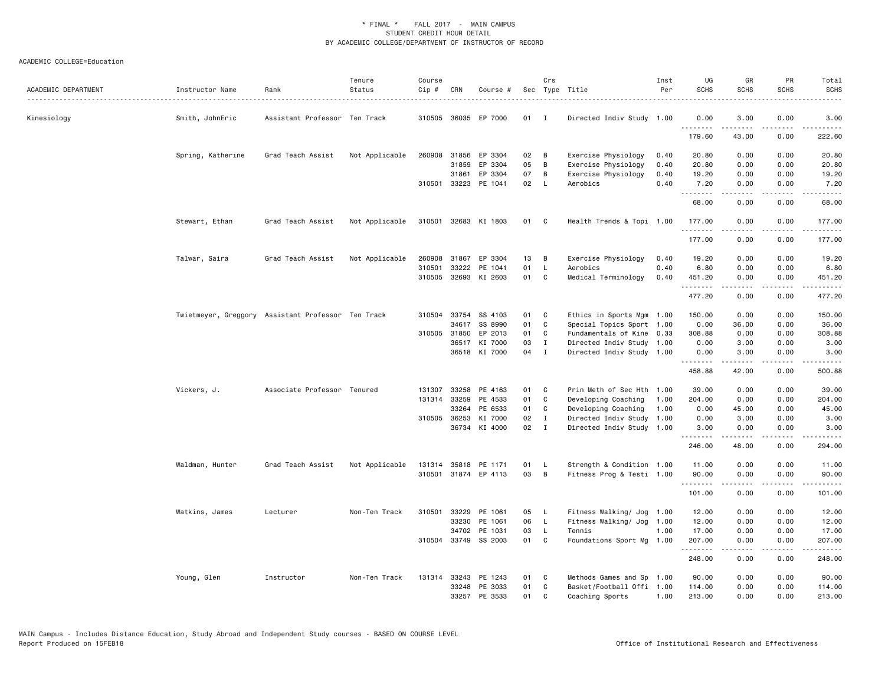\* FINAL \* FALL 2017 - MAIN CAMPUS
STUDENT CREDIT HOUR DETAIL
BY ACADEMIC COLLEGE/DEPARTMENT OF INSTRUCTOR OF RECORD

ACADEMIC COLLEGE=Education

| ACADEMIC DEPARTMENT | Instructor Name | Rank | Tenure Status | Course Cip # | CRN | Course # | Sec | Crs Type | Title | Inst Per | UG SCHS | GR SCHS | PR SCHS | Total SCHS |
|---|---|---|---|---|---|---|---|---|---|---|---|---|---|---|
| Kinesiology | Smith, JohnEric | Assistant Professor | Ten Track | 310505 | 36035 | EP 7000 | 01 | I | Directed Indiv Study | 1.00 | 0.00 | 3.00 | 0.00 | 3.00 |
| | | | | | | | | | | | 179.60 | 43.00 | 0.00 | 222.60 |
| | Spring, Katherine | Grad Teach Assist | Not Applicable | 260908 | 31856 | EP 3304 | 02 | B | Exercise Physiology | 0.40 | 20.80 | 0.00 | 0.00 | 20.80 |
| | | | | | 31859 | EP 3304 | 05 | B | Exercise Physiology | 0.40 | 20.80 | 0.00 | 0.00 | 20.80 |
| | | | | | 31861 | EP 3304 | 07 | B | Exercise Physiology | 0.40 | 19.20 | 0.00 | 0.00 | 19.20 |
| | | | | 310501 | 33223 | PE 1041 | 02 | L | Aerobics | 0.40 | 7.20 | 0.00 | 0.00 | 7.20 |
| | | | | | | | | | | | 68.00 | 0.00 | 0.00 | 68.00 |
| | Stewart, Ethan | Grad Teach Assist | Not Applicable | 310501 | 32683 | KI 1803 | 01 | C | Health Trends & Topi | 1.00 | 177.00 | 0.00 | 0.00 | 177.00 |
| | | | | | | | | | | | 177.00 | 0.00 | 0.00 | 177.00 |
| | Talwar, Saira | Grad Teach Assist | Not Applicable | 260908 | 31867 | EP 3304 | 13 | B | Exercise Physiology | 0.40 | 19.20 | 0.00 | 0.00 | 19.20 |
| | | | | 310501 | 33222 | PE 1041 | 01 | L | Aerobics | 0.40 | 6.80 | 0.00 | 0.00 | 6.80 |
| | | | | 310505 | 32693 | KI 2603 | 01 | C | Medical Terminology | 0.40 | 451.20 | 0.00 | 0.00 | 451.20 |
| | | | | | | | | | | | 477.20 | 0.00 | 0.00 | 477.20 |
| | Twietmeyer, Greggory | Assistant Professor | Ten Track | 310504 | 33754 | SS 4103 | 01 | C | Ethics in Sports Mgm | 1.00 | 150.00 | 0.00 | 0.00 | 150.00 |
| | | | | | 34617 | SS 8990 | 01 | C | Special Topics Sport | 1.00 | 0.00 | 36.00 | 0.00 | 36.00 |
| | | | | 310505 | 31850 | EP 2013 | 01 | C | Fundamentals of Kine | 0.33 | 308.88 | 0.00 | 0.00 | 308.88 |
| | | | | | 36517 | KI 7000 | 03 | I | Directed Indiv Study | 1.00 | 0.00 | 3.00 | 0.00 | 3.00 |
| | | | | | 36518 | KI 7000 | 04 | I | Directed Indiv Study | 1.00 | 0.00 | 3.00 | 0.00 | 3.00 |
| | | | | | | | | | | | 458.88 | 42.00 | 0.00 | 500.88 |
| | Vickers, J. | Associate Professor | Tenured | 131307 | 33258 | PE 4163 | 01 | C | Prin Meth of Sec Hth | 1.00 | 39.00 | 0.00 | 0.00 | 39.00 |
| | | | | 131314 | 33259 | PE 4533 | 01 | C | Developing Coaching | 1.00 | 204.00 | 0.00 | 0.00 | 204.00 |
| | | | | | 33264 | PE 6533 | 01 | C | Developing Coaching | 1.00 | 0.00 | 45.00 | 0.00 | 45.00 |
| | | | | 310505 | 36253 | KI 7000 | 02 | I | Directed Indiv Study | 1.00 | 0.00 | 3.00 | 0.00 | 3.00 |
| | | | | | 36734 | KI 4000 | 02 | I | Directed Indiv Study | 1.00 | 3.00 | 0.00 | 0.00 | 3.00 |
| | | | | | | | | | | | 246.00 | 48.00 | 0.00 | 294.00 |
| | Waldman, Hunter | Grad Teach Assist | Not Applicable | 131314 | 35818 | PE 1171 | 01 | L | Strength & Condition | 1.00 | 11.00 | 0.00 | 0.00 | 11.00 |
| | | | | 310501 | 31874 | EP 4113 | 03 | B | Fitness Prog & Testi | 1.00 | 90.00 | 0.00 | 0.00 | 90.00 |
| | | | | | | | | | | | 101.00 | 0.00 | 0.00 | 101.00 |
| | Watkins, James | Lecturer | Non-Ten Track | 310501 | 33229 | PE 1061 | 05 | L | Fitness Walking/ Jog | 1.00 | 12.00 | 0.00 | 0.00 | 12.00 |
| | | | | | 33230 | PE 1061 | 06 | L | Fitness Walking/ Jog | 1.00 | 12.00 | 0.00 | 0.00 | 12.00 |
| | | | | | 34702 | PE 1031 | 03 | L | Tennis | 1.00 | 17.00 | 0.00 | 0.00 | 17.00 |
| | | | | 310504 | 33749 | SS 2003 | 01 | C | Foundations Sport Mg | 1.00 | 207.00 | 0.00 | 0.00 | 207.00 |
| | | | | | | | | | | | 248.00 | 0.00 | 0.00 | 248.00 |
| | Young, Glen | Instructor | Non-Ten Track | 131314 | 33243 | PE 1243 | 01 | C | Methods Games and Sp | 1.00 | 90.00 | 0.00 | 0.00 | 90.00 |
| | | | | | 33248 | PE 3033 | 01 | C | Basket/Football Offi | 1.00 | 114.00 | 0.00 | 0.00 | 114.00 |
| | | | | | 33257 | PE 3533 | 01 | C | Coaching Sports | 1.00 | 213.00 | 0.00 | 0.00 | 213.00 |

MAIN Campus - Includes Distance Education, Study Abroad and Independent Study courses - BASED ON COURSE LEVEL
Report Produced on 15FEB18 Office of Institutional Research and Effectiveness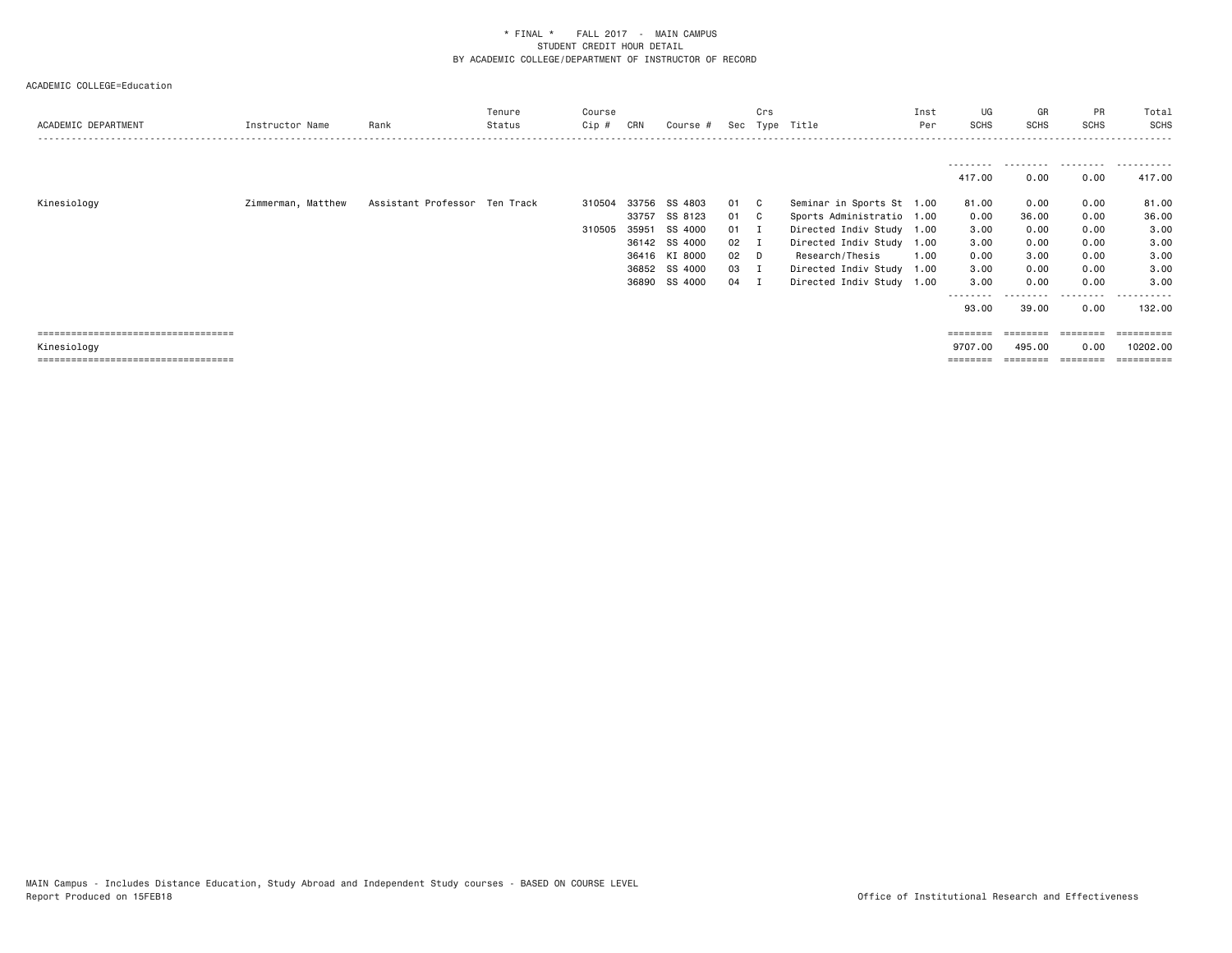\* FINAL \*    FALL 2017  -  MAIN CAMPUS
STUDENT CREDIT HOUR DETAIL
BY ACADEMIC COLLEGE/DEPARTMENT OF INSTRUCTOR OF RECORD

ACADEMIC COLLEGE=Education

| ACADEMIC DEPARTMENT | Instructor Name | Rank | Tenure Status | Course Cip # | CRN | Course # | Sec | Crs Type | Title | Inst Per | UG SCHS | GR SCHS | PR SCHS | Total SCHS |
|---|---|---|---|---|---|---|---|---|---|---|---|---|---|---|
| | | | | | | | | | | | 417.00 | 0.00 | 0.00 | 417.00 |
| Kinesiology | Zimmerman, Matthew | Assistant Professor | Ten Track | 310504 | 33756 | SS 4803 | 01 | C | Seminar in Sports St | 1.00 | 81.00 | 0.00 | 0.00 | 81.00 |
| | | | | | 33757 | SS 8123 | 01 | C | Sports Administratio | 1.00 | 0.00 | 36.00 | 0.00 | 36.00 |
| | | | | 310505 | 35951 | SS 4000 | 01 | I | Directed Indiv Study | 1.00 | 3.00 | 0.00 | 0.00 | 3.00 |
| | | | | | 36142 | SS 4000 | 02 | I | Directed Indiv Study | 1.00 | 3.00 | 0.00 | 0.00 | 3.00 |
| | | | | | 36416 | KI 8000 | 02 | D | Research/Thesis | 1.00 | 0.00 | 3.00 | 0.00 | 3.00 |
| | | | | | 36852 | SS 4000 | 03 | I | Directed Indiv Study | 1.00 | 3.00 | 0.00 | 0.00 | 3.00 |
| | | | | | 36890 | SS 4000 | 04 | I | Directed Indiv Study | 1.00 | 3.00 | 0.00 | 0.00 | 3.00 |
| | | | | | | | | | | | 93.00 | 39.00 | 0.00 | 132.00 |
| Kinesiology | | | | | | | | | | | 9707.00 | 495.00 | 0.00 | 10202.00 |

MAIN Campus - Includes Distance Education, Study Abroad and Independent Study courses - BASED ON COURSE LEVEL
Report Produced on 15FEB18

Office of Institutional Research and Effectiveness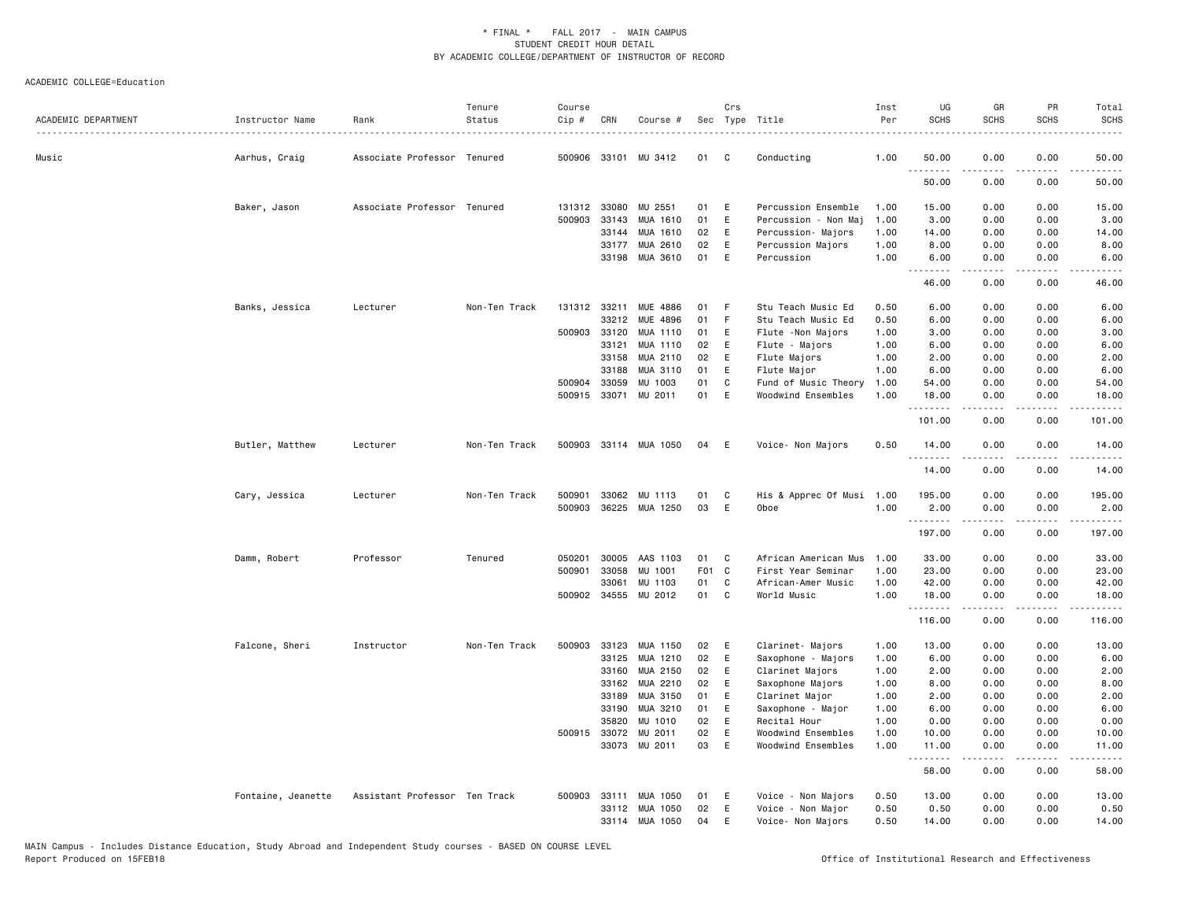ACADEMIC COLLEGE=Education

| ACADEMIC DEPARTMENT | Instructor Name | Rank | Tenure Status | Course Cip # | CRN | Course # | Sec | Crs Type | Title | Inst Per | UG SCHS | GR SCHS | PR SCHS | Total SCHS |
|---|---|---|---|---|---|---|---|---|---|---|---|---|---|---|
| Music | Aarhus, Craig | Associate Professor | Tenured | 500906 | 33101 | MU 3412 | 01 | C | Conducting | 1.00 | 50.00 | 0.00 | 0.00 | 50.00 |
| | | | | | | | | | | | 50.00 | 0.00 | 0.00 | 50.00 |
| | Baker, Jason | Associate Professor | Tenured | 131312 | 33080 | MU 2551 | 01 | E | Percussion Ensemble | 1.00 | 15.00 | 0.00 | 0.00 | 15.00 |
| | | | | 500903 | 33143 | MUA 1610 | 01 | E | Percussion - Non Maj | 1.00 | 3.00 | 0.00 | 0.00 | 3.00 |
| | | | | | 33144 | MUA 1610 | 02 | E | Percussion- Majors | 1.00 | 14.00 | 0.00 | 0.00 | 14.00 |
| | | | | | 33177 | MUA 2610 | 02 | E | Percussion Majors | 1.00 | 8.00 | 0.00 | 0.00 | 8.00 |
| | | | | | 33198 | MUA 3610 | 01 | E | Percussion | 1.00 | 6.00 | 0.00 | 0.00 | 6.00 |
| | | | | | | | | | | | 46.00 | 0.00 | 0.00 | 46.00 |
| | Banks, Jessica | Lecturer | Non-Ten Track | 131312 | 33211 | MUE 4886 | 01 | F | Stu Teach Music Ed | 0.50 | 6.00 | 0.00 | 0.00 | 6.00 |
| | | | | | 33212 | MUE 4896 | 01 | F | Stu Teach Music Ed | 0.50 | 6.00 | 0.00 | 0.00 | 6.00 |
| | | | | 500903 | 33120 | MUA 1110 | 01 | E | Flute -Non Majors | 1.00 | 3.00 | 0.00 | 0.00 | 3.00 |
| | | | | | 33121 | MUA 1110 | 02 | E | Flute - Majors | 1.00 | 6.00 | 0.00 | 0.00 | 6.00 |
| | | | | | 33158 | MUA 2110 | 02 | E | Flute Majors | 1.00 | 2.00 | 0.00 | 0.00 | 2.00 |
| | | | | | 33188 | MUA 3110 | 01 | E | Flute Major | 1.00 | 6.00 | 0.00 | 0.00 | 6.00 |
| | | | | 500904 | 33059 | MU 1003 | 01 | C | Fund of Music Theory | 1.00 | 54.00 | 0.00 | 0.00 | 54.00 |
| | | | | 500915 | 33071 | MU 2011 | 01 | E | Woodwind Ensembles | 1.00 | 18.00 | 0.00 | 0.00 | 18.00 |
| | | | | | | | | | | | 101.00 | 0.00 | 0.00 | 101.00 |
| | Butler, Matthew | Lecturer | Non-Ten Track | 500903 | 33114 | MUA 1050 | 04 | E | Voice- Non Majors | 0.50 | 14.00 | 0.00 | 0.00 | 14.00 |
| | | | | | | | | | | | 14.00 | 0.00 | 0.00 | 14.00 |
| | Cary, Jessica | Lecturer | Non-Ten Track | 500901 | 33062 | MU 1113 | 01 | C | His & Apprec Of Musi | 1.00 | 195.00 | 0.00 | 0.00 | 195.00 |
| | | | | 500903 | 36225 | MUA 1250 | 03 | E | Oboe | 1.00 | 2.00 | 0.00 | 0.00 | 2.00 |
| | | | | | | | | | | | 197.00 | 0.00 | 0.00 | 197.00 |
| | Damm, Robert | Professor | Tenured | 050201 | 30005 | AAS 1103 | 01 | C | African American Mus | 1.00 | 33.00 | 0.00 | 0.00 | 33.00 |
| | | | | 500901 | 33058 | MU 1001 | F01 | C | First Year Seminar | 1.00 | 23.00 | 0.00 | 0.00 | 23.00 |
| | | | | | 33061 | MU 1103 | 01 | C | African-Amer Music | 1.00 | 42.00 | 0.00 | 0.00 | 42.00 |
| | | | | 500902 | 34555 | MU 2012 | 01 | C | World Music | 1.00 | 18.00 | 0.00 | 0.00 | 18.00 |
| | | | | | | | | | | | 116.00 | 0.00 | 0.00 | 116.00 |
| | Falcone, Sheri | Instructor | Non-Ten Track | 500903 | 33123 | MUA 1150 | 02 | E | Clarinet- Majors | 1.00 | 13.00 | 0.00 | 0.00 | 13.00 |
| | | | | | 33125 | MUA 1210 | 02 | E | Saxophone - Majors | 1.00 | 6.00 | 0.00 | 0.00 | 6.00 |
| | | | | | 33160 | MUA 2150 | 02 | E | Clarinet Majors | 1.00 | 2.00 | 0.00 | 0.00 | 2.00 |
| | | | | | 33162 | MUA 2210 | 02 | E | Saxophone Majors | 1.00 | 8.00 | 0.00 | 0.00 | 8.00 |
| | | | | | 33189 | MUA 3150 | 01 | E | Clarinet Major | 1.00 | 2.00 | 0.00 | 0.00 | 2.00 |
| | | | | | 33190 | MUA 3210 | 01 | E | Saxophone - Major | 1.00 | 6.00 | 0.00 | 0.00 | 6.00 |
| | | | | | 35820 | MU 1010 | 02 | E | Recital Hour | 1.00 | 0.00 | 0.00 | 0.00 | 0.00 |
| | | | | 500915 | 33072 | MU 2011 | 02 | E | Woodwind Ensembles | 1.00 | 10.00 | 0.00 | 0.00 | 10.00 |
| | | | | | 33073 | MU 2011 | 03 | E | Woodwind Ensembles | 1.00 | 11.00 | 0.00 | 0.00 | 11.00 |
| | | | | | | | | | | | 58.00 | 0.00 | 0.00 | 58.00 |
| | Fontaine, Jeanette | Assistant Professor | Ten Track | 500903 | 33111 | MUA 1050 | 01 | E | Voice - Non Majors | 0.50 | 13.00 | 0.00 | 0.00 | 13.00 |
| | | | | | 33112 | MUA 1050 | 02 | E | Voice - Non Major | 0.50 | 0.50 | 0.00 | 0.00 | 0.50 |
| | | | | | 33114 | MUA 1050 | 04 | E | Voice- Non Majors | 0.50 | 14.00 | 0.00 | 0.00 | 14.00 |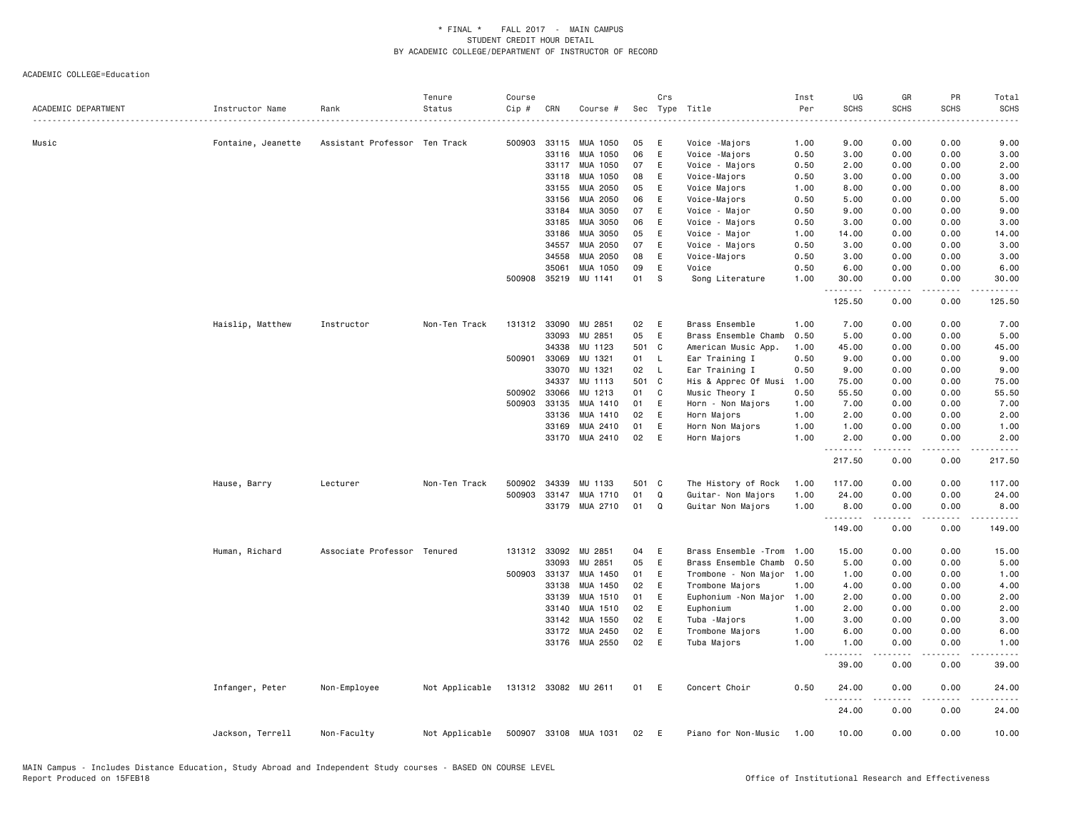\* FINAL \* FALL 2017 - MAIN CAMPUS
STUDENT CREDIT HOUR DETAIL
BY ACADEMIC COLLEGE/DEPARTMENT OF INSTRUCTOR OF RECORD

ACADEMIC COLLEGE=Education

| ACADEMIC DEPARTMENT | Instructor Name | Rank | Tenure Status | Course Cip # | CRN | Course # | Sec | Crs Type | Title | Inst Per | UG SCHS | GR SCHS | PR SCHS | Total SCHS |
|---|---|---|---|---|---|---|---|---|---|---|---|---|---|---|
| Music | Fontaine, Jeanette | Assistant Professor | Ten Track | 500903 | 33115 | MUA 1050 | 05 | E | Voice -Majors | 1.00 | 9.00 | 0.00 | 0.00 | 9.00 |
| | | | | | 33116 | MUA 1050 | 06 | E | Voice -Majors | 0.50 | 3.00 | 0.00 | 0.00 | 3.00 |
| | | | | | 33117 | MUA 1050 | 07 | E | Voice - Majors | 0.50 | 2.00 | 0.00 | 0.00 | 2.00 |
| | | | | | 33118 | MUA 1050 | 08 | E | Voice-Majors | 0.50 | 3.00 | 0.00 | 0.00 | 3.00 |
| | | | | | 33155 | MUA 2050 | 05 | E | Voice Majors | 1.00 | 8.00 | 0.00 | 0.00 | 8.00 |
| | | | | | 33156 | MUA 2050 | 06 | E | Voice-Majors | 0.50 | 5.00 | 0.00 | 0.00 | 5.00 |
| | | | | | 33184 | MUA 3050 | 07 | E | Voice - Major | 0.50 | 9.00 | 0.00 | 0.00 | 9.00 |
| | | | | | 33185 | MUA 3050 | 06 | E | Voice - Majors | 0.50 | 3.00 | 0.00 | 0.00 | 3.00 |
| | | | | | 33186 | MUA 3050 | 05 | E | Voice - Major | 1.00 | 14.00 | 0.00 | 0.00 | 14.00 |
| | | | | | 34557 | MUA 2050 | 07 | E | Voice - Majors | 0.50 | 3.00 | 0.00 | 0.00 | 3.00 |
| | | | | | 34558 | MUA 2050 | 08 | E | Voice-Majors | 0.50 | 3.00 | 0.00 | 0.00 | 3.00 |
| | | | | | 35061 | MUA 1050 | 09 | E | Voice | 0.50 | 6.00 | 0.00 | 0.00 | 6.00 |
| | | | | 500908 | 35219 | MU 1141 | 01 | S | Song Literature | 1.00 | 30.00 | 0.00 | 0.00 | 30.00 |
| | | | | | | | | | | | 125.50 | 0.00 | 0.00 | 125.50 |
| | Haislip, Matthew | Instructor | Non-Ten Track | 131312 | 33090 | MU 2851 | 02 | E | Brass Ensemble | 1.00 | 7.00 | 0.00 | 0.00 | 7.00 |
| | | | | | 33093 | MU 2851 | 05 | E | Brass Ensemble Chamb | 0.50 | 5.00 | 0.00 | 0.00 | 5.00 |
| | | | | | 34338 | MU 1123 | 501 | C | American Music App. | 1.00 | 45.00 | 0.00 | 0.00 | 45.00 |
| | | | | 500901 | 33069 | MU 1321 | 01 | L | Ear Training I | 0.50 | 9.00 | 0.00 | 0.00 | 9.00 |
| | | | | | 33070 | MU 1321 | 02 | L | Ear Training I | 0.50 | 9.00 | 0.00 | 0.00 | 9.00 |
| | | | | | 34337 | MU 1113 | 501 | C | His & Apprec Of Musi | 1.00 | 75.00 | 0.00 | 0.00 | 75.00 |
| | | | | 500902 | 33066 | MU 1213 | 01 | C | Music Theory I | 0.50 | 55.50 | 0.00 | 0.00 | 55.50 |
| | | | | 500903 | 33135 | MUA 1410 | 01 | E | Horn - Non Majors | 1.00 | 7.00 | 0.00 | 0.00 | 7.00 |
| | | | | | 33136 | MUA 1410 | 02 | E | Horn Majors | 1.00 | 2.00 | 0.00 | 0.00 | 2.00 |
| | | | | | 33169 | MUA 2410 | 01 | E | Horn Non Majors | 1.00 | 1.00 | 0.00 | 0.00 | 1.00 |
| | | | | | 33170 | MUA 2410 | 02 | E | Horn Majors | 1.00 | 2.00 | 0.00 | 0.00 | 2.00 |
| | | | | | | | | | | | 217.50 | 0.00 | 0.00 | 217.50 |
| | Hause, Barry | Lecturer | Non-Ten Track | 500902 | 34339 | MU 1133 | 501 | C | The History of Rock | 1.00 | 117.00 | 0.00 | 0.00 | 117.00 |
| | | | | 500903 | 33147 | MUA 1710 | 01 | Q | Guitar- Non Majors | 1.00 | 24.00 | 0.00 | 0.00 | 24.00 |
| | | | | | 33179 | MUA 2710 | 01 | Q | Guitar Non Majors | 1.00 | 8.00 | 0.00 | 0.00 | 8.00 |
| | | | | | | | | | | | 149.00 | 0.00 | 0.00 | 149.00 |
| | Human, Richard | Associate Professor | Tenured | 131312 | 33092 | MU 2851 | 04 | E | Brass Ensemble -Trom | 1.00 | 15.00 | 0.00 | 0.00 | 15.00 |
| | | | | | 33093 | MU 2851 | 05 | E | Brass Ensemble Chamb | 0.50 | 5.00 | 0.00 | 0.00 | 5.00 |
| | | | | 500903 | 33137 | MUA 1450 | 01 | E | Trombone - Non Major | 1.00 | 1.00 | 0.00 | 0.00 | 1.00 |
| | | | | | 33138 | MUA 1450 | 02 | E | Trombone Majors | 1.00 | 4.00 | 0.00 | 0.00 | 4.00 |
| | | | | | 33139 | MUA 1510 | 01 | E | Euphonium -Non Major | 1.00 | 2.00 | 0.00 | 0.00 | 2.00 |
| | | | | | 33140 | MUA 1510 | 02 | E | Euphonium | 1.00 | 2.00 | 0.00 | 0.00 | 2.00 |
| | | | | | 33142 | MUA 1550 | 02 | E | Tuba -Majors | 1.00 | 3.00 | 0.00 | 0.00 | 3.00 |
| | | | | | 33172 | MUA 2450 | 02 | E | Trombone Majors | 1.00 | 6.00 | 0.00 | 0.00 | 6.00 |
| | | | | | 33176 | MUA 2550 | 02 | E | Tuba Majors | 1.00 | 1.00 | 0.00 | 0.00 | 1.00 |
| | | | | | | | | | | | 39.00 | 0.00 | 0.00 | 39.00 |
| | Infanger, Peter | Non-Employee | Not Applicable | 131312 | 33082 | MU 2611 | 01 | E | Concert Choir | 0.50 | 24.00 | 0.00 | 0.00 | 24.00 |
| | | | | | | | | | | | 24.00 | 0.00 | 0.00 | 24.00 |
| | Jackson, Terrell | Non-Faculty | Not Applicable | 500907 | 33108 | MUA 1031 | 02 | E | Piano for Non-Music | 1.00 | 10.00 | 0.00 | 0.00 | 10.00 |

MAIN Campus - Includes Distance Education, Study Abroad and Independent Study courses - BASED ON COURSE LEVEL
Report Produced on 15FEB18

Office of Institutional Research and Effectiveness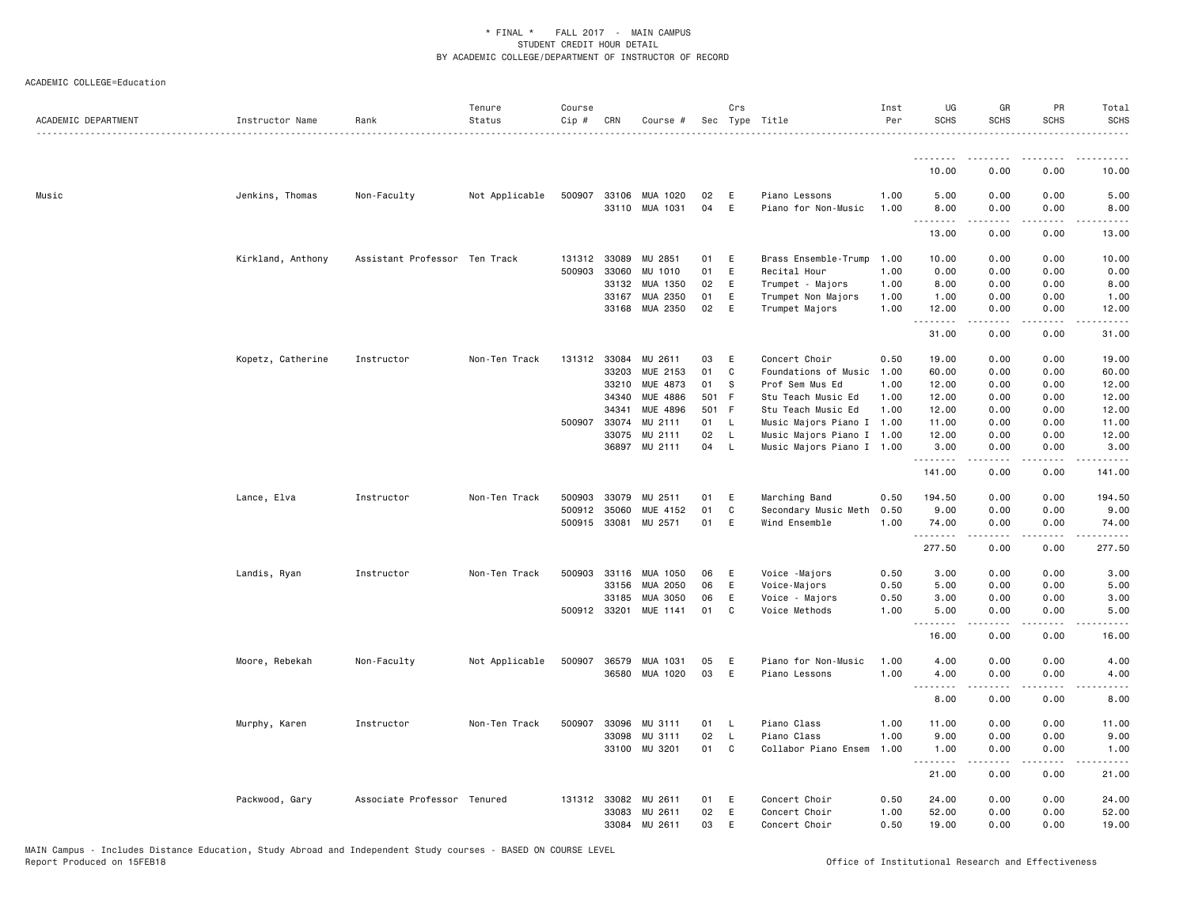\* FINAL \* FALL 2017 - MAIN CAMPUS
STUDENT CREDIT HOUR DETAIL
BY ACADEMIC COLLEGE/DEPARTMENT OF INSTRUCTOR OF RECORD

ACADEMIC COLLEGE=Education

| ACADEMIC DEPARTMENT | Instructor Name | Rank | Tenure Status | Course Cip # | CRN | Course # | Sec | Crs Type | Title | Inst Per | UG SCHS | GR SCHS | PR SCHS | Total SCHS |
|---|---|---|---|---|---|---|---|---|---|---|---|---|---|---|
| | | | | | | | | | | | 10.00 | 0.00 | 0.00 | 10.00 |
| Music | Jenkins, Thomas | Non-Faculty | Not Applicable | 500907 | 33106 | MUA 1020 | 02 | E | Piano Lessons | 1.00 | 5.00 | 0.00 | 0.00 | 5.00 |
| | | | | | 33110 | MUA 1031 | 04 | E | Piano for Non-Music | 1.00 | 8.00 | 0.00 | 0.00 | 8.00 |
| | | | | | | | | | | | 13.00 | 0.00 | 0.00 | 13.00 |
| | Kirkland, Anthony | Assistant Professor | Ten Track | 131312 | 33089 | MU 2851 | 01 | E | Brass Ensemble-Trump | 1.00 | 10.00 | 0.00 | 0.00 | 10.00 |
| | | | | 500903 | 33060 | MU 1010 | 01 | E | Recital Hour | 1.00 | 0.00 | 0.00 | 0.00 | 0.00 |
| | | | | | 33132 | MUA 1350 | 02 | E | Trumpet - Majors | 1.00 | 8.00 | 0.00 | 0.00 | 8.00 |
| | | | | | 33167 | MUA 2350 | 01 | E | Trumpet Non Majors | 1.00 | 1.00 | 0.00 | 0.00 | 1.00 |
| | | | | | 33168 | MUA 2350 | 02 | E | Trumpet Majors | 1.00 | 12.00 | 0.00 | 0.00 | 12.00 |
| | | | | | | | | | | | 31.00 | 0.00 | 0.00 | 31.00 |
| | Kopetz, Catherine | Instructor | Non-Ten Track | 131312 | 33084 | MU 2611 | 03 | E | Concert Choir | 0.50 | 19.00 | 0.00 | 0.00 | 19.00 |
| | | | | | 33203 | MUE 2153 | 01 | C | Foundations of Music | 1.00 | 60.00 | 0.00 | 0.00 | 60.00 |
| | | | | | 33210 | MUE 4873 | 01 | S | Prof Sem Mus Ed | 1.00 | 12.00 | 0.00 | 0.00 | 12.00 |
| | | | | | 34340 | MUE 4886 | 501 | F | Stu Teach Music Ed | 1.00 | 12.00 | 0.00 | 0.00 | 12.00 |
| | | | | | 34341 | MUE 4896 | 501 | F | Stu Teach Music Ed | 1.00 | 12.00 | 0.00 | 0.00 | 12.00 |
| | | | | 500907 | 33074 | MU 2111 | 01 | L | Music Majors Piano I | 1.00 | 11.00 | 0.00 | 0.00 | 11.00 |
| | | | | | 33075 | MU 2111 | 02 | L | Music Majors Piano I | 1.00 | 12.00 | 0.00 | 0.00 | 12.00 |
| | | | | | 36897 | MU 2111 | 04 | L | Music Majors Piano I | 1.00 | 3.00 | 0.00 | 0.00 | 3.00 |
| | | | | | | | | | | | 141.00 | 0.00 | 0.00 | 141.00 |
| | Lance, Elva | Instructor | Non-Ten Track | 500903 | 33079 | MU 2511 | 01 | E | Marching Band | 0.50 | 194.50 | 0.00 | 0.00 | 194.50 |
| | | | | 500912 | 35060 | MUE 4152 | 01 | C | Secondary Music Meth | 0.50 | 9.00 | 0.00 | 0.00 | 9.00 |
| | | | | 500915 | 33081 | MU 2571 | 01 | E | Wind Ensemble | 1.00 | 74.00 | 0.00 | 0.00 | 74.00 |
| | | | | | | | | | | | 277.50 | 0.00 | 0.00 | 277.50 |
| | Landis, Ryan | Instructor | Non-Ten Track | 500903 | 33116 | MUA 1050 | 06 | E | Voice -Majors | 0.50 | 3.00 | 0.00 | 0.00 | 3.00 |
| | | | | | 33156 | MUA 2050 | 06 | E | Voice-Majors | 0.50 | 5.00 | 0.00 | 0.00 | 5.00 |
| | | | | | 33185 | MUA 3050 | 06 | E | Voice - Majors | 0.50 | 3.00 | 0.00 | 0.00 | 3.00 |
| | | | | 500912 | 33201 | MUE 1141 | 01 | C | Voice Methods | 1.00 | 5.00 | 0.00 | 0.00 | 5.00 |
| | | | | | | | | | | | 16.00 | 0.00 | 0.00 | 16.00 |
| | Moore, Rebekah | Non-Faculty | Not Applicable | 500907 | 36579 | MUA 1031 | 05 | E | Piano for Non-Music | 1.00 | 4.00 | 0.00 | 0.00 | 4.00 |
| | | | | | 36580 | MUA 1020 | 03 | E | Piano Lessons | 1.00 | 4.00 | 0.00 | 0.00 | 4.00 |
| | | | | | | | | | | | 8.00 | 0.00 | 0.00 | 8.00 |
| | Murphy, Karen | Instructor | Non-Ten Track | 500907 | 33096 | MU 3111 | 01 | L | Piano Class | 1.00 | 11.00 | 0.00 | 0.00 | 11.00 |
| | | | | | 33098 | MU 3111 | 02 | L | Piano Class | 1.00 | 9.00 | 0.00 | 0.00 | 9.00 |
| | | | | | 33100 | MU 3201 | 01 | C | Collabor Piano Ensem | 1.00 | 1.00 | 0.00 | 0.00 | 1.00 |
| | | | | | | | | | | | 21.00 | 0.00 | 0.00 | 21.00 |
| | Packwood, Gary | Associate Professor | Tenured | 131312 | 33082 | MU 2611 | 01 | E | Concert Choir | 0.50 | 24.00 | 0.00 | 0.00 | 24.00 |
| | | | | | 33083 | MU 2611 | 02 | E | Concert Choir | 1.00 | 52.00 | 0.00 | 0.00 | 52.00 |
| | | | | | 33084 | MU 2611 | 03 | E | Concert Choir | 0.50 | 19.00 | 0.00 | 0.00 | 19.00 |

MAIN Campus - Includes Distance Education, Study Abroad and Independent Study courses - BASED ON COURSE LEVEL
Report Produced on 15FEB18
Office of Institutional Research and Effectiveness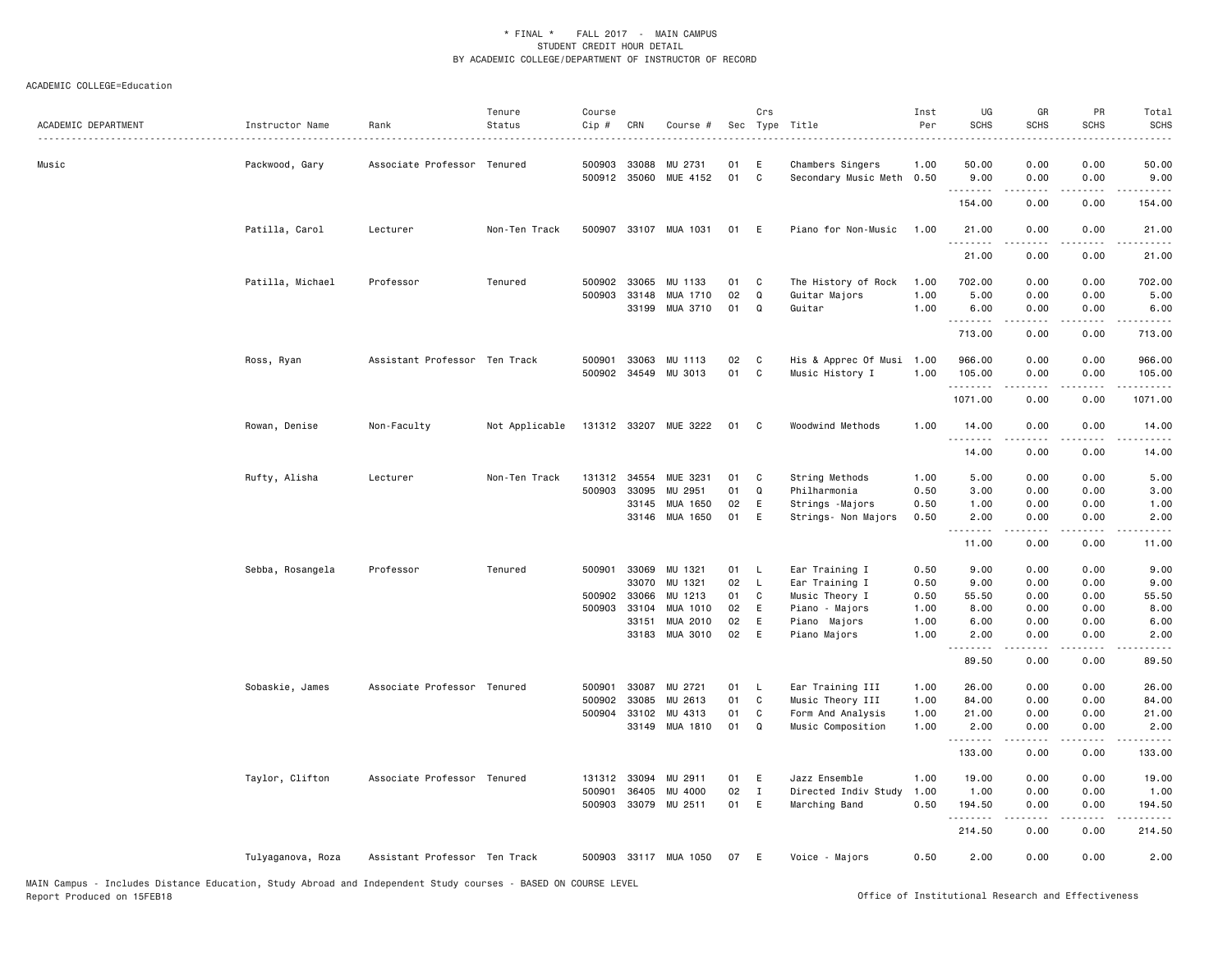\* FINAL \* FALL 2017 - MAIN CAMPUS
STUDENT CREDIT HOUR DETAIL
BY ACADEMIC COLLEGE/DEPARTMENT OF INSTRUCTOR OF RECORD

ACADEMIC COLLEGE=Education

| ACADEMIC DEPARTMENT | Instructor Name | Rank | Tenure Status | Course Cip # | CRN | Course # | Sec | Crs Type | Title | Inst Per | UG SCHS | GR SCHS | PR SCHS | Total SCHS |
|---|---|---|---|---|---|---|---|---|---|---|---|---|---|---|
| Music | Packwood, Gary | Associate Professor | Tenured | 500903 | 33088 | MU 2731 | 01 | E | Chambers Singers | 1.00 | 50.00 | 0.00 | 0.00 | 50.00 |
| | | | | 500912 | 35060 | MUE 4152 | 01 | C | Secondary Music Meth | 0.50 | 9.00 | 0.00 | 0.00 | 9.00 |
| | | | | | | | | | | | 154.00 | 0.00 | 0.00 | 154.00 |
| | Patilla, Carol | Lecturer | Non-Ten Track | 500907 | 33107 | MUA 1031 | 01 | E | Piano for Non-Music | 1.00 | 21.00 | 0.00 | 0.00 | 21.00 |
| | | | | | | | | | | | 21.00 | 0.00 | 0.00 | 21.00 |
| | Patilla, Michael | Professor | Tenured | 500902 | 33065 | MU 1133 | 01 | C | The History of Rock | 1.00 | 702.00 | 0.00 | 0.00 | 702.00 |
| | | | | 500903 | 33148 | MUA 1710 | 02 | Q | Guitar Majors | 1.00 | 5.00 | 0.00 | 0.00 | 5.00 |
| | | | | | 33199 | MUA 3710 | 01 | Q | Guitar | 1.00 | 6.00 | 0.00 | 0.00 | 6.00 |
| | | | | | | | | | | | 713.00 | 0.00 | 0.00 | 713.00 |
| | Ross, Ryan | Assistant Professor | Ten Track | 500901 | 33063 | MU 1113 | 02 | C | His & Apprec Of Musi | 1.00 | 966.00 | 0.00 | 0.00 | 966.00 |
| | | | | 500902 | 34549 | MU 3013 | 01 | C | Music History I | 1.00 | 105.00 | 0.00 | 0.00 | 105.00 |
| | | | | | | | | | | | 1071.00 | 0.00 | 0.00 | 1071.00 |
| | Rowan, Denise | Non-Faculty | Not Applicable | 131312 | 33207 | MUE 3222 | 01 | C | Woodwind Methods | 1.00 | 14.00 | 0.00 | 0.00 | 14.00 |
| | | | | | | | | | | | 14.00 | 0.00 | 0.00 | 14.00 |
| | Rufty, Alisha | Lecturer | Non-Ten Track | 131312 | 34554 | MUE 3231 | 01 | C | String Methods | 1.00 | 5.00 | 0.00 | 0.00 | 5.00 |
| | | | | 500903 | 33095 | MU 2951 | 01 | Q | Philharmonia | 0.50 | 3.00 | 0.00 | 0.00 | 3.00 |
| | | | | | 33145 | MUA 1650 | 02 | E | Strings -Majors | 0.50 | 1.00 | 0.00 | 0.00 | 1.00 |
| | | | | | 33146 | MUA 1650 | 01 | E | Strings- Non Majors | 0.50 | 2.00 | 0.00 | 0.00 | 2.00 |
| | | | | | | | | | | | 11.00 | 0.00 | 0.00 | 11.00 |
| | Sebba, Rosangela | Professor | Tenured | 500901 | 33069 | MU 1321 | 01 | L | Ear Training I | 0.50 | 9.00 | 0.00 | 0.00 | 9.00 |
| | | | | | 33070 | MU 1321 | 02 | L | Ear Training I | 0.50 | 9.00 | 0.00 | 0.00 | 9.00 |
| | | | | 500902 | 33066 | MU 1213 | 01 | C | Music Theory I | 0.50 | 55.50 | 0.00 | 0.00 | 55.50 |
| | | | | 500903 | 33104 | MUA 1010 | 02 | E | Piano - Majors | 1.00 | 8.00 | 0.00 | 0.00 | 8.00 |
| | | | | | 33151 | MUA 2010 | 02 | E | Piano Majors | 1.00 | 6.00 | 0.00 | 0.00 | 6.00 |
| | | | | | 33183 | MUA 3010 | 02 | E | Piano Majors | 1.00 | 2.00 | 0.00 | 0.00 | 2.00 |
| | | | | | | | | | | | 89.50 | 0.00 | 0.00 | 89.50 |
| | Sobaskie, James | Associate Professor | Tenured | 500901 | 33087 | MU 2721 | 01 | L | Ear Training III | 1.00 | 26.00 | 0.00 | 0.00 | 26.00 |
| | | | | 500902 | 33085 | MU 2613 | 01 | C | Music Theory III | 1.00 | 84.00 | 0.00 | 0.00 | 84.00 |
| | | | | 500904 | 33102 | MU 4313 | 01 | C | Form And Analysis | 1.00 | 21.00 | 0.00 | 0.00 | 21.00 |
| | | | | | 33149 | MUA 1810 | 01 | Q | Music Composition | 1.00 | 2.00 | 0.00 | 0.00 | 2.00 |
| | | | | | | | | | | | 133.00 | 0.00 | 0.00 | 133.00 |
| | Taylor, Clifton | Associate Professor | Tenured | 131312 | 33094 | MU 2911 | 01 | E | Jazz Ensemble | 1.00 | 19.00 | 0.00 | 0.00 | 19.00 |
| | | | | 500901 | 36405 | MU 4000 | 02 | I | Directed Indiv Study | 1.00 | 1.00 | 0.00 | 0.00 | 1.00 |
| | | | | 500903 | 33079 | MU 2511 | 01 | E | Marching Band | 0.50 | 194.50 | 0.00 | 0.00 | 194.50 |
| | | | | | | | | | | | 214.50 | 0.00 | 0.00 | 214.50 |
| | Tulyaganova, Roza | Assistant Professor | Ten Track | 500903 | 33117 | MUA 1050 | 07 | E | Voice - Majors | 0.50 | 2.00 | 0.00 | 0.00 | 2.00 |

MAIN Campus - Includes Distance Education, Study Abroad and Independent Study courses - BASED ON COURSE LEVEL
Report Produced on 15FEB18

Office of Institutional Research and Effectiveness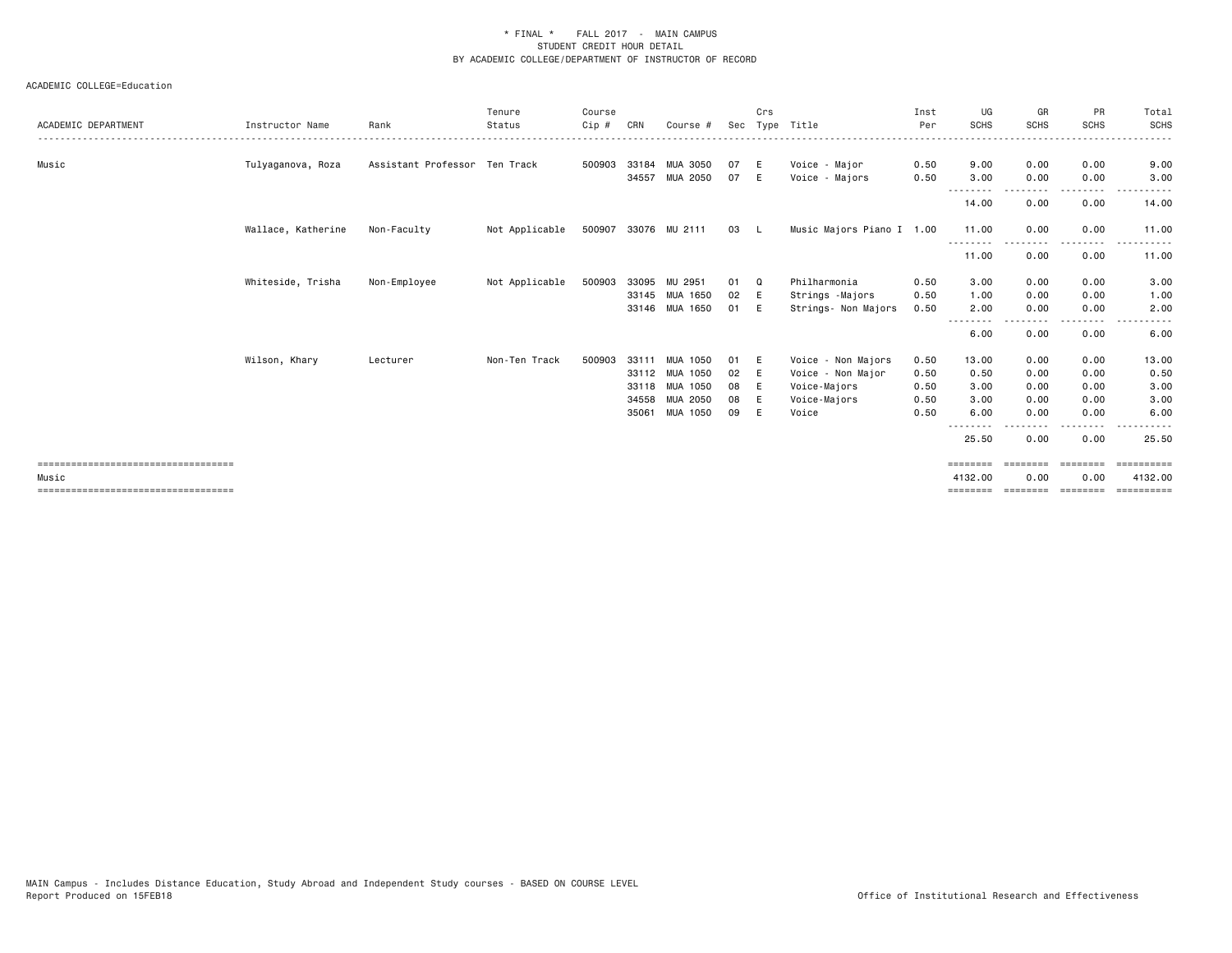\* FINAL \* FALL 2017 - MAIN CAMPUS
STUDENT CREDIT HOUR DETAIL
BY ACADEMIC COLLEGE/DEPARTMENT OF INSTRUCTOR OF RECORD

ACADEMIC COLLEGE=Education

| ACADEMIC DEPARTMENT | Instructor Name | Rank | Tenure Status | Course Cip # | CRN | Course # | Sec | Crs Type | Title | Inst Per | UG SCHS | GR SCHS | PR SCHS | Total SCHS |
|---|---|---|---|---|---|---|---|---|---|---|---|---|---|---|
| Music | Tulyaganova, Roza | Assistant Professor | Ten Track | 500903 | 33184 | MUA 3050 | 07 | E | Voice - Major | 0.50 | 9.00 | 0.00 | 0.00 | 9.00 |
| | | | | | 34557 | MUA 2050 | 07 | E | Voice - Majors | 0.50 | 3.00 | 0.00 | 0.00 | 3.00 |
| | | | | | | | | | | | 14.00 | 0.00 | 0.00 | 14.00 |
| | Wallace, Katherine | Non-Faculty | Not Applicable | 500907 | 33076 | MU 2111 | 03 | L | Music Majors Piano I | 1.00 | 11.00 | 0.00 | 0.00 | 11.00 |
| | | | | | | | | | | | 11.00 | 0.00 | 0.00 | 11.00 |
| | Whiteside, Trisha | Non-Employee | Not Applicable | 500903 | 33095 | MU 2951 | 01 | Q | Philharmonia | 0.50 | 3.00 | 0.00 | 0.00 | 3.00 |
| | | | | | 33145 | MUA 1650 | 02 | E | Strings -Majors | 0.50 | 1.00 | 0.00 | 0.00 | 1.00 |
| | | | | | 33146 | MUA 1650 | 01 | E | Strings- Non Majors | 0.50 | 2.00 | 0.00 | 0.00 | 2.00 |
| | | | | | | | | | | | 6.00 | 0.00 | 0.00 | 6.00 |
| | Wilson, Khary | Lecturer | Non-Ten Track | 500903 | 33111 | MUA 1050 | 01 | E | Voice - Non Majors | 0.50 | 13.00 | 0.00 | 0.00 | 13.00 |
| | | | | | 33112 | MUA 1050 | 02 | E | Voice - Non Major | 0.50 | 0.50 | 0.00 | 0.00 | 0.50 |
| | | | | | 33118 | MUA 1050 | 08 | E | Voice-Majors | 0.50 | 3.00 | 0.00 | 0.00 | 3.00 |
| | | | | | 34558 | MUA 2050 | 08 | E | Voice-Majors | 0.50 | 3.00 | 0.00 | 0.00 | 3.00 |
| | | | | | 35061 | MUA 1050 | 09 | E | Voice | 0.50 | 6.00 | 0.00 | 0.00 | 6.00 |
| | | | | | | | | | | | 25.50 | 0.00 | 0.00 | 25.50 |
| Music | | | | | | | | | | | 4132.00 | 0.00 | 0.00 | 4132.00 |

MAIN Campus - Includes Distance Education, Study Abroad and Independent Study courses - BASED ON COURSE LEVEL
Report Produced on 15FEB18

Office of Institutional Research and Effectiveness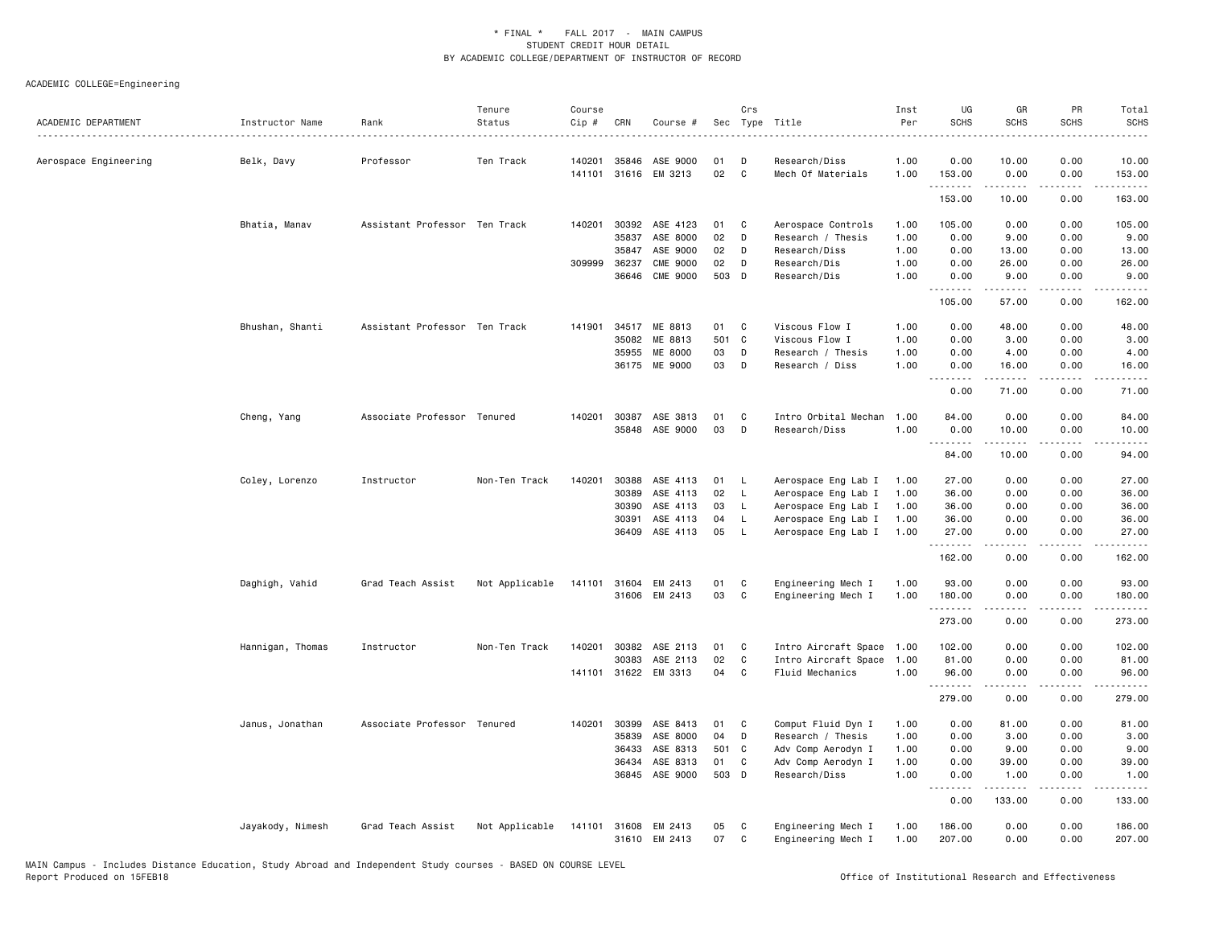\* FINAL \* FALL 2017 - MAIN CAMPUS
STUDENT CREDIT HOUR DETAIL
BY ACADEMIC COLLEGE/DEPARTMENT OF INSTRUCTOR OF RECORD

ACADEMIC COLLEGE=Engineering

| ACADEMIC DEPARTMENT | Instructor Name | Rank | Tenure Status | Course Cip # | CRN | Course # | Sec | Crs Type | Title | Inst Per | UG SCHS | GR SCHS | PR SCHS | Total SCHS |
|---|---|---|---|---|---|---|---|---|---|---|---|---|---|---|
| Aerospace Engineering | Belk, Davy | Professor | Ten Track | 140201 | 35846 | ASE 9000 | 01 | D | Research/Diss | 1.00 | 0.00 | 10.00 | 0.00 | 10.00 |
| | | | | 141101 | 31616 | EM 3213 | 02 | C | Mech Of Materials | 1.00 | 153.00 | 0.00 | 0.00 | 153.00 |
| | | | | | | | | | | | 153.00 | 10.00 | 0.00 | 163.00 |
| | Bhatia, Manav | Assistant Professor | Ten Track | 140201 | 30392 | ASE 4123 | 01 | C | Aerospace Controls | 1.00 | 105.00 | 0.00 | 0.00 | 105.00 |
| | | | | | 35837 | ASE 8000 | 02 | D | Research / Thesis | 1.00 | 0.00 | 9.00 | 0.00 | 9.00 |
| | | | | | 35847 | ASE 9000 | 02 | D | Research/Diss | 1.00 | 0.00 | 13.00 | 0.00 | 13.00 |
| | | | | 309999 | 36237 | CME 9000 | 02 | D | Research/Dis | 1.00 | 0.00 | 26.00 | 0.00 | 26.00 |
| | | | | | 36646 | CME 9000 | 503 | D | Research/Dis | 1.00 | 0.00 | 9.00 | 0.00 | 9.00 |
| | | | | | | | | | | | 105.00 | 57.00 | 0.00 | 162.00 |
| | Bhushan, Shanti | Assistant Professor | Ten Track | 141901 | 34517 | ME 8813 | 01 | C | Viscous Flow I | 1.00 | 0.00 | 48.00 | 0.00 | 48.00 |
| | | | | | 35082 | ME 8813 | 501 | C | Viscous Flow I | 1.00 | 0.00 | 3.00 | 0.00 | 3.00 |
| | | | | | 35955 | ME 8000 | 03 | D | Research / Thesis | 1.00 | 0.00 | 4.00 | 0.00 | 4.00 |
| | | | | | 36175 | ME 9000 | 03 | D | Research / Diss | 1.00 | 0.00 | 16.00 | 0.00 | 16.00 |
| | | | | | | | | | | | 0.00 | 71.00 | 0.00 | 71.00 |
| | Cheng, Yang | Associate Professor | Tenured | 140201 | 30387 | ASE 3813 | 01 | C | Intro Orbital Mechan | 1.00 | 84.00 | 0.00 | 0.00 | 84.00 |
| | | | | | 35848 | ASE 9000 | 03 | D | Research/Diss | 1.00 | 0.00 | 10.00 | 0.00 | 10.00 |
| | | | | | | | | | | | 84.00 | 10.00 | 0.00 | 94.00 |
| | Coley, Lorenzo | Instructor | Non-Ten Track | 140201 | 30388 | ASE 4113 | 01 | L | Aerospace Eng Lab I | 1.00 | 27.00 | 0.00 | 0.00 | 27.00 |
| | | | | | 30389 | ASE 4113 | 02 | L | Aerospace Eng Lab I | 1.00 | 36.00 | 0.00 | 0.00 | 36.00 |
| | | | | | 30390 | ASE 4113 | 03 | L | Aerospace Eng Lab I | 1.00 | 36.00 | 0.00 | 0.00 | 36.00 |
| | | | | | 30391 | ASE 4113 | 04 | L | Aerospace Eng Lab I | 1.00 | 36.00 | 0.00 | 0.00 | 36.00 |
| | | | | | 36409 | ASE 4113 | 05 | L | Aerospace Eng Lab I | 1.00 | 27.00 | 0.00 | 0.00 | 27.00 |
| | | | | | | | | | | | 162.00 | 0.00 | 0.00 | 162.00 |
| | Daghigh, Vahid | Grad Teach Assist | Not Applicable | 141101 | 31604 | EM 2413 | 01 | C | Engineering Mech I | 1.00 | 93.00 | 0.00 | 0.00 | 93.00 |
| | | | | | 31606 | EM 2413 | 03 | C | Engineering Mech I | 1.00 | 180.00 | 0.00 | 0.00 | 180.00 |
| | | | | | | | | | | | 273.00 | 0.00 | 0.00 | 273.00 |
| | Hannigan, Thomas | Instructor | Non-Ten Track | 140201 | 30382 | ASE 2113 | 01 | C | Intro Aircraft Space | 1.00 | 102.00 | 0.00 | 0.00 | 102.00 |
| | | | | | 30383 | ASE 2113 | 02 | C | Intro Aircraft Space | 1.00 | 81.00 | 0.00 | 0.00 | 81.00 |
| | | | | 141101 | 31622 | EM 3313 | 04 | C | Fluid Mechanics | 1.00 | 96.00 | 0.00 | 0.00 | 96.00 |
| | | | | | | | | | | | 279.00 | 0.00 | 0.00 | 279.00 |
| | Janus, Jonathan | Associate Professor | Tenured | 140201 | 30399 | ASE 8413 | 01 | C | Comput Fluid Dyn I | 1.00 | 0.00 | 81.00 | 0.00 | 81.00 |
| | | | | | 35839 | ASE 8000 | 04 | D | Research / Thesis | 1.00 | 0.00 | 3.00 | 0.00 | 3.00 |
| | | | | | 36433 | ASE 8313 | 501 | C | Adv Comp Aerodyn I | 1.00 | 0.00 | 9.00 | 0.00 | 9.00 |
| | | | | | 36434 | ASE 8313 | 01 | C | Adv Comp Aerodyn I | 1.00 | 0.00 | 39.00 | 0.00 | 39.00 |
| | | | | | 36845 | ASE 9000 | 503 | D | Research/Diss | 1.00 | 0.00 | 1.00 | 0.00 | 1.00 |
| | | | | | | | | | | | 0.00 | 133.00 | 0.00 | 133.00 |
| | Jayakody, Nimesh | Grad Teach Assist | Not Applicable | 141101 | 31608 | EM 2413 | 05 | C | Engineering Mech I | 1.00 | 186.00 | 0.00 | 0.00 | 186.00 |
| | | | | | 31610 | EM 2413 | 07 | C | Engineering Mech I | 1.00 | 207.00 | 0.00 | 0.00 | 207.00 |

MAIN Campus - Includes Distance Education, Study Abroad and Independent Study courses - BASED ON COURSE LEVEL
Report Produced on 15FEB18 Office of Institutional Research and Effectiveness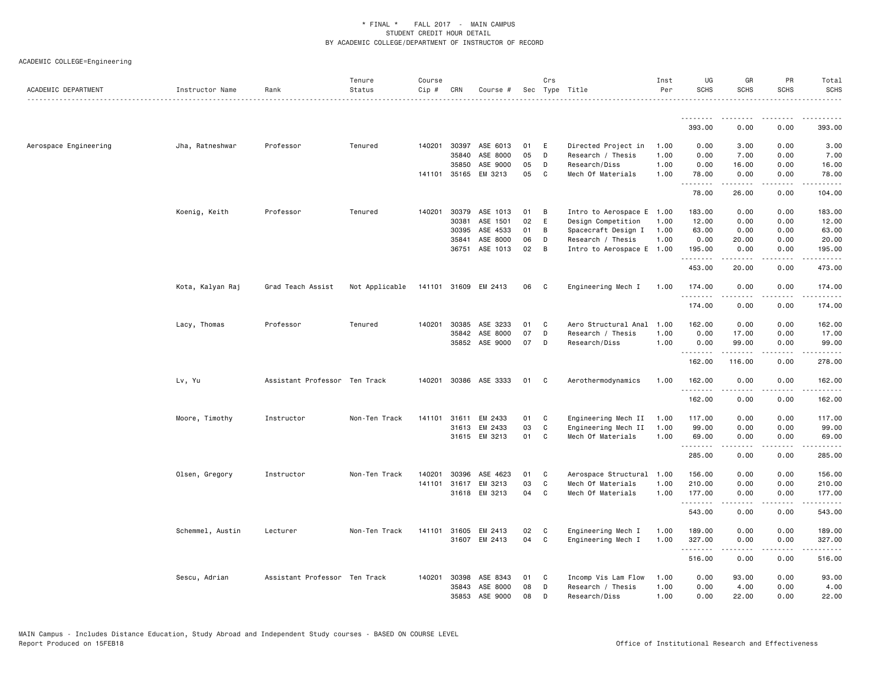ACADEMIC COLLEGE=Engineering

| ACADEMIC DEPARTMENT | Instructor Name | Rank | Tenure Status | Course Cip # | CRN | Course # | Sec | Crs Type | Title | Inst Per | UG SCHS | GR SCHS | PR SCHS | Total SCHS |
|---|---|---|---|---|---|---|---|---|---|---|---|---|---|---|
| | | | | | | | | | | | 393.00 | 0.00 | 0.00 | 393.00 |
| Aerospace Engineering | Jha, Ratneshwar | Professor | Tenured | 140201 | 30397 | ASE 6013 | 01 | E | Directed Project in | 1.00 | 0.00 | 3.00 | 0.00 | 3.00 |
| | | | | | 35840 | ASE 8000 | 05 | D | Research / Thesis | 1.00 | 0.00 | 7.00 | 0.00 | 7.00 |
| | | | | | 35850 | ASE 9000 | 05 | D | Research/Diss | 1.00 | 0.00 | 16.00 | 0.00 | 16.00 |
| | | | | 141101 | 35165 | EM 3213 | 05 | C | Mech Of Materials | 1.00 | 78.00 | 0.00 | 0.00 | 78.00 |
| | | | | | | | | | | | 78.00 | 26.00 | 0.00 | 104.00 |
| | Koenig, Keith | Professor | Tenured | 140201 | 30379 | ASE 1013 | 01 | B | Intro to Aerospace E | 1.00 | 183.00 | 0.00 | 0.00 | 183.00 |
| | | | | | 30381 | ASE 1501 | 02 | E | Design Competition | 1.00 | 12.00 | 0.00 | 0.00 | 12.00 |
| | | | | | 30395 | ASE 4533 | 01 | B | Spacecraft Design I | 1.00 | 63.00 | 0.00 | 0.00 | 63.00 |
| | | | | | 35841 | ASE 8000 | 06 | D | Research / Thesis | 1.00 | 0.00 | 20.00 | 0.00 | 20.00 |
| | | | | | 36751 | ASE 1013 | 02 | B | Intro to Aerospace E | 1.00 | 195.00 | 0.00 | 0.00 | 195.00 |
| | | | | | | | | | | | 453.00 | 20.00 | 0.00 | 473.00 |
| | Kota, Kalyan Raj | Grad Teach Assist | Not Applicable | 141101 | 31609 | EM 2413 | 06 | C | Engineering Mech I | 1.00 | 174.00 | 0.00 | 0.00 | 174.00 |
| | | | | | | | | | | | 174.00 | 0.00 | 0.00 | 174.00 |
| | Lacy, Thomas | Professor | Tenured | 140201 | 30385 | ASE 3233 | 01 | C | Aero Structural Anal | 1.00 | 162.00 | 0.00 | 0.00 | 162.00 |
| | | | | | 35842 | ASE 8000 | 07 | D | Research / Thesis | 1.00 | 0.00 | 17.00 | 0.00 | 17.00 |
| | | | | | 35852 | ASE 9000 | 07 | D | Research/Diss | 1.00 | 0.00 | 99.00 | 0.00 | 99.00 |
| | | | | | | | | | | | 162.00 | 116.00 | 0.00 | 278.00 |
| | Lv, Yu | Assistant Professor | Ten Track | 140201 | 30386 | ASE 3333 | 01 | C | Aerothermodynamics | 1.00 | 162.00 | 0.00 | 0.00 | 162.00 |
| | | | | | | | | | | | 162.00 | 0.00 | 0.00 | 162.00 |
| | Moore, Timothy | Instructor | Non-Ten Track | 141101 | 31611 | EM 2433 | 01 | C | Engineering Mech II | 1.00 | 117.00 | 0.00 | 0.00 | 117.00 |
| | | | | | 31613 | EM 2433 | 03 | C | Engineering Mech II | 1.00 | 99.00 | 0.00 | 0.00 | 99.00 |
| | | | | | 31615 | EM 3213 | 01 | C | Mech Of Materials | 1.00 | 69.00 | 0.00 | 0.00 | 69.00 |
| | | | | | | | | | | | 285.00 | 0.00 | 0.00 | 285.00 |
| | Olsen, Gregory | Instructor | Non-Ten Track | 140201 | 30396 | ASE 4623 | 01 | C | Aerospace Structural | 1.00 | 156.00 | 0.00 | 0.00 | 156.00 |
| | | | | 141101 | 31617 | EM 3213 | 03 | C | Mech Of Materials | 1.00 | 210.00 | 0.00 | 0.00 | 210.00 |
| | | | | | 31618 | EM 3213 | 04 | C | Mech Of Materials | 1.00 | 177.00 | 0.00 | 0.00 | 177.00 |
| | | | | | | | | | | | 543.00 | 0.00 | 0.00 | 543.00 |
| | Schemmel, Austin | Lecturer | Non-Ten Track | 141101 | 31605 | EM 2413 | 02 | C | Engineering Mech I | 1.00 | 189.00 | 0.00 | 0.00 | 189.00 |
| | | | | | 31607 | EM 2413 | 04 | C | Engineering Mech I | 1.00 | 327.00 | 0.00 | 0.00 | 327.00 |
| | | | | | | | | | | | 516.00 | 0.00 | 0.00 | 516.00 |
| | Sescu, Adrian | Assistant Professor | Ten Track | 140201 | 30398 | ASE 8343 | 01 | C | Incomp Vis Lam Flow | 1.00 | 0.00 | 93.00 | 0.00 | 93.00 |
| | | | | | 35843 | ASE 8000 | 08 | D | Research / Thesis | 1.00 | 0.00 | 4.00 | 0.00 | 4.00 |
| | | | | | 35853 | ASE 9000 | 08 | D | Research/Diss | 1.00 | 0.00 | 22.00 | 0.00 | 22.00 |

MAIN Campus - Includes Distance Education, Study Abroad and Independent Study courses - BASED ON COURSE LEVEL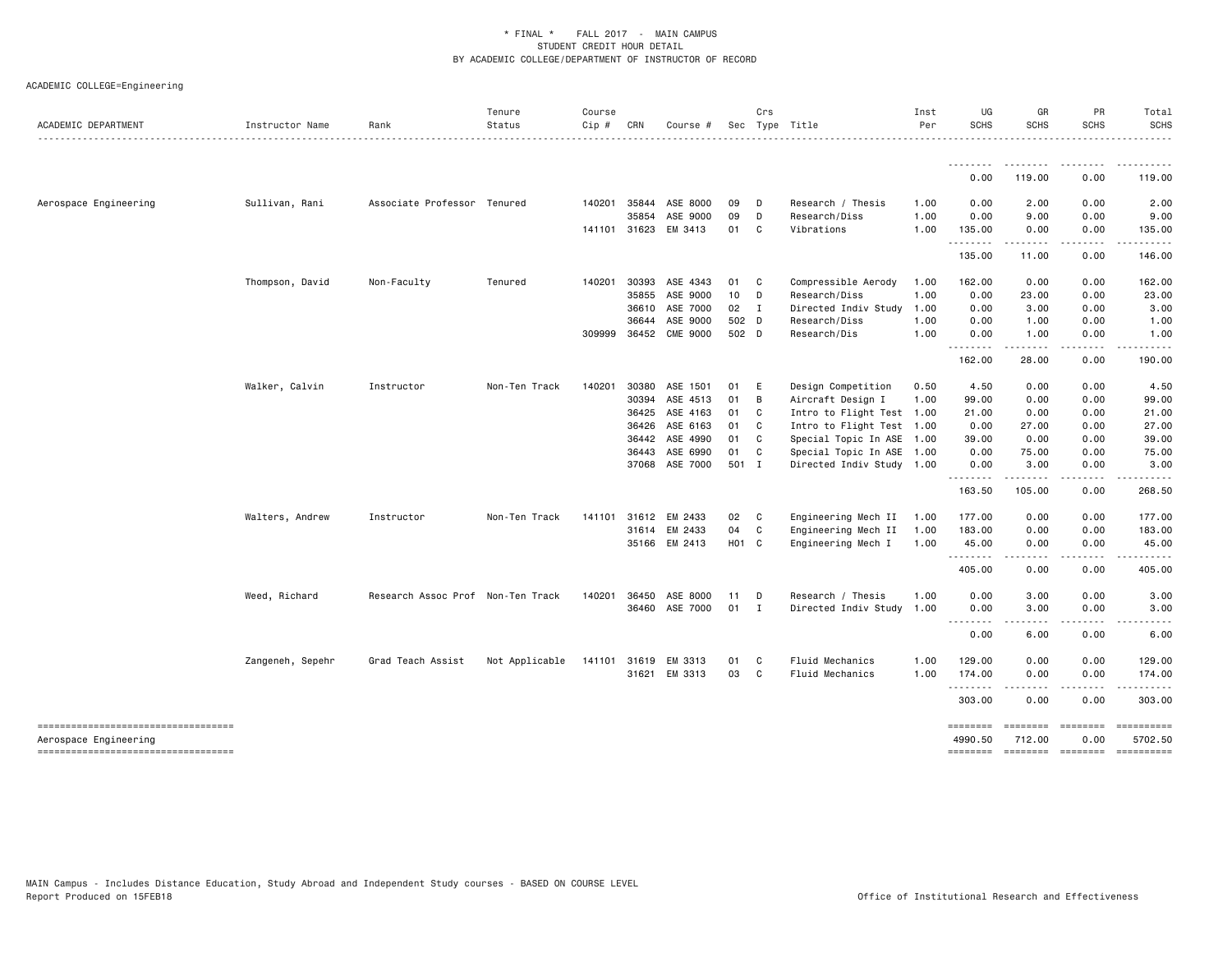\* FINAL \* FALL 2017 - MAIN CAMPUS
STUDENT CREDIT HOUR DETAIL
BY ACADEMIC COLLEGE/DEPARTMENT OF INSTRUCTOR OF RECORD

ACADEMIC COLLEGE=Engineering

| ACADEMIC DEPARTMENT | Instructor Name | Rank | Tenure Status | Course Cip # | CRN | Course # | Sec | Crs Type | Title | Inst Per | UG SCHS | GR SCHS | PR SCHS | Total SCHS |
|---|---|---|---|---|---|---|---|---|---|---|---|---|---|---|
| | | | | | | | | | | | 0.00 | 119.00 | 0.00 | 119.00 |
| Aerospace Engineering | Sullivan, Rani | Associate Professor | Tenured | 140201 | 35844 | ASE 8000 | 09 | D | Research / Thesis | 1.00 | 0.00 | 2.00 | 0.00 | 2.00 |
| | | | | | 35854 | ASE 9000 | 09 | D | Research/Diss | 1.00 | 0.00 | 9.00 | 0.00 | 9.00 |
| | | | | 141101 | 31623 | EM 3413 | 01 | C | Vibrations | 1.00 | 135.00 | 0.00 | 0.00 | 135.00 |
| | | | | | | | | | | | 135.00 | 11.00 | 0.00 | 146.00 |
| | Thompson, David | Non-Faculty | Tenured | 140201 | 30393 | ASE 4343 | 01 | C | Compressible Aerody | 1.00 | 162.00 | 0.00 | 0.00 | 162.00 |
| | | | | | 35855 | ASE 9000 | 10 | D | Research/Diss | 1.00 | 0.00 | 23.00 | 0.00 | 23.00 |
| | | | | | 36610 | ASE 7000 | 02 | I | Directed Indiv Study | 1.00 | 0.00 | 3.00 | 0.00 | 3.00 |
| | | | | | 36644 | ASE 9000 | 502 | D | Research/Diss | 1.00 | 0.00 | 1.00 | 0.00 | 1.00 |
| | | | | 309999 | 36452 | CME 9000 | 502 | D | Research/Dis | 1.00 | 0.00 | 1.00 | 0.00 | 1.00 |
| | | | | | | | | | | | 162.00 | 28.00 | 0.00 | 190.00 |
| | Walker, Calvin | Instructor | Non-Ten Track | 140201 | 30380 | ASE 1501 | 01 | E | Design Competition | 0.50 | 4.50 | 0.00 | 0.00 | 4.50 |
| | | | | | 30394 | ASE 4513 | 01 | B | Aircraft Design I | 1.00 | 99.00 | 0.00 | 0.00 | 99.00 |
| | | | | | 36425 | ASE 4163 | 01 | C | Intro to Flight Test | 1.00 | 21.00 | 0.00 | 0.00 | 21.00 |
| | | | | | 36426 | ASE 6163 | 01 | C | Intro to Flight Test | 1.00 | 0.00 | 27.00 | 0.00 | 27.00 |
| | | | | | 36442 | ASE 4990 | 01 | C | Special Topic In ASE | 1.00 | 39.00 | 0.00 | 0.00 | 39.00 |
| | | | | | 36443 | ASE 6990 | 01 | C | Special Topic In ASE | 1.00 | 0.00 | 75.00 | 0.00 | 75.00 |
| | | | | | 37068 | ASE 7000 | 501 | I | Directed Indiv Study | 1.00 | 0.00 | 3.00 | 0.00 | 3.00 |
| | | | | | | | | | | | 163.50 | 105.00 | 0.00 | 268.50 |
| | Walters, Andrew | Instructor | Non-Ten Track | 141101 | 31612 | EM 2433 | 02 | C | Engineering Mech II | 1.00 | 177.00 | 0.00 | 0.00 | 177.00 |
| | | | | | 31614 | EM 2433 | 04 | C | Engineering Mech II | 1.00 | 183.00 | 0.00 | 0.00 | 183.00 |
| | | | | | 35166 | EM 2413 | H01 | C | Engineering Mech I | 1.00 | 45.00 | 0.00 | 0.00 | 45.00 |
| | | | | | | | | | | | 405.00 | 0.00 | 0.00 | 405.00 |
| | Weed, Richard | Research Assoc Prof | Non-Ten Track | 140201 | 36450 | ASE 8000 | 11 | D | Research / Thesis | 1.00 | 0.00 | 3.00 | 0.00 | 3.00 |
| | | | | | 36460 | ASE 7000 | 01 | I | Directed Indiv Study | 1.00 | 0.00 | 3.00 | 0.00 | 3.00 |
| | | | | | | | | | | | 0.00 | 6.00 | 0.00 | 6.00 |
| | Zangeneh, Sepehr | Grad Teach Assist | Not Applicable | 141101 | 31619 | EM 3313 | 01 | C | Fluid Mechanics | 1.00 | 129.00 | 0.00 | 0.00 | 129.00 |
| | | | | | 31621 | EM 3313 | 03 | C | Fluid Mechanics | 1.00 | 174.00 | 0.00 | 0.00 | 174.00 |
| | | | | | | | | | | | 303.00 | 0.00 | 0.00 | 303.00 |
| Aerospace Engineering | | | | | | | | | | | 4990.50 | 712.00 | 0.00 | 5702.50 |

MAIN Campus - Includes Distance Education, Study Abroad and Independent Study courses - BASED ON COURSE LEVEL
Report Produced on 15FEB18

Office of Institutional Research and Effectiveness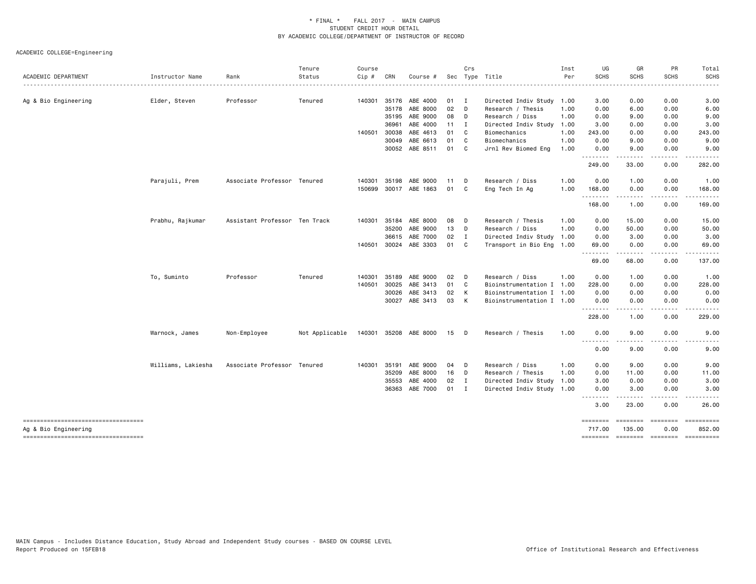\* FINAL \* FALL 2017 - MAIN CAMPUS
STUDENT CREDIT HOUR DETAIL
BY ACADEMIC COLLEGE/DEPARTMENT OF INSTRUCTOR OF RECORD

ACADEMIC COLLEGE=Engineering

| ACADEMIC DEPARTMENT | Instructor Name | Rank | Tenure Status | Course Cip # | CRN | Course # | Sec | Crs Type | Title | Inst Per | UG SCHS | GR SCHS | PR SCHS | Total SCHS |
|---|---|---|---|---|---|---|---|---|---|---|---|---|---|---|
| Ag & Bio Engineering | Elder, Steven | Professor | Tenured | 140301 | 35176 | ABE 4000 | 01 | I | Directed Indiv Study | 1.00 | 3.00 | 0.00 | 0.00 | 3.00 |
| | | | | | 35178 | ABE 8000 | 02 | D | Research / Thesis | 1.00 | 0.00 | 6.00 | 0.00 | 6.00 |
| | | | | | 35195 | ABE 9000 | 08 | D | Research / Diss | 1.00 | 0.00 | 9.00 | 0.00 | 9.00 |
| | | | | | 36961 | ABE 4000 | 11 | I | Directed Indiv Study | 1.00 | 3.00 | 0.00 | 0.00 | 3.00 |
| | | | | 140501 | 30038 | ABE 4613 | 01 | C | Biomechanics | 1.00 | 243.00 | 0.00 | 0.00 | 243.00 |
| | | | | | 30049 | ABE 6613 | 01 | C | Biomechanics | 1.00 | 0.00 | 9.00 | 0.00 | 9.00 |
| | | | | | 30052 | ABE 8511 | 01 | C | Jrnl Rev Biomed Eng | 1.00 | 0.00 | 9.00 | 0.00 | 9.00 |
| | | | | | | | | | | | 249.00 | 33.00 | 0.00 | 282.00 |
| | Parajuli, Prem | Associate Professor | Tenured | 140301 | 35198 | ABE 9000 | 11 | D | Research / Diss | 1.00 | 0.00 | 1.00 | 0.00 | 1.00 |
| | | | | 150699 | 30017 | ABE 1863 | 01 | C | Eng Tech In Ag | 1.00 | 168.00 | 0.00 | 0.00 | 168.00 |
| | | | | | | | | | | | 168.00 | 1.00 | 0.00 | 169.00 |
| | Prabhu, Rajkumar | Assistant Professor | Ten Track | 140301 | 35184 | ABE 8000 | 08 | D | Research / Thesis | 1.00 | 0.00 | 15.00 | 0.00 | 15.00 |
| | | | | | 35200 | ABE 9000 | 13 | D | Research / Diss | 1.00 | 0.00 | 50.00 | 0.00 | 50.00 |
| | | | | | 36615 | ABE 7000 | 02 | I | Directed Indiv Study | 1.00 | 0.00 | 3.00 | 0.00 | 3.00 |
| | | | | 140501 | 30024 | ABE 3303 | 01 | C | Transport in Bio Eng | 1.00 | 69.00 | 0.00 | 0.00 | 69.00 |
| | | | | | | | | | | | 69.00 | 68.00 | 0.00 | 137.00 |
| | To, Suminto | Professor | Tenured | 140301 | 35189 | ABE 9000 | 02 | D | Research / Diss | 1.00 | 0.00 | 1.00 | 0.00 | 1.00 |
| | | | | 140501 | 30025 | ABE 3413 | 01 | C | Bioinstrumentation I | 1.00 | 228.00 | 0.00 | 0.00 | 228.00 |
| | | | | | 30026 | ABE 3413 | 02 | K | Bioinstrumentation I | 1.00 | 0.00 | 0.00 | 0.00 | 0.00 |
| | | | | | 30027 | ABE 3413 | 03 | K | Bioinstrumentation I | 1.00 | 0.00 | 0.00 | 0.00 | 0.00 |
| | | | | | | | | | | | 228.00 | 1.00 | 0.00 | 229.00 |
| | Warnock, James | Non-Employee | Not Applicable | 140301 | 35208 | ABE 8000 | 15 | D | Research / Thesis | 1.00 | 0.00 | 9.00 | 0.00 | 9.00 |
| | | | | | | | | | | | 0.00 | 9.00 | 0.00 | 9.00 |
| | Williams, Lakiesha | Associate Professor | Tenured | 140301 | 35191 | ABE 9000 | 04 | D | Research / Diss | 1.00 | 0.00 | 9.00 | 0.00 | 9.00 |
| | | | | | 35209 | ABE 8000 | 16 | D | Research / Thesis | 1.00 | 0.00 | 11.00 | 0.00 | 11.00 |
| | | | | | 35553 | ABE 4000 | 02 | I | Directed Indiv Study | 1.00 | 3.00 | 0.00 | 0.00 | 3.00 |
| | | | | | 36363 | ABE 7000 | 01 | I | Directed Indiv Study | 1.00 | 0.00 | 3.00 | 0.00 | 3.00 |
| | | | | | | | | | | | 3.00 | 23.00 | 0.00 | 26.00 |
| Ag & Bio Engineering | | | | | | | | | | | 717.00 | 135.00 | 0.00 | 852.00 |

MAIN Campus - Includes Distance Education, Study Abroad and Independent Study courses - BASED ON COURSE LEVEL
Report Produced on 15FEB18 Office of Institutional Research and Effectiveness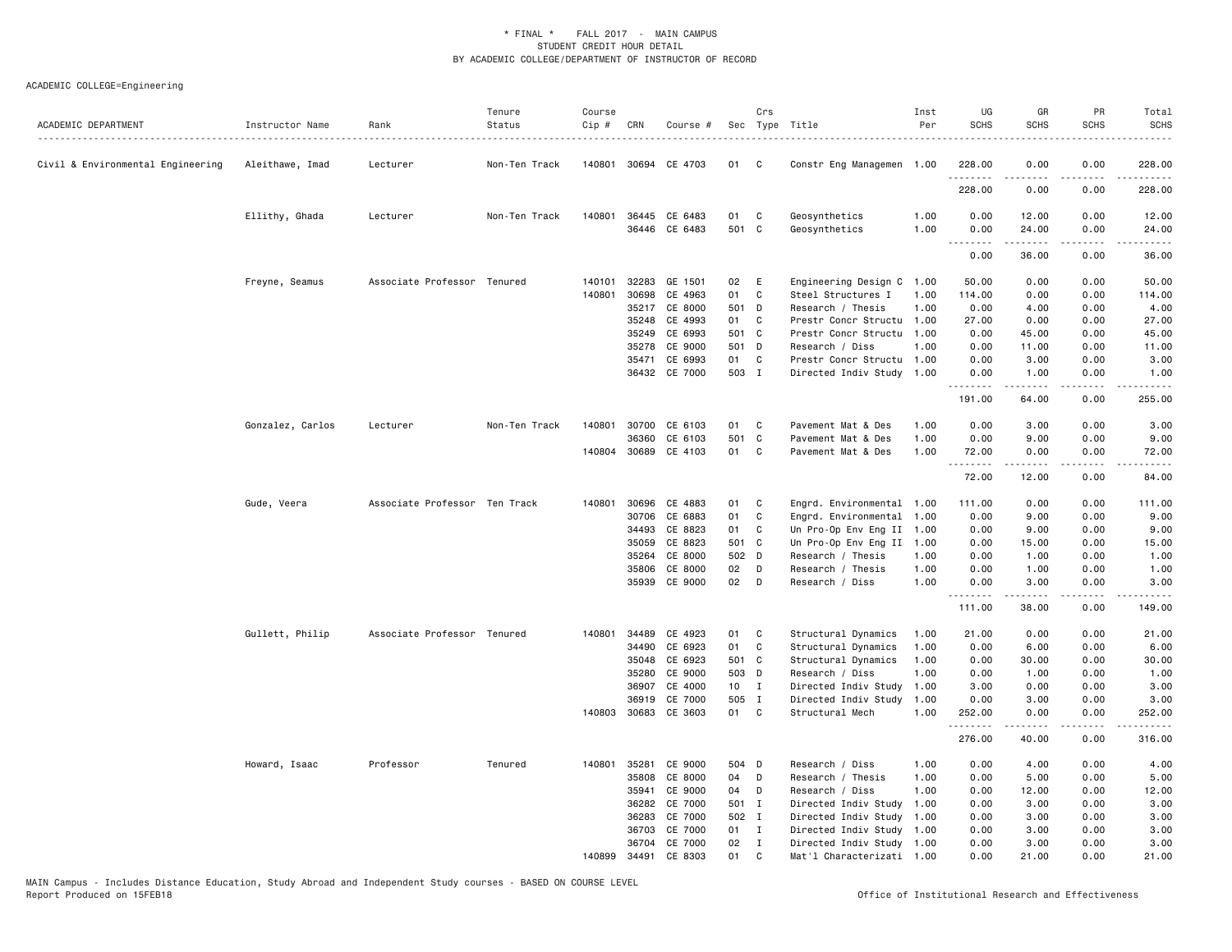\* FINAL \*    FALL 2017 - MAIN CAMPUS
STUDENT CREDIT HOUR DETAIL
BY ACADEMIC COLLEGE/DEPARTMENT OF INSTRUCTOR OF RECORD

ACADEMIC COLLEGE=Engineering

| ACADEMIC DEPARTMENT | Instructor Name | Rank | Tenure Status | Course Cip # | CRN | Course # | Sec | Crs Type | Title | Inst Per | UG SCHS | GR SCHS | PR SCHS | Total SCHS |
|---|---|---|---|---|---|---|---|---|---|---|---|---|---|---|
| Civil & Environmental Engineering | Aleithawe, Imad | Lecturer | Non-Ten Track | 140801 | 30694 | CE 4703 | 01 | C | Constr Eng Managemen | 1.00 | 228.00 | 0.00 | 0.00 | 228.00 |
| | | | | | | | | | | | 228.00 | 0.00 | 0.00 | 228.00 |
| | Ellithy, Ghada | Lecturer | Non-Ten Track | 140801 | 36445 | CE 6483 | 01 | C | Geosynthetics | 1.00 | 0.00 | 12.00 | 0.00 | 12.00 |
| | | | | | 36446 | CE 6483 | 501 | C | Geosynthetics | 1.00 | 0.00 | 24.00 | 0.00 | 24.00 |
| | | | | | | | | | | | 0.00 | 36.00 | 0.00 | 36.00 |
| | Freyne, Seamus | Associate Professor | Tenured | 140101 | 32283 | GE 1501 | 02 | E | Engineering Design C | 1.00 | 50.00 | 0.00 | 0.00 | 50.00 |
| | | | | 140801 | 30698 | CE 4963 | 01 | C | Steel Structures I | 1.00 | 114.00 | 0.00 | 0.00 | 114.00 |
| | | | | | 35217 | CE 8000 | 501 | D | Research / Thesis | 1.00 | 0.00 | 4.00 | 0.00 | 4.00 |
| | | | | | 35248 | CE 4993 | 01 | C | Prestr Concr Structu | 1.00 | 27.00 | 0.00 | 0.00 | 27.00 |
| | | | | | 35249 | CE 6993 | 501 | C | Prestr Concr Structu | 1.00 | 0.00 | 45.00 | 0.00 | 45.00 |
| | | | | | 35278 | CE 9000 | 501 | D | Research / Diss | 1.00 | 0.00 | 11.00 | 0.00 | 11.00 |
| | | | | | 35471 | CE 6993 | 01 | C | Prestr Concr Structu | 1.00 | 0.00 | 3.00 | 0.00 | 3.00 |
| | | | | | 36432 | CE 7000 | 503 | I | Directed Indiv Study | 1.00 | 0.00 | 1.00 | 0.00 | 1.00 |
| | | | | | | | | | | | 191.00 | 64.00 | 0.00 | 255.00 |
| | Gonzalez, Carlos | Lecturer | Non-Ten Track | 140801 | 30700 | CE 6103 | 01 | C | Pavement Mat & Des | 1.00 | 0.00 | 3.00 | 0.00 | 3.00 |
| | | | | | 36360 | CE 6103 | 501 | C | Pavement Mat & Des | 1.00 | 0.00 | 9.00 | 0.00 | 9.00 |
| | | | | 140804 | 30689 | CE 4103 | 01 | C | Pavement Mat & Des | 1.00 | 72.00 | 0.00 | 0.00 | 72.00 |
| | | | | | | | | | | | 72.00 | 12.00 | 0.00 | 84.00 |
| | Gude, Veera | Associate Professor | Ten Track | 140801 | 30696 | CE 4883 | 01 | C | Engrd. Environmental | 1.00 | 111.00 | 0.00 | 0.00 | 111.00 |
| | | | | | 30706 | CE 6883 | 01 | C | Engrd. Environmental | 1.00 | 0.00 | 9.00 | 0.00 | 9.00 |
| | | | | | 34493 | CE 8823 | 01 | C | Un Pro-Op Env Eng II | 1.00 | 0.00 | 9.00 | 0.00 | 9.00 |
| | | | | | 35059 | CE 8823 | 501 | C | Un Pro-Op Env Eng II | 1.00 | 0.00 | 15.00 | 0.00 | 15.00 |
| | | | | | 35264 | CE 8000 | 502 | D | Research / Thesis | 1.00 | 0.00 | 1.00 | 0.00 | 1.00 |
| | | | | | 35806 | CE 8000 | 02 | D | Research / Thesis | 1.00 | 0.00 | 1.00 | 0.00 | 1.00 |
| | | | | | 35939 | CE 9000 | 02 | D | Research / Diss | 1.00 | 0.00 | 3.00 | 0.00 | 3.00 |
| | | | | | | | | | | | 111.00 | 38.00 | 0.00 | 149.00 |
| | Gullett, Philip | Associate Professor | Tenured | 140801 | 34489 | CE 4923 | 01 | C | Structural Dynamics | 1.00 | 21.00 | 0.00 | 0.00 | 21.00 |
| | | | | | 34490 | CE 6923 | 01 | C | Structural Dynamics | 1.00 | 0.00 | 6.00 | 0.00 | 6.00 |
| | | | | | 35048 | CE 6923 | 501 | C | Structural Dynamics | 1.00 | 0.00 | 30.00 | 0.00 | 30.00 |
| | | | | | 35280 | CE 9000 | 503 | D | Research / Diss | 1.00 | 0.00 | 1.00 | 0.00 | 1.00 |
| | | | | | 36907 | CE 4000 | 10 | I | Directed Indiv Study | 1.00 | 3.00 | 0.00 | 0.00 | 3.00 |
| | | | | | 36919 | CE 7000 | 505 | I | Directed Indiv Study | 1.00 | 0.00 | 3.00 | 0.00 | 3.00 |
| | | | | 140803 | 30683 | CE 3603 | 01 | C | Structural Mech | 1.00 | 252.00 | 0.00 | 0.00 | 252.00 |
| | | | | | | | | | | | 276.00 | 40.00 | 0.00 | 316.00 |
| | Howard, Isaac | Professor | Tenured | 140801 | 35281 | CE 9000 | 504 | D | Research / Diss | 1.00 | 0.00 | 4.00 | 0.00 | 4.00 |
| | | | | | 35808 | CE 8000 | 04 | D | Research / Thesis | 1.00 | 0.00 | 5.00 | 0.00 | 5.00 |
| | | | | | 35941 | CE 9000 | 04 | D | Research / Diss | 1.00 | 0.00 | 12.00 | 0.00 | 12.00 |
| | | | | | 36282 | CE 7000 | 501 | I | Directed Indiv Study | 1.00 | 0.00 | 3.00 | 0.00 | 3.00 |
| | | | | | 36283 | CE 7000 | 502 | I | Directed Indiv Study | 1.00 | 0.00 | 3.00 | 0.00 | 3.00 |
| | | | | | 36703 | CE 7000 | 01 | I | Directed Indiv Study | 1.00 | 0.00 | 3.00 | 0.00 | 3.00 |
| | | | | | 36704 | CE 7000 | 02 | I | Directed Indiv Study | 1.00 | 0.00 | 3.00 | 0.00 | 3.00 |
| | | | | 140899 | 34491 | CE 8303 | 01 | C | Mat'l Characterizati | 1.00 | 0.00 | 21.00 | 0.00 | 21.00 |

MAIN Campus - Includes Distance Education, Study Abroad and Independent Study courses - BASED ON COURSE LEVEL
Report Produced on 15FEB18

Office of Institutional Research and Effectiveness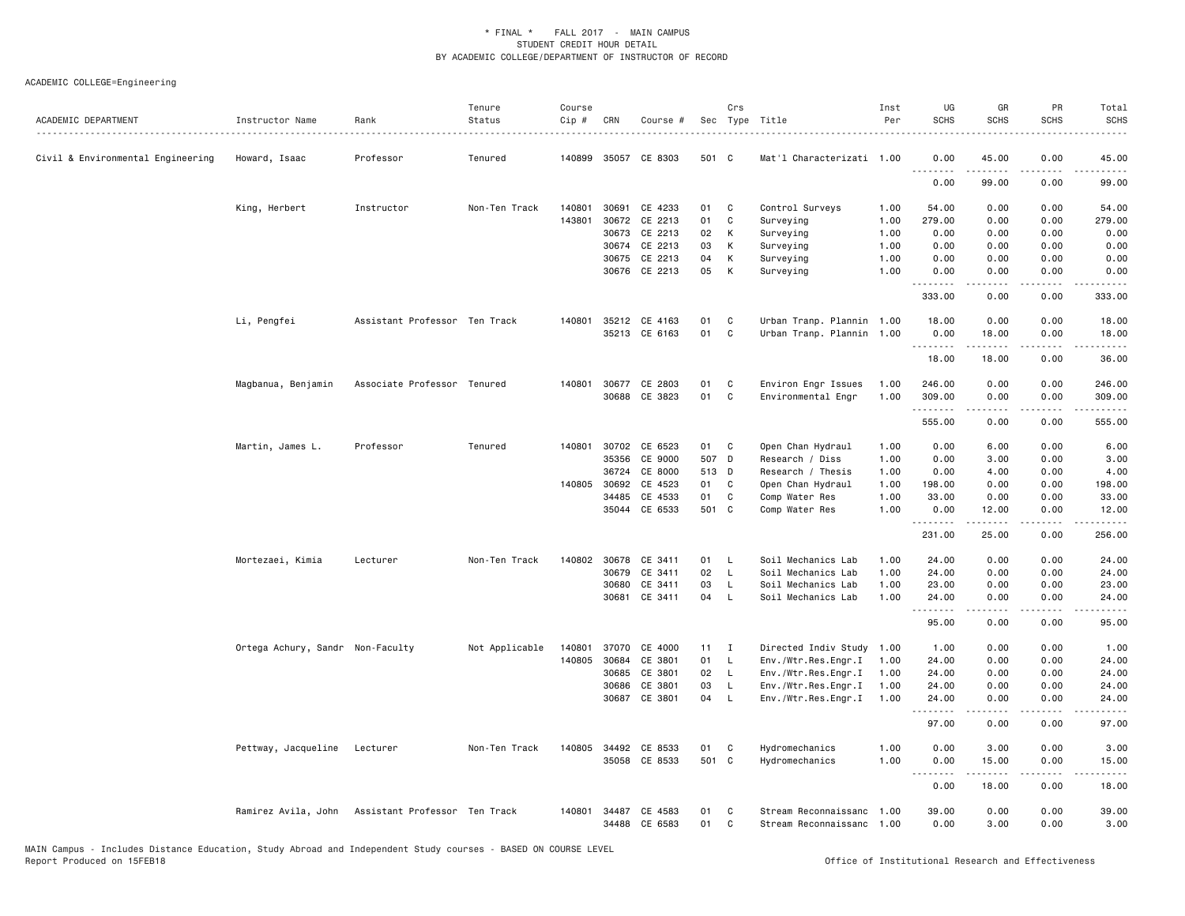\* FINAL \* FALL 2017 - MAIN CAMPUS
STUDENT CREDIT HOUR DETAIL
BY ACADEMIC COLLEGE/DEPARTMENT OF INSTRUCTOR OF RECORD

ACADEMIC COLLEGE=Engineering

| ACADEMIC DEPARTMENT | Instructor Name | Rank | Tenure Status | Course Cip # | CRN | Course # | Sec | Crs Type | Title | Inst Per | UG SCHS | GR SCHS | PR SCHS | Total SCHS |
|---|---|---|---|---|---|---|---|---|---|---|---|---|---|---|
| Civil & Environmental Engineering | Howard, Isaac | Professor | Tenured | 140899 | 35057 | CE 8303 | 501 | C | Mat'l Characterizati | 1.00 | 0.00 | 45.00 | 0.00 | 45.00 |
| | | | | | | | | | | | 0.00 | 99.00 | 0.00 | 99.00 |
| | King, Herbert | Instructor | Non-Ten Track | 140801 | 30691 | CE 4233 | 01 | C | Control Surveys | 1.00 | 54.00 | 0.00 | 0.00 | 54.00 |
| | | | | 143801 | 30672 | CE 2213 | 01 | C | Surveying | 1.00 | 279.00 | 0.00 | 0.00 | 279.00 |
| | | | | | 30673 | CE 2213 | 02 | K | Surveying | 1.00 | 0.00 | 0.00 | 0.00 | 0.00 |
| | | | | | 30674 | CE 2213 | 03 | K | Surveying | 1.00 | 0.00 | 0.00 | 0.00 | 0.00 |
| | | | | | 30675 | CE 2213 | 04 | K | Surveying | 1.00 | 0.00 | 0.00 | 0.00 | 0.00 |
| | | | | | 30676 | CE 2213 | 05 | K | Surveying | 1.00 | 0.00 | 0.00 | 0.00 | 0.00 |
| | | | | | | | | | | | 333.00 | 0.00 | 0.00 | 333.00 |
| | Li, Pengfei | Assistant Professor | Ten Track | 140801 | 35212 | CE 4163 | 01 | C | Urban Tranp. Plannin | 1.00 | 18.00 | 0.00 | 0.00 | 18.00 |
| | | | | | 35213 | CE 6163 | 01 | C | Urban Tranp. Plannin | 1.00 | 0.00 | 18.00 | 0.00 | 18.00 |
| | | | | | | | | | | | 18.00 | 18.00 | 0.00 | 36.00 |
| | Magbanua, Benjamin | Associate Professor | Tenured | 140801 | 30677 | CE 2803 | 01 | C | Environ Engr Issues | 1.00 | 246.00 | 0.00 | 0.00 | 246.00 |
| | | | | | 30688 | CE 3823 | 01 | C | Environmental Engr | 1.00 | 309.00 | 0.00 | 0.00 | 309.00 |
| | | | | | | | | | | | 555.00 | 0.00 | 0.00 | 555.00 |
| | Martin, James L. | Professor | Tenured | 140801 | 30702 | CE 6523 | 01 | C | Open Chan Hydraul | 1.00 | 0.00 | 6.00 | 0.00 | 6.00 |
| | | | | | 35356 | CE 9000 | 507 | D | Research / Diss | 1.00 | 0.00 | 3.00 | 0.00 | 3.00 |
| | | | | | 36724 | CE 8000 | 513 | D | Research / Thesis | 1.00 | 0.00 | 4.00 | 0.00 | 4.00 |
| | | | | 140805 | 30692 | CE 4523 | 01 | C | Open Chan Hydraul | 1.00 | 198.00 | 0.00 | 0.00 | 198.00 |
| | | | | | 34485 | CE 4533 | 01 | C | Comp Water Res | 1.00 | 33.00 | 0.00 | 0.00 | 33.00 |
| | | | | | 35044 | CE 6533 | 501 | C | Comp Water Res | 1.00 | 0.00 | 12.00 | 0.00 | 12.00 |
| | | | | | | | | | | | 231.00 | 25.00 | 0.00 | 256.00 |
| | Mortezaei, Kimia | Lecturer | Non-Ten Track | 140802 | 30678 | CE 3411 | 01 | L | Soil Mechanics Lab | 1.00 | 24.00 | 0.00 | 0.00 | 24.00 |
| | | | | | 30679 | CE 3411 | 02 | L | Soil Mechanics Lab | 1.00 | 24.00 | 0.00 | 0.00 | 24.00 |
| | | | | | 30680 | CE 3411 | 03 | L | Soil Mechanics Lab | 1.00 | 23.00 | 0.00 | 0.00 | 23.00 |
| | | | | | 30681 | CE 3411 | 04 | L | Soil Mechanics Lab | 1.00 | 24.00 | 0.00 | 0.00 | 24.00 |
| | | | | | | | | | | | 95.00 | 0.00 | 0.00 | 95.00 |
| | Ortega Achury, Sandr | Non-Faculty | Not Applicable | 140801 | 37070 | CE 4000 | 11 | I | Directed Indiv Study | 1.00 | 1.00 | 0.00 | 0.00 | 1.00 |
| | | | | 140805 | 30684 | CE 3801 | 01 | L | Env./Wtr.Res.Engr.I | 1.00 | 24.00 | 0.00 | 0.00 | 24.00 |
| | | | | | 30685 | CE 3801 | 02 | L | Env./Wtr.Res.Engr.I | 1.00 | 24.00 | 0.00 | 0.00 | 24.00 |
| | | | | | 30686 | CE 3801 | 03 | L | Env./Wtr.Res.Engr.I | 1.00 | 24.00 | 0.00 | 0.00 | 24.00 |
| | | | | | 30687 | CE 3801 | 04 | L | Env./Wtr.Res.Engr.I | 1.00 | 24.00 | 0.00 | 0.00 | 24.00 |
| | | | | | | | | | | | 97.00 | 0.00 | 0.00 | 97.00 |
| | Pettway, Jacqueline | Lecturer | Non-Ten Track | 140805 | 34492 | CE 8533 | 01 | C | Hydromechanics | 1.00 | 0.00 | 3.00 | 0.00 | 3.00 |
| | | | | | 35058 | CE 8533 | 501 | C | Hydromechanics | 1.00 | 0.00 | 15.00 | 0.00 | 15.00 |
| | | | | | | | | | | | 0.00 | 18.00 | 0.00 | 18.00 |
| | Ramirez Avila, John | Assistant Professor | Ten Track | 140801 | 34487 | CE 4583 | 01 | C | Stream Reconnaissanc | 1.00 | 39.00 | 0.00 | 0.00 | 39.00 |
| | | | | | 34488 | CE 6583 | 01 | C | Stream Reconnaissanc | 1.00 | 0.00 | 3.00 | 0.00 | 3.00 |

MAIN Campus - Includes Distance Education, Study Abroad and Independent Study courses - BASED ON COURSE LEVEL
Report Produced on 15FEB18 Office of Institutional Research and Effectiveness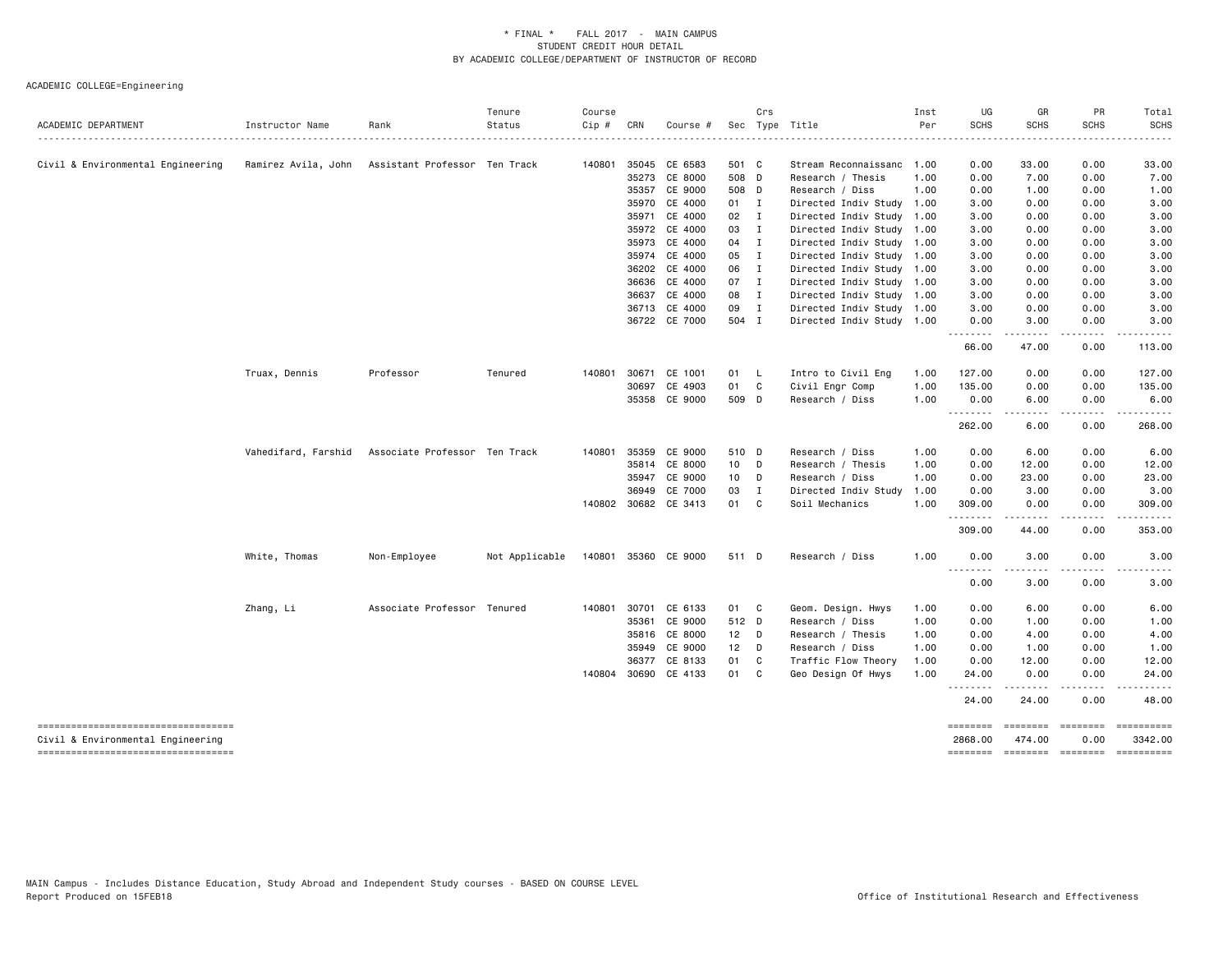# * FINAL * FALL 2017 - MAIN CAMPUS
## STUDENT CREDIT HOUR DETAIL
## BY ACADEMIC COLLEGE/DEPARTMENT OF INSTRUCTOR OF RECORD

ACADEMIC COLLEGE=Engineering

| ACADEMIC DEPARTMENT | Instructor Name | Rank | Tenure Status | Course Cip # | CRN | Course # | Sec | Crs Type | Title | Inst Per | UG SCHS | GR SCHS | PR SCHS | Total SCHS |
|---|---|---|---|---|---|---|---|---|---|---|---|---|---|---|
| Civil & Environmental Engineering | Ramirez Avila, John | Assistant Professor | Ten Track | 140801 | 35045 | CE 6583 | 501 | C | Stream Reconnaissanc | 1.00 | 0.00 | 33.00 | 0.00 | 33.00 |
| | | | | | 35273 | CE 8000 | 508 | D | Research / Thesis | 1.00 | 0.00 | 7.00 | 0.00 | 7.00 |
| | | | | | 35357 | CE 9000 | 508 | D | Research / Diss | 1.00 | 0.00 | 1.00 | 0.00 | 1.00 |
| | | | | | 35970 | CE 4000 | 01 | I | Directed Indiv Study | 1.00 | 3.00 | 0.00 | 0.00 | 3.00 |
| | | | | | 35971 | CE 4000 | 02 | I | Directed Indiv Study | 1.00 | 3.00 | 0.00 | 0.00 | 3.00 |
| | | | | | 35972 | CE 4000 | 03 | I | Directed Indiv Study | 1.00 | 3.00 | 0.00 | 0.00 | 3.00 |
| | | | | | 35973 | CE 4000 | 04 | I | Directed Indiv Study | 1.00 | 3.00 | 0.00 | 0.00 | 3.00 |
| | | | | | 35974 | CE 4000 | 05 | I | Directed Indiv Study | 1.00 | 3.00 | 0.00 | 0.00 | 3.00 |
| | | | | | 36202 | CE 4000 | 06 | I | Directed Indiv Study | 1.00 | 3.00 | 0.00 | 0.00 | 3.00 |
| | | | | | 36636 | CE 4000 | 07 | I | Directed Indiv Study | 1.00 | 3.00 | 0.00 | 0.00 | 3.00 |
| | | | | | 36637 | CE 4000 | 08 | I | Directed Indiv Study | 1.00 | 3.00 | 0.00 | 0.00 | 3.00 |
| | | | | | 36713 | CE 4000 | 09 | I | Directed Indiv Study | 1.00 | 3.00 | 0.00 | 0.00 | 3.00 |
| | | | | | 36722 | CE 7000 | 504 | I | Directed Indiv Study | 1.00 | 0.00 | 3.00 | 0.00 | 3.00 |
| | | | | | | | | | | | 66.00 | 47.00 | 0.00 | 113.00 |
| | Truax, Dennis | Professor | Tenured | 140801 | 30671 | CE 1001 | 01 | L | Intro to Civil Eng | 1.00 | 127.00 | 0.00 | 0.00 | 127.00 |
| | | | | | 30697 | CE 4903 | 01 | C | Civil Engr Comp | 1.00 | 135.00 | 0.00 | 0.00 | 135.00 |
| | | | | | 35358 | CE 9000 | 509 | D | Research / Diss | 1.00 | 0.00 | 6.00 | 0.00 | 6.00 |
| | | | | | | | | | | | 262.00 | 6.00 | 0.00 | 268.00 |
| | Vahedifard, Farshid | Associate Professor | Ten Track | 140801 | 35359 | CE 9000 | 510 | D | Research / Diss | 1.00 | 0.00 | 6.00 | 0.00 | 6.00 |
| | | | | | 35814 | CE 8000 | 10 | D | Research / Thesis | 1.00 | 0.00 | 12.00 | 0.00 | 12.00 |
| | | | | | 35947 | CE 9000 | 10 | D | Research / Diss | 1.00 | 0.00 | 23.00 | 0.00 | 23.00 |
| | | | | | 36949 | CE 7000 | 03 | I | Directed Indiv Study | 1.00 | 0.00 | 3.00 | 0.00 | 3.00 |
| | | | | 140802 | 30682 | CE 3413 | 01 | C | Soil Mechanics | 1.00 | 309.00 | 0.00 | 0.00 | 309.00 |
| | | | | | | | | | | | 309.00 | 44.00 | 0.00 | 353.00 |
| | White, Thomas | Non-Employee | Not Applicable | 140801 | 35360 | CE 9000 | 511 | D | Research / Diss | 1.00 | 0.00 | 3.00 | 0.00 | 3.00 |
| | | | | | | | | | | | 0.00 | 3.00 | 0.00 | 3.00 |
| | Zhang, Li | Associate Professor | Tenured | 140801 | 30701 | CE 6133 | 01 | C | Geom. Design. Hwys | 1.00 | 0.00 | 6.00 | 0.00 | 6.00 |
| | | | | | 35361 | CE 9000 | 512 | D | Research / Diss | 1.00 | 0.00 | 1.00 | 0.00 | 1.00 |
| | | | | | 35816 | CE 8000 | 12 | D | Research / Thesis | 1.00 | 0.00 | 4.00 | 0.00 | 4.00 |
| | | | | | 35949 | CE 9000 | 12 | D | Research / Diss | 1.00 | 0.00 | 1.00 | 0.00 | 1.00 |
| | | | | | 36377 | CE 8133 | 01 | C | Traffic Flow Theory | 1.00 | 0.00 | 12.00 | 0.00 | 12.00 |
| | | | | 140804 | 30690 | CE 4133 | 01 | C | Geo Design Of Hwys | 1.00 | 24.00 | 0.00 | 0.00 | 24.00 |
| | | | | | | | | | | | 24.00 | 24.00 | 0.00 | 48.00 |
| Civil & Environmental Engineering | | | | | | | | | | | 2868.00 | 474.00 | 0.00 | 3342.00 |

MAIN Campus - Includes Distance Education, Study Abroad and Independent Study courses - BASED ON COURSE LEVEL
Report Produced on 15FEB18

Office of Institutional Research and Effectiveness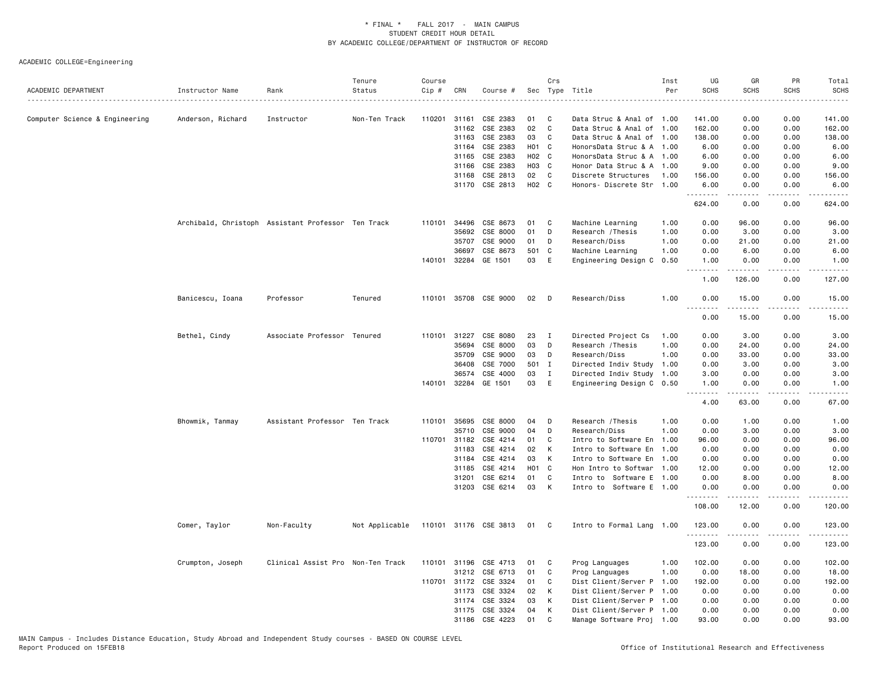\* FINAL \* FALL 2017 - MAIN CAMPUS
STUDENT CREDIT HOUR DETAIL
BY ACADEMIC COLLEGE/DEPARTMENT OF INSTRUCTOR OF RECORD

ACADEMIC COLLEGE=Engineering

| ACADEMIC DEPARTMENT | Instructor Name | Rank | Tenure Status | Course Cip # | CRN | Course # | Sec | Crs Type | Title | Inst Per | UG SCHS | GR SCHS | PR SCHS | Total SCHS |
|---|---|---|---|---|---|---|---|---|---|---|---|---|---|---|
| Computer Science & Engineering | Anderson, Richard | Instructor | Non-Ten Track | 110201 | 31161 | CSE 2383 | 01 | C | Data Struc & Anal of | 1.00 | 141.00 | 0.00 | 0.00 | 141.00 |
| | | | | | 31162 | CSE 2383 | 02 | C | Data Struc & Anal of | 1.00 | 162.00 | 0.00 | 0.00 | 162.00 |
| | | | | | 31163 | CSE 2383 | 03 | C | Data Struc & Anal of | 1.00 | 138.00 | 0.00 | 0.00 | 138.00 |
| | | | | | 31164 | CSE 2383 | H01 | C | HonorsData Struc & A | 1.00 | 6.00 | 0.00 | 0.00 | 6.00 |
| | | | | | 31165 | CSE 2383 | H02 | C | HonorsData Struc & A | 1.00 | 6.00 | 0.00 | 0.00 | 6.00 |
| | | | | | 31166 | CSE 2383 | H03 | C | Honor Data Struc & A | 1.00 | 9.00 | 0.00 | 0.00 | 9.00 |
| | | | | | 31168 | CSE 2813 | 02 | C | Discrete Structures | 1.00 | 156.00 | 0.00 | 0.00 | 156.00 |
| | | | | | 31170 | CSE 2813 | H02 | C | Honors- Discrete Str | 1.00 | 6.00 | 0.00 | 0.00 | 6.00 |
| | | | | | | | | | | | 624.00 | 0.00 | 0.00 | 624.00 |
| | Archibald, Christoph | Assistant Professor | Ten Track | 110101 | 34496 | CSE 8673 | 01 | C | Machine Learning | 1.00 | 0.00 | 96.00 | 0.00 | 96.00 |
| | | | | | 35692 | CSE 8000 | 01 | D | Research /Thesis | 1.00 | 0.00 | 3.00 | 0.00 | 3.00 |
| | | | | | 35707 | CSE 9000 | 01 | D | Research/Diss | 1.00 | 0.00 | 21.00 | 0.00 | 21.00 |
| | | | | | 36697 | CSE 8673 | 501 | C | Machine Learning | 1.00 | 0.00 | 6.00 | 0.00 | 6.00 |
| | | | | 140101 | 32284 | GE 1501 | 03 | E | Engineering Design C | 0.50 | 1.00 | 0.00 | 0.00 | 1.00 |
| | | | | | | | | | | | 1.00 | 126.00 | 0.00 | 127.00 |
| | Banicescu, Ioana | Professor | Tenured | 110101 | 35708 | CSE 9000 | 02 | D | Research/Diss | 1.00 | 0.00 | 15.00 | 0.00 | 15.00 |
| | | | | | | | | | | | 0.00 | 15.00 | 0.00 | 15.00 |
| | Bethel, Cindy | Associate Professor | Tenured | 110101 | 31227 | CSE 8080 | 23 | I | Directed Project Cs | 1.00 | 0.00 | 3.00 | 0.00 | 3.00 |
| | | | | | 35694 | CSE 8000 | 03 | D | Research /Thesis | 1.00 | 0.00 | 24.00 | 0.00 | 24.00 |
| | | | | | 35709 | CSE 9000 | 03 | D | Research/Diss | 1.00 | 0.00 | 33.00 | 0.00 | 33.00 |
| | | | | | 36408 | CSE 7000 | 501 | I | Directed Indiv Study | 1.00 | 0.00 | 3.00 | 0.00 | 3.00 |
| | | | | | 36574 | CSE 4000 | 03 | I | Directed Indiv Study | 1.00 | 3.00 | 0.00 | 0.00 | 3.00 |
| | | | | 140101 | 32284 | GE 1501 | 03 | E | Engineering Design C | 0.50 | 1.00 | 0.00 | 0.00 | 1.00 |
| | | | | | | | | | | | 4.00 | 63.00 | 0.00 | 67.00 |
| | Bhowmik, Tanmay | Assistant Professor | Ten Track | 110101 | 35695 | CSE 8000 | 04 | D | Research /Thesis | 1.00 | 0.00 | 1.00 | 0.00 | 1.00 |
| | | | | | 35710 | CSE 9000 | 04 | D | Research/Diss | 1.00 | 0.00 | 3.00 | 0.00 | 3.00 |
| | | | | 110701 | 31182 | CSE 4214 | 01 | C | Intro to Software En | 1.00 | 96.00 | 0.00 | 0.00 | 96.00 |
| | | | | | 31183 | CSE 4214 | 02 | K | Intro to Software En | 1.00 | 0.00 | 0.00 | 0.00 | 0.00 |
| | | | | | 31184 | CSE 4214 | 03 | K | Intro to Software En | 1.00 | 0.00 | 0.00 | 0.00 | 0.00 |
| | | | | | 31185 | CSE 4214 | H01 | C | Hon Intro to Softwar | 1.00 | 12.00 | 0.00 | 0.00 | 12.00 |
| | | | | | 31201 | CSE 6214 | 01 | C | Intro to Software E | 1.00 | 0.00 | 8.00 | 0.00 | 8.00 |
| | | | | | 31203 | CSE 6214 | 03 | K | Intro to Software E | 1.00 | 0.00 | 0.00 | 0.00 | 0.00 |
| | | | | | | | | | | | 108.00 | 12.00 | 0.00 | 120.00 |
| | Comer, Taylor | Non-Faculty | Not Applicable | 110101 | 31176 | CSE 3813 | 01 | C | Intro to Formal Lang | 1.00 | 123.00 | 0.00 | 0.00 | 123.00 |
| | | | | | | | | | | | 123.00 | 0.00 | 0.00 | 123.00 |
| | Crumpton, Joseph | Clinical Assist Pro | Non-Ten Track | 110101 | 31196 | CSE 4713 | 01 | C | Prog Languages | 1.00 | 102.00 | 0.00 | 0.00 | 102.00 |
| | | | | | 31212 | CSE 6713 | 01 | C | Prog Languages | 1.00 | 0.00 | 18.00 | 0.00 | 18.00 |
| | | | | 110701 | 31172 | CSE 3324 | 01 | C | Dist Client/Server P | 1.00 | 192.00 | 0.00 | 0.00 | 192.00 |
| | | | | | 31173 | CSE 3324 | 02 | K | Dist Client/Server P | 1.00 | 0.00 | 0.00 | 0.00 | 0.00 |
| | | | | | 31174 | CSE 3324 | 03 | K | Dist Client/Server P | 1.00 | 0.00 | 0.00 | 0.00 | 0.00 |
| | | | | | 31175 | CSE 3324 | 04 | K | Dist Client/Server P | 1.00 | 0.00 | 0.00 | 0.00 | 0.00 |
| | | | | | 31186 | CSE 4223 | 01 | C | Manage Software Proj | 1.00 | 93.00 | 0.00 | 0.00 | 93.00 |

MAIN Campus - Includes Distance Education, Study Abroad and Independent Study courses - BASED ON COURSE LEVEL
Report Produced on 15FEB18

Office of Institutional Research and Effectiveness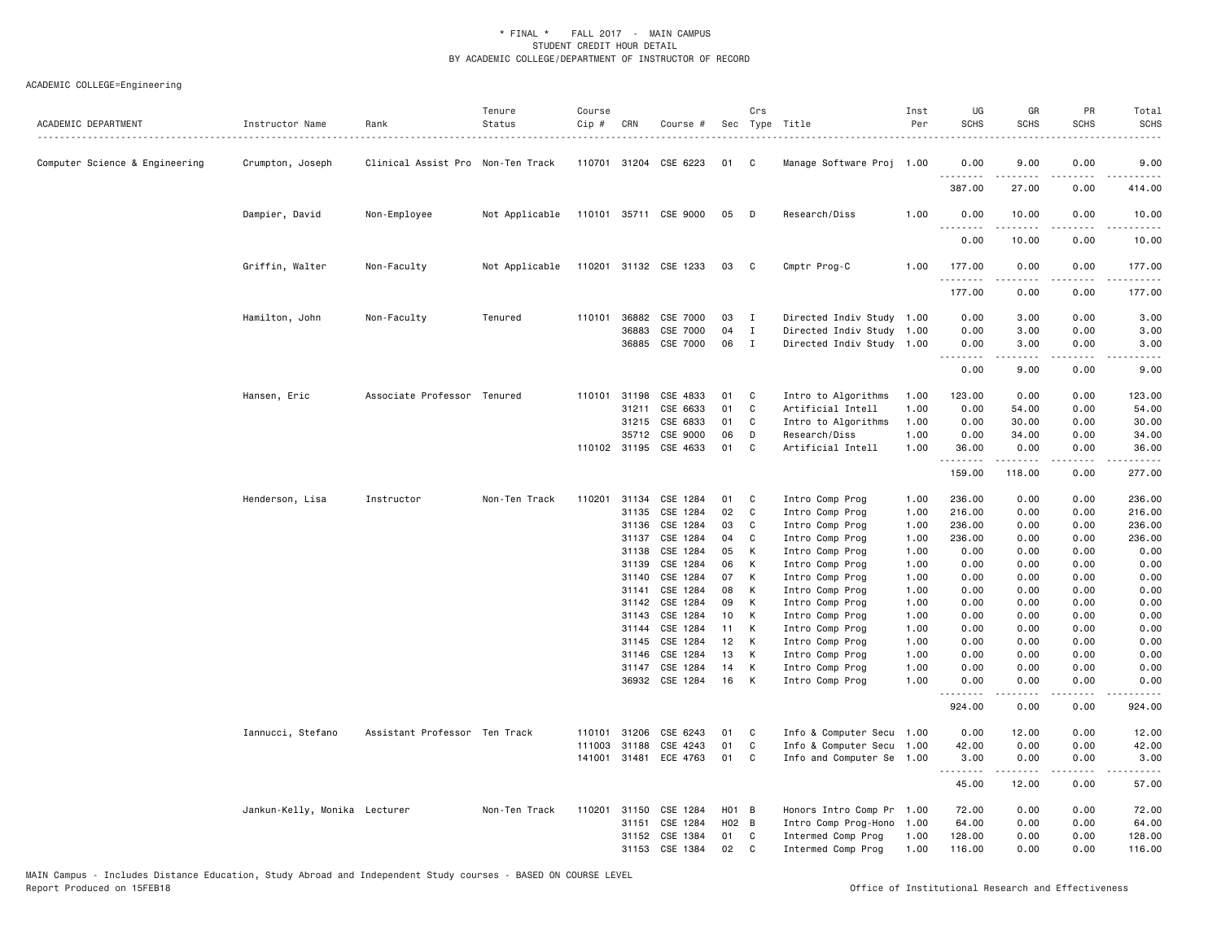\* FINAL \* FALL 2017 - MAIN CAMPUS
STUDENT CREDIT HOUR DETAIL
BY ACADEMIC COLLEGE/DEPARTMENT OF INSTRUCTOR OF RECORD

ACADEMIC COLLEGE=Engineering

| ACADEMIC DEPARTMENT | Instructor Name | Rank | Tenure Status | Course Cip # | CRN | Course # | Sec | Crs Type | Title | Inst Per | UG SCHS | GR SCHS | PR SCHS | Total SCHS |
|---|---|---|---|---|---|---|---|---|---|---|---|---|---|---|
| Computer Science & Engineering | Crumpton, Joseph | Clinical Assist Pro | Non-Ten Track | 110701 | 31204 | CSE 6223 | 01 | C | Manage Software Proj | 1.00 | 0.00 | 9.00 | 0.00 | 9.00 |
| | | | | | | | | | | | 387.00 | 27.00 | 0.00 | 414.00 |
| | Dampier, David | Non-Employee | Not Applicable | 110101 | 35711 | CSE 9000 | 05 | D | Research/Diss | 1.00 | 0.00 | 10.00 | 0.00 | 10.00 |
| | | | | | | | | | | | 0.00 | 10.00 | 0.00 | 10.00 |
| | Griffin, Walter | Non-Faculty | Not Applicable | 110201 | 31132 | CSE 1233 | 03 | C | Cmptr Prog-C | 1.00 | 177.00 | 0.00 | 0.00 | 177.00 |
| | | | | | | | | | | | 177.00 | 0.00 | 0.00 | 177.00 |
| | Hamilton, John | Non-Faculty | Tenured | 110101 | 36882 | CSE 7000 | 03 | I | Directed Indiv Study | 1.00 | 0.00 | 3.00 | 0.00 | 3.00 |
| | | | | | 36883 | CSE 7000 | 04 | I | Directed Indiv Study | 1.00 | 0.00 | 3.00 | 0.00 | 3.00 |
| | | | | | 36885 | CSE 7000 | 06 | I | Directed Indiv Study | 1.00 | 0.00 | 3.00 | 0.00 | 3.00 |
| | | | | | | | | | | | 0.00 | 9.00 | 0.00 | 9.00 |
| | Hansen, Eric | Associate Professor | Tenured | 110101 | 31198 | CSE 4833 | 01 | C | Intro to Algorithms | 1.00 | 123.00 | 0.00 | 0.00 | 123.00 |
| | | | | | 31211 | CSE 6633 | 01 | C | Artificial Intell | 1.00 | 0.00 | 54.00 | 0.00 | 54.00 |
| | | | | | 31215 | CSE 6833 | 01 | C | Intro to Algorithms | 1.00 | 0.00 | 30.00 | 0.00 | 30.00 |
| | | | | | 35712 | CSE 9000 | 06 | D | Research/Diss | 1.00 | 0.00 | 34.00 | 0.00 | 34.00 |
| | | | | 110102 | 31195 | CSE 4633 | 01 | C | Artificial Intell | 1.00 | 36.00 | 0.00 | 0.00 | 36.00 |
| | | | | | | | | | | | 159.00 | 118.00 | 0.00 | 277.00 |
| | Henderson, Lisa | Instructor | Non-Ten Track | 110201 | 31134 | CSE 1284 | 01 | C | Intro Comp Prog | 1.00 | 236.00 | 0.00 | 0.00 | 236.00 |
| | | | | | 31135 | CSE 1284 | 02 | C | Intro Comp Prog | 1.00 | 216.00 | 0.00 | 0.00 | 216.00 |
| | | | | | 31136 | CSE 1284 | 03 | C | Intro Comp Prog | 1.00 | 236.00 | 0.00 | 0.00 | 236.00 |
| | | | | | 31137 | CSE 1284 | 04 | C | Intro Comp Prog | 1.00 | 236.00 | 0.00 | 0.00 | 236.00 |
| | | | | | 31138 | CSE 1284 | 05 | K | Intro Comp Prog | 1.00 | 0.00 | 0.00 | 0.00 | 0.00 |
| | | | | | 31139 | CSE 1284 | 06 | K | Intro Comp Prog | 1.00 | 0.00 | 0.00 | 0.00 | 0.00 |
| | | | | | 31140 | CSE 1284 | 07 | K | Intro Comp Prog | 1.00 | 0.00 | 0.00 | 0.00 | 0.00 |
| | | | | | 31141 | CSE 1284 | 08 | K | Intro Comp Prog | 1.00 | 0.00 | 0.00 | 0.00 | 0.00 |
| | | | | | 31142 | CSE 1284 | 09 | K | Intro Comp Prog | 1.00 | 0.00 | 0.00 | 0.00 | 0.00 |
| | | | | | 31143 | CSE 1284 | 10 | K | Intro Comp Prog | 1.00 | 0.00 | 0.00 | 0.00 | 0.00 |
| | | | | | 31144 | CSE 1284 | 11 | K | Intro Comp Prog | 1.00 | 0.00 | 0.00 | 0.00 | 0.00 |
| | | | | | 31145 | CSE 1284 | 12 | K | Intro Comp Prog | 1.00 | 0.00 | 0.00 | 0.00 | 0.00 |
| | | | | | 31146 | CSE 1284 | 13 | K | Intro Comp Prog | 1.00 | 0.00 | 0.00 | 0.00 | 0.00 |
| | | | | | 31147 | CSE 1284 | 14 | K | Intro Comp Prog | 1.00 | 0.00 | 0.00 | 0.00 | 0.00 |
| | | | | | 36932 | CSE 1284 | 16 | K | Intro Comp Prog | 1.00 | 0.00 | 0.00 | 0.00 | 0.00 |
| | | | | | | | | | | | 924.00 | 0.00 | 0.00 | 924.00 |
| | Iannucci, Stefano | Assistant Professor | Ten Track | 110101 | 31206 | CSE 6243 | 01 | C | Info & Computer Secu | 1.00 | 0.00 | 12.00 | 0.00 | 12.00 |
| | | | | 111003 | 31188 | CSE 4243 | 01 | C | Info & Computer Secu | 1.00 | 42.00 | 0.00 | 0.00 | 42.00 |
| | | | | 141001 | 31481 | ECE 4763 | 01 | C | Info and Computer Se | 1.00 | 3.00 | 0.00 | 0.00 | 3.00 |
| | | | | | | | | | | | 45.00 | 12.00 | 0.00 | 57.00 |
| | Jankun-Kelly, Monika | Lecturer | Non-Ten Track | 110201 | 31150 | CSE 1284 | H01 | B | Honors Intro Comp Pr | 1.00 | 72.00 | 0.00 | 0.00 | 72.00 |
| | | | | | 31151 | CSE 1284 | H02 | B | Intro Comp Prog-Hono | 1.00 | 64.00 | 0.00 | 0.00 | 64.00 |
| | | | | | 31152 | CSE 1384 | 01 | C | Intermed Comp Prog | 1.00 | 128.00 | 0.00 | 0.00 | 128.00 |
| | | | | | 31153 | CSE 1384 | 02 | C | Intermed Comp Prog | 1.00 | 116.00 | 0.00 | 0.00 | 116.00 |

MAIN Campus - Includes Distance Education, Study Abroad and Independent Study courses - BASED ON COURSE LEVEL
Report Produced on 15FEB18

Office of Institutional Research and Effectiveness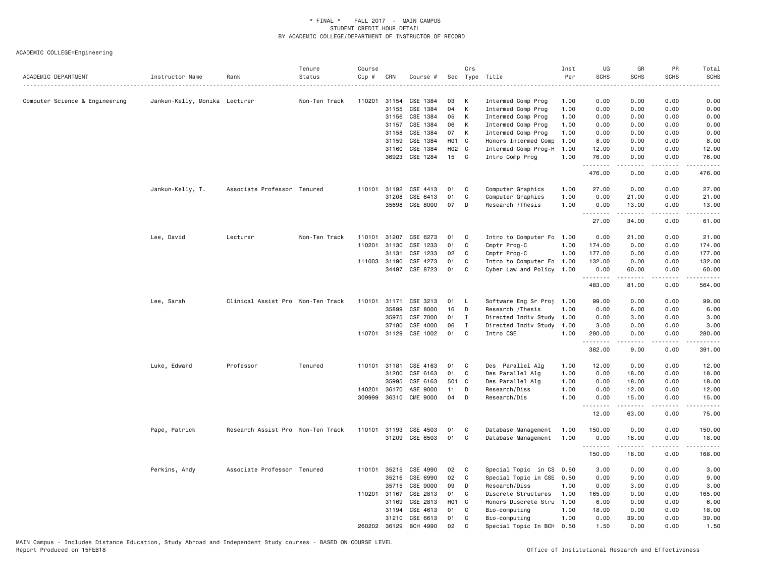# * FINAL * FALL 2017 - MAIN CAMPUS
## STUDENT CREDIT HOUR DETAIL
## BY ACADEMIC COLLEGE/DEPARTMENT OF INSTRUCTOR OF RECORD

ACADEMIC COLLEGE=Engineering

| ACADEMIC DEPARTMENT | Instructor Name | Rank | Tenure Status | Course Cip # | CRN | Course # | Sec | Crs Type | Title | Inst Per | UG SCHS | GR SCHS | PR SCHS | Total SCHS |
|---|---|---|---|---|---|---|---|---|---|---|---|---|---|---|
| Computer Science & Engineering | Jankun-Kelly, Monika | Lecturer | Non-Ten Track | 110201 | 31154 | CSE 1384 | 03 | K | Intermed Comp Prog | 1.00 | 0.00 | 0.00 | 0.00 | 0.00 |
| | | | | | 31155 | CSE 1384 | 04 | K | Intermed Comp Prog | 1.00 | 0.00 | 0.00 | 0.00 | 0.00 |
| | | | | | 31156 | CSE 1384 | 05 | K | Intermed Comp Prog | 1.00 | 0.00 | 0.00 | 0.00 | 0.00 |
| | | | | | 31157 | CSE 1384 | 06 | K | Intermed Comp Prog | 1.00 | 0.00 | 0.00 | 0.00 | 0.00 |
| | | | | | 31158 | CSE 1384 | 07 | K | Intermed Comp Prog | 1.00 | 0.00 | 0.00 | 0.00 | 0.00 |
| | | | | | 31159 | CSE 1384 | H01 | C | Honors Intermed Comp | 1.00 | 8.00 | 0.00 | 0.00 | 8.00 |
| | | | | | 31160 | CSE 1384 | H02 | C | Intermed Comp Prog-H | 1.00 | 12.00 | 0.00 | 0.00 | 12.00 |
| | | | | | 36923 | CSE 1284 | 15 | C | Intro Comp Prog | 1.00 | 76.00 | 0.00 | 0.00 | 76.00 |
| | | | | | | | | | | | 476.00 | 0.00 | 0.00 | 476.00 |
| | Jankun-Kelly, T. | Associate Professor | Tenured | 110101 | 31192 | CSE 4413 | 01 | C | Computer Graphics | 1.00 | 27.00 | 0.00 | 0.00 | 27.00 |
| | | | | | 31208 | CSE 6413 | 01 | C | Computer Graphics | 1.00 | 0.00 | 21.00 | 0.00 | 21.00 |
| | | | | | 35698 | CSE 8000 | 07 | D | Research /Thesis | 1.00 | 0.00 | 13.00 | 0.00 | 13.00 |
| | | | | | | | | | | | 27.00 | 34.00 | 0.00 | 61.00 |
| | Lee, David | Lecturer | Non-Ten Track | 110101 | 31207 | CSE 6273 | 01 | C | Intro to Computer Fo | 1.00 | 0.00 | 21.00 | 0.00 | 21.00 |
| | | | | 110201 | 31130 | CSE 1233 | 01 | C | Cmptr Prog-C | 1.00 | 174.00 | 0.00 | 0.00 | 174.00 |
| | | | | | 31131 | CSE 1233 | 02 | C | Cmptr Prog-C | 1.00 | 177.00 | 0.00 | 0.00 | 177.00 |
| | | | | 111003 | 31190 | CSE 4273 | 01 | C | Intro to Computer Fo | 1.00 | 132.00 | 0.00 | 0.00 | 132.00 |
| | | | | | 34497 | CSE 8723 | 01 | C | Cyber Law and Policy | 1.00 | 0.00 | 60.00 | 0.00 | 60.00 |
| | | | | | | | | | | | 483.00 | 81.00 | 0.00 | 564.00 |
| | Lee, Sarah | Clinical Assist Pro | Non-Ten Track | 110101 | 31171 | CSE 3213 | 01 | L | Software Eng Sr Proj | 1.00 | 99.00 | 0.00 | 0.00 | 99.00 |
| | | | | | 35899 | CSE 8000 | 16 | D | Research /Thesis | 1.00 | 0.00 | 6.00 | 0.00 | 6.00 |
| | | | | | 35975 | CSE 7000 | 01 | I | Directed Indiv Study | 1.00 | 0.00 | 3.00 | 0.00 | 3.00 |
| | | | | | 37180 | CSE 4000 | 06 | I | Directed Indiv Study | 1.00 | 3.00 | 0.00 | 0.00 | 3.00 |
| | | | | 110701 | 31129 | CSE 1002 | 01 | C | Intro CSE | 1.00 | 280.00 | 0.00 | 0.00 | 280.00 |
| | | | | | | | | | | | 382.00 | 9.00 | 0.00 | 391.00 |
| | Luke, Edward | Professor | Tenured | 110101 | 31181 | CSE 4163 | 01 | C | Des Parallel Alg | 1.00 | 12.00 | 0.00 | 0.00 | 12.00 |
| | | | | | 31200 | CSE 6163 | 01 | C | Des Parallel Alg | 1.00 | 0.00 | 18.00 | 0.00 | 18.00 |
| | | | | | 35995 | CSE 6163 | 501 | C | Des Parallel Alg | 1.00 | 0.00 | 18.00 | 0.00 | 18.00 |
| | | | | 140201 | 36170 | ASE 9000 | 11 | D | Research/Diss | 1.00 | 0.00 | 12.00 | 0.00 | 12.00 |
| | | | | 309999 | 36310 | CME 9000 | 04 | D | Research/Dis | 1.00 | 0.00 | 15.00 | 0.00 | 15.00 |
| | | | | | | | | | | | 12.00 | 63.00 | 0.00 | 75.00 |
| | Pape, Patrick | Research Assist Pro | Non-Ten Track | 110101 | 31193 | CSE 4503 | 01 | C | Database Management | 1.00 | 150.00 | 0.00 | 0.00 | 150.00 |
| | | | | | 31209 | CSE 6503 | 01 | C | Database Management | 1.00 | 0.00 | 18.00 | 0.00 | 18.00 |
| | | | | | | | | | | | 150.00 | 18.00 | 0.00 | 168.00 |
| | Perkins, Andy | Associate Professor | Tenured | 110101 | 35215 | CSE 4990 | 02 | C | Special Topic in CS | 0.50 | 3.00 | 0.00 | 0.00 | 3.00 |
| | | | | | 35216 | CSE 6990 | 02 | C | Special Topic in CSE | 0.50 | 0.00 | 9.00 | 0.00 | 9.00 |
| | | | | | 35715 | CSE 9000 | 09 | D | Research/Diss | 1.00 | 0.00 | 3.00 | 0.00 | 3.00 |
| | | | | 110201 | 31167 | CSE 2813 | 01 | C | Discrete Structures | 1.00 | 165.00 | 0.00 | 0.00 | 165.00 |
| | | | | | 31169 | CSE 2813 | H01 | C | Honors Discrete Stru | 1.00 | 6.00 | 0.00 | 0.00 | 6.00 |
| | | | | | 31194 | CSE 4613 | 01 | C | Bio-computing | 1.00 | 18.00 | 0.00 | 0.00 | 18.00 |
| | | | | | 31210 | CSE 6613 | 01 | C | Bio-computing | 1.00 | 0.00 | 39.00 | 0.00 | 39.00 |
| | | | | 260202 | 36129 | BCH 4990 | 02 | C | Special Topic In BCH | 0.50 | 1.50 | 0.00 | 0.00 | 1.50 |

MAIN Campus - Includes Distance Education, Study Abroad and Independent Study courses - BASED ON COURSE LEVEL
Report Produced on 15FEB18 — Office of Institutional Research and Effectiveness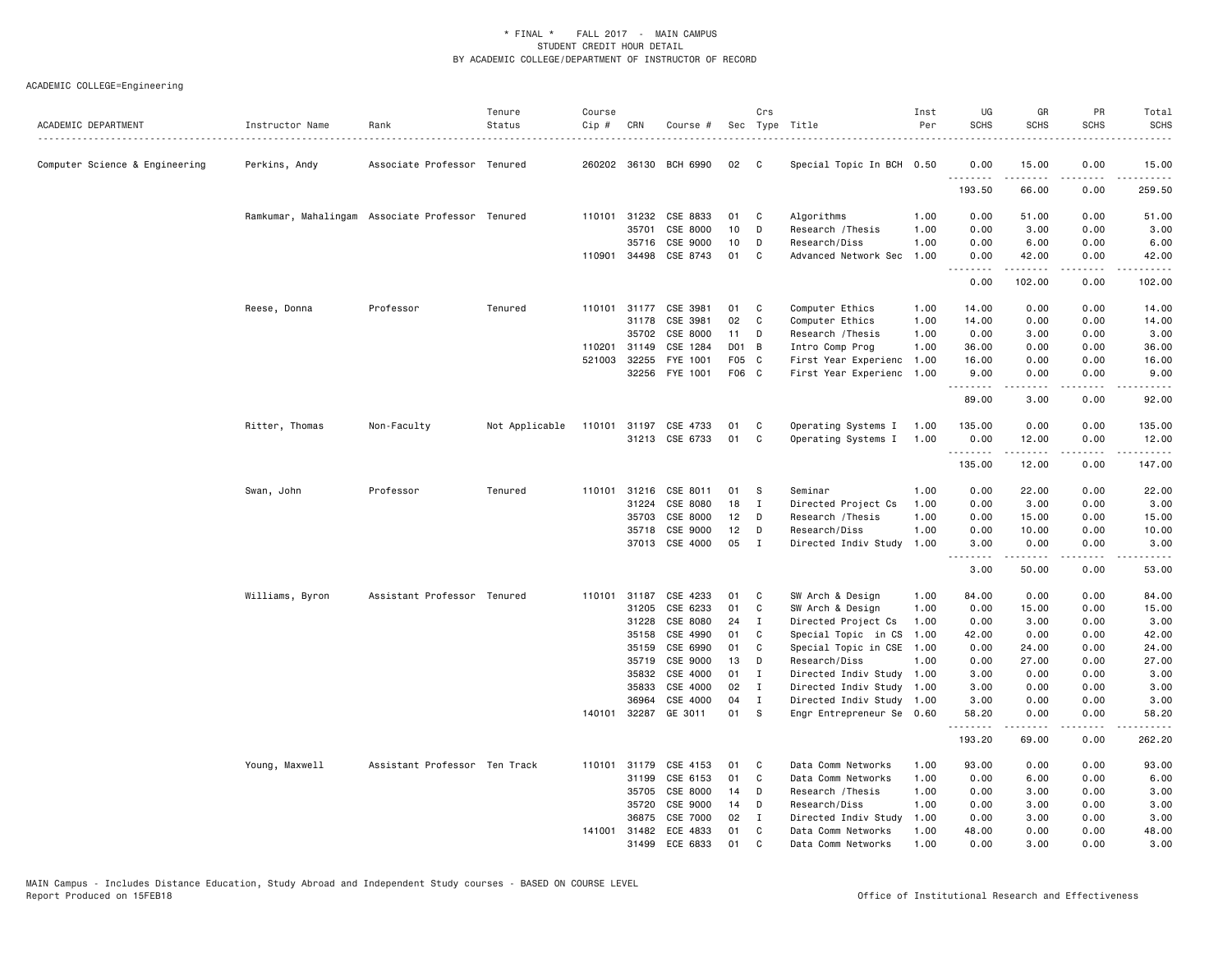\* FINAL \* FALL 2017 - MAIN CAMPUS
STUDENT CREDIT HOUR DETAIL
BY ACADEMIC COLLEGE/DEPARTMENT OF INSTRUCTOR OF RECORD

ACADEMIC COLLEGE=Engineering

| ACADEMIC DEPARTMENT | Instructor Name | Rank | Tenure Status | Course Cip # | CRN | Course # | Sec | Crs Type | Title | Inst Per | UG SCHS | GR SCHS | PR SCHS | Total SCHS |
|---|---|---|---|---|---|---|---|---|---|---|---|---|---|---|
| Computer Science & Engineering | Perkins, Andy | Associate Professor | Tenured | 260202 | 36130 | BCH 6990 | 02 | C | Special Topic In BCH | 0.50 | 0.00 | 15.00 | 0.00 | 15.00 |
| | | | | | | | | | | | 193.50 | 66.00 | 0.00 | 259.50 |
| | Ramkumar, Mahalingam | Associate Professor | Tenured | 110101 | 31232 | CSE 8833 | 01 | C | Algorithms | 1.00 | 0.00 | 51.00 | 0.00 | 51.00 |
| | | | | | 35701 | CSE 8000 | 10 | D | Research /Thesis | 1.00 | 0.00 | 3.00 | 0.00 | 3.00 |
| | | | | | 35716 | CSE 9000 | 10 | D | Research/Diss | 1.00 | 0.00 | 6.00 | 0.00 | 6.00 |
| | | | | 110901 | 34498 | CSE 8743 | 01 | C | Advanced Network Sec | 1.00 | 0.00 | 42.00 | 0.00 | 42.00 |
| | | | | | | | | | | | 0.00 | 102.00 | 0.00 | 102.00 |
| | Reese, Donna | Professor | Tenured | 110101 | 31177 | CSE 3981 | 01 | C | Computer Ethics | 1.00 | 14.00 | 0.00 | 0.00 | 14.00 |
| | | | | | 31178 | CSE 3981 | 02 | C | Computer Ethics | 1.00 | 14.00 | 0.00 | 0.00 | 14.00 |
| | | | | | 35702 | CSE 8000 | 11 | D | Research /Thesis | 1.00 | 0.00 | 3.00 | 0.00 | 3.00 |
| | | | | 110201 | 31149 | CSE 1284 | D01 | B | Intro Comp Prog | 1.00 | 36.00 | 0.00 | 0.00 | 36.00 |
| | | | | 521003 | 32255 | FYE 1001 | F05 | C | First Year Experienc | 1.00 | 16.00 | 0.00 | 0.00 | 16.00 |
| | | | | | 32256 | FYE 1001 | F06 | C | First Year Experienc | 1.00 | 9.00 | 0.00 | 0.00 | 9.00 |
| | | | | | | | | | | | 89.00 | 3.00 | 0.00 | 92.00 |
| | Ritter, Thomas | Non-Faculty | Not Applicable | 110101 | 31197 | CSE 4733 | 01 | C | Operating Systems I | 1.00 | 135.00 | 0.00 | 0.00 | 135.00 |
| | | | | | 31213 | CSE 6733 | 01 | C | Operating Systems I | 1.00 | 0.00 | 12.00 | 0.00 | 12.00 |
| | | | | | | | | | | | 135.00 | 12.00 | 0.00 | 147.00 |
| | Swan, John | Professor | Tenured | 110101 | 31216 | CSE 8011 | 01 | S | Seminar | 1.00 | 0.00 | 22.00 | 0.00 | 22.00 |
| | | | | | 31224 | CSE 8080 | 18 | I | Directed Project Cs | 1.00 | 0.00 | 3.00 | 0.00 | 3.00 |
| | | | | | 35703 | CSE 8000 | 12 | D | Research /Thesis | 1.00 | 0.00 | 15.00 | 0.00 | 15.00 |
| | | | | | 35718 | CSE 9000 | 12 | D | Research/Diss | 1.00 | 0.00 | 10.00 | 0.00 | 10.00 |
| | | | | | 37013 | CSE 4000 | 05 | I | Directed Indiv Study | 1.00 | 3.00 | 0.00 | 0.00 | 3.00 |
| | | | | | | | | | | | 3.00 | 50.00 | 0.00 | 53.00 |
| | Williams, Byron | Assistant Professor | Tenured | 110101 | 31187 | CSE 4233 | 01 | C | SW Arch & Design | 1.00 | 84.00 | 0.00 | 0.00 | 84.00 |
| | | | | | 31205 | CSE 6233 | 01 | C | SW Arch & Design | 1.00 | 0.00 | 15.00 | 0.00 | 15.00 |
| | | | | | 31228 | CSE 8080 | 24 | I | Directed Project Cs | 1.00 | 0.00 | 3.00 | 0.00 | 3.00 |
| | | | | | 35158 | CSE 4990 | 01 | C | Special Topic in CS | 1.00 | 42.00 | 0.00 | 0.00 | 42.00 |
| | | | | | 35159 | CSE 6990 | 01 | C | Special Topic in CSE | 1.00 | 0.00 | 24.00 | 0.00 | 24.00 |
| | | | | | 35719 | CSE 9000 | 13 | D | Research/Diss | 1.00 | 0.00 | 27.00 | 0.00 | 27.00 |
| | | | | | 35832 | CSE 4000 | 01 | I | Directed Indiv Study | 1.00 | 3.00 | 0.00 | 0.00 | 3.00 |
| | | | | | 35833 | CSE 4000 | 02 | I | Directed Indiv Study | 1.00 | 3.00 | 0.00 | 0.00 | 3.00 |
| | | | | | 36964 | CSE 4000 | 04 | I | Directed Indiv Study | 1.00 | 3.00 | 0.00 | 0.00 | 3.00 |
| | | | | 140101 | 32287 | GE 3011 | 01 | S | Engr Entrepreneur Se | 0.60 | 58.20 | 0.00 | 0.00 | 58.20 |
| | | | | | | | | | | | 193.20 | 69.00 | 0.00 | 262.20 |
| | Young, Maxwell | Assistant Professor | Ten Track | 110101 | 31179 | CSE 4153 | 01 | C | Data Comm Networks | 1.00 | 93.00 | 0.00 | 0.00 | 93.00 |
| | | | | | 31199 | CSE 6153 | 01 | C | Data Comm Networks | 1.00 | 0.00 | 6.00 | 0.00 | 6.00 |
| | | | | | 35705 | CSE 8000 | 14 | D | Research /Thesis | 1.00 | 0.00 | 3.00 | 0.00 | 3.00 |
| | | | | | 35720 | CSE 9000 | 14 | D | Research/Diss | 1.00 | 0.00 | 3.00 | 0.00 | 3.00 |
| | | | | | 36875 | CSE 7000 | 02 | I | Directed Indiv Study | 1.00 | 0.00 | 3.00 | 0.00 | 3.00 |
| | | | | 141001 | 31482 | ECE 4833 | 01 | C | Data Comm Networks | 1.00 | 48.00 | 0.00 | 0.00 | 48.00 |
| | | | | | 31499 | ECE 6833 | 01 | C | Data Comm Networks | 1.00 | 0.00 | 3.00 | 0.00 | 3.00 |

MAIN Campus - Includes Distance Education, Study Abroad and Independent Study courses - BASED ON COURSE LEVEL
Report Produced on 15FEB18 — Office of Institutional Research and Effectiveness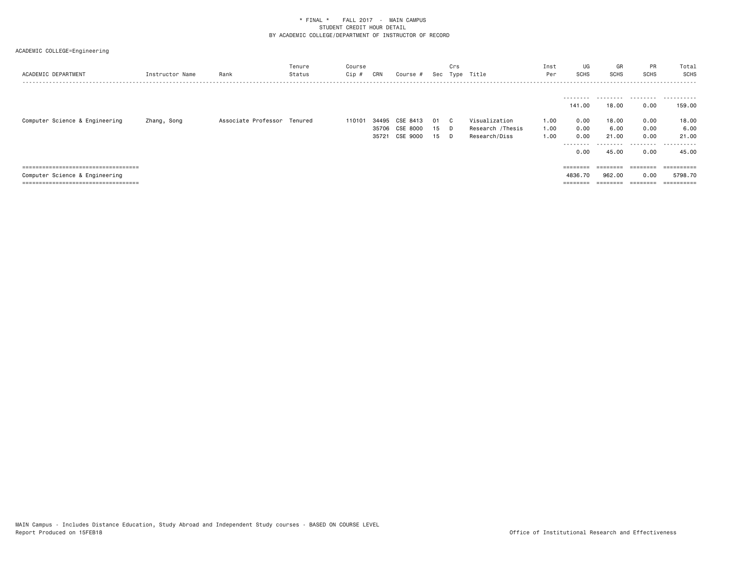\* FINAL \*    FALL 2017  -  MAIN CAMPUS
STUDENT CREDIT HOUR DETAIL
BY ACADEMIC COLLEGE/DEPARTMENT OF INSTRUCTOR OF RECORD

ACADEMIC COLLEGE=Engineering

| ACADEMIC DEPARTMENT | Instructor Name | Rank | Tenure Status | Course Cip # | CRN | Course # | Sec | Crs Type | Title | Inst Per | UG SCHS | GR SCHS | PR SCHS | Total SCHS |
|---|---|---|---|---|---|---|---|---|---|---|---|---|---|---|
| | | | | | | | | | | | 141.00 | 18.00 | 0.00 | 159.00 |
| Computer Science & Engineering | Zhang, Song | Associate Professor | Tenured | 110101 | 34495 | CSE 8413 | 01 | C | Visualization | 1.00 | 0.00 | 18.00 | 0.00 | 18.00 |
| | | | | | 35706 | CSE 8000 | 15 | D | Research /Thesis | 1.00 | 0.00 | 6.00 | 0.00 | 6.00 |
| | | | | | 35721 | CSE 9000 | 15 | D | Research/Diss | 1.00 | 0.00 | 21.00 | 0.00 | 21.00 |
| | | | | | | | | | | | 0.00 | 45.00 | 0.00 | 45.00 |
| Computer Science & Engineering | | | | | | | | | | | 4836.70 | 962.00 | 0.00 | 5798.70 |

MAIN Campus - Includes Distance Education, Study Abroad and Independent Study courses - BASED ON COURSE LEVEL
Report Produced on 15FEB18

Office of Institutional Research and Effectiveness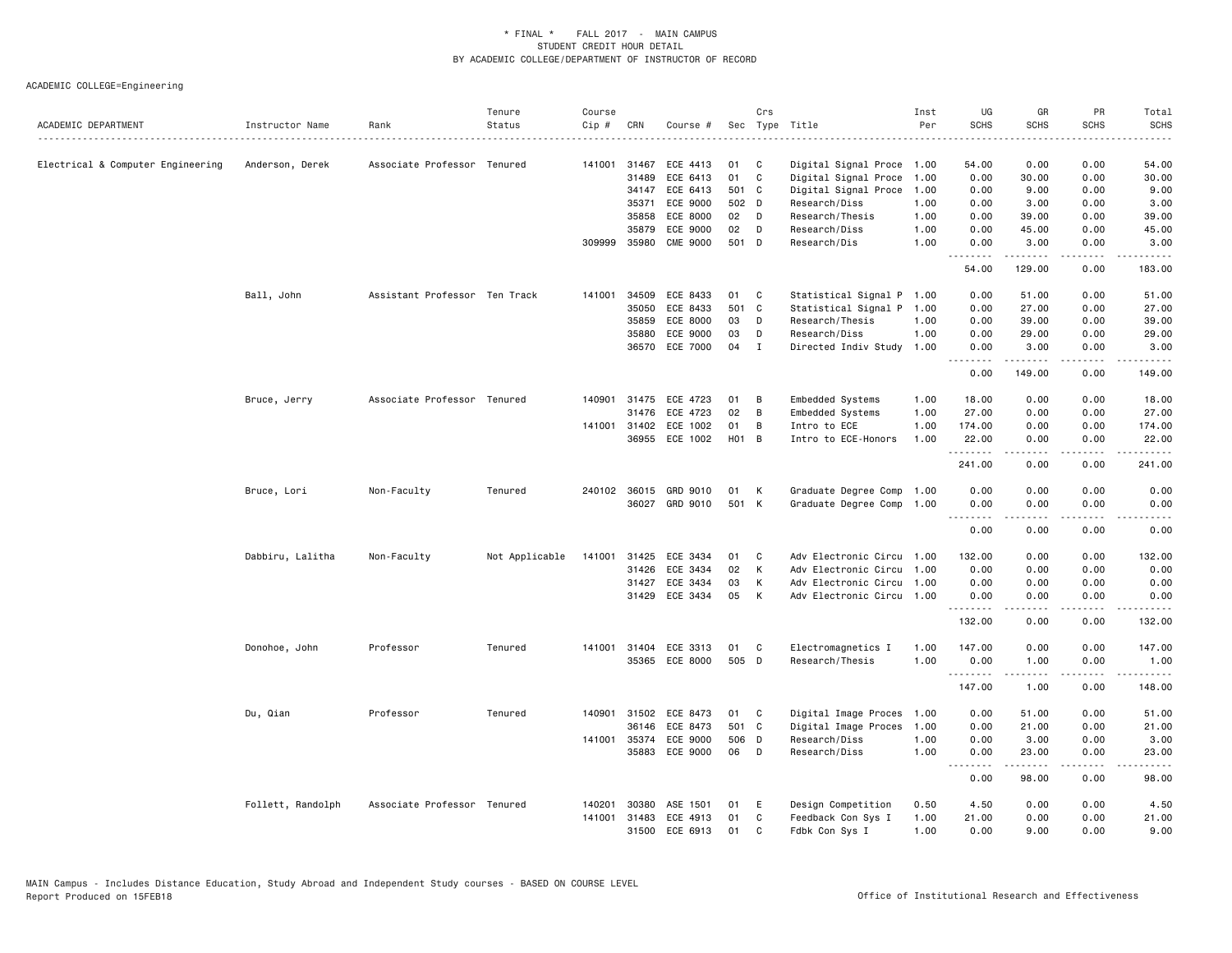\* FINAL \* FALL 2017 - MAIN CAMPUS
STUDENT CREDIT HOUR DETAIL
BY ACADEMIC COLLEGE/DEPARTMENT OF INSTRUCTOR OF RECORD

ACADEMIC COLLEGE=Engineering

| ACADEMIC DEPARTMENT | Instructor Name | Rank | Tenure Status | Course Cip # | CRN | Course # | Sec | Crs Type | Title | Inst Per | UG SCHS | GR SCHS | PR SCHS | Total SCHS |
|---|---|---|---|---|---|---|---|---|---|---|---|---|---|---|
| Electrical & Computer Engineering | Anderson, Derek | Associate Professor | Tenured | 141001 | 31467 | ECE 4413 | 01 | C | Digital Signal Proce | 1.00 | 54.00 | 0.00 | 0.00 | 54.00 |
| | | | | | 31489 | ECE 6413 | 01 | C | Digital Signal Proce | 1.00 | 0.00 | 30.00 | 0.00 | 30.00 |
| | | | | | 34147 | ECE 6413 | 501 | C | Digital Signal Proce | 1.00 | 0.00 | 9.00 | 0.00 | 9.00 |
| | | | | | 35371 | ECE 9000 | 502 | D | Research/Diss | 1.00 | 0.00 | 3.00 | 0.00 | 3.00 |
| | | | | | 35858 | ECE 8000 | 02 | D | Research/Thesis | 1.00 | 0.00 | 39.00 | 0.00 | 39.00 |
| | | | | | 35879 | ECE 9000 | 02 | D | Research/Diss | 1.00 | 0.00 | 45.00 | 0.00 | 45.00 |
| | | | | 309999 | 35980 | CME 9000 | 501 | D | Research/Dis | 1.00 | 0.00 | 3.00 | 0.00 | 3.00 |
| | | | | | | | | | | | 54.00 | 129.00 | 0.00 | 183.00 |
| | Ball, John | Assistant Professor | Ten Track | 141001 | 34509 | ECE 8433 | 01 | C | Statistical Signal P | 1.00 | 0.00 | 51.00 | 0.00 | 51.00 |
| | | | | | 35050 | ECE 8433 | 501 | C | Statistical Signal P | 1.00 | 0.00 | 27.00 | 0.00 | 27.00 |
| | | | | | 35859 | ECE 8000 | 03 | D | Research/Thesis | 1.00 | 0.00 | 39.00 | 0.00 | 39.00 |
| | | | | | 35880 | ECE 9000 | 03 | D | Research/Diss | 1.00 | 0.00 | 29.00 | 0.00 | 29.00 |
| | | | | | 36570 | ECE 7000 | 04 | I | Directed Indiv Study | 1.00 | 0.00 | 3.00 | 0.00 | 3.00 |
| | | | | | | | | | | | 0.00 | 149.00 | 0.00 | 149.00 |
| | Bruce, Jerry | Associate Professor | Tenured | 140901 | 31475 | ECE 4723 | 01 | B | Embedded Systems | 1.00 | 18.00 | 0.00 | 0.00 | 18.00 |
| | | | | | 31476 | ECE 4723 | 02 | B | Embedded Systems | 1.00 | 27.00 | 0.00 | 0.00 | 27.00 |
| | | | | 141001 | 31402 | ECE 1002 | 01 | B | Intro to ECE | 1.00 | 174.00 | 0.00 | 0.00 | 174.00 |
| | | | | | 36955 | ECE 1002 | H01 | B | Intro to ECE-Honors | 1.00 | 22.00 | 0.00 | 0.00 | 22.00 |
| | | | | | | | | | | | 241.00 | 0.00 | 0.00 | 241.00 |
| | Bruce, Lori | Non-Faculty | Tenured | 240102 | 36015 | GRD 9010 | 01 | K | Graduate Degree Comp | 1.00 | 0.00 | 0.00 | 0.00 | 0.00 |
| | | | | | 36027 | GRD 9010 | 501 | K | Graduate Degree Comp | 1.00 | 0.00 | 0.00 | 0.00 | 0.00 |
| | | | | | | | | | | | 0.00 | 0.00 | 0.00 | 0.00 |
| | Dabbiru, Lalitha | Non-Faculty | Not Applicable | 141001 | 31425 | ECE 3434 | 01 | C | Adv Electronic Circu | 1.00 | 132.00 | 0.00 | 0.00 | 132.00 |
| | | | | | 31426 | ECE 3434 | 02 | K | Adv Electronic Circu | 1.00 | 0.00 | 0.00 | 0.00 | 0.00 |
| | | | | | 31427 | ECE 3434 | 03 | K | Adv Electronic Circu | 1.00 | 0.00 | 0.00 | 0.00 | 0.00 |
| | | | | | 31429 | ECE 3434 | 05 | K | Adv Electronic Circu | 1.00 | 0.00 | 0.00 | 0.00 | 0.00 |
| | | | | | | | | | | | 132.00 | 0.00 | 0.00 | 132.00 |
| | Donohoe, John | Professor | Tenured | 141001 | 31404 | ECE 3313 | 01 | C | Electromagnetics I | 1.00 | 147.00 | 0.00 | 0.00 | 147.00 |
| | | | | | 35365 | ECE 8000 | 505 | D | Research/Thesis | 1.00 | 0.00 | 1.00 | 0.00 | 1.00 |
| | | | | | | | | | | | 147.00 | 1.00 | 0.00 | 148.00 |
| | Du, Qian | Professor | Tenured | 140901 | 31502 | ECE 8473 | 01 | C | Digital Image Proces | 1.00 | 0.00 | 51.00 | 0.00 | 51.00 |
| | | | | | 36146 | ECE 8473 | 501 | C | Digital Image Proces | 1.00 | 0.00 | 21.00 | 0.00 | 21.00 |
| | | | | 141001 | 35374 | ECE 9000 | 506 | D | Research/Diss | 1.00 | 0.00 | 3.00 | 0.00 | 3.00 |
| | | | | | 35883 | ECE 9000 | 06 | D | Research/Diss | 1.00 | 0.00 | 23.00 | 0.00 | 23.00 |
| | | | | | | | | | | | 0.00 | 98.00 | 0.00 | 98.00 |
| | Follett, Randolph | Associate Professor | Tenured | 140201 | 30380 | ASE 1501 | 01 | E | Design Competition | 0.50 | 4.50 | 0.00 | 0.00 | 4.50 |
| | | | | 141001 | 31483 | ECE 4913 | 01 | C | Feedback Con Sys I | 1.00 | 21.00 | 0.00 | 0.00 | 21.00 |
| | | | | | 31500 | ECE 6913 | 01 | C | Fdbk Con Sys I | 1.00 | 0.00 | 9.00 | 0.00 | 9.00 |

MAIN Campus - Includes Distance Education, Study Abroad and Independent Study courses - BASED ON COURSE LEVEL
Report Produced on 15FEB18 | Office of Institutional Research and Effectiveness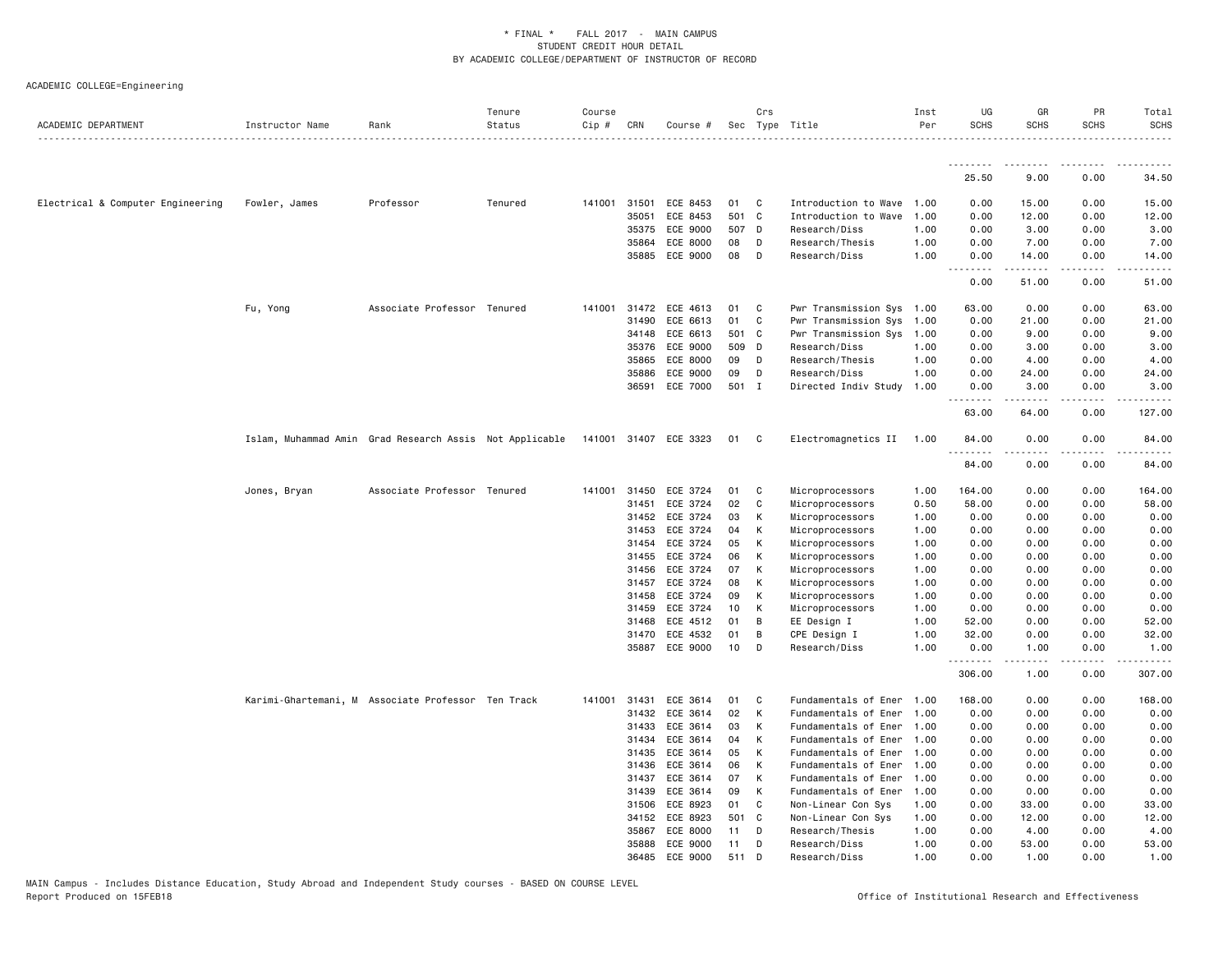\* FINAL \* FALL 2017 - MAIN CAMPUS
STUDENT CREDIT HOUR DETAIL
BY ACADEMIC COLLEGE/DEPARTMENT OF INSTRUCTOR OF RECORD

ACADEMIC COLLEGE=Engineering

| ACADEMIC DEPARTMENT | Instructor Name | Rank | Tenure Status | Course Cip # | CRN | Course # | Sec | Crs Type | Title | Inst Per | UG SCHS | GR SCHS | PR SCHS | Total SCHS |
|---|---|---|---|---|---|---|---|---|---|---|---|---|---|---|
| | | | | | | | | | | | 25.50 | 9.00 | 0.00 | 34.50 |
| Electrical & Computer Engineering | Fowler, James | Professor | Tenured | 141001 | 31501 | ECE 8453 | 01 | C | Introduction to Wave | 1.00 | 0.00 | 15.00 | 0.00 | 15.00 |
| | | | | | 35051 | ECE 8453 | 501 | C | Introduction to Wave | 1.00 | 0.00 | 12.00 | 0.00 | 12.00 |
| | | | | | 35375 | ECE 9000 | 507 | D | Research/Diss | 1.00 | 0.00 | 3.00 | 0.00 | 3.00 |
| | | | | | 35864 | ECE 8000 | 08 | D | Research/Thesis | 1.00 | 0.00 | 7.00 | 0.00 | 7.00 |
| | | | | | 35885 | ECE 9000 | 08 | D | Research/Diss | 1.00 | 0.00 | 14.00 | 0.00 | 14.00 |
| | | | | | | | | | | | 0.00 | 51.00 | 0.00 | 51.00 |
| | Fu, Yong | Associate Professor | Tenured | 141001 | 31472 | ECE 4613 | 01 | C | Pwr Transmission Sys | 1.00 | 63.00 | 0.00 | 0.00 | 63.00 |
| | | | | | 31490 | ECE 6613 | 01 | C | Pwr Transmission Sys | 1.00 | 0.00 | 21.00 | 0.00 | 21.00 |
| | | | | | 34148 | ECE 6613 | 501 | C | Pwr Transmission Sys | 1.00 | 0.00 | 9.00 | 0.00 | 9.00 |
| | | | | | 35376 | ECE 9000 | 509 | D | Research/Diss | 1.00 | 0.00 | 3.00 | 0.00 | 3.00 |
| | | | | | 35865 | ECE 8000 | 09 | D | Research/Thesis | 1.00 | 0.00 | 4.00 | 0.00 | 4.00 |
| | | | | | 35886 | ECE 9000 | 09 | D | Research/Diss | 1.00 | 0.00 | 24.00 | 0.00 | 24.00 |
| | | | | | 36591 | ECE 7000 | 501 | I | Directed Indiv Study | 1.00 | 0.00 | 3.00 | 0.00 | 3.00 |
| | | | | | | | | | | | 63.00 | 64.00 | 0.00 | 127.00 |
| | Islam, Muhammad Amin | Grad Research Assis | Not Applicable | 141001 | 31407 | ECE 3323 | 01 | C | Electromagnetics II | 1.00 | 84.00 | 0.00 | 0.00 | 84.00 |
| | | | | | | | | | | | 84.00 | 0.00 | 0.00 | 84.00 |
| | Jones, Bryan | Associate Professor | Tenured | 141001 | 31450 | ECE 3724 | 01 | C | Microprocessors | 1.00 | 164.00 | 0.00 | 0.00 | 164.00 |
| | | | | | 31451 | ECE 3724 | 02 | C | Microprocessors | 0.50 | 58.00 | 0.00 | 0.00 | 58.00 |
| | | | | | 31452 | ECE 3724 | 03 | K | Microprocessors | 1.00 | 0.00 | 0.00 | 0.00 | 0.00 |
| | | | | | 31453 | ECE 3724 | 04 | K | Microprocessors | 1.00 | 0.00 | 0.00 | 0.00 | 0.00 |
| | | | | | 31454 | ECE 3724 | 05 | K | Microprocessors | 1.00 | 0.00 | 0.00 | 0.00 | 0.00 |
| | | | | | 31455 | ECE 3724 | 06 | K | Microprocessors | 1.00 | 0.00 | 0.00 | 0.00 | 0.00 |
| | | | | | 31456 | ECE 3724 | 07 | K | Microprocessors | 1.00 | 0.00 | 0.00 | 0.00 | 0.00 |
| | | | | | 31457 | ECE 3724 | 08 | K | Microprocessors | 1.00 | 0.00 | 0.00 | 0.00 | 0.00 |
| | | | | | 31458 | ECE 3724 | 09 | K | Microprocessors | 1.00 | 0.00 | 0.00 | 0.00 | 0.00 |
| | | | | | 31459 | ECE 3724 | 10 | K | Microprocessors | 1.00 | 0.00 | 0.00 | 0.00 | 0.00 |
| | | | | | 31468 | ECE 4512 | 01 | B | EE Design I | 1.00 | 52.00 | 0.00 | 0.00 | 52.00 |
| | | | | | 31470 | ECE 4532 | 01 | B | CPE Design I | 1.00 | 32.00 | 0.00 | 0.00 | 32.00 |
| | | | | | 35887 | ECE 9000 | 10 | D | Research/Diss | 1.00 | 0.00 | 1.00 | 0.00 | 1.00 |
| | | | | | | | | | | | 306.00 | 1.00 | 0.00 | 307.00 |
| | Karimi-Ghartemani, M | Associate Professor | Ten Track | 141001 | 31431 | ECE 3614 | 01 | C | Fundamentals of Ener | 1.00 | 168.00 | 0.00 | 0.00 | 168.00 |
| | | | | | 31432 | ECE 3614 | 02 | K | Fundamentals of Ener | 1.00 | 0.00 | 0.00 | 0.00 | 0.00 |
| | | | | | 31433 | ECE 3614 | 03 | K | Fundamentals of Ener | 1.00 | 0.00 | 0.00 | 0.00 | 0.00 |
| | | | | | 31434 | ECE 3614 | 04 | K | Fundamentals of Ener | 1.00 | 0.00 | 0.00 | 0.00 | 0.00 |
| | | | | | 31435 | ECE 3614 | 05 | K | Fundamentals of Ener | 1.00 | 0.00 | 0.00 | 0.00 | 0.00 |
| | | | | | 31436 | ECE 3614 | 06 | K | Fundamentals of Ener | 1.00 | 0.00 | 0.00 | 0.00 | 0.00 |
| | | | | | 31437 | ECE 3614 | 07 | K | Fundamentals of Ener | 1.00 | 0.00 | 0.00 | 0.00 | 0.00 |
| | | | | | 31439 | ECE 3614 | 09 | K | Fundamentals of Ener | 1.00 | 0.00 | 0.00 | 0.00 | 0.00 |
| | | | | | 31506 | ECE 8923 | 01 | C | Non-Linear Con Sys | 1.00 | 0.00 | 33.00 | 0.00 | 33.00 |
| | | | | | 34152 | ECE 8923 | 501 | C | Non-Linear Con Sys | 1.00 | 0.00 | 12.00 | 0.00 | 12.00 |
| | | | | | 35867 | ECE 8000 | 11 | D | Research/Thesis | 1.00 | 0.00 | 4.00 | 0.00 | 4.00 |
| | | | | | 35888 | ECE 9000 | 11 | D | Research/Diss | 1.00 | 0.00 | 53.00 | 0.00 | 53.00 |
| | | | | | 36485 | ECE 9000 | 511 | D | Research/Diss | 1.00 | 0.00 | 1.00 | 0.00 | 1.00 |

MAIN Campus - Includes Distance Education, Study Abroad and Independent Study courses - BASED ON COURSE LEVEL
Report Produced on 15FEB18 Office of Institutional Research and Effectiveness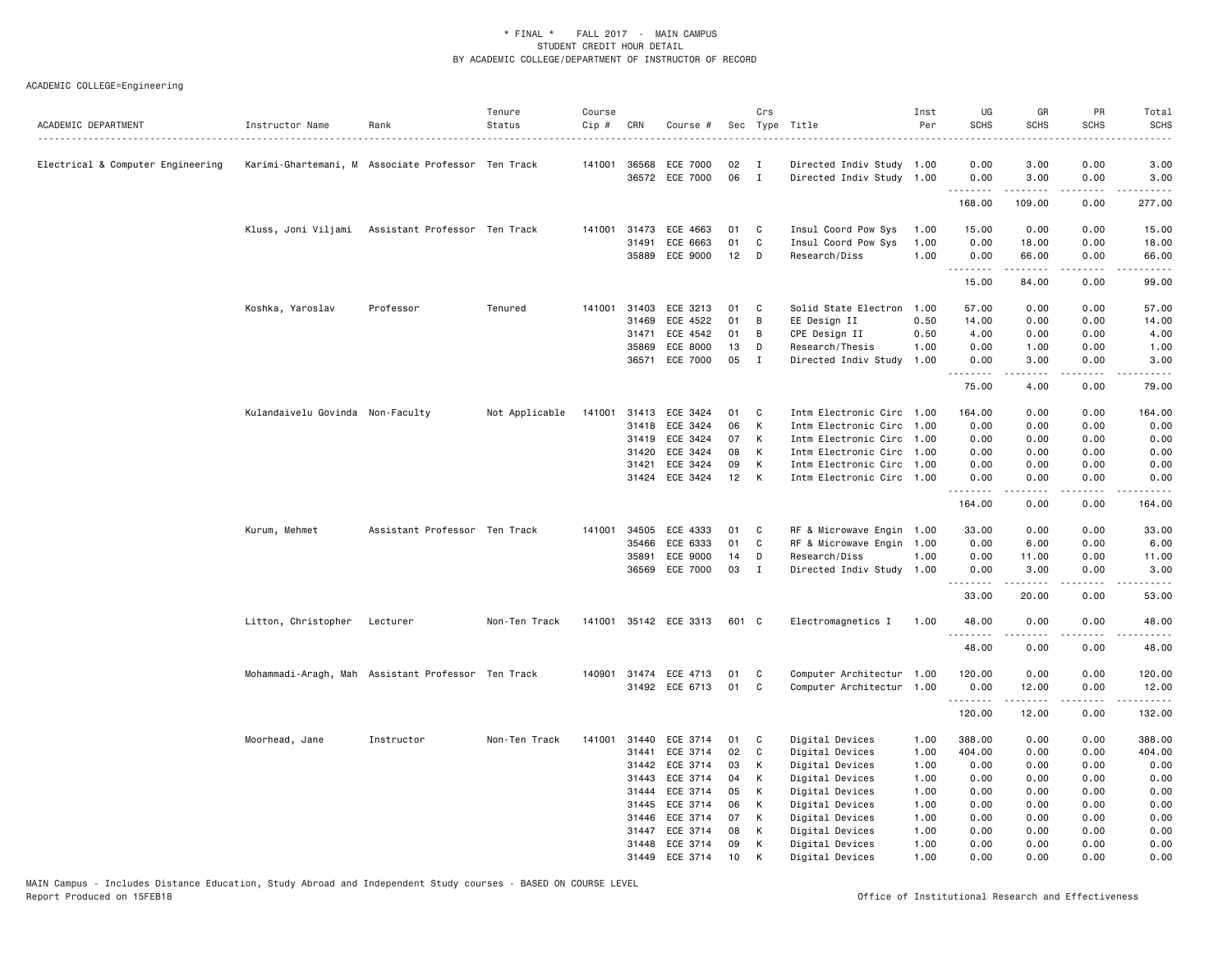ACADEMIC COLLEGE=Engineering

| ACADEMIC DEPARTMENT | Instructor Name | Rank | Tenure Status | Course Cip # | CRN | Course # | Sec | Crs Type | Title | Inst Per | UG SCHS | GR SCHS | PR SCHS | Total SCHS |
|---|---|---|---|---|---|---|---|---|---|---|---|---|---|---|
| Electrical & Computer Engineering | Karimi-Ghartemani, M | Associate Professor | Ten Track | 141001 | 36568 | ECE 7000 | 02 | I | Directed Indiv Study | 1.00 | 0.00 | 3.00 | 0.00 | 3.00 |
| | | | | | 36572 | ECE 7000 | 06 | I | Directed Indiv Study | 1.00 | 0.00 | 3.00 | 0.00 | 3.00 |
| | | | | | | | | | | | 168.00 | 109.00 | 0.00 | 277.00 |
| | Kluss, Joni Viljami | Assistant Professor | Ten Track | 141001 | 31473 | ECE 4663 | 01 | C | Insul Coord Pow Sys | 1.00 | 15.00 | 0.00 | 0.00 | 15.00 |
| | | | | | 31491 | ECE 6663 | 01 | C | Insul Coord Pow Sys | 1.00 | 0.00 | 18.00 | 0.00 | 18.00 |
| | | | | | 35889 | ECE 9000 | 12 | D | Research/Diss | 1.00 | 0.00 | 66.00 | 0.00 | 66.00 |
| | | | | | | | | | | | 15.00 | 84.00 | 0.00 | 99.00 |
| | Koshka, Yaroslav | Professor | Tenured | 141001 | 31403 | ECE 3213 | 01 | C | Solid State Electron | 1.00 | 57.00 | 0.00 | 0.00 | 57.00 |
| | | | | | 31469 | ECE 4522 | 01 | B | EE Design II | 0.50 | 14.00 | 0.00 | 0.00 | 14.00 |
| | | | | | 31471 | ECE 4542 | 01 | B | CPE Design II | 0.50 | 4.00 | 0.00 | 0.00 | 4.00 |
| | | | | | 35869 | ECE 8000 | 13 | D | Research/Thesis | 1.00 | 0.00 | 1.00 | 0.00 | 1.00 |
| | | | | | 36571 | ECE 7000 | 05 | I | Directed Indiv Study | 1.00 | 0.00 | 3.00 | 0.00 | 3.00 |
| | | | | | | | | | | | 75.00 | 4.00 | 0.00 | 79.00 |
| | Kulandaivelu Govinda | Non-Faculty | Not Applicable | 141001 | 31413 | ECE 3424 | 01 | C | Intm Electronic Circ | 1.00 | 164.00 | 0.00 | 0.00 | 164.00 |
| | | | | | 31418 | ECE 3424 | 06 | K | Intm Electronic Circ | 1.00 | 0.00 | 0.00 | 0.00 | 0.00 |
| | | | | | 31419 | ECE 3424 | 07 | K | Intm Electronic Circ | 1.00 | 0.00 | 0.00 | 0.00 | 0.00 |
| | | | | | 31420 | ECE 3424 | 08 | K | Intm Electronic Circ | 1.00 | 0.00 | 0.00 | 0.00 | 0.00 |
| | | | | | 31421 | ECE 3424 | 09 | K | Intm Electronic Circ | 1.00 | 0.00 | 0.00 | 0.00 | 0.00 |
| | | | | | 31424 | ECE 3424 | 12 | K | Intm Electronic Circ | 1.00 | 0.00 | 0.00 | 0.00 | 0.00 |
| | | | | | | | | | | | 164.00 | 0.00 | 0.00 | 164.00 |
| | Kurum, Mehmet | Assistant Professor | Ten Track | 141001 | 34505 | ECE 4333 | 01 | C | RF & Microwave Engin | 1.00 | 33.00 | 0.00 | 0.00 | 33.00 |
| | | | | | 35466 | ECE 6333 | 01 | C | RF & Microwave Engin | 1.00 | 0.00 | 6.00 | 0.00 | 6.00 |
| | | | | | 35891 | ECE 9000 | 14 | D | Research/Diss | 1.00 | 0.00 | 11.00 | 0.00 | 11.00 |
| | | | | | 36569 | ECE 7000 | 03 | I | Directed Indiv Study | 1.00 | 0.00 | 3.00 | 0.00 | 3.00 |
| | | | | | | | | | | | 33.00 | 20.00 | 0.00 | 53.00 |
| | Litton, Christopher | Lecturer | Non-Ten Track | 141001 | 35142 | ECE 3313 | 601 | C | Electromagnetics I | 1.00 | 48.00 | 0.00 | 0.00 | 48.00 |
| | | | | | | | | | | | 48.00 | 0.00 | 0.00 | 48.00 |
| | Mohammadi-Aragh, Mah | Assistant Professor | Ten Track | 140901 | 31474 | ECE 4713 | 01 | C | Computer Architectur | 1.00 | 120.00 | 0.00 | 0.00 | 120.00 |
| | | | | | 31492 | ECE 6713 | 01 | C | Computer Architectur | 1.00 | 0.00 | 12.00 | 0.00 | 12.00 |
| | | | | | | | | | | | 120.00 | 12.00 | 0.00 | 132.00 |
| | Moorhead, Jane | Instructor | Non-Ten Track | 141001 | 31440 | ECE 3714 | 01 | C | Digital Devices | 1.00 | 388.00 | 0.00 | 0.00 | 388.00 |
| | | | | | 31441 | ECE 3714 | 02 | C | Digital Devices | 1.00 | 404.00 | 0.00 | 0.00 | 404.00 |
| | | | | | 31442 | ECE 3714 | 03 | K | Digital Devices | 1.00 | 0.00 | 0.00 | 0.00 | 0.00 |
| | | | | | 31443 | ECE 3714 | 04 | K | Digital Devices | 1.00 | 0.00 | 0.00 | 0.00 | 0.00 |
| | | | | | 31444 | ECE 3714 | 05 | K | Digital Devices | 1.00 | 0.00 | 0.00 | 0.00 | 0.00 |
| | | | | | 31445 | ECE 3714 | 06 | K | Digital Devices | 1.00 | 0.00 | 0.00 | 0.00 | 0.00 |
| | | | | | 31446 | ECE 3714 | 07 | K | Digital Devices | 1.00 | 0.00 | 0.00 | 0.00 | 0.00 |
| | | | | | 31447 | ECE 3714 | 08 | K | Digital Devices | 1.00 | 0.00 | 0.00 | 0.00 | 0.00 |
| | | | | | 31448 | ECE 3714 | 09 | K | Digital Devices | 1.00 | 0.00 | 0.00 | 0.00 | 0.00 |
| | | | | | 31449 | ECE 3714 | 10 | K | Digital Devices | 1.00 | 0.00 | 0.00 | 0.00 | 0.00 |

MAIN Campus - Includes Distance Education, Study Abroad and Independent Study courses - BASED ON COURSE LEVEL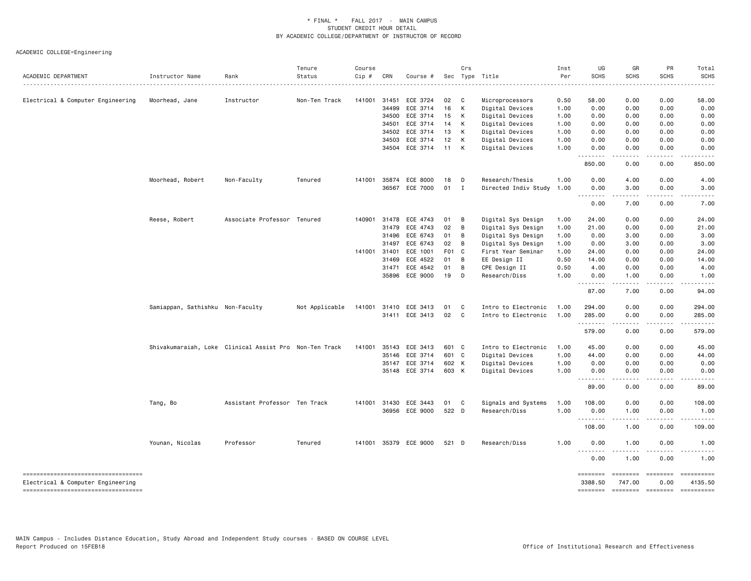\* FINAL \* FALL 2017 - MAIN CAMPUS
STUDENT CREDIT HOUR DETAIL
BY ACADEMIC COLLEGE/DEPARTMENT OF INSTRUCTOR OF RECORD

ACADEMIC COLLEGE=Engineering

| ACADEMIC DEPARTMENT | Instructor Name | Rank | Tenure Status | Course Cip # | CRN | Course # | Sec | Crs Type | Title | Inst Per | UG SCHS | GR SCHS | PR SCHS | Total SCHS |
|---|---|---|---|---|---|---|---|---|---|---|---|---|---|---|
| Electrical & Computer Engineering | Moorhead, Jane | Instructor | Non-Ten Track | 141001 | 31451 | ECE 3724 | 02 | C | Microprocessors | 0.50 | 58.00 | 0.00 | 0.00 | 58.00 |
| | | | | | 34499 | ECE 3714 | 16 | K | Digital Devices | 1.00 | 0.00 | 0.00 | 0.00 | 0.00 |
| | | | | | 34500 | ECE 3714 | 15 | K | Digital Devices | 1.00 | 0.00 | 0.00 | 0.00 | 0.00 |
| | | | | | 34501 | ECE 3714 | 14 | K | Digital Devices | 1.00 | 0.00 | 0.00 | 0.00 | 0.00 |
| | | | | | 34502 | ECE 3714 | 13 | K | Digital Devices | 1.00 | 0.00 | 0.00 | 0.00 | 0.00 |
| | | | | | 34503 | ECE 3714 | 12 | K | Digital Devices | 1.00 | 0.00 | 0.00 | 0.00 | 0.00 |
| | | | | | 34504 | ECE 3714 | 11 | K | Digital Devices | 1.00 | 0.00 | 0.00 | 0.00 | 0.00 |
| | | | | | | | | | | | 850.00 | 0.00 | 0.00 | 850.00 |
| | Moorhead, Robert | Non-Faculty | Tenured | 141001 | 35874 | ECE 8000 | 18 | D | Research/Thesis | 1.00 | 0.00 | 4.00 | 0.00 | 4.00 |
| | | | | | 36567 | ECE 7000 | 01 | I | Directed Indiv Study | 1.00 | 0.00 | 3.00 | 0.00 | 3.00 |
| | | | | | | | | | | | 0.00 | 7.00 | 0.00 | 7.00 |
| | Reese, Robert | Associate Professor | Tenured | 140901 | 31478 | ECE 4743 | 01 | B | Digital Sys Design | 1.00 | 24.00 | 0.00 | 0.00 | 24.00 |
| | | | | | 31479 | ECE 4743 | 02 | B | Digital Sys Design | 1.00 | 21.00 | 0.00 | 0.00 | 21.00 |
| | | | | | 31496 | ECE 6743 | 01 | B | Digital Sys Design | 1.00 | 0.00 | 3.00 | 0.00 | 3.00 |
| | | | | | 31497 | ECE 6743 | 02 | B | Digital Sys Design | 1.00 | 0.00 | 3.00 | 0.00 | 3.00 |
| | | | | 141001 | 31401 | ECE 1001 | F01 | C | First Year Seminar | 1.00 | 24.00 | 0.00 | 0.00 | 24.00 |
| | | | | | 31469 | ECE 4522 | 01 | B | EE Design II | 0.50 | 14.00 | 0.00 | 0.00 | 14.00 |
| | | | | | 31471 | ECE 4542 | 01 | B | CPE Design II | 0.50 | 4.00 | 0.00 | 0.00 | 4.00 |
| | | | | | 35896 | ECE 9000 | 19 | D | Research/Diss | 1.00 | 0.00 | 1.00 | 0.00 | 1.00 |
| | | | | | | | | | | | 87.00 | 7.00 | 0.00 | 94.00 |
| | Samiappan, Sathishku | Non-Faculty | Not Applicable | 141001 | 31410 | ECE 3413 | 01 | C | Intro to Electronic | 1.00 | 294.00 | 0.00 | 0.00 | 294.00 |
| | | | | | 31411 | ECE 3413 | 02 | C | Intro to Electronic | 1.00 | 285.00 | 0.00 | 0.00 | 285.00 |
| | | | | | | | | | | | 579.00 | 0.00 | 0.00 | 579.00 |
| | Shivakumaraiah, Loke | Clinical Assist Pro | Non-Ten Track | 141001 | 35143 | ECE 3413 | 601 | C | Intro to Electronic | 1.00 | 45.00 | 0.00 | 0.00 | 45.00 |
| | | | | | 35146 | ECE 3714 | 601 | C | Digital Devices | 1.00 | 44.00 | 0.00 | 0.00 | 44.00 |
| | | | | | 35147 | ECE 3714 | 602 | K | Digital Devices | 1.00 | 0.00 | 0.00 | 0.00 | 0.00 |
| | | | | | 35148 | ECE 3714 | 603 | K | Digital Devices | 1.00 | 0.00 | 0.00 | 0.00 | 0.00 |
| | | | | | | | | | | | 89.00 | 0.00 | 0.00 | 89.00 |
| | Tang, Bo | Assistant Professor | Ten Track | 141001 | 31430 | ECE 3443 | 01 | C | Signals and Systems | 1.00 | 108.00 | 0.00 | 0.00 | 108.00 |
| | | | | | 36956 | ECE 9000 | 522 | D | Research/Diss | 1.00 | 0.00 | 1.00 | 0.00 | 1.00 |
| | | | | | | | | | | | 108.00 | 1.00 | 0.00 | 109.00 |
| | Younan, Nicolas | Professor | Tenured | 141001 | 35379 | ECE 9000 | 521 | D | Research/Diss | 1.00 | 0.00 | 1.00 | 0.00 | 1.00 |
| | | | | | | | | | | | 0.00 | 1.00 | 0.00 | 1.00 |
| Electrical & Computer Engineering | | | | | | | | | | | 3388.50 | 747.00 | 0.00 | 4135.50 |

MAIN Campus - Includes Distance Education, Study Abroad and Independent Study courses - BASED ON COURSE LEVEL
Report Produced on 15FEB18

Office of Institutional Research and Effectiveness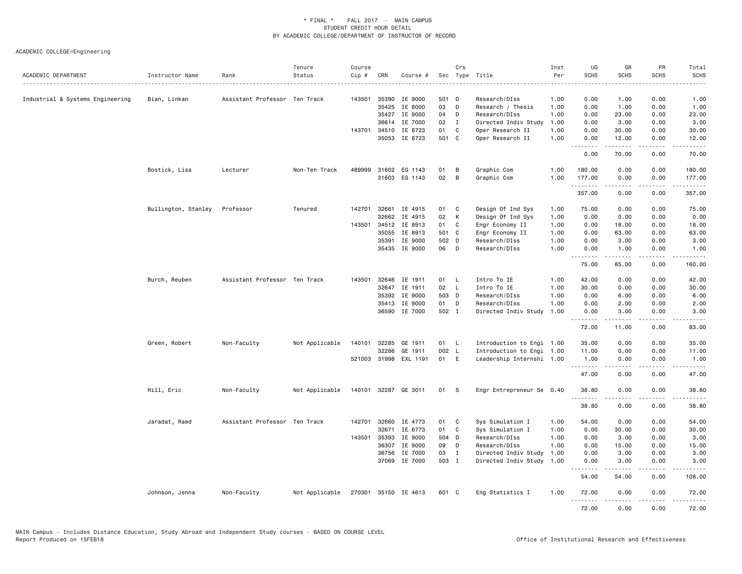# * FINAL * FALL 2017 - MAIN CAMPUS
## STUDENT CREDIT HOUR DETAIL
## BY ACADEMIC COLLEGE/DEPARTMENT OF INSTRUCTOR OF RECORD

ACADEMIC COLLEGE=Engineering

| ACADEMIC DEPARTMENT | Instructor Name | Rank | Tenure Status | Course Cip # | CRN | Course # | Sec | Crs Type | Title | Inst Per | UG SCHS | GR SCHS | PR SCHS | Total SCHS |
|---|---|---|---|---|---|---|---|---|---|---|---|---|---|---|
| Industrial & Systems Engineering | Bian, Linkan | Assistant Professor | Ten Track | 143501 | 35390 | IE 9000 | 501 | D | Research/DIss | 1.00 | 0.00 | 1.00 | 0.00 | 1.00 |
| | | | | | 35425 | IE 8000 | 03 | D | Research / Thesis | 1.00 | 0.00 | 1.00 | 0.00 | 1.00 |
| | | | | | 35427 | IE 9000 | 04 | D | Research/DIss | 1.00 | 0.00 | 23.00 | 0.00 | 23.00 |
| | | | | | 36614 | IE 7000 | 02 | I | Directed Indiv Study | 1.00 | 0.00 | 3.00 | 0.00 | 3.00 |
| | | | | 143701 | 34510 | IE 8723 | 01 | C | Oper Research II | 1.00 | 0.00 | 30.00 | 0.00 | 30.00 |
| | | | | | 35053 | IE 8723 | 501 | C | Oper Research II | 1.00 | 0.00 | 12.00 | 0.00 | 12.00 |
| | | | | | | | | | | | 0.00 | 70.00 | 0.00 | 70.00 |
| | Bostick, Lisa | Lecturer | Non-Ten Track | 489999 | 31602 | EG 1143 | 01 | B | Graphic Com | 1.00 | 180.00 | 0.00 | 0.00 | 180.00 |
| | | | | | 31603 | EG 1143 | 02 | B | Graphic Com | 1.00 | 177.00 | 0.00 | 0.00 | 177.00 |
| | | | | | | | | | | | 357.00 | 0.00 | 0.00 | 357.00 |
| | Bullington, Stanley | Professor | Tenured | 142701 | 32661 | IE 4915 | 01 | C | Design Of Ind Sys | 1.00 | 75.00 | 0.00 | 0.00 | 75.00 |
| | | | | | 32662 | IE 4915 | 02 | K | Design Of Ind Sys | 1.00 | 0.00 | 0.00 | 0.00 | 0.00 |
| | | | | 143501 | 34512 | IE 8913 | 01 | C | Engr Economy II | 1.00 | 0.00 | 18.00 | 0.00 | 18.00 |
| | | | | | 35055 | IE 8913 | 501 | C | Engr Economy II | 1.00 | 0.00 | 63.00 | 0.00 | 63.00 |
| | | | | | 35391 | IE 9000 | 502 | D | Research/DIss | 1.00 | 0.00 | 3.00 | 0.00 | 3.00 |
| | | | | | 35435 | IE 9000 | 06 | D | Research/DIss | 1.00 | 0.00 | 1.00 | 0.00 | 1.00 |
| | | | | | | | | | | | 75.00 | 85.00 | 0.00 | 160.00 |
| | Burch, Reuben | Assistant Professor | Ten Track | 143501 | 32646 | IE 1911 | 01 | L | Intro To IE | 1.00 | 42.00 | 0.00 | 0.00 | 42.00 |
| | | | | | 32647 | IE 1911 | 02 | L | Intro To IE | 1.00 | 30.00 | 0.00 | 0.00 | 30.00 |
| | | | | | 35392 | IE 9000 | 503 | D | Research/DIss | 1.00 | 0.00 | 6.00 | 0.00 | 6.00 |
| | | | | | 35413 | IE 9000 | 01 | D | Research/DIss | 1.00 | 0.00 | 2.00 | 0.00 | 2.00 |
| | | | | | 36590 | IE 7000 | 502 | I | Directed Indiv Study | 1.00 | 0.00 | 3.00 | 0.00 | 3.00 |
| | | | | | | | | | | | 72.00 | 11.00 | 0.00 | 83.00 |
| | Green, Robert | Non-Faculty | Not Applicable | 140101 | 32285 | GE 1911 | 01 | L | Introduction to Engi | 1.00 | 35.00 | 0.00 | 0.00 | 35.00 |
| | | | | | 32286 | GE 1911 | D02 | L | Introduction to Engi | 1.00 | 11.00 | 0.00 | 0.00 | 11.00 |
| | | | | 521003 | 31998 | EXL 1191 | 01 | E | Leadership Internshi | 1.00 | 1.00 | 0.00 | 0.00 | 1.00 |
| | | | | | | | | | | | 47.00 | 0.00 | 0.00 | 47.00 |
| | Hill, Eric | Non-Faculty | Not Applicable | 140101 | 32287 | GE 3011 | 01 | S | Engr Entrepreneur Se | 0.40 | 38.80 | 0.00 | 0.00 | 38.80 |
| | | | | | | | | | | | 38.80 | 0.00 | 0.00 | 38.80 |
| | Jaradat, Raed | Assistant Professor | Ten Track | 142701 | 32660 | IE 4773 | 01 | C | Sys Simulation I | 1.00 | 54.00 | 0.00 | 0.00 | 54.00 |
| | | | | | 32671 | IE 6773 | 01 | C | Sys Simulation I | 1.00 | 0.00 | 30.00 | 0.00 | 30.00 |
| | | | | 143501 | 35393 | IE 9000 | 504 | D | Research/DIss | 1.00 | 0.00 | 3.00 | 0.00 | 3.00 |
| | | | | | 36307 | IE 9000 | 09 | D | Research/DIss | 1.00 | 0.00 | 15.00 | 0.00 | 15.00 |
| | | | | | 36756 | IE 7000 | 03 | I | Directed Indiv Study | 1.00 | 0.00 | 3.00 | 0.00 | 3.00 |
| | | | | | 37069 | IE 7000 | 503 | I | Directed Indiv Study | 1.00 | 0.00 | 3.00 | 0.00 | 3.00 |
| | | | | | | | | | | | 54.00 | 54.00 | 0.00 | 108.00 |
| | Johnson, Jenna | Non-Faculty | Not Applicable | 270301 | 35150 | IE 4613 | 601 | C | Eng Statistics I | 1.00 | 72.00 | 0.00 | 0.00 | 72.00 |
| | | | | | | | | | | | 72.00 | 0.00 | 0.00 | 72.00 |

MAIN Campus - Includes Distance Education, Study Abroad and Independent Study courses - BASED ON COURSE LEVEL
Report Produced on 15FEB18 Office of Institutional Research and Effectiveness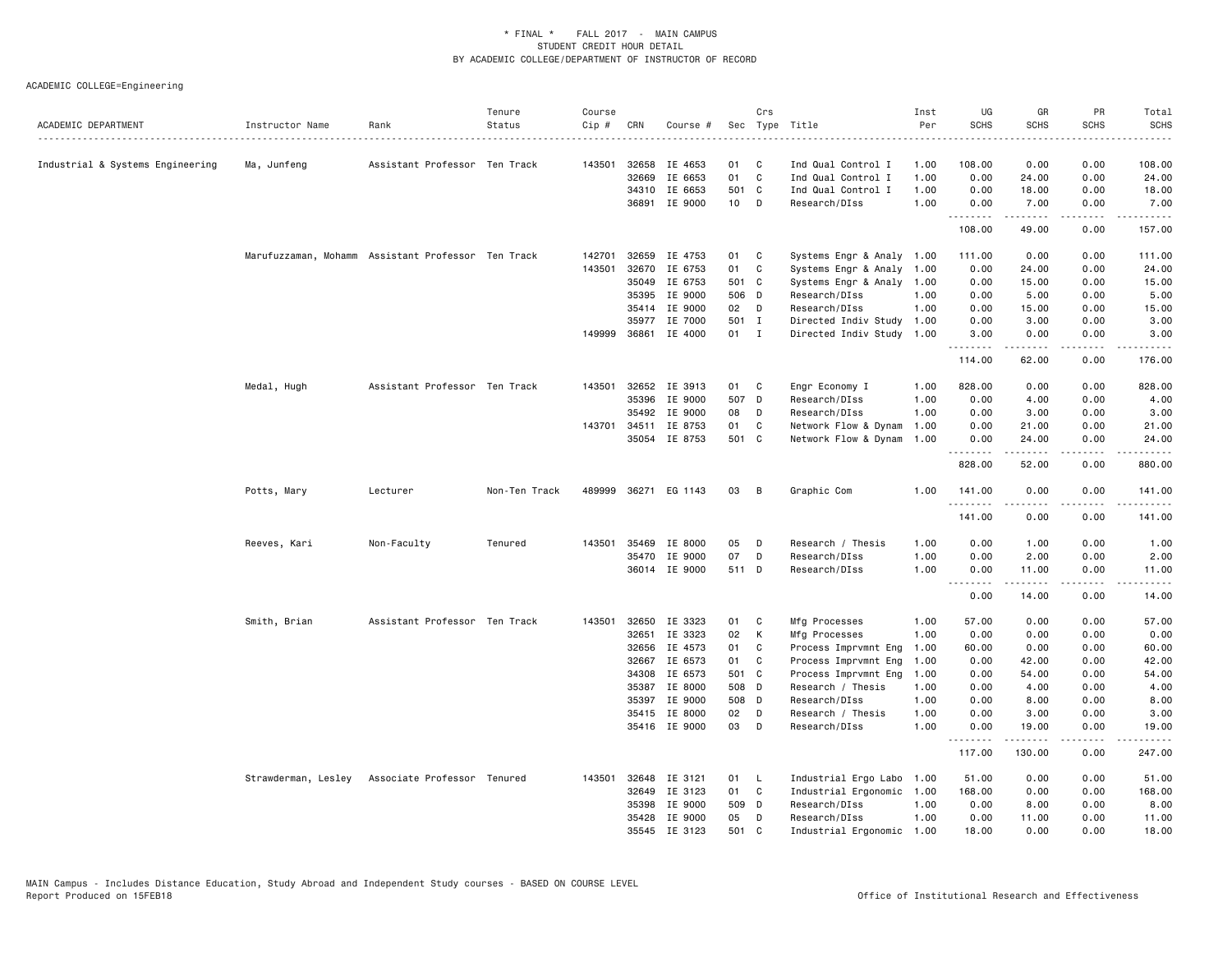\* FINAL \* FALL 2017 - MAIN CAMPUS
STUDENT CREDIT HOUR DETAIL
BY ACADEMIC COLLEGE/DEPARTMENT OF INSTRUCTOR OF RECORD

ACADEMIC COLLEGE=Engineering

| ACADEMIC DEPARTMENT | Instructor Name | Rank | Tenure Status | Course Cip # | CRN | Course # | Sec | Crs Type | Title | Inst Per | UG SCHS | GR SCHS | PR SCHS | Total SCHS |
|---|---|---|---|---|---|---|---|---|---|---|---|---|---|---|
| Industrial & Systems Engineering | Ma, Junfeng | Assistant Professor | Ten Track | 143501 | 32658 | IE 4653 | 01 | C | Ind Qual Control I | 1.00 | 108.00 | 0.00 | 0.00 | 108.00 |
| | | | | | 32669 | IE 6653 | 01 | C | Ind Qual Control I | 1.00 | 0.00 | 24.00 | 0.00 | 24.00 |
| | | | | | 34310 | IE 6653 | 501 | C | Ind Qual Control I | 1.00 | 0.00 | 18.00 | 0.00 | 18.00 |
| | | | | | 36891 | IE 9000 | 10 | D | Research/DIss | 1.00 | 0.00 | 7.00 | 0.00 | 7.00 |
| | | | | | | | | | | | 108.00 | 49.00 | 0.00 | 157.00 |
| | Marufuzzaman, Mohamm | Assistant Professor | Ten Track | 142701 | 32659 | IE 4753 | 01 | C | Systems Engr & Analy | 1.00 | 111.00 | 0.00 | 0.00 | 111.00 |
| | | | | 143501 | 32670 | IE 6753 | 01 | C | Systems Engr & Analy | 1.00 | 0.00 | 24.00 | 0.00 | 24.00 |
| | | | | | 35049 | IE 6753 | 501 | C | Systems Engr & Analy | 1.00 | 0.00 | 15.00 | 0.00 | 15.00 |
| | | | | | 35395 | IE 9000 | 506 | D | Research/DIss | 1.00 | 0.00 | 5.00 | 0.00 | 5.00 |
| | | | | | 35414 | IE 9000 | 02 | D | Research/DIss | 1.00 | 0.00 | 15.00 | 0.00 | 15.00 |
| | | | | | 35977 | IE 7000 | 501 | I | Directed Indiv Study | 1.00 | 0.00 | 3.00 | 0.00 | 3.00 |
| | | | | 149999 | 36861 | IE 4000 | 01 | I | Directed Indiv Study | 1.00 | 3.00 | 0.00 | 0.00 | 3.00 |
| | | | | | | | | | | | 114.00 | 62.00 | 0.00 | 176.00 |
| | Medal, Hugh | Assistant Professor | Ten Track | 143501 | 32652 | IE 3913 | 01 | C | Engr Economy I | 1.00 | 828.00 | 0.00 | 0.00 | 828.00 |
| | | | | | 35396 | IE 9000 | 507 | D | Research/DIss | 1.00 | 0.00 | 4.00 | 0.00 | 4.00 |
| | | | | | 35492 | IE 9000 | 08 | D | Research/DIss | 1.00 | 0.00 | 3.00 | 0.00 | 3.00 |
| | | | | 143701 | 34511 | IE 8753 | 01 | C | Network Flow & Dynam | 1.00 | 0.00 | 21.00 | 0.00 | 21.00 |
| | | | | | 35054 | IE 8753 | 501 | C | Network Flow & Dynam | 1.00 | 0.00 | 24.00 | 0.00 | 24.00 |
| | | | | | | | | | | | 828.00 | 52.00 | 0.00 | 880.00 |
| | Potts, Mary | Lecturer | Non-Ten Track | 489999 | 36271 | EG 1143 | 03 | B | Graphic Com | 1.00 | 141.00 | 0.00 | 0.00 | 141.00 |
| | | | | | | | | | | | 141.00 | 0.00 | 0.00 | 141.00 |
| | Reeves, Kari | Non-Faculty | Tenured | 143501 | 35469 | IE 8000 | 05 | D | Research / Thesis | 1.00 | 0.00 | 1.00 | 0.00 | 1.00 |
| | | | | | 35470 | IE 9000 | 07 | D | Research/DIss | 1.00 | 0.00 | 2.00 | 0.00 | 2.00 |
| | | | | | 36014 | IE 9000 | 511 | D | Research/DIss | 1.00 | 0.00 | 11.00 | 0.00 | 11.00 |
| | | | | | | | | | | | 0.00 | 14.00 | 0.00 | 14.00 |
| | Smith, Brian | Assistant Professor | Ten Track | 143501 | 32650 | IE 3323 | 01 | C | Mfg Processes | 1.00 | 57.00 | 0.00 | 0.00 | 57.00 |
| | | | | | 32651 | IE 3323 | 02 | K | Mfg Processes | 1.00 | 0.00 | 0.00 | 0.00 | 0.00 |
| | | | | | 32656 | IE 4573 | 01 | C | Process Imprvmnt Eng | 1.00 | 60.00 | 0.00 | 0.00 | 60.00 |
| | | | | | 32667 | IE 6573 | 01 | C | Process Imprvmnt Eng | 1.00 | 0.00 | 42.00 | 0.00 | 42.00 |
| | | | | | 34308 | IE 6573 | 501 | C | Process Imprvmnt Eng | 1.00 | 0.00 | 54.00 | 0.00 | 54.00 |
| | | | | | 35387 | IE 8000 | 508 | D | Research / Thesis | 1.00 | 0.00 | 4.00 | 0.00 | 4.00 |
| | | | | | 35397 | IE 9000 | 508 | D | Research/DIss | 1.00 | 0.00 | 8.00 | 0.00 | 8.00 |
| | | | | | 35415 | IE 8000 | 02 | D | Research / Thesis | 1.00 | 0.00 | 3.00 | 0.00 | 3.00 |
| | | | | | 35416 | IE 9000 | 03 | D | Research/DIss | 1.00 | 0.00 | 19.00 | 0.00 | 19.00 |
| | | | | | | | | | | | 117.00 | 130.00 | 0.00 | 247.00 |
| | Strawderman, Lesley | Associate Professor | Tenured | 143501 | 32648 | IE 3121 | 01 | L | Industrial Ergo Labo | 1.00 | 51.00 | 0.00 | 0.00 | 51.00 |
| | | | | | 32649 | IE 3123 | 01 | C | Industrial Ergonomic | 1.00 | 168.00 | 0.00 | 0.00 | 168.00 |
| | | | | | 35398 | IE 9000 | 509 | D | Research/DIss | 1.00 | 0.00 | 8.00 | 0.00 | 8.00 |
| | | | | | 35428 | IE 9000 | 05 | D | Research/DIss | 1.00 | 0.00 | 11.00 | 0.00 | 11.00 |
| | | | | | 35545 | IE 3123 | 501 | C | Industrial Ergonomic | 1.00 | 18.00 | 0.00 | 0.00 | 18.00 |

MAIN Campus - Includes Distance Education, Study Abroad and Independent Study courses - BASED ON COURSE LEVEL
Report Produced on 15FEB18
Office of Institutional Research and Effectiveness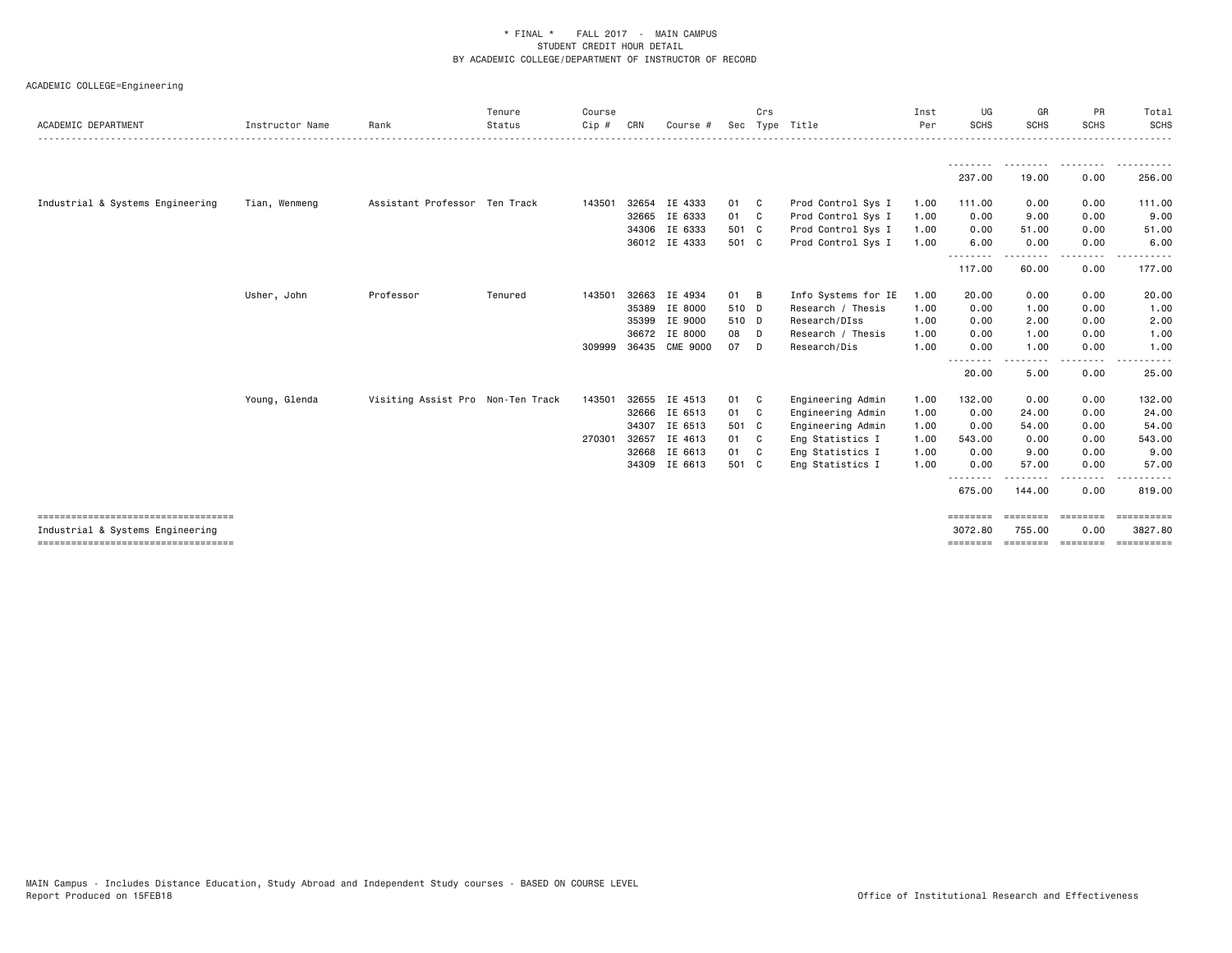\* FINAL \* FALL 2017 - MAIN CAMPUS
STUDENT CREDIT HOUR DETAIL
BY ACADEMIC COLLEGE/DEPARTMENT OF INSTRUCTOR OF RECORD

ACADEMIC COLLEGE=Engineering

| ACADEMIC DEPARTMENT | Instructor Name | Rank | Tenure Status | Course Cip # | CRN | Course # | Sec | Crs Type | Title | Inst Per | UG SCHS | GR SCHS | PR SCHS | Total SCHS |
|---|---|---|---|---|---|---|---|---|---|---|---|---|---|---|
| | | | | | | | | | | | 237.00 | 19.00 | 0.00 | 256.00 |
| Industrial & Systems Engineering | Tian, Wenmeng | Assistant Professor | Ten Track | 143501 | 32654 | IE 4333 | 01 | C | Prod Control Sys I | 1.00 | 111.00 | 0.00 | 0.00 | 111.00 |
| | | | | | 32665 | IE 6333 | 01 | C | Prod Control Sys I | 1.00 | 0.00 | 9.00 | 0.00 | 9.00 |
| | | | | | 34306 | IE 6333 | 501 | C | Prod Control Sys I | 1.00 | 0.00 | 51.00 | 0.00 | 51.00 |
| | | | | | 36012 | IE 4333 | 501 | C | Prod Control Sys I | 1.00 | 6.00 | 0.00 | 0.00 | 6.00 |
| | | | | | | | | | | | 117.00 | 60.00 | 0.00 | 177.00 |
| | Usher, John | Professor | Tenured | 143501 | 32663 | IE 4934 | 01 | B | Info Systems for IE | 1.00 | 20.00 | 0.00 | 0.00 | 20.00 |
| | | | | | 35389 | IE 8000 | 510 | D | Research / Thesis | 1.00 | 0.00 | 1.00 | 0.00 | 1.00 |
| | | | | | 35399 | IE 9000 | 510 | D | Research/DIss | 1.00 | 0.00 | 2.00 | 0.00 | 2.00 |
| | | | | | 36672 | IE 8000 | 08 | D | Research / Thesis | 1.00 | 0.00 | 1.00 | 0.00 | 1.00 |
| | | | | 309999 | 36435 | CME 9000 | 07 | D | Research/Dis | 1.00 | 0.00 | 1.00 | 0.00 | 1.00 |
| | | | | | | | | | | | 20.00 | 5.00 | 0.00 | 25.00 |
| | Young, Glenda | Visiting Assist Pro | Non-Ten Track | 143501 | 32655 | IE 4513 | 01 | C | Engineering Admin | 1.00 | 132.00 | 0.00 | 0.00 | 132.00 |
| | | | | | 32666 | IE 6513 | 01 | C | Engineering Admin | 1.00 | 0.00 | 24.00 | 0.00 | 24.00 |
| | | | | | 34307 | IE 6513 | 501 | C | Engineering Admin | 1.00 | 0.00 | 54.00 | 0.00 | 54.00 |
| | | | | 270301 | 32657 | IE 4613 | 01 | C | Eng Statistics I | 1.00 | 543.00 | 0.00 | 0.00 | 543.00 |
| | | | | | 32668 | IE 6613 | 01 | C | Eng Statistics I | 1.00 | 0.00 | 9.00 | 0.00 | 9.00 |
| | | | | | 34309 | IE 6613 | 501 | C | Eng Statistics I | 1.00 | 0.00 | 57.00 | 0.00 | 57.00 |
| | | | | | | | | | | | 675.00 | 144.00 | 0.00 | 819.00 |
| Industrial & Systems Engineering | | | | | | | | | | | 3072.80 | 755.00 | 0.00 | 3827.80 |

MAIN Campus - Includes Distance Education, Study Abroad and Independent Study courses - BASED ON COURSE LEVEL
Report Produced on 15FEB18

Office of Institutional Research and Effectiveness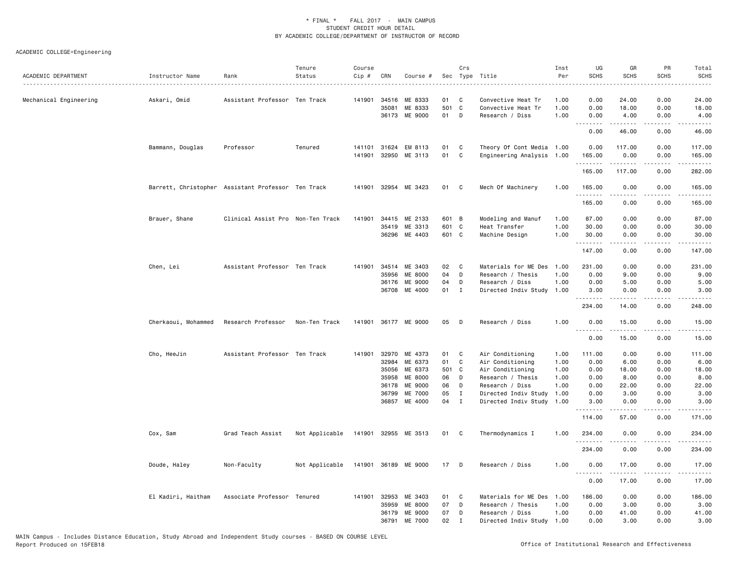\* FINAL \* FALL 2017 - MAIN CAMPUS
STUDENT CREDIT HOUR DETAIL
BY ACADEMIC COLLEGE/DEPARTMENT OF INSTRUCTOR OF RECORD

ACADEMIC COLLEGE=Engineering

| ACADEMIC DEPARTMENT | Instructor Name | Rank | Tenure Status | Course Cip # | CRN | Course # | Sec | Crs Type | Title | Inst Per | UG SCHS | GR SCHS | PR SCHS | Total SCHS |
|---|---|---|---|---|---|---|---|---|---|---|---|---|---|---|
| Mechanical Engineering | Askari, Omid | Assistant Professor | Ten Track | 141901 | 34516 | ME 8333 | 01 | C | Convective Heat Tr | 1.00 | 0.00 | 24.00 | 0.00 | 24.00 |
| | | | | | 35081 | ME 8333 | 501 | C | Convective Heat Tr | 1.00 | 0.00 | 18.00 | 0.00 | 18.00 |
| | | | | | 36173 | ME 9000 | 01 | D | Research / Diss | 1.00 | 0.00 | 4.00 | 0.00 | 4.00 |
| | | | | | | | | | | | 0.00 | 46.00 | 0.00 | 46.00 |
| | Bammann, Douglas | Professor | Tenured | 141101 | 31624 | EM 8113 | 01 | C | Theory Of Cont Media | 1.00 | 0.00 | 117.00 | 0.00 | 117.00 |
| | | | | 141901 | 32950 | ME 3113 | 01 | C | Engineering Analysis | 1.00 | 165.00 | 0.00 | 0.00 | 165.00 |
| | | | | | | | | | | | 165.00 | 117.00 | 0.00 | 282.00 |
| | Barrett, Christopher | Assistant Professor | Ten Track | 141901 | 32954 | ME 3423 | 01 | C | Mech Of Machinery | 1.00 | 165.00 | 0.00 | 0.00 | 165.00 |
| | | | | | | | | | | | 165.00 | 0.00 | 0.00 | 165.00 |
| | Brauer, Shane | Clinical Assist Pro | Non-Ten Track | 141901 | 34415 | ME 2133 | 601 | B | Modeling and Manuf | 1.00 | 87.00 | 0.00 | 0.00 | 87.00 |
| | | | | | 35419 | ME 3313 | 601 | C | Heat Transfer | 1.00 | 30.00 | 0.00 | 0.00 | 30.00 |
| | | | | | 36296 | ME 4403 | 601 | C | Machine Design | 1.00 | 30.00 | 0.00 | 0.00 | 30.00 |
| | | | | | | | | | | | 147.00 | 0.00 | 0.00 | 147.00 |
| | Chen, Lei | Assistant Professor | Ten Track | 141901 | 34514 | ME 3403 | 02 | C | Materials for ME Des | 1.00 | 231.00 | 0.00 | 0.00 | 231.00 |
| | | | | | 35956 | ME 8000 | 04 | D | Research / Thesis | 1.00 | 0.00 | 9.00 | 0.00 | 9.00 |
| | | | | | 36176 | ME 9000 | 04 | D | Research / Diss | 1.00 | 0.00 | 5.00 | 0.00 | 5.00 |
| | | | | | 36708 | ME 4000 | 01 | I | Directed Indiv Study | 1.00 | 3.00 | 0.00 | 0.00 | 3.00 |
| | | | | | | | | | | | 234.00 | 14.00 | 0.00 | 248.00 |
| | Cherkaoui, Mohammed | Research Professor | Non-Ten Track | 141901 | 36177 | ME 9000 | 05 | D | Research / Diss | 1.00 | 0.00 | 15.00 | 0.00 | 15.00 |
| | | | | | | | | | | | 0.00 | 15.00 | 0.00 | 15.00 |
| | Cho, HeeJin | Assistant Professor | Ten Track | 141901 | 32970 | ME 4373 | 01 | C | Air Conditioning | 1.00 | 111.00 | 0.00 | 0.00 | 111.00 |
| | | | | | 32984 | ME 6373 | 01 | C | Air Conditioning | 1.00 | 0.00 | 6.00 | 0.00 | 6.00 |
| | | | | | 35056 | ME 6373 | 501 | C | Air Conditioning | 1.00 | 0.00 | 18.00 | 0.00 | 18.00 |
| | | | | | 35958 | ME 8000 | 06 | D | Research / Thesis | 1.00 | 0.00 | 8.00 | 0.00 | 8.00 |
| | | | | | 36178 | ME 9000 | 06 | D | Research / Diss | 1.00 | 0.00 | 22.00 | 0.00 | 22.00 |
| | | | | | 36799 | ME 7000 | 05 | I | Directed Indiv Study | 1.00 | 0.00 | 3.00 | 0.00 | 3.00 |
| | | | | | 36857 | ME 4000 | 04 | I | Directed Indiv Study | 1.00 | 3.00 | 0.00 | 0.00 | 3.00 |
| | | | | | | | | | | | 114.00 | 57.00 | 0.00 | 171.00 |
| | Cox, Sam | Grad Teach Assist | Not Applicable | 141901 | 32955 | ME 3513 | 01 | C | Thermodynamics I | 1.00 | 234.00 | 0.00 | 0.00 | 234.00 |
| | | | | | | | | | | | 234.00 | 0.00 | 0.00 | 234.00 |
| | Doude, Haley | Non-Faculty | Not Applicable | 141901 | 36189 | ME 9000 | 17 | D | Research / Diss | 1.00 | 0.00 | 17.00 | 0.00 | 17.00 |
| | | | | | | | | | | | 0.00 | 17.00 | 0.00 | 17.00 |
| | El Kadiri, Haitham | Associate Professor | Tenured | 141901 | 32953 | ME 3403 | 01 | C | Materials for ME Des | 1.00 | 186.00 | 0.00 | 0.00 | 186.00 |
| | | | | | 35959 | ME 8000 | 07 | D | Research / Thesis | 1.00 | 0.00 | 3.00 | 0.00 | 3.00 |
| | | | | | 36179 | ME 9000 | 07 | D | Research / Diss | 1.00 | 0.00 | 41.00 | 0.00 | 41.00 |
| | | | | | 36791 | ME 7000 | 02 | I | Directed Indiv Study | 1.00 | 0.00 | 3.00 | 0.00 | 3.00 |

MAIN Campus - Includes Distance Education, Study Abroad and Independent Study courses - BASED ON COURSE LEVEL
Report Produced on 15FEB18 Office of Institutional Research and Effectiveness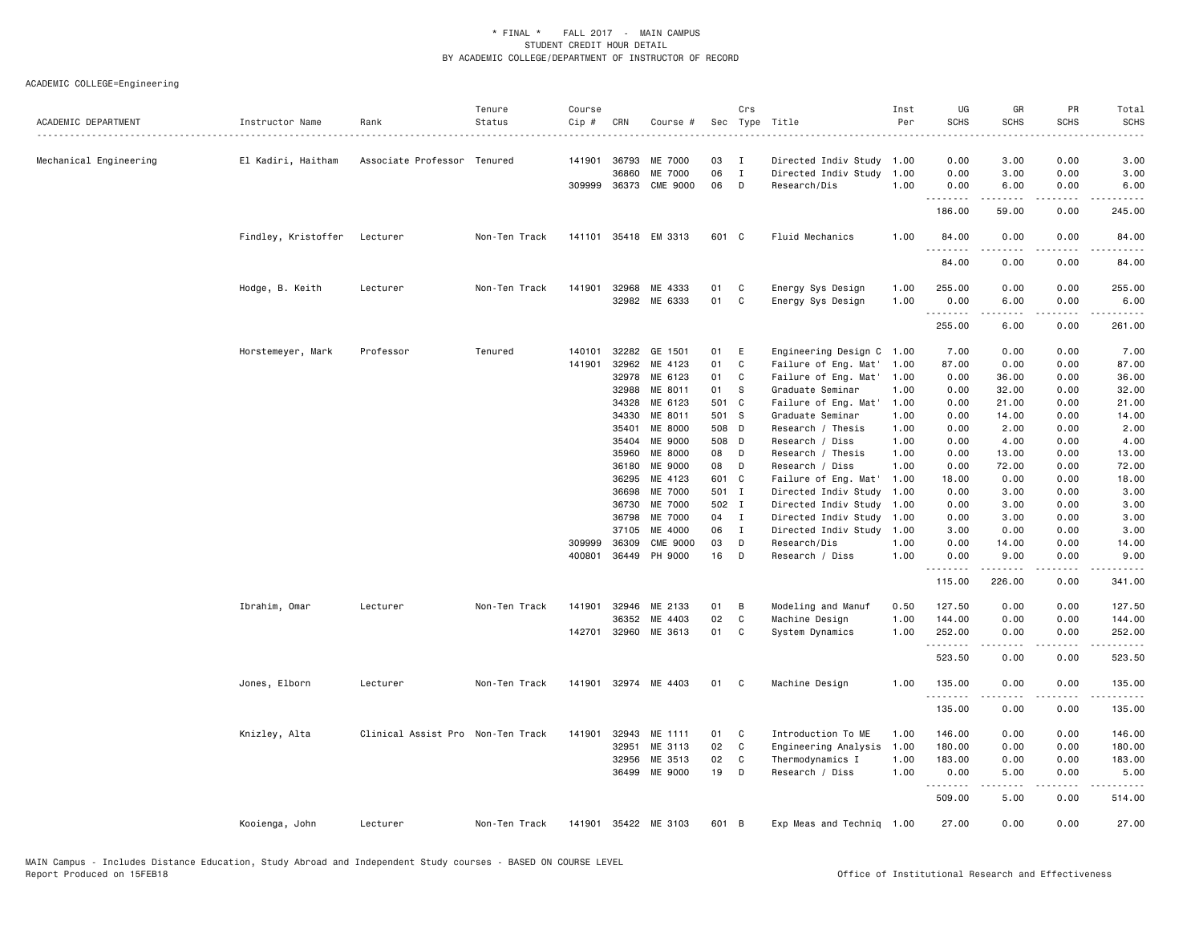\* FINAL \* FALL 2017 - MAIN CAMPUS
STUDENT CREDIT HOUR DETAIL
BY ACADEMIC COLLEGE/DEPARTMENT OF INSTRUCTOR OF RECORD

ACADEMIC COLLEGE=Engineering

| ACADEMIC DEPARTMENT | Instructor Name | Rank | Tenure Status | Course Cip # | CRN | Course # | Sec | Crs Type | Title | Inst Per | UG SCHS | GR SCHS | PR SCHS | Total SCHS |
|---|---|---|---|---|---|---|---|---|---|---|---|---|---|---|
| Mechanical Engineering | El Kadiri, Haitham | Associate Professor | Tenured | 141901 | 36793 | ME 7000 | 03 | I | Directed Indiv Study | 1.00 | 0.00 | 3.00 | 0.00 | 3.00 |
| | | | | | 36860 | ME 7000 | 06 | I | Directed Indiv Study | 1.00 | 0.00 | 3.00 | 0.00 | 3.00 |
| | | | | 309999 | 36373 | CME 9000 | 06 | D | Research/Dis | 1.00 | 0.00 | 6.00 | 0.00 | 6.00 |
| | | | | | | | | | | | 186.00 | 59.00 | 0.00 | 245.00 |
| | Findley, Kristoffer | Lecturer | Non-Ten Track | 141101 | 35418 | EM 3313 | 601 | C | Fluid Mechanics | 1.00 | 84.00 | 0.00 | 0.00 | 84.00 |
| | | | | | | | | | | | 84.00 | 0.00 | 0.00 | 84.00 |
| | Hodge, B. Keith | Lecturer | Non-Ten Track | 141901 | 32968 | ME 4333 | 01 | C | Energy Sys Design | 1.00 | 255.00 | 0.00 | 0.00 | 255.00 |
| | | | | | 32982 | ME 6333 | 01 | C | Energy Sys Design | 1.00 | 0.00 | 6.00 | 0.00 | 6.00 |
| | | | | | | | | | | | 255.00 | 6.00 | 0.00 | 261.00 |
| | Horstemeyer, Mark | Professor | Tenured | 140101 | 32282 | GE 1501 | 01 | E | Engineering Design C | 1.00 | 7.00 | 0.00 | 0.00 | 7.00 |
| | | | | 141901 | 32962 | ME 4123 | 01 | C | Failure of Eng. Mat' | 1.00 | 87.00 | 0.00 | 0.00 | 87.00 |
| | | | | | 32978 | ME 6123 | 01 | C | Failure of Eng. Mat' | 1.00 | 0.00 | 36.00 | 0.00 | 36.00 |
| | | | | | 32988 | ME 8011 | 01 | S | Graduate Seminar | 1.00 | 0.00 | 32.00 | 0.00 | 32.00 |
| | | | | | 34328 | ME 6123 | 501 | C | Failure of Eng. Mat' | 1.00 | 0.00 | 21.00 | 0.00 | 21.00 |
| | | | | | 34330 | ME 8011 | 501 | S | Graduate Seminar | 1.00 | 0.00 | 14.00 | 0.00 | 14.00 |
| | | | | | 35401 | ME 8000 | 508 | D | Research / Thesis | 1.00 | 0.00 | 2.00 | 0.00 | 2.00 |
| | | | | | 35404 | ME 9000 | 508 | D | Research / Diss | 1.00 | 0.00 | 4.00 | 0.00 | 4.00 |
| | | | | | 35960 | ME 8000 | 08 | D | Research / Thesis | 1.00 | 0.00 | 13.00 | 0.00 | 13.00 |
| | | | | | 36180 | ME 9000 | 08 | D | Research / Diss | 1.00 | 0.00 | 72.00 | 0.00 | 72.00 |
| | | | | | 36295 | ME 4123 | 601 | C | Failure of Eng. Mat' | 1.00 | 18.00 | 0.00 | 0.00 | 18.00 |
| | | | | | 36698 | ME 7000 | 501 | I | Directed Indiv Study | 1.00 | 0.00 | 3.00 | 0.00 | 3.00 |
| | | | | | 36730 | ME 7000 | 502 | I | Directed Indiv Study | 1.00 | 0.00 | 3.00 | 0.00 | 3.00 |
| | | | | | 36798 | ME 7000 | 04 | I | Directed Indiv Study | 1.00 | 0.00 | 3.00 | 0.00 | 3.00 |
| | | | | | 37105 | ME 4000 | 06 | I | Directed Indiv Study | 1.00 | 3.00 | 0.00 | 0.00 | 3.00 |
| | | | | 309999 | 36309 | CME 9000 | 03 | D | Research/Dis | 1.00 | 0.00 | 14.00 | 0.00 | 14.00 |
| | | | | 400801 | 36449 | PH 9000 | 16 | D | Research / Diss | 1.00 | 0.00 | 9.00 | 0.00 | 9.00 |
| | | | | | | | | | | | 115.00 | 226.00 | 0.00 | 341.00 |
| | Ibrahim, Omar | Lecturer | Non-Ten Track | 141901 | 32946 | ME 2133 | 01 | B | Modeling and Manuf | 0.50 | 127.50 | 0.00 | 0.00 | 127.50 |
| | | | | | 36352 | ME 4403 | 02 | C | Machine Design | 1.00 | 144.00 | 0.00 | 0.00 | 144.00 |
| | | | | 142701 | 32960 | ME 3613 | 01 | C | System Dynamics | 1.00 | 252.00 | 0.00 | 0.00 | 252.00 |
| | | | | | | | | | | | 523.50 | 0.00 | 0.00 | 523.50 |
| | Jones, Elborn | Lecturer | Non-Ten Track | 141901 | 32974 | ME 4403 | 01 | C | Machine Design | 1.00 | 135.00 | 0.00 | 0.00 | 135.00 |
| | | | | | | | | | | | 135.00 | 0.00 | 0.00 | 135.00 |
| | Knizley, Alta | Clinical Assist Pro | Non-Ten Track | 141901 | 32943 | ME 1111 | 01 | C | Introduction To ME | 1.00 | 146.00 | 0.00 | 0.00 | 146.00 |
| | | | | | 32951 | ME 3113 | 02 | C | Engineering Analysis | 1.00 | 180.00 | 0.00 | 0.00 | 180.00 |
| | | | | | 32956 | ME 3513 | 02 | C | Thermodynamics I | 1.00 | 183.00 | 0.00 | 0.00 | 183.00 |
| | | | | | 36499 | ME 9000 | 19 | D | Research / Diss | 1.00 | 0.00 | 5.00 | 0.00 | 5.00 |
| | | | | | | | | | | | 509.00 | 5.00 | 0.00 | 514.00 |
| | Kooienga, John | Lecturer | Non-Ten Track | 141901 | 35422 | ME 3103 | 601 | B | Exp Meas and Techniq | 1.00 | 27.00 | 0.00 | 0.00 | 27.00 |

MAIN Campus - Includes Distance Education, Study Abroad and Independent Study courses - BASED ON COURSE LEVEL
Report Produced on 15FEB18

Office of Institutional Research and Effectiveness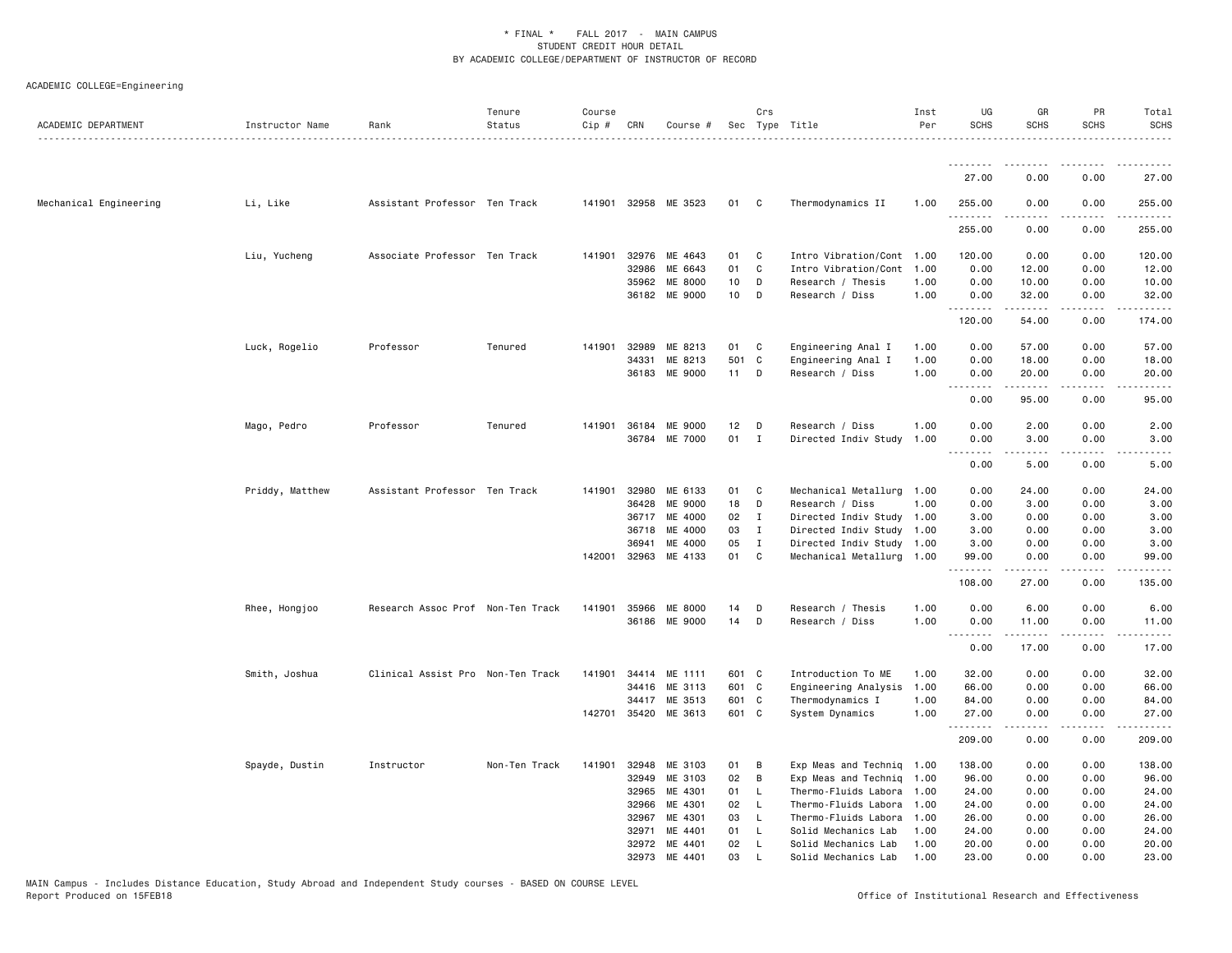\* FINAL \* FALL 2017 - MAIN CAMPUS
STUDENT CREDIT HOUR DETAIL
BY ACADEMIC COLLEGE/DEPARTMENT OF INSTRUCTOR OF RECORD

ACADEMIC COLLEGE=Engineering

| ACADEMIC DEPARTMENT | Instructor Name | Rank | Tenure Status | Course Cip # | CRN | Course # | Sec | Crs Type | Title | Inst Per | UG SCHS | GR SCHS | PR SCHS | Total SCHS |
|---|---|---|---|---|---|---|---|---|---|---|---|---|---|---|
| | | | | | | | | | | | 27.00 | 0.00 | 0.00 | 27.00 |
| Mechanical Engineering | Li, Like | Assistant Professor | Ten Track | 141901 | 32958 | ME 3523 | 01 | C | Thermodynamics II | 1.00 | 255.00 | 0.00 | 0.00 | 255.00 |
| | | | | | | | | | | | 255.00 | 0.00 | 0.00 | 255.00 |
| | Liu, Yucheng | Associate Professor | Ten Track | 141901 | 32976 | ME 4643 | 01 | C | Intro Vibration/Cont | 1.00 | 120.00 | 0.00 | 0.00 | 120.00 |
| | | | | | 32986 | ME 6643 | 01 | C | Intro Vibration/Cont | 1.00 | 0.00 | 12.00 | 0.00 | 12.00 |
| | | | | | 35962 | ME 8000 | 10 | D | Research / Thesis | 1.00 | 0.00 | 10.00 | 0.00 | 10.00 |
| | | | | | 36182 | ME 9000 | 10 | D | Research / Diss | 1.00 | 0.00 | 32.00 | 0.00 | 32.00 |
| | | | | | | | | | | | 120.00 | 54.00 | 0.00 | 174.00 |
| | Luck, Rogelio | Professor | Tenured | 141901 | 32989 | ME 8213 | 01 | C | Engineering Anal I | 1.00 | 0.00 | 57.00 | 0.00 | 57.00 |
| | | | | | 34331 | ME 8213 | 501 | C | Engineering Anal I | 1.00 | 0.00 | 18.00 | 0.00 | 18.00 |
| | | | | | 36183 | ME 9000 | 11 | D | Research / Diss | 1.00 | 0.00 | 20.00 | 0.00 | 20.00 |
| | | | | | | | | | | | 0.00 | 95.00 | 0.00 | 95.00 |
| | Mago, Pedro | Professor | Tenured | 141901 | 36184 | ME 9000 | 12 | D | Research / Diss | 1.00 | 0.00 | 2.00 | 0.00 | 2.00 |
| | | | | | 36784 | ME 7000 | 01 | I | Directed Indiv Study | 1.00 | 0.00 | 3.00 | 0.00 | 3.00 |
| | | | | | | | | | | | 0.00 | 5.00 | 0.00 | 5.00 |
| | Priddy, Matthew | Assistant Professor | Ten Track | 141901 | 32980 | ME 6133 | 01 | C | Mechanical Metallurg | 1.00 | 0.00 | 24.00 | 0.00 | 24.00 |
| | | | | | 36428 | ME 9000 | 18 | D | Research / Diss | 1.00 | 0.00 | 3.00 | 0.00 | 3.00 |
| | | | | | 36717 | ME 4000 | 02 | I | Directed Indiv Study | 1.00 | 3.00 | 0.00 | 0.00 | 3.00 |
| | | | | | 36718 | ME 4000 | 03 | I | Directed Indiv Study | 1.00 | 3.00 | 0.00 | 0.00 | 3.00 |
| | | | | | 36941 | ME 4000 | 05 | I | Directed Indiv Study | 1.00 | 3.00 | 0.00 | 0.00 | 3.00 |
| | | | | 142001 | 32963 | ME 4133 | 01 | C | Mechanical Metallurg | 1.00 | 99.00 | 0.00 | 0.00 | 99.00 |
| | | | | | | | | | | | 108.00 | 27.00 | 0.00 | 135.00 |
| | Rhee, Hongjoo | Research Assoc Prof | Non-Ten Track | 141901 | 35966 | ME 8000 | 14 | D | Research / Thesis | 1.00 | 0.00 | 6.00 | 0.00 | 6.00 |
| | | | | | 36186 | ME 9000 | 14 | D | Research / Diss | 1.00 | 0.00 | 11.00 | 0.00 | 11.00 |
| | | | | | | | | | | | 0.00 | 17.00 | 0.00 | 17.00 |
| | Smith, Joshua | Clinical Assist Pro | Non-Ten Track | 141901 | 34414 | ME 1111 | 601 | C | Introduction To ME | 1.00 | 32.00 | 0.00 | 0.00 | 32.00 |
| | | | | | 34416 | ME 3113 | 601 | C | Engineering Analysis | 1.00 | 66.00 | 0.00 | 0.00 | 66.00 |
| | | | | | 34417 | ME 3513 | 601 | C | Thermodynamics I | 1.00 | 84.00 | 0.00 | 0.00 | 84.00 |
| | | | | 142701 | 35420 | ME 3613 | 601 | C | System Dynamics | 1.00 | 27.00 | 0.00 | 0.00 | 27.00 |
| | | | | | | | | | | | 209.00 | 0.00 | 0.00 | 209.00 |
| | Spayde, Dustin | Instructor | Non-Ten Track | 141901 | 32948 | ME 3103 | 01 | B | Exp Meas and Techniq | 1.00 | 138.00 | 0.00 | 0.00 | 138.00 |
| | | | | | 32949 | ME 3103 | 02 | B | Exp Meas and Techniq | 1.00 | 96.00 | 0.00 | 0.00 | 96.00 |
| | | | | | 32965 | ME 4301 | 01 | L | Thermo-Fluids Labora | 1.00 | 24.00 | 0.00 | 0.00 | 24.00 |
| | | | | | 32966 | ME 4301 | 02 | L | Thermo-Fluids Labora | 1.00 | 24.00 | 0.00 | 0.00 | 24.00 |
| | | | | | 32967 | ME 4301 | 03 | L | Thermo-Fluids Labora | 1.00 | 26.00 | 0.00 | 0.00 | 26.00 |
| | | | | | 32971 | ME 4401 | 01 | L | Solid Mechanics Lab | 1.00 | 24.00 | 0.00 | 0.00 | 24.00 |
| | | | | | 32972 | ME 4401 | 02 | L | Solid Mechanics Lab | 1.00 | 20.00 | 0.00 | 0.00 | 20.00 |
| | | | | | 32973 | ME 4401 | 03 | L | Solid Mechanics Lab | 1.00 | 23.00 | 0.00 | 0.00 | 23.00 |

MAIN Campus - Includes Distance Education, Study Abroad and Independent Study courses - BASED ON COURSE LEVEL
Report Produced on 15FEB18 Office of Institutional Research and Effectiveness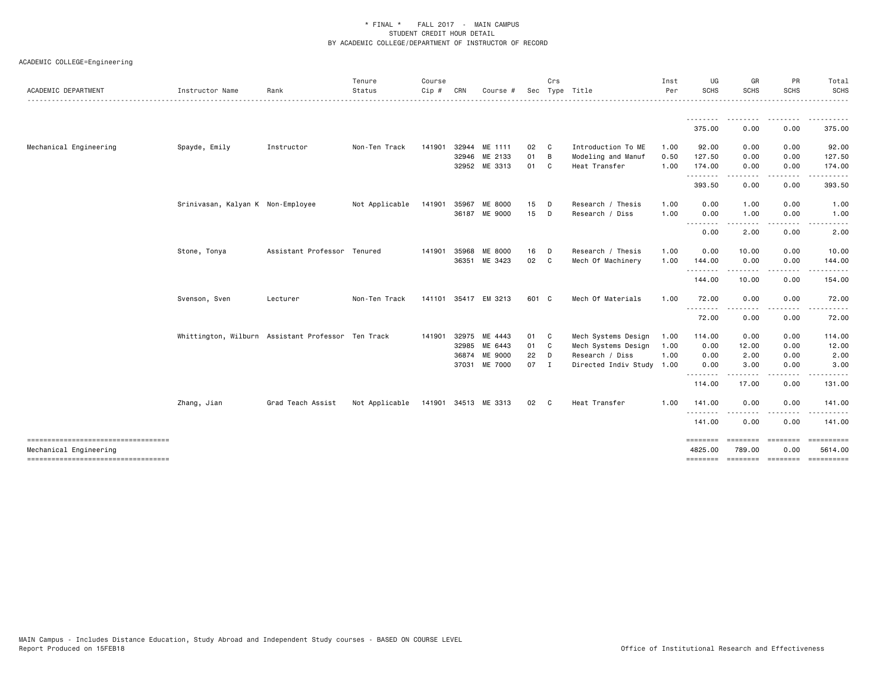\* FINAL \* FALL 2017 - MAIN CAMPUS
STUDENT CREDIT HOUR DETAIL
BY ACADEMIC COLLEGE/DEPARTMENT OF INSTRUCTOR OF RECORD

ACADEMIC COLLEGE=Engineering

| ACADEMIC DEPARTMENT | Instructor Name | Rank | Tenure Status | Course Cip # | CRN | Course # | Sec | Crs Type | Title | Inst Per | UG SCHS | GR SCHS | PR SCHS | Total SCHS |
|---|---|---|---|---|---|---|---|---|---|---|---|---|---|---|
| | | | | | | | | | | | 375.00 | 0.00 | 0.00 | 375.00 |
| Mechanical Engineering | Spayde, Emily | Instructor | Non-Ten Track | 141901 | 32944 | ME 1111 | 02 | C | Introduction To ME | 1.00 | 92.00 | 0.00 | 0.00 | 92.00 |
| | | | | | 32946 | ME 2133 | 01 | B | Modeling and Manuf | 0.50 | 127.50 | 0.00 | 0.00 | 127.50 |
| | | | | | 32952 | ME 3313 | 01 | C | Heat Transfer | 1.00 | 174.00 | 0.00 | 0.00 | 174.00 |
| | | | | | | | | | | | 393.50 | 0.00 | 0.00 | 393.50 |
| | Srinivasan, Kalyan K | Non-Employee | Not Applicable | 141901 | 35967 | ME 8000 | 15 | D | Research / Thesis | 1.00 | 0.00 | 1.00 | 0.00 | 1.00 |
| | | | | | 36187 | ME 9000 | 15 | D | Research / Diss | 1.00 | 0.00 | 1.00 | 0.00 | 1.00 |
| | | | | | | | | | | | 0.00 | 2.00 | 0.00 | 2.00 |
| | Stone, Tonya | Assistant Professor | Tenured | 141901 | 35968 | ME 8000 | 16 | D | Research / Thesis | 1.00 | 0.00 | 10.00 | 0.00 | 10.00 |
| | | | | | 36351 | ME 3423 | 02 | C | Mech Of Machinery | 1.00 | 144.00 | 0.00 | 0.00 | 144.00 |
| | | | | | | | | | | | 144.00 | 10.00 | 0.00 | 154.00 |
| | Svenson, Sven | Lecturer | Non-Ten Track | 141101 | 35417 | EM 3213 | 601 | C | Mech Of Materials | 1.00 | 72.00 | 0.00 | 0.00 | 72.00 |
| | | | | | | | | | | | 72.00 | 0.00 | 0.00 | 72.00 |
| | Whittington, Wilburn | Assistant Professor | Ten Track | 141901 | 32975 | ME 4443 | 01 | C | Mech Systems Design | 1.00 | 114.00 | 0.00 | 0.00 | 114.00 |
| | | | | | 32985 | ME 6443 | 01 | C | Mech Systems Design | 1.00 | 0.00 | 12.00 | 0.00 | 12.00 |
| | | | | | 36874 | ME 9000 | 22 | D | Research / Diss | 1.00 | 0.00 | 2.00 | 0.00 | 2.00 |
| | | | | | 37031 | ME 7000 | 07 | I | Directed Indiv Study | 1.00 | 0.00 | 3.00 | 0.00 | 3.00 |
| | | | | | | | | | | | 114.00 | 17.00 | 0.00 | 131.00 |
| | Zhang, Jian | Grad Teach Assist | Not Applicable | 141901 | 34513 | ME 3313 | 02 | C | Heat Transfer | 1.00 | 141.00 | 0.00 | 0.00 | 141.00 |
| | | | | | | | | | | | 141.00 | 0.00 | 0.00 | 141.00 |
| Mechanical Engineering | | | | | | | | | | | 4825.00 | 789.00 | 0.00 | 5614.00 |

MAIN Campus - Includes Distance Education, Study Abroad and Independent Study courses - BASED ON COURSE LEVEL
Report Produced on 15FEB18

Office of Institutional Research and Effectiveness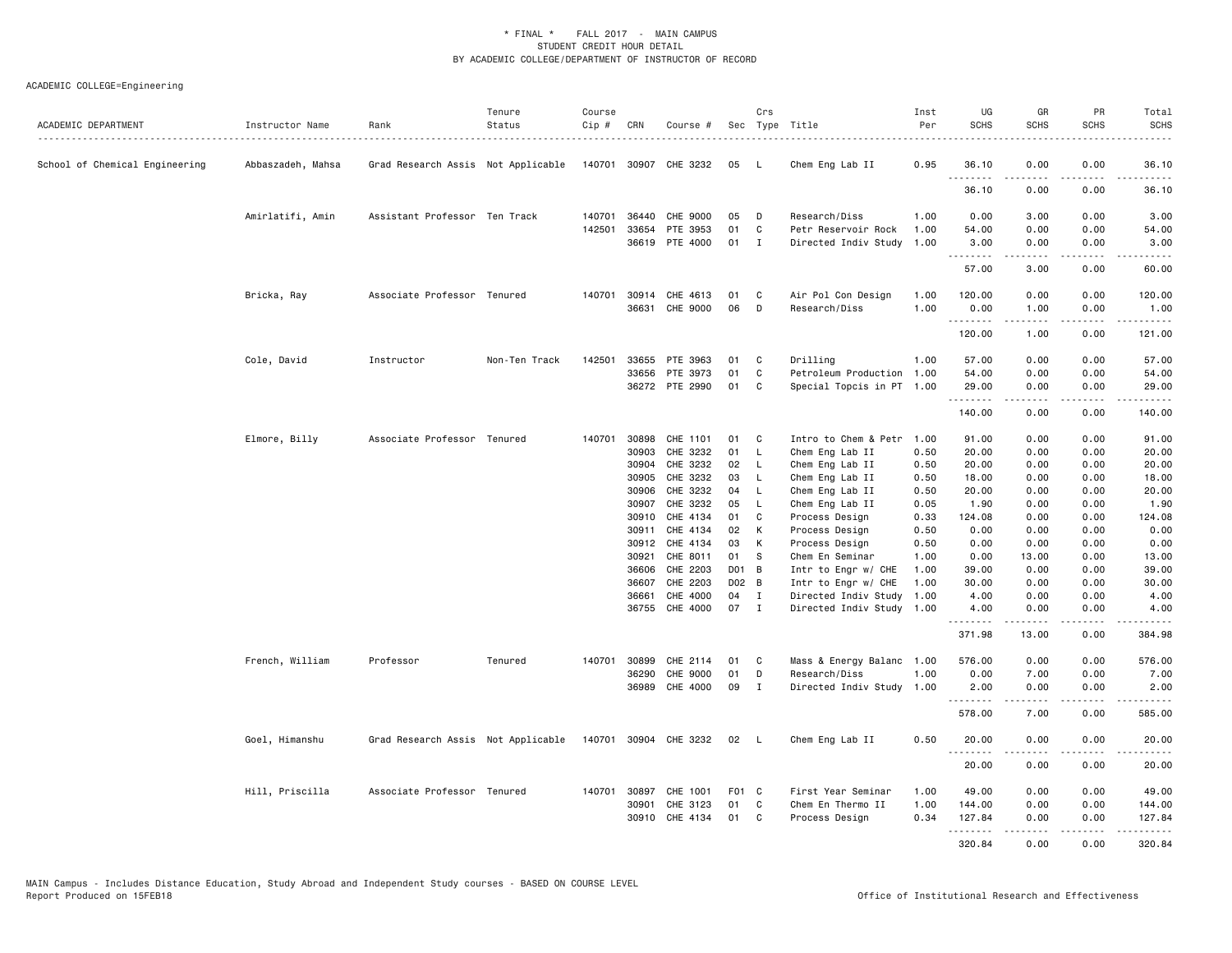\* FINAL \* FALL 2017 - MAIN CAMPUS
STUDENT CREDIT HOUR DETAIL
BY ACADEMIC COLLEGE/DEPARTMENT OF INSTRUCTOR OF RECORD

ACADEMIC COLLEGE=Engineering

| ACADEMIC DEPARTMENT | Instructor Name | Rank | Tenure Status | Course Cip # | CRN | Course # | Sec | Crs Type | Title | Inst Per | UG SCHS | GR SCHS | PR SCHS | Total SCHS |
|---|---|---|---|---|---|---|---|---|---|---|---|---|---|---|
| School of Chemical Engineering | Abbaszadeh, Mahsa | Grad Research Assis | Not Applicable | 140701 | 30907 | CHE 3232 | 05 | L | Chem Eng Lab II | 0.95 | 36.10 | 0.00 | 0.00 | 36.10 |
| | | | | | | | | | | | 36.10 | 0.00 | 0.00 | 36.10 |
| | Amirlatifi, Amin | Assistant Professor | Ten Track | 140701 | 36440 | CHE 9000 | 05 | D | Research/Diss | 1.00 | 0.00 | 3.00 | 0.00 | 3.00 |
| | | | | 142501 | 33654 | PTE 3953 | 01 | C | Petr Reservoir Rock | 1.00 | 54.00 | 0.00 | 0.00 | 54.00 |
| | | | | | 36619 | PTE 4000 | 01 | I | Directed Indiv Study | 1.00 | 3.00 | 0.00 | 0.00 | 3.00 |
| | | | | | | | | | | | 57.00 | 3.00 | 0.00 | 60.00 |
| | Bricka, Ray | Associate Professor | Tenured | 140701 | 30914 | CHE 4613 | 01 | C | Air Pol Con Design | 1.00 | 120.00 | 0.00 | 0.00 | 120.00 |
| | | | | | 36631 | CHE 9000 | 06 | D | Research/Diss | 1.00 | 0.00 | 1.00 | 0.00 | 1.00 |
| | | | | | | | | | | | 120.00 | 1.00 | 0.00 | 121.00 |
| | Cole, David | Instructor | Non-Ten Track | 142501 | 33655 | PTE 3963 | 01 | C | Drilling | 1.00 | 57.00 | 0.00 | 0.00 | 57.00 |
| | | | | | 33656 | PTE 3973 | 01 | C | Petroleum Production | 1.00 | 54.00 | 0.00 | 0.00 | 54.00 |
| | | | | | 36272 | PTE 2990 | 01 | C | Special Topcis in PT | 1.00 | 29.00 | 0.00 | 0.00 | 29.00 |
| | | | | | | | | | | | 140.00 | 0.00 | 0.00 | 140.00 |
| | Elmore, Billy | Associate Professor | Tenured | 140701 | 30898 | CHE 1101 | 01 | C | Intro to Chem & Petr | 1.00 | 91.00 | 0.00 | 0.00 | 91.00 |
| | | | | | 30903 | CHE 3232 | 01 | L | Chem Eng Lab II | 0.50 | 20.00 | 0.00 | 0.00 | 20.00 |
| | | | | | 30904 | CHE 3232 | 02 | L | Chem Eng Lab II | 0.50 | 20.00 | 0.00 | 0.00 | 20.00 |
| | | | | | 30905 | CHE 3232 | 03 | L | Chem Eng Lab II | 0.50 | 18.00 | 0.00 | 0.00 | 18.00 |
| | | | | | 30906 | CHE 3232 | 04 | L | Chem Eng Lab II | 0.50 | 20.00 | 0.00 | 0.00 | 20.00 |
| | | | | | 30907 | CHE 3232 | 05 | L | Chem Eng Lab II | 0.05 | 1.90 | 0.00 | 0.00 | 1.90 |
| | | | | | 30910 | CHE 4134 | 01 | C | Process Design | 0.33 | 124.08 | 0.00 | 0.00 | 124.08 |
| | | | | | 30911 | CHE 4134 | 02 | K | Process Design | 0.50 | 0.00 | 0.00 | 0.00 | 0.00 |
| | | | | | 30912 | CHE 4134 | 03 | K | Process Design | 0.50 | 0.00 | 0.00 | 0.00 | 0.00 |
| | | | | | 30921 | CHE 8011 | 01 | S | Chem En Seminar | 1.00 | 0.00 | 13.00 | 0.00 | 13.00 |
| | | | | | 36606 | CHE 2203 | D01 | B | Intr to Engr w/ CHE | 1.00 | 39.00 | 0.00 | 0.00 | 39.00 |
| | | | | | 36607 | CHE 2203 | D02 | B | Intr to Engr w/ CHE | 1.00 | 30.00 | 0.00 | 0.00 | 30.00 |
| | | | | | 36661 | CHE 4000 | 04 | I | Directed Indiv Study | 1.00 | 4.00 | 0.00 | 0.00 | 4.00 |
| | | | | | 36755 | CHE 4000 | 07 | I | Directed Indiv Study | 1.00 | 4.00 | 0.00 | 0.00 | 4.00 |
| | | | | | | | | | | | 371.98 | 13.00 | 0.00 | 384.98 |
| | French, William | Professor | Tenured | 140701 | 30899 | CHE 2114 | 01 | C | Mass & Energy Balanc | 1.00 | 576.00 | 0.00 | 0.00 | 576.00 |
| | | | | | 36290 | CHE 9000 | 01 | D | Research/Diss | 1.00 | 0.00 | 7.00 | 0.00 | 7.00 |
| | | | | | 36989 | CHE 4000 | 09 | I | Directed Indiv Study | 1.00 | 2.00 | 0.00 | 0.00 | 2.00 |
| | | | | | | | | | | | 578.00 | 7.00 | 0.00 | 585.00 |
| | Goel, Himanshu | Grad Research Assis | Not Applicable | 140701 | 30904 | CHE 3232 | 02 | L | Chem Eng Lab II | 0.50 | 20.00 | 0.00 | 0.00 | 20.00 |
| | | | | | | | | | | | 20.00 | 0.00 | 0.00 | 20.00 |
| | Hill, Priscilla | Associate Professor | Tenured | 140701 | 30897 | CHE 1001 | F01 | C | First Year Seminar | 1.00 | 49.00 | 0.00 | 0.00 | 49.00 |
| | | | | | 30901 | CHE 3123 | 01 | C | Chem En Thermo II | 1.00 | 144.00 | 0.00 | 0.00 | 144.00 |
| | | | | | 30910 | CHE 4134 | 01 | C | Process Design | 0.34 | 127.84 | 0.00 | 0.00 | 127.84 |
| | | | | | | | | | | | 320.84 | 0.00 | 0.00 | 320.84 |

MAIN Campus - Includes Distance Education, Study Abroad and Independent Study courses - BASED ON COURSE LEVEL
Report Produced on 15FEB18

Office of Institutional Research and Effectiveness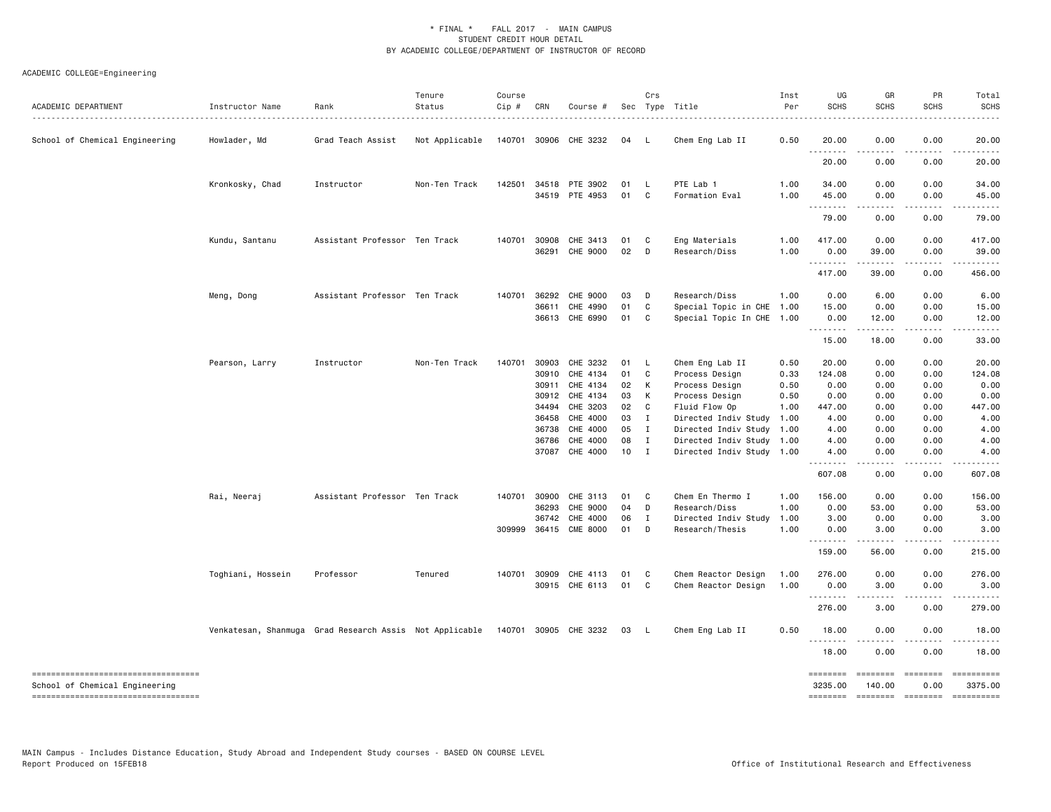\* FINAL \* FALL 2017 - MAIN CAMPUS
STUDENT CREDIT HOUR DETAIL
BY ACADEMIC COLLEGE/DEPARTMENT OF INSTRUCTOR OF RECORD

ACADEMIC COLLEGE=Engineering

| ACADEMIC DEPARTMENT | Instructor Name | Rank | Tenure Status | Course Cip # | CRN | Course # | Sec | Crs Type | Title | Inst Per | UG SCHS | GR SCHS | PR SCHS | Total SCHS |
|---|---|---|---|---|---|---|---|---|---|---|---|---|---|---|
| School of Chemical Engineering | Howlader, Md | Grad Teach Assist | Not Applicable | 140701 | 30906 | CHE 3232 | 04 | L | Chem Eng Lab II | 0.50 | 20.00 | 0.00 | 0.00 | 20.00 |
| | | | | | | | | | | | 20.00 | 0.00 | 0.00 | 20.00 |
| | Kronkosky, Chad | Instructor | Non-Ten Track | 142501 | 34518 | PTE 3902 | 01 | L | PTE Lab 1 | 1.00 | 34.00 | 0.00 | 0.00 | 34.00 |
| | | | | | 34519 | PTE 4953 | 01 | C | Formation Eval | 1.00 | 45.00 | 0.00 | 0.00 | 45.00 |
| | | | | | | | | | | | 79.00 | 0.00 | 0.00 | 79.00 |
| | Kundu, Santanu | Assistant Professor | Ten Track | 140701 | 30908 | CHE 3413 | 01 | C | Eng Materials | 1.00 | 417.00 | 0.00 | 0.00 | 417.00 |
| | | | | | 36291 | CHE 9000 | 02 | D | Research/Diss | 1.00 | 0.00 | 39.00 | 0.00 | 39.00 |
| | | | | | | | | | | | 417.00 | 39.00 | 0.00 | 456.00 |
| | Meng, Dong | Assistant Professor | Ten Track | 140701 | 36292 | CHE 9000 | 03 | D | Research/Diss | 1.00 | 0.00 | 6.00 | 0.00 | 6.00 |
| | | | | | 36611 | CHE 4990 | 01 | C | Special Topic in CHE | 1.00 | 15.00 | 0.00 | 0.00 | 15.00 |
| | | | | | 36613 | CHE 6990 | 01 | C | Special Topic In CHE | 1.00 | 0.00 | 12.00 | 0.00 | 12.00 |
| | | | | | | | | | | | 15.00 | 18.00 | 0.00 | 33.00 |
| | Pearson, Larry | Instructor | Non-Ten Track | 140701 | 30903 | CHE 3232 | 01 | L | Chem Eng Lab II | 0.50 | 20.00 | 0.00 | 0.00 | 20.00 |
| | | | | | 30910 | CHE 4134 | 01 | C | Process Design | 0.33 | 124.08 | 0.00 | 0.00 | 124.08 |
| | | | | | 30911 | CHE 4134 | 02 | K | Process Design | 0.50 | 0.00 | 0.00 | 0.00 | 0.00 |
| | | | | | 30912 | CHE 4134 | 03 | K | Process Design | 0.50 | 0.00 | 0.00 | 0.00 | 0.00 |
| | | | | | 34494 | CHE 3203 | 02 | C | Fluid Flow Op | 1.00 | 447.00 | 0.00 | 0.00 | 447.00 |
| | | | | | 36458 | CHE 4000 | 03 | I | Directed Indiv Study | 1.00 | 4.00 | 0.00 | 0.00 | 4.00 |
| | | | | | 36738 | CHE 4000 | 05 | I | Directed Indiv Study | 1.00 | 4.00 | 0.00 | 0.00 | 4.00 |
| | | | | | 36786 | CHE 4000 | 08 | I | Directed Indiv Study | 1.00 | 4.00 | 0.00 | 0.00 | 4.00 |
| | | | | | 37087 | CHE 4000 | 10 | I | Directed Indiv Study | 1.00 | 4.00 | 0.00 | 0.00 | 4.00 |
| | | | | | | | | | | | 607.08 | 0.00 | 0.00 | 607.08 |
| | Rai, Neeraj | Assistant Professor | Ten Track | 140701 | 30900 | CHE 3113 | 01 | C | Chem En Thermo I | 1.00 | 156.00 | 0.00 | 0.00 | 156.00 |
| | | | | | 36293 | CHE 9000 | 04 | D | Research/Diss | 1.00 | 0.00 | 53.00 | 0.00 | 53.00 |
| | | | | | 36742 | CHE 4000 | 06 | I | Directed Indiv Study | 1.00 | 3.00 | 0.00 | 0.00 | 3.00 |
| | | | | 309999 | 36415 | CME 8000 | 01 | D | Research/Thesis | 1.00 | 0.00 | 3.00 | 0.00 | 3.00 |
| | | | | | | | | | | | 159.00 | 56.00 | 0.00 | 215.00 |
| | Toghiani, Hossein | Professor | Tenured | 140701 | 30909 | CHE 4113 | 01 | C | Chem Reactor Design | 1.00 | 276.00 | 0.00 | 0.00 | 276.00 |
| | | | | | 30915 | CHE 6113 | 01 | C | Chem Reactor Design | 1.00 | 0.00 | 3.00 | 0.00 | 3.00 |
| | | | | | | | | | | | 276.00 | 3.00 | 0.00 | 279.00 |
| | Venkatesan, Shanmuga | Grad Research Assis | Not Applicable | 140701 | 30905 | CHE 3232 | 03 | L | Chem Eng Lab II | 0.50 | 18.00 | 0.00 | 0.00 | 18.00 |
| | | | | | | | | | | | 18.00 | 0.00 | 0.00 | 18.00 |
| School of Chemical Engineering | | | | | | | | | | | 3235.00 | 140.00 | 0.00 | 3375.00 |

MAIN Campus - Includes Distance Education, Study Abroad and Independent Study courses - BASED ON COURSE LEVEL
Report Produced on 15FEB18

Office of Institutional Research and Effectiveness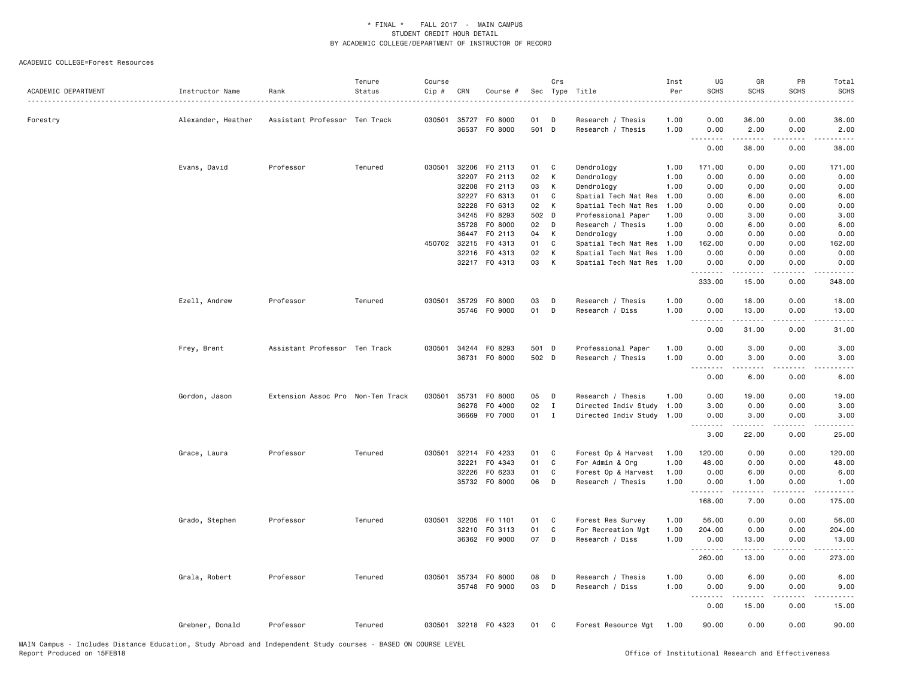\* FINAL \* FALL 2017 - MAIN CAMPUS
STUDENT CREDIT HOUR DETAIL
BY ACADEMIC COLLEGE/DEPARTMENT OF INSTRUCTOR OF RECORD

ACADEMIC COLLEGE=Forest Resources

| ACADEMIC DEPARTMENT | Instructor Name | Rank | Tenure Status | Course Cip # | CRN | Course # | Sec | Crs Type | Title | Inst Per | UG SCHS | GR SCHS | PR SCHS | Total SCHS |
|---|---|---|---|---|---|---|---|---|---|---|---|---|---|---|
| Forestry | Alexander, Heather | Assistant Professor | Ten Track | 030501 | 35727 | FO 8000 | 01 | D | Research / Thesis | 1.00 | 0.00 | 36.00 | 0.00 | 36.00 |
| | | | | | 36537 | FO 8000 | 501 | D | Research / Thesis | 1.00 | 0.00 | 2.00 | 0.00 | 2.00 |
| | | | | | | | | | | | 0.00 | 38.00 | 0.00 | 38.00 |
| | Evans, David | Professor | Tenured | 030501 | 32206 | FO 2113 | 01 | C | Dendrology | 1.00 | 171.00 | 0.00 | 0.00 | 171.00 |
| | | | | | 32207 | FO 2113 | 02 | K | Dendrology | 1.00 | 0.00 | 0.00 | 0.00 | 0.00 |
| | | | | | 32208 | FO 2113 | 03 | K | Dendrology | 1.00 | 0.00 | 0.00 | 0.00 | 0.00 |
| | | | | | 32227 | FO 6313 | 01 | C | Spatial Tech Nat Res | 1.00 | 0.00 | 6.00 | 0.00 | 6.00 |
| | | | | | 32228 | FO 6313 | 02 | K | Spatial Tech Nat Res | 1.00 | 0.00 | 0.00 | 0.00 | 0.00 |
| | | | | | 34245 | FO 8293 | 502 | D | Professional Paper | 1.00 | 0.00 | 3.00 | 0.00 | 3.00 |
| | | | | | 35728 | FO 8000 | 02 | D | Research / Thesis | 1.00 | 0.00 | 6.00 | 0.00 | 6.00 |
| | | | | | 36447 | FO 2113 | 04 | K | Dendrology | 1.00 | 0.00 | 0.00 | 0.00 | 0.00 |
| | | | | 450702 | 32215 | FO 4313 | 01 | C | Spatial Tech Nat Res | 1.00 | 162.00 | 0.00 | 0.00 | 162.00 |
| | | | | | 32216 | FO 4313 | 02 | K | Spatial Tech Nat Res | 1.00 | 0.00 | 0.00 | 0.00 | 0.00 |
| | | | | | 32217 | FO 4313 | 03 | K | Spatial Tech Nat Res | 1.00 | 0.00 | 0.00 | 0.00 | 0.00 |
| | | | | | | | | | | | 333.00 | 15.00 | 0.00 | 348.00 |
| | Ezell, Andrew | Professor | Tenured | 030501 | 35729 | FO 8000 | 03 | D | Research / Thesis | 1.00 | 0.00 | 18.00 | 0.00 | 18.00 |
| | | | | | 35746 | FO 9000 | 01 | D | Research / Diss | 1.00 | 0.00 | 13.00 | 0.00 | 13.00 |
| | | | | | | | | | | | 0.00 | 31.00 | 0.00 | 31.00 |
| | Frey, Brent | Assistant Professor | Ten Track | 030501 | 34244 | FO 8293 | 501 | D | Professional Paper | 1.00 | 0.00 | 3.00 | 0.00 | 3.00 |
| | | | | | 36731 | FO 8000 | 502 | D | Research / Thesis | 1.00 | 0.00 | 3.00 | 0.00 | 3.00 |
| | | | | | | | | | | | 0.00 | 6.00 | 0.00 | 6.00 |
| | Gordon, Jason | Extension Assoc Pro | Non-Ten Track | 030501 | 35731 | FO 8000 | 05 | D | Research / Thesis | 1.00 | 0.00 | 19.00 | 0.00 | 19.00 |
| | | | | | 36278 | FO 4000 | 02 | I | Directed Indiv Study | 1.00 | 3.00 | 0.00 | 0.00 | 3.00 |
| | | | | | 36669 | FO 7000 | 01 | I | Directed Indiv Study | 1.00 | 0.00 | 3.00 | 0.00 | 3.00 |
| | | | | | | | | | | | 3.00 | 22.00 | 0.00 | 25.00 |
| | Grace, Laura | Professor | Tenured | 030501 | 32214 | FO 4233 | 01 | C | Forest Op & Harvest | 1.00 | 120.00 | 0.00 | 0.00 | 120.00 |
| | | | | | 32221 | FO 4343 | 01 | C | For Admin & Org | 1.00 | 48.00 | 0.00 | 0.00 | 48.00 |
| | | | | | 32226 | FO 6233 | 01 | C | Forest Op & Harvest | 1.00 | 0.00 | 6.00 | 0.00 | 6.00 |
| | | | | | 35732 | FO 8000 | 06 | D | Research / Thesis | 1.00 | 0.00 | 1.00 | 0.00 | 1.00 |
| | | | | | | | | | | | 168.00 | 7.00 | 0.00 | 175.00 |
| | Grado, Stephen | Professor | Tenured | 030501 | 32205 | FO 1101 | 01 | C | Forest Res Survey | 1.00 | 56.00 | 0.00 | 0.00 | 56.00 |
| | | | | | 32210 | FO 3113 | 01 | C | For Recreation Mgt | 1.00 | 204.00 | 0.00 | 0.00 | 204.00 |
| | | | | | 36362 | FO 9000 | 07 | D | Research / Diss | 1.00 | 0.00 | 13.00 | 0.00 | 13.00 |
| | | | | | | | | | | | 260.00 | 13.00 | 0.00 | 273.00 |
| | Grala, Robert | Professor | Tenured | 030501 | 35734 | FO 8000 | 08 | D | Research / Thesis | 1.00 | 0.00 | 6.00 | 0.00 | 6.00 |
| | | | | | 35748 | FO 9000 | 03 | D | Research / Diss | 1.00 | 0.00 | 9.00 | 0.00 | 9.00 |
| | | | | | | | | | | | 0.00 | 15.00 | 0.00 | 15.00 |
| | Grebner, Donald | Professor | Tenured | 030501 | 32218 | FO 4323 | 01 | C | Forest Resource Mgt | 1.00 | 90.00 | 0.00 | 0.00 | 90.00 |

MAIN Campus - Includes Distance Education, Study Abroad and Independent Study courses - BASED ON COURSE LEVEL
Report Produced on 15FEB18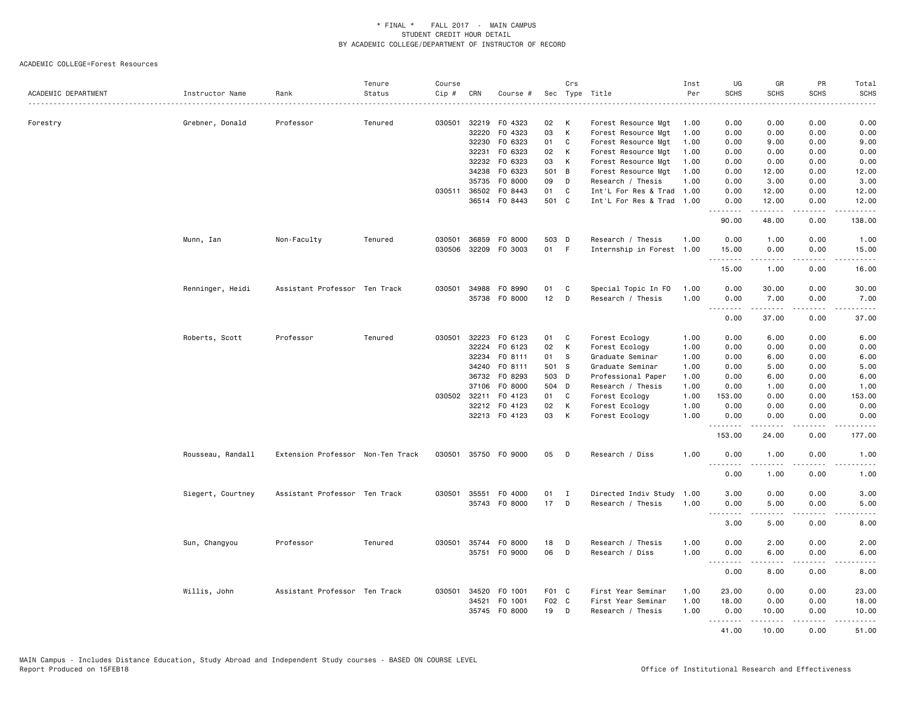\* FINAL \* FALL 2017 - MAIN CAMPUS
STUDENT CREDIT HOUR DETAIL
BY ACADEMIC COLLEGE/DEPARTMENT OF INSTRUCTOR OF RECORD

ACADEMIC COLLEGE=Forest Resources

| ACADEMIC DEPARTMENT | Instructor Name | Rank | Tenure Status | Course Cip # | CRN | Course # | Sec | Crs Type | Title | Inst Per | UG SCHS | GR SCHS | PR SCHS | Total SCHS |
|---|---|---|---|---|---|---|---|---|---|---|---|---|---|---|
| Forestry | Grebner, Donald | Professor | Tenured | 030501 | 32219 | FO 4323 | 02 | K | Forest Resource Mgt | 1.00 | 0.00 | 0.00 | 0.00 | 0.00 |
| | | | | | 32220 | FO 4323 | 03 | K | Forest Resource Mgt | 1.00 | 0.00 | 0.00 | 0.00 | 0.00 |
| | | | | | 32230 | FO 6323 | 01 | C | Forest Resource Mgt | 1.00 | 0.00 | 9.00 | 0.00 | 9.00 |
| | | | | | 32231 | FO 6323 | 02 | K | Forest Resource Mgt | 1.00 | 0.00 | 0.00 | 0.00 | 0.00 |
| | | | | | 32232 | FO 6323 | 03 | K | Forest Resource Mgt | 1.00 | 0.00 | 0.00 | 0.00 | 0.00 |
| | | | | | 34238 | FO 6323 | 501 | B | Forest Resource Mgt | 1.00 | 0.00 | 12.00 | 0.00 | 12.00 |
| | | | | | 35735 | FO 8000 | 09 | D | Research / Thesis | 1.00 | 0.00 | 3.00 | 0.00 | 3.00 |
| | | | | 030511 | 36502 | FO 8443 | 01 | C | Int'L For Res & Trad | 1.00 | 0.00 | 12.00 | 0.00 | 12.00 |
| | | | | | 36514 | FO 8443 | 501 | C | Int'L For Res & Trad | 1.00 | 0.00 | 12.00 | 0.00 | 12.00 |
| | | | | | | | | | | | 90.00 | 48.00 | 0.00 | 138.00 |
| | Munn, Ian | Non-Faculty | Tenured | 030501 | 36859 | FO 8000 | 503 | D | Research / Thesis | 1.00 | 0.00 | 1.00 | 0.00 | 1.00 |
| | | | | 030506 | 32209 | FO 3003 | 01 | F | Internship in Forest | 1.00 | 15.00 | 0.00 | 0.00 | 15.00 |
| | | | | | | | | | | | 15.00 | 1.00 | 0.00 | 16.00 |
| | Renninger, Heidi | Assistant Professor | Ten Track | 030501 | 34988 | FO 8990 | 01 | C | Special Topic In FO | 1.00 | 0.00 | 30.00 | 0.00 | 30.00 |
| | | | | | 35738 | FO 8000 | 12 | D | Research / Thesis | 1.00 | 0.00 | 7.00 | 0.00 | 7.00 |
| | | | | | | | | | | | 0.00 | 37.00 | 0.00 | 37.00 |
| | Roberts, Scott | Professor | Tenured | 030501 | 32223 | FO 6123 | 01 | C | Forest Ecology | 1.00 | 0.00 | 6.00 | 0.00 | 6.00 |
| | | | | | 32224 | FO 6123 | 02 | K | Forest Ecology | 1.00 | 0.00 | 0.00 | 0.00 | 0.00 |
| | | | | | 32234 | FO 8111 | 01 | S | Graduate Seminar | 1.00 | 0.00 | 6.00 | 0.00 | 6.00 |
| | | | | | 34240 | FO 8111 | 501 | S | Graduate Seminar | 1.00 | 0.00 | 5.00 | 0.00 | 5.00 |
| | | | | | 36732 | FO 8293 | 503 | D | Professional Paper | 1.00 | 0.00 | 6.00 | 0.00 | 6.00 |
| | | | | | 37106 | FO 8000 | 504 | D | Research / Thesis | 1.00 | 0.00 | 1.00 | 0.00 | 1.00 |
| | | | | 030502 | 32211 | FO 4123 | 01 | C | Forest Ecology | 1.00 | 153.00 | 0.00 | 0.00 | 153.00 |
| | | | | | 32212 | FO 4123 | 02 | K | Forest Ecology | 1.00 | 0.00 | 0.00 | 0.00 | 0.00 |
| | | | | | 32213 | FO 4123 | 03 | K | Forest Ecology | 1.00 | 0.00 | 0.00 | 0.00 | 0.00 |
| | | | | | | | | | | | 153.00 | 24.00 | 0.00 | 177.00 |
| | Rousseau, Randall | Extension Professor | Non-Ten Track | 030501 | 35750 | FO 9000 | 05 | D | Research / Diss | 1.00 | 0.00 | 1.00 | 0.00 | 1.00 |
| | | | | | | | | | | | 0.00 | 1.00 | 0.00 | 1.00 |
| | Siegert, Courtney | Assistant Professor | Ten Track | 030501 | 35551 | FO 4000 | 01 | I | Directed Indiv Study | 1.00 | 3.00 | 0.00 | 0.00 | 3.00 |
| | | | | | 35743 | FO 8000 | 17 | D | Research / Thesis | 1.00 | 0.00 | 5.00 | 0.00 | 5.00 |
| | | | | | | | | | | | 3.00 | 5.00 | 0.00 | 8.00 |
| | Sun, Changyou | Professor | Tenured | 030501 | 35744 | FO 8000 | 18 | D | Research / Thesis | 1.00 | 0.00 | 2.00 | 0.00 | 2.00 |
| | | | | | 35751 | FO 9000 | 06 | D | Research / Diss | 1.00 | 0.00 | 6.00 | 0.00 | 6.00 |
| | | | | | | | | | | | 0.00 | 8.00 | 0.00 | 8.00 |
| | Willis, John | Assistant Professor | Ten Track | 030501 | 34520 | FO 1001 | F01 | C | First Year Seminar | 1.00 | 23.00 | 0.00 | 0.00 | 23.00 |
| | | | | | 34521 | FO 1001 | F02 | C | First Year Seminar | 1.00 | 18.00 | 0.00 | 0.00 | 18.00 |
| | | | | | 35745 | FO 8000 | 19 | D | Research / Thesis | 1.00 | 0.00 | 10.00 | 0.00 | 10.00 |
| | | | | | | | | | | | 41.00 | 10.00 | 0.00 | 51.00 |

MAIN Campus - Includes Distance Education, Study Abroad and Independent Study courses - BASED ON COURSE LEVEL
Report Produced on 15FEB18

Office of Institutional Research and Effectiveness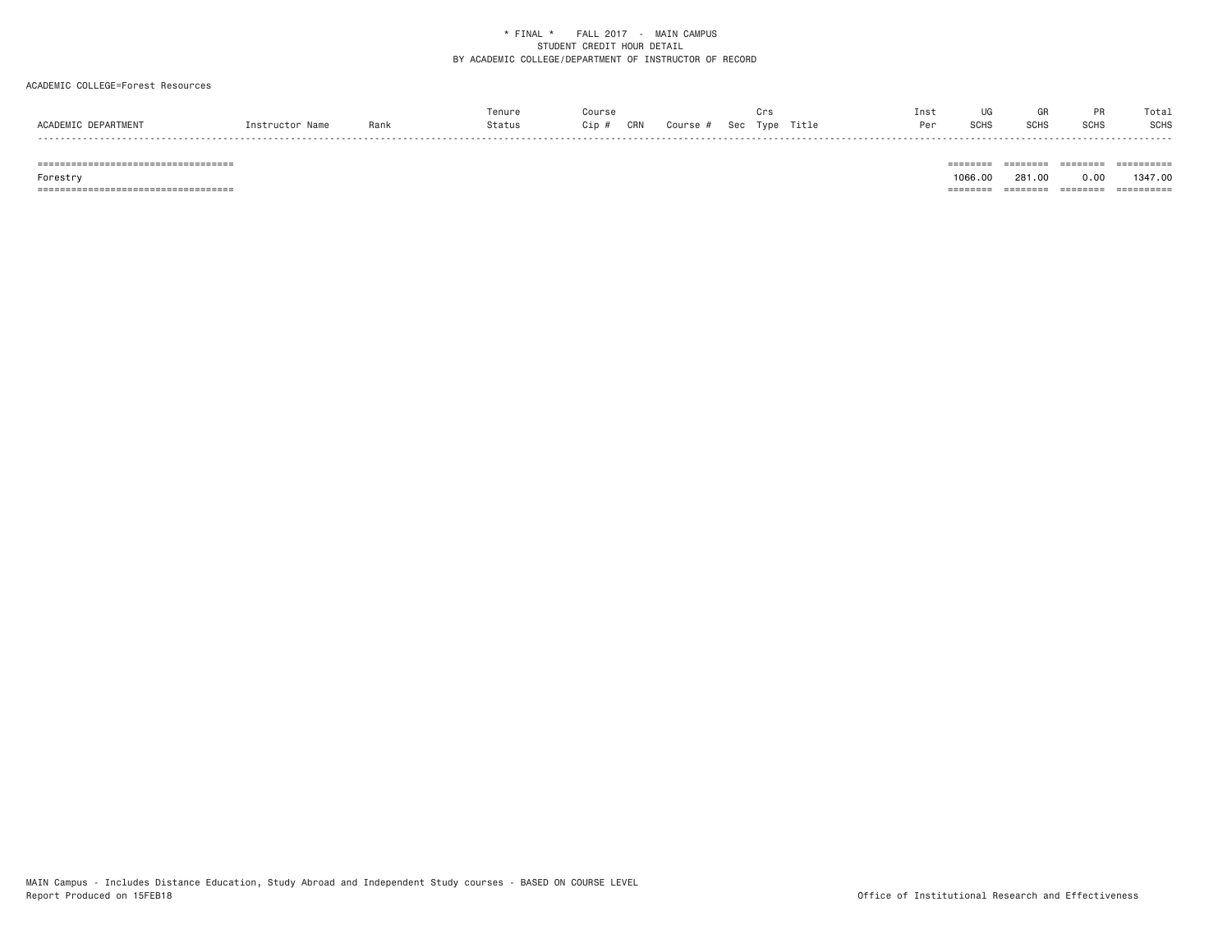\* FINAL \*    FALL 2017 - MAIN CAMPUS
STUDENT CREDIT HOUR DETAIL
BY ACADEMIC COLLEGE/DEPARTMENT OF INSTRUCTOR OF RECORD

ACADEMIC COLLEGE=Forest Resources

| ACADEMIC DEPARTMENT | Instructor Name | Rank | Tenure Status | Course Cip # | CRN | Course # | Sec | Crs Type | Title | Inst Per | UG SCHS | GR SCHS | PR SCHS | Total SCHS |
|---|---|---|---|---|---|---|---|---|---|---|---|---|---|---|
| Forestry | | | | | | | | | | | 1066.00 | 281.00 | 0.00 | 1347.00 |

MAIN Campus - Includes Distance Education, Study Abroad and Independent Study courses - BASED ON COURSE LEVEL
Report Produced on 15FEB18

Office of Institutional Research and Effectiveness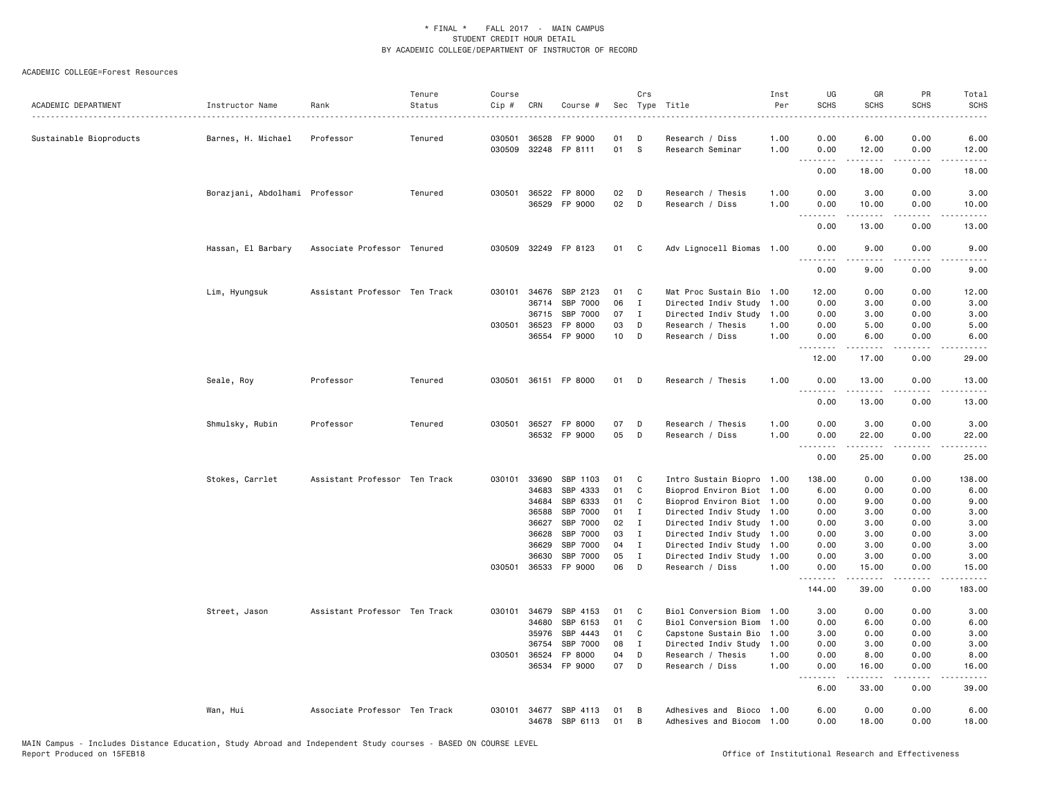\* FINAL \* FALL 2017 - MAIN CAMPUS
STUDENT CREDIT HOUR DETAIL
BY ACADEMIC COLLEGE/DEPARTMENT OF INSTRUCTOR OF RECORD

ACADEMIC COLLEGE=Forest Resources

| ACADEMIC DEPARTMENT | Instructor Name | Rank | Tenure Status | Course Cip # | CRN | Course # | Sec | Crs Type | Title | Inst Per | UG SCHS | GR SCHS | PR SCHS | Total SCHS |
|---|---|---|---|---|---|---|---|---|---|---|---|---|---|---|
| Sustainable Bioproducts | Barnes, H. Michael | Professor | Tenured | 030501 | 36528 | FP 9000 | 01 | D | Research / Diss | 1.00 | 0.00 | 6.00 | 0.00 | 6.00 |
| | | | | 030509 | 32248 | FP 8111 | 01 | S | Research Seminar | 1.00 | 0.00 | 12.00 | 0.00 | 12.00 |
| | | | | | | | | | | | 0.00 | 18.00 | 0.00 | 18.00 |
| | Borazjani, Abdolhami | Professor | Tenured | 030501 | 36522 | FP 8000 | 02 | D | Research / Thesis | 1.00 | 0.00 | 3.00 | 0.00 | 3.00 |
| | | | | | 36529 | FP 9000 | 02 | D | Research / Diss | 1.00 | 0.00 | 10.00 | 0.00 | 10.00 |
| | | | | | | | | | | | 0.00 | 13.00 | 0.00 | 13.00 |
| | Hassan, El Barbary | Associate Professor | Tenured | 030509 | 32249 | FP 8123 | 01 | C | Adv Lignocell Biomas | 1.00 | 0.00 | 9.00 | 0.00 | 9.00 |
| | | | | | | | | | | | 0.00 | 9.00 | 0.00 | 9.00 |
| | Lim, Hyungsuk | Assistant Professor | Ten Track | 030101 | 34676 | SBP 2123 | 01 | C | Mat Proc Sustain Bio | 1.00 | 12.00 | 0.00 | 0.00 | 12.00 |
| | | | | | 36714 | SBP 7000 | 06 | I | Directed Indiv Study | 1.00 | 0.00 | 3.00 | 0.00 | 3.00 |
| | | | | | 36715 | SBP 7000 | 07 | I | Directed Indiv Study | 1.00 | 0.00 | 3.00 | 0.00 | 3.00 |
| | | | | 030501 | 36523 | FP 8000 | 03 | D | Research / Thesis | 1.00 | 0.00 | 5.00 | 0.00 | 5.00 |
| | | | | | 36554 | FP 9000 | 10 | D | Research / Diss | 1.00 | 0.00 | 6.00 | 0.00 | 6.00 |
| | | | | | | | | | | | 12.00 | 17.00 | 0.00 | 29.00 |
| | Seale, Roy | Professor | Tenured | 030501 | 36151 | FP 8000 | 01 | D | Research / Thesis | 1.00 | 0.00 | 13.00 | 0.00 | 13.00 |
| | | | | | | | | | | | 0.00 | 13.00 | 0.00 | 13.00 |
| | Shmulsky, Rubin | Professor | Tenured | 030501 | 36527 | FP 8000 | 07 | D | Research / Thesis | 1.00 | 0.00 | 3.00 | 0.00 | 3.00 |
| | | | | | 36532 | FP 9000 | 05 | D | Research / Diss | 1.00 | 0.00 | 22.00 | 0.00 | 22.00 |
| | | | | | | | | | | | 0.00 | 25.00 | 0.00 | 25.00 |
| | Stokes, Carrlet | Assistant Professor | Ten Track | 030101 | 33690 | SBP 1103 | 01 | C | Intro Sustain Biopro | 1.00 | 138.00 | 0.00 | 0.00 | 138.00 |
| | | | | | 34683 | SBP 4333 | 01 | C | Bioprod Environ Biot | 1.00 | 6.00 | 0.00 | 0.00 | 6.00 |
| | | | | | 34684 | SBP 6333 | 01 | C | Bioprod Environ Biot | 1.00 | 0.00 | 9.00 | 0.00 | 9.00 |
| | | | | | 36588 | SBP 7000 | 01 | I | Directed Indiv Study | 1.00 | 0.00 | 3.00 | 0.00 | 3.00 |
| | | | | | 36627 | SBP 7000 | 02 | I | Directed Indiv Study | 1.00 | 0.00 | 3.00 | 0.00 | 3.00 |
| | | | | | 36628 | SBP 7000 | 03 | I | Directed Indiv Study | 1.00 | 0.00 | 3.00 | 0.00 | 3.00 |
| | | | | | 36629 | SBP 7000 | 04 | I | Directed Indiv Study | 1.00 | 0.00 | 3.00 | 0.00 | 3.00 |
| | | | | | 36630 | SBP 7000 | 05 | I | Directed Indiv Study | 1.00 | 0.00 | 3.00 | 0.00 | 3.00 |
| | | | | 030501 | 36533 | FP 9000 | 06 | D | Research / Diss | 1.00 | 0.00 | 15.00 | 0.00 | 15.00 |
| | | | | | | | | | | | 144.00 | 39.00 | 0.00 | 183.00 |
| | Street, Jason | Assistant Professor | Ten Track | 030101 | 34679 | SBP 4153 | 01 | C | Biol Conversion Biom | 1.00 | 3.00 | 0.00 | 0.00 | 3.00 |
| | | | | | 34680 | SBP 6153 | 01 | C | Biol Conversion Biom | 1.00 | 0.00 | 6.00 | 0.00 | 6.00 |
| | | | | | 35976 | SBP 4443 | 01 | C | Capstone Sustain Bio | 1.00 | 3.00 | 0.00 | 0.00 | 3.00 |
| | | | | | 36754 | SBP 7000 | 08 | I | Directed Indiv Study | 1.00 | 0.00 | 3.00 | 0.00 | 3.00 |
| | | | | 030501 | 36524 | FP 8000 | 04 | D | Research / Thesis | 1.00 | 0.00 | 8.00 | 0.00 | 8.00 |
| | | | | | 36534 | FP 9000 | 07 | D | Research / Diss | 1.00 | 0.00 | 16.00 | 0.00 | 16.00 |
| | | | | | | | | | | | 6.00 | 33.00 | 0.00 | 39.00 |
| | Wan, Hui | Associate Professor | Ten Track | 030101 | 34677 | SBP 4113 | 01 | B | Adhesives and Bioco | 1.00 | 6.00 | 0.00 | 0.00 | 6.00 |
| | | | | | 34678 | SBP 6113 | 01 | B | Adhesives and Biocom | 1.00 | 0.00 | 18.00 | 0.00 | 18.00 |

MAIN Campus - Includes Distance Education, Study Abroad and Independent Study courses - BASED ON COURSE LEVEL
Report Produced on 15FEB18 Office of Institutional Research and Effectiveness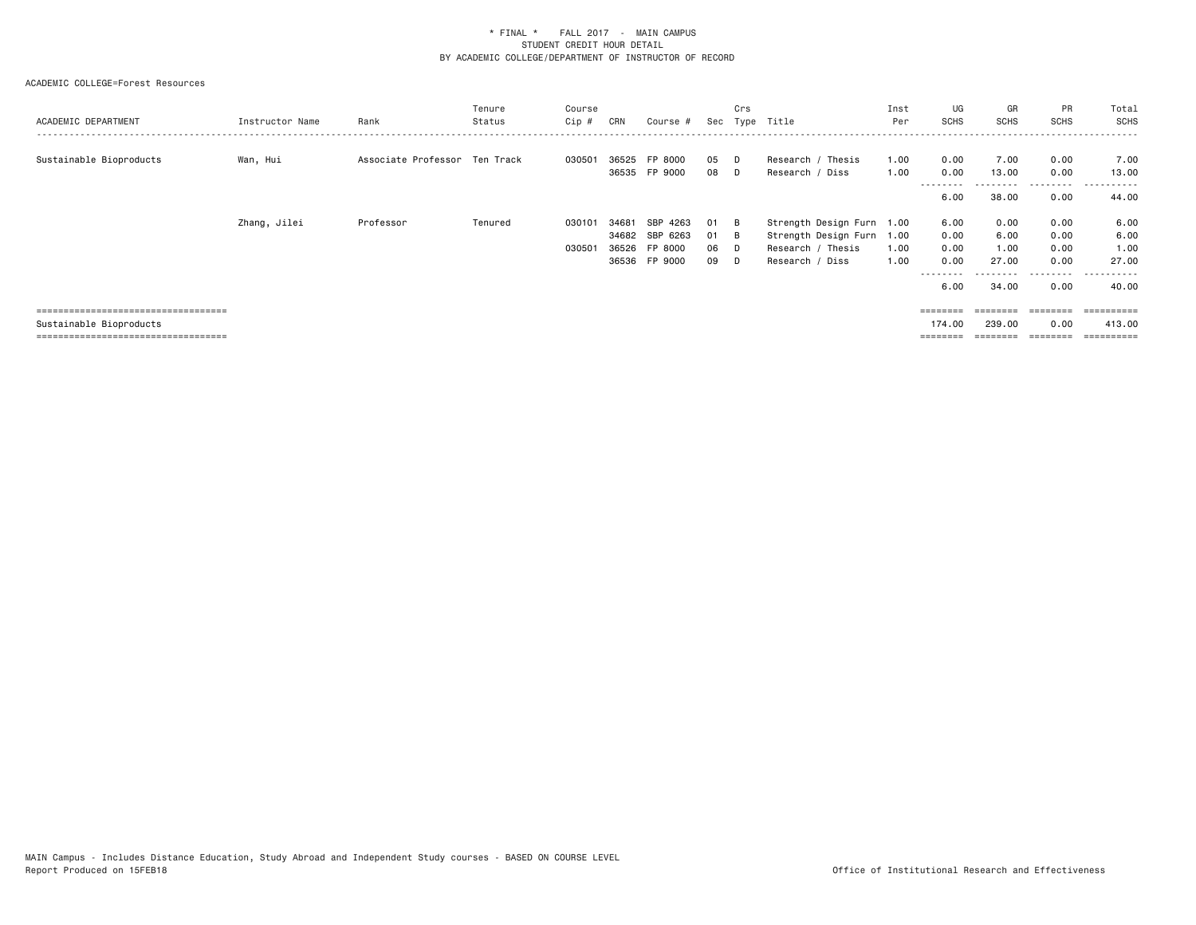\* FINAL \*    FALL 2017 - MAIN CAMPUS
STUDENT CREDIT HOUR DETAIL
BY ACADEMIC COLLEGE/DEPARTMENT OF INSTRUCTOR OF RECORD

ACADEMIC COLLEGE=Forest Resources

| ACADEMIC DEPARTMENT | Instructor Name | Rank | Tenure Status | Course Cip # | CRN | Course # | Sec | Crs Type | Title | Inst Per | UG SCHS | GR SCHS | PR SCHS | Total SCHS |
|---|---|---|---|---|---|---|---|---|---|---|---|---|---|---|
| Sustainable Bioproducts | Wan, Hui | Associate Professor | Ten Track | 030501 | 36525 | FP 8000 | 05 | D | Research / Thesis | 1.00 | 0.00 | 7.00 | 0.00 | 7.00 |
| | | | | | 36535 | FP 9000 | 08 | D | Research / Diss | 1.00 | 0.00 | 13.00 | 0.00 | 13.00 |
| | | | | | | | | | | | 6.00 | 38.00 | 0.00 | 44.00 |
| | Zhang, Jilei | Professor | Tenured | 030101 | 34681 | SBP 4263 | 01 | B | Strength Design Furn | 1.00 | 6.00 | 0.00 | 0.00 | 6.00 |
| | | | | | 34682 | SBP 6263 | 01 | B | Strength Design Furn | 1.00 | 0.00 | 6.00 | 0.00 | 6.00 |
| | | | | 030501 | 36526 | FP 8000 | 06 | D | Research / Thesis | 1.00 | 0.00 | 1.00 | 0.00 | 1.00 |
| | | | | | 36536 | FP 9000 | 09 | D | Research / Diss | 1.00 | 0.00 | 27.00 | 0.00 | 27.00 |
| | | | | | | | | | | | 6.00 | 34.00 | 0.00 | 40.00 |
| Sustainable Bioproducts | | | | | | | | | | | 174.00 | 239.00 | 0.00 | 413.00 |

MAIN Campus - Includes Distance Education, Study Abroad and Independent Study courses - BASED ON COURSE LEVEL
Report Produced on 15FEB18

Office of Institutional Research and Effectiveness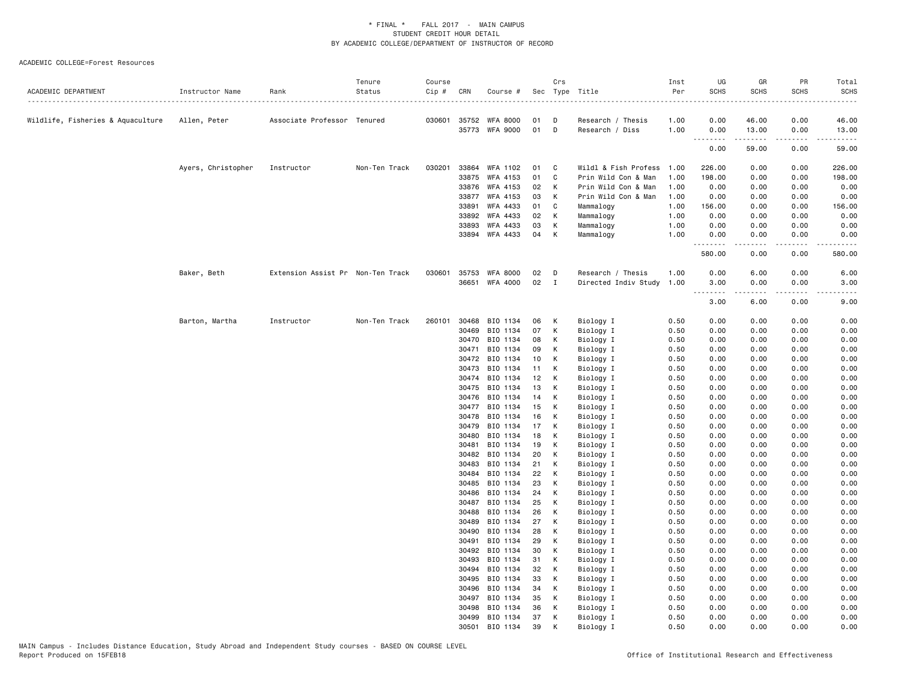\* FINAL \* FALL 2017 - MAIN CAMPUS
STUDENT CREDIT HOUR DETAIL
BY ACADEMIC COLLEGE/DEPARTMENT OF INSTRUCTOR OF RECORD

ACADEMIC COLLEGE=Forest Resources

| ACADEMIC DEPARTMENT | Instructor Name | Rank | Tenure Status | Course Cip # | CRN | Course # | Sec | Crs Type | Title | Inst Per | UG SCHS | GR SCHS | PR SCHS | Total SCHS |
|---|---|---|---|---|---|---|---|---|---|---|---|---|---|---|
| Wildlife, Fisheries & Aquaculture | Allen, Peter | Associate Professor | Tenured | 030601 | 35752 | WFA 8000 | 01 | D | Research / Thesis | 1.00 | 0.00 | 46.00 | 0.00 | 46.00 |
| | | | | | 35773 | WFA 9000 | 01 | D | Research / Diss | 1.00 | 0.00 | 13.00 | 0.00 | 13.00 |
| | | | | | | | | | | | 0.00 | 59.00 | 0.00 | 59.00 |
| | Ayers, Christopher | Instructor | Non-Ten Track | 030201 | 33864 | WFA 1102 | 01 | C | Wildl & Fish Profess | 1.00 | 226.00 | 0.00 | 0.00 | 226.00 |
| | | | | | 33875 | WFA 4153 | 01 | C | Prin Wild Con & Man | 1.00 | 198.00 | 0.00 | 0.00 | 198.00 |
| | | | | | 33876 | WFA 4153 | 02 | K | Prin Wild Con & Man | 1.00 | 0.00 | 0.00 | 0.00 | 0.00 |
| | | | | | 33877 | WFA 4153 | 03 | K | Prin Wild Con & Man | 1.00 | 0.00 | 0.00 | 0.00 | 0.00 |
| | | | | | 33891 | WFA 4433 | 01 | C | Mammalogy | 1.00 | 156.00 | 0.00 | 0.00 | 156.00 |
| | | | | | 33892 | WFA 4433 | 02 | K | Mammalogy | 1.00 | 0.00 | 0.00 | 0.00 | 0.00 |
| | | | | | 33893 | WFA 4433 | 03 | K | Mammalogy | 1.00 | 0.00 | 0.00 | 0.00 | 0.00 |
| | | | | | 33894 | WFA 4433 | 04 | K | Mammalogy | 1.00 | 0.00 | 0.00 | 0.00 | 0.00 |
| | | | | | | | | | | | 580.00 | 0.00 | 0.00 | 580.00 |
| | Baker, Beth | Extension Assist Pr | Non-Ten Track | 030601 | 35753 | WFA 8000 | 02 | D | Research / Thesis | 1.00 | 0.00 | 6.00 | 0.00 | 6.00 |
| | | | | | 36651 | WFA 4000 | 02 | I | Directed Indiv Study | 1.00 | 3.00 | 0.00 | 0.00 | 3.00 |
| | | | | | | | | | | | 3.00 | 6.00 | 0.00 | 9.00 |
| | Barton, Martha | Instructor | Non-Ten Track | 260101 | 30468 | BIO 1134 | 06 | K | Biology I | 0.50 | 0.00 | 0.00 | 0.00 | 0.00 |
| | | | | | 30469 | BIO 1134 | 07 | K | Biology I | 0.50 | 0.00 | 0.00 | 0.00 | 0.00 |
| | | | | | 30470 | BIO 1134 | 08 | K | Biology I | 0.50 | 0.00 | 0.00 | 0.00 | 0.00 |
| | | | | | 30471 | BIO 1134 | 09 | K | Biology I | 0.50 | 0.00 | 0.00 | 0.00 | 0.00 |
| | | | | | 30472 | BIO 1134 | 10 | K | Biology I | 0.50 | 0.00 | 0.00 | 0.00 | 0.00 |
| | | | | | 30473 | BIO 1134 | 11 | K | Biology I | 0.50 | 0.00 | 0.00 | 0.00 | 0.00 |
| | | | | | 30474 | BIO 1134 | 12 | K | Biology I | 0.50 | 0.00 | 0.00 | 0.00 | 0.00 |
| | | | | | 30475 | BIO 1134 | 13 | K | Biology I | 0.50 | 0.00 | 0.00 | 0.00 | 0.00 |
| | | | | | 30476 | BIO 1134 | 14 | K | Biology I | 0.50 | 0.00 | 0.00 | 0.00 | 0.00 |
| | | | | | 30477 | BIO 1134 | 15 | K | Biology I | 0.50 | 0.00 | 0.00 | 0.00 | 0.00 |
| | | | | | 30478 | BIO 1134 | 16 | K | Biology I | 0.50 | 0.00 | 0.00 | 0.00 | 0.00 |
| | | | | | 30479 | BIO 1134 | 17 | K | Biology I | 0.50 | 0.00 | 0.00 | 0.00 | 0.00 |
| | | | | | 30480 | BIO 1134 | 18 | K | Biology I | 0.50 | 0.00 | 0.00 | 0.00 | 0.00 |
| | | | | | 30481 | BIO 1134 | 19 | K | Biology I | 0.50 | 0.00 | 0.00 | 0.00 | 0.00 |
| | | | | | 30482 | BIO 1134 | 20 | K | Biology I | 0.50 | 0.00 | 0.00 | 0.00 | 0.00 |
| | | | | | 30483 | BIO 1134 | 21 | K | Biology I | 0.50 | 0.00 | 0.00 | 0.00 | 0.00 |
| | | | | | 30484 | BIO 1134 | 22 | K | Biology I | 0.50 | 0.00 | 0.00 | 0.00 | 0.00 |
| | | | | | 30485 | BIO 1134 | 23 | K | Biology I | 0.50 | 0.00 | 0.00 | 0.00 | 0.00 |
| | | | | | 30486 | BIO 1134 | 24 | K | Biology I | 0.50 | 0.00 | 0.00 | 0.00 | 0.00 |
| | | | | | 30487 | BIO 1134 | 25 | K | Biology I | 0.50 | 0.00 | 0.00 | 0.00 | 0.00 |
| | | | | | 30488 | BIO 1134 | 26 | K | Biology I | 0.50 | 0.00 | 0.00 | 0.00 | 0.00 |
| | | | | | 30489 | BIO 1134 | 27 | K | Biology I | 0.50 | 0.00 | 0.00 | 0.00 | 0.00 |
| | | | | | 30490 | BIO 1134 | 28 | K | Biology I | 0.50 | 0.00 | 0.00 | 0.00 | 0.00 |
| | | | | | 30491 | BIO 1134 | 29 | K | Biology I | 0.50 | 0.00 | 0.00 | 0.00 | 0.00 |
| | | | | | 30492 | BIO 1134 | 30 | K | Biology I | 0.50 | 0.00 | 0.00 | 0.00 | 0.00 |
| | | | | | 30493 | BIO 1134 | 31 | K | Biology I | 0.50 | 0.00 | 0.00 | 0.00 | 0.00 |
| | | | | | 30494 | BIO 1134 | 32 | K | Biology I | 0.50 | 0.00 | 0.00 | 0.00 | 0.00 |
| | | | | | 30495 | BIO 1134 | 33 | K | Biology I | 0.50 | 0.00 | 0.00 | 0.00 | 0.00 |
| | | | | | 30496 | BIO 1134 | 34 | K | Biology I | 0.50 | 0.00 | 0.00 | 0.00 | 0.00 |
| | | | | | 30497 | BIO 1134 | 35 | K | Biology I | 0.50 | 0.00 | 0.00 | 0.00 | 0.00 |
| | | | | | 30498 | BIO 1134 | 36 | K | Biology I | 0.50 | 0.00 | 0.00 | 0.00 | 0.00 |
| | | | | | 30499 | BIO 1134 | 37 | K | Biology I | 0.50 | 0.00 | 0.00 | 0.00 | 0.00 |
| | | | | | 30501 | BIO 1134 | 39 | K | Biology I | 0.50 | 0.00 | 0.00 | 0.00 | 0.00 |

MAIN Campus - Includes Distance Education, Study Abroad and Independent Study courses - BASED ON COURSE LEVEL
Report Produced on 15FEB18 — Office of Institutional Research and Effectiveness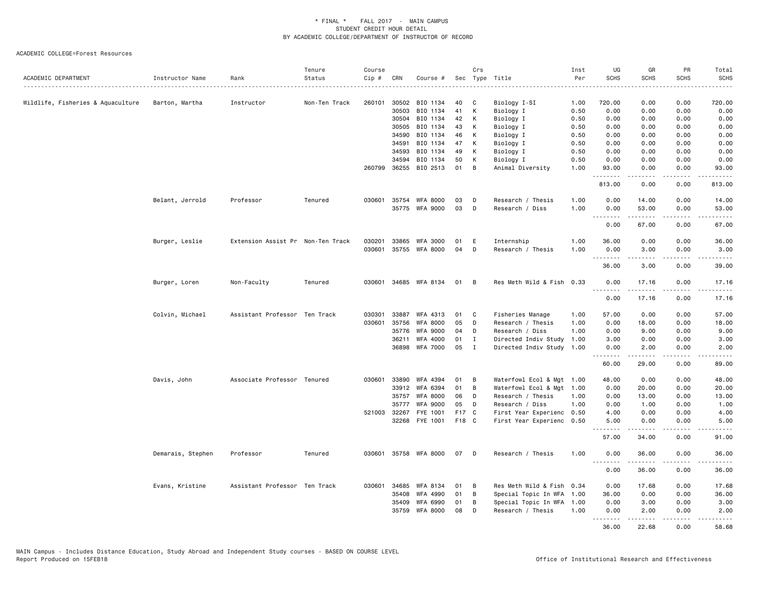\* FINAL \* FALL 2017 - MAIN CAMPUS
STUDENT CREDIT HOUR DETAIL
BY ACADEMIC COLLEGE/DEPARTMENT OF INSTRUCTOR OF RECORD

ACADEMIC COLLEGE=Forest Resources

| ACADEMIC DEPARTMENT | Instructor Name | Rank | Tenure Status | Course Cip # | CRN | Course # | Sec | Crs Type | Title | Inst Per | UG SCHS | GR SCHS | PR SCHS | Total SCHS |
|---|---|---|---|---|---|---|---|---|---|---|---|---|---|---|
| Wildlife, Fisheries & Aquaculture | Barton, Martha | Instructor | Non-Ten Track | 260101 | 30502 | BIO 1134 | 40 | C | Biology I-SI | 1.00 | 720.00 | 0.00 | 0.00 | 720.00 |
| | | | | | 30503 | BIO 1134 | 41 | K | Biology I | 0.50 | 0.00 | 0.00 | 0.00 | 0.00 |
| | | | | | 30504 | BIO 1134 | 42 | K | Biology I | 0.50 | 0.00 | 0.00 | 0.00 | 0.00 |
| | | | | | 30505 | BIO 1134 | 43 | K | Biology I | 0.50 | 0.00 | 0.00 | 0.00 | 0.00 |
| | | | | | 34590 | BIO 1134 | 46 | K | Biology I | 0.50 | 0.00 | 0.00 | 0.00 | 0.00 |
| | | | | | 34591 | BIO 1134 | 47 | K | Biology I | 0.50 | 0.00 | 0.00 | 0.00 | 0.00 |
| | | | | | 34593 | BIO 1134 | 49 | K | Biology I | 0.50 | 0.00 | 0.00 | 0.00 | 0.00 |
| | | | | | 34594 | BIO 1134 | 50 | K | Biology I | 0.50 | 0.00 | 0.00 | 0.00 | 0.00 |
| | | | | 260799 | 36255 | BIO 2513 | 01 | B | Animal Diversity | 1.00 | 93.00 | 0.00 | 0.00 | 93.00 |
| | | | | | | | | | | | 813.00 | 0.00 | 0.00 | 813.00 |
| | Belant, Jerrold | Professor | Tenured | 030601 | 35754 | WFA 8000 | 03 | D | Research / Thesis | 1.00 | 0.00 | 14.00 | 0.00 | 14.00 |
| | | | | | 35775 | WFA 9000 | 03 | D | Research / Diss | 1.00 | 0.00 | 53.00 | 0.00 | 53.00 |
| | | | | | | | | | | | 0.00 | 67.00 | 0.00 | 67.00 |
| | Burger, Leslie | Extension Assist Pr | Non-Ten Track | 030201 | 33865 | WFA 3000 | 01 | E | Internship | 1.00 | 36.00 | 0.00 | 0.00 | 36.00 |
| | | | | 030601 | 35755 | WFA 8000 | 04 | D | Research / Thesis | 1.00 | 0.00 | 3.00 | 0.00 | 3.00 |
| | | | | | | | | | | | 36.00 | 3.00 | 0.00 | 39.00 |
| | Burger, Loren | Non-Faculty | Tenured | 030601 | 34685 | WFA 8134 | 01 | B | Res Meth Wild & Fish | 0.33 | 0.00 | 17.16 | 0.00 | 17.16 |
| | | | | | | | | | | | 0.00 | 17.16 | 0.00 | 17.16 |
| | Colvin, Michael | Assistant Professor | Ten Track | 030301 | 33887 | WFA 4313 | 01 | C | Fisheries Manage | 1.00 | 57.00 | 0.00 | 0.00 | 57.00 |
| | | | | 030601 | 35756 | WFA 8000 | 05 | D | Research / Thesis | 1.00 | 0.00 | 18.00 | 0.00 | 18.00 |
| | | | | | 35776 | WFA 9000 | 04 | D | Research / Diss | 1.00 | 0.00 | 9.00 | 0.00 | 9.00 |
| | | | | | 36211 | WFA 4000 | 01 | I | Directed Indiv Study | 1.00 | 3.00 | 0.00 | 0.00 | 3.00 |
| | | | | | 36898 | WFA 7000 | 05 | I | Directed Indiv Study | 1.00 | 0.00 | 2.00 | 0.00 | 2.00 |
| | | | | | | | | | | | 60.00 | 29.00 | 0.00 | 89.00 |
| | Davis, John | Associate Professor | Tenured | 030601 | 33890 | WFA 4394 | 01 | B | Waterfowl Ecol & Mgt | 1.00 | 48.00 | 0.00 | 0.00 | 48.00 |
| | | | | | 33912 | WFA 6394 | 01 | B | Waterfowl Ecol & Mgt | 1.00 | 0.00 | 20.00 | 0.00 | 20.00 |
| | | | | | 35757 | WFA 8000 | 06 | D | Research / Thesis | 1.00 | 0.00 | 13.00 | 0.00 | 13.00 |
| | | | | | 35777 | WFA 9000 | 05 | D | Research / Diss | 1.00 | 0.00 | 1.00 | 0.00 | 1.00 |
| | | | | 521003 | 32267 | FYE 1001 | F17 | C | First Year Experienc | 0.50 | 4.00 | 0.00 | 0.00 | 4.00 |
| | | | | | 32268 | FYE 1001 | F18 | C | First Year Experienc | 0.50 | 5.00 | 0.00 | 0.00 | 5.00 |
| | | | | | | | | | | | 57.00 | 34.00 | 0.00 | 91.00 |
| | Demarais, Stephen | Professor | Tenured | 030601 | 35758 | WFA 8000 | 07 | D | Research / Thesis | 1.00 | 0.00 | 36.00 | 0.00 | 36.00 |
| | | | | | | | | | | | 0.00 | 36.00 | 0.00 | 36.00 |
| | Evans, Kristine | Assistant Professor | Ten Track | 030601 | 34685 | WFA 8134 | 01 | B | Res Meth Wild & Fish | 0.34 | 0.00 | 17.68 | 0.00 | 17.68 |
| | | | | | 35408 | WFA 4990 | 01 | B | Special Topic In WFA | 1.00 | 36.00 | 0.00 | 0.00 | 36.00 |
| | | | | | 35409 | WFA 6990 | 01 | B | Special Topic In WFA | 1.00 | 0.00 | 3.00 | 0.00 | 3.00 |
| | | | | | 35759 | WFA 8000 | 08 | D | Research / Thesis | 1.00 | 0.00 | 2.00 | 0.00 | 2.00 |
| | | | | | | | | | | | 36.00 | 22.68 | 0.00 | 58.68 |

MAIN Campus - Includes Distance Education, Study Abroad and Independent Study courses - BASED ON COURSE LEVEL
Report Produced on 15FEB18
Office of Institutional Research and Effectiveness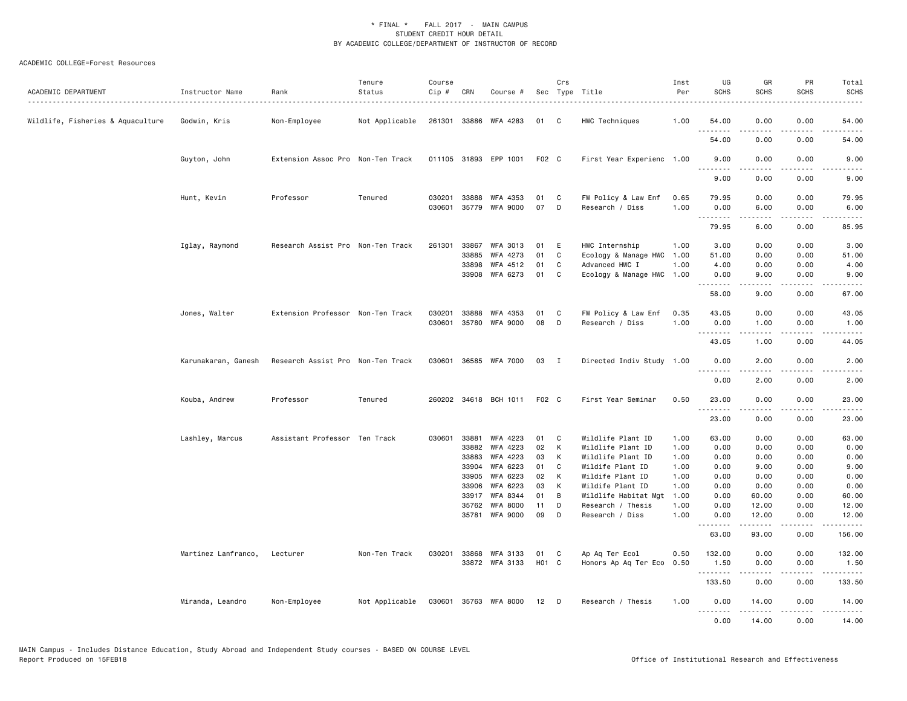\* FINAL \* FALL 2017 - MAIN CAMPUS
STUDENT CREDIT HOUR DETAIL
BY ACADEMIC COLLEGE/DEPARTMENT OF INSTRUCTOR OF RECORD

ACADEMIC COLLEGE=Forest Resources

| ACADEMIC DEPARTMENT | Instructor Name | Rank | Tenure Status | Course Cip # | CRN | Course # | Sec | Crs Type | Title | Inst Per | UG SCHS | GR SCHS | PR SCHS | Total SCHS |
|---|---|---|---|---|---|---|---|---|---|---|---|---|---|---|
| Wildlife, Fisheries & Aquaculture | Godwin, Kris | Non-Employee | Not Applicable | 261301 | 33886 | WFA 4283 | 01 | C | HWC Techniques | 1.00 | 54.00 | 0.00 | 0.00 | 54.00 |
| | | | | | | | | | | | 54.00 | 0.00 | 0.00 | 54.00 |
| | Guyton, John | Extension Assoc Pro | Non-Ten Track | 011105 | 31893 | EPP 1001 | F02 | C | First Year Experienc | 1.00 | 9.00 | 0.00 | 0.00 | 9.00 |
| | | | | | | | | | | | 9.00 | 0.00 | 0.00 | 9.00 |
| | Hunt, Kevin | Professor | Tenured | 030201 | 33888 | WFA 4353 | 01 | C | FW Policy & Law Enf | 0.65 | 79.95 | 0.00 | 0.00 | 79.95 |
| | | | | 030601 | 35779 | WFA 9000 | 07 | D | Research / Diss | 1.00 | 0.00 | 6.00 | 0.00 | 6.00 |
| | | | | | | | | | | | 79.95 | 6.00 | 0.00 | 85.95 |
| | Iglay, Raymond | Research Assist Pro | Non-Ten Track | 261301 | 33867 | WFA 3013 | 01 | E | HWC Internship | 1.00 | 3.00 | 0.00 | 0.00 | 3.00 |
| | | | | | 33885 | WFA 4273 | 01 | C | Ecology & Manage HWC | 1.00 | 51.00 | 0.00 | 0.00 | 51.00 |
| | | | | | 33898 | WFA 4512 | 01 | C | Advanced HWC I | 1.00 | 4.00 | 0.00 | 0.00 | 4.00 |
| | | | | | 33908 | WFA 6273 | 01 | C | Ecology & Manage HWC | 1.00 | 0.00 | 9.00 | 0.00 | 9.00 |
| | | | | | | | | | | | 58.00 | 9.00 | 0.00 | 67.00 |
| | Jones, Walter | Extension Professor | Non-Ten Track | 030201 | 33888 | WFA 4353 | 01 | C | FW Policy & Law Enf | 0.35 | 43.05 | 0.00 | 0.00 | 43.05 |
| | | | | 030601 | 35780 | WFA 9000 | 08 | D | Research / Diss | 1.00 | 0.00 | 1.00 | 0.00 | 1.00 |
| | | | | | | | | | | | 43.05 | 1.00 | 0.00 | 44.05 |
| | Karunakaran, Ganesh | Research Assist Pro | Non-Ten Track | 030601 | 36585 | WFA 7000 | 03 | I | Directed Indiv Study | 1.00 | 0.00 | 2.00 | 0.00 | 2.00 |
| | | | | | | | | | | | 0.00 | 2.00 | 0.00 | 2.00 |
| | Kouba, Andrew | Professor | Tenured | 260202 | 34618 | BCH 1011 | F02 | C | First Year Seminar | 0.50 | 23.00 | 0.00 | 0.00 | 23.00 |
| | | | | | | | | | | | 23.00 | 0.00 | 0.00 | 23.00 |
| | Lashley, Marcus | Assistant Professor | Ten Track | 030601 | 33881 | WFA 4223 | 01 | C | Wildlife Plant ID | 1.00 | 63.00 | 0.00 | 0.00 | 63.00 |
| | | | | | 33882 | WFA 4223 | 02 | K | Wildlife Plant ID | 1.00 | 0.00 | 0.00 | 0.00 | 0.00 |
| | | | | | 33883 | WFA 4223 | 03 | K | Wildlife Plant ID | 1.00 | 0.00 | 0.00 | 0.00 | 0.00 |
| | | | | | 33904 | WFA 6223 | 01 | C | Wildlife Plant ID | 1.00 | 0.00 | 9.00 | 0.00 | 9.00 |
| | | | | | 33905 | WFA 6223 | 02 | K | Wildlife Plant ID | 1.00 | 0.00 | 0.00 | 0.00 | 0.00 |
| | | | | | 33906 | WFA 6223 | 03 | K | Wildlife Plant ID | 1.00 | 0.00 | 0.00 | 0.00 | 0.00 |
| | | | | | 33917 | WFA 8344 | 01 | B | Wildlife Habitat Mgt | 1.00 | 0.00 | 60.00 | 0.00 | 60.00 |
| | | | | | 35762 | WFA 8000 | 11 | D | Research / Thesis | 1.00 | 0.00 | 12.00 | 0.00 | 12.00 |
| | | | | | 35781 | WFA 9000 | 09 | D | Research / Diss | 1.00 | 0.00 | 12.00 | 0.00 | 12.00 |
| | | | | | | | | | | | 63.00 | 93.00 | 0.00 | 156.00 |
| | Martinez Lanfranco, | Lecturer | Non-Ten Track | 030201 | 33868 | WFA 3133 | 01 | C | Ap Aq Ter Ecol | 0.50 | 132.00 | 0.00 | 0.00 | 132.00 |
| | | | | | 33872 | WFA 3133 | H01 | C | Honors Ap Aq Ter Eco | 0.50 | 1.50 | 0.00 | 0.00 | 1.50 |
| | | | | | | | | | | | 133.50 | 0.00 | 0.00 | 133.50 |
| | Miranda, Leandro | Non-Employee | Not Applicable | 030601 | 35763 | WFA 8000 | 12 | D | Research / Thesis | 1.00 | 0.00 | 14.00 | 0.00 | 14.00 |
| | | | | | | | | | | | 0.00 | 14.00 | 0.00 | 14.00 |

MAIN Campus - Includes Distance Education, Study Abroad and Independent Study courses - BASED ON COURSE LEVEL
Report Produced on 15FEB18 Office of Institutional Research and Effectiveness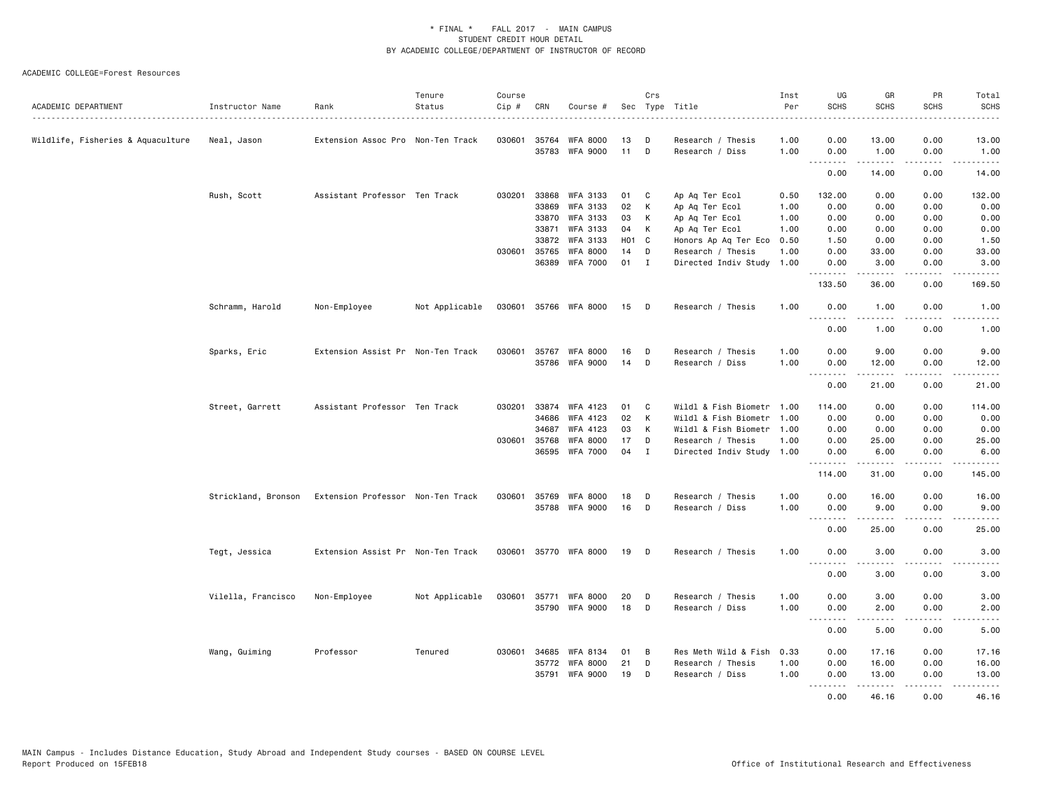\* FINAL \* FALL 2017 - MAIN CAMPUS
STUDENT CREDIT HOUR DETAIL
BY ACADEMIC COLLEGE/DEPARTMENT OF INSTRUCTOR OF RECORD

ACADEMIC COLLEGE=Forest Resources

| ACADEMIC DEPARTMENT | Instructor Name | Rank | Tenure Status | Course Cip # | CRN | Course # | Sec | Crs Type | Title | Inst Per | UG SCHS | GR SCHS | PR SCHS | Total SCHS |
|---|---|---|---|---|---|---|---|---|---|---|---|---|---|---|
| Wildlife, Fisheries & Aquaculture | Neal, Jason | Extension Assoc Pro | Non-Ten Track | 030601 | 35764 | WFA 8000 | 13 | D | Research / Thesis | 1.00 | 0.00 | 13.00 | 0.00 | 13.00 |
| | | | | | 35783 | WFA 9000 | 11 | D | Research / Diss | 1.00 | 0.00 | 1.00 | 0.00 | 1.00 |
| | | | | | | | | | | | 0.00 | 14.00 | 0.00 | 14.00 |
| | Rush, Scott | Assistant Professor | Ten Track | 030201 | 33868 | WFA 3133 | 01 | C | Ap Aq Ter Ecol | 0.50 | 132.00 | 0.00 | 0.00 | 132.00 |
| | | | | | 33869 | WFA 3133 | 02 | K | Ap Aq Ter Ecol | 1.00 | 0.00 | 0.00 | 0.00 | 0.00 |
| | | | | | 33870 | WFA 3133 | 03 | K | Ap Aq Ter Ecol | 1.00 | 0.00 | 0.00 | 0.00 | 0.00 |
| | | | | | 33871 | WFA 3133 | 04 | K | Ap Aq Ter Ecol | 1.00 | 0.00 | 0.00 | 0.00 | 0.00 |
| | | | | | 33872 | WFA 3133 | H01 | C | Honors Ap Aq Ter Eco | 0.50 | 1.50 | 0.00 | 0.00 | 1.50 |
| | | | | 030601 | 35765 | WFA 8000 | 14 | D | Research / Thesis | 1.00 | 0.00 | 33.00 | 0.00 | 33.00 |
| | | | | | 36389 | WFA 7000 | 01 | I | Directed Indiv Study | 1.00 | 0.00 | 3.00 | 0.00 | 3.00 |
| | | | | | | | | | | | 133.50 | 36.00 | 0.00 | 169.50 |
| | Schramm, Harold | Non-Employee | Not Applicable | 030601 | 35766 | WFA 8000 | 15 | D | Research / Thesis | 1.00 | 0.00 | 1.00 | 0.00 | 1.00 |
| | | | | | | | | | | | 0.00 | 1.00 | 0.00 | 1.00 |
| | Sparks, Eric | Extension Assist Pr | Non-Ten Track | 030601 | 35767 | WFA 8000 | 16 | D | Research / Thesis | 1.00 | 0.00 | 9.00 | 0.00 | 9.00 |
| | | | | | 35786 | WFA 9000 | 14 | D | Research / Diss | 1.00 | 0.00 | 12.00 | 0.00 | 12.00 |
| | | | | | | | | | | | 0.00 | 21.00 | 0.00 | 21.00 |
| | Street, Garrett | Assistant Professor | Ten Track | 030201 | 33874 | WFA 4123 | 01 | C | Wildl & Fish Biometr | 1.00 | 114.00 | 0.00 | 0.00 | 114.00 |
| | | | | | 34686 | WFA 4123 | 02 | K | Wildl & Fish Biometr | 1.00 | 0.00 | 0.00 | 0.00 | 0.00 |
| | | | | | 34687 | WFA 4123 | 03 | K | Wildl & Fish Biometr | 1.00 | 0.00 | 0.00 | 0.00 | 0.00 |
| | | | | 030601 | 35768 | WFA 8000 | 17 | D | Research / Thesis | 1.00 | 0.00 | 25.00 | 0.00 | 25.00 |
| | | | | | 36595 | WFA 7000 | 04 | I | Directed Indiv Study | 1.00 | 0.00 | 6.00 | 0.00 | 6.00 |
| | | | | | | | | | | | 114.00 | 31.00 | 0.00 | 145.00 |
| | Strickland, Bronson | Extension Professor | Non-Ten Track | 030601 | 35769 | WFA 8000 | 18 | D | Research / Thesis | 1.00 | 0.00 | 16.00 | 0.00 | 16.00 |
| | | | | | 35788 | WFA 9000 | 16 | D | Research / Diss | 1.00 | 0.00 | 9.00 | 0.00 | 9.00 |
| | | | | | | | | | | | 0.00 | 25.00 | 0.00 | 25.00 |
| | Tegt, Jessica | Extension Assist Pr | Non-Ten Track | 030601 | 35770 | WFA 8000 | 19 | D | Research / Thesis | 1.00 | 0.00 | 3.00 | 0.00 | 3.00 |
| | | | | | | | | | | | 0.00 | 3.00 | 0.00 | 3.00 |
| | Vilella, Francisco | Non-Employee | Not Applicable | 030601 | 35771 | WFA 8000 | 20 | D | Research / Thesis | 1.00 | 0.00 | 3.00 | 0.00 | 3.00 |
| | | | | | 35790 | WFA 9000 | 18 | D | Research / Diss | 1.00 | 0.00 | 2.00 | 0.00 | 2.00 |
| | | | | | | | | | | | 0.00 | 5.00 | 0.00 | 5.00 |
| | Wang, Guiming | Professor | Tenured | 030601 | 34685 | WFA 8134 | 01 | B | Res Meth Wild & Fish | 0.33 | 0.00 | 17.16 | 0.00 | 17.16 |
| | | | | | 35772 | WFA 8000 | 21 | D | Research / Thesis | 1.00 | 0.00 | 16.00 | 0.00 | 16.00 |
| | | | | | 35791 | WFA 9000 | 19 | D | Research / Diss | 1.00 | 0.00 | 13.00 | 0.00 | 13.00 |
| | | | | | | | | | | | 0.00 | 46.16 | 0.00 | 46.16 |

MAIN Campus - Includes Distance Education, Study Abroad and Independent Study courses - BASED ON COURSE LEVEL
Report Produced on 15FEB18 — Office of Institutional Research and Effectiveness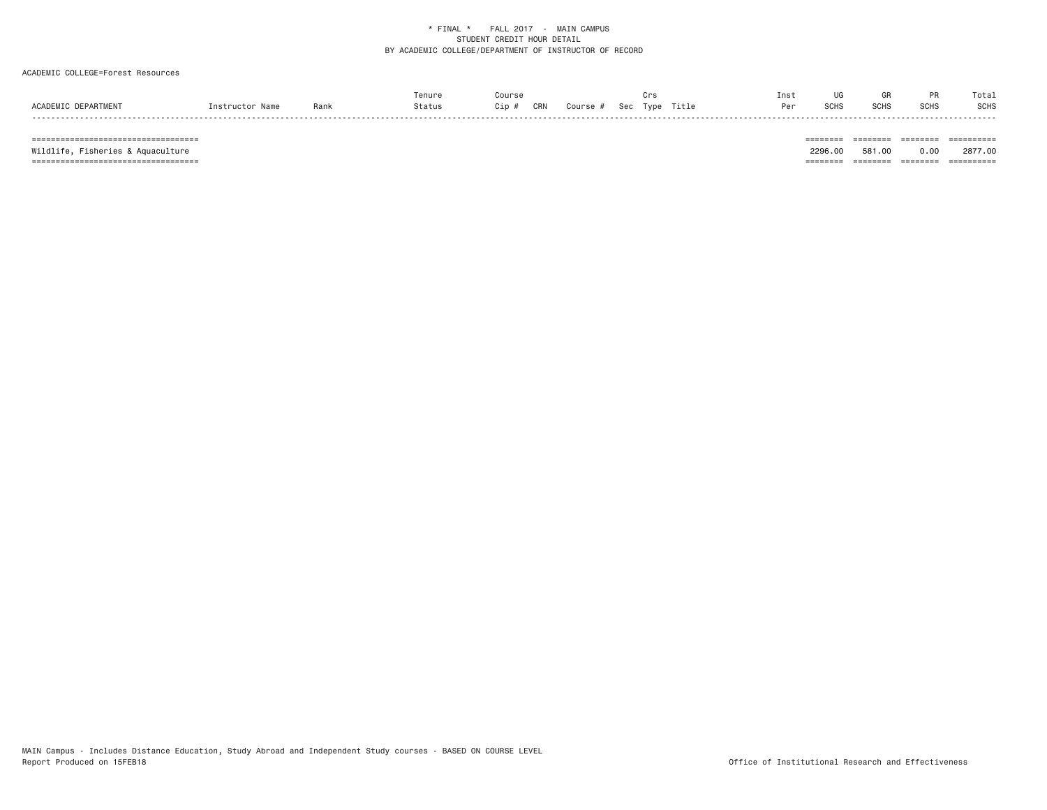\* FINAL \* FALL 2017 - MAIN CAMPUS
STUDENT CREDIT HOUR DETAIL
BY ACADEMIC COLLEGE/DEPARTMENT OF INSTRUCTOR OF RECORD

ACADEMIC COLLEGE=Forest Resources

| ACADEMIC DEPARTMENT | Instructor Name | Rank | Tenure Status | Course Cip # | CRN | Course # | Sec | Crs Type | Title | Inst Per | UG SCHS | GR SCHS | PR SCHS | Total SCHS |
|---|---|---|---|---|---|---|---|---|---|---|---|---|---|---|
| Wildlife, Fisheries & Aquaculture | | | | | | | | | | | 2296.00 | 581.00 | 0.00 | 2877.00 |

MAIN Campus - Includes Distance Education, Study Abroad and Independent Study courses - BASED ON COURSE LEVEL
Report Produced on 15FEB18

Office of Institutional Research and Effectiveness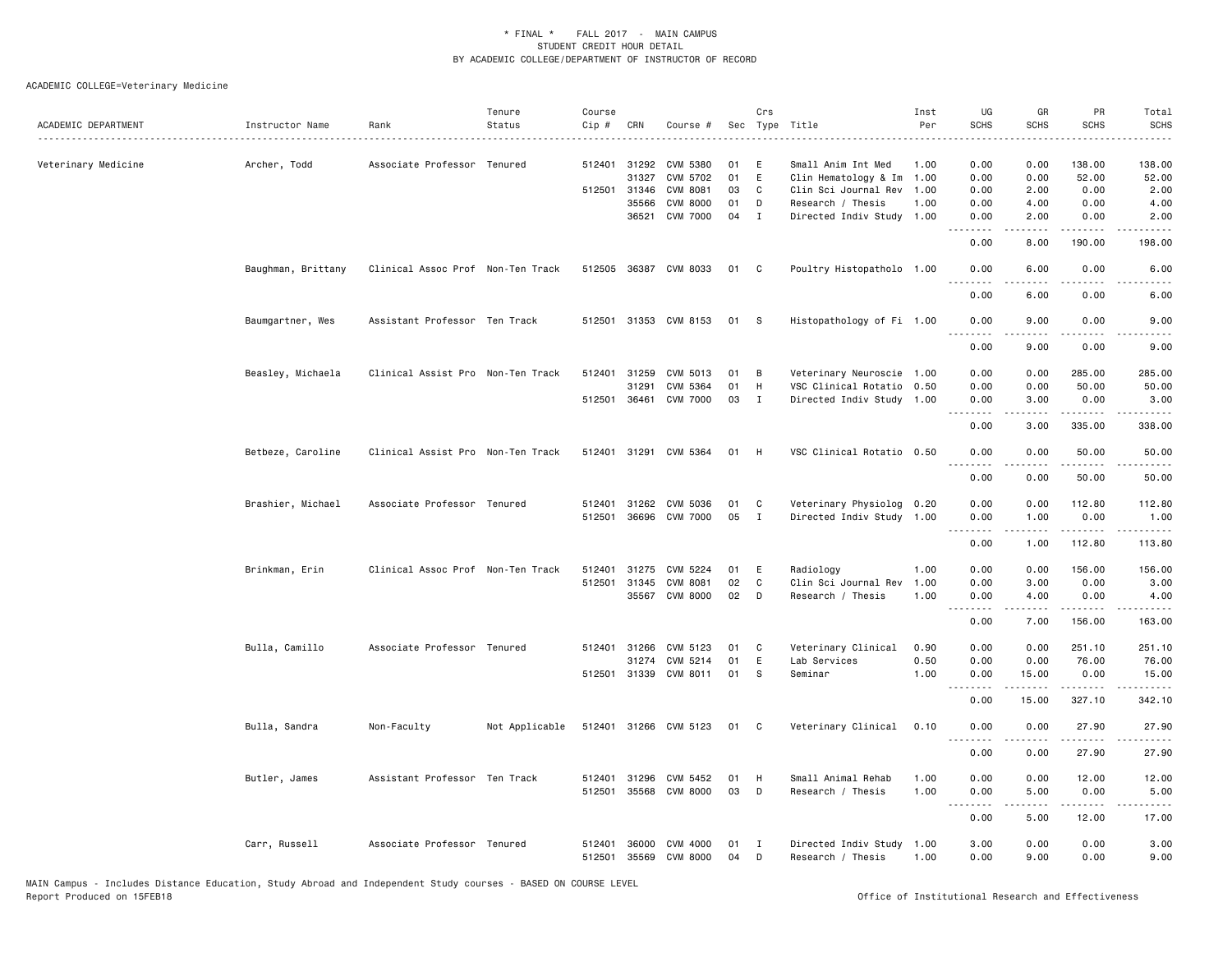\* FINAL \* FALL 2017 - MAIN CAMPUS
STUDENT CREDIT HOUR DETAIL
BY ACADEMIC COLLEGE/DEPARTMENT OF INSTRUCTOR OF RECORD

ACADEMIC COLLEGE=Veterinary Medicine

| ACADEMIC DEPARTMENT | Instructor Name | Rank | Tenure Status | Course Cip # | CRN | Course # | Sec | Crs Type | Title | Inst Per | UG SCHS | GR SCHS | PR SCHS | Total SCHS |
|---|---|---|---|---|---|---|---|---|---|---|---|---|---|---|
| Veterinary Medicine | Archer, Todd | Associate Professor | Tenured | 512401 | 31292 | CVM 5380 | 01 | E | Small Anim Int Med | 1.00 | 0.00 | 0.00 | 138.00 | 138.00 |
| | | | | | 31327 | CVM 5702 | 01 | E | Clin Hematology & Im | 1.00 | 0.00 | 0.00 | 52.00 | 52.00 |
| | | | | 512501 | 31346 | CVM 8081 | 03 | C | Clin Sci Journal Rev | 1.00 | 0.00 | 2.00 | 0.00 | 2.00 |
| | | | | | 35566 | CVM 8000 | 01 | D | Research / Thesis | 1.00 | 0.00 | 4.00 | 0.00 | 4.00 |
| | | | | | 36521 | CVM 7000 | 04 | I | Directed Indiv Study | 1.00 | 0.00 | 2.00 | 0.00 | 2.00 |
| | | | | | | | | | | | 0.00 | 8.00 | 190.00 | 198.00 |
| | Baughman, Brittany | Clinical Assoc Prof | Non-Ten Track | 512505 | 36387 | CVM 8033 | 01 | C | Poultry Histopatholo | 1.00 | 0.00 | 6.00 | 0.00 | 6.00 |
| | | | | | | | | | | | 0.00 | 6.00 | 0.00 | 6.00 |
| | Baumgartner, Wes | Assistant Professor | Ten Track | 512501 | 31353 | CVM 8153 | 01 | S | Histopathology of Fi | 1.00 | 0.00 | 9.00 | 0.00 | 9.00 |
| | | | | | | | | | | | 0.00 | 9.00 | 0.00 | 9.00 |
| | Beasley, Michaela | Clinical Assist Pro | Non-Ten Track | 512401 | 31259 | CVM 5013 | 01 | B | Veterinary Neuroscie | 1.00 | 0.00 | 0.00 | 285.00 | 285.00 |
| | | | | | 31291 | CVM 5364 | 01 | H | VSC Clinical Rotatio | 0.50 | 0.00 | 0.00 | 50.00 | 50.00 |
| | | | | 512501 | 36461 | CVM 7000 | 03 | I | Directed Indiv Study | 1.00 | 0.00 | 3.00 | 0.00 | 3.00 |
| | | | | | | | | | | | 0.00 | 3.00 | 335.00 | 338.00 |
| | Betbeze, Caroline | Clinical Assist Pro | Non-Ten Track | 512401 | 31291 | CVM 5364 | 01 | H | VSC Clinical Rotatio | 0.50 | 0.00 | 0.00 | 50.00 | 50.00 |
| | | | | | | | | | | | 0.00 | 0.00 | 50.00 | 50.00 |
| | Brashier, Michael | Associate Professor | Tenured | 512401 | 31262 | CVM 5036 | 01 | C | Veterinary Physiolog | 0.20 | 0.00 | 0.00 | 112.80 | 112.80 |
| | | | | 512501 | 36696 | CVM 7000 | 05 | I | Directed Indiv Study | 1.00 | 0.00 | 1.00 | 0.00 | 1.00 |
| | | | | | | | | | | | 0.00 | 1.00 | 112.80 | 113.80 |
| | Brinkman, Erin | Clinical Assoc Prof | Non-Ten Track | 512401 | 31275 | CVM 5224 | 01 | E | Radiology | 1.00 | 0.00 | 0.00 | 156.00 | 156.00 |
| | | | | 512501 | 31345 | CVM 8081 | 02 | C | Clin Sci Journal Rev | 1.00 | 0.00 | 3.00 | 0.00 | 3.00 |
| | | | | | 35567 | CVM 8000 | 02 | D | Research / Thesis | 1.00 | 0.00 | 4.00 | 0.00 | 4.00 |
| | | | | | | | | | | | 0.00 | 7.00 | 156.00 | 163.00 |
| | Bulla, Camillo | Associate Professor | Tenured | 512401 | 31266 | CVM 5123 | 01 | C | Veterinary Clinical | 0.90 | 0.00 | 0.00 | 251.10 | 251.10 |
| | | | | | 31274 | CVM 5214 | 01 | E | Lab Services | 0.50 | 0.00 | 0.00 | 76.00 | 76.00 |
| | | | | 512501 | 31339 | CVM 8011 | 01 | S | Seminar | 1.00 | 0.00 | 15.00 | 0.00 | 15.00 |
| | | | | | | | | | | | 0.00 | 15.00 | 327.10 | 342.10 |
| | Bulla, Sandra | Non-Faculty | Not Applicable | 512401 | 31266 | CVM 5123 | 01 | C | Veterinary Clinical | 0.10 | 0.00 | 0.00 | 27.90 | 27.90 |
| | | | | | | | | | | | 0.00 | 0.00 | 27.90 | 27.90 |
| | Butler, James | Assistant Professor | Ten Track | 512401 | 31296 | CVM 5452 | 01 | H | Small Animal Rehab | 1.00 | 0.00 | 0.00 | 12.00 | 12.00 |
| | | | | 512501 | 35568 | CVM 8000 | 03 | D | Research / Thesis | 1.00 | 0.00 | 5.00 | 0.00 | 5.00 |
| | | | | | | | | | | | 0.00 | 5.00 | 12.00 | 17.00 |
| | Carr, Russell | Associate Professor | Tenured | 512401 | 36000 | CVM 4000 | 01 | I | Directed Indiv Study | 1.00 | 3.00 | 0.00 | 0.00 | 3.00 |
| | | | | 512501 | 35569 | CVM 8000 | 04 | D | Research / Thesis | 1.00 | 0.00 | 9.00 | 0.00 | 9.00 |

MAIN Campus - Includes Distance Education, Study Abroad and Independent Study courses - BASED ON COURSE LEVEL
Report Produced on 15FEB18 — Office of Institutional Research and Effectiveness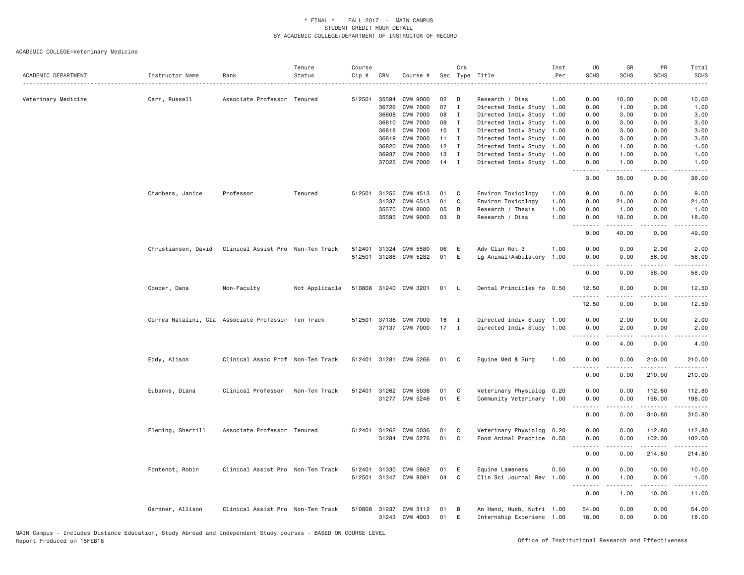\* FINAL \* FALL 2017 - MAIN CAMPUS
STUDENT CREDIT HOUR DETAIL
BY ACADEMIC COLLEGE/DEPARTMENT OF INSTRUCTOR OF RECORD

ACADEMIC COLLEGE=Veterinary Medicine

| ACADEMIC DEPARTMENT | Instructor Name | Rank | Tenure Status | Course Cip # | CRN | Course # | Sec | Crs Type | Title | Inst Per | UG SCHS | GR SCHS | PR SCHS | Total SCHS |
|---|---|---|---|---|---|---|---|---|---|---|---|---|---|---|
| Veterinary Medicine | Carr, Russell | Associate Professor | Tenured | 512501 | 35594 | CVM 9000 | 02 | D | Research / Diss | 1.00 | 0.00 | 10.00 | 0.00 | 10.00 |
| | | | | | 36726 | CVM 7000 | 07 | I | Directed Indiv Study | 1.00 | 0.00 | 1.00 | 0.00 | 1.00 |
| | | | | | 36808 | CVM 7000 | 08 | I | Directed Indiv Study | 1.00 | 0.00 | 3.00 | 0.00 | 3.00 |
| | | | | | 36810 | CVM 7000 | 09 | I | Directed Indiv Study | 1.00 | 0.00 | 3.00 | 0.00 | 3.00 |
| | | | | | 36818 | CVM 7000 | 10 | I | Directed Indiv Study | 1.00 | 0.00 | 3.00 | 0.00 | 3.00 |
| | | | | | 36819 | CVM 7000 | 11 | I | Directed Indiv Study | 1.00 | 0.00 | 3.00 | 0.00 | 3.00 |
| | | | | | 36820 | CVM 7000 | 12 | I | Directed Indiv Study | 1.00 | 0.00 | 1.00 | 0.00 | 1.00 |
| | | | | | 36937 | CVM 7000 | 13 | I | Directed Indiv Study | 1.00 | 0.00 | 1.00 | 0.00 | 1.00 |
| | | | | | 37025 | CVM 7000 | 14 | I | Directed Indiv Study | 1.00 | 0.00 | 1.00 | 0.00 | 1.00 |
| | | | | | | | | | | | 3.00 | 35.00 | 0.00 | 38.00 |
| | Chambers, Janice | Professor | Tenured | 512501 | 31255 | CVM 4513 | 01 | C | Environ Toxicology | 1.00 | 9.00 | 0.00 | 0.00 | 9.00 |
| | | | | | 31337 | CVM 6513 | 01 | C | Environ Toxicology | 1.00 | 0.00 | 21.00 | 0.00 | 21.00 |
| | | | | | 35570 | CVM 8000 | 05 | D | Research / Thesis | 1.00 | 0.00 | 1.00 | 0.00 | 1.00 |
| | | | | | 35595 | CVM 9000 | 03 | D | Research / Diss | 1.00 | 0.00 | 18.00 | 0.00 | 18.00 |
| | | | | | | | | | | | 9.00 | 40.00 | 0.00 | 49.00 |
| | Christiansen, David | Clinical Assist Pro | Non-Ten Track | 512401 | 31324 | CVM 5580 | 06 | E | Adv Clin Rot 3 | 1.00 | 0.00 | 0.00 | 2.00 | 2.00 |
| | | | | 512501 | 31286 | CVM 5282 | 01 | E | Lg Animal/Ambulatory | 1.00 | 0.00 | 0.00 | 56.00 | 56.00 |
| | | | | | | | | | | | 0.00 | 0.00 | 58.00 | 58.00 |
| | Cooper, Dana | Non-Faculty | Not Applicable | 510808 | 31240 | CVM 3201 | 01 | L | Dental Principles fo | 0.50 | 12.50 | 0.00 | 0.00 | 12.50 |
| | | | | | | | | | | | 12.50 | 0.00 | 0.00 | 12.50 |
| | Correa Natalini, Cla | Associate Professor | Ten Track | 512501 | 37136 | CVM 7000 | 16 | I | Directed Indiv Study | 1.00 | 0.00 | 2.00 | 0.00 | 2.00 |
| | | | | | 37137 | CVM 7000 | 17 | I | Directed Indiv Study | 1.00 | 0.00 | 2.00 | 0.00 | 2.00 |
| | | | | | | | | | | | 0.00 | 4.00 | 0.00 | 4.00 |
| | Eddy, Alison | Clinical Assoc Prof | Non-Ten Track | 512401 | 31281 | CVM 5266 | 01 | C | Equine Med & Surg | 1.00 | 0.00 | 0.00 | 210.00 | 210.00 |
| | | | | | | | | | | | 0.00 | 0.00 | 210.00 | 210.00 |
| | Eubanks, Diana | Clinical Professor | Non-Ten Track | 512401 | 31262 | CVM 5036 | 01 | C | Veterinary Physiolog | 0.20 | 0.00 | 0.00 | 112.80 | 112.80 |
| | | | | | 31277 | CVM 5246 | 01 | E | Community Veterinary | 1.00 | 0.00 | 0.00 | 198.00 | 198.00 |
| | | | | | | | | | | | 0.00 | 0.00 | 310.80 | 310.80 |
| | Fleming, Sherrill | Associate Professor | Tenured | 512401 | 31262 | CVM 5036 | 01 | C | Veterinary Physiolog | 0.20 | 0.00 | 0.00 | 112.80 | 112.80 |
| | | | | | 31284 | CVM 5276 | 01 | C | Food Animal Practice | 0.50 | 0.00 | 0.00 | 102.00 | 102.00 |
| | | | | | | | | | | | 0.00 | 0.00 | 214.80 | 214.80 |
| | Fontenot, Robin | Clinical Assist Pro | Non-Ten Track | 512401 | 31330 | CVM 5862 | 01 | E | Equine Lameness | 0.50 | 0.00 | 0.00 | 10.00 | 10.00 |
| | | | | 512501 | 31347 | CVM 8081 | 04 | C | Clin Sci Journal Rev | 1.00 | 0.00 | 1.00 | 0.00 | 1.00 |
| | | | | | | | | | | | 0.00 | 1.00 | 10.00 | 11.00 |
| | Gardner, Allison | Clinical Assist Pro | Non-Ten Track | 510808 | 31237 | CVM 3112 | 01 | B | An Hand, Husb, Nutri | 1.00 | 54.00 | 0.00 | 0.00 | 54.00 |
| | | | | | 31243 | CVM 4003 | 01 | E | Internship Experienc | 1.00 | 18.00 | 0.00 | 0.00 | 18.00 |

MAIN Campus - Includes Distance Education, Study Abroad and Independent Study courses - BASED ON COURSE LEVEL
Report Produced on 15FEB18 Office of Institutional Research and Effectiveness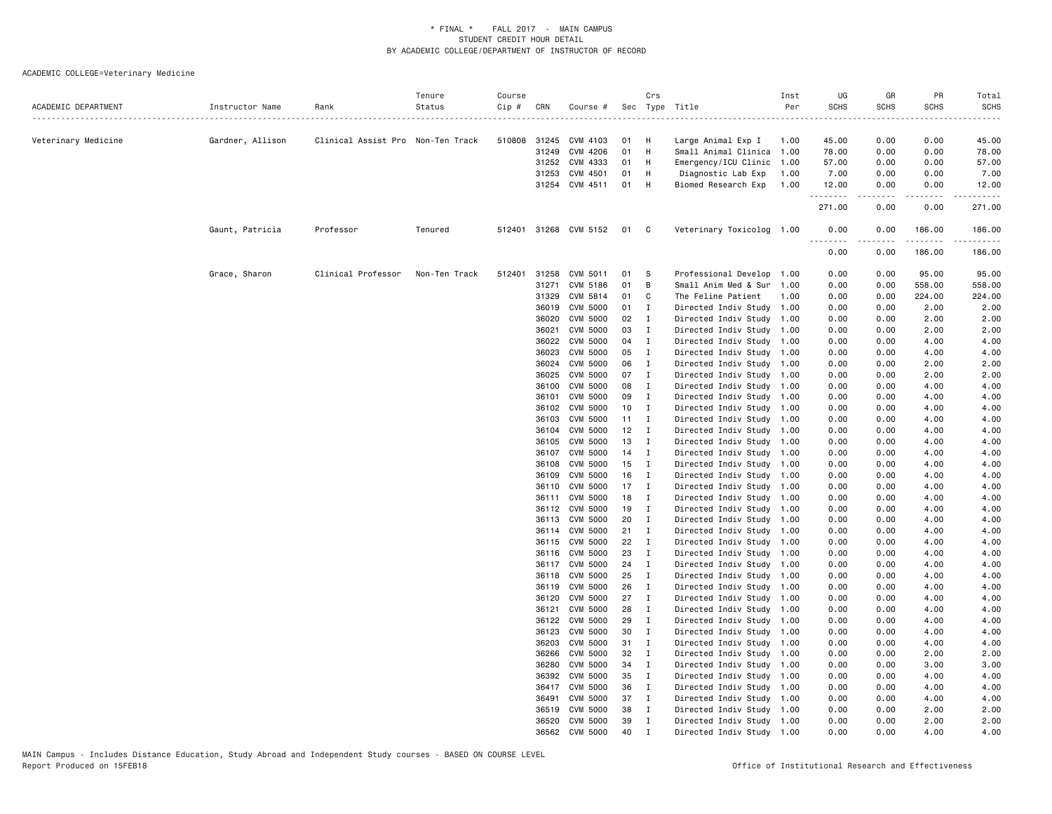\* FINAL \* FALL 2017 - MAIN CAMPUS
STUDENT CREDIT HOUR DETAIL
BY ACADEMIC COLLEGE/DEPARTMENT OF INSTRUCTOR OF RECORD

ACADEMIC COLLEGE=Veterinary Medicine

| ACADEMIC DEPARTMENT | Instructor Name | Rank | Tenure Status | Course Cip # | CRN | Course # | Sec | Crs Type | Title | Inst Per | UG SCHS | GR SCHS | PR SCHS | Total SCHS |
|---|---|---|---|---|---|---|---|---|---|---|---|---|---|---|
| Veterinary Medicine | Gardner, Allison | Clinical Assist Pro | Non-Ten Track | 510808 | 31245 | CVM 4103 | 01 | H | Large Animal Exp I | 1.00 | 45.00 | 0.00 | 0.00 | 45.00 |
| | | | | | 31249 | CVM 4206 | 01 | H | Small Animal Clinica | 1.00 | 78.00 | 0.00 | 0.00 | 78.00 |
| | | | | | 31252 | CVM 4333 | 01 | H | Emergency/ICU Clinic | 1.00 | 57.00 | 0.00 | 0.00 | 57.00 |
| | | | | | 31253 | CVM 4501 | 01 | H | Diagnostic Lab Exp | 1.00 | 7.00 | 0.00 | 0.00 | 7.00 |
| | | | | | 31254 | CVM 4511 | 01 | H | Biomed Research Exp | 1.00 | 12.00 | 0.00 | 0.00 | 12.00 |
| | | | | | | | | | | | 271.00 | 0.00 | 0.00 | 271.00 |
| | Gaunt, Patricia | Professor | Tenured | 512401 | 31268 | CVM 5152 | 01 | C | Veterinary Toxicolog | 1.00 | 0.00 | 0.00 | 186.00 | 186.00 |
| | | | | | | | | | | | 0.00 | 0.00 | 186.00 | 186.00 |
| | Grace, Sharon | Clinical Professor | Non-Ten Track | 512401 | 31258 | CVM 5011 | 01 | S | Professional Develop | 1.00 | 0.00 | 0.00 | 95.00 | 95.00 |
| | | | | | 31271 | CVM 5186 | 01 | B | Small Anim Med & Sur | 1.00 | 0.00 | 0.00 | 558.00 | 558.00 |
| | | | | | 31329 | CVM 5814 | 01 | C | The Feline Patient | 1.00 | 0.00 | 0.00 | 224.00 | 224.00 |
| | | | | | 36019 | CVM 5000 | 01 | I | Directed Indiv Study | 1.00 | 0.00 | 0.00 | 2.00 | 2.00 |
| | | | | | 36020 | CVM 5000 | 02 | I | Directed Indiv Study | 1.00 | 0.00 | 0.00 | 2.00 | 2.00 |
| | | | | | 36021 | CVM 5000 | 03 | I | Directed Indiv Study | 1.00 | 0.00 | 0.00 | 2.00 | 2.00 |
| | | | | | 36022 | CVM 5000 | 04 | I | Directed Indiv Study | 1.00 | 0.00 | 0.00 | 4.00 | 4.00 |
| | | | | | 36023 | CVM 5000 | 05 | I | Directed Indiv Study | 1.00 | 0.00 | 0.00 | 4.00 | 4.00 |
| | | | | | 36024 | CVM 5000 | 06 | I | Directed Indiv Study | 1.00 | 0.00 | 0.00 | 2.00 | 2.00 |
| | | | | | 36025 | CVM 5000 | 07 | I | Directed Indiv Study | 1.00 | 0.00 | 0.00 | 2.00 | 2.00 |
| | | | | | 36100 | CVM 5000 | 08 | I | Directed Indiv Study | 1.00 | 0.00 | 0.00 | 4.00 | 4.00 |
| | | | | | 36101 | CVM 5000 | 09 | I | Directed Indiv Study | 1.00 | 0.00 | 0.00 | 4.00 | 4.00 |
| | | | | | 36102 | CVM 5000 | 10 | I | Directed Indiv Study | 1.00 | 0.00 | 0.00 | 4.00 | 4.00 |
| | | | | | 36103 | CVM 5000 | 11 | I | Directed Indiv Study | 1.00 | 0.00 | 0.00 | 4.00 | 4.00 |
| | | | | | 36104 | CVM 5000 | 12 | I | Directed Indiv Study | 1.00 | 0.00 | 0.00 | 4.00 | 4.00 |
| | | | | | 36105 | CVM 5000 | 13 | I | Directed Indiv Study | 1.00 | 0.00 | 0.00 | 4.00 | 4.00 |
| | | | | | 36107 | CVM 5000 | 14 | I | Directed Indiv Study | 1.00 | 0.00 | 0.00 | 4.00 | 4.00 |
| | | | | | 36108 | CVM 5000 | 15 | I | Directed Indiv Study | 1.00 | 0.00 | 0.00 | 4.00 | 4.00 |
| | | | | | 36109 | CVM 5000 | 16 | I | Directed Indiv Study | 1.00 | 0.00 | 0.00 | 4.00 | 4.00 |
| | | | | | 36110 | CVM 5000 | 17 | I | Directed Indiv Study | 1.00 | 0.00 | 0.00 | 4.00 | 4.00 |
| | | | | | 36111 | CVM 5000 | 18 | I | Directed Indiv Study | 1.00 | 0.00 | 0.00 | 4.00 | 4.00 |
| | | | | | 36112 | CVM 5000 | 19 | I | Directed Indiv Study | 1.00 | 0.00 | 0.00 | 4.00 | 4.00 |
| | | | | | 36113 | CVM 5000 | 20 | I | Directed Indiv Study | 1.00 | 0.00 | 0.00 | 4.00 | 4.00 |
| | | | | | 36114 | CVM 5000 | 21 | I | Directed Indiv Study | 1.00 | 0.00 | 0.00 | 4.00 | 4.00 |
| | | | | | 36115 | CVM 5000 | 22 | I | Directed Indiv Study | 1.00 | 0.00 | 0.00 | 4.00 | 4.00 |
| | | | | | 36116 | CVM 5000 | 23 | I | Directed Indiv Study | 1.00 | 0.00 | 0.00 | 4.00 | 4.00 |
| | | | | | 36117 | CVM 5000 | 24 | I | Directed Indiv Study | 1.00 | 0.00 | 0.00 | 4.00 | 4.00 |
| | | | | | 36118 | CVM 5000 | 25 | I | Directed Indiv Study | 1.00 | 0.00 | 0.00 | 4.00 | 4.00 |
| | | | | | 36119 | CVM 5000 | 26 | I | Directed Indiv Study | 1.00 | 0.00 | 0.00 | 4.00 | 4.00 |
| | | | | | 36120 | CVM 5000 | 27 | I | Directed Indiv Study | 1.00 | 0.00 | 0.00 | 4.00 | 4.00 |
| | | | | | 36121 | CVM 5000 | 28 | I | Directed Indiv Study | 1.00 | 0.00 | 0.00 | 4.00 | 4.00 |
| | | | | | 36122 | CVM 5000 | 29 | I | Directed Indiv Study | 1.00 | 0.00 | 0.00 | 4.00 | 4.00 |
| | | | | | 36123 | CVM 5000 | 30 | I | Directed Indiv Study | 1.00 | 0.00 | 0.00 | 4.00 | 4.00 |
| | | | | | 36203 | CVM 5000 | 31 | I | Directed Indiv Study | 1.00 | 0.00 | 0.00 | 4.00 | 4.00 |
| | | | | | 36266 | CVM 5000 | 32 | I | Directed Indiv Study | 1.00 | 0.00 | 0.00 | 2.00 | 2.00 |
| | | | | | 36280 | CVM 5000 | 34 | I | Directed Indiv Study | 1.00 | 0.00 | 0.00 | 3.00 | 3.00 |
| | | | | | 36392 | CVM 5000 | 35 | I | Directed Indiv Study | 1.00 | 0.00 | 0.00 | 4.00 | 4.00 |
| | | | | | 36417 | CVM 5000 | 36 | I | Directed Indiv Study | 1.00 | 0.00 | 0.00 | 4.00 | 4.00 |
| | | | | | 36491 | CVM 5000 | 37 | I | Directed Indiv Study | 1.00 | 0.00 | 0.00 | 4.00 | 4.00 |
| | | | | | 36519 | CVM 5000 | 38 | I | Directed Indiv Study | 1.00 | 0.00 | 0.00 | 2.00 | 2.00 |
| | | | | | 36520 | CVM 5000 | 39 | I | Directed Indiv Study | 1.00 | 0.00 | 0.00 | 2.00 | 2.00 |
| | | | | | 36562 | CVM 5000 | 40 | I | Directed Indiv Study | 1.00 | 0.00 | 0.00 | 4.00 | 4.00 |

MAIN Campus - Includes Distance Education, Study Abroad and Independent Study courses - BASED ON COURSE LEVEL
Report Produced on 15FEB18 Office of Institutional Research and Effectiveness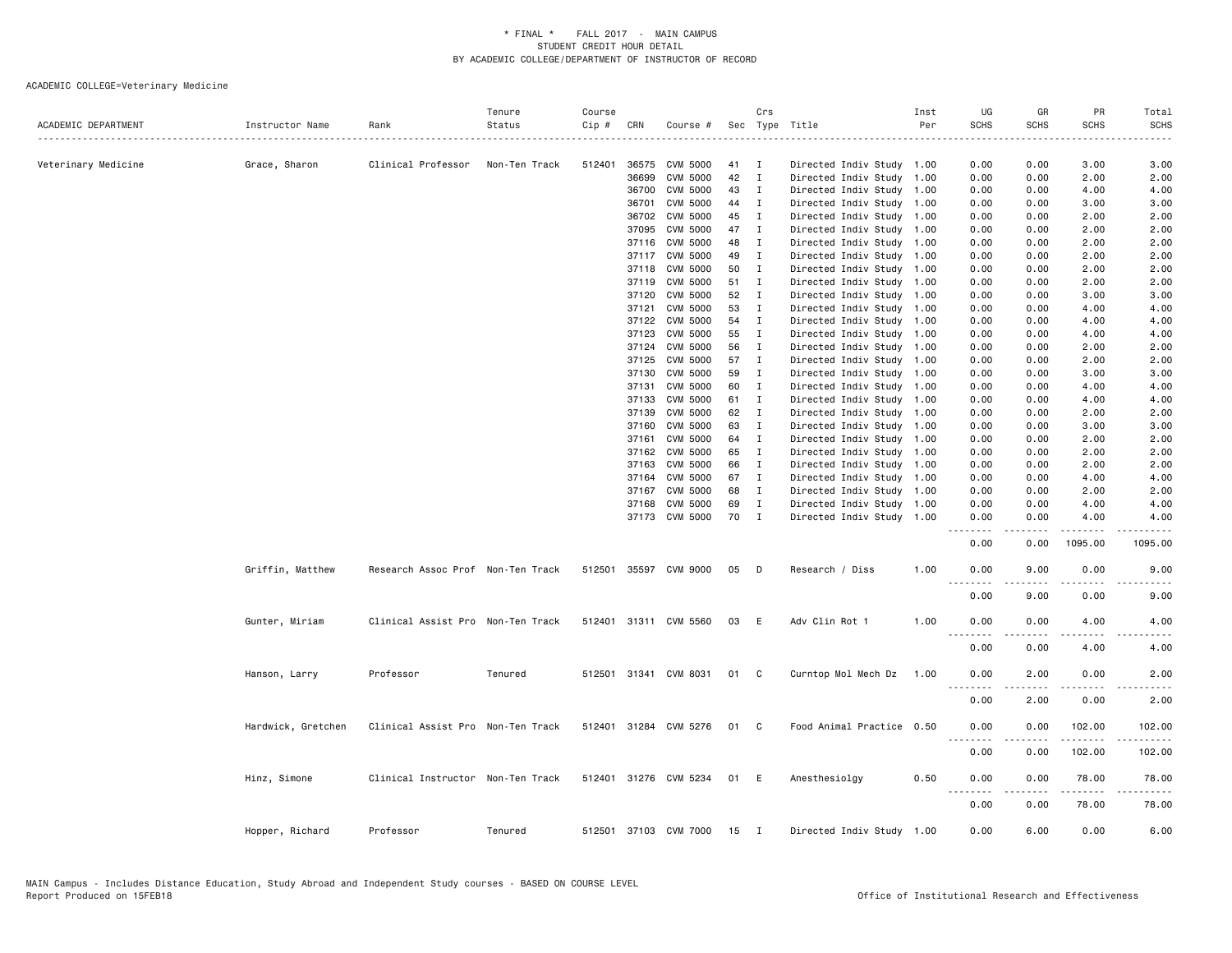ACADEMIC COLLEGE=Veterinary Medicine

| ACADEMIC DEPARTMENT | Instructor Name | Rank | Tenure Status | Course Cip # | CRN | Course # | Sec | Crs Type | Title | Inst Per | UG SCHS | GR SCHS | PR SCHS | Total SCHS |
|---|---|---|---|---|---|---|---|---|---|---|---|---|---|---|
| Veterinary Medicine | Grace, Sharon | Clinical Professor | Non-Ten Track | 512401 | 36575 | CVM 5000 | 41 | I | Directed Indiv Study | 1.00 | 0.00 | 0.00 | 3.00 | 3.00 |
| | | | | | 36699 | CVM 5000 | 42 | I | Directed Indiv Study | 1.00 | 0.00 | 0.00 | 2.00 | 2.00 |
| | | | | | 36700 | CVM 5000 | 43 | I | Directed Indiv Study | 1.00 | 0.00 | 0.00 | 4.00 | 4.00 |
| | | | | | 36701 | CVM 5000 | 44 | I | Directed Indiv Study | 1.00 | 0.00 | 0.00 | 3.00 | 3.00 |
| | | | | | 36702 | CVM 5000 | 45 | I | Directed Indiv Study | 1.00 | 0.00 | 0.00 | 2.00 | 2.00 |
| | | | | | 37095 | CVM 5000 | 47 | I | Directed Indiv Study | 1.00 | 0.00 | 0.00 | 2.00 | 2.00 |
| | | | | | 37116 | CVM 5000 | 48 | I | Directed Indiv Study | 1.00 | 0.00 | 0.00 | 2.00 | 2.00 |
| | | | | | 37117 | CVM 5000 | 49 | I | Directed Indiv Study | 1.00 | 0.00 | 0.00 | 2.00 | 2.00 |
| | | | | | 37118 | CVM 5000 | 50 | I | Directed Indiv Study | 1.00 | 0.00 | 0.00 | 2.00 | 2.00 |
| | | | | | 37119 | CVM 5000 | 51 | I | Directed Indiv Study | 1.00 | 0.00 | 0.00 | 2.00 | 2.00 |
| | | | | | 37120 | CVM 5000 | 52 | I | Directed Indiv Study | 1.00 | 0.00 | 0.00 | 3.00 | 3.00 |
| | | | | | 37121 | CVM 5000 | 53 | I | Directed Indiv Study | 1.00 | 0.00 | 0.00 | 4.00 | 4.00 |
| | | | | | 37122 | CVM 5000 | 54 | I | Directed Indiv Study | 1.00 | 0.00 | 0.00 | 4.00 | 4.00 |
| | | | | | 37123 | CVM 5000 | 55 | I | Directed Indiv Study | 1.00 | 0.00 | 0.00 | 4.00 | 4.00 |
| | | | | | 37124 | CVM 5000 | 56 | I | Directed Indiv Study | 1.00 | 0.00 | 0.00 | 2.00 | 2.00 |
| | | | | | 37125 | CVM 5000 | 57 | I | Directed Indiv Study | 1.00 | 0.00 | 0.00 | 2.00 | 2.00 |
| | | | | | 37130 | CVM 5000 | 59 | I | Directed Indiv Study | 1.00 | 0.00 | 0.00 | 3.00 | 3.00 |
| | | | | | 37131 | CVM 5000 | 60 | I | Directed Indiv Study | 1.00 | 0.00 | 0.00 | 4.00 | 4.00 |
| | | | | | 37133 | CVM 5000 | 61 | I | Directed Indiv Study | 1.00 | 0.00 | 0.00 | 4.00 | 4.00 |
| | | | | | 37139 | CVM 5000 | 62 | I | Directed Indiv Study | 1.00 | 0.00 | 0.00 | 2.00 | 2.00 |
| | | | | | 37160 | CVM 5000 | 63 | I | Directed Indiv Study | 1.00 | 0.00 | 0.00 | 3.00 | 3.00 |
| | | | | | 37161 | CVM 5000 | 64 | I | Directed Indiv Study | 1.00 | 0.00 | 0.00 | 2.00 | 2.00 |
| | | | | | 37162 | CVM 5000 | 65 | I | Directed Indiv Study | 1.00 | 0.00 | 0.00 | 2.00 | 2.00 |
| | | | | | 37163 | CVM 5000 | 66 | I | Directed Indiv Study | 1.00 | 0.00 | 0.00 | 2.00 | 2.00 |
| | | | | | 37164 | CVM 5000 | 67 | I | Directed Indiv Study | 1.00 | 0.00 | 0.00 | 4.00 | 4.00 |
| | | | | | 37167 | CVM 5000 | 68 | I | Directed Indiv Study | 1.00 | 0.00 | 0.00 | 2.00 | 2.00 |
| | | | | | 37168 | CVM 5000 | 69 | I | Directed Indiv Study | 1.00 | 0.00 | 0.00 | 4.00 | 4.00 |
| | | | | | 37173 | CVM 5000 | 70 | I | Directed Indiv Study | 1.00 | 0.00 | 0.00 | 4.00 | 4.00 |
| | | | | | | | | | | | 0.00 | 0.00 | 1095.00 | 1095.00 |
| | Griffin, Matthew | Research Assoc Prof | Non-Ten Track | 512501 | 35597 | CVM 9000 | 05 | D | Research / Diss | 1.00 | 0.00 | 9.00 | 0.00 | 9.00 |
| | | | | | | | | | | | 0.00 | 9.00 | 0.00 | 9.00 |
| | Gunter, Miriam | Clinical Assist Pro | Non-Ten Track | 512401 | 31311 | CVM 5560 | 03 | E | Adv Clin Rot 1 | 1.00 | 0.00 | 0.00 | 4.00 | 4.00 |
| | | | | | | | | | | | 0.00 | 0.00 | 4.00 | 4.00 |
| | Hanson, Larry | Professor | Tenured | 512501 | 31341 | CVM 8031 | 01 | C | Curntop Mol Mech Dz | 1.00 | 0.00 | 2.00 | 0.00 | 2.00 |
| | | | | | | | | | | | 0.00 | 2.00 | 0.00 | 2.00 |
| | Hardwick, Gretchen | Clinical Assist Pro | Non-Ten Track | 512401 | 31284 | CVM 5276 | 01 | C | Food Animal Practice | 0.50 | 0.00 | 0.00 | 102.00 | 102.00 |
| | | | | | | | | | | | 0.00 | 0.00 | 102.00 | 102.00 |
| | Hinz, Simone | Clinical Instructor | Non-Ten Track | 512401 | 31276 | CVM 5234 | 01 | E | Anesthesiolgy | 0.50 | 0.00 | 0.00 | 78.00 | 78.00 |
| | | | | | | | | | | | 0.00 | 0.00 | 78.00 | 78.00 |
| | Hopper, Richard | Professor | Tenured | 512501 | 37103 | CVM 7000 | 15 | I | Directed Indiv Study | 1.00 | 0.00 | 6.00 | 0.00 | 6.00 |

MAIN Campus - Includes Distance Education, Study Abroad and Independent Study courses - BASED ON COURSE LEVEL
Report Produced on 15FEB18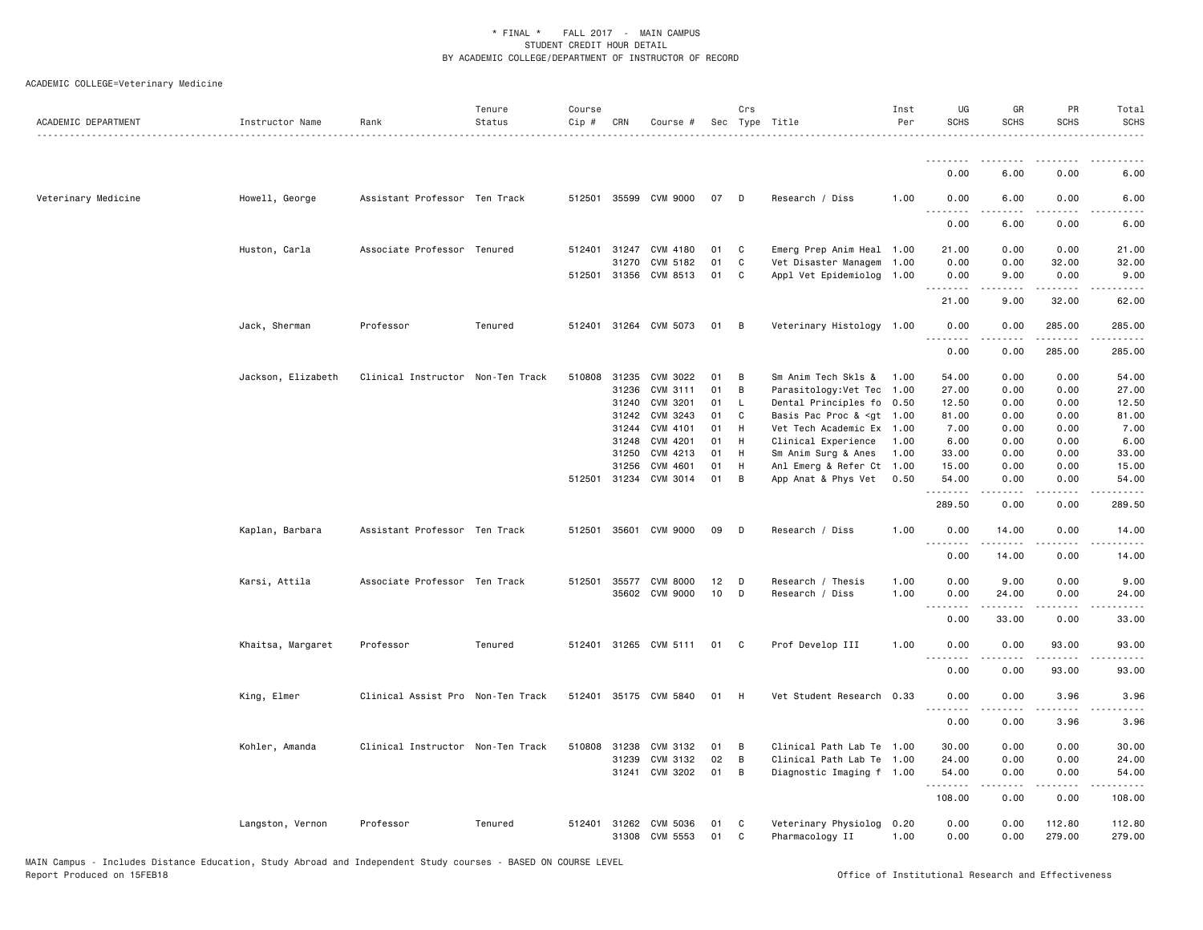# * FINAL * FALL 2017 - MAIN CAMPUS
## STUDENT CREDIT HOUR DETAIL
## BY ACADEMIC COLLEGE/DEPARTMENT OF INSTRUCTOR OF RECORD

ACADEMIC COLLEGE=Veterinary Medicine

| ACADEMIC DEPARTMENT | Instructor Name | Rank | Tenure Status | Course Cip # | CRN | Course # | Sec | Crs Type | Title | Inst Per | UG SCHS | GR SCHS | PR SCHS | Total SCHS |
|---|---|---|---|---|---|---|---|---|---|---|---|---|---|---|
| | | | | | | | | | | | 0.00 | 6.00 | 0.00 | 6.00 |
| Veterinary Medicine | Howell, George | Assistant Professor | Ten Track | 512501 | 35599 | CVM 9000 | 07 | D | Research / Diss | 1.00 | 0.00 | 6.00 | 0.00 | 6.00 |
| | | | | | | | | | | | 0.00 | 6.00 | 0.00 | 6.00 |
| | Huston, Carla | Associate Professor | Tenured | 512401 | 31247 | CVM 4180 | 01 | C | Emerg Prep Anim Heal | 1.00 | 21.00 | 0.00 | 0.00 | 21.00 |
| | | | | | 31270 | CVM 5182 | 01 | C | Vet Disaster Managem | 1.00 | 0.00 | 0.00 | 32.00 | 32.00 |
| | | | | 512501 | 31356 | CVM 8513 | 01 | C | Appl Vet Epidemiolog | 1.00 | 0.00 | 9.00 | 0.00 | 9.00 |
| | | | | | | | | | | | 21.00 | 9.00 | 32.00 | 62.00 |
| | Jack, Sherman | Professor | Tenured | 512401 | 31264 | CVM 5073 | 01 | B | Veterinary Histology | 1.00 | 0.00 | 0.00 | 285.00 | 285.00 |
| | | | | | | | | | | | 0.00 | 0.00 | 285.00 | 285.00 |
| | Jackson, Elizabeth | Clinical Instructor | Non-Ten Track | 510808 | 31235 | CVM 3022 | 01 | B | Sm Anim Tech Skls & | 1.00 | 54.00 | 0.00 | 0.00 | 54.00 |
| | | | | | 31236 | CVM 3111 | 01 | B | Parasitology:Vet Tec | 1.00 | 27.00 | 0.00 | 0.00 | 27.00 |
| | | | | | 31240 | CVM 3201 | 01 | L | Dental Principles fo | 0.50 | 12.50 | 0.00 | 0.00 | 12.50 |
| | | | | | 31242 | CVM 3243 | 01 | C | Basis Pac Proc & <gt | 1.00 | 81.00 | 0.00 | 0.00 | 81.00 |
| | | | | | 31244 | CVM 4101 | 01 | H | Vet Tech Academic Ex | 1.00 | 7.00 | 0.00 | 0.00 | 7.00 |
| | | | | | 31248 | CVM 4201 | 01 | H | Clinical Experience | 1.00 | 6.00 | 0.00 | 0.00 | 6.00 |
| | | | | | 31250 | CVM 4213 | 01 | H | Sm Anim Surg & Anes | 1.00 | 33.00 | 0.00 | 0.00 | 33.00 |
| | | | | | 31256 | CVM 4601 | 01 | H | Anl Emerg & Refer Ct | 1.00 | 15.00 | 0.00 | 0.00 | 15.00 |
| | | | | 512501 | 31234 | CVM 3014 | 01 | B | App Anat & Phys Vet | 0.50 | 54.00 | 0.00 | 0.00 | 54.00 |
| | | | | | | | | | | | 289.50 | 0.00 | 0.00 | 289.50 |
| | Kaplan, Barbara | Assistant Professor | Ten Track | 512501 | 35601 | CVM 9000 | 09 | D | Research / Diss | 1.00 | 0.00 | 14.00 | 0.00 | 14.00 |
| | | | | | | | | | | | 0.00 | 14.00 | 0.00 | 14.00 |
| | Karsi, Attila | Associate Professor | Ten Track | 512501 | 35577 | CVM 8000 | 12 | D | Research / Thesis | 1.00 | 0.00 | 9.00 | 0.00 | 9.00 |
| | | | | | 35602 | CVM 9000 | 10 | D | Research / Diss | 1.00 | 0.00 | 24.00 | 0.00 | 24.00 |
| | | | | | | | | | | | 0.00 | 33.00 | 0.00 | 33.00 |
| | Khaitsa, Margaret | Professor | Tenured | 512401 | 31265 | CVM 5111 | 01 | C | Prof Develop III | 1.00 | 0.00 | 0.00 | 93.00 | 93.00 |
| | | | | | | | | | | | 0.00 | 0.00 | 93.00 | 93.00 |
| | King, Elmer | Clinical Assist Pro | Non-Ten Track | 512401 | 35175 | CVM 5840 | 01 | H | Vet Student Research | 0.33 | 0.00 | 0.00 | 3.96 | 3.96 |
| | | | | | | | | | | | 0.00 | 0.00 | 3.96 | 3.96 |
| | Kohler, Amanda | Clinical Instructor | Non-Ten Track | 510808 | 31238 | CVM 3132 | 01 | B | Clinical Path Lab Te | 1.00 | 30.00 | 0.00 | 0.00 | 30.00 |
| | | | | | 31239 | CVM 3132 | 02 | B | Clinical Path Lab Te | 1.00 | 24.00 | 0.00 | 0.00 | 24.00 |
| | | | | | 31241 | CVM 3202 | 01 | B | Diagnostic Imaging f | 1.00 | 54.00 | 0.00 | 0.00 | 54.00 |
| | | | | | | | | | | | 108.00 | 0.00 | 0.00 | 108.00 |
| | Langston, Vernon | Professor | Tenured | 512401 | 31262 | CVM 5036 | 01 | C | Veterinary Physiolog | 0.20 | 0.00 | 0.00 | 112.80 | 112.80 |
| | | | | | 31308 | CVM 5553 | 01 | C | Pharmacology II | 1.00 | 0.00 | 0.00 | 279.00 | 279.00 |

MAIN Campus - Includes Distance Education, Study Abroad and Independent Study courses - BASED ON COURSE LEVEL
Report Produced on 15FEB18

Office of Institutional Research and Effectiveness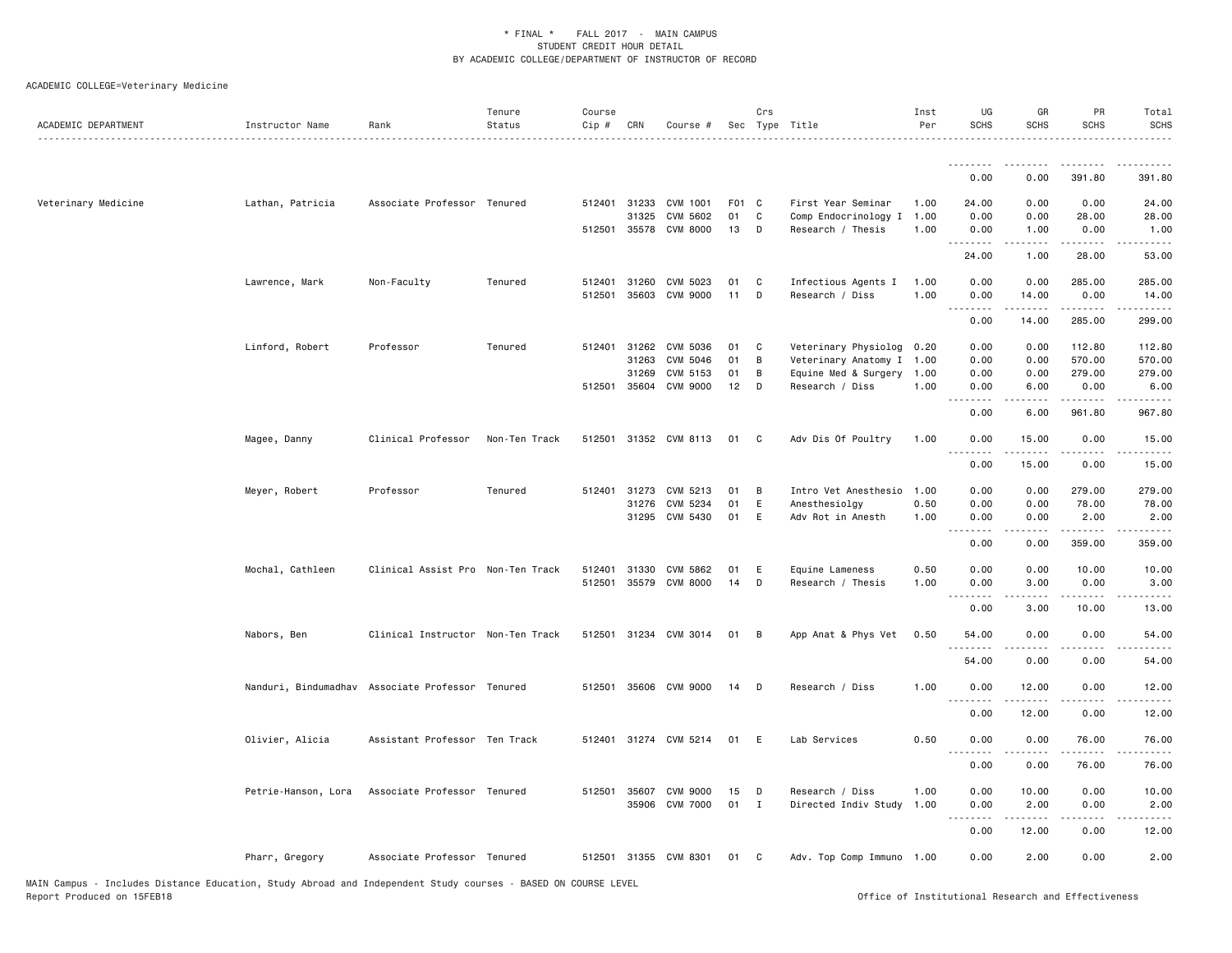\* FINAL \* FALL 2017 - MAIN CAMPUS
STUDENT CREDIT HOUR DETAIL
BY ACADEMIC COLLEGE/DEPARTMENT OF INSTRUCTOR OF RECORD

ACADEMIC COLLEGE=Veterinary Medicine

| ACADEMIC DEPARTMENT | Instructor Name | Rank | Tenure Status | Course Cip # | CRN | Course # | Sec | Crs Type | Title | Inst Per | UG SCHS | GR SCHS | PR SCHS | Total SCHS |
|---|---|---|---|---|---|---|---|---|---|---|---|---|---|---|
| | | | | | | | | | | | 0.00 | 0.00 | 391.80 | 391.80 |
| Veterinary Medicine | Lathan, Patricia | Associate Professor | Tenured | 512401 | 31233 | CVM 1001 | F01 | C | First Year Seminar | 1.00 | 24.00 | 0.00 | 0.00 | 24.00 |
| | | | | | 31325 | CVM 5602 | 01 | C | Comp Endocrinology I | 1.00 | 0.00 | 0.00 | 28.00 | 28.00 |
| | | | | 512501 | 35578 | CVM 8000 | 13 | D | Research / Thesis | 1.00 | 0.00 | 1.00 | 0.00 | 1.00 |
| | | | | | | | | | | | 24.00 | 1.00 | 28.00 | 53.00 |
| | Lawrence, Mark | Non-Faculty | Tenured | 512401 | 31260 | CVM 5023 | 01 | C | Infectious Agents I | 1.00 | 0.00 | 0.00 | 285.00 | 285.00 |
| | | | | 512501 | 35603 | CVM 9000 | 11 | D | Research / Diss | 1.00 | 0.00 | 14.00 | 0.00 | 14.00 |
| | | | | | | | | | | | 0.00 | 14.00 | 285.00 | 299.00 |
| | Linford, Robert | Professor | Tenured | 512401 | 31262 | CVM 5036 | 01 | C | Veterinary Physiolog | 0.20 | 0.00 | 0.00 | 112.80 | 112.80 |
| | | | | | 31263 | CVM 5046 | 01 | B | Veterinary Anatomy I | 1.00 | 0.00 | 0.00 | 570.00 | 570.00 |
| | | | | | 31269 | CVM 5153 | 01 | B | Equine Med & Surgery | 1.00 | 0.00 | 0.00 | 279.00 | 279.00 |
| | | | | 512501 | 35604 | CVM 9000 | 12 | D | Research / Diss | 1.00 | 0.00 | 6.00 | 0.00 | 6.00 |
| | | | | | | | | | | | 0.00 | 6.00 | 961.80 | 967.80 |
| | Magee, Danny | Clinical Professor | Non-Ten Track | 512501 | 31352 | CVM 8113 | 01 | C | Adv Dis Of Poultry | 1.00 | 0.00 | 15.00 | 0.00 | 15.00 |
| | | | | | | | | | | | 0.00 | 15.00 | 0.00 | 15.00 |
| | Meyer, Robert | Professor | Tenured | 512401 | 31273 | CVM 5213 | 01 | B | Intro Vet Anesthesio | 1.00 | 0.00 | 0.00 | 279.00 | 279.00 |
| | | | | | 31276 | CVM 5234 | 01 | E | Anesthesiolgy | 0.50 | 0.00 | 0.00 | 78.00 | 78.00 |
| | | | | | 31295 | CVM 5430 | 01 | E | Adv Rot in Anesth | 1.00 | 0.00 | 0.00 | 2.00 | 2.00 |
| | | | | | | | | | | | 0.00 | 0.00 | 359.00 | 359.00 |
| | Mochal, Cathleen | Clinical Assist Pro | Non-Ten Track | 512401 | 31330 | CVM 5862 | 01 | E | Equine Lameness | 0.50 | 0.00 | 0.00 | 10.00 | 10.00 |
| | | | | 512501 | 35579 | CVM 8000 | 14 | D | Research / Thesis | 1.00 | 0.00 | 3.00 | 0.00 | 3.00 |
| | | | | | | | | | | | 0.00 | 3.00 | 10.00 | 13.00 |
| | Nabors, Ben | Clinical Instructor | Non-Ten Track | 512501 | 31234 | CVM 3014 | 01 | B | App Anat & Phys Vet | 0.50 | 54.00 | 0.00 | 0.00 | 54.00 |
| | | | | | | | | | | | 54.00 | 0.00 | 0.00 | 54.00 |
| | Nanduri, Bindumadhav | Associate Professor | Tenured | 512501 | 35606 | CVM 9000 | 14 | D | Research / Diss | 1.00 | 0.00 | 12.00 | 0.00 | 12.00 |
| | | | | | | | | | | | 0.00 | 12.00 | 0.00 | 12.00 |
| | Olivier, Alicia | Assistant Professor | Ten Track | 512401 | 31274 | CVM 5214 | 01 | E | Lab Services | 0.50 | 0.00 | 0.00 | 76.00 | 76.00 |
| | | | | | | | | | | | 0.00 | 0.00 | 76.00 | 76.00 |
| | Petrie-Hanson, Lora | Associate Professor | Tenured | 512501 | 35607 | CVM 9000 | 15 | D | Research / Diss | 1.00 | 0.00 | 10.00 | 0.00 | 10.00 |
| | | | | | 35906 | CVM 7000 | 01 | I | Directed Indiv Study | 1.00 | 0.00 | 2.00 | 0.00 | 2.00 |
| | | | | | | | | | | | 0.00 | 12.00 | 0.00 | 12.00 |
| | Pharr, Gregory | Associate Professor | Tenured | 512501 | 31355 | CVM 8301 | 01 | C | Adv. Top Comp Immuno | 1.00 | 0.00 | 2.00 | 0.00 | 2.00 |

MAIN Campus - Includes Distance Education, Study Abroad and Independent Study courses - BASED ON COURSE LEVEL
Report Produced on 15FEB18 Office of Institutional Research and Effectiveness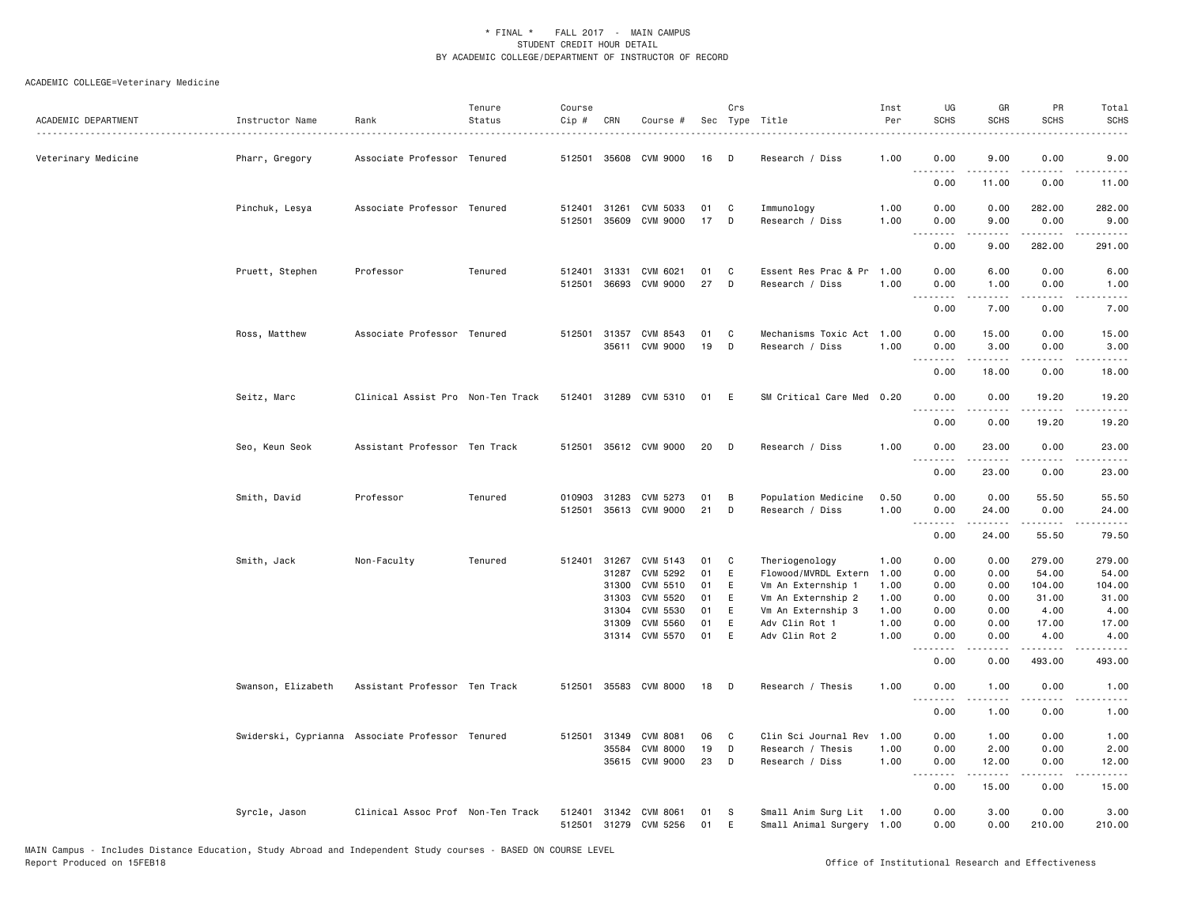\* FINAL \* FALL 2017 - MAIN CAMPUS
STUDENT CREDIT HOUR DETAIL
BY ACADEMIC COLLEGE/DEPARTMENT OF INSTRUCTOR OF RECORD

ACADEMIC COLLEGE=Veterinary Medicine

| ACADEMIC DEPARTMENT | Instructor Name | Rank | Tenure Status | Course Cip # | CRN | Course # | Sec | Crs Type | Title | Inst Per | UG SCHS | GR SCHS | PR SCHS | Total SCHS |
|---|---|---|---|---|---|---|---|---|---|---|---|---|---|---|
| Veterinary Medicine | Pharr, Gregory | Associate Professor | Tenured | 512501 | 35608 | CVM 9000 | 16 | D | Research / Diss | 1.00 | 0.00 | 9.00 | 0.00 | 9.00 |
| | | | | | | | | | | | 0.00 | 11.00 | 0.00 | 11.00 |
| | Pinchuk, Lesya | Associate Professor | Tenured | 512401 | 31261 | CVM 5033 | 01 | C | Immunology | 1.00 | 0.00 | 0.00 | 282.00 | 282.00 |
| | | | | 512501 | 35609 | CVM 9000 | 17 | D | Research / Diss | 1.00 | 0.00 | 9.00 | 0.00 | 9.00 |
| | | | | | | | | | | | 0.00 | 9.00 | 282.00 | 291.00 |
| | Pruett, Stephen | Professor | Tenured | 512401 | 31331 | CVM 6021 | 01 | C | Essent Res Prac & Pr | 1.00 | 0.00 | 6.00 | 0.00 | 6.00 |
| | | | | 512501 | 36693 | CVM 9000 | 27 | D | Research / Diss | 1.00 | 0.00 | 1.00 | 0.00 | 1.00 |
| | | | | | | | | | | | 0.00 | 7.00 | 0.00 | 7.00 |
| | Ross, Matthew | Associate Professor | Tenured | 512501 | 31357 | CVM 8543 | 01 | C | Mechanisms Toxic Act | 1.00 | 0.00 | 15.00 | 0.00 | 15.00 |
| | | | | | 35611 | CVM 9000 | 19 | D | Research / Diss | 1.00 | 0.00 | 3.00 | 0.00 | 3.00 |
| | | | | | | | | | | | 0.00 | 18.00 | 0.00 | 18.00 |
| | Seitz, Marc | Clinical Assist Pro | Non-Ten Track | 512401 | 31289 | CVM 5310 | 01 | E | SM Critical Care Med | 0.20 | 0.00 | 0.00 | 19.20 | 19.20 |
| | | | | | | | | | | | 0.00 | 0.00 | 19.20 | 19.20 |
| | Seo, Keun Seok | Assistant Professor | Ten Track | 512501 | 35612 | CVM 9000 | 20 | D | Research / Diss | 1.00 | 0.00 | 23.00 | 0.00 | 23.00 |
| | | | | | | | | | | | 0.00 | 23.00 | 0.00 | 23.00 |
| | Smith, David | Professor | Tenured | 010903 | 31283 | CVM 5273 | 01 | B | Population Medicine | 0.50 | 0.00 | 0.00 | 55.50 | 55.50 |
| | | | | 512501 | 35613 | CVM 9000 | 21 | D | Research / Diss | 1.00 | 0.00 | 24.00 | 0.00 | 24.00 |
| | | | | | | | | | | | 0.00 | 24.00 | 55.50 | 79.50 |
| | Smith, Jack | Non-Faculty | Tenured | 512401 | 31267 | CVM 5143 | 01 | C | Theriogenology | 1.00 | 0.00 | 0.00 | 279.00 | 279.00 |
| | | | | | 31287 | CVM 5292 | 01 | E | Flowood/MVRDL Extern | 1.00 | 0.00 | 0.00 | 54.00 | 54.00 |
| | | | | | 31300 | CVM 5510 | 01 | E | Vm An Externship 1 | 1.00 | 0.00 | 0.00 | 104.00 | 104.00 |
| | | | | | 31303 | CVM 5520 | 01 | E | Vm An Externship 2 | 1.00 | 0.00 | 0.00 | 31.00 | 31.00 |
| | | | | | 31304 | CVM 5530 | 01 | E | Vm An Externship 3 | 1.00 | 0.00 | 0.00 | 4.00 | 4.00 |
| | | | | | 31309 | CVM 5560 | 01 | E | Adv Clin Rot 1 | 1.00 | 0.00 | 0.00 | 17.00 | 17.00 |
| | | | | | 31314 | CVM 5570 | 01 | E | Adv Clin Rot 2 | 1.00 | 0.00 | 0.00 | 4.00 | 4.00 |
| | | | | | | | | | | | 0.00 | 0.00 | 493.00 | 493.00 |
| | Swanson, Elizabeth | Assistant Professor | Ten Track | 512501 | 35583 | CVM 8000 | 18 | D | Research / Thesis | 1.00 | 0.00 | 1.00 | 0.00 | 1.00 |
| | | | | | | | | | | | 0.00 | 1.00 | 0.00 | 1.00 |
| | Swiderski, Cyprianna | Associate Professor | Tenured | 512501 | 31349 | CVM 8081 | 06 | C | Clin Sci Journal Rev | 1.00 | 0.00 | 1.00 | 0.00 | 1.00 |
| | | | | | 35584 | CVM 8000 | 19 | D | Research / Thesis | 1.00 | 0.00 | 2.00 | 0.00 | 2.00 |
| | | | | | 35615 | CVM 9000 | 23 | D | Research / Diss | 1.00 | 0.00 | 12.00 | 0.00 | 12.00 |
| | | | | | | | | | | | 0.00 | 15.00 | 0.00 | 15.00 |
| | Syrcle, Jason | Clinical Assoc Prof | Non-Ten Track | 512401 | 31342 | CVM 8061 | 01 | S | Small Anim Surg Lit | 1.00 | 0.00 | 3.00 | 0.00 | 3.00 |
| | | | | 512501 | 31279 | CVM 5256 | 01 | E | Small Animal Surgery | 1.00 | 0.00 | 0.00 | 210.00 | 210.00 |

MAIN Campus - Includes Distance Education, Study Abroad and Independent Study courses - BASED ON COURSE LEVEL
Report Produced on 15FEB18 Office of Institutional Research and Effectiveness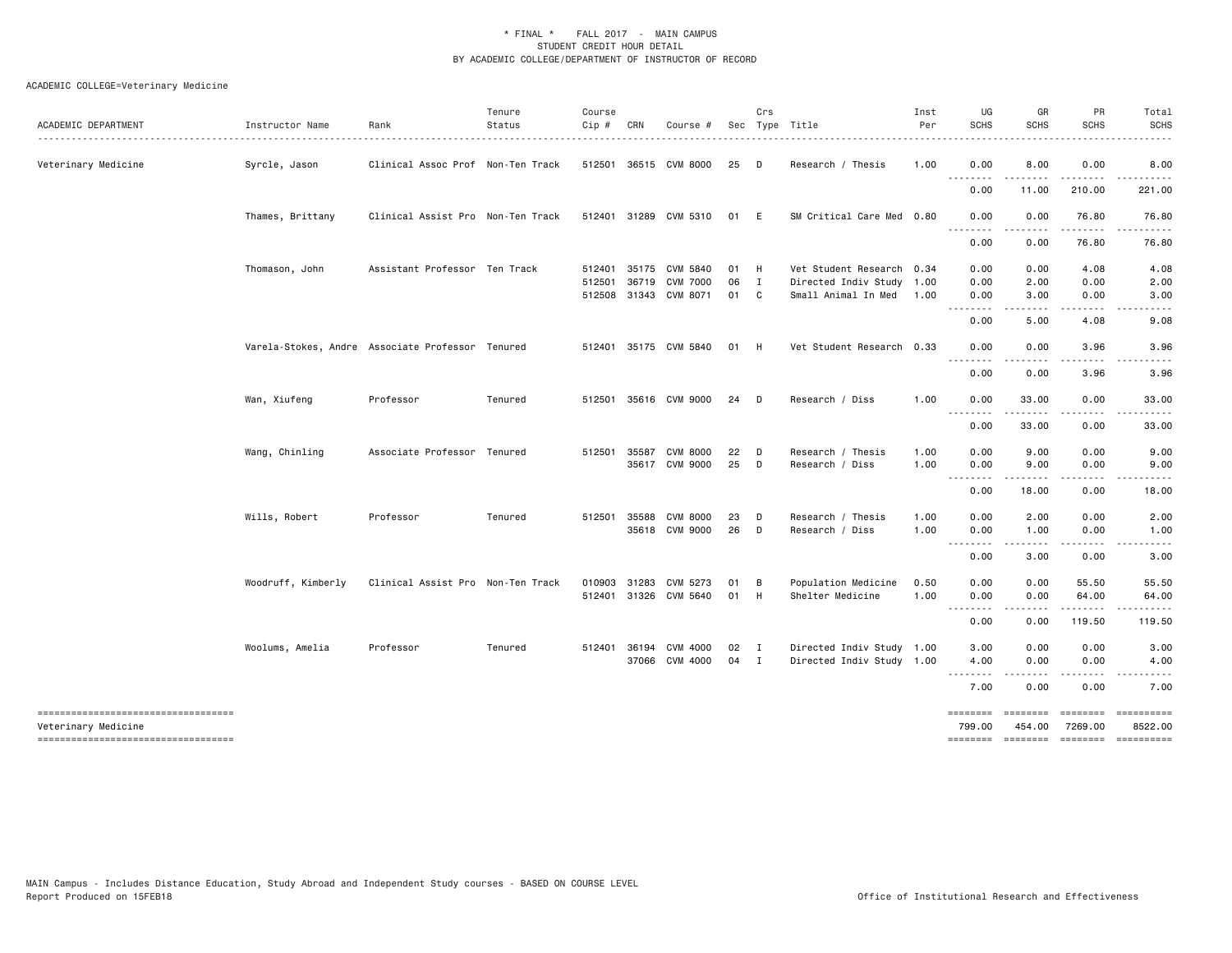\* FINAL \* FALL 2017 - MAIN CAMPUS
STUDENT CREDIT HOUR DETAIL
BY ACADEMIC COLLEGE/DEPARTMENT OF INSTRUCTOR OF RECORD

ACADEMIC COLLEGE=Veterinary Medicine

| ACADEMIC DEPARTMENT | Instructor Name | Rank | Tenure Status | Course Cip # | CRN | Course # | Sec | Crs Type | Title | Inst Per | UG SCHS | GR SCHS | PR SCHS | Total SCHS |
|---|---|---|---|---|---|---|---|---|---|---|---|---|---|---|
| Veterinary Medicine | Syrcle, Jason | Clinical Assoc Prof | Non-Ten Track | 512501 | 36515 | CVM 8000 | 25 | D | Research / Thesis | 1.00 | 0.00 | 8.00 | 0.00 | 8.00 |
| | | | | | | | | | | | 0.00 | 11.00 | 210.00 | 221.00 |
| | Thames, Brittany | Clinical Assist Pro | Non-Ten Track | 512401 | 31289 | CVM 5310 | 01 | E | SM Critical Care Med | 0.80 | 0.00 | 0.00 | 76.80 | 76.80 |
| | | | | | | | | | | | 0.00 | 0.00 | 76.80 | 76.80 |
| | Thomason, John | Assistant Professor | Ten Track | 512401 | 35175 | CVM 5840 | 01 | H | Vet Student Research | 0.34 | 0.00 | 0.00 | 4.08 | 4.08 |
| | | | | 512501 | 36719 | CVM 7000 | 06 | I | Directed Indiv Study | 1.00 | 0.00 | 2.00 | 0.00 | 2.00 |
| | | | | 512508 | 31343 | CVM 8071 | 01 | C | Small Animal In Med | 1.00 | 0.00 | 3.00 | 0.00 | 3.00 |
| | | | | | | | | | | | 0.00 | 5.00 | 4.08 | 9.08 |
| | Varela-Stokes, Andre | Associate Professor | Tenured | 512401 | 35175 | CVM 5840 | 01 | H | Vet Student Research | 0.33 | 0.00 | 0.00 | 3.96 | 3.96 |
| | | | | | | | | | | | 0.00 | 0.00 | 3.96 | 3.96 |
| | Wan, Xiufeng | Professor | Tenured | 512501 | 35616 | CVM 9000 | 24 | D | Research / Diss | 1.00 | 0.00 | 33.00 | 0.00 | 33.00 |
| | | | | | | | | | | | 0.00 | 33.00 | 0.00 | 33.00 |
| | Wang, Chinling | Associate Professor | Tenured | 512501 | 35587 | CVM 8000 | 22 | D | Research / Thesis | 1.00 | 0.00 | 9.00 | 0.00 | 9.00 |
| | | | | | 35617 | CVM 9000 | 25 | D | Research / Diss | 1.00 | 0.00 | 9.00 | 0.00 | 9.00 |
| | | | | | | | | | | | 0.00 | 18.00 | 0.00 | 18.00 |
| | Wills, Robert | Professor | Tenured | 512501 | 35588 | CVM 8000 | 23 | D | Research / Thesis | 1.00 | 0.00 | 2.00 | 0.00 | 2.00 |
| | | | | | 35618 | CVM 9000 | 26 | D | Research / Diss | 1.00 | 0.00 | 1.00 | 0.00 | 1.00 |
| | | | | | | | | | | | 0.00 | 3.00 | 0.00 | 3.00 |
| | Woodruff, Kimberly | Clinical Assist Pro | Non-Ten Track | 010903 | 31283 | CVM 5273 | 01 | B | Population Medicine | 0.50 | 0.00 | 0.00 | 55.50 | 55.50 |
| | | | | 512401 | 31326 | CVM 5640 | 01 | H | Shelter Medicine | 1.00 | 0.00 | 0.00 | 64.00 | 64.00 |
| | | | | | | | | | | | 0.00 | 0.00 | 119.50 | 119.50 |
| | Woolums, Amelia | Professor | Tenured | 512401 | 36194 | CVM 4000 | 02 | I | Directed Indiv Study | 1.00 | 3.00 | 0.00 | 0.00 | 3.00 |
| | | | | | 37066 | CVM 4000 | 04 | I | Directed Indiv Study | 1.00 | 4.00 | 0.00 | 0.00 | 4.00 |
| | | | | | | | | | | | 7.00 | 0.00 | 0.00 | 7.00 |
| Veterinary Medicine | | | | | | | | | | | 799.00 | 454.00 | 7269.00 | 8522.00 |

MAIN Campus - Includes Distance Education, Study Abroad and Independent Study courses - BASED ON COURSE LEVEL
Report Produced on 15FEB18

Office of Institutional Research and Effectiveness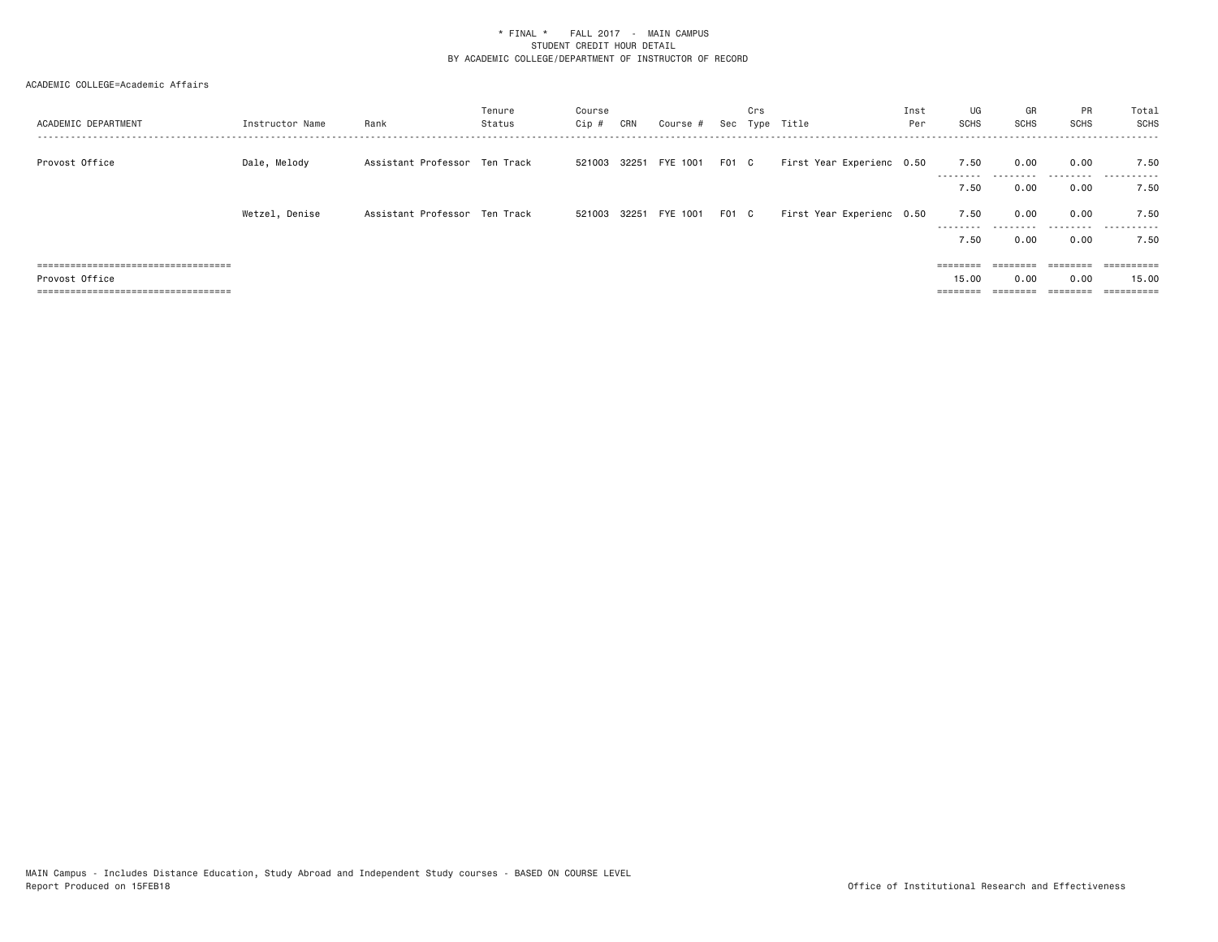\* FINAL \*    FALL 2017  -  MAIN CAMPUS
STUDENT CREDIT HOUR DETAIL
BY ACADEMIC COLLEGE/DEPARTMENT OF INSTRUCTOR OF RECORD

ACADEMIC COLLEGE=Academic Affairs

| ACADEMIC DEPARTMENT | Instructor Name | Rank | Tenure Status | Course Cip # | CRN | Course # | Sec | Crs Type | Title | Inst Per | UG SCHS | GR SCHS | PR SCHS | Total SCHS |
|---|---|---|---|---|---|---|---|---|---|---|---|---|---|---|
| Provost Office | Dale, Melody | Assistant Professor | Ten Track | 521003 | 32251 | FYE 1001 | F01 | C | First Year Experienc | 0.50 | 7.50 | 0.00 | 0.00 | 7.50 |
| | | | | | | | | | | | 7.50 | 0.00 | 0.00 | 7.50 |
| | Wetzel, Denise | Assistant Professor | Ten Track | 521003 | 32251 | FYE 1001 | F01 | C | First Year Experienc | 0.50 | 7.50 | 0.00 | 0.00 | 7.50 |
| | | | | | | | | | | | 7.50 | 0.00 | 0.00 | 7.50 |
| Provost Office | | | | | | | | | | | 15.00 | 0.00 | 0.00 | 15.00 |

MAIN Campus - Includes Distance Education, Study Abroad and Independent Study courses - BASED ON COURSE LEVEL
Report Produced on 15FEB18

Office of Institutional Research and Effectiveness